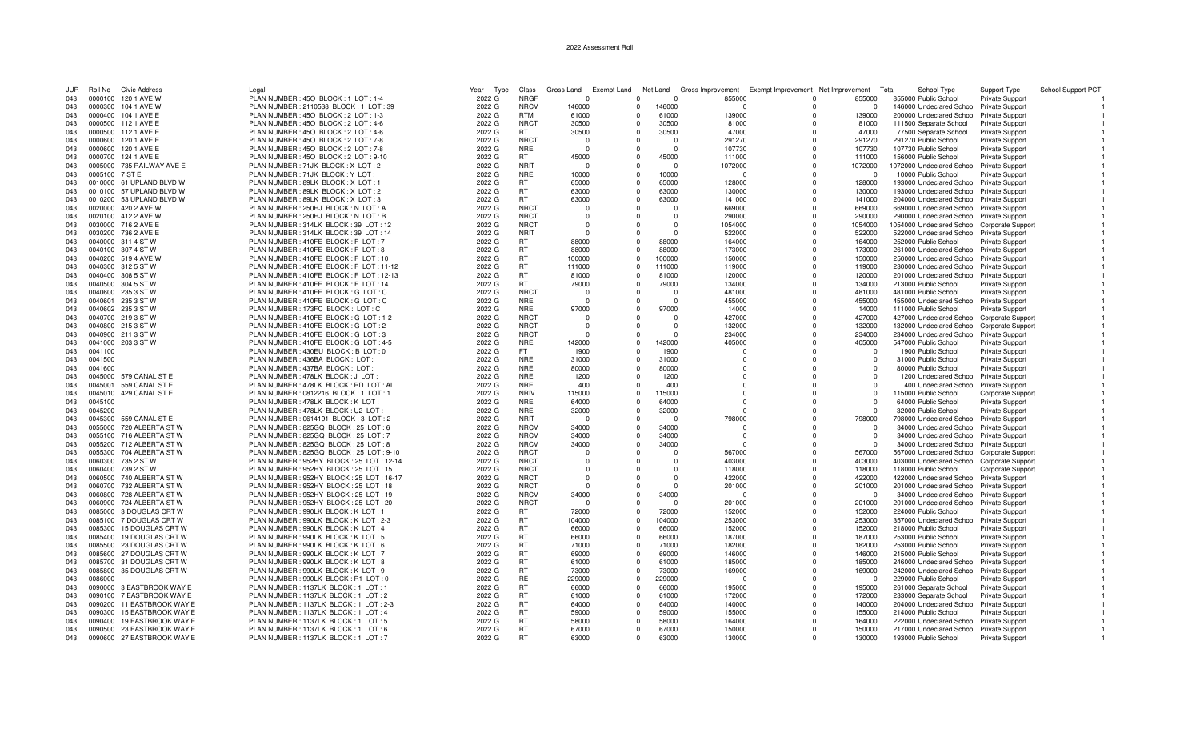# 2022 Assessment Roll

| JUR | Roll No | Civic Address | Legal | Year | Type | Class | Gross Land | Exempt Land | Net Land | Gross Improvement | Exempt Improvement | Net Improvement | Total | School Type | Support Type | School Support PCT |
|---|---|---|---|---|---|---|---|---|---|---|---|---|---|---|---|---|
| 043 | 0000100 | 120 1 AVE W | PLAN NUMBER : 45O BLOCK : 1 LOT : 1-4 | 2022 | G | NRGF | 0 | 0 | 0 | 855000 | 0 | 855000 | 855000 | Public School | Private Support | 1 |
| 043 | 0000300 | 104 1 AVE W | PLAN NUMBER : 2110538 BLOCK : 1 LOT : 39 | 2022 | G | NRCV | 146000 | 0 | 146000 | 0 | 0 | 0 | 146000 | Undeclared School | Private Support | 1 |
| 043 | 0000400 | 104 1 AVE E | PLAN NUMBER : 45O BLOCK : 2 LOT : 1-3 | 2022 | G | RTM | 61000 | 0 | 61000 | 139000 | 0 | 139000 | 200000 | Undeclared School | Private Support | 1 |
| 043 | 0000500 | 112 1 AVE E | PLAN NUMBER : 45O BLOCK : 2 LOT : 4-6 | 2022 | G | NRCT | 30500 | 0 | 30500 | 81000 | 0 | 81000 | 111500 | Separate School | Private Support | 1 |
| 043 | 0000500 | 112 1 AVE E | PLAN NUMBER : 45O BLOCK : 2 LOT : 4-6 | 2022 | G | RT | 30500 | 0 | 30500 | 47000 | 0 | 47000 | 77500 | Separate School | Private Support | 1 |
| 043 | 0000600 | 120 1 AVE E | PLAN NUMBER : 45O BLOCK : 2 LOT : 7-8 | 2022 | G | NRCT | 0 | 0 | 0 | 291270 | 0 | 291270 | 291270 | Public School | Private Support | 1 |
| 043 | 0000600 | 120 1 AVE E | PLAN NUMBER : 45O BLOCK : 2 LOT : 7-8 | 2022 | G | NRE | 0 | 0 | 0 | 107730 | 0 | 107730 | 107730 | Public School | Private Support | 1 |
| 043 | 0000700 | 124 1 AVE E | PLAN NUMBER : 45O BLOCK : 2 LOT : 9-10 | 2022 | G | RT | 45000 | 0 | 45000 | 111000 | 0 | 111000 | 156000 | Public School | Private Support | 1 |
| 043 | 0005000 | 735 RAILWAY AVE E | PLAN NUMBER : 71JK BLOCK : X LOT : 2 | 2022 | G | NRIT | 0 | 0 | 0 | 1072000 | 0 | 1072000 | 1072000 | Undeclared School | Private Support | 1 |
| 043 | 0005100 | 7 ST E | PLAN NUMBER : 71JK BLOCK : Y LOT : | 2022 | G | NRE | 10000 | 0 | 10000 | 0 | 0 | 0 | 10000 | Public School | Private Support | 1 |
| 043 | 0010000 | 61 UPLAND BLVD W | PLAN NUMBER : 89LK BLOCK : X LOT : 1 | 2022 | G | RT | 65000 | 0 | 65000 | 128000 | 0 | 128000 | 193000 | Undeclared School | Private Support | 1 |
| 043 | 0010100 | 57 UPLAND BLVD W | PLAN NUMBER : 89LK BLOCK : X LOT : 2 | 2022 | G | RT | 63000 | 0 | 63000 | 130000 | 0 | 130000 | 193000 | Undeclared School | Private Support | 1 |
| 043 | 0010200 | 53 UPLAND BLVD W | PLAN NUMBER : 89LK BLOCK : X LOT : 3 | 2022 | G | RT | 63000 | 0 | 63000 | 141000 | 0 | 141000 | 204000 | Undeclared School | Private Support | 1 |
| 043 | 0020000 | 420 2 AVE W | PLAN NUMBER : 250HJ BLOCK : N LOT : A | 2022 | G | NRCT | 0 | 0 | 0 | 669000 | 0 | 669000 | 669000 | Undeclared School | Private Support | 1 |
| 043 | 0020100 | 412 2 AVE W | PLAN NUMBER : 250HJ BLOCK : N LOT : B | 2022 | G | NRCT | 0 | 0 | 0 | 290000 | 0 | 290000 | 290000 | Undeclared School | Private Support | 1 |
| 043 | 0030000 | 716 2 AVE E | PLAN NUMBER : 314LK BLOCK : 39 LOT : 12 | 2022 | G | NRCT | 0 | 0 | 0 | 1054000 | 0 | 1054000 | 1054000 | Undeclared School | Corporate Support | 1 |
| 043 | 0030200 | 736 2 AVE E | PLAN NUMBER : 314LK BLOCK : 39 LOT : 14 | 2022 | G | NRIT | 0 | 0 | 0 | 522000 | 0 | 522000 | 522000 | Undeclared School | Private Support | 1 |
| 043 | 0040000 | 311 4 ST W | PLAN NUMBER : 410FE BLOCK : F LOT : 7 | 2022 | G | RT | 88000 | 0 | 88000 | 164000 | 0 | 164000 | 252000 | Public School | Private Support | 1 |
| 043 | 0040100 | 307 4 ST W | PLAN NUMBER : 410FE BLOCK : F LOT : 8 | 2022 | G | RT | 88000 | 0 | 88000 | 173000 | 0 | 173000 | 261000 | Undeclared School | Private Support | 1 |
| 043 | 0040200 | 519 4 AVE W | PLAN NUMBER : 410FE BLOCK : F LOT : 10 | 2022 | G | RT | 100000 | 0 | 100000 | 150000 | 0 | 150000 | 250000 | Undeclared School | Private Support | 1 |
| 043 | 0040300 | 312 5 ST W | PLAN NUMBER : 410FE BLOCK : F LOT : 11-12 | 2022 | G | RT | 111000 | 0 | 111000 | 119000 | 0 | 119000 | 230000 | Undeclared School | Private Support | 1 |
| 043 | 0040400 | 308 5 ST W | PLAN NUMBER : 410FE BLOCK : F LOT : 12-13 | 2022 | G | RT | 81000 | 0 | 81000 | 120000 | 0 | 120000 | 201000 | Undeclared School | Private Support | 1 |
| 043 | 0040500 | 304 5 ST W | PLAN NUMBER : 410FE BLOCK : F LOT : 14 | 2022 | G | RT | 79000 | 0 | 79000 | 134000 | 0 | 134000 | 213000 | Public School | Private Support | 1 |
| 043 | 0040600 | 235 3 ST W | PLAN NUMBER : 410FE BLOCK : G LOT : C | 2022 | G | NRCT | 0 | 0 | 0 | 481000 | 0 | 481000 | 481000 | Public School | Private Support | 1 |
| 043 | 0040601 | 235 3 ST W | PLAN NUMBER : 410FE BLOCK : G LOT : C | 2022 | G | NRE | 0 | 0 | 0 | 455000 | 0 | 455000 | 455000 | Undeclared School | Private Support | 1 |
| 043 | 0040602 | 235 3 ST W | PLAN NUMBER : 173FC BLOCK : LOT : C | 2022 | G | NRE | 97000 | 0 | 97000 | 14000 | 0 | 14000 | 111000 | Public School | Private Support | 1 |
| 043 | 0040700 | 219 3 ST W | PLAN NUMBER : 410FE BLOCK : G LOT : 1-2 | 2022 | G | NRCT | 0 | 0 | 0 | 427000 | 0 | 427000 | 427000 | Undeclared School | Corporate Support | 1 |
| 043 | 0040800 | 215 3 ST W | PLAN NUMBER : 410FE BLOCK : G LOT : 2 | 2022 | G | NRCT | 0 | 0 | 0 | 132000 | 0 | 132000 | 132000 | Undeclared School | Corporate Support | 1 |
| 043 | 0040900 | 211 3 ST W | PLAN NUMBER : 410FE BLOCK : G LOT : 3 | 2022 | G | NRCT | 0 | 0 | 0 | 234000 | 0 | 234000 | 234000 | Undeclared School | Private Support | 1 |
| 043 | 0041000 | 203 3 ST W | PLAN NUMBER : 410FE BLOCK : G LOT : 4-5 | 2022 | G | NRE | 142000 | 0 | 142000 | 405000 | 0 | 405000 | 547000 | Public School | Private Support | 1 |
| 043 | 0041100 | | PLAN NUMBER : 430EU BLOCK : B LOT : 0 | 2022 | G | FT | 1900 | 0 | 1900 | 0 | 0 | 0 | 1900 | Public School | Private Support | 1 |
| 043 | 0041500 | | PLAN NUMBER : 436BA BLOCK : LOT : | 2022 | G | NRE | 31000 | 0 | 31000 | 0 | 0 | 0 | 31000 | Public School | Private Support | 1 |
| 043 | 0041600 | | PLAN NUMBER : 437BA BLOCK : LOT : | 2022 | G | NRE | 80000 | 0 | 80000 | 0 | 0 | 0 | 80000 | Public School | Private Support | 1 |
| 043 | 0045000 | 579 CANAL ST E | PLAN NUMBER : 478LK BLOCK : J LOT : | 2022 | G | NRE | 1200 | 0 | 1200 | 0 | 0 | 0 | 1200 | Undeclared School | Private Support | 1 |
| 043 | 0045001 | 559 CANAL ST E | PLAN NUMBER : 478LK BLOCK : RD LOT : AL | 2022 | G | NRE | 400 | 0 | 400 | 0 | 0 | 0 | 400 | Undeclared School | Private Support | 1 |
| 043 | 0045010 | 429 CANAL ST E | PLAN NUMBER : 0812216 BLOCK : 1 LOT : 1 | 2022 | G | NRIV | 115000 | 0 | 115000 | 0 | 0 | 0 | 115000 | Public School | Corporate Support | 1 |
| 043 | 0045100 | | PLAN NUMBER : 478LK BLOCK : K LOT : | 2022 | G | NRE | 64000 | 0 | 64000 | 0 | 0 | 0 | 64000 | Public School | Private Support | 1 |
| 043 | 0045200 | | PLAN NUMBER : 478LK BLOCK : U2 LOT : | 2022 | G | NRE | 32000 | 0 | 32000 | 0 | 0 | 0 | 32000 | Public School | Private Support | 1 |
| 043 | 0045300 | 559 CANAL ST E | PLAN NUMBER : 0614191 BLOCK : 3 LOT : 2 | 2022 | G | NRIT | 0 | 0 | 0 | 798000 | 0 | 798000 | 798000 | Undeclared School | Private Support | 1 |
| 043 | 0055000 | 720 ALBERTA ST W | PLAN NUMBER : 825GQ BLOCK : 25 LOT : 6 | 2022 | G | NRCV | 34000 | 0 | 34000 | 0 | 0 | 0 | 34000 | Undeclared School | Private Support | 1 |
| 043 | 0055100 | 716 ALBERTA ST W | PLAN NUMBER : 825GQ BLOCK : 25 LOT : 7 | 2022 | G | NRCV | 34000 | 0 | 34000 | 0 | 0 | 0 | 34000 | Undeclared School | Private Support | 1 |
| 043 | 0055200 | 712 ALBERTA ST W | PLAN NUMBER : 825GQ BLOCK : 25 LOT : 8 | 2022 | G | NRCV | 34000 | 0 | 34000 | 0 | 0 | 0 | 34000 | Undeclared School | Private Support | 1 |
| 043 | 0055300 | 704 ALBERTA ST W | PLAN NUMBER : 825GQ BLOCK : 25 LOT : 9-10 | 2022 | G | NRCT | 0 | 0 | 0 | 567000 | 0 | 567000 | 567000 | Undeclared School | Corporate Support | 1 |
| 043 | 0060300 | 735 2 ST W | PLAN NUMBER : 952HY BLOCK : 25 LOT : 12-14 | 2022 | G | NRCT | 0 | 0 | 0 | 403000 | 0 | 403000 | 403000 | Undeclared School | Corporate Support | 1 |
| 043 | 0060400 | 739 2 ST W | PLAN NUMBER : 952HY BLOCK : 25 LOT : 15 | 2022 | G | NRCT | 0 | 0 | 0 | 118000 | 0 | 118000 | 118000 | Public School | Corporate Support | 1 |
| 043 | 0060500 | 740 ALBERTA ST W | PLAN NUMBER : 952HY BLOCK : 25 LOT : 16-17 | 2022 | G | NRCT | 0 | 0 | 0 | 422000 | 0 | 422000 | 422000 | Undeclared School | Private Support | 1 |
| 043 | 0060700 | 732 ALBERTA ST W | PLAN NUMBER : 952HY BLOCK : 25 LOT : 18 | 2022 | G | NRCT | 0 | 0 | 0 | 201000 | 0 | 201000 | 201000 | Undeclared School | Private Support | 1 |
| 043 | 0060800 | 728 ALBERTA ST W | PLAN NUMBER : 952HY BLOCK : 25 LOT : 19 | 2022 | G | NRCV | 34000 | 0 | 34000 | 0 | 0 | 0 | 34000 | Undeclared School | Private Support | 1 |
| 043 | 0060900 | 724 ALBERTA ST W | PLAN NUMBER : 952HY BLOCK : 25 LOT : 20 | 2022 | G | NRCT | 0 | 0 | 0 | 201000 | 0 | 201000 | 201000 | Undeclared School | Private Support | 1 |
| 043 | 0085000 | 3 DOUGLAS CRT W | PLAN NUMBER : 990LK BLOCK : K LOT : 1 | 2022 | G | RT | 72000 | 0 | 72000 | 152000 | 0 | 152000 | 224000 | Public School | Private Support | 1 |
| 043 | 0085100 | 7 DOUGLAS CRT W | PLAN NUMBER : 990LK BLOCK : K LOT : 2-3 | 2022 | G | RT | 104000 | 0 | 104000 | 253000 | 0 | 253000 | 357000 | Undeclared School | Private Support | 1 |
| 043 | 0085300 | 15 DOUGLAS CRT W | PLAN NUMBER : 990LK BLOCK : K LOT : 4 | 2022 | G | RT | 66000 | 0 | 66000 | 152000 | 0 | 152000 | 218000 | Public School | Private Support | 1 |
| 043 | 0085400 | 19 DOUGLAS CRT W | PLAN NUMBER : 990LK BLOCK : K LOT : 5 | 2022 | G | RT | 66000 | 0 | 66000 | 187000 | 0 | 187000 | 253000 | Public School | Private Support | 1 |
| 043 | 0085500 | 23 DOUGLAS CRT W | PLAN NUMBER : 990LK BLOCK : K LOT : 6 | 2022 | G | RT | 71000 | 0 | 71000 | 182000 | 0 | 182000 | 253000 | Public School | Private Support | 1 |
| 043 | 0085600 | 27 DOUGLAS CRT W | PLAN NUMBER : 990LK BLOCK : K LOT : 7 | 2022 | G | RT | 69000 | 0 | 69000 | 146000 | 0 | 146000 | 215000 | Public School | Private Support | 1 |
| 043 | 0085700 | 31 DOUGLAS CRT W | PLAN NUMBER : 990LK BLOCK : K LOT : 8 | 2022 | G | RT | 61000 | 0 | 61000 | 185000 | 0 | 185000 | 246000 | Undeclared School | Private Support | 1 |
| 043 | 0085800 | 35 DOUGLAS CRT W | PLAN NUMBER : 990LK BLOCK : K LOT : 9 | 2022 | G | RT | 73000 | 0 | 73000 | 169000 | 0 | 169000 | 242000 | Undeclared School | Private Support | 1 |
| 043 | 0086000 | | PLAN NUMBER : 990LK BLOCK : R1 LOT : 0 | 2022 | G | RE | 229000 | 0 | 229000 | 0 | 0 | 0 | 229000 | Public School | Private Support | 1 |
| 043 | 0090000 | 3 EASTBROOK WAY E | PLAN NUMBER : 1137LK BLOCK : 1 LOT : 1 | 2022 | G | RT | 66000 | 0 | 66000 | 195000 | 0 | 195000 | 261000 | Separate School | Private Support | 1 |
| 043 | 0090100 | 7 EASTBROOK WAY E | PLAN NUMBER : 1137LK BLOCK : 1 LOT : 2 | 2022 | G | RT | 61000 | 0 | 61000 | 172000 | 0 | 172000 | 233000 | Separate School | Private Support | 1 |
| 043 | 0090200 | 11 EASTBROOK WAY E | PLAN NUMBER : 1137LK BLOCK : 1 LOT : 2-3 | 2022 | G | RT | 64000 | 0 | 64000 | 140000 | 0 | 140000 | 204000 | Undeclared School | Private Support | 1 |
| 043 | 0090300 | 15 EASTBROOK WAY E | PLAN NUMBER : 1137LK BLOCK : 1 LOT : 4 | 2022 | G | RT | 59000 | 0 | 59000 | 155000 | 0 | 155000 | 214000 | Public School | Private Support | 1 |
| 043 | 0090400 | 19 EASTBROOK WAY E | PLAN NUMBER : 1137LK BLOCK : 1 LOT : 5 | 2022 | G | RT | 58000 | 0 | 58000 | 164000 | 0 | 164000 | 222000 | Undeclared School | Private Support | 1 |
| 043 | 0090500 | 23 EASTBROOK WAY E | PLAN NUMBER : 1137LK BLOCK : 1 LOT : 6 | 2022 | G | RT | 67000 | 0 | 67000 | 150000 | 0 | 150000 | 217000 | Undeclared School | Private Support | 1 |
| 043 | 0090600 | 27 EASTBROOK WAY E | PLAN NUMBER : 1137LK BLOCK : 1 LOT : 7 | 2022 | G | RT | 63000 | 0 | 63000 | 130000 | 0 | 130000 | 193000 | Public School | Private Support | 1 |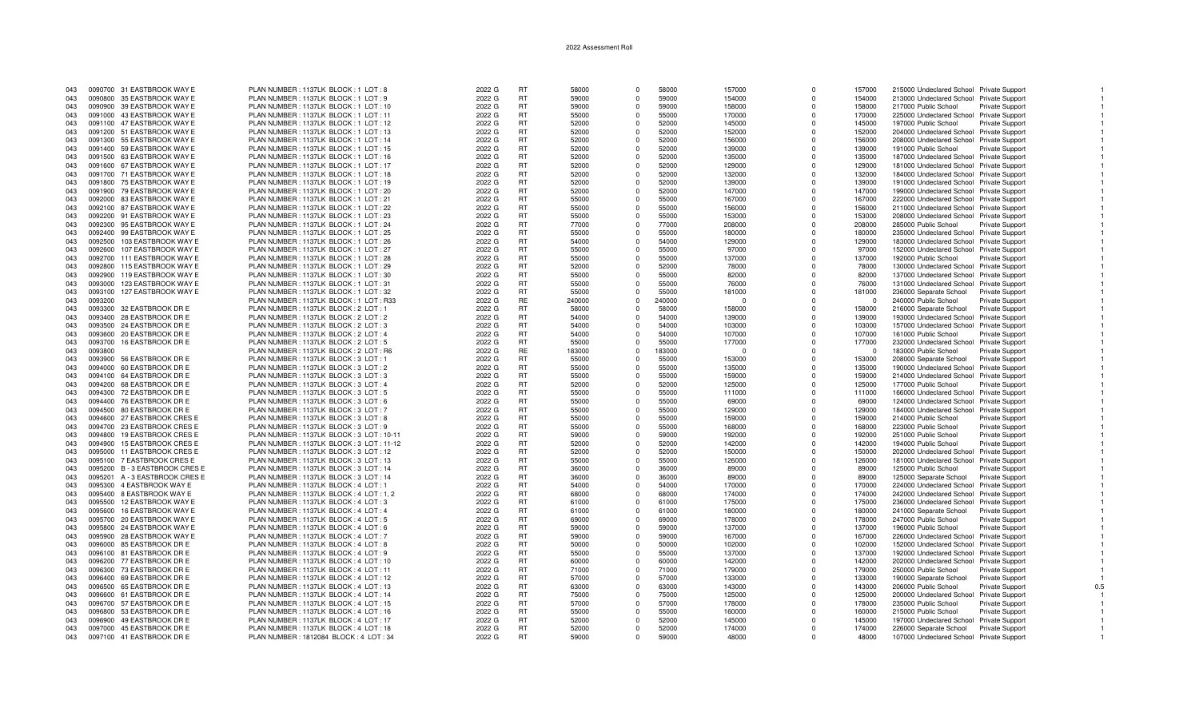# 2022 Assessment Roll

| | | | | | | | | | | | | | | | | |
|---|---|---|---|---|---|---|---|---|---|---|---|---|---|---|---|---|
| 043 | 0090700 | 31 EASTBROOK WAY E | PLAN NUMBER : 1137LK BLOCK : 1 LOT : 8 | 2022 G | RT | 58000 | 0 | 58000 | 157000 | 0 | 157000 | 215000 | Undeclared School | Private Support | | 1 |
| 043 | 0090800 | 35 EASTBROOK WAY E | PLAN NUMBER : 1137LK BLOCK : 1 LOT : 9 | 2022 G | RT | 59000 | 0 | 59000 | 154000 | 0 | 154000 | 213000 | Undeclared School | Private Support | | 1 |
| 043 | 0090900 | 39 EASTBROOK WAY E | PLAN NUMBER : 1137LK BLOCK : 1 LOT : 10 | 2022 G | RT | 59000 | 0 | 59000 | 158000 | 0 | 158000 | 217000 | Public School | Private Support | | 1 |
| 043 | 0091000 | 43 EASTBROOK WAY E | PLAN NUMBER : 1137LK BLOCK : 1 LOT : 11 | 2022 G | RT | 55000 | 0 | 55000 | 170000 | 0 | 170000 | 225000 | Undeclared School | Private Support | | 1 |
| 043 | 0091100 | 47 EASTBROOK WAY E | PLAN NUMBER : 1137LK BLOCK : 1 LOT : 12 | 2022 G | RT | 52000 | 0 | 52000 | 145000 | 0 | 145000 | 197000 | Public School | Private Support | | 1 |
| 043 | 0091200 | 51 EASTBROOK WAY E | PLAN NUMBER : 1137LK BLOCK : 1 LOT : 13 | 2022 G | RT | 52000 | 0 | 52000 | 152000 | 0 | 152000 | 204000 | Undeclared School | Private Support | | 1 |
| 043 | 0091300 | 55 EASTBROOK WAY E | PLAN NUMBER : 1137LK BLOCK : 1 LOT : 14 | 2022 G | RT | 52000 | 0 | 52000 | 156000 | 0 | 156000 | 208000 | Undeclared School | Private Support | | 1 |
| 043 | 0091400 | 59 EASTBROOK WAY E | PLAN NUMBER : 1137LK BLOCK : 1 LOT : 15 | 2022 G | RT | 52000 | 0 | 52000 | 139000 | 0 | 139000 | 191000 | Public School | Private Support | | 1 |
| 043 | 0091500 | 63 EASTBROOK WAY E | PLAN NUMBER : 1137LK BLOCK : 1 LOT : 16 | 2022 G | RT | 52000 | 0 | 52000 | 135000 | 0 | 135000 | 187000 | Undeclared School | Private Support | | 1 |
| 043 | 0091600 | 67 EASTBROOK WAY E | PLAN NUMBER : 1137LK BLOCK : 1 LOT : 17 | 2022 G | RT | 52000 | 0 | 52000 | 129000 | 0 | 129000 | 181000 | Undeclared School | Private Support | | 1 |
| 043 | 0091700 | 71 EASTBROOK WAY E | PLAN NUMBER : 1137LK BLOCK : 1 LOT : 18 | 2022 G | RT | 52000 | 0 | 52000 | 132000 | 0 | 132000 | 184000 | Undeclared School | Private Support | | 1 |
| 043 | 0091800 | 75 EASTBROOK WAY E | PLAN NUMBER : 1137LK BLOCK : 1 LOT : 19 | 2022 G | RT | 52000 | 0 | 52000 | 139000 | 0 | 139000 | 191000 | Undeclared School | Private Support | | 1 |
| 043 | 0091900 | 79 EASTBROOK WAY E | PLAN NUMBER : 1137LK BLOCK : 1 LOT : 20 | 2022 G | RT | 52000 | 0 | 52000 | 147000 | 0 | 147000 | 199000 | Undeclared School | Private Support | | 1 |
| 043 | 0092000 | 83 EASTBROOK WAY E | PLAN NUMBER : 1137LK BLOCK : 1 LOT : 21 | 2022 G | RT | 55000 | 0 | 55000 | 167000 | 0 | 167000 | 222000 | Undeclared School | Private Support | | 1 |
| 043 | 0092100 | 87 EASTBROOK WAY E | PLAN NUMBER : 1137LK BLOCK : 1 LOT : 22 | 2022 G | RT | 55000 | 0 | 55000 | 156000 | 0 | 156000 | 211000 | Undeclared School | Private Support | | 1 |
| 043 | 0092200 | 91 EASTBROOK WAY E | PLAN NUMBER : 1137LK BLOCK : 1 LOT : 23 | 2022 G | RT | 55000 | 0 | 55000 | 153000 | 0 | 153000 | 208000 | Undeclared School | Private Support | | 1 |
| 043 | 0092300 | 95 EASTBROOK WAY E | PLAN NUMBER : 1137LK BLOCK : 1 LOT : 24 | 2022 G | RT | 77000 | 0 | 77000 | 208000 | 0 | 208000 | 285000 | Public School | Private Support | | 1 |
| 043 | 0092400 | 99 EASTBROOK WAY E | PLAN NUMBER : 1137LK BLOCK : 1 LOT : 25 | 2022 G | RT | 55000 | 0 | 55000 | 180000 | 0 | 180000 | 235000 | Undeclared School | Private Support | | 1 |
| 043 | 0092500 | 103 EASTBROOK WAY E | PLAN NUMBER : 1137LK BLOCK : 1 LOT : 26 | 2022 G | RT | 54000 | 0 | 54000 | 129000 | 0 | 129000 | 183000 | Undeclared School | Private Support | | 1 |
| 043 | 0092600 | 107 EASTBROOK WAY E | PLAN NUMBER : 1137LK BLOCK : 1 LOT : 27 | 2022 G | RT | 55000 | 0 | 55000 | 97000 | 0 | 97000 | 152000 | Undeclared School | Private Support | | 1 |
| 043 | 0092700 | 111 EASTBROOK WAY E | PLAN NUMBER : 1137LK BLOCK : 1 LOT : 28 | 2022 G | RT | 55000 | 0 | 55000 | 137000 | 0 | 137000 | 192000 | Public School | Private Support | | 1 |
| 043 | 0092800 | 115 EASTBROOK WAY E | PLAN NUMBER : 1137LK BLOCK : 1 LOT : 29 | 2022 G | RT | 52000 | 0 | 52000 | 78000 | 0 | 78000 | 130000 | Undeclared School | Private Support | | 1 |
| 043 | 0092900 | 119 EASTBROOK WAY E | PLAN NUMBER : 1137LK BLOCK : 1 LOT : 30 | 2022 G | RT | 55000 | 0 | 55000 | 82000 | 0 | 82000 | 137000 | Undeclared School | Private Support | | 1 |
| 043 | 0093000 | 123 EASTBROOK WAY E | PLAN NUMBER : 1137LK BLOCK : 1 LOT : 31 | 2022 G | RT | 55000 | 0 | 55000 | 76000 | 0 | 76000 | 131000 | Undeclared School | Private Support | | 1 |
| 043 | 0093100 | 127 EASTBROOK WAY E | PLAN NUMBER : 1137LK BLOCK : 1 LOT : 32 | 2022 G | RT | 55000 | 0 | 55000 | 181000 | 0 | 181000 | 236000 | Separate School | Private Support | | 1 |
| 043 | 0093200 | | PLAN NUMBER : 1137LK BLOCK : 1 LOT : R33 | 2022 G | RE | 240000 | 0 | 240000 | 0 | 0 | 0 | 240000 | Public School | Private Support | | 1 |
| 043 | 0093300 | 32 EASTBROOK DR E | PLAN NUMBER : 1137LK BLOCK : 2 LOT : 1 | 2022 G | RT | 58000 | 0 | 58000 | 158000 | 0 | 158000 | 216000 | Separate School | Private Support | | 1 |
| 043 | 0093400 | 28 EASTBROOK DR E | PLAN NUMBER : 1137LK BLOCK : 2 LOT : 2 | 2022 G | RT | 54000 | 0 | 54000 | 139000 | 0 | 139000 | 193000 | Undeclared School | Private Support | | 1 |
| 043 | 0093500 | 24 EASTBROOK DR E | PLAN NUMBER : 1137LK BLOCK : 2 LOT : 3 | 2022 G | RT | 54000 | 0 | 54000 | 103000 | 0 | 103000 | 157000 | Undeclared School | Private Support | | 1 |
| 043 | 0093600 | 20 EASTBROOK DR E | PLAN NUMBER : 1137LK BLOCK : 2 LOT : 4 | 2022 G | RT | 54000 | 0 | 54000 | 107000 | 0 | 107000 | 161000 | Public School | Private Support | | 1 |
| 043 | 0093700 | 16 EASTBROOK DR E | PLAN NUMBER : 1137LK BLOCK : 2 LOT : 5 | 2022 G | RT | 55000 | 0 | 55000 | 177000 | 0 | 177000 | 232000 | Undeclared School | Private Support | | 1 |
| 043 | 0093800 | | PLAN NUMBER : 1137LK BLOCK : 2 LOT : R6 | 2022 G | RE | 183000 | 0 | 183000 | 0 | 0 | 0 | 183000 | Public School | Private Support | | 1 |
| 043 | 0093900 | 56 EASTBROOK DR E | PLAN NUMBER : 1137LK BLOCK : 3 LOT : 1 | 2022 G | RT | 55000 | 0 | 55000 | 153000 | 0 | 153000 | 208000 | Separate School | Private Support | | 1 |
| 043 | 0094000 | 60 EASTBROOK DR E | PLAN NUMBER : 1137LK BLOCK : 3 LOT : 2 | 2022 G | RT | 55000 | 0 | 55000 | 135000 | 0 | 135000 | 190000 | Undeclared School | Private Support | | 1 |
| 043 | 0094100 | 64 EASTBROOK DR E | PLAN NUMBER : 1137LK BLOCK : 3 LOT : 3 | 2022 G | RT | 55000 | 0 | 55000 | 159000 | 0 | 159000 | 214000 | Undeclared School | Private Support | | 1 |
| 043 | 0094200 | 68 EASTBROOK DR E | PLAN NUMBER : 1137LK BLOCK : 3 LOT : 4 | 2022 G | RT | 52000 | 0 | 52000 | 125000 | 0 | 125000 | 177000 | Public School | Private Support | | 1 |
| 043 | 0094300 | 72 EASTBROOK DR E | PLAN NUMBER : 1137LK BLOCK : 3 LOT : 5 | 2022 G | RT | 55000 | 0 | 55000 | 111000 | 0 | 111000 | 166000 | Undeclared School | Private Support | | 1 |
| 043 | 0094400 | 76 EASTBROOK DR E | PLAN NUMBER : 1137LK BLOCK : 3 LOT : 6 | 2022 G | RT | 55000 | 0 | 55000 | 69000 | 0 | 69000 | 124000 | Undeclared School | Private Support | | 1 |
| 043 | 0094500 | 80 EASTBROOK DR E | PLAN NUMBER : 1137LK BLOCK : 3 LOT : 7 | 2022 G | RT | 55000 | 0 | 55000 | 129000 | 0 | 129000 | 184000 | Undeclared School | Private Support | | 1 |
| 043 | 0094600 | 27 EASTBROOK CRES E | PLAN NUMBER : 1137LK BLOCK : 3 LOT : 8 | 2022 G | RT | 55000 | 0 | 55000 | 159000 | 0 | 159000 | 214000 | Public School | Private Support | | 1 |
| 043 | 0094700 | 23 EASTBROOK CRES E | PLAN NUMBER : 1137LK BLOCK : 3 LOT : 9 | 2022 G | RT | 55000 | 0 | 55000 | 168000 | 0 | 168000 | 223000 | Public School | Private Support | | 1 |
| 043 | 0094800 | 19 EASTBROOK CRES E | PLAN NUMBER : 1137LK BLOCK : 3 LOT : 10-11 | 2022 G | RT | 59000 | 0 | 59000 | 192000 | 0 | 192000 | 251000 | Public School | Private Support | | 1 |
| 043 | 0094900 | 15 EASTBROOK CRES E | PLAN NUMBER : 1137LK BLOCK : 3 LOT : 11-12 | 2022 G | RT | 52000 | 0 | 52000 | 142000 | 0 | 142000 | 194000 | Public School | Private Support | | 1 |
| 043 | 0095000 | 11 EASTBROOK CRES E | PLAN NUMBER : 1137LK BLOCK : 3 LOT : 12 | 2022 G | RT | 52000 | 0 | 52000 | 150000 | 0 | 150000 | 202000 | Undeclared School | Private Support | | 1 |
| 043 | 0095100 | 7 EASTBROOK CRES E | PLAN NUMBER : 1137LK BLOCK : 3 LOT : 13 | 2022 G | RT | 55000 | 0 | 55000 | 126000 | 0 | 126000 | 181000 | Undeclared School | Private Support | | 1 |
| 043 | 0095200 | B - 3 EASTBROOK CRES E | PLAN NUMBER : 1137LK BLOCK : 3 LOT : 14 | 2022 G | RT | 36000 | 0 | 36000 | 89000 | 0 | 89000 | 125000 | Public School | Private Support | | 1 |
| 043 | 0095201 | A - 3 EASTBROOK CRES E | PLAN NUMBER : 1137LK BLOCK : 3 LOT : 14 | 2022 G | RT | 36000 | 0 | 36000 | 89000 | 0 | 89000 | 125000 | Separate School | Private Support | | 1 |
| 043 | 0095300 | 4 EASTBROOK WAY E | PLAN NUMBER : 1137LK BLOCK : 4 LOT : 1 | 2022 G | RT | 54000 | 0 | 54000 | 170000 | 0 | 170000 | 224000 | Undeclared School | Private Support | | 1 |
| 043 | 0095400 | 8 EASTBROOK WAY E | PLAN NUMBER : 1137LK BLOCK : 4 LOT : 1, 2 | 2022 G | RT | 68000 | 0 | 68000 | 174000 | 0 | 174000 | 242000 | Undeclared School | Private Support | | 1 |
| 043 | 0095500 | 12 EASTBROOK WAY E | PLAN NUMBER : 1137LK BLOCK : 4 LOT : 3 | 2022 G | RT | 61000 | 0 | 61000 | 175000 | 0 | 175000 | 236000 | Undeclared School | Private Support | | 1 |
| 043 | 0095600 | 16 EASTBROOK WAY E | PLAN NUMBER : 1137LK BLOCK : 4 LOT : 4 | 2022 G | RT | 61000 | 0 | 61000 | 180000 | 0 | 180000 | 241000 | Separate School | Private Support | | 1 |
| 043 | 0095700 | 20 EASTBROOK WAY E | PLAN NUMBER : 1137LK BLOCK : 4 LOT : 5 | 2022 G | RT | 69000 | 0 | 69000 | 178000 | 0 | 178000 | 247000 | Public School | Private Support | | 1 |
| 043 | 0095800 | 24 EASTBROOK WAY E | PLAN NUMBER : 1137LK BLOCK : 4 LOT : 6 | 2022 G | RT | 59000 | 0 | 59000 | 137000 | 0 | 137000 | 196000 | Public School | Private Support | | 1 |
| 043 | 0095900 | 28 EASTBROOK WAY E | PLAN NUMBER : 1137LK BLOCK : 4 LOT : 7 | 2022 G | RT | 59000 | 0 | 59000 | 167000 | 0 | 167000 | 226000 | Undeclared School | Private Support | | 1 |
| 043 | 0096000 | 85 EASTBROOK DR E | PLAN NUMBER : 1137LK BLOCK : 4 LOT : 8 | 2022 G | RT | 50000 | 0 | 50000 | 102000 | 0 | 102000 | 152000 | Undeclared School | Private Support | | 1 |
| 043 | 0096100 | 81 EASTBROOK DR E | PLAN NUMBER : 1137LK BLOCK : 4 LOT : 9 | 2022 G | RT | 55000 | 0 | 55000 | 137000 | 0 | 137000 | 192000 | Undeclared School | Private Support | | 1 |
| 043 | 0096200 | 77 EASTBROOK DR E | PLAN NUMBER : 1137LK BLOCK : 4 LOT : 10 | 2022 G | RT | 60000 | 0 | 60000 | 142000 | 0 | 142000 | 202000 | Undeclared School | Private Support | | 1 |
| 043 | 0096300 | 73 EASTBROOK DR E | PLAN NUMBER : 1137LK BLOCK : 4 LOT : 11 | 2022 G | RT | 71000 | 0 | 71000 | 179000 | 0 | 179000 | 250000 | Public School | Private Support | | 1 |
| 043 | 0096400 | 69 EASTBROOK DR E | PLAN NUMBER : 1137LK BLOCK : 4 LOT : 12 | 2022 G | RT | 57000 | 0 | 57000 | 133000 | 0 | 133000 | 190000 | Separate School | Private Support | | 1 |
| 043 | 0096500 | 65 EASTBROOK DR E | PLAN NUMBER : 1137LK BLOCK : 4 LOT : 13 | 2022 G | RT | 63000 | 0 | 63000 | 143000 | 0 | 143000 | 206000 | Public School | Private Support | | 0.5 |
| 043 | 0096600 | 61 EASTBROOK DR E | PLAN NUMBER : 1137LK BLOCK : 4 LOT : 14 | 2022 G | RT | 75000 | 0 | 75000 | 125000 | 0 | 125000 | 200000 | Undeclared School | Private Support | | 1 |
| 043 | 0096700 | 57 EASTBROOK DR E | PLAN NUMBER : 1137LK BLOCK : 4 LOT : 15 | 2022 G | RT | 57000 | 0 | 57000 | 178000 | 0 | 178000 | 235000 | Public School | Private Support | | 1 |
| 043 | 0096800 | 53 EASTBROOK DR E | PLAN NUMBER : 1137LK BLOCK : 4 LOT : 16 | 2022 G | RT | 55000 | 0 | 55000 | 160000 | 0 | 160000 | 215000 | Public School | Private Support | | 1 |
| 043 | 0096900 | 49 EASTBROOK DR E | PLAN NUMBER : 1137LK BLOCK : 4 LOT : 17 | 2022 G | RT | 52000 | 0 | 52000 | 145000 | 0 | 145000 | 197000 | Undeclared School | Private Support | | 1 |
| 043 | 0097000 | 45 EASTBROOK DR E | PLAN NUMBER : 1137LK BLOCK : 4 LOT : 18 | 2022 G | RT | 52000 | 0 | 52000 | 174000 | 0 | 174000 | 226000 | Separate School | Private Support | | 1 |
| 043 | 0097100 | 41 EASTBROOK DR E | PLAN NUMBER : 1812084 BLOCK : 4 LOT : 34 | 2022 G | RT | 59000 | 0 | 59000 | 48000 | 0 | 48000 | 107000 | Undeclared School | Private Support | | 1 |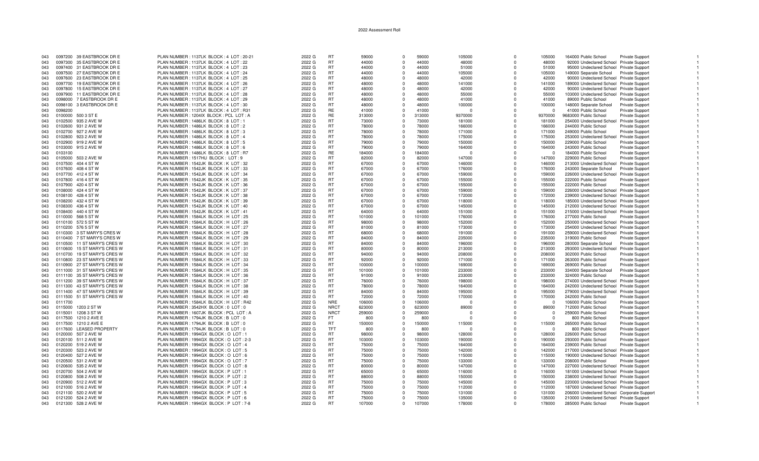| | | | | | | | | | | | | | | | |
|---|---|---|---|---|---|---|---|---|---|---|---|---|---|---|---|
| 043 | 0097200 | 39 EASTBROOK DR E | PLAN NUMBER : 1137LK BLOCK : 4 LOT : 20-21 | 2022 G | RT | 59000 | 0 | 59000 | 105000 | 0 | 105000 | 164000 | Public School | Private Support | 1 |
| 043 | 0097300 | 35 EASTBROOK DR E | PLAN NUMBER : 1137LK BLOCK : 4 LOT : 22 | 2022 G | RT | 44000 | 0 | 44000 | 48000 | 0 | 48000 | 92000 | Undeclared School | Private Support | 1 |
| 043 | 0097400 | 31 EASTBROOK DR E | PLAN NUMBER : 1137LK BLOCK : 4 LOT : 23 | 2022 G | RT | 44000 | 0 | 44000 | 51000 | 0 | 51000 | 95000 | Undeclared School | Private Support | 1 |
| 043 | 0097500 | 27 EASTBROOK DR E | PLAN NUMBER : 1137LK BLOCK : 4 LOT : 24 | 2022 G | RT | 44000 | 0 | 44000 | 105000 | 0 | 105000 | 149000 | Separate School | Private Support | 1 |
| 043 | 0097600 | 23 EASTBROOK DR E | PLAN NUMBER : 1137LK BLOCK : 4 LOT : 25 | 2022 G | RT | 48000 | 0 | 48000 | 42000 | 0 | 42000 | 90000 | Undeclared School | Private Support | 1 |
| 043 | 0097700 | 19 EASTBROOK DR E | PLAN NUMBER : 1137LK BLOCK : 4 LOT : 26 | 2022 G | RT | 48000 | 0 | 48000 | 141000 | 0 | 141000 | 189000 | Undeclared School | Private Support | 1 |
| 043 | 0097800 | 15 EASTBROOK DR E | PLAN NUMBER : 1137LK BLOCK : 4 LOT : 27 | 2022 G | RT | 48000 | 0 | 48000 | 42000 | 0 | 42000 | 90000 | Undeclared School | Private Support | 1 |
| 043 | 0097900 | 11 EASTBROOK DR E | PLAN NUMBER : 1137LK BLOCK : 4 LOT : 28 | 2022 G | RT | 48000 | 0 | 48000 | 55000 | 0 | 55000 | 103000 | Undeclared School | Private Support | 1 |
| 043 | 0098000 | 7 EASTBROOK DR E | PLAN NUMBER : 1137LK BLOCK : 4 LOT : 29 | 2022 G | RT | 48000 | 0 | 48000 | 41000 | 0 | 41000 | 89000 | Public School | Private Support | 1 |
| 043 | 0098100 | 3 EASTBROOK DR E | PLAN NUMBER : 1137LK BLOCK : 4 LOT : 30 | 2022 G | RT | 48000 | 0 | 48000 | 100000 | 0 | 100000 | 148000 | Separate School | Private Support | 1 |
| 043 | 0098200 | | PLAN NUMBER : 1137LK BLOCK : 4 LOT : R31 | 2022 G | RE | 41000 | 0 | 41000 | 0 | 0 | 0 | 41000 | Public School | Private Support | 1 |
| 043 | 0100000 | 500 3 ST E | PLAN NUMBER : 1204IX BLOCK : PCL LOT : A | 2022 G | RE | 313000 | 0 | 313000 | 9370000 | 0 | 9370000 | 9683000 | Public School | Private Support | 1 |
| 043 | 0102500 | 935 2 AVE W | PLAN NUMBER : 1486LK BLOCK : 8 LOT : 1 | 2022 G | RT | 73000 | 0 | 73000 | 181000 | 0 | 181000 | 254000 | Undeclared School | Private Support | 1 |
| 043 | 0102600 | 931 2 AVE W | PLAN NUMBER : 1486LK BLOCK : 8 LOT : 2 | 2022 G | RT | 78000 | 0 | 78000 | 166000 | 0 | 166000 | 244000 | Public School | Private Support | 1 |
| 043 | 0102700 | 927 2 AVE W | PLAN NUMBER : 1486LK BLOCK : 8 LOT : 3 | 2022 G | RT | 78000 | 0 | 78000 | 171000 | 0 | 171000 | 249000 | Public School | Private Support | 1 |
| 043 | 0102800 | 923 2 AVE W | PLAN NUMBER : 1486LK BLOCK : 8 LOT : 4 | 2022 G | RT | 78000 | 0 | 78000 | 175000 | 0 | 175000 | 253000 | Undeclared School | Private Support | 1 |
| 043 | 0102900 | 919 2 AVE W | PLAN NUMBER : 1486LK BLOCK : 8 LOT : 5 | 2022 G | RT | 79000 | 0 | 79000 | 150000 | 0 | 150000 | 229000 | Public School | Private Support | 1 |
| 043 | 0103000 | 915 2 AVE W | PLAN NUMBER : 1486LK BLOCK : 8 LOT : 6 | 2022 G | RT | 79000 | 0 | 79000 | 164000 | 0 | 164000 | 243000 | Public School | Private Support | 1 |
| 043 | 0103100 | | PLAN NUMBER : 1486LK BLOCK : 8 LOT : R7 | 2022 G | RE | 184000 | 0 | 184000 | 0 | 0 | 0 | 184000 | Public School | Private Support | 1 |
| 043 | 0105000 | 503 2 AVE W | PLAN NUMBER : 1517HU BLOCK : LOT : 9 | 2022 G | RT | 82000 | 0 | 82000 | 147000 | 0 | 147000 | 229000 | Public School | Private Support | 1 |
| 043 | 0107500 | 404 4 ST W | PLAN NUMBER : 1542JK BLOCK : K LOT : 32 | 2022 G | RT | 67000 | 0 | 67000 | 146000 | 0 | 146000 | 213000 | Undeclared School | Private Support | 1 |
| 043 | 0107600 | 408 4 ST W | PLAN NUMBER : 1542JK BLOCK : K LOT : 33 | 2022 G | RT | 67000 | 0 | 67000 | 176000 | 0 | 176000 | 243000 | Separate School | Private Support | 1 |
| 043 | 0107700 | 412 4 ST W | PLAN NUMBER : 1542JK BLOCK : K LOT : 34 | 2022 G | RT | 67000 | 0 | 67000 | 159000 | 0 | 159000 | 226000 | Undeclared School | Private Support | 1 |
| 043 | 0107800 | 416 4 ST W | PLAN NUMBER : 1542JK BLOCK : K LOT : 35 | 2022 G | RT | 67000 | 0 | 67000 | 155000 | 0 | 155000 | 222000 | Public School | Private Support | 1 |
| 043 | 0107900 | 420 4 ST W | PLAN NUMBER : 1542JK BLOCK : K LOT : 36 | 2022 G | RT | 67000 | 0 | 67000 | 155000 | 0 | 155000 | 222000 | Public School | Private Support | 1 |
| 043 | 0108000 | 424 4 ST W | PLAN NUMBER : 1542JK BLOCK : K LOT : 37 | 2022 G | RT | 67000 | 0 | 67000 | 159000 | 0 | 159000 | 226000 | Undeclared School | Private Support | 1 |
| 043 | 0108100 | 428 4 ST W | PLAN NUMBER : 1542JK BLOCK : K LOT : 38 | 2022 G | RT | 67000 | 0 | 67000 | 172000 | 0 | 172000 | 239000 | Undeclared School | Private Support | 1 |
| 043 | 0108200 | 432 4 ST W | PLAN NUMBER : 1542JK BLOCK : K LOT : 39 | 2022 G | RT | 67000 | 0 | 67000 | 118000 | 0 | 118000 | 185000 | Undeclared School | Private Support | 1 |
| 043 | 0108300 | 436 4 ST W | PLAN NUMBER : 1542JK BLOCK : K LOT : 40 | 2022 G | RT | 67000 | 0 | 67000 | 145000 | 0 | 145000 | 212000 | Undeclared School | Private Support | 1 |
| 043 | 0108400 | 440 4 ST W | PLAN NUMBER : 1542JK BLOCK : K LOT : 41 | 2022 G | RT | 64000 | 0 | 64000 | 151000 | 0 | 151000 | 215000 | Undeclared School | Private Support | 1 |
| 043 | 0110000 | 568 5 ST W | PLAN NUMBER : 1584LK BLOCK : H LOT : 25 | 2022 G | RT | 101000 | 0 | 101000 | 176000 | 0 | 176000 | 277000 | Public School | Private Support | 1 |
| 043 | 0110100 | 572 5 ST W | PLAN NUMBER : 1584LK BLOCK : H LOT : 26 | 2022 G | RT | 98000 | 0 | 98000 | 152000 | 0 | 152000 | 250000 | Undeclared School | Private Support | 1 |
| 043 | 0110200 | 576 5 ST W | PLAN NUMBER : 1584LK BLOCK : H LOT : 27 | 2022 G | RT | 81000 | 0 | 81000 | 173000 | 0 | 173000 | 254000 | Undeclared School | Private Support | 1 |
| 043 | 0110300 | 3 ST MARY'S CRES W | PLAN NUMBER : 1584LK BLOCK : H LOT : 28 | 2022 G | RT | 68000 | 0 | 68000 | 191000 | 0 | 191000 | 259000 | Undeclared School | Private Support | 1 |
| 043 | 0110400 | 7 ST MARY'S CRES W | PLAN NUMBER : 1584LK BLOCK : H LOT : 29 | 2022 G | RT | 84000 | 0 | 84000 | 235000 | 0 | 235000 | 319000 | Public School | Private Support | 1 |
| 043 | 0110500 | 11 ST MARY'S CRES W | PLAN NUMBER : 1584LK BLOCK : H LOT : 30 | 2022 G | RT | 84000 | 0 | 84000 | 196000 | 0 | 196000 | 280000 | Separate School | Private Support | 1 |
| 043 | 0110600 | 15 ST MARY'S CRES W | PLAN NUMBER : 1584LK BLOCK : H LOT : 31 | 2022 G | RT | 80000 | 0 | 80000 | 213000 | 0 | 213000 | 293000 | Undeclared School | Private Support | 1 |
| 043 | 0110700 | 19 ST MARY'S CRES W | PLAN NUMBER : 1584LK BLOCK : H LOT : 32 | 2022 G | RT | 94000 | 0 | 94000 | 208000 | 0 | 208000 | 302000 | Public School | Private Support | 1 |
| 043 | 0110800 | 23 ST MARY'S CRES W | PLAN NUMBER : 1584LK BLOCK : H LOT : 33 | 2022 G | RT | 92000 | 0 | 92000 | 171000 | 0 | 171000 | 263000 | Public School | Private Support | 1 |
| 043 | 0110900 | 27 ST MARY'S CRES W | PLAN NUMBER : 1584LK BLOCK : H LOT : 34 | 2022 G | RT | 100000 | 0 | 100000 | 169000 | 0 | 169000 | 269000 | Public School | Private Support | 1 |
| 043 | 0111000 | 31 ST MARY'S CRES W | PLAN NUMBER : 1584LK BLOCK : H LOT : 35 | 2022 G | RT | 101000 | 0 | 101000 | 233000 | 0 | 233000 | 334000 | Separate School | Private Support | 1 |
| 043 | 0111100 | 35 ST MARY'S CRES W | PLAN NUMBER : 1584LK BLOCK : H LOT : 36 | 2022 G | RT | 91000 | 0 | 91000 | 233000 | 0 | 233000 | 324000 | Public School | Private Support | 1 |
| 043 | 0111200 | 39 ST MARY'S CRES W | PLAN NUMBER : 1584LK BLOCK : H LOT : 37 | 2022 G | RT | 76000 | 0 | 76000 | 198000 | 0 | 198000 | 274000 | Undeclared School | Private Support | 1 |
| 043 | 0111300 | 43 ST MARY'S CRES W | PLAN NUMBER : 1584LK BLOCK : H LOT : 38 | 2022 G | RT | 78000 | 0 | 78000 | 164000 | 0 | 164000 | 242000 | Undeclared School | Private Support | 1 |
| 043 | 0111400 | 47 ST MARY'S CRES W | PLAN NUMBER : 1584LK BLOCK : H LOT : 39 | 2022 G | RT | 84000 | 0 | 84000 | 195000 | 0 | 195000 | 279000 | Undeclared School | Private Support | 1 |
| 043 | 0111500 | 51 ST MARY'S CRES W | PLAN NUMBER : 1584LK BLOCK : H LOT : 40 | 2022 G | RT | 72000 | 0 | 72000 | 170000 | 0 | 170000 | 242000 | Public School | Private Support | 1 |
| 043 | 0111700 | | PLAN NUMBER : 1584LK BLOCK : H LOT : R42 | 2022 G | NRE | 106000 | 0 | 106000 | 0 | 0 | 0 | 106000 | Public School | Private Support | 1 |
| 043 | 0115000 | 1203 2 ST W | PLAN NUMBER : 3542HX BLOCK : 0 LOT : 0 | 2022 G | NRCT | 623000 | 0 | 623000 | 89000 | 0 | 89000 | 712000 | Public School | Private Support | 1 |
| 043 | 0115001 | 1208 3 ST W | PLAN NUMBER : 1607JK BLOCK : PCL LOT : A | 2022 G | NRCT | 259000 | 0 | 259000 | 0 | 0 | 0 | 259000 | Public School | Private Support | 1 |
| 043 | 0117500 | 1210 2 AVE E | PLAN NUMBER : 1794JK BLOCK : B LOT : 0 | 2022 G | FT | 800 | 0 | 800 | 0 | 0 | 0 | 800 | Public School | Private Support | 1 |
| 043 | 0117500 | 1210 2 AVE E | PLAN NUMBER : 1794JK BLOCK : B LOT : 0 | 2022 G | RT | 150000 | 0 | 150000 | 115000 | 0 | 115000 | 265000 | Public School | Private Support | 1 |
| 043 | 0117600 | LEASED PROPERTY | PLAN NUMBER : 1794JK BLOCK : B LOT : 0 | 2022 G | TFT | 800 | 0 | 800 | 0 | 0 | 0 | 800 | Public School | Private Support | 1 |
| 043 | 0120000 | 507 2 AVE W | PLAN NUMBER : 1994GX BLOCK : O LOT : 1 | 2022 G | RT | 98000 | 0 | 98000 | 128000 | 0 | 128000 | 226000 | Public School | Private Support | 1 |
| 043 | 0120100 | 511 2 AVE W | PLAN NUMBER : 1994GX BLOCK : O LOT : 2-3 | 2022 G | RT | 103000 | 0 | 103000 | 190000 | 0 | 190000 | 293000 | Public School | Private Support | 1 |
| 043 | 0120200 | 519 2 AVE W | PLAN NUMBER : 1994GX BLOCK : O LOT : 4 | 2022 G | RT | 75000 | 0 | 75000 | 164000 | 0 | 164000 | 239000 | Public School | Private Support | 1 |
| 043 | 0120300 | 523 2 AVE W | PLAN NUMBER : 1994GX BLOCK : O LOT : 5 | 2022 G | RT | 75000 | 0 | 75000 | 142000 | 0 | 142000 | 217000 | Undeclared School | Private Support | 1 |
| 043 | 0120400 | 527 2 AVE W | PLAN NUMBER : 1994GX BLOCK : O LOT : 6 | 2022 G | RT | 75000 | 0 | 75000 | 115000 | 0 | 115000 | 190000 | Undeclared School | Private Support | 1 |
| 043 | 0120500 | 531 2 AVE W | PLAN NUMBER : 1994GX BLOCK : O LOT : 7 | 2022 G | RT | 75000 | 0 | 75000 | 133000 | 0 | 133000 | 208000 | Public School | Private Support | 1 |
| 043 | 0120600 | 535 2 AVE W | PLAN NUMBER : 1994GX BLOCK : O LOT : 8 | 2022 G | RT | 80000 | 0 | 80000 | 147000 | 0 | 147000 | 227000 | Undeclared School | Private Support | 1 |
| 043 | 0120700 | 504 2 AVE W | PLAN NUMBER : 1994GX BLOCK : P LOT : 1 | 2022 G | RT | 65000 | 0 | 65000 | 116000 | 0 | 116000 | 181000 | Undeclared School | Private Support | 1 |
| 043 | 0120800 | 508 2 AVE W | PLAN NUMBER : 1994GX BLOCK : P LOT : 2 | 2022 G | RT | 88000 | 0 | 88000 | 150000 | 0 | 150000 | 238000 | Undeclared School | Private Support | 1 |
| 043 | 0120900 | 512 2 AVE W | PLAN NUMBER : 1994GX BLOCK : P LOT : 3 | 2022 G | RT | 75000 | 0 | 75000 | 145000 | 0 | 145000 | 220000 | Undeclared School | Private Support | 1 |
| 043 | 0121000 | 516 2 AVE W | PLAN NUMBER : 1994GX BLOCK : P LOT : 4 | 2022 G | RT | 75000 | 0 | 75000 | 112000 | 0 | 112000 | 187000 | Undeclared School | Private Support | 1 |
| 043 | 0121100 | 520 2 AVE W | PLAN NUMBER : 1994GX BLOCK : P LOT : 5 | 2022 G | RT | 75000 | 0 | 75000 | 131000 | 0 | 131000 | 206000 | Undeclared School | Corporate Support | 1 |
| 043 | 0121200 | 524 2 AVE W | PLAN NUMBER : 1994GX BLOCK : P LOT : 6 | 2022 G | RT | 75000 | 0 | 75000 | 135000 | 0 | 135000 | 210000 | Undeclared School | Private Support | 1 |
| 043 | 0121300 | 528 2 AVE W | PLAN NUMBER : 1994GX BLOCK : P LOT : 7-8 | 2022 G | RT | 107000 | 0 | 107000 | 178000 | 0 | 178000 | 285000 | Public School | Private Support | 1 |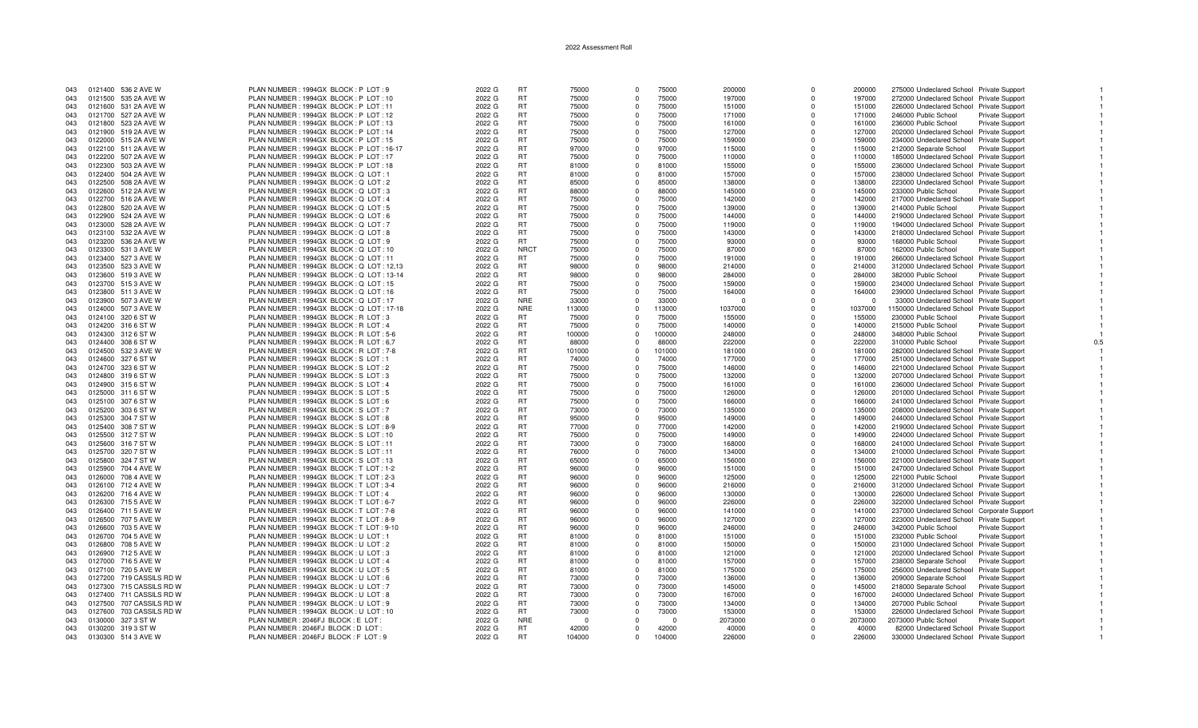| | | | | | | | | | | | | | | | |
|---|---|---|---|---|---|---|---|---|---|---|---|---|---|---|---|
| 043 | 0121400 | 536 2 AVE W | PLAN NUMBER : 1994GX BLOCK : P LOT : 9 | 2022 G | RT | 75000 | 0 | 75000 | 200000 | 0 | 200000 | 275000 | Undeclared School | Private Support | 1 |
| 043 | 0121500 | 535 2A AVE W | PLAN NUMBER : 1994GX BLOCK : P LOT : 10 | 2022 G | RT | 75000 | 0 | 75000 | 197000 | 0 | 197000 | 272000 | Undeclared School | Private Support | 1 |
| 043 | 0121600 | 531 2A AVE W | PLAN NUMBER : 1994GX BLOCK : P LOT : 11 | 2022 G | RT | 75000 | 0 | 75000 | 151000 | 0 | 151000 | 226000 | Undeclared School | Private Support | 1 |
| 043 | 0121700 | 527 2A AVE W | PLAN NUMBER : 1994GX BLOCK : P LOT : 12 | 2022 G | RT | 75000 | 0 | 75000 | 171000 | 0 | 171000 | 246000 | Public School | Private Support | 1 |
| 043 | 0121800 | 523 2A AVE W | PLAN NUMBER : 1994GX BLOCK : P LOT : 13 | 2022 G | RT | 75000 | 0 | 75000 | 161000 | 0 | 161000 | 236000 | Public School | Private Support | 1 |
| 043 | 0121900 | 519 2A AVE W | PLAN NUMBER : 1994GX BLOCK : P LOT : 14 | 2022 G | RT | 75000 | 0 | 75000 | 127000 | 0 | 127000 | 202000 | Undeclared School | Private Support | 1 |
| 043 | 0122000 | 515 2A AVE W | PLAN NUMBER : 1994GX BLOCK : P LOT : 15 | 2022 G | RT | 75000 | 0 | 75000 | 159000 | 0 | 159000 | 234000 | Undeclared School | Private Support | 1 |
| 043 | 0122100 | 511 2A AVE W | PLAN NUMBER : 1994GX BLOCK : P LOT : 16-17 | 2022 G | RT | 97000 | 0 | 97000 | 115000 | 0 | 115000 | 212000 | Separate School | Private Support | 1 |
| 043 | 0122200 | 507 2A AVE W | PLAN NUMBER : 1994GX BLOCK : P LOT : 17 | 2022 G | RT | 75000 | 0 | 75000 | 110000 | 0 | 110000 | 185000 | Undeclared School | Private Support | 1 |
| 043 | 0122300 | 503 2A AVE W | PLAN NUMBER : 1994GX BLOCK : P LOT : 18 | 2022 G | RT | 81000 | 0 | 81000 | 155000 | 0 | 155000 | 236000 | Undeclared School | Private Support | 1 |
| 043 | 0122400 | 504 2A AVE W | PLAN NUMBER : 1994GX BLOCK : Q LOT : 1 | 2022 G | RT | 81000 | 0 | 81000 | 157000 | 0 | 157000 | 238000 | Undeclared School | Private Support | 1 |
| 043 | 0122500 | 508 2A AVE W | PLAN NUMBER : 1994GX BLOCK : Q LOT : 2 | 2022 G | RT | 85000 | 0 | 85000 | 138000 | 0 | 138000 | 223000 | Undeclared School | Private Support | 1 |
| 043 | 0122600 | 512 2A AVE W | PLAN NUMBER : 1994GX BLOCK : Q LOT : 3 | 2022 G | RT | 88000 | 0 | 88000 | 145000 | 0 | 145000 | 233000 | Public School | Private Support | 1 |
| 043 | 0122700 | 516 2A AVE W | PLAN NUMBER : 1994GX BLOCK : Q LOT : 4 | 2022 G | RT | 75000 | 0 | 75000 | 142000 | 0 | 142000 | 217000 | Undeclared School | Private Support | 1 |
| 043 | 0122800 | 520 2A AVE W | PLAN NUMBER : 1994GX BLOCK : Q LOT : 5 | 2022 G | RT | 75000 | 0 | 75000 | 139000 | 0 | 139000 | 214000 | Public School | Private Support | 1 |
| 043 | 0122900 | 524 2A AVE W | PLAN NUMBER : 1994GX BLOCK : Q LOT : 6 | 2022 G | RT | 75000 | 0 | 75000 | 144000 | 0 | 144000 | 219000 | Undeclared School | Private Support | 1 |
| 043 | 0123000 | 528 2A AVE W | PLAN NUMBER : 1994GX BLOCK : Q LOT : 7 | 2022 G | RT | 75000 | 0 | 75000 | 119000 | 0 | 119000 | 194000 | Undeclared School | Private Support | 1 |
| 043 | 0123100 | 532 2A AVE W | PLAN NUMBER : 1994GX BLOCK : Q LOT : 8 | 2022 G | RT | 75000 | 0 | 75000 | 143000 | 0 | 143000 | 218000 | Undeclared School | Private Support | 1 |
| 043 | 0123200 | 536 2A AVE W | PLAN NUMBER : 1994GX BLOCK : Q LOT : 9 | 2022 G | RT | 75000 | 0 | 75000 | 93000 | 0 | 93000 | 168000 | Public School | Private Support | 1 |
| 043 | 0123300 | 531 3 AVE W | PLAN NUMBER : 1994GX BLOCK : Q LOT : 10 | 2022 G | NRCT | 75000 | 0 | 75000 | 87000 | 0 | 87000 | 162000 | Public School | Private Support | 1 |
| 043 | 0123400 | 527 3 AVE W | PLAN NUMBER : 1994GX BLOCK : Q LOT : 11 | 2022 G | RT | 75000 | 0 | 75000 | 191000 | 0 | 191000 | 266000 | Undeclared School | Private Support | 1 |
| 043 | 0123500 | 523 3 AVE W | PLAN NUMBER : 1994GX BLOCK : Q LOT : 12,13 | 2022 G | RT | 98000 | 0 | 98000 | 214000 | 0 | 214000 | 312000 | Undeclared School | Private Support | 1 |
| 043 | 0123600 | 519 3 AVE W | PLAN NUMBER : 1994GX BLOCK : Q LOT : 13-14 | 2022 G | RT | 98000 | 0 | 98000 | 284000 | 0 | 284000 | 382000 | Public School | Private Support | 1 |
| 043 | 0123700 | 515 3 AVE W | PLAN NUMBER : 1994GX BLOCK : Q LOT : 15 | 2022 G | RT | 75000 | 0 | 75000 | 159000 | 0 | 159000 | 234000 | Undeclared School | Private Support | 1 |
| 043 | 0123800 | 511 3 AVE W | PLAN NUMBER : 1994GX BLOCK : Q LOT : 16 | 2022 G | RT | 75000 | 0 | 75000 | 164000 | 0 | 164000 | 239000 | Undeclared School | Private Support | 1 |
| 043 | 0123900 | 507 3 AVE W | PLAN NUMBER : 1994GX BLOCK : Q LOT : 17 | 2022 G | NRE | 33000 | 0 | 33000 | 0 | 0 | 0 | 33000 | Undeclared School | Private Support | 1 |
| 043 | 0124000 | 507 3 AVE W | PLAN NUMBER : 1994GX BLOCK : Q LOT : 17-18 | 2022 G | NRE | 113000 | 0 | 113000 | 1037000 | 0 | 1037000 | 1150000 | Undeclared School | Private Support | 1 |
| 043 | 0124100 | 320 6 ST W | PLAN NUMBER : 1994GX BLOCK : R LOT : 3 | 2022 G | RT | 75000 | 0 | 75000 | 155000 | 0 | 155000 | 230000 | Public School | Private Support | 1 |
| 043 | 0124200 | 316 6 ST W | PLAN NUMBER : 1994GX BLOCK : R LOT : 4 | 2022 G | RT | 75000 | 0 | 75000 | 140000 | 0 | 140000 | 215000 | Public School | Private Support | 1 |
| 043 | 0124300 | 312 6 ST W | PLAN NUMBER : 1994GX BLOCK : R LOT : 5-6 | 2022 G | RT | 100000 | 0 | 100000 | 248000 | 0 | 248000 | 348000 | Public School | Private Support | 1 |
| 043 | 0124400 | 308 6 ST W | PLAN NUMBER : 1994GX BLOCK : R LOT : 6,7 | 2022 G | RT | 88000 | 0 | 88000 | 222000 | 0 | 222000 | 310000 | Public School | Private Support | 0.5 |
| 043 | 0124500 | 532 3 AVE W | PLAN NUMBER : 1994GX BLOCK : R LOT : 7-8 | 2022 G | RT | 101000 | 0 | 101000 | 181000 | 0 | 181000 | 282000 | Undeclared School | Private Support | 1 |
| 043 | 0124600 | 327 6 ST W | PLAN NUMBER : 1994GX BLOCK : S LOT : 1 | 2022 G | RT | 74000 | 0 | 74000 | 177000 | 0 | 177000 | 251000 | Undeclared School | Private Support | 1 |
| 043 | 0124700 | 323 6 ST W | PLAN NUMBER : 1994GX BLOCK : S LOT : 2 | 2022 G | RT | 75000 | 0 | 75000 | 146000 | 0 | 146000 | 221000 | Undeclared School | Private Support | 1 |
| 043 | 0124800 | 319 6 ST W | PLAN NUMBER : 1994GX BLOCK : S LOT : 3 | 2022 G | RT | 75000 | 0 | 75000 | 132000 | 0 | 132000 | 207000 | Undeclared School | Private Support | 1 |
| 043 | 0124900 | 315 6 ST W | PLAN NUMBER : 1994GX BLOCK : S LOT : 4 | 2022 G | RT | 75000 | 0 | 75000 | 161000 | 0 | 161000 | 236000 | Undeclared School | Private Support | 1 |
| 043 | 0125000 | 311 6 ST W | PLAN NUMBER : 1994GX BLOCK : S LOT : 5 | 2022 G | RT | 75000 | 0 | 75000 | 126000 | 0 | 126000 | 201000 | Undeclared School | Private Support | 1 |
| 043 | 0125100 | 307 6 ST W | PLAN NUMBER : 1994GX BLOCK : S LOT : 6 | 2022 G | RT | 75000 | 0 | 75000 | 166000 | 0 | 166000 | 241000 | Undeclared School | Private Support | 1 |
| 043 | 0125200 | 303 6 ST W | PLAN NUMBER : 1994GX BLOCK : S LOT : 7 | 2022 G | RT | 73000 | 0 | 73000 | 135000 | 0 | 135000 | 208000 | Undeclared School | Private Support | 1 |
| 043 | 0125300 | 304 7 ST W | PLAN NUMBER : 1994GX BLOCK : S LOT : 8 | 2022 G | RT | 95000 | 0 | 95000 | 149000 | 0 | 149000 | 244000 | Undeclared School | Private Support | 1 |
| 043 | 0125400 | 308 7 ST W | PLAN NUMBER : 1994GX BLOCK : S LOT : 8-9 | 2022 G | RT | 77000 | 0 | 77000 | 142000 | 0 | 142000 | 219000 | Undeclared School | Private Support | 1 |
| 043 | 0125500 | 312 7 ST W | PLAN NUMBER : 1994GX BLOCK : S LOT : 10 | 2022 G | RT | 75000 | 0 | 75000 | 149000 | 0 | 149000 | 224000 | Undeclared School | Private Support | 1 |
| 043 | 0125600 | 316 7 ST W | PLAN NUMBER : 1994GX BLOCK : S LOT : 11 | 2022 G | RT | 73000 | 0 | 73000 | 168000 | 0 | 168000 | 241000 | Undeclared School | Private Support | 1 |
| 043 | 0125700 | 320 7 ST W | PLAN NUMBER : 1994GX BLOCK : S LOT : 11 | 2022 G | RT | 76000 | 0 | 76000 | 134000 | 0 | 134000 | 210000 | Undeclared School | Private Support | 1 |
| 043 | 0125800 | 324 7 ST W | PLAN NUMBER : 1994GX BLOCK : S LOT : 13 | 2022 G | RT | 65000 | 0 | 65000 | 156000 | 0 | 156000 | 221000 | Undeclared School | Private Support | 1 |
| 043 | 0125900 | 704 4 AVE W | PLAN NUMBER : 1994GX BLOCK : T LOT : 1-2 | 2022 G | RT | 96000 | 0 | 96000 | 151000 | 0 | 151000 | 247000 | Undeclared School | Private Support | 1 |
| 043 | 0126000 | 708 4 AVE W | PLAN NUMBER : 1994GX BLOCK : T LOT : 2-3 | 2022 G | RT | 96000 | 0 | 96000 | 125000 | 0 | 125000 | 221000 | Public School | Private Support | 1 |
| 043 | 0126100 | 712 4 AVE W | PLAN NUMBER : 1994GX BLOCK : T LOT : 3-4 | 2022 G | RT | 96000 | 0 | 96000 | 216000 | 0 | 216000 | 312000 | Undeclared School | Private Support | 1 |
| 043 | 0126200 | 716 4 AVE W | PLAN NUMBER : 1994GX BLOCK : T LOT : 4 | 2022 G | RT | 96000 | 0 | 96000 | 130000 | 0 | 130000 | 226000 | Undeclared School | Private Support | 1 |
| 043 | 0126300 | 715 5 AVE W | PLAN NUMBER : 1994GX BLOCK : T LOT : 6-7 | 2022 G | RT | 96000 | 0 | 96000 | 226000 | 0 | 226000 | 322000 | Undeclared School | Private Support | 1 |
| 043 | 0126400 | 711 5 AVE W | PLAN NUMBER : 1994GX BLOCK : T LOT : 7-8 | 2022 G | RT | 96000 | 0 | 96000 | 141000 | 0 | 141000 | 237000 | Undeclared School | Corporate Support | 1 |
| 043 | 0126500 | 707 5 AVE W | PLAN NUMBER : 1994GX BLOCK : T LOT : 8-9 | 2022 G | RT | 96000 | 0 | 96000 | 127000 | 0 | 127000 | 223000 | Undeclared School | Private Support | 1 |
| 043 | 0126600 | 703 5 AVE W | PLAN NUMBER : 1994GX BLOCK : T LOT : 9-10 | 2022 G | RT | 96000 | 0 | 96000 | 246000 | 0 | 246000 | 342000 | Public School | Private Support | 1 |
| 043 | 0126700 | 704 5 AVE W | PLAN NUMBER : 1994GX BLOCK : U LOT : 1 | 2022 G | RT | 81000 | 0 | 81000 | 151000 | 0 | 151000 | 232000 | Public School | Private Support | 1 |
| 043 | 0126800 | 708 5 AVE W | PLAN NUMBER : 1994GX BLOCK : U LOT : 2 | 2022 G | RT | 81000 | 0 | 81000 | 150000 | 0 | 150000 | 231000 | Undeclared School | Private Support | 1 |
| 043 | 0126900 | 712 5 AVE W | PLAN NUMBER : 1994GX BLOCK : U LOT : 3 | 2022 G | RT | 81000 | 0 | 81000 | 121000 | 0 | 121000 | 202000 | Undeclared School | Private Support | 1 |
| 043 | 0127000 | 716 5 AVE W | PLAN NUMBER : 1994GX BLOCK : U LOT : 4 | 2022 G | RT | 81000 | 0 | 81000 | 157000 | 0 | 157000 | 238000 | Separate School | Private Support | 1 |
| 043 | 0127100 | 720 5 AVE W | PLAN NUMBER : 1994GX BLOCK : U LOT : 5 | 2022 G | RT | 81000 | 0 | 81000 | 175000 | 0 | 175000 | 256000 | Undeclared School | Private Support | 1 |
| 043 | 0127200 | 719 CASSILS RD W | PLAN NUMBER : 1994GX BLOCK : U LOT : 6 | 2022 G | RT | 73000 | 0 | 73000 | 136000 | 0 | 136000 | 209000 | Separate School | Private Support | 1 |
| 043 | 0127300 | 715 CASSILS RD W | PLAN NUMBER : 1994GX BLOCK : U LOT : 7 | 2022 G | RT | 73000 | 0 | 73000 | 145000 | 0 | 145000 | 218000 | Separate School | Private Support | 1 |
| 043 | 0127400 | 711 CASSILS RD W | PLAN NUMBER : 1994GX BLOCK : U LOT : 8 | 2022 G | RT | 73000 | 0 | 73000 | 167000 | 0 | 167000 | 240000 | Undeclared School | Private Support | 1 |
| 043 | 0127500 | 707 CASSILS RD W | PLAN NUMBER : 1994GX BLOCK : U LOT : 9 | 2022 G | RT | 73000 | 0 | 73000 | 134000 | 0 | 134000 | 207000 | Public School | Private Support | 1 |
| 043 | 0127600 | 703 CASSILS RD W | PLAN NUMBER : 1994GX BLOCK : U LOT : 10 | 2022 G | RT | 73000 | 0 | 73000 | 153000 | 0 | 153000 | 226000 | Undeclared School | Private Support | 1 |
| 043 | 0130000 | 327 3 ST W | PLAN NUMBER : 2046FJ BLOCK : E LOT : | 2022 G | NRE | 0 | 0 | 0 | 2073000 | 0 | 2073000 | 2073000 | Public School | Private Support | 1 |
| 043 | 0130200 | 319 3 ST W | PLAN NUMBER : 2046FJ BLOCK : D LOT : | 2022 G | RT | 42000 | 0 | 42000 | 40000 | 0 | 40000 | 82000 | Undeclared School | Private Support | 1 |
| 043 | 0130300 | 514 3 AVE W | PLAN NUMBER : 2046FJ BLOCK : F LOT : 9 | 2022 G | RT | 104000 | 0 | 104000 | 226000 | 0 | 226000 | 330000 | Undeclared School | Private Support | 1 |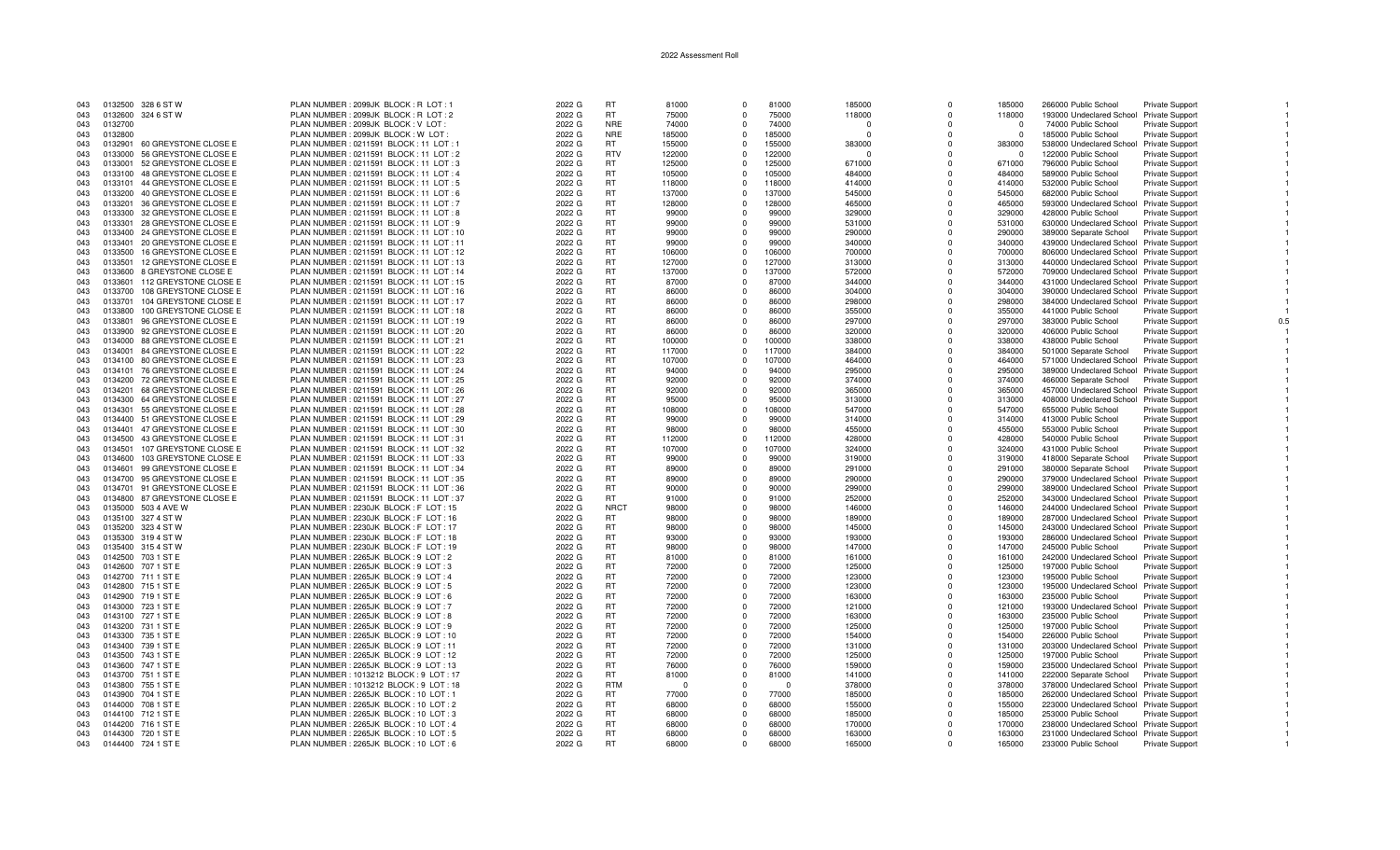# 2022 Assessment Roll

| | | | | | | | | | | | | | | | | |
|---|---|---|---|---|---|---|---|---|---|---|---|---|---|---|---|---|
| 043 | 0132500 | 328 6 ST W | PLAN NUMBER : 2099JK BLOCK : R LOT : 1 | 2022 G | RT | 81000 | 0 | 81000 | 185000 | 0 | 185000 | 266000 | Public School | Private Support | | 1 |
| 043 | 0132600 | 324 6 ST W | PLAN NUMBER : 2099JK BLOCK : R LOT : 2 | 2022 G | RT | 75000 | 0 | 75000 | 118000 | 0 | 118000 | 193000 | Undeclared School | Private Support | | 1 |
| 043 | 0132700 | | PLAN NUMBER : 2099JK BLOCK : V LOT : | 2022 G | NRE | 74000 | 0 | 74000 | 0 | 0 | 0 | 74000 | Public School | Private Support | | 1 |
| 043 | 0132800 | | PLAN NUMBER : 2099JK BLOCK : W LOT : | 2022 G | NRE | 185000 | 0 | 185000 | 0 | 0 | 0 | 185000 | Public School | Private Support | | 1 |
| 043 | 0132901 | 60 GREYSTONE CLOSE E | PLAN NUMBER : 0211591 BLOCK : 11 LOT : 1 | 2022 G | RT | 155000 | 0 | 155000 | 383000 | 0 | 383000 | 538000 | Undeclared School | Private Support | | 1 |
| 043 | 0133000 | 56 GREYSTONE CLOSE E | PLAN NUMBER : 0211591 BLOCK : 11 LOT : 2 | 2022 G | RTV | 122000 | 0 | 122000 | 0 | 0 | 0 | 122000 | Public School | Private Support | | 1 |
| 043 | 0133001 | 52 GREYSTONE CLOSE E | PLAN NUMBER : 0211591 BLOCK : 11 LOT : 3 | 2022 G | RT | 125000 | 0 | 125000 | 671000 | 0 | 671000 | 796000 | Public School | Private Support | | 1 |
| 043 | 0133100 | 48 GREYSTONE CLOSE E | PLAN NUMBER : 0211591 BLOCK : 11 LOT : 4 | 2022 G | RT | 105000 | 0 | 105000 | 484000 | 0 | 484000 | 589000 | Public School | Private Support | | 1 |
| 043 | 0133101 | 44 GREYSTONE CLOSE E | PLAN NUMBER : 0211591 BLOCK : 11 LOT : 5 | 2022 G | RT | 118000 | 0 | 118000 | 414000 | 0 | 414000 | 532000 | Public School | Private Support | | 1 |
| 043 | 0133200 | 40 GREYSTONE CLOSE E | PLAN NUMBER : 0211591 BLOCK : 11 LOT : 6 | 2022 G | RT | 137000 | 0 | 137000 | 545000 | 0 | 545000 | 682000 | Public School | Private Support | | 1 |
| 043 | 0133201 | 36 GREYSTONE CLOSE E | PLAN NUMBER : 0211591 BLOCK : 11 LOT : 7 | 2022 G | RT | 128000 | 0 | 128000 | 465000 | 0 | 465000 | 593000 | Undeclared School | Private Support | | 1 |
| 043 | 0133300 | 32 GREYSTONE CLOSE E | PLAN NUMBER : 0211591 BLOCK : 11 LOT : 8 | 2022 G | RT | 99000 | 0 | 99000 | 329000 | 0 | 329000 | 428000 | Public School | Private Support | | 1 |
| 043 | 0133301 | 28 GREYSTONE CLOSE E | PLAN NUMBER : 0211591 BLOCK : 11 LOT : 9 | 2022 G | RT | 99000 | 0 | 99000 | 531000 | 0 | 531000 | 630000 | Undeclared School | Private Support | | 1 |
| 043 | 0133400 | 24 GREYSTONE CLOSE E | PLAN NUMBER : 0211591 BLOCK : 11 LOT : 10 | 2022 G | RT | 99000 | 0 | 99000 | 290000 | 0 | 290000 | 389000 | Separate School | Private Support | | 1 |
| 043 | 0133401 | 20 GREYSTONE CLOSE E | PLAN NUMBER : 0211591 BLOCK : 11 LOT : 11 | 2022 G | RT | 99000 | 0 | 99000 | 340000 | 0 | 340000 | 439000 | Undeclared School | Private Support | | 1 |
| 043 | 0133500 | 16 GREYSTONE CLOSE E | PLAN NUMBER : 0211591 BLOCK : 11 LOT : 12 | 2022 G | RT | 106000 | 0 | 106000 | 700000 | 0 | 700000 | 806000 | Undeclared School | Private Support | | 1 |
| 043 | 0133501 | 12 GREYSTONE CLOSE E | PLAN NUMBER : 0211591 BLOCK : 11 LOT : 13 | 2022 G | RT | 127000 | 0 | 127000 | 313000 | 0 | 313000 | 440000 | Undeclared School | Private Support | | 1 |
| 043 | 0133600 | 8 GREYSTONE CLOSE E | PLAN NUMBER : 0211591 BLOCK : 11 LOT : 14 | 2022 G | RT | 137000 | 0 | 137000 | 572000 | 0 | 572000 | 709000 | Undeclared School | Private Support | | 1 |
| 043 | 0133601 | 112 GREYSTONE CLOSE E | PLAN NUMBER : 0211591 BLOCK : 11 LOT : 15 | 2022 G | RT | 87000 | 0 | 87000 | 344000 | 0 | 344000 | 431000 | Undeclared School | Private Support | | 1 |
| 043 | 0133700 | 108 GREYSTONE CLOSE E | PLAN NUMBER : 0211591 BLOCK : 11 LOT : 16 | 2022 G | RT | 86000 | 0 | 86000 | 304000 | 0 | 304000 | 390000 | Undeclared School | Private Support | | 1 |
| 043 | 0133701 | 104 GREYSTONE CLOSE E | PLAN NUMBER : 0211591 BLOCK : 11 LOT : 17 | 2022 G | RT | 86000 | 0 | 86000 | 298000 | 0 | 298000 | 384000 | Undeclared School | Private Support | | 1 |
| 043 | 0133800 | 100 GREYSTONE CLOSE E | PLAN NUMBER : 0211591 BLOCK : 11 LOT : 18 | 2022 G | RT | 86000 | 0 | 86000 | 355000 | 0 | 355000 | 441000 | Public School | Private Support | | 1 |
| 043 | 0133801 | 96 GREYSTONE CLOSE E | PLAN NUMBER : 0211591 BLOCK : 11 LOT : 19 | 2022 G | RT | 86000 | 0 | 86000 | 297000 | 0 | 297000 | 383000 | Public School | Private Support | | 0.5 |
| 043 | 0133900 | 92 GREYSTONE CLOSE E | PLAN NUMBER : 0211591 BLOCK : 11 LOT : 20 | 2022 G | RT | 86000 | 0 | 86000 | 320000 | 0 | 320000 | 406000 | Public School | Private Support | | 1 |
| 043 | 0134000 | 88 GREYSTONE CLOSE E | PLAN NUMBER : 0211591 BLOCK : 11 LOT : 21 | 2022 G | RT | 100000 | 0 | 100000 | 338000 | 0 | 338000 | 438000 | Public School | Private Support | | 1 |
| 043 | 0134001 | 84 GREYSTONE CLOSE E | PLAN NUMBER : 0211591 BLOCK : 11 LOT : 22 | 2022 G | RT | 117000 | 0 | 117000 | 384000 | 0 | 384000 | 501000 | Separate School | Private Support | | 1 |
| 043 | 0134100 | 80 GREYSTONE CLOSE E | PLAN NUMBER : 0211591 BLOCK : 11 LOT : 23 | 2022 G | RT | 107000 | 0 | 107000 | 464000 | 0 | 464000 | 571000 | Undeclared School | Private Support | | 1 |
| 043 | 0134101 | 76 GREYSTONE CLOSE E | PLAN NUMBER : 0211591 BLOCK : 11 LOT : 24 | 2022 G | RT | 94000 | 0 | 94000 | 295000 | 0 | 295000 | 389000 | Undeclared School | Private Support | | 1 |
| 043 | 0134200 | 72 GREYSTONE CLOSE E | PLAN NUMBER : 0211591 BLOCK : 11 LOT : 25 | 2022 G | RT | 92000 | 0 | 92000 | 374000 | 0 | 374000 | 466000 | Separate School | Private Support | | 1 |
| 043 | 0134201 | 68 GREYSTONE CLOSE E | PLAN NUMBER : 0211591 BLOCK : 11 LOT : 26 | 2022 G | RT | 92000 | 0 | 92000 | 365000 | 0 | 365000 | 457000 | Undeclared School | Private Support | | 1 |
| 043 | 0134300 | 64 GREYSTONE CLOSE E | PLAN NUMBER : 0211591 BLOCK : 11 LOT : 27 | 2022 G | RT | 95000 | 0 | 95000 | 313000 | 0 | 313000 | 408000 | Undeclared School | Private Support | | 1 |
| 043 | 0134301 | 55 GREYSTONE CLOSE E | PLAN NUMBER : 0211591 BLOCK : 11 LOT : 28 | 2022 G | RT | 108000 | 0 | 108000 | 547000 | 0 | 547000 | 655000 | Public School | Private Support | | 1 |
| 043 | 0134400 | 51 GREYSTONE CLOSE E | PLAN NUMBER : 0211591 BLOCK : 11 LOT : 29 | 2022 G | RT | 99000 | 0 | 99000 | 314000 | 0 | 314000 | 413000 | Public School | Private Support | | 1 |
| 043 | 0134401 | 47 GREYSTONE CLOSE E | PLAN NUMBER : 0211591 BLOCK : 11 LOT : 30 | 2022 G | RT | 98000 | 0 | 98000 | 455000 | 0 | 455000 | 553000 | Public School | Private Support | | 1 |
| 043 | 0134500 | 43 GREYSTONE CLOSE E | PLAN NUMBER : 0211591 BLOCK : 11 LOT : 31 | 2022 G | RT | 112000 | 0 | 112000 | 428000 | 0 | 428000 | 540000 | Public School | Private Support | | 1 |
| 043 | 0134501 | 107 GREYSTONE CLOSE E | PLAN NUMBER : 0211591 BLOCK : 11 LOT : 32 | 2022 G | RT | 107000 | 0 | 107000 | 324000 | 0 | 324000 | 431000 | Public School | Private Support | | 1 |
| 043 | 0134600 | 103 GREYSTONE CLOSE E | PLAN NUMBER : 0211591 BLOCK : 11 LOT : 33 | 2022 G | RT | 99000 | 0 | 99000 | 319000 | 0 | 319000 | 418000 | Separate School | Private Support | | 1 |
| 043 | 0134601 | 99 GREYSTONE CLOSE E | PLAN NUMBER : 0211591 BLOCK : 11 LOT : 34 | 2022 G | RT | 89000 | 0 | 89000 | 291000 | 0 | 291000 | 380000 | Separate School | Private Support | | 1 |
| 043 | 0134700 | 95 GREYSTONE CLOSE E | PLAN NUMBER : 0211591 BLOCK : 11 LOT : 35 | 2022 G | RT | 89000 | 0 | 89000 | 290000 | 0 | 290000 | 379000 | Undeclared School | Private Support | | 1 |
| 043 | 0134701 | 91 GREYSTONE CLOSE E | PLAN NUMBER : 0211591 BLOCK : 11 LOT : 36 | 2022 G | RT | 90000 | 0 | 90000 | 299000 | 0 | 299000 | 389000 | Undeclared School | Private Support | | 1 |
| 043 | 0134800 | 87 GREYSTONE CLOSE E | PLAN NUMBER : 0211591 BLOCK : 11 LOT : 37 | 2022 G | RT | 91000 | 0 | 91000 | 252000 | 0 | 252000 | 343000 | Undeclared School | Private Support | | 1 |
| 043 | 0135000 | 503 4 AVE W | PLAN NUMBER : 2230JK BLOCK : F LOT : 15 | 2022 G | NRCT | 98000 | 0 | 98000 | 146000 | 0 | 146000 | 244000 | Undeclared School | Private Support | | 1 |
| 043 | 0135100 | 327 4 ST W | PLAN NUMBER : 2230JK BLOCK : F LOT : 16 | 2022 G | RT | 98000 | 0 | 98000 | 189000 | 0 | 189000 | 287000 | Undeclared School | Private Support | | 1 |
| 043 | 0135200 | 323 4 ST W | PLAN NUMBER : 2230JK BLOCK : F LOT : 17 | 2022 G | RT | 98000 | 0 | 98000 | 145000 | 0 | 145000 | 243000 | Undeclared School | Private Support | | 1 |
| 043 | 0135300 | 319 4 ST W | PLAN NUMBER : 2230JK BLOCK : F LOT : 18 | 2022 G | RT | 93000 | 0 | 93000 | 193000 | 0 | 193000 | 286000 | Undeclared School | Private Support | | 1 |
| 043 | 0135400 | 315 4 ST W | PLAN NUMBER : 2230JK BLOCK : F LOT : 19 | 2022 G | RT | 98000 | 0 | 98000 | 147000 | 0 | 147000 | 245000 | Public School | Private Support | | 1 |
| 043 | 0142500 | 703 1 ST E | PLAN NUMBER : 2265JK BLOCK : 9 LOT : 2 | 2022 G | RT | 81000 | 0 | 81000 | 161000 | 0 | 161000 | 242000 | Undeclared School | Private Support | | 1 |
| 043 | 0142600 | 707 1 ST E | PLAN NUMBER : 2265JK BLOCK : 9 LOT : 3 | 2022 G | RT | 72000 | 0 | 72000 | 125000 | 0 | 125000 | 197000 | Public School | Private Support | | 1 |
| 043 | 0142700 | 711 1 ST E | PLAN NUMBER : 2265JK BLOCK : 9 LOT : 4 | 2022 G | RT | 72000 | 0 | 72000 | 123000 | 0 | 123000 | 195000 | Public School | Private Support | | 1 |
| 043 | 0142800 | 715 1 ST E | PLAN NUMBER : 2265JK BLOCK : 9 LOT : 5 | 2022 G | RT | 72000 | 0 | 72000 | 123000 | 0 | 123000 | 195000 | Undeclared School | Private Support | | 1 |
| 043 | 0142900 | 719 1 ST E | PLAN NUMBER : 2265JK BLOCK : 9 LOT : 6 | 2022 G | RT | 72000 | 0 | 72000 | 163000 | 0 | 163000 | 235000 | Public School | Private Support | | 1 |
| 043 | 0143000 | 723 1 ST E | PLAN NUMBER : 2265JK BLOCK : 9 LOT : 7 | 2022 G | RT | 72000 | 0 | 72000 | 121000 | 0 | 121000 | 193000 | Undeclared School | Private Support | | 1 |
| 043 | 0143100 | 727 1 ST E | PLAN NUMBER : 2265JK BLOCK : 9 LOT : 8 | 2022 G | RT | 72000 | 0 | 72000 | 163000 | 0 | 163000 | 235000 | Public School | Private Support | | 1 |
| 043 | 0143200 | 731 1 ST E | PLAN NUMBER : 2265JK BLOCK : 9 LOT : 9 | 2022 G | RT | 72000 | 0 | 72000 | 125000 | 0 | 125000 | 197000 | Public School | Private Support | | 1 |
| 043 | 0143300 | 735 1 ST E | PLAN NUMBER : 2265JK BLOCK : 9 LOT : 10 | 2022 G | RT | 72000 | 0 | 72000 | 154000 | 0 | 154000 | 226000 | Public School | Private Support | | 1 |
| 043 | 0143400 | 739 1 ST E | PLAN NUMBER : 2265JK BLOCK : 9 LOT : 11 | 2022 G | RT | 72000 | 0 | 72000 | 131000 | 0 | 131000 | 203000 | Undeclared School | Private Support | | 1 |
| 043 | 0143500 | 743 1 ST E | PLAN NUMBER : 2265JK BLOCK : 9 LOT : 12 | 2022 G | RT | 72000 | 0 | 72000 | 125000 | 0 | 125000 | 197000 | Public School | Private Support | | 1 |
| 043 | 0143600 | 747 1 ST E | PLAN NUMBER : 2265JK BLOCK : 9 LOT : 13 | 2022 G | RT | 76000 | 0 | 76000 | 159000 | 0 | 159000 | 235000 | Undeclared School | Private Support | | 1 |
| 043 | 0143700 | 751 1 ST E | PLAN NUMBER : 1013212 BLOCK : 9 LOT : 17 | 2022 G | RT | 81000 | 0 | 81000 | 141000 | 0 | 141000 | 222000 | Separate School | Private Support | | 1 |
| 043 | 0143800 | 755 1 ST E | PLAN NUMBER : 1013212 BLOCK : 9 LOT : 18 | 2022 G | RTM | 0 | 0 | 0 | 378000 | 0 | 378000 | 378000 | Undeclared School | Private Support | | 1 |
| 043 | 0143900 | 704 1 ST E | PLAN NUMBER : 2265JK BLOCK : 10 LOT : 1 | 2022 G | RT | 77000 | 0 | 77000 | 185000 | 0 | 185000 | 262000 | Undeclared School | Private Support | | 1 |
| 043 | 0144000 | 708 1 ST E | PLAN NUMBER : 2265JK BLOCK : 10 LOT : 2 | 2022 G | RT | 68000 | 0 | 68000 | 155000 | 0 | 155000 | 223000 | Undeclared School | Private Support | | 1 |
| 043 | 0144100 | 712 1 ST E | PLAN NUMBER : 2265JK BLOCK : 10 LOT : 3 | 2022 G | RT | 68000 | 0 | 68000 | 185000 | 0 | 185000 | 253000 | Public School | Private Support | | 1 |
| 043 | 0144200 | 716 1 ST E | PLAN NUMBER : 2265JK BLOCK : 10 LOT : 4 | 2022 G | RT | 68000 | 0 | 68000 | 170000 | 0 | 170000 | 238000 | Undeclared School | Private Support | | 1 |
| 043 | 0144300 | 720 1 ST E | PLAN NUMBER : 2265JK BLOCK : 10 LOT : 5 | 2022 G | RT | 68000 | 0 | 68000 | 163000 | 0 | 163000 | 231000 | Undeclared School | Private Support | | 1 |
| 043 | 0144400 | 724 1 ST E | PLAN NUMBER : 2265JK BLOCK : 10 LOT : 6 | 2022 G | RT | 68000 | 0 | 68000 | 165000 | 0 | 165000 | 233000 | Public School | Private Support | | 1 |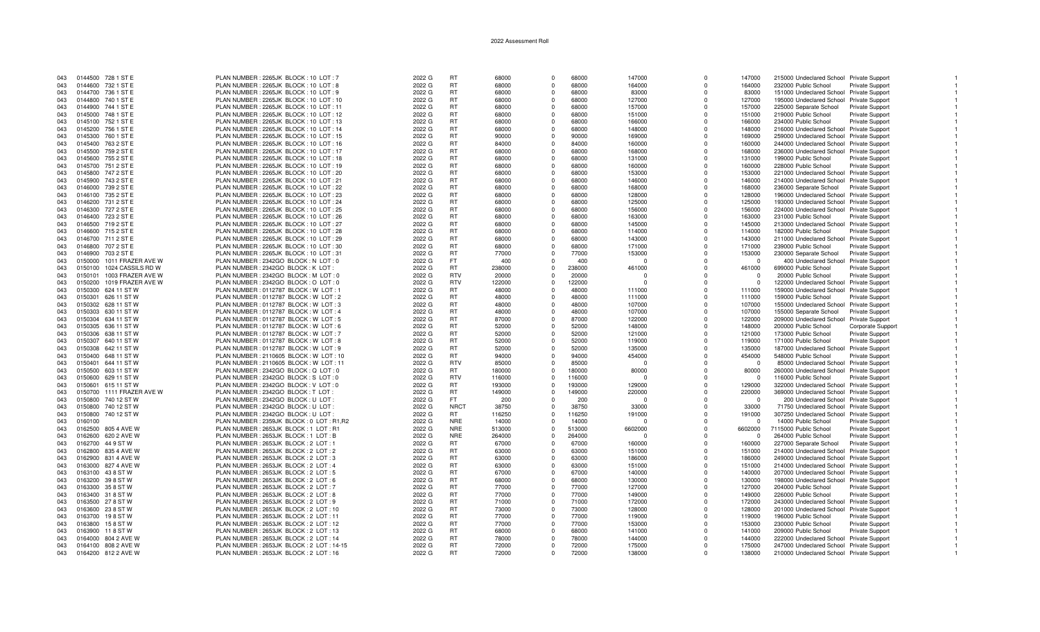2022 Assessment Roll

| | | | | | | | | | | | | | | | |
|---|---|---|---|---|---|---|---|---|---|---|---|---|---|---|---|
| 043 | 0144500 | 728 1 ST E | PLAN NUMBER : 2265JK BLOCK : 10 LOT : 7 | 2022 G | RT | 68000 | 0 | 68000 | 147000 | 0 | 147000 | 215000 | Undeclared School | Private Support | 1 |
| 043 | 0144600 | 732 1 ST E | PLAN NUMBER : 2265JK BLOCK : 10 LOT : 8 | 2022 G | RT | 68000 | 0 | 68000 | 164000 | 0 | 164000 | 232000 | Public School | Private Support | 1 |
| 043 | 0144700 | 736 1 ST E | PLAN NUMBER : 2265JK BLOCK : 10 LOT : 9 | 2022 G | RT | 68000 | 0 | 68000 | 83000 | 0 | 83000 | 151000 | Undeclared School | Private Support | 1 |
| 043 | 0144800 | 740 1 ST E | PLAN NUMBER : 2265JK BLOCK : 10 LOT : 10 | 2022 G | RT | 68000 | 0 | 68000 | 127000 | 0 | 127000 | 195000 | Undeclared School | Private Support | 1 |
| 043 | 0144900 | 744 1 ST E | PLAN NUMBER : 2265JK BLOCK : 10 LOT : 11 | 2022 G | RT | 68000 | 0 | 68000 | 157000 | 0 | 157000 | 225000 | Separate School | Private Support | 1 |
| 043 | 0145000 | 748 1 ST E | PLAN NUMBER : 2265JK BLOCK : 10 LOT : 12 | 2022 G | RT | 68000 | 0 | 68000 | 151000 | 0 | 151000 | 219000 | Public School | Private Support | 1 |
| 043 | 0145100 | 752 1 ST E | PLAN NUMBER : 2265JK BLOCK : 10 LOT : 13 | 2022 G | RT | 68000 | 0 | 68000 | 166000 | 0 | 166000 | 234000 | Public School | Private Support | 1 |
| 043 | 0145200 | 756 1 ST E | PLAN NUMBER : 2265JK BLOCK : 10 LOT : 14 | 2022 G | RT | 68000 | 0 | 68000 | 148000 | 0 | 148000 | 216000 | Undeclared School | Private Support | 1 |
| 043 | 0145300 | 760 1 ST E | PLAN NUMBER : 2265JK BLOCK : 10 LOT : 15 | 2022 G | RT | 90000 | 0 | 90000 | 169000 | 0 | 169000 | 259000 | Undeclared School | Private Support | 1 |
| 043 | 0145400 | 763 2 ST E | PLAN NUMBER : 2265JK BLOCK : 10 LOT : 16 | 2022 G | RT | 84000 | 0 | 84000 | 160000 | 0 | 160000 | 244000 | Undeclared School | Private Support | 1 |
| 043 | 0145500 | 759 2 ST E | PLAN NUMBER : 2265JK BLOCK : 10 LOT : 17 | 2022 G | RT | 68000 | 0 | 68000 | 168000 | 0 | 168000 | 236000 | Undeclared School | Private Support | 1 |
| 043 | 0145600 | 755 2 ST E | PLAN NUMBER : 2265JK BLOCK : 10 LOT : 18 | 2022 G | RT | 68000 | 0 | 68000 | 131000 | 0 | 131000 | 199000 | Public School | Private Support | 1 |
| 043 | 0145700 | 751 2 ST E | PLAN NUMBER : 2265JK BLOCK : 10 LOT : 19 | 2022 G | RT | 68000 | 0 | 68000 | 160000 | 0 | 160000 | 228000 | Public School | Private Support | 1 |
| 043 | 0145800 | 747 2 ST E | PLAN NUMBER : 2265JK BLOCK : 10 LOT : 20 | 2022 G | RT | 68000 | 0 | 68000 | 153000 | 0 | 153000 | 221000 | Undeclared School | Private Support | 1 |
| 043 | 0145900 | 743 2 ST E | PLAN NUMBER : 2265JK BLOCK : 10 LOT : 21 | 2022 G | RT | 68000 | 0 | 68000 | 146000 | 0 | 146000 | 214000 | Undeclared School | Private Support | 1 |
| 043 | 0146000 | 739 2 ST E | PLAN NUMBER : 2265JK BLOCK : 10 LOT : 22 | 2022 G | RT | 68000 | 0 | 68000 | 168000 | 0 | 168000 | 236000 | Separate School | Private Support | 1 |
| 043 | 0146100 | 735 2 ST E | PLAN NUMBER : 2265JK BLOCK : 10 LOT : 23 | 2022 G | RT | 68000 | 0 | 68000 | 128000 | 0 | 128000 | 196000 | Undeclared School | Private Support | 1 |
| 043 | 0146200 | 731 2 ST E | PLAN NUMBER : 2265JK BLOCK : 10 LOT : 24 | 2022 G | RT | 68000 | 0 | 68000 | 125000 | 0 | 125000 | 193000 | Undeclared School | Private Support | 1 |
| 043 | 0146300 | 727 2 ST E | PLAN NUMBER : 2265JK BLOCK : 10 LOT : 25 | 2022 G | RT | 68000 | 0 | 68000 | 156000 | 0 | 156000 | 224000 | Undeclared School | Private Support | 1 |
| 043 | 0146400 | 723 2 ST E | PLAN NUMBER : 2265JK BLOCK : 10 LOT : 26 | 2022 G | RT | 68000 | 0 | 68000 | 163000 | 0 | 163000 | 231000 | Public School | Private Support | 1 |
| 043 | 0146500 | 719 2 ST E | PLAN NUMBER : 2265JK BLOCK : 10 LOT : 27 | 2022 G | RT | 68000 | 0 | 68000 | 145000 | 0 | 145000 | 213000 | Undeclared School | Private Support | 1 |
| 043 | 0146600 | 715 2 ST E | PLAN NUMBER : 2265JK BLOCK : 10 LOT : 28 | 2022 G | RT | 68000 | 0 | 68000 | 114000 | 0 | 114000 | 182000 | Public School | Private Support | 1 |
| 043 | 0146700 | 711 2 ST E | PLAN NUMBER : 2265JK BLOCK : 10 LOT : 29 | 2022 G | RT | 68000 | 0 | 68000 | 143000 | 0 | 143000 | 211000 | Undeclared School | Private Support | 1 |
| 043 | 0146800 | 707 2 ST E | PLAN NUMBER : 2265JK BLOCK : 10 LOT : 30 | 2022 G | RT | 68000 | 0 | 68000 | 171000 | 0 | 171000 | 239000 | Public School | Private Support | 1 |
| 043 | 0146900 | 703 2 ST E | PLAN NUMBER : 2265JK BLOCK : 10 LOT : 31 | 2022 G | RT | 77000 | 0 | 77000 | 153000 | 0 | 153000 | 230000 | Separate School | Private Support | 1 |
| 043 | 0150000 | 1011 FRAZER AVE W | PLAN NUMBER : 2342GO BLOCK : N LOT : 0 | 2022 G | FT | 400 | 0 | 400 | 0 | 0 | 0 | 400 | Undeclared School | Private Support | 1 |
| 043 | 0150100 | 1024 CASSILS RD W | PLAN NUMBER : 2342GO BLOCK : K LOT : | 2022 G | RT | 238000 | 0 | 238000 | 461000 | 0 | 461000 | 699000 | Public School | Private Support | 1 |
| 043 | 0150101 | 1003 FRAZER AVE W | PLAN NUMBER : 2342GO BLOCK : M LOT : 0 | 2022 G | RTV | 20000 | 0 | 20000 | 0 | 0 | 0 | 20000 | Public School | Private Support | 1 |
| 043 | 0150200 | 1019 FRAZER AVE W | PLAN NUMBER : 2342GO BLOCK : O LOT : 0 | 2022 G | RTV | 122000 | 0 | 122000 | 0 | 0 | 0 | 122000 | Undeclared School | Private Support | 1 |
| 043 | 0150300 | 624 11 ST W | PLAN NUMBER : 0112787 BLOCK : W LOT : 1 | 2022 G | RT | 48000 | 0 | 48000 | 111000 | 0 | 111000 | 159000 | Undeclared School | Private Support | 1 |
| 043 | 0150301 | 626 11 ST W | PLAN NUMBER : 0112787 BLOCK : W LOT : 2 | 2022 G | RT | 48000 | 0 | 48000 | 111000 | 0 | 111000 | 159000 | Public School | Private Support | 1 |
| 043 | 0150302 | 628 11 ST W | PLAN NUMBER : 0112787 BLOCK : W LOT : 3 | 2022 G | RT | 48000 | 0 | 48000 | 107000 | 0 | 107000 | 155000 | Undeclared School | Private Support | 1 |
| 043 | 0150303 | 630 11 ST W | PLAN NUMBER : 0112787 BLOCK : W LOT : 4 | 2022 G | RT | 48000 | 0 | 48000 | 107000 | 0 | 107000 | 155000 | Separate School | Private Support | 1 |
| 043 | 0150304 | 634 11 ST W | PLAN NUMBER : 0112787 BLOCK : W LOT : 5 | 2022 G | RT | 87000 | 0 | 87000 | 122000 | 0 | 122000 | 209000 | Undeclared School | Private Support | 1 |
| 043 | 0150305 | 636 11 ST W | PLAN NUMBER : 0112787 BLOCK : W LOT : 6 | 2022 G | RT | 52000 | 0 | 52000 | 148000 | 0 | 148000 | 200000 | Public School | Corporate Support | 1 |
| 043 | 0150306 | 638 11 ST W | PLAN NUMBER : 0112787 BLOCK : W LOT : 7 | 2022 G | RT | 52000 | 0 | 52000 | 121000 | 0 | 121000 | 173000 | Public School | Private Support | 1 |
| 043 | 0150307 | 640 11 ST W | PLAN NUMBER : 0112787 BLOCK : W LOT : 8 | 2022 G | RT | 52000 | 0 | 52000 | 119000 | 0 | 119000 | 171000 | Public School | Private Support | 1 |
| 043 | 0150308 | 642 11 ST W | PLAN NUMBER : 0112787 BLOCK : W LOT : 9 | 2022 G | RT | 52000 | 0 | 52000 | 135000 | 0 | 135000 | 187000 | Undeclared School | Private Support | 1 |
| 043 | 0150400 | 648 11 ST W | PLAN NUMBER : 2110605 BLOCK : W LOT : 10 | 2022 G | RT | 94000 | 0 | 94000 | 454000 | 0 | 454000 | 548000 | Public School | Private Support | 1 |
| 043 | 0150401 | 644 11 ST W | PLAN NUMBER : 2110605 BLOCK : W LOT : 11 | 2022 G | RTV | 85000 | 0 | 85000 | 0 | 0 | 0 | 85000 | Undeclared School | Private Support | 1 |
| 043 | 0150500 | 603 11 ST W | PLAN NUMBER : 2342GO BLOCK : Q LOT : 0 | 2022 G | RT | 180000 | 0 | 180000 | 80000 | 0 | 80000 | 260000 | Undeclared School | Private Support | 1 |
| 043 | 0150600 | 629 11 ST W | PLAN NUMBER : 2342GO BLOCK : S LOT : 0 | 2022 G | RTV | 116000 | 0 | 116000 | 0 | 0 | 0 | 116000 | Public School | Private Support | 1 |
| 043 | 0150601 | 615 11 ST W | PLAN NUMBER : 2342GO BLOCK : V LOT : 0 | 2022 G | RT | 193000 | 0 | 193000 | 129000 | 0 | 129000 | 322000 | Undeclared School | Private Support | 1 |
| 043 | 0150700 | 1111 FRAZER AVE W | PLAN NUMBER : 2342GO BLOCK : T LOT : | 2022 G | RT | 149000 | 0 | 149000 | 220000 | 0 | 220000 | 369000 | Undeclared School | Private Support | 1 |
| 043 | 0150800 | 740 12 ST W | PLAN NUMBER : 2342GO BLOCK : U LOT : | 2022 G | FT | 200 | 0 | 200 | 0 | 0 | 0 | 200 | Undeclared School | Private Support | 1 |
| 043 | 0150800 | 740 12 ST W | PLAN NUMBER : 2342GO BLOCK : U LOT : | 2022 G | NRCT | 38750 | 0 | 38750 | 33000 | 0 | 33000 | 71750 | Undeclared School | Private Support | 1 |
| 043 | 0150800 | 740 12 ST W | PLAN NUMBER : 2342GO BLOCK : U LOT : | 2022 G | RT | 116250 | 0 | 116250 | 191000 | 0 | 191000 | 307250 | Undeclared School | Private Support | 1 |
| 043 | 0160100 | | PLAN NUMBER : 2359JK BLOCK : 0 LOT : R1,R2 | 2022 G | NRE | 14000 | 0 | 14000 | 0 | 0 | 0 | 14000 | Public School | Private Support | 1 |
| 043 | 0162500 | 805 4 AVE W | PLAN NUMBER : 2653JK BLOCK : 1 LOT : R1 | 2022 G | NRE | 513000 | 0 | 513000 | 6602000 | 0 | 6602000 | 7115000 | Public School | Private Support | 1 |
| 043 | 0162600 | 620 2 AVE W | PLAN NUMBER : 2653JK BLOCK : 1 LOT : B | 2022 G | NRE | 264000 | 0 | 264000 | 0 | 0 | 0 | 264000 | Public School | Private Support | 1 |
| 043 | 0162700 | 44 9 ST W | PLAN NUMBER : 2653JK BLOCK : 2 LOT : 1 | 2022 G | RT | 67000 | 0 | 67000 | 160000 | 0 | 160000 | 227000 | Separate School | Private Support | 1 |
| 043 | 0162800 | 835 4 AVE W | PLAN NUMBER : 2653JK BLOCK : 2 LOT : 2 | 2022 G | RT | 63000 | 0 | 63000 | 151000 | 0 | 151000 | 214000 | Undeclared School | Private Support | 1 |
| 043 | 0162900 | 831 4 AVE W | PLAN NUMBER : 2653JK BLOCK : 2 LOT : 3 | 2022 G | RT | 63000 | 0 | 63000 | 186000 | 0 | 186000 | 249000 | Undeclared School | Private Support | 1 |
| 043 | 0163000 | 827 4 AVE W | PLAN NUMBER : 2653JK BLOCK : 2 LOT : 4 | 2022 G | RT | 63000 | 0 | 63000 | 151000 | 0 | 151000 | 214000 | Undeclared School | Private Support | 1 |
| 043 | 0163100 | 43 8 ST W | PLAN NUMBER : 2653JK BLOCK : 2 LOT : 5 | 2022 G | RT | 67000 | 0 | 67000 | 140000 | 0 | 140000 | 207000 | Undeclared School | Private Support | 1 |
| 043 | 0163200 | 39 8 ST W | PLAN NUMBER : 2653JK BLOCK : 2 LOT : 6 | 2022 G | RT | 68000 | 0 | 68000 | 130000 | 0 | 130000 | 198000 | Undeclared School | Private Support | 1 |
| 043 | 0163300 | 35 8 ST W | PLAN NUMBER : 2653JK BLOCK : 2 LOT : 7 | 2022 G | RT | 77000 | 0 | 77000 | 127000 | 0 | 127000 | 204000 | Public School | Private Support | 1 |
| 043 | 0163400 | 31 8 ST W | PLAN NUMBER : 2653JK BLOCK : 2 LOT : 8 | 2022 G | RT | 77000 | 0 | 77000 | 149000 | 0 | 149000 | 226000 | Public School | Private Support | 1 |
| 043 | 0163500 | 27 8 ST W | PLAN NUMBER : 2653JK BLOCK : 2 LOT : 9 | 2022 G | RT | 71000 | 0 | 71000 | 172000 | 0 | 172000 | 243000 | Undeclared School | Private Support | 1 |
| 043 | 0163600 | 23 8 ST W | PLAN NUMBER : 2653JK BLOCK : 2 LOT : 10 | 2022 G | RT | 73000 | 0 | 73000 | 128000 | 0 | 128000 | 201000 | Undeclared School | Private Support | 1 |
| 043 | 0163700 | 19 8 ST W | PLAN NUMBER : 2653JK BLOCK : 2 LOT : 11 | 2022 G | RT | 77000 | 0 | 77000 | 119000 | 0 | 119000 | 196000 | Public School | Private Support | 1 |
| 043 | 0163800 | 15 8 ST W | PLAN NUMBER : 2653JK BLOCK : 2 LOT : 12 | 2022 G | RT | 77000 | 0 | 77000 | 153000 | 0 | 153000 | 230000 | Public School | Private Support | 1 |
| 043 | 0163900 | 11 8 ST W | PLAN NUMBER : 2653JK BLOCK : 2 LOT : 13 | 2022 G | RT | 68000 | 0 | 68000 | 141000 | 0 | 141000 | 209000 | Public School | Private Support | 1 |
| 043 | 0164000 | 804 2 AVE W | PLAN NUMBER : 2653JK BLOCK : 2 LOT : 14 | 2022 G | RT | 78000 | 0 | 78000 | 144000 | 0 | 144000 | 222000 | Undeclared School | Private Support | 1 |
| 043 | 0164100 | 808 2 AVE W | PLAN NUMBER : 2653JK BLOCK : 2 LOT : 14-15 | 2022 G | RT | 72000 | 0 | 72000 | 175000 | 0 | 175000 | 247000 | Undeclared School | Private Support | 1 |
| 043 | 0164200 | 812 2 AVE W | PLAN NUMBER : 2653JK BLOCK : 2 LOT : 16 | 2022 G | RT | 72000 | 0 | 72000 | 138000 | 0 | 138000 | 210000 | Undeclared School | Private Support | 1 |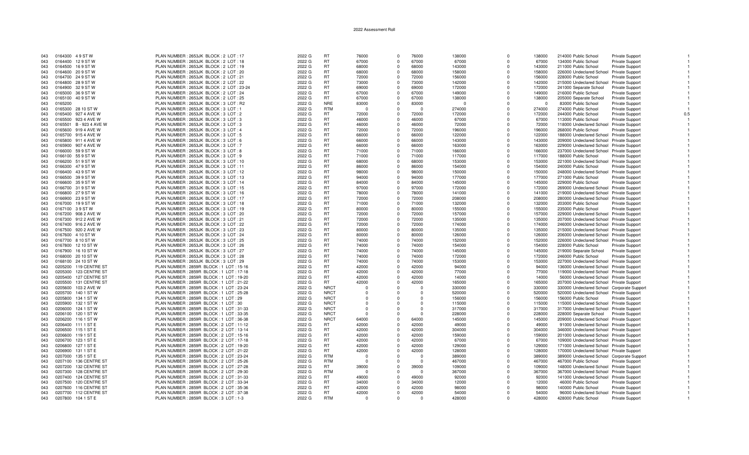| | | | | | | | | | | | | | | | |
|---|---|---|---|---|---|---|---|---|---|---|---|---|---|---|---|
| 043 | 0164300 | 4 9 ST W | PLAN NUMBER : 2653JK BLOCK : 2 LOT : 17 | 2022 G | RT | 76000 | 0 | 76000 | 138000 | 0 | 138000 | 214000 | Public School | Private Support | 1 |
| 043 | 0164400 | 12 9 ST W | PLAN NUMBER : 2653JK BLOCK : 2 LOT : 18 | 2022 G | RT | 67000 | 0 | 67000 | 67000 | 0 | 67000 | 134000 | Public School | Private Support | 1 |
| 043 | 0164500 | 16 9 ST W | PLAN NUMBER : 2653JK BLOCK : 2 LOT : 19 | 2022 G | RT | 68000 | 0 | 68000 | 143000 | 0 | 143000 | 211000 | Public School | Private Support | 1 |
| 043 | 0164600 | 20 9 ST W | PLAN NUMBER : 2653JK BLOCK : 2 LOT : 20 | 2022 G | RT | 68000 | 0 | 68000 | 158000 | 0 | 158000 | 226000 | Undeclared School | Private Support | 1 |
| 043 | 0164700 | 24 9 ST W | PLAN NUMBER : 2653JK BLOCK : 2 LOT : 21 | 2022 G | RT | 72000 | 0 | 72000 | 156000 | 0 | 156000 | 228000 | Public School | Private Support | 1 |
| 043 | 0164800 | 28 9 ST W | PLAN NUMBER : 2653JK BLOCK : 2 LOT : 22 | 2022 G | RT | 73000 | 0 | 73000 | 142000 | 0 | 142000 | 215000 | Undeclared School | Private Support | 1 |
| 043 | 0164900 | 32 9 ST W | PLAN NUMBER : 2653JK BLOCK : 2 LOT : 23-24 | 2022 G | RT | 69000 | 0 | 69000 | 172000 | 0 | 172000 | 241000 | Separate School | Private Support | 1 |
| 043 | 0165000 | 36 9 ST W | PLAN NUMBER : 2653JK BLOCK : 2 LOT : 24 | 2022 G | RT | 67000 | 0 | 67000 | 149000 | 0 | 149000 | 216000 | Public School | Private Support | 1 |
| 043 | 0165100 | 40 9 ST W | PLAN NUMBER : 2653JK BLOCK : 2 LOT : 25 | 2022 G | RT | 67000 | 0 | 67000 | 138000 | 0 | 138000 | 205000 | Separate School | Private Support | 1 |
| 043 | 0165200 | | PLAN NUMBER : 2653JK BLOCK : 3 LOT : R2 | 2022 G | NRE | 83000 | 0 | 83000 | 0 | 0 | 0 | 83000 | Public School | Private Support | 1 |
| 043 | 0165300 | 28 10 ST W | PLAN NUMBER : 2653JK BLOCK : 3 LOT : 1 | 2022 G | RTM | 0 | 0 | 0 | 274000 | 0 | 274000 | 274000 | Public School | Private Support | 1 |
| 043 | 0165400 | 927 4 AVE W | PLAN NUMBER : 2653JK BLOCK : 3 LOT : 2 | 2022 G | RT | 72000 | 0 | 72000 | 172000 | 0 | 172000 | 244000 | Public School | Private Support | 0.5 |
| 043 | 0165500 | 923 4 AVE W | PLAN NUMBER : 2653JK BLOCK : 3 LOT : 3 | 2022 G | RT | 46000 | 0 | 46000 | 67000 | 0 | 67000 | 113000 | Public School | Private Support | 1 |
| 043 | 0165501 | B - 923 4 AVE W | PLAN NUMBER : 2653JK BLOCK : 3 LOT : 3 | 2022 G | RT | 46000 | 0 | 46000 | 72000 | 0 | 72000 | 118000 | Undeclared School | Private Support | 1 |
| 043 | 0165600 | 919 4 AVE W | PLAN NUMBER : 2653JK BLOCK : 3 LOT : 4 | 2022 G | RT | 72000 | 0 | 72000 | 196000 | 0 | 196000 | 268000 | Public School | Private Support | 1 |
| 043 | 0165700 | 915 4 AVE W | PLAN NUMBER : 2653JK BLOCK : 3 LOT : 5 | 2022 G | RT | 66000 | 0 | 66000 | 122000 | 0 | 122000 | 188000 | Undeclared School | Private Support | 1 |
| 043 | 0165800 | 911 4 AVE W | PLAN NUMBER : 2653JK BLOCK : 3 LOT : 6 | 2022 G | RT | 66000 | 0 | 66000 | 143000 | 0 | 143000 | 209000 | Undeclared School | Private Support | 1 |
| 043 | 0165900 | 907 4 AVE W | PLAN NUMBER : 2653JK BLOCK : 3 LOT : 7 | 2022 G | RT | 66000 | 0 | 66000 | 163000 | 0 | 163000 | 229000 | Undeclared School | Private Support | 1 |
| 043 | 0166000 | 59 9 ST W | PLAN NUMBER : 2653JK BLOCK : 3 LOT : 8 | 2022 G | RT | 71000 | 0 | 71000 | 166000 | 0 | 166000 | 237000 | Undeclared School | Private Support | 1 |
| 043 | 0166100 | 55 9 ST W | PLAN NUMBER : 2653JK BLOCK : 3 LOT : 9 | 2022 G | RT | 71000 | 0 | 71000 | 117000 | 0 | 117000 | 188000 | Public School | Private Support | 1 |
| 043 | 0166200 | 51 9 ST W | PLAN NUMBER : 2653JK BLOCK : 3 LOT : 10 | 2022 G | RT | 68000 | 0 | 68000 | 153000 | 0 | 153000 | 221000 | Undeclared School | Private Support | 1 |
| 043 | 0166300 | 47 9 ST W | PLAN NUMBER : 2653JK BLOCK : 3 LOT : 11 | 2022 G | RT | 86000 | 0 | 86000 | 154000 | 0 | 154000 | 240000 | Public School | Private Support | 1 |
| 043 | 0166400 | 43 9 ST W | PLAN NUMBER : 2653JK BLOCK : 3 LOT : 12 | 2022 G | RT | 98000 | 0 | 98000 | 150000 | 0 | 150000 | 248000 | Undeclared School | Private Support | 1 |
| 043 | 0166500 | 39 9 ST W | PLAN NUMBER : 2653JK BLOCK : 3 LOT : 13 | 2022 G | RT | 94000 | 0 | 94000 | 177000 | 0 | 177000 | 271000 | Public School | Private Support | 1 |
| 043 | 0166600 | 35 9 ST W | PLAN NUMBER : 2653JK BLOCK : 3 LOT : 14 | 2022 G | RT | 84000 | 0 | 84000 | 145000 | 0 | 145000 | 229000 | Public School | Private Support | 1 |
| 043 | 0166700 | 31 9 ST W | PLAN NUMBER : 2653JK BLOCK : 3 LOT : 15 | 2022 G | RT | 97000 | 0 | 97000 | 172000 | 0 | 172000 | 269000 | Undeclared School | Private Support | 1 |
| 043 | 0166800 | 27 9 ST W | PLAN NUMBER : 2653JK BLOCK : 3 LOT : 16 | 2022 G | RT | 78000 | 0 | 78000 | 141000 | 0 | 141000 | 219000 | Undeclared School | Private Support | 1 |
| 043 | 0166900 | 23 9 ST W | PLAN NUMBER : 2653JK BLOCK : 3 LOT : 17 | 2022 G | RT | 72000 | 0 | 72000 | 208000 | 0 | 208000 | 280000 | Undeclared School | Private Support | 1 |
| 043 | 0167000 | 19 9 ST W | PLAN NUMBER : 2653JK BLOCK : 3 LOT : 18 | 2022 G | RT | 71000 | 0 | 71000 | 132000 | 0 | 132000 | 203000 | Public School | Private Support | 1 |
| 043 | 0167100 | 3 9 ST W | PLAN NUMBER : 2653JK BLOCK : 3 LOT : 19 | 2022 G | RT | 80000 | 0 | 80000 | 155000 | 0 | 155000 | 235000 | Public School | Private Support | 1 |
| 043 | 0167200 | 908 2 AVE W | PLAN NUMBER : 2653JK BLOCK : 3 LOT : 20 | 2022 G | RT | 72000 | 0 | 72000 | 157000 | 0 | 157000 | 229000 | Undeclared School | Private Support | 1 |
| 043 | 0167300 | 912 2 AVE W | PLAN NUMBER : 2653JK BLOCK : 3 LOT : 21 | 2022 G | RT | 72000 | 0 | 72000 | 135000 | 0 | 135000 | 207000 | Undeclared School | Private Support | 1 |
| 043 | 0167400 | 916 2 AVE W | PLAN NUMBER : 2653JK BLOCK : 3 LOT : 22 | 2022 G | RT | 72000 | 0 | 72000 | 174000 | 0 | 174000 | 246000 | Undeclared School | Private Support | 1 |
| 043 | 0167500 | 920 2 AVE W | PLAN NUMBER : 2653JK BLOCK : 3 LOT : 23 | 2022 G | RT | 80000 | 0 | 80000 | 135000 | 0 | 135000 | 215000 | Undeclared School | Private Support | 1 |
| 043 | 0167600 | 4 10 ST W | PLAN NUMBER : 2653JK BLOCK : 3 LOT : 24 | 2022 G | RT | 80000 | 0 | 80000 | 126000 | 0 | 126000 | 206000 | Undeclared School | Private Support | 1 |
| 043 | 0167700 | 8 10 ST W | PLAN NUMBER : 2653JK BLOCK : 3 LOT : 25 | 2022 G | RT | 74000 | 0 | 74000 | 152000 | 0 | 152000 | 226000 | Undeclared School | Private Support | 1 |
| 043 | 0167800 | 12 10 ST W | PLAN NUMBER : 2653JK BLOCK : 3 LOT : 26 | 2022 G | RT | 74000 | 0 | 74000 | 154000 | 0 | 154000 | 228000 | Public School | Private Support | 1 |
| 043 | 0167900 | 16 10 ST W | PLAN NUMBER : 2653JK BLOCK : 3 LOT : 27 | 2022 G | RT | 74000 | 0 | 74000 | 145000 | 0 | 145000 | 219000 | Separate School | Private Support | 1 |
| 043 | 0168000 | 20 10 ST W | PLAN NUMBER : 2653JK BLOCK : 3 LOT : 28 | 2022 G | RT | 74000 | 0 | 74000 | 172000 | 0 | 172000 | 246000 | Public School | Private Support | 1 |
| 043 | 0168100 | 24 10 ST W | PLAN NUMBER : 2653JK BLOCK : 3 LOT : 29 | 2022 G | RT | 74000 | 0 | 74000 | 153000 | 0 | 153000 | 227000 | Undeclared School | Private Support | 1 |
| 043 | 0205200 | 119 CENTRE ST | PLAN NUMBER : 2859R BLOCK : 1 LOT : 15-16 | 2022 G | RT | 42000 | 0 | 42000 | 94000 | 0 | 94000 | 136000 | Undeclared School | Private Support | 1 |
| 043 | 0205300 | 123 CENTRE ST | PLAN NUMBER : 2859R BLOCK : 1 LOT : 17-18 | 2022 G | RT | 42000 | 0 | 42000 | 77000 | 0 | 77000 | 119000 | Undeclared School | Private Support | 1 |
| 043 | 0205400 | 127 CENTRE ST | PLAN NUMBER : 2859R BLOCK : 1 LOT : 19-20 | 2022 G | RT | 42000 | 0 | 42000 | 14000 | 0 | 14000 | 56000 | Undeclared School | Private Support | 1 |
| 043 | 0205500 | 131 CENTRE ST | PLAN NUMBER : 2859R BLOCK : 1 LOT : 21-22 | 2022 G | RT | 42000 | 0 | 42000 | 165000 | 0 | 165000 | 207000 | Undeclared School | Private Support | 1 |
| 043 | 0205600 | 103 2 AVE W | PLAN NUMBER : 2859R BLOCK : 1 LOT : 23-24 | 2022 G | NRCT | 0 | 0 | 0 | 330000 | 0 | 330000 | 330000 | Undeclared School | Corporate Support | 1 |
| 043 | 0205700 | 140 1 ST W | PLAN NUMBER : 2859R BLOCK : 1 LOT : 25-28 | 2022 G | NRCT | 0 | 0 | 0 | 520000 | 0 | 520000 | 520000 | Undeclared School | Private Support | 1 |
| 043 | 0205800 | 134 1 ST W | PLAN NUMBER : 2859R BLOCK : 1 LOT : 29 | 2022 G | NRCT | 0 | 0 | 0 | 156000 | 0 | 156000 | 156000 | Public School | Private Support | 1 |
| 043 | 0205900 | 132 1 ST W | PLAN NUMBER : 2859R BLOCK : 1 LOT : 30 | 2022 G | NRCT | 0 | 0 | 0 | 115000 | 0 | 115000 | 115000 | Undeclared School | Private Support | 1 |
| 043 | 0206000 | 124 1 ST W | PLAN NUMBER : 2859R BLOCK : 1 LOT : 31-33 | 2022 G | NRCT | 0 | 0 | 0 | 317000 | 0 | 317000 | 317000 | Undeclared School | Private Support | 1 |
| 043 | 0206100 | 120 1 ST W | PLAN NUMBER : 2859R BLOCK : 1 LOT : 33-35 | 2022 G | NRCT | 0 | 0 | 0 | 228000 | 0 | 228000 | 228000 | Separate School | Private Support | 1 |
| 043 | 0206200 | 116 1 ST W | PLAN NUMBER : 2859R BLOCK : 1 LOT : 36-38 | 2022 G | NRCT | 64000 | 0 | 64000 | 145000 | 0 | 145000 | 209000 | Undeclared School | Private Support | 1 |
| 043 | 0206400 | 111 1 ST E | PLAN NUMBER : 2859R BLOCK : 2 LOT : 11-12 | 2022 G | RT | 42000 | 0 | 42000 | 49000 | 0 | 49000 | 91000 | Undeclared School | Private Support | 1 |
| 043 | 0206500 | 115 1 ST E | PLAN NUMBER : 2859R BLOCK : 2 LOT : 13-14 | 2022 G | RT | 42000 | 0 | 42000 | 304000 | 0 | 304000 | 346000 | Undeclared School | Private Support | 1 |
| 043 | 0206600 | 119 1 ST E | PLAN NUMBER : 2859R BLOCK : 2 LOT : 15-16 | 2022 G | RT | 42000 | 0 | 42000 | 159000 | 0 | 159000 | 201000 | Undeclared School | Private Support | 1 |
| 043 | 0206700 | 123 1 ST E | PLAN NUMBER : 2859R BLOCK : 2 LOT : 17-18 | 2022 G | RT | 42000 | 0 | 42000 | 67000 | 0 | 67000 | 109000 | Undeclared School | Private Support | 1 |
| 043 | 0206800 | 127 1 ST E | PLAN NUMBER : 2859R BLOCK : 2 LOT : 19-20 | 2022 G | RT | 42000 | 0 | 42000 | 129000 | 0 | 129000 | 171000 | Undeclared School | Private Support | 1 |
| 043 | 0206900 | 131 1 ST E | PLAN NUMBER : 2859R BLOCK : 2 LOT : 21-22 | 2022 G | RT | 42000 | 0 | 42000 | 128000 | 0 | 128000 | 170000 | Undeclared School | Private Support | 1 |
| 043 | 0207000 | 135 1 ST E | PLAN NUMBER : 2859R BLOCK : 2 LOT : 23-24 | 2022 G | RTM | 0 | 0 | 0 | 389000 | 0 | 389000 | 389000 | Undeclared School | Corporate Support | 1 |
| 043 | 0207100 | 136 CENTRE ST | PLAN NUMBER : 2859R BLOCK : 2 LOT : 25-26 | 2022 G | RTM | 0 | 0 | 0 | 467000 | 0 | 467000 | 467000 | Public School | Private Support | 1 |
| 043 | 0207200 | 132 CENTRE ST | PLAN NUMBER : 2859R BLOCK : 2 LOT : 27-28 | 2022 G | RT | 39000 | 0 | 39000 | 109000 | 0 | 109000 | 148000 | Undeclared School | Private Support | 1 |
| 043 | 0207300 | 128 CENTRE ST | PLAN NUMBER : 2859R BLOCK : 2 LOT : 29-30 | 2022 G | RTM | 0 | 0 | 0 | 367000 | 0 | 367000 | 367000 | Undeclared School | Private Support | 1 |
| 043 | 0207400 | 124 CENTRE ST | PLAN NUMBER : 2859R BLOCK : 2 LOT : 31-33 | 2022 G | RT | 49000 | 0 | 49000 | 92000 | 0 | 92000 | 141000 | Undeclared School | Private Support | 1 |
| 043 | 0207500 | 120 CENTRE ST | PLAN NUMBER : 2859R BLOCK : 2 LOT : 33-34 | 2022 G | RT | 34000 | 0 | 34000 | 12000 | 0 | 12000 | 46000 | Public School | Private Support | 1 |
| 043 | 0207600 | 116 CENTRE ST | PLAN NUMBER : 2859R BLOCK : 2 LOT : 35-36 | 2022 G | RT | 42000 | 0 | 42000 | 98000 | 0 | 98000 | 140000 | Public School | Private Support | 1 |
| 043 | 0207700 | 112 CENTRE ST | PLAN NUMBER : 2859R BLOCK : 2 LOT : 37-38 | 2022 G | RT | 42000 | 0 | 42000 | 54000 | 0 | 54000 | 96000 | Undeclared School | Private Support | 1 |
| 043 | 0207800 | 104 1 ST E | PLAN NUMBER : 2859R BLOCK : 3 LOT : 1-3 | 2022 G | RTM | 0 | 0 | 0 | 428000 | 0 | 428000 | 428000 | Public School | Private Support | 1 |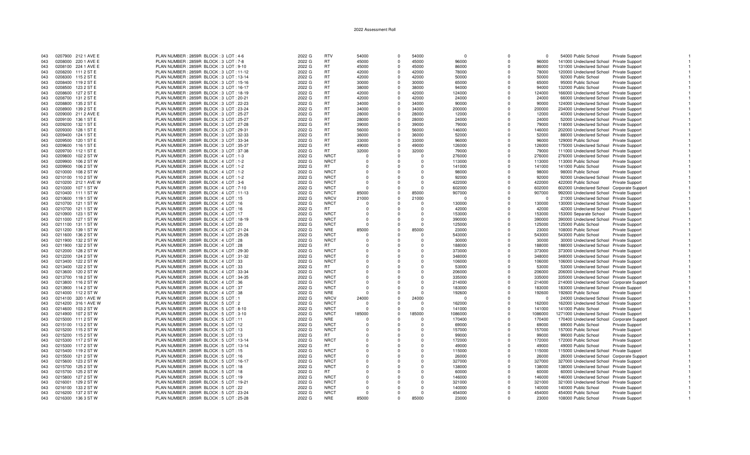# 2022 Assessment Roll

| | | | | | | | | | | | | | | |
|---|---|---|---|---|---|---|---|---|---|---|---|---|---|---|
| 043 | 0207900 212 1 AVE E | PLAN NUMBER : 2859R BLOCK : 3 LOT : 4-6 | 2022 G | RTV | 54000 | 0 | 54000 | 0 | 0 | 0 | 54000 Public School | Private Support | | 1 |
| 043 | 0208000 220 1 AVE E | PLAN NUMBER : 2859R BLOCK : 3 LOT : 7-8 | 2022 G | RT | 45000 | 0 | 45000 | 96000 | 0 | 96000 | 141000 Undeclared School | Private Support | | 1 |
| 043 | 0208100 224 1 AVE E | PLAN NUMBER : 2859R BLOCK : 3 LOT : 9-10 | 2022 G | RT | 45000 | 0 | 45000 | 86000 | 0 | 86000 | 131000 Undeclared School | Private Support | | 1 |
| 043 | 0208200 111 2 ST E | PLAN NUMBER : 2859R BLOCK : 3 LOT : 11-12 | 2022 G | RT | 42000 | 0 | 42000 | 78000 | 0 | 78000 | 120000 Undeclared School | Private Support | | 1 |
| 043 | 0208300 115 2 ST E | PLAN NUMBER : 2859R BLOCK : 3 LOT : 13-14 | 2022 G | RT | 42000 | 0 | 42000 | 50000 | 0 | 50000 | 92000 Public School | Private Support | | 1 |
| 043 | 0208400 119 2 ST E | PLAN NUMBER : 2859R BLOCK : 3 LOT : 15-16 | 2022 G | RT | 30000 | 0 | 30000 | 65000 | 0 | 65000 | 95000 Public School | Private Support | | 1 |
| 043 | 0208500 123 2 ST E | PLAN NUMBER : 2859R BLOCK : 3 LOT : 16-17 | 2022 G | RT | 38000 | 0 | 38000 | 94000 | 0 | 94000 | 132000 Public School | Private Support | | 1 |
| 043 | 0208600 127 2 ST E | PLAN NUMBER : 2859R BLOCK : 3 LOT : 18-19 | 2022 G | RT | 42000 | 0 | 42000 | 124000 | 0 | 124000 | 166000 Undeclared School | Private Support | | 1 |
| 043 | 0208700 131 2 ST E | PLAN NUMBER : 2859R BLOCK : 3 LOT : 20-21 | 2022 G | RT | 42000 | 0 | 42000 | 24000 | 0 | 24000 | 66000 Undeclared School | Private Support | | 1 |
| 043 | 0208800 135 2 ST E | PLAN NUMBER : 2859R BLOCK : 3 LOT : 22-23 | 2022 G | RT | 34000 | 0 | 34000 | 90000 | 0 | 90000 | 124000 Undeclared School | Private Support | | 1 |
| 043 | 0208900 139 2 ST E | PLAN NUMBER : 2859R BLOCK : 3 LOT : 23-24 | 2022 G | RT | 34000 | 0 | 34000 | 200000 | 0 | 200000 | 234000 Undeclared School | Private Support | | 1 |
| 043 | 0209000 211 2 AVE E | PLAN NUMBER : 2859R BLOCK : 3 LOT : 25-27 | 2022 G | RT | 28000 | 0 | 28000 | 12000 | 0 | 12000 | 40000 Undeclared School | Private Support | | 1 |
| 043 | 0209100 136 1 ST E | PLAN NUMBER : 2859R BLOCK : 3 LOT : 25-27 | 2022 G | RT | 28000 | 0 | 28000 | 24000 | 0 | 24000 | 52000 Undeclared School | Private Support | | 1 |
| 043 | 0209200 132 1 ST E | PLAN NUMBER : 2859R BLOCK : 3 LOT : 27-28 | 2022 G | RT | 39000 | 0 | 39000 | 79000 | 0 | 79000 | 118000 Undeclared School | Private Support | | 1 |
| 043 | 0209300 128 1 ST E | PLAN NUMBER : 2859R BLOCK : 3 LOT : 29-31 | 2022 G | RT | 56000 | 0 | 56000 | 146000 | 0 | 146000 | 202000 Undeclared School | Private Support | | 1 |
| 043 | 0209400 124 1 ST E | PLAN NUMBER : 2859R BLOCK : 3 LOT : 32-33 | 2022 G | RT | 36000 | 0 | 36000 | 52000 | 0 | 52000 | 88000 Undeclared School | Private Support | | 1 |
| 043 | 0209500 120 1 ST E | PLAN NUMBER : 2859R BLOCK : 3 LOT : 33-34 | 2022 G | RT | 33000 | 0 | 33000 | 96000 | 0 | 96000 | 129000 Public School | Private Support | | 1 |
| 043 | 0209600 116 1 ST E | PLAN NUMBER : 2859R BLOCK : 3 LOT : 35-37 | 2022 G | RT | 49000 | 0 | 49000 | 126000 | 0 | 126000 | 175000 Undeclared School | Private Support | | 1 |
| 043 | 0209700 112 1 ST E | PLAN NUMBER : 2859R BLOCK : 3 LOT : 37-38 | 2022 G | RT | 32000 | 0 | 32000 | 79000 | 0 | 79000 | 111000 Undeclared School | Private Support | | 1 |
| 043 | 0209800 102 2 ST W | PLAN NUMBER : 2859R BLOCK : 4 LOT : 1-3 | 2022 G | NRCT | 0 | 0 | 0 | 276000 | 0 | 276000 | 276000 Undeclared School | Private Support | | 1 |
| 043 | 0209900 106 2 ST W | PLAN NUMBER : 2859R BLOCK : 4 LOT : 1-2 | 2022 G | NRCT | 0 | 0 | 0 | 113000 | 0 | 113000 | 113000 Public School | Private Support | | 1 |
| 043 | 0209900 106 2 ST W | PLAN NUMBER : 2859R BLOCK : 4 LOT : 1-2 | 2022 G | RT | 0 | 0 | 0 | 141000 | 0 | 141000 | 141000 Public School | Private Support | | 1 |
| 043 | 0210000 108 2 ST W | PLAN NUMBER : 2859R BLOCK : 4 LOT : 1-2 | 2022 G | NRCT | 0 | 0 | 0 | 98000 | 0 | 98000 | 98000 Public School | Private Support | | 1 |
| 043 | 0210100 110 2 ST W | PLAN NUMBER : 2859R BLOCK : 4 LOT : 1-2 | 2022 G | NRCT | 0 | 0 | 0 | 92000 | 0 | 92000 | 92000 Undeclared School | Private Support | | 1 |
| 043 | 0210200 212 1 AVE W | PLAN NUMBER : 2859R BLOCK : 4 LOT : 3-6 | 2022 G | NRCT | 0 | 0 | 0 | 422000 | 0 | 422000 | 422000 Public School | Private Support | | 1 |
| 043 | 0210300 107 1 ST W | PLAN NUMBER : 2859R BLOCK : 4 LOT : 7-10 | 2022 G | NRCT | 0 | 0 | 0 | 602000 | 0 | 602000 | 602000 Undeclared School | Corporate Support | | 1 |
| 043 | 0210400 111 1 ST W | PLAN NUMBER : 2859R BLOCK : 4 LOT : 11-13 | 2022 G | NRCT | 85000 | 0 | 85000 | 907000 | 0 | 907000 | 992000 Undeclared School | Private Support | | 1 |
| 043 | 0210600 119 1 ST W | PLAN NUMBER : 2859R BLOCK : 4 LOT : 15 | 2022 G | NRCV | 21000 | 0 | 21000 | 0 | 0 | 0 | 21000 Undeclared School | Private Support | | 1 |
| 043 | 0210700 121 1 ST W | PLAN NUMBER : 2859R BLOCK : 4 LOT : 16 | 2022 G | NRCT | 0 | 0 | 0 | 130000 | 0 | 130000 | 130000 Undeclared School | Private Support | | 1 |
| 043 | 0210700 121 1 ST W | PLAN NUMBER : 2859R BLOCK : 4 LOT : 16 | 2022 G | RT | 0 | 0 | 0 | 42000 | 0 | 42000 | 42000 Undeclared School | Private Support | | 1 |
| 043 | 0210900 123 1 ST W | PLAN NUMBER : 2859R BLOCK : 4 LOT : 17 | 2022 G | NRCT | 0 | 0 | 0 | 153000 | 0 | 153000 | 153000 Separate School | Private Support | | 1 |
| 043 | 0211000 127 1 ST W | PLAN NUMBER : 2859R BLOCK : 4 LOT : 18-19 | 2022 G | NRCT | 0 | 0 | 0 | 390000 | 0 | 390000 | 390000 Undeclared School | Private Support | | 1 |
| 043 | 0211100 131 1 ST W | PLAN NUMBER : 2859R BLOCK : 4 LOT : 20 | 2022 G | NRCT | 0 | 0 | 0 | 125000 | 0 | 125000 | 125000 Public School | Private Support | | 1 |
| 043 | 0211200 139 1 ST W | PLAN NUMBER : 2859R BLOCK : 4 LOT : 21-24 | 2022 G | NRE | 85000 | 0 | 85000 | 23000 | 0 | 23000 | 108000 Public School | Private Support | | 1 |
| 043 | 0211600 136 2 ST W | PLAN NUMBER : 2859R BLOCK : 4 LOT : 25-28 | 2022 G | NRCT | 0 | 0 | 0 | 543000 | 0 | 543000 | 543000 Public School | Private Support | | 1 |
| 043 | 0211900 132 2 ST W | PLAN NUMBER : 2859R BLOCK : 4 LOT : 28 | 2022 G | NRCT | 0 | 0 | 0 | 30000 | 0 | 30000 | 30000 Undeclared School | Private Support | | 1 |
| 043 | 0211900 132 2 ST W | PLAN NUMBER : 2859R BLOCK : 4 LOT : 28 | 2022 G | RT | 0 | 0 | 0 | 188000 | 0 | 188000 | 188000 Undeclared School | Private Support | | 1 |
| 043 | 0212000 128 2 ST W | PLAN NUMBER : 2859R BLOCK : 4 LOT : 29-30 | 2022 G | NRCT | 0 | 0 | 0 | 373000 | 0 | 373000 | 373000 Undeclared School | Private Support | | 1 |
| 043 | 0212200 124 2 ST W | PLAN NUMBER : 2859R BLOCK : 4 LOT : 31-32 | 2022 G | NRCT | 0 | 0 | 0 | 348000 | 0 | 348000 | 348000 Undeclared School | Private Support | | 1 |
| 043 | 0213400 122 2 ST W | PLAN NUMBER : 2859R BLOCK : 4 LOT : 33 | 2022 G | NRCT | 0 | 0 | 0 | 106000 | 0 | 106000 | 106000 Undeclared School | Private Support | | 1 |
| 043 | 0213400 122 2 ST W | PLAN NUMBER : 2859R BLOCK : 4 LOT : 33 | 2022 G | RT | 0 | 0 | 0 | 53000 | 0 | 53000 | 53000 Undeclared School | Private Support | | 1 |
| 043 | 0213600 120 2 ST W | PLAN NUMBER : 2859R BLOCK : 4 LOT : 33-34 | 2022 G | NRCT | 0 | 0 | 0 | 206000 | 0 | 206000 | 206000 Undeclared School | Private Support | | 1 |
| 043 | 0213700 118 2 ST W | PLAN NUMBER : 2859R BLOCK : 4 LOT : 34-35 | 2022 G | NRCT | 0 | 0 | 0 | 335000 | 0 | 335000 | 335000 Undeclared School | Private Support | | 1 |
| 043 | 0213800 116 2 ST W | PLAN NUMBER : 2859R BLOCK : 4 LOT : 36 | 2022 G | NRCT | 0 | 0 | 0 | 214000 | 0 | 214000 | 214000 Undeclared School | Corporate Support | | 1 |
| 043 | 0213900 114 2 ST W | PLAN NUMBER : 2859R BLOCK : 4 LOT : 37 | 2022 G | NRCT | 0 | 0 | 0 | 183000 | 0 | 183000 | 183000 Undeclared School | Private Support | | 1 |
| 043 | 0214000 112 2 ST W | PLAN NUMBER : 2859R BLOCK : 4 LOT : 38 | 2022 G | NRE | 0 | 0 | 0 | 192600 | 0 | 192600 | 192600 Public School | Private Support | | 1 |
| 043 | 0214100 320 1 AVE W | PLAN NUMBER : 2859R BLOCK : 5 LOT : 1 | 2022 G | NRCV | 24000 | 0 | 24000 | 0 | 0 | 0 | 24000 Undeclared School | Private Support | | 1 |
| 043 | 0214200 316 1 AVE W | PLAN NUMBER : 2859R BLOCK : 5 LOT : 2 | 2022 G | NRCT | 0 | 0 | 0 | 162000 | 0 | 162000 | 162000 Undeclared School | Private Support | | 1 |
| 043 | 0214600 103 2 ST W | PLAN NUMBER : 2859R BLOCK : 5 LOT : 8-10 | 2022 G | NRCT | 0 | 0 | 0 | 141000 | 0 | 141000 | 141000 Public School | Private Support | | 1 |
| 043 | 0214900 107 2 ST W | PLAN NUMBER : 2859R BLOCK : 5 LOT : 3-10 | 2022 G | NRCT | 185000 | 0 | 185000 | 1086000 | 0 | 1086000 | 1271000 Undeclared School | Private Support | | 1 |
| 043 | 0215000 111 2 ST W | PLAN NUMBER : 2859R BLOCK : 5 LOT : 11 | 2022 G | NRE | 0 | 0 | 0 | 170400 | 0 | 170400 | 170400 Undeclared School | Corporate Support | | 1 |
| 043 | 0215100 113 2 ST W | PLAN NUMBER : 2859R BLOCK : 5 LOT : 12 | 2022 G | NRCT | 0 | 0 | 0 | 69000 | 0 | 69000 | 69000 Public School | Private Support | | 1 |
| 043 | 0215200 115 2 ST W | PLAN NUMBER : 2859R BLOCK : 5 LOT : 13 | 2022 G | NRCT | 0 | 0 | 0 | 157000 | 0 | 157000 | 157000 Public School | Private Support | | 1 |
| 043 | 0215200 115 2 ST W | PLAN NUMBER : 2859R BLOCK : 5 LOT : 13 | 2022 G | RT | 0 | 0 | 0 | 99000 | 0 | 99000 | 99000 Public School | Private Support | | 1 |
| 043 | 0215300 117 2 ST W | PLAN NUMBER : 2859R BLOCK : 5 LOT : 13-14 | 2022 G | NRCT | 0 | 0 | 0 | 172000 | 0 | 172000 | 172000 Public School | Private Support | | 1 |
| 043 | 0215300 117 2 ST W | PLAN NUMBER : 2859R BLOCK : 5 LOT : 13-14 | 2022 G | RT | 0 | 0 | 0 | 49000 | 0 | 49000 | 49000 Public School | Private Support | | 1 |
| 043 | 0215400 119 2 ST W | PLAN NUMBER : 2859R BLOCK : 5 LOT : 15 | 2022 G | NRCT | 0 | 0 | 0 | 115000 | 0 | 115000 | 115000 Undeclared School | Private Support | | 1 |
| 043 | 0215500 121 2 ST W | PLAN NUMBER : 2859R BLOCK : 5 LOT : 16 | 2022 G | NRCT | 0 | 0 | 0 | 26000 | 0 | 26000 | 26000 Undeclared School | Corporate Support | | 1 |
| 043 | 0215600 123 2 ST W | PLAN NUMBER : 2859R BLOCK : 5 LOT : 16-17 | 2022 G | NRCT | 0 | 0 | 0 | 327000 | 0 | 327000 | 327000 Undeclared School | Private Support | | 1 |
| 043 | 0215700 125 2 ST W | PLAN NUMBER : 2859R BLOCK : 5 LOT : 18 | 2022 G | NRCT | 0 | 0 | 0 | 138000 | 0 | 138000 | 138000 Undeclared School | Private Support | | 1 |
| 043 | 0215700 125 2 ST W | PLAN NUMBER : 2859R BLOCK : 5 LOT : 18 | 2022 G | RT | 0 | 0 | 0 | 60000 | 0 | 60000 | 60000 Undeclared School | Private Support | | 1 |
| 043 | 0215800 127 2 ST W | PLAN NUMBER : 2859R BLOCK : 5 LOT : 19 | 2022 G | NRCT | 0 | 0 | 0 | 146000 | 0 | 146000 | 146000 Undeclared School | Private Support | | 1 |
| 043 | 0216001 129 2 ST W | PLAN NUMBER : 2859R BLOCK : 5 LOT : 19-21 | 2022 G | NRCT | 0 | 0 | 0 | 321000 | 0 | 321000 | 321000 Undeclared School | Private Support | | 1 |
| 043 | 0216100 133 2 ST W | PLAN NUMBER : 2859R BLOCK : 5 LOT : 22 | 2022 G | NRCT | 0 | 0 | 0 | 140000 | 0 | 140000 | 140000 Public School | Private Support | | 1 |
| 043 | 0216200 137 2 ST W | PLAN NUMBER : 2859R BLOCK : 5 LOT : 23-24 | 2022 G | NRCT | 0 | 0 | 0 | 454000 | 0 | 454000 | 454000 Public School | Private Support | | 1 |
| 043 | 0216300 136 3 ST W | PLAN NUMBER : 2859R BLOCK : 5 LOT : 25-28 | 2022 G | NRE | 85000 | 0 | 85000 | 23000 | 0 | 23000 | 108000 Public School | Private Support | | 1 |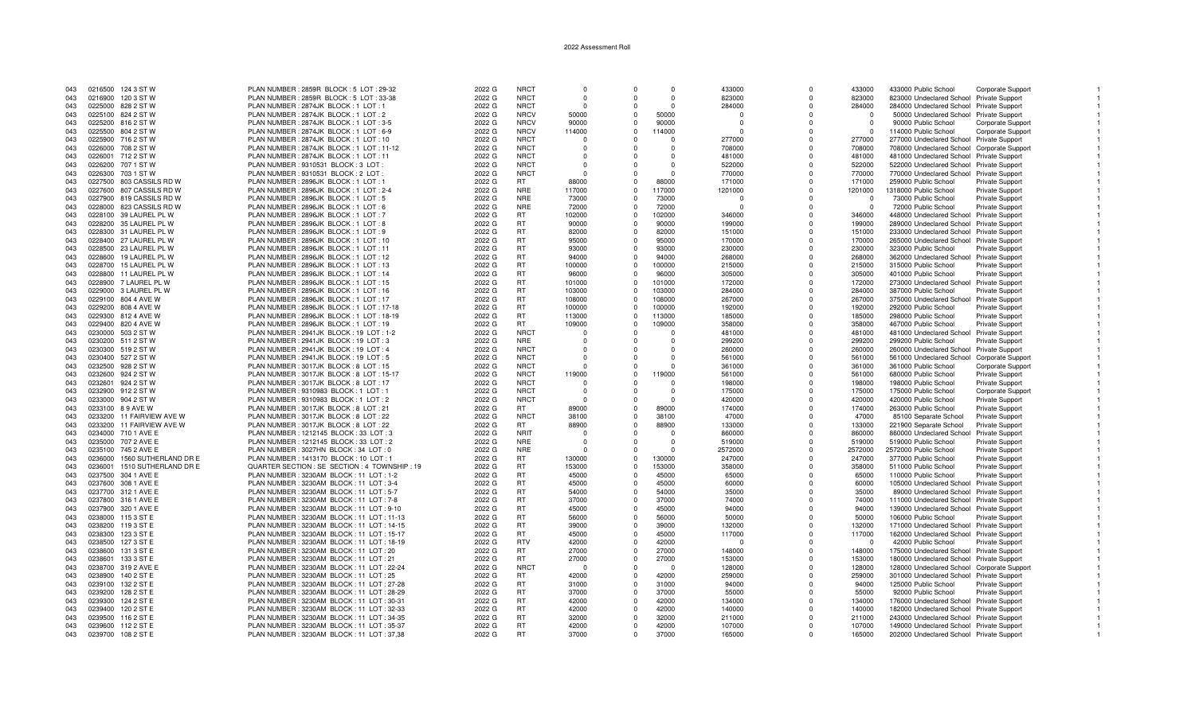# 2022 Assessment Roll

| | | | | | | | | | | | | | | | |
|---|---|---|---|---|---|---|---|---|---|---|---|---|---|---|---|
| 043 | 0216500 | 124 3 ST W | PLAN NUMBER : 2859R BLOCK : 5 LOT : 29-32 | 2022 G | NRCT | 0 | 0 | 0 | 433000 | 0 | 433000 | 433000 Public School | Corporate Support | 1 |
| 043 | 0216900 | 120 3 ST W | PLAN NUMBER : 2859R BLOCK : 5 LOT : 33-38 | 2022 G | NRCT | 0 | 0 | 0 | 823000 | 0 | 823000 | 823000 Undeclared School | Private Support | 1 |
| 043 | 0225000 | 828 2 ST W | PLAN NUMBER : 2874JK BLOCK : 1 LOT : 1 | 2022 G | NRCT | 0 | 0 | 0 | 284000 | 0 | 284000 | 284000 Undeclared School | Private Support | 1 |
| 043 | 0225100 | 824 2 ST W | PLAN NUMBER : 2874JK BLOCK : 1 LOT : 2 | 2022 G | NRCV | 50000 | 0 | 50000 | 0 | 0 | 0 | 50000 Undeclared School | Private Support | 1 |
| 043 | 0225200 | 816 2 ST W | PLAN NUMBER : 2874JK BLOCK : 1 LOT : 3-5 | 2022 G | NRCV | 90000 | 0 | 90000 | 0 | 0 | 0 | 90000 Public School | Corporate Support | 1 |
| 043 | 0225500 | 804 2 ST W | PLAN NUMBER : 2874JK BLOCK : 1 LOT : 6-9 | 2022 G | NRCV | 114000 | 0 | 114000 | 0 | 0 | 0 | 114000 Public School | Corporate Support | 1 |
| 043 | 0225900 | 716 2 ST W | PLAN NUMBER : 2874JK BLOCK : 1 LOT : 10 | 2022 G | NRCT | 0 | 0 | 0 | 277000 | 0 | 277000 | 277000 Undeclared School | Private Support | 1 |
| 043 | 0226000 | 708 2 ST W | PLAN NUMBER : 2874JK BLOCK : 1 LOT : 11-12 | 2022 G | NRCT | 0 | 0 | 0 | 708000 | 0 | 708000 | 708000 Undeclared School | Corporate Support | 1 |
| 043 | 0226001 | 712 2 ST W | PLAN NUMBER : 2874JK BLOCK : 1 LOT : 11 | 2022 G | NRCT | 0 | 0 | 0 | 481000 | 0 | 481000 | 481000 Undeclared School | Private Support | 1 |
| 043 | 0226200 | 707 1 ST W | PLAN NUMBER : 9310531 BLOCK : 3 LOT : | 2022 G | NRCT | 0 | 0 | 0 | 522000 | 0 | 522000 | 522000 Undeclared School | Private Support | 1 |
| 043 | 0226300 | 703 1 ST W | PLAN NUMBER : 9310531 BLOCK : 2 LOT : | 2022 G | NRCT | 0 | 0 | 0 | 770000 | 0 | 770000 | 770000 Undeclared School | Private Support | 1 |
| 043 | 0227500 | 803 CASSILS RD W | PLAN NUMBER : 2896JK BLOCK : 1 LOT : 1 | 2022 G | RT | 88000 | 0 | 88000 | 171000 | 0 | 171000 | 259000 Public School | Private Support | 1 |
| 043 | 0227600 | 807 CASSILS RD W | PLAN NUMBER : 2896JK BLOCK : 1 LOT : 2-4 | 2022 G | NRE | 117000 | 0 | 117000 | 1201000 | 0 | 1201000 | 1318000 Public School | Private Support | 1 |
| 043 | 0227900 | 819 CASSILS RD W | PLAN NUMBER : 2896JK BLOCK : 1 LOT : 5 | 2022 G | NRE | 73000 | 0 | 73000 | 0 | 0 | 0 | 73000 Public School | Private Support | 1 |
| 043 | 0228000 | 823 CASSILS RD W | PLAN NUMBER : 2896JK BLOCK : 1 LOT : 6 | 2022 G | NRE | 72000 | 0 | 72000 | 0 | 0 | 0 | 72000 Public School | Private Support | 1 |
| 043 | 0228100 | 39 LAUREL PL W | PLAN NUMBER : 2896JK BLOCK : 1 LOT : 7 | 2022 G | RT | 102000 | 0 | 102000 | 346000 | 0 | 346000 | 448000 Undeclared School | Private Support | 1 |
| 043 | 0228200 | 35 LAUREL PL W | PLAN NUMBER : 2896JK BLOCK : 1 LOT : 8 | 2022 G | RT | 90000 | 0 | 90000 | 199000 | 0 | 199000 | 289000 Undeclared School | Private Support | 1 |
| 043 | 0228300 | 31 LAUREL PL W | PLAN NUMBER : 2896JK BLOCK : 1 LOT : 9 | 2022 G | RT | 82000 | 0 | 82000 | 151000 | 0 | 151000 | 233000 Undeclared School | Private Support | 1 |
| 043 | 0228400 | 27 LAUREL PL W | PLAN NUMBER : 2896JK BLOCK : 1 LOT : 10 | 2022 G | RT | 95000 | 0 | 95000 | 170000 | 0 | 170000 | 265000 Undeclared School | Private Support | 1 |
| 043 | 0228500 | 23 LAUREL PL W | PLAN NUMBER : 2896JK BLOCK : 1 LOT : 11 | 2022 G | RT | 93000 | 0 | 93000 | 230000 | 0 | 230000 | 323000 Public School | Private Support | 1 |
| 043 | 0228600 | 19 LAUREL PL W | PLAN NUMBER : 2896JK BLOCK : 1 LOT : 12 | 2022 G | RT | 94000 | 0 | 94000 | 268000 | 0 | 268000 | 362000 Undeclared School | Private Support | 1 |
| 043 | 0228700 | 15 LAUREL PL W | PLAN NUMBER : 2896JK BLOCK : 1 LOT : 13 | 2022 G | RT | 100000 | 0 | 100000 | 215000 | 0 | 215000 | 315000 Public School | Private Support | 1 |
| 043 | 0228800 | 11 LAUREL PL W | PLAN NUMBER : 2896JK BLOCK : 1 LOT : 14 | 2022 G | RT | 96000 | 0 | 96000 | 305000 | 0 | 305000 | 401000 Public School | Private Support | 1 |
| 043 | 0228900 | 7 LAUREL PL W | PLAN NUMBER : 2896JK BLOCK : 1 LOT : 15 | 2022 G | RT | 101000 | 0 | 101000 | 172000 | 0 | 172000 | 273000 Undeclared School | Private Support | 1 |
| 043 | 0229000 | 3 LAUREL PL W | PLAN NUMBER : 2896JK BLOCK : 1 LOT : 16 | 2022 G | RT | 103000 | 0 | 103000 | 284000 | 0 | 284000 | 387000 Public School | Private Support | 1 |
| 043 | 0229100 | 804 4 AVE W | PLAN NUMBER : 2896JK BLOCK : 1 LOT : 17 | 2022 G | RT | 108000 | 0 | 108000 | 267000 | 0 | 267000 | 375000 Undeclared School | Private Support | 1 |
| 043 | 0229200 | 808 4 AVE W | PLAN NUMBER : 2896JK BLOCK : 1 LOT : 17-18 | 2022 G | RT | 100000 | 0 | 100000 | 192000 | 0 | 192000 | 292000 Public School | Private Support | 1 |
| 043 | 0229300 | 812 4 AVE W | PLAN NUMBER : 2896JK BLOCK : 1 LOT : 18-19 | 2022 G | RT | 113000 | 0 | 113000 | 185000 | 0 | 185000 | 298000 Public School | Private Support | 1 |
| 043 | 0229400 | 820 4 AVE W | PLAN NUMBER : 2896JK BLOCK : 1 LOT : 19 | 2022 G | RT | 109000 | 0 | 109000 | 358000 | 0 | 358000 | 467000 Public School | Private Support | 1 |
| 043 | 0230000 | 503 2 ST W | PLAN NUMBER : 2941JK BLOCK : 19 LOT : 1-2 | 2022 G | NRCT | 0 | 0 | 0 | 481000 | 0 | 481000 | 481000 Undeclared School | Private Support | 1 |
| 043 | 0230200 | 511 2 ST W | PLAN NUMBER : 2941JK BLOCK : 19 LOT : 3 | 2022 G | NRE | 0 | 0 | 0 | 299200 | 0 | 299200 | 299200 Public School | Private Support | 1 |
| 043 | 0230300 | 519 2 ST W | PLAN NUMBER : 2941JK BLOCK : 19 LOT : 4 | 2022 G | NRCT | 0 | 0 | 0 | 260000 | 0 | 260000 | 260000 Undeclared School | Private Support | 1 |
| 043 | 0230400 | 527 2 ST W | PLAN NUMBER : 2941JK BLOCK : 19 LOT : 5 | 2022 G | NRCT | 0 | 0 | 0 | 561000 | 0 | 561000 | 561000 Undeclared School | Corporate Support | 1 |
| 043 | 0232500 | 928 2 ST W | PLAN NUMBER : 3017JK BLOCK : 8 LOT : 15 | 2022 G | NRCT | 0 | 0 | 0 | 361000 | 0 | 361000 | 361000 Public School | Corporate Support | 1 |
| 043 | 0232600 | 924 2 ST W | PLAN NUMBER : 3017JK BLOCK : 8 LOT : 15-17 | 2022 G | NRCT | 119000 | 0 | 119000 | 561000 | 0 | 561000 | 680000 Public School | Private Support | 1 |
| 043 | 0232601 | 924 2 ST W | PLAN NUMBER : 3017JK BLOCK : 8 LOT : 17 | 2022 G | NRCT | 0 | 0 | 0 | 198000 | 0 | 198000 | 198000 Public School | Private Support | 1 |
| 043 | 0232900 | 912 2 ST W | PLAN NUMBER : 9310983 BLOCK : 1 LOT : 1 | 2022 G | NRCT | 0 | 0 | 0 | 175000 | 0 | 175000 | 175000 Public School | Corporate Support | 1 |
| 043 | 0233000 | 904 2 ST W | PLAN NUMBER : 9310983 BLOCK : 1 LOT : 2 | 2022 G | NRCT | 0 | 0 | 0 | 420000 | 0 | 420000 | 420000 Public School | Private Support | 1 |
| 043 | 0233100 | 8 9 AVE W | PLAN NUMBER : 3017JK BLOCK : 8 LOT : 21 | 2022 G | RT | 89000 | 0 | 89000 | 174000 | 0 | 174000 | 263000 Public School | Private Support | 1 |
| 043 | 0233200 | 11 FAIRVIEW AVE W | PLAN NUMBER : 3017JK BLOCK : 8 LOT : 22 | 2022 G | NRCT | 38100 | 0 | 38100 | 47000 | 0 | 47000 | 85100 Separate School | Private Support | 1 |
| 043 | 0233200 | 11 FAIRVIEW AVE W | PLAN NUMBER : 3017JK BLOCK : 8 LOT : 22 | 2022 G | RT | 88900 | 0 | 88900 | 133000 | 0 | 133000 | 221900 Separate School | Private Support | 1 |
| 043 | 0234000 | 710 1 AVE E | PLAN NUMBER : 1212145 BLOCK : 33 LOT : 3 | 2022 G | NRIT | 0 | 0 | 0 | 860000 | 0 | 860000 | 860000 Undeclared School | Private Support | 1 |
| 043 | 0235000 | 707 2 AVE E | PLAN NUMBER : 1212145 BLOCK : 33 LOT : 2 | 2022 G | NRE | 0 | 0 | 0 | 519000 | 0 | 519000 | 519000 Public School | Private Support | 1 |
| 043 | 0235100 | 745 2 AVE E | PLAN NUMBER : 3027HN BLOCK : 34 LOT : 0 | 2022 G | NRE | 0 | 0 | 0 | 2572000 | 0 | 2572000 | 2572000 Public School | Private Support | 1 |
| 043 | 0236000 | 1560 SUTHERLAND DR E | PLAN NUMBER : 1413170 BLOCK : 10 LOT : 1 | 2022 G | RT | 130000 | 0 | 130000 | 247000 | 0 | 247000 | 377000 Public School | Private Support | 1 |
| 043 | 0236001 | 1510 SUTHERLAND DR E | QUARTER SECTION : SE SECTION : 4 TOWNSHIP : 19 | 2022 G | RT | 153000 | 0 | 153000 | 358000 | 0 | 358000 | 511000 Public School | Private Support | 1 |
| 043 | 0237500 | 304 1 AVE E | PLAN NUMBER : 3230AM BLOCK : 11 LOT : 1-2 | 2022 G | RT | 45000 | 0 | 45000 | 65000 | 0 | 65000 | 110000 Public School | Private Support | 1 |
| 043 | 0237600 | 308 1 AVE E | PLAN NUMBER : 3230AM BLOCK : 11 LOT : 3-4 | 2022 G | RT | 45000 | 0 | 45000 | 60000 | 0 | 60000 | 105000 Undeclared School | Private Support | 1 |
| 043 | 0237700 | 312 1 AVE E | PLAN NUMBER : 3230AM BLOCK : 11 LOT : 5-7 | 2022 G | RT | 54000 | 0 | 54000 | 35000 | 0 | 35000 | 89000 Undeclared School | Private Support | 1 |
| 043 | 0237800 | 316 1 AVE E | PLAN NUMBER : 3230AM BLOCK : 11 LOT : 7-8 | 2022 G | RT | 37000 | 0 | 37000 | 74000 | 0 | 74000 | 111000 Undeclared School | Private Support | 1 |
| 043 | 0237900 | 320 1 AVE E | PLAN NUMBER : 3230AM BLOCK : 11 LOT : 9-10 | 2022 G | RT | 45000 | 0 | 45000 | 94000 | 0 | 94000 | 139000 Undeclared School | Private Support | 1 |
| 043 | 0238000 | 115 3 ST E | PLAN NUMBER : 3230AM BLOCK : 11 LOT : 11-13 | 2022 G | RT | 56000 | 0 | 56000 | 50000 | 0 | 50000 | 106000 Public School | Private Support | 1 |
| 043 | 0238200 | 119 3 ST E | PLAN NUMBER : 3230AM BLOCK : 11 LOT : 14-15 | 2022 G | RT | 39000 | 0 | 39000 | 132000 | 0 | 132000 | 171000 Undeclared School | Private Support | 1 |
| 043 | 0238300 | 123 3 ST E | PLAN NUMBER : 3230AM BLOCK : 11 LOT : 15-17 | 2022 G | RT | 45000 | 0 | 45000 | 117000 | 0 | 117000 | 162000 Undeclared School | Private Support | 1 |
| 043 | 0238500 | 127 3 ST E | PLAN NUMBER : 3230AM BLOCK : 11 LOT : 18-19 | 2022 G | RTV | 42000 | 0 | 42000 | 0 | 0 | 0 | 42000 Public School | Private Support | 1 |
| 043 | 0238600 | 131 3 ST E | PLAN NUMBER : 3230AM BLOCK : 11 LOT : 20 | 2022 G | RT | 27000 | 0 | 27000 | 148000 | 0 | 148000 | 175000 Undeclared School | Private Support | 1 |
| 043 | 0238601 | 133 3 ST E | PLAN NUMBER : 3230AM BLOCK : 11 LOT : 21 | 2022 G | RT | 27000 | 0 | 27000 | 153000 | 0 | 153000 | 180000 Undeclared School | Private Support | 1 |
| 043 | 0238700 | 319 2 AVE E | PLAN NUMBER : 3230AM BLOCK : 11 LOT : 22-24 | 2022 G | NRCT | 0 | 0 | 0 | 128000 | 0 | 128000 | 128000 Undeclared School | Corporate Support | 1 |
| 043 | 0238900 | 140 2 ST E | PLAN NUMBER : 3230AM BLOCK : 11 LOT : 25 | 2022 G | RT | 42000 | 0 | 42000 | 259000 | 0 | 259000 | 301000 Undeclared School | Private Support | 1 |
| 043 | 0239100 | 132 2 ST E | PLAN NUMBER : 3230AM BLOCK : 11 LOT : 27-28 | 2022 G | RT | 31000 | 0 | 31000 | 94000 | 0 | 94000 | 125000 Public School | Private Support | 1 |
| 043 | 0239200 | 128 2 ST E | PLAN NUMBER : 3230AM BLOCK : 11 LOT : 28-29 | 2022 G | RT | 37000 | 0 | 37000 | 55000 | 0 | 55000 | 92000 Public School | Private Support | 1 |
| 043 | 0239300 | 124 2 ST E | PLAN NUMBER : 3230AM BLOCK : 11 LOT : 30-31 | 2022 G | RT | 42000 | 0 | 42000 | 134000 | 0 | 134000 | 176000 Undeclared School | Private Support | 1 |
| 043 | 0239400 | 120 2 ST E | PLAN NUMBER : 3230AM BLOCK : 11 LOT : 32-33 | 2022 G | RT | 42000 | 0 | 42000 | 140000 | 0 | 140000 | 182000 Undeclared School | Private Support | 1 |
| 043 | 0239500 | 116 2 ST E | PLAN NUMBER : 3230AM BLOCK : 11 LOT : 34-35 | 2022 G | RT | 32000 | 0 | 32000 | 211000 | 0 | 211000 | 243000 Undeclared School | Private Support | 1 |
| 043 | 0239600 | 112 2 ST E | PLAN NUMBER : 3230AM BLOCK : 11 LOT : 35-37 | 2022 G | RT | 42000 | 0 | 42000 | 107000 | 0 | 107000 | 149000 Undeclared School | Private Support | 1 |
| 043 | 0239700 | 108 2 ST E | PLAN NUMBER : 3230AM BLOCK : 11 LOT : 37,38 | 2022 G | RT | 37000 | 0 | 37000 | 165000 | 0 | 165000 | 202000 Undeclared School | Private Support | 1 |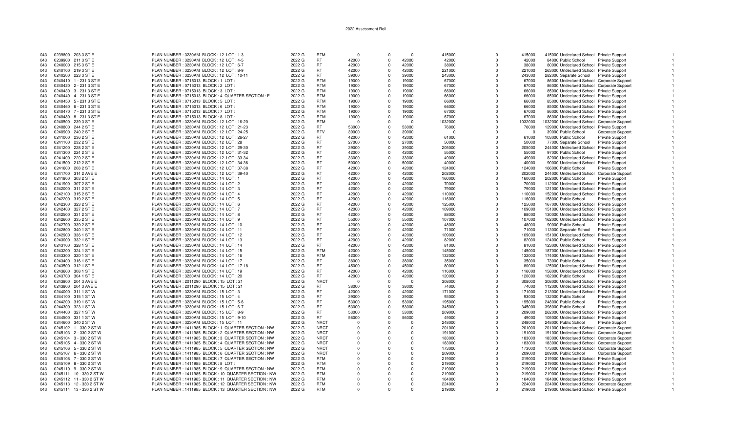# 2022 Assessment Roll

| | | | | | | | | | | | | | | | |
|---|---|---|---|---|---|---|---|---|---|---|---|---|---|---|---|
| 043 | 0239800 | 203 3 ST E | PLAN NUMBER : 3230AM BLOCK : 12 LOT : 1-3 | 2022 G | RTM | 0 | 0 | 0 | 415000 | 0 | 415000 | 415000 | Undeclared School | Private Support | 1 |
| 043 | 0239900 | 211 3 ST E | PLAN NUMBER : 3230AM BLOCK : 12 LOT : 4-5 | 2022 G | RT | 42000 | 0 | 42000 | 42000 | 0 | 42000 | 84000 | Public School | Private Support | 1 |
| 043 | 0240000 | 215 3 ST E | PLAN NUMBER : 3230AM BLOCK : 12 LOT : 6-7 | 2022 G | RT | 42000 | 0 | 42000 | 38000 | 0 | 38000 | 80000 | Undeclared School | Private Support | 1 |
| 043 | 0240100 | 219 3 ST E | PLAN NUMBER : 3230AM BLOCK : 12 LOT : 8-9 | 2022 G | RT | 42000 | 0 | 42000 | 221000 | 0 | 221000 | 263000 | Undeclared School | Private Support | 1 |
| 043 | 0240200 | 223 3 ST E | PLAN NUMBER : 3230AM BLOCK : 12 LOT : 10-11 | 2022 G | RT | 39000 | 0 | 39000 | 243000 | 0 | 243000 | 282000 | Separate School | Private Support | 1 |
| 043 | 0240410 | 1 - 231 3 ST E | PLAN NUMBER : 0715013 BLOCK : 1 LOT : | 2022 G | RTM | 19000 | 0 | 19000 | 67000 | 0 | 67000 | 86000 | Undeclared School | Corporate Support | 1 |
| 043 | 0240420 | 2 - 231 3 ST E | PLAN NUMBER : 0715013 BLOCK : 2 LOT : | 2022 G | RTM | 19000 | 0 | 19000 | 67000 | 0 | 67000 | 86000 | Undeclared School | Corporate Support | 1 |
| 043 | 0240430 | 3 - 231 3 ST E | PLAN NUMBER : 0715013 BLOCK : 3 LOT : | 2022 G | RTM | 19000 | 0 | 19000 | 66000 | 0 | 66000 | 85000 | Undeclared School | Private Support | 1 |
| 043 | 0240440 | 4 - 231 3 ST E | PLAN NUMBER : 0715013 BLOCK : 4 QUARTER SECTION : E | 2022 G | RTM | 19000 | 0 | 19000 | 66000 | 0 | 66000 | 85000 | Undeclared School | Private Support | 1 |
| 043 | 0240450 | 5 - 231 3 ST E | PLAN NUMBER : 0715013 BLOCK : 5 LOT : | 2022 G | RTM | 19000 | 0 | 19000 | 66000 | 0 | 66000 | 85000 | Undeclared School | Private Support | 1 |
| 043 | 0240460 | 6 - 231 3 ST E | PLAN NUMBER : 0715013 BLOCK : 6 LOT : | 2022 G | RTM | 19000 | 0 | 19000 | 66000 | 0 | 66000 | 85000 | Undeclared School | Private Support | 1 |
| 043 | 0240470 | 7 - 231 3 ST E | PLAN NUMBER : 0715013 BLOCK : 7 LOT : | 2022 G | RTM | 19000 | 0 | 19000 | 67000 | 0 | 67000 | 86000 | Undeclared School | Private Support | 1 |
| 043 | 0240480 | 8 - 231 3 ST E | PLAN NUMBER : 0715013 BLOCK : 8 LOT : | 2022 G | RTM | 19000 | 0 | 19000 | 67000 | 0 | 67000 | 86000 | Undeclared School | Private Support | 1 |
| 043 | 0240500 | 239 3 ST E | PLAN NUMBER : 3230AM BLOCK : 12 LOT : 16-20 | 2022 G | RTM | 0 | 0 | 0 | 1032000 | 0 | 1032000 | 1032000 | Undeclared School | Corporate Support | 1 |
| 043 | 0240800 | 244 2 ST E | PLAN NUMBER : 3230AM BLOCK : 12 LOT : 21-23 | 2022 G | RT | 53000 | 0 | 53000 | 76000 | 0 | 76000 | 129000 | Undeclared School | Private Support | 1 |
| 043 | 0240900 | 240 2 ST E | PLAN NUMBER : 3230AM BLOCK : 12 LOT : 24-25 | 2022 G | RTV | 39000 | 0 | 39000 | 0 | 0 | 0 | 39000 | Public School | Corporate Support | 1 |
| 043 | 0241000 | 236 2 ST E | PLAN NUMBER : 3230AM BLOCK : 12 LOT : 26-27 | 2022 G | RT | 42000 | 0 | 42000 | 61000 | 0 | 61000 | 103000 | Public School | Private Support | 1 |
| 043 | 0241100 | 232 2 ST E | PLAN NUMBER : 3230AM BLOCK : 12 LOT : 28 | 2022 G | RT | 27000 | 0 | 27000 | 50000 | 0 | 50000 | 77000 | Separate School | Private Support | 1 |
| 043 | 0241200 | 228 2 ST E | PLAN NUMBER : 3230AM BLOCK : 12 LOT : 29-30 | 2022 G | RT | 39000 | 0 | 39000 | 205000 | 0 | 205000 | 244000 | Undeclared School | Private Support | 1 |
| 043 | 0241300 | 224 2 ST E | PLAN NUMBER : 3230AM BLOCK : 12 LOT : 31-32 | 2022 G | RT | 42000 | 0 | 42000 | 55000 | 0 | 55000 | 97000 | Public School | Private Support | 1 |
| 043 | 0241400 | 220 2 ST E | PLAN NUMBER : 3230AM BLOCK : 12 LOT : 33-34 | 2022 G | RT | 33000 | 0 | 33000 | 49000 | 0 | 49000 | 82000 | Undeclared School | Private Support | 1 |
| 043 | 0241500 | 212 2 ST E | PLAN NUMBER : 3230AM BLOCK : 12 LOT : 34-36 | 2022 G | RT | 50000 | 0 | 50000 | 40000 | 0 | 40000 | 90000 | Undeclared School | Private Support | 1 |
| 043 | 0241600 | 208 2 ST E | PLAN NUMBER : 3230AM BLOCK : 12 LOT : 37-38 | 2022 G | RT | 42000 | 0 | 42000 | 124000 | 0 | 124000 | 166000 | Public School | Private Support | 1 |
| 043 | 0241700 | 314 2 AVE E | PLAN NUMBER : 3230AM BLOCK : 12 LOT : 39-40 | 2022 G | RT | 42000 | 0 | 42000 | 202000 | 0 | 202000 | 244000 | Undeclared School | Corporate Support | 1 |
| 043 | 0241800 | 303 2 ST E | PLAN NUMBER : 3230AM BLOCK : 14 LOT : 1 | 2022 G | RT | 42000 | 0 | 42000 | 160000 | 0 | 160000 | 202000 | Public School | Private Support | 1 |
| 043 | 0241900 | 307 2 ST E | PLAN NUMBER : 3230AM BLOCK : 14 LOT : 2 | 2022 G | RT | 42000 | 0 | 42000 | 70000 | 0 | 70000 | 112000 | Undeclared School | Private Support | 1 |
| 043 | 0242000 | 311 2 ST E | PLAN NUMBER : 3230AM BLOCK : 14 LOT : 3 | 2022 G | RT | 42000 | 0 | 42000 | 79000 | 0 | 79000 | 121000 | Undeclared School | Private Support | 1 |
| 043 | 0242100 | 315 2 ST E | PLAN NUMBER : 3230AM BLOCK : 14 LOT : 4 | 2022 G | RT | 42000 | 0 | 42000 | 110000 | 0 | 110000 | 152000 | Undeclared School | Private Support | 1 |
| 043 | 0242200 | 319 2 ST E | PLAN NUMBER : 3230AM BLOCK : 14 LOT : 5 | 2022 G | RT | 42000 | 0 | 42000 | 116000 | 0 | 116000 | 158000 | Public School | Private Support | 1 |
| 043 | 0242300 | 323 2 ST E | PLAN NUMBER : 3230AM BLOCK : 14 LOT : 6 | 2022 G | RT | 42000 | 0 | 42000 | 125000 | 0 | 125000 | 167000 | Undeclared School | Private Support | 1 |
| 043 | 0242400 | 327 2 ST E | PLAN NUMBER : 3230AM BLOCK : 14 LOT : 7 | 2022 G | RT | 42000 | 0 | 42000 | 109000 | 0 | 109000 | 151000 | Undeclared School | Private Support | 1 |
| 043 | 0242500 | 331 2 ST E | PLAN NUMBER : 3230AM BLOCK : 14 LOT : 8 | 2022 G | RT | 42000 | 0 | 42000 | 88000 | 0 | 88000 | 130000 | Undeclared School | Private Support | 1 |
| 043 | 0242600 | 335 2 ST E | PLAN NUMBER : 3230AM BLOCK : 14 LOT : 9 | 2022 G | RT | 55000 | 0 | 55000 | 107000 | 0 | 107000 | 162000 | Undeclared School | Private Support | 1 |
| 043 | 0242700 | 339 2 ST E | PLAN NUMBER : 3230AM BLOCK : 14 LOT : 10 | 2022 G | RT | 42000 | 0 | 42000 | 48000 | 0 | 48000 | 90000 | Public School | Private Support | 1 |
| 043 | 0242800 | 340 1 ST E | PLAN NUMBER : 3230AM BLOCK : 14 LOT : 11 | 2022 G | RT | 42000 | 0 | 42000 | 71000 | 0 | 71000 | 113000 | Separate School | Private Support | 1 |
| 043 | 0242900 | 336 1 ST E | PLAN NUMBER : 3230AM BLOCK : 14 LOT : 12 | 2022 G | RT | 42000 | 0 | 42000 | 109000 | 0 | 109000 | 151000 | Undeclared School | Private Support | 1 |
| 043 | 0243000 | 332 1 ST E | PLAN NUMBER : 3230AM BLOCK : 14 LOT : 13 | 2022 G | RT | 42000 | 0 | 42000 | 82000 | 0 | 82000 | 124000 | Public School | Private Support | 1 |
| 043 | 0243100 | 328 1 ST E | PLAN NUMBER : 3230AM BLOCK : 14 LOT : 14 | 2022 G | RT | 42000 | 0 | 42000 | 81000 | 0 | 81000 | 123000 | Undeclared School | Private Support | 1 |
| 043 | 0243200 | 324 1 ST E | PLAN NUMBER : 3230AM BLOCK : 14 LOT : 15 | 2022 G | RTM | 42000 | 0 | 42000 | 145000 | 0 | 145000 | 187000 | Undeclared School | Private Support | 1 |
| 043 | 0243300 | 320 1 ST E | PLAN NUMBER : 3230AM BLOCK : 14 LOT : 16 | 2022 G | RTM | 42000 | 0 | 42000 | 132000 | 0 | 132000 | 174000 | Undeclared School | Private Support | 1 |
| 043 | 0243400 | 316 1 ST E | PLAN NUMBER : 3230AM BLOCK : 14 LOT : 17 | 2022 G | RT | 38000 | 0 | 38000 | 35000 | 0 | 35000 | 73000 | Public School | Private Support | 1 |
| 043 | 0243500 | 312 1 ST E | PLAN NUMBER : 3230AM BLOCK : 14 LOT : 17-18 | 2022 G | RT | 45000 | 0 | 45000 | 80000 | 0 | 80000 | 125000 | Undeclared School | Private Support | 1 |
| 043 | 0243600 | 308 1 ST E | PLAN NUMBER : 3230AM BLOCK : 14 LOT : 19 | 2022 G | RT | 42000 | 0 | 42000 | 116000 | 0 | 116000 | 158000 | Undeclared School | Private Support | 1 |
| 043 | 0243700 | 304 1 ST E | PLAN NUMBER : 3230AM BLOCK : 14 LOT : 20 | 2022 G | RT | 42000 | 0 | 42000 | 120000 | 0 | 120000 | 162000 | Public School | Private Support | 1 |
| 043 | 0243800 | 204 3 AVE E | PLAN NUMBER : 2011290 BLOCK : 15 LOT : 21 | 2022 G | NRCT | 0 | 0 | 0 | 308000 | 0 | 308000 | 308000 | Undeclared School | Private Support | 1 |
| 043 | 0243800 | 204 3 AVE E | PLAN NUMBER : 2011290 BLOCK : 15 LOT : 21 | 2022 G | RT | 38000 | 0 | 38000 | 74000 | 0 | 74000 | 112000 | Undeclared School | Private Support | 1 |
| 043 | 0244000 | 311 1 ST W | PLAN NUMBER : 3230AM BLOCK : 15 LOT : 3 | 2022 G | RT | 42000 | 0 | 42000 | 171000 | 0 | 171000 | 213000 | Undeclared School | Private Support | 1 |
| 043 | 0244100 | 315 1 ST W | PLAN NUMBER : 3230AM BLOCK : 15 LOT : 4 | 2022 G | RT | 39000 | 0 | 39000 | 93000 | 0 | 93000 | 132000 | Public School | Private Support | 1 |
| 043 | 0244200 | 319 1 ST W | PLAN NUMBER : 3230AM BLOCK : 15 LOT : 5-6 | 2022 G | RT | 53000 | 0 | 53000 | 195000 | 0 | 195000 | 248000 | Public School | Private Support | 1 |
| 043 | 0244300 | 323 1 ST W | PLAN NUMBER : 3230AM BLOCK : 15 LOT : 6-7 | 2022 G | RT | 53000 | 0 | 53000 | 345000 | 0 | 345000 | 398000 | Public School | Private Support | 1 |
| 043 | 0244400 | 327 1 ST W | PLAN NUMBER : 3230AM BLOCK : 15 LOT : 8-9 | 2022 G | RT | 53000 | 0 | 53000 | 209000 | 0 | 209000 | 262000 | Undeclared School | Private Support | 1 |
| 043 | 0244500 | 331 1 ST W | PLAN NUMBER : 3230AM BLOCK : 15 LOT : 9-10 | 2022 G | RT | 56000 | 0 | 56000 | 49000 | 0 | 49000 | 105000 | Undeclared School | Private Support | 1 |
| 043 | 0244600 | 340 2 ST W | PLAN NUMBER : 3230AM BLOCK : 15 LOT : 11 | 2022 G | NRCT | 0 | 0 | 0 | 248000 | 0 | 248000 | 248000 | Public School | Private Support | 1 |
| 043 | 0245102 | 1 - 330 2 ST W | PLAN NUMBER : 1411985 BLOCK : 1 QUARTER SECTION : NW | 2022 G | NRCT | 0 | 0 | 0 | 201000 | 0 | 201000 | 201000 | Undeclared School | Corporate Support | 1 |
| 043 | 0245103 | 2 - 330 2 ST W | PLAN NUMBER : 1411985 BLOCK : 2 QUARTER SECTION : NW | 2022 G | NRCT | 0 | 0 | 0 | 191000 | 0 | 191000 | 191000 | Undeclared School | Corporate Support | 1 |
| 043 | 0245104 | 3 - 330 2 ST W | PLAN NUMBER : 1411985 BLOCK : 3 QUARTER SECTION : NW | 2022 G | NRCT | 0 | 0 | 0 | 183000 | 0 | 183000 | 183000 | Undeclared School | Corporate Support | 1 |
| 043 | 0245105 | 4 - 330 2 ST W | PLAN NUMBER : 1411985 BLOCK : 4 QUARTER SECTION : NW | 2022 G | NRCT | 0 | 0 | 0 | 183000 | 0 | 183000 | 183000 | Undeclared School | Corporate Support | 1 |
| 043 | 0245106 | 5 - 330 2 ST W | PLAN NUMBER : 1411985 BLOCK : 5 QUARTER SECTION : NW | 2022 G | NRCT | 0 | 0 | 0 | 173000 | 0 | 173000 | 173000 | Undeclared School | Corporate Support | 1 |
| 043 | 0245107 | 6 - 330 2 ST W | PLAN NUMBER : 1411985 BLOCK : 6 QUARTER SECTION : NW | 2022 G | NRCT | 0 | 0 | 0 | 209000 | 0 | 209000 | 209000 | Public School | Corporate Support | 1 |
| 043 | 0245108 | 7 - 330 2 ST W | PLAN NUMBER : 1411985 BLOCK : 7 QUARTER SECTION : NW | 2022 G | RTM | 0 | 0 | 0 | 219000 | 0 | 219000 | 219000 | Undeclared School | Private Support | 1 |
| 043 | 0245109 | 8 - 330 2 ST W | PLAN NUMBER : 1411985 BLOCK : 8 LOT : | 2022 G | RTM | 0 | 0 | 0 | 219000 | 0 | 219000 | 219000 | Undeclared School | Private Support | 1 |
| 043 | 0245110 | 9 - 330 2 ST W | PLAN NUMBER : 1411985 BLOCK : 9 QUARTER SECTION : NW | 2022 G | RTM | 0 | 0 | 0 | 219000 | 0 | 219000 | 219000 | Undeclared School | Private Support | 1 |
| 043 | 0245111 | 10 - 330 2 ST W | PLAN NUMBER : 1411985 BLOCK : 10 QUARTER SECTION : NW | 2022 G | RTM | 0 | 0 | 0 | 219000 | 0 | 219000 | 219000 | Undeclared School | Private Support | 1 |
| 043 | 0245112 | 11 - 330 2 ST W | PLAN NUMBER : 1411985 BLOCK : 11 QUARTER SECTION : NW | 2022 G | RTM | 0 | 0 | 0 | 164000 | 0 | 164000 | 164000 | Undeclared School | Private Support | 1 |
| 043 | 0245113 | 12 - 330 2 ST W | PLAN NUMBER : 1411985 BLOCK : 12 QUARTER SECTION : NW | 2022 G | RTM | 0 | 0 | 0 | 224000 | 0 | 224000 | 224000 | Undeclared School | Corporate Support | 1 |
| 043 | 0245114 | 13 - 330 2 ST W | PLAN NUMBER : 1411985 BLOCK : 13 QUARTER SECTION : NW | 2022 G | RTM | 0 | 0 | 0 | 219000 | 0 | 219000 | 219000 | Undeclared School | Private Support | 1 |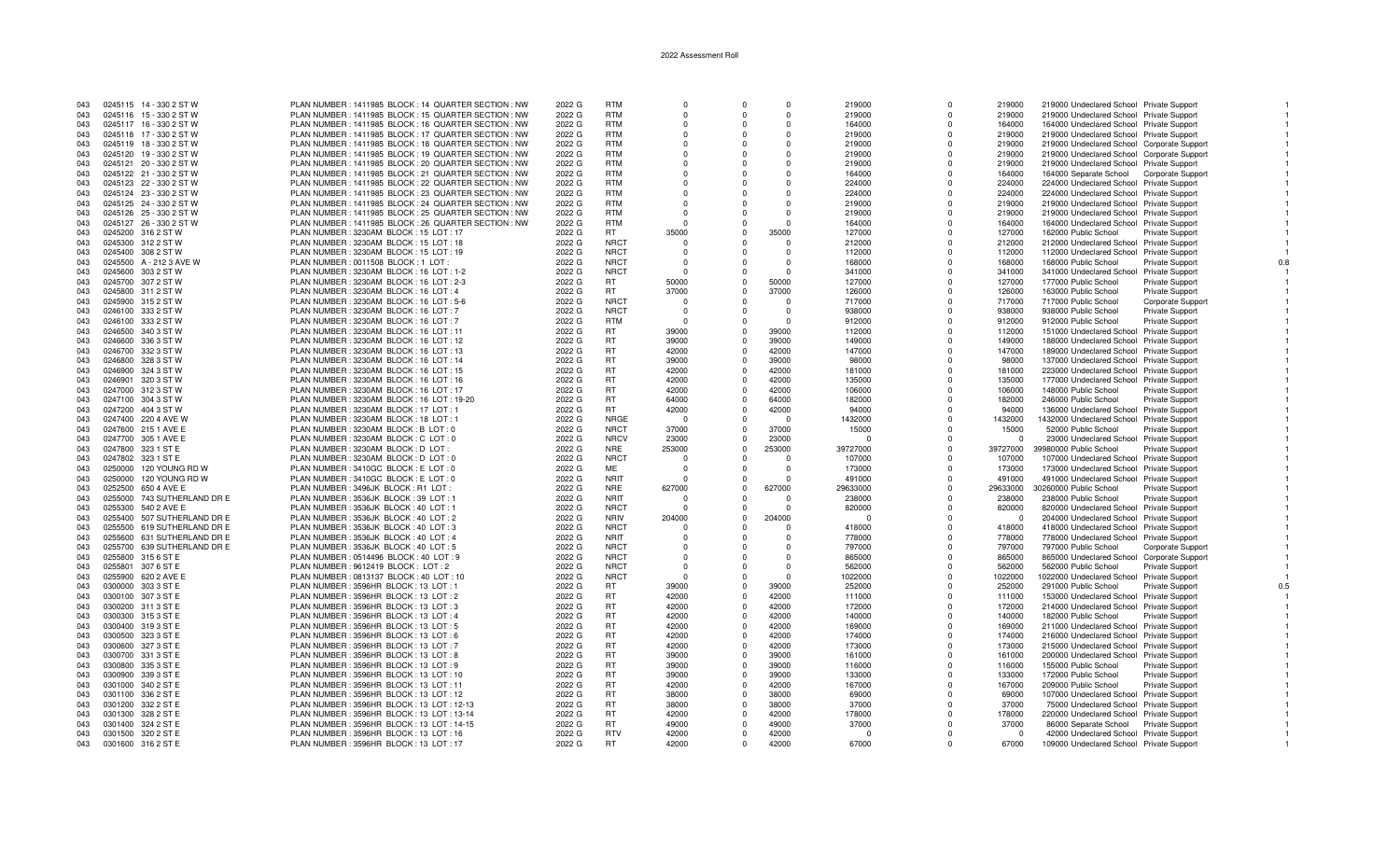# 2022 Assessment Roll

| | | | | | | | | | | | | | | | |
|---|---|---|---|---|---|---|---|---|---|---|---|---|---|---|---|
| 043 | 0245115 | 14 - 330 2 ST W | PLAN NUMBER : 1411985 BLOCK : 14 QUARTER SECTION : NW | 2022 G | RTM | 0 | 0 | 0 | 219000 | 0 | 219000 | 219000 | Undeclared School | Private Support | 1 |
| 043 | 0245116 | 15 - 330 2 ST W | PLAN NUMBER : 1411985 BLOCK : 15 QUARTER SECTION : NW | 2022 G | RTM | 0 | 0 | 0 | 219000 | 0 | 219000 | 219000 | Undeclared School | Private Support | 1 |
| 043 | 0245117 | 16 - 330 2 ST W | PLAN NUMBER : 1411985 BLOCK : 16 QUARTER SECTION : NW | 2022 G | RTM | 0 | 0 | 0 | 164000 | 0 | 164000 | 164000 | Undeclared School | Private Support | 1 |
| 043 | 0245118 | 17 - 330 2 ST W | PLAN NUMBER : 1411985 BLOCK : 17 QUARTER SECTION : NW | 2022 G | RTM | 0 | 0 | 0 | 219000 | 0 | 219000 | 219000 | Undeclared School | Private Support | 1 |
| 043 | 0245119 | 18 - 330 2 ST W | PLAN NUMBER : 1411985 BLOCK : 18 QUARTER SECTION : NW | 2022 G | RTM | 0 | 0 | 0 | 219000 | 0 | 219000 | 219000 | Undeclared School | Corporate Support | 1 |
| 043 | 0245120 | 19 - 330 2 ST W | PLAN NUMBER : 1411985 BLOCK : 19 QUARTER SECTION : NW | 2022 G | RTM | 0 | 0 | 0 | 219000 | 0 | 219000 | 219000 | Undeclared School | Corporate Support | 1 |
| 043 | 0245121 | 20 - 330 2 ST W | PLAN NUMBER : 1411985 BLOCK : 20 QUARTER SECTION : NW | 2022 G | RTM | 0 | 0 | 0 | 219000 | 0 | 219000 | 219000 | Undeclared School | Private Support | 1 |
| 043 | 0245122 | 21 - 330 2 ST W | PLAN NUMBER : 1411985 BLOCK : 21 QUARTER SECTION : NW | 2022 G | RTM | 0 | 0 | 0 | 164000 | 0 | 164000 | 164000 | Separate School | Corporate Support | 1 |
| 043 | 0245123 | 22 - 330 2 ST W | PLAN NUMBER : 1411985 BLOCK : 22 QUARTER SECTION : NW | 2022 G | RTM | 0 | 0 | 0 | 224000 | 0 | 224000 | 224000 | Undeclared School | Private Support | 1 |
| 043 | 0245124 | 23 - 330 2 ST W | PLAN NUMBER : 1411985 BLOCK : 23 QUARTER SECTION : NW | 2022 G | RTM | 0 | 0 | 0 | 224000 | 0 | 224000 | 224000 | Undeclared School | Private Support | 1 |
| 043 | 0245125 | 24 - 330 2 ST W | PLAN NUMBER : 1411985 BLOCK : 24 QUARTER SECTION : NW | 2022 G | RTM | 0 | 0 | 0 | 219000 | 0 | 219000 | 219000 | Undeclared School | Private Support | 1 |
| 043 | 0245126 | 25 - 330 2 ST W | PLAN NUMBER : 1411985 BLOCK : 25 QUARTER SECTION : NW | 2022 G | RTM | 0 | 0 | 0 | 219000 | 0 | 219000 | 219000 | Undeclared School | Private Support | 1 |
| 043 | 0245127 | 26 - 330 2 ST W | PLAN NUMBER : 1411985 BLOCK : 26 QUARTER SECTION : NW | 2022 G | RTM | 0 | 0 | 0 | 164000 | 0 | 164000 | 164000 | Undeclared School | Private Support | 1 |
| 043 | 0245200 | 316 2 ST W | PLAN NUMBER : 3230AM BLOCK : 15 LOT : 17 | 2022 G | RT | 35000 | 0 | 35000 | 127000 | 0 | 127000 | 162000 | Public School | Private Support | 1 |
| 043 | 0245300 | 312 2 ST W | PLAN NUMBER : 3230AM BLOCK : 15 LOT : 18 | 2022 G | NRCT | 0 | 0 | 0 | 212000 | 0 | 212000 | 212000 | Undeclared School | Private Support | 1 |
| 043 | 0245400 | 308 2 ST W | PLAN NUMBER : 3230AM BLOCK : 15 LOT : 19 | 2022 G | NRCT | 0 | 0 | 0 | 112000 | 0 | 112000 | 112000 | Undeclared School | Private Support | 1 |
| 043 | 0245500 | A - 212 3 AVE W | PLAN NUMBER : 0011508 BLOCK : 1 LOT : | 2022 G | NRCT | 0 | 0 | 0 | 168000 | 0 | 168000 | 168000 | Public School | Private Support | 0.8 |
| 043 | 0245600 | 303 2 ST W | PLAN NUMBER : 3230AM BLOCK : 16 LOT : 1-2 | 2022 G | NRCT | 0 | 0 | 0 | 341000 | 0 | 341000 | 341000 | Undeclared School | Private Support | 1 |
| 043 | 0245700 | 307 2 ST W | PLAN NUMBER : 3230AM BLOCK : 16 LOT : 2-3 | 2022 G | RT | 50000 | 0 | 50000 | 127000 | 0 | 127000 | 177000 | Public School | Private Support | 1 |
| 043 | 0245800 | 311 2 ST W | PLAN NUMBER : 3230AM BLOCK : 16 LOT : 4 | 2022 G | RT | 37000 | 0 | 37000 | 126000 | 0 | 126000 | 163000 | Public School | Private Support | 1 |
| 043 | 0245900 | 315 2 ST W | PLAN NUMBER : 3230AM BLOCK : 16 LOT : 5-6 | 2022 G | NRCT | 0 | 0 | 0 | 717000 | 0 | 717000 | 717000 | Public School | Corporate Support | 1 |
| 043 | 0246100 | 333 2 ST W | PLAN NUMBER : 3230AM BLOCK : 16 LOT : 7 | 2022 G | NRCT | 0 | 0 | 0 | 938000 | 0 | 938000 | 938000 | Public School | Private Support | 1 |
| 043 | 0246100 | 333 2 ST W | PLAN NUMBER : 3230AM BLOCK : 16 LOT : 7 | 2022 G | RTM | 0 | 0 | 0 | 912000 | 0 | 912000 | 912000 | Public School | Private Support | 1 |
| 043 | 0246500 | 340 3 ST W | PLAN NUMBER : 3230AM BLOCK : 16 LOT : 11 | 2022 G | RT | 39000 | 0 | 39000 | 112000 | 0 | 112000 | 151000 | Undeclared School | Private Support | 1 |
| 043 | 0246600 | 336 3 ST W | PLAN NUMBER : 3230AM BLOCK : 16 LOT : 12 | 2022 G | RT | 39000 | 0 | 39000 | 149000 | 0 | 149000 | 188000 | Undeclared School | Private Support | 1 |
| 043 | 0246700 | 332 3 ST W | PLAN NUMBER : 3230AM BLOCK : 16 LOT : 13 | 2022 G | RT | 42000 | 0 | 42000 | 147000 | 0 | 147000 | 189000 | Undeclared School | Private Support | 1 |
| 043 | 0246800 | 328 3 ST W | PLAN NUMBER : 3230AM BLOCK : 16 LOT : 14 | 2022 G | RT | 39000 | 0 | 39000 | 98000 | 0 | 98000 | 137000 | Undeclared School | Private Support | 1 |
| 043 | 0246900 | 324 3 ST W | PLAN NUMBER : 3230AM BLOCK : 16 LOT : 15 | 2022 G | RT | 42000 | 0 | 42000 | 181000 | 0 | 181000 | 223000 | Undeclared School | Private Support | 1 |
| 043 | 0246901 | 320 3 ST W | PLAN NUMBER : 3230AM BLOCK : 16 LOT : 16 | 2022 G | RT | 42000 | 0 | 42000 | 135000 | 0 | 135000 | 177000 | Undeclared School | Private Support | 1 |
| 043 | 0247000 | 312 3 ST W | PLAN NUMBER : 3230AM BLOCK : 16 LOT : 17 | 2022 G | RT | 42000 | 0 | 42000 | 106000 | 0 | 106000 | 148000 | Public School | Private Support | 1 |
| 043 | 0247100 | 304 3 ST W | PLAN NUMBER : 3230AM BLOCK : 16 LOT : 19-20 | 2022 G | RT | 64000 | 0 | 64000 | 182000 | 0 | 182000 | 246000 | Public School | Private Support | 1 |
| 043 | 0247200 | 404 3 ST W | PLAN NUMBER : 3230AM BLOCK : 17 LOT : 1 | 2022 G | RT | 42000 | 0 | 42000 | 94000 | 0 | 94000 | 136000 | Undeclared School | Private Support | 1 |
| 043 | 0247400 | 220 4 AVE W | PLAN NUMBER : 3230AM BLOCK : 18 LOT : 1 | 2022 G | NRGE | 0 | 0 | 0 | 1432000 | 0 | 1432000 | 1432000 | Undeclared School | Private Support | 1 |
| 043 | 0247600 | 215 1 AVE E | PLAN NUMBER : 3230AM BLOCK : B LOT : 0 | 2022 G | NRCT | 37000 | 0 | 37000 | 15000 | 0 | 15000 | 52000 | Public School | Private Support | 1 |
| 043 | 0247700 | 305 1 AVE E | PLAN NUMBER : 3230AM BLOCK : C LOT : 0 | 2022 G | NRCV | 23000 | 0 | 23000 | 0 | 0 | 0 | 23000 | Undeclared School | Private Support | 1 |
| 043 | 0247800 | 323 1 ST E | PLAN NUMBER : 3230AM BLOCK : D LOT : | 2022 G | NRE | 253000 | 0 | 253000 | 39727000 | 0 | 39727000 | 39980000 | Public School | Private Support | 1 |
| 043 | 0247802 | 323 1 ST E | PLAN NUMBER : 3230AM BLOCK : D LOT : 0 | 2022 G | NRCT | 0 | 0 | 0 | 107000 | 0 | 107000 | 107000 | Undeclared School | Private Support | 1 |
| 043 | 0250000 | 120 YOUNG RD W | PLAN NUMBER : 3410GC BLOCK : E LOT : 0 | 2022 G | ME | 0 | 0 | 0 | 173000 | 0 | 173000 | 173000 | Undeclared School | Private Support | 1 |
| 043 | 0250000 | 120 YOUNG RD W | PLAN NUMBER : 3410GC BLOCK : E LOT : 0 | 2022 G | NRIT | 0 | 0 | 0 | 491000 | 0 | 491000 | 491000 | Undeclared School | Private Support | 1 |
| 043 | 0252500 | 650 4 AVE E | PLAN NUMBER : 3496JK BLOCK : R1 LOT : | 2022 G | NRE | 627000 | 0 | 627000 | 29633000 | 0 | 29633000 | 30260000 | Public School | Private Support | 1 |
| 043 | 0255000 | 743 SUTHERLAND DR E | PLAN NUMBER : 3536JK BLOCK : 39 LOT : 1 | 2022 G | NRIT | 0 | 0 | 0 | 238000 | 0 | 238000 | 238000 | Public School | Private Support | 1 |
| 043 | 0255300 | 540 2 AVE E | PLAN NUMBER : 3536JK BLOCK : 40 LOT : 1 | 2022 G | NRCT | 0 | 0 | 0 | 820000 | 0 | 820000 | 820000 | Undeclared School | Private Support | 1 |
| 043 | 0255400 | 507 SUTHERLAND DR E | PLAN NUMBER : 3536JK BLOCK : 40 LOT : 2 | 2022 G | NRIV | 204000 | 0 | 204000 | 0 | 0 | 0 | 204000 | Undeclared School | Private Support | 1 |
| 043 | 0255500 | 619 SUTHERLAND DR E | PLAN NUMBER : 3536JK BLOCK : 40 LOT : 3 | 2022 G | NRCT | 0 | 0 | 0 | 418000 | 0 | 418000 | 418000 | Undeclared School | Private Support | 1 |
| 043 | 0255600 | 631 SUTHERLAND DR E | PLAN NUMBER : 3536JK BLOCK : 40 LOT : 4 | 2022 G | NRIT | 0 | 0 | 0 | 778000 | 0 | 778000 | 778000 | Undeclared School | Private Support | 1 |
| 043 | 0255700 | 639 SUTHERLAND DR E | PLAN NUMBER : 3536JK BLOCK : 40 LOT : 5 | 2022 G | NRCT | 0 | 0 | 0 | 797000 | 0 | 797000 | 797000 | Public School | Corporate Support | 1 |
| 043 | 0255800 | 315 6 ST E | PLAN NUMBER : 0514496 BLOCK : 40 LOT : 9 | 2022 G | NRCT | 0 | 0 | 0 | 865000 | 0 | 865000 | 865000 | Undeclared School | Corporate Support | 1 |
| 043 | 0255801 | 307 6 ST E | PLAN NUMBER : 9612419 BLOCK : LOT : 2 | 2022 G | NRCT | 0 | 0 | 0 | 562000 | 0 | 562000 | 562000 | Public School | Private Support | 1 |
| 043 | 0255900 | 620 2 AVE E | PLAN NUMBER : 0813137 BLOCK : 40 LOT : 10 | 2022 G | NRCT | 0 | 0 | 0 | 1022000 | 0 | 1022000 | 1022000 | Undeclared School | Private Support | 1 |
| 043 | 0300000 | 303 3 ST E | PLAN NUMBER : 3596HR BLOCK : 13 LOT : 1 | 2022 G | RT | 39000 | 0 | 39000 | 252000 | 0 | 252000 | 291000 | Public School | Private Support | 0.5 |
| 043 | 0300100 | 307 3 ST E | PLAN NUMBER : 3596HR BLOCK : 13 LOT : 2 | 2022 G | RT | 42000 | 0 | 42000 | 111000 | 0 | 111000 | 153000 | Undeclared School | Private Support | 1 |
| 043 | 0300200 | 311 3 ST E | PLAN NUMBER : 3596HR BLOCK : 13 LOT : 3 | 2022 G | RT | 42000 | 0 | 42000 | 172000 | 0 | 172000 | 214000 | Undeclared School | Private Support | 1 |
| 043 | 0300300 | 315 3 ST E | PLAN NUMBER : 3596HR BLOCK : 13 LOT : 4 | 2022 G | RT | 42000 | 0 | 42000 | 140000 | 0 | 140000 | 182000 | Public School | Private Support | 1 |
| 043 | 0300400 | 319 3 ST E | PLAN NUMBER : 3596HR BLOCK : 13 LOT : 5 | 2022 G | RT | 42000 | 0 | 42000 | 169000 | 0 | 169000 | 211000 | Undeclared School | Private Support | 1 |
| 043 | 0300500 | 323 3 ST E | PLAN NUMBER : 3596HR BLOCK : 13 LOT : 6 | 2022 G | RT | 42000 | 0 | 42000 | 174000 | 0 | 174000 | 216000 | Undeclared School | Private Support | 1 |
| 043 | 0300600 | 327 3 ST E | PLAN NUMBER : 3596HR BLOCK : 13 LOT : 7 | 2022 G | RT | 42000 | 0 | 42000 | 173000 | 0 | 173000 | 215000 | Undeclared School | Private Support | 1 |
| 043 | 0300700 | 331 3 ST E | PLAN NUMBER : 3596HR BLOCK : 13 LOT : 8 | 2022 G | RT | 39000 | 0 | 39000 | 161000 | 0 | 161000 | 200000 | Undeclared School | Private Support | 1 |
| 043 | 0300800 | 335 3 ST E | PLAN NUMBER : 3596HR BLOCK : 13 LOT : 9 | 2022 G | RT | 39000 | 0 | 39000 | 116000 | 0 | 116000 | 155000 | Public School | Private Support | 1 |
| 043 | 0300900 | 339 3 ST E | PLAN NUMBER : 3596HR BLOCK : 13 LOT : 10 | 2022 G | RT | 39000 | 0 | 39000 | 133000 | 0 | 133000 | 172000 | Public School | Private Support | 1 |
| 043 | 0301000 | 340 2 ST E | PLAN NUMBER : 3596HR BLOCK : 13 LOT : 11 | 2022 G | RT | 42000 | 0 | 42000 | 167000 | 0 | 167000 | 209000 | Public School | Private Support | 1 |
| 043 | 0301100 | 336 2 ST E | PLAN NUMBER : 3596HR BLOCK : 13 LOT : 12 | 2022 G | RT | 38000 | 0 | 38000 | 69000 | 0 | 69000 | 107000 | Undeclared School | Private Support | 1 |
| 043 | 0301200 | 332 2 ST E | PLAN NUMBER : 3596HR BLOCK : 13 LOT : 12-13 | 2022 G | RT | 38000 | 0 | 38000 | 37000 | 0 | 37000 | 75000 | Undeclared School | Private Support | 1 |
| 043 | 0301300 | 328 2 ST E | PLAN NUMBER : 3596HR BLOCK : 13 LOT : 13-14 | 2022 G | RT | 42000 | 0 | 42000 | 178000 | 0 | 178000 | 220000 | Undeclared School | Private Support | 1 |
| 043 | 0301400 | 324 2 ST E | PLAN NUMBER : 3596HR BLOCK : 13 LOT : 14-15 | 2022 G | RT | 49000 | 0 | 49000 | 37000 | 0 | 37000 | 86000 | Separate School | Private Support | 1 |
| 043 | 0301500 | 320 2 ST E | PLAN NUMBER : 3596HR BLOCK : 13 LOT : 16 | 2022 G | RTV | 42000 | 0 | 42000 | 0 | 0 | 0 | 42000 | Undeclared School | Private Support | 1 |
| 043 | 0301600 | 316 2 ST E | PLAN NUMBER : 3596HR BLOCK : 13 LOT : 17 | 2022 G | RT | 42000 | 0 | 42000 | 67000 | 0 | 67000 | 109000 | Undeclared School | Private Support | 1 |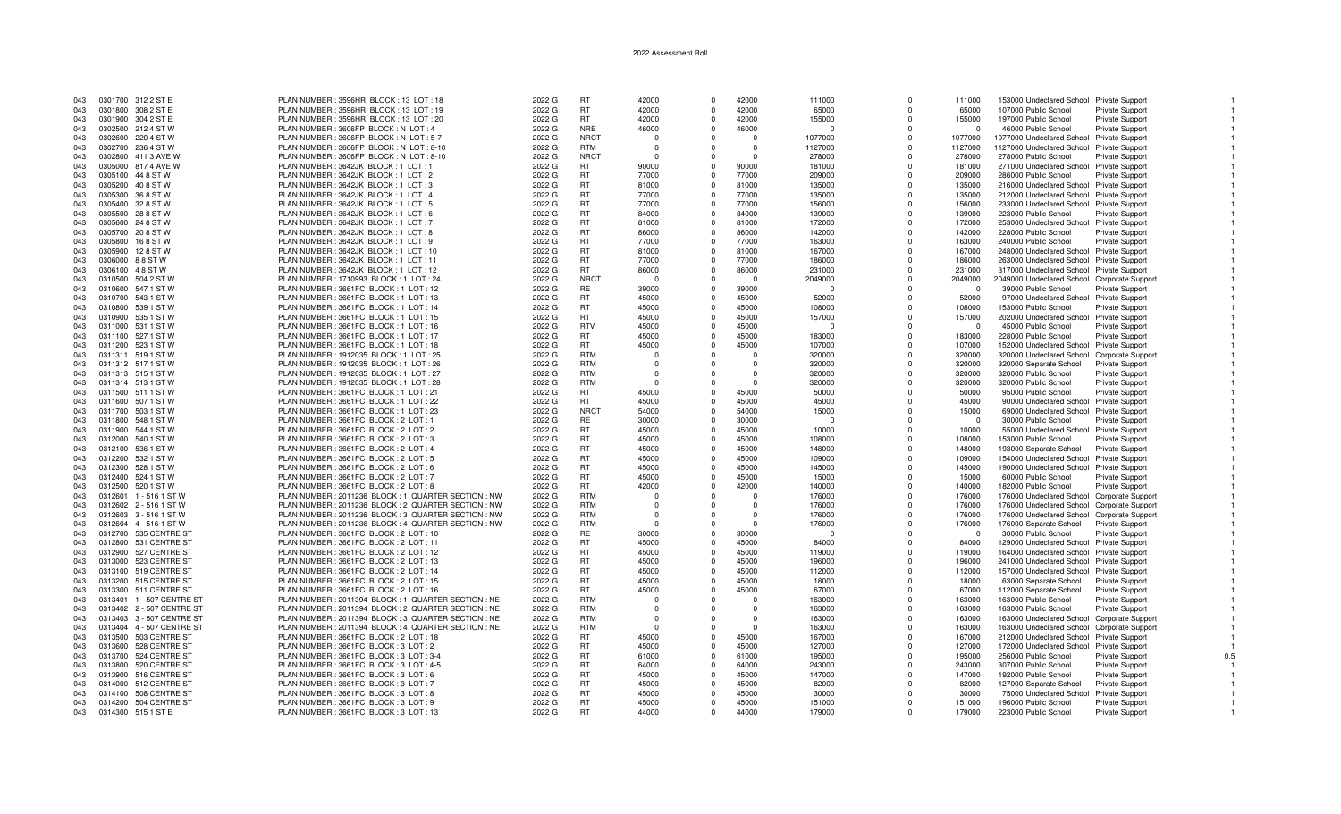# 2022 Assessment Roll

| | | | | | | | | | | | | | | | |
|---|---|---|---|---|---|---|---|---|---|---|---|---|---|---|---|
| 043 | 0301700 312 2 ST E | PLAN NUMBER : 3596HR BLOCK : 13 LOT : 18 | 2022 G | RT | 42000 | 0 | 42000 | 111000 | 0 | 111000 | 153000 | Undeclared School | Private Support | 1 |
| 043 | 0301800 308 2 ST E | PLAN NUMBER : 3596HR BLOCK : 13 LOT : 19 | 2022 G | RT | 42000 | 0 | 42000 | 65000 | 0 | 65000 | 107000 | Public School | Private Support | 1 |
| 043 | 0301900 304 2 ST E | PLAN NUMBER : 3596HR BLOCK : 13 LOT : 20 | 2022 G | RT | 42000 | 0 | 42000 | 155000 | 0 | 155000 | 197000 | Public School | Private Support | 1 |
| 043 | 0302500 212 4 ST W | PLAN NUMBER : 3606FP BLOCK : N LOT : 4 | 2022 G | NRE | 46000 | 0 | 46000 | 0 | 0 | 0 | 46000 | Public School | Private Support | 1 |
| 043 | 0302600 220 4 ST W | PLAN NUMBER : 3606FP BLOCK : N LOT : 5-7 | 2022 G | NRCT | 0 | 0 | 0 | 1077000 | 0 | 1077000 | 1077000 | Undeclared School | Private Support | 1 |
| 043 | 0302700 236 4 ST W | PLAN NUMBER : 3606FP BLOCK : N LOT : 8-10 | 2022 G | RTM | 0 | 0 | 0 | 1127000 | 0 | 1127000 | 1127000 | Undeclared School | Private Support | 1 |
| 043 | 0302800 411 3 AVE W | PLAN NUMBER : 3606FP BLOCK : N LOT : 8-10 | 2022 G | NRCT | 0 | 0 | 0 | 278000 | 0 | 278000 | 278000 | Public School | Private Support | 1 |
| 043 | 0305000 817 4 AVE W | PLAN NUMBER : 3642JK BLOCK : 1 LOT : 1 | 2022 G | RT | 90000 | 0 | 90000 | 181000 | 0 | 181000 | 271000 | Undeclared School | Private Support | 1 |
| 043 | 0305100 44 8 ST W | PLAN NUMBER : 3642JK BLOCK : 1 LOT : 2 | 2022 G | RT | 77000 | 0 | 77000 | 209000 | 0 | 209000 | 286000 | Public School | Private Support | 1 |
| 043 | 0305200 40 8 ST W | PLAN NUMBER : 3642JK BLOCK : 1 LOT : 3 | 2022 G | RT | 81000 | 0 | 81000 | 135000 | 0 | 135000 | 216000 | Undeclared School | Private Support | 1 |
| 043 | 0305300 36 8 ST W | PLAN NUMBER : 3642JK BLOCK : 1 LOT : 4 | 2022 G | RT | 77000 | 0 | 77000 | 135000 | 0 | 135000 | 212000 | Undeclared School | Private Support | 1 |
| 043 | 0305400 32 8 ST W | PLAN NUMBER : 3642JK BLOCK : 1 LOT : 5 | 2022 G | RT | 77000 | 0 | 77000 | 156000 | 0 | 156000 | 233000 | Undeclared School | Private Support | 1 |
| 043 | 0305500 28 8 ST W | PLAN NUMBER : 3642JK BLOCK : 1 LOT : 6 | 2022 G | RT | 84000 | 0 | 84000 | 139000 | 0 | 139000 | 223000 | Public School | Private Support | 1 |
| 043 | 0305600 24 8 ST W | PLAN NUMBER : 3642JK BLOCK : 1 LOT : 7 | 2022 G | RT | 81000 | 0 | 81000 | 172000 | 0 | 172000 | 253000 | Undeclared School | Private Support | 1 |
| 043 | 0305700 20 8 ST W | PLAN NUMBER : 3642JK BLOCK : 1 LOT : 8 | 2022 G | RT | 86000 | 0 | 86000 | 142000 | 0 | 142000 | 228000 | Public School | Private Support | 1 |
| 043 | 0305800 16 8 ST W | PLAN NUMBER : 3642JK BLOCK : 1 LOT : 9 | 2022 G | RT | 77000 | 0 | 77000 | 163000 | 0 | 163000 | 240000 | Public School | Private Support | 1 |
| 043 | 0305900 12 8 ST W | PLAN NUMBER : 3642JK BLOCK : 1 LOT : 10 | 2022 G | RT | 81000 | 0 | 81000 | 167000 | 0 | 167000 | 248000 | Undeclared School | Private Support | 1 |
| 043 | 0306000 8 8 ST W | PLAN NUMBER : 3642JK BLOCK : 1 LOT : 11 | 2022 G | RT | 77000 | 0 | 77000 | 186000 | 0 | 186000 | 263000 | Undeclared School | Private Support | 1 |
| 043 | 0306100 4 8 ST W | PLAN NUMBER : 3642JK BLOCK : 1 LOT : 12 | 2022 G | RT | 86000 | 0 | 86000 | 231000 | 0 | 231000 | 317000 | Undeclared School | Private Support | 1 |
| 043 | 0310500 504 2 ST W | PLAN NUMBER : 1710993 BLOCK : 1 LOT : 24 | 2022 G | NRCT | 0 | 0 | 0 | 2049000 | 0 | 2049000 | 2049000 | Undeclared School | Corporate Support | 1 |
| 043 | 0310600 547 1 ST W | PLAN NUMBER : 3661FC BLOCK : 1 LOT : 12 | 2022 G | RE | 39000 | 0 | 39000 | 0 | 0 | 0 | 39000 | Public School | Private Support | 1 |
| 043 | 0310700 543 1 ST W | PLAN NUMBER : 3661FC BLOCK : 1 LOT : 13 | 2022 G | RT | 45000 | 0 | 45000 | 52000 | 0 | 52000 | 97000 | Undeclared School | Private Support | 1 |
| 043 | 0310800 539 1 ST W | PLAN NUMBER : 3661FC BLOCK : 1 LOT : 14 | 2022 G | RT | 45000 | 0 | 45000 | 108000 | 0 | 108000 | 153000 | Public School | Private Support | 1 |
| 043 | 0310900 535 1 ST W | PLAN NUMBER : 3661FC BLOCK : 1 LOT : 15 | 2022 G | RT | 45000 | 0 | 45000 | 157000 | 0 | 157000 | 202000 | Undeclared School | Private Support | 1 |
| 043 | 0311000 531 1 ST W | PLAN NUMBER : 3661FC BLOCK : 1 LOT : 16 | 2022 G | RTV | 45000 | 0 | 45000 | 0 | 0 | 0 | 45000 | Public School | Private Support | 1 |
| 043 | 0311100 527 1 ST W | PLAN NUMBER : 3661FC BLOCK : 1 LOT : 17 | 2022 G | RT | 45000 | 0 | 45000 | 183000 | 0 | 183000 | 228000 | Public School | Private Support | 1 |
| 043 | 0311200 523 1 ST W | PLAN NUMBER : 3661FC BLOCK : 1 LOT : 18 | 2022 G | RT | 45000 | 0 | 45000 | 107000 | 0 | 107000 | 152000 | Undeclared School | Private Support | 1 |
| 043 | 0311311 519 1 ST W | PLAN NUMBER : 1912035 BLOCK : 1 LOT : 25 | 2022 G | RTM | 0 | 0 | 0 | 320000 | 0 | 320000 | 320000 | Undeclared School | Corporate Support | 1 |
| 043 | 0311312 517 1 ST W | PLAN NUMBER : 1912035 BLOCK : 1 LOT : 26 | 2022 G | RTM | 0 | 0 | 0 | 320000 | 0 | 320000 | 320000 | Separate School | Private Support | 1 |
| 043 | 0311313 515 1 ST W | PLAN NUMBER : 1912035 BLOCK : 1 LOT : 27 | 2022 G | RTM | 0 | 0 | 0 | 320000 | 0 | 320000 | 320000 | Public School | Private Support | 1 |
| 043 | 0311314 513 1 ST W | PLAN NUMBER : 1912035 BLOCK : 1 LOT : 28 | 2022 G | RTM | 0 | 0 | 0 | 320000 | 0 | 320000 | 320000 | Public School | Private Support | 1 |
| 043 | 0311500 511 1 ST W | PLAN NUMBER : 3661FC BLOCK : 1 LOT : 21 | 2022 G | RT | 45000 | 0 | 45000 | 50000 | 0 | 50000 | 95000 | Public School | Private Support | 1 |
| 043 | 0311600 507 1 ST W | PLAN NUMBER : 3661FC BLOCK : 1 LOT : 22 | 2022 G | RT | 45000 | 0 | 45000 | 45000 | 0 | 45000 | 90000 | Undeclared School | Private Support | 1 |
| 043 | 0311700 503 1 ST W | PLAN NUMBER : 3661FC BLOCK : 1 LOT : 23 | 2022 G | NRCT | 54000 | 0 | 54000 | 15000 | 0 | 15000 | 69000 | Undeclared School | Private Support | 1 |
| 043 | 0311800 548 1 ST W | PLAN NUMBER : 3661FC BLOCK : 2 LOT : 1 | 2022 G | RE | 30000 | 0 | 30000 | 0 | 0 | 0 | 30000 | Public School | Private Support | 1 |
| 043 | 0311900 544 1 ST W | PLAN NUMBER : 3661FC BLOCK : 2 LOT : 2 | 2022 G | RT | 45000 | 0 | 45000 | 10000 | 0 | 10000 | 55000 | Undeclared School | Private Support | 1 |
| 043 | 0312000 540 1 ST W | PLAN NUMBER : 3661FC BLOCK : 2 LOT : 3 | 2022 G | RT | 45000 | 0 | 45000 | 108000 | 0 | 108000 | 153000 | Public School | Private Support | 1 |
| 043 | 0312100 536 1 ST W | PLAN NUMBER : 3661FC BLOCK : 2 LOT : 4 | 2022 G | RT | 45000 | 0 | 45000 | 148000 | 0 | 148000 | 193000 | Separate School | Private Support | 1 |
| 043 | 0312200 532 1 ST W | PLAN NUMBER : 3661FC BLOCK : 2 LOT : 5 | 2022 G | RT | 45000 | 0 | 45000 | 109000 | 0 | 109000 | 154000 | Undeclared School | Private Support | 1 |
| 043 | 0312300 528 1 ST W | PLAN NUMBER : 3661FC BLOCK : 2 LOT : 6 | 2022 G | RT | 45000 | 0 | 45000 | 145000 | 0 | 145000 | 190000 | Undeclared School | Private Support | 1 |
| 043 | 0312400 524 1 ST W | PLAN NUMBER : 3661FC BLOCK : 2 LOT : 7 | 2022 G | RT | 45000 | 0 | 45000 | 15000 | 0 | 15000 | 60000 | Public School | Private Support | 1 |
| 043 | 0312500 520 1 ST W | PLAN NUMBER : 3661FC BLOCK : 2 LOT : 8 | 2022 G | RT | 42000 | 0 | 42000 | 140000 | 0 | 140000 | 182000 | Public School | Private Support | 1 |
| 043 | 0312601 1 - 516 1 ST W | PLAN NUMBER : 2011236 BLOCK : 1 QUARTER SECTION : NW | 2022 G | RTM | 0 | 0 | 0 | 176000 | 0 | 176000 | 176000 | Undeclared School | Corporate Support | 1 |
| 043 | 0312602 2 - 516 1 ST W | PLAN NUMBER : 2011236 BLOCK : 2 QUARTER SECTION : NW | 2022 G | RTM | 0 | 0 | 0 | 176000 | 0 | 176000 | 176000 | Undeclared School | Corporate Support | 1 |
| 043 | 0312603 3 - 516 1 ST W | PLAN NUMBER : 2011236 BLOCK : 3 QUARTER SECTION : NW | 2022 G | RTM | 0 | 0 | 0 | 176000 | 0 | 176000 | 176000 | Undeclared School | Corporate Support | 1 |
| 043 | 0312604 4 - 516 1 ST W | PLAN NUMBER : 2011236 BLOCK : 4 QUARTER SECTION : NW | 2022 G | RTM | 0 | 0 | 0 | 176000 | 0 | 176000 | 176000 | Separate School | Private Support | 1 |
| 043 | 0312700 535 CENTRE ST | PLAN NUMBER : 3661FC BLOCK : 2 LOT : 10 | 2022 G | RE | 30000 | 0 | 30000 | 0 | 0 | 0 | 30000 | Public School | Private Support | 1 |
| 043 | 0312800 531 CENTRE ST | PLAN NUMBER : 3661FC BLOCK : 2 LOT : 11 | 2022 G | RT | 45000 | 0 | 45000 | 84000 | 0 | 84000 | 129000 | Undeclared School | Private Support | 1 |
| 043 | 0312900 527 CENTRE ST | PLAN NUMBER : 3661FC BLOCK : 2 LOT : 12 | 2022 G | RT | 45000 | 0 | 45000 | 119000 | 0 | 119000 | 164000 | Undeclared School | Private Support | 1 |
| 043 | 0313000 523 CENTRE ST | PLAN NUMBER : 3661FC BLOCK : 2 LOT : 13 | 2022 G | RT | 45000 | 0 | 45000 | 196000 | 0 | 196000 | 241000 | Undeclared School | Private Support | 1 |
| 043 | 0313100 519 CENTRE ST | PLAN NUMBER : 3661FC BLOCK : 2 LOT : 14 | 2022 G | RT | 45000 | 0 | 45000 | 112000 | 0 | 112000 | 157000 | Undeclared School | Private Support | 1 |
| 043 | 0313200 515 CENTRE ST | PLAN NUMBER : 3661FC BLOCK : 2 LOT : 15 | 2022 G | RT | 45000 | 0 | 45000 | 18000 | 0 | 18000 | 63000 | Separate School | Private Support | 1 |
| 043 | 0313300 511 CENTRE ST | PLAN NUMBER : 3661FC BLOCK : 2 LOT : 16 | 2022 G | RT | 45000 | 0 | 45000 | 67000 | 0 | 67000 | 112000 | Separate School | Private Support | 1 |
| 043 | 0313401 1 - 507 CENTRE ST | PLAN NUMBER : 2011394 BLOCK : 1 QUARTER SECTION : NE | 2022 G | RTM | 0 | 0 | 0 | 163000 | 0 | 163000 | 163000 | Public School | Private Support | 1 |
| 043 | 0313402 2 - 507 CENTRE ST | PLAN NUMBER : 2011394 BLOCK : 2 QUARTER SECTION : NE | 2022 G | RTM | 0 | 0 | 0 | 163000 | 0 | 163000 | 163000 | Public School | Private Support | 1 |
| 043 | 0313403 3 - 507 CENTRE ST | PLAN NUMBER : 2011394 BLOCK : 3 QUARTER SECTION : NE | 2022 G | RTM | 0 | 0 | 0 | 163000 | 0 | 163000 | 163000 | Undeclared School | Corporate Support | 1 |
| 043 | 0313404 4 - 507 CENTRE ST | PLAN NUMBER : 2011394 BLOCK : 4 QUARTER SECTION : NE | 2022 G | RTM | 0 | 0 | 0 | 163000 | 0 | 163000 | 163000 | Undeclared School | Corporate Support | 1 |
| 043 | 0313500 503 CENTRE ST | PLAN NUMBER : 3661FC BLOCK : 2 LOT : 18 | 2022 G | RT | 45000 | 0 | 45000 | 167000 | 0 | 167000 | 212000 | Undeclared School | Private Support | 1 |
| 043 | 0313600 528 CENTRE ST | PLAN NUMBER : 3661FC BLOCK : 3 LOT : 2 | 2022 G | RT | 45000 | 0 | 45000 | 127000 | 0 | 127000 | 172000 | Undeclared School | Private Support | 1 |
| 043 | 0313700 524 CENTRE ST | PLAN NUMBER : 3661FC BLOCK : 3 LOT : 3-4 | 2022 G | RT | 61000 | 0 | 61000 | 195000 | 0 | 195000 | 256000 | Public School | Private Support | 0.5 |
| 043 | 0313800 520 CENTRE ST | PLAN NUMBER : 3661FC BLOCK : 3 LOT : 4-5 | 2022 G | RT | 64000 | 0 | 64000 | 243000 | 0 | 243000 | 307000 | Public School | Private Support | 1 |
| 043 | 0313900 516 CENTRE ST | PLAN NUMBER : 3661FC BLOCK : 3 LOT : 6 | 2022 G | RT | 45000 | 0 | 45000 | 147000 | 0 | 147000 | 192000 | Public School | Private Support | 1 |
| 043 | 0314000 512 CENTRE ST | PLAN NUMBER : 3661FC BLOCK : 3 LOT : 7 | 2022 G | RT | 45000 | 0 | 45000 | 82000 | 0 | 82000 | 127000 | Separate School | Private Support | 1 |
| 043 | 0314100 508 CENTRE ST | PLAN NUMBER : 3661FC BLOCK : 3 LOT : 8 | 2022 G | RT | 45000 | 0 | 45000 | 30000 | 0 | 30000 | 75000 | Undeclared School | Private Support | 1 |
| 043 | 0314200 504 CENTRE ST | PLAN NUMBER : 3661FC BLOCK : 3 LOT : 9 | 2022 G | RT | 45000 | 0 | 45000 | 151000 | 0 | 151000 | 196000 | Public School | Private Support | 1 |
| 043 | 0314300 515 1 ST E | PLAN NUMBER : 3661FC BLOCK : 3 LOT : 13 | 2022 G | RT | 44000 | 0 | 44000 | 179000 | 0 | 179000 | 223000 | Public School | Private Support | 1 |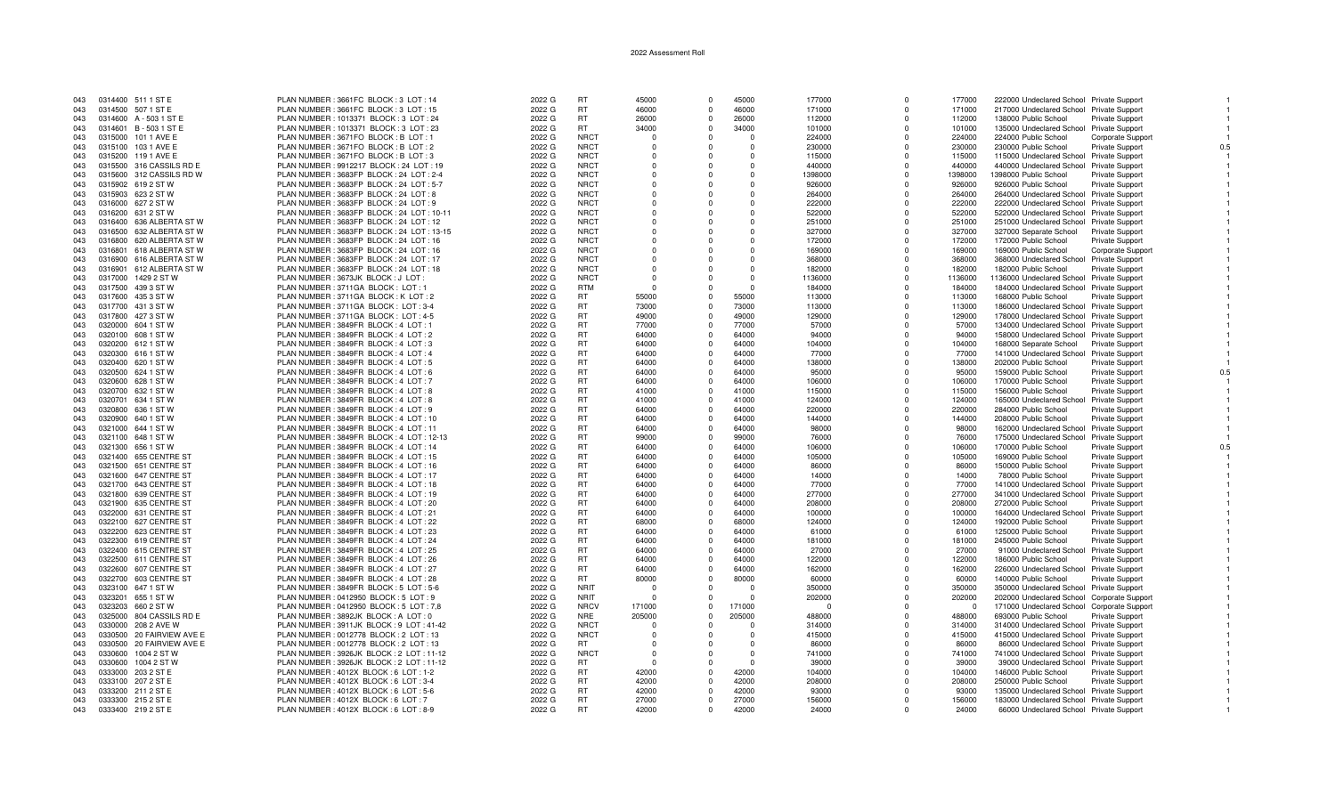# 2022 Assessment Roll

| | | | | | | | | | | | | | | | |
|---|---|---|---|---|---|---|---|---|---|---|---|---|---|---|---|
| 043 | 0314400 | 511 1 ST E | PLAN NUMBER : 3661FC BLOCK : 3 LOT : 14 | 2022 G | RT | 45000 | 0 | 45000 | 177000 | 0 | 177000 | 222000 | Undeclared School | Private Support | 1 |
| 043 | 0314500 | 507 1 ST E | PLAN NUMBER : 3661FC BLOCK : 3 LOT : 15 | 2022 G | RT | 46000 | 0 | 46000 | 171000 | 0 | 171000 | 217000 | Undeclared School | Private Support | 1 |
| 043 | 0314600 | A - 503 1 ST E | PLAN NUMBER : 1013371 BLOCK : 3 LOT : 24 | 2022 G | RT | 26000 | 0 | 26000 | 112000 | 0 | 112000 | 138000 | Public School | Private Support | 1 |
| 043 | 0314601 | B - 503 1 ST E | PLAN NUMBER : 1013371 BLOCK : 3 LOT : 23 | 2022 G | RT | 34000 | 0 | 34000 | 101000 | 0 | 101000 | 135000 | Undeclared School | Private Support | 1 |
| 043 | 0315000 | 101 1 AVE E | PLAN NUMBER : 3671FO BLOCK : B LOT : 1 | 2022 G | NRCT | 0 | 0 | 0 | 224000 | 0 | 224000 | 224000 | Public School | Corporate Support | 1 |
| 043 | 0315100 | 103 1 AVE E | PLAN NUMBER : 3671FO BLOCK : B LOT : 2 | 2022 G | NRCT | 0 | 0 | 0 | 230000 | 0 | 230000 | 230000 | Public School | Private Support | 0.5 |
| 043 | 0315200 | 119 1 AVE E | PLAN NUMBER : 3671FO BLOCK : B LOT : 3 | 2022 G | NRCT | 0 | 0 | 0 | 115000 | 0 | 115000 | 115000 | Undeclared School | Private Support | 1 |
| 043 | 0315500 | 316 CASSILS RD E | PLAN NUMBER : 9912217 BLOCK : 24 LOT : 19 | 2022 G | NRCT | 0 | 0 | 0 | 440000 | 0 | 440000 | 440000 | Undeclared School | Private Support | 1 |
| 043 | 0315600 | 312 CASSILS RD W | PLAN NUMBER : 3683FP BLOCK : 24 LOT : 2-4 | 2022 G | NRCT | 0 | 0 | 0 | 1398000 | 0 | 1398000 | 1398000 | Public School | Private Support | 1 |
| 043 | 0315902 | 619 2 ST W | PLAN NUMBER : 3683FP BLOCK : 24 LOT : 5-7 | 2022 G | NRCT | 0 | 0 | 0 | 926000 | 0 | 926000 | 926000 | Public School | Private Support | 1 |
| 043 | 0315903 | 623 2 ST W | PLAN NUMBER : 3683FP BLOCK : 24 LOT : 8 | 2022 G | NRCT | 0 | 0 | 0 | 264000 | 0 | 264000 | 264000 | Undeclared School | Private Support | 1 |
| 043 | 0316000 | 627 2 ST W | PLAN NUMBER : 3683FP BLOCK : 24 LOT : 9 | 2022 G | NRCT | 0 | 0 | 0 | 222000 | 0 | 222000 | 222000 | Undeclared School | Private Support | 1 |
| 043 | 0316200 | 631 2 ST W | PLAN NUMBER : 3683FP BLOCK : 24 LOT : 10-11 | 2022 G | NRCT | 0 | 0 | 0 | 522000 | 0 | 522000 | 522000 | Undeclared School | Private Support | 1 |
| 043 | 0316400 | 636 ALBERTA ST W | PLAN NUMBER : 3683FP BLOCK : 24 LOT : 12 | 2022 G | NRCT | 0 | 0 | 0 | 251000 | 0 | 251000 | 251000 | Undeclared School | Private Support | 1 |
| 043 | 0316500 | 632 ALBERTA ST W | PLAN NUMBER : 3683FP BLOCK : 24 LOT : 13-15 | 2022 G | NRCT | 0 | 0 | 0 | 327000 | 0 | 327000 | 327000 | Separate School | Private Support | 1 |
| 043 | 0316800 | 620 ALBERTA ST W | PLAN NUMBER : 3683FP BLOCK : 24 LOT : 16 | 2022 G | NRCT | 0 | 0 | 0 | 172000 | 0 | 172000 | 172000 | Public School | Private Support | 1 |
| 043 | 0316801 | 618 ALBERTA ST W | PLAN NUMBER : 3683FP BLOCK : 24 LOT : 16 | 2022 G | NRCT | 0 | 0 | 0 | 169000 | 0 | 169000 | 169000 | Public School | Corporate Support | 1 |
| 043 | 0316900 | 616 ALBERTA ST W | PLAN NUMBER : 3683FP BLOCK : 24 LOT : 17 | 2022 G | NRCT | 0 | 0 | 0 | 368000 | 0 | 368000 | 368000 | Undeclared School | Private Support | 1 |
| 043 | 0316901 | 612 ALBERTA ST W | PLAN NUMBER : 3683FP BLOCK : 24 LOT : 18 | 2022 G | NRCT | 0 | 0 | 0 | 182000 | 0 | 182000 | 182000 | Public School | Private Support | 1 |
| 043 | 0317000 | 1429 2 ST W | PLAN NUMBER : 3673JK BLOCK : J LOT : | 2022 G | NRCT | 0 | 0 | 0 | 1136000 | 0 | 1136000 | 1136000 | Undeclared School | Private Support | 1 |
| 043 | 0317500 | 439 3 ST W | PLAN NUMBER : 3711GA BLOCK : LOT : 1 | 2022 G | RTM | 0 | 0 | 0 | 184000 | 0 | 184000 | 184000 | Undeclared School | Private Support | 1 |
| 043 | 0317600 | 435 3 ST W | PLAN NUMBER : 3711GA BLOCK : K LOT : 2 | 2022 G | RT | 55000 | 0 | 55000 | 113000 | 0 | 113000 | 168000 | Public School | Private Support | 1 |
| 043 | 0317700 | 431 3 ST W | PLAN NUMBER : 3711GA BLOCK : LOT : 3-4 | 2022 G | RT | 73000 | 0 | 73000 | 113000 | 0 | 113000 | 186000 | Undeclared School | Private Support | 1 |
| 043 | 0317800 | 427 3 ST W | PLAN NUMBER : 3711GA BLOCK : LOT : 4-5 | 2022 G | RT | 49000 | 0 | 49000 | 129000 | 0 | 129000 | 178000 | Undeclared School | Private Support | 1 |
| 043 | 0320000 | 604 1 ST W | PLAN NUMBER : 3849FR BLOCK : 4 LOT : 1 | 2022 G | RT | 77000 | 0 | 77000 | 57000 | 0 | 57000 | 134000 | Undeclared School | Private Support | 1 |
| 043 | 0320100 | 608 1 ST W | PLAN NUMBER : 3849FR BLOCK : 4 LOT : 2 | 2022 G | RT | 64000 | 0 | 64000 | 94000 | 0 | 94000 | 158000 | Undeclared School | Private Support | 1 |
| 043 | 0320200 | 612 1 ST W | PLAN NUMBER : 3849FR BLOCK : 4 LOT : 3 | 2022 G | RT | 64000 | 0 | 64000 | 104000 | 0 | 104000 | 168000 | Separate School | Private Support | 1 |
| 043 | 0320300 | 616 1 ST W | PLAN NUMBER : 3849FR BLOCK : 4 LOT : 4 | 2022 G | RT | 64000 | 0 | 64000 | 77000 | 0 | 77000 | 141000 | Undeclared School | Private Support | 1 |
| 043 | 0320400 | 620 1 ST W | PLAN NUMBER : 3849FR BLOCK : 4 LOT : 5 | 2022 G | RT | 64000 | 0 | 64000 | 138000 | 0 | 138000 | 202000 | Public School | Private Support | 1 |
| 043 | 0320500 | 624 1 ST W | PLAN NUMBER : 3849FR BLOCK : 4 LOT : 6 | 2022 G | RT | 64000 | 0 | 64000 | 95000 | 0 | 95000 | 159000 | Public School | Private Support | 0.5 |
| 043 | 0320600 | 628 1 ST W | PLAN NUMBER : 3849FR BLOCK : 4 LOT : 7 | 2022 G | RT | 64000 | 0 | 64000 | 106000 | 0 | 106000 | 170000 | Public School | Private Support | 1 |
| 043 | 0320700 | 632 1 ST W | PLAN NUMBER : 3849FR BLOCK : 4 LOT : 8 | 2022 G | RT | 41000 | 0 | 41000 | 115000 | 0 | 115000 | 156000 | Public School | Private Support | 1 |
| 043 | 0320701 | 634 1 ST W | PLAN NUMBER : 3849FR BLOCK : 4 LOT : 8 | 2022 G | RT | 41000 | 0 | 41000 | 124000 | 0 | 124000 | 165000 | Undeclared School | Private Support | 1 |
| 043 | 0320800 | 636 1 ST W | PLAN NUMBER : 3849FR BLOCK : 4 LOT : 9 | 2022 G | RT | 64000 | 0 | 64000 | 220000 | 0 | 220000 | 284000 | Public School | Private Support | 1 |
| 043 | 0320900 | 640 1 ST W | PLAN NUMBER : 3849FR BLOCK : 4 LOT : 10 | 2022 G | RT | 64000 | 0 | 64000 | 144000 | 0 | 144000 | 208000 | Public School | Private Support | 1 |
| 043 | 0321000 | 644 1 ST W | PLAN NUMBER : 3849FR BLOCK : 4 LOT : 11 | 2022 G | RT | 64000 | 0 | 64000 | 98000 | 0 | 98000 | 162000 | Undeclared School | Private Support | 1 |
| 043 | 0321100 | 648 1 ST W | PLAN NUMBER : 3849FR BLOCK : 4 LOT : 12-13 | 2022 G | RT | 99000 | 0 | 99000 | 76000 | 0 | 76000 | 175000 | Undeclared School | Private Support | 1 |
| 043 | 0321300 | 656 1 ST W | PLAN NUMBER : 3849FR BLOCK : 4 LOT : 14 | 2022 G | RT | 64000 | 0 | 64000 | 106000 | 0 | 106000 | 170000 | Public School | Private Support | 0.5 |
| 043 | 0321400 | 655 CENTRE ST | PLAN NUMBER : 3849FR BLOCK : 4 LOT : 15 | 2022 G | RT | 64000 | 0 | 64000 | 105000 | 0 | 105000 | 169000 | Public School | Private Support | 1 |
| 043 | 0321500 | 651 CENTRE ST | PLAN NUMBER : 3849FR BLOCK : 4 LOT : 16 | 2022 G | RT | 64000 | 0 | 64000 | 86000 | 0 | 86000 | 150000 | Public School | Private Support | 1 |
| 043 | 0321600 | 647 CENTRE ST | PLAN NUMBER : 3849FR BLOCK : 4 LOT : 17 | 2022 G | RT | 64000 | 0 | 64000 | 14000 | 0 | 14000 | 78000 | Public School | Private Support | 1 |
| 043 | 0321700 | 643 CENTRE ST | PLAN NUMBER : 3849FR BLOCK : 4 LOT : 18 | 2022 G | RT | 64000 | 0 | 64000 | 77000 | 0 | 77000 | 141000 | Undeclared School | Private Support | 1 |
| 043 | 0321800 | 639 CENTRE ST | PLAN NUMBER : 3849FR BLOCK : 4 LOT : 19 | 2022 G | RT | 64000 | 0 | 64000 | 277000 | 0 | 277000 | 341000 | Undeclared School | Private Support | 1 |
| 043 | 0321900 | 635 CENTRE ST | PLAN NUMBER : 3849FR BLOCK : 4 LOT : 20 | 2022 G | RT | 64000 | 0 | 64000 | 208000 | 0 | 208000 | 272000 | Public School | Private Support | 1 |
| 043 | 0322000 | 631 CENTRE ST | PLAN NUMBER : 3849FR BLOCK : 4 LOT : 21 | 2022 G | RT | 64000 | 0 | 64000 | 100000 | 0 | 100000 | 164000 | Undeclared School | Private Support | 1 |
| 043 | 0322100 | 627 CENTRE ST | PLAN NUMBER : 3849FR BLOCK : 4 LOT : 22 | 2022 G | RT | 68000 | 0 | 68000 | 124000 | 0 | 124000 | 192000 | Public School | Private Support | 1 |
| 043 | 0322200 | 623 CENTRE ST | PLAN NUMBER : 3849FR BLOCK : 4 LOT : 23 | 2022 G | RT | 64000 | 0 | 64000 | 61000 | 0 | 61000 | 125000 | Public School | Private Support | 1 |
| 043 | 0322300 | 619 CENTRE ST | PLAN NUMBER : 3849FR BLOCK : 4 LOT : 24 | 2022 G | RT | 64000 | 0 | 64000 | 181000 | 0 | 181000 | 245000 | Public School | Private Support | 1 |
| 043 | 0322400 | 615 CENTRE ST | PLAN NUMBER : 3849FR BLOCK : 4 LOT : 25 | 2022 G | RT | 64000 | 0 | 64000 | 27000 | 0 | 27000 | 91000 | Undeclared School | Private Support | 1 |
| 043 | 0322500 | 611 CENTRE ST | PLAN NUMBER : 3849FR BLOCK : 4 LOT : 26 | 2022 G | RT | 64000 | 0 | 64000 | 122000 | 0 | 122000 | 186000 | Public School | Private Support | 1 |
| 043 | 0322600 | 607 CENTRE ST | PLAN NUMBER : 3849FR BLOCK : 4 LOT : 27 | 2022 G | RT | 64000 | 0 | 64000 | 162000 | 0 | 162000 | 226000 | Undeclared School | Private Support | 1 |
| 043 | 0322700 | 603 CENTRE ST | PLAN NUMBER : 3849FR BLOCK : 4 LOT : 28 | 2022 G | RT | 80000 | 0 | 80000 | 60000 | 0 | 60000 | 140000 | Public School | Private Support | 1 |
| 043 | 0323100 | 647 1 ST W | PLAN NUMBER : 3849FR BLOCK : 5 LOT : 5-6 | 2022 G | NRIT | 0 | 0 | 0 | 350000 | 0 | 350000 | 350000 | Undeclared School | Private Support | 1 |
| 043 | 0323201 | 655 1 ST W | PLAN NUMBER : 0412950 BLOCK : 5 LOT : 9 | 2022 G | NRIT | 0 | 0 | 0 | 202000 | 0 | 202000 | 202000 | Undeclared School | Corporate Support | 1 |
| 043 | 0323203 | 660 2 ST W | PLAN NUMBER : 0412950 BLOCK : 5 LOT : 7,8 | 2022 G | NRCV | 171000 | 0 | 171000 | 0 | 0 | 0 | 171000 | Undeclared School | Corporate Support | 1 |
| 043 | 0325000 | 804 CASSILS RD E | PLAN NUMBER : 3892JK BLOCK : A LOT : 0 | 2022 G | NRE | 205000 | 0 | 205000 | 488000 | 0 | 488000 | 693000 | Public School | Private Support | 1 |
| 043 | 0330000 | 208 2 AVE W | PLAN NUMBER : 3911JK BLOCK : 9 LOT : 41-42 | 2022 G | NRCT | 0 | 0 | 0 | 314000 | 0 | 314000 | 314000 | Undeclared School | Private Support | 1 |
| 043 | 0330500 | 20 FAIRVIEW AVE E | PLAN NUMBER : 0012778 BLOCK : 2 LOT : 13 | 2022 G | NRCT | 0 | 0 | 0 | 415000 | 0 | 415000 | 415000 | Undeclared School | Private Support | 1 |
| 043 | 0330500 | 20 FAIRVIEW AVE E | PLAN NUMBER : 0012778 BLOCK : 2 LOT : 13 | 2022 G | RT | 0 | 0 | 0 | 86000 | 0 | 86000 | 86000 | Undeclared School | Private Support | 1 |
| 043 | 0330600 | 1004 2 ST W | PLAN NUMBER : 3926JK BLOCK : 2 LOT : 11-12 | 2022 G | NRCT | 0 | 0 | 0 | 741000 | 0 | 741000 | 741000 | Undeclared School | Private Support | 1 |
| 043 | 0330600 | 1004 2 ST W | PLAN NUMBER : 3926JK BLOCK : 2 LOT : 11-12 | 2022 G | RT | 0 | 0 | 0 | 39000 | 0 | 39000 | 39000 | Undeclared School | Private Support | 1 |
| 043 | 0333000 | 203 2 ST E | PLAN NUMBER : 4012X BLOCK : 6 LOT : 1-2 | 2022 G | RT | 42000 | 0 | 42000 | 104000 | 0 | 104000 | 146000 | Public School | Private Support | 1 |
| 043 | 0333100 | 207 2 ST E | PLAN NUMBER : 4012X BLOCK : 6 LOT : 3-4 | 2022 G | RT | 42000 | 0 | 42000 | 208000 | 0 | 208000 | 250000 | Public School | Private Support | 1 |
| 043 | 0333200 | 211 2 ST E | PLAN NUMBER : 4012X BLOCK : 6 LOT : 5-6 | 2022 G | RT | 42000 | 0 | 42000 | 93000 | 0 | 93000 | 135000 | Undeclared School | Private Support | 1 |
| 043 | 0333300 | 215 2 ST E | PLAN NUMBER : 4012X BLOCK : 6 LOT : 7 | 2022 G | RT | 27000 | 0 | 27000 | 156000 | 0 | 156000 | 183000 | Undeclared School | Private Support | 1 |
| 043 | 0333400 | 219 2 ST E | PLAN NUMBER : 4012X BLOCK : 6 LOT : 8-9 | 2022 G | RT | 42000 | 0 | 42000 | 24000 | 0 | 24000 | 66000 | Undeclared School | Private Support | 1 |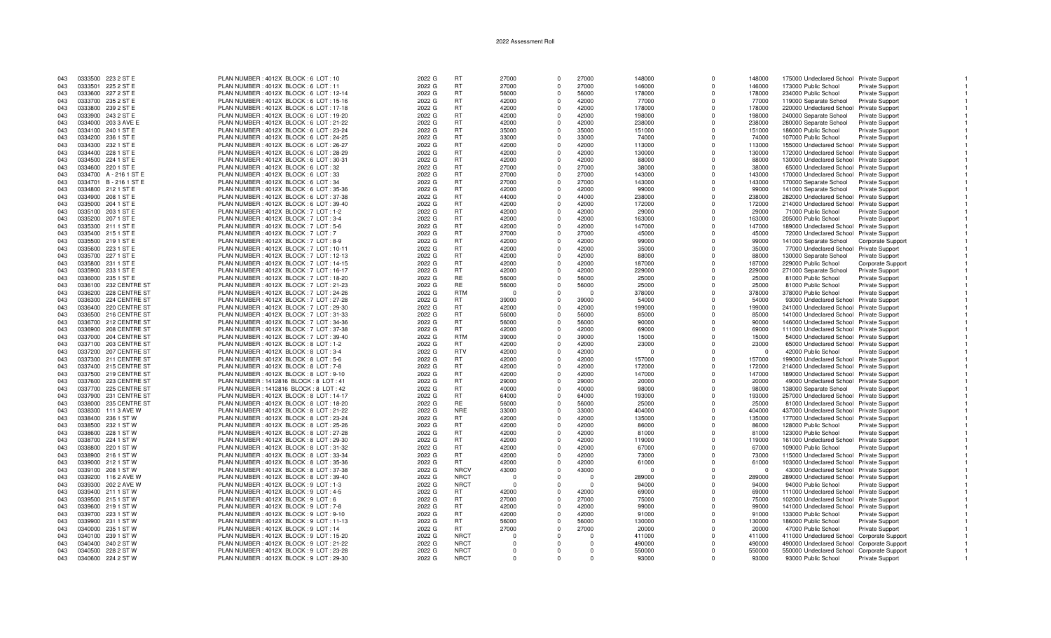| | | | | | | | | | | | | | | | | |
|---|---|---|---|---|---|---|---|---|---|---|---|---|---|---|---|---|
| 043 | 0333500 | 223 2 ST E | PLAN NUMBER : 4012X BLOCK : 6 LOT : 10 | 2022 G | RT | 27000 | 0 | 27000 | 148000 | 0 | 148000 | 175000 | Undeclared School | Private Support | | 1 |
| 043 | 0333501 | 225 2 ST E | PLAN NUMBER : 4012X BLOCK : 6 LOT : 11 | 2022 G | RT | 27000 | 0 | 27000 | 146000 | 0 | 146000 | 173000 | Public School | Private Support | | 1 |
| 043 | 0333600 | 227 2 ST E | PLAN NUMBER : 4012X BLOCK : 6 LOT : 12-14 | 2022 G | RT | 56000 | 0 | 56000 | 178000 | 0 | 178000 | 234000 | Public School | Private Support | | 1 |
| 043 | 0333700 | 235 2 ST E | PLAN NUMBER : 4012X BLOCK : 6 LOT : 15-16 | 2022 G | RT | 42000 | 0 | 42000 | 77000 | 0 | 77000 | 119000 | Separate School | Private Support | | 1 |
| 043 | 0333800 | 239 2 ST E | PLAN NUMBER : 4012X BLOCK : 6 LOT : 17-18 | 2022 G | RT | 42000 | 0 | 42000 | 178000 | 0 | 178000 | 220000 | Undeclared School | Private Support | | 1 |
| 043 | 0333900 | 243 2 ST E | PLAN NUMBER : 4012X BLOCK : 6 LOT : 19-20 | 2022 G | RT | 42000 | 0 | 42000 | 198000 | 0 | 198000 | 240000 | Separate School | Private Support | | 1 |
| 043 | 0334000 | 203 3 AVE E | PLAN NUMBER : 4012X BLOCK : 6 LOT : 21-22 | 2022 G | RT | 42000 | 0 | 42000 | 238000 | 0 | 238000 | 280000 | Separate School | Private Support | | 1 |
| 043 | 0334100 | 240 1 ST E | PLAN NUMBER : 4012X BLOCK : 6 LOT : 23-24 | 2022 G | RT | 35000 | 0 | 35000 | 151000 | 0 | 151000 | 186000 | Public School | Private Support | | 1 |
| 043 | 0334200 | 236 1 ST E | PLAN NUMBER : 4012X BLOCK : 6 LOT : 24-25 | 2022 G | RT | 33000 | 0 | 33000 | 74000 | 0 | 74000 | 107000 | Public School | Private Support | | 1 |
| 043 | 0334300 | 232 1 ST E | PLAN NUMBER : 4012X BLOCK : 6 LOT : 26-27 | 2022 G | RT | 42000 | 0 | 42000 | 113000 | 0 | 113000 | 155000 | Undeclared School | Private Support | | 1 |
| 043 | 0334400 | 228 1 ST E | PLAN NUMBER : 4012X BLOCK : 6 LOT : 28-29 | 2022 G | RT | 42000 | 0 | 42000 | 130000 | 0 | 130000 | 172000 | Undeclared School | Private Support | | 1 |
| 043 | 0334500 | 224 1 ST E | PLAN NUMBER : 4012X BLOCK : 6 LOT : 30-31 | 2022 G | RT | 42000 | 0 | 42000 | 88000 | 0 | 88000 | 130000 | Undeclared School | Private Support | | 1 |
| 043 | 0334600 | 220 1 ST E | PLAN NUMBER : 4012X BLOCK : 6 LOT : 32 | 2022 G | RT | 27000 | 0 | 27000 | 38000 | 0 | 38000 | 65000 | Undeclared School | Private Support | | 1 |
| 043 | 0334700 | A - 216 1 ST E | PLAN NUMBER : 4012X BLOCK : 6 LOT : 33 | 2022 G | RT | 27000 | 0 | 27000 | 143000 | 0 | 143000 | 170000 | Undeclared School | Private Support | | 1 |
| 043 | 0334701 | B - 216 1 ST E | PLAN NUMBER : 4012X BLOCK : 6 LOT : 34 | 2022 G | RT | 27000 | 0 | 27000 | 143000 | 0 | 143000 | 170000 | Separate School | Private Support | | 1 |
| 043 | 0334800 | 212 1 ST E | PLAN NUMBER : 4012X BLOCK : 6 LOT : 35-36 | 2022 G | RT | 42000 | 0 | 42000 | 99000 | 0 | 99000 | 141000 | Separate School | Private Support | | 1 |
| 043 | 0334900 | 208 1 ST E | PLAN NUMBER : 4012X BLOCK : 6 LOT : 37-38 | 2022 G | RT | 44000 | 0 | 44000 | 238000 | 0 | 238000 | 282000 | Undeclared School | Private Support | | 1 |
| 043 | 0335000 | 204 1 ST E | PLAN NUMBER : 4012X BLOCK : 6 LOT : 39-40 | 2022 G | RT | 42000 | 0 | 42000 | 172000 | 0 | 172000 | 214000 | Undeclared School | Private Support | | 1 |
| 043 | 0335100 | 203 1 ST E | PLAN NUMBER : 4012X BLOCK : 7 LOT : 1-2 | 2022 G | RT | 42000 | 0 | 42000 | 29000 | 0 | 29000 | 71000 | Public School | Private Support | | 1 |
| 043 | 0335200 | 207 1 ST E | PLAN NUMBER : 4012X BLOCK : 7 LOT : 3-4 | 2022 G | RT | 42000 | 0 | 42000 | 163000 | 0 | 163000 | 205000 | Public School | Private Support | | 1 |
| 043 | 0335300 | 211 1 ST E | PLAN NUMBER : 4012X BLOCK : 7 LOT : 5-6 | 2022 G | RT | 42000 | 0 | 42000 | 147000 | 0 | 147000 | 189000 | Undeclared School | Private Support | | 1 |
| 043 | 0335400 | 215 1 ST E | PLAN NUMBER : 4012X BLOCK : 7 LOT : 7 | 2022 G | RT | 27000 | 0 | 27000 | 45000 | 0 | 45000 | 72000 | Undeclared School | Private Support | | 1 |
| 043 | 0335500 | 219 1 ST E | PLAN NUMBER : 4012X BLOCK : 7 LOT : 8-9 | 2022 G | RT | 42000 | 0 | 42000 | 99000 | 0 | 99000 | 141000 | Separate School | Corporate Support | | 1 |
| 043 | 0335600 | 223 1 ST E | PLAN NUMBER : 4012X BLOCK : 7 LOT : 10-11 | 2022 G | RT | 42000 | 0 | 42000 | 35000 | 0 | 35000 | 77000 | Undeclared School | Private Support | | 1 |
| 043 | 0335700 | 227 1 ST E | PLAN NUMBER : 4012X BLOCK : 7 LOT : 12-13 | 2022 G | RT | 42000 | 0 | 42000 | 88000 | 0 | 88000 | 130000 | Separate School | Private Support | | 1 |
| 043 | 0335800 | 231 1 ST E | PLAN NUMBER : 4012X BLOCK : 7 LOT : 14-15 | 2022 G | RT | 42000 | 0 | 42000 | 187000 | 0 | 187000 | 229000 | Public School | Corporate Support | | 1 |
| 043 | 0335900 | 233 1 ST E | PLAN NUMBER : 4012X BLOCK : 7 LOT : 16-17 | 2022 G | RT | 42000 | 0 | 42000 | 229000 | 0 | 229000 | 271000 | Separate School | Private Support | | 1 |
| 043 | 0336000 | 235 1 ST E | PLAN NUMBER : 4012X BLOCK : 7 LOT : 18-20 | 2022 G | RE | 56000 | 0 | 56000 | 25000 | 0 | 25000 | 81000 | Public School | Private Support | | 1 |
| 043 | 0336100 | 232 CENTRE ST | PLAN NUMBER : 4012X BLOCK : 7 LOT : 21-23 | 2022 G | RE | 56000 | 0 | 56000 | 25000 | 0 | 25000 | 81000 | Public School | Private Support | | 1 |
| 043 | 0336200 | 228 CENTRE ST | PLAN NUMBER : 4012X BLOCK : 7 LOT : 24-26 | 2022 G | RTM | 0 | 0 | 0 | 378000 | 0 | 378000 | 378000 | Public School | Private Support | | 1 |
| 043 | 0336300 | 224 CENTRE ST | PLAN NUMBER : 4012X BLOCK : 7 LOT : 27-28 | 2022 G | RT | 39000 | 0 | 39000 | 54000 | 0 | 54000 | 93000 | Undeclared School | Private Support | | 1 |
| 043 | 0336400 | 220 CENTRE ST | PLAN NUMBER : 4012X BLOCK : 7 LOT : 29-30 | 2022 G | RT | 42000 | 0 | 42000 | 199000 | 0 | 199000 | 241000 | Undeclared School | Private Support | | 1 |
| 043 | 0336500 | 216 CENTRE ST | PLAN NUMBER : 4012X BLOCK : 7 LOT : 31-33 | 2022 G | RT | 56000 | 0 | 56000 | 85000 | 0 | 85000 | 141000 | Undeclared School | Private Support | | 1 |
| 043 | 0336700 | 212 CENTRE ST | PLAN NUMBER : 4012X BLOCK : 7 LOT : 34-36 | 2022 G | RT | 56000 | 0 | 56000 | 90000 | 0 | 90000 | 146000 | Undeclared School | Private Support | | 1 |
| 043 | 0336900 | 208 CENTRE ST | PLAN NUMBER : 4012X BLOCK : 7 LOT : 37-38 | 2022 G | RT | 42000 | 0 | 42000 | 69000 | 0 | 69000 | 111000 | Undeclared School | Private Support | | 1 |
| 043 | 0337000 | 204 CENTRE ST | PLAN NUMBER : 4012X BLOCK : 7 LOT : 39-40 | 2022 G | RTM | 39000 | 0 | 39000 | 15000 | 0 | 15000 | 54000 | Undeclared School | Private Support | | 1 |
| 043 | 0337100 | 203 CENTRE ST | PLAN NUMBER : 4012X BLOCK : 8 LOT : 1-2 | 2022 G | RT | 42000 | 0 | 42000 | 23000 | 0 | 23000 | 65000 | Undeclared School | Private Support | | 1 |
| 043 | 0337200 | 207 CENTRE ST | PLAN NUMBER : 4012X BLOCK : 8 LOT : 3-4 | 2022 G | RTV | 42000 | 0 | 42000 | 0 | 0 | 0 | 42000 | Public School | Private Support | | 1 |
| 043 | 0337300 | 211 CENTRE ST | PLAN NUMBER : 4012X BLOCK : 8 LOT : 5-6 | 2022 G | RT | 42000 | 0 | 42000 | 157000 | 0 | 157000 | 199000 | Undeclared School | Private Support | | 1 |
| 043 | 0337400 | 215 CENTRE ST | PLAN NUMBER : 4012X BLOCK : 8 LOT : 7-8 | 2022 G | RT | 42000 | 0 | 42000 | 172000 | 0 | 172000 | 214000 | Undeclared School | Private Support | | 1 |
| 043 | 0337500 | 219 CENTRE ST | PLAN NUMBER : 4012X BLOCK : 8 LOT : 9-10 | 2022 G | RT | 42000 | 0 | 42000 | 147000 | 0 | 147000 | 189000 | Undeclared School | Private Support | | 1 |
| 043 | 0337600 | 223 CENTRE ST | PLAN NUMBER : 1412816 BLOCK : 8 LOT : 41 | 2022 G | RT | 29000 | 0 | 29000 | 20000 | 0 | 20000 | 49000 | Undeclared School | Private Support | | 1 |
| 043 | 0337700 | 225 CENTRE ST | PLAN NUMBER : 1412816 BLOCK : 8 LOT : 42 | 2022 G | RT | 40000 | 0 | 40000 | 98000 | 0 | 98000 | 138000 | Separate School | Private Support | | 1 |
| 043 | 0337900 | 231 CENTRE ST | PLAN NUMBER : 4012X BLOCK : 8 LOT : 14-17 | 2022 G | RT | 64000 | 0 | 64000 | 193000 | 0 | 193000 | 257000 | Undeclared School | Private Support | | 1 |
| 043 | 0338000 | 235 CENTRE ST | PLAN NUMBER : 4012X BLOCK : 8 LOT : 18-20 | 2022 G | RE | 56000 | 0 | 56000 | 25000 | 0 | 25000 | 81000 | Undeclared School | Private Support | | 1 |
| 043 | 0338300 | 111 3 AVE W | PLAN NUMBER : 4012X BLOCK : 8 LOT : 21-22 | 2022 G | NRE | 33000 | 0 | 33000 | 404000 | 0 | 404000 | 437000 | Undeclared School | Private Support | | 1 |
| 043 | 0338400 | 236 1 ST W | PLAN NUMBER : 4012X BLOCK : 8 LOT : 23-24 | 2022 G | RT | 42000 | 0 | 42000 | 135000 | 0 | 135000 | 177000 | Undeclared School | Private Support | | 1 |
| 043 | 0338500 | 232 1 ST W | PLAN NUMBER : 4012X BLOCK : 8 LOT : 25-26 | 2022 G | RT | 42000 | 0 | 42000 | 86000 | 0 | 86000 | 128000 | Public School | Private Support | | 1 |
| 043 | 0338600 | 228 1 ST W | PLAN NUMBER : 4012X BLOCK : 8 LOT : 27-28 | 2022 G | RT | 42000 | 0 | 42000 | 81000 | 0 | 81000 | 123000 | Public School | Private Support | | 1 |
| 043 | 0338700 | 224 1 ST W | PLAN NUMBER : 4012X BLOCK : 8 LOT : 29-30 | 2022 G | RT | 42000 | 0 | 42000 | 119000 | 0 | 119000 | 161000 | Undeclared School | Private Support | | 1 |
| 043 | 0338800 | 220 1 ST W | PLAN NUMBER : 4012X BLOCK : 8 LOT : 31-32 | 2022 G | RT | 42000 | 0 | 42000 | 67000 | 0 | 67000 | 109000 | Public School | Private Support | | 1 |
| 043 | 0338900 | 216 1 ST W | PLAN NUMBER : 4012X BLOCK : 8 LOT : 33-34 | 2022 G | RT | 42000 | 0 | 42000 | 73000 | 0 | 73000 | 115000 | Undeclared School | Private Support | | 1 |
| 043 | 0339000 | 212 1 ST W | PLAN NUMBER : 4012X BLOCK : 8 LOT : 35-36 | 2022 G | RT | 42000 | 0 | 42000 | 61000 | 0 | 61000 | 103000 | Undeclared School | Private Support | | 1 |
| 043 | 0339100 | 208 1 ST W | PLAN NUMBER : 4012X BLOCK : 8 LOT : 37-38 | 2022 G | NRCV | 43000 | 0 | 43000 | 0 | 0 | 0 | 43000 | Undeclared School | Private Support | | 1 |
| 043 | 0339200 | 116 2 AVE W | PLAN NUMBER : 4012X BLOCK : 8 LOT : 39-40 | 2022 G | NRCT | 0 | 0 | 0 | 289000 | 0 | 289000 | 289000 | Undeclared School | Private Support | | 1 |
| 043 | 0339300 | 202 2 AVE W | PLAN NUMBER : 4012X BLOCK : 9 LOT : 1-3 | 2022 G | NRCT | 0 | 0 | 0 | 94000 | 0 | 94000 | 94000 | Public School | Private Support | | 1 |
| 043 | 0339400 | 211 1 ST W | PLAN NUMBER : 4012X BLOCK : 9 LOT : 4-5 | 2022 G | RT | 42000 | 0 | 42000 | 69000 | 0 | 69000 | 111000 | Undeclared School | Private Support | | 1 |
| 043 | 0339500 | 215 1 ST W | PLAN NUMBER : 4012X BLOCK : 9 LOT : 6 | 2022 G | RT | 27000 | 0 | 27000 | 75000 | 0 | 75000 | 102000 | Undeclared School | Private Support | | 1 |
| 043 | 0339600 | 219 1 ST W | PLAN NUMBER : 4012X BLOCK : 9 LOT : 7-8 | 2022 G | RT | 42000 | 0 | 42000 | 99000 | 0 | 99000 | 141000 | Undeclared School | Private Support | | 1 |
| 043 | 0339700 | 223 1 ST W | PLAN NUMBER : 4012X BLOCK : 9 LOT : 9-10 | 2022 G | RT | 42000 | 0 | 42000 | 91000 | 0 | 91000 | 133000 | Public School | Private Support | | 1 |
| 043 | 0339900 | 231 1 ST W | PLAN NUMBER : 4012X BLOCK : 9 LOT : 11-13 | 2022 G | RT | 56000 | 0 | 56000 | 130000 | 0 | 130000 | 186000 | Public School | Private Support | | 1 |
| 043 | 0340000 | 235 1 ST W | PLAN NUMBER : 4012X BLOCK : 9 LOT : 14 | 2022 G | RT | 27000 | 0 | 27000 | 20000 | 0 | 20000 | 47000 | Public School | Private Support | | 1 |
| 043 | 0340100 | 239 1 ST W | PLAN NUMBER : 4012X BLOCK : 9 LOT : 15-20 | 2022 G | NRCT | 0 | 0 | 0 | 411000 | 0 | 411000 | 411000 | Undeclared School | Corporate Support | | 1 |
| 043 | 0340400 | 240 2 ST W | PLAN NUMBER : 4012X BLOCK : 9 LOT : 21-22 | 2022 G | NRCT | 0 | 0 | 0 | 490000 | 0 | 490000 | 490000 | Undeclared School | Corporate Support | | 1 |
| 043 | 0340500 | 228 2 ST W | PLAN NUMBER : 4012X BLOCK : 9 LOT : 23-28 | 2022 G | NRCT | 0 | 0 | 0 | 550000 | 0 | 550000 | 550000 | Undeclared School | Corporate Support | | 1 |
| 043 | 0340600 | 224 2 ST W | PLAN NUMBER : 4012X BLOCK : 9 LOT : 29-30 | 2022 G | NRCT | 0 | 0 | 0 | 93000 | 0 | 93000 | 93000 | Public School | Private Support | | 1 |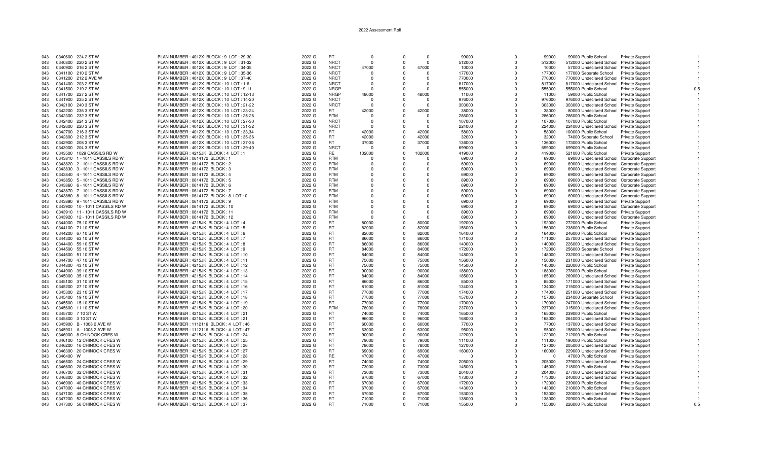# 2022 Assessment Roll

| | | | | | | | | | | | | | | | |
|---|---|---|---|---|---|---|---|---|---|---|---|---|---|---|---|
| 043 | 0340600 224 2 ST W | PLAN NUMBER : 4012X BLOCK : 9 LOT : 29-30 | 2022 G | RT | 0 | 0 | 0 | 99000 | 0 | 99000 | 99000 Public School | | Private Support | 1 |
| 043 | 0340800 220 2 ST W | PLAN NUMBER : 4012X BLOCK : 9 LOT : 31-32 | 2022 G | NRCT | 0 | 0 | 0 | 512000 | 0 | 512000 | 512000 Undeclared School | | Private Support | 1 |
| 043 | 0340900 216 2 ST W | PLAN NUMBER : 4012X BLOCK : 9 LOT : 34-35 | 2022 G | NRCT | 47000 | 0 | 47000 | 10000 | 0 | 10000 | 57000 Undeclared School | | Private Support | 1 |
| 043 | 0341100 210 2 ST W | PLAN NUMBER : 4012X BLOCK : 9 LOT : 35-36 | 2022 G | NRCT | 0 | 0 | 0 | 177000 | 0 | 177000 | 177000 Separate School | | Private Support | 1 |
| 043 | 0341200 212 2 AVE W | PLAN NUMBER : 4012X BLOCK : 9 LOT : 37-40 | 2022 G | NRCT | 0 | 0 | 0 | 770000 | 0 | 770000 | 770000 Undeclared School | | Private Support | 1 |
| 043 | 0341400 203 2 ST W | PLAN NUMBER : 4012X BLOCK : 10 LOT : 1-6 | 2022 G | NRCT | 0 | 0 | 0 | 817000 | 0 | 817000 | 817000 Undeclared School | | Private Support | 1 |
| 043 | 0341500 219 2 ST W | PLAN NUMBER : 4012X BLOCK : 10 LOT : 9-11 | 2022 G | NRGP | 0 | 0 | 0 | 555000 | 0 | 555000 | 555000 Public School | | Private Support | 0.5 |
| 043 | 0341700 227 2 ST W | PLAN NUMBER : 4012X BLOCK : 10 LOT : 12-13 | 2022 G | NRGP | 48000 | 0 | 48000 | 11000 | 0 | 11000 | 59000 Public School | | Private Support | 1 |
| 043 | 0341900 235 2 ST W | PLAN NUMBER : 4012X BLOCK : 10 LOT : 14-20 | 2022 G | NRCT | 0 | 0 | 0 | 976000 | 0 | 976000 | 976000 Undeclared School | | Private Support | 1 |
| 043 | 0342100 240 3 ST W | PLAN NUMBER : 4012X BLOCK : 10 LOT : 21-22 | 2022 G | NRCT | 0 | 0 | 0 | 303000 | 0 | 303000 | 303000 Undeclared School | | Private Support | 1 |
| 043 | 0342200 236 3 ST W | PLAN NUMBER : 4012X BLOCK : 10 LOT : 23-24 | 2022 G | RT | 42000 | 0 | 42000 | 38000 | 0 | 38000 | 80000 Undeclared School | | Private Support | 1 |
| 043 | 0342300 232 3 ST W | PLAN NUMBER : 4012X BLOCK : 10 LOT : 25-26 | 2022 G | RTM | 0 | 0 | 0 | 286000 | 0 | 286000 | 286000 Public School | | Private Support | 1 |
| 043 | 0342400 224 3 ST W | PLAN NUMBER : 4012X BLOCK : 10 LOT : 27-30 | 2022 G | NRCT | 0 | 0 | 0 | 107000 | 0 | 107000 | 107000 Public School | | Private Support | 1 |
| 043 | 0342600 220 3 ST W | PLAN NUMBER : 4012X BLOCK : 10 LOT : 31-32 | 2022 G | NRCT | 0 | 0 | 0 | 224000 | 0 | 224000 | 224000 Undeclared School | | Private Support | 1 |
| 043 | 0342700 216 3 ST W | PLAN NUMBER : 4012X BLOCK : 10 LOT : 33,34 | 2022 G | RT | 42000 | 0 | 42000 | 58000 | 0 | 58000 | 100000 Public School | | Private Support | 1 |
| 043 | 0342800 212 3 ST W | PLAN NUMBER : 4012X BLOCK : 10 LOT : 35-36 | 2022 G | RT | 42000 | 0 | 42000 | 32000 | 0 | 32000 | 74000 Separate School | | Private Support | 1 |
| 043 | 0342900 208 3 ST W | PLAN NUMBER : 4012X BLOCK : 10 LOT : 37-38 | 2022 G | RT | 37000 | 0 | 37000 | 136000 | 0 | 136000 | 173000 Public School | | Private Support | 1 |
| 043 | 0343000 204 3 ST W | PLAN NUMBER : 4012X BLOCK : 10 LOT : 39-40 | 2022 G | NRCT | 0 | 0 | 0 | 699000 | 0 | 699000 | 699000 Public School | | Private Support | 1 |
| 043 | 0343500 1029 CASSILS RD W | PLAN NUMBER : 4215JK BLOCK : 4 LOT : 1 | 2022 G | RE | 102000 | 0 | 102000 | 419000 | 0 | 419000 | 521000 Public School | | Private Support | 1 |
| 043 | 0343810 1 - 1011 CASSILS RD W | PLAN NUMBER : 0614172 BLOCK : 1 | 2022 G | RTM | 0 | 0 | 0 | 69000 | 0 | 69000 | 69000 Undeclared School | | Corporate Support | 1 |
| 043 | 0343820 2 - 1011 CASSILS RD W | PLAN NUMBER : 0614172 BLOCK : 2 | 2022 G | RTM | 0 | 0 | 0 | 69000 | 0 | 69000 | 69000 Undeclared School | | Corporate Support | 1 |
| 043 | 0343830 3 - 1011 CASSILS RD W | PLAN NUMBER : 0614172 BLOCK : 3 | 2022 G | RTM | 0 | 0 | 0 | 69000 | 0 | 69000 | 69000 Undeclared School | | Corporate Support | 1 |
| 043 | 0343840 4 - 1011 CASSILS RD W | PLAN NUMBER : 0614172 BLOCK : 4 | 2022 G | RTM | 0 | 0 | 0 | 69000 | 0 | 69000 | 69000 Undeclared School | | Corporate Support | 1 |
| 043 | 0343850 5 - 1011 CASSILS RD W | PLAN NUMBER : 0614172 BLOCK : 5 | 2022 G | RTM | 0 | 0 | 0 | 69000 | 0 | 69000 | 69000 Undeclared School | | Corporate Support | 1 |
| 043 | 0343860 6 - 1011 CASSILS RD W | PLAN NUMBER : 0614172 BLOCK : 6 | 2022 G | RTM | 0 | 0 | 0 | 69000 | 0 | 69000 | 69000 Undeclared School | | Corporate Support | 1 |
| 043 | 0343870 7 - 1011 CASSILS RD W | PLAN NUMBER : 0614172 BLOCK : 7 | 2022 G | RTM | 0 | 0 | 0 | 69000 | 0 | 69000 | 69000 Undeclared School | | Corporate Support | 1 |
| 043 | 0343880 8 - 1011 CASSILS RD W | PLAN NUMBER : 0614172 BLOCK : 8 LOT : 0 | 2022 G | RTM | 0 | 0 | 0 | 69000 | 0 | 69000 | 69000 Undeclared School | | Corporate Support | 1 |
| 043 | 0343890 9 - 1011 CASSILS RD W | PLAN NUMBER : 0614172 BLOCK : 9 | 2022 G | RTM | 0 | 0 | 0 | 69000 | 0 | 69000 | 69000 Undeclared School | | Private Support | 1 |
| 043 | 0343900 10 - 1011 CASSILS RD W | PLAN NUMBER : 0614172 BLOCK : 10 | 2022 G | RTM | 0 | 0 | 0 | 69000 | 0 | 69000 | 69000 Undeclared School | | Corporate Support | 1 |
| 043 | 0343910 11 - 1011 CASSILS RD W | PLAN NUMBER : 0614172 BLOCK : 11 | 2022 G | RTM | 0 | 0 | 0 | 69000 | 0 | 69000 | 69000 Undeclared School | | Private Support | 1 |
| 043 | 0343920 12 - 1011 CASSILS RD W | PLAN NUMBER : 0614172 BLOCK : 12 | 2022 G | RTM | 0 | 0 | 0 | 69000 | 0 | 69000 | 69000 Undeclared School | | Corporate Support | 1 |
| 043 | 0344000 75 10 ST W | PLAN NUMBER : 4215JK BLOCK : 4 LOT : 4 | 2022 G | RT | 80000 | 0 | 80000 | 192000 | 0 | 192000 | 272000 Public School | | Private Support | 1 |
| 043 | 0344100 71 10 ST W | PLAN NUMBER : 4215JK BLOCK : 4 LOT : 5 | 2022 G | RT | 82000 | 0 | 82000 | 156000 | 0 | 156000 | 238000 Public School | | Private Support | 1 |
| 043 | 0344200 67 10 ST W | PLAN NUMBER : 4215JK BLOCK : 4 LOT : 6 | 2022 G | RT | 82000 | 0 | 82000 | 164000 | 0 | 164000 | 246000 Public School | | Private Support | 1 |
| 043 | 0344300 63 10 ST W | PLAN NUMBER : 4215JK BLOCK : 4 LOT : 7 | 2022 G | RT | 86000 | 0 | 86000 | 171000 | 0 | 171000 | 257000 Undeclared School | | Private Support | 1 |
| 043 | 0344400 59 10 ST W | PLAN NUMBER : 4215JK BLOCK : 4 LOT : 8 | 2022 G | RT | 86000 | 0 | 86000 | 140000 | 0 | 140000 | 226000 Undeclared School | | Private Support | 1 |
| 043 | 0344500 55 10 ST W | PLAN NUMBER : 4215JK BLOCK : 4 LOT : 9 | 2022 G | RT | 84000 | 0 | 84000 | 172000 | 0 | 172000 | 256000 Separate School | | Private Support | 1 |
| 043 | 0344600 51 10 ST W | PLAN NUMBER : 4215JK BLOCK : 4 LOT : 10 | 2022 G | RT | 84000 | 0 | 84000 | 148000 | 0 | 148000 | 232000 Undeclared School | | Private Support | 1 |
| 043 | 0344700 47 10 ST W | PLAN NUMBER : 4215JK BLOCK : 4 LOT : 11 | 2022 G | RT | 75000 | 0 | 75000 | 156000 | 0 | 156000 | 231000 Undeclared School | | Private Support | 1 |
| 043 | 0344800 43 10 ST W | PLAN NUMBER : 4215JK BLOCK : 4 LOT : 12 | 2022 G | RT | 75000 | 0 | 75000 | 145000 | 0 | 145000 | 220000 Public School | | Private Support | 1 |
| 043 | 0344900 39 10 ST W | PLAN NUMBER : 4215JK BLOCK : 4 LOT : 13 | 2022 G | RT | 90000 | 0 | 90000 | 188000 | 0 | 188000 | 278000 Public School | | Private Support | 1 |
| 043 | 0345000 35 10 ST W | PLAN NUMBER : 4215JK BLOCK : 4 LOT : 14 | 2022 G | RT | 84000 | 0 | 84000 | 185000 | 0 | 185000 | 269000 Undeclared School | | Private Support | 1 |
| 043 | 0345100 31 10 ST W | PLAN NUMBER : 4215JK BLOCK : 4 LOT : 15 | 2022 G | RT | 86000 | 0 | 86000 | 85000 | 0 | 85000 | 171000 Undeclared School | | Private Support | 1 |
| 043 | 0345200 27 10 ST W | PLAN NUMBER : 4215JK BLOCK : 4 LOT : 16 | 2022 G | RT | 81000 | 0 | 81000 | 134000 | 0 | 134000 | 215000 Undeclared School | | Private Support | 1 |
| 043 | 0345300 23 10 ST W | PLAN NUMBER : 4215JK BLOCK : 4 LOT : 17 | 2022 G | RT | 77000 | 0 | 77000 | 174000 | 0 | 174000 | 251000 Undeclared School | | Private Support | 1 |
| 043 | 0345400 19 10 ST W | PLAN NUMBER : 4215JK BLOCK : 4 LOT : 18 | 2022 G | RT | 77000 | 0 | 77000 | 157000 | 0 | 157000 | 234000 Separate School | | Private Support | 1 |
| 043 | 0345500 15 10 ST W | PLAN NUMBER : 4215JK BLOCK : 4 LOT : 19 | 2022 G | RT | 77000 | 0 | 77000 | 170000 | 0 | 170000 | 247000 Undeclared School | | Private Support | 1 |
| 043 | 0345600 11 10 ST W | PLAN NUMBER : 4215JK BLOCK : 4 LOT : 20 | 2022 G | RTM | 78000 | 0 | 78000 | 237000 | 0 | 237000 | 315000 Undeclared School | | Private Support | 1 |
| 043 | 0345700 7 10 ST W | PLAN NUMBER : 4215JK BLOCK : 4 LOT : 21 | 2022 G | RT | 74000 | 0 | 74000 | 165000 | 0 | 165000 | 239000 Public School | | Private Support | 1 |
| 043 | 0345800 3 10 ST W | PLAN NUMBER : 4215JK BLOCK : 4 LOT : 21 | 2022 G | RT | 96000 | 0 | 96000 | 168000 | 0 | 168000 | 264000 Undeclared School | | Private Support | 1 |
| 043 | 0345900 B - 1008 2 AVE W | PLAN NUMBER : 1112116 BLOCK : 4 LOT : 46 | 2022 G | RT | 60000 | 0 | 60000 | 77000 | 0 | 77000 | 137000 Undeclared School | | Private Support | 1 |
| 043 | 0345901 A - 1008 2 AVE W | PLAN NUMBER : 1112116 BLOCK : 4 LOT : 47 | 2022 G | RT | 63000 | 0 | 63000 | 95000 | 0 | 95000 | 158000 Undeclared School | | Private Support | 1 |
| 043 | 0346000 8 CHINOOK CRES W | PLAN NUMBER : 4215JK BLOCK : 4 LOT : 24 | 2022 G | RT | 90000 | 0 | 90000 | 122000 | 0 | 122000 | 212000 Public School | | Private Support | 1 |
| 043 | 0346100 12 CHINOOK CRES W | PLAN NUMBER : 4215JK BLOCK : 4 LOT : 25 | 2022 G | RT | 79000 | 0 | 79000 | 111000 | 0 | 111000 | 190000 Public School | | Private Support | 1 |
| 043 | 0346200 16 CHINOOK CRES W | PLAN NUMBER : 4215JK BLOCK : 4 LOT : 26 | 2022 G | RT | 78000 | 0 | 78000 | 127000 | 0 | 127000 | 205000 Undeclared School | | Private Support | 1 |
| 043 | 0346300 20 CHINOOK CRES W | PLAN NUMBER : 4215JK BLOCK : 4 LOT : 27 | 2022 G | RT | 69000 | 0 | 69000 | 160000 | 0 | 160000 | 229000 Undeclared School | | Private Support | 1 |
| 043 | 0346400 W | PLAN NUMBER : 4215JK BLOCK : 4 LOT : 28 | 2022 G | RE | 47000 | 0 | 47000 | 0 | 0 | 0 | 47000 Public School | | Private Support | 1 |
| 043 | 0346500 24 CHINOOK CRES W | PLAN NUMBER : 4215JK BLOCK : 4 LOT : 29 | 2022 G | RT | 74000 | 0 | 74000 | 205000 | 0 | 205000 | 279000 Undeclared School | | Private Support | 1 |
| 043 | 0346600 28 CHINOOK CRES W | PLAN NUMBER : 4215JK BLOCK : 4 LOT : 30 | 2022 G | RT | 73000 | 0 | 73000 | 145000 | 0 | 145000 | 218000 Public School | | Private Support | 1 |
| 043 | 0346700 32 CHINOOK CRES W | PLAN NUMBER : 4215JK BLOCK : 4 LOT : 31 | 2022 G | RT | 73000 | 0 | 73000 | 204000 | 0 | 204000 | 277000 Undeclared School | | Private Support | 1 |
| 043 | 0346800 36 CHINOOK CRES W | PLAN NUMBER : 4215JK BLOCK : 4 LOT : 32 | 2022 G | RT | 67000 | 0 | 67000 | 173000 | 0 | 173000 | 240000 Undeclared School | | Private Support | 1 |
| 043 | 0346900 40 CHINOOK CRES W | PLAN NUMBER : 4215JK BLOCK : 4 LOT : 33 | 2022 G | RT | 67000 | 0 | 67000 | 172000 | 0 | 172000 | 239000 Public School | | Private Support | 1 |
| 043 | 0347000 44 CHINOOK CRES W | PLAN NUMBER : 4215JK BLOCK : 4 LOT : 34 | 2022 G | RT | 67000 | 0 | 67000 | 143000 | 0 | 143000 | 210000 Public School | | Private Support | 1 |
| 043 | 0347100 48 CHINOOK CRES W | PLAN NUMBER : 4215JK BLOCK : 4 LOT : 35 | 2022 G | RT | 67000 | 0 | 67000 | 153000 | 0 | 153000 | 220000 Undeclared School | | Private Support | 1 |
| 043 | 0347200 52 CHINOOK CRES W | PLAN NUMBER : 4215JK BLOCK : 4 LOT : 36 | 2022 G | RT | 71000 | 0 | 71000 | 138000 | 0 | 138000 | 209000 Public School | | Private Support | 1 |
| 043 | 0347300 56 CHINOOK CRES W | PLAN NUMBER : 4215JK BLOCK : 4 LOT : 37 | 2022 G | RT | 71000 | 0 | 71000 | 155000 | 0 | 155000 | 226000 Public School | | Private Support | 0.5 |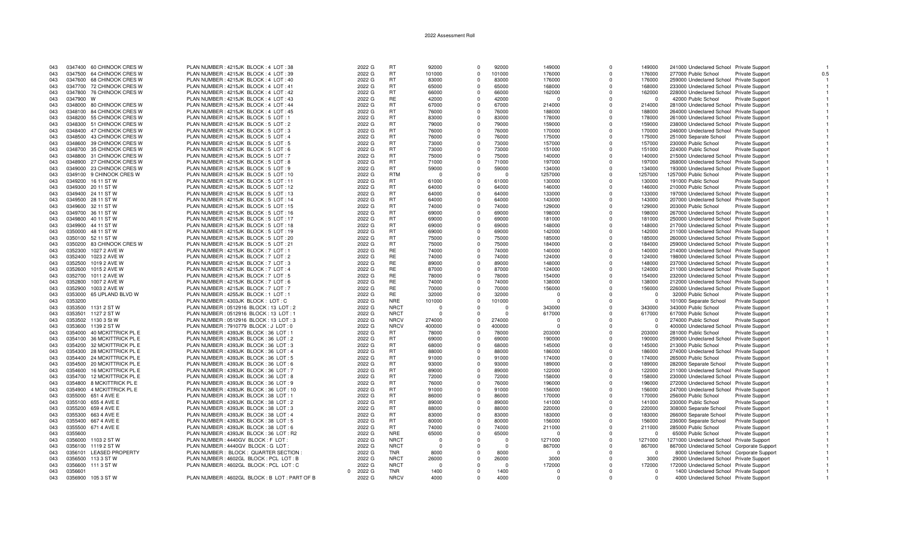# 2022 Assessment Roll

| | | | | | | | | | | | | | | | |
|---|---|---|---|---|---|---|---|---|---|---|---|---|---|---|---|
| 043 | 0347400 60 CHINOOK CRES W | PLAN NUMBER : 4215JK BLOCK : 4 LOT : 38 | 2022 G | RT | 92000 | 0 | 92000 | 149000 | 0 | 149000 | 241000 Undeclared School | Private Support | 1 |
| 043 | 0347500 64 CHINOOK CRES W | PLAN NUMBER : 4215JK BLOCK : 4 LOT : 39 | 2022 G | RT | 101000 | 0 | 101000 | 176000 | 0 | 176000 | 277000 Public School | Private Support | 0.5 |
| 043 | 0347600 68 CHINOOK CRES W | PLAN NUMBER : 4215JK BLOCK : 4 LOT : 40 | 2022 G | RT | 83000 | 0 | 83000 | 176000 | 0 | 176000 | 259000 Undeclared School | Private Support | 1 |
| 043 | 0347700 72 CHINOOK CRES W | PLAN NUMBER : 4215JK BLOCK : 4 LOT : 41 | 2022 G | RT | 65000 | 0 | 65000 | 168000 | 0 | 168000 | 233000 Undeclared School | Private Support | 1 |
| 043 | 0347800 76 CHINOOK CRES W | PLAN NUMBER : 4215JK BLOCK : 4 LOT : 42 | 2022 G | RT | 66000 | 0 | 66000 | 162000 | 0 | 162000 | 228000 Undeclared School | Private Support | 1 |
| 043 | 0347900 W | PLAN NUMBER : 4215JK BLOCK : 4 LOT : 43 | 2022 G | RE | 42000 | 0 | 42000 | 0 | 0 | 0 | 42000 Public School | Private Support | 1 |
| 043 | 0348000 80 CHINOOK CRES W | PLAN NUMBER : 4215JK BLOCK : 4 LOT : 44 | 2022 G | RT | 67000 | 0 | 67000 | 214000 | 0 | 214000 | 281000 Undeclared School | Private Support | 1 |
| 043 | 0348100 84 CHINOOK CRES W | PLAN NUMBER : 4215JK BLOCK : 4 LOT : 45 | 2022 G | RT | 76000 | 0 | 76000 | 188000 | 0 | 188000 | 264000 Undeclared School | Private Support | 1 |
| 043 | 0348200 55 CHINOOK CRES W | PLAN NUMBER : 4215JK BLOCK : 5 LOT : 1 | 2022 G | RT | 83000 | 0 | 83000 | 178000 | 0 | 178000 | 261000 Undeclared School | Private Support | 1 |
| 043 | 0348300 51 CHINOOK CRES W | PLAN NUMBER : 4215JK BLOCK : 5 LOT : 2 | 2022 G | RT | 79000 | 0 | 79000 | 159000 | 0 | 159000 | 238000 Undeclared School | Private Support | 1 |
| 043 | 0348400 47 CHINOOK CRES W | PLAN NUMBER : 4215JK BLOCK : 5 LOT : 3 | 2022 G | RT | 76000 | 0 | 76000 | 170000 | 0 | 170000 | 246000 Undeclared School | Private Support | 1 |
| 043 | 0348500 43 CHINOOK CRES W | PLAN NUMBER : 4215JK BLOCK : 5 LOT : 4 | 2022 G | RT | 76000 | 0 | 76000 | 175000 | 0 | 175000 | 251000 Separate School | Private Support | 1 |
| 043 | 0348600 39 CHINOOK CRES W | PLAN NUMBER : 4215JK BLOCK : 5 LOT : 5 | 2022 G | RT | 73000 | 0 | 73000 | 157000 | 0 | 157000 | 230000 Public School | Private Support | 1 |
| 043 | 0348700 35 CHINOOK CRES W | PLAN NUMBER : 4215JK BLOCK : 5 LOT : 6 | 2022 G | RT | 73000 | 0 | 73000 | 151000 | 0 | 151000 | 224000 Public School | Private Support | 1 |
| 043 | 0348800 31 CHINOOK CRES W | PLAN NUMBER : 4215JK BLOCK : 5 LOT : 7 | 2022 G | RT | 75000 | 0 | 75000 | 140000 | 0 | 140000 | 215000 Undeclared School | Private Support | 1 |
| 043 | 0348900 27 CHINOOK CRES W | PLAN NUMBER : 4215JK BLOCK : 5 LOT : 8 | 2022 G | RT | 71000 | 0 | 71000 | 197000 | 0 | 197000 | 268000 Undeclared School | Private Support | 1 |
| 043 | 0349000 23 CHINOOK CRES W | PLAN NUMBER : 4215JK BLOCK : 5 LOT : 9 | 2022 G | RT | 59000 | 0 | 59000 | 134000 | 0 | 134000 | 193000 Undeclared School | Private Support | 1 |
| 043 | 0349100 9 CHINOOK CRES W | PLAN NUMBER : 4215JK BLOCK : 5 LOT : 10 | 2022 G | RTM | 0 | 0 | 0 | 1257000 | 0 | 1257000 | 1257000 Public School | Private Support | 1 |
| 043 | 0349200 16 11 ST W | PLAN NUMBER : 4215JK BLOCK : 5 LOT : 11 | 2022 G | RT | 61000 | 0 | 61000 | 130000 | 0 | 130000 | 191000 Public School | Private Support | 1 |
| 043 | 0349300 20 11 ST W | PLAN NUMBER : 4215JK BLOCK : 5 LOT : 12 | 2022 G | RT | 64000 | 0 | 64000 | 146000 | 0 | 146000 | 210000 Public School | Private Support | 1 |
| 043 | 0349400 24 11 ST W | PLAN NUMBER : 4215JK BLOCK : 5 LOT : 13 | 2022 G | RT | 64000 | 0 | 64000 | 133000 | 0 | 133000 | 197000 Undeclared School | Private Support | 1 |
| 043 | 0349500 28 11 ST W | PLAN NUMBER : 4215JK BLOCK : 5 LOT : 14 | 2022 G | RT | 64000 | 0 | 64000 | 143000 | 0 | 143000 | 207000 Undeclared School | Private Support | 1 |
| 043 | 0349600 32 11 ST W | PLAN NUMBER : 4215JK BLOCK : 5 LOT : 15 | 2022 G | RT | 74000 | 0 | 74000 | 129000 | 0 | 129000 | 203000 Public School | Private Support | 1 |
| 043 | 0349700 36 11 ST W | PLAN NUMBER : 4215JK BLOCK : 5 LOT : 16 | 2022 G | RT | 69000 | 0 | 69000 | 198000 | 0 | 198000 | 267000 Undeclared School | Private Support | 1 |
| 043 | 0349800 40 11 ST W | PLAN NUMBER : 4215JK BLOCK : 5 LOT : 17 | 2022 G | RT | 69000 | 0 | 69000 | 181000 | 0 | 181000 | 250000 Undeclared School | Private Support | 1 |
| 043 | 0349900 44 11 ST W | PLAN NUMBER : 4215JK BLOCK : 5 LOT : 18 | 2022 G | RT | 69000 | 0 | 69000 | 148000 | 0 | 148000 | 217000 Undeclared School | Private Support | 1 |
| 043 | 0350000 48 11 ST W | PLAN NUMBER : 4215JK BLOCK : 5 LOT : 19 | 2022 G | RT | 69000 | 0 | 69000 | 142000 | 0 | 142000 | 211000 Undeclared School | Private Support | 1 |
| 043 | 0350100 52 11 ST W | PLAN NUMBER : 4215JK BLOCK : 5 LOT : 20 | 2022 G | RT | 75000 | 0 | 75000 | 185000 | 0 | 185000 | 260000 Undeclared School | Private Support | 1 |
| 043 | 0350200 83 CHINOOK CRES W | PLAN NUMBER : 4215JK BLOCK : 5 LOT : 21 | 2022 G | RT | 75000 | 0 | 75000 | 184000 | 0 | 184000 | 259000 Undeclared School | Private Support | 1 |
| 043 | 0352300 1027 2 AVE W | PLAN NUMBER : 4215JK BLOCK : 7 LOT : 1 | 2022 G | RE | 74000 | 0 | 74000 | 140000 | 0 | 140000 | 214000 Undeclared School | Private Support | 1 |
| 043 | 0352400 1023 2 AVE W | PLAN NUMBER : 4215JK BLOCK : 7 LOT : 2 | 2022 G | RE | 74000 | 0 | 74000 | 124000 | 0 | 124000 | 198000 Undeclared School | Private Support | 1 |
| 043 | 0352500 1019 2 AVE W | PLAN NUMBER : 4215JK BLOCK : 7 LOT : 3 | 2022 G | RE | 89000 | 0 | 89000 | 148000 | 0 | 148000 | 237000 Undeclared School | Private Support | 1 |
| 043 | 0352600 1015 2 AVE W | PLAN NUMBER : 4215JK BLOCK : 7 LOT : 4 | 2022 G | RE | 87000 | 0 | 87000 | 124000 | 0 | 124000 | 211000 Undeclared School | Private Support | 1 |
| 043 | 0352700 1011 2 AVE W | PLAN NUMBER : 4215JK BLOCK : 7 LOT : 5 | 2022 G | RE | 78000 | 0 | 78000 | 154000 | 0 | 154000 | 232000 Undeclared School | Private Support | 1 |
| 043 | 0352800 1007 2 AVE W | PLAN NUMBER : 4215JK BLOCK : 7 LOT : 6 | 2022 G | RE | 74000 | 0 | 74000 | 138000 | 0 | 138000 | 212000 Undeclared School | Private Support | 1 |
| 043 | 0352900 1003 2 AVE W | PLAN NUMBER : 4215JK BLOCK : 7 LOT : 7 | 2022 G | RE | 70000 | 0 | 70000 | 156000 | 0 | 156000 | 226000 Undeclared School | Private Support | 1 |
| 043 | 0353000 65 UPLAND BLVD W | PLAN NUMBER : 4255JK BLOCK : 1 LOT : 1 | 2022 G | RE | 32000 | 0 | 32000 | 0 | 0 | 0 | 32000 Public School | Private Support | 1 |
| 043 | 0353200 | PLAN NUMBER : 4303JK BLOCK : LOT : C | 2022 G | NRE | 101000 | 0 | 101000 | 0 | 0 | 0 | 101000 Separate School | Private Support | 1 |
| 043 | 0353500 1131 2 ST W | PLAN NUMBER : 0512916 BLOCK : 13 LOT : 2 | 2022 G | NRCT | 0 | 0 | 0 | 343000 | 0 | 343000 | 343000 Public School | Private Support | 1 |
| 043 | 0353501 1127 2 ST W | PLAN NUMBER : 0512916 BLOCK : 13 LOT : 1 | 2022 G | NRCT | 0 | 0 | 0 | 617000 | 0 | 617000 | 617000 Public School | Private Support | 1 |
| 043 | 0353502 1130 3 St W | PLAN NUMBER : 0512916 BLOCK : 13 LOT : 3 | 2022 G | NRCV | 274000 | 0 | 274000 | 0 | 0 | 0 | 274000 Public School | Private Support | 1 |
| 043 | 0353600 1139 2 ST W | PLAN NUMBER : 7910779 BLOCK : J LOT : 0 | 2022 G | NRCV | 400000 | 0 | 400000 | 0 | 0 | 0 | 400000 Undeclared School | Private Support | 1 |
| 043 | 0354000 40 MCKITTRICK PL E | PLAN NUMBER : 4393JK BLOCK : 36 LOT : 1 | 2022 G | RT | 78000 | 0 | 78000 | 203000 | 0 | 203000 | 281000 Public School | Private Support | 1 |
| 043 | 0354100 36 MCKITTRICK PL E | PLAN NUMBER : 4393JK BLOCK : 36 LOT : 2 | 2022 G | RT | 69000 | 0 | 69000 | 190000 | 0 | 190000 | 259000 Undeclared School | Private Support | 1 |
| 043 | 0354200 32 MCKITTRICK PL E | PLAN NUMBER : 4393JK BLOCK : 36 LOT : 3 | 2022 G | RT | 68000 | 0 | 68000 | 145000 | 0 | 145000 | 213000 Public School | Private Support | 1 |
| 043 | 0354300 28 MCKITTRICK PL E | PLAN NUMBER : 4393JK BLOCK : 36 LOT : 4 | 2022 G | RT | 88000 | 0 | 88000 | 186000 | 0 | 186000 | 274000 Undeclared School | Private Support | 1 |
| 043 | 0354400 24 MCKITTRICK PL E | PLAN NUMBER : 4393JK BLOCK : 36 LOT : 5 | 2022 G | RT | 91000 | 0 | 91000 | 174000 | 0 | 174000 | 265000 Public School | Private Support | 1 |
| 043 | 0354500 20 MCKITTRICK PL E | PLAN NUMBER : 4393JK BLOCK : 36 LOT : 6 | 2022 G | RT | 93000 | 0 | 93000 | 189000 | 0 | 189000 | 282000 Separate School | Private Support | 1 |
| 043 | 0354600 16 MCKITTRICK PL E | PLAN NUMBER : 4393JK BLOCK : 36 LOT : 7 | 2022 G | RT | 89000 | 0 | 89000 | 122000 | 0 | 122000 | 211000 Undeclared School | Private Support | 1 |
| 043 | 0354700 12 MCKITTRICK PL E | PLAN NUMBER : 4393JK BLOCK : 36 LOT : 8 | 2022 G | RT | 72000 | 0 | 72000 | 158000 | 0 | 158000 | 230000 Undeclared School | Private Support | 1 |
| 043 | 0354800 8 MCKITTRICK PL E | PLAN NUMBER : 4393JK BLOCK : 36 LOT : 9 | 2022 G | RT | 76000 | 0 | 76000 | 196000 | 0 | 196000 | 272000 Undeclared School | Private Support | 1 |
| 043 | 0354900 4 MCKITTRICK PL E | PLAN NUMBER : 4393JK BLOCK : 36 LOT : 10 | 2022 G | RT | 91000 | 0 | 91000 | 156000 | 0 | 156000 | 247000 Undeclared School | Private Support | 1 |
| 043 | 0355000 651 4 AVE E | PLAN NUMBER : 4393JK BLOCK : 38 LOT : 1 | 2022 G | RT | 86000 | 0 | 86000 | 170000 | 0 | 170000 | 256000 Public School | Private Support | 1 |
| 043 | 0355100 655 4 AVE E | PLAN NUMBER : 4393JK BLOCK : 38 LOT : 2 | 2022 G | RT | 89000 | 0 | 89000 | 141000 | 0 | 141000 | 230000 Public School | Private Support | 1 |
| 043 | 0355200 659 4 AVE E | PLAN NUMBER : 4393JK BLOCK : 38 LOT : 3 | 2022 G | RT | 88000 | 0 | 88000 | 220000 | 0 | 220000 | 308000 Separate School | Private Support | 1 |
| 043 | 0355300 663 4 AVE E | PLAN NUMBER : 4393JK BLOCK : 38 LOT : 4 | 2022 G | RT | 83000 | 0 | 83000 | 183000 | 0 | 183000 | 266000 Separate School | Private Support | 1 |
| 043 | 0355400 667 4 AVE E | PLAN NUMBER : 4393JK BLOCK : 38 LOT : 5 | 2022 G | RT | 80000 | 0 | 80000 | 156000 | 0 | 156000 | 236000 Separate School | Private Support | 1 |
| 043 | 0355500 671 4 AVE E | PLAN NUMBER : 4393JK BLOCK : 38 LOT : 6 | 2022 G | RT | 74000 | 0 | 74000 | 211000 | 0 | 211000 | 285000 Public School | Private Support | 1 |
| 043 | 0355600 | PLAN NUMBER : 4393JK BLOCK : 36 LOT : R2 | 2022 G | NRE | 65000 | 0 | 65000 | 0 | 0 | 0 | 65000 Public School | Private Support | 1 |
| 043 | 0356000 1103 2 ST W | PLAN NUMBER : 4440GV BLOCK : F LOT : | 2022 G | NRCT | 0 | 0 | 0 | 1271000 | 0 | 1271000 | 1271000 Undeclared School | Private Support | 1 |
| 043 | 0356100 1119 2 ST W | PLAN NUMBER : 4440GV BLOCK : G LOT : | 2022 G | NRCT | 0 | 0 | 0 | 867000 | 0 | 867000 | 867000 Undeclared School | Corporate Support | 1 |
| 043 | 0356101 LEASED PROPERTY | PLAN NUMBER : BLOCK : QUARTER SECTION : | 2022 G | TNR | 8000 | 0 | 8000 | 0 | 0 | 0 | 8000 Undeclared School | Corporate Support | 1 |
| 043 | 0356500 113 3 ST W | PLAN NUMBER : 4602GL BLOCK : PCL LOT : B | 2022 G | NRCT | 26000 | 0 | 26000 | 3000 | 0 | 3000 | 29000 Undeclared School | Private Support | 1 |
| 043 | 0356600 111 3 ST W | PLAN NUMBER : 4602GL BLOCK : PCL LOT : C | 2022 G | NRCT | 0 | 0 | 0 | 172000 | 0 | 172000 | 172000 Undeclared School | Private Support | 1 |
| 043 | 0356601 | 0 | 2022 G | TNR | 1400 | 0 | 1400 | 0 | 0 | 0 | 1400 Undeclared School | Private Support | 1 |
| 043 | 0356900 105 3 ST W | PLAN NUMBER : 4602GL BLOCK : B LOT : PART OF B | 2022 G | NRCV | 4000 | 0 | 4000 | 0 | 0 | 0 | 4000 Undeclared School | Private Support | 1 |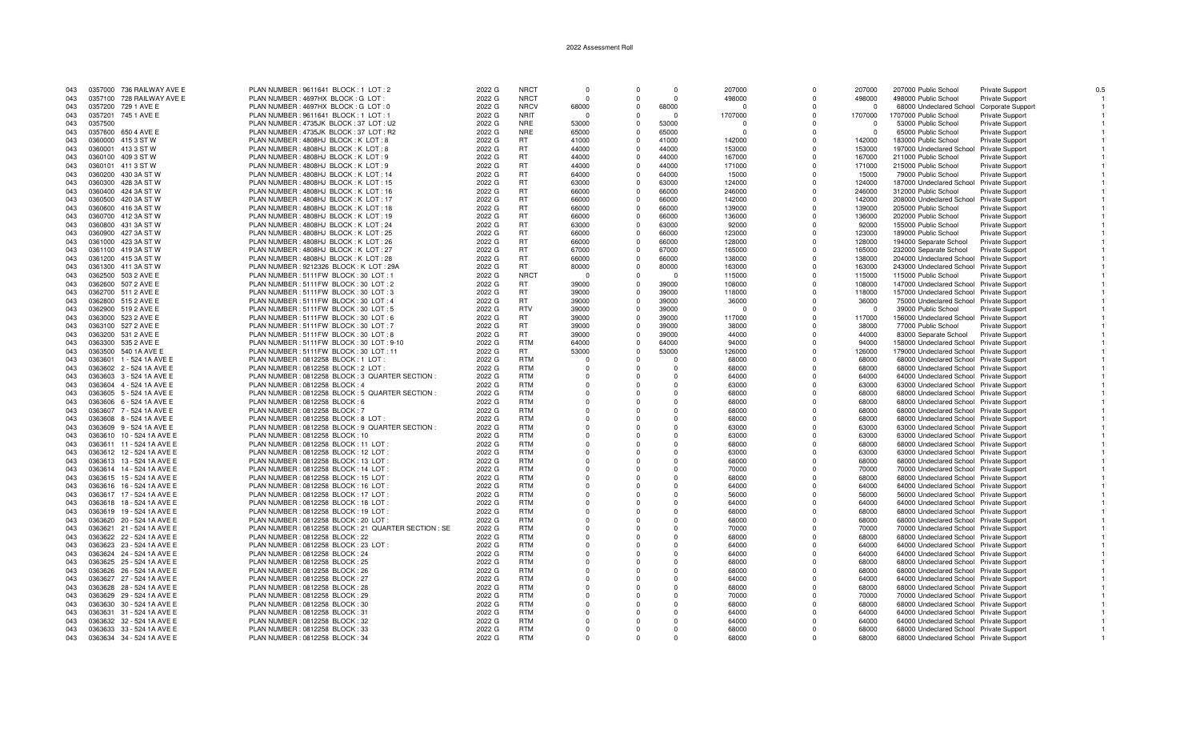# 2022 Assessment Roll

| | | | | | | | | | | | | | | | |
|---|---|---|---|---|---|---|---|---|---|---|---|---|---|---|---|
| 043 | 0357000 | 736 RAILWAY AVE E | PLAN NUMBER : 9611641 BLOCK : 1 LOT : 2 | 2022 G | NRCT | 0 | 0 | 0 | 207000 | 0 | 207000 | 207000 Public School | | Private Support | 0.5 |
| 043 | 0357100 | 728 RAILWAY AVE E | PLAN NUMBER : 4697HX BLOCK : G LOT : | 2022 G | NRCT | 0 | 0 | 0 | 498000 | 0 | 498000 | 498000 Public School | | Private Support | 1 |
| 043 | 0357200 | 729 1 AVE E | PLAN NUMBER : 4697HX BLOCK : G LOT : 0 | 2022 G | NRCV | 68000 | 0 | 68000 | 0 | 0 | 0 | 68000 Undeclared School | | Corporate Support | 1 |
| 043 | 0357201 | 745 1 AVE E | PLAN NUMBER : 9611641 BLOCK : 1 LOT : 1 | 2022 G | NRIT | 0 | 0 | 0 | 1707000 | 0 | 1707000 | 1707000 Public School | | Private Support | 1 |
| 043 | 0357500 | | PLAN NUMBER : 4735JK BLOCK : 37 LOT : U2 | 2022 G | NRE | 53000 | 0 | 53000 | 0 | 0 | 0 | 53000 Public School | | Private Support | 1 |
| 043 | 0357600 | 650 4 AVE E | PLAN NUMBER : 4735JK BLOCK : 37 LOT : R2 | 2022 G | NRE | 65000 | 0 | 65000 | 0 | 0 | 0 | 65000 Public School | | Private Support | 1 |
| 043 | 0360000 | 415 3 ST W | PLAN NUMBER : 4808HJ BLOCK : K LOT : 8 | 2022 G | RT | 41000 | 0 | 41000 | 142000 | 0 | 142000 | 183000 Public School | | Private Support | 1 |
| 043 | 0360001 | 413 3 ST W | PLAN NUMBER : 4808HJ BLOCK : K LOT : 8 | 2022 G | RT | 44000 | 0 | 44000 | 153000 | 0 | 153000 | 197000 Undeclared School | | Private Support | 1 |
| 043 | 0360100 | 409 3 ST W | PLAN NUMBER : 4808HJ BLOCK : K LOT : 9 | 2022 G | RT | 44000 | 0 | 44000 | 167000 | 0 | 167000 | 211000 Public School | | Private Support | 1 |
| 043 | 0360101 | 411 3 ST W | PLAN NUMBER : 4808HJ BLOCK : K LOT : 9 | 2022 G | RT | 44000 | 0 | 44000 | 171000 | 0 | 171000 | 215000 Public School | | Private Support | 1 |
| 043 | 0360200 | 430 3A ST W | PLAN NUMBER : 4808HJ BLOCK : K LOT : 14 | 2022 G | RT | 64000 | 0 | 64000 | 15000 | 0 | 15000 | 79000 Public School | | Private Support | 1 |
| 043 | 0360300 | 428 3A ST W | PLAN NUMBER : 4808HJ BLOCK : K LOT : 15 | 2022 G | RT | 63000 | 0 | 63000 | 124000 | 0 | 124000 | 187000 Undeclared School | | Private Support | 1 |
| 043 | 0360400 | 424 3A ST W | PLAN NUMBER : 4808HJ BLOCK : K LOT : 16 | 2022 G | RT | 66000 | 0 | 66000 | 246000 | 0 | 246000 | 312000 Public School | | Private Support | 1 |
| 043 | 0360500 | 420 3A ST W | PLAN NUMBER : 4808HJ BLOCK : K LOT : 17 | 2022 G | RT | 66000 | 0 | 66000 | 142000 | 0 | 142000 | 208000 Undeclared School | | Private Support | 1 |
| 043 | 0360600 | 416 3A ST W | PLAN NUMBER : 4808HJ BLOCK : K LOT : 18 | 2022 G | RT | 66000 | 0 | 66000 | 139000 | 0 | 139000 | 205000 Public School | | Private Support | 1 |
| 043 | 0360700 | 412 3A ST W | PLAN NUMBER : 4808HJ BLOCK : K LOT : 19 | 2022 G | RT | 66000 | 0 | 66000 | 136000 | 0 | 136000 | 202000 Public School | | Private Support | 1 |
| 043 | 0360800 | 431 3A ST W | PLAN NUMBER : 4808HJ BLOCK : K LOT : 24 | 2022 G | RT | 63000 | 0 | 63000 | 92000 | 0 | 92000 | 155000 Public School | | Private Support | 1 |
| 043 | 0360900 | 427 3A ST W | PLAN NUMBER : 4808HJ BLOCK : K LOT : 25 | 2022 G | RT | 66000 | 0 | 66000 | 123000 | 0 | 123000 | 189000 Public School | | Private Support | 1 |
| 043 | 0361000 | 423 3A ST W | PLAN NUMBER : 4808HJ BLOCK : K LOT : 26 | 2022 G | RT | 66000 | 0 | 66000 | 128000 | 0 | 128000 | 194000 Separate School | | Private Support | 1 |
| 043 | 0361100 | 419 3A ST W | PLAN NUMBER : 4808HJ BLOCK : K LOT : 27 | 2022 G | RT | 67000 | 0 | 67000 | 165000 | 0 | 165000 | 232000 Separate School | | Private Support | 1 |
| 043 | 0361200 | 415 3A ST W | PLAN NUMBER : 4808HJ BLOCK : K LOT : 28 | 2022 G | RT | 66000 | 0 | 66000 | 138000 | 0 | 138000 | 204000 Undeclared School | | Private Support | 1 |
| 043 | 0361300 | 411 3A ST W | PLAN NUMBER : 9212326 BLOCK : K LOT : 29A | 2022 G | RT | 80000 | 0 | 80000 | 163000 | 0 | 163000 | 243000 Undeclared School | | Private Support | 1 |
| 043 | 0362500 | 503 2 AVE E | PLAN NUMBER : 5111FW BLOCK : 30 LOT : 1 | 2022 G | NRCT | 0 | 0 | 0 | 115000 | 0 | 115000 | 115000 Public School | | Private Support | 1 |
| 043 | 0362600 | 507 2 AVE E | PLAN NUMBER : 5111FW BLOCK : 30 LOT : 2 | 2022 G | RT | 39000 | 0 | 39000 | 108000 | 0 | 108000 | 147000 Undeclared School | | Private Support | 1 |
| 043 | 0362700 | 511 2 AVE E | PLAN NUMBER : 5111FW BLOCK : 30 LOT : 3 | 2022 G | RT | 39000 | 0 | 39000 | 118000 | 0 | 118000 | 157000 Undeclared School | | Private Support | 1 |
| 043 | 0362800 | 515 2 AVE E | PLAN NUMBER : 5111FW BLOCK : 30 LOT : 4 | 2022 G | RT | 39000 | 0 | 39000 | 36000 | 0 | 36000 | 75000 Undeclared School | | Private Support | 1 |
| 043 | 0362900 | 519 2 AVE E | PLAN NUMBER : 5111FW BLOCK : 30 LOT : 5 | 2022 G | RTV | 39000 | 0 | 39000 | 0 | 0 | 0 | 39000 Public School | | Private Support | 1 |
| 043 | 0363000 | 523 2 AVE E | PLAN NUMBER : 5111FW BLOCK : 30 LOT : 6 | 2022 G | RT | 39000 | 0 | 39000 | 117000 | 0 | 117000 | 156000 Undeclared School | | Private Support | 1 |
| 043 | 0363100 | 527 2 AVE E | PLAN NUMBER : 5111FW BLOCK : 30 LOT : 7 | 2022 G | RT | 39000 | 0 | 39000 | 38000 | 0 | 38000 | 77000 Public School | | Private Support | 1 |
| 043 | 0363200 | 531 2 AVE E | PLAN NUMBER : 5111FW BLOCK : 30 LOT : 8 | 2022 G | RT | 39000 | 0 | 39000 | 44000 | 0 | 44000 | 83000 Separate School | | Private Support | 1 |
| 043 | 0363300 | 535 2 AVE E | PLAN NUMBER : 5111FW BLOCK : 30 LOT : 9-10 | 2022 G | RTM | 64000 | 0 | 64000 | 94000 | 0 | 94000 | 158000 Undeclared School | | Private Support | 1 |
| 043 | 0363500 | 540 1A AVE E | PLAN NUMBER : 5111FW BLOCK : 30 LOT : 11 | 2022 G | RT | 53000 | 0 | 53000 | 126000 | 0 | 126000 | 179000 Undeclared School | | Private Support | 1 |
| 043 | 0363601 | 1 - 524 1A AVE E | PLAN NUMBER : 0812258 BLOCK : 1 LOT : | 2022 G | RTM | 0 | 0 | 0 | 68000 | 0 | 68000 | 68000 Undeclared School | | Private Support | 1 |
| 043 | 0363602 | 2 - 524 1A AVE E | PLAN NUMBER : 0812258 BLOCK : 2 LOT : | 2022 G | RTM | 0 | 0 | 0 | 68000 | 0 | 68000 | 68000 Undeclared School | | Private Support | 1 |
| 043 | 0363603 | 3 - 524 1A AVE E | PLAN NUMBER : 0812258 BLOCK : 3 QUARTER SECTION : | 2022 G | RTM | 0 | 0 | 0 | 64000 | 0 | 64000 | 64000 Undeclared School | | Private Support | 1 |
| 043 | 0363604 | 4 - 524 1A AVE E | PLAN NUMBER : 0812258 BLOCK : 4 | 2022 G | RTM | 0 | 0 | 0 | 63000 | 0 | 63000 | 63000 Undeclared School | | Private Support | 1 |
| 043 | 0363605 | 5 - 524 1A AVE E | PLAN NUMBER : 0812258 BLOCK : 5 QUARTER SECTION : | 2022 G | RTM | 0 | 0 | 0 | 68000 | 0 | 68000 | 68000 Undeclared School | | Private Support | 1 |
| 043 | 0363606 | 6 - 524 1A AVE E | PLAN NUMBER : 0812258 BLOCK : 6 | 2022 G | RTM | 0 | 0 | 0 | 68000 | 0 | 68000 | 68000 Undeclared School | | Private Support | 1 |
| 043 | 0363607 | 7 - 524 1A AVE E | PLAN NUMBER : 0812258 BLOCK : 7 | 2022 G | RTM | 0 | 0 | 0 | 68000 | 0 | 68000 | 68000 Undeclared School | | Private Support | 1 |
| 043 | 0363608 | 8 - 524 1A AVE E | PLAN NUMBER : 0812258 BLOCK : 8 LOT : | 2022 G | RTM | 0 | 0 | 0 | 68000 | 0 | 68000 | 68000 Undeclared School | | Private Support | 1 |
| 043 | 0363609 | 9 - 524 1A AVE E | PLAN NUMBER : 0812258 BLOCK : 9 QUARTER SECTION : | 2022 G | RTM | 0 | 0 | 0 | 63000 | 0 | 63000 | 63000 Undeclared School | | Private Support | 1 |
| 043 | 0363610 | 10 - 524 1A AVE E | PLAN NUMBER : 0812258 BLOCK : 10 | 2022 G | RTM | 0 | 0 | 0 | 63000 | 0 | 63000 | 63000 Undeclared School | | Private Support | 1 |
| 043 | 0363611 | 11 - 524 1A AVE E | PLAN NUMBER : 0812258 BLOCK : 11 LOT : | 2022 G | RTM | 0 | 0 | 0 | 68000 | 0 | 68000 | 68000 Undeclared School | | Private Support | 1 |
| 043 | 0363612 | 12 - 524 1A AVE E | PLAN NUMBER : 0812258 BLOCK : 12 LOT : | 2022 G | RTM | 0 | 0 | 0 | 63000 | 0 | 63000 | 63000 Undeclared School | | Private Support | 1 |
| 043 | 0363613 | 13 - 524 1A AVE E | PLAN NUMBER : 0812258 BLOCK : 13 LOT : | 2022 G | RTM | 0 | 0 | 0 | 68000 | 0 | 68000 | 68000 Undeclared School | | Private Support | 1 |
| 043 | 0363614 | 14 - 524 1A AVE E | PLAN NUMBER : 0812258 BLOCK : 14 LOT : | 2022 G | RTM | 0 | 0 | 0 | 70000 | 0 | 70000 | 70000 Undeclared School | | Private Support | 1 |
| 043 | 0363615 | 15 - 524 1A AVE E | PLAN NUMBER : 0812258 BLOCK : 15 LOT : | 2022 G | RTM | 0 | 0 | 0 | 68000 | 0 | 68000 | 68000 Undeclared School | | Private Support | 1 |
| 043 | 0363616 | 16 - 524 1A AVE E | PLAN NUMBER : 0812258 BLOCK : 16 LOT : | 2022 G | RTM | 0 | 0 | 0 | 64000 | 0 | 64000 | 64000 Undeclared School | | Private Support | 1 |
| 043 | 0363617 | 17 - 524 1A AVE E | PLAN NUMBER : 0812258 BLOCK : 17 LOT : | 2022 G | RTM | 0 | 0 | 0 | 56000 | 0 | 56000 | 56000 Undeclared School | | Private Support | 1 |
| 043 | 0363618 | 18 - 524 1A AVE E | PLAN NUMBER : 0812258 BLOCK : 18 LOT : | 2022 G | RTM | 0 | 0 | 0 | 64000 | 0 | 64000 | 64000 Undeclared School | | Private Support | 1 |
| 043 | 0363619 | 19 - 524 1A AVE E | PLAN NUMBER : 0812258 BLOCK : 19 LOT : | 2022 G | RTM | 0 | 0 | 0 | 68000 | 0 | 68000 | 68000 Undeclared School | | Private Support | 1 |
| 043 | 0363620 | 20 - 524 1A AVE E | PLAN NUMBER : 0812258 BLOCK : 20 LOT : | 2022 G | RTM | 0 | 0 | 0 | 68000 | 0 | 68000 | 68000 Undeclared School | | Private Support | 1 |
| 043 | 0363621 | 21 - 524 1A AVE E | PLAN NUMBER : 0812258 BLOCK : 21 QUARTER SECTION : SE | 2022 G | RTM | 0 | 0 | 0 | 70000 | 0 | 70000 | 70000 Undeclared School | | Private Support | 1 |
| 043 | 0363622 | 22 - 524 1A AVE E | PLAN NUMBER : 0812258 BLOCK : 22 | 2022 G | RTM | 0 | 0 | 0 | 68000 | 0 | 68000 | 68000 Undeclared School | | Private Support | 1 |
| 043 | 0363623 | 23 - 524 1A AVE E | PLAN NUMBER : 0812258 BLOCK : 23 LOT : | 2022 G | RTM | 0 | 0 | 0 | 64000 | 0 | 64000 | 64000 Undeclared School | | Private Support | 1 |
| 043 | 0363624 | 24 - 524 1A AVE E | PLAN NUMBER : 0812258 BLOCK : 24 | 2022 G | RTM | 0 | 0 | 0 | 64000 | 0 | 64000 | 64000 Undeclared School | | Private Support | 1 |
| 043 | 0363625 | 25 - 524 1A AVE E | PLAN NUMBER : 0812258 BLOCK : 25 | 2022 G | RTM | 0 | 0 | 0 | 68000 | 0 | 68000 | 68000 Undeclared School | | Private Support | 1 |
| 043 | 0363626 | 26 - 524 1A AVE E | PLAN NUMBER : 0812258 BLOCK : 26 | 2022 G | RTM | 0 | 0 | 0 | 68000 | 0 | 68000 | 68000 Undeclared School | | Private Support | 1 |
| 043 | 0363627 | 27 - 524 1A AVE E | PLAN NUMBER : 0812258 BLOCK : 27 | 2022 G | RTM | 0 | 0 | 0 | 64000 | 0 | 64000 | 64000 Undeclared School | | Private Support | 1 |
| 043 | 0363628 | 28 - 524 1A AVE E | PLAN NUMBER : 0812258 BLOCK : 28 | 2022 G | RTM | 0 | 0 | 0 | 68000 | 0 | 68000 | 68000 Undeclared School | | Private Support | 1 |
| 043 | 0363629 | 29 - 524 1A AVE E | PLAN NUMBER : 0812258 BLOCK : 29 | 2022 G | RTM | 0 | 0 | 0 | 70000 | 0 | 70000 | 70000 Undeclared School | | Private Support | 1 |
| 043 | 0363630 | 30 - 524 1A AVE E | PLAN NUMBER : 0812258 BLOCK : 30 | 2022 G | RTM | 0 | 0 | 0 | 68000 | 0 | 68000 | 68000 Undeclared School | | Private Support | 1 |
| 043 | 0363631 | 31 - 524 1A AVE E | PLAN NUMBER : 0812258 BLOCK : 31 | 2022 G | RTM | 0 | 0 | 0 | 64000 | 0 | 64000 | 64000 Undeclared School | | Private Support | 1 |
| 043 | 0363632 | 32 - 524 1A AVE E | PLAN NUMBER : 0812258 BLOCK : 32 | 2022 G | RTM | 0 | 0 | 0 | 64000 | 0 | 64000 | 64000 Undeclared School | | Private Support | 1 |
| 043 | 0363633 | 33 - 524 1A AVE E | PLAN NUMBER : 0812258 BLOCK : 33 | 2022 G | RTM | 0 | 0 | 0 | 68000 | 0 | 68000 | 68000 Undeclared School | | Private Support | 1 |
| 043 | 0363634 | 34 - 524 1A AVE E | PLAN NUMBER : 0812258 BLOCK : 34 | 2022 G | RTM | 0 | 0 | 0 | 68000 | 0 | 68000 | 68000 Undeclared School | | Private Support | 1 |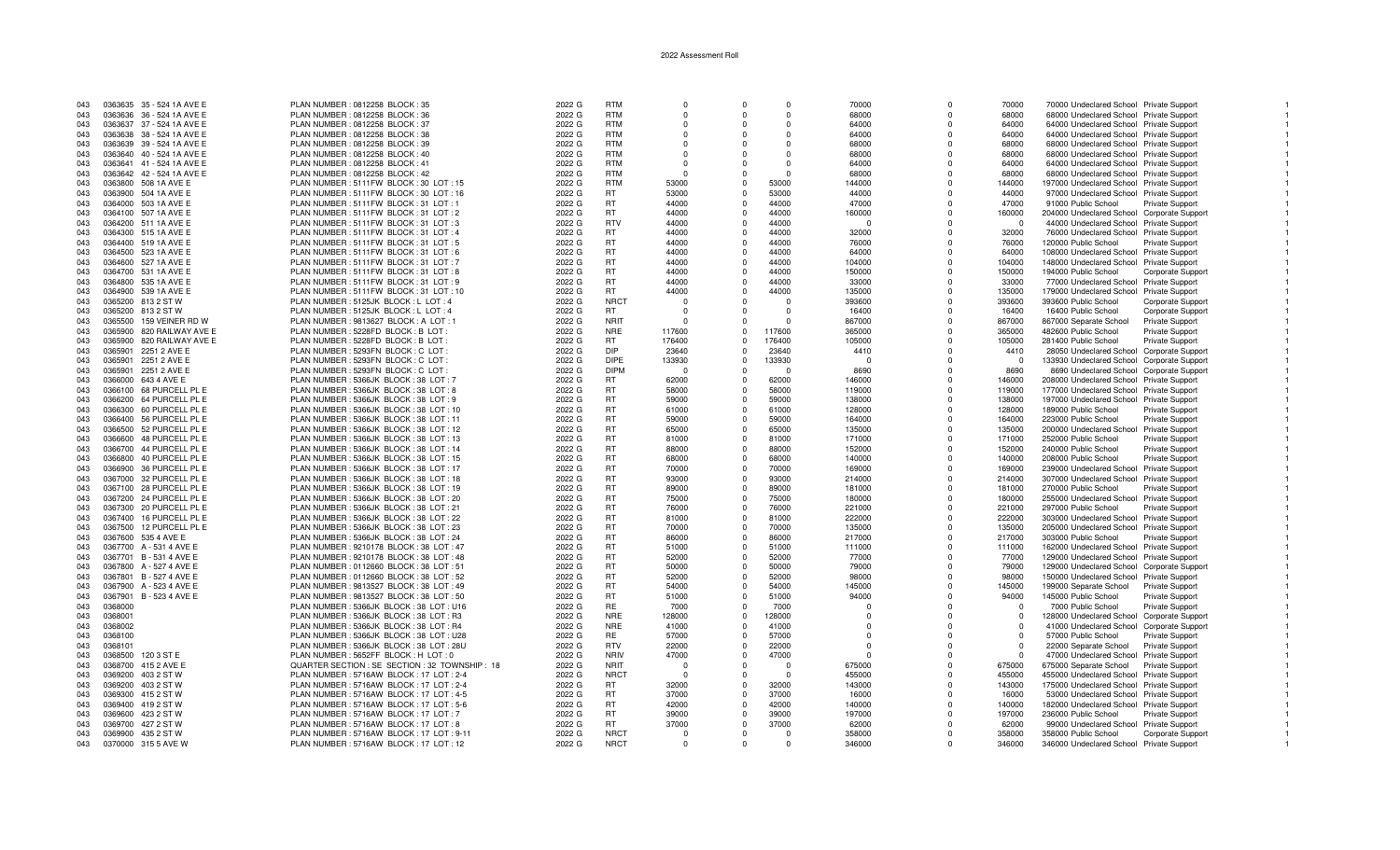# 2022 Assessment Roll

| | | | | | | | | | | | | | | | |
|---|---|---|---|---|---|---|---|---|---|---|---|---|---|---|---|
| 043 | 0363635 35 - 524 1A AVE E | PLAN NUMBER : 0812258 BLOCK : 35 | 2022 G | RTM | 0 | 0 | 0 | 70000 | 0 | 70000 | 70000 | Undeclared School | Private Support | | 1 |
| 043 | 0363636 36 - 524 1A AVE E | PLAN NUMBER : 0812258 BLOCK : 36 | 2022 G | RTM | 0 | 0 | 0 | 68000 | 0 | 68000 | 68000 | Undeclared School | Private Support | | 1 |
| 043 | 0363637 37 - 524 1A AVE E | PLAN NUMBER : 0812258 BLOCK : 37 | 2022 G | RTM | 0 | 0 | 0 | 64000 | 0 | 64000 | 64000 | Undeclared School | Private Support | | 1 |
| 043 | 0363638 38 - 524 1A AVE E | PLAN NUMBER : 0812258 BLOCK : 38 | 2022 G | RTM | 0 | 0 | 0 | 64000 | 0 | 64000 | 64000 | Undeclared School | Private Support | | 1 |
| 043 | 0363639 39 - 524 1A AVE E | PLAN NUMBER : 0812258 BLOCK : 39 | 2022 G | RTM | 0 | 0 | 0 | 68000 | 0 | 68000 | 68000 | Undeclared School | Private Support | | 1 |
| 043 | 0363640 40 - 524 1A AVE E | PLAN NUMBER : 0812258 BLOCK : 40 | 2022 G | RTM | 0 | 0 | 0 | 68000 | 0 | 68000 | 68000 | Undeclared School | Private Support | | 1 |
| 043 | 0363641 41 - 524 1A AVE E | PLAN NUMBER : 0812258 BLOCK : 41 | 2022 G | RTM | 0 | 0 | 0 | 64000 | 0 | 64000 | 64000 | Undeclared School | Private Support | | 1 |
| 043 | 0363642 42 - 524 1A AVE E | PLAN NUMBER : 0812258 BLOCK : 42 | 2022 G | RTM | 0 | 0 | 0 | 68000 | 0 | 68000 | 68000 | Undeclared School | Private Support | | 1 |
| 043 | 0363800 508 1A AVE E | PLAN NUMBER : 5111FW BLOCK : 30 LOT : 15 | 2022 G | RTM | 53000 | 0 | 53000 | 144000 | 0 | 144000 | 197000 | Undeclared School | Private Support | | 1 |
| 043 | 0363900 504 1A AVE E | PLAN NUMBER : 5111FW BLOCK : 30 LOT : 16 | 2022 G | RT | 53000 | 0 | 53000 | 44000 | 0 | 44000 | 97000 | Undeclared School | Private Support | | 1 |
| 043 | 0364000 503 1A AVE E | PLAN NUMBER : 5111FW BLOCK : 31 LOT : 1 | 2022 G | RT | 44000 | 0 | 44000 | 47000 | 0 | 47000 | 91000 | Public School | Private Support | | 1 |
| 043 | 0364100 507 1A AVE E | PLAN NUMBER : 5111FW BLOCK : 31 LOT : 2 | 2022 G | RT | 44000 | 0 | 44000 | 160000 | 0 | 160000 | 204000 | Undeclared School | Corporate Support | | 1 |
| 043 | 0364200 511 1A AVE E | PLAN NUMBER : 5111FW BLOCK : 31 LOT : 3 | 2022 G | RTV | 44000 | 0 | 44000 | 0 | 0 | 0 | 44000 | Undeclared School | Private Support | | 1 |
| 043 | 0364300 515 1A AVE E | PLAN NUMBER : 5111FW BLOCK : 31 LOT : 4 | 2022 G | RT | 44000 | 0 | 44000 | 32000 | 0 | 32000 | 76000 | Undeclared School | Private Support | | 1 |
| 043 | 0364400 519 1A AVE E | PLAN NUMBER : 5111FW BLOCK : 31 LOT : 5 | 2022 G | RT | 44000 | 0 | 44000 | 76000 | 0 | 76000 | 120000 | Public School | Private Support | | 1 |
| 043 | 0364500 523 1A AVE E | PLAN NUMBER : 5111FW BLOCK : 31 LOT : 6 | 2022 G | RT | 44000 | 0 | 44000 | 64000 | 0 | 64000 | 108000 | Undeclared School | Private Support | | 1 |
| 043 | 0364600 527 1A AVE E | PLAN NUMBER : 5111FW BLOCK : 31 LOT : 7 | 2022 G | RT | 44000 | 0 | 44000 | 104000 | 0 | 104000 | 148000 | Undeclared School | Private Support | | 1 |
| 043 | 0364700 531 1A AVE E | PLAN NUMBER : 5111FW BLOCK : 31 LOT : 8 | 2022 G | RT | 44000 | 0 | 44000 | 150000 | 0 | 150000 | 194000 | Public School | Corporate Support | | 1 |
| 043 | 0364800 535 1A AVE E | PLAN NUMBER : 5111FW BLOCK : 31 LOT : 9 | 2022 G | RT | 44000 | 0 | 44000 | 33000 | 0 | 33000 | 77000 | Undeclared School | Private Support | | 1 |
| 043 | 0364900 539 1A AVE E | PLAN NUMBER : 5111FW BLOCK : 31 LOT : 10 | 2022 G | RT | 44000 | 0 | 44000 | 135000 | 0 | 135000 | 179000 | Undeclared School | Private Support | | 1 |
| 043 | 0365200 813 2 ST W | PLAN NUMBER : 5125JK BLOCK : L LOT : 4 | 2022 G | NRCT | 0 | 0 | 0 | 393600 | 0 | 393600 | 393600 | Public School | Corporate Support | | 1 |
| 043 | 0365200 813 2 ST W | PLAN NUMBER : 5125JK BLOCK : L LOT : 4 | 2022 G | RT | 0 | 0 | 0 | 16400 | 0 | 16400 | 16400 | Public School | Corporate Support | | 1 |
| 043 | 0365500 159 VEINER RD W | PLAN NUMBER : 9813627 BLOCK : A LOT : 1 | 2022 G | NRIT | 0 | 0 | 0 | 867000 | 0 | 867000 | 867000 | Separate School | Private Support | | 1 |
| 043 | 0365900 820 RAILWAY AVE E | PLAN NUMBER : 5228FD BLOCK : B LOT : | 2022 G | NRE | 117600 | 0 | 117600 | 365000 | 0 | 365000 | 482600 | Public School | Private Support | | 1 |
| 043 | 0365900 820 RAILWAY AVE E | PLAN NUMBER : 5228FD BLOCK : B LOT : | 2022 G | RT | 176400 | 0 | 176400 | 105000 | 0 | 105000 | 281400 | Public School | Private Support | | 1 |
| 043 | 0365901 2251 2 AVE E | PLAN NUMBER : 5293FN BLOCK : C LOT : | 2022 G | DIP | 23640 | 0 | 23640 | 4410 | 0 | 4410 | 28050 | Undeclared School | Corporate Support | | 1 |
| 043 | 0365901 2251 2 AVE E | PLAN NUMBER : 5293FN BLOCK : C LOT : | 2022 G | DIPE | 133930 | 0 | 133930 | 0 | 0 | 0 | 133930 | Undeclared School | Corporate Support | | 1 |
| 043 | 0365901 2251 2 AVE E | PLAN NUMBER : 5293FN BLOCK : C LOT : | 2022 G | DIPM | 0 | 0 | 0 | 8690 | 0 | 8690 | 8690 | Undeclared School | Corporate Support | | 1 |
| 043 | 0366000 643 4 AVE E | PLAN NUMBER : 5366JK BLOCK : 38 LOT : 7 | 2022 G | RT | 62000 | 0 | 62000 | 146000 | 0 | 146000 | 208000 | Undeclared School | Private Support | | 1 |
| 043 | 0366100 68 PURCELL PL E | PLAN NUMBER : 5366JK BLOCK : 38 LOT : 8 | 2022 G | RT | 58000 | 0 | 58000 | 119000 | 0 | 119000 | 177000 | Undeclared School | Private Support | | 1 |
| 043 | 0366200 64 PURCELL PL E | PLAN NUMBER : 5366JK BLOCK : 38 LOT : 9 | 2022 G | RT | 59000 | 0 | 59000 | 138000 | 0 | 138000 | 197000 | Undeclared School | Private Support | | 1 |
| 043 | 0366300 60 PURCELL PL E | PLAN NUMBER : 5366JK BLOCK : 38 LOT : 10 | 2022 G | RT | 61000 | 0 | 61000 | 128000 | 0 | 128000 | 189000 | Public School | Private Support | | 1 |
| 043 | 0366400 56 PURCELL PL E | PLAN NUMBER : 5366JK BLOCK : 38 LOT : 11 | 2022 G | RT | 59000 | 0 | 59000 | 164000 | 0 | 164000 | 223000 | Public School | Private Support | | 1 |
| 043 | 0366500 52 PURCELL PL E | PLAN NUMBER : 5366JK BLOCK : 38 LOT : 12 | 2022 G | RT | 65000 | 0 | 65000 | 135000 | 0 | 135000 | 200000 | Undeclared School | Private Support | | 1 |
| 043 | 0366600 48 PURCELL PL E | PLAN NUMBER : 5366JK BLOCK : 38 LOT : 13 | 2022 G | RT | 81000 | 0 | 81000 | 171000 | 0 | 171000 | 252000 | Public School | Private Support | | 1 |
| 043 | 0366700 44 PURCELL PL E | PLAN NUMBER : 5366JK BLOCK : 38 LOT : 14 | 2022 G | RT | 88000 | 0 | 88000 | 152000 | 0 | 152000 | 240000 | Public School | Private Support | | 1 |
| 043 | 0366800 40 PURCELL PL E | PLAN NUMBER : 5366JK BLOCK : 38 LOT : 15 | 2022 G | RT | 68000 | 0 | 68000 | 140000 | 0 | 140000 | 208000 | Public School | Private Support | | 1 |
| 043 | 0366900 36 PURCELL PL E | PLAN NUMBER : 5366JK BLOCK : 38 LOT : 17 | 2022 G | RT | 70000 | 0 | 70000 | 169000 | 0 | 169000 | 239000 | Undeclared School | Private Support | | 1 |
| 043 | 0367000 32 PURCELL PL E | PLAN NUMBER : 5366JK BLOCK : 38 LOT : 18 | 2022 G | RT | 93000 | 0 | 93000 | 214000 | 0 | 214000 | 307000 | Undeclared School | Private Support | | 1 |
| 043 | 0367100 28 PURCELL PL E | PLAN NUMBER : 5366JK BLOCK : 38 LOT : 19 | 2022 G | RT | 89000 | 0 | 89000 | 181000 | 0 | 181000 | 270000 | Public School | Private Support | | 1 |
| 043 | 0367200 24 PURCELL PL E | PLAN NUMBER : 5366JK BLOCK : 38 LOT : 20 | 2022 G | RT | 75000 | 0 | 75000 | 180000 | 0 | 180000 | 255000 | Undeclared School | Private Support | | 1 |
| 043 | 0367300 20 PURCELL PL E | PLAN NUMBER : 5366JK BLOCK : 38 LOT : 21 | 2022 G | RT | 76000 | 0 | 76000 | 221000 | 0 | 221000 | 297000 | Public School | Private Support | | 1 |
| 043 | 0367400 16 PURCELL PL E | PLAN NUMBER : 5366JK BLOCK : 38 LOT : 22 | 2022 G | RT | 81000 | 0 | 81000 | 222000 | 0 | 222000 | 303000 | Undeclared School | Private Support | | 1 |
| 043 | 0367500 12 PURCELL PL E | PLAN NUMBER : 5366JK BLOCK : 38 LOT : 23 | 2022 G | RT | 70000 | 0 | 70000 | 135000 | 0 | 135000 | 205000 | Undeclared School | Private Support | | 1 |
| 043 | 0367600 535 4 AVE E | PLAN NUMBER : 5366JK BLOCK : 38 LOT : 24 | 2022 G | RT | 86000 | 0 | 86000 | 217000 | 0 | 217000 | 303000 | Public School | Private Support | | 1 |
| 043 | 0367700 A - 531 4 AVE E | PLAN NUMBER : 9210178 BLOCK : 38 LOT : 47 | 2022 G | RT | 51000 | 0 | 51000 | 111000 | 0 | 111000 | 162000 | Undeclared School | Private Support | | 1 |
| 043 | 0367701 B - 531 4 AVE E | PLAN NUMBER : 9210178 BLOCK : 38 LOT : 48 | 2022 G | RT | 52000 | 0 | 52000 | 77000 | 0 | 77000 | 129000 | Undeclared School | Private Support | | 1 |
| 043 | 0367800 A - 527 4 AVE E | PLAN NUMBER : 0112660 BLOCK : 38 LOT : 51 | 2022 G | RT | 50000 | 0 | 50000 | 79000 | 0 | 79000 | 129000 | Undeclared School | Corporate Support | | 1 |
| 043 | 0367801 B - 527 4 AVE E | PLAN NUMBER : 0112660 BLOCK : 38 LOT : 52 | 2022 G | RT | 52000 | 0 | 52000 | 98000 | 0 | 98000 | 150000 | Undeclared School | Private Support | | 1 |
| 043 | 0367900 A - 523 4 AVE E | PLAN NUMBER : 9813527 BLOCK : 38 LOT : 49 | 2022 G | RT | 54000 | 0 | 54000 | 145000 | 0 | 145000 | 199000 | Separate School | Private Support | | 1 |
| 043 | 0367901 B - 523 4 AVE E | PLAN NUMBER : 9813527 BLOCK : 38 LOT : 50 | 2022 G | RT | 51000 | 0 | 51000 | 94000 | 0 | 94000 | 145000 | Public School | Private Support | | 1 |
| 043 | 0368000 | PLAN NUMBER : 5366JK BLOCK : 38 LOT : U16 | 2022 G | RE | 7000 | 0 | 7000 | 0 | 0 | 0 | 7000 | Public School | Private Support | | 1 |
| 043 | 0368001 | PLAN NUMBER : 5366JK BLOCK : 38 LOT : R3 | 2022 G | NRE | 128000 | 0 | 128000 | 0 | 0 | 0 | 128000 | Undeclared School | Corporate Support | | 1 |
| 043 | 0368002 | PLAN NUMBER : 5366JK BLOCK : 38 LOT : R4 | 2022 G | NRE | 41000 | 0 | 41000 | 0 | 0 | 0 | 41000 | Undeclared School | Corporate Support | | 1 |
| 043 | 0368100 | PLAN NUMBER : 5366JK BLOCK : 38 LOT : U28 | 2022 G | RE | 57000 | 0 | 57000 | 0 | 0 | 0 | 57000 | Public School | Private Support | | 1 |
| 043 | 0368101 | PLAN NUMBER : 5366JK BLOCK : 38 LOT : 28U | 2022 G | RTV | 22000 | 0 | 22000 | 0 | 0 | 0 | 22000 | Separate School | Private Support | | 1 |
| 043 | 0368500 120 3 ST E | PLAN NUMBER : 5652FF BLOCK : H LOT : 0 | 2022 G | NRIV | 47000 | 0 | 47000 | 0 | 0 | 0 | 47000 | Undeclared School | Private Support | | 1 |
| 043 | 0368700 415 2 AVE E | QUARTER SECTION : SE SECTION : 32 TOWNSHIP : 18 | 2022 G | NRIT | 0 | 0 | 0 | 675000 | 0 | 675000 | 675000 | Separate School | Private Support | | 1 |
| 043 | 0369200 403 2 ST W | PLAN NUMBER : 5716AW BLOCK : 17 LOT : 2-4 | 2022 G | NRCT | 0 | 0 | 0 | 455000 | 0 | 455000 | 455000 | Undeclared School | Private Support | | 1 |
| 043 | 0369200 403 2 ST W | PLAN NUMBER : 5716AW BLOCK : 17 LOT : 2-4 | 2022 G | RT | 32000 | 0 | 32000 | 143000 | 0 | 143000 | 175000 | Undeclared School | Private Support | | 1 |
| 043 | 0369300 415 2 ST W | PLAN NUMBER : 5716AW BLOCK : 17 LOT : 4-5 | 2022 G | RT | 37000 | 0 | 37000 | 16000 | 0 | 16000 | 53000 | Undeclared School | Private Support | | 1 |
| 043 | 0369400 419 2 ST W | PLAN NUMBER : 5716AW BLOCK : 17 LOT : 5-6 | 2022 G | RT | 42000 | 0 | 42000 | 140000 | 0 | 140000 | 182000 | Undeclared School | Private Support | | 1 |
| 043 | 0369600 423 2 ST W | PLAN NUMBER : 5716AW BLOCK : 17 LOT : 7 | 2022 G | RT | 39000 | 0 | 39000 | 197000 | 0 | 197000 | 236000 | Public School | Private Support | | 1 |
| 043 | 0369700 427 2 ST W | PLAN NUMBER : 5716AW BLOCK : 17 LOT : 8 | 2022 G | RT | 37000 | 0 | 37000 | 62000 | 0 | 62000 | 99000 | Undeclared School | Private Support | | 1 |
| 043 | 0369900 435 2 ST W | PLAN NUMBER : 5716AW BLOCK : 17 LOT : 9-11 | 2022 G | NRCT | 0 | 0 | 0 | 358000 | 0 | 358000 | 358000 | Public School | Corporate Support | | 1 |
| 043 | 0370000 315 5 AVE W | PLAN NUMBER : 5716AW BLOCK : 17 LOT : 12 | 2022 G | NRCT | 0 | 0 | 0 | 346000 | 0 | 346000 | 346000 | Undeclared School | Private Support | | 1 |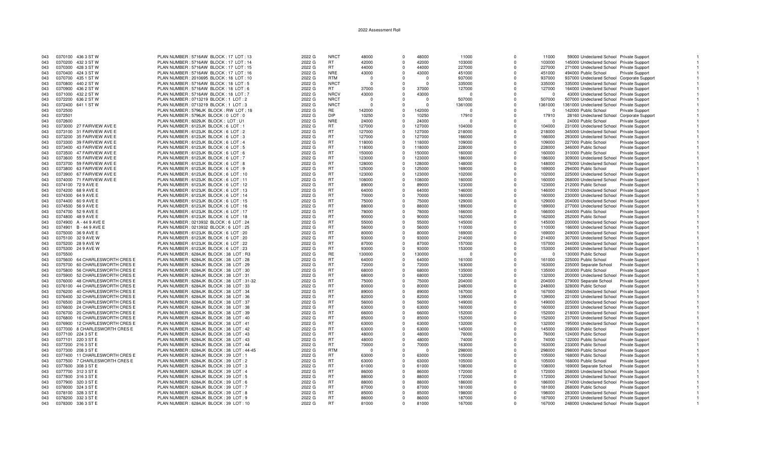2022 Assessment Roll

| | | | | | | | | | | | | | | | |
|---|---|---|---|---|---|---|---|---|---|---|---|---|---|---|---|
| 043 | 0370100 | 436 3 ST W | PLAN NUMBER : 5716AW BLOCK : 17 LOT : 13 | 2022 G | NRCT | 48000 | 0 | 48000 | 11000 | 0 | 11000 | 59000 | Undeclared School | Private Support | 1 |
| 043 | 0370200 | 432 3 ST W | PLAN NUMBER : 5716AW BLOCK : 17 LOT : 14 | 2022 G | RT | 42000 | 0 | 42000 | 103000 | 0 | 103000 | 145000 | Undeclared School | Private Support | 1 |
| 043 | 0370300 | 428 3 ST W | PLAN NUMBER : 5716AW BLOCK : 17 LOT : 15 | 2022 G | RT | 44000 | 0 | 44000 | 227000 | 0 | 227000 | 271000 | Undeclared School | Private Support | 1 |
| 043 | 0370400 | 424 3 ST W | PLAN NUMBER : 5716AW BLOCK : 17 LOT : 16 | 2022 G | NRE | 43000 | 0 | 43000 | 451000 | 0 | 451000 | 494000 | Public School | Private Support | 1 |
| 043 | 0370700 | 435 1 ST W | PLAN NUMBER : 2010695 BLOCK : 18 LOT : 10 | 2022 G | RTM | 0 | 0 | 0 | 937000 | 0 | 937000 | 937000 | Undeclared School | Corporate Support | 1 |
| 043 | 0370800 | 440 2 ST W | PLAN NUMBER : 5716AW BLOCK : 18 LOT : 5 | 2022 G | NRCT | 0 | 0 | 0 | 335000 | 0 | 335000 | 335000 | Undeclared School | Private Support | 1 |
| 043 | 0370900 | 436 2 ST W | PLAN NUMBER : 5716AW BLOCK : 18 LOT : 6 | 2022 G | RT | 37000 | 0 | 37000 | 127000 | 0 | 127000 | 164000 | Undeclared School | Private Support | 1 |
| 043 | 0371000 | 432 2 ST W | PLAN NUMBER : 5716AW BLOCK : 18 LOT : 7 | 2022 G | NRCV | 43000 | 0 | 43000 | 0 | 0 | 0 | 43000 | Undeclared School | Private Support | 1 |
| 043 | 0372200 | 636 2 ST W | PLAN NUMBER : 0713219 BLOCK : 1 LOT : 2 | 2022 G | NRCT | 0 | 0 | 0 | 507000 | 0 | 507000 | 507000 | Undeclared School | Private Support | 1 |
| 043 | 0372400 | 641 1 ST W | PLAN NUMBER : 0713219 BLOCK : 1 LOT : 3 | 2022 G | NRCT | 0 | 0 | 0 | 1361000 | 0 | 1361000 | 1361000 | Undeclared School | Private Support | 1 |
| 043 | 0372500 | | PLAN NUMBER : 5796JK BLOCK : RW LOT : 18 | 2022 G | RE | 142000 | 0 | 142000 | 0 | 0 | 0 | 142000 | Public School | Private Support | 1 |
| 043 | 0372501 | | PLAN NUMBER : 5796JK BLOCK : 0 LOT : 0 | 2022 G | DIP | 10250 | 0 | 10250 | 17910 | 0 | 17910 | 28160 | Undeclared School | Corporate Support | 1 |
| 043 | 0372600 | | PLAN NUMBER : 6029JK BLOCK : LOT : U1 | 2022 G | NRE | 24000 | 0 | 24000 | 0 | 0 | 0 | 24000 | Public School | Private Support | 1 |
| 043 | 0373000 | 27 FAIRVIEW AVE E | PLAN NUMBER : 6123JK BLOCK : 6 LOT : 1 | 2022 G | RT | 127000 | 0 | 127000 | 104000 | 0 | 104000 | 231000 | Undeclared School | Private Support | 1 |
| 043 | 0373100 | 31 FAIRVIEW AVE E | PLAN NUMBER : 6123JK BLOCK : 6 LOT : 2 | 2022 G | RT | 127000 | 0 | 127000 | 218000 | 0 | 218000 | 345000 | Undeclared School | Private Support | 1 |
| 043 | 0373200 | 35 FAIRVIEW AVE E | PLAN NUMBER : 6123JK BLOCK : 6 LOT : 3 | 2022 G | RT | 127000 | 0 | 127000 | 166000 | 0 | 166000 | 293000 | Undeclared School | Private Support | 1 |
| 043 | 0373300 | 39 FAIRVIEW AVE E | PLAN NUMBER : 6123JK BLOCK : 6 LOT : 4 | 2022 G | RT | 118000 | 0 | 118000 | 109000 | 0 | 109000 | 227000 | Public School | Private Support | 1 |
| 043 | 0373400 | 43 FAIRVIEW AVE E | PLAN NUMBER : 6123JK BLOCK : 6 LOT : 5 | 2022 G | RT | 118000 | 0 | 118000 | 228000 | 0 | 228000 | 346000 | Public School | Private Support | 1 |
| 043 | 0373500 | 47 FAIRVIEW AVE E | PLAN NUMBER : 6123JK BLOCK : 6 LOT : 6 | 2022 G | RT | 150000 | 0 | 150000 | 160000 | 0 | 160000 | 310000 | Public School | Private Support | 1 |
| 043 | 0373600 | 55 FAIRVIEW AVE E | PLAN NUMBER : 6123JK BLOCK : 6 LOT : 7 | 2022 G | RT | 123000 | 0 | 123000 | 186000 | 0 | 186000 | 309000 | Undeclared School | Private Support | 1 |
| 043 | 0373700 | 59 FAIRVIEW AVE E | PLAN NUMBER : 6123JK BLOCK : 6 LOT : 8 | 2022 G | RT | 128000 | 0 | 128000 | 148000 | 0 | 148000 | 276000 | Undeclared School | Private Support | 1 |
| 043 | 0373800 | 63 FAIRVIEW AVE E | PLAN NUMBER : 6123JK BLOCK : 6 LOT : 9 | 2022 G | RT | 125000 | 0 | 125000 | 169000 | 0 | 169000 | 294000 | Public School | Private Support | 1 |
| 043 | 0373900 | 67 FAIRVIEW AVE E | PLAN NUMBER : 6123JK BLOCK : 6 LOT : 10 | 2022 G | RT | 123000 | 0 | 123000 | 102000 | 0 | 102000 | 225000 | Undeclared School | Private Support | 1 |
| 043 | 0374000 | 71 FAIRVIEW AVE E | PLAN NUMBER : 6123JK BLOCK : 6 LOT : 11 | 2022 G | RT | 108000 | 0 | 108000 | 160000 | 0 | 160000 | 268000 | Undeclared School | Private Support | 1 |
| 043 | 0374100 | 72 9 AVE E | PLAN NUMBER : 6123JK BLOCK : 6 LOT : 12 | 2022 G | RT | 89000 | 0 | 89000 | 123000 | 0 | 123000 | 212000 | Public School | Private Support | 1 |
| 043 | 0374200 | 68 9 AVE E | PLAN NUMBER : 6123JK BLOCK : 6 LOT : 13 | 2022 G | RT | 64000 | 0 | 64000 | 146000 | 0 | 146000 | 210000 | Undeclared School | Private Support | 1 |
| 043 | 0374300 | 64 9 AVE E | PLAN NUMBER : 6123JK BLOCK : 6 LOT : 14 | 2022 G | RT | 70000 | 0 | 70000 | 160000 | 0 | 160000 | 230000 | Undeclared School | Private Support | 1 |
| 043 | 0374400 | 60 9 AVE E | PLAN NUMBER : 6123JK BLOCK : 6 LOT : 15 | 2022 G | RT | 75000 | 0 | 75000 | 129000 | 0 | 129000 | 204000 | Undeclared School | Private Support | 1 |
| 043 | 0374500 | 56 9 AVE E | PLAN NUMBER : 6123JK BLOCK : 6 LOT : 16 | 2022 G | RT | 88000 | 0 | 88000 | 189000 | 0 | 189000 | 277000 | Undeclared School | Private Support | 1 |
| 043 | 0374700 | 52 9 AVE E | PLAN NUMBER : 6123JK BLOCK : 6 LOT : 17 | 2022 G | RT | 78000 | 0 | 78000 | 166000 | 0 | 166000 | 244000 | Public School | Private Support | 1 |
| 043 | 0374800 | 48 9 AVE E | PLAN NUMBER : 6123JK BLOCK : 6 LOT : 18 | 2022 G | RT | 90000 | 0 | 90000 | 162000 | 0 | 162000 | 252000 | Public School | Private Support | 1 |
| 043 | 0374900 | A - 44 9 AVE E | PLAN NUMBER : 0213932 BLOCK : 6 LOT : 24 | 2022 G | RT | 55000 | 0 | 55000 | 145000 | 0 | 145000 | 200000 | Undeclared School | Private Support | 1 |
| 043 | 0374901 | B - 44 9 AVE E | PLAN NUMBER : 0213932 BLOCK : 6 LOT : 25 | 2022 G | RT | 56000 | 0 | 56000 | 110000 | 0 | 110000 | 166000 | Undeclared School | Private Support | 1 |
| 043 | 0375000 | 36 9 AVE E | PLAN NUMBER : 6123JK BLOCK : 6 LOT : 20 | 2022 G | RT | 80000 | 0 | 80000 | 169000 | 0 | 169000 | 249000 | Undeclared School | Private Support | 1 |
| 043 | 0375100 | 32 9 AVE W | PLAN NUMBER : 6123JK BLOCK : 6 LOT : 20 | 2022 G | RT | 93000 | 0 | 93000 | 214000 | 0 | 214000 | 307000 | Undeclared School | Private Support | 1 |
| 043 | 0375200 | 28 9 AVE W | PLAN NUMBER : 6123JK BLOCK : 6 LOT : 22 | 2022 G | RT | 87000 | 0 | 87000 | 157000 | 0 | 157000 | 244000 | Undeclared School | Private Support | 1 |
| 043 | 0375300 | 24 9 AVE W | PLAN NUMBER : 6123JK BLOCK : 6 LOT : 23 | 2022 G | RT | 93000 | 0 | 93000 | 153000 | 0 | 153000 | 246000 | Undeclared School | Private Support | 1 |
| 043 | 0375500 | | PLAN NUMBER : 6284JK BLOCK : 38 LOT : R3 | 2022 G | RE | 130000 | 0 | 130000 | 0 | 0 | 0 | 130000 | Public School | Private Support | 1 |
| 043 | 0375600 | 64 CHARLESWORTH CRES E | PLAN NUMBER : 6284JK BLOCK : 38 LOT : 28 | 2022 G | RT | 64000 | 0 | 64000 | 161000 | 0 | 161000 | 225000 | Public School | Private Support | 1 |
| 043 | 0375700 | 60 CHARLESWORTH CRES E | PLAN NUMBER : 6284JK BLOCK : 38 LOT : 29 | 2022 G | RT | 72000 | 0 | 72000 | 163000 | 0 | 163000 | 235000 | Separate School | Private Support | 1 |
| 043 | 0375800 | 56 CHARLESWORTH CRES E | PLAN NUMBER : 6284JK BLOCK : 38 LOT : 30 | 2022 G | RT | 68000 | 0 | 68000 | 135000 | 0 | 135000 | 203000 | Public School | Private Support | 1 |
| 043 | 0375900 | 52 CHARLESWORTH CRES E | PLAN NUMBER : 6284JK BLOCK : 38 LOT : 31 | 2022 G | RT | 68000 | 0 | 68000 | 132000 | 0 | 132000 | 200000 | Undeclared School | Private Support | 1 |
| 043 | 0376000 | 48 CHARLESWORTH CRES E | PLAN NUMBER : 6284JK BLOCK : 38 LOT : 31-32 | 2022 G | RT | 75000 | 0 | 75000 | 204000 | 0 | 204000 | 279000 | Separate School | Private Support | 1 |
| 043 | 0376100 | 44 CHARLESWORTH CRES E | PLAN NUMBER : 6284JK BLOCK : 38 LOT : 33 | 2022 G | RT | 80000 | 0 | 80000 | 248000 | 0 | 248000 | 328000 | Public School | Private Support | 1 |
| 043 | 0376200 | 40 CHARLESWORTH CRES E | PLAN NUMBER : 6284JK BLOCK : 38 LOT : 34 | 2022 G | RT | 89000 | 0 | 89000 | 167000 | 0 | 167000 | 256000 | Undeclared School | Private Support | 1 |
| 043 | 0376400 | 32 CHARLESWORTH CRES E | PLAN NUMBER : 6284JK BLOCK : 38 LOT : 36 | 2022 G | RT | 82000 | 0 | 82000 | 139000 | 0 | 139000 | 221000 | Undeclared School | Private Support | 1 |
| 043 | 0376500 | 28 CHARLESWORTH CRES E | PLAN NUMBER : 6284JK BLOCK : 38 LOT : 37 | 2022 G | RT | 56000 | 0 | 56000 | 149000 | 0 | 149000 | 205000 | Undeclared School | Private Support | 1 |
| 043 | 0376600 | 24 CHARLESWORTH CRES E | PLAN NUMBER : 6284JK BLOCK : 38 LOT : 38 | 2022 G | RT | 63000 | 0 | 63000 | 160000 | 0 | 160000 | 223000 | Undeclared School | Private Support | 1 |
| 043 | 0376700 | 20 CHARLESWORTH CRES E | PLAN NUMBER : 6284JK BLOCK : 38 LOT : 39 | 2022 G | RT | 66000 | 0 | 66000 | 152000 | 0 | 152000 | 218000 | Undeclared School | Private Support | 1 |
| 043 | 0376800 | 16 CHARLESWORTH CRES E | PLAN NUMBER : 6284JK BLOCK : 38 LOT : 40 | 2022 G | RT | 85000 | 0 | 85000 | 152000 | 0 | 152000 | 237000 | Undeclared School | Private Support | 1 |
| 043 | 0376900 | 12 CHARLESWORTH CRES E | PLAN NUMBER : 6284JK BLOCK : 38 LOT : 41 | 2022 G | RT | 63000 | 0 | 63000 | 132000 | 0 | 132000 | 195000 | Undeclared School | Private Support | 1 |
| 043 | 0377000 | 8 CHARLESWORTH CRES E | PLAN NUMBER : 6284JK BLOCK : 38 LOT : 42 | 2022 G | RT | 63000 | 0 | 63000 | 145000 | 0 | 145000 | 208000 | Public School | Private Support | 1 |
| 043 | 0377100 | 224 3 ST E | PLAN NUMBER : 6284JK BLOCK : 38 LOT : 43 | 2022 G | RT | 48000 | 0 | 48000 | 76000 | 0 | 76000 | 124000 | Public School | Private Support | 1 |
| 043 | 0377101 | 220 3 ST E | PLAN NUMBER : 6284JK BLOCK : 38 LOT : 43 | 2022 G | RT | 48000 | 0 | 48000 | 74000 | 0 | 74000 | 122000 | Public School | Private Support | 1 |
| 043 | 0377200 | 216 3 ST E | PLAN NUMBER : 6284JK BLOCK : 38 LOT : 44 | 2022 G | RT | 70000 | 0 | 70000 | 163000 | 0 | 163000 | 233000 | Public School | Private Support | 1 |
| 043 | 0377300 | 208 3 ST E | PLAN NUMBER : 6284JK BLOCK : 38 LOT : 44-45 | 2022 G | RTM | 0 | 0 | 0 | 298000 | 0 | 298000 | 298000 | Public School | Private Support | 1 |
| 043 | 0377400 | 11 CHARLESWORTH CRES E | PLAN NUMBER : 6284JK BLOCK : 39 LOT : 1 | 2022 G | RT | 63000 | 0 | 63000 | 105000 | 0 | 105000 | 168000 | Public School | Private Support | 1 |
| 043 | 0377500 | 7 CHARLESWORTH CRES E | PLAN NUMBER : 6284JK BLOCK : 39 LOT : 2 | 2022 G | RT | 63000 | 0 | 63000 | 105000 | 0 | 105000 | 168000 | Public School | Private Support | 1 |
| 043 | 0377600 | 308 3 ST E | PLAN NUMBER : 6284JK BLOCK : 39 LOT : 3 | 2022 G | RT | 61000 | 0 | 61000 | 108000 | 0 | 108000 | 169000 | Separate School | Private Support | 1 |
| 043 | 0377700 | 312 3 ST E | PLAN NUMBER : 6284JK BLOCK : 39 LOT : 4 | 2022 G | RT | 86000 | 0 | 86000 | 172000 | 0 | 172000 | 258000 | Undeclared School | Private Support | 1 |
| 043 | 0377800 | 316 3 ST E | PLAN NUMBER : 6284JK BLOCK : 39 LOT : 5 | 2022 G | RT | 88000 | 0 | 88000 | 172000 | 0 | 172000 | 260000 | Undeclared School | Private Support | 1 |
| 043 | 0377900 | 320 3 ST E | PLAN NUMBER : 6284JK BLOCK : 39 LOT : 6 | 2022 G | RT | 88000 | 0 | 88000 | 186000 | 0 | 186000 | 274000 | Undeclared School | Private Support | 1 |
| 043 | 0378000 | 324 3 ST E | PLAN NUMBER : 6284JK BLOCK : 39 LOT : 7 | 2022 G | RT | 87000 | 0 | 87000 | 181000 | 0 | 181000 | 268000 | Public School | Private Support | 1 |
| 043 | 0378100 | 328 3 ST E | PLAN NUMBER : 6284JK BLOCK : 39 LOT : 8 | 2022 G | RT | 85000 | 0 | 85000 | 198000 | 0 | 198000 | 283000 | Undeclared School | Private Support | 1 |
| 043 | 0378200 | 332 3 ST E | PLAN NUMBER : 6284JK BLOCK : 39 LOT : 9 | 2022 G | RT | 86000 | 0 | 86000 | 187000 | 0 | 187000 | 273000 | Undeclared School | Private Support | 1 |
| 043 | 0378300 | 336 3 ST E | PLAN NUMBER : 6284JK BLOCK : 39 LOT : 10 | 2022 G | RT | 81000 | 0 | 81000 | 167000 | 0 | 167000 | 248000 | Undeclared School | Private Support | 1 |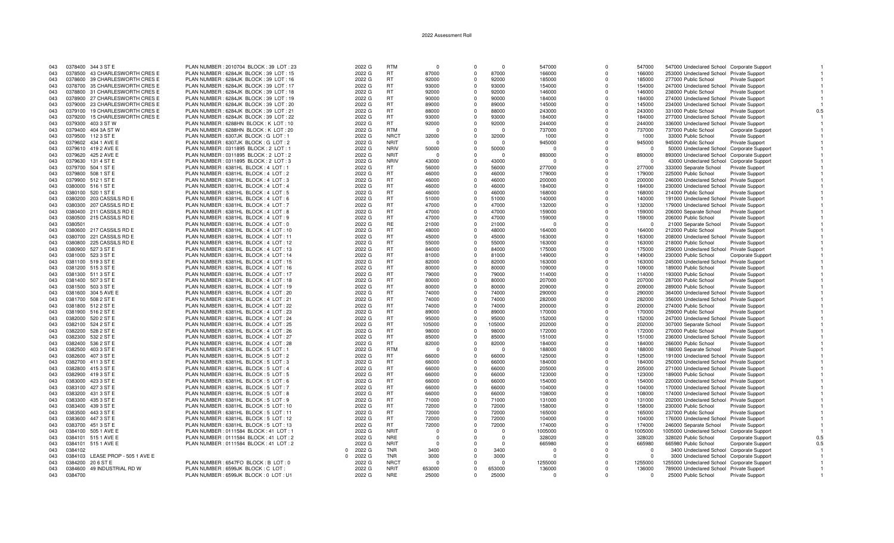# 2022 Assessment Roll

| | | | | | | | | | | | | | | | | |
|---|---|---|---|---|---|---|---|---|---|---|---|---|---|---|---|---|
| 043 | 0378400 | 344 3 ST E | PLAN NUMBER : 2010704 BLOCK : 39 LOT : 23 | 2022 G | RTM | 0 | 0 | 0 | 547000 | 0 | 547000 | 547000 | Undeclared School | Corporate Support | | 1 |
| 043 | 0378500 | 43 CHARLESWORTH CRES E | PLAN NUMBER : 6284JK BLOCK : 39 LOT : 15 | 2022 G | RT | 87000 | 0 | 87000 | 166000 | 0 | 166000 | 253000 | Undeclared School | Private Support | | 1 |
| 043 | 0378600 | 39 CHARLESWORTH CRES E | PLAN NUMBER : 6284JK BLOCK : 39 LOT : 16 | 2022 G | RT | 92000 | 0 | 92000 | 185000 | 0 | 185000 | 277000 | Public School | Private Support | | 1 |
| 043 | 0378700 | 35 CHARLESWORTH CRES E | PLAN NUMBER : 6284JK BLOCK : 39 LOT : 17 | 2022 G | RT | 93000 | 0 | 93000 | 154000 | 0 | 154000 | 247000 | Undeclared School | Private Support | | 1 |
| 043 | 0378800 | 31 CHARLESWORTH CRES E | PLAN NUMBER : 6284JK BLOCK : 39 LOT : 18 | 2022 G | RT | 92000 | 0 | 92000 | 146000 | 0 | 146000 | 238000 | Public School | Private Support | | 1 |
| 043 | 0378900 | 27 CHARLESWORTH CRES E | PLAN NUMBER : 6284JK BLOCK : 39 LOT : 19 | 2022 G | RT | 90000 | 0 | 90000 | 184000 | 0 | 184000 | 274000 | Undeclared School | Private Support | | 1 |
| 043 | 0379000 | 23 CHARLESWORTH CRES E | PLAN NUMBER : 6284JK BLOCK : 39 LOT : 20 | 2022 G | RT | 89000 | 0 | 89000 | 145000 | 0 | 145000 | 234000 | Undeclared School | Private Support | | 1 |
| 043 | 0379100 | 19 CHARLESWORTH CRES E | PLAN NUMBER : 6284JK BLOCK : 39 LOT : 21 | 2022 G | RT | 88000 | 0 | 88000 | 243000 | 0 | 243000 | 331000 | Public School | Private Support | | 0.5 |
| 043 | 0379200 | 15 CHARLESWORTH CRES E | PLAN NUMBER : 6284JK BLOCK : 39 LOT : 22 | 2022 G | RT | 93000 | 0 | 93000 | 184000 | 0 | 184000 | 277000 | Undeclared School | Private Support | | 1 |
| 043 | 0379300 | 403 3 ST W | PLAN NUMBER : 6288HN BLOCK : K LOT : 10 | 2022 G | RT | 92000 | 0 | 92000 | 244000 | 0 | 244000 | 336000 | Undeclared School | Private Support | | 1 |
| 043 | 0379400 | 404 3A ST W | PLAN NUMBER : 6288HN BLOCK : K LOT : 20 | 2022 G | RTM | 0 | 0 | 0 | 737000 | 0 | 737000 | 737000 | Public School | Corporate Support | | 1 |
| 043 | 0379500 | 112 3 ST E | PLAN NUMBER : 6307JK BLOCK : G LOT : 1 | 2022 G | NRCT | 32000 | 0 | 32000 | 1000 | 0 | 1000 | 33000 | Public School | Private Support | | 1 |
| 043 | 0379602 | 434 1 AVE E | PLAN NUMBER : 6307JK BLOCK : G LOT : 2 | 2022 G | NRIT | 0 | 0 | 0 | 945000 | 0 | 945000 | 945000 | Public School | Private Support | | 1 |
| 043 | 0379610 | 419 2 AVE E | PLAN NUMBER : 0311895 BLOCK : 2 LOT : 1 | 2022 G | NRIV | 50000 | 0 | 50000 | 0 | 0 | 0 | 50000 | Undeclared School | Corporate Support | | 1 |
| 043 | 0379620 | 425 2 AVE E | PLAN NUMBER : 0311895 BLOCK : 2 LOT : 2 | 2022 G | NRIT | 0 | 0 | 0 | 893000 | 0 | 893000 | 893000 | Undeclared School | Corporate Support | | 1 |
| 043 | 0379630 | 131 4 ST E | PLAN NUMBER : 0311895 BLOCK : 2 LOT : 3 | 2022 G | NRIV | 43000 | 0 | 43000 | 0 | 0 | 0 | 43000 | Undeclared School | Corporate Support | | 1 |
| 043 | 0379700 | 504 1 ST E | PLAN NUMBER : 6381HL BLOCK : 4 LOT : 1 | 2022 G | RT | 56000 | 0 | 56000 | 277000 | 0 | 277000 | 333000 | Separate School | Private Support | | 1 |
| 043 | 0379800 | 508 1 ST E | PLAN NUMBER : 6381HL BLOCK : 4 LOT : 2 | 2022 G | RT | 46000 | 0 | 46000 | 179000 | 0 | 179000 | 225000 | Public School | Private Support | | 1 |
| 043 | 0379900 | 512 1 ST E | PLAN NUMBER : 6381HL BLOCK : 4 LOT : 3 | 2022 G | RT | 46000 | 0 | 46000 | 200000 | 0 | 200000 | 246000 | Undeclared School | Private Support | | 1 |
| 043 | 0380000 | 516 1 ST E | PLAN NUMBER : 6381HL BLOCK : 4 LOT : 4 | 2022 G | RT | 46000 | 0 | 46000 | 184000 | 0 | 184000 | 230000 | Undeclared School | Private Support | | 1 |
| 043 | 0380100 | 520 1 ST E | PLAN NUMBER : 6381HL BLOCK : 4 LOT : 5 | 2022 G | RT | 46000 | 0 | 46000 | 168000 | 0 | 168000 | 214000 | Public School | Private Support | | 1 |
| 043 | 0380200 | 203 CASSILS RD E | PLAN NUMBER : 6381HL BLOCK : 4 LOT : 6 | 2022 G | RT | 51000 | 0 | 51000 | 140000 | 0 | 140000 | 191000 | Undeclared School | Private Support | | 1 |
| 043 | 0380300 | 207 CASSILS RD E | PLAN NUMBER : 6381HL BLOCK : 4 LOT : 7 | 2022 G | RT | 47000 | 0 | 47000 | 132000 | 0 | 132000 | 179000 | Undeclared School | Private Support | | 1 |
| 043 | 0380400 | 211 CASSILS RD E | PLAN NUMBER : 6381HL BLOCK : 4 LOT : 8 | 2022 G | RT | 47000 | 0 | 47000 | 159000 | 0 | 159000 | 206000 | Separate School | Private Support | | 1 |
| 043 | 0380500 | 215 CASSILS RD E | PLAN NUMBER : 6381HL BLOCK : 4 LOT : 9 | 2022 G | RT | 47000 | 0 | 47000 | 159000 | 0 | 159000 | 206000 | Public School | Private Support | | 1 |
| 043 | 0380501 | | PLAN NUMBER : 6381HL BLOCK : 4 LOT : 0 | 2022 G | RE | 21000 | 0 | 21000 | 0 | 0 | 0 | 21000 | Separate School | Private Support | | 1 |
| 043 | 0380600 | 217 CASSILS RD E | PLAN NUMBER : 6381HL BLOCK : 4 LOT : 10 | 2022 G | RT | 48000 | 0 | 48000 | 164000 | 0 | 164000 | 212000 | Public School | Private Support | | 1 |
| 043 | 0380700 | 221 CASSILS RD E | PLAN NUMBER : 6381HL BLOCK : 4 LOT : 11 | 2022 G | RT | 45000 | 0 | 45000 | 163000 | 0 | 163000 | 208000 | Undeclared School | Private Support | | 1 |
| 043 | 0380800 | 225 CASSILS RD E | PLAN NUMBER : 6381HL BLOCK : 4 LOT : 12 | 2022 G | RT | 55000 | 0 | 55000 | 163000 | 0 | 163000 | 218000 | Public School | Private Support | | 1 |
| 043 | 0380900 | 527 3 ST E | PLAN NUMBER : 6381HL BLOCK : 4 LOT : 13 | 2022 G | RT | 84000 | 0 | 84000 | 175000 | 0 | 175000 | 259000 | Undeclared School | Private Support | | 1 |
| 043 | 0381000 | 523 3 ST E | PLAN NUMBER : 6381HL BLOCK : 4 LOT : 14 | 2022 G | RT | 81000 | 0 | 81000 | 149000 | 0 | 149000 | 230000 | Public School | Corporate Support | | 1 |
| 043 | 0381100 | 519 3 ST E | PLAN NUMBER : 6381HL BLOCK : 4 LOT : 15 | 2022 G | RT | 82000 | 0 | 82000 | 163000 | 0 | 163000 | 245000 | Undeclared School | Private Support | | 1 |
| 043 | 0381200 | 515 3 ST E | PLAN NUMBER : 6381HL BLOCK : 4 LOT : 16 | 2022 G | RT | 80000 | 0 | 80000 | 109000 | 0 | 109000 | 189000 | Public School | Private Support | | 1 |
| 043 | 0381300 | 511 3 ST E | PLAN NUMBER : 6381HL BLOCK : 4 LOT : 17 | 2022 G | RT | 79000 | 0 | 79000 | 114000 | 0 | 114000 | 193000 | Public School | Private Support | | 1 |
| 043 | 0381400 | 507 3 ST E | PLAN NUMBER : 6381HL BLOCK : 4 LOT : 18 | 2022 G | RT | 80000 | 0 | 80000 | 207000 | 0 | 207000 | 287000 | Public School | Private Support | | 1 |
| 043 | 0381500 | 503 3 ST E | PLAN NUMBER : 6381HL BLOCK : 4 LOT : 19 | 2022 G | RT | 80000 | 0 | 80000 | 209000 | 0 | 209000 | 289000 | Public School | Private Support | | 1 |
| 043 | 0381600 | 304 5 AVE E | PLAN NUMBER : 6381HL BLOCK : 4 LOT : 20 | 2022 G | RT | 74000 | 0 | 74000 | 290000 | 0 | 290000 | 364000 | Undeclared School | Private Support | | 1 |
| 043 | 0381700 | 508 2 ST E | PLAN NUMBER : 6381HL BLOCK : 4 LOT : 21 | 2022 G | RT | 74000 | 0 | 74000 | 282000 | 0 | 282000 | 356000 | Undeclared School | Private Support | | 1 |
| 043 | 0381800 | 512 2 ST E | PLAN NUMBER : 6381HL BLOCK : 4 LOT : 22 | 2022 G | RT | 74000 | 0 | 74000 | 200000 | 0 | 200000 | 274000 | Public School | Private Support | | 1 |
| 043 | 0381900 | 516 2 ST E | PLAN NUMBER : 6381HL BLOCK : 4 LOT : 23 | 2022 G | RT | 89000 | 0 | 89000 | 170000 | 0 | 170000 | 259000 | Public School | Private Support | | 1 |
| 043 | 0382000 | 520 2 ST E | PLAN NUMBER : 6381HL BLOCK : 4 LOT : 24 | 2022 G | RT | 95000 | 0 | 95000 | 152000 | 0 | 152000 | 247000 | Undeclared School | Private Support | | 1 |
| 043 | 0382100 | 524 2 ST E | PLAN NUMBER : 6381HL BLOCK : 4 LOT : 25 | 2022 G | RT | 105000 | 0 | 105000 | 202000 | 0 | 202000 | 307000 | Separate School | Private Support | | 1 |
| 043 | 0382200 | 528 2 ST E | PLAN NUMBER : 6381HL BLOCK : 4 LOT : 26 | 2022 G | RT | 98000 | 0 | 98000 | 172000 | 0 | 172000 | 270000 | Public School | Private Support | | 1 |
| 043 | 0382300 | 532 2 ST E | PLAN NUMBER : 6381HL BLOCK : 4 LOT : 27 | 2022 G | RT | 85000 | 0 | 85000 | 151000 | 0 | 151000 | 236000 | Undeclared School | Private Support | | 1 |
| 043 | 0382400 | 536 2 ST E | PLAN NUMBER : 6381HL BLOCK : 4 LOT : 28 | 2022 G | RT | 82000 | 0 | 82000 | 184000 | 0 | 184000 | 266000 | Public School | Private Support | | 1 |
| 043 | 0382500 | 403 3 ST E | PLAN NUMBER : 6381HL BLOCK : 5 LOT : 1 | 2022 G | RTM | 0 | 0 | 0 | 188000 | 0 | 188000 | 188000 | Separate School | Private Support | | 1 |
| 043 | 0382600 | 407 3 ST E | PLAN NUMBER : 6381HL BLOCK : 5 LOT : 2 | 2022 G | RT | 66000 | 0 | 66000 | 125000 | 0 | 125000 | 191000 | Undeclared School | Private Support | | 1 |
| 043 | 0382700 | 411 3 ST E | PLAN NUMBER : 6381HL BLOCK : 5 LOT : 3 | 2022 G | RT | 66000 | 0 | 66000 | 184000 | 0 | 184000 | 250000 | Undeclared School | Private Support | | 1 |
| 043 | 0382800 | 415 3 ST E | PLAN NUMBER : 6381HL BLOCK : 5 LOT : 4 | 2022 G | RT | 66000 | 0 | 66000 | 205000 | 0 | 205000 | 271000 | Undeclared School | Private Support | | 1 |
| 043 | 0382900 | 419 3 ST E | PLAN NUMBER : 6381HL BLOCK : 5 LOT : 5 | 2022 G | RT | 66000 | 0 | 66000 | 123000 | 0 | 123000 | 189000 | Public School | Private Support | | 1 |
| 043 | 0383000 | 423 3 ST E | PLAN NUMBER : 6381HL BLOCK : 5 LOT : 6 | 2022 G | RT | 66000 | 0 | 66000 | 154000 | 0 | 154000 | 220000 | Undeclared School | Private Support | | 1 |
| 043 | 0383100 | 427 3 ST E | PLAN NUMBER : 6381HL BLOCK : 5 LOT : 7 | 2022 G | RT | 66000 | 0 | 66000 | 104000 | 0 | 104000 | 170000 | Undeclared School | Private Support | | 1 |
| 043 | 0383200 | 431 3 ST E | PLAN NUMBER : 6381HL BLOCK : 5 LOT : 8 | 2022 G | RT | 66000 | 0 | 66000 | 108000 | 0 | 108000 | 174000 | Undeclared School | Private Support | | 1 |
| 043 | 0383300 | 435 3 ST E | PLAN NUMBER : 6381HL BLOCK : 5 LOT : 9 | 2022 G | RT | 71000 | 0 | 71000 | 131000 | 0 | 131000 | 202000 | Undeclared School | Private Support | | 1 |
| 043 | 0383400 | 439 3 ST E | PLAN NUMBER : 6381HL BLOCK : 5 LOT : 10 | 2022 G | RT | 72000 | 0 | 72000 | 158000 | 0 | 158000 | 230000 | Public School | Private Support | | 1 |
| 043 | 0383500 | 443 3 ST E | PLAN NUMBER : 6381HL BLOCK : 5 LOT : 11 | 2022 G | RT | 72000 | 0 | 72000 | 165000 | 0 | 165000 | 237000 | Public School | Private Support | | 1 |
| 043 | 0383600 | 447 3 ST E | PLAN NUMBER : 6381HL BLOCK : 5 LOT : 12 | 2022 G | RT | 72000 | 0 | 72000 | 104000 | 0 | 104000 | 176000 | Undeclared School | Private Support | | 1 |
| 043 | 0383700 | 451 3 ST E | PLAN NUMBER : 6381HL BLOCK : 5 LOT : 13 | 2022 G | RT | 72000 | 0 | 72000 | 174000 | 0 | 174000 | 246000 | Separate School | Private Support | | 1 |
| 043 | 0384100 | 505 1 AVE E | PLAN NUMBER : 0111584 BLOCK : 41 LOT : 1 | 2022 G | NRIT | 0 | 0 | 0 | 1005000 | 0 | 1005000 | 1005000 | Undeclared School | Corporate Support | | 1 |
| 043 | 0384101 | 515 1 AVE E | PLAN NUMBER : 0111584 BLOCK : 41 LOT : 2 | 2022 G | NRE | 0 | 0 | 0 | 328020 | 0 | 328020 | 328020 | Public School | Corporate Support | | 0.5 |
| 043 | 0384101 | 515 1 AVE E | PLAN NUMBER : 0111584 BLOCK : 41 LOT : 2 | 2022 G | NRIT | 0 | 0 | 0 | 665980 | 0 | 665980 | 665980 | Public School | Corporate Support | | 0.5 |
| 043 | 0384102 | | 0 | 2022 G | TNR | 3400 | 0 | 3400 | 0 | 0 | 0 | 3400 | Undeclared School | Corporate Support | | 1 |
| 043 | 0384103 | LEASE PROP - 505 1 AVE E | 0 | 2022 G | TNR | 3000 | 0 | 3000 | 0 | 0 | 0 | 3000 | Undeclared School | Corporate Support | | 1 |
| 043 | 0384200 | 20 6 ST E | PLAN NUMBER : 6547FO BLOCK : B LOT : 0 | 2022 G | NRCT | 0 | 0 | 0 | 1255000 | 0 | 1255000 | 1255000 | Undeclared School | Corporate Support | | 1 |
| 043 | 0384600 | 49 INDUSTRIAL RD W | PLAN NUMBER : 6599JK BLOCK : C LOT : | 2022 G | NRIT | 653000 | 0 | 653000 | 136000 | 0 | 136000 | 789000 | Undeclared School | Private Support | | 1 |
| 043 | 0384700 | | PLAN NUMBER : 6599JK BLOCK : 0 LOT : U1 | 2022 G | NRE | 25000 | 0 | 25000 | 0 | 0 | 0 | 25000 | Public School | Private Support | | 1 |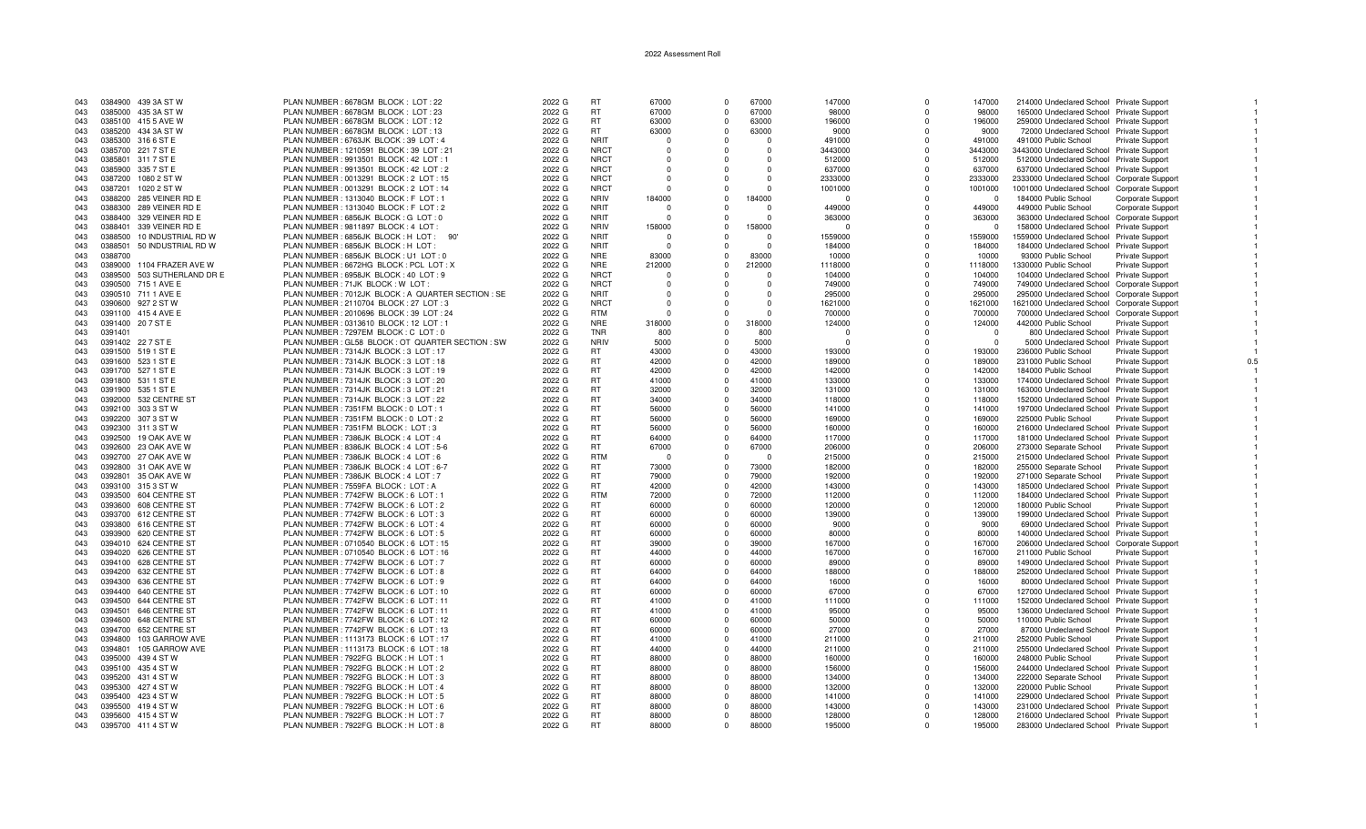# 2022 Assessment Roll

| | | | | | | | | | | | | | | | |
|---|---|---|---|---|---|---|---|---|---|---|---|---|---|---|---|
| 043 | 0384900 | 439 3A ST W | PLAN NUMBER : 6678GM BLOCK : LOT : 22 | 2022 G | RT | 67000 | 0 | 67000 | 147000 | 0 | 147000 | 214000 | Undeclared School | Private Support | 1 |
| 043 | 0385000 | 435 3A ST W | PLAN NUMBER : 6678GM BLOCK : LOT : 23 | 2022 G | RT | 67000 | 0 | 67000 | 98000 | 0 | 98000 | 165000 | Undeclared School | Private Support | 1 |
| 043 | 0385100 | 415 5 AVE W | PLAN NUMBER : 6678GM BLOCK : LOT : 12 | 2022 G | RT | 63000 | 0 | 63000 | 196000 | 0 | 196000 | 259000 | Undeclared School | Private Support | 1 |
| 043 | 0385200 | 434 3A ST W | PLAN NUMBER : 6678GM BLOCK : LOT : 13 | 2022 G | RT | 63000 | 0 | 63000 | 9000 | 0 | 9000 | 72000 | Undeclared School | Private Support | 1 |
| 043 | 0385300 | 316 6 ST E | PLAN NUMBER : 6763JK BLOCK : 39 LOT : 4 | 2022 G | NRIT | 0 | 0 | 0 | 491000 | 0 | 491000 | 491000 | Public School | Private Support | 1 |
| 043 | 0385700 | 221 7 ST E | PLAN NUMBER : 1210591 BLOCK : 37 LOT : 21 | 2022 G | NRCT | 0 | 0 | 0 | 3443000 | 0 | 3443000 | 3443000 | Undeclared School | Private Support | 1 |
| 043 | 0385801 | 311 7 ST E | PLAN NUMBER : 9913501 BLOCK : 42 LOT : 1 | 2022 G | NRCT | 0 | 0 | 0 | 512000 | 0 | 512000 | 512000 | Undeclared School | Private Support | 1 |
| 043 | 0385900 | 335 7 ST E | PLAN NUMBER : 9913501 BLOCK : 42 LOT : 2 | 2022 G | NRCT | 0 | 0 | 0 | 637000 | 0 | 637000 | 637000 | Undeclared School | Private Support | 1 |
| 043 | 0387200 | 1080 2 ST W | PLAN NUMBER : 0013291 BLOCK : 2 LOT : 15 | 2022 G | NRCT | 0 | 0 | 0 | 2333000 | 0 | 2333000 | 2333000 | Undeclared School | Corporate Support | 1 |
| 043 | 0387201 | 1020 2 ST W | PLAN NUMBER : 0013291 BLOCK : 2 LOT : 14 | 2022 G | NRCT | 0 | 0 | 0 | 1001000 | 0 | 1001000 | 1001000 | Undeclared School | Corporate Support | 1 |
| 043 | 0388200 | 285 VEINER RD E | PLAN NUMBER : 1313040 BLOCK : F LOT : 1 | 2022 G | NRIV | 184000 | 0 | 184000 | 0 | 0 | 0 | 184000 | Public School | Corporate Support | 1 |
| 043 | 0388300 | 289 VEINER RD E | PLAN NUMBER : 1313040 BLOCK : F LOT : 2 | 2022 G | NRIT | 0 | 0 | 0 | 449000 | 0 | 449000 | 449000 | Public School | Corporate Support | 1 |
| 043 | 0388400 | 329 VEINER RD E | PLAN NUMBER : 6856JK BLOCK : G LOT : 0 | 2022 G | NRIT | 0 | 0 | 0 | 363000 | 0 | 363000 | 363000 | Undeclared School | Corporate Support | 1 |
| 043 | 0388401 | 339 VEINER RD E | PLAN NUMBER : 9811897 BLOCK : 4 LOT : | 2022 G | NRIV | 158000 | 0 | 158000 | 0 | 0 | 0 | 158000 | Undeclared School | Private Support | 1 |
| 043 | 0388500 | 10 INDUSTRIAL RD W | PLAN NUMBER : 6856JK BLOCK : H LOT : 90' | 2022 G | NRIT | 0 | 0 | 0 | 1559000 | 0 | 1559000 | 1559000 | Undeclared School | Private Support | 1 |
| 043 | 0388501 | 50 INDUSTRIAL RD W | PLAN NUMBER : 6856JK BLOCK : H LOT : | 2022 G | NRIT | 0 | 0 | 0 | 184000 | 0 | 184000 | 184000 | Undeclared School | Private Support | 1 |
| 043 | 0388700 | | PLAN NUMBER : 6856JK BLOCK : U1 LOT : 0 | 2022 G | NRE | 83000 | 0 | 83000 | 10000 | 0 | 10000 | 93000 | Public School | Private Support | 1 |
| 043 | 0389000 | 1104 FRAZER AVE W | PLAN NUMBER : 6672HG BLOCK : PCL LOT : X | 2022 G | NRE | 212000 | 0 | 212000 | 1118000 | 0 | 1118000 | 1330000 | Public School | Private Support | 1 |
| 043 | 0389500 | 503 SUTHERLAND DR E | PLAN NUMBER : 6958JK BLOCK : 40 LOT : 9 | 2022 G | NRCT | 0 | 0 | 0 | 104000 | 0 | 104000 | 104000 | Undeclared School | Private Support | 1 |
| 043 | 0390500 | 715 1 AVE E | PLAN NUMBER : 71JK BLOCK : W LOT : | 2022 G | NRCT | 0 | 0 | 0 | 749000 | 0 | 749000 | 749000 | Undeclared School | Corporate Support | 1 |
| 043 | 0390510 | 711 1 AVE E | PLAN NUMBER : 7012JK BLOCK : A QUARTER SECTION : SE | 2022 G | NRIT | 0 | 0 | 0 | 295000 | 0 | 295000 | 295000 | Undeclared School | Corporate Support | 1 |
| 043 | 0390600 | 927 2 ST W | PLAN NUMBER : 2110704 BLOCK : 27 LOT : 3 | 2022 G | NRCT | 0 | 0 | 0 | 1621000 | 0 | 1621000 | 1621000 | Undeclared School | Corporate Support | 1 |
| 043 | 0391100 | 415 4 AVE E | PLAN NUMBER : 2010696 BLOCK : 39 LOT : 24 | 2022 G | RTM | 0 | 0 | 0 | 700000 | 0 | 700000 | 700000 | Undeclared School | Corporate Support | 1 |
| 043 | 0391400 | 20 7 ST E | PLAN NUMBER : 0313610 BLOCK : 12 LOT : 1 | 2022 G | NRE | 318000 | 0 | 318000 | 124000 | 0 | 124000 | 442000 | Public School | Private Support | 1 |
| 043 | 0391401 | | PLAN NUMBER : 7297EM BLOCK : C LOT : 0 | 2022 G | TNR | 800 | 0 | 800 | 0 | 0 | 0 | 800 | Undeclared School | Private Support | 1 |
| 043 | 0391402 | 22 7 ST E | PLAN NUMBER : GL58 BLOCK : OT QUARTER SECTION : SW | 2022 G | NRIV | 5000 | 0 | 5000 | 0 | 0 | 0 | 5000 | Undeclared School | Private Support | 1 |
| 043 | 0391500 | 519 1 ST E | PLAN NUMBER : 7314JK BLOCK : 3 LOT : 17 | 2022 G | RT | 43000 | 0 | 43000 | 193000 | 0 | 193000 | 236000 | Public School | Private Support | 1 |
| 043 | 0391600 | 523 1 ST E | PLAN NUMBER : 7314JK BLOCK : 3 LOT : 18 | 2022 G | RT | 42000 | 0 | 42000 | 189000 | 0 | 189000 | 231000 | Public School | Private Support | 0.5 |
| 043 | 0391700 | 527 1 ST E | PLAN NUMBER : 7314JK BLOCK : 3 LOT : 19 | 2022 G | RT | 42000 | 0 | 42000 | 142000 | 0 | 142000 | 184000 | Public School | Private Support | 1 |
| 043 | 0391800 | 531 1 ST E | PLAN NUMBER : 7314JK BLOCK : 3 LOT : 20 | 2022 G | RT | 41000 | 0 | 41000 | 133000 | 0 | 133000 | 174000 | Undeclared School | Private Support | 1 |
| 043 | 0391900 | 535 1 ST E | PLAN NUMBER : 7314JK BLOCK : 3 LOT : 21 | 2022 G | RT | 32000 | 0 | 32000 | 131000 | 0 | 131000 | 163000 | Undeclared School | Private Support | 1 |
| 043 | 0392000 | 532 CENTRE ST | PLAN NUMBER : 7314JK BLOCK : 3 LOT : 22 | 2022 G | RT | 34000 | 0 | 34000 | 118000 | 0 | 118000 | 152000 | Undeclared School | Private Support | 1 |
| 043 | 0392100 | 303 3 ST W | PLAN NUMBER : 7351FM BLOCK : 0 LOT : 1 | 2022 G | RT | 56000 | 0 | 56000 | 141000 | 0 | 141000 | 197000 | Undeclared School | Private Support | 1 |
| 043 | 0392200 | 307 3 ST W | PLAN NUMBER : 7351FM BLOCK : 0 LOT : 2 | 2022 G | RT | 56000 | 0 | 56000 | 169000 | 0 | 169000 | 225000 | Public School | Private Support | 1 |
| 043 | 0392300 | 311 3 ST W | PLAN NUMBER : 7351FM BLOCK : LOT : 3 | 2022 G | RT | 56000 | 0 | 56000 | 160000 | 0 | 160000 | 216000 | Undeclared School | Private Support | 1 |
| 043 | 0392500 | 19 OAK AVE W | PLAN NUMBER : 7386JK BLOCK : 4 LOT : 4 | 2022 G | RT | 64000 | 0 | 64000 | 117000 | 0 | 117000 | 181000 | Undeclared School | Private Support | 1 |
| 043 | 0392600 | 23 OAK AVE W | PLAN NUMBER : 8386JK BLOCK : 4 LOT : 5-6 | 2022 G | RT | 67000 | 0 | 67000 | 206000 | 0 | 206000 | 273000 | Separate School | Private Support | 1 |
| 043 | 0392700 | 27 OAK AVE W | PLAN NUMBER : 7386JK BLOCK : 4 LOT : 6 | 2022 G | RTM | 0 | 0 | 0 | 215000 | 0 | 215000 | 215000 | Undeclared School | Private Support | 1 |
| 043 | 0392800 | 31 OAK AVE W | PLAN NUMBER : 7386JK BLOCK : 4 LOT : 6-7 | 2022 G | RT | 73000 | 0 | 73000 | 182000 | 0 | 182000 | 255000 | Separate School | Private Support | 1 |
| 043 | 0392801 | 35 OAK AVE W | PLAN NUMBER : 7386JK BLOCK : 4 LOT : 7 | 2022 G | RT | 79000 | 0 | 79000 | 192000 | 0 | 192000 | 271000 | Separate School | Private Support | 1 |
| 043 | 0393100 | 315 3 ST W | PLAN NUMBER : 7559FA BLOCK : LOT : A | 2022 G | RT | 42000 | 0 | 42000 | 143000 | 0 | 143000 | 185000 | Undeclared School | Private Support | 1 |
| 043 | 0393500 | 604 CENTRE ST | PLAN NUMBER : 7742FW BLOCK : 6 LOT : 1 | 2022 G | RTM | 72000 | 0 | 72000 | 112000 | 0 | 112000 | 184000 | Undeclared School | Private Support | 1 |
| 043 | 0393600 | 608 CENTRE ST | PLAN NUMBER : 7742FW BLOCK : 6 LOT : 2 | 2022 G | RT | 60000 | 0 | 60000 | 120000 | 0 | 120000 | 180000 | Public School | Private Support | 1 |
| 043 | 0393700 | 612 CENTRE ST | PLAN NUMBER : 7742FW BLOCK : 6 LOT : 3 | 2022 G | RT | 60000 | 0 | 60000 | 139000 | 0 | 139000 | 199000 | Undeclared School | Private Support | 1 |
| 043 | 0393800 | 616 CENTRE ST | PLAN NUMBER : 7742FW BLOCK : 6 LOT : 4 | 2022 G | RT | 60000 | 0 | 60000 | 9000 | 0 | 9000 | 69000 | Undeclared School | Private Support | 1 |
| 043 | 0393900 | 620 CENTRE ST | PLAN NUMBER : 7742FW BLOCK : 6 LOT : 5 | 2022 G | RT | 60000 | 0 | 60000 | 80000 | 0 | 80000 | 140000 | Undeclared School | Private Support | 1 |
| 043 | 0394010 | 624 CENTRE ST | PLAN NUMBER : 0710540 BLOCK : 6 LOT : 15 | 2022 G | RT | 39000 | 0 | 39000 | 167000 | 0 | 167000 | 206000 | Undeclared School | Corporate Support | 1 |
| 043 | 0394020 | 626 CENTRE ST | PLAN NUMBER : 0710540 BLOCK : 6 LOT : 16 | 2022 G | RT | 44000 | 0 | 44000 | 167000 | 0 | 167000 | 211000 | Public School | Private Support | 1 |
| 043 | 0394100 | 628 CENTRE ST | PLAN NUMBER : 7742FW BLOCK : 6 LOT : 7 | 2022 G | RT | 60000 | 0 | 60000 | 89000 | 0 | 89000 | 149000 | Undeclared School | Private Support | 1 |
| 043 | 0394200 | 632 CENTRE ST | PLAN NUMBER : 7742FW BLOCK : 6 LOT : 8 | 2022 G | RT | 64000 | 0 | 64000 | 188000 | 0 | 188000 | 252000 | Undeclared School | Private Support | 1 |
| 043 | 0394300 | 636 CENTRE ST | PLAN NUMBER : 7742FW BLOCK : 6 LOT : 9 | 2022 G | RT | 64000 | 0 | 64000 | 16000 | 0 | 16000 | 80000 | Undeclared School | Private Support | 1 |
| 043 | 0394400 | 640 CENTRE ST | PLAN NUMBER : 7742FW BLOCK : 6 LOT : 10 | 2022 G | RT | 60000 | 0 | 60000 | 67000 | 0 | 67000 | 127000 | Undeclared School | Private Support | 1 |
| 043 | 0394500 | 644 CENTRE ST | PLAN NUMBER : 7742FW BLOCK : 6 LOT : 11 | 2022 G | RT | 41000 | 0 | 41000 | 111000 | 0 | 111000 | 152000 | Undeclared School | Private Support | 1 |
| 043 | 0394501 | 646 CENTRE ST | PLAN NUMBER : 7742FW BLOCK : 6 LOT : 11 | 2022 G | RT | 41000 | 0 | 41000 | 95000 | 0 | 95000 | 136000 | Undeclared School | Private Support | 1 |
| 043 | 0394600 | 648 CENTRE ST | PLAN NUMBER : 7742FW BLOCK : 6 LOT : 12 | 2022 G | RT | 60000 | 0 | 60000 | 50000 | 0 | 50000 | 110000 | Public School | Private Support | 1 |
| 043 | 0394700 | 652 CENTRE ST | PLAN NUMBER : 7742FW BLOCK : 6 LOT : 13 | 2022 G | RT | 60000 | 0 | 60000 | 27000 | 0 | 27000 | 87000 | Undeclared School | Private Support | 1 |
| 043 | 0394800 | 103 GARROW AVE | PLAN NUMBER : 1113173 BLOCK : 6 LOT : 17 | 2022 G | RT | 41000 | 0 | 41000 | 211000 | 0 | 211000 | 252000 | Public School | Private Support | 1 |
| 043 | 0394801 | 105 GARROW AVE | PLAN NUMBER : 1113173 BLOCK : 6 LOT : 18 | 2022 G | RT | 44000 | 0 | 44000 | 211000 | 0 | 211000 | 255000 | Undeclared School | Private Support | 1 |
| 043 | 0395000 | 439 4 ST W | PLAN NUMBER : 7922FG BLOCK : H LOT : 1 | 2022 G | RT | 88000 | 0 | 88000 | 160000 | 0 | 160000 | 248000 | Public School | Private Support | 1 |
| 043 | 0395100 | 435 4 ST W | PLAN NUMBER : 7922FG BLOCK : H LOT : 2 | 2022 G | RT | 88000 | 0 | 88000 | 156000 | 0 | 156000 | 244000 | Undeclared School | Private Support | 1 |
| 043 | 0395200 | 431 4 ST W | PLAN NUMBER : 7922FG BLOCK : H LOT : 3 | 2022 G | RT | 88000 | 0 | 88000 | 134000 | 0 | 134000 | 222000 | Separate School | Private Support | 1 |
| 043 | 0395300 | 427 4 ST W | PLAN NUMBER : 7922FG BLOCK : H LOT : 4 | 2022 G | RT | 88000 | 0 | 88000 | 132000 | 0 | 132000 | 220000 | Public School | Private Support | 1 |
| 043 | 0395400 | 423 4 ST W | PLAN NUMBER : 7922FG BLOCK : H LOT : 5 | 2022 G | RT | 88000 | 0 | 88000 | 141000 | 0 | 141000 | 229000 | Undeclared School | Private Support | 1 |
| 043 | 0395500 | 419 4 ST W | PLAN NUMBER : 7922FG BLOCK : H LOT : 6 | 2022 G | RT | 88000 | 0 | 88000 | 143000 | 0 | 143000 | 231000 | Undeclared School | Private Support | 1 |
| 043 | 0395600 | 415 4 ST W | PLAN NUMBER : 7922FG BLOCK : H LOT : 7 | 2022 G | RT | 88000 | 0 | 88000 | 128000 | 0 | 128000 | 216000 | Undeclared School | Private Support | 1 |
| 043 | 0395700 | 411 4 ST W | PLAN NUMBER : 7922FG BLOCK : H LOT : 8 | 2022 G | RT | 88000 | 0 | 88000 | 195000 | 0 | 195000 | 283000 | Undeclared School | Private Support | 1 |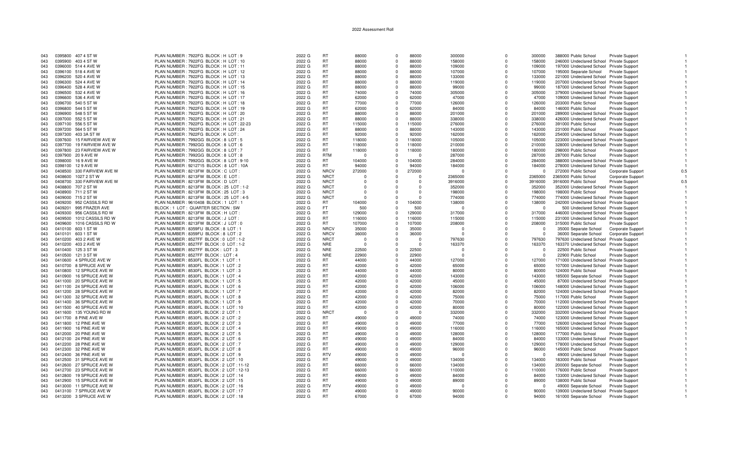2022 Assessment Roll

| | | | | | | | | | | | | | | | | |
|---|---|---|---|---|---|---|---|---|---|---|---|---|---|---|---|---|
| 043 | 0395800 | 407 4 ST W | PLAN NUMBER : 7922FG BLOCK : H LOT : 9 | 2022 G | RT | 88000 | 0 | 88000 | 300000 | 0 | 300000 | 388000 | Public School | Private Support | | 1 |
| 043 | 0395900 | 403 4 ST W | PLAN NUMBER : 7922FG BLOCK : H LOT : 10 | 2022 G | RT | 88000 | 0 | 88000 | 158000 | 0 | 158000 | 246000 | Undeclared School | Private Support | | 1 |
| 043 | 0396000 | 514 4 AVE W | PLAN NUMBER : 7922FG BLOCK : H LOT : 11 | 2022 G | RT | 88000 | 0 | 88000 | 109000 | 0 | 109000 | 197000 | Undeclared School | Private Support | | 1 |
| 043 | 0396100 | 516 4 AVE W | PLAN NUMBER : 7922FG BLOCK : H LOT : 12 | 2022 G | RT | 88000 | 0 | 88000 | 107000 | 0 | 107000 | 195000 | Separate School | Private Support | | 1 |
| 043 | 0396200 | 520 4 AVE W | PLAN NUMBER : 7922FG BLOCK : H LOT : 13 | 2022 G | RT | 88000 | 0 | 88000 | 133000 | 0 | 133000 | 221000 | Undeclared School | Private Support | | 1 |
| 043 | 0396300 | 524 4 AVE W | PLAN NUMBER : 7922FG BLOCK : H LOT : 14 | 2022 G | RT | 88000 | 0 | 88000 | 119000 | 0 | 119000 | 207000 | Undeclared School | Private Support | | 1 |
| 043 | 0396400 | 528 4 AVE W | PLAN NUMBER : 7922FG BLOCK : H LOT : 15 | 2022 G | RT | 88000 | 0 | 88000 | 99000 | 0 | 99000 | 187000 | Undeclared School | Private Support | | 1 |
| 043 | 0396500 | 532 4 AVE W | PLAN NUMBER : 7922FG BLOCK : H LOT : 16 | 2022 G | RT | 74000 | 0 | 74000 | 305000 | 0 | 305000 | 379000 | Undeclared School | Private Support | | 1 |
| 043 | 0396600 | 536 4 AVE W | PLAN NUMBER : 7922FG BLOCK : H LOT : 17 | 2022 G | RT | 62000 | 0 | 62000 | 47000 | 0 | 47000 | 109000 | Undeclared School | Private Support | | 1 |
| 043 | 0396700 | 540 5 ST W | PLAN NUMBER : 7922FG BLOCK : H LOT : 18 | 2022 G | RT | 77000 | 0 | 77000 | 126000 | 0 | 126000 | 203000 | Public School | Private Support | | 1 |
| 043 | 0396800 | 544 5 ST W | PLAN NUMBER : 7922FG BLOCK : H LOT : 19 | 2022 G | RT | 62000 | 0 | 62000 | 84000 | 0 | 84000 | 146000 | Public School | Private Support | | 1 |
| 043 | 0396900 | 548 5 ST W | PLAN NUMBER : 7922FG BLOCK : H LOT : 20 | 2022 G | RT | 88000 | 0 | 88000 | 201000 | 0 | 201000 | 289000 | Undeclared School | Private Support | | 1 |
| 043 | 0397000 | 552 5 ST W | PLAN NUMBER : 7922FG BLOCK : H LOT : 21 | 2022 G | RT | 88000 | 0 | 88000 | 338000 | 0 | 338000 | 426000 | Undeclared School | Private Support | | 1 |
| 043 | 0397100 | 556 5 ST W | PLAN NUMBER : 7922FG BLOCK : H LOT : 22-23 | 2022 G | RT | 115000 | 0 | 115000 | 276000 | 0 | 276000 | 391000 | Public School | Private Support | | 1 |
| 043 | 0397200 | 564 5 ST W | PLAN NUMBER : 7922FG BLOCK : H LOT : 24 | 2022 G | RT | 88000 | 0 | 88000 | 143000 | 0 | 143000 | 231000 | Public School | Private Support | | 1 |
| 043 | 0397300 | 403 3A ST W | PLAN NUMBER : 7922FG BLOCK : K LOT : | 2022 G | RT | 92000 | 0 | 92000 | 162000 | 0 | 162000 | 254000 | Undeclared School | Private Support | | 1 |
| 043 | 0397600 | 15 FAIRVIEW AVE W | PLAN NUMBER : 7992GG BLOCK : 8 LOT : 5 | 2022 G | RT | 118000 | 0 | 118000 | 105000 | 0 | 105000 | 223000 | Undeclared School | Private Support | | 1 |
| 043 | 0397700 | 19 FAIRVIEW AVE W | PLAN NUMBER : 7992GG BLOCK : 8 LOT : 6 | 2022 G | RT | 118000 | 0 | 118000 | 210000 | 0 | 210000 | 328000 | Undeclared School | Private Support | | 1 |
| 043 | 0397800 | 23 FAIRVIEW AVE W | PLAN NUMBER : 7992GG BLOCK : 8 LOT : 7 | 2022 G | RT | 118000 | 0 | 118000 | 180000 | 0 | 180000 | 298000 | Public School | Private Support | | 1 |
| 043 | 0397900 | 20 9 AVE W | PLAN NUMBER : 7992GG BLOCK : 8 LOT : 8 | 2022 G | RTM | 0 | 0 | 0 | 287000 | 0 | 287000 | 287000 | Public School | Private Support | | 1 |
| 043 | 0398000 | 16 9 AVE W | PLAN NUMBER : 7992GG BLOCK : 8 LOT : 9-10 | 2022 G | RT | 104000 | 0 | 104000 | 284000 | 0 | 284000 | 388000 | Undeclared School | Private Support | | 1 |
| 043 | 0398100 | 12 9 AVE W | PLAN NUMBER : 9212715 BLOCK : 8 LOT : 10A | 2022 G | RT | 94000 | 0 | 94000 | 184000 | 0 | 184000 | 278000 | Undeclared School | Private Support | | 1 |
| 043 | 0408500 | 330 FAIRVIEW AVE W | PLAN NUMBER : 8213FW BLOCK : C LOT : | 2022 G | NRCV | 272000 | 0 | 272000 | 0 | 0 | 0 | 272000 | Public School | Corporate Support | | 0.5 |
| 043 | 0408600 | 1027 2 ST W | PLAN NUMBER : 8213FW BLOCK : E LOT : | 2022 G | NRCT | 0 | 0 | 0 | 2365000 | 0 | 2365000 | 2365000 | Public School | Corporate Support | | 1 |
| 043 | 0408700 | 330 FAIRVIEW AVE W | PLAN NUMBER : 8213FW BLOCK : D LOT : | 2022 G | NRCT | 0 | 0 | 0 | 3916000 | 0 | 3916000 | 3916000 | Public School | Private Support | | 0.5 |
| 043 | 0408800 | 707 2 ST W | PLAN NUMBER : 8213FW BLOCK : 25 LOT : 1-2 | 2022 G | NRCT | 0 | 0 | 0 | 352000 | 0 | 352000 | 352000 | Undeclared School | Private Support | | 1 |
| 043 | 0408900 | 711 2 ST W | PLAN NUMBER : 8213FW BLOCK : 25 LOT : 3 | 2022 G | NRCT | 0 | 0 | 0 | 198000 | 0 | 198000 | 198000 | Public School | Private Support | | 1 |
| 043 | 0409000 | 715 2 ST W | PLAN NUMBER : 8213FW BLOCK : 25 LOT : 4-5 | 2022 G | NRCT | 0 | 0 | 0 | 774000 | 0 | 774000 | 774000 | Undeclared School | Private Support | | 1 |
| 043 | 0409200 | 952 CASSILS RD W | PLAN NUMBER : 9610408 BLOCK : 1 LOT : 1 | 2022 G | RT | 104000 | 0 | 104000 | 138000 | 0 | 138000 | 242000 | Undeclared School | Private Support | | 1 |
| 043 | 0409201 | 995 FRAZER AVE | BLOCK : 1 LOT : QUARTER SECTION : SW | 2022 G | FT | 500 | 0 | 500 | 0 | 0 | 0 | 500 | Undeclared School | Private Support | | 1 |
| 043 | 0409300 | 956 CASSILS RD W | PLAN NUMBER : 8213FW BLOCK : H LOT : | 2022 G | RT | 129000 | 0 | 129000 | 317000 | 0 | 317000 | 446000 | Undeclared School | Private Support | | 1 |
| 043 | 0409500 | 1012 CASSILS RD W | PLAN NUMBER : 8213FW BLOCK : J LOT : | 2022 G | RT | 116000 | 0 | 116000 | 115000 | 0 | 115000 | 231000 | Undeclared School | Private Support | | 1 |
| 043 | 0409600 | 1016 CASSILS RD W | PLAN NUMBER : 8213FW BLOCK : J LOT : 0 | 2022 G | RT | 107000 | 0 | 107000 | 208000 | 0 | 208000 | 315000 | Public School | Private Support | | 1 |
| 043 | 0410100 | 603 1 ST W | PLAN NUMBER : 8359FU BLOCK : 8 LOT : 1 | 2022 G | NRCV | 35000 | 0 | 35000 | 0 | 0 | 0 | 35000 | Separate School | Corporate Support | | 1 |
| 043 | 0410101 | 603 1 ST W | PLAN NUMBER : 8359FU BLOCK : 8 LOT : 2 | 2022 G | NRCV | 36000 | 0 | 36000 | 0 | 0 | 0 | 36000 | Separate School | Corporate Support | | 1 |
| 043 | 0410200 | 403 2 AVE W | PLAN NUMBER : 8527FF BLOCK : 0 LOT : 1-2 | 2022 G | NRCT | 0 | 0 | 0 | 797630 | 0 | 797630 | 797630 | Undeclared School | Private Support | | 1 |
| 043 | 0410200 | 403 2 AVE W | PLAN NUMBER : 8527FF BLOCK : 0 LOT : 1-2 | 2022 G | NRE | 0 | 0 | 0 | 163370 | 0 | 163370 | 163370 | Undeclared School | Private Support | | 1 |
| 043 | 0410400 | 125 3 ST W | PLAN NUMBER : 8527FF BLOCK : LOT : 3 | 2022 G | NRE | 22500 | 0 | 22500 | 0 | 0 | 0 | 22500 | Public School | Private Support | | 1 |
| 043 | 0410500 | 121 3 ST W | PLAN NUMBER : 8527FF BLOCK : LOT : 4 | 2022 G | NRE | 22900 | 0 | 22900 | 0 | 0 | 0 | 22900 | Public School | Private Support | | 1 |
| 043 | 0410600 | 4 SPRUCE AVE W | PLAN NUMBER : 8530FL BLOCK : 1 LOT : 1 | 2022 G | RT | 44000 | 0 | 44000 | 127000 | 0 | 127000 | 171000 | Undeclared School | Private Support | | 1 |
| 043 | 0410700 | 8 SPRUCE AVE W | PLAN NUMBER : 8530FL BLOCK : 1 LOT : 2 | 2022 G | RT | 42000 | 0 | 42000 | 65000 | 0 | 65000 | 107000 | Undeclared School | Private Support | | 1 |
| 043 | 0410800 | 12 SPRUCE AVE W | PLAN NUMBER : 8530FL BLOCK : 1 LOT : 3 | 2022 G | RT | 44000 | 0 | 44000 | 80000 | 0 | 80000 | 124000 | Public School | Private Support | | 1 |
| 043 | 0410900 | 16 SPRUCE AVE W | PLAN NUMBER : 8530FL BLOCK : 1 LOT : 4 | 2022 G | RT | 42000 | 0 | 42000 | 143000 | 0 | 143000 | 185000 | Separate School | Private Support | | 1 |
| 043 | 0411000 | 20 SPRUCE AVE W | PLAN NUMBER : 8530FL BLOCK : 1 LOT : 5 | 2022 G | RT | 42000 | 0 | 42000 | 45000 | 0 | 45000 | 87000 | Undeclared School | Private Support | | 1 |
| 043 | 0411100 | 24 SPRUCE AVE W | PLAN NUMBER : 8530FL BLOCK : 1 LOT : 6 | 2022 G | RT | 42000 | 0 | 42000 | 106000 | 0 | 106000 | 148000 | Undeclared School | Private Support | | 1 |
| 043 | 0411200 | 28 SPRUCE AVE W | PLAN NUMBER : 8530FL BLOCK : 1 LOT : 7 | 2022 G | RT | 42000 | 0 | 42000 | 82000 | 0 | 82000 | 124000 | Undeclared School | Private Support | | 1 |
| 043 | 0411300 | 32 SPRUCE AVE W | PLAN NUMBER : 8530FL BLOCK : 1 LOT : 8 | 2022 G | RT | 42000 | 0 | 42000 | 75000 | 0 | 75000 | 117000 | Public School | Private Support | | 1 |
| 043 | 0411400 | 36 SPRUCE AVE W | PLAN NUMBER : 8530FL BLOCK : 1 LOT : 9 | 2022 G | RT | 42000 | 0 | 42000 | 70000 | 0 | 70000 | 112000 | Undeclared School | Private Support | | 1 |
| 043 | 0411500 | 40 SPRUCE AVE W | PLAN NUMBER : 8530FL BLOCK : 1 LOT : 10 | 2022 G | RT | 42000 | 0 | 42000 | 80000 | 0 | 80000 | 122000 | Undeclared School | Private Support | | 1 |
| 043 | 0411600 | 135 YOUNG RD W | PLAN NUMBER : 8530FL BLOCK : 2 LOT : 1 | 2022 G | NRCT | 0 | 0 | 0 | 332000 | 0 | 332000 | 332000 | Undeclared School | Private Support | | 1 |
| 043 | 0411700 | 8 PINE AVE W | PLAN NUMBER : 8530FL BLOCK : 2 LOT : 2 | 2022 G | RT | 49000 | 0 | 49000 | 74000 | 0 | 74000 | 123000 | Undeclared School | Private Support | | 1 |
| 043 | 0411800 | 12 PINE AVE W | PLAN NUMBER : 8530FL BLOCK : 2 LOT : 3 | 2022 G | RT | 49000 | 0 | 49000 | 77000 | 0 | 77000 | 126000 | Undeclared School | Private Support | | 1 |
| 043 | 0411900 | 16 PINE AVE W | PLAN NUMBER : 8530FL BLOCK : 2 LOT : 4 | 2022 G | RT | 49000 | 0 | 49000 | 116000 | 0 | 116000 | 165000 | Undeclared School | Private Support | | 1 |
| 043 | 0412000 | 20 PINE AVE W | PLAN NUMBER : 8530FL BLOCK : 2 LOT : 5 | 2022 G | RT | 49000 | 0 | 49000 | 128000 | 0 | 128000 | 177000 | Public School | Private Support | | 1 |
| 043 | 0412100 | 24 PINE AVE W | PLAN NUMBER : 8530FL BLOCK : 2 LOT : 6 | 2022 G | RT | 49000 | 0 | 49000 | 84000 | 0 | 84000 | 133000 | Undeclared School | Private Support | | 1 |
| 043 | 0412200 | 28 PINE AVE W | PLAN NUMBER : 8530FL BLOCK : 2 LOT : 7 | 2022 G | RT | 49000 | 0 | 49000 | 129000 | 0 | 129000 | 178000 | Undeclared School | Private Support | | 1 |
| 043 | 0412300 | 32 PINE AVE W | PLAN NUMBER : 8530FL BLOCK : 2 LOT : 8 | 2022 G | RT | 49000 | 0 | 49000 | 96000 | 0 | 96000 | 145000 | Public School | Private Support | | 1 |
| 043 | 0412400 | 36 PINE AVE W | PLAN NUMBER : 8530FL BLOCK : 2 LOT : 9 | 2022 G | RTV | 49000 | 0 | 49000 | 0 | 0 | 0 | 49000 | Undeclared School | Private Support | | 1 |
| 043 | 0412500 | 31 SPRUCE AVE W | PLAN NUMBER : 8530FL BLOCK : 2 LOT : 10 | 2022 G | RT | 49000 | 0 | 49000 | 134000 | 0 | 134000 | 183000 | Public School | Private Support | | 1 |
| 043 | 0412600 | 27 SPRUCE AVE W | PLAN NUMBER : 8530FL BLOCK : 2 LOT : 11-12 | 2022 G | RT | 66000 | 0 | 66000 | 134000 | 0 | 134000 | 200000 | Separate School | Private Support | | 1 |
| 043 | 0412700 | 23 SPRUCE AVE W | PLAN NUMBER : 8530FL BLOCK : 2 LOT : 12-13 | 2022 G | RT | 66000 | 0 | 66000 | 110000 | 0 | 110000 | 176000 | Public School | Private Support | | 1 |
| 043 | 0412800 | 19 SPRUCE AVE W | PLAN NUMBER : 8530FL BLOCK : 2 LOT : 14 | 2022 G | RT | 49000 | 0 | 49000 | 84000 | 0 | 84000 | 133000 | Undeclared School | Private Support | | 1 |
| 043 | 0412900 | 15 SPRUCE AVE W | PLAN NUMBER : 8530FL BLOCK : 2 LOT : 15 | 2022 G | RT | 49000 | 0 | 49000 | 89000 | 0 | 89000 | 138000 | Public School | Private Support | | 1 |
| 043 | 0413000 | 11 SPRUCE AVE W | PLAN NUMBER : 8530FL BLOCK : 2 LOT : 16 | 2022 G | RTV | 49000 | 0 | 49000 | 0 | 0 | 0 | 49000 | Separate School | Private Support | | 1 |
| 043 | 0413100 | 7 SPRUCE AVE W | PLAN NUMBER : 8530FL BLOCK : 2 LOT : 17 | 2022 G | RT | 49000 | 0 | 49000 | 90000 | 0 | 90000 | 139000 | Undeclared School | Private Support | | 1 |
| 043 | 0413200 | 3 SPRUCE AVE W | PLAN NUMBER : 8530FL BLOCK : 2 LOT : 18 | 2022 G | RT | 67000 | 0 | 67000 | 94000 | 0 | 94000 | 161000 | Separate School | Private Support | | 1 |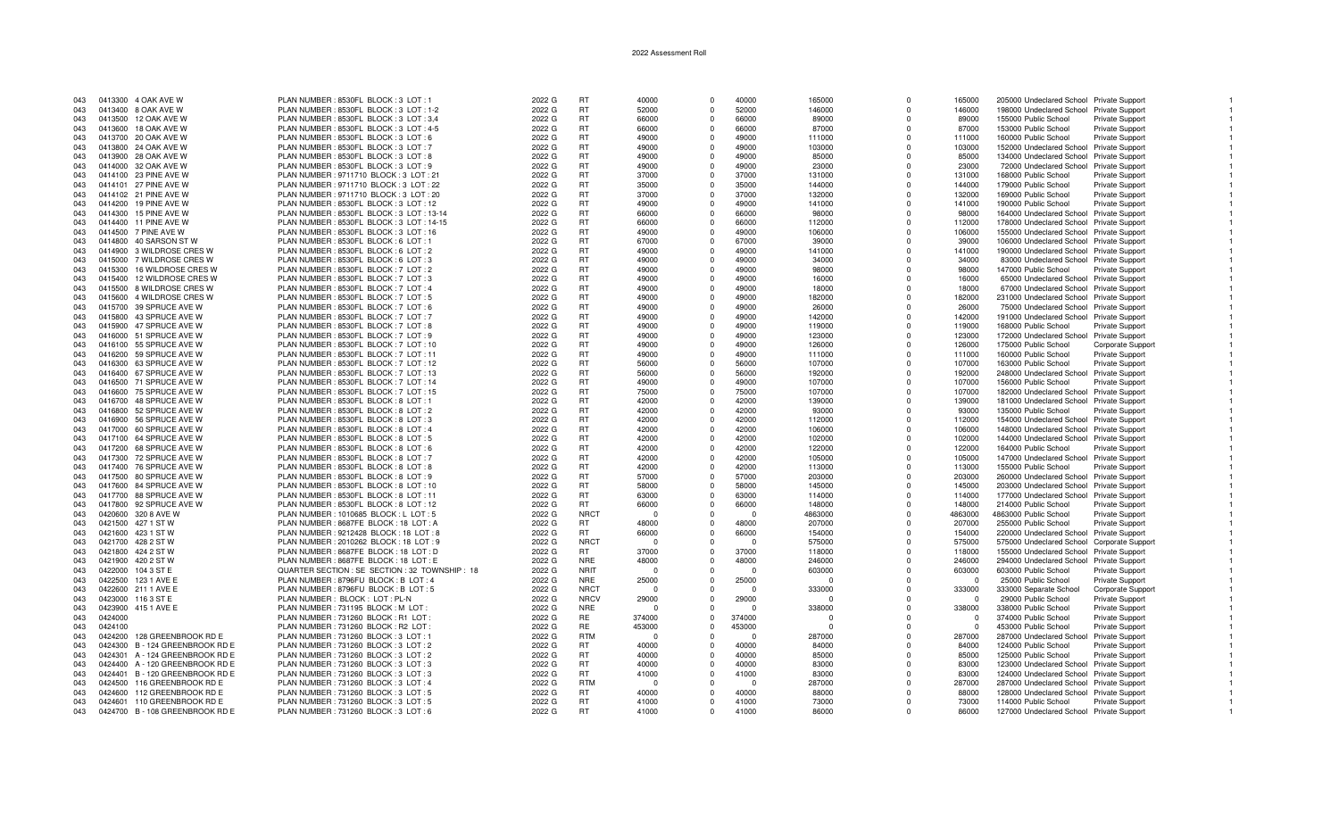2022 Assessment Roll

| | | | | | | | | | | | | | | | |
|---|---|---|---|---|---|---|---|---|---|---|---|---|---|---|---|
| 043 | 0413300 | 4 OAK AVE W | PLAN NUMBER : 8530FL BLOCK : 3 LOT : 1 | 2022 G | RT | 40000 | 0 | 40000 | 165000 | 0 | 165000 | 205000 | Undeclared School | Private Support | 1 |
| 043 | 0413400 | 8 OAK AVE W | PLAN NUMBER : 8530FL BLOCK : 3 LOT : 1-2 | 2022 G | RT | 52000 | 0 | 52000 | 146000 | 0 | 146000 | 198000 | Undeclared School | Private Support | 1 |
| 043 | 0413500 | 12 OAK AVE W | PLAN NUMBER : 8530FL BLOCK : 3 LOT : 3,4 | 2022 G | RT | 66000 | 0 | 66000 | 89000 | 0 | 89000 | 155000 | Public School | Private Support | 1 |
| 043 | 0413600 | 18 OAK AVE W | PLAN NUMBER : 8530FL BLOCK : 3 LOT : 4-5 | 2022 G | RT | 66000 | 0 | 66000 | 87000 | 0 | 87000 | 153000 | Public School | Private Support | 1 |
| 043 | 0413700 | 20 OAK AVE W | PLAN NUMBER : 8530FL BLOCK : 3 LOT : 6 | 2022 G | RT | 49000 | 0 | 49000 | 111000 | 0 | 111000 | 160000 | Public School | Private Support | 1 |
| 043 | 0413800 | 24 OAK AVE W | PLAN NUMBER : 8530FL BLOCK : 3 LOT : 7 | 2022 G | RT | 49000 | 0 | 49000 | 103000 | 0 | 103000 | 152000 | Undeclared School | Private Support | 1 |
| 043 | 0413900 | 28 OAK AVE W | PLAN NUMBER : 8530FL BLOCK : 3 LOT : 8 | 2022 G | RT | 49000 | 0 | 49000 | 85000 | 0 | 85000 | 134000 | Undeclared School | Private Support | 1 |
| 043 | 0414000 | 32 OAK AVE W | PLAN NUMBER : 8530FL BLOCK : 3 LOT : 9 | 2022 G | RT | 49000 | 0 | 49000 | 23000 | 0 | 23000 | 72000 | Undeclared School | Private Support | 1 |
| 043 | 0414100 | 23 PINE AVE W | PLAN NUMBER : 9711710 BLOCK : 3 LOT : 21 | 2022 G | RT | 37000 | 0 | 37000 | 131000 | 0 | 131000 | 168000 | Public School | Private Support | 1 |
| 043 | 0414101 | 27 PINE AVE W | PLAN NUMBER : 9711710 BLOCK : 3 LOT : 22 | 2022 G | RT | 35000 | 0 | 35000 | 144000 | 0 | 144000 | 179000 | Public School | Private Support | 1 |
| 043 | 0414102 | 21 PINE AVE W | PLAN NUMBER : 9711710 BLOCK : 3 LOT : 20 | 2022 G | RT | 37000 | 0 | 37000 | 132000 | 0 | 132000 | 169000 | Public School | Private Support | 1 |
| 043 | 0414200 | 19 PINE AVE W | PLAN NUMBER : 8530FL BLOCK : 3 LOT : 12 | 2022 G | RT | 49000 | 0 | 49000 | 141000 | 0 | 141000 | 190000 | Public School | Private Support | 1 |
| 043 | 0414300 | 15 PINE AVE W | PLAN NUMBER : 8530FL BLOCK : 3 LOT : 13-14 | 2022 G | RT | 66000 | 0 | 66000 | 98000 | 0 | 98000 | 164000 | Undeclared School | Private Support | 1 |
| 043 | 0414400 | 11 PINE AVE W | PLAN NUMBER : 8530FL BLOCK : 3 LOT : 14-15 | 2022 G | RT | 66000 | 0 | 66000 | 112000 | 0 | 112000 | 178000 | Undeclared School | Private Support | 1 |
| 043 | 0414500 | 7 PINE AVE W | PLAN NUMBER : 8530FL BLOCK : 3 LOT : 16 | 2022 G | RT | 49000 | 0 | 49000 | 106000 | 0 | 106000 | 155000 | Undeclared School | Private Support | 1 |
| 043 | 0414800 | 40 SARSON ST W | PLAN NUMBER : 8530FL BLOCK : 6 LOT : 1 | 2022 G | RT | 67000 | 0 | 67000 | 39000 | 0 | 39000 | 106000 | Undeclared School | Private Support | 1 |
| 043 | 0414900 | 3 WILDROSE CRES W | PLAN NUMBER : 8530FL BLOCK : 6 LOT : 2 | 2022 G | RT | 49000 | 0 | 49000 | 141000 | 0 | 141000 | 190000 | Undeclared School | Private Support | 1 |
| 043 | 0415000 | 7 WILDROSE CRES W | PLAN NUMBER : 8530FL BLOCK : 6 LOT : 3 | 2022 G | RT | 49000 | 0 | 49000 | 34000 | 0 | 34000 | 83000 | Undeclared School | Private Support | 1 |
| 043 | 0415300 | 16 WILDROSE CRES W | PLAN NUMBER : 8530FL BLOCK : 7 LOT : 2 | 2022 G | RT | 49000 | 0 | 49000 | 98000 | 0 | 98000 | 147000 | Public School | Private Support | 1 |
| 043 | 0415400 | 12 WILDROSE CRES W | PLAN NUMBER : 8530FL BLOCK : 7 LOT : 3 | 2022 G | RT | 49000 | 0 | 49000 | 16000 | 0 | 16000 | 65000 | Undeclared School | Private Support | 1 |
| 043 | 0415500 | 8 WILDROSE CRES W | PLAN NUMBER : 8530FL BLOCK : 7 LOT : 4 | 2022 G | RT | 49000 | 0 | 49000 | 18000 | 0 | 18000 | 67000 | Undeclared School | Private Support | 1 |
| 043 | 0415600 | 4 WILDROSE CRES W | PLAN NUMBER : 8530FL BLOCK : 7 LOT : 5 | 2022 G | RT | 49000 | 0 | 49000 | 182000 | 0 | 182000 | 231000 | Undeclared School | Private Support | 1 |
| 043 | 0415700 | 39 SPRUCE AVE W | PLAN NUMBER : 8530FL BLOCK : 7 LOT : 6 | 2022 G | RT | 49000 | 0 | 49000 | 26000 | 0 | 26000 | 75000 | Undeclared School | Private Support | 1 |
| 043 | 0415800 | 43 SPRUCE AVE W | PLAN NUMBER : 8530FL BLOCK : 7 LOT : 7 | 2022 G | RT | 49000 | 0 | 49000 | 142000 | 0 | 142000 | 191000 | Undeclared School | Private Support | 1 |
| 043 | 0415900 | 47 SPRUCE AVE W | PLAN NUMBER : 8530FL BLOCK : 7 LOT : 8 | 2022 G | RT | 49000 | 0 | 49000 | 119000 | 0 | 119000 | 168000 | Public School | Private Support | 1 |
| 043 | 0416000 | 51 SPRUCE AVE W | PLAN NUMBER : 8530FL BLOCK : 7 LOT : 9 | 2022 G | RT | 49000 | 0 | 49000 | 123000 | 0 | 123000 | 172000 | Undeclared School | Private Support | 1 |
| 043 | 0416100 | 55 SPRUCE AVE W | PLAN NUMBER : 8530FL BLOCK : 7 LOT : 10 | 2022 G | RT | 49000 | 0 | 49000 | 126000 | 0 | 126000 | 175000 | Public School | Corporate Support | 1 |
| 043 | 0416200 | 59 SPRUCE AVE W | PLAN NUMBER : 8530FL BLOCK : 7 LOT : 11 | 2022 G | RT | 49000 | 0 | 49000 | 111000 | 0 | 111000 | 160000 | Public School | Private Support | 1 |
| 043 | 0416300 | 63 SPRUCE AVE W | PLAN NUMBER : 8530FL BLOCK : 7 LOT : 12 | 2022 G | RT | 56000 | 0 | 56000 | 107000 | 0 | 107000 | 163000 | Public School | Private Support | 1 |
| 043 | 0416400 | 67 SPRUCE AVE W | PLAN NUMBER : 8530FL BLOCK : 7 LOT : 13 | 2022 G | RT | 56000 | 0 | 56000 | 192000 | 0 | 192000 | 248000 | Undeclared School | Private Support | 1 |
| 043 | 0416500 | 71 SPRUCE AVE W | PLAN NUMBER : 8530FL BLOCK : 7 LOT : 14 | 2022 G | RT | 49000 | 0 | 49000 | 107000 | 0 | 107000 | 156000 | Public School | Private Support | 1 |
| 043 | 0416600 | 75 SPRUCE AVE W | PLAN NUMBER : 8530FL BLOCK : 7 LOT : 15 | 2022 G | RT | 75000 | 0 | 75000 | 107000 | 0 | 107000 | 182000 | Undeclared School | Private Support | 1 |
| 043 | 0416700 | 48 SPRUCE AVE W | PLAN NUMBER : 8530FL BLOCK : 8 LOT : 1 | 2022 G | RT | 42000 | 0 | 42000 | 139000 | 0 | 139000 | 181000 | Undeclared School | Private Support | 1 |
| 043 | 0416800 | 52 SPRUCE AVE W | PLAN NUMBER : 8530FL BLOCK : 8 LOT : 2 | 2022 G | RT | 42000 | 0 | 42000 | 93000 | 0 | 93000 | 135000 | Public School | Private Support | 1 |
| 043 | 0416900 | 56 SPRUCE AVE W | PLAN NUMBER : 8530FL BLOCK : 8 LOT : 3 | 2022 G | RT | 42000 | 0 | 42000 | 112000 | 0 | 112000 | 154000 | Undeclared School | Private Support | 1 |
| 043 | 0417000 | 60 SPRUCE AVE W | PLAN NUMBER : 8530FL BLOCK : 8 LOT : 4 | 2022 G | RT | 42000 | 0 | 42000 | 106000 | 0 | 106000 | 148000 | Undeclared School | Private Support | 1 |
| 043 | 0417100 | 64 SPRUCE AVE W | PLAN NUMBER : 8530FL BLOCK : 8 LOT : 5 | 2022 G | RT | 42000 | 0 | 42000 | 102000 | 0 | 102000 | 144000 | Undeclared School | Private Support | 1 |
| 043 | 0417200 | 68 SPRUCE AVE W | PLAN NUMBER : 8530FL BLOCK : 8 LOT : 6 | 2022 G | RT | 42000 | 0 | 42000 | 122000 | 0 | 122000 | 164000 | Public School | Private Support | 1 |
| 043 | 0417300 | 72 SPRUCE AVE W | PLAN NUMBER : 8530FL BLOCK : 8 LOT : 7 | 2022 G | RT | 42000 | 0 | 42000 | 105000 | 0 | 105000 | 147000 | Undeclared School | Private Support | 1 |
| 043 | 0417400 | 76 SPRUCE AVE W | PLAN NUMBER : 8530FL BLOCK : 8 LOT : 8 | 2022 G | RT | 42000 | 0 | 42000 | 113000 | 0 | 113000 | 155000 | Public School | Private Support | 1 |
| 043 | 0417500 | 80 SPRUCE AVE W | PLAN NUMBER : 8530FL BLOCK : 8 LOT : 9 | 2022 G | RT | 57000 | 0 | 57000 | 203000 | 0 | 203000 | 260000 | Undeclared School | Private Support | 1 |
| 043 | 0417600 | 84 SPRUCE AVE W | PLAN NUMBER : 8530FL BLOCK : 8 LOT : 10 | 2022 G | RT | 58000 | 0 | 58000 | 145000 | 0 | 145000 | 203000 | Undeclared School | Private Support | 1 |
| 043 | 0417700 | 88 SPRUCE AVE W | PLAN NUMBER : 8530FL BLOCK : 8 LOT : 11 | 2022 G | RT | 63000 | 0 | 63000 | 114000 | 0 | 114000 | 177000 | Undeclared School | Private Support | 1 |
| 043 | 0417800 | 92 SPRUCE AVE W | PLAN NUMBER : 8530FL BLOCK : 8 LOT : 12 | 2022 G | RT | 66000 | 0 | 66000 | 148000 | 0 | 148000 | 214000 | Public School | Private Support | 1 |
| 043 | 0420600 | 320 8 AVE W | PLAN NUMBER : 1010685 BLOCK : L LOT : 5 | 2022 G | NRCT | 0 | 0 | 0 | 4863000 | 0 | 4863000 | 4863000 | Public School | Private Support | 1 |
| 043 | 0421500 | 427 1 ST W | PLAN NUMBER : 8687FE BLOCK : 18 LOT : A | 2022 G | RT | 48000 | 0 | 48000 | 207000 | 0 | 207000 | 255000 | Public School | Private Support | 1 |
| 043 | 0421600 | 423 1 ST W | PLAN NUMBER : 9212428 BLOCK : 18 LOT : 8 | 2022 G | RT | 66000 | 0 | 66000 | 154000 | 0 | 154000 | 220000 | Undeclared School | Private Support | 1 |
| 043 | 0421700 | 428 2 ST W | PLAN NUMBER : 2010262 BLOCK : 18 LOT : 9 | 2022 G | NRCT | 0 | 0 | 0 | 575000 | 0 | 575000 | 575000 | Undeclared School | Corporate Support | 1 |
| 043 | 0421800 | 424 2 ST W | PLAN NUMBER : 8687FE BLOCK : 18 LOT : D | 2022 G | RT | 37000 | 0 | 37000 | 118000 | 0 | 118000 | 155000 | Undeclared School | Private Support | 1 |
| 043 | 0421900 | 420 2 ST W | PLAN NUMBER : 8687FE BLOCK : 18 LOT : E | 2022 G | NRE | 48000 | 0 | 48000 | 246000 | 0 | 246000 | 294000 | Undeclared School | Private Support | 1 |
| 043 | 0422000 | 104 3 ST E | QUARTER SECTION : SE SECTION : 32 TOWNSHIP : 18 | 2022 G | NRIT | 0 | 0 | 0 | 603000 | 0 | 603000 | 603000 | Public School | Private Support | 1 |
| 043 | 0422500 | 123 1 AVE E | PLAN NUMBER : 8796FU BLOCK : B LOT : 4 | 2022 G | NRE | 25000 | 0 | 25000 | 0 | 0 | 0 | 25000 | Public School | Private Support | 1 |
| 043 | 0422600 | 211 1 AVE E | PLAN NUMBER : 8796FU BLOCK : B LOT : 5 | 2022 G | NRCT | 0 | 0 | 0 | 333000 | 0 | 333000 | 333000 | Separate School | Corporate Support | 1 |
| 043 | 0423000 | 116 3 ST E | PLAN NUMBER : BLOCK : LOT : PL-N | 2022 G | NRCV | 29000 | 0 | 29000 | 0 | 0 | 0 | 29000 | Public School | Private Support | 1 |
| 043 | 0423900 | 415 1 AVE E | PLAN NUMBER : 731195 BLOCK : M LOT : | 2022 G | NRE | 0 | 0 | 0 | 338000 | 0 | 338000 | 338000 | Public School | Private Support | 1 |
| 043 | 0424000 | | PLAN NUMBER : 731260 BLOCK : R1 LOT : | 2022 G | RE | 374000 | 0 | 374000 | 0 | 0 | 0 | 374000 | Public School | Private Support | 1 |
| 043 | 0424100 | | PLAN NUMBER : 731260 BLOCK : R2 LOT : | 2022 G | RE | 453000 | 0 | 453000 | 0 | 0 | 0 | 453000 | Public School | Private Support | 1 |
| 043 | 0424200 | 128 GREENBROOK RD E | PLAN NUMBER : 731260 BLOCK : 3 LOT : 1 | 2022 G | RTM | 0 | 0 | 0 | 287000 | 0 | 287000 | 287000 | Undeclared School | Private Support | 1 |
| 043 | 0424300 | B - 124 GREENBROOK RD E | PLAN NUMBER : 731260 BLOCK : 3 LOT : 2 | 2022 G | RT | 40000 | 0 | 40000 | 84000 | 0 | 84000 | 124000 | Public School | Private Support | 1 |
| 043 | 0424301 | A - 124 GREENBROOK RD E | PLAN NUMBER : 731260 BLOCK : 3 LOT : 2 | 2022 G | RT | 40000 | 0 | 40000 | 85000 | 0 | 85000 | 125000 | Public School | Private Support | 1 |
| 043 | 0424400 | A - 120 GREENBROOK RD E | PLAN NUMBER : 731260 BLOCK : 3 LOT : 3 | 2022 G | RT | 40000 | 0 | 40000 | 83000 | 0 | 83000 | 123000 | Undeclared School | Private Support | 1 |
| 043 | 0424401 | B - 120 GREENBROOK RD E | PLAN NUMBER : 731260 BLOCK : 3 LOT : 3 | 2022 G | RT | 41000 | 0 | 41000 | 83000 | 0 | 83000 | 124000 | Undeclared School | Private Support | 1 |
| 043 | 0424500 | 116 GREENBROOK RD E | PLAN NUMBER : 731260 BLOCK : 3 LOT : 4 | 2022 G | RTM | 0 | 0 | 0 | 287000 | 0 | 287000 | 287000 | Undeclared School | Private Support | 1 |
| 043 | 0424600 | 112 GREENBROOK RD E | PLAN NUMBER : 731260 BLOCK : 3 LOT : 5 | 2022 G | RT | 40000 | 0 | 40000 | 88000 | 0 | 88000 | 128000 | Undeclared School | Private Support | 1 |
| 043 | 0424601 | 110 GREENBROOK RD E | PLAN NUMBER : 731260 BLOCK : 3 LOT : 5 | 2022 G | RT | 41000 | 0 | 41000 | 73000 | 0 | 73000 | 114000 | Public School | Private Support | 1 |
| 043 | 0424700 | B - 108 GREENBROOK RD E | PLAN NUMBER : 731260 BLOCK : 3 LOT : 6 | 2022 G | RT | 41000 | 0 | 41000 | 86000 | 0 | 86000 | 127000 | Undeclared School | Private Support | 1 |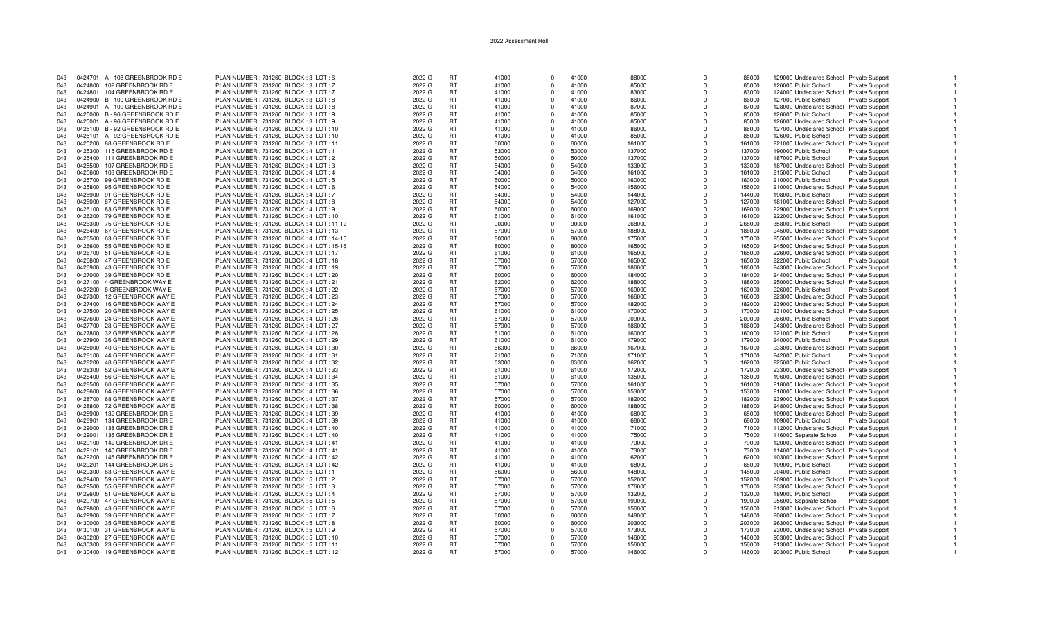2022 Assessment Roll

| | | | | | | | | | | | | | | | | |
|---|---|---|---|---|---|---|---|---|---|---|---|---|---|---|---|---|
| 043 | 0424701 | A - 108 GREENBROOK RD E | PLAN NUMBER : 731260 BLOCK : 3 LOT : 6 | 2022 G | RT | 41000 | 0 | 41000 | 88000 | 0 | 88000 | 129000 | Undeclared School | Private Support | | 1 |
| 043 | 0424800 | 102 GREENBROOK RD E | PLAN NUMBER : 731260 BLOCK : 3 LOT : 7 | 2022 G | RT | 41000 | 0 | 41000 | 85000 | 0 | 85000 | 126000 | Public School | Private Support | | 1 |
| 043 | 0424801 | 104 GREENBROOK RD E | PLAN NUMBER : 731260 BLOCK : 3 LOT : 7 | 2022 G | RT | 41000 | 0 | 41000 | 83000 | 0 | 83000 | 124000 | Undeclared School | Private Support | | 1 |
| 043 | 0424900 | B - 100 GREENBROOK RD E | PLAN NUMBER : 731260 BLOCK : 3 LOT : 8 | 2022 G | RT | 41000 | 0 | 41000 | 86000 | 0 | 86000 | 127000 | Public School | Private Support | | 1 |
| 043 | 0424901 | A - 100 GREENBROOK RD E | PLAN NUMBER : 731260 BLOCK : 3 LOT : 8 | 2022 G | RT | 41000 | 0 | 41000 | 87000 | 0 | 87000 | 128000 | Undeclared School | Private Support | | 1 |
| 043 | 0425000 | B - 96 GREENBROOK RD E | PLAN NUMBER : 731260 BLOCK : 3 LOT : 9 | 2022 G | RT | 41000 | 0 | 41000 | 85000 | 0 | 85000 | 126000 | Public School | Private Support | | 1 |
| 043 | 0425001 | A - 96 GREENBROOK RD E | PLAN NUMBER : 731260 BLOCK : 3 LOT : 9 | 2022 G | RT | 41000 | 0 | 41000 | 85000 | 0 | 85000 | 126000 | Undeclared School | Private Support | | 1 |
| 043 | 0425100 | B - 92 GREENBROOK RD E | PLAN NUMBER : 731260 BLOCK : 3 LOT : 10 | 2022 G | RT | 41000 | 0 | 41000 | 86000 | 0 | 86000 | 127000 | Undeclared School | Private Support | | 1 |
| 043 | 0425101 | A - 92 GREENBROOK RD E | PLAN NUMBER : 731260 BLOCK : 3 LOT : 10 | 2022 G | RT | 41000 | 0 | 41000 | 85000 | 0 | 85000 | 126000 | Public School | Private Support | | 1 |
| 043 | 0425200 | 88 GREENBROOK RD E | PLAN NUMBER : 731260 BLOCK : 3 LOT : 11 | 2022 G | RT | 60000 | 0 | 60000 | 161000 | 0 | 161000 | 221000 | Undeclared School | Private Support | | 1 |
| 043 | 0425300 | 115 GREENBROOK RD E | PLAN NUMBER : 731260 BLOCK : 4 LOT : 1 | 2022 G | RT | 53000 | 0 | 53000 | 137000 | 0 | 137000 | 190000 | Public School | Private Support | | 1 |
| 043 | 0425400 | 111 GREENBROOK RD E | PLAN NUMBER : 731260 BLOCK : 4 LOT : 2 | 2022 G | RT | 50000 | 0 | 50000 | 137000 | 0 | 137000 | 187000 | Public School | Private Support | | 1 |
| 043 | 0425500 | 107 GREENBROOK RD E | PLAN NUMBER : 731260 BLOCK : 4 LOT : 3 | 2022 G | RT | 54000 | 0 | 54000 | 133000 | 0 | 133000 | 187000 | Undeclared School | Private Support | | 1 |
| 043 | 0425600 | 103 GREENBROOK RD E | PLAN NUMBER : 731260 BLOCK : 4 LOT : 4 | 2022 G | RT | 54000 | 0 | 54000 | 161000 | 0 | 161000 | 215000 | Public School | Private Support | | 1 |
| 043 | 0425700 | 99 GREENBROOK RD E | PLAN NUMBER : 731260 BLOCK : 4 LOT : 5 | 2022 G | RT | 50000 | 0 | 50000 | 160000 | 0 | 160000 | 210000 | Public School | Private Support | | 1 |
| 043 | 0425800 | 95 GREENBROOK RD E | PLAN NUMBER : 731260 BLOCK : 4 LOT : 6 | 2022 G | RT | 54000 | 0 | 54000 | 156000 | 0 | 156000 | 210000 | Undeclared School | Private Support | | 1 |
| 043 | 0425900 | 91 GREENBROOK RD E | PLAN NUMBER : 731260 BLOCK : 4 LOT : 7 | 2022 G | RT | 54000 | 0 | 54000 | 144000 | 0 | 144000 | 198000 | Public School | Private Support | | 1 |
| 043 | 0426000 | 87 GREENBROOK RD E | PLAN NUMBER : 731260 BLOCK : 4 LOT : 8 | 2022 G | RT | 54000 | 0 | 54000 | 127000 | 0 | 127000 | 181000 | Undeclared School | Private Support | | 1 |
| 043 | 0426100 | 83 GREENBROOK RD E | PLAN NUMBER : 731260 BLOCK : 4 LOT : 9 | 2022 G | RT | 60000 | 0 | 60000 | 169000 | 0 | 169000 | 229000 | Undeclared School | Private Support | | 1 |
| 043 | 0426200 | 79 GREENBROOK RD E | PLAN NUMBER : 731260 BLOCK : 4 LOT : 10 | 2022 G | RT | 61000 | 0 | 61000 | 161000 | 0 | 161000 | 222000 | Undeclared School | Private Support | | 1 |
| 043 | 0426300 | 75 GREENBROOK RD E | PLAN NUMBER : 731260 BLOCK : 4 LOT : 11-12 | 2022 G | RT | 90000 | 0 | 90000 | 268000 | 0 | 268000 | 358000 | Public School | Private Support | | 1 |
| 043 | 0426400 | 67 GREENBROOK RD E | PLAN NUMBER : 731260 BLOCK : 4 LOT : 13 | 2022 G | RT | 57000 | 0 | 57000 | 188000 | 0 | 188000 | 245000 | Undeclared School | Private Support | | 1 |
| 043 | 0426500 | 63 GREENBROOK RD E | PLAN NUMBER : 731260 BLOCK : 4 LOT : 14-15 | 2022 G | RT | 80000 | 0 | 80000 | 175000 | 0 | 175000 | 255000 | Undeclared School | Private Support | | 1 |
| 043 | 0426600 | 55 GREENBROOK RD E | PLAN NUMBER : 731260 BLOCK : 4 LOT : 15-16 | 2022 G | RT | 80000 | 0 | 80000 | 165000 | 0 | 165000 | 245000 | Undeclared School | Private Support | | 1 |
| 043 | 0426700 | 51 GREENBROOK RD E | PLAN NUMBER : 731260 BLOCK : 4 LOT : 17 | 2022 G | RT | 61000 | 0 | 61000 | 165000 | 0 | 165000 | 226000 | Undeclared School | Private Support | | 1 |
| 043 | 0426800 | 47 GREENBROOK RD E | PLAN NUMBER : 731260 BLOCK : 4 LOT : 18 | 2022 G | RT | 57000 | 0 | 57000 | 165000 | 0 | 165000 | 222000 | Public School | Private Support | | 1 |
| 043 | 0426900 | 43 GREENBROOK RD E | PLAN NUMBER : 731260 BLOCK : 4 LOT : 19 | 2022 G | RT | 57000 | 0 | 57000 | 186000 | 0 | 186000 | 243000 | Undeclared School | Private Support | | 1 |
| 043 | 0427000 | 39 GREENBROOK RD E | PLAN NUMBER : 731260 BLOCK : 4 LOT : 20 | 2022 G | RT | 60000 | 0 | 60000 | 184000 | 0 | 184000 | 244000 | Undeclared School | Private Support | | 1 |
| 043 | 0427100 | 4 GREENBROOK WAY E | PLAN NUMBER : 731260 BLOCK : 4 LOT : 21 | 2022 G | RT | 62000 | 0 | 62000 | 188000 | 0 | 188000 | 250000 | Undeclared School | Private Support | | 1 |
| 043 | 0427200 | 8 GREENBROOK WAY E | PLAN NUMBER : 731260 BLOCK : 4 LOT : 22 | 2022 G | RT | 57000 | 0 | 57000 | 169000 | 0 | 169000 | 226000 | Public School | Private Support | | 1 |
| 043 | 0427300 | 12 GREENBROOK WAY E | PLAN NUMBER : 731260 BLOCK : 4 LOT : 23 | 2022 G | RT | 57000 | 0 | 57000 | 166000 | 0 | 166000 | 223000 | Undeclared School | Private Support | | 1 |
| 043 | 0427400 | 16 GREENBROOK WAY E | PLAN NUMBER : 731260 BLOCK : 4 LOT : 24 | 2022 G | RT | 57000 | 0 | 57000 | 182000 | 0 | 182000 | 239000 | Undeclared School | Private Support | | 1 |
| 043 | 0427500 | 20 GREENBROOK WAY E | PLAN NUMBER : 731260 BLOCK : 4 LOT : 25 | 2022 G | RT | 61000 | 0 | 61000 | 170000 | 0 | 170000 | 231000 | Undeclared School | Private Support | | 1 |
| 043 | 0427600 | 24 GREENBROOK WAY E | PLAN NUMBER : 731260 BLOCK : 4 LOT : 26 | 2022 G | RT | 57000 | 0 | 57000 | 209000 | 0 | 209000 | 266000 | Public School | Private Support | | 1 |
| 043 | 0427700 | 28 GREENBROOK WAY E | PLAN NUMBER : 731260 BLOCK : 4 LOT : 27 | 2022 G | RT | 57000 | 0 | 57000 | 186000 | 0 | 186000 | 243000 | Undeclared School | Private Support | | 1 |
| 043 | 0427800 | 32 GREENBROOK WAY E | PLAN NUMBER : 731260 BLOCK : 4 LOT : 28 | 2022 G | RT | 61000 | 0 | 61000 | 160000 | 0 | 160000 | 221000 | Public School | Private Support | | 1 |
| 043 | 0427900 | 36 GREENBROOK WAY E | PLAN NUMBER : 731260 BLOCK : 4 LOT : 29 | 2022 G | RT | 61000 | 0 | 61000 | 179000 | 0 | 179000 | 240000 | Public School | Private Support | | 1 |
| 043 | 0428000 | 40 GREENBROOK WAY E | PLAN NUMBER : 731260 BLOCK : 4 LOT : 30 | 2022 G | RT | 66000 | 0 | 66000 | 167000 | 0 | 167000 | 233000 | Undeclared School | Private Support | | 1 |
| 043 | 0428100 | 44 GREENBROOK WAY E | PLAN NUMBER : 731260 BLOCK : 4 LOT : 31 | 2022 G | RT | 71000 | 0 | 71000 | 171000 | 0 | 171000 | 242000 | Public School | Private Support | | 1 |
| 043 | 0428200 | 48 GREENBROOK WAY E | PLAN NUMBER : 731260 BLOCK : 4 LOT : 32 | 2022 G | RT | 63000 | 0 | 63000 | 162000 | 0 | 162000 | 225000 | Public School | Private Support | | 1 |
| 043 | 0428300 | 52 GREENBROOK WAY E | PLAN NUMBER : 731260 BLOCK : 4 LOT : 33 | 2022 G | RT | 61000 | 0 | 61000 | 172000 | 0 | 172000 | 233000 | Undeclared School | Private Support | | 1 |
| 043 | 0428400 | 56 GREENBROOK WAY E | PLAN NUMBER : 731260 BLOCK : 4 LOT : 34 | 2022 G | RT | 61000 | 0 | 61000 | 135000 | 0 | 135000 | 196000 | Undeclared School | Private Support | | 1 |
| 043 | 0428500 | 60 GREENBROOK WAY E | PLAN NUMBER : 731260 BLOCK : 4 LOT : 35 | 2022 G | RT | 57000 | 0 | 57000 | 161000 | 0 | 161000 | 218000 | Undeclared School | Private Support | | 1 |
| 043 | 0428600 | 64 GREENBROOK WAY E | PLAN NUMBER : 731260 BLOCK : 4 LOT : 36 | 2022 G | RT | 57000 | 0 | 57000 | 153000 | 0 | 153000 | 210000 | Undeclared School | Private Support | | 1 |
| 043 | 0428700 | 68 GREENBROOK WAY E | PLAN NUMBER : 731260 BLOCK : 4 LOT : 37 | 2022 G | RT | 57000 | 0 | 57000 | 182000 | 0 | 182000 | 239000 | Undeclared School | Private Support | | 1 |
| 043 | 0428800 | 72 GREENBROOK WAY E | PLAN NUMBER : 731260 BLOCK : 4 LOT : 38 | 2022 G | RT | 60000 | 0 | 60000 | 188000 | 0 | 188000 | 248000 | Undeclared School | Private Support | | 1 |
| 043 | 0428900 | 132 GREENBROOK DR E | PLAN NUMBER : 731260 BLOCK : 4 LOT : 39 | 2022 G | RT | 41000 | 0 | 41000 | 68000 | 0 | 68000 | 109000 | Undeclared School | Private Support | | 1 |
| 043 | 0428901 | 134 GREENBROOK DR E | PLAN NUMBER : 731260 BLOCK : 4 LOT : 39 | 2022 G | RT | 41000 | 0 | 41000 | 68000 | 0 | 68000 | 109000 | Public School | Private Support | | 1 |
| 043 | 0429000 | 138 GREENBROOK DR E | PLAN NUMBER : 731260 BLOCK : 4 LOT : 40 | 2022 G | RT | 41000 | 0 | 41000 | 71000 | 0 | 71000 | 112000 | Undeclared School | Private Support | | 1 |
| 043 | 0429001 | 136 GREENBROOK DR E | PLAN NUMBER : 731260 BLOCK : 4 LOT : 40 | 2022 G | RT | 41000 | 0 | 41000 | 75000 | 0 | 75000 | 116000 | Separate School | Private Support | | 1 |
| 043 | 0429100 | 142 GREENBROOK DR E | PLAN NUMBER : 731260 BLOCK : 4 LOT : 41 | 2022 G | RT | 41000 | 0 | 41000 | 79000 | 0 | 79000 | 120000 | Undeclared School | Private Support | | 1 |
| 043 | 0429101 | 140 GREENBROOK DR E | PLAN NUMBER : 731260 BLOCK : 4 LOT : 41 | 2022 G | RT | 41000 | 0 | 41000 | 73000 | 0 | 73000 | 114000 | Undeclared School | Private Support | | 1 |
| 043 | 0429200 | 146 GREENBROOK DR E | PLAN NUMBER : 731260 BLOCK : 4 LOT : 42 | 2022 G | RT | 41000 | 0 | 41000 | 62000 | 0 | 62000 | 103000 | Undeclared School | Private Support | | 1 |
| 043 | 0429201 | 144 GREENBROOK DR E | PLAN NUMBER : 731260 BLOCK : 4 LOT : 42 | 2022 G | RT | 41000 | 0 | 41000 | 68000 | 0 | 68000 | 109000 | Public School | Private Support | | 1 |
| 043 | 0429300 | 63 GREENBROOK WAY E | PLAN NUMBER : 731260 BLOCK : 5 LOT : 1 | 2022 G | RT | 56000 | 0 | 56000 | 148000 | 0 | 148000 | 204000 | Public School | Private Support | | 1 |
| 043 | 0429400 | 59 GREENBROOK WAY E | PLAN NUMBER : 731260 BLOCK : 5 LOT : 2 | 2022 G | RT | 57000 | 0 | 57000 | 152000 | 0 | 152000 | 209000 | Undeclared School | Private Support | | 1 |
| 043 | 0429500 | 55 GREENBROOK WAY E | PLAN NUMBER : 731260 BLOCK : 5 LOT : 3 | 2022 G | RT | 57000 | 0 | 57000 | 176000 | 0 | 176000 | 233000 | Undeclared School | Private Support | | 1 |
| 043 | 0429600 | 51 GREENBROOK WAY E | PLAN NUMBER : 731260 BLOCK : 5 LOT : 4 | 2022 G | RT | 57000 | 0 | 57000 | 132000 | 0 | 132000 | 189000 | Public School | Private Support | | 1 |
| 043 | 0429700 | 47 GREENBROOK WAY E | PLAN NUMBER : 731260 BLOCK : 5 LOT : 5 | 2022 G | RT | 57000 | 0 | 57000 | 199000 | 0 | 199000 | 256000 | Separate School | Private Support | | 1 |
| 043 | 0429800 | 43 GREENBROOK WAY E | PLAN NUMBER : 731260 BLOCK : 5 LOT : 6 | 2022 G | RT | 57000 | 0 | 57000 | 156000 | 0 | 156000 | 213000 | Undeclared School | Private Support | | 1 |
| 043 | 0429900 | 39 GREENBROOK WAY E | PLAN NUMBER : 731260 BLOCK : 5 LOT : 7 | 2022 G | RT | 60000 | 0 | 60000 | 148000 | 0 | 148000 | 208000 | Undeclared School | Private Support | | 1 |
| 043 | 0430000 | 35 GREENBROOK WAY E | PLAN NUMBER : 731260 BLOCK : 5 LOT : 8 | 2022 G | RT | 60000 | 0 | 60000 | 203000 | 0 | 203000 | 263000 | Undeclared School | Private Support | | 1 |
| 043 | 0430100 | 31 GREENBROOK WAY E | PLAN NUMBER : 731260 BLOCK : 5 LOT : 9 | 2022 G | RT | 57000 | 0 | 57000 | 173000 | 0 | 173000 | 230000 | Undeclared School | Private Support | | 1 |
| 043 | 0430200 | 27 GREENBROOK WAY E | PLAN NUMBER : 731260 BLOCK : 5 LOT : 10 | 2022 G | RT | 57000 | 0 | 57000 | 146000 | 0 | 146000 | 203000 | Undeclared School | Private Support | | 1 |
| 043 | 0430300 | 23 GREENBROOK WAY E | PLAN NUMBER : 731260 BLOCK : 5 LOT : 11 | 2022 G | RT | 57000 | 0 | 57000 | 156000 | 0 | 156000 | 213000 | Undeclared School | Private Support | | 1 |
| 043 | 0430400 | 19 GREENBROOK WAY E | PLAN NUMBER : 731260 BLOCK : 5 LOT : 12 | 2022 G | RT | 57000 | 0 | 57000 | 146000 | 0 | 146000 | 203000 | Public School | Private Support | | 1 |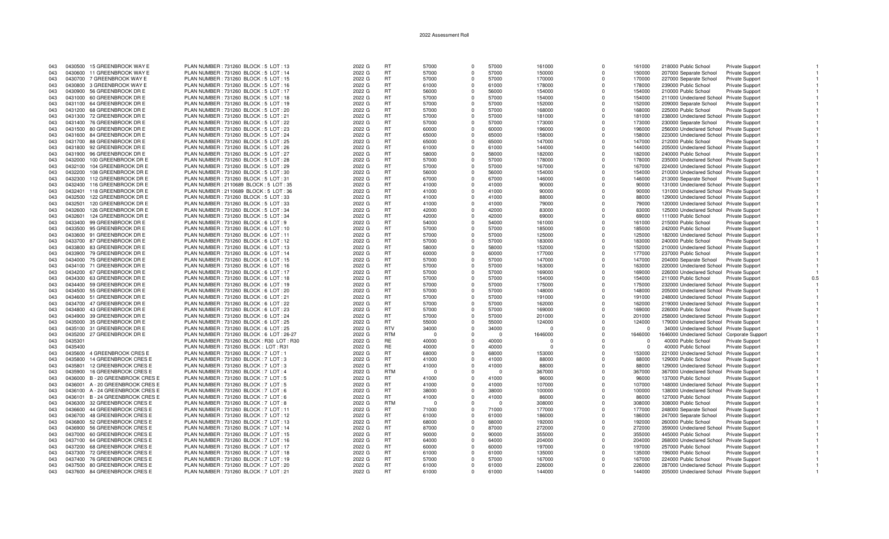# 2022 Assessment Roll

| | | | | | | | | | | | | | | | |
|---|---|---|---|---|---|---|---|---|---|---|---|---|---|---|---|
| 043 | 0430500 | 15 GREENBROOK WAY E | PLAN NUMBER : 731260 BLOCK : 5 LOT : 13 | 2022 G | RT | 57000 | 0 | 57000 | 161000 | 0 | 161000 | 218000 | Public School | Private Support | 1 |
| 043 | 0430600 | 11 GREENBROOK WAY E | PLAN NUMBER : 731260 BLOCK : 5 LOT : 14 | 2022 G | RT | 57000 | 0 | 57000 | 150000 | 0 | 150000 | 207000 | Separate School | Private Support | 1 |
| 043 | 0430700 | 7 GREENBROOK WAY E | PLAN NUMBER : 731260 BLOCK : 5 LOT : 15 | 2022 G | RT | 57000 | 0 | 57000 | 170000 | 0 | 170000 | 227000 | Separate School | Private Support | 1 |
| 043 | 0430800 | 3 GREENBROOK WAY E | PLAN NUMBER : 731260 BLOCK : 5 LOT : 16 | 2022 G | RT | 61000 | 0 | 61000 | 178000 | 0 | 178000 | 239000 | Public School | Private Support | 1 |
| 043 | 0430900 | 56 GREENBROOK DR E | PLAN NUMBER : 731260 BLOCK : 5 LOT : 17 | 2022 G | RT | 56000 | 0 | 56000 | 154000 | 0 | 154000 | 210000 | Public School | Private Support | 1 |
| 043 | 0431000 | 60 GREENBROOK DR E | PLAN NUMBER : 731260 BLOCK : 5 LOT : 18 | 2022 G | RT | 57000 | 0 | 57000 | 154000 | 0 | 154000 | 211000 | Undeclared School | Private Support | 1 |
| 043 | 0431100 | 64 GREENBROOK DR E | PLAN NUMBER : 731260 BLOCK : 5 LOT : 19 | 2022 G | RT | 57000 | 0 | 57000 | 152000 | 0 | 152000 | 209000 | Separate School | Private Support | 1 |
| 043 | 0431200 | 68 GREENBROOK DR E | PLAN NUMBER : 731260 BLOCK : 5 LOT : 20 | 2022 G | RT | 57000 | 0 | 57000 | 168000 | 0 | 168000 | 225000 | Public School | Private Support | 1 |
| 043 | 0431300 | 72 GREENBROOK DR E | PLAN NUMBER : 731260 BLOCK : 5 LOT : 21 | 2022 G | RT | 57000 | 0 | 57000 | 181000 | 0 | 181000 | 238000 | Undeclared School | Private Support | 1 |
| 043 | 0431400 | 76 GREENBROOK DR E | PLAN NUMBER : 731260 BLOCK : 5 LOT : 22 | 2022 G | RT | 57000 | 0 | 57000 | 173000 | 0 | 173000 | 230000 | Separate School | Private Support | 1 |
| 043 | 0431500 | 80 GREENBROOK DR E | PLAN NUMBER : 731260 BLOCK : 5 LOT : 23 | 2022 G | RT | 60000 | 0 | 60000 | 196000 | 0 | 196000 | 256000 | Undeclared School | Private Support | 1 |
| 043 | 0431600 | 84 GREENBROOK DR E | PLAN NUMBER : 731260 BLOCK : 5 LOT : 24 | 2022 G | RT | 65000 | 0 | 65000 | 158000 | 0 | 158000 | 223000 | Undeclared School | Private Support | 1 |
| 043 | 0431700 | 88 GREENBROOK DR E | PLAN NUMBER : 731260 BLOCK : 5 LOT : 25 | 2022 G | RT | 65000 | 0 | 65000 | 147000 | 0 | 147000 | 212000 | Public School | Private Support | 1 |
| 043 | 0431800 | 92 GREENBROOK DR E | PLAN NUMBER : 731260 BLOCK : 5 LOT : 26 | 2022 G | RT | 61000 | 0 | 61000 | 144000 | 0 | 144000 | 205000 | Undeclared School | Private Support | 1 |
| 043 | 0431900 | 96 GREENBROOK DR E | PLAN NUMBER : 731260 BLOCK : 5 LOT : 27 | 2022 G | RT | 58000 | 0 | 58000 | 182000 | 0 | 182000 | 240000 | Public School | Private Support | 1 |
| 043 | 0432000 | 100 GREENBROOK DR E | PLAN NUMBER : 731260 BLOCK : 5 LOT : 28 | 2022 G | RT | 57000 | 0 | 57000 | 178000 | 0 | 178000 | 235000 | Undeclared School | Private Support | 1 |
| 043 | 0432100 | 104 GREENBROOK DR E | PLAN NUMBER : 731260 BLOCK : 5 LOT : 29 | 2022 G | RT | 57000 | 0 | 57000 | 167000 | 0 | 167000 | 224000 | Undeclared School | Private Support | 1 |
| 043 | 0432200 | 108 GREENBROOK DR E | PLAN NUMBER : 731260 BLOCK : 5 LOT : 30 | 2022 G | RT | 56000 | 0 | 56000 | 154000 | 0 | 154000 | 210000 | Undeclared School | Private Support | 1 |
| 043 | 0432300 | 112 GREENBROOK DR E | PLAN NUMBER : 731260 BLOCK : 5 LOT : 31 | 2022 G | RT | 67000 | 0 | 67000 | 146000 | 0 | 146000 | 213000 | Separate School | Private Support | 1 |
| 043 | 0432400 | 116 GREENBROOK DR E | PLAN NUMBER : 2110689 BLOCK : 5 LOT : 35 | 2022 G | RT | 41000 | 0 | 41000 | 90000 | 0 | 90000 | 131000 | Undeclared School | Private Support | 1 |
| 043 | 0432401 | 118 GREENBROOK DR E | PLAN NUMBER : 2110689 BLOCK : 5 LOT : 36 | 2022 G | RT | 41000 | 0 | 41000 | 90000 | 0 | 90000 | 131000 | Undeclared School | Private Support | 1 |
| 043 | 0432500 | 122 GREENBROOK DR E | PLAN NUMBER : 731260 BLOCK : 5 LOT : 33 | 2022 G | RT | 41000 | 0 | 41000 | 88000 | 0 | 88000 | 129000 | Undeclared School | Private Support | 1 |
| 043 | 0432501 | 120 GREENBROOK DR E | PLAN NUMBER : 731260 BLOCK : 5 LOT : 33 | 2022 G | RT | 41000 | 0 | 41000 | 79000 | 0 | 79000 | 120000 | Undeclared School | Private Support | 1 |
| 043 | 0432600 | 126 GREENBROOK DR E | PLAN NUMBER : 731260 BLOCK : 5 LOT : 34 | 2022 G | RT | 42000 | 0 | 42000 | 83000 | 0 | 83000 | 125000 | Undeclared School | Private Support | 1 |
| 043 | 0432601 | 124 GREENBROOK DR E | PLAN NUMBER : 731260 BLOCK : 5 LOT : 34 | 2022 G | RT | 42000 | 0 | 42000 | 69000 | 0 | 69000 | 111000 | Public School | Private Support | 1 |
| 043 | 0433400 | 99 GREENBROOK DR E | PLAN NUMBER : 731260 BLOCK : 6 LOT : 9 | 2022 G | RT | 54000 | 0 | 54000 | 161000 | 0 | 161000 | 215000 | Public School | Private Support | 1 |
| 043 | 0433500 | 95 GREENBROOK DR E | PLAN NUMBER : 731260 BLOCK : 6 LOT : 10 | 2022 G | RT | 57000 | 0 | 57000 | 185000 | 0 | 185000 | 242000 | Public School | Private Support | 1 |
| 043 | 0433600 | 91 GREENBROOK DR E | PLAN NUMBER : 731260 BLOCK : 6 LOT : 11 | 2022 G | RT | 57000 | 0 | 57000 | 125000 | 0 | 125000 | 182000 | Undeclared School | Private Support | 1 |
| 043 | 0433700 | 87 GREENBROOK DR E | PLAN NUMBER : 731260 BLOCK : 6 LOT : 12 | 2022 G | RT | 57000 | 0 | 57000 | 183000 | 0 | 183000 | 240000 | Public School | Private Support | 1 |
| 043 | 0433800 | 83 GREENBROOK DR E | PLAN NUMBER : 731260 BLOCK : 6 LOT : 13 | 2022 G | RT | 58000 | 0 | 58000 | 152000 | 0 | 152000 | 210000 | Undeclared School | Private Support | 1 |
| 043 | 0433900 | 79 GREENBROOK DR E | PLAN NUMBER : 731260 BLOCK : 6 LOT : 14 | 2022 G | RT | 60000 | 0 | 60000 | 177000 | 0 | 177000 | 237000 | Public School | Private Support | 1 |
| 043 | 0434000 | 75 GREENBROOK DR E | PLAN NUMBER : 731260 BLOCK : 6 LOT : 15 | 2022 G | RT | 57000 | 0 | 57000 | 147000 | 0 | 147000 | 204000 | Separate School | Private Support | 1 |
| 043 | 0434100 | 71 GREENBROOK DR E | PLAN NUMBER : 731260 BLOCK : 6 LOT : 16 | 2022 G | RT | 57000 | 0 | 57000 | 163000 | 0 | 163000 | 220000 | Undeclared School | Private Support | 1 |
| 043 | 0434200 | 67 GREENBROOK DR E | PLAN NUMBER : 731260 BLOCK : 6 LOT : 17 | 2022 G | RT | 57000 | 0 | 57000 | 169000 | 0 | 169000 | 226000 | Undeclared School | Private Support | 1 |
| 043 | 0434300 | 63 GREENBROOK DR E | PLAN NUMBER : 731260 BLOCK : 6 LOT : 18 | 2022 G | RT | 57000 | 0 | 57000 | 154000 | 0 | 154000 | 211000 | Public School | Private Support | 0.5 |
| 043 | 0434400 | 59 GREENBROOK DR E | PLAN NUMBER : 731260 BLOCK : 6 LOT : 19 | 2022 G | RT | 57000 | 0 | 57000 | 175000 | 0 | 175000 | 232000 | Undeclared School | Private Support | 1 |
| 043 | 0434500 | 55 GREENBROOK DR E | PLAN NUMBER : 731260 BLOCK : 6 LOT : 20 | 2022 G | RT | 57000 | 0 | 57000 | 148000 | 0 | 148000 | 205000 | Undeclared School | Private Support | 1 |
| 043 | 0434600 | 51 GREENBROOK DR E | PLAN NUMBER : 731260 BLOCK : 6 LOT : 21 | 2022 G | RT | 57000 | 0 | 57000 | 191000 | 0 | 191000 | 248000 | Undeclared School | Private Support | 1 |
| 043 | 0434700 | 47 GREENBROOK DR E | PLAN NUMBER : 731260 BLOCK : 6 LOT : 22 | 2022 G | RT | 57000 | 0 | 57000 | 162000 | 0 | 162000 | 219000 | Undeclared School | Private Support | 1 |
| 043 | 0434800 | 43 GREENBROOK DR E | PLAN NUMBER : 731260 BLOCK : 6 LOT : 23 | 2022 G | RT | 57000 | 0 | 57000 | 169000 | 0 | 169000 | 226000 | Public School | Private Support | 1 |
| 043 | 0434900 | 39 GREENBROOK DR E | PLAN NUMBER : 731260 BLOCK : 6 LOT : 24 | 2022 G | RT | 57000 | 0 | 57000 | 201000 | 0 | 201000 | 258000 | Undeclared School | Private Support | 1 |
| 043 | 0435000 | 35 GREENBROOK DR E | PLAN NUMBER : 731260 BLOCK : 6 LOT : 25 | 2022 G | RT | 55000 | 0 | 55000 | 124000 | 0 | 124000 | 179000 | Undeclared School | Private Support | 1 |
| 043 | 0435100 | 31 GREENBROOK DR E | PLAN NUMBER : 731260 BLOCK : 6 LOT : 25 | 2022 G | RTV | 34000 | 0 | 34000 | 0 | 0 | 0 | 34000 | Undeclared School | Private Support | 1 |
| 043 | 0435200 | 27 GREENBROOK DR E | PLAN NUMBER : 731260 BLOCK : 6 LOT : 26-27 | 2022 G | RTM | 0 | 0 | 0 | 1646000 | 0 | 1646000 | 1646000 | Undeclared School | Corporate Support | 1 |
| 043 | 0435301 | | PLAN NUMBER : 731260 BLOCK : R30 LOT : R30 | 2022 G | RE | 40000 | 0 | 40000 | 0 | 0 | 0 | 40000 | Public School | Private Support | 1 |
| 043 | 0435400 | | PLAN NUMBER : 731260 BLOCK : LOT : R31 | 2022 G | RE | 40000 | 0 | 40000 | 0 | 0 | 0 | 40000 | Public School | Private Support | 1 |
| 043 | 0435600 | 4 GREENBROOK CRES E | PLAN NUMBER : 731260 BLOCK : 7 LOT : 1 | 2022 G | RT | 68000 | 0 | 68000 | 153000 | 0 | 153000 | 221000 | Undeclared School | Private Support | 1 |
| 043 | 0435800 | 14 GREENBROOK CRES E | PLAN NUMBER : 731260 BLOCK : 7 LOT : 3 | 2022 G | RT | 41000 | 0 | 41000 | 88000 | 0 | 88000 | 129000 | Public School | Private Support | 1 |
| 043 | 0435801 | 12 GREENBROOK CRES E | PLAN NUMBER : 731260 BLOCK : 7 LOT : 3 | 2022 G | RT | 41000 | 0 | 41000 | 88000 | 0 | 88000 | 129000 | Undeclared School | Private Support | 1 |
| 043 | 0435900 | 16 GREENBROOK CRES E | PLAN NUMBER : 731260 BLOCK : 7 LOT : 4 | 2022 G | RTM | 0 | 0 | 0 | 367000 | 0 | 367000 | 367000 | Undeclared School | Private Support | 1 |
| 043 | 0436000 | B - 20 GREENBROOK CRES E | PLAN NUMBER : 731260 BLOCK : 7 LOT : 5 | 2022 G | RT | 41000 | 0 | 41000 | 96000 | 0 | 96000 | 137000 | Public School | Private Support | 1 |
| 043 | 0436001 | A - 20 GREENBROOK CRES E | PLAN NUMBER : 731260 BLOCK : 7 LOT : 5 | 2022 G | RT | 41000 | 0 | 41000 | 107000 | 0 | 107000 | 148000 | Undeclared School | Private Support | 1 |
| 043 | 0436100 | A - 24 GREENBROOK CRES E | PLAN NUMBER : 731260 BLOCK : 7 LOT : 6 | 2022 G | RT | 38000 | 0 | 38000 | 100000 | 0 | 100000 | 138000 | Undeclared School | Private Support | 1 |
| 043 | 0436101 | B - 24 GREENBROOK CRES E | PLAN NUMBER : 731260 BLOCK : 7 LOT : 6 | 2022 G | RT | 41000 | 0 | 41000 | 86000 | 0 | 86000 | 127000 | Public School | Private Support | 1 |
| 043 | 0436300 | 32 GREENBROOK CRES E | PLAN NUMBER : 731260 BLOCK : 7 LOT : 8 | 2022 G | RTM | 0 | 0 | 0 | 308000 | 0 | 308000 | 308000 | Public School | Private Support | 1 |
| 043 | 0436600 | 44 GREENBROOK CRES E | PLAN NUMBER : 731260 BLOCK : 7 LOT : 11 | 2022 G | RT | 71000 | 0 | 71000 | 177000 | 0 | 177000 | 248000 | Separate School | Private Support | 1 |
| 043 | 0436700 | 48 GREENBROOK CRES E | PLAN NUMBER : 731260 BLOCK : 7 LOT : 12 | 2022 G | RT | 61000 | 0 | 61000 | 186000 | 0 | 186000 | 247000 | Separate School | Private Support | 1 |
| 043 | 0436800 | 52 GREENBROOK CRES E | PLAN NUMBER : 731260 BLOCK : 7 LOT : 13 | 2022 G | RT | 68000 | 0 | 68000 | 192000 | 0 | 192000 | 260000 | Public School | Private Support | 1 |
| 043 | 0436900 | 56 GREENBROOK CRES E | PLAN NUMBER : 731260 BLOCK : 7 LOT : 14 | 2022 G | RT | 87000 | 0 | 87000 | 272000 | 0 | 272000 | 359000 | Undeclared School | Private Support | 1 |
| 043 | 0437000 | 60 GREENBROOK CRES E | PLAN NUMBER : 731260 BLOCK : 7 LOT : 15 | 2022 G | RT | 90000 | 0 | 90000 | 355000 | 0 | 355000 | 445000 | Public School | Private Support | 1 |
| 043 | 0437100 | 64 GREENBROOK CRES E | PLAN NUMBER : 731260 BLOCK : 7 LOT : 16 | 2022 G | RT | 64000 | 0 | 64000 | 204000 | 0 | 204000 | 268000 | Undeclared School | Private Support | 1 |
| 043 | 0437200 | 68 GREENBROOK CRES E | PLAN NUMBER : 731260 BLOCK : 7 LOT : 17 | 2022 G | RT | 60000 | 0 | 60000 | 197000 | 0 | 197000 | 257000 | Public School | Private Support | 1 |
| 043 | 0437300 | 72 GREENBROOK CRES E | PLAN NUMBER : 731260 BLOCK : 7 LOT : 18 | 2022 G | RT | 61000 | 0 | 61000 | 135000 | 0 | 135000 | 196000 | Public School | Private Support | 1 |
| 043 | 0437400 | 76 GREENBROOK CRES E | PLAN NUMBER : 731260 BLOCK : 7 LOT : 19 | 2022 G | RT | 57000 | 0 | 57000 | 167000 | 0 | 167000 | 224000 | Public School | Private Support | 1 |
| 043 | 0437500 | 80 GREENBROOK CRES E | PLAN NUMBER : 731260 BLOCK : 7 LOT : 20 | 2022 G | RT | 61000 | 0 | 61000 | 226000 | 0 | 226000 | 287000 | Undeclared School | Private Support | 1 |
| 043 | 0437600 | 84 GREENBROOK CRES E | PLAN NUMBER : 731260 BLOCK : 7 LOT : 21 | 2022 G | RT | 61000 | 0 | 61000 | 144000 | 0 | 144000 | 205000 | Undeclared School | Private Support | 1 |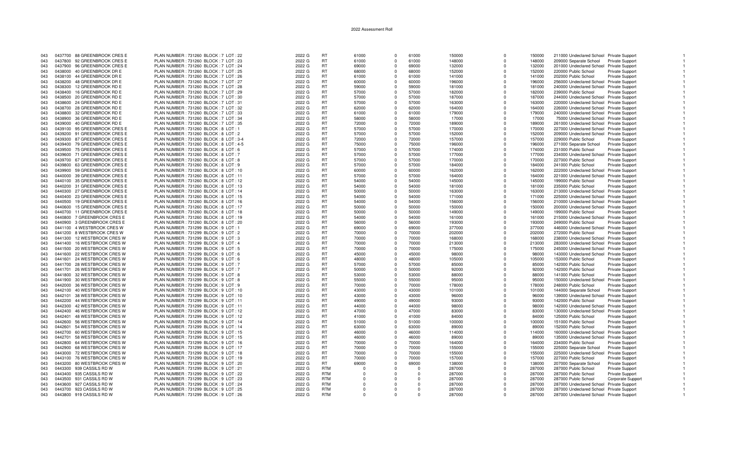2022 Assessment Roll

| | | | | | | | | | | | | | | | |
|---|---|---|---|---|---|---|---|---|---|---|---|---|---|---|---|
| 043 | 0437700 | 88 GREENBROOK CRES E | PLAN NUMBER : 731260 BLOCK : 7 LOT : 22 | 2022 G | RT | 61000 | 0 | 61000 | 150000 | 0 | 150000 | 211000 Undeclared School | Private Support | | 1 |
| 043 | 0437800 | 92 GREENBROOK CRES E | PLAN NUMBER : 731260 BLOCK : 7 LOT : 23 | 2022 G | RT | 61000 | 0 | 61000 | 148000 | 0 | 148000 | 209000 Separate School | Private Support | | 1 |
| 043 | 0437900 | 96 GREENBROOK CRES E | PLAN NUMBER : 731260 BLOCK : 7 LOT : 24 | 2022 G | RT | 69000 | 0 | 69000 | 132000 | 0 | 132000 | 201000 Undeclared School | Private Support | | 1 |
| 043 | 0438000 | 40 GREENBROOK DR E | PLAN NUMBER : 731260 BLOCK : 7 LOT : 25 | 2022 G | RT | 68000 | 0 | 68000 | 152000 | 0 | 152000 | 220000 Public School | Private Support | | 1 |
| 043 | 0438100 | 44 GREENBROOK DR E | PLAN NUMBER : 731260 BLOCK : 7 LOT : 26 | 2022 G | RT | 61000 | 0 | 61000 | 141000 | 0 | 141000 | 202000 Public School | Private Support | | 1 |
| 043 | 0438200 | 48 GREENBROOK DR E | PLAN NUMBER : 731260 BLOCK : 7 LOT : 27 | 2022 G | RT | 60000 | 0 | 60000 | 196000 | 0 | 196000 | 256000 Undeclared School | Private Support | | 1 |
| 043 | 0438300 | 12 GREENBROOK RD E | PLAN NUMBER : 731260 BLOCK : 7 LOT : 28 | 2022 G | RT | 59000 | 0 | 59000 | 181000 | 0 | 181000 | 240000 Undeclared School | Private Support | | 1 |
| 043 | 0438400 | 16 GREENBROOK RD E | PLAN NUMBER : 731260 BLOCK : 7 LOT : 29 | 2022 G | RT | 57000 | 0 | 57000 | 182000 | 0 | 182000 | 239000 Public School | Private Support | | 1 |
| 043 | 0438500 | 20 GREENBROOK RD E | PLAN NUMBER : 731260 BLOCK : 7 LOT : 30 | 2022 G | RT | 57000 | 0 | 57000 | 187000 | 0 | 187000 | 244000 Undeclared School | Private Support | | 1 |
| 043 | 0438600 | 24 GREENBROOK RD E | PLAN NUMBER : 731260 BLOCK : 7 LOT : 31 | 2022 G | RT | 57000 | 0 | 57000 | 163000 | 0 | 163000 | 220000 Undeclared School | Private Support | | 1 |
| 043 | 0438700 | 28 GREENBROOK RD E | PLAN NUMBER : 731260 BLOCK : 7 LOT : 32 | 2022 G | RT | 62000 | 0 | 62000 | 164000 | 0 | 164000 | 226000 Undeclared School | Private Support | | 1 |
| 043 | 0438800 | 32 GREENBROOK RD E | PLAN NUMBER : 731260 BLOCK : 7 LOT : 33 | 2022 G | RT | 61000 | 0 | 61000 | 179000 | 0 | 179000 | 240000 Undeclared School | Private Support | | 1 |
| 043 | 0438900 | 36 GREENBROOK RD E | PLAN NUMBER : 731260 BLOCK : 7 LOT : 34 | 2022 G | RT | 58000 | 0 | 58000 | 17000 | 0 | 17000 | 75000 Undeclared School | Private Support | | 1 |
| 043 | 0439000 | 40 GREENBROOK RD E | PLAN NUMBER : 731260 BLOCK : 7 LOT : 35 | 2022 G | RT | 72000 | 0 | 72000 | 189000 | 0 | 189000 | 261000 Undeclared School | Private Support | | 1 |
| 043 | 0439100 | 95 GREENBROOK CRES E | PLAN NUMBER : 731260 BLOCK : 8 LOT : 1 | 2022 G | RT | 57000 | 0 | 57000 | 170000 | 0 | 170000 | 227000 Undeclared School | Private Support | | 1 |
| 043 | 0439200 | 91 GREENBROOK CRES E | PLAN NUMBER : 731260 BLOCK : 8 LOT : 2 | 2022 G | RT | 57000 | 0 | 57000 | 152000 | 0 | 152000 | 209000 Undeclared School | Private Support | | 1 |
| 043 | 0439300 | 87 GREENBROOK CRES E | PLAN NUMBER : 731260 BLOCK : 8 LOT : 3-4 | 2022 G | RT | 72000 | 0 | 72000 | 157000 | 0 | 157000 | 229000 Public School | Private Support | | 1 |
| 043 | 0439400 | 79 GREENBROOK CRES E | PLAN NUMBER : 731260 BLOCK : 8 LOT : 4-5 | 2022 G | RT | 75000 | 0 | 75000 | 196000 | 0 | 196000 | 271000 Separate School | Private Support | | 1 |
| 043 | 0439500 | 75 GREENBROOK CRES E | PLAN NUMBER : 731260 BLOCK : 8 LOT : 6 | 2022 G | RT | 57000 | 0 | 57000 | 174000 | 0 | 174000 | 231000 Public School | Private Support | | 1 |
| 043 | 0439600 | 71 GREENBROOK CRES E | PLAN NUMBER : 731260 BLOCK : 8 LOT : 7 | 2022 G | RT | 57000 | 0 | 57000 | 177000 | 0 | 177000 | 234000 Undeclared School | Private Support | | 1 |
| 043 | 0439700 | 67 GREENBROOK CRES E | PLAN NUMBER : 731260 BLOCK : 8 LOT : 8 | 2022 G | RT | 57000 | 0 | 57000 | 170000 | 0 | 170000 | 227000 Public School | Private Support | | 1 |
| 043 | 0439800 | 63 GREENBROOK CRES E | PLAN NUMBER : 731260 BLOCK : 8 LOT : 9 | 2022 G | RT | 57000 | 0 | 57000 | 184000 | 0 | 184000 | 241000 Public School | Private Support | | 1 |
| 043 | 0439900 | 59 GREENBROOK CRES E | PLAN NUMBER : 731260 BLOCK : 8 LOT : 10 | 2022 G | RT | 60000 | 0 | 60000 | 162000 | 0 | 162000 | 222000 Undeclared School | Private Support | | 1 |
| 043 | 0440000 | 39 GREENBROOK CRES E | PLAN NUMBER : 731260 BLOCK : 8 LOT : 11 | 2022 G | RT | 57000 | 0 | 57000 | 164000 | 0 | 164000 | 221000 Undeclared School | Private Support | | 1 |
| 043 | 0440100 | 35 GREENBROOK CRES E | PLAN NUMBER : 731260 BLOCK : 8 LOT : 12 | 2022 G | RT | 54000 | 0 | 54000 | 145000 | 0 | 145000 | 199000 Public School | Private Support | | 1 |
| 043 | 0440200 | 31 GREENBROOK CRES E | PLAN NUMBER : 731260 BLOCK : 8 LOT : 13 | 2022 G | RT | 54000 | 0 | 54000 | 181000 | 0 | 181000 | 235000 Public School | Private Support | | 1 |
| 043 | 0440300 | 27 GREENBROOK CRES E | PLAN NUMBER : 731260 BLOCK : 8 LOT : 14 | 2022 G | RT | 50000 | 0 | 50000 | 163000 | 0 | 163000 | 213000 Undeclared School | Private Support | | 1 |
| 043 | 0440400 | 23 GREENBROOK CRES E | PLAN NUMBER : 731260 BLOCK : 8 LOT : 15 | 2022 G | RT | 54000 | 0 | 54000 | 171000 | 0 | 171000 | 225000 Undeclared School | Private Support | | 1 |
| 043 | 0440500 | 19 GREENBROOK CRES E | PLAN NUMBER : 731260 BLOCK : 8 LOT : 16 | 2022 G | RT | 54000 | 0 | 54000 | 156000 | 0 | 156000 | 210000 Undeclared School | Private Support | | 1 |
| 043 | 0440600 | 15 GREENBROOK CRES E | PLAN NUMBER : 731260 BLOCK : 8 LOT : 17 | 2022 G | RT | 50000 | 0 | 50000 | 150000 | 0 | 150000 | 200000 Undeclared School | Private Support | | 1 |
| 043 | 0440700 | 11 GREENBROOK CRES E | PLAN NUMBER : 731260 BLOCK : 8 LOT : 18 | 2022 G | RT | 50000 | 0 | 50000 | 149000 | 0 | 149000 | 199000 Public School | Private Support | | 1 |
| 043 | 0440800 | 7 GREENBROOK CRES E | PLAN NUMBER : 731260 BLOCK : 8 LOT : 19 | 2022 G | RT | 54000 | 0 | 54000 | 161000 | 0 | 161000 | 215000 Undeclared School | Private Support | | 1 |
| 043 | 0440900 | 3 GREENBROOK CRES E | PLAN NUMBER : 731260 BLOCK : 8 LOT : 20 | 2022 G | RT | 56000 | 0 | 56000 | 193000 | 0 | 193000 | 249000 Public School | Private Support | | 1 |
| 043 | 0441100 | 4 WESTBROOK CRES W | PLAN NUMBER : 731299 BLOCK : 9 LOT : 1 | 2022 G | RT | 69000 | 0 | 69000 | 377000 | 0 | 377000 | 446000 Undeclared School | Private Support | | 1 |
| 043 | 0441200 | 8 WESTBROOK CRES W | PLAN NUMBER : 731299 BLOCK : 9 LOT : 2 | 2022 G | RT | 70000 | 0 | 70000 | 202000 | 0 | 202000 | 272000 Public School | Private Support | | 1 |
| 043 | 0441300 | 12 WESTBROOK CRES W | PLAN NUMBER : 731299 BLOCK : 9 LOT : 3 | 2022 G | RT | 70000 | 0 | 70000 | 168000 | 0 | 168000 | 238000 Undeclared School | Private Support | | 1 |
| 043 | 0441400 | 16 WESTBROOK CRES W | PLAN NUMBER : 731299 BLOCK : 9 LOT : 4 | 2022 G | RT | 70000 | 0 | 70000 | 213000 | 0 | 213000 | 283000 Undeclared School | Private Support | | 1 |
| 043 | 0441500 | 20 WESTBROOK CRES W | PLAN NUMBER : 731299 BLOCK : 9 LOT : 5 | 2022 G | RT | 70000 | 0 | 70000 | 175000 | 0 | 175000 | 245000 Undeclared School | Private Support | | 1 |
| 043 | 0441600 | 22 WESTBROOK CRES W | PLAN NUMBER : 731299 BLOCK : 9 LOT : 6 | 2022 G | RT | 45000 | 0 | 45000 | 98000 | 0 | 98000 | 143000 Undeclared School | Private Support | | 1 |
| 043 | 0441601 | 24 WESTBROOK CRES W | PLAN NUMBER : 731299 BLOCK : 9 LOT : 6 | 2022 G | RT | 48000 | 0 | 48000 | 105000 | 0 | 105000 | 153000 Public School | Private Support | | 1 |
| 043 | 0441700 | 28 WESTBROOK CRES W | PLAN NUMBER : 731299 BLOCK : 9 LOT : 7 | 2022 G | RT | 57000 | 0 | 57000 | 85000 | 0 | 85000 | 142000 Public School | Private Support | | 1 |
| 043 | 0441701 | 26 WESTBROOK CRES W | PLAN NUMBER : 731299 BLOCK : 9 LOT : 7 | 2022 G | RT | 50000 | 0 | 50000 | 92000 | 0 | 92000 | 142000 Public School | Private Support | | 1 |
| 043 | 0441800 | 32 WESTBROOK CRES W | PLAN NUMBER : 731299 BLOCK : 9 LOT : 8 | 2022 G | RT | 53000 | 0 | 53000 | 88000 | 0 | 88000 | 141000 Public School | Private Support | | 1 |
| 043 | 0441900 | 30 WESTBROOK CRES W | PLAN NUMBER : 731299 BLOCK : 9 LOT : 8 | 2022 G | RT | 55000 | 0 | 55000 | 95000 | 0 | 95000 | 150000 Undeclared School | Private Support | | 1 |
| 043 | 0442000 | 36 WESTBROOK CRES W | PLAN NUMBER : 731299 BLOCK : 9 LOT : 9 | 2022 G | RT | 70000 | 0 | 70000 | 178000 | 0 | 178000 | 248000 Public School | Private Support | | 1 |
| 043 | 0442100 | 40 WESTBROOK CRES W | PLAN NUMBER : 731299 BLOCK : 9 LOT : 10 | 2022 G | RT | 43000 | 0 | 43000 | 101000 | 0 | 101000 | 144000 Separate School | Private Support | | 1 |
| 043 | 0442101 | 38 WESTBROOK CRES W | PLAN NUMBER : 731299 BLOCK : 9 LOT : 10 | 2022 G | RT | 43000 | 0 | 43000 | 96000 | 0 | 96000 | 139000 Undeclared School | Private Support | | 1 |
| 043 | 0442200 | 44 WESTBROOK CRES W | PLAN NUMBER : 731299 BLOCK : 9 LOT : 11 | 2022 G | RT | 49000 | 0 | 49000 | 93000 | 0 | 93000 | 142000 Public School | Private Support | | 1 |
| 043 | 0442300 | 42 WESTBROOK CRES W | PLAN NUMBER : 731299 BLOCK : 9 LOT : 11 | 2022 G | RT | 44000 | 0 | 44000 | 98000 | 0 | 98000 | 142000 Undeclared School | Private Support | | 1 |
| 043 | 0442400 | 46 WESTBROOK CRES W | PLAN NUMBER : 731299 BLOCK : 9 LOT : 12 | 2022 G | RT | 47000 | 0 | 47000 | 83000 | 0 | 83000 | 130000 Undeclared School | Private Support | | 1 |
| 043 | 0442401 | 48 WESTBROOK CRES W | PLAN NUMBER : 731299 BLOCK : 9 LOT : 12 | 2022 G | RT | 41000 | 0 | 41000 | 84000 | 0 | 84000 | 125000 Public School | Private Support | | 1 |
| 043 | 0442600 | 56 WESTBROOK CRES W | PLAN NUMBER : 731299 BLOCK : 9 LOT : 14 | 2022 G | RT | 51000 | 0 | 51000 | 100000 | 0 | 100000 | 151000 Public School | Private Support | | 1 |
| 043 | 0442601 | 54 WESTBROOK CRES W | PLAN NUMBER : 731299 BLOCK : 9 LOT : 14 | 2022 G | RT | 63000 | 0 | 63000 | 89000 | 0 | 89000 | 152000 Public School | Private Support | | 1 |
| 043 | 0442700 | 60 WESTBROOK CRES W | PLAN NUMBER : 731299 BLOCK : 9 LOT : 15 | 2022 G | RT | 46000 | 0 | 46000 | 114000 | 0 | 114000 | 160000 Undeclared School | Private Support | | 1 |
| 043 | 0442701 | 58 WESTBROOK CRES W | PLAN NUMBER : 731299 BLOCK : 9 LOT : 15 | 2022 G | RT | 46000 | 0 | 46000 | 89000 | 0 | 89000 | 135000 Undeclared School | Private Support | | 1 |
| 043 | 0442800 | 64 WESTBROOK CRES W | PLAN NUMBER : 731299 BLOCK : 9 LOT : 16 | 2022 G | RT | 70000 | 0 | 70000 | 164000 | 0 | 164000 | 234000 Public School | Private Support | | 1 |
| 043 | 0442900 | 68 WESTBROOK CRES W | PLAN NUMBER : 731299 BLOCK : 9 LOT : 17 | 2022 G | RT | 70000 | 0 | 70000 | 155000 | 0 | 155000 | 225000 Separate School | Private Support | | 1 |
| 043 | 0443000 | 72 WESTBROOK CRES W | PLAN NUMBER : 731299 BLOCK : 9 LOT : 18 | 2022 G | RT | 70000 | 0 | 70000 | 155000 | 0 | 155000 | 225000 Undeclared School | Private Support | | 1 |
| 043 | 0443100 | 76 WESTBROOK CRES W | PLAN NUMBER : 731299 BLOCK : 9 LOT : 19 | 2022 G | RT | 70000 | 0 | 70000 | 157000 | 0 | 157000 | 227000 Public School | Private Support | | 1 |
| 043 | 0443200 | 80 WESTBROOK CRES W | PLAN NUMBER : 731299 BLOCK : 9 LOT : 20 | 2022 G | RT | 69000 | 0 | 69000 | 138000 | 0 | 138000 | 207000 Separate School | Private Support | | 1 |
| 043 | 0443300 | 939 CASSILS RD W | PLAN NUMBER : 731299 BLOCK : 9 LOT : 21 | 2022 G | RTM | 0 | 0 | 0 | 287000 | 0 | 287000 | 287000 Public School | Private Support | | 1 |
| 043 | 0443400 | 935 CASSILS RD W | PLAN NUMBER : 731299 BLOCK : 9 LOT : 22 | 2022 G | RTM | 0 | 0 | 0 | 287000 | 0 | 287000 | 287000 Public School | Private Support | | 1 |
| 043 | 0443500 | 931 CASSILS RD W | PLAN NUMBER : 731299 BLOCK : 9 LOT : 23 | 2022 G | RTM | 0 | 0 | 0 | 287000 | 0 | 287000 | 287000 Public School | Corporate Support | | 1 |
| 043 | 0443600 | 927 CASSILS RD W | PLAN NUMBER : 731299 BLOCK : 9 LOT : 24 | 2022 G | RTM | 0 | 0 | 0 | 287000 | 0 | 287000 | 287000 Undeclared School | Private Support | | 1 |
| 043 | 0443700 | 923 CASSILS RD W | PLAN NUMBER : 731299 BLOCK : 9 LOT : 25 | 2022 G | RTM | 0 | 0 | 0 | 287000 | 0 | 287000 | 287000 Undeclared School | Private Support | | 1 |
| 043 | 0443800 | 919 CASSILS RD W | PLAN NUMBER : 731299 BLOCK : 9 LOT : 26 | 2022 G | RTM | 0 | 0 | 0 | 287000 | 0 | 287000 | 287000 Undeclared School | Private Support | | 1 |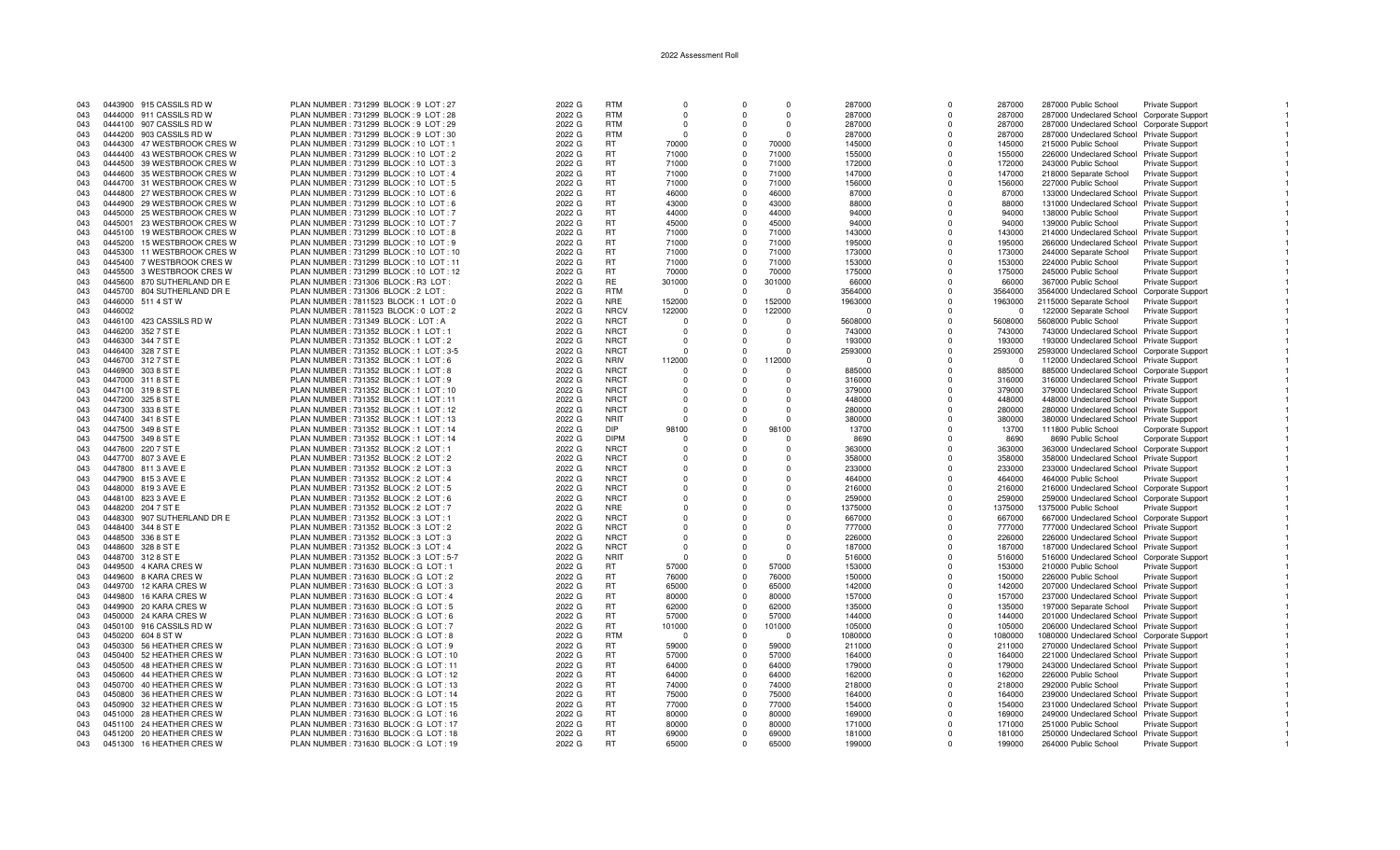# 2022 Assessment Roll

| | | | | | | | | | | | | | | | |
|---|---|---|---|---|---|---|---|---|---|---|---|---|---|---|---|
| 043 | 0443900 915 CASSILS RD W | PLAN NUMBER : 731299 BLOCK : 9 LOT : 27 | 2022 G | RTM | 0 | 0 | 0 | 287000 | 0 | 287000 | 287000 Public School | Private Support | 1 |
| 043 | 0444000 911 CASSILS RD W | PLAN NUMBER : 731299 BLOCK : 9 LOT : 28 | 2022 G | RTM | 0 | 0 | 0 | 287000 | 0 | 287000 | 287000 Undeclared School | Corporate Support | 1 |
| 043 | 0444100 907 CASSILS RD W | PLAN NUMBER : 731299 BLOCK : 9 LOT : 29 | 2022 G | RTM | 0 | 0 | 0 | 287000 | 0 | 287000 | 287000 Undeclared School | Corporate Support | 1 |
| 043 | 0444200 903 CASSILS RD W | PLAN NUMBER : 731299 BLOCK : 9 LOT : 30 | 2022 G | RTM | 0 | 0 | 0 | 287000 | 0 | 287000 | 287000 Undeclared School | Private Support | 1 |
| 043 | 0444300 47 WESTBROOK CRES W | PLAN NUMBER : 731299 BLOCK : 10 LOT : 1 | 2022 G | RT | 70000 | 0 | 70000 | 145000 | 0 | 145000 | 215000 Public School | Private Support | 1 |
| 043 | 0444400 43 WESTBROOK CRES W | PLAN NUMBER : 731299 BLOCK : 10 LOT : 2 | 2022 G | RT | 71000 | 0 | 71000 | 155000 | 0 | 155000 | 226000 Undeclared School | Private Support | 1 |
| 043 | 0444500 39 WESTBROOK CRES W | PLAN NUMBER : 731299 BLOCK : 10 LOT : 3 | 2022 G | RT | 71000 | 0 | 71000 | 172000 | 0 | 172000 | 243000 Public School | Private Support | 1 |
| 043 | 0444600 35 WESTBROOK CRES W | PLAN NUMBER : 731299 BLOCK : 10 LOT : 4 | 2022 G | RT | 71000 | 0 | 71000 | 147000 | 0 | 147000 | 218000 Separate School | Private Support | 1 |
| 043 | 0444700 31 WESTBROOK CRES W | PLAN NUMBER : 731299 BLOCK : 10 LOT : 5 | 2022 G | RT | 71000 | 0 | 71000 | 156000 | 0 | 156000 | 227000 Public School | Private Support | 1 |
| 043 | 0444800 27 WESTBROOK CRES W | PLAN NUMBER : 731299 BLOCK : 10 LOT : 6 | 2022 G | RT | 46000 | 0 | 46000 | 87000 | 0 | 87000 | 133000 Undeclared School | Private Support | 1 |
| 043 | 0444900 29 WESTBROOK CRES W | PLAN NUMBER : 731299 BLOCK : 10 LOT : 6 | 2022 G | RT | 43000 | 0 | 43000 | 88000 | 0 | 88000 | 131000 Undeclared School | Private Support | 1 |
| 043 | 0445000 25 WESTBROOK CRES W | PLAN NUMBER : 731299 BLOCK : 10 LOT : 7 | 2022 G | RT | 44000 | 0 | 44000 | 94000 | 0 | 94000 | 138000 Public School | Private Support | 1 |
| 043 | 0445001 23 WESTBROOK CRES W | PLAN NUMBER : 731299 BLOCK : 10 LOT : 7 | 2022 G | RT | 45000 | 0 | 45000 | 94000 | 0 | 94000 | 139000 Public School | Private Support | 1 |
| 043 | 0445100 19 WESTBROOK CRES W | PLAN NUMBER : 731299 BLOCK : 10 LOT : 8 | 2022 G | RT | 71000 | 0 | 71000 | 143000 | 0 | 143000 | 214000 Undeclared School | Private Support | 1 |
| 043 | 0445200 15 WESTBROOK CRES W | PLAN NUMBER : 731299 BLOCK : 10 LOT : 9 | 2022 G | RT | 71000 | 0 | 71000 | 195000 | 0 | 195000 | 266000 Undeclared School | Private Support | 1 |
| 043 | 0445300 11 WESTBROOK CRES W | PLAN NUMBER : 731299 BLOCK : 10 LOT : 10 | 2022 G | RT | 71000 | 0 | 71000 | 173000 | 0 | 173000 | 244000 Separate School | Private Support | 1 |
| 043 | 0445400 7 WESTBROOK CRES W | PLAN NUMBER : 731299 BLOCK : 10 LOT : 11 | 2022 G | RT | 71000 | 0 | 71000 | 153000 | 0 | 153000 | 224000 Public School | Private Support | 1 |
| 043 | 0445500 3 WESTBROOK CRES W | PLAN NUMBER : 731299 BLOCK : 10 LOT : 12 | 2022 G | RT | 70000 | 0 | 70000 | 175000 | 0 | 175000 | 245000 Public School | Private Support | 1 |
| 043 | 0445600 870 SUTHERLAND DR E | PLAN NUMBER : 731306 BLOCK : R3 LOT : | 2022 G | RE | 301000 | 0 | 301000 | 66000 | 0 | 66000 | 367000 Public School | Private Support | 1 |
| 043 | 0445700 804 SUTHERLAND DR E | PLAN NUMBER : 731306 BLOCK : 2 LOT : | 2022 G | RTM | 0 | 0 | 0 | 3564000 | 0 | 3564000 | 3564000 Undeclared School | Corporate Support | 1 |
| 043 | 0446000 511 4 ST W | PLAN NUMBER : 7811523 BLOCK : 1 LOT : 0 | 2022 G | NRE | 152000 | 0 | 152000 | 1963000 | 0 | 1963000 | 2115000 Separate School | Private Support | 1 |
| 043 | 0446002 | PLAN NUMBER : 7811523 BLOCK : 0 LOT : 2 | 2022 G | NRCV | 122000 | 0 | 122000 | 0 | 0 | 0 | 122000 Separate School | Private Support | 1 |
| 043 | 0446100 423 CASSILS RD W | PLAN NUMBER : 731349 BLOCK : LOT : A | 2022 G | NRCT | 0 | 0 | 0 | 5608000 | 0 | 5608000 | 5608000 Public School | Private Support | 1 |
| 043 | 0446200 352 7 ST E | PLAN NUMBER : 731352 BLOCK : 1 LOT : 1 | 2022 G | NRCT | 0 | 0 | 0 | 743000 | 0 | 743000 | 743000 Undeclared School | Private Support | 1 |
| 043 | 0446300 344 7 ST E | PLAN NUMBER : 731352 BLOCK : 1 LOT : 2 | 2022 G | NRCT | 0 | 0 | 0 | 193000 | 0 | 193000 | 193000 Undeclared School | Private Support | 1 |
| 043 | 0446400 328 7 ST E | PLAN NUMBER : 731352 BLOCK : 1 LOT : 3-5 | 2022 G | NRCT | 0 | 0 | 0 | 2593000 | 0 | 2593000 | 2593000 Undeclared School | Corporate Support | 1 |
| 043 | 0446700 312 7 ST E | PLAN NUMBER : 731352 BLOCK : 1 LOT : 6 | 2022 G | NRIV | 112000 | 0 | 112000 | 0 | 0 | 0 | 112000 Undeclared School | Private Support | 1 |
| 043 | 0446900 303 8 ST E | PLAN NUMBER : 731352 BLOCK : 1 LOT : 8 | 2022 G | NRCT | 0 | 0 | 0 | 885000 | 0 | 885000 | 885000 Undeclared School | Corporate Support | 1 |
| 043 | 0447000 311 8 ST E | PLAN NUMBER : 731352 BLOCK : 1 LOT : 9 | 2022 G | NRCT | 0 | 0 | 0 | 316000 | 0 | 316000 | 316000 Undeclared School | Private Support | 1 |
| 043 | 0447100 319 8 ST E | PLAN NUMBER : 731352 BLOCK : 1 LOT : 10 | 2022 G | NRCT | 0 | 0 | 0 | 379000 | 0 | 379000 | 379000 Undeclared School | Private Support | 1 |
| 043 | 0447200 325 8 ST E | PLAN NUMBER : 731352 BLOCK : 1 LOT : 11 | 2022 G | NRCT | 0 | 0 | 0 | 448000 | 0 | 448000 | 448000 Undeclared School | Private Support | 1 |
| 043 | 0447300 333 8 ST E | PLAN NUMBER : 731352 BLOCK : 1 LOT : 12 | 2022 G | NRCT | 0 | 0 | 0 | 280000 | 0 | 280000 | 280000 Undeclared School | Private Support | 1 |
| 043 | 0447400 341 8 ST E | PLAN NUMBER : 731352 BLOCK : 1 LOT : 13 | 2022 G | NRIT | 0 | 0 | 0 | 380000 | 0 | 380000 | 380000 Undeclared School | Private Support | 1 |
| 043 | 0447500 349 8 ST E | PLAN NUMBER : 731352 BLOCK : 1 LOT : 14 | 2022 G | DIP | 98100 | 0 | 98100 | 13700 | 0 | 13700 | 111800 Public School | Corporate Support | 1 |
| 043 | 0447500 349 8 ST E | PLAN NUMBER : 731352 BLOCK : 1 LOT : 14 | 2022 G | DIPM | 0 | 0 | 0 | 8690 | 0 | 8690 | 8690 Public School | Corporate Support | 1 |
| 043 | 0447600 220 7 ST E | PLAN NUMBER : 731352 BLOCK : 2 LOT : 1 | 2022 G | NRCT | 0 | 0 | 0 | 363000 | 0 | 363000 | 363000 Undeclared School | Corporate Support | 1 |
| 043 | 0447700 807 3 AVE E | PLAN NUMBER : 731352 BLOCK : 2 LOT : 2 | 2022 G | NRCT | 0 | 0 | 0 | 358000 | 0 | 358000 | 358000 Undeclared School | Private Support | 1 |
| 043 | 0447800 811 3 AVE E | PLAN NUMBER : 731352 BLOCK : 2 LOT : 3 | 2022 G | NRCT | 0 | 0 | 0 | 233000 | 0 | 233000 | 233000 Undeclared School | Private Support | 1 |
| 043 | 0447900 815 3 AVE E | PLAN NUMBER : 731352 BLOCK : 2 LOT : 4 | 2022 G | NRCT | 0 | 0 | 0 | 464000 | 0 | 464000 | 464000 Public School | Private Support | 1 |
| 043 | 0448000 819 3 AVE E | PLAN NUMBER : 731352 BLOCK : 2 LOT : 5 | 2022 G | NRCT | 0 | 0 | 0 | 216000 | 0 | 216000 | 216000 Undeclared School | Corporate Support | 1 |
| 043 | 0448100 823 3 AVE E | PLAN NUMBER : 731352 BLOCK : 2 LOT : 6 | 2022 G | NRCT | 0 | 0 | 0 | 259000 | 0 | 259000 | 259000 Undeclared School | Corporate Support | 1 |
| 043 | 0448200 204 7 ST E | PLAN NUMBER : 731352 BLOCK : 2 LOT : 7 | 2022 G | NRE | 0 | 0 | 0 | 1375000 | 0 | 1375000 | 1375000 Public School | Private Support | 1 |
| 043 | 0448300 907 SUTHERLAND DR E | PLAN NUMBER : 731352 BLOCK : 3 LOT : 1 | 2022 G | NRCT | 0 | 0 | 0 | 667000 | 0 | 667000 | 667000 Undeclared School | Corporate Support | 1 |
| 043 | 0448400 344 8 ST E | PLAN NUMBER : 731352 BLOCK : 3 LOT : 2 | 2022 G | NRCT | 0 | 0 | 0 | 777000 | 0 | 777000 | 777000 Undeclared School | Private Support | 1 |
| 043 | 0448500 336 8 ST E | PLAN NUMBER : 731352 BLOCK : 3 LOT : 3 | 2022 G | NRCT | 0 | 0 | 0 | 226000 | 0 | 226000 | 226000 Undeclared School | Private Support | 1 |
| 043 | 0448600 328 8 ST E | PLAN NUMBER : 731352 BLOCK : 3 LOT : 4 | 2022 G | NRCT | 0 | 0 | 0 | 187000 | 0 | 187000 | 187000 Undeclared School | Private Support | 1 |
| 043 | 0448700 312 8 ST E | PLAN NUMBER : 731352 BLOCK : 3 LOT : 5-7 | 2022 G | NRIT | 0 | 0 | 0 | 516000 | 0 | 516000 | 516000 Undeclared School | Corporate Support | 1 |
| 043 | 0449500 4 KARA CRES W | PLAN NUMBER : 731630 BLOCK : G LOT : 1 | 2022 G | RT | 57000 | 0 | 57000 | 153000 | 0 | 153000 | 210000 Public School | Private Support | 1 |
| 043 | 0449600 8 KARA CRES W | PLAN NUMBER : 731630 BLOCK : G LOT : 2 | 2022 G | RT | 76000 | 0 | 76000 | 150000 | 0 | 150000 | 226000 Public School | Private Support | 1 |
| 043 | 0449700 12 KARA CRES W | PLAN NUMBER : 731630 BLOCK : G LOT : 3 | 2022 G | RT | 65000 | 0 | 65000 | 142000 | 0 | 142000 | 207000 Undeclared School | Private Support | 1 |
| 043 | 0449800 16 KARA CRES W | PLAN NUMBER : 731630 BLOCK : G LOT : 4 | 2022 G | RT | 80000 | 0 | 80000 | 157000 | 0 | 157000 | 237000 Undeclared School | Private Support | 1 |
| 043 | 0449900 20 KARA CRES W | PLAN NUMBER : 731630 BLOCK : G LOT : 5 | 2022 G | RT | 62000 | 0 | 62000 | 135000 | 0 | 135000 | 197000 Separate School | Private Support | 1 |
| 043 | 0450000 24 KARA CRES W | PLAN NUMBER : 731630 BLOCK : G LOT : 6 | 2022 G | RT | 57000 | 0 | 57000 | 144000 | 0 | 144000 | 201000 Undeclared School | Private Support | 1 |
| 043 | 0450100 916 CASSILS RD W | PLAN NUMBER : 731630 BLOCK : G LOT : 7 | 2022 G | RT | 101000 | 0 | 101000 | 105000 | 0 | 105000 | 206000 Undeclared School | Private Support | 1 |
| 043 | 0450200 604 8 ST W | PLAN NUMBER : 731630 BLOCK : G LOT : 8 | 2022 G | RTM | 0 | 0 | 0 | 1080000 | 0 | 1080000 | 1080000 Undeclared School | Corporate Support | 1 |
| 043 | 0450300 56 HEATHER CRES W | PLAN NUMBER : 731630 BLOCK : G LOT : 9 | 2022 G | RT | 59000 | 0 | 59000 | 211000 | 0 | 211000 | 270000 Undeclared School | Private Support | 1 |
| 043 | 0450400 52 HEATHER CRES W | PLAN NUMBER : 731630 BLOCK : G LOT : 10 | 2022 G | RT | 57000 | 0 | 57000 | 164000 | 0 | 164000 | 221000 Undeclared School | Private Support | 1 |
| 043 | 0450500 48 HEATHER CRES W | PLAN NUMBER : 731630 BLOCK : G LOT : 11 | 2022 G | RT | 64000 | 0 | 64000 | 179000 | 0 | 179000 | 243000 Undeclared School | Private Support | 1 |
| 043 | 0450600 44 HEATHER CRES W | PLAN NUMBER : 731630 BLOCK : G LOT : 12 | 2022 G | RT | 64000 | 0 | 64000 | 162000 | 0 | 162000 | 226000 Public School | Private Support | 1 |
| 043 | 0450700 40 HEATHER CRES W | PLAN NUMBER : 731630 BLOCK : G LOT : 13 | 2022 G | RT | 74000 | 0 | 74000 | 218000 | 0 | 218000 | 292000 Public School | Private Support | 1 |
| 043 | 0450800 36 HEATHER CRES W | PLAN NUMBER : 731630 BLOCK : G LOT : 14 | 2022 G | RT | 75000 | 0 | 75000 | 164000 | 0 | 164000 | 239000 Undeclared School | Private Support | 1 |
| 043 | 0450900 32 HEATHER CRES W | PLAN NUMBER : 731630 BLOCK : G LOT : 15 | 2022 G | RT | 77000 | 0 | 77000 | 154000 | 0 | 154000 | 231000 Undeclared School | Private Support | 1 |
| 043 | 0451000 28 HEATHER CRES W | PLAN NUMBER : 731630 BLOCK : G LOT : 16 | 2022 G | RT | 80000 | 0 | 80000 | 169000 | 0 | 169000 | 249000 Undeclared School | Private Support | 1 |
| 043 | 0451100 24 HEATHER CRES W | PLAN NUMBER : 731630 BLOCK : G LOT : 17 | 2022 G | RT | 80000 | 0 | 80000 | 171000 | 0 | 171000 | 251000 Public School | Private Support | 1 |
| 043 | 0451200 20 HEATHER CRES W | PLAN NUMBER : 731630 BLOCK : G LOT : 18 | 2022 G | RT | 69000 | 0 | 69000 | 181000 | 0 | 181000 | 250000 Undeclared School | Private Support | 1 |
| 043 | 0451300 16 HEATHER CRES W | PLAN NUMBER : 731630 BLOCK : G LOT : 19 | 2022 G | RT | 65000 | 0 | 65000 | 199000 | 0 | 199000 | 264000 Public School | Private Support | 1 |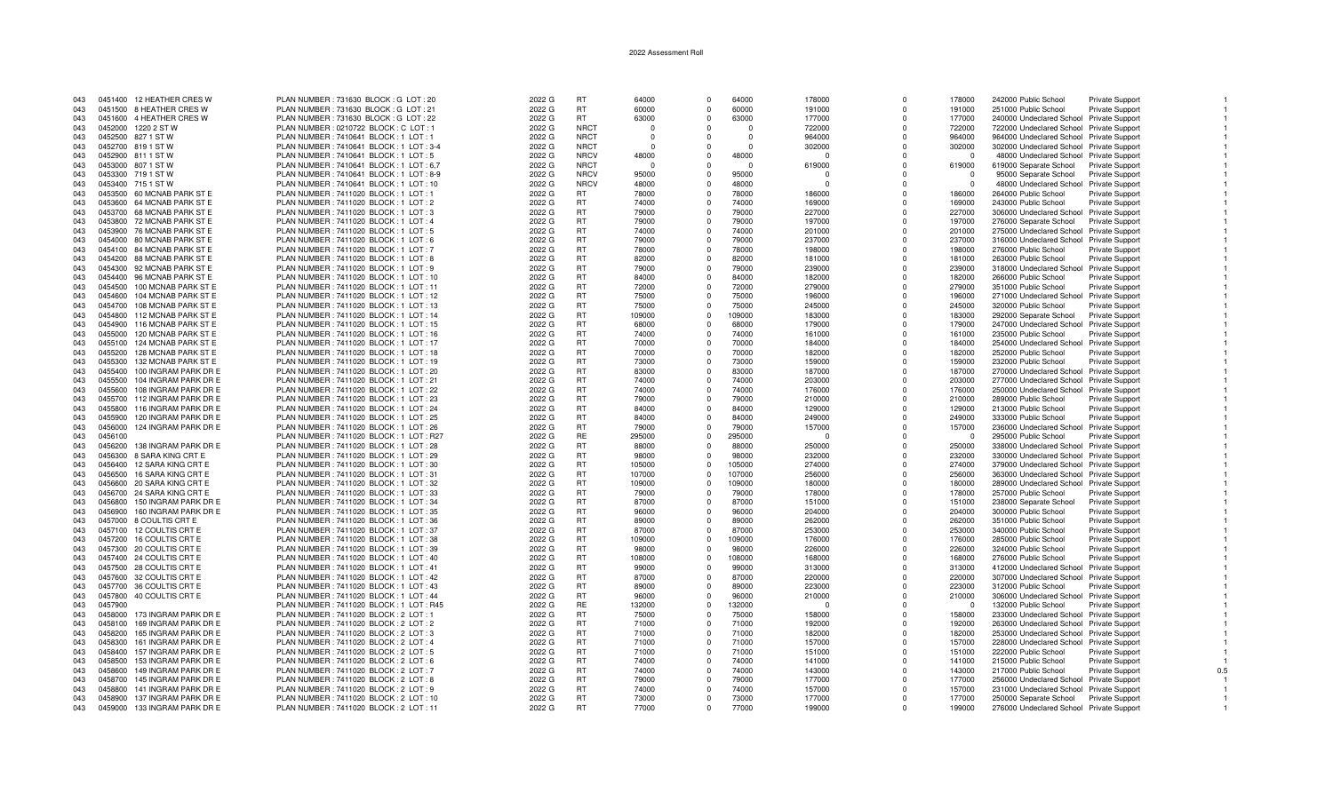2022 Assessment Roll

| | | | | | | | | | | | | | | | |
|---|---|---|---|---|---|---|---|---|---|---|---|---|---|---|---|
| 043 | 0451400 | 12 HEATHER CRES W | PLAN NUMBER : 731630 BLOCK : G LOT : 20 | 2022 G | RT | 64000 | 0 | 64000 | 178000 | 0 | 178000 | 242000 | Public School | Private Support | 1 |
| 043 | 0451500 | 8 HEATHER CRES W | PLAN NUMBER : 731630 BLOCK : G LOT : 21 | 2022 G | RT | 60000 | 0 | 60000 | 191000 | 0 | 191000 | 251000 | Public School | Private Support | 1 |
| 043 | 0451600 | 4 HEATHER CRES W | PLAN NUMBER : 731630 BLOCK : G LOT : 22 | 2022 G | RT | 63000 | 0 | 63000 | 177000 | 0 | 177000 | 240000 | Undeclared School | Private Support | 1 |
| 043 | 0452000 | 1220 2 ST W | PLAN NUMBER : 0210722 BLOCK : C LOT : 1 | 2022 G | NRCT | 0 | 0 | 0 | 722000 | 0 | 722000 | 722000 | Undeclared School | Private Support | 1 |
| 043 | 0452500 | 827 1 ST W | PLAN NUMBER : 7410641 BLOCK : 1 LOT : 1 | 2022 G | NRCT | 0 | 0 | 0 | 964000 | 0 | 964000 | 964000 | Undeclared School | Private Support | 1 |
| 043 | 0452700 | 819 1 ST W | PLAN NUMBER : 7410641 BLOCK : 1 LOT : 3-4 | 2022 G | NRCT | 0 | 0 | 0 | 302000 | 0 | 302000 | 302000 | Undeclared School | Private Support | 1 |
| 043 | 0452900 | 811 1 ST W | PLAN NUMBER : 7410641 BLOCK : 1 LOT : 5 | 2022 G | NRCV | 48000 | 0 | 48000 | 0 | 0 | 0 | 48000 | Undeclared School | Private Support | 1 |
| 043 | 0453000 | 807 1 ST W | PLAN NUMBER : 7410641 BLOCK : 1 LOT : 6,7 | 2022 G | NRCT | 0 | 0 | 0 | 619000 | 0 | 619000 | 619000 | Separate School | Private Support | 1 |
| 043 | 0453300 | 719 1 ST W | PLAN NUMBER : 7410641 BLOCK : 1 LOT : 8-9 | 2022 G | NRCV | 95000 | 0 | 95000 | 0 | 0 | 0 | 95000 | Separate School | Private Support | 1 |
| 043 | 0453400 | 715 1 ST W | PLAN NUMBER : 7410641 BLOCK : 1 LOT : 10 | 2022 G | NRCV | 48000 | 0 | 48000 | 0 | 0 | 0 | 48000 | Undeclared School | Private Support | 1 |
| 043 | 0453500 | 60 MCNAB PARK ST E | PLAN NUMBER : 7411020 BLOCK : 1 LOT : 1 | 2022 G | RT | 78000 | 0 | 78000 | 186000 | 0 | 186000 | 264000 | Public School | Private Support | 1 |
| 043 | 0453600 | 64 MCNAB PARK ST E | PLAN NUMBER : 7411020 BLOCK : 1 LOT : 2 | 2022 G | RT | 74000 | 0 | 74000 | 169000 | 0 | 169000 | 243000 | Public School | Private Support | 1 |
| 043 | 0453700 | 68 MCNAB PARK ST E | PLAN NUMBER : 7411020 BLOCK : 1 LOT : 3 | 2022 G | RT | 79000 | 0 | 79000 | 227000 | 0 | 227000 | 306000 | Undeclared School | Private Support | 1 |
| 043 | 0453800 | 72 MCNAB PARK ST E | PLAN NUMBER : 7411020 BLOCK : 1 LOT : 4 | 2022 G | RT | 79000 | 0 | 79000 | 197000 | 0 | 197000 | 276000 | Separate School | Private Support | 1 |
| 043 | 0453900 | 76 MCNAB PARK ST E | PLAN NUMBER : 7411020 BLOCK : 1 LOT : 5 | 2022 G | RT | 74000 | 0 | 74000 | 201000 | 0 | 201000 | 275000 | Undeclared School | Private Support | 1 |
| 043 | 0454000 | 80 MCNAB PARK ST E | PLAN NUMBER : 7411020 BLOCK : 1 LOT : 6 | 2022 G | RT | 79000 | 0 | 79000 | 237000 | 0 | 237000 | 316000 | Undeclared School | Private Support | 1 |
| 043 | 0454100 | 84 MCNAB PARK ST E | PLAN NUMBER : 7411020 BLOCK : 1 LOT : 7 | 2022 G | RT | 78000 | 0 | 78000 | 198000 | 0 | 198000 | 276000 | Public School | Private Support | 1 |
| 043 | 0454200 | 88 MCNAB PARK ST E | PLAN NUMBER : 7411020 BLOCK : 1 LOT : 8 | 2022 G | RT | 82000 | 0 | 82000 | 181000 | 0 | 181000 | 263000 | Public School | Private Support | 1 |
| 043 | 0454300 | 92 MCNAB PARK ST E | PLAN NUMBER : 7411020 BLOCK : 1 LOT : 9 | 2022 G | RT | 79000 | 0 | 79000 | 239000 | 0 | 239000 | 318000 | Undeclared School | Private Support | 1 |
| 043 | 0454400 | 96 MCNAB PARK ST E | PLAN NUMBER : 7411020 BLOCK : 1 LOT : 10 | 2022 G | RT | 84000 | 0 | 84000 | 182000 | 0 | 182000 | 266000 | Public School | Private Support | 1 |
| 043 | 0454500 | 100 MCNAB PARK ST E | PLAN NUMBER : 7411020 BLOCK : 1 LOT : 11 | 2022 G | RT | 72000 | 0 | 72000 | 279000 | 0 | 279000 | 351000 | Public School | Private Support | 1 |
| 043 | 0454600 | 104 MCNAB PARK ST E | PLAN NUMBER : 7411020 BLOCK : 1 LOT : 12 | 2022 G | RT | 75000 | 0 | 75000 | 196000 | 0 | 196000 | 271000 | Undeclared School | Private Support | 1 |
| 043 | 0454700 | 108 MCNAB PARK ST E | PLAN NUMBER : 7411020 BLOCK : 1 LOT : 13 | 2022 G | RT | 75000 | 0 | 75000 | 245000 | 0 | 245000 | 320000 | Public School | Private Support | 1 |
| 043 | 0454800 | 112 MCNAB PARK ST E | PLAN NUMBER : 7411020 BLOCK : 1 LOT : 14 | 2022 G | RT | 109000 | 0 | 109000 | 183000 | 0 | 183000 | 292000 | Separate School | Private Support | 1 |
| 043 | 0454900 | 116 MCNAB PARK ST E | PLAN NUMBER : 7411020 BLOCK : 1 LOT : 15 | 2022 G | RT | 68000 | 0 | 68000 | 179000 | 0 | 179000 | 247000 | Undeclared School | Private Support | 1 |
| 043 | 0455000 | 120 MCNAB PARK ST E | PLAN NUMBER : 7411020 BLOCK : 1 LOT : 16 | 2022 G | RT | 74000 | 0 | 74000 | 161000 | 0 | 161000 | 235000 | Public School | Private Support | 1 |
| 043 | 0455100 | 124 MCNAB PARK ST E | PLAN NUMBER : 7411020 BLOCK : 1 LOT : 17 | 2022 G | RT | 70000 | 0 | 70000 | 184000 | 0 | 184000 | 254000 | Undeclared School | Private Support | 1 |
| 043 | 0455200 | 128 MCNAB PARK ST E | PLAN NUMBER : 7411020 BLOCK : 1 LOT : 18 | 2022 G | RT | 70000 | 0 | 70000 | 182000 | 0 | 182000 | 252000 | Public School | Private Support | 1 |
| 043 | 0455300 | 132 MCNAB PARK ST E | PLAN NUMBER : 7411020 BLOCK : 1 LOT : 19 | 2022 G | RT | 73000 | 0 | 73000 | 159000 | 0 | 159000 | 232000 | Public School | Private Support | 1 |
| 043 | 0455400 | 100 INGRAM PARK DR E | PLAN NUMBER : 7411020 BLOCK : 1 LOT : 20 | 2022 G | RT | 83000 | 0 | 83000 | 187000 | 0 | 187000 | 270000 | Undeclared School | Private Support | 1 |
| 043 | 0455500 | 104 INGRAM PARK DR E | PLAN NUMBER : 7411020 BLOCK : 1 LOT : 21 | 2022 G | RT | 74000 | 0 | 74000 | 203000 | 0 | 203000 | 277000 | Undeclared School | Private Support | 1 |
| 043 | 0455600 | 108 INGRAM PARK DR E | PLAN NUMBER : 7411020 BLOCK : 1 LOT : 22 | 2022 G | RT | 74000 | 0 | 74000 | 176000 | 0 | 176000 | 250000 | Undeclared School | Private Support | 1 |
| 043 | 0455700 | 112 INGRAM PARK DR E | PLAN NUMBER : 7411020 BLOCK : 1 LOT : 23 | 2022 G | RT | 79000 | 0 | 79000 | 210000 | 0 | 210000 | 289000 | Public School | Private Support | 1 |
| 043 | 0455800 | 116 INGRAM PARK DR E | PLAN NUMBER : 7411020 BLOCK : 1 LOT : 24 | 2022 G | RT | 84000 | 0 | 84000 | 129000 | 0 | 129000 | 213000 | Public School | Private Support | 1 |
| 043 | 0455900 | 120 INGRAM PARK DR E | PLAN NUMBER : 7411020 BLOCK : 1 LOT : 25 | 2022 G | RT | 84000 | 0 | 84000 | 249000 | 0 | 249000 | 333000 | Public School | Private Support | 1 |
| 043 | 0456000 | 124 INGRAM PARK DR E | PLAN NUMBER : 7411020 BLOCK : 1 LOT : 26 | 2022 G | RT | 79000 | 0 | 79000 | 157000 | 0 | 157000 | 236000 | Undeclared School | Private Support | 1 |
| 043 | 0456100 | | PLAN NUMBER : 7411020 BLOCK : 1 LOT : R27 | 2022 G | RE | 295000 | 0 | 295000 | 0 | 0 | 0 | 295000 | Public School | Private Support | 1 |
| 043 | 0456200 | 138 INGRAM PARK DR E | PLAN NUMBER : 7411020 BLOCK : 1 LOT : 28 | 2022 G | RT | 88000 | 0 | 88000 | 250000 | 0 | 250000 | 338000 | Undeclared School | Private Support | 1 |
| 043 | 0456300 | 8 SARA KING CRT E | PLAN NUMBER : 7411020 BLOCK : 1 LOT : 29 | 2022 G | RT | 98000 | 0 | 98000 | 232000 | 0 | 232000 | 330000 | Undeclared School | Private Support | 1 |
| 043 | 0456400 | 12 SARA KING CRT E | PLAN NUMBER : 7411020 BLOCK : 1 LOT : 30 | 2022 G | RT | 105000 | 0 | 105000 | 274000 | 0 | 274000 | 379000 | Undeclared School | Private Support | 1 |
| 043 | 0456500 | 16 SARA KING CRT E | PLAN NUMBER : 7411020 BLOCK : 1 LOT : 31 | 2022 G | RT | 107000 | 0 | 107000 | 256000 | 0 | 256000 | 363000 | Undeclared School | Private Support | 1 |
| 043 | 0456600 | 20 SARA KING CRT E | PLAN NUMBER : 7411020 BLOCK : 1 LOT : 32 | 2022 G | RT | 109000 | 0 | 109000 | 180000 | 0 | 180000 | 289000 | Undeclared School | Private Support | 1 |
| 043 | 0456700 | 24 SARA KING CRT E | PLAN NUMBER : 7411020 BLOCK : 1 LOT : 33 | 2022 G | RT | 79000 | 0 | 79000 | 178000 | 0 | 178000 | 257000 | Public School | Private Support | 1 |
| 043 | 0456800 | 150 INGRAM PARK DR E | PLAN NUMBER : 7411020 BLOCK : 1 LOT : 34 | 2022 G | RT | 87000 | 0 | 87000 | 151000 | 0 | 151000 | 238000 | Separate School | Private Support | 1 |
| 043 | 0456900 | 160 INGRAM PARK DR E | PLAN NUMBER : 7411020 BLOCK : 1 LOT : 35 | 2022 G | RT | 96000 | 0 | 96000 | 204000 | 0 | 204000 | 300000 | Public School | Private Support | 1 |
| 043 | 0457000 | 8 COULTIS CRT E | PLAN NUMBER : 7411020 BLOCK : 1 LOT : 36 | 2022 G | RT | 89000 | 0 | 89000 | 262000 | 0 | 262000 | 351000 | Public School | Private Support | 1 |
| 043 | 0457100 | 12 COULTIS CRT E | PLAN NUMBER : 7411020 BLOCK : 1 LOT : 37 | 2022 G | RT | 87000 | 0 | 87000 | 253000 | 0 | 253000 | 340000 | Public School | Private Support | 1 |
| 043 | 0457200 | 16 COULTIS CRT E | PLAN NUMBER : 7411020 BLOCK : 1 LOT : 38 | 2022 G | RT | 109000 | 0 | 109000 | 176000 | 0 | 176000 | 285000 | Public School | Private Support | 1 |
| 043 | 0457300 | 20 COULTIS CRT E | PLAN NUMBER : 7411020 BLOCK : 1 LOT : 39 | 2022 G | RT | 98000 | 0 | 98000 | 226000 | 0 | 226000 | 324000 | Public School | Private Support | 1 |
| 043 | 0457400 | 24 COULTIS CRT E | PLAN NUMBER : 7411020 BLOCK : 1 LOT : 40 | 2022 G | RT | 108000 | 0 | 108000 | 168000 | 0 | 168000 | 276000 | Public School | Private Support | 1 |
| 043 | 0457500 | 28 COULTIS CRT E | PLAN NUMBER : 7411020 BLOCK : 1 LOT : 41 | 2022 G | RT | 99000 | 0 | 99000 | 313000 | 0 | 313000 | 412000 | Undeclared School | Private Support | 1 |
| 043 | 0457600 | 32 COULTIS CRT E | PLAN NUMBER : 7411020 BLOCK : 1 LOT : 42 | 2022 G | RT | 87000 | 0 | 87000 | 220000 | 0 | 220000 | 307000 | Undeclared School | Private Support | 1 |
| 043 | 0457700 | 36 COULTIS CRT E | PLAN NUMBER : 7411020 BLOCK : 1 LOT : 43 | 2022 G | RT | 89000 | 0 | 89000 | 223000 | 0 | 223000 | 312000 | Public School | Private Support | 1 |
| 043 | 0457800 | 40 COULTIS CRT E | PLAN NUMBER : 7411020 BLOCK : 1 LOT : 44 | 2022 G | RT | 96000 | 0 | 96000 | 210000 | 0 | 210000 | 306000 | Undeclared School | Private Support | 1 |
| 043 | 0457900 | | PLAN NUMBER : 7411020 BLOCK : 1 LOT : R45 | 2022 G | RE | 132000 | 0 | 132000 | 0 | 0 | 0 | 132000 | Public School | Private Support | 1 |
| 043 | 0458000 | 173 INGRAM PARK DR E | PLAN NUMBER : 7411020 BLOCK : 2 LOT : 1 | 2022 G | RT | 75000 | 0 | 75000 | 158000 | 0 | 158000 | 233000 | Undeclared School | Private Support | 1 |
| 043 | 0458100 | 169 INGRAM PARK DR E | PLAN NUMBER : 7411020 BLOCK : 2 LOT : 2 | 2022 G | RT | 71000 | 0 | 71000 | 192000 | 0 | 192000 | 263000 | Undeclared School | Private Support | 1 |
| 043 | 0458200 | 165 INGRAM PARK DR E | PLAN NUMBER : 7411020 BLOCK : 2 LOT : 3 | 2022 G | RT | 71000 | 0 | 71000 | 182000 | 0 | 182000 | 253000 | Undeclared School | Private Support | 1 |
| 043 | 0458300 | 161 INGRAM PARK DR E | PLAN NUMBER : 7411020 BLOCK : 2 LOT : 4 | 2022 G | RT | 71000 | 0 | 71000 | 157000 | 0 | 157000 | 228000 | Undeclared School | Private Support | 1 |
| 043 | 0458400 | 157 INGRAM PARK DR E | PLAN NUMBER : 7411020 BLOCK : 2 LOT : 5 | 2022 G | RT | 71000 | 0 | 71000 | 151000 | 0 | 151000 | 222000 | Public School | Private Support | 1 |
| 043 | 0458500 | 153 INGRAM PARK DR E | PLAN NUMBER : 7411020 BLOCK : 2 LOT : 6 | 2022 G | RT | 74000 | 0 | 74000 | 141000 | 0 | 141000 | 215000 | Public School | Private Support | 1 |
| 043 | 0458600 | 149 INGRAM PARK DR E | PLAN NUMBER : 7411020 BLOCK : 2 LOT : 7 | 2022 G | RT | 74000 | 0 | 74000 | 143000 | 0 | 143000 | 217000 | Public School | Private Support | 0.5 |
| 043 | 0458700 | 145 INGRAM PARK DR E | PLAN NUMBER : 7411020 BLOCK : 2 LOT : 8 | 2022 G | RT | 79000 | 0 | 79000 | 177000 | 0 | 177000 | 256000 | Undeclared School | Private Support | 1 |
| 043 | 0458800 | 141 INGRAM PARK DR E | PLAN NUMBER : 7411020 BLOCK : 2 LOT : 9 | 2022 G | RT | 74000 | 0 | 74000 | 157000 | 0 | 157000 | 231000 | Undeclared School | Private Support | 1 |
| 043 | 0458900 | 137 INGRAM PARK DR E | PLAN NUMBER : 7411020 BLOCK : 2 LOT : 10 | 2022 G | RT | 73000 | 0 | 73000 | 177000 | 0 | 177000 | 250000 | Separate School | Private Support | 1 |
| 043 | 0459000 | 133 INGRAM PARK DR E | PLAN NUMBER : 7411020 BLOCK : 2 LOT : 11 | 2022 G | RT | 77000 | 0 | 77000 | 199000 | 0 | 199000 | 276000 | Undeclared School | Private Support | 1 |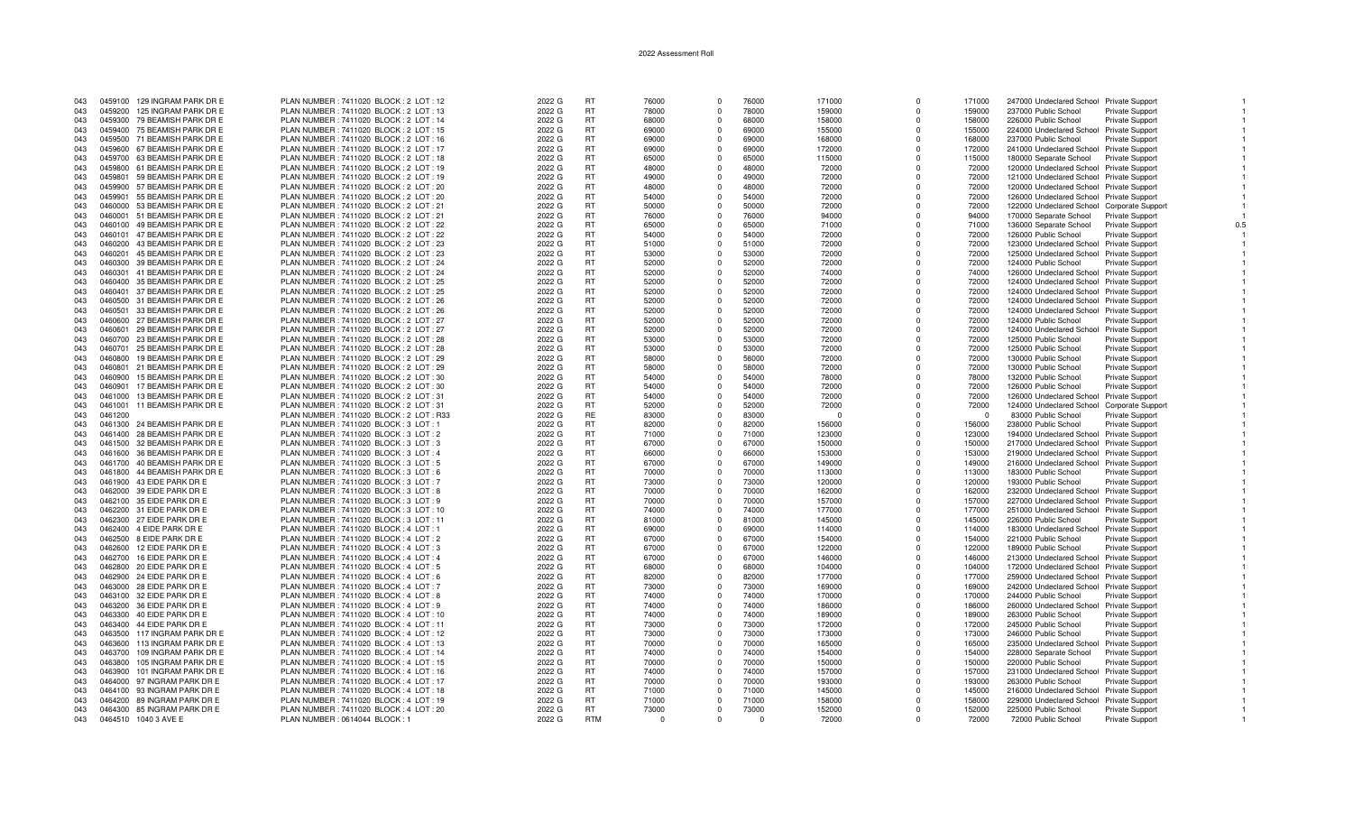# 2022 Assessment Roll

| | | | | | | | | | | | | | | | |
|---|---|---|---|---|---|---|---|---|---|---|---|---|---|---|---|
| 043 | 0459100 | 129 INGRAM PARK DR E | PLAN NUMBER : 7411020 BLOCK : 2 LOT : 12 | 2022 G | RT | 76000 | 0 | 76000 | 171000 | 0 | 171000 | 247000 | Undeclared School | Private Support | 1 |
| 043 | 0459200 | 125 INGRAM PARK DR E | PLAN NUMBER : 7411020 BLOCK : 2 LOT : 13 | 2022 G | RT | 78000 | 0 | 78000 | 159000 | 0 | 159000 | 237000 | Public School | Private Support | 1 |
| 043 | 0459300 | 79 BEAMISH PARK DR E | PLAN NUMBER : 7411020 BLOCK : 2 LOT : 14 | 2022 G | RT | 68000 | 0 | 68000 | 158000 | 0 | 158000 | 226000 | Public School | Private Support | 1 |
| 043 | 0459400 | 75 BEAMISH PARK DR E | PLAN NUMBER : 7411020 BLOCK : 2 LOT : 15 | 2022 G | RT | 69000 | 0 | 69000 | 155000 | 0 | 155000 | 224000 | Undeclared School | Private Support | 1 |
| 043 | 0459500 | 71 BEAMISH PARK DR E | PLAN NUMBER : 7411020 BLOCK : 2 LOT : 16 | 2022 G | RT | 69000 | 0 | 69000 | 168000 | 0 | 168000 | 237000 | Public School | Private Support | 1 |
| 043 | 0459600 | 67 BEAMISH PARK DR E | PLAN NUMBER : 7411020 BLOCK : 2 LOT : 17 | 2022 G | RT | 69000 | 0 | 69000 | 172000 | 0 | 172000 | 241000 | Undeclared School | Private Support | 1 |
| 043 | 0459700 | 63 BEAMISH PARK DR E | PLAN NUMBER : 7411020 BLOCK : 2 LOT : 18 | 2022 G | RT | 65000 | 0 | 65000 | 115000 | 0 | 115000 | 180000 | Separate School | Private Support | 1 |
| 043 | 0459800 | 61 BEAMISH PARK DR E | PLAN NUMBER : 7411020 BLOCK : 2 LOT : 19 | 2022 G | RT | 48000 | 0 | 48000 | 72000 | 0 | 72000 | 120000 | Undeclared School | Private Support | 1 |
| 043 | 0459801 | 59 BEAMISH PARK DR E | PLAN NUMBER : 7411020 BLOCK : 2 LOT : 19 | 2022 G | RT | 49000 | 0 | 49000 | 72000 | 0 | 72000 | 121000 | Undeclared School | Private Support | 1 |
| 043 | 0459900 | 57 BEAMISH PARK DR E | PLAN NUMBER : 7411020 BLOCK : 2 LOT : 20 | 2022 G | RT | 48000 | 0 | 48000 | 72000 | 0 | 72000 | 120000 | Undeclared School | Private Support | 1 |
| 043 | 0459901 | 55 BEAMISH PARK DR E | PLAN NUMBER : 7411020 BLOCK : 2 LOT : 20 | 2022 G | RT | 54000 | 0 | 54000 | 72000 | 0 | 72000 | 126000 | Undeclared School | Private Support | 1 |
| 043 | 0460000 | 53 BEAMISH PARK DR E | PLAN NUMBER : 7411020 BLOCK : 2 LOT : 21 | 2022 G | RT | 50000 | 0 | 50000 | 72000 | 0 | 72000 | 122000 | Undeclared School | Corporate Support | 1 |
| 043 | 0460001 | 51 BEAMISH PARK DR E | PLAN NUMBER : 7411020 BLOCK : 2 LOT : 21 | 2022 G | RT | 76000 | 0 | 76000 | 94000 | 0 | 94000 | 170000 | Separate School | Private Support | 1 |
| 043 | 0460100 | 49 BEAMISH PARK DR E | PLAN NUMBER : 7411020 BLOCK : 2 LOT : 22 | 2022 G | RT | 65000 | 0 | 65000 | 71000 | 0 | 71000 | 136000 | Separate School | Private Support | 0.5 |
| 043 | 0460101 | 47 BEAMISH PARK DR E | PLAN NUMBER : 7411020 BLOCK : 2 LOT : 22 | 2022 G | RT | 54000 | 0 | 54000 | 72000 | 0 | 72000 | 126000 | Public School | Private Support | 1 |
| 043 | 0460200 | 43 BEAMISH PARK DR E | PLAN NUMBER : 7411020 BLOCK : 2 LOT : 23 | 2022 G | RT | 51000 | 0 | 51000 | 72000 | 0 | 72000 | 123000 | Undeclared School | Private Support | 1 |
| 043 | 0460201 | 45 BEAMISH PARK DR E | PLAN NUMBER : 7411020 BLOCK : 2 LOT : 23 | 2022 G | RT | 53000 | 0 | 53000 | 72000 | 0 | 72000 | 125000 | Undeclared School | Private Support | 1 |
| 043 | 0460300 | 39 BEAMISH PARK DR E | PLAN NUMBER : 7411020 BLOCK : 2 LOT : 24 | 2022 G | RT | 52000 | 0 | 52000 | 72000 | 0 | 72000 | 124000 | Public School | Private Support | 1 |
| 043 | 0460301 | 41 BEAMISH PARK DR E | PLAN NUMBER : 7411020 BLOCK : 2 LOT : 24 | 2022 G | RT | 52000 | 0 | 52000 | 74000 | 0 | 74000 | 126000 | Undeclared School | Private Support | 1 |
| 043 | 0460400 | 35 BEAMISH PARK DR E | PLAN NUMBER : 7411020 BLOCK : 2 LOT : 25 | 2022 G | RT | 52000 | 0 | 52000 | 72000 | 0 | 72000 | 124000 | Undeclared School | Private Support | 1 |
| 043 | 0460401 | 37 BEAMISH PARK DR E | PLAN NUMBER : 7411020 BLOCK : 2 LOT : 25 | 2022 G | RT | 52000 | 0 | 52000 | 72000 | 0 | 72000 | 124000 | Undeclared School | Private Support | 1 |
| 043 | 0460500 | 31 BEAMISH PARK DR E | PLAN NUMBER : 7411020 BLOCK : 2 LOT : 26 | 2022 G | RT | 52000 | 0 | 52000 | 72000 | 0 | 72000 | 124000 | Undeclared School | Private Support | 1 |
| 043 | 0460501 | 33 BEAMISH PARK DR E | PLAN NUMBER : 7411020 BLOCK : 2 LOT : 26 | 2022 G | RT | 52000 | 0 | 52000 | 72000 | 0 | 72000 | 124000 | Undeclared School | Private Support | 1 |
| 043 | 0460600 | 27 BEAMISH PARK DR E | PLAN NUMBER : 7411020 BLOCK : 2 LOT : 27 | 2022 G | RT | 52000 | 0 | 52000 | 72000 | 0 | 72000 | 124000 | Public School | Private Support | 1 |
| 043 | 0460601 | 29 BEAMISH PARK DR E | PLAN NUMBER : 7411020 BLOCK : 2 LOT : 27 | 2022 G | RT | 52000 | 0 | 52000 | 72000 | 0 | 72000 | 124000 | Undeclared School | Private Support | 1 |
| 043 | 0460700 | 23 BEAMISH PARK DR E | PLAN NUMBER : 7411020 BLOCK : 2 LOT : 28 | 2022 G | RT | 53000 | 0 | 53000 | 72000 | 0 | 72000 | 125000 | Public School | Private Support | 1 |
| 043 | 0460701 | 25 BEAMISH PARK DR E | PLAN NUMBER : 7411020 BLOCK : 2 LOT : 28 | 2022 G | RT | 53000 | 0 | 53000 | 72000 | 0 | 72000 | 125000 | Public School | Private Support | 1 |
| 043 | 0460800 | 19 BEAMISH PARK DR E | PLAN NUMBER : 7411020 BLOCK : 2 LOT : 29 | 2022 G | RT | 58000 | 0 | 58000 | 72000 | 0 | 72000 | 130000 | Public School | Private Support | 1 |
| 043 | 0460801 | 21 BEAMISH PARK DR E | PLAN NUMBER : 7411020 BLOCK : 2 LOT : 29 | 2022 G | RT | 58000 | 0 | 58000 | 72000 | 0 | 72000 | 130000 | Public School | Private Support | 1 |
| 043 | 0460900 | 15 BEAMISH PARK DR E | PLAN NUMBER : 7411020 BLOCK : 2 LOT : 30 | 2022 G | RT | 54000 | 0 | 54000 | 78000 | 0 | 78000 | 132000 | Public School | Private Support | 1 |
| 043 | 0460901 | 17 BEAMISH PARK DR E | PLAN NUMBER : 7411020 BLOCK : 2 LOT : 30 | 2022 G | RT | 54000 | 0 | 54000 | 72000 | 0 | 72000 | 126000 | Public School | Private Support | 1 |
| 043 | 0461000 | 13 BEAMISH PARK DR E | PLAN NUMBER : 7411020 BLOCK : 2 LOT : 31 | 2022 G | RT | 54000 | 0 | 54000 | 72000 | 0 | 72000 | 126000 | Undeclared School | Private Support | 1 |
| 043 | 0461001 | 11 BEAMISH PARK DR E | PLAN NUMBER : 7411020 BLOCK : 2 LOT : 31 | 2022 G | RT | 52000 | 0 | 52000 | 72000 | 0 | 72000 | 124000 | Undeclared School | Corporate Support | 1 |
| 043 | 0461200 | | PLAN NUMBER : 7411020 BLOCK : 2 LOT : R33 | 2022 G | RE | 83000 | 0 | 83000 | 0 | 0 | 0 | 83000 | Public School | Private Support | 1 |
| 043 | 0461300 | 24 BEAMISH PARK DR E | PLAN NUMBER : 7411020 BLOCK : 3 LOT : 1 | 2022 G | RT | 82000 | 0 | 82000 | 156000 | 0 | 156000 | 238000 | Public School | Private Support | 1 |
| 043 | 0461400 | 28 BEAMISH PARK DR E | PLAN NUMBER : 7411020 BLOCK : 3 LOT : 2 | 2022 G | RT | 71000 | 0 | 71000 | 123000 | 0 | 123000 | 194000 | Undeclared School | Private Support | 1 |
| 043 | 0461500 | 32 BEAMISH PARK DR E | PLAN NUMBER : 7411020 BLOCK : 3 LOT : 3 | 2022 G | RT | 67000 | 0 | 67000 | 150000 | 0 | 150000 | 217000 | Undeclared School | Private Support | 1 |
| 043 | 0461600 | 36 BEAMISH PARK DR E | PLAN NUMBER : 7411020 BLOCK : 3 LOT : 4 | 2022 G | RT | 66000 | 0 | 66000 | 153000 | 0 | 153000 | 219000 | Undeclared School | Private Support | 1 |
| 043 | 0461700 | 40 BEAMISH PARK DR E | PLAN NUMBER : 7411020 BLOCK : 3 LOT : 5 | 2022 G | RT | 67000 | 0 | 67000 | 149000 | 0 | 149000 | 216000 | Undeclared School | Private Support | 1 |
| 043 | 0461800 | 44 BEAMISH PARK DR E | PLAN NUMBER : 7411020 BLOCK : 3 LOT : 6 | 2022 G | RT | 70000 | 0 | 70000 | 113000 | 0 | 113000 | 183000 | Public School | Private Support | 1 |
| 043 | 0461900 | 43 EIDE PARK DR E | PLAN NUMBER : 7411020 BLOCK : 3 LOT : 7 | 2022 G | RT | 73000 | 0 | 73000 | 120000 | 0 | 120000 | 193000 | Public School | Private Support | 1 |
| 043 | 0462000 | 39 EIDE PARK DR E | PLAN NUMBER : 7411020 BLOCK : 3 LOT : 8 | 2022 G | RT | 70000 | 0 | 70000 | 162000 | 0 | 162000 | 232000 | Undeclared School | Private Support | 1 |
| 043 | 0462100 | 35 EIDE PARK DR E | PLAN NUMBER : 7411020 BLOCK : 3 LOT : 9 | 2022 G | RT | 70000 | 0 | 70000 | 157000 | 0 | 157000 | 227000 | Undeclared School | Private Support | 1 |
| 043 | 0462200 | 31 EIDE PARK DR E | PLAN NUMBER : 7411020 BLOCK : 3 LOT : 10 | 2022 G | RT | 74000 | 0 | 74000 | 177000 | 0 | 177000 | 251000 | Undeclared School | Private Support | 1 |
| 043 | 0462300 | 27 EIDE PARK DR E | PLAN NUMBER : 7411020 BLOCK : 3 LOT : 11 | 2022 G | RT | 81000 | 0 | 81000 | 145000 | 0 | 145000 | 226000 | Public School | Private Support | 1 |
| 043 | 0462400 | 4 EIDE PARK DR E | PLAN NUMBER : 7411020 BLOCK : 4 LOT : 1 | 2022 G | RT | 69000 | 0 | 69000 | 114000 | 0 | 114000 | 183000 | Undeclared School | Private Support | 1 |
| 043 | 0462500 | 8 EIDE PARK DR E | PLAN NUMBER : 7411020 BLOCK : 4 LOT : 2 | 2022 G | RT | 67000 | 0 | 67000 | 154000 | 0 | 154000 | 221000 | Public School | Private Support | 1 |
| 043 | 0462600 | 12 EIDE PARK DR E | PLAN NUMBER : 7411020 BLOCK : 4 LOT : 3 | 2022 G | RT | 67000 | 0 | 67000 | 122000 | 0 | 122000 | 189000 | Public School | Private Support | 1 |
| 043 | 0462700 | 16 EIDE PARK DR E | PLAN NUMBER : 7411020 BLOCK : 4 LOT : 4 | 2022 G | RT | 67000 | 0 | 67000 | 146000 | 0 | 146000 | 213000 | Undeclared School | Private Support | 1 |
| 043 | 0462800 | 20 EIDE PARK DR E | PLAN NUMBER : 7411020 BLOCK : 4 LOT : 5 | 2022 G | RT | 68000 | 0 | 68000 | 104000 | 0 | 104000 | 172000 | Undeclared School | Private Support | 1 |
| 043 | 0462900 | 24 EIDE PARK DR E | PLAN NUMBER : 7411020 BLOCK : 4 LOT : 6 | 2022 G | RT | 82000 | 0 | 82000 | 177000 | 0 | 177000 | 259000 | Undeclared School | Private Support | 1 |
| 043 | 0463000 | 28 EIDE PARK DR E | PLAN NUMBER : 7411020 BLOCK : 4 LOT : 7 | 2022 G | RT | 73000 | 0 | 73000 | 169000 | 0 | 169000 | 242000 | Undeclared School | Private Support | 1 |
| 043 | 0463100 | 32 EIDE PARK DR E | PLAN NUMBER : 7411020 BLOCK : 4 LOT : 8 | 2022 G | RT | 74000 | 0 | 74000 | 170000 | 0 | 170000 | 244000 | Public School | Private Support | 1 |
| 043 | 0463200 | 36 EIDE PARK DR E | PLAN NUMBER : 7411020 BLOCK : 4 LOT : 9 | 2022 G | RT | 74000 | 0 | 74000 | 186000 | 0 | 186000 | 260000 | Undeclared School | Private Support | 1 |
| 043 | 0463300 | 40 EIDE PARK DR E | PLAN NUMBER : 7411020 BLOCK : 4 LOT : 10 | 2022 G | RT | 74000 | 0 | 74000 | 189000 | 0 | 189000 | 263000 | Public School | Private Support | 1 |
| 043 | 0463400 | 44 EIDE PARK DR E | PLAN NUMBER : 7411020 BLOCK : 4 LOT : 11 | 2022 G | RT | 73000 | 0 | 73000 | 172000 | 0 | 172000 | 245000 | Public School | Private Support | 1 |
| 043 | 0463500 | 117 INGRAM PARK DR E | PLAN NUMBER : 7411020 BLOCK : 4 LOT : 12 | 2022 G | RT | 73000 | 0 | 73000 | 173000 | 0 | 173000 | 246000 | Public School | Private Support | 1 |
| 043 | 0463600 | 113 INGRAM PARK DR E | PLAN NUMBER : 7411020 BLOCK : 4 LOT : 13 | 2022 G | RT | 70000 | 0 | 70000 | 165000 | 0 | 165000 | 235000 | Undeclared School | Private Support | 1 |
| 043 | 0463700 | 109 INGRAM PARK DR E | PLAN NUMBER : 7411020 BLOCK : 4 LOT : 14 | 2022 G | RT | 74000 | 0 | 74000 | 154000 | 0 | 154000 | 228000 | Separate School | Private Support | 1 |
| 043 | 0463800 | 105 INGRAM PARK DR E | PLAN NUMBER : 7411020 BLOCK : 4 LOT : 15 | 2022 G | RT | 70000 | 0 | 70000 | 150000 | 0 | 150000 | 220000 | Public School | Private Support | 1 |
| 043 | 0463900 | 101 INGRAM PARK DR E | PLAN NUMBER : 7411020 BLOCK : 4 LOT : 16 | 2022 G | RT | 74000 | 0 | 74000 | 157000 | 0 | 157000 | 231000 | Undeclared School | Private Support | 1 |
| 043 | 0464000 | 97 INGRAM PARK DR E | PLAN NUMBER : 7411020 BLOCK : 4 LOT : 17 | 2022 G | RT | 70000 | 0 | 70000 | 193000 | 0 | 193000 | 263000 | Public School | Private Support | 1 |
| 043 | 0464100 | 93 INGRAM PARK DR E | PLAN NUMBER : 7411020 BLOCK : 4 LOT : 18 | 2022 G | RT | 71000 | 0 | 71000 | 145000 | 0 | 145000 | 216000 | Undeclared School | Private Support | 1 |
| 043 | 0464200 | 89 INGRAM PARK DR E | PLAN NUMBER : 7411020 BLOCK : 4 LOT : 19 | 2022 G | RT | 71000 | 0 | 71000 | 158000 | 0 | 158000 | 229000 | Undeclared School | Private Support | 1 |
| 043 | 0464300 | 85 INGRAM PARK DR E | PLAN NUMBER : 7411020 BLOCK : 4 LOT : 20 | 2022 G | RT | 73000 | 0 | 73000 | 152000 | 0 | 152000 | 225000 | Public School | Private Support | 1 |
| 043 | 0464510 | 1040 3 AVE E | PLAN NUMBER : 0614044 BLOCK : 1 | 2022 G | RTM | 0 | 0 | 0 | 72000 | 0 | 72000 | 72000 | Public School | Private Support | 1 |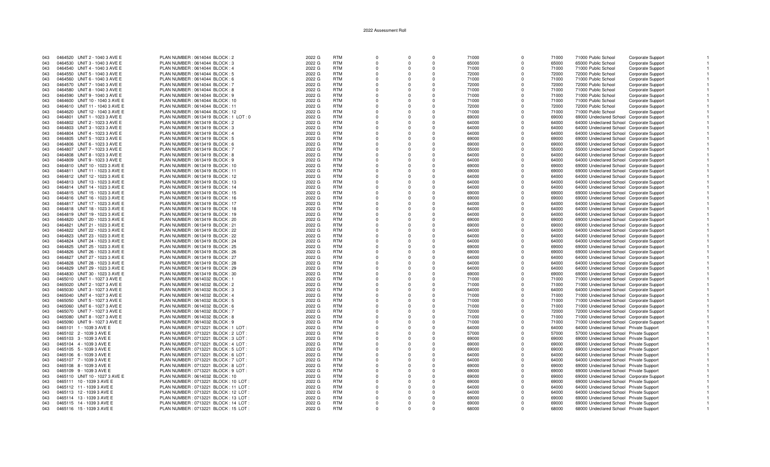# 2022 Assessment Roll

| | | | | | | | | | | | | | | | |
|---|---|---|---|---|---|---|---|---|---|---|---|---|---|---|---|
| 043 | 0464520 | UNIT 2 - 1040 3 AVE E | PLAN NUMBER : 0614044 BLOCK : 2 | 2022 G | RTM | 0 | 0 | 0 | 71000 | 0 | 71000 | 71000 Public School | | Corporate Support | 1 |
| 043 | 0464530 | UNIT 3 - 1040 3 AVE E | PLAN NUMBER : 0614044 BLOCK : 3 | 2022 G | RTM | 0 | 0 | 0 | 65000 | 0 | 65000 | 65000 Public School | | Corporate Support | 1 |
| 043 | 0464540 | UNIT 4 - 1040 3 AVE E | PLAN NUMBER : 0614044 BLOCK : 4 | 2022 G | RTM | 0 | 0 | 0 | 71000 | 0 | 71000 | 71000 Public School | | Corporate Support | 1 |
| 043 | 0464550 | UNIT 5 - 1040 3 AVE E | PLAN NUMBER : 0614044 BLOCK : 5 | 2022 G | RTM | 0 | 0 | 0 | 72000 | 0 | 72000 | 72000 Public School | | Corporate Support | 1 |
| 043 | 0464560 | UNIT 6 - 1040 3 AVE E | PLAN NUMBER : 0614044 BLOCK : 6 | 2022 G | RTM | 0 | 0 | 0 | 71000 | 0 | 71000 | 71000 Public School | | Corporate Support | 1 |
| 043 | 0464570 | UNIT 7 - 1040 3 AVE E | PLAN NUMBER : 0614044 BLOCK : 7 | 2022 G | RTM | 0 | 0 | 0 | 72000 | 0 | 72000 | 72000 Public School | | Corporate Support | 1 |
| 043 | 0464580 | UNIT 8 - 1040 3 AVE E | PLAN NUMBER : 0614044 BLOCK : 8 | 2022 G | RTM | 0 | 0 | 0 | 71000 | 0 | 71000 | 71000 Public School | | Corporate Support | 1 |
| 043 | 0464590 | UNIT 9 - 1040 3 AVE E | PLAN NUMBER : 0614044 BLOCK : 9 | 2022 G | RTM | 0 | 0 | 0 | 71000 | 0 | 71000 | 71000 Public School | | Corporate Support | 1 |
| 043 | 0464600 | UNIT 10 - 1040 3 AVE E | PLAN NUMBER : 0614044 BLOCK : 10 | 2022 G | RTM | 0 | 0 | 0 | 71000 | 0 | 71000 | 71000 Public School | | Corporate Support | 1 |
| 043 | 0464610 | UNIT 11 - 1040 3 AVE E | PLAN NUMBER : 0614044 BLOCK : 11 | 2022 G | RTM | 0 | 0 | 0 | 72000 | 0 | 72000 | 72000 Public School | | Corporate Support | 1 |
| 043 | 0464620 | UNIT 12 - 1040 3 AVE E | PLAN NUMBER : 0614044 BLOCK : 12 | 2022 G | RTM | 0 | 0 | 0 | 71000 | 0 | 71000 | 71000 Public School | | Corporate Support | 1 |
| 043 | 0464801 | UNIT 1 - 1023 3 AVE E | PLAN NUMBER : 0613419 BLOCK : 1 LOT : 0 | 2022 G | RTM | 0 | 0 | 0 | 69000 | 0 | 69000 | 69000 Undeclared School | | Corporate Support | 1 |
| 043 | 0464802 | UNIT 2 - 1023 3 AVE E | PLAN NUMBER : 0613419 BLOCK : 2 | 2022 G | RTM | 0 | 0 | 0 | 64000 | 0 | 64000 | 64000 Undeclared School | | Corporate Support | 1 |
| 043 | 0464803 | UNIT 3 - 1023 3 AVE E | PLAN NUMBER : 0613419 BLOCK : 3 | 2022 G | RTM | 0 | 0 | 0 | 64000 | 0 | 64000 | 64000 Undeclared School | | Corporate Support | 1 |
| 043 | 0464804 | UNIT 4 - 1023 3 AVE E | PLAN NUMBER : 0613419 BLOCK : 4 | 2022 G | RTM | 0 | 0 | 0 | 64000 | 0 | 64000 | 64000 Undeclared School | | Corporate Support | 1 |
| 043 | 0464805 | UNIT 5 - 1023 3 AVE E | PLAN NUMBER : 0613419 BLOCK : 5 | 2022 G | RTM | 0 | 0 | 0 | 69000 | 0 | 69000 | 69000 Undeclared School | | Corporate Support | 1 |
| 043 | 0464806 | UNIT 6 - 1023 3 AVE E | PLAN NUMBER : 0613419 BLOCK : 6 | 2022 G | RTM | 0 | 0 | 0 | 69000 | 0 | 69000 | 69000 Undeclared School | | Corporate Support | 1 |
| 043 | 0464807 | UNIT 7 - 1023 3 AVE E | PLAN NUMBER : 0613419 BLOCK : 7 | 2022 G | RTM | 0 | 0 | 0 | 55000 | 0 | 55000 | 55000 Undeclared School | | Corporate Support | 1 |
| 043 | 0464808 | UNIT 8 - 1023 3 AVE E | PLAN NUMBER : 0613419 BLOCK : 8 | 2022 G | RTM | 0 | 0 | 0 | 64000 | 0 | 64000 | 64000 Undeclared School | | Corporate Support | 1 |
| 043 | 0464809 | UNIT 9 - 1023 3 AVE E | PLAN NUMBER : 0613419 BLOCK : 9 | 2022 G | RTM | 0 | 0 | 0 | 64000 | 0 | 64000 | 64000 Undeclared School | | Corporate Support | 1 |
| 043 | 0464810 | UNIT 10 - 1023 3 AVE E | PLAN NUMBER : 0613419 BLOCK : 10 | 2022 G | RTM | 0 | 0 | 0 | 69000 | 0 | 69000 | 69000 Undeclared School | | Corporate Support | 1 |
| 043 | 0464811 | UNIT 11 - 1023 3 AVE E | PLAN NUMBER : 0613419 BLOCK : 11 | 2022 G | RTM | 0 | 0 | 0 | 69000 | 0 | 69000 | 69000 Undeclared School | | Corporate Support | 1 |
| 043 | 0464812 | UNIT 12 - 1023 3 AVE E | PLAN NUMBER : 0613419 BLOCK : 12 | 2022 G | RTM | 0 | 0 | 0 | 64000 | 0 | 64000 | 64000 Undeclared School | | Corporate Support | 1 |
| 043 | 0464813 | UNIT 13 - 1023 3 AVE E | PLAN NUMBER : 0613419 BLOCK : 13 | 2022 G | RTM | 0 | 0 | 0 | 64000 | 0 | 64000 | 64000 Undeclared School | | Corporate Support | 1 |
| 043 | 0464814 | UNIT 14 - 1023 3 AVE E | PLAN NUMBER : 0613419 BLOCK : 14 | 2022 G | RTM | 0 | 0 | 0 | 64000 | 0 | 64000 | 64000 Undeclared School | | Corporate Support | 1 |
| 043 | 0464815 | UNIT 15 - 1023 3 AVE E | PLAN NUMBER : 0613419 BLOCK : 15 | 2022 G | RTM | 0 | 0 | 0 | 69000 | 0 | 69000 | 69000 Undeclared School | | Corporate Support | 1 |
| 043 | 0464816 | UNIT 16 - 1023 3 AVE E | PLAN NUMBER : 0613419 BLOCK : 16 | 2022 G | RTM | 0 | 0 | 0 | 69000 | 0 | 69000 | 69000 Undeclared School | | Corporate Support | 1 |
| 043 | 0464817 | UNIT 17 - 1023 3 AVE E | PLAN NUMBER : 0613419 BLOCK : 17 | 2022 G | RTM | 0 | 0 | 0 | 64000 | 0 | 64000 | 64000 Undeclared School | | Corporate Support | 1 |
| 043 | 0464818 | UNIT 18 - 1023 3 AVE E | PLAN NUMBER : 0613419 BLOCK : 18 | 2022 G | RTM | 0 | 0 | 0 | 64000 | 0 | 64000 | 64000 Undeclared School | | Corporate Support | 1 |
| 043 | 0464819 | UNIT 19 - 1023 3 AVE E | PLAN NUMBER : 0613419 BLOCK : 19 | 2022 G | RTM | 0 | 0 | 0 | 64000 | 0 | 64000 | 64000 Undeclared School | | Corporate Support | 1 |
| 043 | 0464820 | UNIT 20 - 1023 3 AVE E | PLAN NUMBER : 0613419 BLOCK : 20 | 2022 G | RTM | 0 | 0 | 0 | 69000 | 0 | 69000 | 69000 Undeclared School | | Corporate Support | 1 |
| 043 | 0464821 | UNIT 21 - 1023 3 AVE E | PLAN NUMBER : 0613419 BLOCK : 21 | 2022 G | RTM | 0 | 0 | 0 | 69000 | 0 | 69000 | 69000 Undeclared School | | Corporate Support | 1 |
| 043 | 0464822 | UNIT 22 - 1023 3 AVE E | PLAN NUMBER : 0613419 BLOCK : 22 | 2022 G | RTM | 0 | 0 | 0 | 64000 | 0 | 64000 | 64000 Undeclared School | | Corporate Support | 1 |
| 043 | 0464823 | UNIT 23 - 1023 3 AVE E | PLAN NUMBER : 0613419 BLOCK : 22 | 2022 G | RTM | 0 | 0 | 0 | 64000 | 0 | 64000 | 64000 Undeclared School | | Corporate Support | 1 |
| 043 | 0464824 | UNIT 24 - 1023 3 AVE E | PLAN NUMBER : 0613419 BLOCK : 24 | 2022 G | RTM | 0 | 0 | 0 | 64000 | 0 | 64000 | 64000 Undeclared School | | Corporate Support | 1 |
| 043 | 0464825 | UNIT 25 - 1023 3 AVE E | PLAN NUMBER : 0613419 BLOCK : 25 | 2022 G | RTM | 0 | 0 | 0 | 69000 | 0 | 69000 | 69000 Undeclared School | | Corporate Support | 1 |
| 043 | 0464826 | UNIT 26 - 1023 3 AVE E | PLAN NUMBER : 0613419 BLOCK : 26 | 2022 G | RTM | 0 | 0 | 0 | 69000 | 0 | 69000 | 69000 Undeclared School | | Corporate Support | 1 |
| 043 | 0464827 | UNIT 27 - 1023 3 AVE E | PLAN NUMBER : 0613419 BLOCK : 27 | 2022 G | RTM | 0 | 0 | 0 | 64000 | 0 | 64000 | 64000 Undeclared School | | Corporate Support | 1 |
| 043 | 0464828 | UNIT 28 - 1023 3 AVE E | PLAN NUMBER : 0613419 BLOCK : 28 | 2022 G | RTM | 0 | 0 | 0 | 64000 | 0 | 64000 | 64000 Undeclared School | | Corporate Support | 1 |
| 043 | 0464829 | UNIT 29 - 1023 3 AVE E | PLAN NUMBER : 0613419 BLOCK : 29 | 2022 G | RTM | 0 | 0 | 0 | 64000 | 0 | 64000 | 64000 Undeclared School | | Corporate Support | 1 |
| 043 | 0464830 | UNIT 30 - 1023 3 AVE E | PLAN NUMBER : 0613419 BLOCK : 30 | 2022 G | RTM | 0 | 0 | 0 | 69000 | 0 | 69000 | 69000 Undeclared School | | Corporate Support | 1 |
| 043 | 0465010 | UNIT 1 - 1027 3 AVE E | PLAN NUMBER : 0614032 BLOCK : 1 | 2022 G | RTM | 0 | 0 | 0 | 71000 | 0 | 71000 | 71000 Undeclared School | | Corporate Support | 1 |
| 043 | 0465020 | UNIT 2 - 1027 3 AVE E | PLAN NUMBER : 0614032 BLOCK : 2 | 2022 G | RTM | 0 | 0 | 0 | 71000 | 0 | 71000 | 71000 Undeclared School | | Corporate Support | 1 |
| 043 | 0465030 | UNIT 3 - 1027 3 AVE E | PLAN NUMBER : 0614032 BLOCK : 3 | 2022 G | RTM | 0 | 0 | 0 | 64000 | 0 | 64000 | 64000 Undeclared School | | Corporate Support | 1 |
| 043 | 0465040 | UNIT 4 - 1027 3 AVE E | PLAN NUMBER : 0614032 BLOCK : 4 | 2022 G | RTM | 0 | 0 | 0 | 71000 | 0 | 71000 | 71000 Undeclared School | | Corporate Support | 1 |
| 043 | 0465050 | UNIT 5 - 1027 3 AVE E | PLAN NUMBER : 0614032 BLOCK : 5 | 2022 G | RTM | 0 | 0 | 0 | 71000 | 0 | 71000 | 71000 Undeclared School | | Corporate Support | 1 |
| 043 | 0465060 | UNIT 6 - 1027 3 AVE E | PLAN NUMBER : 0614032 BLOCK : 6 | 2022 G | RTM | 0 | 0 | 0 | 71000 | 0 | 71000 | 71000 Undeclared School | | Corporate Support | 1 |
| 043 | 0465070 | UNIT 7 - 1027 3 AVE E | PLAN NUMBER : 0614032 BLOCK : 7 | 2022 G | RTM | 0 | 0 | 0 | 72000 | 0 | 72000 | 72000 Undeclared School | | Corporate Support | 1 |
| 043 | 0465080 | UNIT 8 - 1027 3 AVE E | PLAN NUMBER : 0614032 BLOCK : 8 | 2022 G | RTM | 0 | 0 | 0 | 71000 | 0 | 71000 | 71000 Undeclared School | | Corporate Support | 1 |
| 043 | 0465090 | UNIT 9 - 1027 3 AVE E | PLAN NUMBER : 0614032 BLOCK : 9 | 2022 G | RTM | 0 | 0 | 0 | 71000 | 0 | 71000 | 71000 Undeclared School | | Corporate Support | 1 |
| 043 | 0465101 | 1 - 1039 3 AVE E | PLAN NUMBER : 0713221 BLOCK : 1 LOT : | 2022 G | RTM | 0 | 0 | 0 | 64000 | 0 | 64000 | 64000 Undeclared School | | Private Support | 1 |
| 043 | 0465102 | 2 - 1039 3 AVE E | PLAN NUMBER : 0713221 BLOCK : 2 LOT : | 2022 G | RTM | 0 | 0 | 0 | 57000 | 0 | 57000 | 57000 Undeclared School | | Private Support | 1 |
| 043 | 0465103 | 3 - 1039 3 AVE E | PLAN NUMBER : 0713221 BLOCK : 3 LOT : | 2022 G | RTM | 0 | 0 | 0 | 69000 | 0 | 69000 | 69000 Undeclared School | | Private Support | 1 |
| 043 | 0465104 | 4 - 1039 3 AVE E | PLAN NUMBER : 0713221 BLOCK : 4 LOT : | 2022 G | RTM | 0 | 0 | 0 | 69000 | 0 | 69000 | 69000 Undeclared School | | Private Support | 1 |
| 043 | 0465105 | 5 - 1039 3 AVE E | PLAN NUMBER : 0713221 BLOCK : 5 LOT : | 2022 G | RTM | 0 | 0 | 0 | 69000 | 0 | 69000 | 69000 Undeclared School | | Private Support | 1 |
| 043 | 0465106 | 6 - 1039 3 AVE E | PLAN NUMBER : 0713221 BLOCK : 6 LOT : | 2022 G | RTM | 0 | 0 | 0 | 64000 | 0 | 64000 | 64000 Undeclared School | | Private Support | 1 |
| 043 | 0465107 | 7 - 1039 3 AVE E | PLAN NUMBER : 0713221 BLOCK : 7 LOT : | 2022 G | RTM | 0 | 0 | 0 | 64000 | 0 | 64000 | 64000 Undeclared School | | Private Support | 1 |
| 043 | 0465108 | 8 - 1039 3 AVE E | PLAN NUMBER : 0713221 BLOCK : 8 LOT : | 2022 G | RTM | 0 | 0 | 0 | 69000 | 0 | 69000 | 69000 Undeclared School | | Private Support | 1 |
| 043 | 0465109 | 9 - 1039 3 AVE E | PLAN NUMBER : 0713221 BLOCK : 9 LOT : | 2022 G | RTM | 0 | 0 | 0 | 69000 | 0 | 69000 | 69000 Undeclared School | | Private Support | 1 |
| 043 | 0465110 | UNIT 10 - 1027 3 AVE E | PLAN NUMBER : 0614032 BLOCK : 10 | 2022 G | RTM | 0 | 0 | 0 | 69000 | 0 | 69000 | 69000 Undeclared School | | Corporate Support | 1 |
| 043 | 0465111 | 10 - 1039 3 AVE E | PLAN NUMBER : 0713221 BLOCK : 10 LOT : | 2022 G | RTM | 0 | 0 | 0 | 69000 | 0 | 69000 | 69000 Undeclared School | | Private Support | 1 |
| 043 | 0465112 | 11 - 1039 3 AVE E | PLAN NUMBER : 0713221 BLOCK : 11 LOT : | 2022 G | RTM | 0 | 0 | 0 | 64000 | 0 | 64000 | 64000 Undeclared School | | Private Support | 1 |
| 043 | 0465113 | 12 - 1039 3 AVE E | PLAN NUMBER : 0713221 BLOCK : 12 LOT : | 2022 G | RTM | 0 | 0 | 0 | 64000 | 0 | 64000 | 64000 Undeclared School | | Private Support | 1 |
| 043 | 0465114 | 13 - 1039 3 AVE E | PLAN NUMBER : 0713221 BLOCK : 13 LOT : | 2022 G | RTM | 0 | 0 | 0 | 69000 | 0 | 69000 | 69000 Undeclared School | | Private Support | 1 |
| 043 | 0465115 | 14 - 1039 3 AVE E | PLAN NUMBER : 0713221 BLOCK : 14 LOT : | 2022 G | RTM | 0 | 0 | 0 | 69000 | 0 | 69000 | 69000 Undeclared School | | Private Support | 1 |
| 043 | 0465116 | 15 - 1039 3 AVE E | PLAN NUMBER : 0713221 BLOCK : 15 LOT : | 2022 G | RTM | 0 | 0 | 0 | 68000 | 0 | 68000 | 68000 Undeclared School | | Private Support | 1 |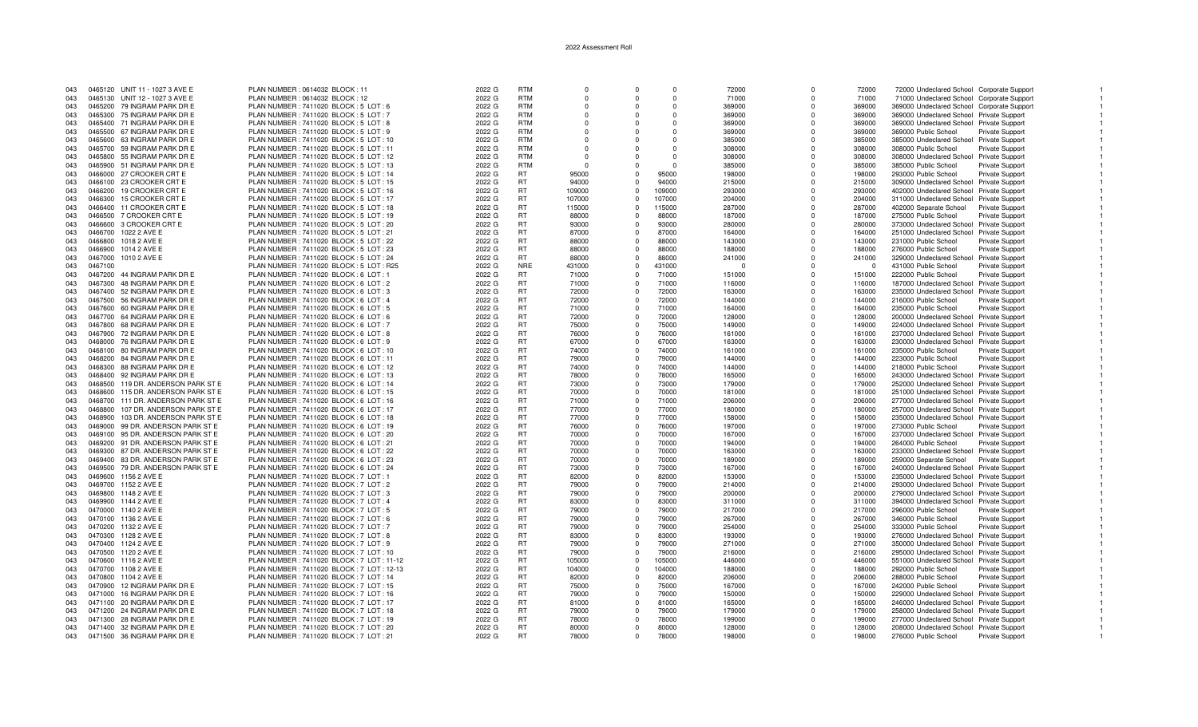2022 Assessment Roll

| | | | | | | | | | | | | | | | |
|---|---|---|---|---|---|---|---|---|---|---|---|---|---|---|---|
| 043 | 0465120 | UNIT 11 - 1027 3 AVE E | PLAN NUMBER : 0614032 BLOCK : 11 | 2022 G | RTM | 0 | 0 | 0 | 72000 | 0 | 72000 | 72000 Undeclared School | Corporate Support | 1 |
| 043 | 0465130 | UNIT 12 - 1027 3 AVE E | PLAN NUMBER : 0614032 BLOCK : 12 | 2022 G | RTM | 0 | 0 | 0 | 71000 | 0 | 71000 | 71000 Undeclared School | Corporate Support | 1 |
| 043 | 0465200 | 79 INGRAM PARK DR E | PLAN NUMBER : 7411020 BLOCK : 5 LOT : 6 | 2022 G | RTM | 0 | 0 | 0 | 369000 | 0 | 369000 | 369000 Undeclared School | Corporate Support | 1 |
| 043 | 0465300 | 75 INGRAM PARK DR E | PLAN NUMBER : 7411020 BLOCK : 5 LOT : 7 | 2022 G | RTM | 0 | 0 | 0 | 369000 | 0 | 369000 | 369000 Undeclared School | Private Support | 1 |
| 043 | 0465400 | 71 INGRAM PARK DR E | PLAN NUMBER : 7411020 BLOCK : 5 LOT : 8 | 2022 G | RTM | 0 | 0 | 0 | 369000 | 0 | 369000 | 369000 Undeclared School | Private Support | 1 |
| 043 | 0465500 | 67 INGRAM PARK DR E | PLAN NUMBER : 7411020 BLOCK : 5 LOT : 9 | 2022 G | RTM | 0 | 0 | 0 | 369000 | 0 | 369000 | 369000 Public School | Private Support | 1 |
| 043 | 0465600 | 63 INGRAM PARK DR E | PLAN NUMBER : 7411020 BLOCK : 5 LOT : 10 | 2022 G | RTM | 0 | 0 | 0 | 385000 | 0 | 385000 | 385000 Undeclared School | Private Support | 1 |
| 043 | 0465700 | 59 INGRAM PARK DR E | PLAN NUMBER : 7411020 BLOCK : 5 LOT : 11 | 2022 G | RTM | 0 | 0 | 0 | 308000 | 0 | 308000 | 308000 Public School | Private Support | 1 |
| 043 | 0465800 | 55 INGRAM PARK DR E | PLAN NUMBER : 7411020 BLOCK : 5 LOT : 12 | 2022 G | RTM | 0 | 0 | 0 | 308000 | 0 | 308000 | 308000 Undeclared School | Private Support | 1 |
| 043 | 0465900 | 51 INGRAM PARK DR E | PLAN NUMBER : 7411020 BLOCK : 5 LOT : 13 | 2022 G | RTM | 0 | 0 | 0 | 385000 | 0 | 385000 | 385000 Public School | Private Support | 1 |
| 043 | 0466000 | 27 CROOKER CRT E | PLAN NUMBER : 7411020 BLOCK : 5 LOT : 14 | 2022 G | RT | 95000 | 0 | 95000 | 198000 | 0 | 198000 | 293000 Public School | Private Support | 1 |
| 043 | 0466100 | 23 CROOKER CRT E | PLAN NUMBER : 7411020 BLOCK : 5 LOT : 15 | 2022 G | RT | 94000 | 0 | 94000 | 215000 | 0 | 215000 | 309000 Undeclared School | Private Support | 1 |
| 043 | 0466200 | 19 CROOKER CRT E | PLAN NUMBER : 7411020 BLOCK : 5 LOT : 16 | 2022 G | RT | 109000 | 0 | 109000 | 293000 | 0 | 293000 | 402000 Undeclared School | Private Support | 1 |
| 043 | 0466300 | 15 CROOKER CRT E | PLAN NUMBER : 7411020 BLOCK : 5 LOT : 17 | 2022 G | RT | 107000 | 0 | 107000 | 204000 | 0 | 204000 | 311000 Undeclared School | Private Support | 1 |
| 043 | 0466400 | 11 CROOKER CRT E | PLAN NUMBER : 7411020 BLOCK : 5 LOT : 18 | 2022 G | RT | 115000 | 0 | 115000 | 287000 | 0 | 287000 | 402000 Separate School | Private Support | 1 |
| 043 | 0466500 | 7 CROOKER CRT E | PLAN NUMBER : 7411020 BLOCK : 5 LOT : 19 | 2022 G | RT | 88000 | 0 | 88000 | 187000 | 0 | 187000 | 275000 Public School | Private Support | 1 |
| 043 | 0466600 | 3 CROOKER CRT E | PLAN NUMBER : 7411020 BLOCK : 5 LOT : 20 | 2022 G | RT | 93000 | 0 | 93000 | 280000 | 0 | 280000 | 373000 Undeclared School | Private Support | 1 |
| 043 | 0466700 | 1022 2 AVE E | PLAN NUMBER : 7411020 BLOCK : 5 LOT : 21 | 2022 G | RT | 87000 | 0 | 87000 | 164000 | 0 | 164000 | 251000 Undeclared School | Private Support | 1 |
| 043 | 0466800 | 1018 2 AVE E | PLAN NUMBER : 7411020 BLOCK : 5 LOT : 22 | 2022 G | RT | 88000 | 0 | 88000 | 143000 | 0 | 143000 | 231000 Public School | Private Support | 1 |
| 043 | 0466900 | 1014 2 AVE E | PLAN NUMBER : 7411020 BLOCK : 5 LOT : 23 | 2022 G | RT | 88000 | 0 | 88000 | 188000 | 0 | 188000 | 276000 Public School | Private Support | 1 |
| 043 | 0467000 | 1010 2 AVE E | PLAN NUMBER : 7411020 BLOCK : 5 LOT : 24 | 2022 G | RT | 88000 | 0 | 88000 | 241000 | 0 | 241000 | 329000 Undeclared School | Private Support | 1 |
| 043 | 0467100 | | PLAN NUMBER : 7411020 BLOCK : 5 LOT : R25 | 2022 G | NRE | 431000 | 0 | 431000 | 0 | 0 | 0 | 431000 Public School | Private Support | 1 |
| 043 | 0467200 | 44 INGRAM PARK DR E | PLAN NUMBER : 7411020 BLOCK : 6 LOT : 1 | 2022 G | RT | 71000 | 0 | 71000 | 151000 | 0 | 151000 | 222000 Public School | Private Support | 1 |
| 043 | 0467300 | 48 INGRAM PARK DR E | PLAN NUMBER : 7411020 BLOCK : 6 LOT : 2 | 2022 G | RT | 71000 | 0 | 71000 | 116000 | 0 | 116000 | 187000 Undeclared School | Private Support | 1 |
| 043 | 0467400 | 52 INGRAM PARK DR E | PLAN NUMBER : 7411020 BLOCK : 6 LOT : 3 | 2022 G | RT | 72000 | 0 | 72000 | 163000 | 0 | 163000 | 235000 Undeclared School | Private Support | 1 |
| 043 | 0467500 | 56 INGRAM PARK DR E | PLAN NUMBER : 7411020 BLOCK : 6 LOT : 4 | 2022 G | RT | 72000 | 0 | 72000 | 144000 | 0 | 144000 | 216000 Public School | Private Support | 1 |
| 043 | 0467600 | 60 INGRAM PARK DR E | PLAN NUMBER : 7411020 BLOCK : 6 LOT : 5 | 2022 G | RT | 71000 | 0 | 71000 | 164000 | 0 | 164000 | 235000 Public School | Private Support | 1 |
| 043 | 0467700 | 64 INGRAM PARK DR E | PLAN NUMBER : 7411020 BLOCK : 6 LOT : 6 | 2022 G | RT | 72000 | 0 | 72000 | 128000 | 0 | 128000 | 200000 Undeclared School | Private Support | 1 |
| 043 | 0467800 | 68 INGRAM PARK DR E | PLAN NUMBER : 7411020 BLOCK : 6 LOT : 7 | 2022 G | RT | 75000 | 0 | 75000 | 149000 | 0 | 149000 | 224000 Undeclared School | Private Support | 1 |
| 043 | 0467900 | 72 INGRAM PARK DR E | PLAN NUMBER : 7411020 BLOCK : 6 LOT : 8 | 2022 G | RT | 76000 | 0 | 76000 | 161000 | 0 | 161000 | 237000 Undeclared School | Private Support | 1 |
| 043 | 0468000 | 76 INGRAM PARK DR E | PLAN NUMBER : 7411020 BLOCK : 6 LOT : 9 | 2022 G | RT | 67000 | 0 | 67000 | 163000 | 0 | 163000 | 230000 Undeclared School | Private Support | 1 |
| 043 | 0468100 | 80 INGRAM PARK DR E | PLAN NUMBER : 7411020 BLOCK : 6 LOT : 10 | 2022 G | RT | 74000 | 0 | 74000 | 161000 | 0 | 161000 | 235000 Public School | Private Support | 1 |
| 043 | 0468200 | 84 INGRAM PARK DR E | PLAN NUMBER : 7411020 BLOCK : 6 LOT : 11 | 2022 G | RT | 79000 | 0 | 79000 | 144000 | 0 | 144000 | 223000 Public School | Private Support | 1 |
| 043 | 0468300 | 88 INGRAM PARK DR E | PLAN NUMBER : 7411020 BLOCK : 6 LOT : 12 | 2022 G | RT | 74000 | 0 | 74000 | 144000 | 0 | 144000 | 218000 Public School | Private Support | 1 |
| 043 | 0468400 | 92 INGRAM PARK DR E | PLAN NUMBER : 7411020 BLOCK : 6 LOT : 13 | 2022 G | RT | 78000 | 0 | 78000 | 165000 | 0 | 165000 | 243000 Undeclared School | Private Support | 1 |
| 043 | 0468500 | 119 DR. ANDERSON PARK ST E | PLAN NUMBER : 7411020 BLOCK : 6 LOT : 14 | 2022 G | RT | 73000 | 0 | 73000 | 179000 | 0 | 179000 | 252000 Undeclared School | Private Support | 1 |
| 043 | 0468600 | 115 DR. ANDERSON PARK ST E | PLAN NUMBER : 7411020 BLOCK : 6 LOT : 15 | 2022 G | RT | 70000 | 0 | 70000 | 181000 | 0 | 181000 | 251000 Undeclared School | Private Support | 1 |
| 043 | 0468700 | 111 DR. ANDERSON PARK ST E | PLAN NUMBER : 7411020 BLOCK : 6 LOT : 16 | 2022 G | RT | 71000 | 0 | 71000 | 206000 | 0 | 206000 | 277000 Undeclared School | Private Support | 1 |
| 043 | 0468800 | 107 DR. ANDERSON PARK ST E | PLAN NUMBER : 7411020 BLOCK : 6 LOT : 17 | 2022 G | RT | 77000 | 0 | 77000 | 180000 | 0 | 180000 | 257000 Undeclared School | Private Support | 1 |
| 043 | 0468900 | 103 DR. ANDERSON PARK ST E | PLAN NUMBER : 7411020 BLOCK : 6 LOT : 18 | 2022 G | RT | 77000 | 0 | 77000 | 158000 | 0 | 158000 | 235000 Undeclared School | Private Support | 1 |
| 043 | 0469000 | 99 DR. ANDERSON PARK ST E | PLAN NUMBER : 7411020 BLOCK : 6 LOT : 19 | 2022 G | RT | 76000 | 0 | 76000 | 197000 | 0 | 197000 | 273000 Public School | Private Support | 1 |
| 043 | 0469100 | 95 DR. ANDERSON PARK ST E | PLAN NUMBER : 7411020 BLOCK : 6 LOT : 20 | 2022 G | RT | 70000 | 0 | 70000 | 167000 | 0 | 167000 | 237000 Undeclared School | Private Support | 1 |
| 043 | 0469200 | 91 DR. ANDERSON PARK ST E | PLAN NUMBER : 7411020 BLOCK : 6 LOT : 21 | 2022 G | RT | 70000 | 0 | 70000 | 194000 | 0 | 194000 | 264000 Public School | Private Support | 1 |
| 043 | 0469300 | 87 DR. ANDERSON PARK ST E | PLAN NUMBER : 7411020 BLOCK : 6 LOT : 22 | 2022 G | RT | 70000 | 0 | 70000 | 163000 | 0 | 163000 | 233000 Undeclared School | Private Support | 1 |
| 043 | 0469400 | 83 DR. ANDERSON PARK ST E | PLAN NUMBER : 7411020 BLOCK : 6 LOT : 23 | 2022 G | RT | 70000 | 0 | 70000 | 189000 | 0 | 189000 | 259000 Separate School | Private Support | 1 |
| 043 | 0469500 | 79 DR. ANDERSON PARK ST E | PLAN NUMBER : 7411020 BLOCK : 6 LOT : 24 | 2022 G | RT | 73000 | 0 | 73000 | 167000 | 0 | 167000 | 240000 Undeclared School | Private Support | 1 |
| 043 | 0469600 | 1156 2 AVE E | PLAN NUMBER : 7411020 BLOCK : 7 LOT : 1 | 2022 G | RT | 82000 | 0 | 82000 | 153000 | 0 | 153000 | 235000 Undeclared School | Private Support | 1 |
| 043 | 0469700 | 1152 2 AVE E | PLAN NUMBER : 7411020 BLOCK : 7 LOT : 2 | 2022 G | RT | 79000 | 0 | 79000 | 214000 | 0 | 214000 | 293000 Undeclared School | Private Support | 1 |
| 043 | 0469800 | 1148 2 AVE E | PLAN NUMBER : 7411020 BLOCK : 7 LOT : 3 | 2022 G | RT | 79000 | 0 | 79000 | 200000 | 0 | 200000 | 279000 Undeclared School | Private Support | 1 |
| 043 | 0469900 | 1144 2 AVE E | PLAN NUMBER : 7411020 BLOCK : 7 LOT : 4 | 2022 G | RT | 83000 | 0 | 83000 | 311000 | 0 | 311000 | 394000 Undeclared School | Private Support | 1 |
| 043 | 0470000 | 1140 2 AVE E | PLAN NUMBER : 7411020 BLOCK : 7 LOT : 5 | 2022 G | RT | 79000 | 0 | 79000 | 217000 | 0 | 217000 | 296000 Public School | Private Support | 1 |
| 043 | 0470100 | 1136 2 AVE E | PLAN NUMBER : 7411020 BLOCK : 7 LOT : 6 | 2022 G | RT | 79000 | 0 | 79000 | 267000 | 0 | 267000 | 346000 Public School | Private Support | 1 |
| 043 | 0470200 | 1132 2 AVE E | PLAN NUMBER : 7411020 BLOCK : 7 LOT : 7 | 2022 G | RT | 79000 | 0 | 79000 | 254000 | 0 | 254000 | 333000 Public School | Private Support | 1 |
| 043 | 0470300 | 1128 2 AVE E | PLAN NUMBER : 7411020 BLOCK : 7 LOT : 8 | 2022 G | RT | 83000 | 0 | 83000 | 193000 | 0 | 193000 | 276000 Undeclared School | Private Support | 1 |
| 043 | 0470400 | 1124 2 AVE E | PLAN NUMBER : 7411020 BLOCK : 7 LOT : 9 | 2022 G | RT | 79000 | 0 | 79000 | 271000 | 0 | 271000 | 350000 Undeclared School | Private Support | 1 |
| 043 | 0470500 | 1120 2 AVE E | PLAN NUMBER : 7411020 BLOCK : 7 LOT : 10 | 2022 G | RT | 79000 | 0 | 79000 | 216000 | 0 | 216000 | 295000 Undeclared School | Private Support | 1 |
| 043 | 0470600 | 1116 2 AVE E | PLAN NUMBER : 7411020 BLOCK : 7 LOT : 11-12 | 2022 G | RT | 105000 | 0 | 105000 | 446000 | 0 | 446000 | 551000 Undeclared School | Private Support | 1 |
| 043 | 0470700 | 1108 2 AVE E | PLAN NUMBER : 7411020 BLOCK : 7 LOT : 12-13 | 2022 G | RT | 104000 | 0 | 104000 | 188000 | 0 | 188000 | 292000 Public School | Private Support | 1 |
| 043 | 0470800 | 1104 2 AVE E | PLAN NUMBER : 7411020 BLOCK : 7 LOT : 14 | 2022 G | RT | 82000 | 0 | 82000 | 206000 | 0 | 206000 | 288000 Public School | Private Support | 1 |
| 043 | 0470900 | 12 INGRAM PARK DR E | PLAN NUMBER : 7411020 BLOCK : 7 LOT : 15 | 2022 G | RT | 75000 | 0 | 75000 | 167000 | 0 | 167000 | 242000 Public School | Private Support | 1 |
| 043 | 0471000 | 16 INGRAM PARK DR E | PLAN NUMBER : 7411020 BLOCK : 7 LOT : 16 | 2022 G | RT | 79000 | 0 | 79000 | 150000 | 0 | 150000 | 229000 Undeclared School | Private Support | 1 |
| 043 | 0471100 | 20 INGRAM PARK DR E | PLAN NUMBER : 7411020 BLOCK : 7 LOT : 17 | 2022 G | RT | 81000 | 0 | 81000 | 165000 | 0 | 165000 | 246000 Undeclared School | Private Support | 1 |
| 043 | 0471200 | 24 INGRAM PARK DR E | PLAN NUMBER : 7411020 BLOCK : 7 LOT : 18 | 2022 G | RT | 79000 | 0 | 79000 | 179000 | 0 | 179000 | 258000 Undeclared School | Private Support | 1 |
| 043 | 0471300 | 28 INGRAM PARK DR E | PLAN NUMBER : 7411020 BLOCK : 7 LOT : 19 | 2022 G | RT | 78000 | 0 | 78000 | 199000 | 0 | 199000 | 277000 Undeclared School | Private Support | 1 |
| 043 | 0471400 | 32 INGRAM PARK DR E | PLAN NUMBER : 7411020 BLOCK : 7 LOT : 20 | 2022 G | RT | 80000 | 0 | 80000 | 128000 | 0 | 128000 | 208000 Undeclared School | Private Support | 1 |
| 043 | 0471500 | 36 INGRAM PARK DR E | PLAN NUMBER : 7411020 BLOCK : 7 LOT : 21 | 2022 G | RT | 78000 | 0 | 78000 | 198000 | 0 | 198000 | 276000 Public School | Private Support | 1 |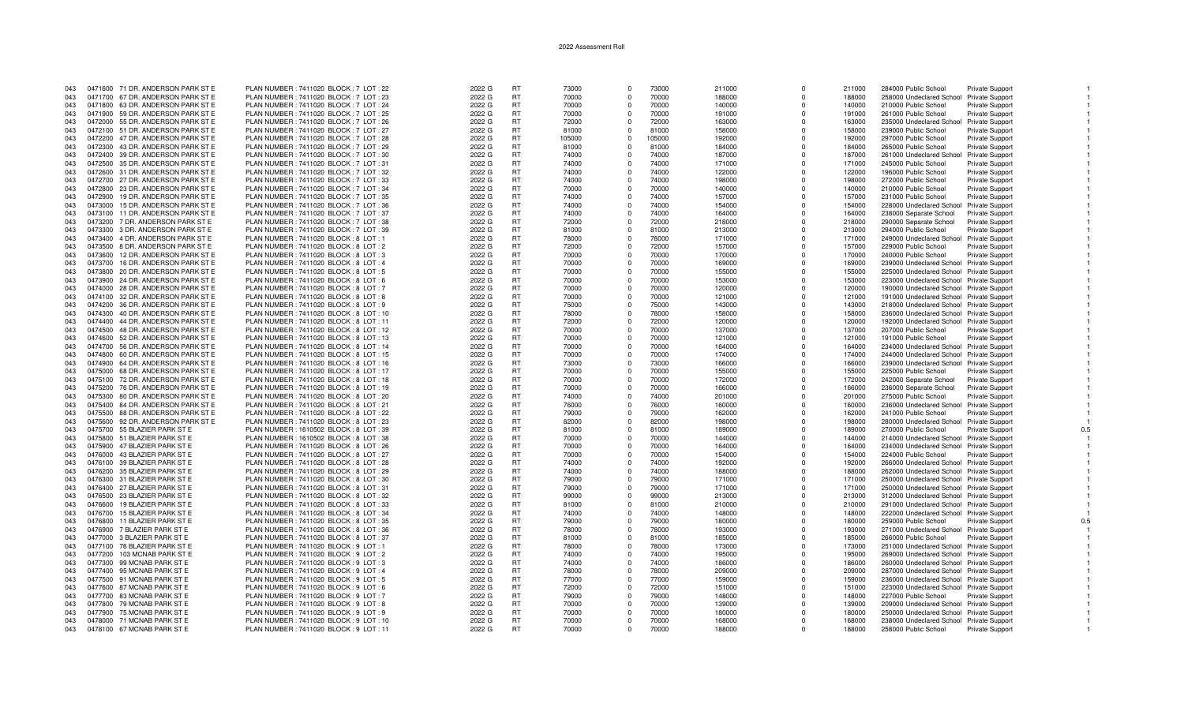2022 Assessment Roll

| | | | | | | | | | | | | | | | |
|---|---|---|---|---|---|---|---|---|---|---|---|---|---|---|---|
| 043 | 0471600 | 71 DR. ANDERSON PARK ST E | PLAN NUMBER : 7411020 BLOCK : 7 LOT : 22 | 2022 G | RT | 73000 | 0 | 73000 | 211000 | 0 | 211000 | 284000 | Public School | Private Support | 1 |
| 043 | 0471700 | 67 DR. ANDERSON PARK ST E | PLAN NUMBER : 7411020 BLOCK : 7 LOT : 23 | 2022 G | RT | 70000 | 0 | 70000 | 188000 | 0 | 188000 | 258000 | Undeclared School | Private Support | 1 |
| 043 | 0471800 | 63 DR. ANDERSON PARK ST E | PLAN NUMBER : 7411020 BLOCK : 7 LOT : 24 | 2022 G | RT | 70000 | 0 | 70000 | 140000 | 0 | 140000 | 210000 | Public School | Private Support | 1 |
| 043 | 0471900 | 59 DR. ANDERSON PARK ST E | PLAN NUMBER : 7411020 BLOCK : 7 LOT : 25 | 2022 G | RT | 70000 | 0 | 70000 | 191000 | 0 | 191000 | 261000 | Public School | Private Support | 1 |
| 043 | 0472000 | 55 DR. ANDERSON PARK ST E | PLAN NUMBER : 7411020 BLOCK : 7 LOT : 26 | 2022 G | RT | 72000 | 0 | 72000 | 163000 | 0 | 163000 | 235000 | Undeclared School | Private Support | 1 |
| 043 | 0472100 | 51 DR. ANDERSON PARK ST E | PLAN NUMBER : 7411020 BLOCK : 7 LOT : 27 | 2022 G | RT | 81000 | 0 | 81000 | 158000 | 0 | 158000 | 239000 | Public School | Private Support | 1 |
| 043 | 0472200 | 47 DR. ANDERSON PARK ST E | PLAN NUMBER : 7411020 BLOCK : 7 LOT : 28 | 2022 G | RT | 105000 | 0 | 105000 | 192000 | 0 | 192000 | 297000 | Public School | Private Support | 1 |
| 043 | 0472300 | 43 DR. ANDERSON PARK ST E | PLAN NUMBER : 7411020 BLOCK : 7 LOT : 29 | 2022 G | RT | 81000 | 0 | 81000 | 184000 | 0 | 184000 | 265000 | Public School | Private Support | 1 |
| 043 | 0472400 | 39 DR. ANDERSON PARK ST E | PLAN NUMBER : 7411020 BLOCK : 7 LOT : 30 | 2022 G | RT | 74000 | 0 | 74000 | 187000 | 0 | 187000 | 261000 | Undeclared School | Private Support | 1 |
| 043 | 0472500 | 35 DR. ANDERSON PARK ST E | PLAN NUMBER : 7411020 BLOCK : 7 LOT : 31 | 2022 G | RT | 74000 | 0 | 74000 | 171000 | 0 | 171000 | 245000 | Public School | Private Support | 1 |
| 043 | 0472600 | 31 DR. ANDERSON PARK ST E | PLAN NUMBER : 7411020 BLOCK : 7 LOT : 32 | 2022 G | RT | 74000 | 0 | 74000 | 122000 | 0 | 122000 | 196000 | Public School | Private Support | 1 |
| 043 | 0472700 | 27 DR. ANDERSON PARK ST E | PLAN NUMBER : 7411020 BLOCK : 7 LOT : 33 | 2022 G | RT | 74000 | 0 | 74000 | 198000 | 0 | 198000 | 272000 | Public School | Private Support | 1 |
| 043 | 0472800 | 23 DR. ANDERSON PARK ST E | PLAN NUMBER : 7411020 BLOCK : 7 LOT : 34 | 2022 G | RT | 70000 | 0 | 70000 | 140000 | 0 | 140000 | 210000 | Public School | Private Support | 1 |
| 043 | 0472900 | 19 DR. ANDERSON PARK ST E | PLAN NUMBER : 7411020 BLOCK : 7 LOT : 35 | 2022 G | RT | 74000 | 0 | 74000 | 157000 | 0 | 157000 | 231000 | Public School | Private Support | 1 |
| 043 | 0473000 | 15 DR. ANDERSON PARK ST E | PLAN NUMBER : 7411020 BLOCK : 7 LOT : 36 | 2022 G | RT | 74000 | 0 | 74000 | 154000 | 0 | 154000 | 228000 | Undeclared School | Private Support | 1 |
| 043 | 0473100 | 11 DR. ANDERSON PARK ST E | PLAN NUMBER : 7411020 BLOCK : 7 LOT : 37 | 2022 G | RT | 74000 | 0 | 74000 | 164000 | 0 | 164000 | 238000 | Separate School | Private Support | 1 |
| 043 | 0473200 | 7 DR. ANDERSON PARK ST E | PLAN NUMBER : 7411020 BLOCK : 7 LOT : 38 | 2022 G | RT | 72000 | 0 | 72000 | 218000 | 0 | 218000 | 290000 | Separate School | Private Support | 1 |
| 043 | 0473300 | 3 DR. ANDERSON PARK ST E | PLAN NUMBER : 7411020 BLOCK : 7 LOT : 39 | 2022 G | RT | 81000 | 0 | 81000 | 213000 | 0 | 213000 | 294000 | Public School | Private Support | 1 |
| 043 | 0473400 | 4 DR. ANDERSON PARK ST E | PLAN NUMBER : 7411020 BLOCK : 8 LOT : 1 | 2022 G | RT | 78000 | 0 | 78000 | 171000 | 0 | 171000 | 249000 | Undeclared School | Private Support | 1 |
| 043 | 0473500 | 8 DR. ANDERSON PARK ST E | PLAN NUMBER : 7411020 BLOCK : 8 LOT : 2 | 2022 G | RT | 72000 | 0 | 72000 | 157000 | 0 | 157000 | 229000 | Public School | Private Support | 1 |
| 043 | 0473600 | 12 DR. ANDERSON PARK ST E | PLAN NUMBER : 7411020 BLOCK : 8 LOT : 3 | 2022 G | RT | 70000 | 0 | 70000 | 170000 | 0 | 170000 | 240000 | Public School | Private Support | 1 |
| 043 | 0473700 | 16 DR. ANDERSON PARK ST E | PLAN NUMBER : 7411020 BLOCK : 8 LOT : 4 | 2022 G | RT | 70000 | 0 | 70000 | 169000 | 0 | 169000 | 239000 | Undeclared School | Private Support | 1 |
| 043 | 0473800 | 20 DR. ANDERSON PARK ST E | PLAN NUMBER : 7411020 BLOCK : 8 LOT : 5 | 2022 G | RT | 70000 | 0 | 70000 | 155000 | 0 | 155000 | 225000 | Undeclared School | Private Support | 1 |
| 043 | 0473900 | 24 DR. ANDERSON PARK ST E | PLAN NUMBER : 7411020 BLOCK : 8 LOT : 6 | 2022 G | RT | 70000 | 0 | 70000 | 153000 | 0 | 153000 | 223000 | Undeclared School | Private Support | 1 |
| 043 | 0474000 | 28 DR. ANDERSON PARK ST E | PLAN NUMBER : 7411020 BLOCK : 8 LOT : 7 | 2022 G | RT | 70000 | 0 | 70000 | 120000 | 0 | 120000 | 190000 | Undeclared School | Private Support | 1 |
| 043 | 0474100 | 32 DR. ANDERSON PARK ST E | PLAN NUMBER : 7411020 BLOCK : 8 LOT : 8 | 2022 G | RT | 70000 | 0 | 70000 | 121000 | 0 | 121000 | 191000 | Undeclared School | Private Support | 1 |
| 043 | 0474200 | 36 DR. ANDERSON PARK ST E | PLAN NUMBER : 7411020 BLOCK : 8 LOT : 9 | 2022 G | RT | 75000 | 0 | 75000 | 143000 | 0 | 143000 | 218000 | Undeclared School | Private Support | 1 |
| 043 | 0474300 | 40 DR. ANDERSON PARK ST E | PLAN NUMBER : 7411020 BLOCK : 8 LOT : 10 | 2022 G | RT | 78000 | 0 | 78000 | 158000 | 0 | 158000 | 236000 | Undeclared School | Private Support | 1 |
| 043 | 0474400 | 44 DR. ANDERSON PARK ST E | PLAN NUMBER : 7411020 BLOCK : 8 LOT : 11 | 2022 G | RT | 72000 | 0 | 72000 | 120000 | 0 | 120000 | 192000 | Undeclared School | Private Support | 1 |
| 043 | 0474500 | 48 DR. ANDERSON PARK ST E | PLAN NUMBER : 7411020 BLOCK : 8 LOT : 12 | 2022 G | RT | 70000 | 0 | 70000 | 137000 | 0 | 137000 | 207000 | Public School | Private Support | 1 |
| 043 | 0474600 | 52 DR. ANDERSON PARK ST E | PLAN NUMBER : 7411020 BLOCK : 8 LOT : 13 | 2022 G | RT | 70000 | 0 | 70000 | 121000 | 0 | 121000 | 191000 | Public School | Private Support | 1 |
| 043 | 0474700 | 56 DR. ANDERSON PARK ST E | PLAN NUMBER : 7411020 BLOCK : 8 LOT : 14 | 2022 G | RT | 70000 | 0 | 70000 | 164000 | 0 | 164000 | 234000 | Undeclared School | Private Support | 1 |
| 043 | 0474800 | 60 DR. ANDERSON PARK ST E | PLAN NUMBER : 7411020 BLOCK : 8 LOT : 15 | 2022 G | RT | 70000 | 0 | 70000 | 174000 | 0 | 174000 | 244000 | Undeclared School | Private Support | 1 |
| 043 | 0474900 | 64 DR. ANDERSON PARK ST E | PLAN NUMBER : 7411020 BLOCK : 8 LOT : 16 | 2022 G | RT | 73000 | 0 | 73000 | 166000 | 0 | 166000 | 239000 | Undeclared School | Private Support | 1 |
| 043 | 0475000 | 68 DR. ANDERSON PARK ST E | PLAN NUMBER : 7411020 BLOCK : 8 LOT : 17 | 2022 G | RT | 70000 | 0 | 70000 | 155000 | 0 | 155000 | 225000 | Public School | Private Support | 1 |
| 043 | 0475100 | 72 DR. ANDERSON PARK ST E | PLAN NUMBER : 7411020 BLOCK : 8 LOT : 18 | 2022 G | RT | 70000 | 0 | 70000 | 172000 | 0 | 172000 | 242000 | Separate School | Private Support | 1 |
| 043 | 0475200 | 76 DR. ANDERSON PARK ST E | PLAN NUMBER : 7411020 BLOCK : 8 LOT : 19 | 2022 G | RT | 70000 | 0 | 70000 | 166000 | 0 | 166000 | 236000 | Separate School | Private Support | 1 |
| 043 | 0475300 | 80 DR. ANDERSON PARK ST E | PLAN NUMBER : 7411020 BLOCK : 8 LOT : 20 | 2022 G | RT | 74000 | 0 | 74000 | 201000 | 0 | 201000 | 275000 | Public School | Private Support | 1 |
| 043 | 0475400 | 84 DR. ANDERSON PARK ST E | PLAN NUMBER : 7411020 BLOCK : 8 LOT : 21 | 2022 G | RT | 76000 | 0 | 76000 | 160000 | 0 | 160000 | 236000 | Undeclared School | Private Support | 1 |
| 043 | 0475500 | 88 DR. ANDERSON PARK ST E | PLAN NUMBER : 7411020 BLOCK : 8 LOT : 22 | 2022 G | RT | 79000 | 0 | 79000 | 162000 | 0 | 162000 | 241000 | Public School | Private Support | 1 |
| 043 | 0475600 | 92 DR. ANDERSON PARK ST E | PLAN NUMBER : 7411020 BLOCK : 8 LOT : 23 | 2022 G | RT | 82000 | 0 | 82000 | 198000 | 0 | 198000 | 280000 | Undeclared School | Private Support | 1 |
| 043 | 0475700 | 55 BLAZIER PARK ST E | PLAN NUMBER : 1610502 BLOCK : 8 LOT : 39 | 2022 G | RT | 81000 | 0 | 81000 | 189000 | 0 | 189000 | 270000 | Public School | Private Support | 0.5 |
| 043 | 0475800 | 51 BLAZIER PARK ST E | PLAN NUMBER : 1610502 BLOCK : 8 LOT : 38 | 2022 G | RT | 70000 | 0 | 70000 | 144000 | 0 | 144000 | 214000 | Undeclared School | Private Support | 1 |
| 043 | 0475900 | 47 BLAZIER PARK ST E | PLAN NUMBER : 7411020 BLOCK : 8 LOT : 26 | 2022 G | RT | 70000 | 0 | 70000 | 164000 | 0 | 164000 | 234000 | Undeclared School | Private Support | 1 |
| 043 | 0476000 | 43 BLAZIER PARK ST E | PLAN NUMBER : 7411020 BLOCK : 8 LOT : 27 | 2022 G | RT | 70000 | 0 | 70000 | 154000 | 0 | 154000 | 224000 | Public School | Private Support | 1 |
| 043 | 0476100 | 39 BLAZIER PARK ST E | PLAN NUMBER : 7411020 BLOCK : 8 LOT : 28 | 2022 G | RT | 74000 | 0 | 74000 | 192000 | 0 | 192000 | 266000 | Undeclared School | Private Support | 1 |
| 043 | 0476200 | 35 BLAZIER PARK ST E | PLAN NUMBER : 7411020 BLOCK : 8 LOT : 29 | 2022 G | RT | 74000 | 0 | 74000 | 188000 | 0 | 188000 | 262000 | Undeclared School | Private Support | 1 |
| 043 | 0476300 | 31 BLAZIER PARK ST E | PLAN NUMBER : 7411020 BLOCK : 8 LOT : 30 | 2022 G | RT | 79000 | 0 | 79000 | 171000 | 0 | 171000 | 250000 | Undeclared School | Private Support | 1 |
| 043 | 0476400 | 27 BLAZIER PARK ST E | PLAN NUMBER : 7411020 BLOCK : 8 LOT : 31 | 2022 G | RT | 79000 | 0 | 79000 | 171000 | 0 | 171000 | 250000 | Undeclared School | Private Support | 1 |
| 043 | 0476500 | 23 BLAZIER PARK ST E | PLAN NUMBER : 7411020 BLOCK : 8 LOT : 32 | 2022 G | RT | 99000 | 0 | 99000 | 213000 | 0 | 213000 | 312000 | Undeclared School | Private Support | 1 |
| 043 | 0476600 | 19 BLAZIER PARK ST E | PLAN NUMBER : 7411020 BLOCK : 8 LOT : 33 | 2022 G | RT | 81000 | 0 | 81000 | 210000 | 0 | 210000 | 291000 | Undeclared School | Private Support | 1 |
| 043 | 0476700 | 15 BLAZIER PARK ST E | PLAN NUMBER : 7411020 BLOCK : 8 LOT : 34 | 2022 G | RT | 74000 | 0 | 74000 | 148000 | 0 | 148000 | 222000 | Undeclared School | Private Support | 1 |
| 043 | 0476800 | 11 BLAZIER PARK ST E | PLAN NUMBER : 7411020 BLOCK : 8 LOT : 35 | 2022 G | RT | 79000 | 0 | 79000 | 180000 | 0 | 180000 | 259000 | Public School | Private Support | 0.5 |
| 043 | 0476900 | 7 BLAZIER PARK ST E | PLAN NUMBER : 7411020 BLOCK : 8 LOT : 36 | 2022 G | RT | 78000 | 0 | 78000 | 193000 | 0 | 193000 | 271000 | Undeclared School | Private Support | 1 |
| 043 | 0477000 | 3 BLAZIER PARK ST E | PLAN NUMBER : 7411020 BLOCK : 8 LOT : 37 | 2022 G | RT | 81000 | 0 | 81000 | 185000 | 0 | 185000 | 266000 | Public School | Private Support | 1 |
| 043 | 0477100 | 76 BLAZIER PARK ST E | PLAN NUMBER : 7411020 BLOCK : 9 LOT : 1 | 2022 G | RT | 78000 | 0 | 78000 | 173000 | 0 | 173000 | 251000 | Undeclared School | Private Support | 1 |
| 043 | 0477200 | 103 MCNAB PARK ST E | PLAN NUMBER : 7411020 BLOCK : 9 LOT : 2 | 2022 G | RT | 74000 | 0 | 74000 | 195000 | 0 | 195000 | 269000 | Undeclared School | Private Support | 1 |
| 043 | 0477300 | 99 MCNAB PARK ST E | PLAN NUMBER : 7411020 BLOCK : 9 LOT : 3 | 2022 G | RT | 74000 | 0 | 74000 | 186000 | 0 | 186000 | 260000 | Undeclared School | Private Support | 1 |
| 043 | 0477400 | 95 MCNAB PARK ST E | PLAN NUMBER : 7411020 BLOCK : 9 LOT : 4 | 2022 G | RT | 78000 | 0 | 78000 | 209000 | 0 | 209000 | 287000 | Undeclared School | Private Support | 1 |
| 043 | 0477500 | 91 MCNAB PARK ST E | PLAN NUMBER : 7411020 BLOCK : 9 LOT : 5 | 2022 G | RT | 77000 | 0 | 77000 | 159000 | 0 | 159000 | 236000 | Undeclared School | Private Support | 1 |
| 043 | 0477600 | 87 MCNAB PARK ST E | PLAN NUMBER : 7411020 BLOCK : 9 LOT : 6 | 2022 G | RT | 72000 | 0 | 72000 | 151000 | 0 | 151000 | 223000 | Undeclared School | Private Support | 1 |
| 043 | 0477700 | 83 MCNAB PARK ST E | PLAN NUMBER : 7411020 BLOCK : 9 LOT : 7 | 2022 G | RT | 79000 | 0 | 79000 | 148000 | 0 | 148000 | 227000 | Public School | Private Support | 1 |
| 043 | 0477800 | 79 MCNAB PARK ST E | PLAN NUMBER : 7411020 BLOCK : 9 LOT : 8 | 2022 G | RT | 70000 | 0 | 70000 | 139000 | 0 | 139000 | 209000 | Undeclared School | Private Support | 1 |
| 043 | 0477900 | 75 MCNAB PARK ST E | PLAN NUMBER : 7411020 BLOCK : 9 LOT : 9 | 2022 G | RT | 70000 | 0 | 70000 | 180000 | 0 | 180000 | 250000 | Undeclared School | Private Support | 1 |
| 043 | 0478000 | 71 MCNAB PARK ST E | PLAN NUMBER : 7411020 BLOCK : 9 LOT : 10 | 2022 G | RT | 70000 | 0 | 70000 | 168000 | 0 | 168000 | 238000 | Undeclared School | Private Support | 1 |
| 043 | 0478100 | 67 MCNAB PARK ST E | PLAN NUMBER : 7411020 BLOCK : 9 LOT : 11 | 2022 G | RT | 70000 | 0 | 70000 | 188000 | 0 | 188000 | 258000 | Public School | Private Support | 1 |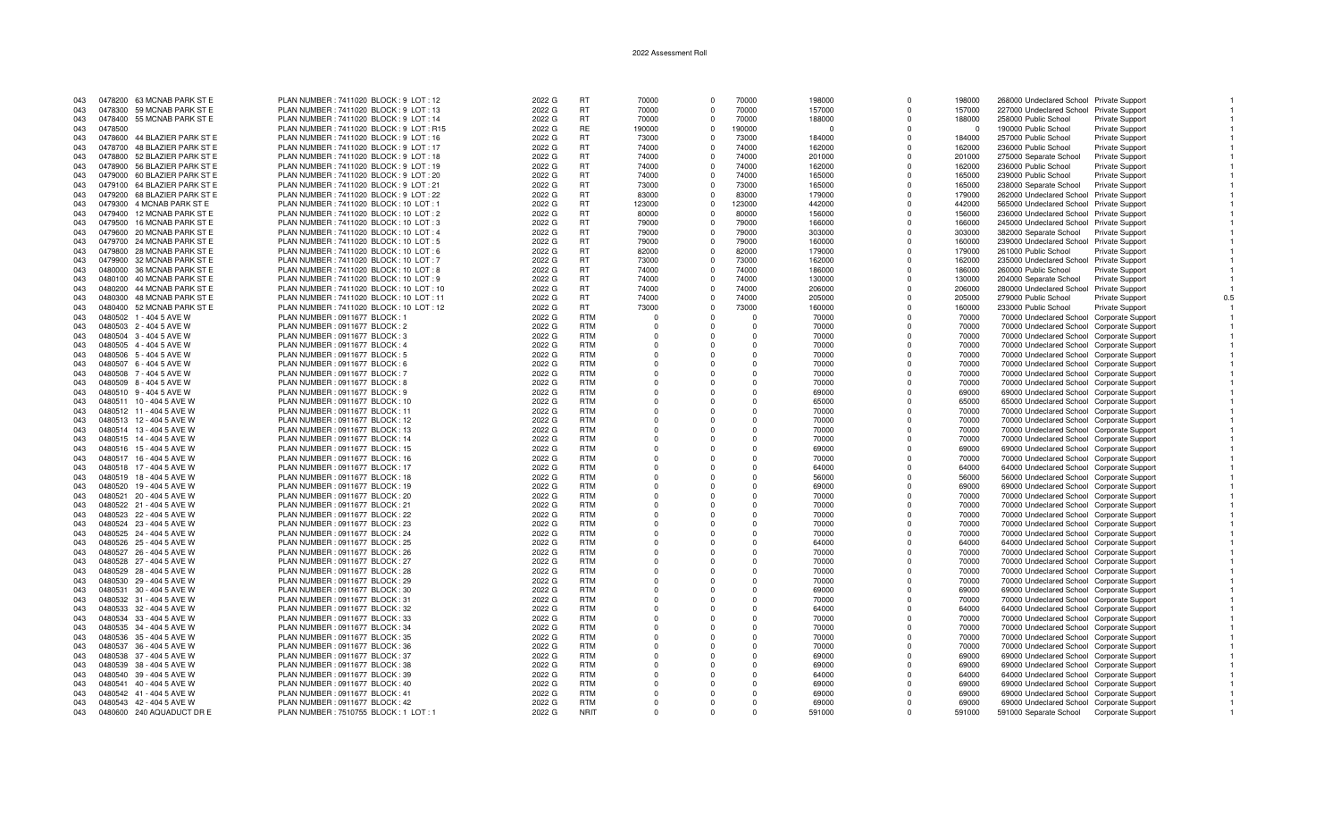2022 Assessment Roll

| | | | | | | | | | | | | | | | |
|---|---|---|---|---|---|---|---|---|---|---|---|---|---|---|---|
| 043 | 0478200 | 63 MCNAB PARK ST E | PLAN NUMBER : 7411020 BLOCK : 9 LOT : 12 | 2022 G | RT | 70000 | 0 | 70000 | 198000 | 0 | 198000 | 268000 | Undeclared School | Private Support | 1 |
| 043 | 0478300 | 59 MCNAB PARK ST E | PLAN NUMBER : 7411020 BLOCK : 9 LOT : 13 | 2022 G | RT | 70000 | 0 | 70000 | 157000 | 0 | 157000 | 227000 | Undeclared School | Private Support | 1 |
| 043 | 0478400 | 55 MCNAB PARK ST E | PLAN NUMBER : 7411020 BLOCK : 9 LOT : 14 | 2022 G | RT | 70000 | 0 | 70000 | 188000 | 0 | 188000 | 258000 | Public School | Private Support | 1 |
| 043 | 0478500 | | PLAN NUMBER : 7411020 BLOCK : 9 LOT : R15 | 2022 G | RE | 190000 | 0 | 190000 | 0 | 0 | 0 | 190000 | Public School | Private Support | 1 |
| 043 | 0478600 | 44 BLAZIER PARK ST E | PLAN NUMBER : 7411020 BLOCK : 9 LOT : 16 | 2022 G | RT | 73000 | 0 | 73000 | 184000 | 0 | 184000 | 257000 | Public School | Private Support | 1 |
| 043 | 0478700 | 48 BLAZIER PARK ST E | PLAN NUMBER : 7411020 BLOCK : 9 LOT : 17 | 2022 G | RT | 74000 | 0 | 74000 | 162000 | 0 | 162000 | 236000 | Public School | Private Support | 1 |
| 043 | 0478800 | 52 BLAZIER PARK ST E | PLAN NUMBER : 7411020 BLOCK : 9 LOT : 18 | 2022 G | RT | 74000 | 0 | 74000 | 201000 | 0 | 201000 | 275000 | Separate School | Private Support | 1 |
| 043 | 0478900 | 56 BLAZIER PARK ST E | PLAN NUMBER : 7411020 BLOCK : 9 LOT : 19 | 2022 G | RT | 74000 | 0 | 74000 | 162000 | 0 | 162000 | 236000 | Public School | Private Support | 1 |
| 043 | 0479000 | 60 BLAZIER PARK ST E | PLAN NUMBER : 7411020 BLOCK : 9 LOT : 20 | 2022 G | RT | 74000 | 0 | 74000 | 165000 | 0 | 165000 | 239000 | Public School | Private Support | 1 |
| 043 | 0479100 | 64 BLAZIER PARK ST E | PLAN NUMBER : 7411020 BLOCK : 9 LOT : 21 | 2022 G | RT | 73000 | 0 | 73000 | 165000 | 0 | 165000 | 238000 | Separate School | Private Support | 1 |
| 043 | 0479200 | 68 BLAZIER PARK ST E | PLAN NUMBER : 7411020 BLOCK : 9 LOT : 22 | 2022 G | RT | 83000 | 0 | 83000 | 179000 | 0 | 179000 | 262000 | Undeclared School | Private Support | 1 |
| 043 | 0479300 | 4 MCNAB PARK ST E | PLAN NUMBER : 7411020 BLOCK : 10 LOT : 1 | 2022 G | RT | 123000 | 0 | 123000 | 442000 | 0 | 442000 | 565000 | Undeclared School | Private Support | 1 |
| 043 | 0479400 | 12 MCNAB PARK ST E | PLAN NUMBER : 7411020 BLOCK : 10 LOT : 2 | 2022 G | RT | 80000 | 0 | 80000 | 156000 | 0 | 156000 | 236000 | Undeclared School | Private Support | 1 |
| 043 | 0479500 | 16 MCNAB PARK ST E | PLAN NUMBER : 7411020 BLOCK : 10 LOT : 3 | 2022 G | RT | 79000 | 0 | 79000 | 166000 | 0 | 166000 | 245000 | Undeclared School | Private Support | 1 |
| 043 | 0479600 | 20 MCNAB PARK ST E | PLAN NUMBER : 7411020 BLOCK : 10 LOT : 4 | 2022 G | RT | 79000 | 0 | 79000 | 303000 | 0 | 303000 | 382000 | Separate School | Private Support | 1 |
| 043 | 0479700 | 24 MCNAB PARK ST E | PLAN NUMBER : 7411020 BLOCK : 10 LOT : 5 | 2022 G | RT | 79000 | 0 | 79000 | 160000 | 0 | 160000 | 239000 | Undeclared School | Private Support | 1 |
| 043 | 0479800 | 28 MCNAB PARK ST E | PLAN NUMBER : 7411020 BLOCK : 10 LOT : 6 | 2022 G | RT | 82000 | 0 | 82000 | 179000 | 0 | 179000 | 261000 | Public School | Private Support | 1 |
| 043 | 0479900 | 32 MCNAB PARK ST E | PLAN NUMBER : 7411020 BLOCK : 10 LOT : 7 | 2022 G | RT | 73000 | 0 | 73000 | 162000 | 0 | 162000 | 235000 | Undeclared School | Private Support | 1 |
| 043 | 0480000 | 36 MCNAB PARK ST E | PLAN NUMBER : 7411020 BLOCK : 10 LOT : 8 | 2022 G | RT | 74000 | 0 | 74000 | 186000 | 0 | 186000 | 260000 | Public School | Private Support | 1 |
| 043 | 0480100 | 40 MCNAB PARK ST E | PLAN NUMBER : 7411020 BLOCK : 10 LOT : 9 | 2022 G | RT | 74000 | 0 | 74000 | 130000 | 0 | 130000 | 204000 | Separate School | Private Support | 1 |
| 043 | 0480200 | 44 MCNAB PARK ST E | PLAN NUMBER : 7411020 BLOCK : 10 LOT : 10 | 2022 G | RT | 74000 | 0 | 74000 | 206000 | 0 | 206000 | 280000 | Undeclared School | Private Support | 1 |
| 043 | 0480300 | 48 MCNAB PARK ST E | PLAN NUMBER : 7411020 BLOCK : 10 LOT : 11 | 2022 G | RT | 74000 | 0 | 74000 | 205000 | 0 | 205000 | 279000 | Public School | Private Support | 0.5 |
| 043 | 0480400 | 52 MCNAB PARK ST E | PLAN NUMBER : 7411020 BLOCK : 10 LOT : 12 | 2022 G | RT | 73000 | 0 | 73000 | 160000 | 0 | 160000 | 233000 | Public School | Private Support | 1 |
| 043 | 0480502 | 1 - 404 5 AVE W | PLAN NUMBER : 0911677 BLOCK : 1 | 2022 G | RTM | 0 | 0 | 0 | 70000 | 0 | 70000 | 70000 | Undeclared School | Corporate Support | 1 |
| 043 | 0480503 | 2 - 404 5 AVE W | PLAN NUMBER : 0911677 BLOCK : 2 | 2022 G | RTM | 0 | 0 | 0 | 70000 | 0 | 70000 | 70000 | Undeclared School | Corporate Support | 1 |
| 043 | 0480504 | 3 - 404 5 AVE W | PLAN NUMBER : 0911677 BLOCK : 3 | 2022 G | RTM | 0 | 0 | 0 | 70000 | 0 | 70000 | 70000 | Undeclared School | Corporate Support | 1 |
| 043 | 0480505 | 4 - 404 5 AVE W | PLAN NUMBER : 0911677 BLOCK : 4 | 2022 G | RTM | 0 | 0 | 0 | 70000 | 0 | 70000 | 70000 | Undeclared School | Corporate Support | 1 |
| 043 | 0480506 | 5 - 404 5 AVE W | PLAN NUMBER : 0911677 BLOCK : 5 | 2022 G | RTM | 0 | 0 | 0 | 70000 | 0 | 70000 | 70000 | Undeclared School | Corporate Support | 1 |
| 043 | 0480507 | 6 - 404 5 AVE W | PLAN NUMBER : 0911677 BLOCK : 6 | 2022 G | RTM | 0 | 0 | 0 | 70000 | 0 | 70000 | 70000 | Undeclared School | Corporate Support | 1 |
| 043 | 0480508 | 7 - 404 5 AVE W | PLAN NUMBER : 0911677 BLOCK : 7 | 2022 G | RTM | 0 | 0 | 0 | 70000 | 0 | 70000 | 70000 | Undeclared School | Corporate Support | 1 |
| 043 | 0480509 | 8 - 404 5 AVE W | PLAN NUMBER : 0911677 BLOCK : 8 | 2022 G | RTM | 0 | 0 | 0 | 70000 | 0 | 70000 | 70000 | Undeclared School | Corporate Support | 1 |
| 043 | 0480510 | 9 - 404 5 AVE W | PLAN NUMBER : 0911677 BLOCK : 9 | 2022 G | RTM | 0 | 0 | 0 | 69000 | 0 | 69000 | 69000 | Undeclared School | Corporate Support | 1 |
| 043 | 0480511 | 10 - 404 5 AVE W | PLAN NUMBER : 0911677 BLOCK : 10 | 2022 G | RTM | 0 | 0 | 0 | 65000 | 0 | 65000 | 65000 | Undeclared School | Corporate Support | 1 |
| 043 | 0480512 | 11 - 404 5 AVE W | PLAN NUMBER : 0911677 BLOCK : 11 | 2022 G | RTM | 0 | 0 | 0 | 70000 | 0 | 70000 | 70000 | Undeclared School | Corporate Support | 1 |
| 043 | 0480513 | 12 - 404 5 AVE W | PLAN NUMBER : 0911677 BLOCK : 12 | 2022 G | RTM | 0 | 0 | 0 | 70000 | 0 | 70000 | 70000 | Undeclared School | Corporate Support | 1 |
| 043 | 0480514 | 13 - 404 5 AVE W | PLAN NUMBER : 0911677 BLOCK : 13 | 2022 G | RTM | 0 | 0 | 0 | 70000 | 0 | 70000 | 70000 | Undeclared School | Corporate Support | 1 |
| 043 | 0480515 | 14 - 404 5 AVE W | PLAN NUMBER : 0911677 BLOCK : 14 | 2022 G | RTM | 0 | 0 | 0 | 70000 | 0 | 70000 | 70000 | Undeclared School | Corporate Support | 1 |
| 043 | 0480516 | 15 - 404 5 AVE W | PLAN NUMBER : 0911677 BLOCK : 15 | 2022 G | RTM | 0 | 0 | 0 | 69000 | 0 | 69000 | 69000 | Undeclared School | Corporate Support | 1 |
| 043 | 0480517 | 16 - 404 5 AVE W | PLAN NUMBER : 0911677 BLOCK : 16 | 2022 G | RTM | 0 | 0 | 0 | 70000 | 0 | 70000 | 70000 | Undeclared School | Corporate Support | 1 |
| 043 | 0480518 | 17 - 404 5 AVE W | PLAN NUMBER : 0911677 BLOCK : 17 | 2022 G | RTM | 0 | 0 | 0 | 64000 | 0 | 64000 | 64000 | Undeclared School | Corporate Support | 1 |
| 043 | 0480519 | 18 - 404 5 AVE W | PLAN NUMBER : 0911677 BLOCK : 18 | 2022 G | RTM | 0 | 0 | 0 | 56000 | 0 | 56000 | 56000 | Undeclared School | Corporate Support | 1 |
| 043 | 0480520 | 19 - 404 5 AVE W | PLAN NUMBER : 0911677 BLOCK : 19 | 2022 G | RTM | 0 | 0 | 0 | 69000 | 0 | 69000 | 69000 | Undeclared School | Corporate Support | 1 |
| 043 | 0480521 | 20 - 404 5 AVE W | PLAN NUMBER : 0911677 BLOCK : 20 | 2022 G | RTM | 0 | 0 | 0 | 70000 | 0 | 70000 | 70000 | Undeclared School | Corporate Support | 1 |
| 043 | 0480522 | 21 - 404 5 AVE W | PLAN NUMBER : 0911677 BLOCK : 21 | 2022 G | RTM | 0 | 0 | 0 | 70000 | 0 | 70000 | 70000 | Undeclared School | Corporate Support | 1 |
| 043 | 0480523 | 22 - 404 5 AVE W | PLAN NUMBER : 0911677 BLOCK : 22 | 2022 G | RTM | 0 | 0 | 0 | 70000 | 0 | 70000 | 70000 | Undeclared School | Corporate Support | 1 |
| 043 | 0480524 | 23 - 404 5 AVE W | PLAN NUMBER : 0911677 BLOCK : 23 | 2022 G | RTM | 0 | 0 | 0 | 70000 | 0 | 70000 | 70000 | Undeclared School | Corporate Support | 1 |
| 043 | 0480525 | 24 - 404 5 AVE W | PLAN NUMBER : 0911677 BLOCK : 24 | 2022 G | RTM | 0 | 0 | 0 | 70000 | 0 | 70000 | 70000 | Undeclared School | Corporate Support | 1 |
| 043 | 0480526 | 25 - 404 5 AVE W | PLAN NUMBER : 0911677 BLOCK : 25 | 2022 G | RTM | 0 | 0 | 0 | 64000 | 0 | 64000 | 64000 | Undeclared School | Corporate Support | 1 |
| 043 | 0480527 | 26 - 404 5 AVE W | PLAN NUMBER : 0911677 BLOCK : 26 | 2022 G | RTM | 0 | 0 | 0 | 70000 | 0 | 70000 | 70000 | Undeclared School | Corporate Support | 1 |
| 043 | 0480528 | 27 - 404 5 AVE W | PLAN NUMBER : 0911677 BLOCK : 27 | 2022 G | RTM | 0 | 0 | 0 | 70000 | 0 | 70000 | 70000 | Undeclared School | Corporate Support | 1 |
| 043 | 0480529 | 28 - 404 5 AVE W | PLAN NUMBER : 0911677 BLOCK : 28 | 2022 G | RTM | 0 | 0 | 0 | 70000 | 0 | 70000 | 70000 | Undeclared School | Corporate Support | 1 |
| 043 | 0480530 | 29 - 404 5 AVE W | PLAN NUMBER : 0911677 BLOCK : 29 | 2022 G | RTM | 0 | 0 | 0 | 70000 | 0 | 70000 | 70000 | Undeclared School | Corporate Support | 1 |
| 043 | 0480531 | 30 - 404 5 AVE W | PLAN NUMBER : 0911677 BLOCK : 30 | 2022 G | RTM | 0 | 0 | 0 | 69000 | 0 | 69000 | 69000 | Undeclared School | Corporate Support | 1 |
| 043 | 0480532 | 31 - 404 5 AVE W | PLAN NUMBER : 0911677 BLOCK : 31 | 2022 G | RTM | 0 | 0 | 0 | 70000 | 0 | 70000 | 70000 | Undeclared School | Corporate Support | 1 |
| 043 | 0480533 | 32 - 404 5 AVE W | PLAN NUMBER : 0911677 BLOCK : 32 | 2022 G | RTM | 0 | 0 | 0 | 64000 | 0 | 64000 | 64000 | Undeclared School | Corporate Support | 1 |
| 043 | 0480534 | 33 - 404 5 AVE W | PLAN NUMBER : 0911677 BLOCK : 33 | 2022 G | RTM | 0 | 0 | 0 | 70000 | 0 | 70000 | 70000 | Undeclared School | Corporate Support | 1 |
| 043 | 0480535 | 34 - 404 5 AVE W | PLAN NUMBER : 0911677 BLOCK : 34 | 2022 G | RTM | 0 | 0 | 0 | 70000 | 0 | 70000 | 70000 | Undeclared School | Corporate Support | 1 |
| 043 | 0480536 | 35 - 404 5 AVE W | PLAN NUMBER : 0911677 BLOCK : 35 | 2022 G | RTM | 0 | 0 | 0 | 70000 | 0 | 70000 | 70000 | Undeclared School | Corporate Support | 1 |
| 043 | 0480537 | 36 - 404 5 AVE W | PLAN NUMBER : 0911677 BLOCK : 36 | 2022 G | RTM | 0 | 0 | 0 | 70000 | 0 | 70000 | 70000 | Undeclared School | Corporate Support | 1 |
| 043 | 0480538 | 37 - 404 5 AVE W | PLAN NUMBER : 0911677 BLOCK : 37 | 2022 G | RTM | 0 | 0 | 0 | 69000 | 0 | 69000 | 69000 | Undeclared School | Corporate Support | 1 |
| 043 | 0480539 | 38 - 404 5 AVE W | PLAN NUMBER : 0911677 BLOCK : 38 | 2022 G | RTM | 0 | 0 | 0 | 69000 | 0 | 69000 | 69000 | Undeclared School | Corporate Support | 1 |
| 043 | 0480540 | 39 - 404 5 AVE W | PLAN NUMBER : 0911677 BLOCK : 39 | 2022 G | RTM | 0 | 0 | 0 | 64000 | 0 | 64000 | 64000 | Undeclared School | Corporate Support | 1 |
| 043 | 0480541 | 40 - 404 5 AVE W | PLAN NUMBER : 0911677 BLOCK : 40 | 2022 G | RTM | 0 | 0 | 0 | 69000 | 0 | 69000 | 69000 | Undeclared School | Corporate Support | 1 |
| 043 | 0480542 | 41 - 404 5 AVE W | PLAN NUMBER : 0911677 BLOCK : 41 | 2022 G | RTM | 0 | 0 | 0 | 69000 | 0 | 69000 | 69000 | Undeclared School | Corporate Support | 1 |
| 043 | 0480543 | 42 - 404 5 AVE W | PLAN NUMBER : 0911677 BLOCK : 42 | 2022 G | RTM | 0 | 0 | 0 | 69000 | 0 | 69000 | 69000 | Undeclared School | Corporate Support | 1 |
| 043 | 0480600 | 240 AQUADUCT DR E | PLAN NUMBER : 7510755 BLOCK : 1 LOT : 1 | 2022 G | NRIT | 0 | 0 | 0 | 591000 | 0 | 591000 | 591000 | Separate School | Corporate Support | 1 |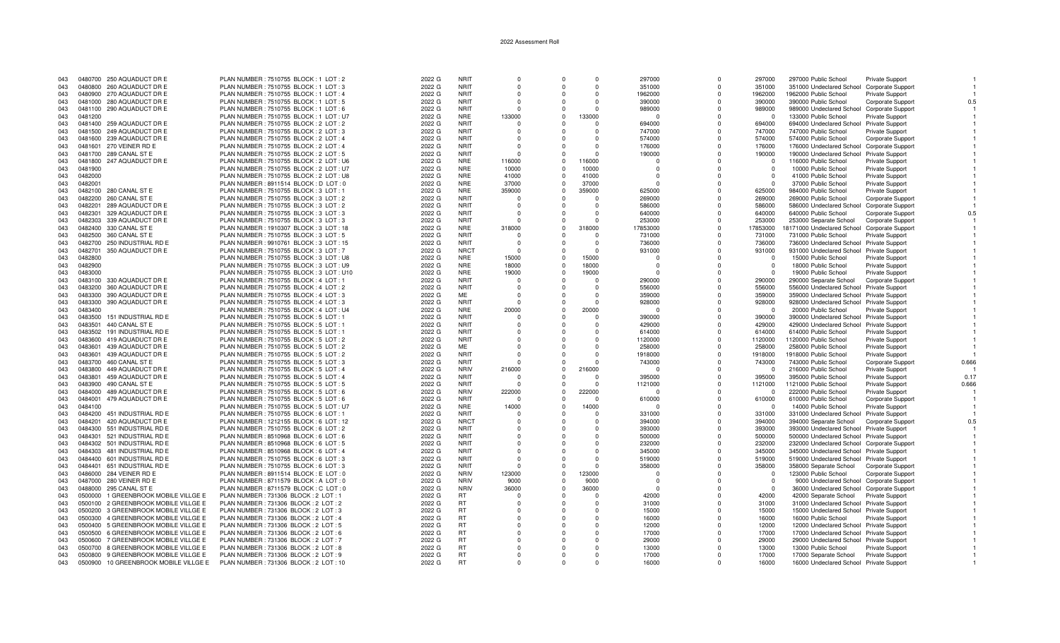# 2022 Assessment Roll

| | | | | | | | | | | | | | | | | |
|---|---|---|---|---|---|---|---|---|---|---|---|---|---|---|---|---|
| 043 | 0480700 | 250 AQUADUCT DR E | PLAN NUMBER : 7510755 BLOCK : 1 LOT : 2 | 2022 G | NRIT | 0 | 0 | 0 | 297000 | 0 | 297000 | 297000 | Public School | Private Support | 1 |
| 043 | 0480800 | 260 AQUADUCT DR E | PLAN NUMBER : 7510755 BLOCK : 1 LOT : 3 | 2022 G | NRIT | 0 | 0 | 0 | 351000 | 0 | 351000 | 351000 | Undeclared School | Corporate Support | 1 |
| 043 | 0480900 | 270 AQUADUCT DR E | PLAN NUMBER : 7510755 BLOCK : 1 LOT : 4 | 2022 G | NRIT | 0 | 0 | 0 | 1962000 | 0 | 1962000 | 1962000 | Public School | Private Support | 1 |
| 043 | 0481000 | 280 AQUADUCT DR E | PLAN NUMBER : 7510755 BLOCK : 1 LOT : 5 | 2022 G | NRIT | 0 | 0 | 0 | 390000 | 0 | 390000 | 390000 | Public School | Corporate Support | 0.5 |
| 043 | 0481100 | 290 AQUADUCT DR E | PLAN NUMBER : 7510755 BLOCK : 1 LOT : 6 | 2022 G | NRIT | 0 | 0 | 0 | 989000 | 0 | 989000 | 989000 | Undeclared School | Corporate Support | 1 |
| 043 | 0481200 | | PLAN NUMBER : 7510755 BLOCK : 1 LOT : U7 | 2022 G | NRE | 133000 | 0 | 133000 | 0 | 0 | 0 | 133000 | Public School | Private Support | 1 |
| 043 | 0481400 | 259 AQUADUCT DR E | PLAN NUMBER : 7510755 BLOCK : 2 LOT : 2 | 2022 G | NRIT | 0 | 0 | 0 | 694000 | 0 | 694000 | 694000 | Undeclared School | Private Support | 1 |
| 043 | 0481500 | 249 AQUADUCT DR E | PLAN NUMBER : 7510755 BLOCK : 2 LOT : 3 | 2022 G | NRIT | 0 | 0 | 0 | 747000 | 0 | 747000 | 747000 | Public School | Private Support | 1 |
| 043 | 0481600 | 239 AQUADUCT DR E | PLAN NUMBER : 7510755 BLOCK : 2 LOT : 4 | 2022 G | NRIT | 0 | 0 | 0 | 574000 | 0 | 574000 | 574000 | Public School | Corporate Support | 1 |
| 043 | 0481601 | 270 VEINER RD E | PLAN NUMBER : 7510755 BLOCK : 2 LOT : 4 | 2022 G | NRIT | 0 | 0 | 0 | 176000 | 0 | 176000 | 176000 | Undeclared School | Corporate Support | 1 |
| 043 | 0481700 | 289 CANAL ST E | PLAN NUMBER : 7510755 BLOCK : 2 LOT : 5 | 2022 G | NRIT | 0 | 0 | 0 | 190000 | 0 | 190000 | 190000 | Undeclared School | Private Support | 1 |
| 043 | 0481800 | 247 AQUADUCT DR E | PLAN NUMBER : 7510755 BLOCK : 2 LOT : U6 | 2022 G | NRE | 116000 | 0 | 116000 | 0 | 0 | 0 | 116000 | Public School | Private Support | 1 |
| 043 | 0481900 | | PLAN NUMBER : 7510755 BLOCK : 2 LOT : U7 | 2022 G | NRE | 10000 | 0 | 10000 | 0 | 0 | 0 | 10000 | Public School | Private Support | 1 |
| 043 | 0482000 | | PLAN NUMBER : 7510755 BLOCK : 2 LOT : U8 | 2022 G | NRE | 41000 | 0 | 41000 | 0 | 0 | 0 | 41000 | Public School | Private Support | 1 |
| 043 | 0482001 | | PLAN NUMBER : 8911514 BLOCK : D LOT : 0 | 2022 G | NRE | 37000 | 0 | 37000 | 0 | 0 | 0 | 37000 | Public School | Private Support | 1 |
| 043 | 0482100 | 280 CANAL ST E | PLAN NUMBER : 7510755 BLOCK : 3 LOT : 1 | 2022 G | NRE | 359000 | 0 | 359000 | 625000 | 0 | 625000 | 984000 | Public School | Private Support | 1 |
| 043 | 0482200 | 260 CANAL ST E | PLAN NUMBER : 7510755 BLOCK : 3 LOT : 2 | 2022 G | NRIT | 0 | 0 | 0 | 269000 | 0 | 269000 | 269000 | Public School | Corporate Support | 1 |
| 043 | 0482201 | 289 AQUADUCT DR E | PLAN NUMBER : 7510755 BLOCK : 3 LOT : 2 | 2022 G | NRIT | 0 | 0 | 0 | 586000 | 0 | 586000 | 586000 | Undeclared School | Corporate Support | 1 |
| 043 | 0482301 | 329 AQUADUCT DR E | PLAN NUMBER : 7510755 BLOCK : 3 LOT : 3 | 2022 G | NRIT | 0 | 0 | 0 | 640000 | 0 | 640000 | 640000 | Public School | Corporate Support | 0.5 |
| 043 | 0482303 | 339 AQUADUCT DR E | PLAN NUMBER : 7510755 BLOCK : 3 LOT : 3 | 2022 G | NRIT | 0 | 0 | 0 | 253000 | 0 | 253000 | 253000 | Separate School | Corporate Support | 1 |
| 043 | 0482400 | 330 CANAL ST E | PLAN NUMBER : 1910307 BLOCK : 3 LOT : 18 | 2022 G | NRE | 318000 | 0 | 318000 | 17853000 | 0 | 17853000 | 18171000 | Undeclared School | Corporate Support | 1 |
| 043 | 0482500 | 360 CANAL ST E | PLAN NUMBER : 7510755 BLOCK : 3 LOT : 5 | 2022 G | NRIT | 0 | 0 | 0 | 731000 | 0 | 731000 | 731000 | Public School | Private Support | 1 |
| 043 | 0482700 | 250 INDUSTRIAL RD E | PLAN NUMBER : 9910761 BLOCK : 3 LOT : 15 | 2022 G | NRIT | 0 | 0 | 0 | 736000 | 0 | 736000 | 736000 | Undeclared School | Private Support | 1 |
| 043 | 0482701 | 350 AQUADUCT DR E | PLAN NUMBER : 7510755 BLOCK : 3 LOT : 7 | 2022 G | NRCT | 0 | 0 | 0 | 931000 | 0 | 931000 | 931000 | Undeclared School | Private Support | 1 |
| 043 | 0482800 | | PLAN NUMBER : 7510755 BLOCK : 3 LOT : U8 | 2022 G | NRE | 15000 | 0 | 15000 | 0 | 0 | 0 | 15000 | Public School | Private Support | 1 |
| 043 | 0482900 | | PLAN NUMBER : 7510755 BLOCK : 3 LOT : U9 | 2022 G | NRE | 18000 | 0 | 18000 | 0 | 0 | 0 | 18000 | Public School | Private Support | 1 |
| 043 | 0483000 | | PLAN NUMBER : 7510755 BLOCK : 3 LOT : U10 | 2022 G | NRE | 19000 | 0 | 19000 | 0 | 0 | 0 | 19000 | Public School | Private Support | 1 |
| 043 | 0483100 | 330 AQUADUCT DR E | PLAN NUMBER : 7510755 BLOCK : 4 LOT : 1 | 2022 G | NRIT | 0 | 0 | 0 | 290000 | 0 | 290000 | 290000 | Separate School | Corporate Support | 1 |
| 043 | 0483200 | 360 AQUADUCT DR E | PLAN NUMBER : 7510755 BLOCK : 4 LOT : 2 | 2022 G | NRIT | 0 | 0 | 0 | 556000 | 0 | 556000 | 556000 | Undeclared School | Private Support | 1 |
| 043 | 0483300 | 390 AQUADUCT DR E | PLAN NUMBER : 7510755 BLOCK : 4 LOT : 3 | 2022 G | ME | 0 | 0 | 0 | 359000 | 0 | 359000 | 359000 | Undeclared School | Private Support | 1 |
| 043 | 0483300 | 390 AQUADUCT DR E | PLAN NUMBER : 7510755 BLOCK : 4 LOT : 3 | 2022 G | NRIT | 0 | 0 | 0 | 928000 | 0 | 928000 | 928000 | Undeclared School | Private Support | 1 |
| 043 | 0483400 | | PLAN NUMBER : 7510755 BLOCK : 4 LOT : U4 | 2022 G | NRE | 20000 | 0 | 20000 | 0 | 0 | 0 | 20000 | Public School | Private Support | 1 |
| 043 | 0483500 | 151 INDUSTRIAL RD E | PLAN NUMBER : 7510755 BLOCK : 5 LOT : 1 | 2022 G | NRIT | 0 | 0 | 0 | 390000 | 0 | 390000 | 390000 | Undeclared School | Private Support | 1 |
| 043 | 0483501 | 440 CANAL ST E | PLAN NUMBER : 7510755 BLOCK : 5 LOT : 1 | 2022 G | NRIT | 0 | 0 | 0 | 429000 | 0 | 429000 | 429000 | Undeclared School | Private Support | 1 |
| 043 | 0483502 | 191 INDUSTRIAL RD E | PLAN NUMBER : 7510755 BLOCK : 5 LOT : 1 | 2022 G | NRIT | 0 | 0 | 0 | 614000 | 0 | 614000 | 614000 | Public School | Private Support | 1 |
| 043 | 0483600 | 419 AQUADUCT DR E | PLAN NUMBER : 7510755 BLOCK : 5 LOT : 2 | 2022 G | NRIT | 0 | 0 | 0 | 1120000 | 0 | 1120000 | 1120000 | Public School | Private Support | 1 |
| 043 | 0483601 | 439 AQUADUCT DR E | PLAN NUMBER : 7510755 BLOCK : 5 LOT : 2 | 2022 G | ME | 0 | 0 | 0 | 258000 | 0 | 258000 | 258000 | Public School | Private Support | 1 |
| 043 | 0483601 | 439 AQUADUCT DR E | PLAN NUMBER : 7510755 BLOCK : 5 LOT : 2 | 2022 G | NRIT | 0 | 0 | 0 | 1918000 | 0 | 1918000 | 1918000 | Public School | Private Support | 1 |
| 043 | 0483700 | 460 CANAL ST E | PLAN NUMBER : 7510755 BLOCK : 5 LOT : 3 | 2022 G | NRIT | 0 | 0 | 0 | 743000 | 0 | 743000 | 743000 | Public School | Corporate Support | 0.666 |
| 043 | 0483800 | 449 AQUADUCT DR E | PLAN NUMBER : 7510755 BLOCK : 5 LOT : 4 | 2022 G | NRIV | 216000 | 0 | 216000 | 0 | 0 | 0 | 216000 | Public School | Private Support | 1 |
| 043 | 0483801 | 459 AQUADUCT DR E | PLAN NUMBER : 7510755 BLOCK : 5 LOT : 4 | 2022 G | NRIT | 0 | 0 | 0 | 395000 | 0 | 395000 | 395000 | Public School | Private Support | 0.17 |
| 043 | 0483900 | 490 CANAL ST E | PLAN NUMBER : 7510755 BLOCK : 5 LOT : 5 | 2022 G | NRIT | 0 | 0 | 0 | 1121000 | 0 | 1121000 | 1121000 | Public School | Private Support | 0.666 |
| 043 | 0484000 | 489 AQUADUCT DR E | PLAN NUMBER : 7510755 BLOCK : 5 LOT : 6 | 2022 G | NRIV | 222000 | 0 | 222000 | 0 | 0 | 0 | 222000 | Public School | Private Support | 1 |
| 043 | 0484001 | 479 AQUADUCT DR E | PLAN NUMBER : 7510755 BLOCK : 5 LOT : 6 | 2022 G | NRIT | 0 | 0 | 0 | 610000 | 0 | 610000 | 610000 | Public School | Corporate Support | 1 |
| 043 | 0484100 | | PLAN NUMBER : 7510755 BLOCK : 5 LOT : U7 | 2022 G | NRE | 14000 | 0 | 14000 | 0 | 0 | 0 | 14000 | Public School | Private Support | 1 |
| 043 | 0484200 | 451 INDUSTRIAL RD E | PLAN NUMBER : 7510755 BLOCK : 6 LOT : 1 | 2022 G | NRIT | 0 | 0 | 0 | 331000 | 0 | 331000 | 331000 | Undeclared School | Private Support | 1 |
| 043 | 0484201 | 420 AQUADUCT DR E | PLAN NUMBER : 1212155 BLOCK : 6 LOT : 12 | 2022 G | NRCT | 0 | 0 | 0 | 394000 | 0 | 394000 | 394000 | Separate School | Corporate Support | 0.5 |
| 043 | 0484300 | 551 INDUSTRIAL RD E | PLAN NUMBER : 7510755 BLOCK : 6 LOT : 2 | 2022 G | NRIT | 0 | 0 | 0 | 393000 | 0 | 393000 | 393000 | Undeclared School | Private Support | 1 |
| 043 | 0484301 | 521 INDUSTRIAL RD E | PLAN NUMBER : 8510968 BLOCK : 6 LOT : 6 | 2022 G | NRIT | 0 | 0 | 0 | 500000 | 0 | 500000 | 500000 | Undeclared School | Private Support | 1 |
| 043 | 0484302 | 501 INDUSTRIAL RD E | PLAN NUMBER : 8510968 BLOCK : 6 LOT : 5 | 2022 G | NRIT | 0 | 0 | 0 | 232000 | 0 | 232000 | 232000 | Undeclared School | Corporate Support | 1 |
| 043 | 0484303 | 481 INDUSTRIAL RD E | PLAN NUMBER : 8510968 BLOCK : 6 LOT : 4 | 2022 G | NRIT | 0 | 0 | 0 | 345000 | 0 | 345000 | 345000 | Undeclared School | Private Support | 1 |
| 043 | 0484400 | 601 INDUSTRIAL RD E | PLAN NUMBER : 7510755 BLOCK : 6 LOT : 3 | 2022 G | NRIT | 0 | 0 | 0 | 519000 | 0 | 519000 | 519000 | Undeclared School | Private Support | 1 |
| 043 | 0484401 | 651 INDUSTRIAL RD E | PLAN NUMBER : 7510755 BLOCK : 6 LOT : 3 | 2022 G | NRIT | 0 | 0 | 0 | 358000 | 0 | 358000 | 358000 | Separate School | Corporate Support | 1 |
| 043 | 0486000 | 284 VEINER RD E | PLAN NUMBER : 8911514 BLOCK : E LOT : 0 | 2022 G | NRIV | 123000 | 0 | 123000 | 0 | 0 | 0 | 123000 | Public School | Corporate Support | 1 |
| 043 | 0487000 | 280 VEINER RD E | PLAN NUMBER : 8711579 BLOCK : A LOT : 0 | 2022 G | NRIV | 9000 | 0 | 9000 | 0 | 0 | 0 | 9000 | Undeclared School | Corporate Support | 1 |
| 043 | 0488000 | 295 CANAL ST E | PLAN NUMBER : 8711579 BLOCK : C LOT : 0 | 2022 G | NRIV | 36000 | 0 | 36000 | 0 | 0 | 0 | 36000 | Undeclared School | Corporate Support | 1 |
| 043 | 0500000 | 1 GREENBROOK MOBILE VILLGE E | PLAN NUMBER : 731306 BLOCK : 2 LOT : 1 | 2022 G | RT | 0 | 0 | 0 | 42000 | 0 | 42000 | 42000 | Separate School | Private Support | 1 |
| 043 | 0500100 | 2 GREENBROOK MOBILE VILLGE E | PLAN NUMBER : 731306 BLOCK : 2 LOT : 2 | 2022 G | RT | 0 | 0 | 0 | 31000 | 0 | 31000 | 31000 | Undeclared School | Private Support | 1 |
| 043 | 0500200 | 3 GREENBROOK MOBILE VILLGE E | PLAN NUMBER : 731306 BLOCK : 2 LOT : 3 | 2022 G | RT | 0 | 0 | 0 | 15000 | 0 | 15000 | 15000 | Undeclared School | Private Support | 1 |
| 043 | 0500300 | 4 GREENBROOK MOBILE VILLGE E | PLAN NUMBER : 731306 BLOCK : 2 LOT : 4 | 2022 G | RT | 0 | 0 | 0 | 16000 | 0 | 16000 | 16000 | Public School | Private Support | 1 |
| 043 | 0500400 | 5 GREENBROOK MOBILE VILLGE E | PLAN NUMBER : 731306 BLOCK : 2 LOT : 5 | 2022 G | RT | 0 | 0 | 0 | 12000 | 0 | 12000 | 12000 | Undeclared School | Private Support | 1 |
| 043 | 0500500 | 6 GREENBROOK MOBILE VILLGE E | PLAN NUMBER : 731306 BLOCK : 2 LOT : 6 | 2022 G | RT | 0 | 0 | 0 | 17000 | 0 | 17000 | 17000 | Undeclared School | Private Support | 1 |
| 043 | 0500600 | 7 GREENBROOK MOBILE VILLGE E | PLAN NUMBER : 731306 BLOCK : 2 LOT : 7 | 2022 G | RT | 0 | 0 | 0 | 29000 | 0 | 29000 | 29000 | Undeclared School | Private Support | 1 |
| 043 | 0500700 | 8 GREENBROOK MOBILE VILLGE E | PLAN NUMBER : 731306 BLOCK : 2 LOT : 8 | 2022 G | RT | 0 | 0 | 0 | 13000 | 0 | 13000 | 13000 | Public School | Private Support | 1 |
| 043 | 0500800 | 9 GREENBROOK MOBILE VILLGE E | PLAN NUMBER : 731306 BLOCK : 2 LOT : 9 | 2022 G | RT | 0 | 0 | 0 | 17000 | 0 | 17000 | 17000 | Separate School | Private Support | 1 |
| 043 | 0500900 | 10 GREENBROOK MOBILE VILLGE E | PLAN NUMBER : 731306 BLOCK : 2 LOT : 10 | 2022 G | RT | 0 | 0 | 0 | 16000 | 0 | 16000 | 16000 | Undeclared School | Private Support | 1 |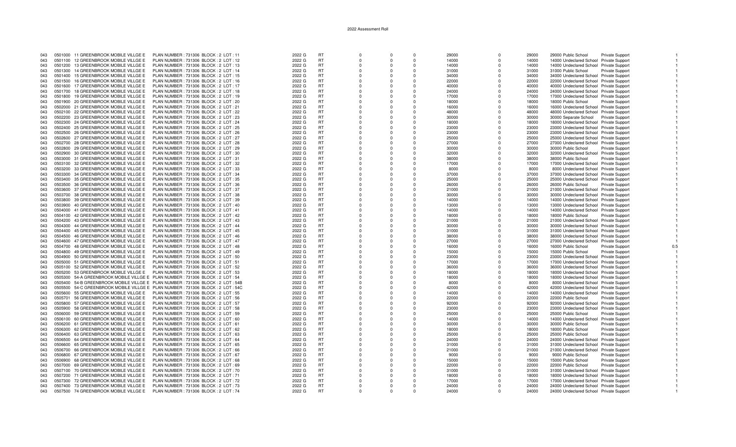2022 Assessment Roll

| | | | | | | | | | | | | | | | |
|---|---|---|---|---|---|---|---|---|---|---|---|---|---|---|---|
| 043 | 0501000 | 11 GREENBROOK MOBILE VILLGE E | PLAN NUMBER : 731306 BLOCK : 2 LOT : 11 | 2022 G | RT | 0 | 0 | 0 | 29000 | 0 | 29000 | 29000 | Public School | Private Support | 1 |
| 043 | 0501100 | 12 GREENBROOK MOBILE VILLGE E | PLAN NUMBER : 731306 BLOCK : 2 LOT : 12 | 2022 G | RT | 0 | 0 | 0 | 14000 | 0 | 14000 | 14000 | Undeclared School | Private Support | 1 |
| 043 | 0501200 | 13 GREENBROOK MOBILE VILLGE E | PLAN NUMBER : 731306 BLOCK : 2 LOT : 13 | 2022 G | RT | 0 | 0 | 0 | 14000 | 0 | 14000 | 14000 | Undeclared School | Private Support | 1 |
| 043 | 0501300 | 14 GREENBROOK MOBILE VILLGE E | PLAN NUMBER : 731306 BLOCK : 2 LOT : 14 | 2022 G | RT | 0 | 0 | 0 | 31000 | 0 | 31000 | 31000 | Public School | Private Support | 1 |
| 043 | 0501400 | 15 GREENBROOK MOBILE VILLGE E | PLAN NUMBER : 731306 BLOCK : 2 LOT : 15 | 2022 G | RT | 0 | 0 | 0 | 34000 | 0 | 34000 | 34000 | Undeclared School | Private Support | 1 |
| 043 | 0501500 | 16 GREENBROOK MOBILE VILLGE E | PLAN NUMBER : 731306 BLOCK : 2 LOT : 16 | 2022 G | RT | 0 | 0 | 0 | 22000 | 0 | 22000 | 22000 | Undeclared School | Private Support | 1 |
| 043 | 0501600 | 17 GREENBROOK MOBILE VILLGE E | PLAN NUMBER : 731306 BLOCK : 2 LOT : 17 | 2022 G | RT | 0 | 0 | 0 | 40000 | 0 | 40000 | 40000 | Undeclared School | Private Support | 1 |
| 043 | 0501700 | 18 GREENBROOK MOBILE VILLGE E | PLAN NUMBER : 731306 BLOCK : 2 LOT : 18 | 2022 G | RT | 0 | 0 | 0 | 24000 | 0 | 24000 | 24000 | Undeclared School | Private Support | 1 |
| 043 | 0501800 | 19 GREENBROOK MOBILE VILLGE E | PLAN NUMBER : 731306 BLOCK : 2 LOT : 19 | 2022 G | RT | 0 | 0 | 0 | 17000 | 0 | 17000 | 17000 | Undeclared School | Private Support | 1 |
| 043 | 0501900 | 20 GREENBROOK MOBILE VILLGE E | PLAN NUMBER : 731306 BLOCK : 2 LOT : 20 | 2022 G | RT | 0 | 0 | 0 | 18000 | 0 | 18000 | 18000 | Public School | Private Support | 1 |
| 043 | 0502000 | 21 GREENBROOK MOBILE VILLGE E | PLAN NUMBER : 731306 BLOCK : 2 LOT : 21 | 2022 G | RT | 0 | 0 | 0 | 16000 | 0 | 16000 | 16000 | Undeclared School | Private Support | 1 |
| 043 | 0502100 | 22 GREENBROOK MOBILE VILLGE E | PLAN NUMBER : 731306 BLOCK : 2 LOT : 22 | 2022 G | RT | 0 | 0 | 0 | 48000 | 0 | 48000 | 48000 | Undeclared School | Private Support | 1 |
| 043 | 0502200 | 23 GREENBROOK MOBILE VILLGE E | PLAN NUMBER : 731306 BLOCK : 2 LOT : 23 | 2022 G | RT | 0 | 0 | 0 | 30000 | 0 | 30000 | 30000 | Separate School | Private Support | 1 |
| 043 | 0502300 | 24 GREENBROOK MOBILE VILLGE E | PLAN NUMBER : 731306 BLOCK : 2 LOT : 24 | 2022 G | RT | 0 | 0 | 0 | 18000 | 0 | 18000 | 18000 | Undeclared School | Private Support | 1 |
| 043 | 0502400 | 25 GREENBROOK MOBILE VILLGE E | PLAN NUMBER : 731306 BLOCK : 2 LOT : 25 | 2022 G | RT | 0 | 0 | 0 | 23000 | 0 | 23000 | 23000 | Undeclared School | Private Support | 1 |
| 043 | 0502500 | 26 GREENBROOK MOBILE VILLGE E | PLAN NUMBER : 731306 BLOCK : 2 LOT : 26 | 2022 G | RT | 0 | 0 | 0 | 23000 | 0 | 23000 | 23000 | Undeclared School | Private Support | 1 |
| 043 | 0502600 | 27 GREENBROOK MOBILE VILLGE E | PLAN NUMBER : 731306 BLOCK : 2 LOT : 27 | 2022 G | RT | 0 | 0 | 0 | 25000 | 0 | 25000 | 25000 | Undeclared School | Private Support | 1 |
| 043 | 0502700 | 28 GREENBROOK MOBILE VILLGE E | PLAN NUMBER : 731306 BLOCK : 2 LOT : 28 | 2022 G | RT | 0 | 0 | 0 | 27000 | 0 | 27000 | 27000 | Undeclared School | Private Support | 1 |
| 043 | 0502800 | 29 GREENBROOK MOBILE VILLGE E | PLAN NUMBER : 731306 BLOCK : 2 LOT : 29 | 2022 G | RT | 0 | 0 | 0 | 30000 | 0 | 30000 | 30000 | Public School | Private Support | 1 |
| 043 | 0502900 | 30 GREENBROOK MOBILE VILLGE E | PLAN NUMBER : 731306 BLOCK : 2 LOT : 30 | 2022 G | RT | 0 | 0 | 0 | 32000 | 0 | 32000 | 32000 | Undeclared School | Private Support | 1 |
| 043 | 0503000 | 31 GREENBROOK MOBILE VILLGE E | PLAN NUMBER : 731306 BLOCK : 2 LOT : 31 | 2022 G | RT | 0 | 0 | 0 | 38000 | 0 | 38000 | 38000 | Public School | Private Support | 1 |
| 043 | 0503100 | 32 GREENBROOK MOBILE VILLGE E | PLAN NUMBER : 731306 BLOCK : 2 LOT : 32 | 2022 G | RT | 0 | 0 | 0 | 17000 | 0 | 17000 | 17000 | Undeclared School | Private Support | 1 |
| 043 | 0503200 | 33 GREENBROOK MOBILE VILLGE E | PLAN NUMBER : 731306 BLOCK : 2 LOT : 33 | 2022 G | RT | 0 | 0 | 0 | 8000 | 0 | 8000 | 8000 | Undeclared School | Private Support | 1 |
| 043 | 0503300 | 34 GREENBROOK MOBILE VILLGE E | PLAN NUMBER : 731306 BLOCK : 2 LOT : 34 | 2022 G | RT | 0 | 0 | 0 | 37000 | 0 | 37000 | 37000 | Undeclared School | Private Support | 1 |
| 043 | 0503400 | 35 GREENBROOK MOBILE VILLGE E | PLAN NUMBER : 731306 BLOCK : 2 LOT : 35 | 2022 G | RT | 0 | 0 | 0 | 25000 | 0 | 25000 | 25000 | Undeclared School | Private Support | 1 |
| 043 | 0503500 | 36 GREENBROOK MOBILE VILLGE E | PLAN NUMBER : 731306 BLOCK : 2 LOT : 36 | 2022 G | RT | 0 | 0 | 0 | 26000 | 0 | 26000 | 26000 | Public School | Private Support | 1 |
| 043 | 0503600 | 37 GREENBROOK MOBILE VILLGE E | PLAN NUMBER : 731306 BLOCK : 2 LOT : 37 | 2022 G | RT | 0 | 0 | 0 | 21000 | 0 | 21000 | 21000 | Undeclared School | Private Support | 1 |
| 043 | 0503700 | 38 GREENBROOK MOBILE VILLGE E | PLAN NUMBER : 731306 BLOCK : 2 LOT : 38 | 2022 G | RT | 0 | 0 | 0 | 30000 | 0 | 30000 | 30000 | Undeclared School | Private Support | 1 |
| 043 | 0503800 | 39 GREENBROOK MOBILE VILLGE E | PLAN NUMBER : 731306 BLOCK : 2 LOT : 39 | 2022 G | RT | 0 | 0 | 0 | 14000 | 0 | 14000 | 14000 | Undeclared School | Private Support | 1 |
| 043 | 0503900 | 40 GREENBROOK MOBILE VILLGE E | PLAN NUMBER : 731306 BLOCK : 2 LOT : 40 | 2022 G | RT | 0 | 0 | 0 | 13000 | 0 | 13000 | 13000 | Undeclared School | Private Support | 1 |
| 043 | 0504000 | 41 GREENBROOK MOBILE VILLGE E | PLAN NUMBER : 731306 BLOCK : 2 LOT : 41 | 2022 G | RT | 0 | 0 | 0 | 14000 | 0 | 14000 | 14000 | Undeclared School | Private Support | 1 |
| 043 | 0504100 | 42 GREENBROOK MOBILE VILLGE E | PLAN NUMBER : 731306 BLOCK : 2 LOT : 42 | 2022 G | RT | 0 | 0 | 0 | 18000 | 0 | 18000 | 18000 | Public School | Private Support | 1 |
| 043 | 0504200 | 43 GREENBROOK MOBILE VILLGE E | PLAN NUMBER : 731306 BLOCK : 2 LOT : 43 | 2022 G | RT | 0 | 0 | 0 | 21000 | 0 | 21000 | 21000 | Undeclared School | Private Support | 1 |
| 043 | 0504300 | 44 GREENBROOK MOBILE VILLGE E | PLAN NUMBER : 731306 BLOCK : 2 LOT : 44 | 2022 G | RT | 0 | 0 | 0 | 30000 | 0 | 30000 | 30000 | Undeclared School | Private Support | 1 |
| 043 | 0504400 | 45 GREENBROOK MOBILE VILLGE E | PLAN NUMBER : 731306 BLOCK : 2 LOT : 45 | 2022 G | RT | 0 | 0 | 0 | 31000 | 0 | 31000 | 31000 | Undeclared School | Private Support | 1 |
| 043 | 0504500 | 46 GREENBROOK MOBILE VILLGE E | PLAN NUMBER : 731306 BLOCK : 2 LOT : 46 | 2022 G | RT | 0 | 0 | 0 | 38000 | 0 | 38000 | 38000 | Undeclared School | Private Support | 1 |
| 043 | 0504600 | 47 GREENBROOK MOBILE VILLGE E | PLAN NUMBER : 731306 BLOCK : 2 LOT : 47 | 2022 G | RT | 0 | 0 | 0 | 27000 | 0 | 27000 | 27000 | Undeclared School | Private Support | 1 |
| 043 | 0504700 | 48 GREENBROOK MOBILE VILLGE E | PLAN NUMBER : 731306 BLOCK : 2 LOT : 48 | 2022 G | RT | 0 | 0 | 0 | 16000 | 0 | 16000 | 16000 | Public School | Private Support | 0.5 |
| 043 | 0504800 | 49 GREENBROOK MOBILE VILLGE E | PLAN NUMBER : 731306 BLOCK : 2 LOT : 49 | 2022 G | RT | 0 | 0 | 0 | 15000 | 0 | 15000 | 15000 | Public School | Private Support | 1 |
| 043 | 0504900 | 50 GREENBROOK MOBILE VILLGE E | PLAN NUMBER : 731306 BLOCK : 2 LOT : 50 | 2022 G | RT | 0 | 0 | 0 | 23000 | 0 | 23000 | 23000 | Undeclared School | Private Support | 1 |
| 043 | 0505000 | 51 GREENBROOK MOBILE VILLGE E | PLAN NUMBER : 731306 BLOCK : 2 LOT : 51 | 2022 G | RT | 0 | 0 | 0 | 17000 | 0 | 17000 | 17000 | Undeclared School | Private Support | 1 |
| 043 | 0505100 | 52 GREENBROOK MOBILE VILLGE E | PLAN NUMBER : 731306 BLOCK : 2 LOT : 52 | 2022 G | RT | 0 | 0 | 0 | 36000 | 0 | 36000 | 36000 | Undeclared School | Private Support | 1 |
| 043 | 0505200 | 53 GREENBROOK MOBILE VILLGE E | PLAN NUMBER : 731306 BLOCK : 2 LOT : 53 | 2022 G | RT | 0 | 0 | 0 | 18000 | 0 | 18000 | 18000 | Undeclared School | Private Support | 1 |
| 043 | 0505300 | 54-A GREENBROOK MOBILE VILLGE E | PLAN NUMBER : 731306 BLOCK : 2 LOT : 54 | 2022 G | RT | 0 | 0 | 0 | 18000 | 0 | 18000 | 18000 | Undeclared School | Private Support | 1 |
| 043 | 0505400 | 54-B GREENBROOK MOBILE VILLGE E | PLAN NUMBER : 731306 BLOCK : 2 LOT : 54B | 2022 G | RT | 0 | 0 | 0 | 8000 | 0 | 8000 | 8000 | Undeclared School | Private Support | 1 |
| 043 | 0505500 | 54-C GREENBROOK MOBILE VILLGE E | PLAN NUMBER : 731306 BLOCK : 2 LOT : 54C | 2022 G | RT | 0 | 0 | 0 | 42000 | 0 | 42000 | 42000 | Undeclared School | Private Support | 1 |
| 043 | 0505600 | 55 GREENBROOK MOBILE VILLGE E | PLAN NUMBER : 731306 BLOCK : 2 LOT : 55 | 2022 G | RT | 0 | 0 | 0 | 14000 | 0 | 14000 | 14000 | Undeclared School | Private Support | 1 |
| 043 | 0505701 | 56 GREENBROOK MOBILE VILLGE E | PLAN NUMBER : 731306 BLOCK : 2 LOT : 56 | 2022 G | RT | 0 | 0 | 0 | 22000 | 0 | 22000 | 22000 | Public School | Private Support | 1 |
| 043 | 0505800 | 57 GREENBROOK MOBILE VILLGE E | PLAN NUMBER : 731306 BLOCK : 2 LOT : 57 | 2022 G | RT | 0 | 0 | 0 | 92000 | 0 | 92000 | 92000 | Undeclared School | Private Support | 1 |
| 043 | 0505900 | 58 GREENBROOK MOBILE VILLGE E | PLAN NUMBER : 731306 BLOCK : 2 LOT : 58 | 2022 G | RT | 0 | 0 | 0 | 23000 | 0 | 23000 | 23000 | Undeclared School | Private Support | 1 |
| 043 | 0506000 | 59 GREENBROOK MOBILE VILLGE E | PLAN NUMBER : 731306 BLOCK : 2 LOT : 59 | 2022 G | RT | 0 | 0 | 0 | 25000 | 0 | 25000 | 25000 | Public School | Private Support | 1 |
| 043 | 0506100 | 60 GREENBROOK MOBILE VILLGE E | PLAN NUMBER : 731306 BLOCK : 2 LOT : 60 | 2022 G | RT | 0 | 0 | 0 | 14000 | 0 | 14000 | 14000 | Undeclared School | Private Support | 1 |
| 043 | 0506200 | 61 GREENBROOK MOBILE VILLGE E | PLAN NUMBER : 731306 BLOCK : 2 LOT : 61 | 2022 G | RT | 0 | 0 | 0 | 30000 | 0 | 30000 | 30000 | Public School | Private Support | 1 |
| 043 | 0506300 | 62 GREENBROOK MOBILE VILLGE E | PLAN NUMBER : 731306 BLOCK : 2 LOT : 62 | 2022 G | RT | 0 | 0 | 0 | 18000 | 0 | 18000 | 18000 | Public School | Private Support | 1 |
| 043 | 0506400 | 63 GREENBROOK MOBILE VILLGE E | PLAN NUMBER : 731306 BLOCK : 2 LOT : 63 | 2022 G | RT | 0 | 0 | 0 | 25000 | 0 | 25000 | 25000 | Public School | Private Support | 1 |
| 043 | 0506500 | 64 GREENBROOK MOBILE VILLGE E | PLAN NUMBER : 731306 BLOCK : 2 LOT : 64 | 2022 G | RT | 0 | 0 | 0 | 24000 | 0 | 24000 | 24000 | Undeclared School | Private Support | 1 |
| 043 | 0506600 | 65 GREENBROOK MOBILE VILLGE E | PLAN NUMBER : 731306 BLOCK : 2 LOT : 65 | 2022 G | RT | 0 | 0 | 0 | 31000 | 0 | 31000 | 31000 | Undeclared School | Private Support | 1 |
| 043 | 0506700 | 66 GREENBROOK MOBILE VILLGE E | PLAN NUMBER : 731306 BLOCK : 2 LOT : 66 | 2022 G | RT | 0 | 0 | 0 | 21000 | 0 | 21000 | 21000 | Undeclared School | Private Support | 1 |
| 043 | 0506800 | 67 GREENBROOK MOBILE VILLGE E | PLAN NUMBER : 731306 BLOCK : 2 LOT : 67 | 2022 G | RT | 0 | 0 | 0 | 9000 | 0 | 9000 | 9000 | Public School | Private Support | 1 |
| 043 | 0506900 | 68 GREENBROOK MOBILE VILLGE E | PLAN NUMBER : 731306 BLOCK : 2 LOT : 68 | 2022 G | RT | 0 | 0 | 0 | 15000 | 0 | 15000 | 15000 | Public School | Private Support | 1 |
| 043 | 0507000 | 69 GREENBROOK MOBILE VILLGE E | PLAN NUMBER : 731306 BLOCK : 2 LOT : 69 | 2022 G | RT | 0 | 0 | 0 | 22000 | 0 | 22000 | 22000 | Public School | Private Support | 1 |
| 043 | 0507100 | 70 GREENBROOK MOBILE VILLGE E | PLAN NUMBER : 731306 BLOCK : 2 LOT : 70 | 2022 G | RT | 0 | 0 | 0 | 31000 | 0 | 31000 | 31000 | Undeclared School | Private Support | 1 |
| 043 | 0507200 | 71 GREENBROOK MOBILE VILLGE E | PLAN NUMBER : 731306 BLOCK : 2 LOT : 71 | 2022 G | RT | 0 | 0 | 0 | 18000 | 0 | 18000 | 18000 | Undeclared School | Private Support | 1 |
| 043 | 0507300 | 72 GREENBROOK MOBILE VILLGE E | PLAN NUMBER : 731306 BLOCK : 2 LOT : 72 | 2022 G | RT | 0 | 0 | 0 | 17000 | 0 | 17000 | 17000 | Undeclared School | Private Support | 1 |
| 043 | 0507400 | 73 GREENBROOK MOBILE VILLGE E | PLAN NUMBER : 731306 BLOCK : 2 LOT : 73 | 2022 G | RT | 0 | 0 | 0 | 24000 | 0 | 24000 | 24000 | Undeclared School | Private Support | 1 |
| 043 | 0507500 | 74 GREENBROOK MOBILE VILLGE E | PLAN NUMBER : 731306 BLOCK : 2 LOT : 74 | 2022 G | RT | 0 | 0 | 0 | 24000 | 0 | 24000 | 24000 | Undeclared School | Private Support | 1 |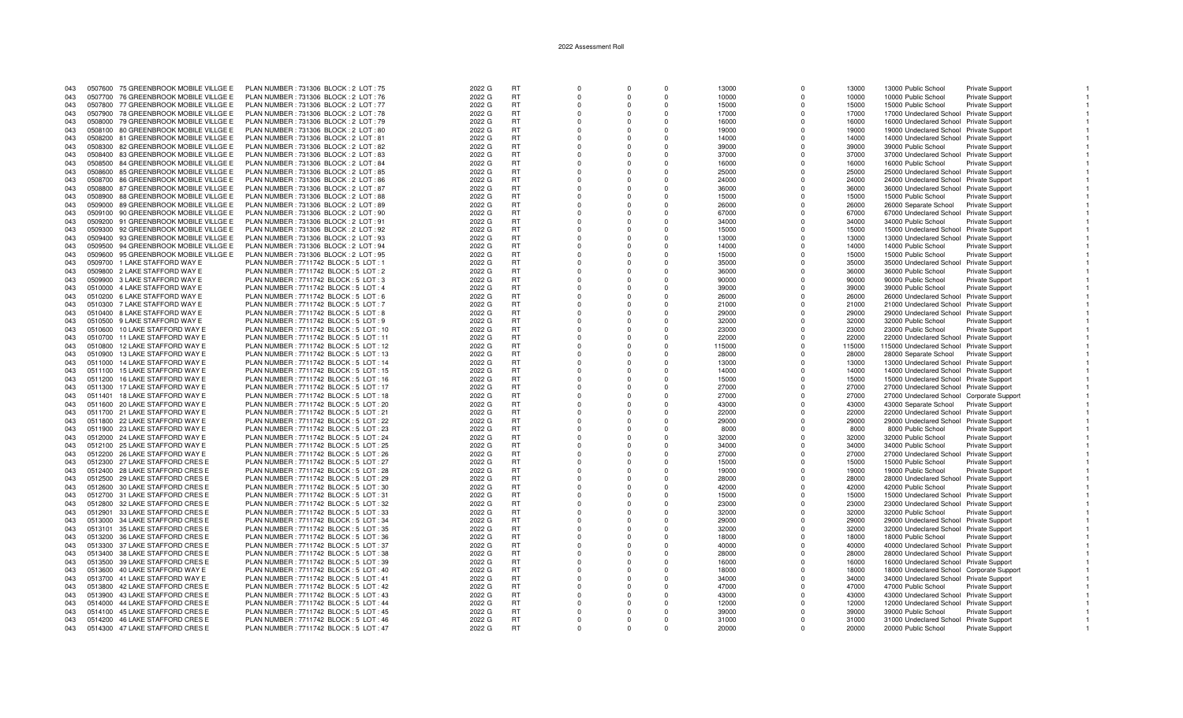2022 Assessment Roll

| | | | | | | | | | | | | | | | |
|---|---|---|---|---|---|---|---|---|---|---|---|---|---|---|---|
| 043 | 0507600 | 75 GREENBROOK MOBILE VILLGE E | PLAN NUMBER : 731306 BLOCK : 2 LOT : 75 | 2022 G | RT | 0 | 0 | 0 | 13000 | 0 | 13000 | 13000 | Public School | Private Support | 1 |
| 043 | 0507700 | 76 GREENBROOK MOBILE VILLGE E | PLAN NUMBER : 731306 BLOCK : 2 LOT : 76 | 2022 G | RT | 0 | 0 | 0 | 10000 | 0 | 10000 | 10000 | Public School | Private Support | 1 |
| 043 | 0507800 | 77 GREENBROOK MOBILE VILLGE E | PLAN NUMBER : 731306 BLOCK : 2 LOT : 77 | 2022 G | RT | 0 | 0 | 0 | 15000 | 0 | 15000 | 15000 | Public School | Private Support | 1 |
| 043 | 0507900 | 78 GREENBROOK MOBILE VILLGE E | PLAN NUMBER : 731306 BLOCK : 2 LOT : 78 | 2022 G | RT | 0 | 0 | 0 | 17000 | 0 | 17000 | 17000 | Undeclared School | Private Support | 1 |
| 043 | 0508000 | 79 GREENBROOK MOBILE VILLGE E | PLAN NUMBER : 731306 BLOCK : 2 LOT : 79 | 2022 G | RT | 0 | 0 | 0 | 16000 | 0 | 16000 | 16000 | Undeclared School | Private Support | 1 |
| 043 | 0508100 | 80 GREENBROOK MOBILE VILLGE E | PLAN NUMBER : 731306 BLOCK : 2 LOT : 80 | 2022 G | RT | 0 | 0 | 0 | 19000 | 0 | 19000 | 19000 | Undeclared School | Private Support | 1 |
| 043 | 0508200 | 81 GREENBROOK MOBILE VILLGE E | PLAN NUMBER : 731306 BLOCK : 2 LOT : 81 | 2022 G | RT | 0 | 0 | 0 | 14000 | 0 | 14000 | 14000 | Undeclared School | Private Support | 1 |
| 043 | 0508300 | 82 GREENBROOK MOBILE VILLGE E | PLAN NUMBER : 731306 BLOCK : 2 LOT : 82 | 2022 G | RT | 0 | 0 | 0 | 39000 | 0 | 39000 | 39000 | Public School | Private Support | 1 |
| 043 | 0508400 | 83 GREENBROOK MOBILE VILLGE E | PLAN NUMBER : 731306 BLOCK : 2 LOT : 83 | 2022 G | RT | 0 | 0 | 0 | 37000 | 0 | 37000 | 37000 | Undeclared School | Private Support | 1 |
| 043 | 0508500 | 84 GREENBROOK MOBILE VILLGE E | PLAN NUMBER : 731306 BLOCK : 2 LOT : 84 | 2022 G | RT | 0 | 0 | 0 | 16000 | 0 | 16000 | 16000 | Public School | Private Support | 1 |
| 043 | 0508600 | 85 GREENBROOK MOBILE VILLGE E | PLAN NUMBER : 731306 BLOCK : 2 LOT : 85 | 2022 G | RT | 0 | 0 | 0 | 25000 | 0 | 25000 | 25000 | Undeclared School | Private Support | 1 |
| 043 | 0508700 | 86 GREENBROOK MOBILE VILLGE E | PLAN NUMBER : 731306 BLOCK : 2 LOT : 86 | 2022 G | RT | 0 | 0 | 0 | 24000 | 0 | 24000 | 24000 | Undeclared School | Private Support | 1 |
| 043 | 0508800 | 87 GREENBROOK MOBILE VILLGE E | PLAN NUMBER : 731306 BLOCK : 2 LOT : 87 | 2022 G | RT | 0 | 0 | 0 | 36000 | 0 | 36000 | 36000 | Undeclared School | Private Support | 1 |
| 043 | 0508900 | 88 GREENBROOK MOBILE VILLGE E | PLAN NUMBER : 731306 BLOCK : 2 LOT : 88 | 2022 G | RT | 0 | 0 | 0 | 15000 | 0 | 15000 | 15000 | Public School | Private Support | 1 |
| 043 | 0509000 | 89 GREENBROOK MOBILE VILLGE E | PLAN NUMBER : 731306 BLOCK : 2 LOT : 89 | 2022 G | RT | 0 | 0 | 0 | 26000 | 0 | 26000 | 26000 | Separate School | Private Support | 1 |
| 043 | 0509100 | 90 GREENBROOK MOBILE VILLGE E | PLAN NUMBER : 731306 BLOCK : 2 LOT : 90 | 2022 G | RT | 0 | 0 | 0 | 67000 | 0 | 67000 | 67000 | Undeclared School | Private Support | 1 |
| 043 | 0509200 | 91 GREENBROOK MOBILE VILLGE E | PLAN NUMBER : 731306 BLOCK : 2 LOT : 91 | 2022 G | RT | 0 | 0 | 0 | 34000 | 0 | 34000 | 34000 | Public School | Private Support | 1 |
| 043 | 0509300 | 92 GREENBROOK MOBILE VILLGE E | PLAN NUMBER : 731306 BLOCK : 2 LOT : 92 | 2022 G | RT | 0 | 0 | 0 | 15000 | 0 | 15000 | 15000 | Undeclared School | Private Support | 1 |
| 043 | 0509400 | 93 GREENBROOK MOBILE VILLGE E | PLAN NUMBER : 731306 BLOCK : 2 LOT : 93 | 2022 G | RT | 0 | 0 | 0 | 13000 | 0 | 13000 | 13000 | Undeclared School | Private Support | 1 |
| 043 | 0509500 | 94 GREENBROOK MOBILE VILLGE E | PLAN NUMBER : 731306 BLOCK : 2 LOT : 94 | 2022 G | RT | 0 | 0 | 0 | 14000 | 0 | 14000 | 14000 | Public School | Private Support | 1 |
| 043 | 0509600 | 95 GREENBROOK MOBILE VILLGE E | PLAN NUMBER : 731306 BLOCK : 2 LOT : 95 | 2022 G | RT | 0 | 0 | 0 | 15000 | 0 | 15000 | 15000 | Public School | Private Support | 1 |
| 043 | 0509700 | 1 LAKE STAFFORD WAY E | PLAN NUMBER : 7711742 BLOCK : 5 LOT : 1 | 2022 G | RT | 0 | 0 | 0 | 35000 | 0 | 35000 | 35000 | Undeclared School | Private Support | 1 |
| 043 | 0509800 | 2 LAKE STAFFORD WAY E | PLAN NUMBER : 7711742 BLOCK : 5 LOT : 2 | 2022 G | RT | 0 | 0 | 0 | 36000 | 0 | 36000 | 36000 | Public School | Private Support | 1 |
| 043 | 0509900 | 3 LAKE STAFFORD WAY E | PLAN NUMBER : 7711742 BLOCK : 5 LOT : 3 | 2022 G | RT | 0 | 0 | 0 | 90000 | 0 | 90000 | 90000 | Public School | Private Support | 1 |
| 043 | 0510000 | 4 LAKE STAFFORD WAY E | PLAN NUMBER : 7711742 BLOCK : 5 LOT : 4 | 2022 G | RT | 0 | 0 | 0 | 39000 | 0 | 39000 | 39000 | Public School | Private Support | 1 |
| 043 | 0510200 | 6 LAKE STAFFORD WAY E | PLAN NUMBER : 7711742 BLOCK : 5 LOT : 6 | 2022 G | RT | 0 | 0 | 0 | 26000 | 0 | 26000 | 26000 | Undeclared School | Private Support | 1 |
| 043 | 0510300 | 7 LAKE STAFFORD WAY E | PLAN NUMBER : 7711742 BLOCK : 5 LOT : 7 | 2022 G | RT | 0 | 0 | 0 | 21000 | 0 | 21000 | 21000 | Undeclared School | Private Support | 1 |
| 043 | 0510400 | 8 LAKE STAFFORD WAY E | PLAN NUMBER : 7711742 BLOCK : 5 LOT : 8 | 2022 G | RT | 0 | 0 | 0 | 29000 | 0 | 29000 | 29000 | Undeclared School | Private Support | 1 |
| 043 | 0510500 | 9 LAKE STAFFORD WAY E | PLAN NUMBER : 7711742 BLOCK : 5 LOT : 9 | 2022 G | RT | 0 | 0 | 0 | 32000 | 0 | 32000 | 32000 | Public School | Private Support | 1 |
| 043 | 0510600 | 10 LAKE STAFFORD WAY E | PLAN NUMBER : 7711742 BLOCK : 5 LOT : 10 | 2022 G | RT | 0 | 0 | 0 | 23000 | 0 | 23000 | 23000 | Public School | Private Support | 1 |
| 043 | 0510700 | 11 LAKE STAFFORD WAY E | PLAN NUMBER : 7711742 BLOCK : 5 LOT : 11 | 2022 G | RT | 0 | 0 | 0 | 22000 | 0 | 22000 | 22000 | Undeclared School | Private Support | 1 |
| 043 | 0510800 | 12 LAKE STAFFORD WAY E | PLAN NUMBER : 7711742 BLOCK : 5 LOT : 12 | 2022 G | RT | 0 | 0 | 0 | 115000 | 0 | 115000 | 115000 | Undeclared School | Private Support | 1 |
| 043 | 0510900 | 13 LAKE STAFFORD WAY E | PLAN NUMBER : 7711742 BLOCK : 5 LOT : 13 | 2022 G | RT | 0 | 0 | 0 | 28000 | 0 | 28000 | 28000 | Separate School | Private Support | 1 |
| 043 | 0511000 | 14 LAKE STAFFORD WAY E | PLAN NUMBER : 7711742 BLOCK : 5 LOT : 14 | 2022 G | RT | 0 | 0 | 0 | 13000 | 0 | 13000 | 13000 | Undeclared School | Private Support | 1 |
| 043 | 0511100 | 15 LAKE STAFFORD WAY E | PLAN NUMBER : 7711742 BLOCK : 5 LOT : 15 | 2022 G | RT | 0 | 0 | 0 | 14000 | 0 | 14000 | 14000 | Undeclared School | Private Support | 1 |
| 043 | 0511200 | 16 LAKE STAFFORD WAY E | PLAN NUMBER : 7711742 BLOCK : 5 LOT : 16 | 2022 G | RT | 0 | 0 | 0 | 15000 | 0 | 15000 | 15000 | Undeclared School | Private Support | 1 |
| 043 | 0511300 | 17 LAKE STAFFORD WAY E | PLAN NUMBER : 7711742 BLOCK : 5 LOT : 17 | 2022 G | RT | 0 | 0 | 0 | 27000 | 0 | 27000 | 27000 | Undeclared School | Private Support | 1 |
| 043 | 0511401 | 18 LAKE STAFFORD WAY E | PLAN NUMBER : 7711742 BLOCK : 5 LOT : 18 | 2022 G | RT | 0 | 0 | 0 | 27000 | 0 | 27000 | 27000 | Undeclared School | Corporate Support | 1 |
| 043 | 0511600 | 20 LAKE STAFFORD WAY E | PLAN NUMBER : 7711742 BLOCK : 5 LOT : 20 | 2022 G | RT | 0 | 0 | 0 | 43000 | 0 | 43000 | 43000 | Separate School | Private Support | 1 |
| 043 | 0511700 | 21 LAKE STAFFORD WAY E | PLAN NUMBER : 7711742 BLOCK : 5 LOT : 21 | 2022 G | RT | 0 | 0 | 0 | 22000 | 0 | 22000 | 22000 | Undeclared School | Private Support | 1 |
| 043 | 0511800 | 22 LAKE STAFFORD WAY E | PLAN NUMBER : 7711742 BLOCK : 5 LOT : 22 | 2022 G | RT | 0 | 0 | 0 | 29000 | 0 | 29000 | 29000 | Undeclared School | Private Support | 1 |
| 043 | 0511900 | 23 LAKE STAFFORD WAY E | PLAN NUMBER : 7711742 BLOCK : 5 LOT : 23 | 2022 G | RT | 0 | 0 | 0 | 8000 | 0 | 8000 | 8000 | Public School | Private Support | 1 |
| 043 | 0512000 | 24 LAKE STAFFORD WAY E | PLAN NUMBER : 7711742 BLOCK : 5 LOT : 24 | 2022 G | RT | 0 | 0 | 0 | 32000 | 0 | 32000 | 32000 | Public School | Private Support | 1 |
| 043 | 0512100 | 25 LAKE STAFFORD WAY E | PLAN NUMBER : 7711742 BLOCK : 5 LOT : 25 | 2022 G | RT | 0 | 0 | 0 | 34000 | 0 | 34000 | 34000 | Public School | Private Support | 1 |
| 043 | 0512200 | 26 LAKE STAFFORD WAY E | PLAN NUMBER : 7711742 BLOCK : 5 LOT : 26 | 2022 G | RT | 0 | 0 | 0 | 27000 | 0 | 27000 | 27000 | Undeclared School | Private Support | 1 |
| 043 | 0512300 | 27 LAKE STAFFORD CRES E | PLAN NUMBER : 7711742 BLOCK : 5 LOT : 27 | 2022 G | RT | 0 | 0 | 0 | 15000 | 0 | 15000 | 15000 | Public School | Private Support | 1 |
| 043 | 0512400 | 28 LAKE STAFFORD CRES E | PLAN NUMBER : 7711742 BLOCK : 5 LOT : 28 | 2022 G | RT | 0 | 0 | 0 | 19000 | 0 | 19000 | 19000 | Public School | Private Support | 1 |
| 043 | 0512500 | 29 LAKE STAFFORD CRES E | PLAN NUMBER : 7711742 BLOCK : 5 LOT : 29 | 2022 G | RT | 0 | 0 | 0 | 28000 | 0 | 28000 | 28000 | Undeclared School | Private Support | 1 |
| 043 | 0512600 | 30 LAKE STAFFORD CRES E | PLAN NUMBER : 7711742 BLOCK : 5 LOT : 30 | 2022 G | RT | 0 | 0 | 0 | 42000 | 0 | 42000 | 42000 | Public School | Private Support | 1 |
| 043 | 0512700 | 31 LAKE STAFFORD CRES E | PLAN NUMBER : 7711742 BLOCK : 5 LOT : 31 | 2022 G | RT | 0 | 0 | 0 | 15000 | 0 | 15000 | 15000 | Undeclared School | Private Support | 1 |
| 043 | 0512800 | 32 LAKE STAFFORD CRES E | PLAN NUMBER : 7711742 BLOCK : 5 LOT : 32 | 2022 G | RT | 0 | 0 | 0 | 23000 | 0 | 23000 | 23000 | Undeclared School | Private Support | 1 |
| 043 | 0512901 | 33 LAKE STAFFORD CRES E | PLAN NUMBER : 7711742 BLOCK : 5 LOT : 33 | 2022 G | RT | 0 | 0 | 0 | 32000 | 0 | 32000 | 32000 | Public School | Private Support | 1 |
| 043 | 0513000 | 34 LAKE STAFFORD CRES E | PLAN NUMBER : 7711742 BLOCK : 5 LOT : 34 | 2022 G | RT | 0 | 0 | 0 | 29000 | 0 | 29000 | 29000 | Undeclared School | Private Support | 1 |
| 043 | 0513101 | 35 LAKE STAFFORD CRES E | PLAN NUMBER : 7711742 BLOCK : 5 LOT : 35 | 2022 G | RT | 0 | 0 | 0 | 32000 | 0 | 32000 | 32000 | Undeclared School | Private Support | 1 |
| 043 | 0513200 | 36 LAKE STAFFORD CRES E | PLAN NUMBER : 7711742 BLOCK : 5 LOT : 36 | 2022 G | RT | 0 | 0 | 0 | 18000 | 0 | 18000 | 18000 | Public School | Private Support | 1 |
| 043 | 0513300 | 37 LAKE STAFFORD CRES E | PLAN NUMBER : 7711742 BLOCK : 5 LOT : 37 | 2022 G | RT | 0 | 0 | 0 | 40000 | 0 | 40000 | 40000 | Undeclared School | Private Support | 1 |
| 043 | 0513400 | 38 LAKE STAFFORD CRES E | PLAN NUMBER : 7711742 BLOCK : 5 LOT : 38 | 2022 G | RT | 0 | 0 | 0 | 28000 | 0 | 28000 | 28000 | Undeclared School | Private Support | 1 |
| 043 | 0513500 | 39 LAKE STAFFORD CRES E | PLAN NUMBER : 7711742 BLOCK : 5 LOT : 39 | 2022 G | RT | 0 | 0 | 0 | 16000 | 0 | 16000 | 16000 | Undeclared School | Private Support | 1 |
| 043 | 0513600 | 40 LAKE STAFFORD WAY E | PLAN NUMBER : 7711742 BLOCK : 5 LOT : 40 | 2022 G | RT | 0 | 0 | 0 | 18000 | 0 | 18000 | 18000 | Undeclared School | Corporate Support | 1 |
| 043 | 0513700 | 41 LAKE STAFFORD WAY E | PLAN NUMBER : 7711742 BLOCK : 5 LOT : 41 | 2022 G | RT | 0 | 0 | 0 | 34000 | 0 | 34000 | 34000 | Undeclared School | Private Support | 1 |
| 043 | 0513800 | 42 LAKE STAFFORD CRES E | PLAN NUMBER : 7711742 BLOCK : 5 LOT : 42 | 2022 G | RT | 0 | 0 | 0 | 47000 | 0 | 47000 | 47000 | Public School | Private Support | 1 |
| 043 | 0513900 | 43 LAKE STAFFORD CRES E | PLAN NUMBER : 7711742 BLOCK : 5 LOT : 43 | 2022 G | RT | 0 | 0 | 0 | 43000 | 0 | 43000 | 43000 | Undeclared School | Private Support | 1 |
| 043 | 0514000 | 44 LAKE STAFFORD CRES E | PLAN NUMBER : 7711742 BLOCK : 5 LOT : 44 | 2022 G | RT | 0 | 0 | 0 | 12000 | 0 | 12000 | 12000 | Undeclared School | Private Support | 1 |
| 043 | 0514100 | 45 LAKE STAFFORD CRES E | PLAN NUMBER : 7711742 BLOCK : 5 LOT : 45 | 2022 G | RT | 0 | 0 | 0 | 39000 | 0 | 39000 | 39000 | Public School | Private Support | 1 |
| 043 | 0514200 | 46 LAKE STAFFORD CRES E | PLAN NUMBER : 7711742 BLOCK : 5 LOT : 46 | 2022 G | RT | 0 | 0 | 0 | 31000 | 0 | 31000 | 31000 | Undeclared School | Private Support | 1 |
| 043 | 0514300 | 47 LAKE STAFFORD CRES E | PLAN NUMBER : 7711742 BLOCK : 5 LOT : 47 | 2022 G | RT | 0 | 0 | 0 | 20000 | 0 | 20000 | 20000 | Public School | Private Support | 1 |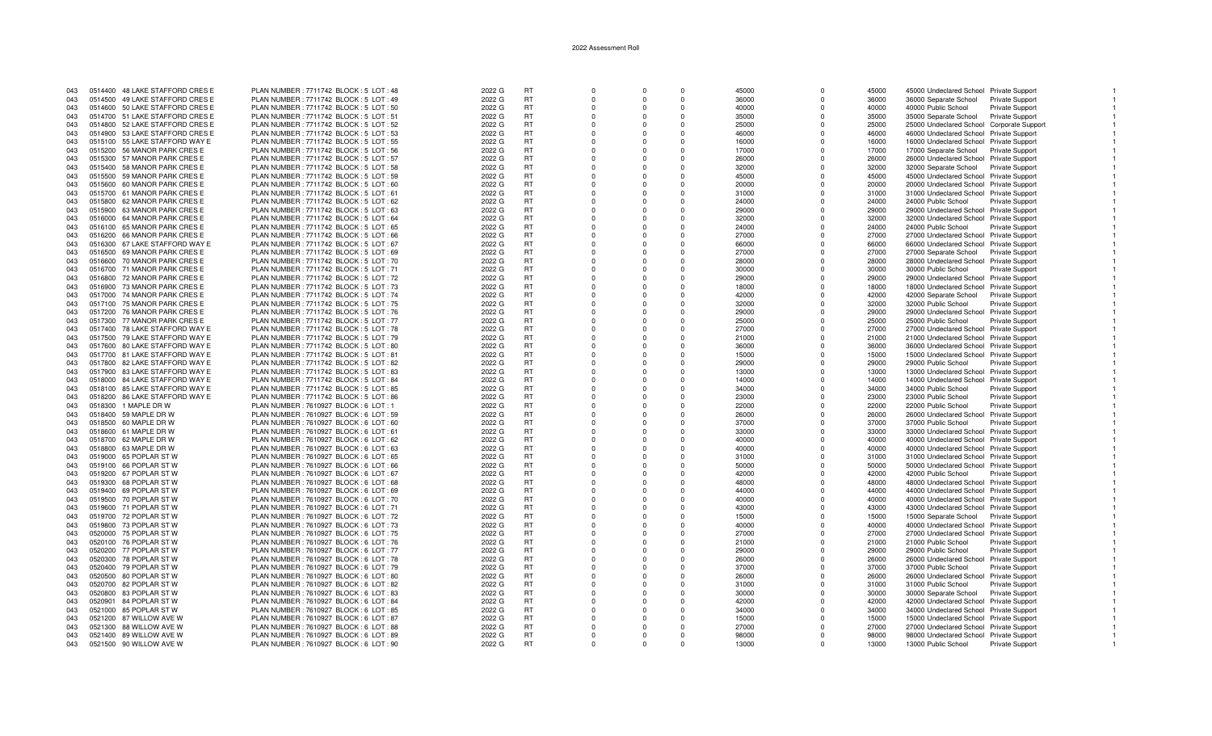2022 Assessment Roll

| | | | | | | | | | | | | | | |
|---|---|---|---|---|---|---|---|---|---|---|---|---|---|---|
| 043 | 0514400 | 48 LAKE STAFFORD CRES E | PLAN NUMBER : 7711742 BLOCK : 5 LOT : 48 | 2022 G | RT | 0 | 0 | 0 | 45000 | 0 | 45000 | 45000 Undeclared School | Private Support | 1 |
| 043 | 0514500 | 49 LAKE STAFFORD CRES E | PLAN NUMBER : 7711742 BLOCK : 5 LOT : 49 | 2022 G | RT | 0 | 0 | 0 | 36000 | 0 | 36000 | 36000 Separate School | Private Support | 1 |
| 043 | 0514600 | 50 LAKE STAFFORD CRES E | PLAN NUMBER : 7711742 BLOCK : 5 LOT : 50 | 2022 G | RT | 0 | 0 | 0 | 40000 | 0 | 40000 | 40000 Public School | Private Support | 1 |
| 043 | 0514700 | 51 LAKE STAFFORD CRES E | PLAN NUMBER : 7711742 BLOCK : 5 LOT : 51 | 2022 G | RT | 0 | 0 | 0 | 35000 | 0 | 35000 | 35000 Separate School | Private Support | 1 |
| 043 | 0514800 | 52 LAKE STAFFORD CRES E | PLAN NUMBER : 7711742 BLOCK : 5 LOT : 52 | 2022 G | RT | 0 | 0 | 0 | 25000 | 0 | 25000 | 25000 Undeclared School | Corporate Support | 1 |
| 043 | 0514900 | 53 LAKE STAFFORD CRES E | PLAN NUMBER : 7711742 BLOCK : 5 LOT : 53 | 2022 G | RT | 0 | 0 | 0 | 46000 | 0 | 46000 | 46000 Undeclared School | Private Support | 1 |
| 043 | 0515100 | 55 LAKE STAFFORD WAY E | PLAN NUMBER : 7711742 BLOCK : 5 LOT : 55 | 2022 G | RT | 0 | 0 | 0 | 16000 | 0 | 16000 | 16000 Undeclared School | Private Support | 1 |
| 043 | 0515200 | 56 MANOR PARK CRES E | PLAN NUMBER : 7711742 BLOCK : 5 LOT : 56 | 2022 G | RT | 0 | 0 | 0 | 17000 | 0 | 17000 | 17000 Separate School | Private Support | 1 |
| 043 | 0515300 | 57 MANOR PARK CRES E | PLAN NUMBER : 7711742 BLOCK : 5 LOT : 57 | 2022 G | RT | 0 | 0 | 0 | 26000 | 0 | 26000 | 26000 Undeclared School | Private Support | 1 |
| 043 | 0515400 | 58 MANOR PARK CRES E | PLAN NUMBER : 7711742 BLOCK : 5 LOT : 58 | 2022 G | RT | 0 | 0 | 0 | 32000 | 0 | 32000 | 32000 Separate School | Private Support | 1 |
| 043 | 0515500 | 59 MANOR PARK CRES E | PLAN NUMBER : 7711742 BLOCK : 5 LOT : 59 | 2022 G | RT | 0 | 0 | 0 | 45000 | 0 | 45000 | 45000 Undeclared School | Private Support | 1 |
| 043 | 0515600 | 60 MANOR PARK CRES E | PLAN NUMBER : 7711742 BLOCK : 5 LOT : 60 | 2022 G | RT | 0 | 0 | 0 | 20000 | 0 | 20000 | 20000 Undeclared School | Private Support | 1 |
| 043 | 0515700 | 61 MANOR PARK CRES E | PLAN NUMBER : 7711742 BLOCK : 5 LOT : 61 | 2022 G | RT | 0 | 0 | 0 | 31000 | 0 | 31000 | 31000 Undeclared School | Private Support | 1 |
| 043 | 0515800 | 62 MANOR PARK CRES E | PLAN NUMBER : 7711742 BLOCK : 5 LOT : 62 | 2022 G | RT | 0 | 0 | 0 | 24000 | 0 | 24000 | 24000 Public School | Private Support | 1 |
| 043 | 0515900 | 63 MANOR PARK CRES E | PLAN NUMBER : 7711742 BLOCK : 5 LOT : 63 | 2022 G | RT | 0 | 0 | 0 | 29000 | 0 | 29000 | 29000 Undeclared School | Private Support | 1 |
| 043 | 0516000 | 64 MANOR PARK CRES E | PLAN NUMBER : 7711742 BLOCK : 5 LOT : 64 | 2022 G | RT | 0 | 0 | 0 | 32000 | 0 | 32000 | 32000 Undeclared School | Private Support | 1 |
| 043 | 0516100 | 65 MANOR PARK CRES E | PLAN NUMBER : 7711742 BLOCK : 5 LOT : 65 | 2022 G | RT | 0 | 0 | 0 | 24000 | 0 | 24000 | 24000 Public School | Private Support | 1 |
| 043 | 0516200 | 66 MANOR PARK CRES E | PLAN NUMBER : 7711742 BLOCK : 5 LOT : 66 | 2022 G | RT | 0 | 0 | 0 | 27000 | 0 | 27000 | 27000 Undeclared School | Private Support | 1 |
| 043 | 0516300 | 67 LAKE STAFFORD WAY E | PLAN NUMBER : 7711742 BLOCK : 5 LOT : 67 | 2022 G | RT | 0 | 0 | 0 | 66000 | 0 | 66000 | 66000 Undeclared School | Private Support | 1 |
| 043 | 0516500 | 69 MANOR PARK CRES E | PLAN NUMBER : 7711742 BLOCK : 5 LOT : 69 | 2022 G | RT | 0 | 0 | 0 | 27000 | 0 | 27000 | 27000 Separate School | Private Support | 1 |
| 043 | 0516600 | 70 MANOR PARK CRES E | PLAN NUMBER : 7711742 BLOCK : 5 LOT : 70 | 2022 G | RT | 0 | 0 | 0 | 28000 | 0 | 28000 | 28000 Undeclared School | Private Support | 1 |
| 043 | 0516700 | 71 MANOR PARK CRES E | PLAN NUMBER : 7711742 BLOCK : 5 LOT : 71 | 2022 G | RT | 0 | 0 | 0 | 30000 | 0 | 30000 | 30000 Public School | Private Support | 1 |
| 043 | 0516800 | 72 MANOR PARK CRES E | PLAN NUMBER : 7711742 BLOCK : 5 LOT : 72 | 2022 G | RT | 0 | 0 | 0 | 29000 | 0 | 29000 | 29000 Undeclared School | Private Support | 1 |
| 043 | 0516900 | 73 MANOR PARK CRES E | PLAN NUMBER : 7711742 BLOCK : 5 LOT : 73 | 2022 G | RT | 0 | 0 | 0 | 18000 | 0 | 18000 | 18000 Undeclared School | Private Support | 1 |
| 043 | 0517000 | 74 MANOR PARK CRES E | PLAN NUMBER : 7711742 BLOCK : 5 LOT : 74 | 2022 G | RT | 0 | 0 | 0 | 42000 | 0 | 42000 | 42000 Separate School | Private Support | 1 |
| 043 | 0517100 | 75 MANOR PARK CRES E | PLAN NUMBER : 7711742 BLOCK : 5 LOT : 75 | 2022 G | RT | 0 | 0 | 0 | 32000 | 0 | 32000 | 32000 Public School | Private Support | 1 |
| 043 | 0517200 | 76 MANOR PARK CRES E | PLAN NUMBER : 7711742 BLOCK : 5 LOT : 76 | 2022 G | RT | 0 | 0 | 0 | 29000 | 0 | 29000 | 29000 Undeclared School | Private Support | 1 |
| 043 | 0517300 | 77 MANOR PARK CRES E | PLAN NUMBER : 7711742 BLOCK : 5 LOT : 77 | 2022 G | RT | 0 | 0 | 0 | 25000 | 0 | 25000 | 25000 Public School | Private Support | 1 |
| 043 | 0517400 | 78 LAKE STAFFORD WAY E | PLAN NUMBER : 7711742 BLOCK : 5 LOT : 78 | 2022 G | RT | 0 | 0 | 0 | 27000 | 0 | 27000 | 27000 Undeclared School | Private Support | 1 |
| 043 | 0517500 | 79 LAKE STAFFORD WAY E | PLAN NUMBER : 7711742 BLOCK : 5 LOT : 79 | 2022 G | RT | 0 | 0 | 0 | 21000 | 0 | 21000 | 21000 Undeclared School | Private Support | 1 |
| 043 | 0517600 | 80 LAKE STAFFORD WAY E | PLAN NUMBER : 7711742 BLOCK : 5 LOT : 80 | 2022 G | RT | 0 | 0 | 0 | 36000 | 0 | 36000 | 36000 Undeclared School | Private Support | 1 |
| 043 | 0517700 | 81 LAKE STAFFORD WAY E | PLAN NUMBER : 7711742 BLOCK : 5 LOT : 81 | 2022 G | RT | 0 | 0 | 0 | 15000 | 0 | 15000 | 15000 Undeclared School | Private Support | 1 |
| 043 | 0517800 | 82 LAKE STAFFORD WAY E | PLAN NUMBER : 7711742 BLOCK : 5 LOT : 82 | 2022 G | RT | 0 | 0 | 0 | 29000 | 0 | 29000 | 29000 Public School | Private Support | 1 |
| 043 | 0517900 | 83 LAKE STAFFORD WAY E | PLAN NUMBER : 7711742 BLOCK : 5 LOT : 83 | 2022 G | RT | 0 | 0 | 0 | 13000 | 0 | 13000 | 13000 Undeclared School | Private Support | 1 |
| 043 | 0518000 | 84 LAKE STAFFORD WAY E | PLAN NUMBER : 7711742 BLOCK : 5 LOT : 84 | 2022 G | RT | 0 | 0 | 0 | 14000 | 0 | 14000 | 14000 Undeclared School | Private Support | 1 |
| 043 | 0518100 | 85 LAKE STAFFORD WAY E | PLAN NUMBER : 7711742 BLOCK : 5 LOT : 85 | 2022 G | RT | 0 | 0 | 0 | 34000 | 0 | 34000 | 34000 Public School | Private Support | 1 |
| 043 | 0518200 | 86 LAKE STAFFORD WAY E | PLAN NUMBER : 7711742 BLOCK : 5 LOT : 86 | 2022 G | RT | 0 | 0 | 0 | 23000 | 0 | 23000 | 23000 Public School | Private Support | 1 |
| 043 | 0518300 | 1 MAPLE DR W | PLAN NUMBER : 7610927 BLOCK : 6 LOT : 1 | 2022 G | RT | 0 | 0 | 0 | 22000 | 0 | 22000 | 22000 Public School | Private Support | 1 |
| 043 | 0518400 | 59 MAPLE DR W | PLAN NUMBER : 7610927 BLOCK : 6 LOT : 59 | 2022 G | RT | 0 | 0 | 0 | 26000 | 0 | 26000 | 26000 Undeclared School | Private Support | 1 |
| 043 | 0518500 | 60 MAPLE DR W | PLAN NUMBER : 7610927 BLOCK : 6 LOT : 60 | 2022 G | RT | 0 | 0 | 0 | 37000 | 0 | 37000 | 37000 Public School | Private Support | 1 |
| 043 | 0518600 | 61 MAPLE DR W | PLAN NUMBER : 7610927 BLOCK : 6 LOT : 61 | 2022 G | RT | 0 | 0 | 0 | 33000 | 0 | 33000 | 33000 Undeclared School | Private Support | 1 |
| 043 | 0518700 | 62 MAPLE DR W | PLAN NUMBER : 7610927 BLOCK : 6 LOT : 62 | 2022 G | RT | 0 | 0 | 0 | 40000 | 0 | 40000 | 40000 Undeclared School | Private Support | 1 |
| 043 | 0518800 | 63 MAPLE DR W | PLAN NUMBER : 7610927 BLOCK : 6 LOT : 63 | 2022 G | RT | 0 | 0 | 0 | 40000 | 0 | 40000 | 40000 Undeclared School | Private Support | 1 |
| 043 | 0519000 | 65 POPLAR ST W | PLAN NUMBER : 7610927 BLOCK : 6 LOT : 65 | 2022 G | RT | 0 | 0 | 0 | 31000 | 0 | 31000 | 31000 Undeclared School | Private Support | 1 |
| 043 | 0519100 | 66 POPLAR ST W | PLAN NUMBER : 7610927 BLOCK : 6 LOT : 66 | 2022 G | RT | 0 | 0 | 0 | 50000 | 0 | 50000 | 50000 Undeclared School | Private Support | 1 |
| 043 | 0519200 | 67 POPLAR ST W | PLAN NUMBER : 7610927 BLOCK : 6 LOT : 67 | 2022 G | RT | 0 | 0 | 0 | 42000 | 0 | 42000 | 42000 Public School | Private Support | 1 |
| 043 | 0519300 | 68 POPLAR ST W | PLAN NUMBER : 7610927 BLOCK : 6 LOT : 68 | 2022 G | RT | 0 | 0 | 0 | 48000 | 0 | 48000 | 48000 Undeclared School | Private Support | 1 |
| 043 | 0519400 | 69 POPLAR ST W | PLAN NUMBER : 7610927 BLOCK : 6 LOT : 69 | 2022 G | RT | 0 | 0 | 0 | 44000 | 0 | 44000 | 44000 Undeclared School | Private Support | 1 |
| 043 | 0519500 | 70 POPLAR ST W | PLAN NUMBER : 7610927 BLOCK : 6 LOT : 70 | 2022 G | RT | 0 | 0 | 0 | 40000 | 0 | 40000 | 40000 Undeclared School | Private Support | 1 |
| 043 | 0519600 | 71 POPLAR ST W | PLAN NUMBER : 7610927 BLOCK : 6 LOT : 71 | 2022 G | RT | 0 | 0 | 0 | 43000 | 0 | 43000 | 43000 Undeclared School | Private Support | 1 |
| 043 | 0519700 | 72 POPLAR ST W | PLAN NUMBER : 7610927 BLOCK : 6 LOT : 72 | 2022 G | RT | 0 | 0 | 0 | 15000 | 0 | 15000 | 15000 Separate School | Private Support | 1 |
| 043 | 0519800 | 73 POPLAR ST W | PLAN NUMBER : 7610927 BLOCK : 6 LOT : 73 | 2022 G | RT | 0 | 0 | 0 | 40000 | 0 | 40000 | 40000 Undeclared School | Private Support | 1 |
| 043 | 0520000 | 75 POPLAR ST W | PLAN NUMBER : 7610927 BLOCK : 6 LOT : 75 | 2022 G | RT | 0 | 0 | 0 | 27000 | 0 | 27000 | 27000 Undeclared School | Private Support | 1 |
| 043 | 0520100 | 76 POPLAR ST W | PLAN NUMBER : 7610927 BLOCK : 6 LOT : 76 | 2022 G | RT | 0 | 0 | 0 | 21000 | 0 | 21000 | 21000 Public School | Private Support | 1 |
| 043 | 0520200 | 77 POPLAR ST W | PLAN NUMBER : 7610927 BLOCK : 6 LOT : 77 | 2022 G | RT | 0 | 0 | 0 | 29000 | 0 | 29000 | 29000 Public School | Private Support | 1 |
| 043 | 0520300 | 78 POPLAR ST W | PLAN NUMBER : 7610927 BLOCK : 6 LOT : 78 | 2022 G | RT | 0 | 0 | 0 | 26000 | 0 | 26000 | 26000 Undeclared School | Private Support | 1 |
| 043 | 0520400 | 79 POPLAR ST W | PLAN NUMBER : 7610927 BLOCK : 6 LOT : 79 | 2022 G | RT | 0 | 0 | 0 | 37000 | 0 | 37000 | 37000 Public School | Private Support | 1 |
| 043 | 0520500 | 80 POPLAR ST W | PLAN NUMBER : 7610927 BLOCK : 6 LOT : 80 | 2022 G | RT | 0 | 0 | 0 | 26000 | 0 | 26000 | 26000 Undeclared School | Private Support | 1 |
| 043 | 0520700 | 82 POPLAR ST W | PLAN NUMBER : 7610927 BLOCK : 6 LOT : 82 | 2022 G | RT | 0 | 0 | 0 | 31000 | 0 | 31000 | 31000 Public School | Private Support | 1 |
| 043 | 0520800 | 83 POPLAR ST W | PLAN NUMBER : 7610927 BLOCK : 6 LOT : 83 | 2022 G | RT | 0 | 0 | 0 | 30000 | 0 | 30000 | 30000 Separate School | Private Support | 1 |
| 043 | 0520901 | 84 POPLAR ST W | PLAN NUMBER : 7610927 BLOCK : 6 LOT : 84 | 2022 G | RT | 0 | 0 | 0 | 42000 | 0 | 42000 | 42000 Undeclared School | Private Support | 1 |
| 043 | 0521000 | 85 POPLAR ST W | PLAN NUMBER : 7610927 BLOCK : 6 LOT : 85 | 2022 G | RT | 0 | 0 | 0 | 34000 | 0 | 34000 | 34000 Undeclared School | Private Support | 1 |
| 043 | 0521200 | 87 WILLOW AVE W | PLAN NUMBER : 7610927 BLOCK : 6 LOT : 87 | 2022 G | RT | 0 | 0 | 0 | 15000 | 0 | 15000 | 15000 Undeclared School | Private Support | 1 |
| 043 | 0521300 | 88 WILLOW AVE W | PLAN NUMBER : 7610927 BLOCK : 6 LOT : 88 | 2022 G | RT | 0 | 0 | 0 | 27000 | 0 | 27000 | 27000 Undeclared School | Private Support | 1 |
| 043 | 0521400 | 89 WILLOW AVE W | PLAN NUMBER : 7610927 BLOCK : 6 LOT : 89 | 2022 G | RT | 0 | 0 | 0 | 98000 | 0 | 98000 | 98000 Undeclared School | Private Support | 1 |
| 043 | 0521500 | 90 WILLOW AVE W | PLAN NUMBER : 7610927 BLOCK : 6 LOT : 90 | 2022 G | RT | 0 | 0 | 0 | 13000 | 0 | 13000 | 13000 Public School | Private Support | 1 |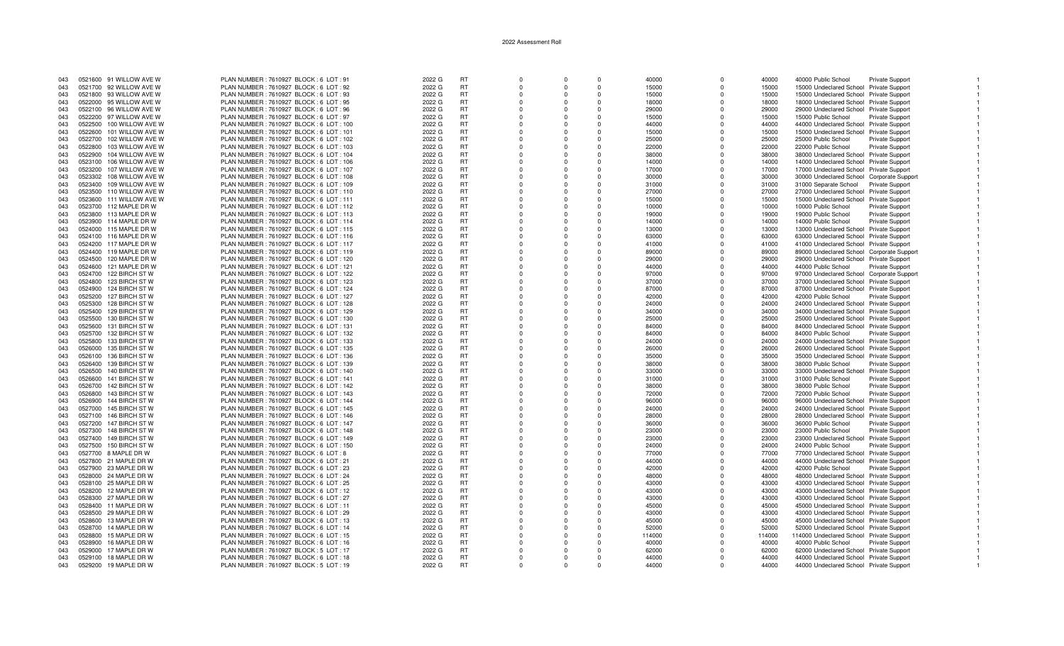| | | | | | | | | | | | | | | | |
|---|---|---|---|---|---|---|---|---|---|---|---|---|---|---|---|
| 043 | 0521600 | 91 WILLOW AVE W | PLAN NUMBER : 7610927 BLOCK : 6 LOT : 91 | 2022 G | RT | 0 | 0 | 0 | 40000 | 0 | 40000 | 40000 | Public School | Private Support | 1 |
| 043 | 0521700 | 92 WILLOW AVE W | PLAN NUMBER : 7610927 BLOCK : 6 LOT : 92 | 2022 G | RT | 0 | 0 | 0 | 15000 | 0 | 15000 | 15000 | Undeclared School | Private Support | 1 |
| 043 | 0521800 | 93 WILLOW AVE W | PLAN NUMBER : 7610927 BLOCK : 6 LOT : 93 | 2022 G | RT | 0 | 0 | 0 | 15000 | 0 | 15000 | 15000 | Undeclared School | Private Support | 1 |
| 043 | 0522000 | 95 WILLOW AVE W | PLAN NUMBER : 7610927 BLOCK : 6 LOT : 95 | 2022 G | RT | 0 | 0 | 0 | 18000 | 0 | 18000 | 18000 | Undeclared School | Private Support | 1 |
| 043 | 0522100 | 96 WILLOW AVE W | PLAN NUMBER : 7610927 BLOCK : 6 LOT : 96 | 2022 G | RT | 0 | 0 | 0 | 29000 | 0 | 29000 | 29000 | Undeclared School | Private Support | 1 |
| 043 | 0522200 | 97 WILLOW AVE W | PLAN NUMBER : 7610927 BLOCK : 6 LOT : 97 | 2022 G | RT | 0 | 0 | 0 | 15000 | 0 | 15000 | 15000 | Public School | Private Support | 1 |
| 043 | 0522500 | 100 WILLOW AVE W | PLAN NUMBER : 7610927 BLOCK : 6 LOT : 100 | 2022 G | RT | 0 | 0 | 0 | 44000 | 0 | 44000 | 44000 | Undeclared School | Private Support | 1 |
| 043 | 0522600 | 101 WILLOW AVE W | PLAN NUMBER : 7610927 BLOCK : 6 LOT : 101 | 2022 G | RT | 0 | 0 | 0 | 15000 | 0 | 15000 | 15000 | Undeclared School | Private Support | 1 |
| 043 | 0522700 | 102 WILLOW AVE W | PLAN NUMBER : 7610927 BLOCK : 6 LOT : 102 | 2022 G | RT | 0 | 0 | 0 | 25000 | 0 | 25000 | 25000 | Public School | Private Support | 1 |
| 043 | 0522800 | 103 WILLOW AVE W | PLAN NUMBER : 7610927 BLOCK : 6 LOT : 103 | 2022 G | RT | 0 | 0 | 0 | 22000 | 0 | 22000 | 22000 | Public School | Private Support | 1 |
| 043 | 0522900 | 104 WILLOW AVE W | PLAN NUMBER : 7610927 BLOCK : 6 LOT : 104 | 2022 G | RT | 0 | 0 | 0 | 38000 | 0 | 38000 | 38000 | Undeclared School | Private Support | 1 |
| 043 | 0523100 | 106 WILLOW AVE W | PLAN NUMBER : 7610927 BLOCK : 6 LOT : 106 | 2022 G | RT | 0 | 0 | 0 | 14000 | 0 | 14000 | 14000 | Undeclared School | Private Support | 1 |
| 043 | 0523200 | 107 WILLOW AVE W | PLAN NUMBER : 7610927 BLOCK : 6 LOT : 107 | 2022 G | RT | 0 | 0 | 0 | 17000 | 0 | 17000 | 17000 | Undeclared School | Private Support | 1 |
| 043 | 0523302 | 108 WILLOW AVE W | PLAN NUMBER : 7610927 BLOCK : 6 LOT : 108 | 2022 G | RT | 0 | 0 | 0 | 30000 | 0 | 30000 | 30000 | Undeclared School | Corporate Support | 1 |
| 043 | 0523400 | 109 WILLOW AVE W | PLAN NUMBER : 7610927 BLOCK : 6 LOT : 109 | 2022 G | RT | 0 | 0 | 0 | 31000 | 0 | 31000 | 31000 | Separate School | Private Support | 1 |
| 043 | 0523500 | 110 WILLOW AVE W | PLAN NUMBER : 7610927 BLOCK : 6 LOT : 110 | 2022 G | RT | 0 | 0 | 0 | 27000 | 0 | 27000 | 27000 | Undeclared School | Private Support | 1 |
| 043 | 0523600 | 111 WILLOW AVE W | PLAN NUMBER : 7610927 BLOCK : 6 LOT : 111 | 2022 G | RT | 0 | 0 | 0 | 15000 | 0 | 15000 | 15000 | Undeclared School | Private Support | 1 |
| 043 | 0523700 | 112 MAPLE DR W | PLAN NUMBER : 7610927 BLOCK : 6 LOT : 112 | 2022 G | RT | 0 | 0 | 0 | 10000 | 0 | 10000 | 10000 | Public School | Private Support | 1 |
| 043 | 0523800 | 113 MAPLE DR W | PLAN NUMBER : 7610927 BLOCK : 6 LOT : 113 | 2022 G | RT | 0 | 0 | 0 | 19000 | 0 | 19000 | 19000 | Public School | Private Support | 1 |
| 043 | 0523900 | 114 MAPLE DR W | PLAN NUMBER : 7610927 BLOCK : 6 LOT : 114 | 2022 G | RT | 0 | 0 | 0 | 14000 | 0 | 14000 | 14000 | Public School | Private Support | 1 |
| 043 | 0524000 | 115 MAPLE DR W | PLAN NUMBER : 7610927 BLOCK : 6 LOT : 115 | 2022 G | RT | 0 | 0 | 0 | 13000 | 0 | 13000 | 13000 | Undeclared School | Private Support | 1 |
| 043 | 0524100 | 116 MAPLE DR W | PLAN NUMBER : 7610927 BLOCK : 6 LOT : 116 | 2022 G | RT | 0 | 0 | 0 | 63000 | 0 | 63000 | 63000 | Undeclared School | Private Support | 1 |
| 043 | 0524200 | 117 MAPLE DR W | PLAN NUMBER : 7610927 BLOCK : 6 LOT : 117 | 2022 G | RT | 0 | 0 | 0 | 41000 | 0 | 41000 | 41000 | Undeclared School | Private Support | 1 |
| 043 | 0524400 | 119 MAPLE DR W | PLAN NUMBER : 7610927 BLOCK : 6 LOT : 119 | 2022 G | RT | 0 | 0 | 0 | 89000 | 0 | 89000 | 89000 | Undeclared School | Corporate Support | 1 |
| 043 | 0524500 | 120 MAPLE DR W | PLAN NUMBER : 7610927 BLOCK : 6 LOT : 120 | 2022 G | RT | 0 | 0 | 0 | 29000 | 0 | 29000 | 29000 | Undeclared School | Private Support | 1 |
| 043 | 0524600 | 121 MAPLE DR W | PLAN NUMBER : 7610927 BLOCK : 6 LOT : 121 | 2022 G | RT | 0 | 0 | 0 | 44000 | 0 | 44000 | 44000 | Public School | Private Support | 1 |
| 043 | 0524700 | 122 BIRCH ST W | PLAN NUMBER : 7610927 BLOCK : 6 LOT : 122 | 2022 G | RT | 0 | 0 | 0 | 97000 | 0 | 97000 | 97000 | Undeclared School | Corporate Support | 1 |
| 043 | 0524800 | 123 BIRCH ST W | PLAN NUMBER : 7610927 BLOCK : 6 LOT : 123 | 2022 G | RT | 0 | 0 | 0 | 37000 | 0 | 37000 | 37000 | Undeclared School | Private Support | 1 |
| 043 | 0524900 | 124 BIRCH ST W | PLAN NUMBER : 7610927 BLOCK : 6 LOT : 124 | 2022 G | RT | 0 | 0 | 0 | 87000 | 0 | 87000 | 87000 | Undeclared School | Private Support | 1 |
| 043 | 0525200 | 127 BIRCH ST W | PLAN NUMBER : 7610927 BLOCK : 6 LOT : 127 | 2022 G | RT | 0 | 0 | 0 | 42000 | 0 | 42000 | 42000 | Public School | Private Support | 1 |
| 043 | 0525300 | 128 BIRCH ST W | PLAN NUMBER : 7610927 BLOCK : 6 LOT : 128 | 2022 G | RT | 0 | 0 | 0 | 24000 | 0 | 24000 | 24000 | Undeclared School | Private Support | 1 |
| 043 | 0525400 | 129 BIRCH ST W | PLAN NUMBER : 7610927 BLOCK : 6 LOT : 129 | 2022 G | RT | 0 | 0 | 0 | 34000 | 0 | 34000 | 34000 | Undeclared School | Private Support | 1 |
| 043 | 0525500 | 130 BIRCH ST W | PLAN NUMBER : 7610927 BLOCK : 6 LOT : 130 | 2022 G | RT | 0 | 0 | 0 | 25000 | 0 | 25000 | 25000 | Undeclared School | Private Support | 1 |
| 043 | 0525600 | 131 BIRCH ST W | PLAN NUMBER : 7610927 BLOCK : 6 LOT : 131 | 2022 G | RT | 0 | 0 | 0 | 84000 | 0 | 84000 | 84000 | Undeclared School | Private Support | 1 |
| 043 | 0525700 | 132 BIRCH ST W | PLAN NUMBER : 7610927 BLOCK : 6 LOT : 132 | 2022 G | RT | 0 | 0 | 0 | 84000 | 0 | 84000 | 84000 | Public School | Private Support | 1 |
| 043 | 0525800 | 133 BIRCH ST W | PLAN NUMBER : 7610927 BLOCK : 6 LOT : 133 | 2022 G | RT | 0 | 0 | 0 | 24000 | 0 | 24000 | 24000 | Undeclared School | Private Support | 1 |
| 043 | 0526000 | 135 BIRCH ST W | PLAN NUMBER : 7610927 BLOCK : 6 LOT : 135 | 2022 G | RT | 0 | 0 | 0 | 26000 | 0 | 26000 | 26000 | Undeclared School | Private Support | 1 |
| 043 | 0526100 | 136 BIRCH ST W | PLAN NUMBER : 7610927 BLOCK : 6 LOT : 136 | 2022 G | RT | 0 | 0 | 0 | 35000 | 0 | 35000 | 35000 | Undeclared School | Private Support | 1 |
| 043 | 0526400 | 139 BIRCH ST W | PLAN NUMBER : 7610927 BLOCK : 6 LOT : 139 | 2022 G | RT | 0 | 0 | 0 | 38000 | 0 | 38000 | 38000 | Public School | Private Support | 1 |
| 043 | 0526500 | 140 BIRCH ST W | PLAN NUMBER : 7610927 BLOCK : 6 LOT : 140 | 2022 G | RT | 0 | 0 | 0 | 33000 | 0 | 33000 | 33000 | Undeclared School | Private Support | 1 |
| 043 | 0526600 | 141 BIRCH ST W | PLAN NUMBER : 7610927 BLOCK : 6 LOT : 141 | 2022 G | RT | 0 | 0 | 0 | 31000 | 0 | 31000 | 31000 | Public School | Private Support | 1 |
| 043 | 0526700 | 142 BIRCH ST W | PLAN NUMBER : 7610927 BLOCK : 6 LOT : 142 | 2022 G | RT | 0 | 0 | 0 | 38000 | 0 | 38000 | 38000 | Public School | Private Support | 1 |
| 043 | 0526800 | 143 BIRCH ST W | PLAN NUMBER : 7610927 BLOCK : 6 LOT : 143 | 2022 G | RT | 0 | 0 | 0 | 72000 | 0 | 72000 | 72000 | Public School | Private Support | 1 |
| 043 | 0526900 | 144 BIRCH ST W | PLAN NUMBER : 7610927 BLOCK : 6 LOT : 144 | 2022 G | RT | 0 | 0 | 0 | 96000 | 0 | 96000 | 96000 | Undeclared School | Private Support | 1 |
| 043 | 0527000 | 145 BIRCH ST W | PLAN NUMBER : 7610927 BLOCK : 6 LOT : 145 | 2022 G | RT | 0 | 0 | 0 | 24000 | 0 | 24000 | 24000 | Undeclared School | Private Support | 1 |
| 043 | 0527100 | 146 BIRCH ST W | PLAN NUMBER : 7610927 BLOCK : 6 LOT : 146 | 2022 G | RT | 0 | 0 | 0 | 28000 | 0 | 28000 | 28000 | Undeclared School | Private Support | 1 |
| 043 | 0527200 | 147 BIRCH ST W | PLAN NUMBER : 7610927 BLOCK : 6 LOT : 147 | 2022 G | RT | 0 | 0 | 0 | 36000 | 0 | 36000 | 36000 | Public School | Private Support | 1 |
| 043 | 0527300 | 148 BIRCH ST W | PLAN NUMBER : 7610927 BLOCK : 6 LOT : 148 | 2022 G | RT | 0 | 0 | 0 | 23000 | 0 | 23000 | 23000 | Public School | Private Support | 1 |
| 043 | 0527400 | 149 BIRCH ST W | PLAN NUMBER : 7610927 BLOCK : 6 LOT : 149 | 2022 G | RT | 0 | 0 | 0 | 23000 | 0 | 23000 | 23000 | Undeclared School | Private Support | 1 |
| 043 | 0527500 | 150 BIRCH ST W | PLAN NUMBER : 7610927 BLOCK : 6 LOT : 150 | 2022 G | RT | 0 | 0 | 0 | 24000 | 0 | 24000 | 24000 | Public School | Private Support | 1 |
| 043 | 0527700 | 8 MAPLE DR W | PLAN NUMBER : 7610927 BLOCK : 6 LOT : 8 | 2022 G | RT | 0 | 0 | 0 | 77000 | 0 | 77000 | 77000 | Undeclared School | Private Support | 1 |
| 043 | 0527800 | 21 MAPLE DR W | PLAN NUMBER : 7610927 BLOCK : 6 LOT : 21 | 2022 G | RT | 0 | 0 | 0 | 44000 | 0 | 44000 | 44000 | Undeclared School | Private Support | 1 |
| 043 | 0527900 | 23 MAPLE DR W | PLAN NUMBER : 7610927 BLOCK : 6 LOT : 23 | 2022 G | RT | 0 | 0 | 0 | 42000 | 0 | 42000 | 42000 | Public School | Private Support | 1 |
| 043 | 0528000 | 24 MAPLE DR W | PLAN NUMBER : 7610927 BLOCK : 6 LOT : 24 | 2022 G | RT | 0 | 0 | 0 | 48000 | 0 | 48000 | 48000 | Undeclared School | Private Support | 1 |
| 043 | 0528100 | 25 MAPLE DR W | PLAN NUMBER : 7610927 BLOCK : 6 LOT : 25 | 2022 G | RT | 0 | 0 | 0 | 43000 | 0 | 43000 | 43000 | Undeclared School | Private Support | 1 |
| 043 | 0528200 | 12 MAPLE DR W | PLAN NUMBER : 7610927 BLOCK : 6 LOT : 12 | 2022 G | RT | 0 | 0 | 0 | 43000 | 0 | 43000 | 43000 | Undeclared School | Private Support | 1 |
| 043 | 0528300 | 27 MAPLE DR W | PLAN NUMBER : 7610927 BLOCK : 6 LOT : 27 | 2022 G | RT | 0 | 0 | 0 | 43000 | 0 | 43000 | 43000 | Undeclared School | Private Support | 1 |
| 043 | 0528400 | 11 MAPLE DR W | PLAN NUMBER : 7610927 BLOCK : 6 LOT : 11 | 2022 G | RT | 0 | 0 | 0 | 45000 | 0 | 45000 | 45000 | Undeclared School | Private Support | 1 |
| 043 | 0528500 | 29 MAPLE DR W | PLAN NUMBER : 7610927 BLOCK : 6 LOT : 29 | 2022 G | RT | 0 | 0 | 0 | 43000 | 0 | 43000 | 43000 | Undeclared School | Private Support | 1 |
| 043 | 0528600 | 13 MAPLE DR W | PLAN NUMBER : 7610927 BLOCK : 6 LOT : 13 | 2022 G | RT | 0 | 0 | 0 | 45000 | 0 | 45000 | 45000 | Undeclared School | Private Support | 1 |
| 043 | 0528700 | 14 MAPLE DR W | PLAN NUMBER : 7610927 BLOCK : 6 LOT : 14 | 2022 G | RT | 0 | 0 | 0 | 52000 | 0 | 52000 | 52000 | Undeclared School | Private Support | 1 |
| 043 | 0528800 | 15 MAPLE DR W | PLAN NUMBER : 7610927 BLOCK : 6 LOT : 15 | 2022 G | RT | 0 | 0 | 0 | 114000 | 0 | 114000 | 114000 | Undeclared School | Private Support | 1 |
| 043 | 0528900 | 16 MAPLE DR W | PLAN NUMBER : 7610927 BLOCK : 6 LOT : 16 | 2022 G | RT | 0 | 0 | 0 | 40000 | 0 | 40000 | 40000 | Public School | Private Support | 1 |
| 043 | 0529000 | 17 MAPLE DR W | PLAN NUMBER : 7610927 BLOCK : 5 LOT : 17 | 2022 G | RT | 0 | 0 | 0 | 62000 | 0 | 62000 | 62000 | Undeclared School | Private Support | 1 |
| 043 | 0529100 | 18 MAPLE DR W | PLAN NUMBER : 7610927 BLOCK : 6 LOT : 18 | 2022 G | RT | 0 | 0 | 0 | 44000 | 0 | 44000 | 44000 | Undeclared School | Private Support | 1 |
| 043 | 0529200 | 19 MAPLE DR W | PLAN NUMBER : 7610927 BLOCK : 5 LOT : 19 | 2022 G | RT | 0 | 0 | 0 | 44000 | 0 | 44000 | 44000 | Undeclared School | Private Support | 1 |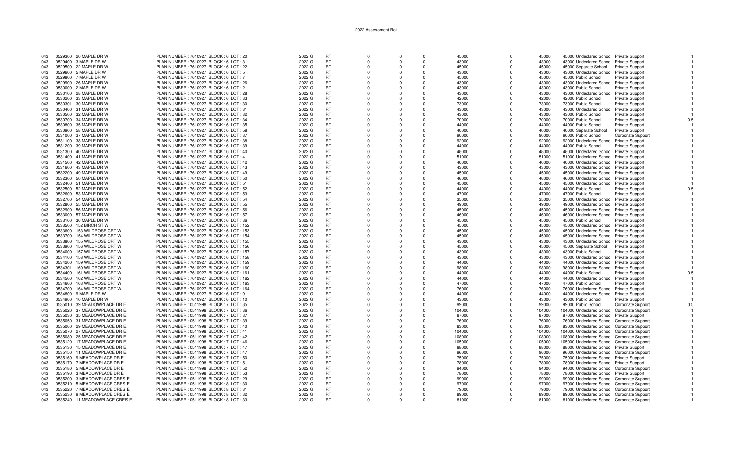2022 Assessment Roll

| | | | | | | | | | | | | | | | | |
|---|---|---|---|---|---|---|---|---|---|---|---|---|---|---|---|---|
| 043 | 0529300 | 20 MAPLE DR W | PLAN NUMBER : 7610927 BLOCK : 6 LOT : 20 | 2022 G | RT | 0 | 0 | 0 | 45000 | 0 | 45000 | 45000 | Undeclared School | Private Support | 1 |
| 043 | 0529400 | 3 MAPLE DR W | PLAN NUMBER : 7610927 BLOCK : 6 LOT : 3 | 2022 G | RT | 0 | 0 | 0 | 43000 | 0 | 43000 | 43000 | Undeclared School | Private Support | 1 |
| 043 | 0529500 | 22 MAPLE DR W | PLAN NUMBER : 7610927 BLOCK : 6 LOT : 22 | 2022 G | RT | 0 | 0 | 0 | 45000 | 0 | 45000 | 45000 | Separate School | Private Support | 1 |
| 043 | 0529600 | 5 MAPLE DR W | PLAN NUMBER : 7610927 BLOCK : 6 LOT : 5 | 2022 G | RT | 0 | 0 | 0 | 43000 | 0 | 43000 | 43000 | Undeclared School | Private Support | 1 |
| 043 | 0529800 | 7 MAPLE DR W | PLAN NUMBER : 7610927 BLOCK : 6 LOT : 7 | 2022 G | RT | 0 | 0 | 0 | 45000 | 0 | 45000 | 45000 | Public School | Private Support | 1 |
| 043 | 0529900 | 26 MAPLE DR W | PLAN NUMBER : 7610927 BLOCK : 6 LOT : 26 | 2022 G | RT | 0 | 0 | 0 | 43000 | 0 | 43000 | 43000 | Undeclared School | Private Support | 1 |
| 043 | 0530000 | 2 MAPLE DR W | PLAN NUMBER : 7610927 BLOCK : 6 LOT : 2 | 2022 G | RT | 0 | 0 | 0 | 43000 | 0 | 43000 | 43000 | Public School | Private Support | 1 |
| 043 | 0530100 | 28 MAPLE DR W | PLAN NUMBER : 7610927 BLOCK : 6 LOT : 28 | 2022 G | RT | 0 | 0 | 0 | 43000 | 0 | 43000 | 43000 | Undeclared School | Private Support | 1 |
| 043 | 0530200 | 33 MAPLE DR W | PLAN NUMBER : 7610927 BLOCK : 6 LOT : 33 | 2022 G | RT | 0 | 0 | 0 | 42000 | 0 | 42000 | 42000 | Public School | Private Support | 1 |
| 043 | 0530301 | 30 MAPLE DR W | PLAN NUMBER : 7610927 BLOCK : 6 LOT : 30 | 2022 G | RT | 0 | 0 | 0 | 73000 | 0 | 73000 | 73000 | Public School | Private Support | 1 |
| 043 | 0530400 | 31 MAPLE DR W | PLAN NUMBER : 7610927 BLOCK : 6 LOT : 31 | 2022 G | RT | 0 | 0 | 0 | 43000 | 0 | 43000 | 43000 | Undeclared School | Private Support | 1 |
| 043 | 0530500 | 32 MAPLE DR W | PLAN NUMBER : 7610927 BLOCK : 6 LOT : 32 | 2022 G | RT | 0 | 0 | 0 | 43000 | 0 | 43000 | 43000 | Public School | Private Support | 1 |
| 043 | 0530700 | 34 MAPLE DR W | PLAN NUMBER : 7610927 BLOCK : 6 LOT : 34 | 2022 G | RT | 0 | 0 | 0 | 70000 | 0 | 70000 | 70000 | Public School | Private Support | 0.5 |
| 043 | 0530800 | 35 MAPLE DR W | PLAN NUMBER : 7610927 BLOCK : 6 LOT : 35 | 2022 G | RT | 0 | 0 | 0 | 44000 | 0 | 44000 | 44000 | Public School | Private Support | 1 |
| 043 | 0530900 | 58 MAPLE DR W | PLAN NUMBER : 7610927 BLOCK : 6 LOT : 58 | 2022 G | RT | 0 | 0 | 0 | 40000 | 0 | 40000 | 40000 | Separate School | Private Support | 1 |
| 043 | 0531000 | 37 MAPLE DR W | PLAN NUMBER : 7610927 BLOCK : 6 LOT : 37 | 2022 G | RT | 0 | 0 | 0 | 90000 | 0 | 90000 | 90000 | Public School | Corporate Support | 1 |
| 043 | 0531100 | 38 MAPLE DR W | PLAN NUMBER : 7610927 BLOCK : 6 LOT : 38 | 2022 G | RT | 0 | 0 | 0 | 92000 | 0 | 92000 | 92000 | Undeclared School | Private Support | 1 |
| 043 | 0531200 | 39 MAPLE DR W | PLAN NUMBER : 7610927 BLOCK : 6 LOT : 39 | 2022 G | RT | 0 | 0 | 0 | 44000 | 0 | 44000 | 44000 | Public School | Private Support | 1 |
| 043 | 0531300 | 40 MAPLE DR W | PLAN NUMBER : 7610927 BLOCK : 6 LOT : 40 | 2022 G | RT | 0 | 0 | 0 | 48000 | 0 | 48000 | 48000 | Undeclared School | Private Support | 1 |
| 043 | 0531400 | 41 MAPLE DR W | PLAN NUMBER : 7610927 BLOCK : 6 LOT : 41 | 2022 G | RT | 0 | 0 | 0 | 51000 | 0 | 51000 | 51000 | Undeclared School | Private Support | 1 |
| 043 | 0531500 | 42 MAPLE DR W | PLAN NUMBER : 7610927 BLOCK : 6 LOT : 42 | 2022 G | RT | 0 | 0 | 0 | 40000 | 0 | 40000 | 40000 | Undeclared School | Private Support | 1 |
| 043 | 0531600 | 43 MAPLE DR W | PLAN NUMBER : 7610927 BLOCK : 6 LOT : 43 | 2022 G | RT | 0 | 0 | 0 | 43000 | 0 | 43000 | 43000 | Undeclared School | Private Support | 1 |
| 043 | 0532200 | 49 MAPLE DR W | PLAN NUMBER : 7610927 BLOCK : 6 LOT : 49 | 2022 G | RT | 0 | 0 | 0 | 45000 | 0 | 45000 | 45000 | Undeclared School | Private Support | 1 |
| 043 | 0532300 | 50 MAPLE DR W | PLAN NUMBER : 7610927 BLOCK : 6 LOT : 50 | 2022 G | RT | 0 | 0 | 0 | 46000 | 0 | 46000 | 46000 | Undeclared School | Private Support | 1 |
| 043 | 0532400 | 51 MAPLE DR W | PLAN NUMBER : 7610927 BLOCK : 6 LOT : 51 | 2022 G | RT | 0 | 0 | 0 | 45000 | 0 | 45000 | 45000 | Undeclared School | Private Support | 1 |
| 043 | 0532500 | 52 MAPLE DR W | PLAN NUMBER : 7610927 BLOCK : 6 LOT : 52 | 2022 G | RT | 0 | 0 | 0 | 44000 | 0 | 44000 | 44000 | Public School | Private Support | 0.5 |
| 043 | 0532600 | 53 MAPLE DR W | PLAN NUMBER : 7610927 BLOCK : 6 LOT : 53 | 2022 G | RT | 0 | 0 | 0 | 47000 | 0 | 47000 | 47000 | Public School | Private Support | 1 |
| 043 | 0532700 | 54 MAPLE DR W | PLAN NUMBER : 7610927 BLOCK : 6 LOT : 54 | 2022 G | RT | 0 | 0 | 0 | 35000 | 0 | 35000 | 35000 | Undeclared School | Private Support | 1 |
| 043 | 0532800 | 55 MAPLE DR W | PLAN NUMBER : 7610927 BLOCK : 6 LOT : 55 | 2022 G | RT | 0 | 0 | 0 | 49000 | 0 | 49000 | 49000 | Undeclared School | Private Support | 1 |
| 043 | 0532900 | 56 MAPLE DR W | PLAN NUMBER : 7610927 BLOCK : 6 LOT : 56 | 2022 G | RT | 0 | 0 | 0 | 45000 | 0 | 45000 | 45000 | Undeclared School | Private Support | 1 |
| 043 | 0533000 | 57 MAPLE DR W | PLAN NUMBER : 7610927 BLOCK : 6 LOT : 57 | 2022 G | RT | 0 | 0 | 0 | 46000 | 0 | 46000 | 46000 | Undeclared School | Private Support | 1 |
| 043 | 0533100 | 36 MAPLE DR W | PLAN NUMBER : 7610927 BLOCK : 6 LOT : 36 | 2022 G | RT | 0 | 0 | 0 | 45000 | 0 | 45000 | 45000 | Public School | Private Support | 1 |
| 043 | 0533500 | 152 BIRCH ST W | PLAN NUMBER : 7610927 BLOCK : 6 LOT : 152 | 2022 G | RT | 0 | 0 | 0 | 45000 | 0 | 45000 | 45000 | Undeclared School | Private Support | 1 |
| 043 | 0533600 | 153 WILDROSE CRT W | PLAN NUMBER : 7610927 BLOCK : 6 LOT : 153 | 2022 G | RT | 0 | 0 | 0 | 45000 | 0 | 45000 | 45000 | Undeclared School | Private Support | 1 |
| 043 | 0533700 | 154 WILDROSE CRT W | PLAN NUMBER : 7610927 BLOCK : 6 LOT : 154 | 2022 G | RT | 0 | 0 | 0 | 45000 | 0 | 45000 | 45000 | Undeclared School | Private Support | 1 |
| 043 | 0533800 | 155 WILDROSE CRT W | PLAN NUMBER : 7610927 BLOCK : 6 LOT : 155 | 2022 G | RT | 0 | 0 | 0 | 43000 | 0 | 43000 | 43000 | Undeclared School | Private Support | 1 |
| 043 | 0533900 | 156 WILDROSE CRT W | PLAN NUMBER : 7610927 BLOCK : 6 LOT : 156 | 2022 G | RT | 0 | 0 | 0 | 45000 | 0 | 45000 | 45000 | Separate School | Private Support | 1 |
| 043 | 0534000 | 157 WILDROSE CRT W | PLAN NUMBER : 7610927 BLOCK : 6 LOT : 157 | 2022 G | RT | 0 | 0 | 0 | 43000 | 0 | 43000 | 43000 | Public School | Private Support | 1 |
| 043 | 0534100 | 158 WILDROSE CRT W | PLAN NUMBER : 7610927 BLOCK : 6 LOT : 158 | 2022 G | RT | 0 | 0 | 0 | 43000 | 0 | 43000 | 43000 | Undeclared School | Private Support | 1 |
| 043 | 0534200 | 159 WILDROSE CRT W | PLAN NUMBER : 7610927 BLOCK : 6 LOT : 159 | 2022 G | RT | 0 | 0 | 0 | 44000 | 0 | 44000 | 44000 | Undeclared School | Private Support | 1 |
| 043 | 0534301 | 160 WILDROSE CRT W | PLAN NUMBER : 7610927 BLOCK : 6 LOT : 160 | 2022 G | RT | 0 | 0 | 0 | 98000 | 0 | 98000 | 98000 | Undeclared School | Private Support | 1 |
| 043 | 0534400 | 161 WILDROSE CRT W | PLAN NUMBER : 7610927 BLOCK : 6 LOT : 161 | 2022 G | RT | 0 | 0 | 0 | 44000 | 0 | 44000 | 44000 | Public School | Private Support | 0.5 |
| 043 | 0534500 | 162 WILDROSE CRT W | PLAN NUMBER : 7610927 BLOCK : 6 LOT : 162 | 2022 G | RT | 0 | 0 | 0 | 44000 | 0 | 44000 | 44000 | Undeclared School | Private Support | 1 |
| 043 | 0534600 | 163 WILDROSE CRT W | PLAN NUMBER : 7610927 BLOCK : 6 LOT : 163 | 2022 G | RT | 0 | 0 | 0 | 47000 | 0 | 47000 | 47000 | Public School | Private Support | 1 |
| 043 | 0534700 | 164 WILDROSE CRT W | PLAN NUMBER : 7610927 BLOCK : 6 LOT : 164 | 2022 G | RT | 0 | 0 | 0 | 76000 | 0 | 76000 | 76000 | Undeclared School | Private Support | 1 |
| 043 | 0534800 | 9 MAPLE DR W | PLAN NUMBER : 7610927 BLOCK : 6 LOT : 9 | 2022 G | RT | 0 | 0 | 0 | 44000 | 0 | 44000 | 44000 | Undeclared School | Private Support | 1 |
| 043 | 0534900 | 10 MAPLE DR W | PLAN NUMBER : 7610927 BLOCK : 6 LOT : 10 | 2022 G | RT | 0 | 0 | 0 | 43000 | 0 | 43000 | 43000 | Public School | Private Support | 1 |
| 043 | 0535010 | 39 MEADOWPLACE DR E | PLAN NUMBER : 0511998 BLOCK : 7 LOT : 35 | 2022 G | RT | 0 | 0 | 0 | 99000 | 0 | 99000 | 99000 | Public School | Corporate Support | 0.5 |
| 043 | 0535020 | 37 MEADOWPLACE DR E | PLAN NUMBER : 0511998 BLOCK : 7 LOT : 36 | 2022 G | RT | 0 | 0 | 0 | 104000 | 0 | 104000 | 104000 | Undeclared School | Corporate Support | 1 |
| 043 | 0535030 | 35 MEADOWPLACE DR E | PLAN NUMBER : 0511998 BLOCK : 7 LOT : 37 | 2022 G | RT | 0 | 0 | 0 | 87000 | 0 | 87000 | 87000 | Undeclared School | Private Support | 1 |
| 043 | 0535050 | 31 MEADOWPLACE DR E | PLAN NUMBER : 0511998 BLOCK : 7 LOT : 39 | 2022 G | RT | 0 | 0 | 0 | 76000 | 0 | 76000 | 76000 | Undeclared School | Corporate Support | 1 |
| 043 | 0535060 | 29 MEADOWPLACE DR E | PLAN NUMBER : 0511998 BLOCK : 7 LOT : 40 | 2022 G | RT | 0 | 0 | 0 | 83000 | 0 | 83000 | 83000 | Undeclared School | Corporate Support | 1 |
| 043 | 0535070 | 27 MEADOWPLACE DR E | PLAN NUMBER : 0511998 BLOCK : 7 LOT : 41 | 2022 G | RT | 0 | 0 | 0 | 104000 | 0 | 104000 | 104000 | Undeclared School | Corporate Support | 1 |
| 043 | 0535080 | 25 MEADOWPLACE DR E | PLAN NUMBER : 0511998 BLOCK : 7 LOT : 42 | 2022 G | RT | 0 | 0 | 0 | 108000 | 0 | 108000 | 108000 | Undeclared School | Corporate Support | 1 |
| 043 | 0535120 | 17 MEADOWPLACE DR E | PLAN NUMBER : 0511998 BLOCK : 7 LOT : 46 | 2022 G | RT | 0 | 0 | 0 | 105000 | 0 | 105000 | 105000 | Undeclared School | Corporate Support | 1 |
| 043 | 0535130 | 15 MEADOWPLACE DR E | PLAN NUMBER : 0511998 BLOCK : 7 LOT : 47 | 2022 G | RT | 0 | 0 | 0 | 88000 | 0 | 88000 | 88000 | Undeclared School | Private Support | 1 |
| 043 | 0535150 | 11 MEADOWPLACE DR E | PLAN NUMBER : 0511998 BLOCK : 7 LOT : 47 | 2022 G | RT | 0 | 0 | 0 | 96000 | 0 | 96000 | 96000 | Undeclared School | Corporate Support | 1 |
| 043 | 0535160 | 9 MEADOWPLACE DR E | PLAN NUMBER : 0511998 BLOCK : 7 LOT : 50 | 2022 G | RT | 0 | 0 | 0 | 75000 | 0 | 75000 | 75000 | Undeclared School | Private Support | 1 |
| 043 | 0535170 | 7 MEADOWPLACE DR E | PLAN NUMBER : 0511998 BLOCK : 7 LOT : 51 | 2022 G | RT | 0 | 0 | 0 | 78000 | 0 | 78000 | 78000 | Undeclared School | Private Support | 1 |
| 043 | 0535180 | 5 MEADOWPLACE DR E | PLAN NUMBER : 0511998 BLOCK : 7 LOT : 52 | 2022 G | RT | 0 | 0 | 0 | 94000 | 0 | 94000 | 94000 | Undeclared School | Corporate Support | 1 |
| 043 | 0535190 | 3 MEADOWPLACE DR E | PLAN NUMBER : 0511998 BLOCK : 7 LOT : 53 | 2022 G | RT | 0 | 0 | 0 | 78000 | 0 | 78000 | 78000 | Undeclared School | Private Support | 1 |
| 043 | 0535200 | 3 MEADOWPLACE CRES E | PLAN NUMBER : 0511998 BLOCK : 8 LOT : 29 | 2022 G | RT | 0 | 0 | 0 | 99000 | 0 | 99000 | 99000 | Undeclared School | Corporate Support | 1 |
| 043 | 0535210 | 5 MEADOWPLACE CRES E | PLAN NUMBER : 0511998 BLOCK : 8 LOT : 30 | 2022 G | RT | 0 | 0 | 0 | 97000 | 0 | 97000 | 97000 | Undeclared School | Corporate Support | 1 |
| 043 | 0535220 | 7 MEADOWPLACE CRES E | PLAN NUMBER : 0511998 BLOCK : 8 LOT : 31 | 2022 G | RT | 0 | 0 | 0 | 79000 | 0 | 79000 | 79000 | Undeclared School | Corporate Support | 1 |
| 043 | 0535230 | 9 MEADOWPLACE CRES E | PLAN NUMBER : 0511998 BLOCK : 8 LOT : 32 | 2022 G | RT | 0 | 0 | 0 | 89000 | 0 | 89000 | 89000 | Undeclared School | Corporate Support | 1 |
| 043 | 0535240 | 11 MEADOWPLACE CRES E | PLAN NUMBER : 0511998 BLOCK : 8 LOT : 33 | 2022 G | RT | 0 | 0 | 0 | 81000 | 0 | 81000 | 81000 | Undeclared School | Corporate Support | 1 |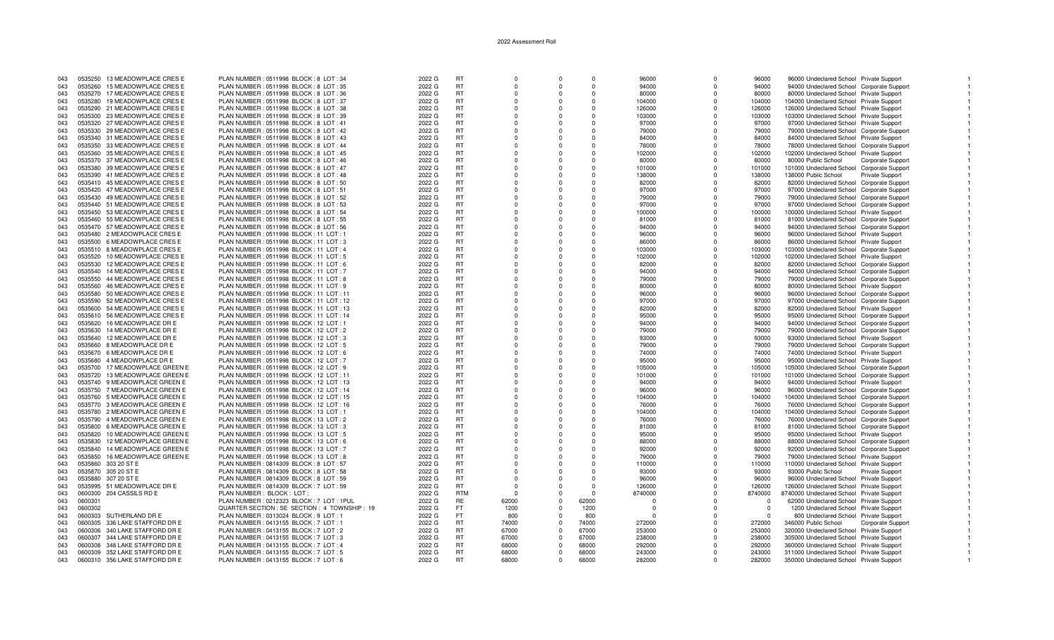2022 Assessment Roll

| | | | | | | | | | | | | | | | | |
|---|---|---|---|---|---|---|---|---|---|---|---|---|---|---|---|---|
| 043 | 0535250 | 13 MEADOWPLACE CRES E | PLAN NUMBER : 0511998 BLOCK : 8 LOT : 34 | 2022 G | RT | 0 | 0 | 0 | 96000 | 0 | 96000 | 96000 | Undeclared School | Private Support | | 1 |
| 043 | 0535260 | 15 MEADOWPLACE CRES E | PLAN NUMBER : 0511998 BLOCK : 8 LOT : 35 | 2022 G | RT | 0 | 0 | 0 | 94000 | 0 | 94000 | 94000 | Undeclared School | Corporate Support | | 1 |
| 043 | 0535270 | 17 MEADOWPLACE CRES E | PLAN NUMBER : 0511998 BLOCK : 8 LOT : 36 | 2022 G | RT | 0 | 0 | 0 | 80000 | 0 | 80000 | 80000 | Undeclared School | Private Support | | 1 |
| 043 | 0535280 | 19 MEADOWPLACE CRES E | PLAN NUMBER : 0511998 BLOCK : 8 LOT : 37 | 2022 G | RT | 0 | 0 | 0 | 104000 | 0 | 104000 | 104000 | Undeclared School | Private Support | | 1 |
| 043 | 0535290 | 21 MEADOWPLACE CRES E | PLAN NUMBER : 0511998 BLOCK : 8 LOT : 38 | 2022 G | RT | 0 | 0 | 0 | 126000 | 0 | 126000 | 126000 | Undeclared School | Private Support | | 1 |
| 043 | 0535300 | 23 MEADOWPLACE CRES E | PLAN NUMBER : 0511998 BLOCK : 8 LOT : 39 | 2022 G | RT | 0 | 0 | 0 | 103000 | 0 | 103000 | 103000 | Undeclared School | Private Support | | 1 |
| 043 | 0535320 | 27 MEADOWPLACE CRES E | PLAN NUMBER : 0511998 BLOCK : 8 LOT : 41 | 2022 G | RT | 0 | 0 | 0 | 97000 | 0 | 97000 | 97000 | Undeclared School | Private Support | | 1 |
| 043 | 0535330 | 29 MEADOWPLACE CRES E | PLAN NUMBER : 0511998 BLOCK : 8 LOT : 42 | 2022 G | RT | 0 | 0 | 0 | 79000 | 0 | 79000 | 79000 | Undeclared School | Corporate Support | | 1 |
| 043 | 0535340 | 31 MEADOWPLACE CRES E | PLAN NUMBER : 0511998 BLOCK : 8 LOT : 43 | 2022 G | RT | 0 | 0 | 0 | 84000 | 0 | 84000 | 84000 | Undeclared School | Private Support | | 1 |
| 043 | 0535350 | 33 MEADOWPLACE CRES E | PLAN NUMBER : 0511998 BLOCK : 8 LOT : 44 | 2022 G | RT | 0 | 0 | 0 | 78000 | 0 | 78000 | 78000 | Undeclared School | Corporate Support | | 1 |
| 043 | 0535360 | 35 MEADOWPLACE CRES E | PLAN NUMBER : 0511998 BLOCK : 8 LOT : 45 | 2022 G | RT | 0 | 0 | 0 | 102000 | 0 | 102000 | 102000 | Undeclared School | Private Support | | 1 |
| 043 | 0535370 | 37 MEADOWPLACE CRES E | PLAN NUMBER : 0511998 BLOCK : 8 LOT : 46 | 2022 G | RT | 0 | 0 | 0 | 80000 | 0 | 80000 | 80000 | Public School | Corporate Support | | 1 |
| 043 | 0535380 | 39 MEADOWPLACE CRES E | PLAN NUMBER : 0511998 BLOCK : 8 LOT : 47 | 2022 G | RT | 0 | 0 | 0 | 101000 | 0 | 101000 | 101000 | Undeclared School | Corporate Support | | 1 |
| 043 | 0535390 | 41 MEADOWPLACE CRES E | PLAN NUMBER : 0511998 BLOCK : 8 LOT : 48 | 2022 G | RT | 0 | 0 | 0 | 138000 | 0 | 138000 | 138000 | Public School | Private Support | | 1 |
| 043 | 0535410 | 45 MEADOWPLACE CRES E | PLAN NUMBER : 0511998 BLOCK : 8 LOT : 50 | 2022 G | RT | 0 | 0 | 0 | 82000 | 0 | 82000 | 82000 | Undeclared School | Corporate Support | | 1 |
| 043 | 0535420 | 47 MEADOWPLACE CRES E | PLAN NUMBER : 0511998 BLOCK : 8 LOT : 51 | 2022 G | RT | 0 | 0 | 0 | 97000 | 0 | 97000 | 97000 | Undeclared School | Corporate Support | | 1 |
| 043 | 0535430 | 49 MEADOWPLACE CRES E | PLAN NUMBER : 0511998 BLOCK : 8 LOT : 52 | 2022 G | RT | 0 | 0 | 0 | 79000 | 0 | 79000 | 79000 | Undeclared School | Corporate Support | | 1 |
| 043 | 0535440 | 51 MEADOWPLACE CRES E | PLAN NUMBER : 0511998 BLOCK : 8 LOT : 53 | 2022 G | RT | 0 | 0 | 0 | 97000 | 0 | 97000 | 97000 | Undeclared School | Corporate Support | | 1 |
| 043 | 0535450 | 53 MEADOWPLACE CRES E | PLAN NUMBER : 0511998 BLOCK : 8 LOT : 54 | 2022 G | RT | 0 | 0 | 0 | 100000 | 0 | 100000 | 100000 | Undeclared School | Private Support | | 1 |
| 043 | 0535460 | 55 MEADOWPLACE CRES E | PLAN NUMBER : 0511998 BLOCK : 8 LOT : 55 | 2022 G | RT | 0 | 0 | 0 | 81000 | 0 | 81000 | 81000 | Undeclared School | Corporate Support | | 1 |
| 043 | 0535470 | 57 MEADOWPLACE CRES E | PLAN NUMBER : 0511998 BLOCK : 8 LOT : 56 | 2022 G | RT | 0 | 0 | 0 | 94000 | 0 | 94000 | 94000 | Undeclared School | Corporate Support | | 1 |
| 043 | 0535480 | 2 MEADOWPLACE CRES E | PLAN NUMBER : 0511998 BLOCK : 11 LOT : 1 | 2022 G | RT | 0 | 0 | 0 | 96000 | 0 | 96000 | 96000 | Undeclared School | Private Support | | 1 |
| 043 | 0535500 | 6 MEADOWPLACE CRES E | PLAN NUMBER : 0511998 BLOCK : 11 LOT : 3 | 2022 G | RT | 0 | 0 | 0 | 86000 | 0 | 86000 | 86000 | Undeclared School | Private Support | | 1 |
| 043 | 0535510 | 8 MEADOWPLACE CRES E | PLAN NUMBER : 0511998 BLOCK : 11 LOT : 4 | 2022 G | RT | 0 | 0 | 0 | 103000 | 0 | 103000 | 103000 | Undeclared School | Corporate Support | | 1 |
| 043 | 0535520 | 10 MEADOWPLACE CRES E | PLAN NUMBER : 0511998 BLOCK : 11 LOT : 5 | 2022 G | RT | 0 | 0 | 0 | 102000 | 0 | 102000 | 102000 | Undeclared School | Private Support | | 1 |
| 043 | 0535530 | 12 MEADOWPLACE CRES E | PLAN NUMBER : 0511998 BLOCK : 11 LOT : 6 | 2022 G | RT | 0 | 0 | 0 | 82000 | 0 | 82000 | 82000 | Undeclared School | Corporate Support | | 1 |
| 043 | 0535540 | 14 MEADOWPLACE CRES E | PLAN NUMBER : 0511998 BLOCK : 11 LOT : 7 | 2022 G | RT | 0 | 0 | 0 | 94000 | 0 | 94000 | 94000 | Undeclared School | Corporate Support | | 1 |
| 043 | 0535550 | 44 MEADOWPLACE CRES E | PLAN NUMBER : 0511998 BLOCK : 11 LOT : 8 | 2022 G | RT | 0 | 0 | 0 | 79000 | 0 | 79000 | 79000 | Undeclared School | Corporate Support | | 1 |
| 043 | 0535560 | 46 MEADOWPLACE CRES E | PLAN NUMBER : 0511998 BLOCK : 11 LOT : 9 | 2022 G | RT | 0 | 0 | 0 | 80000 | 0 | 80000 | 80000 | Undeclared School | Private Support | | 1 |
| 043 | 0535580 | 50 MEADOWPLACE CRES E | PLAN NUMBER : 0511998 BLOCK : 11 LOT : 11 | 2022 G | RT | 0 | 0 | 0 | 96000 | 0 | 96000 | 96000 | Undeclared School | Corporate Support | | 1 |
| 043 | 0535590 | 52 MEADOWPLACE CRES E | PLAN NUMBER : 0511998 BLOCK : 11 LOT : 12 | 2022 G | RT | 0 | 0 | 0 | 97000 | 0 | 97000 | 97000 | Undeclared School | Corporate Support | | 1 |
| 043 | 0535600 | 54 MEADOWPLACE CRES E | PLAN NUMBER : 0511998 BLOCK : 11 LOT : 13 | 2022 G | RT | 0 | 0 | 0 | 82000 | 0 | 82000 | 82000 | Undeclared School | Private Support | | 1 |
| 043 | 0535610 | 56 MEADOWPLACE CRES E | PLAN NUMBER : 0511998 BLOCK : 11 LOT : 14 | 2022 G | RT | 0 | 0 | 0 | 95000 | 0 | 95000 | 95000 | Undeclared School | Corporate Support | | 1 |
| 043 | 0535620 | 16 MEADOWPLACE DR E | PLAN NUMBER : 0511998 BLOCK : 12 LOT : 1 | 2022 G | RT | 0 | 0 | 0 | 94000 | 0 | 94000 | 94000 | Undeclared School | Corporate Support | | 1 |
| 043 | 0535630 | 14 MEADOWPLACE DR E | PLAN NUMBER : 0511998 BLOCK : 12 LOT : 2 | 2022 G | RT | 0 | 0 | 0 | 79000 | 0 | 79000 | 79000 | Undeclared School | Corporate Support | | 1 |
| 043 | 0535640 | 12 MEADOWPLACE DR E | PLAN NUMBER : 0511998 BLOCK : 12 LOT : 3 | 2022 G | RT | 0 | 0 | 0 | 93000 | 0 | 93000 | 93000 | Undeclared School | Private Support | | 1 |
| 043 | 0535660 | 8 MEADOWPLACE DR E | PLAN NUMBER : 0511998 BLOCK : 12 LOT : 5 | 2022 G | RT | 0 | 0 | 0 | 79000 | 0 | 79000 | 79000 | Undeclared School | Corporate Support | | 1 |
| 043 | 0535670 | 6 MEADOWPLACE DR E | PLAN NUMBER : 0511998 BLOCK : 12 LOT : 6 | 2022 G | RT | 0 | 0 | 0 | 74000 | 0 | 74000 | 74000 | Undeclared School | Private Support | | 1 |
| 043 | 0535680 | 4 MEADOWPLACE DR E | PLAN NUMBER : 0511998 BLOCK : 12 LOT : 7 | 2022 G | RT | 0 | 0 | 0 | 95000 | 0 | 95000 | 95000 | Undeclared School | Private Support | | 1 |
| 043 | 0535700 | 17 MEADOWPLACE GREEN E | PLAN NUMBER : 0511998 BLOCK : 12 LOT : 9 | 2022 G | RT | 0 | 0 | 0 | 105000 | 0 | 105000 | 105000 | Undeclared School | Corporate Support | | 1 |
| 043 | 0535720 | 13 MEADOWPLACE GREEN E | PLAN NUMBER : 0511998 BLOCK : 12 LOT : 11 | 2022 G | RT | 0 | 0 | 0 | 101000 | 0 | 101000 | 101000 | Undeclared School | Corporate Support | | 1 |
| 043 | 0535740 | 9 MEADOWPLACE GREEN E | PLAN NUMBER : 0511998 BLOCK : 12 LOT : 13 | 2022 G | RT | 0 | 0 | 0 | 94000 | 0 | 94000 | 94000 | Undeclared School | Private Support | | 1 |
| 043 | 0535750 | 7 MEADOWPLACE GREEN E | PLAN NUMBER : 0511998 BLOCK : 12 LOT : 14 | 2022 G | RT | 0 | 0 | 0 | 96000 | 0 | 96000 | 96000 | Undeclared School | Corporate Support | | 1 |
| 043 | 0535760 | 5 MEADOWPLACE GREEN E | PLAN NUMBER : 0511998 BLOCK : 12 LOT : 15 | 2022 G | RT | 0 | 0 | 0 | 104000 | 0 | 104000 | 104000 | Undeclared School | Corporate Support | | 1 |
| 043 | 0535770 | 3 MEADOWPLACE GREEN E | PLAN NUMBER : 0511998 BLOCK : 12 LOT : 16 | 2022 G | RT | 0 | 0 | 0 | 76000 | 0 | 76000 | 76000 | Undeclared School | Corporate Support | | 1 |
| 043 | 0535780 | 2 MEADOWPLACE GREEN E | PLAN NUMBER : 0511998 BLOCK : 13 LOT : 1 | 2022 G | RT | 0 | 0 | 0 | 104000 | 0 | 104000 | 104000 | Undeclared School | Corporate Support | | 1 |
| 043 | 0535790 | 4 MEADOWPLACE GREEN E | PLAN NUMBER : 0511998 BLOCK : 13 LOT : 2 | 2022 G | RT | 0 | 0 | 0 | 76000 | 0 | 76000 | 76000 | Undeclared School | Corporate Support | | 1 |
| 043 | 0535800 | 6 MEADOWPLACE GREEN E | PLAN NUMBER : 0511998 BLOCK : 13 LOT : 3 | 2022 G | RT | 0 | 0 | 0 | 81000 | 0 | 81000 | 81000 | Undeclared School | Corporate Support | | 1 |
| 043 | 0535820 | 10 MEADOWPLACE GREEN E | PLAN NUMBER : 0511998 BLOCK : 13 LOT : 5 | 2022 G | RT | 0 | 0 | 0 | 95000 | 0 | 95000 | 95000 | Undeclared School | Private Support | | 1 |
| 043 | 0535830 | 12 MEADOWPLACE GREEN E | PLAN NUMBER : 0511998 BLOCK : 13 LOT : 6 | 2022 G | RT | 0 | 0 | 0 | 88000 | 0 | 88000 | 88000 | Undeclared School | Corporate Support | | 1 |
| 043 | 0535840 | 14 MEADOWPLACE GREEN E | PLAN NUMBER : 0511998 BLOCK : 13 LOT : 7 | 2022 G | RT | 0 | 0 | 0 | 92000 | 0 | 92000 | 92000 | Undeclared School | Corporate Support | | 1 |
| 043 | 0535850 | 16 MEADOWPLACE GREEN E | PLAN NUMBER : 0511998 BLOCK : 13 LOT : 8 | 2022 G | RT | 0 | 0 | 0 | 79000 | 0 | 79000 | 79000 | Undeclared School | Private Support | | 1 |
| 043 | 0535860 | 303 20 ST E | PLAN NUMBER : 0814309 BLOCK : 8 LOT : 57 | 2022 G | RT | 0 | 0 | 0 | 110000 | 0 | 110000 | 110000 | Undeclared School | Private Support | | 1 |
| 043 | 0535870 | 305 20 ST E | PLAN NUMBER : 0814309 BLOCK : 8 LOT : 58 | 2022 G | RT | 0 | 0 | 0 | 93000 | 0 | 93000 | 93000 | Public School | Private Support | | 1 |
| 043 | 0535880 | 307 20 ST E | PLAN NUMBER : 0814309 BLOCK : 8 LOT : 59 | 2022 G | RT | 0 | 0 | 0 | 96000 | 0 | 96000 | 96000 | Undeclared School | Private Support | | 1 |
| 043 | 0535995 | 51 MEADOWPLACE DR E | PLAN NUMBER : 0814309 BLOCK : 7 LOT : 59 | 2022 G | RT | 0 | 0 | 0 | 126000 | 0 | 126000 | 126000 | Undeclared School | Private Support | | 1 |
| 043 | 0600300 | 204 CASSILS RD E | PLAN NUMBER : BLOCK : LOT : | 2022 G | RTM | 0 | 0 | 0 | 8740000 | 0 | 8740000 | 8740000 | Undeclared School | Private Support | | 1 |
| 043 | 0600301 | | PLAN NUMBER : 0212323 BLOCK : 7 LOT : 1PUL | 2022 G | RE | 62000 | 0 | 62000 | 0 | 0 | 0 | 62000 | Undeclared School | Private Support | | 1 |
| 043 | 0600302 | | QUARTER SECTION : SE SECTION : 4 TOWNSHIP : 19 | 2022 G | FT | 1200 | 0 | 1200 | 0 | 0 | 0 | 1200 | Undeclared School | Private Support | | 1 |
| 043 | 0600303 | SUTHERLAND DR E | PLAN NUMBER : 0313024 BLOCK : 9 LOT : 1 | 2022 G | FT | 800 | 0 | 800 | 0 | 0 | 0 | 800 | Undeclared School | Private Support | | 1 |
| 043 | 0600305 | 336 LAKE STAFFORD DR E | PLAN NUMBER : 0413155 BLOCK : 7 LOT : 1 | 2022 G | RT | 74000 | 0 | 74000 | 272000 | 0 | 272000 | 346000 | Public School | Corporate Support | | 1 |
| 043 | 0600306 | 340 LAKE STAFFORD DR E | PLAN NUMBER : 0413155 BLOCK : 7 LOT : 2 | 2022 G | RT | 67000 | 0 | 67000 | 253000 | 0 | 253000 | 320000 | Undeclared School | Private Support | | 1 |
| 043 | 0600307 | 344 LAKE STAFFORD DR E | PLAN NUMBER : 0413155 BLOCK : 7 LOT : 3 | 2022 G | RT | 67000 | 0 | 67000 | 238000 | 0 | 238000 | 305000 | Undeclared School | Private Support | | 1 |
| 043 | 0600308 | 348 LAKE STAFFORD DR E | PLAN NUMBER : 0413155 BLOCK : 7 LOT : 4 | 2022 G | RT | 68000 | 0 | 68000 | 292000 | 0 | 292000 | 360000 | Undeclared School | Private Support | | 1 |
| 043 | 0600309 | 352 LAKE STAFFORD DR E | PLAN NUMBER : 0413155 BLOCK : 7 LOT : 5 | 2022 G | RT | 68000 | 0 | 68000 | 243000 | 0 | 243000 | 311000 | Undeclared School | Private Support | | 1 |
| 043 | 0600310 | 356 LAKE STAFFORD DR E | PLAN NUMBER : 0413155 BLOCK : 7 LOT : 6 | 2022 G | RT | 68000 | 0 | 68000 | 282000 | 0 | 282000 | 350000 | Undeclared School | Private Support | | 1 |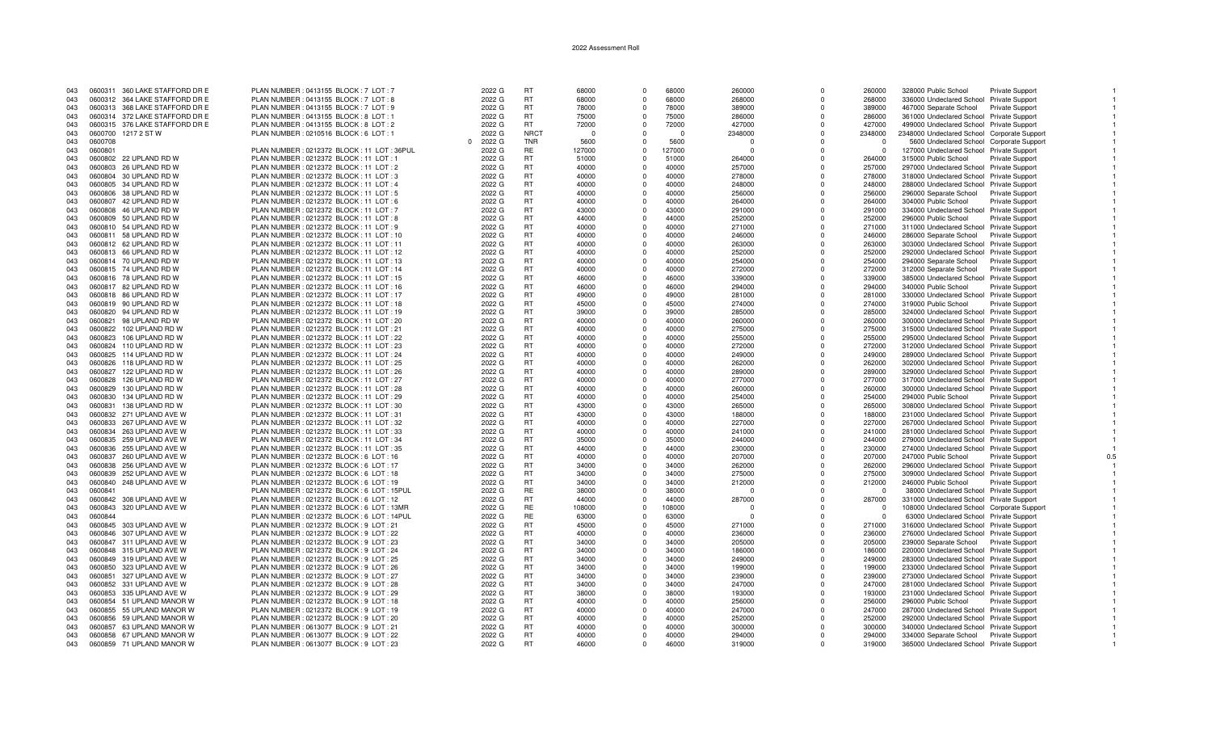# 2022 Assessment Roll

| | | | | | | | | | | | | | | | | |
|---|---|---|---|---|---|---|---|---|---|---|---|---|---|---|---|---|
| 043 | 0600311 | 360 LAKE STAFFORD DR E | PLAN NUMBER : 0413155 BLOCK : 7 LOT : 7 | | 2022 G | RT | 68000 | 0 | 68000 | 260000 | 0 | 260000 | 328000 Public School | | Private Support | 1 |
| 043 | 0600312 | 364 LAKE STAFFORD DR E | PLAN NUMBER : 0413155 BLOCK : 7 LOT : 8 | | 2022 G | RT | 68000 | 0 | 68000 | 268000 | 0 | 268000 | 336000 Undeclared School | | Private Support | 1 |
| 043 | 0600313 | 368 LAKE STAFFORD DR E | PLAN NUMBER : 0413155 BLOCK : 7 LOT : 9 | | 2022 G | RT | 78000 | 0 | 78000 | 389000 | 0 | 389000 | 467000 Separate School | | Private Support | 1 |
| 043 | 0600314 | 372 LAKE STAFFORD DR E | PLAN NUMBER : 0413155 BLOCK : 8 LOT : 1 | | 2022 G | RT | 75000 | 0 | 75000 | 286000 | 0 | 286000 | 361000 Undeclared School | | Private Support | 1 |
| 043 | 0600315 | 376 LAKE STAFFORD DR E | PLAN NUMBER : 0413155 BLOCK : 8 LOT : 2 | | 2022 G | RT | 72000 | 0 | 72000 | 427000 | 0 | 427000 | 499000 Undeclared School | | Private Support | 1 |
| 043 | 0600700 | 1217 2 ST W | PLAN NUMBER : 0210516 BLOCK : 6 LOT : 1 | | 2022 G | NRCT | 0 | 0 | 0 | 2348000 | 0 | 2348000 | 2348000 Undeclared School | | Corporate Support | 1 |
| 043 | 0600708 | | | 0 | 2022 G | TNR | 5600 | 0 | 5600 | 0 | 0 | 0 | 5600 Undeclared School | | Corporate Support | 1 |
| 043 | 0600801 | | PLAN NUMBER : 0212372 BLOCK : 11 LOT : 36PUL | | 2022 G | RE | 127000 | 0 | 127000 | 0 | 0 | 0 | 127000 Undeclared School | | Private Support | 1 |
| 043 | 0600802 | 22 UPLAND RD W | PLAN NUMBER : 0212372 BLOCK : 11 LOT : 1 | | 2022 G | RT | 51000 | 0 | 51000 | 264000 | 0 | 264000 | 315000 Public School | | Private Support | 1 |
| 043 | 0600803 | 26 UPLAND RD W | PLAN NUMBER : 0212372 BLOCK : 11 LOT : 2 | | 2022 G | RT | 40000 | 0 | 40000 | 257000 | 0 | 257000 | 297000 Undeclared School | | Private Support | 1 |
| 043 | 0600804 | 30 UPLAND RD W | PLAN NUMBER : 0212372 BLOCK : 11 LOT : 3 | | 2022 G | RT | 40000 | 0 | 40000 | 278000 | 0 | 278000 | 318000 Undeclared School | | Private Support | 1 |
| 043 | 0600805 | 34 UPLAND RD W | PLAN NUMBER : 0212372 BLOCK : 11 LOT : 4 | | 2022 G | RT | 40000 | 0 | 40000 | 248000 | 0 | 248000 | 288000 Undeclared School | | Private Support | 1 |
| 043 | 0600806 | 38 UPLAND RD W | PLAN NUMBER : 0212372 BLOCK : 11 LOT : 5 | | 2022 G | RT | 40000 | 0 | 40000 | 256000 | 0 | 256000 | 296000 Separate School | | Private Support | 1 |
| 043 | 0600807 | 42 UPLAND RD W | PLAN NUMBER : 0212372 BLOCK : 11 LOT : 6 | | 2022 G | RT | 40000 | 0 | 40000 | 264000 | 0 | 264000 | 304000 Public School | | Private Support | 1 |
| 043 | 0600808 | 46 UPLAND RD W | PLAN NUMBER : 0212372 BLOCK : 11 LOT : 7 | | 2022 G | RT | 43000 | 0 | 43000 | 291000 | 0 | 291000 | 334000 Undeclared School | | Private Support | 1 |
| 043 | 0600809 | 50 UPLAND RD W | PLAN NUMBER : 0212372 BLOCK : 11 LOT : 8 | | 2022 G | RT | 44000 | 0 | 44000 | 252000 | 0 | 252000 | 296000 Public School | | Private Support | 1 |
| 043 | 0600810 | 54 UPLAND RD W | PLAN NUMBER : 0212372 BLOCK : 11 LOT : 9 | | 2022 G | RT | 40000 | 0 | 40000 | 271000 | 0 | 271000 | 311000 Undeclared School | | Private Support | 1 |
| 043 | 0600811 | 58 UPLAND RD W | PLAN NUMBER : 0212372 BLOCK : 11 LOT : 10 | | 2022 G | RT | 40000 | 0 | 40000 | 246000 | 0 | 246000 | 286000 Separate School | | Private Support | 1 |
| 043 | 0600812 | 62 UPLAND RD W | PLAN NUMBER : 0212372 BLOCK : 11 LOT : 11 | | 2022 G | RT | 40000 | 0 | 40000 | 263000 | 0 | 263000 | 303000 Undeclared School | | Private Support | 1 |
| 043 | 0600813 | 66 UPLAND RD W | PLAN NUMBER : 0212372 BLOCK : 11 LOT : 12 | | 2022 G | RT | 40000 | 0 | 40000 | 252000 | 0 | 252000 | 292000 Undeclared School | | Private Support | 1 |
| 043 | 0600814 | 70 UPLAND RD W | PLAN NUMBER : 0212372 BLOCK : 11 LOT : 13 | | 2022 G | RT | 40000 | 0 | 40000 | 254000 | 0 | 254000 | 294000 Separate School | | Private Support | 1 |
| 043 | 0600815 | 74 UPLAND RD W | PLAN NUMBER : 0212372 BLOCK : 11 LOT : 14 | | 2022 G | RT | 40000 | 0 | 40000 | 272000 | 0 | 272000 | 312000 Separate School | | Private Support | 1 |
| 043 | 0600816 | 78 UPLAND RD W | PLAN NUMBER : 0212372 BLOCK : 11 LOT : 15 | | 2022 G | RT | 46000 | 0 | 46000 | 339000 | 0 | 339000 | 385000 Undeclared School | | Private Support | 1 |
| 043 | 0600817 | 82 UPLAND RD W | PLAN NUMBER : 0212372 BLOCK : 11 LOT : 16 | | 2022 G | RT | 46000 | 0 | 46000 | 294000 | 0 | 294000 | 340000 Public School | | Private Support | 1 |
| 043 | 0600818 | 86 UPLAND RD W | PLAN NUMBER : 0212372 BLOCK : 11 LOT : 17 | | 2022 G | RT | 49000 | 0 | 49000 | 281000 | 0 | 281000 | 330000 Undeclared School | | Private Support | 1 |
| 043 | 0600819 | 90 UPLAND RD W | PLAN NUMBER : 0212372 BLOCK : 11 LOT : 18 | | 2022 G | RT | 45000 | 0 | 45000 | 274000 | 0 | 274000 | 319000 Public School | | Private Support | 1 |
| 043 | 0600820 | 94 UPLAND RD W | PLAN NUMBER : 0212372 BLOCK : 11 LOT : 19 | | 2022 G | RT | 39000 | 0 | 39000 | 285000 | 0 | 285000 | 324000 Undeclared School | | Private Support | 1 |
| 043 | 0600821 | 98 UPLAND RD W | PLAN NUMBER : 0212372 BLOCK : 11 LOT : 20 | | 2022 G | RT | 40000 | 0 | 40000 | 260000 | 0 | 260000 | 300000 Undeclared School | | Private Support | 1 |
| 043 | 0600822 | 102 UPLAND RD W | PLAN NUMBER : 0212372 BLOCK : 11 LOT : 21 | | 2022 G | RT | 40000 | 0 | 40000 | 275000 | 0 | 275000 | 315000 Undeclared School | | Private Support | 1 |
| 043 | 0600823 | 106 UPLAND RD W | PLAN NUMBER : 0212372 BLOCK : 11 LOT : 22 | | 2022 G | RT | 40000 | 0 | 40000 | 255000 | 0 | 255000 | 295000 Undeclared School | | Private Support | 1 |
| 043 | 0600824 | 110 UPLAND RD W | PLAN NUMBER : 0212372 BLOCK : 11 LOT : 23 | | 2022 G | RT | 40000 | 0 | 40000 | 272000 | 0 | 272000 | 312000 Undeclared School | | Private Support | 1 |
| 043 | 0600825 | 114 UPLAND RD W | PLAN NUMBER : 0212372 BLOCK : 11 LOT : 24 | | 2022 G | RT | 40000 | 0 | 40000 | 249000 | 0 | 249000 | 289000 Undeclared School | | Private Support | 1 |
| 043 | 0600826 | 118 UPLAND RD W | PLAN NUMBER : 0212372 BLOCK : 11 LOT : 25 | | 2022 G | RT | 40000 | 0 | 40000 | 262000 | 0 | 262000 | 302000 Undeclared School | | Private Support | 1 |
| 043 | 0600827 | 122 UPLAND RD W | PLAN NUMBER : 0212372 BLOCK : 11 LOT : 26 | | 2022 G | RT | 40000 | 0 | 40000 | 289000 | 0 | 289000 | 329000 Undeclared School | | Private Support | 1 |
| 043 | 0600828 | 126 UPLAND RD W | PLAN NUMBER : 0212372 BLOCK : 11 LOT : 27 | | 2022 G | RT | 40000 | 0 | 40000 | 277000 | 0 | 277000 | 317000 Undeclared School | | Private Support | 1 |
| 043 | 0600829 | 130 UPLAND RD W | PLAN NUMBER : 0212372 BLOCK : 11 LOT : 28 | | 2022 G | RT | 40000 | 0 | 40000 | 260000 | 0 | 260000 | 300000 Undeclared School | | Private Support | 1 |
| 043 | 0600830 | 134 UPLAND RD W | PLAN NUMBER : 0212372 BLOCK : 11 LOT : 29 | | 2022 G | RT | 40000 | 0 | 40000 | 254000 | 0 | 254000 | 294000 Public School | | Private Support | 1 |
| 043 | 0600831 | 138 UPLAND RD W | PLAN NUMBER : 0212372 BLOCK : 11 LOT : 30 | | 2022 G | RT | 43000 | 0 | 43000 | 265000 | 0 | 265000 | 308000 Undeclared School | | Private Support | 1 |
| 043 | 0600832 | 271 UPLAND AVE W | PLAN NUMBER : 0212372 BLOCK : 11 LOT : 31 | | 2022 G | RT | 43000 | 0 | 43000 | 188000 | 0 | 188000 | 231000 Undeclared School | | Private Support | 1 |
| 043 | 0600833 | 267 UPLAND AVE W | PLAN NUMBER : 0212372 BLOCK : 11 LOT : 32 | | 2022 G | RT | 40000 | 0 | 40000 | 227000 | 0 | 227000 | 267000 Undeclared School | | Private Support | 1 |
| 043 | 0600834 | 263 UPLAND AVE W | PLAN NUMBER : 0212372 BLOCK : 11 LOT : 33 | | 2022 G | RT | 40000 | 0 | 40000 | 241000 | 0 | 241000 | 281000 Undeclared School | | Private Support | 1 |
| 043 | 0600835 | 259 UPLAND AVE W | PLAN NUMBER : 0212372 BLOCK : 11 LOT : 34 | | 2022 G | RT | 35000 | 0 | 35000 | 244000 | 0 | 244000 | 279000 Undeclared School | | Private Support | 1 |
| 043 | 0600836 | 255 UPLAND AVE W | PLAN NUMBER : 0212372 BLOCK : 11 LOT : 35 | | 2022 G | RT | 44000 | 0 | 44000 | 230000 | 0 | 230000 | 274000 Undeclared School | | Private Support | 1 |
| 043 | 0600837 | 260 UPLAND AVE W | PLAN NUMBER : 0212372 BLOCK : 6 LOT : 16 | | 2022 G | RT | 40000 | 0 | 40000 | 207000 | 0 | 207000 | 247000 Public School | | Private Support | 0.5 |
| 043 | 0600838 | 256 UPLAND AVE W | PLAN NUMBER : 0212372 BLOCK : 6 LOT : 17 | | 2022 G | RT | 34000 | 0 | 34000 | 262000 | 0 | 262000 | 296000 Undeclared School | | Private Support | 1 |
| 043 | 0600839 | 252 UPLAND AVE W | PLAN NUMBER : 0212372 BLOCK : 6 LOT : 18 | | 2022 G | RT | 34000 | 0 | 34000 | 275000 | 0 | 275000 | 309000 Undeclared School | | Private Support | 1 |
| 043 | 0600840 | 248 UPLAND AVE W | PLAN NUMBER : 0212372 BLOCK : 6 LOT : 19 | | 2022 G | RT | 34000 | 0 | 34000 | 212000 | 0 | 212000 | 246000 Public School | | Private Support | 1 |
| 043 | 0600841 | | PLAN NUMBER : 0212372 BLOCK : 6 LOT : 15PUL | | 2022 G | RE | 38000 | 0 | 38000 | 0 | 0 | 0 | 38000 Undeclared School | | Private Support | 1 |
| 043 | 0600842 | 308 UPLAND AVE W | PLAN NUMBER : 0212372 BLOCK : 6 LOT : 12 | | 2022 G | RT | 44000 | 0 | 44000 | 287000 | 0 | 287000 | 331000 Undeclared School | | Private Support | 1 |
| 043 | 0600843 | 320 UPLAND AVE W | PLAN NUMBER : 0212372 BLOCK : 6 LOT : 13MR | | 2022 G | RE | 108000 | 0 | 108000 | 0 | 0 | 0 | 108000 Undeclared School | | Corporate Support | 1 |
| 043 | 0600844 | | PLAN NUMBER : 0212372 BLOCK : 6 LOT : 14PUL | | 2022 G | RE | 63000 | 0 | 63000 | 0 | 0 | 0 | 63000 Undeclared School | | Private Support | 1 |
| 043 | 0600845 | 303 UPLAND AVE W | PLAN NUMBER : 0212372 BLOCK : 9 LOT : 21 | | 2022 G | RT | 45000 | 0 | 45000 | 271000 | 0 | 271000 | 316000 Undeclared School | | Private Support | 1 |
| 043 | 0600846 | 307 UPLAND AVE W | PLAN NUMBER : 0212372 BLOCK : 9 LOT : 22 | | 2022 G | RT | 40000 | 0 | 40000 | 236000 | 0 | 236000 | 276000 Undeclared School | | Private Support | 1 |
| 043 | 0600847 | 311 UPLAND AVE W | PLAN NUMBER : 0212372 BLOCK : 9 LOT : 23 | | 2022 G | RT | 34000 | 0 | 34000 | 205000 | 0 | 205000 | 239000 Separate School | | Private Support | 1 |
| 043 | 0600848 | 315 UPLAND AVE W | PLAN NUMBER : 0212372 BLOCK : 9 LOT : 24 | | 2022 G | RT | 34000 | 0 | 34000 | 186000 | 0 | 186000 | 220000 Undeclared School | | Private Support | 1 |
| 043 | 0600849 | 319 UPLAND AVE W | PLAN NUMBER : 0212372 BLOCK : 9 LOT : 25 | | 2022 G | RT | 34000 | 0 | 34000 | 249000 | 0 | 249000 | 283000 Undeclared School | | Private Support | 1 |
| 043 | 0600850 | 323 UPLAND AVE W | PLAN NUMBER : 0212372 BLOCK : 9 LOT : 26 | | 2022 G | RT | 34000 | 0 | 34000 | 199000 | 0 | 199000 | 233000 Undeclared School | | Private Support | 1 |
| 043 | 0600851 | 327 UPLAND AVE W | PLAN NUMBER : 0212372 BLOCK : 9 LOT : 27 | | 2022 G | RT | 34000 | 0 | 34000 | 239000 | 0 | 239000 | 273000 Undeclared School | | Private Support | 1 |
| 043 | 0600852 | 331 UPLAND AVE W | PLAN NUMBER : 0212372 BLOCK : 9 LOT : 28 | | 2022 G | RT | 34000 | 0 | 34000 | 247000 | 0 | 247000 | 281000 Undeclared School | | Private Support | 1 |
| 043 | 0600853 | 335 UPLAND AVE W | PLAN NUMBER : 0212372 BLOCK : 9 LOT : 29 | | 2022 G | RT | 38000 | 0 | 38000 | 193000 | 0 | 193000 | 231000 Undeclared School | | Private Support | 1 |
| 043 | 0600854 | 51 UPLAND MANOR W | PLAN NUMBER : 0212372 BLOCK : 9 LOT : 18 | | 2022 G | RT | 40000 | 0 | 40000 | 256000 | 0 | 256000 | 296000 Public School | | Private Support | 1 |
| 043 | 0600855 | 55 UPLAND MANOR W | PLAN NUMBER : 0212372 BLOCK : 9 LOT : 19 | | 2022 G | RT | 40000 | 0 | 40000 | 247000 | 0 | 247000 | 287000 Undeclared School | | Private Support | 1 |
| 043 | 0600856 | 59 UPLAND MANOR W | PLAN NUMBER : 0212372 BLOCK : 9 LOT : 20 | | 2022 G | RT | 40000 | 0 | 40000 | 252000 | 0 | 252000 | 292000 Undeclared School | | Private Support | 1 |
| 043 | 0600857 | 63 UPLAND MANOR W | PLAN NUMBER : 0613077 BLOCK : 9 LOT : 21 | | 2022 G | RT | 40000 | 0 | 40000 | 300000 | 0 | 300000 | 340000 Undeclared School | | Private Support | 1 |
| 043 | 0600858 | 67 UPLAND MANOR W | PLAN NUMBER : 0613077 BLOCK : 9 LOT : 22 | | 2022 G | RT | 40000 | 0 | 40000 | 294000 | 0 | 294000 | 334000 Separate School | | Private Support | 1 |
| 043 | 0600859 | 71 UPLAND MANOR W | PLAN NUMBER : 0613077 BLOCK : 9 LOT : 23 | | 2022 G | RT | 46000 | 0 | 46000 | 319000 | 0 | 319000 | 365000 Undeclared School | | Private Support | 1 |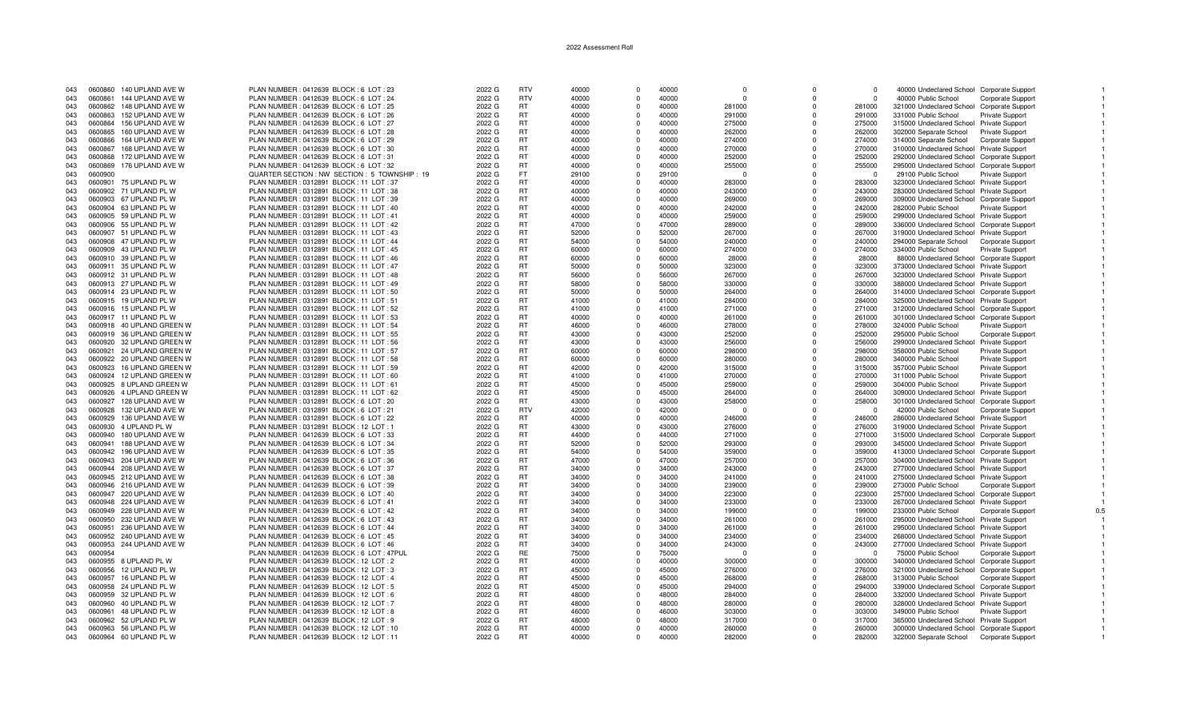# 2022 Assessment Roll

| | | | | | | | | | | | | | | |
|---|---|---|---|---|---|---|---|---|---|---|---|---|---|---|
| 043 | 0600860 | 140 UPLAND AVE W | PLAN NUMBER : 0412639 BLOCK : 6 LOT : 23 | 2022 G | RTV | 40000 | 0 | 40000 | 0 | 0 | 0 | 40000 Undeclared School | Corporate Support | 1 |
| 043 | 0600861 | 144 UPLAND AVE W | PLAN NUMBER : 0412639 BLOCK : 6 LOT : 24 | 2022 G | RTV | 40000 | 0 | 40000 | 0 | 0 | 0 | 40000 Public School | Corporate Support | 1 |
| 043 | 0600862 | 148 UPLAND AVE W | PLAN NUMBER : 0412639 BLOCK : 6 LOT : 25 | 2022 G | RT | 40000 | 0 | 40000 | 281000 | 0 | 281000 | 321000 Undeclared School | Corporate Support | 1 |
| 043 | 0600863 | 152 UPLAND AVE W | PLAN NUMBER : 0412639 BLOCK : 6 LOT : 26 | 2022 G | RT | 40000 | 0 | 40000 | 291000 | 0 | 291000 | 331000 Public School | Private Support | 1 |
| 043 | 0600864 | 156 UPLAND AVE W | PLAN NUMBER : 0412639 BLOCK : 6 LOT : 27 | 2022 G | RT | 40000 | 0 | 40000 | 275000 | 0 | 275000 | 315000 Undeclared School | Private Support | 1 |
| 043 | 0600865 | 160 UPLAND AVE W | PLAN NUMBER : 0412639 BLOCK : 6 LOT : 28 | 2022 G | RT | 40000 | 0 | 40000 | 262000 | 0 | 262000 | 302000 Separate School | Private Support | 1 |
| 043 | 0600866 | 164 UPLAND AVE W | PLAN NUMBER : 0412639 BLOCK : 6 LOT : 29 | 2022 G | RT | 40000 | 0 | 40000 | 274000 | 0 | 274000 | 314000 Separate School | Corporate Support | 1 |
| 043 | 0600867 | 168 UPLAND AVE W | PLAN NUMBER : 0412639 BLOCK : 6 LOT : 30 | 2022 G | RT | 40000 | 0 | 40000 | 270000 | 0 | 270000 | 310000 Undeclared School | Private Support | 1 |
| 043 | 0600868 | 172 UPLAND AVE W | PLAN NUMBER : 0412639 BLOCK : 6 LOT : 31 | 2022 G | RT | 40000 | 0 | 40000 | 252000 | 0 | 252000 | 292000 Undeclared School | Corporate Support | 1 |
| 043 | 0600869 | 176 UPLAND AVE W | PLAN NUMBER : 0412639 BLOCK : 6 LOT : 32 | 2022 G | RT | 40000 | 0 | 40000 | 255000 | 0 | 255000 | 295000 Undeclared School | Corporate Support | 1 |
| 043 | 0600900 | | QUARTER SECTION : NW SECTION : 5 TOWNSHIP : 19 | 2022 G | FT | 29100 | 0 | 29100 | 0 | 0 | 0 | 29100 Public School | Private Support | 1 |
| 043 | 0600901 | 75 UPLAND PL W | PLAN NUMBER : 0312891 BLOCK : 11 LOT : 37 | 2022 G | RT | 40000 | 0 | 40000 | 283000 | 0 | 283000 | 323000 Undeclared School | Private Support | 1 |
| 043 | 0600902 | 71 UPLAND PL W | PLAN NUMBER : 0312891 BLOCK : 11 LOT : 38 | 2022 G | RT | 40000 | 0 | 40000 | 243000 | 0 | 243000 | 283000 Undeclared School | Private Support | 1 |
| 043 | 0600903 | 67 UPLAND PL W | PLAN NUMBER : 0312891 BLOCK : 11 LOT : 39 | 2022 G | RT | 40000 | 0 | 40000 | 269000 | 0 | 269000 | 309000 Undeclared School | Corporate Support | 1 |
| 043 | 0600904 | 63 UPLAND PL W | PLAN NUMBER : 0312891 BLOCK : 11 LOT : 40 | 2022 G | RT | 40000 | 0 | 40000 | 242000 | 0 | 242000 | 282000 Public School | Private Support | 1 |
| 043 | 0600905 | 59 UPLAND PL W | PLAN NUMBER : 0312891 BLOCK : 11 LOT : 41 | 2022 G | RT | 40000 | 0 | 40000 | 259000 | 0 | 259000 | 299000 Undeclared School | Private Support | 1 |
| 043 | 0600906 | 55 UPLAND PL W | PLAN NUMBER : 0312891 BLOCK : 11 LOT : 42 | 2022 G | RT | 47000 | 0 | 47000 | 289000 | 0 | 289000 | 336000 Undeclared School | Corporate Support | 1 |
| 043 | 0600907 | 51 UPLAND PL W | PLAN NUMBER : 0312891 BLOCK : 11 LOT : 43 | 2022 G | RT | 52000 | 0 | 52000 | 267000 | 0 | 267000 | 319000 Undeclared School | Private Support | 1 |
| 043 | 0600908 | 47 UPLAND PL W | PLAN NUMBER : 0312891 BLOCK : 11 LOT : 44 | 2022 G | RT | 54000 | 0 | 54000 | 240000 | 0 | 240000 | 294000 Separate School | Corporate Support | 1 |
| 043 | 0600909 | 43 UPLAND PL W | PLAN NUMBER : 0312891 BLOCK : 11 LOT : 45 | 2022 G | RT | 60000 | 0 | 60000 | 274000 | 0 | 274000 | 334000 Public School | Private Support | 1 |
| 043 | 0600910 | 39 UPLAND PL W | PLAN NUMBER : 0312891 BLOCK : 11 LOT : 46 | 2022 G | RT | 60000 | 0 | 60000 | 28000 | 0 | 28000 | 88000 Undeclared School | Corporate Support | 1 |
| 043 | 0600911 | 35 UPLAND PL W | PLAN NUMBER : 0312891 BLOCK : 11 LOT : 47 | 2022 G | RT | 50000 | 0 | 50000 | 323000 | 0 | 323000 | 373000 Undeclared School | Private Support | 1 |
| 043 | 0600912 | 31 UPLAND PL W | PLAN NUMBER : 0312891 BLOCK : 11 LOT : 48 | 2022 G | RT | 56000 | 0 | 56000 | 267000 | 0 | 267000 | 323000 Undeclared School | Private Support | 1 |
| 043 | 0600913 | 27 UPLAND PL W | PLAN NUMBER : 0312891 BLOCK : 11 LOT : 49 | 2022 G | RT | 58000 | 0 | 58000 | 330000 | 0 | 330000 | 388000 Undeclared School | Private Support | 1 |
| 043 | 0600914 | 23 UPLAND PL W | PLAN NUMBER : 0312891 BLOCK : 11 LOT : 50 | 2022 G | RT | 50000 | 0 | 50000 | 264000 | 0 | 264000 | 314000 Undeclared School | Corporate Support | 1 |
| 043 | 0600915 | 19 UPLAND PL W | PLAN NUMBER : 0312891 BLOCK : 11 LOT : 51 | 2022 G | RT | 41000 | 0 | 41000 | 284000 | 0 | 284000 | 325000 Undeclared School | Private Support | 1 |
| 043 | 0600916 | 15 UPLAND PL W | PLAN NUMBER : 0312891 BLOCK : 11 LOT : 52 | 2022 G | RT | 41000 | 0 | 41000 | 271000 | 0 | 271000 | 312000 Undeclared School | Corporate Support | 1 |
| 043 | 0600917 | 11 UPLAND PL W | PLAN NUMBER : 0312891 BLOCK : 11 LOT : 53 | 2022 G | RT | 40000 | 0 | 40000 | 261000 | 0 | 261000 | 301000 Undeclared School | Corporate Support | 1 |
| 043 | 0600918 | 40 UPLAND GREEN W | PLAN NUMBER : 0312891 BLOCK : 11 LOT : 54 | 2022 G | RT | 46000 | 0 | 46000 | 278000 | 0 | 278000 | 324000 Public School | Private Support | 1 |
| 043 | 0600919 | 36 UPLAND GREEN W | PLAN NUMBER : 0312891 BLOCK : 11 LOT : 55 | 2022 G | RT | 43000 | 0 | 43000 | 252000 | 0 | 252000 | 295000 Public School | Corporate Support | 1 |
| 043 | 0600920 | 32 UPLAND GREEN W | PLAN NUMBER : 0312891 BLOCK : 11 LOT : 56 | 2022 G | RT | 43000 | 0 | 43000 | 256000 | 0 | 256000 | 299000 Undeclared School | Private Support | 1 |
| 043 | 0600921 | 24 UPLAND GREEN W | PLAN NUMBER : 0312891 BLOCK : 11 LOT : 57 | 2022 G | RT | 60000 | 0 | 60000 | 298000 | 0 | 298000 | 358000 Public School | Private Support | 1 |
| 043 | 0600922 | 20 UPLAND GREEN W | PLAN NUMBER : 0312891 BLOCK : 11 LOT : 58 | 2022 G | RT | 60000 | 0 | 60000 | 280000 | 0 | 280000 | 340000 Public School | Private Support | 1 |
| 043 | 0600923 | 16 UPLAND GREEN W | PLAN NUMBER : 0312891 BLOCK : 11 LOT : 59 | 2022 G | RT | 42000 | 0 | 42000 | 315000 | 0 | 315000 | 357000 Public School | Private Support | 1 |
| 043 | 0600924 | 12 UPLAND GREEN W | PLAN NUMBER : 0312891 BLOCK : 11 LOT : 60 | 2022 G | RT | 41000 | 0 | 41000 | 270000 | 0 | 270000 | 311000 Public School | Private Support | 1 |
| 043 | 0600925 | 8 UPLAND GREEN W | PLAN NUMBER : 0312891 BLOCK : 11 LOT : 61 | 2022 G | RT | 45000 | 0 | 45000 | 259000 | 0 | 259000 | 304000 Public School | Private Support | 1 |
| 043 | 0600926 | 4 UPLAND GREEN W | PLAN NUMBER : 0312891 BLOCK : 11 LOT : 62 | 2022 G | RT | 45000 | 0 | 45000 | 264000 | 0 | 264000 | 309000 Undeclared School | Private Support | 1 |
| 043 | 0600927 | 128 UPLAND AVE W | PLAN NUMBER : 0312891 BLOCK : 6 LOT : 20 | 2022 G | RT | 43000 | 0 | 43000 | 258000 | 0 | 258000 | 301000 Undeclared School | Corporate Support | 1 |
| 043 | 0600928 | 132 UPLAND AVE W | PLAN NUMBER : 0312891 BLOCK : 6 LOT : 21 | 2022 G | RTV | 42000 | 0 | 42000 | 0 | 0 | 0 | 42000 Public School | Corporate Support | 1 |
| 043 | 0600929 | 136 UPLAND AVE W | PLAN NUMBER : 0312891 BLOCK : 6 LOT : 22 | 2022 G | RT | 40000 | 0 | 40000 | 246000 | 0 | 246000 | 286000 Undeclared School | Private Support | 1 |
| 043 | 0600930 | 4 UPLAND PL W | PLAN NUMBER : 0312891 BLOCK : 12 LOT : 1 | 2022 G | RT | 43000 | 0 | 43000 | 276000 | 0 | 276000 | 319000 Undeclared School | Private Support | 1 |
| 043 | 0600940 | 180 UPLAND AVE W | PLAN NUMBER : 0412639 BLOCK : 6 LOT : 33 | 2022 G | RT | 44000 | 0 | 44000 | 271000 | 0 | 271000 | 315000 Undeclared School | Corporate Support | 1 |
| 043 | 0600941 | 188 UPLAND AVE W | PLAN NUMBER : 0412639 BLOCK : 6 LOT : 34 | 2022 G | RT | 52000 | 0 | 52000 | 293000 | 0 | 293000 | 345000 Undeclared School | Private Support | 1 |
| 043 | 0600942 | 196 UPLAND AVE W | PLAN NUMBER : 0412639 BLOCK : 6 LOT : 35 | 2022 G | RT | 54000 | 0 | 54000 | 359000 | 0 | 359000 | 413000 Undeclared School | Corporate Support | 1 |
| 043 | 0600943 | 204 UPLAND AVE W | PLAN NUMBER : 0412639 BLOCK : 6 LOT : 36 | 2022 G | RT | 47000 | 0 | 47000 | 257000 | 0 | 257000 | 304000 Undeclared School | Private Support | 1 |
| 043 | 0600944 | 208 UPLAND AVE W | PLAN NUMBER : 0412639 BLOCK : 6 LOT : 37 | 2022 G | RT | 34000 | 0 | 34000 | 243000 | 0 | 243000 | 277000 Undeclared School | Private Support | 1 |
| 043 | 0600945 | 212 UPLAND AVE W | PLAN NUMBER : 0412639 BLOCK : 6 LOT : 38 | 2022 G | RT | 34000 | 0 | 34000 | 241000 | 0 | 241000 | 275000 Undeclared School | Private Support | 1 |
| 043 | 0600946 | 216 UPLAND AVE W | PLAN NUMBER : 0412639 BLOCK : 6 LOT : 39 | 2022 G | RT | 34000 | 0 | 34000 | 239000 | 0 | 239000 | 273000 Public School | Corporate Support | 1 |
| 043 | 0600947 | 220 UPLAND AVE W | PLAN NUMBER : 0412639 BLOCK : 6 LOT : 40 | 2022 G | RT | 34000 | 0 | 34000 | 223000 | 0 | 223000 | 257000 Undeclared School | Corporate Support | 1 |
| 043 | 0600948 | 224 UPLAND AVE W | PLAN NUMBER : 0412639 BLOCK : 6 LOT : 41 | 2022 G | RT | 34000 | 0 | 34000 | 233000 | 0 | 233000 | 267000 Undeclared School | Private Support | 1 |
| 043 | 0600949 | 228 UPLAND AVE W | PLAN NUMBER : 0412639 BLOCK : 6 LOT : 42 | 2022 G | RT | 34000 | 0 | 34000 | 199000 | 0 | 199000 | 233000 Public School | Corporate Support | 0.5 |
| 043 | 0600950 | 232 UPLAND AVE W | PLAN NUMBER : 0412639 BLOCK : 6 LOT : 43 | 2022 G | RT | 34000 | 0 | 34000 | 261000 | 0 | 261000 | 295000 Undeclared School | Private Support | 1 |
| 043 | 0600951 | 236 UPLAND AVE W | PLAN NUMBER : 0412639 BLOCK : 6 LOT : 44 | 2022 G | RT | 34000 | 0 | 34000 | 261000 | 0 | 261000 | 295000 Undeclared School | Private Support | 1 |
| 043 | 0600952 | 240 UPLAND AVE W | PLAN NUMBER : 0412639 BLOCK : 6 LOT : 45 | 2022 G | RT | 34000 | 0 | 34000 | 234000 | 0 | 234000 | 268000 Undeclared School | Private Support | 1 |
| 043 | 0600953 | 244 UPLAND AVE W | PLAN NUMBER : 0412639 BLOCK : 6 LOT : 46 | 2022 G | RT | 34000 | 0 | 34000 | 243000 | 0 | 243000 | 277000 Undeclared School | Private Support | 1 |
| 043 | 0600954 | | PLAN NUMBER : 0412639 BLOCK : 6 LOT : 47PUL | 2022 G | RE | 75000 | 0 | 75000 | 0 | 0 | 0 | 75000 Public School | Corporate Support | 1 |
| 043 | 0600955 | 8 UPLAND PL W | PLAN NUMBER : 0412639 BLOCK : 12 LOT : 2 | 2022 G | RT | 40000 | 0 | 40000 | 300000 | 0 | 300000 | 340000 Undeclared School | Corporate Support | 1 |
| 043 | 0600956 | 12 UPLAND PL W | PLAN NUMBER : 0412639 BLOCK : 12 LOT : 3 | 2022 G | RT | 45000 | 0 | 45000 | 276000 | 0 | 276000 | 321000 Undeclared School | Corporate Support | 1 |
| 043 | 0600957 | 16 UPLAND PL W | PLAN NUMBER : 0412639 BLOCK : 12 LOT : 4 | 2022 G | RT | 45000 | 0 | 45000 | 268000 | 0 | 268000 | 313000 Public School | Corporate Support | 1 |
| 043 | 0600958 | 24 UPLAND PL W | PLAN NUMBER : 0412639 BLOCK : 12 LOT : 5 | 2022 G | RT | 45000 | 0 | 45000 | 294000 | 0 | 294000 | 339000 Undeclared School | Corporate Support | 1 |
| 043 | 0600959 | 32 UPLAND PL W | PLAN NUMBER : 0412639 BLOCK : 12 LOT : 6 | 2022 G | RT | 48000 | 0 | 48000 | 284000 | 0 | 284000 | 332000 Undeclared School | Private Support | 1 |
| 043 | 0600960 | 40 UPLAND PL W | PLAN NUMBER : 0412639 BLOCK : 12 LOT : 7 | 2022 G | RT | 48000 | 0 | 48000 | 280000 | 0 | 280000 | 328000 Undeclared School | Private Support | 1 |
| 043 | 0600961 | 48 UPLAND PL W | PLAN NUMBER : 0412639 BLOCK : 12 LOT : 8 | 2022 G | RT | 46000 | 0 | 46000 | 303000 | 0 | 303000 | 349000 Public School | Private Support | 1 |
| 043 | 0600962 | 52 UPLAND PL W | PLAN NUMBER : 0412639 BLOCK : 12 LOT : 9 | 2022 G | RT | 48000 | 0 | 48000 | 317000 | 0 | 317000 | 365000 Undeclared School | Private Support | 1 |
| 043 | 0600963 | 56 UPLAND PL W | PLAN NUMBER : 0412639 BLOCK : 12 LOT : 10 | 2022 G | RT | 40000 | 0 | 40000 | 260000 | 0 | 260000 | 300000 Undeclared School | Corporate Support | 1 |
| 043 | 0600964 | 60 UPLAND PL W | PLAN NUMBER : 0412639 BLOCK : 12 LOT : 11 | 2022 G | RT | 40000 | 0 | 40000 | 282000 | 0 | 282000 | 322000 Separate School | Corporate Support | 1 |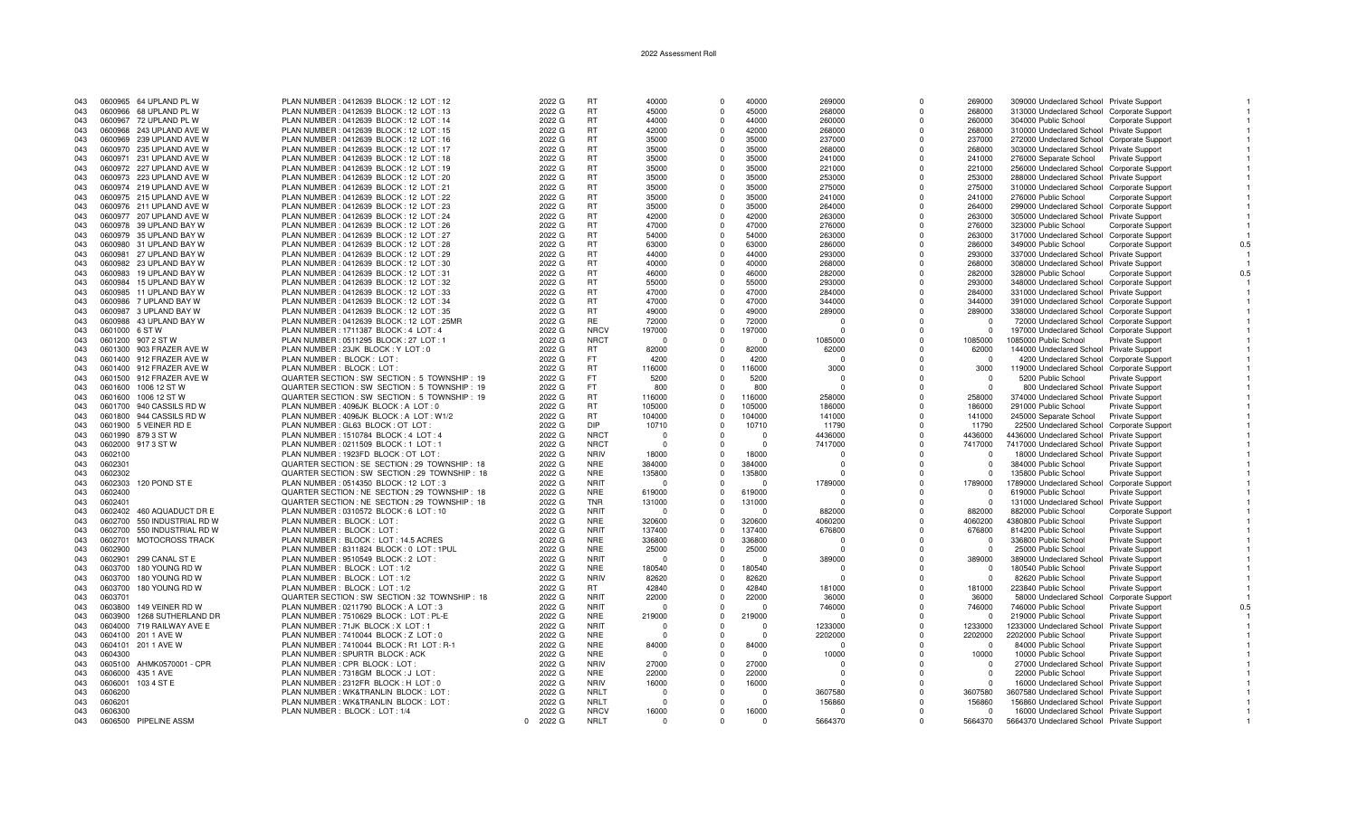# 2022 Assessment Roll

| | | | | | | | | | | | | | | | | |
|---|---|---|---|---|---|---|---|---|---|---|---|---|---|---|---|---|
| 043 | 0600965 | 64 UPLAND PL W | PLAN NUMBER : 0412639 BLOCK : 12 LOT : 12 | 2022 G | RT | 40000 | 0 | 40000 | 269000 | 0 | 269000 | 309000 | Undeclared School | Private Support | 1 |
| 043 | 0600966 | 68 UPLAND PL W | PLAN NUMBER : 0412639 BLOCK : 12 LOT : 13 | 2022 G | RT | 45000 | 0 | 45000 | 268000 | 0 | 268000 | 313000 | Undeclared School | Corporate Support | 1 |
| 043 | 0600967 | 72 UPLAND PL W | PLAN NUMBER : 0412639 BLOCK : 12 LOT : 14 | 2022 G | RT | 44000 | 0 | 44000 | 260000 | 0 | 260000 | 304000 | Public School | Corporate Support | 1 |
| 043 | 0600968 | 243 UPLAND AVE W | PLAN NUMBER : 0412639 BLOCK : 12 LOT : 15 | 2022 G | RT | 42000 | 0 | 42000 | 268000 | 0 | 268000 | 310000 | Undeclared School | Private Support | 1 |
| 043 | 0600969 | 239 UPLAND AVE W | PLAN NUMBER : 0412639 BLOCK : 12 LOT : 16 | 2022 G | RT | 35000 | 0 | 35000 | 237000 | 0 | 237000 | 272000 | Undeclared School | Corporate Support | 1 |
| 043 | 0600970 | 235 UPLAND AVE W | PLAN NUMBER : 0412639 BLOCK : 12 LOT : 17 | 2022 G | RT | 35000 | 0 | 35000 | 268000 | 0 | 268000 | 303000 | Undeclared School | Private Support | 1 |
| 043 | 0600971 | 231 UPLAND AVE W | PLAN NUMBER : 0412639 BLOCK : 12 LOT : 18 | 2022 G | RT | 35000 | 0 | 35000 | 241000 | 0 | 241000 | 276000 | Separate School | Private Support | 1 |
| 043 | 0600972 | 227 UPLAND AVE W | PLAN NUMBER : 0412639 BLOCK : 12 LOT : 19 | 2022 G | RT | 35000 | 0 | 35000 | 221000 | 0 | 221000 | 256000 | Undeclared School | Corporate Support | 1 |
| 043 | 0600973 | 223 UPLAND AVE W | PLAN NUMBER : 0412639 BLOCK : 12 LOT : 20 | 2022 G | RT | 35000 | 0 | 35000 | 253000 | 0 | 253000 | 288000 | Undeclared School | Private Support | 1 |
| 043 | 0600974 | 219 UPLAND AVE W | PLAN NUMBER : 0412639 BLOCK : 12 LOT : 21 | 2022 G | RT | 35000 | 0 | 35000 | 275000 | 0 | 275000 | 310000 | Undeclared School | Corporate Support | 1 |
| 043 | 0600975 | 215 UPLAND AVE W | PLAN NUMBER : 0412639 BLOCK : 12 LOT : 22 | 2022 G | RT | 35000 | 0 | 35000 | 241000 | 0 | 241000 | 276000 | Public School | Corporate Support | 1 |
| 043 | 0600976 | 211 UPLAND AVE W | PLAN NUMBER : 0412639 BLOCK : 12 LOT : 23 | 2022 G | RT | 35000 | 0 | 35000 | 264000 | 0 | 264000 | 299000 | Undeclared School | Corporate Support | 1 |
| 043 | 0600977 | 207 UPLAND AVE W | PLAN NUMBER : 0412639 BLOCK : 12 LOT : 24 | 2022 G | RT | 42000 | 0 | 42000 | 263000 | 0 | 263000 | 305000 | Undeclared School | Private Support | 1 |
| 043 | 0600978 | 39 UPLAND BAY W | PLAN NUMBER : 0412639 BLOCK : 12 LOT : 26 | 2022 G | RT | 47000 | 0 | 47000 | 276000 | 0 | 276000 | 323000 | Public School | Corporate Support | 1 |
| 043 | 0600979 | 35 UPLAND BAY W | PLAN NUMBER : 0412639 BLOCK : 12 LOT : 27 | 2022 G | RT | 54000 | 0 | 54000 | 263000 | 0 | 263000 | 317000 | Undeclared School | Corporate Support | 1 |
| 043 | 0600980 | 31 UPLAND BAY W | PLAN NUMBER : 0412639 BLOCK : 12 LOT : 28 | 2022 G | RT | 63000 | 0 | 63000 | 286000 | 0 | 286000 | 349000 | Public School | Corporate Support | 0.5 |
| 043 | 0600981 | 27 UPLAND BAY W | PLAN NUMBER : 0412639 BLOCK : 12 LOT : 29 | 2022 G | RT | 44000 | 0 | 44000 | 293000 | 0 | 293000 | 337000 | Undeclared School | Private Support | 1 |
| 043 | 0600982 | 23 UPLAND BAY W | PLAN NUMBER : 0412639 BLOCK : 12 LOT : 30 | 2022 G | RT | 40000 | 0 | 40000 | 268000 | 0 | 268000 | 308000 | Undeclared School | Private Support | 1 |
| 043 | 0600983 | 19 UPLAND BAY W | PLAN NUMBER : 0412639 BLOCK : 12 LOT : 31 | 2022 G | RT | 46000 | 0 | 46000 | 282000 | 0 | 282000 | 328000 | Public School | Corporate Support | 0.5 |
| 043 | 0600984 | 15 UPLAND BAY W | PLAN NUMBER : 0412639 BLOCK : 12 LOT : 32 | 2022 G | RT | 55000 | 0 | 55000 | 293000 | 0 | 293000 | 348000 | Undeclared School | Corporate Support | 1 |
| 043 | 0600985 | 11 UPLAND BAY W | PLAN NUMBER : 0412639 BLOCK : 12 LOT : 33 | 2022 G | RT | 47000 | 0 | 47000 | 284000 | 0 | 284000 | 331000 | Undeclared School | Private Support | 1 |
| 043 | 0600986 | 7 UPLAND BAY W | PLAN NUMBER : 0412639 BLOCK : 12 LOT : 34 | 2022 G | RT | 47000 | 0 | 47000 | 344000 | 0 | 344000 | 391000 | Undeclared School | Corporate Support | 1 |
| 043 | 0600987 | 3 UPLAND BAY W | PLAN NUMBER : 0412639 BLOCK : 12 LOT : 35 | 2022 G | RT | 49000 | 0 | 49000 | 289000 | 0 | 289000 | 338000 | Undeclared School | Corporate Support | 1 |
| 043 | 0600988 | 43 UPLAND BAY W | PLAN NUMBER : 0412639 BLOCK : 12 LOT : 25MR | 2022 G | RE | 72000 | 0 | 72000 | 0 | 0 | 0 | 72000 | Undeclared School | Corporate Support | 1 |
| 043 | 0601000 | 6 ST W | PLAN NUMBER : 1711387 BLOCK : 4 LOT : 4 | 2022 G | NRCV | 197000 | 0 | 197000 | 0 | 0 | 0 | 197000 | Undeclared School | Corporate Support | 1 |
| 043 | 0601200 | 907 2 ST W | PLAN NUMBER : 0511295 BLOCK : 27 LOT : 1 | 2022 G | NRCT | 0 | 0 | 0 | 1085000 | 0 | 1085000 | 1085000 | Public School | Private Support | 1 |
| 043 | 0601300 | 903 FRAZER AVE W | PLAN NUMBER : 23JK BLOCK : Y LOT : 0 | 2022 G | RT | 82000 | 0 | 82000 | 62000 | 0 | 62000 | 144000 | Undeclared School | Private Support | 1 |
| 043 | 0601400 | 912 FRAZER AVE W | PLAN NUMBER : BLOCK : LOT : | 2022 G | FT | 4200 | 0 | 4200 | 0 | 0 | 0 | 4200 | Undeclared School | Corporate Support | 1 |
| 043 | 0601400 | 912 FRAZER AVE W | PLAN NUMBER : BLOCK : LOT : | 2022 G | RT | 116000 | 0 | 116000 | 3000 | 0 | 3000 | 119000 | Undeclared School | Corporate Support | 1 |
| 043 | 0601500 | 912 FRAZER AVE W | QUARTER SECTION : SW SECTION : 5 TOWNSHIP : 19 | 2022 G | FT | 5200 | 0 | 5200 | 0 | 0 | 0 | 5200 | Public School | Private Support | 1 |
| 043 | 0601600 | 1006 12 ST W | QUARTER SECTION : SW SECTION : 5 TOWNSHIP : 19 | 2022 G | FT | 800 | 0 | 800 | 0 | 0 | 0 | 800 | Undeclared School | Private Support | 1 |
| 043 | 0601600 | 1006 12 ST W | QUARTER SECTION : SW SECTION : 5 TOWNSHIP : 19 | 2022 G | RT | 116000 | 0 | 116000 | 258000 | 0 | 258000 | 374000 | Undeclared School | Private Support | 1 |
| 043 | 0601700 | 940 CASSILS RD W | PLAN NUMBER : 4096JK BLOCK : A LOT : 0 | 2022 G | RT | 105000 | 0 | 105000 | 186000 | 0 | 186000 | 291000 | Public School | Private Support | 1 |
| 043 | 0601800 | 944 CASSILS RD W | PLAN NUMBER : 4096JK BLOCK : A LOT : W1/2 | 2022 G | RT | 104000 | 0 | 104000 | 141000 | 0 | 141000 | 245000 | Separate School | Private Support | 1 |
| 043 | 0601900 | 5 VEINER RD E | PLAN NUMBER : GL63 BLOCK : OT LOT : | 2022 G | DIP | 10710 | 0 | 10710 | 11790 | 0 | 11790 | 22500 | Undeclared School | Corporate Support | 1 |
| 043 | 0601990 | 879 3 ST W | PLAN NUMBER : 1510784 BLOCK : 4 LOT : 4 | 2022 G | NRCT | 0 | 0 | 0 | 4436000 | 0 | 4436000 | 4436000 | Undeclared School | Private Support | 1 |
| 043 | 0602000 | 917 3 ST W | PLAN NUMBER : 0211509 BLOCK : 1 LOT : 1 | 2022 G | NRCT | 0 | 0 | 0 | 7417000 | 0 | 7417000 | 7417000 | Undeclared School | Private Support | 1 |
| 043 | 0602100 | | PLAN NUMBER : 1923FD BLOCK : OT LOT : | 2022 G | NRIV | 18000 | 0 | 18000 | 0 | 0 | 0 | 18000 | Undeclared School | Private Support | 1 |
| 043 | 0602301 | | QUARTER SECTION : SE SECTION : 29 TOWNSHIP : 18 | 2022 G | NRE | 384000 | 0 | 384000 | 0 | 0 | 0 | 384000 | Public School | Private Support | 1 |
| 043 | 0602302 | | QUARTER SECTION : SW SECTION : 29 TOWNSHIP : 18 | 2022 G | NRE | 135800 | 0 | 135800 | 0 | 0 | 0 | 135800 | Public School | Private Support | 1 |
| 043 | 0602303 | 120 POND ST E | PLAN NUMBER : 0514350 BLOCK : 12 LOT : 3 | 2022 G | NRIT | 0 | 0 | 0 | 1789000 | 0 | 1789000 | 1789000 | Undeclared School | Corporate Support | 1 |
| 043 | 0602400 | | QUARTER SECTION : NE SECTION : 29 TOWNSHIP : 18 | 2022 G | NRE | 619000 | 0 | 619000 | 0 | 0 | 0 | 619000 | Public School | Private Support | 1 |
| 043 | 0602401 | | QUARTER SECTION : NE SECTION : 29 TOWNSHIP : 18 | 2022 G | TNR | 131000 | 0 | 131000 | 0 | 0 | 0 | 131000 | Undeclared School | Private Support | 1 |
| 043 | 0602402 | 460 AQUADUCT DR E | PLAN NUMBER : 0310572 BLOCK : 6 LOT : 10 | 2022 G | NRIT | 0 | 0 | 0 | 882000 | 0 | 882000 | 882000 | Public School | Corporate Support | 1 |
| 043 | 0602700 | 550 INDUSTRIAL RD W | PLAN NUMBER : BLOCK : LOT : | 2022 G | NRE | 320600 | 0 | 320600 | 4060200 | 0 | 4060200 | 4380800 | Public School | Private Support | 1 |
| 043 | 0602700 | 550 INDUSTRIAL RD W | PLAN NUMBER : BLOCK : LOT : | 2022 G | NRIT | 137400 | 0 | 137400 | 676800 | 0 | 676800 | 814200 | Public School | Private Support | 1 |
| 043 | 0602701 | MOTOCROSS TRACK | PLAN NUMBER : BLOCK : LOT : 14.5 ACRES | 2022 G | NRE | 336800 | 0 | 336800 | 0 | 0 | 0 | 336800 | Public School | Private Support | 1 |
| 043 | 0602900 | | PLAN NUMBER : 8311824 BLOCK : 0 LOT : 1PUL | 2022 G | NRE | 25000 | 0 | 25000 | 0 | 0 | 0 | 25000 | Public School | Private Support | 1 |
| 043 | 0602901 | 299 CANAL ST E | PLAN NUMBER : 9510549 BLOCK : 2 LOT : | 2022 G | NRIT | 0 | 0 | 0 | 389000 | 0 | 389000 | 389000 | Undeclared School | Private Support | 1 |
| 043 | 0603700 | 180 YOUNG RD W | PLAN NUMBER : BLOCK : LOT : 1/2 | 2022 G | NRE | 180540 | 0 | 180540 | 0 | 0 | 0 | 180540 | Public School | Private Support | 1 |
| 043 | 0603700 | 180 YOUNG RD W | PLAN NUMBER : BLOCK : LOT : 1/2 | 2022 G | NRIV | 82620 | 0 | 82620 | 0 | 0 | 0 | 82620 | Public School | Private Support | 1 |
| 043 | 0603700 | 180 YOUNG RD W | PLAN NUMBER : BLOCK : LOT : 1/2 | 2022 G | RT | 42840 | 0 | 42840 | 181000 | 0 | 181000 | 223840 | Public School | Private Support | 1 |
| 043 | 0603701 | | QUARTER SECTION : SW SECTION : 32 TOWNSHIP : 18 | 2022 G | NRIT | 22000 | 0 | 22000 | 36000 | 0 | 36000 | 58000 | Undeclared School | Corporate Support | 1 |
| 043 | 0603800 | 149 VEINER RD W | PLAN NUMBER : 0211790 BLOCK : A LOT : 3 | 2022 G | NRIT | 0 | 0 | 0 | 746000 | 0 | 746000 | 746000 | Public School | Private Support | 0.5 |
| 043 | 0603900 | 1268 SUTHERLAND DR | PLAN NUMBER : 7510629 BLOCK : LOT : PL-E | 2022 G | NRE | 219000 | 0 | 219000 | 0 | 0 | 0 | 219000 | Public School | Private Support | 1 |
| 043 | 0604000 | 719 RAILWAY AVE E | PLAN NUMBER : 71JK BLOCK : X LOT : 1 | 2022 G | NRIT | 0 | 0 | 0 | 1233000 | 0 | 1233000 | 1233000 | Undeclared School | Private Support | 1 |
| 043 | 0604100 | 201 1 AVE W | PLAN NUMBER : 7410044 BLOCK : Z LOT : 0 | 2022 G | NRE | 0 | 0 | 0 | 2202000 | 0 | 2202000 | 2202000 | Public School | Private Support | 1 |
| 043 | 0604101 | 201 1 AVE W | PLAN NUMBER : 7410044 BLOCK : R1 LOT : R-1 | 2022 G | NRE | 84000 | 0 | 84000 | 0 | 0 | 0 | 84000 | Public School | Private Support | 1 |
| 043 | 0604300 | | PLAN NUMBER : SPURTR BLOCK : ACK | 2022 G | NRE | 0 | 0 | 0 | 10000 | 0 | 10000 | 10000 | Public School | Private Support | 1 |
| 043 | 0605100 | AHMK0570001 - CPR | PLAN NUMBER : CPR BLOCK : LOT : | 2022 G | NRIV | 27000 | 0 | 27000 | 0 | 0 | 0 | 27000 | Undeclared School | Private Support | 1 |
| 043 | 0606000 | 435 1 AVE | PLAN NUMBER : 7318GM BLOCK : J LOT : | 2022 G | NRE | 22000 | 0 | 22000 | 0 | 0 | 0 | 22000 | Public School | Private Support | 1 |
| 043 | 0606001 | 103 4 ST E | PLAN NUMBER : 2312FR BLOCK : H LOT : 0 | 2022 G | NRIV | 16000 | 0 | 16000 | 0 | 0 | 0 | 16000 | Undeclared School | Private Support | 1 |
| 043 | 0606200 | | PLAN NUMBER : WK&TRANLIN BLOCK : LOT : | 2022 G | NRLT | 0 | 0 | 0 | 3607580 | 0 | 3607580 | 3607580 | Undeclared School | Private Support | 1 |
| 043 | 0606201 | | PLAN NUMBER : WK&TRANLIN BLOCK : LOT : | 2022 G | NRLT | 0 | 0 | 0 | 156860 | 0 | 156860 | 156860 | Undeclared School | Private Support | 1 |
| 043 | 0606300 | | PLAN NUMBER : BLOCK : LOT : 1/4 | 2022 G | NRCV | 16000 | 0 | 16000 | 0 | 0 | 0 | 16000 | Undeclared School | Private Support | 1 |
| 043 | 0606500 | PIPELINE ASSM | 0 | 2022 G | NRLT | 0 | 0 | 0 | 5664370 | 0 | 5664370 | 5664370 | Undeclared School | Private Support | 1 |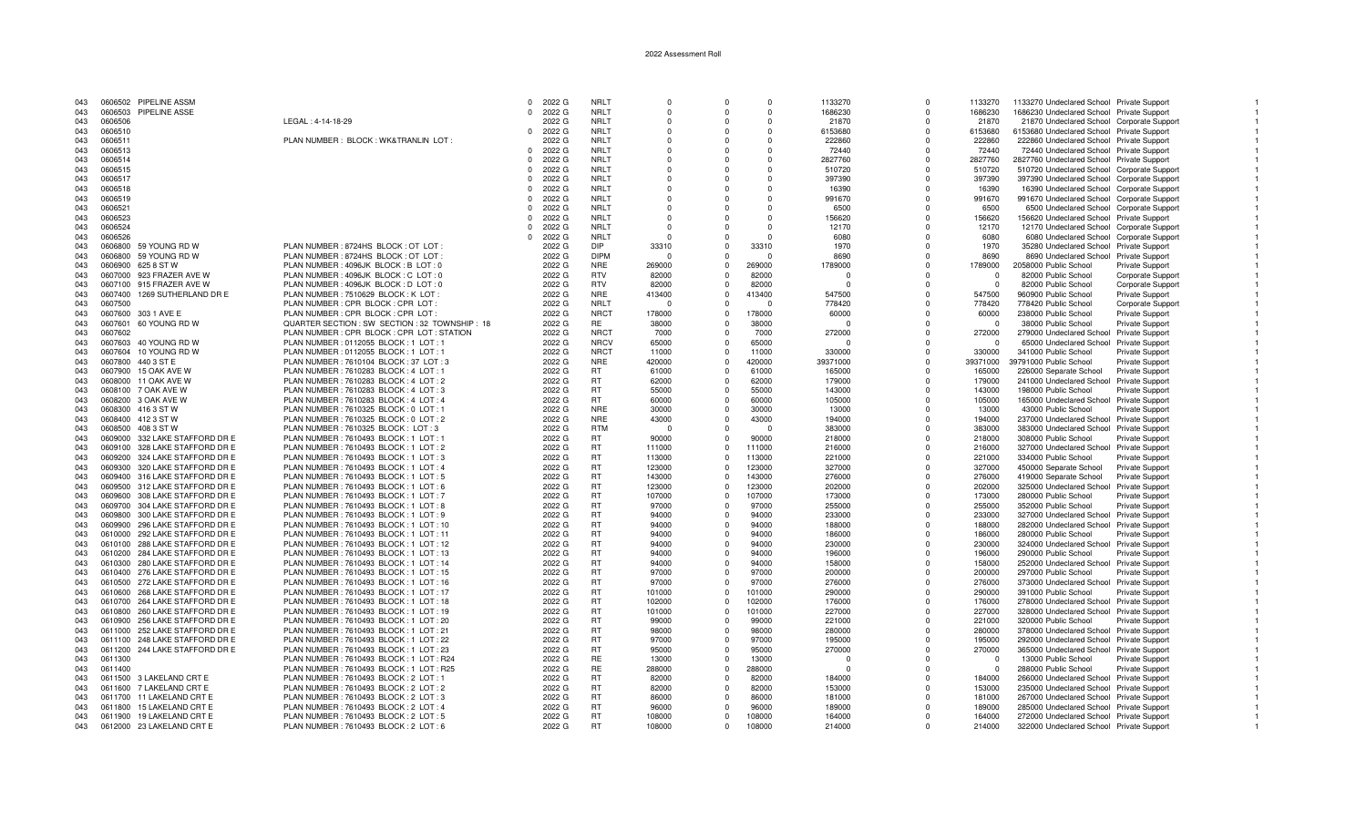| | | | | | | | | | | | | | | | | |
|---|---|---|---|---|---|---|---|---|---|---|---|---|---|---|---|---|
| 043 | 0606502 | PIPELINE ASSM | | 0 | 2022 G | NRLT | 0 | 0 | 0 | 1133270 | 0 | 1133270 | 1133270 | Undeclared School | Private Support | 1 |
| 043 | 0606503 | PIPELINE ASSE | | 0 | 2022 G | NRLT | 0 | 0 | 0 | 1686230 | 0 | 1686230 | 1686230 | Undeclared School | Private Support | 1 |
| 043 | 0606506 | | LEGAL : 4-14-18-29 | | 2022 G | NRLT | 0 | 0 | 0 | 21870 | 0 | 21870 | 21870 | Undeclared School | Corporate Support | 1 |
| 043 | 0606510 | | | 0 | 2022 G | NRLT | 0 | 0 | 0 | 6153680 | 0 | 6153680 | 6153680 | Undeclared School | Private Support | 1 |
| 043 | 0606511 | | PLAN NUMBER : BLOCK : WK&TRANLIN LOT : | | 2022 G | NRLT | 0 | 0 | 0 | 222860 | 0 | 222860 | 222860 | Undeclared School | Private Support | 1 |
| 043 | 0606513 | | | 0 | 2022 G | NRLT | 0 | 0 | 0 | 72440 | 0 | 72440 | 72440 | Undeclared School | Private Support | 1 |
| 043 | 0606514 | | | 0 | 2022 G | NRLT | 0 | 0 | 0 | 2827760 | 0 | 2827760 | 2827760 | Undeclared School | Private Support | 1 |
| 043 | 0606515 | | | 0 | 2022 G | NRLT | 0 | 0 | 0 | 510720 | 0 | 510720 | 510720 | Undeclared School | Corporate Support | 1 |
| 043 | 0606517 | | | 0 | 2022 G | NRLT | 0 | 0 | 0 | 397390 | 0 | 397390 | 397390 | Undeclared School | Corporate Support | 1 |
| 043 | 0606518 | | | 0 | 2022 G | NRLT | 0 | 0 | 0 | 16390 | 0 | 16390 | 16390 | Undeclared School | Corporate Support | 1 |
| 043 | 0606519 | | | 0 | 2022 G | NRLT | 0 | 0 | 0 | 991670 | 0 | 991670 | 991670 | Undeclared School | Corporate Support | 1 |
| 043 | 0606521 | | | 0 | 2022 G | NRLT | 0 | 0 | 0 | 6500 | 0 | 6500 | 6500 | Undeclared School | Corporate Support | 1 |
| 043 | 0606523 | | | 0 | 2022 G | NRLT | 0 | 0 | 0 | 156620 | 0 | 156620 | 156620 | Undeclared School | Private Support | 1 |
| 043 | 0606524 | | | 0 | 2022 G | NRLT | 0 | 0 | 0 | 12170 | 0 | 12170 | 12170 | Undeclared School | Corporate Support | 1 |
| 043 | 0606526 | | | 0 | 2022 G | NRLT | 0 | 0 | 0 | 6080 | 0 | 6080 | 6080 | Undeclared School | Corporate Support | 1 |
| 043 | 0606800 | 59 YOUNG RD W | PLAN NUMBER : 8724HS BLOCK : OT LOT : | | 2022 G | DIP | 33310 | 0 | 33310 | 1970 | 0 | 1970 | 35280 | Undeclared School | Private Support | 1 |
| 043 | 0606800 | 59 YOUNG RD W | PLAN NUMBER : 8724HS BLOCK : OT LOT : | | 2022 G | DIPM | 0 | 0 | 0 | 8690 | 0 | 8690 | 8690 | Undeclared School | Private Support | 1 |
| 043 | 0606900 | 625 8 ST W | PLAN NUMBER : 4096JK BLOCK : B LOT : 0 | | 2022 G | NRE | 269000 | 0 | 269000 | 1789000 | 0 | 1789000 | 2058000 | Public School | Private Support | 1 |
| 043 | 0607000 | 923 FRAZER AVE W | PLAN NUMBER : 4096JK BLOCK : C LOT : 0 | | 2022 G | RTV | 82000 | 0 | 82000 | 0 | 0 | 0 | 82000 | Public School | Corporate Support | 1 |
| 043 | 0607100 | 915 FRAZER AVE W | PLAN NUMBER : 4096JK BLOCK : D LOT : 0 | | 2022 G | RTV | 82000 | 0 | 82000 | 0 | 0 | 0 | 82000 | Public School | Corporate Support | 1 |
| 043 | 0607400 | 1269 SUTHERLAND DR E | PLAN NUMBER : 7510629 BLOCK : K LOT : | | 2022 G | NRE | 413400 | 0 | 413400 | 547500 | 0 | 547500 | 960900 | Public School | Private Support | 1 |
| 043 | 0607500 | | PLAN NUMBER : CPR BLOCK : CPR LOT : | | 2022 G | NRLT | 0 | 0 | 0 | 778420 | 0 | 778420 | 778420 | Public School | Corporate Support | 1 |
| 043 | 0607600 | 303 1 AVE E | PLAN NUMBER : CPR BLOCK : CPR LOT : | | 2022 G | NRCT | 178000 | 0 | 178000 | 60000 | 0 | 60000 | 238000 | Public School | Private Support | 1 |
| 043 | 0607601 | 60 YOUNG RD W | QUARTER SECTION : SW SECTION : 32 TOWNSHIP : 18 | | 2022 G | RE | 38000 | 0 | 38000 | 0 | 0 | 0 | 38000 | Public School | Private Support | 1 |
| 043 | 0607602 | | PLAN NUMBER : CPR BLOCK : CPR LOT : STATION | | 2022 G | NRCT | 7000 | 0 | 7000 | 272000 | 0 | 272000 | 279000 | Undeclared School | Private Support | 1 |
| 043 | 0607603 | 40 YOUNG RD W | PLAN NUMBER : 0112055 BLOCK : 1 LOT : 1 | | 2022 G | NRCV | 65000 | 0 | 65000 | 0 | 0 | 0 | 65000 | Undeclared School | Private Support | 1 |
| 043 | 0607604 | 10 YOUNG RD W | PLAN NUMBER : 0112055 BLOCK : 1 LOT : 1 | | 2022 G | NRCT | 11000 | 0 | 11000 | 330000 | 0 | 330000 | 341000 | Public School | Private Support | 1 |
| 043 | 0607800 | 440 3 ST E | PLAN NUMBER : 7610104 BLOCK : 37 LOT : 3 | | 2022 G | NRE | 420000 | 0 | 420000 | 39371000 | 0 | 39371000 | 39791000 | Public School | Private Support | 1 |
| 043 | 0607900 | 15 OAK AVE W | PLAN NUMBER : 7610283 BLOCK : 4 LOT : 1 | | 2022 G | RT | 61000 | 0 | 61000 | 165000 | 0 | 165000 | 226000 | Separate School | Private Support | 1 |
| 043 | 0608000 | 11 OAK AVE W | PLAN NUMBER : 7610283 BLOCK : 4 LOT : 2 | | 2022 G | RT | 62000 | 0 | 62000 | 179000 | 0 | 179000 | 241000 | Undeclared School | Private Support | 1 |
| 043 | 0608100 | 7 OAK AVE W | PLAN NUMBER : 7610283 BLOCK : 4 LOT : 3 | | 2022 G | RT | 55000 | 0 | 55000 | 143000 | 0 | 143000 | 198000 | Public School | Private Support | 1 |
| 043 | 0608200 | 3 OAK AVE W | PLAN NUMBER : 7610283 BLOCK : 4 LOT : 4 | | 2022 G | RT | 60000 | 0 | 60000 | 105000 | 0 | 105000 | 165000 | Undeclared School | Private Support | 1 |
| 043 | 0608300 | 416 3 ST W | PLAN NUMBER : 7610325 BLOCK : 0 LOT : 1 | | 2022 G | NRE | 30000 | 0 | 30000 | 13000 | 0 | 13000 | 43000 | Public School | Private Support | 1 |
| 043 | 0608400 | 412 3 ST W | PLAN NUMBER : 7610325 BLOCK : 0 LOT : 2 | | 2022 G | NRE | 43000 | 0 | 43000 | 194000 | 0 | 194000 | 237000 | Undeclared School | Private Support | 1 |
| 043 | 0608500 | 408 3 ST W | PLAN NUMBER : 7610325 BLOCK : LOT : 3 | | 2022 G | RTM | 0 | 0 | 0 | 383000 | 0 | 383000 | 383000 | Undeclared School | Private Support | 1 |
| 043 | 0609000 | 332 LAKE STAFFORD DR E | PLAN NUMBER : 7610493 BLOCK : 1 LOT : 1 | | 2022 G | RT | 90000 | 0 | 90000 | 218000 | 0 | 218000 | 308000 | Public School | Private Support | 1 |
| 043 | 0609100 | 328 LAKE STAFFORD DR E | PLAN NUMBER : 7610493 BLOCK : 1 LOT : 2 | | 2022 G | RT | 111000 | 0 | 111000 | 216000 | 0 | 216000 | 327000 | Undeclared School | Private Support | 1 |
| 043 | 0609200 | 324 LAKE STAFFORD DR E | PLAN NUMBER : 7610493 BLOCK : 1 LOT : 3 | | 2022 G | RT | 113000 | 0 | 113000 | 221000 | 0 | 221000 | 334000 | Public School | Private Support | 1 |
| 043 | 0609300 | 320 LAKE STAFFORD DR E | PLAN NUMBER : 7610493 BLOCK : 1 LOT : 4 | | 2022 G | RT | 123000 | 0 | 123000 | 327000 | 0 | 327000 | 450000 | Separate School | Private Support | 1 |
| 043 | 0609400 | 316 LAKE STAFFORD DR E | PLAN NUMBER : 7610493 BLOCK : 1 LOT : 5 | | 2022 G | RT | 143000 | 0 | 143000 | 276000 | 0 | 276000 | 419000 | Separate School | Private Support | 1 |
| 043 | 0609500 | 312 LAKE STAFFORD DR E | PLAN NUMBER : 7610493 BLOCK : 1 LOT : 6 | | 2022 G | RT | 123000 | 0 | 123000 | 202000 | 0 | 202000 | 325000 | Undeclared School | Private Support | 1 |
| 043 | 0609600 | 308 LAKE STAFFORD DR E | PLAN NUMBER : 7610493 BLOCK : 1 LOT : 7 | | 2022 G | RT | 107000 | 0 | 107000 | 173000 | 0 | 173000 | 280000 | Public School | Private Support | 1 |
| 043 | 0609700 | 304 LAKE STAFFORD DR E | PLAN NUMBER : 7610493 BLOCK : 1 LOT : 8 | | 2022 G | RT | 97000 | 0 | 97000 | 255000 | 0 | 255000 | 352000 | Public School | Private Support | 1 |
| 043 | 0609800 | 300 LAKE STAFFORD DR E | PLAN NUMBER : 7610493 BLOCK : 1 LOT : 9 | | 2022 G | RT | 94000 | 0 | 94000 | 233000 | 0 | 233000 | 327000 | Undeclared School | Private Support | 1 |
| 043 | 0609900 | 296 LAKE STAFFORD DR E | PLAN NUMBER : 7610493 BLOCK : 1 LOT : 10 | | 2022 G | RT | 94000 | 0 | 94000 | 188000 | 0 | 188000 | 282000 | Undeclared School | Private Support | 1 |
| 043 | 0610000 | 292 LAKE STAFFORD DR E | PLAN NUMBER : 7610493 BLOCK : 1 LOT : 11 | | 2022 G | RT | 94000 | 0 | 94000 | 186000 | 0 | 186000 | 280000 | Public School | Private Support | 1 |
| 043 | 0610100 | 288 LAKE STAFFORD DR E | PLAN NUMBER : 7610493 BLOCK : 1 LOT : 12 | | 2022 G | RT | 94000 | 0 | 94000 | 230000 | 0 | 230000 | 324000 | Undeclared School | Private Support | 1 |
| 043 | 0610200 | 284 LAKE STAFFORD DR E | PLAN NUMBER : 7610493 BLOCK : 1 LOT : 13 | | 2022 G | RT | 94000 | 0 | 94000 | 196000 | 0 | 196000 | 290000 | Public School | Private Support | 1 |
| 043 | 0610300 | 280 LAKE STAFFORD DR E | PLAN NUMBER : 7610493 BLOCK : 1 LOT : 14 | | 2022 G | RT | 94000 | 0 | 94000 | 158000 | 0 | 158000 | 252000 | Undeclared School | Private Support | 1 |
| 043 | 0610400 | 276 LAKE STAFFORD DR E | PLAN NUMBER : 7610493 BLOCK : 1 LOT : 15 | | 2022 G | RT | 97000 | 0 | 97000 | 200000 | 0 | 200000 | 297000 | Public School | Private Support | 1 |
| 043 | 0610500 | 272 LAKE STAFFORD DR E | PLAN NUMBER : 7610493 BLOCK : 1 LOT : 16 | | 2022 G | RT | 97000 | 0 | 97000 | 276000 | 0 | 276000 | 373000 | Undeclared School | Private Support | 1 |
| 043 | 0610600 | 268 LAKE STAFFORD DR E | PLAN NUMBER : 7610493 BLOCK : 1 LOT : 17 | | 2022 G | RT | 101000 | 0 | 101000 | 290000 | 0 | 290000 | 391000 | Public School | Private Support | 1 |
| 043 | 0610700 | 264 LAKE STAFFORD DR E | PLAN NUMBER : 7610493 BLOCK : 1 LOT : 18 | | 2022 G | RT | 102000 | 0 | 102000 | 176000 | 0 | 176000 | 278000 | Undeclared School | Private Support | 1 |
| 043 | 0610800 | 260 LAKE STAFFORD DR E | PLAN NUMBER : 7610493 BLOCK : 1 LOT : 19 | | 2022 G | RT | 101000 | 0 | 101000 | 227000 | 0 | 227000 | 328000 | Undeclared School | Private Support | 1 |
| 043 | 0610900 | 256 LAKE STAFFORD DR E | PLAN NUMBER : 7610493 BLOCK : 1 LOT : 20 | | 2022 G | RT | 99000 | 0 | 99000 | 221000 | 0 | 221000 | 320000 | Public School | Private Support | 1 |
| 043 | 0611000 | 252 LAKE STAFFORD DR E | PLAN NUMBER : 7610493 BLOCK : 1 LOT : 21 | | 2022 G | RT | 98000 | 0 | 98000 | 280000 | 0 | 280000 | 378000 | Undeclared School | Private Support | 1 |
| 043 | 0611100 | 248 LAKE STAFFORD DR E | PLAN NUMBER : 7610493 BLOCK : 1 LOT : 22 | | 2022 G | RT | 97000 | 0 | 97000 | 195000 | 0 | 195000 | 292000 | Undeclared School | Private Support | 1 |
| 043 | 0611200 | 244 LAKE STAFFORD DR E | PLAN NUMBER : 7610493 BLOCK : 1 LOT : 23 | | 2022 G | RT | 95000 | 0 | 95000 | 270000 | 0 | 270000 | 365000 | Undeclared School | Private Support | 1 |
| 043 | 0611300 | | PLAN NUMBER : 7610493 BLOCK : 1 LOT : R24 | | 2022 G | RE | 13000 | 0 | 13000 | 0 | 0 | 0 | 13000 | Public School | Private Support | 1 |
| 043 | 0611400 | | PLAN NUMBER : 7610493 BLOCK : 1 LOT : R25 | | 2022 G | RE | 288000 | 0 | 288000 | 0 | 0 | 0 | 288000 | Public School | Private Support | 1 |
| 043 | 0611500 | 3 LAKELAND CRT E | PLAN NUMBER : 7610493 BLOCK : 2 LOT : 1 | | 2022 G | RT | 82000 | 0 | 82000 | 184000 | 0 | 184000 | 266000 | Undeclared School | Private Support | 1 |
| 043 | 0611600 | 7 LAKELAND CRT E | PLAN NUMBER : 7610493 BLOCK : 2 LOT : 2 | | 2022 G | RT | 82000 | 0 | 82000 | 153000 | 0 | 153000 | 235000 | Undeclared School | Private Support | 1 |
| 043 | 0611700 | 11 LAKELAND CRT E | PLAN NUMBER : 7610493 BLOCK : 2 LOT : 3 | | 2022 G | RT | 86000 | 0 | 86000 | 181000 | 0 | 181000 | 267000 | Undeclared School | Private Support | 1 |
| 043 | 0611800 | 15 LAKELAND CRT E | PLAN NUMBER : 7610493 BLOCK : 2 LOT : 4 | | 2022 G | RT | 96000 | 0 | 96000 | 189000 | 0 | 189000 | 285000 | Undeclared School | Private Support | 1 |
| 043 | 0611900 | 19 LAKELAND CRT E | PLAN NUMBER : 7610493 BLOCK : 2 LOT : 5 | | 2022 G | RT | 108000 | 0 | 108000 | 164000 | 0 | 164000 | 272000 | Undeclared School | Private Support | 1 |
| 043 | 0612000 | 23 LAKELAND CRT E | PLAN NUMBER : 7610493 BLOCK : 2 LOT : 6 | | 2022 G | RT | 108000 | 0 | 108000 | 214000 | 0 | 214000 | 322000 | Undeclared School | Private Support | 1 |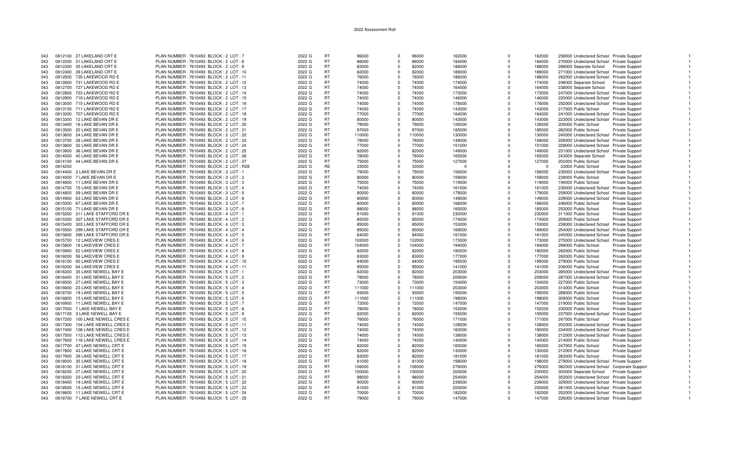2022 Assessment Roll

| | | | | | | | | | | | | | | | | |
|---|---|---|---|---|---|---|---|---|---|---|---|---|---|---|---|---|
| 043 | 0612100 | 27 LAKELAND CRT E | PLAN NUMBER : 7610493 BLOCK : 2 LOT : 7 | 2022 G | RT | 96000 | 0 | 96000 | 162000 | 0 | 162000 | 258000 | Undeclared School | Private Support | | 1 |
| 043 | 0612200 | 31 LAKELAND CRT E | PLAN NUMBER : 7610493 BLOCK : 2 LOT : 8 | 2022 G | RT | 86000 | 0 | 86000 | 184000 | 0 | 184000 | 270000 | Undeclared School | Private Support | | 1 |
| 043 | 0612300 | 35 LAKELAND CRT E | PLAN NUMBER : 7610493 BLOCK : 2 LOT : 9 | 2022 G | RT | 82000 | 0 | 82000 | 186000 | 0 | 186000 | 268000 | Separate School | Private Support | | 1 |
| 043 | 0612400 | 39 LAKELAND CRT E | PLAN NUMBER : 7610493 BLOCK : 2 LOT : 10 | 2022 G | RT | 82000 | 0 | 82000 | 189000 | 0 | 189000 | 271000 | Undeclared School | Private Support | | 1 |
| 043 | 0612500 | 735 LAKEWOOD RD E | PLAN NUMBER : 7610493 BLOCK : 2 LOT : 11 | 2022 G | RT | 76000 | 0 | 76000 | 186000 | 0 | 186000 | 262000 | Undeclared School | Private Support | | 1 |
| 043 | 0612600 | 731 LAKEWOOD RD E | PLAN NUMBER : 7610493 BLOCK : 2 LOT : 12 | 2022 G | RT | 74000 | 0 | 74000 | 174000 | 0 | 174000 | 248000 | Separate School | Private Support | | 1 |
| 043 | 0612700 | 727 LAKEWOOD RD E | PLAN NUMBER : 7610493 BLOCK : 2 LOT : 13 | 2022 G | RT | 74000 | 0 | 74000 | 164000 | 0 | 164000 | 238000 | Separate School | Private Support | | 1 |
| 043 | 0612800 | 723 LAKEWOOD RD E | PLAN NUMBER : 7610493 BLOCK : 2 LOT : 14 | 2022 G | RT | 74000 | 0 | 74000 | 173000 | 0 | 173000 | 247000 | Undeclared School | Private Support | | 1 |
| 043 | 0612900 | 719 LAKEWOOD RD E | PLAN NUMBER : 7610493 BLOCK : 2 LOT : 15 | 2022 G | RT | 74000 | 0 | 74000 | 146000 | 0 | 146000 | 220000 | Undeclared School | Private Support | | 1 |
| 043 | 0613000 | 715 LAKEWOOD RD E | PLAN NUMBER : 7610493 BLOCK : 2 LOT : 16 | 2022 G | RT | 74000 | 0 | 74000 | 178000 | 0 | 178000 | 252000 | Undeclared School | Private Support | | 1 |
| 043 | 0613100 | 711 LAKEWOOD RD E | PLAN NUMBER : 7610493 BLOCK : 2 LOT : 17 | 2022 G | RT | 74000 | 0 | 74000 | 143000 | 0 | 143000 | 217000 | Public School | Private Support | | 1 |
| 043 | 0613200 | 707 LAKEWOOD RD E | PLAN NUMBER : 7610493 BLOCK : 2 LOT : 18 | 2022 G | RT | 77000 | 0 | 77000 | 164000 | 0 | 164000 | 241000 | Undeclared School | Private Support | | 1 |
| 043 | 0613300 | 12 LAKE BEVAN DR E | PLAN NUMBER : 7610493 BLOCK : 2 LOT : 19 | 2022 G | RT | 80000 | 0 | 80000 | 143000 | 0 | 143000 | 223000 | Undeclared School | Private Support | | 1 |
| 043 | 0613400 | 16 LAKE BEVAN DR E | PLAN NUMBER : 7610493 BLOCK : 2 LOT : 20 | 2022 G | RT | 79000 | 0 | 79000 | 126000 | 0 | 126000 | 205000 | Public School | Private Support | | 1 |
| 043 | 0613500 | 20 LAKE BEVAN DR E | PLAN NUMBER : 7610493 BLOCK : 2 LOT : 21 | 2022 G | RT | 97000 | 0 | 97000 | 185000 | 0 | 185000 | 282000 | Public School | Private Support | | 1 |
| 043 | 0613600 | 24 LAKE BEVAN DR E | PLAN NUMBER : 7610493 BLOCK : 2 LOT : 22 | 2022 G | RT | 110000 | 0 | 110000 | 130000 | 0 | 130000 | 240000 | Undeclared School | Private Support | | 1 |
| 043 | 0613700 | 28 LAKE BEVAN DR E | PLAN NUMBER : 7610493 BLOCK : 2 LOT : 23 | 2022 G | RT | 78000 | 0 | 78000 | 148000 | 0 | 148000 | 226000 | Undeclared School | Private Support | | 1 |
| 043 | 0613800 | 32 LAKE BEVAN DR E | PLAN NUMBER : 7610493 BLOCK : 2 LOT : 24 | 2022 G | RT | 77000 | 0 | 77000 | 151000 | 0 | 151000 | 228000 | Undeclared School | Private Support | | 1 |
| 043 | 0613900 | 36 LAKE BEVAN DR E | PLAN NUMBER : 7610493 BLOCK : 2 LOT : 25 | 2022 G | RT | 82000 | 0 | 82000 | 149000 | 0 | 149000 | 231000 | Undeclared School | Private Support | | 1 |
| 043 | 0614000 | 40 LAKE BEVAN DR E | PLAN NUMBER : 7610493 BLOCK : 2 LOT : 26 | 2022 G | RT | 78000 | 0 | 78000 | 165000 | 0 | 165000 | 243000 | Separate School | Private Support | | 1 |
| 043 | 0614100 | 44 LAKE BEVAN DR E | PLAN NUMBER : 7610493 BLOCK : 2 LOT : 27 | 2022 G | RT | 75000 | 0 | 75000 | 127000 | 0 | 127000 | 202000 | Public School | Private Support | | 1 |
| 043 | 0614200 | | PLAN NUMBER : 7610493 BLOCK : 2 LOT : R28 | 2022 G | RE | 33000 | 0 | 33000 | 0 | 0 | 0 | 33000 | Public School | Private Support | | 1 |
| 043 | 0614400 | 3 LAKE BEVAN DR E | PLAN NUMBER : 7610493 BLOCK : 3 LOT : 1 | 2022 G | RT | 79000 | 0 | 79000 | 156000 | 0 | 156000 | 235000 | Undeclared School | Private Support | | 1 |
| 043 | 0614500 | 7 LAKE BEVAN DR E | PLAN NUMBER : 7610493 BLOCK : 3 LOT : 2 | 2022 G | RT | 80000 | 0 | 80000 | 159000 | 0 | 159000 | 239000 | Public School | Private Support | | 1 |
| 043 | 0614600 | 11 LAKE BEVAN DR E | PLAN NUMBER : 7610493 BLOCK : 3 LOT : 3 | 2022 G | RT | 75000 | 0 | 75000 | 119000 | 0 | 119000 | 194000 | Public School | Private Support | | 1 |
| 043 | 0614700 | 15 LAKE BEVAN DR E | PLAN NUMBER : 7610493 BLOCK : 3 LOT : 4 | 2022 G | RT | 74000 | 0 | 74000 | 161000 | 0 | 161000 | 235000 | Undeclared School | Private Support | | 1 |
| 043 | 0614800 | 59 LAKE BEVAN DR E | PLAN NUMBER : 7610493 BLOCK : 3 LOT : 5 | 2022 G | RT | 80000 | 0 | 80000 | 179000 | 0 | 179000 | 259000 | Undeclared School | Private Support | | 1 |
| 043 | 0614900 | 63 LAKE BEVAN DR E | PLAN NUMBER : 7610493 BLOCK : 3 LOT : 6 | 2022 G | RT | 80000 | 0 | 80000 | 149000 | 0 | 149000 | 229000 | Undeclared School | Private Support | | 1 |
| 043 | 0615000 | 67 LAKE BEVAN DR E | PLAN NUMBER : 7610493 BLOCK : 3 LOT : 7 | 2022 G | RT | 80000 | 0 | 80000 | 166000 | 0 | 166000 | 246000 | Public School | Private Support | | 1 |
| 043 | 0615100 | 71 LAKE BEVAN DR E | PLAN NUMBER : 7610493 BLOCK : 3 LOT : 8 | 2022 G | RT | 88000 | 0 | 88000 | 165000 | 0 | 165000 | 253000 | Public School | Private Support | | 1 |
| 043 | 0615200 | 311 LAKE STAFFORD DR E | PLAN NUMBER : 7610493 BLOCK : 4 LOT : 1 | 2022 G | RT | 81000 | 0 | 81000 | 230000 | 0 | 230000 | 311000 | Public School | Private Support | | 1 |
| 043 | 0615300 | 307 LAKE STAFFORD DR E | PLAN NUMBER : 7610493 BLOCK : 4 LOT : 2 | 2022 G | RT | 85000 | 0 | 85000 | 174000 | 0 | 174000 | 259000 | Public School | Private Support | | 1 |
| 043 | 0615400 | 303 LAKE STAFFORD DR E | PLAN NUMBER : 7610493 BLOCK : 4 LOT : 3 | 2022 G | RT | 85000 | 0 | 85000 | 153000 | 0 | 153000 | 238000 | Undeclared School | Private Support | | 1 |
| 043 | 0615500 | 299 LAKE STAFFORD DR E | PLAN NUMBER : 7610493 BLOCK : 4 LOT : 4 | 2022 G | RT | 85000 | 0 | 85000 | 169000 | 0 | 169000 | 254000 | Undeclared School | Private Support | | 1 |
| 043 | 0615600 | 295 LAKE STAFFORD DR E | PLAN NUMBER : 7610493 BLOCK : 4 LOT : 5 | 2022 G | RT | 84000 | 0 | 84000 | 161000 | 0 | 161000 | 245000 | Undeclared School | Private Support | | 1 |
| 043 | 0615700 | 12 LAKEVIEW CRES E | PLAN NUMBER : 7610493 BLOCK : 4 LOT : 6 | 2022 G | RT | 102000 | 0 | 102000 | 173000 | 0 | 173000 | 275000 | Undeclared School | Private Support | | 1 |
| 043 | 0615800 | 16 LAKEVIEW CRES E | PLAN NUMBER : 7610493 BLOCK : 4 LOT : 7 | 2022 G | RT | 104000 | 0 | 104000 | 194000 | 0 | 194000 | 298000 | Public School | Private Support | | 1 |
| 043 | 0615900 | 52 LAKEVIEW CRES E | PLAN NUMBER : 7610493 BLOCK : 4 LOT : 8 | 2022 G | RT | 82000 | 0 | 82000 | 180000 | 0 | 180000 | 262000 | Public School | Private Support | | 1 |
| 043 | 0616000 | 56 LAKEVIEW CRES E | PLAN NUMBER : 7610493 BLOCK : 4 LOT : 9 | 2022 G | RT | 83000 | 0 | 83000 | 177000 | 0 | 177000 | 260000 | Public School | Private Support | | 1 |
| 043 | 0616100 | 60 LAKEVIEW CRES E | PLAN NUMBER : 7610493 BLOCK : 4 LOT : 10 | 2022 G | RT | 84000 | 0 | 84000 | 195000 | 0 | 195000 | 279000 | Public School | Private Support | | 1 |
| 043 | 0616200 | 64 LAKEVIEW CRES E | PLAN NUMBER : 7610493 BLOCK : 4 LOT : 11 | 2022 G | RT | 95000 | 0 | 95000 | 141000 | 0 | 141000 | 236000 | Public School | Private Support | | 1 |
| 043 | 0616300 | 35 LAKE NEWELL BAY E | PLAN NUMBER : 7610493 BLOCK : 5 LOT : 1 | 2022 G | RT | 82000 | 0 | 82000 | 203000 | 0 | 203000 | 285000 | Undeclared School | Private Support | | 1 |
| 043 | 0616400 | 31 LAKE NEWELL BAY E | PLAN NUMBER : 7610493 BLOCK : 5 LOT : 2 | 2022 G | RT | 78000 | 0 | 78000 | 209000 | 0 | 209000 | 287000 | Undeclared School | Private Support | | 1 |
| 043 | 0616500 | 27 LAKE NEWELL BAY E | PLAN NUMBER : 7610493 BLOCK : 5 LOT : 3 | 2022 G | RT | 73000 | 0 | 73000 | 154000 | 0 | 154000 | 227000 | Public School | Private Support | | 1 |
| 043 | 0616600 | 23 LAKE NEWELL BAY E | PLAN NUMBER : 7610493 BLOCK : 5 LOT : 4 | 2022 G | RT | 111000 | 0 | 111000 | 203000 | 0 | 203000 | 314000 | Public School | Private Support | | 1 |
| 043 | 0616700 | 19 LAKE NEWELL BAY E | PLAN NUMBER : 7610493 BLOCK : 5 LOT : 5 | 2022 G | RT | 93000 | 0 | 93000 | 195000 | 0 | 195000 | 288000 | Public School | Private Support | | 1 |
| 043 | 0616800 | 15 LAKE NEWELL BAY E | PLAN NUMBER : 7610493 BLOCK : 5 LOT : 6 | 2022 G | RT | 111000 | 0 | 111000 | 198000 | 0 | 198000 | 309000 | Public School | Private Support | | 1 |
| 043 | 0616900 | 11 LAKE NEWELL BAY E | PLAN NUMBER : 7610493 BLOCK : 5 LOT : 7 | 2022 G | RT | 72000 | 0 | 72000 | 147000 | 0 | 147000 | 219000 | Public School | Private Support | | 1 |
| 043 | 0617000 | 7 LAKE NEWELL BAY E | PLAN NUMBER : 7610493 BLOCK : 5 LOT : 8 | 2022 G | RT | 78000 | 0 | 78000 | 152000 | 0 | 152000 | 230000 | Public School | Private Support | | 1 |
| 043 | 0617100 | 3 LAKE NEWELL BAY E | PLAN NUMBER : 7610493 BLOCK : 5 LOT : 9 | 2022 G | RT | 82000 | 0 | 82000 | 155000 | 0 | 155000 | 237000 | Undeclared School | Private Support | | 1 |
| 043 | 0617200 | 100 LAKE NEWELL CRES E | PLAN NUMBER : 7610493 BLOCK : 5 LOT : 10 | 2022 G | RT | 76000 | 0 | 76000 | 171000 | 0 | 171000 | 247000 | Public School | Private Support | | 1 |
| 043 | 0617300 | 104 LAKE NEWELL CRES E | PLAN NUMBER : 7610493 BLOCK : 5 LOT : 11 | 2022 G | RT | 74000 | 0 | 74000 | 128000 | 0 | 128000 | 202000 | Undeclared School | Private Support | | 1 |
| 043 | 0617400 | 108 LAKE NEWELL CRES E | PLAN NUMBER : 7610493 BLOCK : 5 LOT : 12 | 2022 G | RT | 74000 | 0 | 74000 | 160000 | 0 | 160000 | 234000 | Undeclared School | Private Support | | 1 |
| 043 | 0617500 | 112 LAKE NEWELL CRES E | PLAN NUMBER : 7610493 BLOCK : 5 LOT : 13 | 2022 G | RT | 74000 | 0 | 74000 | 138000 | 0 | 138000 | 212000 | Undeclared School | Private Support | | 1 |
| 043 | 0617600 | 116 LAKE NEWELL CRES E | PLAN NUMBER : 7610493 BLOCK : 5 LOT : 14 | 2022 G | RT | 74000 | 0 | 74000 | 140000 | 0 | 140000 | 214000 | Public School | Private Support | | 1 |
| 043 | 0617700 | 47 LAKE NEWELL CRT E | PLAN NUMBER : 7610493 BLOCK : 5 LOT : 15 | 2022 G | RT | 82000 | 0 | 82000 | 165000 | 0 | 165000 | 247000 | Public School | Private Support | | 1 |
| 043 | 0617800 | 43 LAKE NEWELL CRT E | PLAN NUMBER : 7610493 BLOCK : 5 LOT : 16 | 2022 G | RT | 82000 | 0 | 82000 | 130000 | 0 | 130000 | 212000 | Public School | Private Support | | 1 |
| 043 | 0617900 | 39 LAKE NEWELL CRT E | PLAN NUMBER : 7610493 BLOCK : 5 LOT : 17 | 2022 G | RT | 82000 | 0 | 82000 | 181000 | 0 | 181000 | 263000 | Public School | Private Support | | 1 |
| 043 | 0618000 | 35 LAKE NEWELL CRT E | PLAN NUMBER : 7610493 BLOCK : 5 LOT : 18 | 2022 G | RT | 81000 | 0 | 81000 | 198000 | 0 | 198000 | 279000 | Undeclared School | Private Support | | 1 |
| 043 | 0618100 | 31 LAKE NEWELL CRT E | PLAN NUMBER : 7610493 BLOCK : 5 LOT : 19 | 2022 G | RT | 106000 | 0 | 106000 | 276000 | 0 | 276000 | 382000 | Undeclared School | Corporate Support | | 1 |
| 043 | 0618200 | 27 LAKE NEWELL CRT E | PLAN NUMBER : 7610493 BLOCK : 5 LOT : 20 | 2022 G | RT | 100000 | 0 | 100000 | 200000 | 0 | 200000 | 300000 | Separate School | Private Support | | 1 |
| 043 | 0618300 | 23 LAKE NEWELL CRT E | PLAN NUMBER : 7610493 BLOCK : 5 LOT : 21 | 2022 G | RT | 98000 | 0 | 98000 | 254000 | 0 | 254000 | 352000 | Undeclared School | Private Support | | 1 |
| 043 | 0618400 | 19 LAKE NEWELL CRT E | PLAN NUMBER : 7610493 BLOCK : 5 LOT : 22 | 2022 G | RT | 90000 | 0 | 90000 | 239000 | 0 | 239000 | 329000 | Undeclared School | Private Support | | 1 |
| 043 | 0618500 | 15 LAKE NEWELL CRT E | PLAN NUMBER : 7610493 BLOCK : 5 LOT : 23 | 2022 G | RT | 81000 | 0 | 81000 | 200000 | 0 | 200000 | 281000 | Undeclared School | Private Support | | 1 |
| 043 | 0618600 | 11 LAKE NEWELL CRT E | PLAN NUMBER : 7610493 BLOCK : 5 LOT : 24 | 2022 G | RT | 70000 | 0 | 70000 | 182000 | 0 | 182000 | 252000 | Undeclared School | Private Support | | 1 |
| 043 | 0618700 | 7 LAKE NEWELL CRT E | PLAN NUMBER : 7610493 BLOCK : 5 LOT : 25 | 2022 G | RT | 79000 | 0 | 79000 | 147000 | 0 | 147000 | 226000 | Undeclared School | Private Support | | 1 |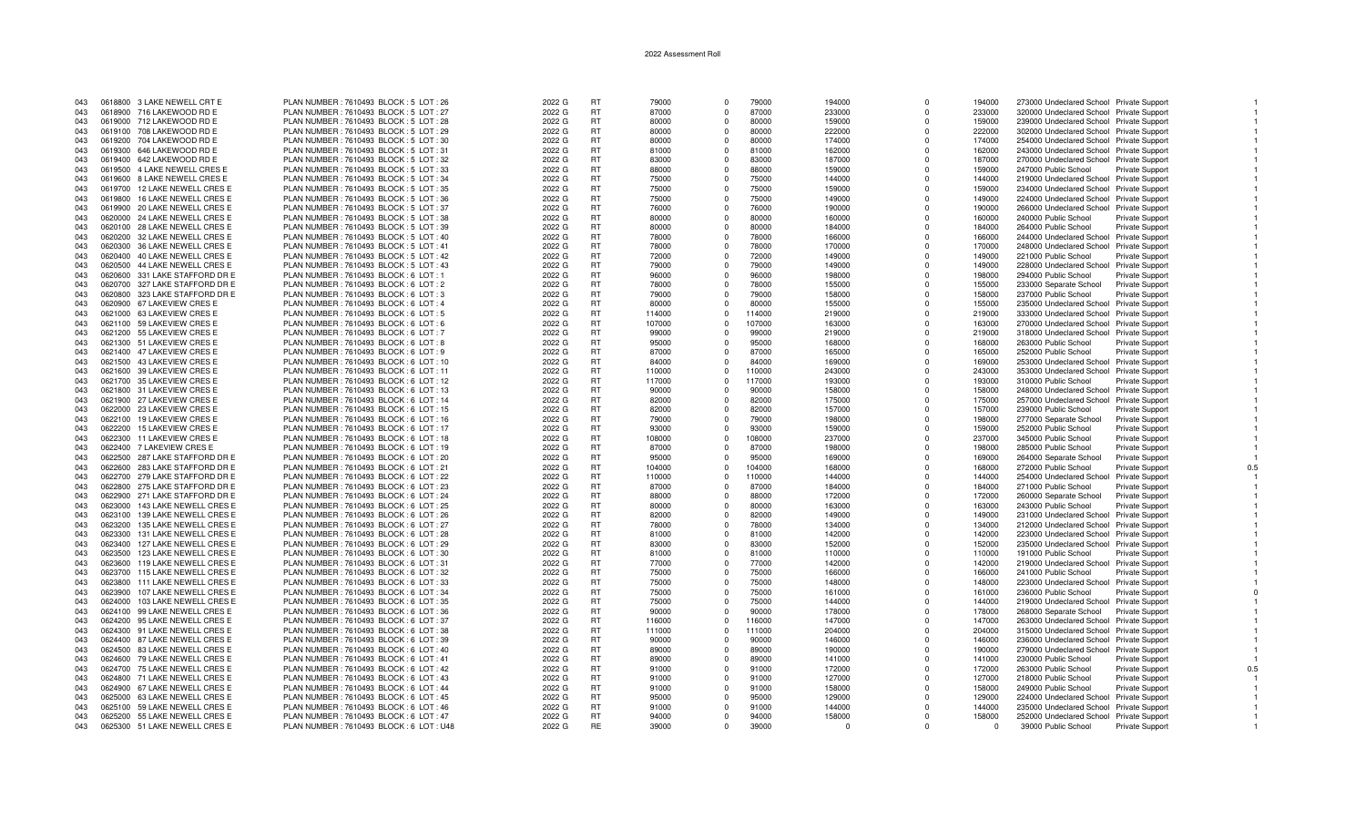2022 Assessment Roll

| | | | | | | | | | | | | | | | |
|---|---|---|---|---|---|---|---|---|---|---|---|---|---|---|---|
| 043 | 0618800 | 3 LAKE NEWELL CRT E | PLAN NUMBER : 7610493 BLOCK : 5 LOT : 26 | 2022 G | RT | 79000 | 0 | 79000 | 194000 | 0 | 194000 | 273000 | Undeclared School | Private Support | 1 |
| 043 | 0618900 | 716 LAKEWOOD RD E | PLAN NUMBER : 7610493 BLOCK : 5 LOT : 27 | 2022 G | RT | 87000 | 0 | 87000 | 233000 | 0 | 233000 | 320000 | Undeclared School | Private Support | 1 |
| 043 | 0619000 | 712 LAKEWOOD RD E | PLAN NUMBER : 7610493 BLOCK : 5 LOT : 28 | 2022 G | RT | 80000 | 0 | 80000 | 159000 | 0 | 159000 | 239000 | Undeclared School | Private Support | 1 |
| 043 | 0619100 | 708 LAKEWOOD RD E | PLAN NUMBER : 7610493 BLOCK : 5 LOT : 29 | 2022 G | RT | 80000 | 0 | 80000 | 222000 | 0 | 222000 | 302000 | Undeclared School | Private Support | 1 |
| 043 | 0619200 | 704 LAKEWOOD RD E | PLAN NUMBER : 7610493 BLOCK : 5 LOT : 30 | 2022 G | RT | 80000 | 0 | 80000 | 174000 | 0 | 174000 | 254000 | Undeclared School | Private Support | 1 |
| 043 | 0619300 | 646 LAKEWOOD RD E | PLAN NUMBER : 7610493 BLOCK : 5 LOT : 31 | 2022 G | RT | 81000 | 0 | 81000 | 162000 | 0 | 162000 | 243000 | Undeclared School | Private Support | 1 |
| 043 | 0619400 | 642 LAKEWOOD RD E | PLAN NUMBER : 7610493 BLOCK : 5 LOT : 32 | 2022 G | RT | 83000 | 0 | 83000 | 187000 | 0 | 187000 | 270000 | Undeclared School | Private Support | 1 |
| 043 | 0619500 | 4 LAKE NEWELL CRES E | PLAN NUMBER : 7610493 BLOCK : 5 LOT : 33 | 2022 G | RT | 88000 | 0 | 88000 | 159000 | 0 | 159000 | 247000 | Public School | Private Support | 1 |
| 043 | 0619600 | 8 LAKE NEWELL CRES E | PLAN NUMBER : 7610493 BLOCK : 5 LOT : 34 | 2022 G | RT | 75000 | 0 | 75000 | 144000 | 0 | 144000 | 219000 | Undeclared School | Private Support | 1 |
| 043 | 0619700 | 12 LAKE NEWELL CRES E | PLAN NUMBER : 7610493 BLOCK : 5 LOT : 35 | 2022 G | RT | 75000 | 0 | 75000 | 159000 | 0 | 159000 | 234000 | Undeclared School | Private Support | 1 |
| 043 | 0619800 | 16 LAKE NEWELL CRES E | PLAN NUMBER : 7610493 BLOCK : 5 LOT : 36 | 2022 G | RT | 75000 | 0 | 75000 | 149000 | 0 | 149000 | 224000 | Undeclared School | Private Support | 1 |
| 043 | 0619900 | 20 LAKE NEWELL CRES E | PLAN NUMBER : 7610493 BLOCK : 5 LOT : 37 | 2022 G | RT | 76000 | 0 | 76000 | 190000 | 0 | 190000 | 266000 | Undeclared School | Private Support | 1 |
| 043 | 0620000 | 24 LAKE NEWELL CRES E | PLAN NUMBER : 7610493 BLOCK : 5 LOT : 38 | 2022 G | RT | 80000 | 0 | 80000 | 160000 | 0 | 160000 | 240000 | Public School | Private Support | 1 |
| 043 | 0620100 | 28 LAKE NEWELL CRES E | PLAN NUMBER : 7610493 BLOCK : 5 LOT : 39 | 2022 G | RT | 80000 | 0 | 80000 | 184000 | 0 | 184000 | 264000 | Public School | Private Support | 1 |
| 043 | 0620200 | 32 LAKE NEWELL CRES E | PLAN NUMBER : 7610493 BLOCK : 5 LOT : 40 | 2022 G | RT | 78000 | 0 | 78000 | 166000 | 0 | 166000 | 244000 | Undeclared School | Private Support | 1 |
| 043 | 0620300 | 36 LAKE NEWELL CRES E | PLAN NUMBER : 7610493 BLOCK : 5 LOT : 41 | 2022 G | RT | 78000 | 0 | 78000 | 170000 | 0 | 170000 | 248000 | Undeclared School | Private Support | 1 |
| 043 | 0620400 | 40 LAKE NEWELL CRES E | PLAN NUMBER : 7610493 BLOCK : 5 LOT : 42 | 2022 G | RT | 72000 | 0 | 72000 | 149000 | 0 | 149000 | 221000 | Public School | Private Support | 1 |
| 043 | 0620500 | 44 LAKE NEWELL CRES E | PLAN NUMBER : 7610493 BLOCK : 5 LOT : 43 | 2022 G | RT | 79000 | 0 | 79000 | 149000 | 0 | 149000 | 228000 | Undeclared School | Private Support | 1 |
| 043 | 0620600 | 331 LAKE STAFFORD DR E | PLAN NUMBER : 7610493 BLOCK : 6 LOT : 1 | 2022 G | RT | 96000 | 0 | 96000 | 198000 | 0 | 198000 | 294000 | Public School | Private Support | 1 |
| 043 | 0620700 | 327 LAKE STAFFORD DR E | PLAN NUMBER : 7610493 BLOCK : 6 LOT : 2 | 2022 G | RT | 78000 | 0 | 78000 | 155000 | 0 | 155000 | 233000 | Separate School | Private Support | 1 |
| 043 | 0620800 | 323 LAKE STAFFORD DR E | PLAN NUMBER : 7610493 BLOCK : 6 LOT : 3 | 2022 G | RT | 79000 | 0 | 79000 | 158000 | 0 | 158000 | 237000 | Public School | Private Support | 1 |
| 043 | 0620900 | 67 LAKEVIEW CRES E | PLAN NUMBER : 7610493 BLOCK : 6 LOT : 4 | 2022 G | RT | 80000 | 0 | 80000 | 155000 | 0 | 155000 | 235000 | Undeclared School | Private Support | 1 |
| 043 | 0621000 | 63 LAKEVIEW CRES E | PLAN NUMBER : 7610493 BLOCK : 6 LOT : 5 | 2022 G | RT | 114000 | 0 | 114000 | 219000 | 0 | 219000 | 333000 | Undeclared School | Private Support | 1 |
| 043 | 0621100 | 59 LAKEVIEW CRES E | PLAN NUMBER : 7610493 BLOCK : 6 LOT : 6 | 2022 G | RT | 107000 | 0 | 107000 | 163000 | 0 | 163000 | 270000 | Undeclared School | Private Support | 1 |
| 043 | 0621200 | 55 LAKEVIEW CRES E | PLAN NUMBER : 7610493 BLOCK : 6 LOT : 7 | 2022 G | RT | 99000 | 0 | 99000 | 219000 | 0 | 219000 | 318000 | Undeclared School | Private Support | 1 |
| 043 | 0621300 | 51 LAKEVIEW CRES E | PLAN NUMBER : 7610493 BLOCK : 6 LOT : 8 | 2022 G | RT | 95000 | 0 | 95000 | 168000 | 0 | 168000 | 263000 | Public School | Private Support | 1 |
| 043 | 0621400 | 47 LAKEVIEW CRES E | PLAN NUMBER : 7610493 BLOCK : 6 LOT : 9 | 2022 G | RT | 87000 | 0 | 87000 | 165000 | 0 | 165000 | 252000 | Public School | Private Support | 1 |
| 043 | 0621500 | 43 LAKEVIEW CRES E | PLAN NUMBER : 7610493 BLOCK : 6 LOT : 10 | 2022 G | RT | 84000 | 0 | 84000 | 169000 | 0 | 169000 | 253000 | Undeclared School | Private Support | 1 |
| 043 | 0621600 | 39 LAKEVIEW CRES E | PLAN NUMBER : 7610493 BLOCK : 6 LOT : 11 | 2022 G | RT | 110000 | 0 | 110000 | 243000 | 0 | 243000 | 353000 | Undeclared School | Private Support | 1 |
| 043 | 0621700 | 35 LAKEVIEW CRES E | PLAN NUMBER : 7610493 BLOCK : 6 LOT : 12 | 2022 G | RT | 117000 | 0 | 117000 | 193000 | 0 | 193000 | 310000 | Public School | Private Support | 1 |
| 043 | 0621800 | 31 LAKEVIEW CRES E | PLAN NUMBER : 7610493 BLOCK : 6 LOT : 13 | 2022 G | RT | 90000 | 0 | 90000 | 158000 | 0 | 158000 | 248000 | Undeclared School | Private Support | 1 |
| 043 | 0621900 | 27 LAKEVIEW CRES E | PLAN NUMBER : 7610493 BLOCK : 6 LOT : 14 | 2022 G | RT | 82000 | 0 | 82000 | 175000 | 0 | 175000 | 257000 | Undeclared School | Private Support | 1 |
| 043 | 0622000 | 23 LAKEVIEW CRES E | PLAN NUMBER : 7610493 BLOCK : 6 LOT : 15 | 2022 G | RT | 82000 | 0 | 82000 | 157000 | 0 | 157000 | 239000 | Public School | Private Support | 1 |
| 043 | 0622100 | 19 LAKEVIEW CRES E | PLAN NUMBER : 7610493 BLOCK : 6 LOT : 16 | 2022 G | RT | 79000 | 0 | 79000 | 198000 | 0 | 198000 | 277000 | Separate School | Private Support | 1 |
| 043 | 0622200 | 15 LAKEVIEW CRES E | PLAN NUMBER : 7610493 BLOCK : 6 LOT : 17 | 2022 G | RT | 93000 | 0 | 93000 | 159000 | 0 | 159000 | 252000 | Public School | Private Support | 1 |
| 043 | 0622300 | 11 LAKEVIEW CRES E | PLAN NUMBER : 7610493 BLOCK : 6 LOT : 18 | 2022 G | RT | 108000 | 0 | 108000 | 237000 | 0 | 237000 | 345000 | Public School | Private Support | 1 |
| 043 | 0622400 | 7 LAKEVIEW CRES E | PLAN NUMBER : 7610493 BLOCK : 6 LOT : 19 | 2022 G | RT | 87000 | 0 | 87000 | 198000 | 0 | 198000 | 285000 | Public School | Private Support | 1 |
| 043 | 0622500 | 287 LAKE STAFFORD DR E | PLAN NUMBER : 7610493 BLOCK : 6 LOT : 20 | 2022 G | RT | 95000 | 0 | 95000 | 169000 | 0 | 169000 | 264000 | Separate School | Private Support | 1 |
| 043 | 0622600 | 283 LAKE STAFFORD DR E | PLAN NUMBER : 7610493 BLOCK : 6 LOT : 21 | 2022 G | RT | 104000 | 0 | 104000 | 168000 | 0 | 168000 | 272000 | Public School | Private Support | 0.5 |
| 043 | 0622700 | 279 LAKE STAFFORD DR E | PLAN NUMBER : 7610493 BLOCK : 6 LOT : 22 | 2022 G | RT | 110000 | 0 | 110000 | 144000 | 0 | 144000 | 254000 | Undeclared School | Private Support | 1 |
| 043 | 0622800 | 275 LAKE STAFFORD DR E | PLAN NUMBER : 7610493 BLOCK : 6 LOT : 23 | 2022 G | RT | 87000 | 0 | 87000 | 184000 | 0 | 184000 | 271000 | Public School | Private Support | 1 |
| 043 | 0622900 | 271 LAKE STAFFORD DR E | PLAN NUMBER : 7610493 BLOCK : 6 LOT : 24 | 2022 G | RT | 88000 | 0 | 88000 | 172000 | 0 | 172000 | 260000 | Separate School | Private Support | 1 |
| 043 | 0623000 | 143 LAKE NEWELL CRES E | PLAN NUMBER : 7610493 BLOCK : 6 LOT : 25 | 2022 G | RT | 80000 | 0 | 80000 | 163000 | 0 | 163000 | 243000 | Public School | Private Support | 1 |
| 043 | 0623100 | 139 LAKE NEWELL CRES E | PLAN NUMBER : 7610493 BLOCK : 6 LOT : 26 | 2022 G | RT | 82000 | 0 | 82000 | 149000 | 0 | 149000 | 231000 | Undeclared School | Private Support | 1 |
| 043 | 0623200 | 135 LAKE NEWELL CRES E | PLAN NUMBER : 7610493 BLOCK : 6 LOT : 27 | 2022 G | RT | 78000 | 0 | 78000 | 134000 | 0 | 134000 | 212000 | Undeclared School | Private Support | 1 |
| 043 | 0623300 | 131 LAKE NEWELL CRES E | PLAN NUMBER : 7610493 BLOCK : 6 LOT : 28 | 2022 G | RT | 81000 | 0 | 81000 | 142000 | 0 | 142000 | 223000 | Undeclared School | Private Support | 1 |
| 043 | 0623400 | 127 LAKE NEWELL CRES E | PLAN NUMBER : 7610493 BLOCK : 6 LOT : 29 | 2022 G | RT | 83000 | 0 | 83000 | 152000 | 0 | 152000 | 235000 | Undeclared School | Private Support | 1 |
| 043 | 0623500 | 123 LAKE NEWELL CRES E | PLAN NUMBER : 7610493 BLOCK : 6 LOT : 30 | 2022 G | RT | 81000 | 0 | 81000 | 110000 | 0 | 110000 | 191000 | Public School | Private Support | 1 |
| 043 | 0623600 | 119 LAKE NEWELL CRES E | PLAN NUMBER : 7610493 BLOCK : 6 LOT : 31 | 2022 G | RT | 77000 | 0 | 77000 | 142000 | 0 | 142000 | 219000 | Undeclared School | Private Support | 1 |
| 043 | 0623700 | 115 LAKE NEWELL CRES E | PLAN NUMBER : 7610493 BLOCK : 6 LOT : 32 | 2022 G | RT | 75000 | 0 | 75000 | 166000 | 0 | 166000 | 241000 | Public School | Private Support | 1 |
| 043 | 0623800 | 111 LAKE NEWELL CRES E | PLAN NUMBER : 7610493 BLOCK : 6 LOT : 33 | 2022 G | RT | 75000 | 0 | 75000 | 148000 | 0 | 148000 | 223000 | Undeclared School | Private Support | 1 |
| 043 | 0623900 | 107 LAKE NEWELL CRES E | PLAN NUMBER : 7610493 BLOCK : 6 LOT : 34 | 2022 G | RT | 75000 | 0 | 75000 | 161000 | 0 | 161000 | 236000 | Public School | Private Support | 0 |
| 043 | 0624000 | 103 LAKE NEWELL CRES E | PLAN NUMBER : 7610493 BLOCK : 6 LOT : 35 | 2022 G | RT | 75000 | 0 | 75000 | 144000 | 0 | 144000 | 219000 | Undeclared School | Private Support | 1 |
| 043 | 0624100 | 99 LAKE NEWELL CRES E | PLAN NUMBER : 7610493 BLOCK : 6 LOT : 36 | 2022 G | RT | 90000 | 0 | 90000 | 178000 | 0 | 178000 | 268000 | Separate School | Private Support | 1 |
| 043 | 0624200 | 95 LAKE NEWELL CRES E | PLAN NUMBER : 7610493 BLOCK : 6 LOT : 37 | 2022 G | RT | 116000 | 0 | 116000 | 147000 | 0 | 147000 | 263000 | Undeclared School | Private Support | 1 |
| 043 | 0624300 | 91 LAKE NEWELL CRES E | PLAN NUMBER : 7610493 BLOCK : 6 LOT : 38 | 2022 G | RT | 111000 | 0 | 111000 | 204000 | 0 | 204000 | 315000 | Undeclared School | Private Support | 1 |
| 043 | 0624400 | 87 LAKE NEWELL CRES E | PLAN NUMBER : 7610493 BLOCK : 6 LOT : 39 | 2022 G | RT | 90000 | 0 | 90000 | 146000 | 0 | 146000 | 236000 | Undeclared School | Private Support | 1 |
| 043 | 0624500 | 83 LAKE NEWELL CRES E | PLAN NUMBER : 7610493 BLOCK : 6 LOT : 40 | 2022 G | RT | 89000 | 0 | 89000 | 190000 | 0 | 190000 | 279000 | Undeclared School | Private Support | 1 |
| 043 | 0624600 | 79 LAKE NEWELL CRES E | PLAN NUMBER : 7610493 BLOCK : 6 LOT : 41 | 2022 G | RT | 89000 | 0 | 89000 | 141000 | 0 | 141000 | 230000 | Public School | Private Support | 1 |
| 043 | 0624700 | 75 LAKE NEWELL CRES E | PLAN NUMBER : 7610493 BLOCK : 6 LOT : 42 | 2022 G | RT | 91000 | 0 | 91000 | 172000 | 0 | 172000 | 263000 | Public School | Private Support | 0.5 |
| 043 | 0624800 | 71 LAKE NEWELL CRES E | PLAN NUMBER : 7610493 BLOCK : 6 LOT : 43 | 2022 G | RT | 91000 | 0 | 91000 | 127000 | 0 | 127000 | 218000 | Public School | Private Support | 1 |
| 043 | 0624900 | 67 LAKE NEWELL CRES E | PLAN NUMBER : 7610493 BLOCK : 6 LOT : 44 | 2022 G | RT | 91000 | 0 | 91000 | 158000 | 0 | 158000 | 249000 | Public School | Private Support | 1 |
| 043 | 0625000 | 63 LAKE NEWELL CRES E | PLAN NUMBER : 7610493 BLOCK : 6 LOT : 45 | 2022 G | RT | 95000 | 0 | 95000 | 129000 | 0 | 129000 | 224000 | Undeclared School | Private Support | 1 |
| 043 | 0625100 | 59 LAKE NEWELL CRES E | PLAN NUMBER : 7610493 BLOCK : 6 LOT : 46 | 2022 G | RT | 91000 | 0 | 91000 | 144000 | 0 | 144000 | 235000 | Undeclared School | Private Support | 1 |
| 043 | 0625200 | 55 LAKE NEWELL CRES E | PLAN NUMBER : 7610493 BLOCK : 6 LOT : 47 | 2022 G | RT | 94000 | 0 | 94000 | 158000 | 0 | 158000 | 252000 | Undeclared School | Private Support | 1 |
| 043 | 0625300 | 51 LAKE NEWELL CRES E | PLAN NUMBER : 7610493 BLOCK : 6 LOT : U48 | 2022 G | RE | 39000 | 0 | 39000 | 0 | 0 | 0 | 39000 | Public School | Private Support | 1 |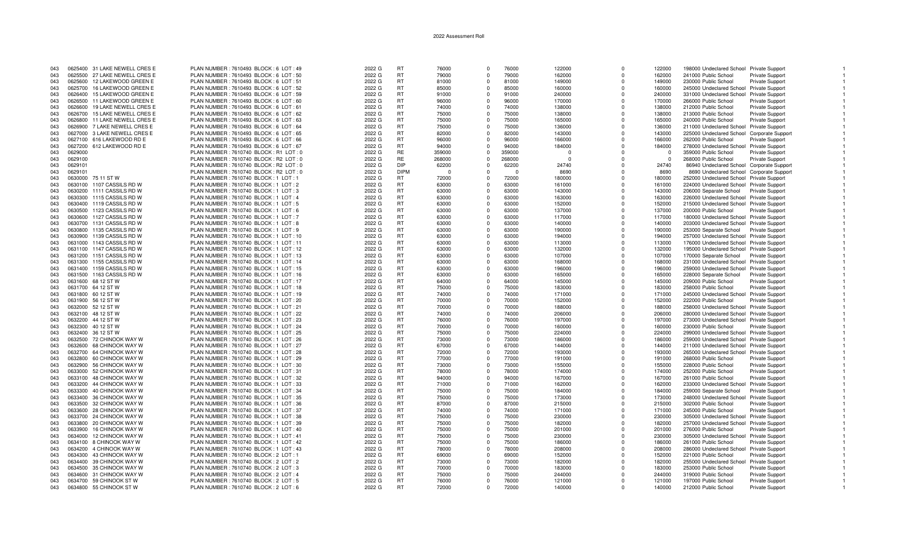2022 Assessment Roll

| | | | | | | | | | | | | | | | |
|---|---|---|---|---|---|---|---|---|---|---|---|---|---|---|---|
| 043 | 0625400 | 31 LAKE NEWELL CRES E | PLAN NUMBER : 7610493 BLOCK : 6 LOT : 49 | 2022 G | RT | 76000 | 0 | 76000 | 122000 | 0 | 122000 | 198000 | Undeclared School | Private Support | 1 |
| 043 | 0625500 | 27 LAKE NEWELL CRES E | PLAN NUMBER : 7610493 BLOCK : 6 LOT : 50 | 2022 G | RT | 79000 | 0 | 79000 | 162000 | 0 | 162000 | 241000 | Public School | Private Support | 1 |
| 043 | 0625600 | 12 LAKEWOOD GREEN E | PLAN NUMBER : 7610493 BLOCK : 6 LOT : 51 | 2022 G | RT | 81000 | 0 | 81000 | 149000 | 0 | 149000 | 230000 | Public School | Private Support | 1 |
| 043 | 0625700 | 16 LAKEWOOD GREEN E | PLAN NUMBER : 7610493 BLOCK : 6 LOT : 52 | 2022 G | RT | 85000 | 0 | 85000 | 160000 | 0 | 160000 | 245000 | Undeclared School | Private Support | 1 |
| 043 | 0626400 | 15 LAKEWOOD GREEN E | PLAN NUMBER : 7610493 BLOCK : 6 LOT : 59 | 2022 G | RT | 91000 | 0 | 91000 | 240000 | 0 | 240000 | 331000 | Undeclared School | Private Support | 1 |
| 043 | 0626500 | 11 LAKEWOOD GREEN E | PLAN NUMBER : 7610493 BLOCK : 6 LOT : 60 | 2022 G | RT | 96000 | 0 | 96000 | 170000 | 0 | 170000 | 266000 | Public School | Private Support | 1 |
| 043 | 0626600 | 19 LAKE NEWELL CRES E | PLAN NUMBER : 7610493 BLOCK : 6 LOT : 61 | 2022 G | RT | 74000 | 0 | 74000 | 138000 | 0 | 138000 | 212000 | Public School | Private Support | 1 |
| 043 | 0626700 | 15 LAKE NEWELL CRES E | PLAN NUMBER : 7610493 BLOCK : 6 LOT : 62 | 2022 G | RT | 75000 | 0 | 75000 | 138000 | 0 | 138000 | 213000 | Public School | Private Support | 1 |
| 043 | 0626800 | 11 LAKE NEWELL CRES E | PLAN NUMBER : 7610493 BLOCK : 6 LOT : 63 | 2022 G | RT | 75000 | 0 | 75000 | 165000 | 0 | 165000 | 240000 | Public School | Private Support | 1 |
| 043 | 0626900 | 7 LAKE NEWELL CRES E | PLAN NUMBER : 7610493 BLOCK : 6 LOT : 64 | 2022 G | RT | 75000 | 0 | 75000 | 136000 | 0 | 136000 | 211000 | Undeclared School | Private Support | 1 |
| 043 | 0627000 | 3 LAKE NEWELL CRES E | PLAN NUMBER : 7610493 BLOCK : 6 LOT : 65 | 2022 G | RT | 82000 | 0 | 82000 | 143000 | 0 | 143000 | 225000 | Undeclared School | Corporate Support | 1 |
| 043 | 0627100 | 616 LAKEWOOD RD E | PLAN NUMBER : 7610493 BLOCK : 6 LOT : 66 | 2022 G | RT | 96000 | 0 | 96000 | 166000 | 0 | 166000 | 262000 | Public School | Private Support | 1 |
| 043 | 0627200 | 612 LAKEWOOD RD E | PLAN NUMBER : 7610493 BLOCK : 6 LOT : 67 | 2022 G | RT | 94000 | 0 | 94000 | 184000 | 0 | 184000 | 278000 | Undeclared School | Private Support | 1 |
| 043 | 0629000 | | PLAN NUMBER : 7610740 BLOCK : R1 LOT : 0 | 2022 G | RE | 359000 | 0 | 359000 | 0 | 0 | 0 | 359000 | Public School | Private Support | 1 |
| 043 | 0629100 | | PLAN NUMBER : 7610740 BLOCK : R2 LOT : 0 | 2022 G | RE | 268000 | 0 | 268000 | 0 | 0 | 0 | 268000 | Public School | Private Support | 1 |
| 043 | 0629101 | | PLAN NUMBER : 7610740 BLOCK : R2 LOT : 0 | 2022 G | DIP | 62200 | 0 | 62200 | 24740 | 0 | 24740 | 86940 | Undeclared School | Corporate Support | 1 |
| 043 | 0629101 | | PLAN NUMBER : 7610740 BLOCK : R2 LOT : 0 | 2022 G | DIPM | 0 | 0 | 0 | 8690 | 0 | 8690 | 8690 | Undeclared School | Corporate Support | 1 |
| 043 | 0630000 | 75 11 ST W | PLAN NUMBER : 7610740 BLOCK : 1 LOT : 1 | 2022 G | RT | 72000 | 0 | 72000 | 180000 | 0 | 180000 | 252000 | Undeclared School | Private Support | 1 |
| 043 | 0630100 | 1107 CASSILS RD W | PLAN NUMBER : 7610740 BLOCK : 1 LOT : 2 | 2022 G | RT | 63000 | 0 | 63000 | 161000 | 0 | 161000 | 224000 | Undeclared School | Private Support | 1 |
| 043 | 0630200 | 1111 CASSILS RD W | PLAN NUMBER : 7610740 BLOCK : 1 LOT : 3 | 2022 G | RT | 63000 | 0 | 63000 | 143000 | 0 | 143000 | 206000 | Separate School | Private Support | 1 |
| 043 | 0630300 | 1115 CASSILS RD W | PLAN NUMBER : 7610740 BLOCK : 1 LOT : 4 | 2022 G | RT | 63000 | 0 | 63000 | 163000 | 0 | 163000 | 226000 | Undeclared School | Private Support | 1 |
| 043 | 0630400 | 1119 CASSILS RD W | PLAN NUMBER : 7610740 BLOCK : 1 LOT : 5 | 2022 G | RT | 63000 | 0 | 63000 | 152000 | 0 | 152000 | 215000 | Undeclared School | Private Support | 1 |
| 043 | 0630500 | 1123 CASSILS RD W | PLAN NUMBER : 7610740 BLOCK : 1 LOT : 6 | 2022 G | RT | 63000 | 0 | 63000 | 137000 | 0 | 137000 | 200000 | Public School | Private Support | 1 |
| 043 | 0630600 | 1127 CASSILS RD W | PLAN NUMBER : 7610740 BLOCK : 1 LOT : 7 | 2022 G | RT | 63000 | 0 | 63000 | 117000 | 0 | 117000 | 180000 | Undeclared School | Private Support | 1 |
| 043 | 0630700 | 1131 CASSILS RD W | PLAN NUMBER : 7610740 BLOCK : 1 LOT : 8 | 2022 G | RT | 63000 | 0 | 63000 | 140000 | 0 | 140000 | 203000 | Undeclared School | Private Support | 1 |
| 043 | 0630800 | 1135 CASSILS RD W | PLAN NUMBER : 7610740 BLOCK : 1 LOT : 9 | 2022 G | RT | 63000 | 0 | 63000 | 190000 | 0 | 190000 | 253000 | Separate School | Private Support | 1 |
| 043 | 0630900 | 1139 CASSILS RD W | PLAN NUMBER : 7610740 BLOCK : 1 LOT : 10 | 2022 G | RT | 63000 | 0 | 63000 | 194000 | 0 | 194000 | 257000 | Undeclared School | Private Support | 1 |
| 043 | 0631000 | 1143 CASSILS RD W | PLAN NUMBER : 7610740 BLOCK : 1 LOT : 11 | 2022 G | RT | 63000 | 0 | 63000 | 113000 | 0 | 113000 | 176000 | Undeclared School | Private Support | 1 |
| 043 | 0631100 | 1147 CASSILS RD W | PLAN NUMBER : 7610740 BLOCK : 1 LOT : 12 | 2022 G | RT | 63000 | 0 | 63000 | 132000 | 0 | 132000 | 195000 | Undeclared School | Private Support | 1 |
| 043 | 0631200 | 1151 CASSILS RD W | PLAN NUMBER : 7610740 BLOCK : 1 LOT : 13 | 2022 G | RT | 63000 | 0 | 63000 | 107000 | 0 | 107000 | 170000 | Separate School | Private Support | 1 |
| 043 | 0631300 | 1155 CASSILS RD W | PLAN NUMBER : 7610740 BLOCK : 1 LOT : 14 | 2022 G | RT | 63000 | 0 | 63000 | 168000 | 0 | 168000 | 231000 | Undeclared School | Private Support | 1 |
| 043 | 0631400 | 1159 CASSILS RD W | PLAN NUMBER : 7610740 BLOCK : 1 LOT : 15 | 2022 G | RT | 63000 | 0 | 63000 | 196000 | 0 | 196000 | 259000 | Undeclared School | Private Support | 1 |
| 043 | 0631500 | 1163 CASSILS RD W | PLAN NUMBER : 7610740 BLOCK : 1 LOT : 16 | 2022 G | RT | 63000 | 0 | 63000 | 165000 | 0 | 165000 | 228000 | Separate School | Private Support | 1 |
| 043 | 0631600 | 68 12 ST W | PLAN NUMBER : 7610740 BLOCK : 1 LOT : 17 | 2022 G | RT | 64000 | 0 | 64000 | 145000 | 0 | 145000 | 209000 | Public School | Private Support | 1 |
| 043 | 0631700 | 64 12 ST W | PLAN NUMBER : 7610740 BLOCK : 1 LOT : 18 | 2022 G | RT | 75000 | 0 | 75000 | 183000 | 0 | 183000 | 258000 | Public School | Private Support | 1 |
| 043 | 0631800 | 60 12 ST W | PLAN NUMBER : 7610740 BLOCK : 1 LOT : 19 | 2022 G | RT | 74000 | 0 | 74000 | 171000 | 0 | 171000 | 245000 | Undeclared School | Private Support | 1 |
| 043 | 0631900 | 56 12 ST W | PLAN NUMBER : 7610740 BLOCK : 1 LOT : 20 | 2022 G | RT | 70000 | 0 | 70000 | 152000 | 0 | 152000 | 222000 | Public School | Private Support | 1 |
| 043 | 0632000 | 52 12 ST W | PLAN NUMBER : 7610740 BLOCK : 1 LOT : 21 | 2022 G | RT | 70000 | 0 | 70000 | 188000 | 0 | 188000 | 258000 | Undeclared School | Private Support | 1 |
| 043 | 0632100 | 48 12 ST W | PLAN NUMBER : 7610740 BLOCK : 1 LOT : 22 | 2022 G | RT | 74000 | 0 | 74000 | 206000 | 0 | 206000 | 280000 | Undeclared School | Private Support | 1 |
| 043 | 0632200 | 44 12 ST W | PLAN NUMBER : 7610740 BLOCK : 1 LOT : 23 | 2022 G | RT | 76000 | 0 | 76000 | 197000 | 0 | 197000 | 273000 | Undeclared School | Private Support | 1 |
| 043 | 0632300 | 40 12 ST W | PLAN NUMBER : 7610740 BLOCK : 1 LOT : 24 | 2022 G | RT | 70000 | 0 | 70000 | 160000 | 0 | 160000 | 230000 | Public School | Private Support | 1 |
| 043 | 0632400 | 36 12 ST W | PLAN NUMBER : 7610740 BLOCK : 1 LOT : 25 | 2022 G | RT | 75000 | 0 | 75000 | 224000 | 0 | 224000 | 299000 | Undeclared School | Private Support | 1 |
| 043 | 0632500 | 72 CHINOOK WAY W | PLAN NUMBER : 7610740 BLOCK : 1 LOT : 26 | 2022 G | RT | 73000 | 0 | 73000 | 186000 | 0 | 186000 | 259000 | Undeclared School | Private Support | 1 |
| 043 | 0632600 | 68 CHINOOK WAY W | PLAN NUMBER : 7610740 BLOCK : 1 LOT : 27 | 2022 G | RT | 67000 | 0 | 67000 | 144000 | 0 | 144000 | 211000 | Undeclared School | Private Support | 1 |
| 043 | 0632700 | 64 CHINOOK WAY W | PLAN NUMBER : 7610740 BLOCK : 1 LOT : 28 | 2022 G | RT | 72000 | 0 | 72000 | 193000 | 0 | 193000 | 265000 | Undeclared School | Private Support | 1 |
| 043 | 0632800 | 60 CHINOOK WAY W | PLAN NUMBER : 7610740 BLOCK : 1 LOT : 29 | 2022 G | RT | 77000 | 0 | 77000 | 191000 | 0 | 191000 | 268000 | Public School | Private Support | 1 |
| 043 | 0632900 | 56 CHINOOK WAY W | PLAN NUMBER : 7610740 BLOCK : 1 LOT : 30 | 2022 G | RT | 73000 | 0 | 73000 | 155000 | 0 | 155000 | 228000 | Public School | Private Support | 1 |
| 043 | 0633000 | 52 CHINOOK WAY W | PLAN NUMBER : 7610740 BLOCK : 1 LOT : 31 | 2022 G | RT | 78000 | 0 | 78000 | 174000 | 0 | 174000 | 252000 | Public School | Private Support | 1 |
| 043 | 0633100 | 48 CHINOOK WAY W | PLAN NUMBER : 7610740 BLOCK : 1 LOT : 32 | 2022 G | RT | 94000 | 0 | 94000 | 167000 | 0 | 167000 | 261000 | Public School | Private Support | 1 |
| 043 | 0633200 | 44 CHINOOK WAY W | PLAN NUMBER : 7610740 BLOCK : 1 LOT : 33 | 2022 G | RT | 71000 | 0 | 71000 | 162000 | 0 | 162000 | 233000 | Undeclared School | Private Support | 1 |
| 043 | 0633300 | 40 CHINOOK WAY W | PLAN NUMBER : 7610740 BLOCK : 1 LOT : 34 | 2022 G | RT | 75000 | 0 | 75000 | 184000 | 0 | 184000 | 259000 | Separate School | Private Support | 1 |
| 043 | 0633400 | 36 CHINOOK WAY W | PLAN NUMBER : 7610740 BLOCK : 1 LOT : 35 | 2022 G | RT | 75000 | 0 | 75000 | 173000 | 0 | 173000 | 248000 | Undeclared School | Private Support | 1 |
| 043 | 0633500 | 32 CHINOOK WAY W | PLAN NUMBER : 7610740 BLOCK : 1 LOT : 36 | 2022 G | RT | 87000 | 0 | 87000 | 215000 | 0 | 215000 | 302000 | Public School | Private Support | 1 |
| 043 | 0633600 | 28 CHINOOK WAY W | PLAN NUMBER : 7610740 BLOCK : 1 LOT : 37 | 2022 G | RT | 74000 | 0 | 74000 | 171000 | 0 | 171000 | 245000 | Public School | Private Support | 1 |
| 043 | 0633700 | 24 CHINOOK WAY W | PLAN NUMBER : 7610740 BLOCK : 1 LOT : 38 | 2022 G | RT | 75000 | 0 | 75000 | 230000 | 0 | 230000 | 305000 | Undeclared School | Private Support | 1 |
| 043 | 0633800 | 20 CHINOOK WAY W | PLAN NUMBER : 7610740 BLOCK : 1 LOT : 39 | 2022 G | RT | 75000 | 0 | 75000 | 182000 | 0 | 182000 | 257000 | Undeclared School | Private Support | 1 |
| 043 | 0633900 | 16 CHINOOK WAY W | PLAN NUMBER : 7610740 BLOCK : 1 LOT : 40 | 2022 G | RT | 75000 | 0 | 75000 | 201000 | 0 | 201000 | 276000 | Public School | Private Support | 1 |
| 043 | 0634000 | 12 CHINOOK WAY W | PLAN NUMBER : 7610740 BLOCK : 1 LOT : 41 | 2022 G | RT | 75000 | 0 | 75000 | 230000 | 0 | 230000 | 305000 | Undeclared School | Private Support | 1 |
| 043 | 0634100 | 8 CHINOOK WAY W | PLAN NUMBER : 7610740 BLOCK : 1 LOT : 42 | 2022 G | RT | 75000 | 0 | 75000 | 186000 | 0 | 186000 | 261000 | Public School | Private Support | 1 |
| 043 | 0634200 | 4 CHINOOK WAY W | PLAN NUMBER : 7610740 BLOCK : 1 LOT : 43 | 2022 G | RT | 78000 | 0 | 78000 | 208000 | 0 | 208000 | 286000 | Undeclared School | Private Support | 1 |
| 043 | 0634300 | 43 CHINOOK WAY W | PLAN NUMBER : 7610740 BLOCK : 2 LOT : 1 | 2022 G | RT | 69000 | 0 | 69000 | 152000 | 0 | 152000 | 221000 | Public School | Private Support | 1 |
| 043 | 0634400 | 39 CHINOOK WAY W | PLAN NUMBER : 7610740 BLOCK : 2 LOT : 2 | 2022 G | RT | 73000 | 0 | 73000 | 182000 | 0 | 182000 | 255000 | Undeclared School | Private Support | 1 |
| 043 | 0634500 | 35 CHINOOK WAY W | PLAN NUMBER : 7610740 BLOCK : 2 LOT : 3 | 2022 G | RT | 70000 | 0 | 70000 | 183000 | 0 | 183000 | 253000 | Public School | Private Support | 1 |
| 043 | 0634600 | 31 CHINOOK WAY W | PLAN NUMBER : 7610740 BLOCK : 2 LOT : 4 | 2022 G | RT | 75000 | 0 | 75000 | 244000 | 0 | 244000 | 319000 | Public School | Private Support | 1 |
| 043 | 0634700 | 59 CHINOOK ST W | PLAN NUMBER : 7610740 BLOCK : 2 LOT : 5 | 2022 G | RT | 76000 | 0 | 76000 | 121000 | 0 | 121000 | 197000 | Public School | Private Support | 1 |
| 043 | 0634800 | 55 CHINOOK ST W | PLAN NUMBER : 7610740 BLOCK : 2 LOT : 6 | 2022 G | RT | 72000 | 0 | 72000 | 140000 | 0 | 140000 | 212000 | Public School | Private Support | 1 |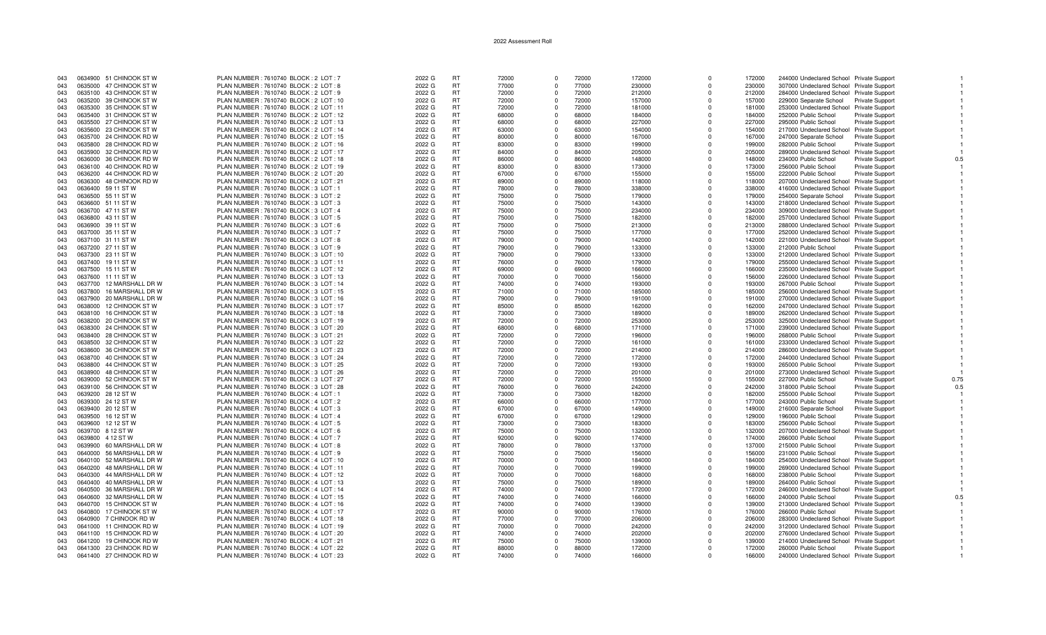# 2022 Assessment Roll

| | | | | | | | | | | | | | | | | |
|---|---|---|---|---|---|---|---|---|---|---|---|---|---|---|---|---|
| 043 | 0634900 | 51 CHINOOK ST W | PLAN NUMBER : 7610740 BLOCK : 2 LOT : 7 | 2022 G | RT | 72000 | 0 | 72000 | 172000 | 0 | 172000 | 244000 | Undeclared School | Private Support | 1 |
| 043 | 0635000 | 47 CHINOOK ST W | PLAN NUMBER : 7610740 BLOCK : 2 LOT : 8 | 2022 G | RT | 77000 | 0 | 77000 | 230000 | 0 | 230000 | 307000 | Undeclared School | Private Support | 1 |
| 043 | 0635100 | 43 CHINOOK ST W | PLAN NUMBER : 7610740 BLOCK : 2 LOT : 9 | 2022 G | RT | 72000 | 0 | 72000 | 212000 | 0 | 212000 | 284000 | Undeclared School | Private Support | 1 |
| 043 | 0635200 | 39 CHINOOK ST W | PLAN NUMBER : 7610740 BLOCK : 2 LOT : 10 | 2022 G | RT | 72000 | 0 | 72000 | 157000 | 0 | 157000 | 229000 | Separate School | Private Support | 1 |
| 043 | 0635300 | 35 CHINOOK ST W | PLAN NUMBER : 7610740 BLOCK : 2 LOT : 11 | 2022 G | RT | 72000 | 0 | 72000 | 181000 | 0 | 181000 | 253000 | Undeclared School | Private Support | 1 |
| 043 | 0635400 | 31 CHINOOK ST W | PLAN NUMBER : 7610740 BLOCK : 2 LOT : 12 | 2022 G | RT | 68000 | 0 | 68000 | 184000 | 0 | 184000 | 252000 | Public School | Private Support | 1 |
| 043 | 0635500 | 27 CHINOOK ST W | PLAN NUMBER : 7610740 BLOCK : 2 LOT : 13 | 2022 G | RT | 68000 | 0 | 68000 | 227000 | 0 | 227000 | 295000 | Public School | Private Support | 1 |
| 043 | 0635600 | 23 CHINOOK ST W | PLAN NUMBER : 7610740 BLOCK : 2 LOT : 14 | 2022 G | RT | 63000 | 0 | 63000 | 154000 | 0 | 154000 | 217000 | Undeclared School | Private Support | 1 |
| 043 | 0635700 | 24 CHINOOK RD W | PLAN NUMBER : 7610740 BLOCK : 2 LOT : 15 | 2022 G | RT | 80000 | 0 | 80000 | 167000 | 0 | 167000 | 247000 | Separate School | Private Support | 1 |
| 043 | 0635800 | 28 CHINOOK RD W | PLAN NUMBER : 7610740 BLOCK : 2 LOT : 16 | 2022 G | RT | 83000 | 0 | 83000 | 199000 | 0 | 199000 | 282000 | Public School | Private Support | 1 |
| 043 | 0635900 | 32 CHINOOK RD W | PLAN NUMBER : 7610740 BLOCK : 2 LOT : 17 | 2022 G | RT | 84000 | 0 | 84000 | 205000 | 0 | 205000 | 289000 | Undeclared School | Private Support | 1 |
| 043 | 0636000 | 36 CHINOOK RD W | PLAN NUMBER : 7610740 BLOCK : 2 LOT : 18 | 2022 G | RT | 86000 | 0 | 86000 | 148000 | 0 | 148000 | 234000 | Public School | Private Support | 0.5 |
| 043 | 0636100 | 40 CHINOOK RD W | PLAN NUMBER : 7610740 BLOCK : 2 LOT : 19 | 2022 G | RT | 83000 | 0 | 83000 | 173000 | 0 | 173000 | 256000 | Public School | Private Support | 1 |
| 043 | 0636200 | 44 CHINOOK RD W | PLAN NUMBER : 7610740 BLOCK : 2 LOT : 20 | 2022 G | RT | 67000 | 0 | 67000 | 155000 | 0 | 155000 | 222000 | Public School | Private Support | 1 |
| 043 | 0636300 | 48 CHINOOK RD W | PLAN NUMBER : 7610740 BLOCK : 2 LOT : 21 | 2022 G | RT | 89000 | 0 | 89000 | 118000 | 0 | 118000 | 207000 | Undeclared School | Private Support | 1 |
| 043 | 0636400 | 59 11 ST W | PLAN NUMBER : 7610740 BLOCK : 3 LOT : 1 | 2022 G | RT | 78000 | 0 | 78000 | 338000 | 0 | 338000 | 416000 | Undeclared School | Private Support | 1 |
| 043 | 0636500 | 55 11 ST W | PLAN NUMBER : 7610740 BLOCK : 3 LOT : 2 | 2022 G | RT | 75000 | 0 | 75000 | 179000 | 0 | 179000 | 254000 | Separate School | Private Support | 1 |
| 043 | 0636600 | 51 11 ST W | PLAN NUMBER : 7610740 BLOCK : 3 LOT : 3 | 2022 G | RT | 75000 | 0 | 75000 | 143000 | 0 | 143000 | 218000 | Undeclared School | Private Support | 1 |
| 043 | 0636700 | 47 11 ST W | PLAN NUMBER : 7610740 BLOCK : 3 LOT : 4 | 2022 G | RT | 75000 | 0 | 75000 | 234000 | 0 | 234000 | 309000 | Undeclared School | Private Support | 1 |
| 043 | 0636800 | 43 11 ST W | PLAN NUMBER : 7610740 BLOCK : 3 LOT : 5 | 2022 G | RT | 75000 | 0 | 75000 | 182000 | 0 | 182000 | 257000 | Undeclared School | Private Support | 1 |
| 043 | 0636900 | 39 11 ST W | PLAN NUMBER : 7610740 BLOCK : 3 LOT : 6 | 2022 G | RT | 75000 | 0 | 75000 | 213000 | 0 | 213000 | 288000 | Undeclared School | Private Support | 1 |
| 043 | 0637000 | 35 11 ST W | PLAN NUMBER : 7610740 BLOCK : 3 LOT : 7 | 2022 G | RT | 75000 | 0 | 75000 | 177000 | 0 | 177000 | 252000 | Undeclared School | Private Support | 1 |
| 043 | 0637100 | 31 11 ST W | PLAN NUMBER : 7610740 BLOCK : 3 LOT : 8 | 2022 G | RT | 79000 | 0 | 79000 | 142000 | 0 | 142000 | 221000 | Undeclared School | Private Support | 1 |
| 043 | 0637200 | 27 11 ST W | PLAN NUMBER : 7610740 BLOCK : 3 LOT : 9 | 2022 G | RT | 79000 | 0 | 79000 | 133000 | 0 | 133000 | 212000 | Public School | Private Support | 1 |
| 043 | 0637300 | 23 11 ST W | PLAN NUMBER : 7610740 BLOCK : 3 LOT : 10 | 2022 G | RT | 79000 | 0 | 79000 | 133000 | 0 | 133000 | 212000 | Undeclared School | Private Support | 1 |
| 043 | 0637400 | 19 11 ST W | PLAN NUMBER : 7610740 BLOCK : 3 LOT : 11 | 2022 G | RT | 76000 | 0 | 76000 | 179000 | 0 | 179000 | 255000 | Undeclared School | Private Support | 1 |
| 043 | 0637500 | 15 11 ST W | PLAN NUMBER : 7610740 BLOCK : 3 LOT : 12 | 2022 G | RT | 69000 | 0 | 69000 | 166000 | 0 | 166000 | 235000 | Undeclared School | Private Support | 1 |
| 043 | 0637600 | 11 11 ST W | PLAN NUMBER : 7610740 BLOCK : 3 LOT : 13 | 2022 G | RT | 70000 | 0 | 70000 | 156000 | 0 | 156000 | 226000 | Undeclared School | Private Support | 1 |
| 043 | 0637700 | 12 MARSHALL DR W | PLAN NUMBER : 7610740 BLOCK : 3 LOT : 14 | 2022 G | RT | 74000 | 0 | 74000 | 193000 | 0 | 193000 | 267000 | Public School | Private Support | 1 |
| 043 | 0637800 | 16 MARSHALL DR W | PLAN NUMBER : 7610740 BLOCK : 3 LOT : 15 | 2022 G | RT | 71000 | 0 | 71000 | 185000 | 0 | 185000 | 256000 | Undeclared School | Private Support | 1 |
| 043 | 0637900 | 20 MARSHALL DR W | PLAN NUMBER : 7610740 BLOCK : 3 LOT : 16 | 2022 G | RT | 79000 | 0 | 79000 | 191000 | 0 | 191000 | 270000 | Undeclared School | Private Support | 1 |
| 043 | 0638000 | 12 CHINOOK ST W | PLAN NUMBER : 7610740 BLOCK : 3 LOT : 17 | 2022 G | RT | 85000 | 0 | 85000 | 162000 | 0 | 162000 | 247000 | Undeclared School | Private Support | 1 |
| 043 | 0638100 | 16 CHINOOK ST W | PLAN NUMBER : 7610740 BLOCK : 3 LOT : 18 | 2022 G | RT | 73000 | 0 | 73000 | 189000 | 0 | 189000 | 262000 | Undeclared School | Private Support | 1 |
| 043 | 0638200 | 20 CHINOOK ST W | PLAN NUMBER : 7610740 BLOCK : 3 LOT : 19 | 2022 G | RT | 72000 | 0 | 72000 | 253000 | 0 | 253000 | 325000 | Undeclared School | Private Support | 1 |
| 043 | 0638300 | 24 CHINOOK ST W | PLAN NUMBER : 7610740 BLOCK : 3 LOT : 20 | 2022 G | RT | 68000 | 0 | 68000 | 171000 | 0 | 171000 | 239000 | Undeclared School | Private Support | 1 |
| 043 | 0638400 | 28 CHINOOK ST W | PLAN NUMBER : 7610740 BLOCK : 3 LOT : 21 | 2022 G | RT | 72000 | 0 | 72000 | 196000 | 0 | 196000 | 268000 | Public School | Private Support | 1 |
| 043 | 0638500 | 32 CHINOOK ST W | PLAN NUMBER : 7610740 BLOCK : 3 LOT : 22 | 2022 G | RT | 72000 | 0 | 72000 | 161000 | 0 | 161000 | 233000 | Undeclared School | Private Support | 1 |
| 043 | 0638600 | 36 CHINOOK ST W | PLAN NUMBER : 7610740 BLOCK : 3 LOT : 23 | 2022 G | RT | 72000 | 0 | 72000 | 214000 | 0 | 214000 | 286000 | Undeclared School | Private Support | 1 |
| 043 | 0638700 | 40 CHINOOK ST W | PLAN NUMBER : 7610740 BLOCK : 3 LOT : 24 | 2022 G | RT | 72000 | 0 | 72000 | 172000 | 0 | 172000 | 244000 | Undeclared School | Private Support | 1 |
| 043 | 0638800 | 44 CHINOOK ST W | PLAN NUMBER : 7610740 BLOCK : 3 LOT : 25 | 2022 G | RT | 72000 | 0 | 72000 | 193000 | 0 | 193000 | 265000 | Public School | Private Support | 1 |
| 043 | 0638900 | 48 CHINOOK ST W | PLAN NUMBER : 7610740 BLOCK : 3 LOT : 26 | 2022 G | RT | 72000 | 0 | 72000 | 201000 | 0 | 201000 | 273000 | Undeclared School | Private Support | 1 |
| 043 | 0639000 | 52 CHINOOK ST W | PLAN NUMBER : 7610740 BLOCK : 3 LOT : 27 | 2022 G | RT | 72000 | 0 | 72000 | 155000 | 0 | 155000 | 227000 | Public School | Private Support | 0.75 |
| 043 | 0639100 | 56 CHINOOK ST W | PLAN NUMBER : 7610740 BLOCK : 3 LOT : 28 | 2022 G | RT | 76000 | 0 | 76000 | 242000 | 0 | 242000 | 318000 | Public School | Private Support | 0.5 |
| 043 | 0639200 | 28 12 ST W | PLAN NUMBER : 7610740 BLOCK : 4 LOT : 1 | 2022 G | RT | 73000 | 0 | 73000 | 182000 | 0 | 182000 | 255000 | Public School | Private Support | 1 |
| 043 | 0639300 | 24 12 ST W | PLAN NUMBER : 7610740 BLOCK : 4 LOT : 2 | 2022 G | RT | 66000 | 0 | 66000 | 177000 | 0 | 177000 | 243000 | Public School | Private Support | 1 |
| 043 | 0639400 | 20 12 ST W | PLAN NUMBER : 7610740 BLOCK : 4 LOT : 3 | 2022 G | RT | 67000 | 0 | 67000 | 149000 | 0 | 149000 | 216000 | Separate School | Private Support | 1 |
| 043 | 0639500 | 16 12 ST W | PLAN NUMBER : 7610740 BLOCK : 4 LOT : 4 | 2022 G | RT | 67000 | 0 | 67000 | 129000 | 0 | 129000 | 196000 | Public School | Private Support | 1 |
| 043 | 0639600 | 12 12 ST W | PLAN NUMBER : 7610740 BLOCK : 4 LOT : 5 | 2022 G | RT | 73000 | 0 | 73000 | 183000 | 0 | 183000 | 256000 | Public School | Private Support | 1 |
| 043 | 0639700 | 8 12 ST W | PLAN NUMBER : 7610740 BLOCK : 4 LOT : 6 | 2022 G | RT | 75000 | 0 | 75000 | 132000 | 0 | 132000 | 207000 | Undeclared School | Private Support | 1 |
| 043 | 0639800 | 4 12 ST W | PLAN NUMBER : 7610740 BLOCK : 4 LOT : 7 | 2022 G | RT | 92000 | 0 | 92000 | 174000 | 0 | 174000 | 266000 | Public School | Private Support | 1 |
| 043 | 0639900 | 60 MARSHALL DR W | PLAN NUMBER : 7610740 BLOCK : 4 LOT : 8 | 2022 G | RT | 78000 | 0 | 78000 | 137000 | 0 | 137000 | 215000 | Public School | Private Support | 1 |
| 043 | 0640000 | 56 MARSHALL DR W | PLAN NUMBER : 7610740 BLOCK : 4 LOT : 9 | 2022 G | RT | 75000 | 0 | 75000 | 156000 | 0 | 156000 | 231000 | Public School | Private Support | 1 |
| 043 | 0640100 | 52 MARSHALL DR W | PLAN NUMBER : 7610740 BLOCK : 4 LOT : 10 | 2022 G | RT | 70000 | 0 | 70000 | 184000 | 0 | 184000 | 254000 | Undeclared School | Private Support | 1 |
| 043 | 0640200 | 48 MARSHALL DR W | PLAN NUMBER : 7610740 BLOCK : 4 LOT : 11 | 2022 G | RT | 70000 | 0 | 70000 | 199000 | 0 | 199000 | 269000 | Undeclared School | Private Support | 1 |
| 043 | 0640300 | 44 MARSHALL DR W | PLAN NUMBER : 7610740 BLOCK : 4 LOT : 12 | 2022 G | RT | 70000 | 0 | 70000 | 168000 | 0 | 168000 | 238000 | Public School | Private Support | 1 |
| 043 | 0640400 | 40 MARSHALL DR W | PLAN NUMBER : 7610740 BLOCK : 4 LOT : 13 | 2022 G | RT | 75000 | 0 | 75000 | 189000 | 0 | 189000 | 264000 | Public School | Private Support | 1 |
| 043 | 0640500 | 36 MARSHALL DR W | PLAN NUMBER : 7610740 BLOCK : 4 LOT : 14 | 2022 G | RT | 74000 | 0 | 74000 | 172000 | 0 | 172000 | 246000 | Undeclared School | Private Support | 1 |
| 043 | 0640600 | 32 MARSHALL DR W | PLAN NUMBER : 7610740 BLOCK : 4 LOT : 15 | 2022 G | RT | 74000 | 0 | 74000 | 166000 | 0 | 166000 | 240000 | Public School | Private Support | 0.5 |
| 043 | 0640700 | 15 CHINOOK ST W | PLAN NUMBER : 7610740 BLOCK : 4 LOT : 16 | 2022 G | RT | 74000 | 0 | 74000 | 139000 | 0 | 139000 | 213000 | Undeclared School | Private Support | 1 |
| 043 | 0640800 | 17 CHINOOK ST W | PLAN NUMBER : 7610740 BLOCK : 4 LOT : 17 | 2022 G | RT | 90000 | 0 | 90000 | 176000 | 0 | 176000 | 266000 | Public School | Private Support | 1 |
| 043 | 0640900 | 7 CHINOOK RD W | PLAN NUMBER : 7610740 BLOCK : 4 LOT : 18 | 2022 G | RT | 77000 | 0 | 77000 | 206000 | 0 | 206000 | 283000 | Undeclared School | Private Support | 1 |
| 043 | 0641000 | 11 CHINOOK RD W | PLAN NUMBER : 7610740 BLOCK : 4 LOT : 19 | 2022 G | RT | 70000 | 0 | 70000 | 242000 | 0 | 242000 | 312000 | Undeclared School | Private Support | 1 |
| 043 | 0641100 | 15 CHINOOK RD W | PLAN NUMBER : 7610740 BLOCK : 4 LOT : 20 | 2022 G | RT | 74000 | 0 | 74000 | 202000 | 0 | 202000 | 276000 | Undeclared School | Private Support | 1 |
| 043 | 0641200 | 19 CHINOOK RD W | PLAN NUMBER : 7610740 BLOCK : 4 LOT : 21 | 2022 G | RT | 75000 | 0 | 75000 | 139000 | 0 | 139000 | 214000 | Undeclared School | Private Support | 1 |
| 043 | 0641300 | 23 CHINOOK RD W | PLAN NUMBER : 7610740 BLOCK : 4 LOT : 22 | 2022 G | RT | 88000 | 0 | 88000 | 172000 | 0 | 172000 | 260000 | Public School | Private Support | 1 |
| 043 | 0641400 | 27 CHINOOK RD W | PLAN NUMBER : 7610740 BLOCK : 4 LOT : 23 | 2022 G | RT | 74000 | 0 | 74000 | 166000 | 0 | 166000 | 240000 | Undeclared School | Private Support | 1 |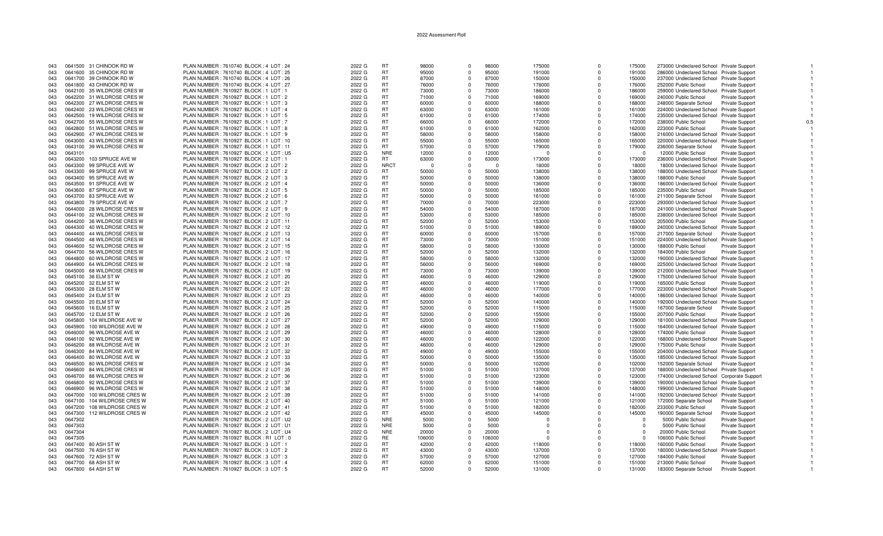2022 Assessment Roll

| | | | | | | | | | | | | | | | |
|---|---|---|---|---|---|---|---|---|---|---|---|---|---|---|---|
| 043 | 0641500 | 31 CHINOOK RD W | PLAN NUMBER : 7610740 BLOCK : 4 LOT : 24 | 2022 G | RT | 98000 | 0 | 98000 | 175000 | 0 | 175000 | 273000 | Undeclared School | Private Support | 1 |
| 043 | 0641600 | 35 CHINOOK RD W | PLAN NUMBER : 7610740 BLOCK : 4 LOT : 25 | 2022 G | RT | 95000 | 0 | 95000 | 191000 | 0 | 191000 | 286000 | Undeclared School | Private Support | 1 |
| 043 | 0641700 | 39 CHINOOK RD W | PLAN NUMBER : 7610740 BLOCK : 4 LOT : 26 | 2022 G | RT | 87000 | 0 | 87000 | 150000 | 0 | 150000 | 237000 | Undeclared School | Private Support | 1 |
| 043 | 0641800 | 43 CHINOOK RD W | PLAN NUMBER : 7610740 BLOCK : 4 LOT : 27 | 2022 G | RT | 76000 | 0 | 76000 | 176000 | 0 | 176000 | 252000 | Public School | Private Support | 1 |
| 043 | 0642100 | 35 WILDROSE CRES W | PLAN NUMBER : 7610927 BLOCK : 1 LOT : 1 | 2022 G | RT | 73000 | 0 | 73000 | 186000 | 0 | 186000 | 259000 | Undeclared School | Private Support | 1 |
| 043 | 0642200 | 31 WILDROSE CRES W | PLAN NUMBER : 7610927 BLOCK : 1 LOT : 2 | 2022 G | RT | 71000 | 0 | 71000 | 169000 | 0 | 169000 | 240000 | Public School | Private Support | 1 |
| 043 | 0642300 | 27 WILDROSE CRES W | PLAN NUMBER : 7610927 BLOCK : 1 LOT : 3 | 2022 G | RT | 60000 | 0 | 60000 | 188000 | 0 | 188000 | 248000 | Separate School | Private Support | 1 |
| 043 | 0642400 | 23 WILDROSE CRES W | PLAN NUMBER : 7610927 BLOCK : 1 LOT : 4 | 2022 G | RT | 63000 | 0 | 63000 | 161000 | 0 | 161000 | 224000 | Undeclared School | Private Support | 1 |
| 043 | 0642500 | 19 WILDROSE CRES W | PLAN NUMBER : 7610927 BLOCK : 1 LOT : 5 | 2022 G | RT | 61000 | 0 | 61000 | 174000 | 0 | 174000 | 235000 | Undeclared School | Private Support | 1 |
| 043 | 0642700 | 55 WILDROSE CRES W | PLAN NUMBER : 7610927 BLOCK : 1 LOT : 7 | 2022 G | RT | 66000 | 0 | 66000 | 172000 | 0 | 172000 | 238000 | Public School | Private Support | 0.5 |
| 043 | 0642800 | 51 WILDROSE CRES W | PLAN NUMBER : 7610927 BLOCK : 1 LOT : 8 | 2022 G | RT | 61000 | 0 | 61000 | 162000 | 0 | 162000 | 223000 | Public School | Private Support | 1 |
| 043 | 0642900 | 47 WILDROSE CRES W | PLAN NUMBER : 7610927 BLOCK : 1 LOT : 9 | 2022 G | RT | 58000 | 0 | 58000 | 158000 | 0 | 158000 | 216000 | Undeclared School | Private Support | 1 |
| 043 | 0643000 | 43 WILDROSE CRES W | PLAN NUMBER : 7610927 BLOCK : 1 LOT : 10 | 2022 G | RT | 55000 | 0 | 55000 | 165000 | 0 | 165000 | 220000 | Undeclared School | Private Support | 1 |
| 043 | 0643100 | 39 WILDROSE CRES W | PLAN NUMBER : 7610927 BLOCK : 1 LOT : 11 | 2022 G | RT | 57000 | 0 | 57000 | 179000 | 0 | 179000 | 236000 | Separate School | Private Support | 1 |
| 043 | 0643101 | | PLAN NUMBER : 7610927 BLOCK : 1 LOT : U5 | 2022 G | NRE | 12000 | 0 | 12000 | 0 | 0 | 0 | 12000 | Public School | Private Support | 1 |
| 043 | 0643200 | 103 SPRUCE AVE W | PLAN NUMBER : 7610927 BLOCK : 2 LOT : 1 | 2022 G | RT | 63000 | 0 | 63000 | 173000 | 0 | 173000 | 236000 | Undeclared School | Private Support | 1 |
| 043 | 0643300 | 99 SPRUCE AVE W | PLAN NUMBER : 7610927 BLOCK : 2 LOT : 2 | 2022 G | NRCT | 0 | 0 | 0 | 18000 | 0 | 18000 | 18000 | Undeclared School | Private Support | 1 |
| 043 | 0643300 | 99 SPRUCE AVE W | PLAN NUMBER : 7610927 BLOCK : 2 LOT : 2 | 2022 G | RT | 50000 | 0 | 50000 | 138000 | 0 | 138000 | 188000 | Undeclared School | Private Support | 1 |
| 043 | 0643400 | 95 SPRUCE AVE W | PLAN NUMBER : 7610927 BLOCK : 2 LOT : 3 | 2022 G | RT | 50000 | 0 | 50000 | 138000 | 0 | 138000 | 188000 | Public School | Private Support | 1 |
| 043 | 0643500 | 91 SPRUCE AVE W | PLAN NUMBER : 7610927 BLOCK : 2 LOT : 4 | 2022 G | RT | 50000 | 0 | 50000 | 136000 | 0 | 136000 | 186000 | Undeclared School | Private Support | 1 |
| 043 | 0643600 | 87 SPRUCE AVE W | PLAN NUMBER : 7610927 BLOCK : 2 LOT : 5 | 2022 G | RT | 50000 | 0 | 50000 | 185000 | 0 | 185000 | 235000 | Public School | Private Support | 1 |
| 043 | 0643700 | 83 SPRUCE AVE W | PLAN NUMBER : 7610927 BLOCK : 2 LOT : 6 | 2022 G | RT | 50000 | 0 | 50000 | 161000 | 0 | 161000 | 211000 | Separate School | Private Support | 1 |
| 043 | 0643800 | 79 SPRUCE AVE W | PLAN NUMBER : 7610927 BLOCK : 2 LOT : 7 | 2022 G | RT | 70000 | 0 | 70000 | 223000 | 0 | 223000 | 293000 | Undeclared School | Private Support | 1 |
| 043 | 0644000 | 28 WILDROSE CRES W | PLAN NUMBER : 7610927 BLOCK : 2 LOT : 9 | 2022 G | RT | 54000 | 0 | 54000 | 187000 | 0 | 187000 | 241000 | Undeclared School | Private Support | 1 |
| 043 | 0644100 | 32 WILDROSE CRES W | PLAN NUMBER : 7610927 BLOCK : 2 LOT : 10 | 2022 G | RT | 53000 | 0 | 53000 | 185000 | 0 | 185000 | 238000 | Undeclared School | Private Support | 1 |
| 043 | 0644200 | 36 WILDROSE CRES W | PLAN NUMBER : 7610927 BLOCK : 2 LOT : 11 | 2022 G | RT | 52000 | 0 | 52000 | 153000 | 0 | 153000 | 205000 | Public School | Private Support | 1 |
| 043 | 0644300 | 40 WILDROSE CRES W | PLAN NUMBER : 7610927 BLOCK : 2 LOT : 12 | 2022 G | RT | 51000 | 0 | 51000 | 189000 | 0 | 189000 | 240000 | Undeclared School | Private Support | 1 |
| 043 | 0644400 | 44 WILDROSE CRES W | PLAN NUMBER : 7610927 BLOCK : 2 LOT : 13 | 2022 G | RT | 60000 | 0 | 60000 | 157000 | 0 | 157000 | 217000 | Separate School | Private Support | 1 |
| 043 | 0644500 | 48 WILDROSE CRES W | PLAN NUMBER : 7610927 BLOCK : 2 LOT : 14 | 2022 G | RT | 73000 | 0 | 73000 | 151000 | 0 | 151000 | 224000 | Undeclared School | Private Support | 1 |
| 043 | 0644600 | 52 WILDROSE CRES W | PLAN NUMBER : 7610927 BLOCK : 2 LOT : 15 | 2022 G | RT | 58000 | 0 | 58000 | 130000 | 0 | 130000 | 188000 | Public School | Private Support | 1 |
| 043 | 0644700 | 56 WILDROSE CRES W | PLAN NUMBER : 7610927 BLOCK : 2 LOT : 16 | 2022 G | RT | 52000 | 0 | 52000 | 132000 | 0 | 132000 | 184000 | Public School | Private Support | 1 |
| 043 | 0644800 | 60 WILDROSE CRES W | PLAN NUMBER : 7610927 BLOCK : 2 LOT : 17 | 2022 G | RT | 58000 | 0 | 58000 | 132000 | 0 | 132000 | 190000 | Undeclared School | Private Support | 1 |
| 043 | 0644900 | 64 WILDROSE CRES W | PLAN NUMBER : 7610927 BLOCK : 2 LOT : 18 | 2022 G | RT | 56000 | 0 | 56000 | 169000 | 0 | 169000 | 225000 | Undeclared School | Private Support | 1 |
| 043 | 0645000 | 68 WILDROSE CRES W | PLAN NUMBER : 7610927 BLOCK : 2 LOT : 19 | 2022 G | RT | 73000 | 0 | 73000 | 139000 | 0 | 139000 | 212000 | Undeclared School | Private Support | 1 |
| 043 | 0645100 | 36 ELM ST W | PLAN NUMBER : 7610927 BLOCK : 2 LOT : 20 | 2022 G | RT | 46000 | 0 | 46000 | 129000 | 0 | 129000 | 175000 | Undeclared School | Private Support | 1 |
| 043 | 0645200 | 32 ELM ST W | PLAN NUMBER : 7610927 BLOCK : 2 LOT : 21 | 2022 G | RT | 46000 | 0 | 46000 | 119000 | 0 | 119000 | 165000 | Public School | Private Support | 1 |
| 043 | 0645300 | 28 ELM ST W | PLAN NUMBER : 7610927 BLOCK : 2 LOT : 22 | 2022 G | RT | 46000 | 0 | 46000 | 177000 | 0 | 177000 | 223000 | Undeclared School | Private Support | 1 |
| 043 | 0645400 | 24 ELM ST W | PLAN NUMBER : 7610927 BLOCK : 2 LOT : 23 | 2022 G | RT | 46000 | 0 | 46000 | 140000 | 0 | 140000 | 186000 | Undeclared School | Private Support | 1 |
| 043 | 0645500 | 20 ELM ST W | PLAN NUMBER : 7610927 BLOCK : 2 LOT : 24 | 2022 G | RT | 52000 | 0 | 52000 | 140000 | 0 | 140000 | 192000 | Undeclared School | Private Support | 1 |
| 043 | 0645600 | 16 ELM ST W | PLAN NUMBER : 7610927 BLOCK : 2 LOT : 25 | 2022 G | RT | 52000 | 0 | 52000 | 115000 | 0 | 115000 | 167000 | Separate School | Private Support | 1 |
| 043 | 0645700 | 12 ELM ST W | PLAN NUMBER : 7610927 BLOCK : 2 LOT : 26 | 2022 G | RT | 52000 | 0 | 52000 | 155000 | 0 | 155000 | 207000 | Public School | Private Support | 1 |
| 043 | 0645800 | 104 WILDROSE AVE W | PLAN NUMBER : 7610927 BLOCK : 2 LOT : 27 | 2022 G | RT | 52000 | 0 | 52000 | 129000 | 0 | 129000 | 181000 | Undeclared School | Private Support | 1 |
| 043 | 0645900 | 100 WILDROSE AVE W | PLAN NUMBER : 7610927 BLOCK : 2 LOT : 28 | 2022 G | RT | 49000 | 0 | 49000 | 115000 | 0 | 115000 | 164000 | Undeclared School | Private Support | 1 |
| 043 | 0646000 | 96 WILDROSE AVE W | PLAN NUMBER : 7610927 BLOCK : 2 LOT : 29 | 2022 G | RT | 46000 | 0 | 46000 | 128000 | 0 | 128000 | 174000 | Public School | Private Support | 1 |
| 043 | 0646100 | 92 WILDROSE AVE W | PLAN NUMBER : 7610927 BLOCK : 2 LOT : 30 | 2022 G | RT | 46000 | 0 | 46000 | 122000 | 0 | 122000 | 168000 | Undeclared School | Private Support | 1 |
| 043 | 0646200 | 88 WILDROSE AVE W | PLAN NUMBER : 7610927 BLOCK : 2 LOT : 31 | 2022 G | RT | 46000 | 0 | 46000 | 129000 | 0 | 129000 | 175000 | Public School | Private Support | 1 |
| 043 | 0646300 | 84 WILDROSE AVE W | PLAN NUMBER : 7610927 BLOCK : 2 LOT : 32 | 2022 G | RT | 49000 | 0 | 49000 | 155000 | 0 | 155000 | 204000 | Undeclared School | Private Support | 1 |
| 043 | 0646400 | 80 WILDROSE AVE W | PLAN NUMBER : 7610927 BLOCK : 2 LOT : 33 | 2022 G | RT | 50000 | 0 | 50000 | 135000 | 0 | 135000 | 185000 | Undeclared School | Private Support | 1 |
| 043 | 0646500 | 80 WILDROSE CRES W | PLAN NUMBER : 7610927 BLOCK : 2 LOT : 34 | 2022 G | RT | 50000 | 0 | 50000 | 102000 | 0 | 102000 | 152000 | Separate School | Private Support | 1 |
| 043 | 0646600 | 84 WILDROSE CRES W | PLAN NUMBER : 7610927 BLOCK : 2 LOT : 35 | 2022 G | RT | 51000 | 0 | 51000 | 137000 | 0 | 137000 | 188000 | Undeclared School | Private Support | 1 |
| 043 | 0646700 | 88 WILDROSE CRES W | PLAN NUMBER : 7610927 BLOCK : 2 LOT : 36 | 2022 G | RT | 51000 | 0 | 51000 | 123000 | 0 | 123000 | 174000 | Undeclared School | Corporate Support | 1 |
| 043 | 0646800 | 92 WILDROSE CRES W | PLAN NUMBER : 7610927 BLOCK : 2 LOT : 37 | 2022 G | RT | 51000 | 0 | 51000 | 139000 | 0 | 139000 | 190000 | Undeclared School | Private Support | 1 |
| 043 | 0646900 | 96 WILDROSE CRES W | PLAN NUMBER : 7610927 BLOCK : 2 LOT : 38 | 2022 G | RT | 51000 | 0 | 51000 | 148000 | 0 | 148000 | 199000 | Undeclared School | Private Support | 1 |
| 043 | 0647000 | 100 WILDROSE CRES W | PLAN NUMBER : 7610927 BLOCK : 2 LOT : 39 | 2022 G | RT | 51000 | 0 | 51000 | 141000 | 0 | 141000 | 192000 | Undeclared School | Private Support | 1 |
| 043 | 0647100 | 104 WILDROSE CRES W | PLAN NUMBER : 7610927 BLOCK : 2 LOT : 40 | 2022 G | RT | 51000 | 0 | 51000 | 121000 | 0 | 121000 | 172000 | Separate School | Private Support | 1 |
| 043 | 0647200 | 108 WILDROSE CRES W | PLAN NUMBER : 7610927 BLOCK : 2 LOT : 41 | 2022 G | RT | 51000 | 0 | 51000 | 182000 | 0 | 182000 | 233000 | Public School | Private Support | 1 |
| 043 | 0647300 | 112 WILDROSE CRES W | PLAN NUMBER : 7610927 BLOCK : 2 LOT : 42 | 2022 G | RT | 45000 | 0 | 45000 | 145000 | 0 | 145000 | 190000 | Separate School | Private Support | 1 |
| 043 | 0647302 | | PLAN NUMBER : 7610927 BLOCK : 2 LOT : U2 | 2022 G | NRE | 5000 | 0 | 5000 | 0 | 0 | 0 | 5000 | Public School | Private Support | 1 |
| 043 | 0647303 | | PLAN NUMBER : 7610927 BLOCK : 2 LOT : U1 | 2022 G | NRE | 5000 | 0 | 5000 | 0 | 0 | 0 | 5000 | Public School | Private Support | 1 |
| 043 | 0647304 | | PLAN NUMBER : 7610927 BLOCK : 2 LOT : U4 | 2022 G | NRE | 20000 | 0 | 20000 | 0 | 0 | 0 | 20000 | Public School | Private Support | 1 |
| 043 | 0647305 | | PLAN NUMBER : 7610927 BLOCK : R1 LOT : 0 | 2022 G | RE | 106000 | 0 | 106000 | 0 | 0 | 0 | 106000 | Public School | Private Support | 1 |
| 043 | 0647400 | 80 ASH ST W | PLAN NUMBER : 7610927 BLOCK : 3 LOT : 1 | 2022 G | RT | 42000 | 0 | 42000 | 118000 | 0 | 118000 | 160000 | Public School | Private Support | 1 |
| 043 | 0647500 | 76 ASH ST W | PLAN NUMBER : 7610927 BLOCK : 3 LOT : 2 | 2022 G | RT | 43000 | 0 | 43000 | 137000 | 0 | 137000 | 180000 | Undeclared School | Private Support | 1 |
| 043 | 0647600 | 72 ASH ST W | PLAN NUMBER : 7610927 BLOCK : 3 LOT : 3 | 2022 G | RT | 57000 | 0 | 57000 | 127000 | 0 | 127000 | 184000 | Public School | Private Support | 1 |
| 043 | 0647700 | 68 ASH ST W | PLAN NUMBER : 7610927 BLOCK : 3 LOT : 4 | 2022 G | RT | 62000 | 0 | 62000 | 151000 | 0 | 151000 | 213000 | Public School | Private Support | 1 |
| 043 | 0647800 | 64 ASH ST W | PLAN NUMBER : 7610927 BLOCK : 3 LOT : 5 | 2022 G | RT | 52000 | 0 | 52000 | 131000 | 0 | 131000 | 183000 | Separate School | Private Support | 1 |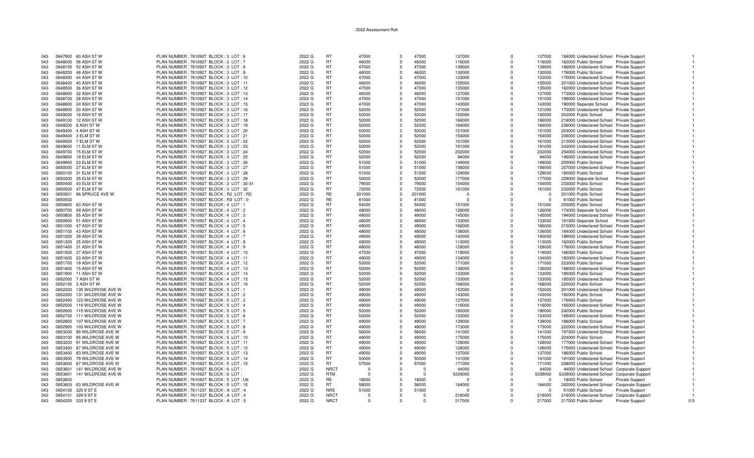# 2022 Assessment Roll

| | | | | | | | | | | | | | | | | |
|---|---|---|---|---|---|---|---|---|---|---|---|---|---|---|---|---|
| 043 | 0647900 | 60 ASH ST W | PLAN NUMBER : 7610927 BLOCK : 3 LOT : 6 | 2022 G | RT | 47000 | 0 | 47000 | 137000 | 0 | 137000 | 184000 | Undeclared School | Private Support | | 1 |
| 043 | 0648000 | 56 ASH ST W | PLAN NUMBER : 7610927 BLOCK : 3 LOT : 7 | 2022 G | RT | 46000 | 0 | 46000 | 116000 | 0 | 116000 | 162000 | Public School | Private Support | | 1 |
| 043 | 0648100 | 52 ASH ST W | PLAN NUMBER : 7610927 BLOCK : 3 LOT : 8 | 2022 G | RT | 47000 | 0 | 47000 | 139000 | 0 | 139000 | 186000 | Undeclared School | Private Support | | 1 |
| 043 | 0648200 | 48 ASH ST W | PLAN NUMBER : 7610927 BLOCK : 3 LOT : 9 | 2022 G | RT | 46000 | 0 | 46000 | 130000 | 0 | 130000 | 176000 | Public School | Private Support | | 1 |
| 043 | 0648300 | 44 ASH ST W | PLAN NUMBER : 7610927 BLOCK : 3 LOT : 10 | 2022 G | RT | 47000 | 0 | 47000 | 123000 | 0 | 123000 | 170000 | Undeclared School | Private Support | | 1 |
| 043 | 0648400 | 40 ASH ST W | PLAN NUMBER : 7610927 BLOCK : 3 LOT : 11 | 2022 G | RT | 46000 | 0 | 46000 | 155000 | 0 | 155000 | 201000 | Undeclared School | Private Support | | 1 |
| 043 | 0648500 | 36 ASH ST W | PLAN NUMBER : 7610927 BLOCK : 3 LOT : 12 | 2022 G | RT | 47000 | 0 | 47000 | 135000 | 0 | 135000 | 182000 | Undeclared School | Private Support | | 1 |
| 043 | 0648600 | 32 ASH ST W | PLAN NUMBER : 7610927 BLOCK : 3 LOT : 13 | 2022 G | RT | 46000 | 0 | 46000 | 127000 | 0 | 127000 | 173000 | Undeclared School | Private Support | | 1 |
| 043 | 0648700 | 28 ASH ST W | PLAN NUMBER : 7610927 BLOCK : 3 LOT : 14 | 2022 G | RT | 47000 | 0 | 47000 | 151000 | 0 | 151000 | 198000 | Undeclared School | Private Support | | 1 |
| 043 | 0648800 | 24 ASH ST W | PLAN NUMBER : 7610927 BLOCK : 3 LOT : 15 | 2022 G | RT | 47000 | 0 | 47000 | 143000 | 0 | 143000 | 190000 | Separate School | Private Support | | 1 |
| 043 | 0648900 | 20 ASH ST W | PLAN NUMBER : 7610927 BLOCK : 3 LOT : 16 | 2022 G | RT | 52000 | 0 | 52000 | 121000 | 0 | 121000 | 173000 | Undeclared School | Private Support | | 1 |
| 043 | 0649000 | 16 ASH ST W | PLAN NUMBER : 7610927 BLOCK : 3 LOT : 17 | 2022 G | RT | 52000 | 0 | 52000 | 150000 | 0 | 150000 | 202000 | Public School | Private Support | | 1 |
| 043 | 0649100 | 12 ASH ST W | PLAN NUMBER : 7610927 BLOCK : 3 LOT : 18 | 2022 G | RT | 52000 | 0 | 52000 | 166000 | 0 | 166000 | 218000 | Undeclared School | Private Support | | 1 |
| 043 | 0649200 | 8 ASH ST W | PLAN NUMBER : 7610927 BLOCK : 3 LOT : 19 | 2022 G | RT | 52000 | 0 | 52000 | 184000 | 0 | 184000 | 236000 | Undeclared School | Private Support | | 1 |
| 043 | 0649300 | 4 ASH ST W | PLAN NUMBER : 7610927 BLOCK : 3 LOT : 20 | 2022 G | RT | 52000 | 0 | 52000 | 151000 | 0 | 151000 | 203000 | Undeclared School | Private Support | | 1 |
| 043 | 0649400 | 3 ELM ST W | PLAN NUMBER : 7610927 BLOCK : 3 LOT : 21 | 2022 G | RT | 52000 | 0 | 52000 | 154000 | 0 | 154000 | 206000 | Undeclared School | Private Support | | 1 |
| 043 | 0649500 | 7 ELM ST W | PLAN NUMBER : 7610927 BLOCK : 3 LOT : 22 | 2022 G | RT | 52000 | 0 | 52000 | 161000 | 0 | 161000 | 213000 | Undeclared School | Private Support | | 1 |
| 043 | 0649600 | 11 ELM ST W | PLAN NUMBER : 7610927 BLOCK : 3 LOT : 23 | 2022 G | RT | 52000 | 0 | 52000 | 191000 | 0 | 191000 | 243000 | Undeclared School | Private Support | | 1 |
| 043 | 0649700 | 15 ELM ST W | PLAN NUMBER : 7610927 BLOCK : 3 LOT : 24 | 2022 G | RT | 52000 | 0 | 52000 | 202000 | 0 | 202000 | 254000 | Undeclared School | Private Support | | 1 |
| 043 | 0649800 | 19 ELM ST W | PLAN NUMBER : 7610927 BLOCK : 3 LOT : 25 | 2022 G | RT | 52000 | 0 | 52000 | 94000 | 0 | 94000 | 146000 | Undeclared School | Private Support | | 1 |
| 043 | 0649900 | 23 ELM ST W | PLAN NUMBER : 7610927 BLOCK : 3 LOT : 26 | 2022 G | RT | 51000 | 0 | 51000 | 149000 | 0 | 149000 | 200000 | Public School | Private Support | | 1 |
| 043 | 0650000 | 27 ELM ST W | PLAN NUMBER : 7610927 BLOCK : 3 LOT : 27 | 2022 G | RT | 51000 | 0 | 51000 | 156000 | 0 | 156000 | 207000 | Undeclared School | Private Support | | 1 |
| 043 | 0650100 | 31 ELM ST W | PLAN NUMBER : 7610927 BLOCK : 3 LOT : 28 | 2022 G | RT | 51000 | 0 | 51000 | 129000 | 0 | 129000 | 180000 | Public School | Private Support | | 1 |
| 043 | 0650200 | 35 ELM ST W | PLAN NUMBER : 7610927 BLOCK : 3 LOT : 29 | 2022 G | RT | 52000 | 0 | 52000 | 177000 | 0 | 177000 | 229000 | Separate School | Private Support | | 1 |
| 043 | 0650400 | 43 ELM ST W | PLAN NUMBER : 7610927 BLOCK : 3 LOT : 30-31 | 2022 G | RT | 79000 | 0 | 79000 | 154000 | 0 | 154000 | 233000 | Public School | Private Support | | 1 |
| 043 | 0650500 | 47 ELM ST W | PLAN NUMBER : 7610927 BLOCK : 3 LOT : 32 | 2022 G | RT | 72000 | 0 | 72000 | 161000 | 0 | 161000 | 233000 | Public School | Private Support | | 1 |
| 043 | 0650501 | 96 SPRUCE AVE W | PLAN NUMBER : 7610927 BLOCK : R2 LOT : R2 | 2022 G | RE | 201000 | 0 | 201000 | 0 | 0 | 0 | 201000 | Public School | Private Support | | 1 |
| 043 | 0650502 | | PLAN NUMBER : 7610927 BLOCK : R3 LOT : 0 | 2022 G | RE | 81000 | 0 | 81000 | 0 | 0 | 0 | 81000 | Public School | Private Support | | 1 |
| 043 | 0650600 | 63 ASH ST W | PLAN NUMBER : 7610927 BLOCK : 4 LOT : 1 | 2022 G | RT | 54000 | 0 | 54000 | 151000 | 0 | 151000 | 205000 | Public School | Private Support | | 1 |
| 043 | 0650700 | 59 ASH ST W | PLAN NUMBER : 7610927 BLOCK : 4 LOT : 2 | 2022 G | RT | 48000 | 0 | 48000 | 126000 | 0 | 126000 | 174000 | Separate School | Private Support | | 1 |
| 043 | 0650800 | 55 ASH ST W | PLAN NUMBER : 7610927 BLOCK : 4 LOT : 3 | 2022 G | RT | 49000 | 0 | 49000 | 145000 | 0 | 145000 | 194000 | Undeclared School | Private Support | | 1 |
| 043 | 0650900 | 51 ASH ST W | PLAN NUMBER : 7610927 BLOCK : 4 LOT : 4 | 2022 G | RT | 48000 | 0 | 48000 | 133000 | 0 | 133000 | 181000 | Separate School | Private Support | | 1 |
| 043 | 0651000 | 47 ASH ST W | PLAN NUMBER : 7610927 BLOCK : 4 LOT : 5 | 2022 G | RT | 49000 | 0 | 49000 | 166000 | 0 | 166000 | 215000 | Undeclared School | Private Support | | 1 |
| 043 | 0651100 | 43 ASH ST W | PLAN NUMBER : 7610927 BLOCK : 4 LOT : 6 | 2022 G | RT | 48000 | 0 | 48000 | 136000 | 0 | 136000 | 184000 | Undeclared School | Private Support | | 1 |
| 043 | 0651200 | 39 ASH ST W | PLAN NUMBER : 7610927 BLOCK : 4 LOT : 7 | 2022 G | RT | 49000 | 0 | 49000 | 140000 | 0 | 140000 | 189000 | Undeclared School | Private Support | | 1 |
| 043 | 0651300 | 35 ASH ST W | PLAN NUMBER : 7610927 BLOCK : 4 LOT : 8 | 2022 G | RT | 49000 | 0 | 49000 | 113000 | 0 | 113000 | 162000 | Public School | Private Support | | 1 |
| 043 | 0651400 | 31 ASH ST W | PLAN NUMBER : 7610927 BLOCK : 4 LOT : 9 | 2022 G | RT | 48000 | 0 | 48000 | 128000 | 0 | 128000 | 176000 | Undeclared School | Private Support | | 1 |
| 043 | 0651500 | 27 ASH ST W | PLAN NUMBER : 7610927 BLOCK : 4 LOT : 10 | 2022 G | RT | 47000 | 0 | 47000 | 119000 | 0 | 119000 | 166000 | Public School | Private Support | | 1 |
| 043 | 0651600 | 23 ASH ST W | PLAN NUMBER : 7610927 BLOCK : 4 LOT : 11 | 2022 G | RT | 49000 | 0 | 49000 | 134000 | 0 | 134000 | 183000 | Undeclared School | Private Support | | 1 |
| 043 | 0651700 | 19 ASH ST W | PLAN NUMBER : 7610927 BLOCK : 4 LOT : 12 | 2022 G | RT | 52000 | 0 | 52000 | 171000 | 0 | 171000 | 223000 | Public School | Private Support | | 1 |
| 043 | 0651800 | 15 ASH ST W | PLAN NUMBER : 7610927 BLOCK : 4 LOT : 13 | 2022 G | RT | 52000 | 0 | 52000 | 136000 | 0 | 136000 | 188000 | Undeclared School | Private Support | | 1 |
| 043 | 0651900 | 11 ASH ST W | PLAN NUMBER : 7610927 BLOCK : 4 LOT : 14 | 2022 G | RT | 52000 | 0 | 52000 | 133000 | 0 | 133000 | 185000 | Public School | Private Support | | 1 |
| 043 | 0652000 | 7 ASH ST W | PLAN NUMBER : 7610927 BLOCK : 4 LOT : 15 | 2022 G | RT | 52000 | 0 | 52000 | 133000 | 0 | 133000 | 185000 | Undeclared School | Private Support | | 1 |
| 043 | 0652100 | 3 ASH ST W | PLAN NUMBER : 7610927 BLOCK : 4 LOT : 16 | 2022 G | RT | 52000 | 0 | 52000 | 168000 | 0 | 168000 | 220000 | Public School | Private Support | | 1 |
| 043 | 0652200 | 135 WILDROSE AVE W | PLAN NUMBER : 7610927 BLOCK : 5 LOT : 1 | 2022 G | RT | 49000 | 0 | 49000 | 152000 | 0 | 152000 | 201000 | Undeclared School | Private Support | | 1 |
| 043 | 0652300 | 131 WILDROSE AVE W | PLAN NUMBER : 7610927 BLOCK : 5 LOT : 2 | 2022 G | RT | 49000 | 0 | 49000 | 143000 | 0 | 143000 | 192000 | Public School | Private Support | | 1 |
| 043 | 0652400 | 123 WILDROSE AVE W | PLAN NUMBER : 7610927 BLOCK : 5 LOT : 3 | 2022 G | RT | 49000 | 0 | 49000 | 127000 | 0 | 127000 | 176000 | Public School | Private Support | | 1 |
| 043 | 0652500 | 119 WILDROSE AVE W | PLAN NUMBER : 7610927 BLOCK : 5 LOT : 4 | 2022 G | RT | 49000 | 0 | 49000 | 116000 | 0 | 116000 | 165000 | Undeclared School | Private Support | | 1 |
| 043 | 0652600 | 115 WILDROSE AVE W | PLAN NUMBER : 7610927 BLOCK : 5 LOT : 5 | 2022 G | RT | 52000 | 0 | 52000 | 190000 | 0 | 190000 | 242000 | Public School | Private Support | | 1 |
| 043 | 0652700 | 111 WILDROSE AVE W | PLAN NUMBER : 7610927 BLOCK : 5 LOT : 6 | 2022 G | RT | 52000 | 0 | 52000 | 133000 | 0 | 133000 | 185000 | Undeclared School | Private Support | | 1 |
| 043 | 0652800 | 107 WILDROSE AVE W | PLAN NUMBER : 7610927 BLOCK : 5 LOT : 7 | 2022 G | RT | 49000 | 0 | 49000 | 139000 | 0 | 139000 | 188000 | Public School | Private Support | | 1 |
| 043 | 0652900 | 103 WILDROSE AVE W | PLAN NUMBER : 7610927 BLOCK : 5 LOT : 8 | 2022 G | RT | 49000 | 0 | 49000 | 173000 | 0 | 173000 | 222000 | Undeclared School | Private Support | | 1 |
| 043 | 0653000 | 99 WILDROSE AVE W | PLAN NUMBER : 7610927 BLOCK : 5 LOT : 9 | 2022 G | RT | 56000 | 0 | 56000 | 141000 | 0 | 141000 | 197000 | Undeclared School | Private Support | | 1 |
| 043 | 0653100 | 95 WILDROSE AVE W | PLAN NUMBER : 7610927 BLOCK : 5 LOT : 10 | 2022 G | RT | 49000 | 0 | 49000 | 175000 | 0 | 175000 | 224000 | Public School | Private Support | | 1 |
| 043 | 0653200 | 91 WILDROSE AVE W | PLAN NUMBER : 7610927 BLOCK : 5 LOT : 11 | 2022 G | RT | 49000 | 0 | 49000 | 128000 | 0 | 128000 | 177000 | Undeclared School | Private Support | | 1 |
| 043 | 0653300 | 87 WILDROSE AVE W | PLAN NUMBER : 7610927 BLOCK : 5 LOT : 12 | 2022 G | RT | 49000 | 0 | 49000 | 126000 | 0 | 126000 | 175000 | Undeclared School | Private Support | | 1 |
| 043 | 0653400 | 83 WILDROSE AVE W | PLAN NUMBER : 7610927 BLOCK : 5 LOT : 13 | 2022 G | RT | 49000 | 0 | 49000 | 137000 | 0 | 137000 | 186000 | Public School | Private Support | | 1 |
| 043 | 0653500 | 79 WILDROSE AVE W | PLAN NUMBER : 7610927 BLOCK : 5 LOT : 14 | 2022 G | RT | 50000 | 0 | 50000 | 141000 | 0 | 141000 | 191000 | Undeclared School | Private Support | | 1 |
| 043 | 0653600 | 67 WILDROSE AVE W | PLAN NUMBER : 7610927 BLOCK : 5 LOT : 15 | 2022 G | RT | 57000 | 0 | 57000 | 171000 | 0 | 171000 | 228000 | Undeclared School | Private Support | | 1 |
| 043 | 0653601 | 141 WILDROSE AVE W | PLAN NUMBER : 7610927 BLOCK : 6 LOT : | 2022 G | NRCT | 0 | 0 | 0 | 44000 | 0 | 44000 | 44000 | Undeclared School | Corporate Support | | 1 |
| 043 | 0653601 | 141 WILDROSE AVE W | PLAN NUMBER : 7610927 BLOCK : 6 LOT : | 2022 G | RTM | 0 | 0 | 0 | 5339000 | 0 | 5339000 | 5339000 | Undeclared School | Corporate Support | | 1 |
| 043 | 0653602 | | PLAN NUMBER : 7610927 BLOCK : 5 LOT : U6 | 2022 G | RE | 18000 | 0 | 18000 | 0 | 0 | 0 | 18000 | Public School | Private Support | | 1 |
| 043 | 0653603 | 63 WILDROSE AVE W | PLAN NUMBER : 7610927 BLOCK : 5 LOT : 15 | 2022 G | RT | 58000 | 0 | 58000 | 184000 | 0 | 184000 | 242000 | Undeclared School | Corporate Support | | 1 |
| 043 | 0654100 | 325 9 ST E | PLAN NUMBER : 7611237 BLOCK : A LOT : 4 | 2022 G | NRE | 51000 | 0 | 51000 | 0 | 0 | 0 | 51000 | Public School | Private Support | | 1 |
| 043 | 0654101 | 329 9 ST E | PLAN NUMBER : 7611237 BLOCK : A LOT : 4 | 2022 G | NRCT | 0 | 0 | 0 | 218000 | 0 | 218000 | 218000 | Undeclared School | Corporate Support | | 1 |
| 043 | 0654200 | 333 9 ST E | PLAN NUMBER : 7611237 BLOCK : A LOT : 5 | 2022 G | NRCT | 0 | 0 | 0 | 217000 | 0 | 217000 | 217000 | Public School | Private Support | | 0.5 |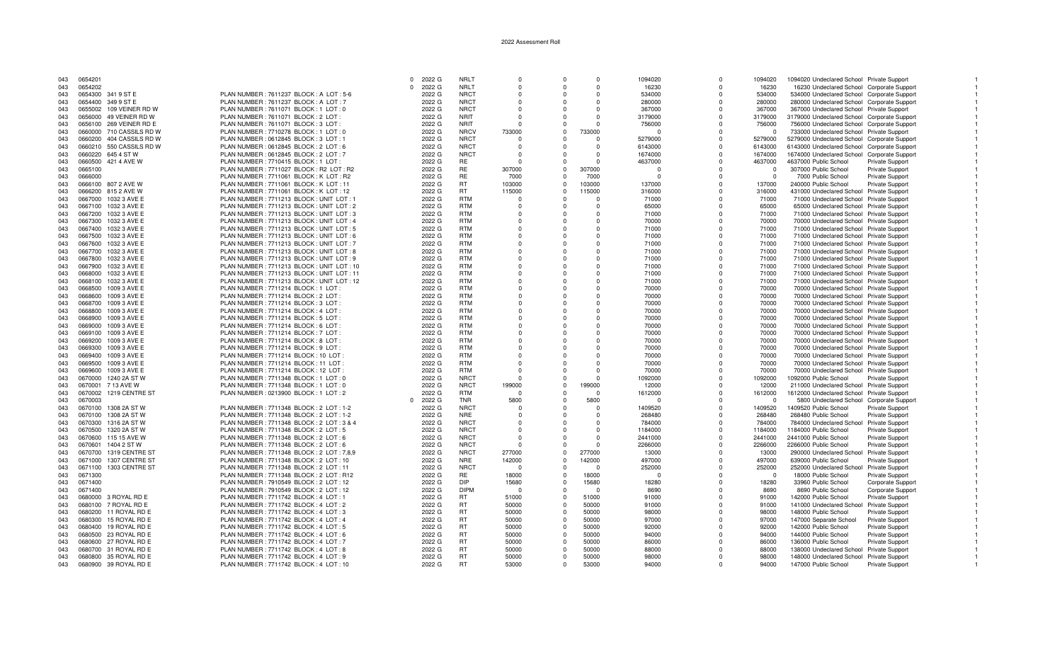# 2022 Assessment Roll

| | | | | | | | | | | | | | | | | |
|---|---|---|---|---|---|---|---|---|---|---|---|---|---|---|---|---|
| 043 | 0654201 | | 0 | 2022 G | NRLT | 0 | 0 | 0 | 1094020 | 0 | 1094020 | 1094020 | Undeclared School | Private Support | | 1 |
| 043 | 0654202 | | 0 | 2022 G | NRLT | 0 | 0 | 0 | 16230 | 0 | 16230 | 16230 | Undeclared School | Corporate Support | | 1 |
| 043 | 0654300 341 9 ST E | PLAN NUMBER : 7611237 BLOCK : A LOT : 5-6 | | 2022 G | NRCT | 0 | 0 | 0 | 534000 | 0 | 534000 | 534000 | Undeclared School | Corporate Support | | 1 |
| 043 | 0654400 349 9 ST E | PLAN NUMBER : 7611237 BLOCK : A LOT : 7 | | 2022 G | NRCT | 0 | 0 | 0 | 280000 | 0 | 280000 | 280000 | Undeclared School | Corporate Support | | 1 |
| 043 | 0655002 109 VEINER RD W | PLAN NUMBER : 7611071 BLOCK : 1 LOT : 0 | | 2022 G | NRCT | 0 | 0 | 0 | 367000 | 0 | 367000 | 367000 | Undeclared School | Private Support | | 1 |
| 043 | 0656000 49 VEINER RD W | PLAN NUMBER : 7611071 BLOCK : 2 LOT : | | 2022 G | NRIT | 0 | 0 | 0 | 3179000 | 0 | 3179000 | 3179000 | Undeclared School | Corporate Support | | 1 |
| 043 | 0656100 269 VEINER RD E | PLAN NUMBER : 7611071 BLOCK : 3 LOT : | | 2022 G | NRIT | 0 | 0 | 0 | 756000 | 0 | 756000 | 756000 | Undeclared School | Corporate Support | | 1 |
| 043 | 0660000 710 CASSILS RD W | PLAN NUMBER : 7710278 BLOCK : 1 LOT : 0 | | 2022 G | NRCV | 733000 | 0 | 733000 | 0 | 0 | 0 | 733000 | Undeclared School | Private Support | | 1 |
| 043 | 0660200 404 CASSILS RD W | PLAN NUMBER : 0612845 BLOCK : 3 LOT : 1 | | 2022 G | NRCT | 0 | 0 | 0 | 5279000 | 0 | 5279000 | 5279000 | Undeclared School | Corporate Support | | 1 |
| 043 | 0660210 550 CASSILS RD W | PLAN NUMBER : 0612845 BLOCK : 2 LOT : 6 | | 2022 G | NRCT | 0 | 0 | 0 | 6143000 | 0 | 6143000 | 6143000 | Undeclared School | Corporate Support | | 1 |
| 043 | 0660220 645 4 ST W | PLAN NUMBER : 0612845 BLOCK : 2 LOT : 7 | | 2022 G | NRCT | 0 | 0 | 0 | 1674000 | 0 | 1674000 | 1674000 | Undeclared School | Corporate Support | | 1 |
| 043 | 0660500 421 4 AVE W | PLAN NUMBER : 7710415 BLOCK : 1 LOT : | | 2022 G | RE | 0 | 0 | 0 | 4637000 | 0 | 4637000 | 4637000 | Public School | Private Support | | 1 |
| 043 | 0665100 | PLAN NUMBER : 7711027 BLOCK : R2 LOT : R2 | | 2022 G | RE | 307000 | 0 | 307000 | 0 | 0 | 0 | 307000 | Public School | Private Support | | 1 |
| 043 | 0666000 | PLAN NUMBER : 7711061 BLOCK : K LOT : R2 | | 2022 G | RE | 7000 | 0 | 7000 | 0 | 0 | 0 | 7000 | Public School | Private Support | | 1 |
| 043 | 0666100 807 2 AVE W | PLAN NUMBER : 7711061 BLOCK : K LOT : 11 | | 2022 G | RT | 103000 | 0 | 103000 | 137000 | 0 | 137000 | 240000 | Public School | Private Support | | 1 |
| 043 | 0666200 815 2 AVE W | PLAN NUMBER : 7711061 BLOCK : K LOT : 12 | | 2022 G | RT | 115000 | 0 | 115000 | 316000 | 0 | 316000 | 431000 | Undeclared School | Private Support | | 1 |
| 043 | 0667000 1032 3 AVE E | PLAN NUMBER : 7711213 BLOCK : UNIT LOT : 1 | | 2022 G | RTM | 0 | 0 | 0 | 71000 | 0 | 71000 | 71000 | Undeclared School | Private Support | | 1 |
| 043 | 0667100 1032 3 AVE E | PLAN NUMBER : 7711213 BLOCK : UNIT LOT : 2 | | 2022 G | RTM | 0 | 0 | 0 | 65000 | 0 | 65000 | 65000 | Undeclared School | Private Support | | 1 |
| 043 | 0667200 1032 3 AVE E | PLAN NUMBER : 7711213 BLOCK : UNIT LOT : 3 | | 2022 G | RTM | 0 | 0 | 0 | 71000 | 0 | 71000 | 71000 | Undeclared School | Private Support | | 1 |
| 043 | 0667300 1032 3 AVE E | PLAN NUMBER : 7711213 BLOCK : UNIT LOT : 4 | | 2022 G | RTM | 0 | 0 | 0 | 70000 | 0 | 70000 | 70000 | Undeclared School | Private Support | | 1 |
| 043 | 0667400 1032 3 AVE E | PLAN NUMBER : 7711213 BLOCK : UNIT LOT : 5 | | 2022 G | RTM | 0 | 0 | 0 | 71000 | 0 | 71000 | 71000 | Undeclared School | Private Support | | 1 |
| 043 | 0667500 1032 3 AVE E | PLAN NUMBER : 7711213 BLOCK : UNIT LOT : 6 | | 2022 G | RTM | 0 | 0 | 0 | 71000 | 0 | 71000 | 71000 | Undeclared School | Private Support | | 1 |
| 043 | 0667600 1032 3 AVE E | PLAN NUMBER : 7711213 BLOCK : UNIT LOT : 7 | | 2022 G | RTM | 0 | 0 | 0 | 71000 | 0 | 71000 | 71000 | Undeclared School | Private Support | | 1 |
| 043 | 0667700 1032 3 AVE E | PLAN NUMBER : 7711213 BLOCK : UNIT LOT : 8 | | 2022 G | RTM | 0 | 0 | 0 | 71000 | 0 | 71000 | 71000 | Undeclared School | Private Support | | 1 |
| 043 | 0667800 1032 3 AVE E | PLAN NUMBER : 7711213 BLOCK : UNIT LOT : 9 | | 2022 G | RTM | 0 | 0 | 0 | 71000 | 0 | 71000 | 71000 | Undeclared School | Private Support | | 1 |
| 043 | 0667900 1032 3 AVE E | PLAN NUMBER : 7711213 BLOCK : UNIT LOT : 10 | | 2022 G | RTM | 0 | 0 | 0 | 71000 | 0 | 71000 | 71000 | Undeclared School | Private Support | | 1 |
| 043 | 0668000 1032 3 AVE E | PLAN NUMBER : 7711213 BLOCK : UNIT LOT : 11 | | 2022 G | RTM | 0 | 0 | 0 | 71000 | 0 | 71000 | 71000 | Undeclared School | Private Support | | 1 |
| 043 | 0668100 1032 3 AVE E | PLAN NUMBER : 7711213 BLOCK : UNIT LOT : 12 | | 2022 G | RTM | 0 | 0 | 0 | 71000 | 0 | 71000 | 71000 | Undeclared School | Private Support | | 1 |
| 043 | 0668500 1009 3 AVE E | PLAN NUMBER : 7711214 BLOCK : 1 LOT : | | 2022 G | RTM | 0 | 0 | 0 | 70000 | 0 | 70000 | 70000 | Undeclared School | Private Support | | 1 |
| 043 | 0668600 1009 3 AVE E | PLAN NUMBER : 7711214 BLOCK : 2 LOT : | | 2022 G | RTM | 0 | 0 | 0 | 70000 | 0 | 70000 | 70000 | Undeclared School | Private Support | | 1 |
| 043 | 0668700 1009 3 AVE E | PLAN NUMBER : 7711214 BLOCK : 3 LOT : | | 2022 G | RTM | 0 | 0 | 0 | 70000 | 0 | 70000 | 70000 | Undeclared School | Private Support | | 1 |
| 043 | 0668800 1009 3 AVE E | PLAN NUMBER : 7711214 BLOCK : 4 LOT : | | 2022 G | RTM | 0 | 0 | 0 | 70000 | 0 | 70000 | 70000 | Undeclared School | Private Support | | 1 |
| 043 | 0668900 1009 3 AVE E | PLAN NUMBER : 7711214 BLOCK : 5 LOT : | | 2022 G | RTM | 0 | 0 | 0 | 70000 | 0 | 70000 | 70000 | Undeclared School | Private Support | | 1 |
| 043 | 0669000 1009 3 AVE E | PLAN NUMBER : 7711214 BLOCK : 6 LOT : | | 2022 G | RTM | 0 | 0 | 0 | 70000 | 0 | 70000 | 70000 | Undeclared School | Private Support | | 1 |
| 043 | 0669100 1009 3 AVE E | PLAN NUMBER : 7711214 BLOCK : 7 LOT : | | 2022 G | RTM | 0 | 0 | 0 | 70000 | 0 | 70000 | 70000 | Undeclared School | Private Support | | 1 |
| 043 | 0669200 1009 3 AVE E | PLAN NUMBER : 7711214 BLOCK : 8 LOT : | | 2022 G | RTM | 0 | 0 | 0 | 70000 | 0 | 70000 | 70000 | Undeclared School | Private Support | | 1 |
| 043 | 0669300 1009 3 AVE E | PLAN NUMBER : 7711214 BLOCK : 9 LOT : | | 2022 G | RTM | 0 | 0 | 0 | 70000 | 0 | 70000 | 70000 | Undeclared School | Private Support | | 1 |
| 043 | 0669400 1009 3 AVE E | PLAN NUMBER : 7711214 BLOCK : 10 LOT : | | 2022 G | RTM | 0 | 0 | 0 | 70000 | 0 | 70000 | 70000 | Undeclared School | Private Support | | 1 |
| 043 | 0669500 1009 3 AVE E | PLAN NUMBER : 7711214 BLOCK : 11 LOT : | | 2022 G | RTM | 0 | 0 | 0 | 70000 | 0 | 70000 | 70000 | Undeclared School | Private Support | | 1 |
| 043 | 0669600 1009 3 AVE E | PLAN NUMBER : 7711214 BLOCK : 12 LOT : | | 2022 G | RTM | 0 | 0 | 0 | 70000 | 0 | 70000 | 70000 | Undeclared School | Private Support | | 1 |
| 043 | 0670000 1240 2A ST W | PLAN NUMBER : 7711348 BLOCK : 1 LOT : 0 | | 2022 G | NRCT | 0 | 0 | 0 | 1092000 | 0 | 1092000 | 1092000 | Public School | Private Support | | 1 |
| 043 | 0670001 7 13 AVE W | PLAN NUMBER : 7711348 BLOCK : 1 LOT : 0 | | 2022 G | NRCT | 199000 | 0 | 199000 | 12000 | 0 | 12000 | 211000 | Undeclared School | Private Support | | 1 |
| 043 | 0670002 1219 CENTRE ST | PLAN NUMBER : 0213900 BLOCK : 1 LOT : 2 | | 2022 G | RTM | 0 | 0 | 0 | 1612000 | 0 | 1612000 | 1612000 | Undeclared School | Private Support | | 1 |
| 043 | 0670003 | | 0 | 2022 G | TNR | 5800 | 0 | 5800 | 0 | 0 | 0 | 5800 | Undeclared School | Corporate Support | | 1 |
| 043 | 0670100 1308 2A ST W | PLAN NUMBER : 7711348 BLOCK : 2 LOT : 1-2 | | 2022 G | NRCT | 0 | 0 | 0 | 1409520 | 0 | 1409520 | 1409520 | Public School | Private Support | | 1 |
| 043 | 0670100 1308 2A ST W | PLAN NUMBER : 7711348 BLOCK : 2 LOT : 1-2 | | 2022 G | NRE | 0 | 0 | 0 | 268480 | 0 | 268480 | 268480 | Public School | Private Support | | 1 |
| 043 | 0670300 1316 2A ST W | PLAN NUMBER : 7711348 BLOCK : 2 LOT : 3 & 4 | | 2022 G | NRCT | 0 | 0 | 0 | 784000 | 0 | 784000 | 784000 | Undeclared School | Private Support | | 1 |
| 043 | 0670500 1320 2A ST W | PLAN NUMBER : 7711348 BLOCK : 2 LOT : 5 | | 2022 G | NRCT | 0 | 0 | 0 | 1184000 | 0 | 1184000 | 1184000 | Public School | Private Support | | 1 |
| 043 | 0670600 115 15 AVE W | PLAN NUMBER : 7711348 BLOCK : 2 LOT : 6 | | 2022 G | NRCT | 0 | 0 | 0 | 2441000 | 0 | 2441000 | 2441000 | Public School | Private Support | | 1 |
| 043 | 0670601 1404 2 ST W | PLAN NUMBER : 7711348 BLOCK : 2 LOT : 6 | | 2022 G | NRCT | 0 | 0 | 0 | 2266000 | 0 | 2266000 | 2266000 | Public School | Private Support | | 1 |
| 043 | 0670700 1319 CENTRE ST | PLAN NUMBER : 7711348 BLOCK : 2 LOT : 7,8,9 | | 2022 G | NRCT | 277000 | 0 | 277000 | 13000 | 0 | 13000 | 290000 | Undeclared School | Private Support | | 1 |
| 043 | 0671000 1307 CENTRE ST | PLAN NUMBER : 7711348 BLOCK : 2 LOT : 10 | | 2022 G | NRE | 142000 | 0 | 142000 | 497000 | 0 | 497000 | 639000 | Public School | Private Support | | 1 |
| 043 | 0671100 1303 CENTRE ST | PLAN NUMBER : 7711348 BLOCK : 2 LOT : 11 | | 2022 G | NRCT | 0 | 0 | 0 | 252000 | 0 | 252000 | 252000 | Undeclared School | Private Support | | 1 |
| 043 | 0671300 | PLAN NUMBER : 7711348 BLOCK : 2 LOT : R12 | | 2022 G | RE | 18000 | 0 | 18000 | 0 | 0 | 0 | 18000 | Public School | Private Support | | 1 |
| 043 | 0671400 | PLAN NUMBER : 7910549 BLOCK : 2 LOT : 12 | | 2022 G | DIP | 15680 | 0 | 15680 | 18280 | 0 | 18280 | 33960 | Public School | Corporate Support | | 1 |
| 043 | 0671400 | PLAN NUMBER : 7910549 BLOCK : 2 LOT : 12 | | 2022 G | DIPM | 0 | 0 | 0 | 8690 | 0 | 8690 | 8690 | Public School | Corporate Support | | 1 |
| 043 | 0680000 3 ROYAL RD E | PLAN NUMBER : 7711742 BLOCK : 4 LOT : 1 | | 2022 G | RT | 51000 | 0 | 51000 | 91000 | 0 | 91000 | 142000 | Public School | Private Support | | 1 |
| 043 | 0680100 7 ROYAL RD E | PLAN NUMBER : 7711742 BLOCK : 4 LOT : 2 | | 2022 G | RT | 50000 | 0 | 50000 | 91000 | 0 | 91000 | 141000 | Undeclared School | Private Support | | 1 |
| 043 | 0680200 11 ROYAL RD E | PLAN NUMBER : 7711742 BLOCK : 4 LOT : 3 | | 2022 G | RT | 50000 | 0 | 50000 | 98000 | 0 | 98000 | 148000 | Public School | Private Support | | 1 |
| 043 | 0680300 15 ROYAL RD E | PLAN NUMBER : 7711742 BLOCK : 4 LOT : 4 | | 2022 G | RT | 50000 | 0 | 50000 | 97000 | 0 | 97000 | 147000 | Separate School | Private Support | | 1 |
| 043 | 0680400 19 ROYAL RD E | PLAN NUMBER : 7711742 BLOCK : 4 LOT : 5 | | 2022 G | RT | 50000 | 0 | 50000 | 92000 | 0 | 92000 | 142000 | Public School | Private Support | | 1 |
| 043 | 0680500 23 ROYAL RD E | PLAN NUMBER : 7711742 BLOCK : 4 LOT : 6 | | 2022 G | RT | 50000 | 0 | 50000 | 94000 | 0 | 94000 | 144000 | Public School | Private Support | | 1 |
| 043 | 0680600 27 ROYAL RD E | PLAN NUMBER : 7711742 BLOCK : 4 LOT : 7 | | 2022 G | RT | 50000 | 0 | 50000 | 86000 | 0 | 86000 | 136000 | Public School | Private Support | | 1 |
| 043 | 0680700 31 ROYAL RD E | PLAN NUMBER : 7711742 BLOCK : 4 LOT : 8 | | 2022 G | RT | 50000 | 0 | 50000 | 88000 | 0 | 88000 | 138000 | Undeclared School | Private Support | | 1 |
| 043 | 0680800 35 ROYAL RD E | PLAN NUMBER : 7711742 BLOCK : 4 LOT : 9 | | 2022 G | RT | 50000 | 0 | 50000 | 98000 | 0 | 98000 | 148000 | Undeclared School | Private Support | | 1 |
| 043 | 0680900 39 ROYAL RD E | PLAN NUMBER : 7711742 BLOCK : 4 LOT : 10 | | 2022 G | RT | 53000 | 0 | 53000 | 94000 | 0 | 94000 | 147000 | Public School | Private Support | | 1 |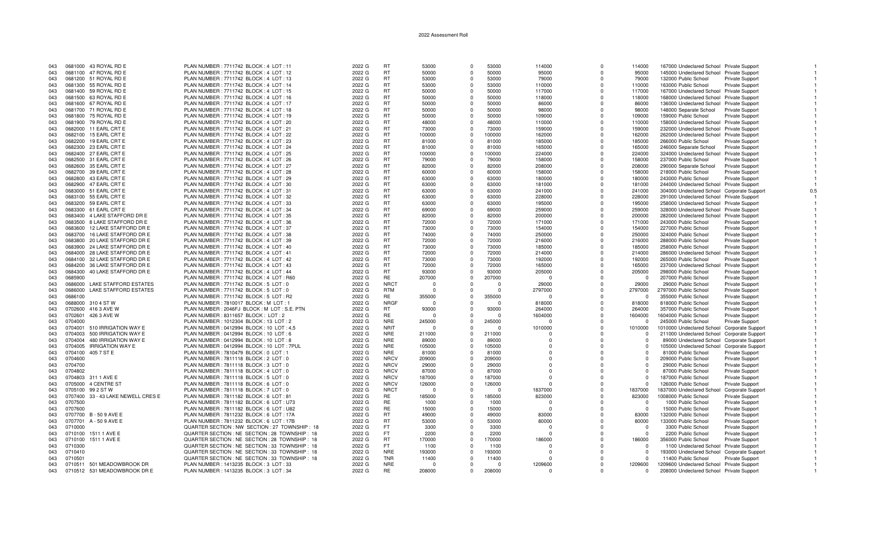2022 Assessment Roll

| | | | | | | | | | | | | | | | |
|---|---|---|---|---|---|---|---|---|---|---|---|---|---|---|---|
| 043 | 0681000 | 43 ROYAL RD E | PLAN NUMBER : 7711742 BLOCK : 4 LOT : 11 | 2022 G | RT | 53000 | 0 | 53000 | 114000 | 0 | 114000 | 167000 | Undeclared School | Private Support | 1 |
| 043 | 0681100 | 47 ROYAL RD E | PLAN NUMBER : 7711742 BLOCK : 4 LOT : 12 | 2022 G | RT | 50000 | 0 | 50000 | 95000 | 0 | 95000 | 145000 | Undeclared School | Private Support | 1 |
| 043 | 0681200 | 51 ROYAL RD E | PLAN NUMBER : 7711742 BLOCK : 4 LOT : 13 | 2022 G | RT | 53000 | 0 | 53000 | 79000 | 0 | 79000 | 132000 | Public School | Private Support | 1 |
| 043 | 0681300 | 55 ROYAL RD E | PLAN NUMBER : 7711742 BLOCK : 4 LOT : 14 | 2022 G | RT | 53000 | 0 | 53000 | 110000 | 0 | 110000 | 163000 | Public School | Private Support | 1 |
| 043 | 0681400 | 59 ROYAL RD E | PLAN NUMBER : 7711742 BLOCK : 4 LOT : 15 | 2022 G | RT | 50000 | 0 | 50000 | 117000 | 0 | 117000 | 167000 | Undeclared School | Private Support | 1 |
| 043 | 0681500 | 63 ROYAL RD E | PLAN NUMBER : 7711742 BLOCK : 4 LOT : 16 | 2022 G | RT | 50000 | 0 | 50000 | 118000 | 0 | 118000 | 168000 | Undeclared School | Private Support | 1 |
| 043 | 0681600 | 67 ROYAL RD E | PLAN NUMBER : 7711742 BLOCK : 4 LOT : 17 | 2022 G | RT | 50000 | 0 | 50000 | 86000 | 0 | 86000 | 136000 | Undeclared School | Private Support | 1 |
| 043 | 0681700 | 71 ROYAL RD E | PLAN NUMBER : 7711742 BLOCK : 4 LOT : 18 | 2022 G | RT | 50000 | 0 | 50000 | 98000 | 0 | 98000 | 148000 | Separate School | Private Support | 1 |
| 043 | 0681800 | 75 ROYAL RD E | PLAN NUMBER : 7711742 BLOCK : 4 LOT : 19 | 2022 G | RT | 50000 | 0 | 50000 | 109000 | 0 | 109000 | 159000 | Public School | Private Support | 1 |
| 043 | 0681900 | 79 ROYAL RD E | PLAN NUMBER : 7711742 BLOCK : 4 LOT : 20 | 2022 G | RT | 48000 | 0 | 48000 | 110000 | 0 | 110000 | 158000 | Undeclared School | Private Support | 1 |
| 043 | 0682000 | 11 EARL CRT E | PLAN NUMBER : 7711742 BLOCK : 4 LOT : 21 | 2022 G | RT | 73000 | 0 | 73000 | 159000 | 0 | 159000 | 232000 | Undeclared School | Private Support | 1 |
| 043 | 0682100 | 15 EARL CRT E | PLAN NUMBER : 7711742 BLOCK : 4 LOT : 22 | 2022 G | RT | 100000 | 0 | 100000 | 162000 | 0 | 162000 | 262000 | Undeclared School | Private Support | 1 |
| 043 | 0682200 | 19 EARL CRT E | PLAN NUMBER : 7711742 BLOCK : 4 LOT : 23 | 2022 G | RT | 81000 | 0 | 81000 | 185000 | 0 | 185000 | 266000 | Public School | Private Support | 1 |
| 043 | 0682300 | 23 EARL CRT E | PLAN NUMBER : 7711742 BLOCK : 4 LOT : 24 | 2022 G | RT | 81000 | 0 | 81000 | 165000 | 0 | 165000 | 246000 | Separate School | Private Support | 1 |
| 043 | 0682400 | 27 EARL CRT E | PLAN NUMBER : 7711742 BLOCK : 4 LOT : 25 | 2022 G | RT | 100000 | 0 | 100000 | 224000 | 0 | 224000 | 324000 | Undeclared School | Private Support | 1 |
| 043 | 0682500 | 31 EARL CRT E | PLAN NUMBER : 7711742 BLOCK : 4 LOT : 26 | 2022 G | RT | 79000 | 0 | 79000 | 158000 | 0 | 158000 | 237000 | Public School | Private Support | 1 |
| 043 | 0682600 | 35 EARL CRT E | PLAN NUMBER : 7711742 BLOCK : 4 LOT : 27 | 2022 G | RT | 82000 | 0 | 82000 | 208000 | 0 | 208000 | 290000 | Separate School | Private Support | 1 |
| 043 | 0682700 | 39 EARL CRT E | PLAN NUMBER : 7711742 BLOCK : 4 LOT : 28 | 2022 G | RT | 60000 | 0 | 60000 | 158000 | 0 | 158000 | 218000 | Public School | Private Support | 1 |
| 043 | 0682800 | 43 EARL CRT E | PLAN NUMBER : 7711742 BLOCK : 4 LOT : 29 | 2022 G | RT | 63000 | 0 | 63000 | 180000 | 0 | 180000 | 243000 | Public School | Private Support | 1 |
| 043 | 0682900 | 47 EARL CRT E | PLAN NUMBER : 7711742 BLOCK : 4 LOT : 30 | 2022 G | RT | 63000 | 0 | 63000 | 181000 | 0 | 181000 | 244000 | Undeclared School | Private Support | 1 |
| 043 | 0683000 | 51 EARL CRT E | PLAN NUMBER : 7711742 BLOCK : 4 LOT : 31 | 2022 G | RT | 63000 | 0 | 63000 | 241000 | 0 | 241000 | 304000 | Undeclared School | Corporate Support | 0.5 |
| 043 | 0683100 | 55 EARL CRT E | PLAN NUMBER : 7711742 BLOCK : 4 LOT : 32 | 2022 G | RT | 63000 | 0 | 63000 | 228000 | 0 | 228000 | 291000 | Undeclared School | Private Support | 1 |
| 043 | 0683200 | 59 EARL CRT E | PLAN NUMBER : 7711742 BLOCK : 4 LOT : 33 | 2022 G | RT | 63000 | 0 | 63000 | 195000 | 0 | 195000 | 258000 | Undeclared School | Private Support | 1 |
| 043 | 0683300 | 61 EARL CRT E | PLAN NUMBER : 7711742 BLOCK : 4 LOT : 34 | 2022 G | RT | 69000 | 0 | 69000 | 259000 | 0 | 259000 | 328000 | Undeclared School | Private Support | 1 |
| 043 | 0683400 | 4 LAKE STAFFORD DR E | PLAN NUMBER : 7711742 BLOCK : 4 LOT : 35 | 2022 G | RT | 82000 | 0 | 82000 | 200000 | 0 | 200000 | 282000 | Undeclared School | Private Support | 1 |
| 043 | 0683500 | 8 LAKE STAFFORD DR E | PLAN NUMBER : 7711742 BLOCK : 4 LOT : 36 | 2022 G | RT | 72000 | 0 | 72000 | 171000 | 0 | 171000 | 243000 | Public School | Private Support | 1 |
| 043 | 0683600 | 12 LAKE STAFFORD DR E | PLAN NUMBER : 7711742 BLOCK : 4 LOT : 37 | 2022 G | RT | 73000 | 0 | 73000 | 154000 | 0 | 154000 | 227000 | Public School | Private Support | 1 |
| 043 | 0683700 | 16 LAKE STAFFORD DR E | PLAN NUMBER : 7711742 BLOCK : 4 LOT : 38 | 2022 G | RT | 74000 | 0 | 74000 | 250000 | 0 | 250000 | 324000 | Public School | Private Support | 1 |
| 043 | 0683800 | 20 LAKE STAFFORD DR E | PLAN NUMBER : 7711742 BLOCK : 4 LOT : 39 | 2022 G | RT | 72000 | 0 | 72000 | 216000 | 0 | 216000 | 288000 | Public School | Private Support | 1 |
| 043 | 0683900 | 24 LAKE STAFFORD DR E | PLAN NUMBER : 7711742 BLOCK : 4 LOT : 40 | 2022 G | RT | 73000 | 0 | 73000 | 185000 | 0 | 185000 | 258000 | Public School | Private Support | 1 |
| 043 | 0684000 | 28 LAKE STAFFORD DR E | PLAN NUMBER : 7711742 BLOCK : 4 LOT : 41 | 2022 G | RT | 72000 | 0 | 72000 | 214000 | 0 | 214000 | 286000 | Undeclared School | Private Support | 1 |
| 043 | 0684100 | 32 LAKE STAFFORD DR E | PLAN NUMBER : 7711742 BLOCK : 4 LOT : 42 | 2022 G | RT | 73000 | 0 | 73000 | 192000 | 0 | 192000 | 265000 | Public School | Private Support | 1 |
| 043 | 0684200 | 36 LAKE STAFFORD DR E | PLAN NUMBER : 7711742 BLOCK : 4 LOT : 43 | 2022 G | RT | 72000 | 0 | 72000 | 165000 | 0 | 165000 | 237000 | Undeclared School | Private Support | 1 |
| 043 | 0684300 | 40 LAKE STAFFORD DR E | PLAN NUMBER : 7711742 BLOCK : 4 LOT : 44 | 2022 G | RT | 93000 | 0 | 93000 | 205000 | 0 | 205000 | 298000 | Public School | Private Support | 1 |
| 043 | 0685900 | | PLAN NUMBER : 7711742 BLOCK : 4 LOT : R60 | 2022 G | RE | 207000 | 0 | 207000 | 0 | 0 | 0 | 207000 | Public School | Private Support | 1 |
| 043 | 0686000 | LAKE STAFFORD ESTATES | PLAN NUMBER : 7711742 BLOCK : 5 LOT : 0 | 2022 G | NRCT | 0 | 0 | 0 | 29000 | 0 | 29000 | 29000 | Public School | Private Support | 1 |
| 043 | 0686000 | LAKE STAFFORD ESTATES | PLAN NUMBER : 7711742 BLOCK : 5 LOT : 0 | 2022 G | RTM | 0 | 0 | 0 | 2797000 | 0 | 2797000 | 2797000 | Public School | Private Support | 1 |
| 043 | 0686100 | | PLAN NUMBER : 7711742 BLOCK : 5 LOT : R2 | 2022 G | RE | 355000 | 0 | 355000 | 0 | 0 | 0 | 355000 | Public School | Private Support | 1 |
| 043 | 0688000 | 310 4 ST W | PLAN NUMBER : 7810017 BLOCK : M LOT : 1 | 2022 G | NRGF | 0 | 0 | 0 | 818000 | 0 | 818000 | 818000 | Public School | Private Support | 1 |
| 043 | 0702600 | 416 3 AVE W | PLAN NUMBER : 2046FJ BLOCK : M LOT : S.E. PTN | 2022 G | RT | 93000 | 0 | 93000 | 264000 | 0 | 264000 | 357000 | Public School | Private Support | 1 |
| 043 | 0702601 | 426 3 AVE W | PLAN NUMBER : 8311657 BLOCK : LOT : 2 | 2022 G | RE | 0 | 0 | 0 | 1604000 | 0 | 1604000 | 1604000 | Public School | Private Support | 1 |
| 043 | 0704000 | | PLAN NUMBER : 1012304 BLOCK : 13 LOT : 2 | 2022 G | NRE | 245000 | 0 | 245000 | 0 | 0 | 0 | 245000 | Public School | Private Support | 1 |
| 043 | 0704001 | 510 IRRIGATION WAY E | PLAN NUMBER : 0412994 BLOCK : 10 LOT : 4,5 | 2022 G | NRIT | 0 | 0 | 0 | 1010000 | 0 | 1010000 | 1010000 | Undeclared School | Corporate Support | 1 |
| 043 | 0704003 | 500 IRRIGATION WAY E | PLAN NUMBER : 0412994 BLOCK : 10 LOT : 6 | 2022 G | NRE | 211000 | 0 | 211000 | 0 | 0 | 0 | 211000 | Undeclared School | Corporate Support | 1 |
| 043 | 0704004 | 480 IRRIGATION WAY E | PLAN NUMBER : 0412994 BLOCK : 10 LOT : 8 | 2022 G | NRE | 89000 | 0 | 89000 | 0 | 0 | 0 | 89000 | Undeclared School | Corporate Support | 1 |
| 043 | 0704005 | IRRIGATION WAY E | PLAN NUMBER : 0412994 BLOCK : 10 LOT : 7PUL | 2022 G | NRE | 105000 | 0 | 105000 | 0 | 0 | 0 | 105000 | Undeclared School | Corporate Support | 1 |
| 043 | 0704100 | 405 7 ST E | PLAN NUMBER : 7810479 BLOCK : 0 LOT : 1 | 2022 G | NRE | 81000 | 0 | 81000 | 0 | 0 | 0 | 81000 | Public School | Private Support | 1 |
| 043 | 0704600 | | PLAN NUMBER : 7811118 BLOCK : 2 LOT : 0 | 2022 G | NRCV | 209000 | 0 | 209000 | 0 | 0 | 0 | 209000 | Public School | Private Support | 1 |
| 043 | 0704700 | | PLAN NUMBER : 7811118 BLOCK : 3 LOT : 0 | 2022 G | NRCV | 29000 | 0 | 29000 | 0 | 0 | 0 | 29000 | Public School | Private Support | 1 |
| 043 | 0704802 | | PLAN NUMBER : 7811118 BLOCK : 4 LOT : 0 | 2022 G | NRCV | 87000 | 0 | 87000 | 0 | 0 | 0 | 87000 | Public School | Private Support | 1 |
| 043 | 0704803 | 311 1 AVE E | PLAN NUMBER : 7811118 BLOCK : 5 LOT : 0 | 2022 G | NRCV | 187000 | 0 | 187000 | 0 | 0 | 0 | 187000 | Public School | Private Support | 1 |
| 043 | 0705000 | 4 CENTRE ST | PLAN NUMBER : 7811118 BLOCK : 6 LOT : 0 | 2022 G | NRCV | 126000 | 0 | 126000 | 0 | 0 | 0 | 126000 | Public School | Private Support | 1 |
| 043 | 0705100 | 99 2 ST W | PLAN NUMBER : 7811118 BLOCK : 7 LOT : 0 | 2022 G | NRCT | 0 | 0 | 0 | 1837000 | 0 | 1837000 | 1837000 | Undeclared School | Corporate Support | 1 |
| 043 | 0707400 | 33 - 43 LAKE NEWELL CRES E | PLAN NUMBER : 7811182 BLOCK : 6 LOT : 81 | 2022 G | RE | 185000 | 0 | 185000 | 823000 | 0 | 823000 | 1008000 | Public School | Private Support | 1 |
| 043 | 0707500 | | PLAN NUMBER : 7811182 BLOCK : 6 LOT : U73 | 2022 G | RE | 1000 | 0 | 1000 | 0 | 0 | 0 | 1000 | Public School | Private Support | 1 |
| 043 | 0707600 | | PLAN NUMBER : 7811182 BLOCK : 6 LOT : U82 | 2022 G | RE | 15000 | 0 | 15000 | 0 | 0 | 0 | 15000 | Public School | Private Support | 1 |
| 043 | 0707700 | B - 50 9 AVE E | PLAN NUMBER : 7811232 BLOCK : 6 LOT : 17A | 2022 G | RT | 49000 | 0 | 49000 | 83000 | 0 | 83000 | 132000 | Public School | Private Support | 1 |
| 043 | 0707701 | A - 50 9 AVE E | PLAN NUMBER : 7811232 BLOCK : 6 LOT : 17B | 2022 G | RT | 53000 | 0 | 53000 | 80000 | 0 | 80000 | 133000 | Public School | Private Support | 1 |
| 043 | 0710000 | | QUARTER SECTION : NW SECTION : 27 TOWNSHIP : 18 | 2022 G | FT | 3300 | 0 | 3300 | 0 | 0 | 0 | 3300 | Public School | Private Support | 1 |
| 043 | 0710100 | 1511 1 AVE E | QUARTER SECTION : NE SECTION : 28 TOWNSHIP : 18 | 2022 G | FT | 2200 | 0 | 2200 | 0 | 0 | 0 | 2200 | Public School | Private Support | 1 |
| 043 | 0710100 | 1511 1 AVE E | QUARTER SECTION : NE SECTION : 28 TOWNSHIP : 18 | 2022 G | RT | 170000 | 0 | 170000 | 186000 | 0 | 186000 | 356000 | Public School | Private Support | 1 |
| 043 | 0710300 | | QUARTER SECTION : NE SECTION : 33 TOWNSHIP : 18 | 2022 G | FT | 1100 | 0 | 1100 | 0 | 0 | 0 | 1100 | Undeclared School | Private Support | 1 |
| 043 | 0710410 | | QUARTER SECTION : NE SECTION : 33 TOWNSHIP : 18 | 2022 G | NRE | 193000 | 0 | 193000 | 0 | 0 | 0 | 193000 | Undeclared School | Corporate Support | 1 |
| 043 | 0710501 | | QUARTER SECTION : NE SECTION : 33 TOWNSHIP : 18 | 2022 G | TNR | 11400 | 0 | 11400 | 0 | 0 | 0 | 11400 | Public School | Private Support | 1 |
| 043 | 0710511 | 501 MEADOWBROOK DR | PLAN NUMBER : 1413235 BLOCK : 3 LOT : 33 | 2022 G | NRE | 0 | 0 | 0 | 1209600 | 0 | 1209600 | 1209600 | Undeclared School | Private Support | 1 |
| 043 | 0710512 | 531 MEADOWBROOK DR E | PLAN NUMBER : 1413235 BLOCK : 3 LOT : 34 | 2022 G | RE | 208000 | 0 | 208000 | 0 | 0 | 0 | 208000 | Undeclared School | Private Support | 1 |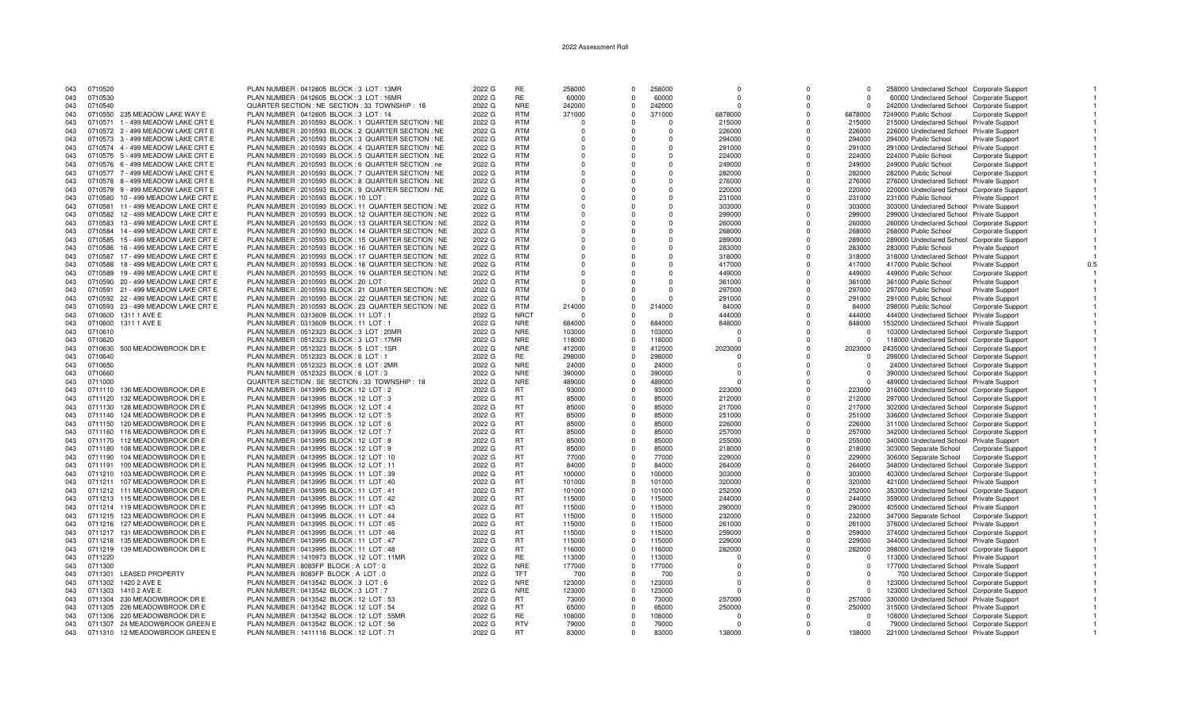# 2022 Assessment Roll

| | | | | | | | | | | | | | | | |
|---|---|---|---|---|---|---|---|---|---|---|---|---|---|---|---|
| 043 | 0710520 | PLAN NUMBER : 0412605 BLOCK : 3 LOT : 13MR | 2022 G | RE | 258000 | 0 | 258000 | 0 | 0 | 0 | 258000 | Undeclared School | Corporate Support | 1 |
| 043 | 0710530 | PLAN NUMBER : 0412605 BLOCK : 3 LOT : 16MR | 2022 G | RE | 60000 | 0 | 60000 | 0 | 0 | 0 | 60000 | Undeclared School | Corporate Support | 1 |
| 043 | 0710540 | QUARTER SECTION : NE SECTION : 33 TOWNSHIP : 18 | 2022 G | NRE | 242000 | 0 | 242000 | 0 | 0 | 0 | 242000 | Undeclared School | Corporate Support | 1 |
| 043 | 0710550 235 MEADOW LAKE WAY E | PLAN NUMBER : 0412605 BLOCK : 3 LOT : 14 | 2022 G | RTM | 371000 | 0 | 371000 | 6878000 | 0 | 6878000 | 7249000 | Public School | Corporate Support | 1 |
| 043 | 0710571 1 - 499 MEADOW LAKE CRT E | PLAN NUMBER : 2010593 BLOCK : 1 QUARTER SECTION : NE | 2022 G | RTM | 0 | 0 | 0 | 215000 | 0 | 215000 | 215000 | Undeclared School | Private Support | 1 |
| 043 | 0710572 2 - 499 MEADOW LAKE CRT E | PLAN NUMBER : 2010593 BLOCK : 2 QUARTER SECTION : NE | 2022 G | RTM | 0 | 0 | 0 | 226000 | 0 | 226000 | 226000 | Undeclared School | Private Support | 1 |
| 043 | 0710573 3 - 499 MEADOW LAKE CRT E | PLAN NUMBER : 2010593 BLOCK : 3 QUARTER SECTION : NE | 2022 G | RTM | 0 | 0 | 0 | 294000 | 0 | 294000 | 294000 | Public School | Private Support | 1 |
| 043 | 0710574 4 - 499 MEADOW LAKE CRT E | PLAN NUMBER : 2010593 BLOCK : 4 QUARTER SECTION : NE | 2022 G | RTM | 0 | 0 | 0 | 291000 | 0 | 291000 | 291000 | Undeclared School | Private Support | 1 |
| 043 | 0710575 5 - 499 MEADOW LAKE CRT E | PLAN NUMBER : 2010593 BLOCK : 5 QUARTER SECTION : NE | 2022 G | RTM | 0 | 0 | 0 | 224000 | 0 | 224000 | 224000 | Public School | Corporate Support | 1 |
| 043 | 0710576 6 - 499 MEADOW LAKE CRT E | PLAN NUMBER : 2010593 BLOCK : 6 QUARTER SECTION : ne | 2022 G | RTM | 0 | 0 | 0 | 249000 | 0 | 249000 | 249000 | Public School | Corporate Support | 1 |
| 043 | 0710577 7 - 499 MEADOW LAKE CRT E | PLAN NUMBER : 2010593 BLOCK : 7 QUARTER SECTION : NE | 2022 G | RTM | 0 | 0 | 0 | 282000 | 0 | 282000 | 282000 | Public School | Corporate Support | 1 |
| 043 | 0710578 8 - 499 MEADOW LAKE CRT E | PLAN NUMBER : 2010593 BLOCK : 8 QUARTER SECTION : NE | 2022 G | RTM | 0 | 0 | 0 | 276000 | 0 | 276000 | 276000 | Undeclared School | Private Support | 1 |
| 043 | 0710579 9 - 499 MEADOW LAKE CRT E | PLAN NUMBER : 2010593 BLOCK : 9 QUARTER SECTION : NE | 2022 G | RTM | 0 | 0 | 0 | 220000 | 0 | 220000 | 220000 | Undeclared School | Corporate Support | 1 |
| 043 | 0710580 10 - 499 MEADOW LAKE CRT E | PLAN NUMBER : 2010593 BLOCK : 10 LOT : | 2022 G | RTM | 0 | 0 | 0 | 231000 | 0 | 231000 | 231000 | Public School | Private Support | 1 |
| 043 | 0710581 11 - 499 MEADOW LAKE CRT E | PLAN NUMBER : 2010593 BLOCK : 11 QUARTER SECTION : NE | 2022 G | RTM | 0 | 0 | 0 | 303000 | 0 | 303000 | 303000 | Undeclared School | Private Support | 1 |
| 043 | 0710582 12 - 499 MEADOW LAKE CRT E | PLAN NUMBER : 2010593 BLOCK : 12 QUARTER SECTION : NE | 2022 G | RTM | 0 | 0 | 0 | 299000 | 0 | 299000 | 299000 | Undeclared School | Private Support | 1 |
| 043 | 0710583 13 - 499 MEADOW LAKE CRT E | PLAN NUMBER : 2010593 BLOCK : 13 QUARTER SECTION : NE | 2022 G | RTM | 0 | 0 | 0 | 260000 | 0 | 260000 | 260000 | Undeclared School | Corporate Support | 1 |
| 043 | 0710584 14 - 499 MEADOW LAKE CRT E | PLAN NUMBER : 2010593 BLOCK : 14 QUARTER SECTION : NE | 2022 G | RTM | 0 | 0 | 0 | 268000 | 0 | 268000 | 268000 | Public School | Corporate Support | 1 |
| 043 | 0710585 15 - 499 MEADOW LAKE CRT E | PLAN NUMBER : 2010593 BLOCK : 15 QUARTER SECTION : NE | 2022 G | RTM | 0 | 0 | 0 | 289000 | 0 | 289000 | 289000 | Undeclared School | Corporate Support | 1 |
| 043 | 0710586 16 - 499 MEADOW LAKE CRT E | PLAN NUMBER : 2010593 BLOCK : 16 QUARTER SECTION : NE | 2022 G | RTM | 0 | 0 | 0 | 283000 | 0 | 283000 | 283000 | Public School | Private Support | 1 |
| 043 | 0710587 17 - 499 MEADOW LAKE CRT E | PLAN NUMBER : 2010593 BLOCK : 17 QUARTER SECTION : NE | 2022 G | RTM | 0 | 0 | 0 | 318000 | 0 | 318000 | 318000 | Undeclared School | Private Support | 1 |
| 043 | 0710588 18 - 499 MEADOW LAKE CRT E | PLAN NUMBER : 2010593 BLOCK : 18 QUARTER SECTION : NE | 2022 G | RTM | 0 | 0 | 0 | 417000 | 0 | 417000 | 417000 | Public School | Private Support | 0.5 |
| 043 | 0710589 19 - 499 MEADOW LAKE CRT E | PLAN NUMBER : 2010593 BLOCK : 19 QUARTER SECTION : NE | 2022 G | RTM | 0 | 0 | 0 | 449000 | 0 | 449000 | 449000 | Public School | Corporate Support | 1 |
| 043 | 0710590 20 - 499 MEADOW LAKE CRT E | PLAN NUMBER : 2010593 BLOCK : 20 LOT : | 2022 G | RTM | 0 | 0 | 0 | 361000 | 0 | 361000 | 361000 | Public School | Private Support | 1 |
| 043 | 0710591 21 - 499 MEADOW LAKE CRT E | PLAN NUMBER : 2010593 BLOCK : 21 QUARTER SECTION : NE | 2022 G | RTM | 0 | 0 | 0 | 297000 | 0 | 297000 | 297000 | Public School | Private Support | 1 |
| 043 | 0710592 22 - 499 MEADOW LAKE CRT E | PLAN NUMBER : 2010593 BLOCK : 22 QUARTER SECTION : NE | 2022 G | RTM | 0 | 0 | 0 | 291000 | 0 | 291000 | 291000 | Public School | Private Support | 1 |
| 043 | 0710593 23 - 499 MEADOW LAKE CRT E | PLAN NUMBER : 2010593 BLOCK : 23 QUARTER SECTION : NE | 2022 G | RTM | 214000 | 0 | 214000 | 84000 | 0 | 84000 | 298000 | Public School | Corporate Support | 1 |
| 043 | 0710600 1311 1 AVE E | PLAN NUMBER : 0313609 BLOCK : 11 LOT : 1 | 2022 G | NRCT | 0 | 0 | 0 | 444000 | 0 | 444000 | 444000 | Undeclared School | Private Support | 1 |
| 043 | 0710600 1311 1 AVE E | PLAN NUMBER : 0313609 BLOCK : 11 LOT : 1 | 2022 G | NRE | 684000 | 0 | 684000 | 848000 | 0 | 848000 | 1532000 | Undeclared School | Private Support | 1 |
| 043 | 0710610 | PLAN NUMBER : 0512323 BLOCK : 3 LOT : 20MR | 2022 G | NRE | 103000 | 0 | 103000 | 0 | 0 | 0 | 103000 | Undeclared School | Corporate Support | 1 |
| 043 | 0710620 | PLAN NUMBER : 0512323 BLOCK : 3 LOT : 17MR | 2022 G | NRE | 118000 | 0 | 118000 | 0 | 0 | 0 | 118000 | Undeclared School | Corporate Support | 1 |
| 043 | 0710630 500 MEADOWBROOK DR E | PLAN NUMBER : 0512323 BLOCK : 5 LOT : 1SR | 2022 G | NRE | 412000 | 0 | 412000 | 2023000 | 0 | 2023000 | 2435000 | Undeclared School | Corporate Support | 1 |
| 043 | 0710640 | PLAN NUMBER : 0512323 BLOCK : 6 LOT : 1 | 2022 G | RE | 298000 | 0 | 298000 | 0 | 0 | 0 | 298000 | Undeclared School | Corporate Support | 1 |
| 043 | 0710650 | PLAN NUMBER : 0512323 BLOCK : 6 LOT : 2MR | 2022 G | NRE | 24000 | 0 | 24000 | 0 | 0 | 0 | 24000 | Undeclared School | Corporate Support | 1 |
| 043 | 0710660 | PLAN NUMBER : 0512323 BLOCK : 6 LOT : 3 | 2022 G | NRE | 390000 | 0 | 390000 | 0 | 0 | 0 | 390000 | Undeclared School | Corporate Support | 1 |
| 043 | 0711000 | QUARTER SECTION : SE SECTION : 33 TOWNSHIP : 18 | 2022 G | NRE | 489000 | 0 | 489000 | 0 | 0 | 0 | 489000 | Undeclared School | Corporate Support | 1 |
| 043 | 0711110 136 MEADOWBROOK DR E | PLAN NUMBER : 0413995 BLOCK : 12 LOT : 2 | 2022 G | RT | 93000 | 0 | 93000 | 223000 | 0 | 223000 | 316000 | Undeclared School | Corporate Support | 1 |
| 043 | 0711120 132 MEADOWBROOK DR E | PLAN NUMBER : 0413995 BLOCK : 12 LOT : 3 | 2022 G | RT | 85000 | 0 | 85000 | 212000 | 0 | 212000 | 297000 | Undeclared School | Corporate Support | 1 |
| 043 | 0711130 128 MEADOWBROOK DR E | PLAN NUMBER : 0413995 BLOCK : 12 LOT : 4 | 2022 G | RT | 85000 | 0 | 85000 | 217000 | 0 | 217000 | 302000 | Undeclared School | Corporate Support | 1 |
| 043 | 0711140 124 MEADOWBROOK DR E | PLAN NUMBER : 0413995 BLOCK : 12 LOT : 5 | 2022 G | RT | 85000 | 0 | 85000 | 251000 | 0 | 251000 | 336000 | Undeclared School | Corporate Support | 1 |
| 043 | 0711150 120 MEADOWBROOK DR E | PLAN NUMBER : 0413995 BLOCK : 12 LOT : 6 | 2022 G | RT | 85000 | 0 | 85000 | 226000 | 0 | 226000 | 311000 | Undeclared School | Corporate Support | 1 |
| 043 | 0711160 116 MEADOWBROOK DR E | PLAN NUMBER : 0413995 BLOCK : 12 LOT : 7 | 2022 G | RT | 85000 | 0 | 85000 | 257000 | 0 | 257000 | 342000 | Undeclared School | Corporate Support | 1 |
| 043 | 0711170 112 MEADOWBROOK DR E | PLAN NUMBER : 0413995 BLOCK : 12 LOT : 8 | 2022 G | RT | 85000 | 0 | 85000 | 255000 | 0 | 255000 | 340000 | Undeclared School | Private Support | 1 |
| 043 | 0711180 108 MEADOWBROOK DR E | PLAN NUMBER : 0413995 BLOCK : 12 LOT : 9 | 2022 G | RT | 85000 | 0 | 85000 | 218000 | 0 | 218000 | 303000 | Separate School | Corporate Support | 1 |
| 043 | 0711190 104 MEADOWBROOK DR E | PLAN NUMBER : 0413995 BLOCK : 12 LOT : 10 | 2022 G | RT | 77000 | 0 | 77000 | 229000 | 0 | 229000 | 306000 | Separate School | Corporate Support | 1 |
| 043 | 0711191 100 MEADOWBROOK DR E | PLAN NUMBER : 0413995 BLOCK : 12 LOT : 11 | 2022 G | RT | 84000 | 0 | 84000 | 264000 | 0 | 264000 | 348000 | Undeclared School | Corporate Support | 1 |
| 043 | 0711210 103 MEADOWBROOK DR E | PLAN NUMBER : 0413995 BLOCK : 11 LOT : 39 | 2022 G | RT | 100000 | 0 | 100000 | 303000 | 0 | 303000 | 403000 | Undeclared School | Corporate Support | 1 |
| 043 | 0711211 107 MEADOWBROOK DR E | PLAN NUMBER : 0413995 BLOCK : 11 LOT : 40 | 2022 G | RT | 101000 | 0 | 101000 | 320000 | 0 | 320000 | 421000 | Undeclared School | Private Support | 1 |
| 043 | 0711212 111 MEADOWBROOK DR E | PLAN NUMBER : 0413995 BLOCK : 11 LOT : 41 | 2022 G | RT | 101000 | 0 | 101000 | 252000 | 0 | 252000 | 353000 | Undeclared School | Corporate Support | 1 |
| 043 | 0711213 115 MEADOWBROOK DR E | PLAN NUMBER : 0413995 BLOCK : 11 LOT : 42 | 2022 G | RT | 115000 | 0 | 115000 | 244000 | 0 | 244000 | 359000 | Undeclared School | Private Support | 1 |
| 043 | 0711214 119 MEADOWBROOK DR E | PLAN NUMBER : 0413995 BLOCK : 11 LOT : 43 | 2022 G | RT | 115000 | 0 | 115000 | 290000 | 0 | 290000 | 405000 | Undeclared School | Private Support | 1 |
| 043 | 0711215 123 MEADOWBROOK DR E | PLAN NUMBER : 0413995 BLOCK : 11 LOT : 44 | 2022 G | RT | 115000 | 0 | 115000 | 232000 | 0 | 232000 | 347000 | Separate School | Corporate Support | 1 |
| 043 | 0711216 127 MEADOWBROOK DR E | PLAN NUMBER : 0413995 BLOCK : 11 LOT : 45 | 2022 G | RT | 115000 | 0 | 115000 | 261000 | 0 | 261000 | 376000 | Undeclared School | Private Support | 1 |
| 043 | 0711217 131 MEADOWBROOK DR E | PLAN NUMBER : 0413995 BLOCK : 11 LOT : 46 | 2022 G | RT | 115000 | 0 | 115000 | 259000 | 0 | 259000 | 374000 | Undeclared School | Corporate Support | 1 |
| 043 | 0711218 135 MEADOWBROOK DR E | PLAN NUMBER : 0413995 BLOCK : 11 LOT : 47 | 2022 G | RT | 115000 | 0 | 115000 | 229000 | 0 | 229000 | 344000 | Undeclared School | Private Support | 1 |
| 043 | 0711219 139 MEADOWBROOK DR E | PLAN NUMBER : 0413995 BLOCK : 11 LOT : 48 | 2022 G | RT | 116000 | 0 | 116000 | 282000 | 0 | 282000 | 398000 | Undeclared School | Corporate Support | 1 |
| 043 | 0711220 | PLAN NUMBER : 1410973 BLOCK : 12 LOT : 11MR | 2022 G | RE | 113000 | 0 | 113000 | 0 | 0 | 0 | 113000 | Undeclared School | Private Support | 1 |
| 043 | 0711300 | PLAN NUMBER : 8083FP BLOCK : A LOT : 0 | 2022 G | NRE | 177000 | 0 | 177000 | 0 | 0 | 0 | 177000 | Undeclared School | Private Support | 1 |
| 043 | 0711301 LEASED PROPERTY | PLAN NUMBER : 8083FP BLOCK : A LOT : 0 | 2022 G | TFT | 700 | 0 | 700 | 0 | 0 | 0 | 700 | Undeclared School | Corporate Support | 1 |
| 043 | 0711302 1420 2 AVE E | PLAN NUMBER : 0413542 BLOCK : 3 LOT : 6 | 2022 G | NRE | 123000 | 0 | 123000 | 0 | 0 | 0 | 123000 | Undeclared School | Corporate Support | 1 |
| 043 | 0711303 1410 2 AVE E | PLAN NUMBER : 0413542 BLOCK : 3 LOT : 7 | 2022 G | NRE | 123000 | 0 | 123000 | 0 | 0 | 0 | 123000 | Undeclared School | Corporate Support | 1 |
| 043 | 0711304 230 MEADOWBROOK DR E | PLAN NUMBER : 0413542 BLOCK : 12 LOT : 53 | 2022 G | RT | 73000 | 0 | 73000 | 257000 | 0 | 257000 | 330000 | Undeclared School | Private Support | 1 |
| 043 | 0711305 226 MEADOWBROOK DR E | PLAN NUMBER : 0413542 BLOCK : 12 LOT : 54 | 2022 G | RT | 65000 | 0 | 65000 | 250000 | 0 | 250000 | 315000 | Undeclared School | Private Support | 1 |
| 043 | 0711306 220 MEADOWBROOK DR E | PLAN NUMBER : 0413542 BLOCK : 12 LOT : 55MR | 2022 G | RE | 108000 | 0 | 108000 | 0 | 0 | 0 | 108000 | Undeclared School | Corporate Support | 1 |
| 043 | 0711307 24 MEADOWBROOK GREEN E | PLAN NUMBER : 0413542 BLOCK : 12 LOT : 56 | 2022 G | RTV | 79000 | 0 | 79000 | 0 | 0 | 0 | 79000 | Undeclared School | Corporate Support | 1 |
| 043 | 0711310 12 MEADOWBROOK GREEN E | PLAN NUMBER : 1411116 BLOCK : 12 LOT : 71 | 2022 G | RT | 83000 | 0 | 83000 | 138000 | 0 | 138000 | 221000 | Undeclared School | Private Support | 1 |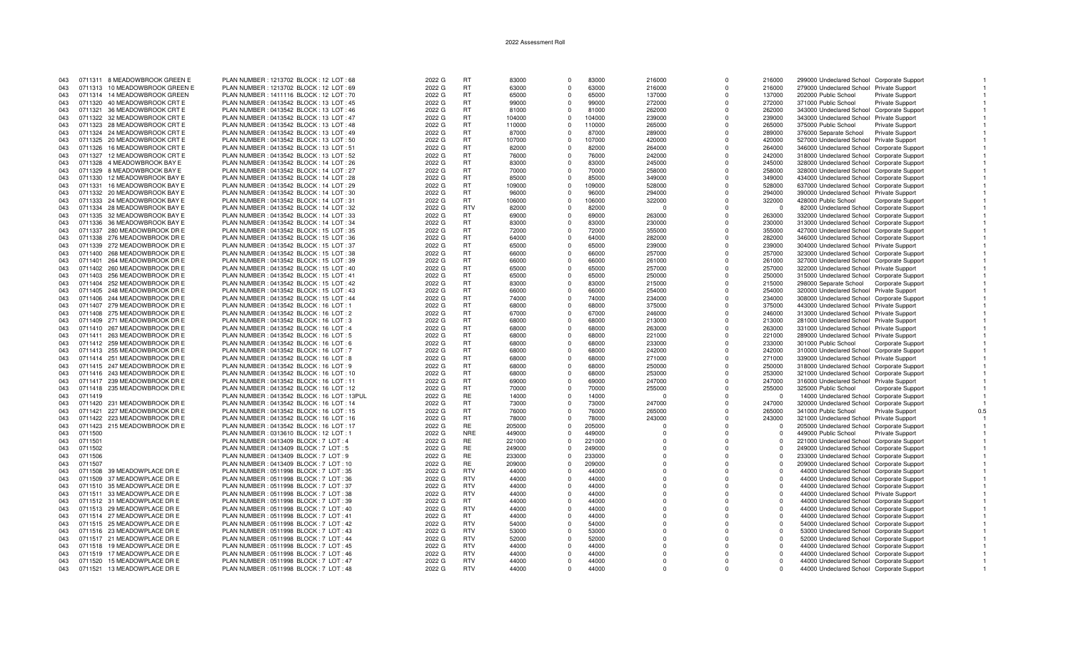2022 Assessment Roll

| | | | | | | | | | | | | | | | | |
|---|---|---|---|---|---|---|---|---|---|---|---|---|---|---|---|---|
| 043 | 0711311 | 8 MEADOWBROOK GREEN E | PLAN NUMBER : 1213702 BLOCK : 12 LOT : 68 | 2022 G | RT | 83000 | 0 | 83000 | 216000 | 0 | 216000 | 299000 | Undeclared School | Corporate Support | 1 |
| 043 | 0711313 | 10 MEADOWBROOK GREEN E | PLAN NUMBER : 1213702 BLOCK : 12 LOT : 69 | 2022 G | RT | 63000 | 0 | 63000 | 216000 | 0 | 216000 | 279000 | Undeclared School | Private Support | 1 |
| 043 | 0711314 | 14 MEADOWBROOK GREEN | PLAN NUMBER : 1411116 BLOCK : 12 LOT : 70 | 2022 G | RT | 65000 | 0 | 65000 | 137000 | 0 | 137000 | 202000 | Public School | Private Support | 1 |
| 043 | 0711320 | 40 MEADOWBROOK CRT E | PLAN NUMBER : 0413542 BLOCK : 13 LOT : 45 | 2022 G | RT | 99000 | 0 | 99000 | 272000 | 0 | 272000 | 371000 | Public School | Private Support | 1 |
| 043 | 0711321 | 36 MEADOWBROOK CRT E | PLAN NUMBER : 0413542 BLOCK : 13 LOT : 46 | 2022 G | RT | 81000 | 0 | 81000 | 262000 | 0 | 262000 | 343000 | Undeclared School | Corporate Support | 1 |
| 043 | 0711322 | 32 MEADOWBROOK CRT E | PLAN NUMBER : 0413542 BLOCK : 13 LOT : 47 | 2022 G | RT | 104000 | 0 | 104000 | 239000 | 0 | 239000 | 343000 | Undeclared School | Private Support | 1 |
| 043 | 0711323 | 28 MEADOWBROOK CRT E | PLAN NUMBER : 0413542 BLOCK : 13 LOT : 48 | 2022 G | RT | 110000 | 0 | 110000 | 265000 | 0 | 265000 | 375000 | Public School | Private Support | 1 |
| 043 | 0711324 | 24 MEADOWBROOK CRT E | PLAN NUMBER : 0413542 BLOCK : 13 LOT : 49 | 2022 G | RT | 87000 | 0 | 87000 | 289000 | 0 | 289000 | 376000 | Separate School | Private Support | 1 |
| 043 | 0711325 | 20 MEADOWBROOK CRT E | PLAN NUMBER : 0413542 BLOCK : 13 LOT : 50 | 2022 G | RT | 107000 | 0 | 107000 | 420000 | 0 | 420000 | 527000 | Undeclared School | Private Support | 1 |
| 043 | 0711326 | 16 MEADOWBROOK CRT E | PLAN NUMBER : 0413542 BLOCK : 13 LOT : 51 | 2022 G | RT | 82000 | 0 | 82000 | 264000 | 0 | 264000 | 346000 | Undeclared School | Corporate Support | 1 |
| 043 | 0711327 | 12 MEADOWBROOK CRT E | PLAN NUMBER : 0413542 BLOCK : 13 LOT : 52 | 2022 G | RT | 76000 | 0 | 76000 | 242000 | 0 | 242000 | 318000 | Undeclared School | Corporate Support | 1 |
| 043 | 0711328 | 4 MEADOWBROOK BAY E | PLAN NUMBER : 0413542 BLOCK : 14 LOT : 26 | 2022 G | RT | 83000 | 0 | 83000 | 245000 | 0 | 245000 | 328000 | Undeclared School | Corporate Support | 1 |
| 043 | 0711329 | 8 MEADOWBROOK BAY E | PLAN NUMBER : 0413542 BLOCK : 14 LOT : 27 | 2022 G | RT | 70000 | 0 | 70000 | 258000 | 0 | 258000 | 328000 | Undeclared School | Corporate Support | 1 |
| 043 | 0711330 | 12 MEADOWBROOK BAY E | PLAN NUMBER : 0413542 BLOCK : 14 LOT : 28 | 2022 G | RT | 85000 | 0 | 85000 | 349000 | 0 | 349000 | 434000 | Undeclared School | Corporate Support | 1 |
| 043 | 0711331 | 16 MEADOWBROOK BAY E | PLAN NUMBER : 0413542 BLOCK : 14 LOT : 29 | 2022 G | RT | 109000 | 0 | 109000 | 528000 | 0 | 528000 | 637000 | Undeclared School | Corporate Support | 1 |
| 043 | 0711332 | 20 MEADOWBROOK BAY E | PLAN NUMBER : 0413542 BLOCK : 14 LOT : 30 | 2022 G | RT | 96000 | 0 | 96000 | 294000 | 0 | 294000 | 390000 | Undeclared School | Private Support | 1 |
| 043 | 0711333 | 24 MEADOWBROOK BAY E | PLAN NUMBER : 0413542 BLOCK : 14 LOT : 31 | 2022 G | RT | 106000 | 0 | 106000 | 322000 | 0 | 322000 | 428000 | Public School | Corporate Support | 1 |
| 043 | 0711334 | 28 MEADOWBROOK BAY E | PLAN NUMBER : 0413542 BLOCK : 14 LOT : 32 | 2022 G | RTV | 82000 | 0 | 82000 | 0 | 0 | 0 | 82000 | Undeclared School | Corporate Support | 1 |
| 043 | 0711335 | 32 MEADOWBROOK BAY E | PLAN NUMBER : 0413542 BLOCK : 14 LOT : 33 | 2022 G | RT | 69000 | 0 | 69000 | 263000 | 0 | 263000 | 332000 | Undeclared School | Corporate Support | 1 |
| 043 | 0711336 | 36 MEADOWBROOK BAY E | PLAN NUMBER : 0413542 BLOCK : 14 LOT : 34 | 2022 G | RT | 83000 | 0 | 83000 | 230000 | 0 | 230000 | 313000 | Undeclared School | Corporate Support | 1 |
| 043 | 0711337 | 280 MEADOWBROOK DR E | PLAN NUMBER : 0413542 BLOCK : 15 LOT : 35 | 2022 G | RT | 72000 | 0 | 72000 | 355000 | 0 | 355000 | 427000 | Undeclared School | Corporate Support | 1 |
| 043 | 0711338 | 276 MEADOWBROOK DR E | PLAN NUMBER : 0413542 BLOCK : 15 LOT : 36 | 2022 G | RT | 64000 | 0 | 64000 | 282000 | 0 | 282000 | 346000 | Undeclared School | Corporate Support | 1 |
| 043 | 0711339 | 272 MEADOWBROOK DR E | PLAN NUMBER : 0413542 BLOCK : 15 LOT : 37 | 2022 G | RT | 65000 | 0 | 65000 | 239000 | 0 | 239000 | 304000 | Undeclared School | Private Support | 1 |
| 043 | 0711400 | 268 MEADOWBROOK DR E | PLAN NUMBER : 0413542 BLOCK : 15 LOT : 38 | 2022 G | RT | 66000 | 0 | 66000 | 257000 | 0 | 257000 | 323000 | Undeclared School | Corporate Support | 1 |
| 043 | 0711401 | 264 MEADOWBROOK DR E | PLAN NUMBER : 0413542 BLOCK : 15 LOT : 39 | 2022 G | RT | 66000 | 0 | 66000 | 261000 | 0 | 261000 | 327000 | Undeclared School | Corporate Support | 1 |
| 043 | 0711402 | 260 MEADOWBROOK DR E | PLAN NUMBER : 0413542 BLOCK : 15 LOT : 40 | 2022 G | RT | 65000 | 0 | 65000 | 257000 | 0 | 257000 | 322000 | Undeclared School | Private Support | 1 |
| 043 | 0711403 | 256 MEADOWBROOK DR E | PLAN NUMBER : 0413542 BLOCK : 15 LOT : 41 | 2022 G | RT | 65000 | 0 | 65000 | 250000 | 0 | 250000 | 315000 | Undeclared School | Corporate Support | 1 |
| 043 | 0711404 | 252 MEADOWBROOK DR E | PLAN NUMBER : 0413542 BLOCK : 15 LOT : 42 | 2022 G | RT | 83000 | 0 | 83000 | 215000 | 0 | 215000 | 298000 | Separate School | Corporate Support | 1 |
| 043 | 0711405 | 248 MEADOWBROOK DR E | PLAN NUMBER : 0413542 BLOCK : 15 LOT : 43 | 2022 G | RT | 66000 | 0 | 66000 | 254000 | 0 | 254000 | 320000 | Undeclared School | Private Support | 1 |
| 043 | 0711406 | 244 MEADOWBROOK DR E | PLAN NUMBER : 0413542 BLOCK : 15 LOT : 44 | 2022 G | RT | 74000 | 0 | 74000 | 234000 | 0 | 234000 | 308000 | Undeclared School | Corporate Support | 1 |
| 043 | 0711407 | 279 MEADOWBROOK DR E | PLAN NUMBER : 0413542 BLOCK : 16 LOT : 1 | 2022 G | RT | 68000 | 0 | 68000 | 375000 | 0 | 375000 | 443000 | Undeclared School | Private Support | 1 |
| 043 | 0711408 | 275 MEADOWBROOK DR E | PLAN NUMBER : 0413542 BLOCK : 16 LOT : 2 | 2022 G | RT | 67000 | 0 | 67000 | 246000 | 0 | 246000 | 313000 | Undeclared School | Private Support | 1 |
| 043 | 0711409 | 271 MEADOWBROOK DR E | PLAN NUMBER : 0413542 BLOCK : 16 LOT : 3 | 2022 G | RT | 68000 | 0 | 68000 | 213000 | 0 | 213000 | 281000 | Undeclared School | Private Support | 1 |
| 043 | 0711410 | 267 MEADOWBROOK DR E | PLAN NUMBER : 0413542 BLOCK : 16 LOT : 4 | 2022 G | RT | 68000 | 0 | 68000 | 263000 | 0 | 263000 | 331000 | Undeclared School | Private Support | 1 |
| 043 | 0711411 | 263 MEADOWBROOK DR E | PLAN NUMBER : 0413542 BLOCK : 16 LOT : 5 | 2022 G | RT | 68000 | 0 | 68000 | 221000 | 0 | 221000 | 289000 | Undeclared School | Private Support | 1 |
| 043 | 0711412 | 259 MEADOWBROOK DR E | PLAN NUMBER : 0413542 BLOCK : 16 LOT : 6 | 2022 G | RT | 68000 | 0 | 68000 | 233000 | 0 | 233000 | 301000 | Public School | Corporate Support | 1 |
| 043 | 0711413 | 255 MEADOWBROOK DR E | PLAN NUMBER : 0413542 BLOCK : 16 LOT : 7 | 2022 G | RT | 68000 | 0 | 68000 | 242000 | 0 | 242000 | 310000 | Undeclared School | Corporate Support | 1 |
| 043 | 0711414 | 251 MEADOWBROOK DR E | PLAN NUMBER : 0413542 BLOCK : 16 LOT : 8 | 2022 G | RT | 68000 | 0 | 68000 | 271000 | 0 | 271000 | 339000 | Undeclared School | Private Support | 1 |
| 043 | 0711415 | 247 MEADOWBROOK DR E | PLAN NUMBER : 0413542 BLOCK : 16 LOT : 9 | 2022 G | RT | 68000 | 0 | 68000 | 250000 | 0 | 250000 | 318000 | Undeclared School | Corporate Support | 1 |
| 043 | 0711416 | 243 MEADOWBROOK DR E | PLAN NUMBER : 0413542 BLOCK : 16 LOT : 10 | 2022 G | RT | 68000 | 0 | 68000 | 253000 | 0 | 253000 | 321000 | Undeclared School | Corporate Support | 1 |
| 043 | 0711417 | 239 MEADOWBROOK DR E | PLAN NUMBER : 0413542 BLOCK : 16 LOT : 11 | 2022 G | RT | 69000 | 0 | 69000 | 247000 | 0 | 247000 | 316000 | Undeclared School | Private Support | 1 |
| 043 | 0711418 | 235 MEADOWBROOK DR E | PLAN NUMBER : 0413542 BLOCK : 16 LOT : 12 | 2022 G | RT | 70000 | 0 | 70000 | 255000 | 0 | 255000 | 325000 | Public School | Corporate Support | 1 |
| 043 | 0711419 | | PLAN NUMBER : 0413542 BLOCK : 16 LOT : 13PUL | 2022 G | RE | 14000 | 0 | 14000 | 0 | 0 | 0 | 14000 | Undeclared School | Corporate Support | 1 |
| 043 | 0711420 | 231 MEADOWBROOK DR E | PLAN NUMBER : 0413542 BLOCK : 16 LOT : 14 | 2022 G | RT | 73000 | 0 | 73000 | 247000 | 0 | 247000 | 320000 | Undeclared School | Corporate Support | 1 |
| 043 | 0711421 | 227 MEADOWBROOK DR E | PLAN NUMBER : 0413542 BLOCK : 16 LOT : 15 | 2022 G | RT | 76000 | 0 | 76000 | 265000 | 0 | 265000 | 341000 | Public School | Private Support | 0.5 |
| 043 | 0711422 | 223 MEADOWBROOK DR E | PLAN NUMBER : 0413542 BLOCK : 16 LOT : 16 | 2022 G | RT | 78000 | 0 | 78000 | 243000 | 0 | 243000 | 321000 | Undeclared School | Private Support | 1 |
| 043 | 0711423 | 215 MEADOWBROOK DR E | PLAN NUMBER : 0413542 BLOCK : 16 LOT : 17 | 2022 G | RE | 205000 | 0 | 205000 | 0 | 0 | 0 | 205000 | Undeclared School | Corporate Support | 1 |
| 043 | 0711500 | | PLAN NUMBER : 0313610 BLOCK : 12 LOT : 1 | 2022 G | NRE | 449000 | 0 | 449000 | 0 | 0 | 0 | 449000 | Public School | Private Support | 1 |
| 043 | 0711501 | | PLAN NUMBER : 0413409 BLOCK : 7 LOT : 4 | 2022 G | RE | 221000 | 0 | 221000 | 0 | 0 | 0 | 221000 | Undeclared School | Corporate Support | 1 |
| 043 | 0711502 | | PLAN NUMBER : 0413409 BLOCK : 7 LOT : 5 | 2022 G | RE | 249000 | 0 | 249000 | 0 | 0 | 0 | 249000 | Undeclared School | Corporate Support | 1 |
| 043 | 0711506 | | PLAN NUMBER : 0413409 BLOCK : 7 LOT : 9 | 2022 G | RE | 233000 | 0 | 233000 | 0 | 0 | 0 | 233000 | Undeclared School | Corporate Support | 1 |
| 043 | 0711507 | | PLAN NUMBER : 0413409 BLOCK : 7 LOT : 10 | 2022 G | RE | 209000 | 0 | 209000 | 0 | 0 | 0 | 209000 | Undeclared School | Corporate Support | 1 |
| 043 | 0711508 | 39 MEADOWPLACE DR E | PLAN NUMBER : 0511998 BLOCK : 7 LOT : 35 | 2022 G | RTV | 44000 | 0 | 44000 | 0 | 0 | 0 | 44000 | Undeclared School | Corporate Support | 1 |
| 043 | 0711509 | 37 MEADOWPLACE DR E | PLAN NUMBER : 0511998 BLOCK : 7 LOT : 36 | 2022 G | RTV | 44000 | 0 | 44000 | 0 | 0 | 0 | 44000 | Undeclared School | Corporate Support | 1 |
| 043 | 0711510 | 35 MEADOWPLACE DR E | PLAN NUMBER : 0511998 BLOCK : 7 LOT : 37 | 2022 G | RTV | 44000 | 0 | 44000 | 0 | 0 | 0 | 44000 | Undeclared School | Corporate Support | 1 |
| 043 | 0711511 | 33 MEADOWPLACE DR E | PLAN NUMBER : 0511998 BLOCK : 7 LOT : 38 | 2022 G | RTV | 44000 | 0 | 44000 | 0 | 0 | 0 | 44000 | Undeclared School | Private Support | 1 |
| 043 | 0711512 | 31 MEADOWPLACE DR E | PLAN NUMBER : 0511998 BLOCK : 7 LOT : 39 | 2022 G | RT | 44000 | 0 | 44000 | 0 | 0 | 0 | 44000 | Undeclared School | Corporate Support | 1 |
| 043 | 0711513 | 29 MEADOWPLACE DR E | PLAN NUMBER : 0511998 BLOCK : 7 LOT : 40 | 2022 G | RTV | 44000 | 0 | 44000 | 0 | 0 | 0 | 44000 | Undeclared School | Corporate Support | 1 |
| 043 | 0711514 | 27 MEADOWPLACE DR E | PLAN NUMBER : 0511998 BLOCK : 7 LOT : 41 | 2022 G | RT | 44000 | 0 | 44000 | 0 | 0 | 0 | 44000 | Undeclared School | Corporate Support | 1 |
| 043 | 0711515 | 25 MEADOWPLACE DR E | PLAN NUMBER : 0511998 BLOCK : 7 LOT : 42 | 2022 G | RTV | 54000 | 0 | 54000 | 0 | 0 | 0 | 54000 | Undeclared School | Corporate Support | 1 |
| 043 | 0711516 | 23 MEADOWPLACE DR E | PLAN NUMBER : 0511998 BLOCK : 7 LOT : 43 | 2022 G | RTV | 53000 | 0 | 53000 | 0 | 0 | 0 | 53000 | Undeclared School | Corporate Support | 1 |
| 043 | 0711517 | 21 MEADOWPLACE DR E | PLAN NUMBER : 0511998 BLOCK : 7 LOT : 44 | 2022 G | RTV | 52000 | 0 | 52000 | 0 | 0 | 0 | 52000 | Undeclared School | Corporate Support | 1 |
| 043 | 0711518 | 19 MEADOWPLACE DR E | PLAN NUMBER : 0511998 BLOCK : 7 LOT : 45 | 2022 G | RTV | 44000 | 0 | 44000 | 0 | 0 | 0 | 44000 | Undeclared School | Corporate Support | 1 |
| 043 | 0711519 | 17 MEADOWPLACE DR E | PLAN NUMBER : 0511998 BLOCK : 7 LOT : 46 | 2022 G | RTV | 44000 | 0 | 44000 | 0 | 0 | 0 | 44000 | Undeclared School | Corporate Support | 1 |
| 043 | 0711520 | 15 MEADOWPLACE DR E | PLAN NUMBER : 0511998 BLOCK : 7 LOT : 47 | 2022 G | RTV | 44000 | 0 | 44000 | 0 | 0 | 0 | 44000 | Undeclared School | Corporate Support | 1 |
| 043 | 0711521 | 13 MEADOWPLACE DR E | PLAN NUMBER : 0511998 BLOCK : 7 LOT : 48 | 2022 G | RTV | 44000 | 0 | 44000 | 0 | 0 | 0 | 44000 | Undeclared School | Corporate Support | 1 |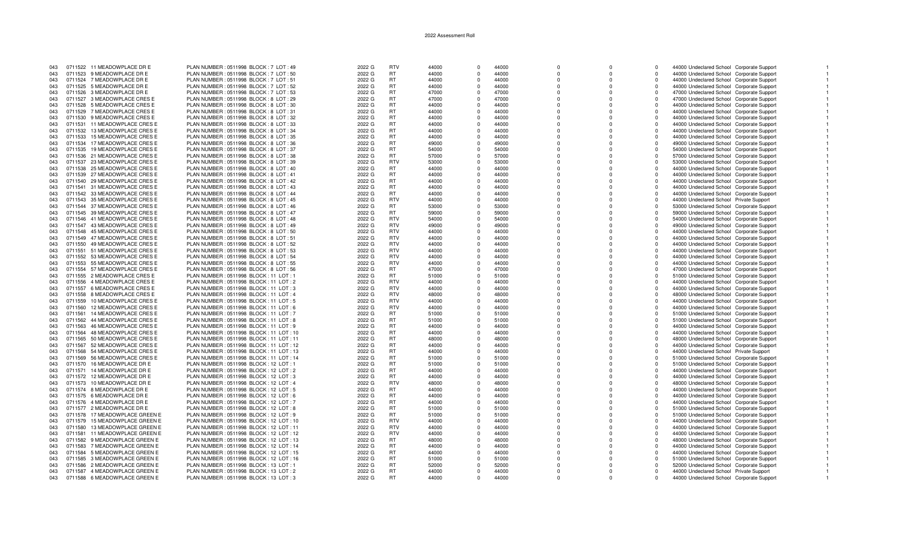2022 Assessment Roll

| | | | | | | | | | | | | | | | |
|---|---|---|---|---|---|---|---|---|---|---|---|---|---|---|---|
| 043 | 0711522 | 11 MEADOWPLACE DR E | PLAN NUMBER : 0511998 BLOCK : 7 LOT : 49 | 2022 G | RTV | 44000 | 0 | 44000 | 0 | 0 | 0 | 44000 | Undeclared School | Corporate Support | 1 |
| 043 | 0711523 | 9 MEADOWPLACE DR E | PLAN NUMBER : 0511998 BLOCK : 7 LOT : 50 | 2022 G | RT | 44000 | 0 | 44000 | 0 | 0 | 0 | 44000 | Undeclared School | Corporate Support | 1 |
| 043 | 0711524 | 7 MEADOWPLACE DR E | PLAN NUMBER : 0511998 BLOCK : 7 LOT : 51 | 2022 G | RT | 44000 | 0 | 44000 | 0 | 0 | 0 | 44000 | Undeclared School | Corporate Support | 1 |
| 043 | 0711525 | 5 MEADOWPLACE DR E | PLAN NUMBER : 0511998 BLOCK : 7 LOT : 52 | 2022 G | RT | 44000 | 0 | 44000 | 0 | 0 | 0 | 44000 | Undeclared School | Corporate Support | 1 |
| 043 | 0711526 | 3 MEADOWPLACE DR E | PLAN NUMBER : 0511998 BLOCK : 7 LOT : 53 | 2022 G | RT | 47000 | 0 | 47000 | 0 | 0 | 0 | 47000 | Undeclared School | Corporate Support | 1 |
| 043 | 0711527 | 3 MEADOWPLACE CRES E | PLAN NUMBER : 0511998 BLOCK : 8 LOT : 29 | 2022 G | RT | 47000 | 0 | 47000 | 0 | 0 | 0 | 47000 | Undeclared School | Corporate Support | 1 |
| 043 | 0711528 | 5 MEADOWPLACE CRES E | PLAN NUMBER : 0511998 BLOCK : 8 LOT : 30 | 2022 G | RT | 44000 | 0 | 44000 | 0 | 0 | 0 | 44000 | Undeclared School | Corporate Support | 1 |
| 043 | 0711529 | 7 MEADOWPLACE CRES E | PLAN NUMBER : 0511998 BLOCK : 8 LOT : 31 | 2022 G | RT | 44000 | 0 | 44000 | 0 | 0 | 0 | 44000 | Undeclared School | Corporate Support | 1 |
| 043 | 0711530 | 9 MEADOWPLACE CRES E | PLAN NUMBER : 0511998 BLOCK : 8 LOT : 32 | 2022 G | RT | 44000 | 0 | 44000 | 0 | 0 | 0 | 44000 | Undeclared School | Corporate Support | 1 |
| 043 | 0711531 | 11 MEADOWPLACE CRES E | PLAN NUMBER : 0511998 BLOCK : 8 LOT : 33 | 2022 G | RT | 44000 | 0 | 44000 | 0 | 0 | 0 | 44000 | Undeclared School | Corporate Support | 1 |
| 043 | 0711532 | 13 MEADOWPLACE CRES E | PLAN NUMBER : 0511998 BLOCK : 8 LOT : 34 | 2022 G | RT | 44000 | 0 | 44000 | 0 | 0 | 0 | 44000 | Undeclared School | Corporate Support | 1 |
| 043 | 0711533 | 15 MEADOWPLACE CRES E | PLAN NUMBER : 0511998 BLOCK : 8 LOT : 35 | 2022 G | RT | 44000 | 0 | 44000 | 0 | 0 | 0 | 44000 | Undeclared School | Corporate Support | 1 |
| 043 | 0711534 | 17 MEADOWPLACE CRES E | PLAN NUMBER : 0511998 BLOCK : 8 LOT : 36 | 2022 G | RT | 49000 | 0 | 49000 | 0 | 0 | 0 | 49000 | Undeclared School | Corporate Support | 1 |
| 043 | 0711535 | 19 MEADOWPLACE CRES E | PLAN NUMBER : 0511998 BLOCK : 8 LOT : 37 | 2022 G | RT | 54000 | 0 | 54000 | 0 | 0 | 0 | 54000 | Undeclared School | Corporate Support | 1 |
| 043 | 0711536 | 21 MEADOWPLACE CRES E | PLAN NUMBER : 0511998 BLOCK : 8 LOT : 38 | 2022 G | RT | 57000 | 0 | 57000 | 0 | 0 | 0 | 57000 | Undeclared School | Corporate Support | 1 |
| 043 | 0711537 | 23 MEADOWPLACE CRES E | PLAN NUMBER : 0511998 BLOCK : 8 LOT : 39 | 2022 G | RTV | 53000 | 0 | 53000 | 0 | 0 | 0 | 53000 | Undeclared School | Corporate Support | 1 |
| 043 | 0711538 | 25 MEADOWPLACE CRES E | PLAN NUMBER : 0511998 BLOCK : 8 LOT : 40 | 2022 G | RT | 44000 | 0 | 44000 | 0 | 0 | 0 | 44000 | Undeclared School | Corporate Support | 1 |
| 043 | 0711539 | 27 MEADOWPLACE CRES E | PLAN NUMBER : 0511998 BLOCK : 8 LOT : 41 | 2022 G | RT | 44000 | 0 | 44000 | 0 | 0 | 0 | 44000 | Undeclared School | Corporate Support | 1 |
| 043 | 0711540 | 29 MEADOWPLACE CRES E | PLAN NUMBER : 0511998 BLOCK : 8 LOT : 42 | 2022 G | RT | 44000 | 0 | 44000 | 0 | 0 | 0 | 44000 | Undeclared School | Corporate Support | 1 |
| 043 | 0711541 | 31 MEADOWPLACE CRES E | PLAN NUMBER : 0511998 BLOCK : 8 LOT : 43 | 2022 G | RT | 44000 | 0 | 44000 | 0 | 0 | 0 | 44000 | Undeclared School | Corporate Support | 1 |
| 043 | 0711542 | 33 MEADOWPLACE CRES E | PLAN NUMBER : 0511998 BLOCK : 8 LOT : 44 | 2022 G | RT | 44000 | 0 | 44000 | 0 | 0 | 0 | 44000 | Undeclared School | Corporate Support | 1 |
| 043 | 0711543 | 35 MEADOWPLACE CRES E | PLAN NUMBER : 0511998 BLOCK : 8 LOT : 45 | 2022 G | RTV | 44000 | 0 | 44000 | 0 | 0 | 0 | 44000 | Undeclared School | Private Support | 1 |
| 043 | 0711544 | 37 MEADOWPLACE CRES E | PLAN NUMBER : 0511998 BLOCK : 8 LOT : 46 | 2022 G | RT | 53000 | 0 | 53000 | 0 | 0 | 0 | 53000 | Undeclared School | Corporate Support | 1 |
| 043 | 0711545 | 39 MEADOWPLACE CRES E | PLAN NUMBER : 0511998 BLOCK : 8 LOT : 47 | 2022 G | RT | 59000 | 0 | 59000 | 0 | 0 | 0 | 59000 | Undeclared School | Corporate Support | 1 |
| 043 | 0711546 | 41 MEADOWPLACE CRES E | PLAN NUMBER : 0511998 BLOCK : 8 LOT : 48 | 2022 G | RTV | 54000 | 0 | 54000 | 0 | 0 | 0 | 54000 | Undeclared School | Corporate Support | 1 |
| 043 | 0711547 | 43 MEADOWPLACE CRES E | PLAN NUMBER : 0511998 BLOCK : 8 LOT : 49 | 2022 G | RTV | 49000 | 0 | 49000 | 0 | 0 | 0 | 49000 | Undeclared School | Corporate Support | 1 |
| 043 | 0711548 | 45 MEADOWPLACE CRES E | PLAN NUMBER : 0511998 BLOCK : 8 LOT : 50 | 2022 G | RTV | 44000 | 0 | 44000 | 0 | 0 | 0 | 44000 | Undeclared School | Corporate Support | 1 |
| 043 | 0711549 | 47 MEADOWPLACE CRES E | PLAN NUMBER : 0511998 BLOCK : 8 LOT : 51 | 2022 G | RTV | 44000 | 0 | 44000 | 0 | 0 | 0 | 44000 | Undeclared School | Corporate Support | 1 |
| 043 | 0711550 | 49 MEADOWPLACE CRES E | PLAN NUMBER : 0511998 BLOCK : 8 LOT : 52 | 2022 G | RTV | 44000 | 0 | 44000 | 0 | 0 | 0 | 44000 | Undeclared School | Corporate Support | 1 |
| 043 | 0711551 | 51 MEADOWPLACE CRES E | PLAN NUMBER : 0511998 BLOCK : 8 LOT : 53 | 2022 G | RTV | 44000 | 0 | 44000 | 0 | 0 | 0 | 44000 | Undeclared School | Corporate Support | 1 |
| 043 | 0711552 | 53 MEADOWPLACE CRES E | PLAN NUMBER : 0511998 BLOCK : 8 LOT : 54 | 2022 G | RTV | 44000 | 0 | 44000 | 0 | 0 | 0 | 44000 | Undeclared School | Corporate Support | 1 |
| 043 | 0711553 | 55 MEADOWPLACE CRES E | PLAN NUMBER : 0511998 BLOCK : 8 LOT : 55 | 2022 G | RTV | 44000 | 0 | 44000 | 0 | 0 | 0 | 44000 | Undeclared School | Corporate Support | 1 |
| 043 | 0711554 | 57 MEADOWPLACE CRES E | PLAN NUMBER : 0511998 BLOCK : 8 LOT : 56 | 2022 G | RT | 47000 | 0 | 47000 | 0 | 0 | 0 | 47000 | Undeclared School | Corporate Support | 1 |
| 043 | 0711555 | 2 MEADOWPLACE CRES E | PLAN NUMBER : 0511998 BLOCK : 11 LOT : 1 | 2022 G | RT | 51000 | 0 | 51000 | 0 | 0 | 0 | 51000 | Undeclared School | Corporate Support | 1 |
| 043 | 0711556 | 4 MEADOWPLACE CRES E | PLAN NUMBER : 0511998 BLOCK : 11 LOT : 2 | 2022 G | RTV | 44000 | 0 | 44000 | 0 | 0 | 0 | 44000 | Undeclared School | Corporate Support | 1 |
| 043 | 0711557 | 6 MEADOWPLACE CRES E | PLAN NUMBER : 0511998 BLOCK : 11 LOT : 3 | 2022 G | RTV | 44000 | 0 | 44000 | 0 | 0 | 0 | 44000 | Undeclared School | Corporate Support | 1 |
| 043 | 0711558 | 8 MEADOWPLACE CRES E | PLAN NUMBER : 0511998 BLOCK : 11 LOT : 4 | 2022 G | RTV | 48000 | 0 | 48000 | 0 | 0 | 0 | 48000 | Undeclared School | Corporate Support | 1 |
| 043 | 0711559 | 10 MEADOWPLACE CRES E | PLAN NUMBER : 0511998 BLOCK : 11 LOT : 5 | 2022 G | RTV | 44000 | 0 | 44000 | 0 | 0 | 0 | 44000 | Undeclared School | Corporate Support | 1 |
| 043 | 0711560 | 12 MEADOWPLACE CRES E | PLAN NUMBER : 0511998 BLOCK : 11 LOT : 6 | 2022 G | RTV | 44000 | 0 | 44000 | 0 | 0 | 0 | 44000 | Undeclared School | Corporate Support | 1 |
| 043 | 0711561 | 14 MEADOWPLACE CRES E | PLAN NUMBER : 0511998 BLOCK : 11 LOT : 7 | 2022 G | RT | 51000 | 0 | 51000 | 0 | 0 | 0 | 51000 | Undeclared School | Corporate Support | 1 |
| 043 | 0711562 | 44 MEADOWPLACE CRES E | PLAN NUMBER : 0511998 BLOCK : 11 LOT : 8 | 2022 G | RT | 51000 | 0 | 51000 | 0 | 0 | 0 | 51000 | Undeclared School | Corporate Support | 1 |
| 043 | 0711563 | 46 MEADOWPLACE CRES E | PLAN NUMBER : 0511998 BLOCK : 11 LOT : 9 | 2022 G | RT | 44000 | 0 | 44000 | 0 | 0 | 0 | 44000 | Undeclared School | Corporate Support | 1 |
| 043 | 0711564 | 48 MEADOWPLACE CRES E | PLAN NUMBER : 0511998 BLOCK : 11 LOT : 10 | 2022 G | RT | 44000 | 0 | 44000 | 0 | 0 | 0 | 44000 | Undeclared School | Corporate Support | 1 |
| 043 | 0711565 | 50 MEADOWPLACE CRES E | PLAN NUMBER : 0511998 BLOCK : 11 LOT : 11 | 2022 G | RT | 48000 | 0 | 48000 | 0 | 0 | 0 | 48000 | Undeclared School | Corporate Support | 1 |
| 043 | 0711567 | 52 MEADOWPLACE CRES E | PLAN NUMBER : 0511998 BLOCK : 11 LOT : 12 | 2022 G | RT | 44000 | 0 | 44000 | 0 | 0 | 0 | 44000 | Undeclared School | Corporate Support | 1 |
| 043 | 0711568 | 54 MEADOWPLACE CRES E | PLAN NUMBER : 0511998 BLOCK : 11 LOT : 13 | 2022 G | RT | 44000 | 0 | 44000 | 0 | 0 | 0 | 44000 | Undeclared School | Private Support | 1 |
| 043 | 0711569 | 56 MEADOWPLACE CRES E | PLAN NUMBER : 0511998 BLOCK : 11 LOT : 14 | 2022 G | RT | 51000 | 0 | 51000 | 0 | 0 | 0 | 51000 | Undeclared School | Corporate Support | 1 |
| 043 | 0711570 | 16 MEADOWPLACE DR E | PLAN NUMBER : 0511998 BLOCK : 12 LOT : 1 | 2022 G | RT | 51000 | 0 | 51000 | 0 | 0 | 0 | 51000 | Undeclared School | Corporate Support | 1 |
| 043 | 0711571 | 14 MEADOWPLACE DR E | PLAN NUMBER : 0511998 BLOCK : 12 LOT : 2 | 2022 G | RT | 44000 | 0 | 44000 | 0 | 0 | 0 | 44000 | Undeclared School | Corporate Support | 1 |
| 043 | 0711572 | 12 MEADOWPLACE DR E | PLAN NUMBER : 0511998 BLOCK : 12 LOT : 3 | 2022 G | RT | 44000 | 0 | 44000 | 0 | 0 | 0 | 44000 | Undeclared School | Corporate Support | 1 |
| 043 | 0711573 | 10 MEADOWPLACE DR E | PLAN NUMBER : 0511998 BLOCK : 12 LOT : 4 | 2022 G | RTV | 48000 | 0 | 48000 | 0 | 0 | 0 | 48000 | Undeclared School | Corporate Support | 1 |
| 043 | 0711574 | 8 MEADOWPLACE DR E | PLAN NUMBER : 0511998 BLOCK : 12 LOT : 5 | 2022 G | RT | 44000 | 0 | 44000 | 0 | 0 | 0 | 44000 | Undeclared School | Corporate Support | 1 |
| 043 | 0711575 | 6 MEADOWPLACE DR E | PLAN NUMBER : 0511998 BLOCK : 12 LOT : 6 | 2022 G | RT | 44000 | 0 | 44000 | 0 | 0 | 0 | 44000 | Undeclared School | Corporate Support | 1 |
| 043 | 0711576 | 4 MEADOWPLACE DR E | PLAN NUMBER : 0511998 BLOCK : 12 LOT : 7 | 2022 G | RT | 44000 | 0 | 44000 | 0 | 0 | 0 | 44000 | Undeclared School | Corporate Support | 1 |
| 043 | 0711577 | 2 MEADOWPLACE DR E | PLAN NUMBER : 0511998 BLOCK : 12 LOT : 8 | 2022 G | RT | 51000 | 0 | 51000 | 0 | 0 | 0 | 51000 | Undeclared School | Corporate Support | 1 |
| 043 | 0711578 | 17 MEADOWPLACE GREEN E | PLAN NUMBER : 0511998 BLOCK : 12 LOT : 9 | 2022 G | RT | 51000 | 0 | 51000 | 0 | 0 | 0 | 51000 | Undeclared School | Corporate Support | 1 |
| 043 | 0711579 | 15 MEADOWPLACE GREEN E | PLAN NUMBER : 0511998 BLOCK : 12 LOT : 10 | 2022 G | RTV | 44000 | 0 | 44000 | 0 | 0 | 0 | 44000 | Undeclared School | Corporate Support | 1 |
| 043 | 0711580 | 13 MEADOWPLACE GREEN E | PLAN NUMBER : 0511998 BLOCK : 12 LOT : 11 | 2022 G | RTV | 44000 | 0 | 44000 | 0 | 0 | 0 | 44000 | Undeclared School | Corporate Support | 1 |
| 043 | 0711581 | 11 MEADOWPLACE GREEN E | PLAN NUMBER : 0511998 BLOCK : 12 LOT : 12 | 2022 G | RTV | 44000 | 0 | 44000 | 0 | 0 | 0 | 44000 | Undeclared School | Corporate Support | 1 |
| 043 | 0711582 | 9 MEADOWPLACE GREEN E | PLAN NUMBER : 0511998 BLOCK : 12 LOT : 13 | 2022 G | RT | 48000 | 0 | 48000 | 0 | 0 | 0 | 48000 | Undeclared School | Corporate Support | 1 |
| 043 | 0711583 | 7 MEADOWPLACE GREEN E | PLAN NUMBER : 0511998 BLOCK : 12 LOT : 14 | 2022 G | RT | 44000 | 0 | 44000 | 0 | 0 | 0 | 44000 | Undeclared School | Corporate Support | 1 |
| 043 | 0711584 | 5 MEADOWPLACE GREEN E | PLAN NUMBER : 0511998 BLOCK : 12 LOT : 15 | 2022 G | RT | 44000 | 0 | 44000 | 0 | 0 | 0 | 44000 | Undeclared School | Corporate Support | 1 |
| 043 | 0711585 | 3 MEADOWPLACE GREEN E | PLAN NUMBER : 0511998 BLOCK : 12 LOT : 16 | 2022 G | RT | 51000 | 0 | 51000 | 0 | 0 | 0 | 51000 | Undeclared School | Corporate Support | 1 |
| 043 | 0711586 | 2 MEADOWPLACE GREEN E | PLAN NUMBER : 0511998 BLOCK : 13 LOT : 1 | 2022 G | RT | 52000 | 0 | 52000 | 0 | 0 | 0 | 52000 | Undeclared School | Corporate Support | 1 |
| 043 | 0711587 | 4 MEADOWPLACE GREEN E | PLAN NUMBER : 0511998 BLOCK : 13 LOT : 2 | 2022 G | RT | 44000 | 0 | 44000 | 0 | 0 | 0 | 44000 | Undeclared School | Private Support | 1 |
| 043 | 0711588 | 6 MEADOWPLACE GREEN E | PLAN NUMBER : 0511998 BLOCK : 13 LOT : 3 | 2022 G | RT | 44000 | 0 | 44000 | 0 | 0 | 0 | 44000 | Undeclared School | Corporate Support | 1 |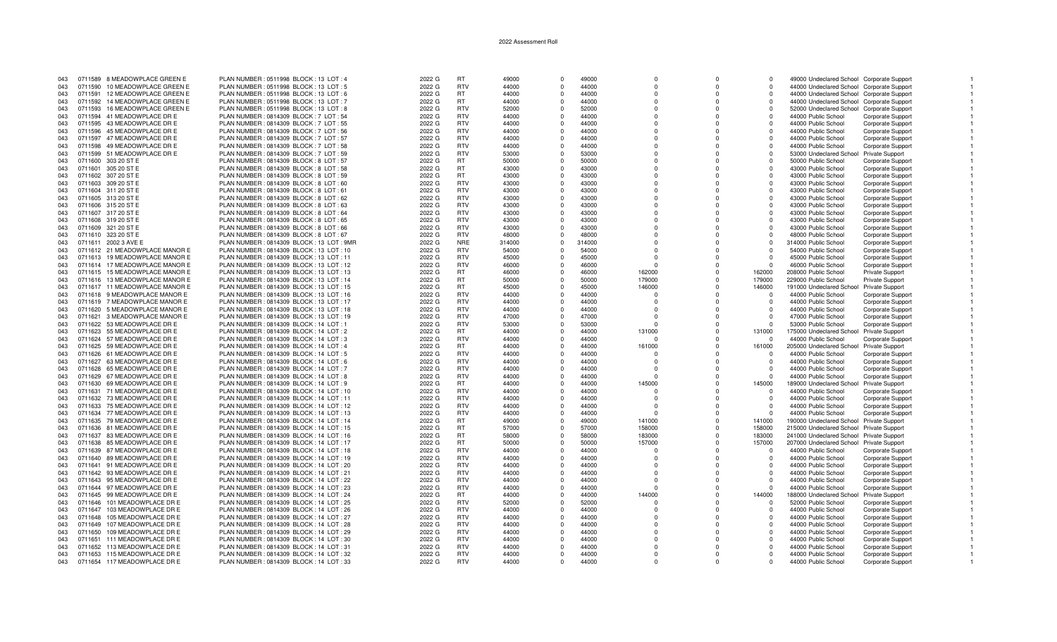# 2022 Assessment Roll

| | | | | | | | | | | | | | | | |
|---|---|---|---|---|---|---|---|---|---|---|---|---|---|---|---|
| 043 | 0711589 | 8 MEADOWPLACE GREEN E | PLAN NUMBER : 0511998 BLOCK : 13 LOT : 4 | 2022 G | RT | 49000 | 0 | 49000 | 0 | 0 | 0 | 49000 | Undeclared School | Corporate Support | 1 |
| 043 | 0711590 | 10 MEADOWPLACE GREEN E | PLAN NUMBER : 0511998 BLOCK : 13 LOT : 5 | 2022 G | RTV | 44000 | 0 | 44000 | 0 | 0 | 0 | 44000 | Undeclared School | Corporate Support | 1 |
| 043 | 0711591 | 12 MEADOWPLACE GREEN E | PLAN NUMBER : 0511998 BLOCK : 13 LOT : 6 | 2022 G | RT | 44000 | 0 | 44000 | 0 | 0 | 0 | 44000 | Undeclared School | Corporate Support | 1 |
| 043 | 0711592 | 14 MEADOWPLACE GREEN E | PLAN NUMBER : 0511998 BLOCK : 13 LOT : 7 | 2022 G | RT | 44000 | 0 | 44000 | 0 | 0 | 0 | 44000 | Undeclared School | Corporate Support | 1 |
| 043 | 0711593 | 16 MEADOWPLACE GREEN E | PLAN NUMBER : 0511998 BLOCK : 13 LOT : 8 | 2022 G | RTV | 52000 | 0 | 52000 | 0 | 0 | 0 | 52000 | Undeclared School | Corporate Support | 1 |
| 043 | 0711594 | 41 MEADOWPLACE DR E | PLAN NUMBER : 0814309 BLOCK : 7 LOT : 54 | 2022 G | RTV | 44000 | 0 | 44000 | 0 | 0 | 0 | 44000 | Public School | Corporate Support | 1 |
| 043 | 0711595 | 43 MEADOWPLACE DR E | PLAN NUMBER : 0814309 BLOCK : 7 LOT : 55 | 2022 G | RTV | 44000 | 0 | 44000 | 0 | 0 | 0 | 44000 | Public School | Corporate Support | 1 |
| 043 | 0711596 | 45 MEADOWPLACE DR E | PLAN NUMBER : 0814309 BLOCK : 7 LOT : 56 | 2022 G | RTV | 44000 | 0 | 44000 | 0 | 0 | 0 | 44000 | Public School | Corporate Support | 1 |
| 043 | 0711597 | 47 MEADOWPLACE DR E | PLAN NUMBER : 0814309 BLOCK : 7 LOT : 57 | 2022 G | RTV | 44000 | 0 | 44000 | 0 | 0 | 0 | 44000 | Public School | Corporate Support | 1 |
| 043 | 0711598 | 49 MEADOWPLACE DR E | PLAN NUMBER : 0814309 BLOCK : 7 LOT : 58 | 2022 G | RTV | 44000 | 0 | 44000 | 0 | 0 | 0 | 44000 | Public School | Corporate Support | 1 |
| 043 | 0711599 | 51 MEADOWPLACE DR E | PLAN NUMBER : 0814309 BLOCK : 7 LOT : 59 | 2022 G | RTV | 53000 | 0 | 53000 | 0 | 0 | 0 | 53000 | Undeclared School | Private Support | 1 |
| 043 | 0711600 | 303 20 ST E | PLAN NUMBER : 0814309 BLOCK : 8 LOT : 57 | 2022 G | RT | 50000 | 0 | 50000 | 0 | 0 | 0 | 50000 | Public School | Corporate Support | 1 |
| 043 | 0711601 | 305 20 ST E | PLAN NUMBER : 0814309 BLOCK : 8 LOT : 58 | 2022 G | RT | 43000 | 0 | 43000 | 0 | 0 | 0 | 43000 | Public School | Corporate Support | 1 |
| 043 | 0711602 | 307 20 ST E | PLAN NUMBER : 0814309 BLOCK : 8 LOT : 59 | 2022 G | RT | 43000 | 0 | 43000 | 0 | 0 | 0 | 43000 | Public School | Corporate Support | 1 |
| 043 | 0711603 | 309 20 ST E | PLAN NUMBER : 0814309 BLOCK : 8 LOT : 60 | 2022 G | RTV | 43000 | 0 | 43000 | 0 | 0 | 0 | 43000 | Public School | Corporate Support | 1 |
| 043 | 0711604 | 311 20 ST E | PLAN NUMBER : 0814309 BLOCK : 8 LOT : 61 | 2022 G | RTV | 43000 | 0 | 43000 | 0 | 0 | 0 | 43000 | Public School | Corporate Support | 1 |
| 043 | 0711605 | 313 20 ST E | PLAN NUMBER : 0814309 BLOCK : 8 LOT : 62 | 2022 G | RTV | 43000 | 0 | 43000 | 0 | 0 | 0 | 43000 | Public School | Corporate Support | 1 |
| 043 | 0711606 | 315 20 ST E | PLAN NUMBER : 0814309 BLOCK : 8 LOT : 63 | 2022 G | RTV | 43000 | 0 | 43000 | 0 | 0 | 0 | 43000 | Public School | Corporate Support | 1 |
| 043 | 0711607 | 317 20 ST E | PLAN NUMBER : 0814309 BLOCK : 8 LOT : 64 | 2022 G | RTV | 43000 | 0 | 43000 | 0 | 0 | 0 | 43000 | Public School | Corporate Support | 1 |
| 043 | 0711608 | 319 20 ST E | PLAN NUMBER : 0814309 BLOCK : 8 LOT : 65 | 2022 G | RTV | 43000 | 0 | 43000 | 0 | 0 | 0 | 43000 | Public School | Corporate Support | 1 |
| 043 | 0711609 | 321 20 ST E | PLAN NUMBER : 0814309 BLOCK : 8 LOT : 66 | 2022 G | RTV | 43000 | 0 | 43000 | 0 | 0 | 0 | 43000 | Public School | Corporate Support | 1 |
| 043 | 0711610 | 323 20 ST E | PLAN NUMBER : 0814309 BLOCK : 8 LOT : 67 | 2022 G | RTV | 48000 | 0 | 48000 | 0 | 0 | 0 | 48000 | Public School | Corporate Support | 1 |
| 043 | 0711611 | 2002 3 AVE E | PLAN NUMBER : 0814309 BLOCK : 13 LOT : 9MR | 2022 G | NRE | 314000 | 0 | 314000 | 0 | 0 | 0 | 314000 | Public School | Corporate Support | 1 |
| 043 | 0711612 | 21 MEADOWPLACE MANOR E | PLAN NUMBER : 0814309 BLOCK : 13 LOT : 10 | 2022 G | RTV | 54000 | 0 | 54000 | 0 | 0 | 0 | 54000 | Public School | Corporate Support | 1 |
| 043 | 0711613 | 19 MEADOWPLACE MANOR E | PLAN NUMBER : 0814309 BLOCK : 13 LOT : 11 | 2022 G | RTV | 45000 | 0 | 45000 | 0 | 0 | 0 | 45000 | Public School | Corporate Support | 1 |
| 043 | 0711614 | 17 MEADOWPLACE MANOR E | PLAN NUMBER : 0814309 BLOCK : 13 LOT : 12 | 2022 G | RTV | 46000 | 0 | 46000 | 0 | 0 | 0 | 46000 | Public School | Corporate Support | 1 |
| 043 | 0711615 | 15 MEADOWPLACE MANOR E | PLAN NUMBER : 0814309 BLOCK : 13 LOT : 13 | 2022 G | RT | 46000 | 0 | 46000 | 162000 | 0 | 162000 | 208000 | Public School | Private Support | 1 |
| 043 | 0711616 | 13 MEADOWPLACE MANOR E | PLAN NUMBER : 0814309 BLOCK : 13 LOT : 14 | 2022 G | RT | 50000 | 0 | 50000 | 179000 | 0 | 179000 | 229000 | Public School | Private Support | 1 |
| 043 | 0711617 | 11 MEADOWPLACE MANOR E | PLAN NUMBER : 0814309 BLOCK : 13 LOT : 15 | 2022 G | RT | 45000 | 0 | 45000 | 146000 | 0 | 146000 | 191000 | Undeclared School | Private Support | 1 |
| 043 | 0711618 | 9 MEADOWPLACE MANOR E | PLAN NUMBER : 0814309 BLOCK : 13 LOT : 16 | 2022 G | RTV | 44000 | 0 | 44000 | 0 | 0 | 0 | 44000 | Public School | Corporate Support | 1 |
| 043 | 0711619 | 7 MEADOWPLACE MANOR E | PLAN NUMBER : 0814309 BLOCK : 13 LOT : 17 | 2022 G | RTV | 44000 | 0 | 44000 | 0 | 0 | 0 | 44000 | Public School | Corporate Support | 1 |
| 043 | 0711620 | 5 MEADOWPLACE MANOR E | PLAN NUMBER : 0814309 BLOCK : 13 LOT : 18 | 2022 G | RTV | 44000 | 0 | 44000 | 0 | 0 | 0 | 44000 | Public School | Corporate Support | 1 |
| 043 | 0711621 | 3 MEADOWPLACE MANOR E | PLAN NUMBER : 0814309 BLOCK : 13 LOT : 19 | 2022 G | RTV | 47000 | 0 | 47000 | 0 | 0 | 0 | 47000 | Public School | Corporate Support | 1 |
| 043 | 0711622 | 53 MEADOWPLACE DR E | PLAN NUMBER : 0814309 BLOCK : 14 LOT : 1 | 2022 G | RTV | 53000 | 0 | 53000 | 0 | 0 | 0 | 53000 | Public School | Corporate Support | 1 |
| 043 | 0711623 | 55 MEADOWPLACE DR E | PLAN NUMBER : 0814309 BLOCK : 14 LOT : 2 | 2022 G | RT | 44000 | 0 | 44000 | 131000 | 0 | 131000 | 175000 | Undeclared School | Private Support | 1 |
| 043 | 0711624 | 57 MEADOWPLACE DR E | PLAN NUMBER : 0814309 BLOCK : 14 LOT : 3 | 2022 G | RTV | 44000 | 0 | 44000 | 0 | 0 | 0 | 44000 | Public School | Corporate Support | 1 |
| 043 | 0711625 | 59 MEADOWPLACE DR E | PLAN NUMBER : 0814309 BLOCK : 14 LOT : 4 | 2022 G | RT | 44000 | 0 | 44000 | 161000 | 0 | 161000 | 205000 | Undeclared School | Private Support | 1 |
| 043 | 0711626 | 61 MEADOWPLACE DR E | PLAN NUMBER : 0814309 BLOCK : 14 LOT : 5 | 2022 G | RTV | 44000 | 0 | 44000 | 0 | 0 | 0 | 44000 | Public School | Corporate Support | 1 |
| 043 | 0711627 | 63 MEADOWPLACE DR E | PLAN NUMBER : 0814309 BLOCK : 14 LOT : 6 | 2022 G | RTV | 44000 | 0 | 44000 | 0 | 0 | 0 | 44000 | Public School | Corporate Support | 1 |
| 043 | 0711628 | 65 MEADOWPLACE DR E | PLAN NUMBER : 0814309 BLOCK : 14 LOT : 7 | 2022 G | RTV | 44000 | 0 | 44000 | 0 | 0 | 0 | 44000 | Public School | Corporate Support | 1 |
| 043 | 0711629 | 67 MEADOWPLACE DR E | PLAN NUMBER : 0814309 BLOCK : 14 LOT : 8 | 2022 G | RTV | 44000 | 0 | 44000 | 0 | 0 | 0 | 44000 | Public School | Corporate Support | 1 |
| 043 | 0711630 | 69 MEADOWPLACE DR E | PLAN NUMBER : 0814309 BLOCK : 14 LOT : 9 | 2022 G | RT | 44000 | 0 | 44000 | 145000 | 0 | 145000 | 189000 | Undeclared School | Private Support | 1 |
| 043 | 0711631 | 71 MEADOWPLACE DR E | PLAN NUMBER : 0814309 BLOCK : 14 LOT : 10 | 2022 G | RTV | 44000 | 0 | 44000 | 0 | 0 | 0 | 44000 | Public School | Corporate Support | 1 |
| 043 | 0711632 | 73 MEADOWPLACE DR E | PLAN NUMBER : 0814309 BLOCK : 14 LOT : 11 | 2022 G | RTV | 44000 | 0 | 44000 | 0 | 0 | 0 | 44000 | Public School | Corporate Support | 1 |
| 043 | 0711633 | 75 MEADOWPLACE DR E | PLAN NUMBER : 0814309 BLOCK : 14 LOT : 12 | 2022 G | RTV | 44000 | 0 | 44000 | 0 | 0 | 0 | 44000 | Public School | Corporate Support | 1 |
| 043 | 0711634 | 77 MEADOWPLACE DR E | PLAN NUMBER : 0814309 BLOCK : 14 LOT : 13 | 2022 G | RTV | 44000 | 0 | 44000 | 0 | 0 | 0 | 44000 | Public School | Corporate Support | 1 |
| 043 | 0711635 | 79 MEADOWPLACE DR E | PLAN NUMBER : 0814309 BLOCK : 14 LOT : 14 | 2022 G | RT | 49000 | 0 | 49000 | 141000 | 0 | 141000 | 190000 | Undeclared School | Private Support | 1 |
| 043 | 0711636 | 81 MEADOWPLACE DR E | PLAN NUMBER : 0814309 BLOCK : 14 LOT : 15 | 2022 G | RT | 57000 | 0 | 57000 | 158000 | 0 | 158000 | 215000 | Undeclared School | Private Support | 1 |
| 043 | 0711637 | 83 MEADOWPLACE DR E | PLAN NUMBER : 0814309 BLOCK : 14 LOT : 16 | 2022 G | RT | 58000 | 0 | 58000 | 183000 | 0 | 183000 | 241000 | Undeclared School | Private Support | 1 |
| 043 | 0711638 | 85 MEADOWPLACE DR E | PLAN NUMBER : 0814309 BLOCK : 14 LOT : 17 | 2022 G | RT | 50000 | 0 | 50000 | 157000 | 0 | 157000 | 207000 | Undeclared School | Private Support | 1 |
| 043 | 0711639 | 87 MEADOWPLACE DR E | PLAN NUMBER : 0814309 BLOCK : 14 LOT : 18 | 2022 G | RTV | 44000 | 0 | 44000 | 0 | 0 | 0 | 44000 | Public School | Corporate Support | 1 |
| 043 | 0711640 | 89 MEADOWPLACE DR E | PLAN NUMBER : 0814309 BLOCK : 14 LOT : 19 | 2022 G | RTV | 44000 | 0 | 44000 | 0 | 0 | 0 | 44000 | Public School | Corporate Support | 1 |
| 043 | 0711641 | 91 MEADOWPLACE DR E | PLAN NUMBER : 0814309 BLOCK : 14 LOT : 20 | 2022 G | RTV | 44000 | 0 | 44000 | 0 | 0 | 0 | 44000 | Public School | Corporate Support | 1 |
| 043 | 0711642 | 93 MEADOWPLACE DR E | PLAN NUMBER : 0814309 BLOCK : 14 LOT : 21 | 2022 G | RTV | 44000 | 0 | 44000 | 0 | 0 | 0 | 44000 | Public School | Corporate Support | 1 |
| 043 | 0711643 | 95 MEADOWPLACE DR E | PLAN NUMBER : 0814309 BLOCK : 14 LOT : 22 | 2022 G | RTV | 44000 | 0 | 44000 | 0 | 0 | 0 | 44000 | Public School | Corporate Support | 1 |
| 043 | 0711644 | 97 MEADOWPLACE DR E | PLAN NUMBER : 0814309 BLOCK : 14 LOT : 23 | 2022 G | RTV | 44000 | 0 | 44000 | 0 | 0 | 0 | 44000 | Public School | Corporate Support | 1 |
| 043 | 0711645 | 99 MEADOWPLACE DR E | PLAN NUMBER : 0814309 BLOCK : 14 LOT : 24 | 2022 G | RT | 44000 | 0 | 44000 | 144000 | 0 | 144000 | 188000 | Undeclared School | Private Support | 1 |
| 043 | 0711646 | 101 MEADOWPLACE DR E | PLAN NUMBER : 0814309 BLOCK : 14 LOT : 25 | 2022 G | RTV | 52000 | 0 | 52000 | 0 | 0 | 0 | 52000 | Public School | Corporate Support | 1 |
| 043 | 0711647 | 103 MEADOWPLACE DR E | PLAN NUMBER : 0814309 BLOCK : 14 LOT : 26 | 2022 G | RTV | 44000 | 0 | 44000 | 0 | 0 | 0 | 44000 | Public School | Corporate Support | 1 |
| 043 | 0711648 | 105 MEADOWPLACE DR E | PLAN NUMBER : 0814309 BLOCK : 14 LOT : 27 | 2022 G | RTV | 44000 | 0 | 44000 | 0 | 0 | 0 | 44000 | Public School | Corporate Support | 1 |
| 043 | 0711649 | 107 MEADOWPLACE DR E | PLAN NUMBER : 0814309 BLOCK : 14 LOT : 28 | 2022 G | RTV | 44000 | 0 | 44000 | 0 | 0 | 0 | 44000 | Public School | Corporate Support | 1 |
| 043 | 0711650 | 109 MEADOWPLACE DR E | PLAN NUMBER : 0814309 BLOCK : 14 LOT : 29 | 2022 G | RTV | 44000 | 0 | 44000 | 0 | 0 | 0 | 44000 | Public School | Corporate Support | 1 |
| 043 | 0711651 | 111 MEADOWPLACE DR E | PLAN NUMBER : 0814309 BLOCK : 14 LOT : 30 | 2022 G | RTV | 44000 | 0 | 44000 | 0 | 0 | 0 | 44000 | Public School | Corporate Support | 1 |
| 043 | 0711652 | 113 MEADOWPLACE DR E | PLAN NUMBER : 0814309 BLOCK : 14 LOT : 31 | 2022 G | RTV | 44000 | 0 | 44000 | 0 | 0 | 0 | 44000 | Public School | Corporate Support | 1 |
| 043 | 0711653 | 115 MEADOWPLACE DR E | PLAN NUMBER : 0814309 BLOCK : 14 LOT : 32 | 2022 G | RTV | 44000 | 0 | 44000 | 0 | 0 | 0 | 44000 | Public School | Corporate Support | 1 |
| 043 | 0711654 | 117 MEADOWPLACE DR E | PLAN NUMBER : 0814309 BLOCK : 14 LOT : 33 | 2022 G | RTV | 44000 | 0 | 44000 | 0 | 0 | 0 | 44000 | Public School | Corporate Support | 1 |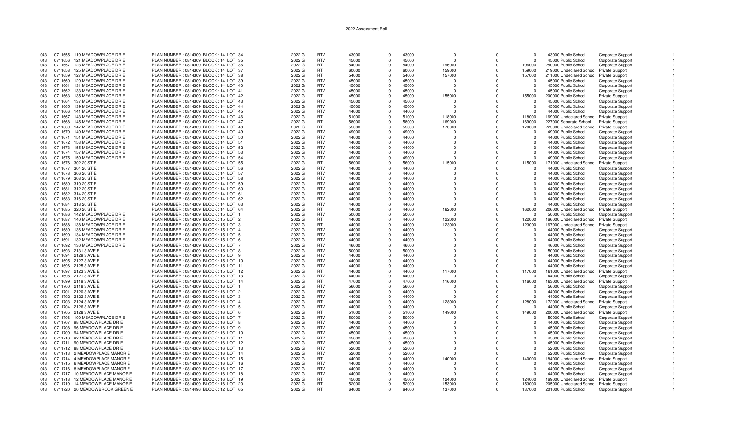# 2022 Assessment Roll

| | | | | | | | | | | | | | | |
|---|---|---|---|---|---|---|---|---|---|---|---|---|---|---|
| 043 | 0711655 | 119 MEADOWPLACE DR E | PLAN NUMBER : 0814309 BLOCK : 14 LOT : 34 | 2022 G | RTV | 43000 | 0 | 43000 | 0 | 0 | 0 | 43000 Public School | Corporate Support | 1 |
| 043 | 0711656 | 121 MEADOWPLACE DR E | PLAN NUMBER : 0814309 BLOCK : 14 LOT : 35 | 2022 G | RTV | 45000 | 0 | 45000 | 0 | 0 | 0 | 45000 Public School | Corporate Support | 1 |
| 043 | 0711657 | 123 MEADOWPLACE DR E | PLAN NUMBER : 0814309 BLOCK : 14 LOT : 36 | 2022 G | RT | 54000 | 0 | 54000 | 196000 | 0 | 196000 | 250000 Public School | Corporate Support | 1 |
| 043 | 0711658 | 125 MEADOWPLACE DR E | PLAN NUMBER : 0814309 BLOCK : 14 LOT : 37 | 2022 G | RT | 60000 | 0 | 60000 | 159000 | 0 | 159000 | 219000 Undeclared School | Private Support | 1 |
| 043 | 0711659 | 127 MEADOWPLACE DR E | PLAN NUMBER : 0814309 BLOCK : 14 LOT : 38 | 2022 G | RT | 54000 | 0 | 54000 | 157000 | 0 | 157000 | 211000 Undeclared School | Private Support | 1 |
| 043 | 0711660 | 129 MEADOWPLACE DR E | PLAN NUMBER : 0814309 BLOCK : 14 LOT : 39 | 2022 G | RTV | 45000 | 0 | 45000 | 0 | 0 | 0 | 45000 Public School | Corporate Support | 1 |
| 043 | 0711661 | 131 MEADOWPLACE DR E | PLAN NUMBER : 0814309 BLOCK : 14 LOT : 40 | 2022 G | RTV | 45000 | 0 | 45000 | 0 | 0 | 0 | 45000 Public School | Corporate Support | 1 |
| 043 | 0711662 | 133 MEADOWPLACE DR E | PLAN NUMBER : 0814309 BLOCK : 14 LOT : 41 | 2022 G | RTV | 45000 | 0 | 45000 | 0 | 0 | 0 | 45000 Public School | Corporate Support | 1 |
| 043 | 0711663 | 135 MEADOWPLACE DR E | PLAN NUMBER : 0814309 BLOCK : 14 LOT : 42 | 2022 G | RT | 45000 | 0 | 45000 | 155000 | 0 | 155000 | 200000 Public School | Private Support | 1 |
| 043 | 0711664 | 137 MEADOWPLACE DR E | PLAN NUMBER : 0814309 BLOCK : 14 LOT : 43 | 2022 G | RTV | 45000 | 0 | 45000 | 0 | 0 | 0 | 45000 Public School | Corporate Support | 1 |
| 043 | 0711665 | 139 MEADOWPLACE DR E | PLAN NUMBER : 0814309 BLOCK : 14 LOT : 44 | 2022 G | RTV | 45000 | 0 | 45000 | 0 | 0 | 0 | 45000 Public School | Corporate Support | 1 |
| 043 | 0711666 | 141 MEADOWPLACE DR E | PLAN NUMBER : 0814309 BLOCK : 14 LOT : 45 | 2022 G | RTV | 44000 | 0 | 44000 | 0 | 0 | 0 | 44000 Public School | Corporate Support | 1 |
| 043 | 0711667 | 143 MEADOWPLACE DR E | PLAN NUMBER : 0814309 BLOCK : 14 LOT : 46 | 2022 G | RT | 51000 | 0 | 51000 | 118000 | 0 | 118000 | 169000 Undeclared School | Private Support | 1 |
| 043 | 0711668 | 145 MEADOWPLACE DR E | PLAN NUMBER : 0814309 BLOCK : 14 LOT : 47 | 2022 G | RT | 58000 | 0 | 58000 | 169000 | 0 | 169000 | 227000 Separate School | Private Support | 1 |
| 043 | 0711669 | 147 MEADOWPLACE DR E | PLAN NUMBER : 0814309 BLOCK : 14 LOT : 48 | 2022 G | RT | 55000 | 0 | 55000 | 170000 | 0 | 170000 | 225000 Undeclared School | Private Support | 1 |
| 043 | 0711670 | 149 MEADOWPLACE DR E | PLAN NUMBER : 0814309 BLOCK : 14 LOT : 49 | 2022 G | RTV | 49000 | 0 | 49000 | 0 | 0 | 0 | 49000 Public School | Corporate Support | 1 |
| 043 | 0711671 | 151 MEADOWPLACE DR E | PLAN NUMBER : 0814309 BLOCK : 14 LOT : 50 | 2022 G | RTV | 44000 | 0 | 44000 | 0 | 0 | 0 | 44000 Public School | Corporate Support | 1 |
| 043 | 0711672 | 153 MEADOWPLACE DR E | PLAN NUMBER : 0814309 BLOCK : 14 LOT : 51 | 2022 G | RTV | 44000 | 0 | 44000 | 0 | 0 | 0 | 44000 Public School | Corporate Support | 1 |
| 043 | 0711673 | 155 MEADOWPLACE DR E | PLAN NUMBER : 0814309 BLOCK : 14 LOT : 52 | 2022 G | RTV | 44000 | 0 | 44000 | 0 | 0 | 0 | 44000 Public School | Corporate Support | 1 |
| 043 | 0711674 | 157 MEADOWPLACE DR E | PLAN NUMBER : 0814309 BLOCK : 14 LOT : 53 | 2022 G | RTV | 44000 | 0 | 44000 | 0 | 0 | 0 | 44000 Public School | Corporate Support | 1 |
| 043 | 0711675 | 159 MEADOWPLACE DR E | PLAN NUMBER : 0814309 BLOCK : 14 LOT : 54 | 2022 G | RTV | 49000 | 0 | 49000 | 0 | 0 | 0 | 49000 Public School | Corporate Support | 1 |
| 043 | 0711676 | 302 20 ST E | PLAN NUMBER : 0814309 BLOCK : 14 LOT : 55 | 2022 G | RT | 56000 | 0 | 56000 | 115000 | 0 | 115000 | 171000 Undeclared School | Private Support | 1 |
| 043 | 0711677 | 304 20 ST E | PLAN NUMBER : 0814309 BLOCK : 14 LOT : 56 | 2022 G | RTV | 44000 | 0 | 44000 | 0 | 0 | 0 | 44000 Public School | Corporate Support | 1 |
| 043 | 0711678 | 306 20 ST E | PLAN NUMBER : 0814309 BLOCK : 14 LOT : 57 | 2022 G | RTV | 44000 | 0 | 44000 | 0 | 0 | 0 | 44000 Public School | Corporate Support | 1 |
| 043 | 0711679 | 308 20 ST E | PLAN NUMBER : 0814309 BLOCK : 14 LOT : 58 | 2022 G | RTV | 44000 | 0 | 44000 | 0 | 0 | 0 | 44000 Public School | Corporate Support | 1 |
| 043 | 0711680 | 310 20 ST E | PLAN NUMBER : 0814309 BLOCK : 14 LOT : 59 | 2022 G | RTV | 44000 | 0 | 44000 | 0 | 0 | 0 | 44000 Public School | Corporate Support | 1 |
| 043 | 0711681 | 312 20 ST E | PLAN NUMBER : 0814309 BLOCK : 14 LOT : 60 | 2022 G | RTV | 44000 | 0 | 44000 | 0 | 0 | 0 | 44000 Public School | Corporate Support | 1 |
| 043 | 0711682 | 314 20 ST E | PLAN NUMBER : 0814309 BLOCK : 14 LOT : 61 | 2022 G | RTV | 44000 | 0 | 44000 | 0 | 0 | 0 | 44000 Public School | Corporate Support | 1 |
| 043 | 0711683 | 316 20 ST E | PLAN NUMBER : 0814309 BLOCK : 14 LOT : 62 | 2022 G | RTV | 44000 | 0 | 44000 | 0 | 0 | 0 | 44000 Public School | Corporate Support | 1 |
| 043 | 0711684 | 318 20 ST E | PLAN NUMBER : 0814309 BLOCK : 14 LOT : 63 | 2022 G | RTV | 44000 | 0 | 44000 | 0 | 0 | 0 | 44000 Public School | Corporate Support | 1 |
| 043 | 0711685 | 320 20 ST E | PLAN NUMBER : 0814309 BLOCK : 14 LOT : 64 | 2022 G | RT | 44000 | 0 | 44000 | 162000 | 0 | 162000 | 206000 Undeclared School | Private Support | 1 |
| 043 | 0711686 | 142 MEADOWPLACE DR E | PLAN NUMBER : 0814309 BLOCK : 15 LOT : 1 | 2022 G | RTV | 50000 | 0 | 50000 | 0 | 0 | 0 | 50000 Public School | Corporate Support | 1 |
| 043 | 0711687 | 140 MEADOWPLACE DR E | PLAN NUMBER : 0814309 BLOCK : 15 LOT : 2 | 2022 G | RT | 44000 | 0 | 44000 | 122000 | 0 | 122000 | 166000 Undeclared School | Private Support | 1 |
| 043 | 0711688 | 138 MEADOWPLACE DR E | PLAN NUMBER : 0814309 BLOCK : 15 LOT : 3 | 2022 G | RT | 44000 | 0 | 44000 | 123000 | 0 | 123000 | 167000 Undeclared School | Private Support | 1 |
| 043 | 0711689 | 136 MEADOWPLACE DR E | PLAN NUMBER : 0814309 BLOCK : 15 LOT : 4 | 2022 G | RTV | 44000 | 0 | 44000 | 0 | 0 | 0 | 44000 Public School | Corporate Support | 1 |
| 043 | 0711690 | 134 MEADOWPLACE DR E | PLAN NUMBER : 0814309 BLOCK : 15 LOT : 5 | 2022 G | RTV | 44000 | 0 | 44000 | 0 | 0 | 0 | 44000 Public School | Corporate Support | 1 |
| 043 | 0711691 | 132 MEADOWPLACE DR E | PLAN NUMBER : 0814309 BLOCK : 15 LOT : 6 | 2022 G | RTV | 44000 | 0 | 44000 | 0 | 0 | 0 | 44000 Public School | Corporate Support | 1 |
| 043 | 0711692 | 130 MEADOWPLACE DR E | PLAN NUMBER : 0814309 BLOCK : 15 LOT : 7 | 2022 G | RTV | 46000 | 0 | 46000 | 0 | 0 | 0 | 46000 Public School | Corporate Support | 1 |
| 043 | 0711693 | 2131 3 AVE E | PLAN NUMBER : 0814309 BLOCK : 15 LOT : 8 | 2022 G | RTV | 50000 | 0 | 50000 | 0 | 0 | 0 | 50000 Public School | Corporate Support | 1 |
| 043 | 0711694 | 2129 3 AVE E | PLAN NUMBER : 0814309 BLOCK : 15 LOT : 9 | 2022 G | RTV | 44000 | 0 | 44000 | 0 | 0 | 0 | 44000 Public School | Corporate Support | 1 |
| 043 | 0711695 | 2127 3 AVE E | PLAN NUMBER : 0814309 BLOCK : 15 LOT : 10 | 2022 G | RTV | 44000 | 0 | 44000 | 0 | 0 | 0 | 44000 Public School | Corporate Support | 1 |
| 043 | 0711696 | 2125 3 AVE E | PLAN NUMBER : 0814309 BLOCK : 15 LOT : 11 | 2022 G | RTV | 44000 | 0 | 44000 | 0 | 0 | 0 | 44000 Public School | Corporate Support | 1 |
| 043 | 0711697 | 2123 3 AVE E | PLAN NUMBER : 0814309 BLOCK : 15 LOT : 12 | 2022 G | RT | 44000 | 0 | 44000 | 117000 | 0 | 117000 | 161000 Undeclared School | Private Support | 1 |
| 043 | 0711698 | 2121 3 AVE E | PLAN NUMBER : 0814309 BLOCK : 15 LOT : 13 | 2022 G | RTV | 44000 | 0 | 44000 | 0 | 0 | 0 | 44000 Public School | Corporate Support | 1 |
| 043 | 0711699 | 2119 3 AVE E | PLAN NUMBER : 0814309 BLOCK : 15 LOT : 14 | 2022 G | RT | 47000 | 0 | 47000 | 116000 | 0 | 116000 | 163000 Undeclared School | Private Support | 1 |
| 043 | 0711700 | 2118 3 AVE E | PLAN NUMBER : 0814309 BLOCK : 16 LOT : 1 | 2022 G | RTV | 56000 | 0 | 56000 | 0 | 0 | 0 | 56000 Public School | Corporate Support | 1 |
| 043 | 0711701 | 2120 3 AVE E | PLAN NUMBER : 0814309 BLOCK : 16 LOT : 2 | 2022 G | RTV | 44000 | 0 | 44000 | 0 | 0 | 0 | 44000 Public School | Corporate Support | 1 |
| 043 | 0711702 | 2122 3 AVE E | PLAN NUMBER : 0814309 BLOCK : 16 LOT : 3 | 2022 G | RTV | 44000 | 0 | 44000 | 0 | 0 | 0 | 44000 Public School | Corporate Support | 1 |
| 043 | 0711703 | 2124 3 AVE E | PLAN NUMBER : 0814309 BLOCK : 16 LOT : 4 | 2022 G | RT | 44000 | 0 | 44000 | 128000 | 0 | 128000 | 172000 Undeclared School | Private Support | 1 |
| 043 | 0711704 | 2126 3 AVE E | PLAN NUMBER : 0814309 BLOCK : 16 LOT : 5 | 2022 G | RTV | 44000 | 0 | 44000 | 0 | 0 | 0 | 44000 Public School | Corporate Support | 1 |
| 043 | 0711705 | 2128 3 AVE E | PLAN NUMBER : 0814309 BLOCK : 16 LOT : 6 | 2022 G | RT | 51000 | 0 | 51000 | 149000 | 0 | 149000 | 200000 Undeclared School | Private Support | 1 |
| 043 | 0711706 | 100 MEADOWPLACE DR E | PLAN NUMBER : 0814309 BLOCK : 16 LOT : 7 | 2022 G | RTV | 50000 | 0 | 50000 | 0 | 0 | 0 | 50000 Public School | Corporate Support | 1 |
| 043 | 0711707 | 98 MEADOWPLACE DR E | PLAN NUMBER : 0814309 BLOCK : 16 LOT : 8 | 2022 G | RTV | 44000 | 0 | 44000 | 0 | 0 | 0 | 44000 Public School | Corporate Support | 1 |
| 043 | 0711708 | 96 MEADOWPLACE DR E | PLAN NUMBER : 0814309 BLOCK : 16 LOT : 9 | 2022 G | RTV | 45000 | 0 | 45000 | 0 | 0 | 0 | 45000 Public School | Corporate Support | 1 |
| 043 | 0711709 | 94 MEADOWPLACE DR E | PLAN NUMBER : 0814309 BLOCK : 16 LOT : 10 | 2022 G | RTV | 45000 | 0 | 45000 | 0 | 0 | 0 | 45000 Public School | Corporate Support | 1 |
| 043 | 0711710 | 92 MEADOWPLACE DR E | PLAN NUMBER : 0814309 BLOCK : 16 LOT : 11 | 2022 G | RTV | 45000 | 0 | 45000 | 0 | 0 | 0 | 45000 Public School | Corporate Support | 1 |
| 043 | 0711711 | 90 MEADOWPLACE DR E | PLAN NUMBER : 0814309 BLOCK : 16 LOT : 12 | 2022 G | RTV | 45000 | 0 | 45000 | 0 | 0 | 0 | 45000 Public School | Corporate Support | 1 |
| 043 | 0711712 | 88 MEADOWPLACE DR E | PLAN NUMBER : 0814309 BLOCK : 16 LOT : 13 | 2022 G | RTV | 52000 | 0 | 52000 | 0 | 0 | 0 | 52000 Public School | Corporate Support | 1 |
| 043 | 0711713 | 2 MEADOWPLACE MANOR E | PLAN NUMBER : 0814309 BLOCK : 16 LOT : 14 | 2022 G | RTV | 52000 | 0 | 52000 | 0 | 0 | 0 | 52000 Public School | Corporate Support | 1 |
| 043 | 0711714 | 4 MEADOWPLACE MANOR E | PLAN NUMBER : 0814309 BLOCK : 16 LOT : 15 | 2022 G | RT | 44000 | 0 | 44000 | 140000 | 0 | 140000 | 184000 Undeclared School | Private Support | 1 |
| 043 | 0711715 | 6 MEADOWPLACE MANOR E | PLAN NUMBER : 0814309 BLOCK : 16 LOT : 16 | 2022 G | RTV | 44000 | 0 | 44000 | 0 | 0 | 0 | 44000 Public School | Corporate Support | 1 |
| 043 | 0711716 | 8 MEADOWPLACE MANOR E | PLAN NUMBER : 0814309 BLOCK : 16 LOT : 17 | 2022 G | RTV | 44000 | 0 | 44000 | 0 | 0 | 0 | 44000 Public School | Corporate Support | 1 |
| 043 | 0711717 | 10 MEADOWPLACE MANOR E | PLAN NUMBER : 0814309 BLOCK : 16 LOT : 18 | 2022 G | RTV | 44000 | 0 | 44000 | 0 | 0 | 0 | 44000 Public School | Corporate Support | 1 |
| 043 | 0711718 | 12 MEADOWPLACE MANOR E | PLAN NUMBER : 0814309 BLOCK : 16 LOT : 19 | 2022 G | RT | 45000 | 0 | 45000 | 124000 | 0 | 124000 | 169000 Undeclared School | Private Support | 1 |
| 043 | 0711719 | 14 MEADOWPLACE MANOR E | PLAN NUMBER : 0814309 BLOCK : 16 LOT : 20 | 2022 G | RT | 52000 | 0 | 52000 | 153000 | 0 | 153000 | 205000 Undeclared School | Private Support | 1 |
| 043 | 0711720 | 20 MEADOWBROOK GREEN E | PLAN NUMBER : 0814496 BLOCK : 12 LOT : 65 | 2022 G | RT | 64000 | 0 | 64000 | 137000 | 0 | 137000 | 201000 Public School | Corporate Support | 1 |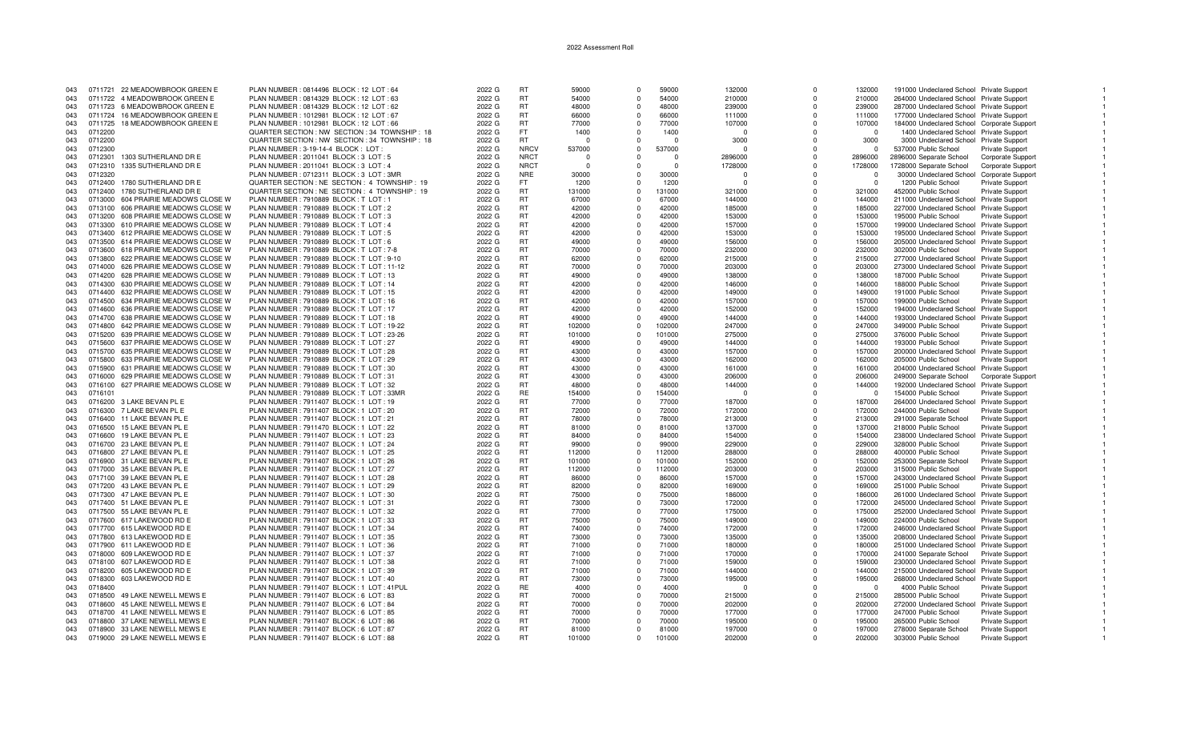# 2022 Assessment Roll

| | | | | | | | | | | | | | | | | |
|---|---|---|---|---|---|---|---|---|---|---|---|---|---|---|---|---|
| 043 | 0711721 | 22 MEADOWBROOK GREEN E | PLAN NUMBER : 0814496 BLOCK : 12 LOT : 64 | 2022 G | RT | 59000 | 0 | 59000 | 132000 | 0 | 132000 | 191000 | Undeclared School | Private Support | | 1 |
| 043 | 0711722 | 4 MEADOWBROOK GREEN E | PLAN NUMBER : 0814329 BLOCK : 12 LOT : 63 | 2022 G | RT | 54000 | 0 | 54000 | 210000 | 0 | 210000 | 264000 | Undeclared School | Private Support | | 1 |
| 043 | 0711723 | 6 MEADOWBROOK GREEN E | PLAN NUMBER : 0814329 BLOCK : 12 LOT : 62 | 2022 G | RT | 48000 | 0 | 48000 | 239000 | 0 | 239000 | 287000 | Undeclared School | Private Support | | 1 |
| 043 | 0711724 | 16 MEADOWBROOK GREEN E | PLAN NUMBER : 1012981 BLOCK : 12 LOT : 67 | 2022 G | RT | 66000 | 0 | 66000 | 111000 | 0 | 111000 | 177000 | Undeclared School | Private Support | | 1 |
| 043 | 0711725 | 18 MEADOWBROOK GREEN E | PLAN NUMBER : 1012981 BLOCK : 12 LOT : 66 | 2022 G | RT | 77000 | 0 | 77000 | 107000 | 0 | 107000 | 184000 | Undeclared School | Corporate Support | | 1 |
| 043 | 0712200 | | QUARTER SECTION : NW SECTION : 34 TOWNSHIP : 18 | 2022 G | FT | 1400 | 0 | 1400 | 0 | 0 | 0 | 1400 | Undeclared School | Private Support | | 1 |
| 043 | 0712200 | | QUARTER SECTION : NW SECTION : 34 TOWNSHIP : 18 | 2022 G | RT | 0 | 0 | 0 | 3000 | 0 | 3000 | 3000 | Undeclared School | Private Support | | 1 |
| 043 | 0712300 | | PLAN NUMBER : 3-19-14-4 BLOCK : LOT : | 2022 G | NRCV | 537000 | 0 | 537000 | 0 | 0 | 0 | 537000 | Public School | Private Support | | 1 |
| 043 | 0712301 | 1303 SUTHERLAND DR E | PLAN NUMBER : 2011041 BLOCK : 3 LOT : 5 | 2022 G | NRCT | 0 | 0 | 0 | 2896000 | 0 | 2896000 | 2896000 | Separate School | Corporate Support | | 1 |
| 043 | 0712310 | 1335 SUTHERLAND DR E | PLAN NUMBER : 2011041 BLOCK : 3 LOT : 4 | 2022 G | NRCT | 0 | 0 | 0 | 1728000 | 0 | 1728000 | 1728000 | Separate School | Corporate Support | | 1 |
| 043 | 0712320 | | PLAN NUMBER : 0712311 BLOCK : 3 LOT : 3MR | 2022 G | NRE | 30000 | 0 | 30000 | 0 | 0 | 0 | 30000 | Undeclared School | Corporate Support | | 1 |
| 043 | 0712400 | 1780 SUTHERLAND DR E | QUARTER SECTION : NE SECTION : 4 TOWNSHIP : 19 | 2022 G | FT | 1200 | 0 | 1200 | 0 | 0 | 0 | 1200 | Public School | Private Support | | 1 |
| 043 | 0712400 | 1780 SUTHERLAND DR E | QUARTER SECTION : NE SECTION : 4 TOWNSHIP : 19 | 2022 G | RT | 131000 | 0 | 131000 | 321000 | 0 | 321000 | 452000 | Public School | Private Support | | 1 |
| 043 | 0713000 | 604 PRAIRIE MEADOWS CLOSE W | PLAN NUMBER : 7910889 BLOCK : T LOT : 1 | 2022 G | RT | 67000 | 0 | 67000 | 144000 | 0 | 144000 | 211000 | Undeclared School | Private Support | | 1 |
| 043 | 0713100 | 606 PRAIRIE MEADOWS CLOSE W | PLAN NUMBER : 7910889 BLOCK : T LOT : 2 | 2022 G | RT | 42000 | 0 | 42000 | 185000 | 0 | 185000 | 227000 | Undeclared School | Private Support | | 1 |
| 043 | 0713200 | 608 PRAIRIE MEADOWS CLOSE W | PLAN NUMBER : 7910889 BLOCK : T LOT : 3 | 2022 G | RT | 42000 | 0 | 42000 | 153000 | 0 | 153000 | 195000 | Public School | Private Support | | 1 |
| 043 | 0713300 | 610 PRAIRIE MEADOWS CLOSE W | PLAN NUMBER : 7910889 BLOCK : T LOT : 4 | 2022 G | RT | 42000 | 0 | 42000 | 157000 | 0 | 157000 | 199000 | Undeclared School | Private Support | | 1 |
| 043 | 0713400 | 612 PRAIRIE MEADOWS CLOSE W | PLAN NUMBER : 7910889 BLOCK : T LOT : 5 | 2022 G | RT | 42000 | 0 | 42000 | 153000 | 0 | 153000 | 195000 | Undeclared School | Private Support | | 1 |
| 043 | 0713500 | 614 PRAIRIE MEADOWS CLOSE W | PLAN NUMBER : 7910889 BLOCK : T LOT : 6 | 2022 G | RT | 49000 | 0 | 49000 | 156000 | 0 | 156000 | 205000 | Undeclared School | Private Support | | 1 |
| 043 | 0713600 | 618 PRAIRIE MEADOWS CLOSE W | PLAN NUMBER : 7910889 BLOCK : T LOT : 7-8 | 2022 G | RT | 70000 | 0 | 70000 | 232000 | 0 | 232000 | 302000 | Public School | Private Support | | 1 |
| 043 | 0713800 | 622 PRAIRIE MEADOWS CLOSE W | PLAN NUMBER : 7910889 BLOCK : T LOT : 9-10 | 2022 G | RT | 62000 | 0 | 62000 | 215000 | 0 | 215000 | 277000 | Undeclared School | Private Support | | 1 |
| 043 | 0714000 | 626 PRAIRIE MEADOWS CLOSE W | PLAN NUMBER : 7910889 BLOCK : T LOT : 11-12 | 2022 G | RT | 70000 | 0 | 70000 | 203000 | 0 | 203000 | 273000 | Undeclared School | Private Support | | 1 |
| 043 | 0714200 | 628 PRAIRIE MEADOWS CLOSE W | PLAN NUMBER : 7910889 BLOCK : T LOT : 13 | 2022 G | RT | 49000 | 0 | 49000 | 138000 | 0 | 138000 | 187000 | Public School | Private Support | | 1 |
| 043 | 0714300 | 630 PRAIRIE MEADOWS CLOSE W | PLAN NUMBER : 7910889 BLOCK : T LOT : 14 | 2022 G | RT | 42000 | 0 | 42000 | 146000 | 0 | 146000 | 188000 | Public School | Private Support | | 1 |
| 043 | 0714400 | 632 PRAIRIE MEADOWS CLOSE W | PLAN NUMBER : 7910889 BLOCK : T LOT : 15 | 2022 G | RT | 42000 | 0 | 42000 | 149000 | 0 | 149000 | 191000 | Public School | Private Support | | 1 |
| 043 | 0714500 | 634 PRAIRIE MEADOWS CLOSE W | PLAN NUMBER : 7910889 BLOCK : T LOT : 16 | 2022 G | RT | 42000 | 0 | 42000 | 157000 | 0 | 157000 | 199000 | Public School | Private Support | | 1 |
| 043 | 0714600 | 636 PRAIRIE MEADOWS CLOSE W | PLAN NUMBER : 7910889 BLOCK : T LOT : 17 | 2022 G | RT | 42000 | 0 | 42000 | 152000 | 0 | 152000 | 194000 | Undeclared School | Private Support | | 1 |
| 043 | 0714700 | 638 PRAIRIE MEADOWS CLOSE W | PLAN NUMBER : 7910889 BLOCK : T LOT : 18 | 2022 G | RT | 49000 | 0 | 49000 | 144000 | 0 | 144000 | 193000 | Undeclared School | Private Support | | 1 |
| 043 | 0714800 | 642 PRAIRIE MEADOWS CLOSE W | PLAN NUMBER : 7910889 BLOCK : T LOT : 19-22 | 2022 G | RT | 102000 | 0 | 102000 | 247000 | 0 | 247000 | 349000 | Public School | Private Support | | 1 |
| 043 | 0715200 | 639 PRAIRIE MEADOWS CLOSE W | PLAN NUMBER : 7910889 BLOCK : T LOT : 23-26 | 2022 G | RT | 101000 | 0 | 101000 | 275000 | 0 | 275000 | 376000 | Public School | Private Support | | 1 |
| 043 | 0715600 | 637 PRAIRIE MEADOWS CLOSE W | PLAN NUMBER : 7910889 BLOCK : T LOT : 27 | 2022 G | RT | 49000 | 0 | 49000 | 144000 | 0 | 144000 | 193000 | Public School | Private Support | | 1 |
| 043 | 0715700 | 635 PRAIRIE MEADOWS CLOSE W | PLAN NUMBER : 7910889 BLOCK : T LOT : 28 | 2022 G | RT | 43000 | 0 | 43000 | 157000 | 0 | 157000 | 200000 | Undeclared School | Private Support | | 1 |
| 043 | 0715800 | 633 PRAIRIE MEADOWS CLOSE W | PLAN NUMBER : 7910889 BLOCK : T LOT : 29 | 2022 G | RT | 43000 | 0 | 43000 | 162000 | 0 | 162000 | 205000 | Public School | Private Support | | 1 |
| 043 | 0715900 | 631 PRAIRIE MEADOWS CLOSE W | PLAN NUMBER : 7910889 BLOCK : T LOT : 30 | 2022 G | RT | 43000 | 0 | 43000 | 161000 | 0 | 161000 | 204000 | Undeclared School | Private Support | | 1 |
| 043 | 0716000 | 629 PRAIRIE MEADOWS CLOSE W | PLAN NUMBER : 7910889 BLOCK : T LOT : 31 | 2022 G | RT | 43000 | 0 | 43000 | 206000 | 0 | 206000 | 249000 | Separate School | Corporate Support | | 1 |
| 043 | 0716100 | 627 PRAIRIE MEADOWS CLOSE W | PLAN NUMBER : 7910889 BLOCK : T LOT : 32 | 2022 G | RT | 48000 | 0 | 48000 | 144000 | 0 | 144000 | 192000 | Undeclared School | Private Support | | 1 |
| 043 | 0716101 | | PLAN NUMBER : 7910889 BLOCK : T LOT : 33MR | 2022 G | RE | 154000 | 0 | 154000 | 0 | 0 | 0 | 154000 | Public School | Private Support | | 1 |
| 043 | 0716200 | 3 LAKE BEVAN PL E | PLAN NUMBER : 7911407 BLOCK : 1 LOT : 19 | 2022 G | RT | 77000 | 0 | 77000 | 187000 | 0 | 187000 | 264000 | Undeclared School | Private Support | | 1 |
| 043 | 0716300 | 7 LAKE BEVAN PL E | PLAN NUMBER : 7911407 BLOCK : 1 LOT : 20 | 2022 G | RT | 72000 | 0 | 72000 | 172000 | 0 | 172000 | 244000 | Public School | Private Support | | 1 |
| 043 | 0716400 | 11 LAKE BEVAN PL E | PLAN NUMBER : 7911407 BLOCK : 1 LOT : 21 | 2022 G | RT | 78000 | 0 | 78000 | 213000 | 0 | 213000 | 291000 | Separate School | Private Support | | 1 |
| 043 | 0716500 | 15 LAKE BEVAN PL E | PLAN NUMBER : 7911470 BLOCK : 1 LOT : 22 | 2022 G | RT | 81000 | 0 | 81000 | 137000 | 0 | 137000 | 218000 | Public School | Private Support | | 1 |
| 043 | 0716600 | 19 LAKE BEVAN PL E | PLAN NUMBER : 7911407 BLOCK : 1 LOT : 23 | 2022 G | RT | 84000 | 0 | 84000 | 154000 | 0 | 154000 | 238000 | Undeclared School | Private Support | | 1 |
| 043 | 0716700 | 23 LAKE BEVAN PL E | PLAN NUMBER : 7911407 BLOCK : 1 LOT : 24 | 2022 G | RT | 99000 | 0 | 99000 | 229000 | 0 | 229000 | 328000 | Public School | Private Support | | 1 |
| 043 | 0716800 | 27 LAKE BEVAN PL E | PLAN NUMBER : 7911407 BLOCK : 1 LOT : 25 | 2022 G | RT | 112000 | 0 | 112000 | 288000 | 0 | 288000 | 400000 | Public School | Private Support | | 1 |
| 043 | 0716900 | 31 LAKE BEVAN PL E | PLAN NUMBER : 7911407 BLOCK : 1 LOT : 26 | 2022 G | RT | 101000 | 0 | 101000 | 152000 | 0 | 152000 | 253000 | Separate School | Private Support | | 1 |
| 043 | 0717000 | 35 LAKE BEVAN PL E | PLAN NUMBER : 7911407 BLOCK : 1 LOT : 27 | 2022 G | RT | 112000 | 0 | 112000 | 203000 | 0 | 203000 | 315000 | Public School | Private Support | | 1 |
| 043 | 0717100 | 39 LAKE BEVAN PL E | PLAN NUMBER : 7911407 BLOCK : 1 LOT : 28 | 2022 G | RT | 86000 | 0 | 86000 | 157000 | 0 | 157000 | 243000 | Undeclared School | Private Support | | 1 |
| 043 | 0717200 | 43 LAKE BEVAN PL E | PLAN NUMBER : 7911407 BLOCK : 1 LOT : 29 | 2022 G | RT | 82000 | 0 | 82000 | 169000 | 0 | 169000 | 251000 | Public School | Private Support | | 1 |
| 043 | 0717300 | 47 LAKE BEVAN PL E | PLAN NUMBER : 7911407 BLOCK : 1 LOT : 30 | 2022 G | RT | 75000 | 0 | 75000 | 186000 | 0 | 186000 | 261000 | Undeclared School | Private Support | | 1 |
| 043 | 0717400 | 51 LAKE BEVAN PL E | PLAN NUMBER : 7911407 BLOCK : 1 LOT : 31 | 2022 G | RT | 73000 | 0 | 73000 | 172000 | 0 | 172000 | 245000 | Undeclared School | Private Support | | 1 |
| 043 | 0717500 | 55 LAKE BEVAN PL E | PLAN NUMBER : 7911407 BLOCK : 1 LOT : 32 | 2022 G | RT | 77000 | 0 | 77000 | 175000 | 0 | 175000 | 252000 | Undeclared School | Private Support | | 1 |
| 043 | 0717600 | 617 LAKEWOOD RD E | PLAN NUMBER : 7911407 BLOCK : 1 LOT : 33 | 2022 G | RT | 75000 | 0 | 75000 | 149000 | 0 | 149000 | 224000 | Public School | Private Support | | 1 |
| 043 | 0717700 | 615 LAKEWOOD RD E | PLAN NUMBER : 7911407 BLOCK : 1 LOT : 34 | 2022 G | RT | 74000 | 0 | 74000 | 172000 | 0 | 172000 | 246000 | Undeclared School | Private Support | | 1 |
| 043 | 0717800 | 613 LAKEWOOD RD E | PLAN NUMBER : 7911407 BLOCK : 1 LOT : 35 | 2022 G | RT | 73000 | 0 | 73000 | 135000 | 0 | 135000 | 208000 | Undeclared School | Private Support | | 1 |
| 043 | 0717900 | 611 LAKEWOOD RD E | PLAN NUMBER : 7911407 BLOCK : 1 LOT : 36 | 2022 G | RT | 71000 | 0 | 71000 | 180000 | 0 | 180000 | 251000 | Undeclared School | Private Support | | 1 |
| 043 | 0718000 | 609 LAKEWOOD RD E | PLAN NUMBER : 7911407 BLOCK : 1 LOT : 37 | 2022 G | RT | 71000 | 0 | 71000 | 170000 | 0 | 170000 | 241000 | Separate School | Private Support | | 1 |
| 043 | 0718100 | 607 LAKEWOOD RD E | PLAN NUMBER : 7911407 BLOCK : 1 LOT : 38 | 2022 G | RT | 71000 | 0 | 71000 | 159000 | 0 | 159000 | 230000 | Undeclared School | Private Support | | 1 |
| 043 | 0718200 | 605 LAKEWOOD RD E | PLAN NUMBER : 7911407 BLOCK : 1 LOT : 39 | 2022 G | RT | 71000 | 0 | 71000 | 144000 | 0 | 144000 | 215000 | Undeclared School | Private Support | | 1 |
| 043 | 0718300 | 603 LAKEWOOD RD E | PLAN NUMBER : 7911407 BLOCK : 1 LOT : 40 | 2022 G | RT | 73000 | 0 | 73000 | 195000 | 0 | 195000 | 268000 | Undeclared School | Private Support | | 1 |
| 043 | 0718400 | | PLAN NUMBER : 7911407 BLOCK : 1 LOT : 41PUL | 2022 G | RE | 4000 | 0 | 4000 | 0 | 0 | 0 | 4000 | Public School | Private Support | | 1 |
| 043 | 0718500 | 49 LAKE NEWELL MEWS E | PLAN NUMBER : 7911407 BLOCK : 6 LOT : 83 | 2022 G | RT | 70000 | 0 | 70000 | 215000 | 0 | 215000 | 285000 | Public School | Private Support | | 1 |
| 043 | 0718600 | 45 LAKE NEWELL MEWS E | PLAN NUMBER : 7911407 BLOCK : 6 LOT : 84 | 2022 G | RT | 70000 | 0 | 70000 | 202000 | 0 | 202000 | 272000 | Undeclared School | Private Support | | 1 |
| 043 | 0718700 | 41 LAKE NEWELL MEWS E | PLAN NUMBER : 7911407 BLOCK : 6 LOT : 85 | 2022 G | RT | 70000 | 0 | 70000 | 177000 | 0 | 177000 | 247000 | Public School | Private Support | | 1 |
| 043 | 0718800 | 37 LAKE NEWELL MEWS E | PLAN NUMBER : 7911407 BLOCK : 6 LOT : 86 | 2022 G | RT | 70000 | 0 | 70000 | 195000 | 0 | 195000 | 265000 | Public School | Private Support | | 1 |
| 043 | 0718900 | 33 LAKE NEWELL MEWS E | PLAN NUMBER : 7911407 BLOCK : 6 LOT : 87 | 2022 G | RT | 81000 | 0 | 81000 | 197000 | 0 | 197000 | 278000 | Separate School | Private Support | | 1 |
| 043 | 0719000 | 29 LAKE NEWELL MEWS E | PLAN NUMBER : 7911407 BLOCK : 6 LOT : 88 | 2022 G | RT | 101000 | 0 | 101000 | 202000 | 0 | 202000 | 303000 | Public School | Private Support | | 1 |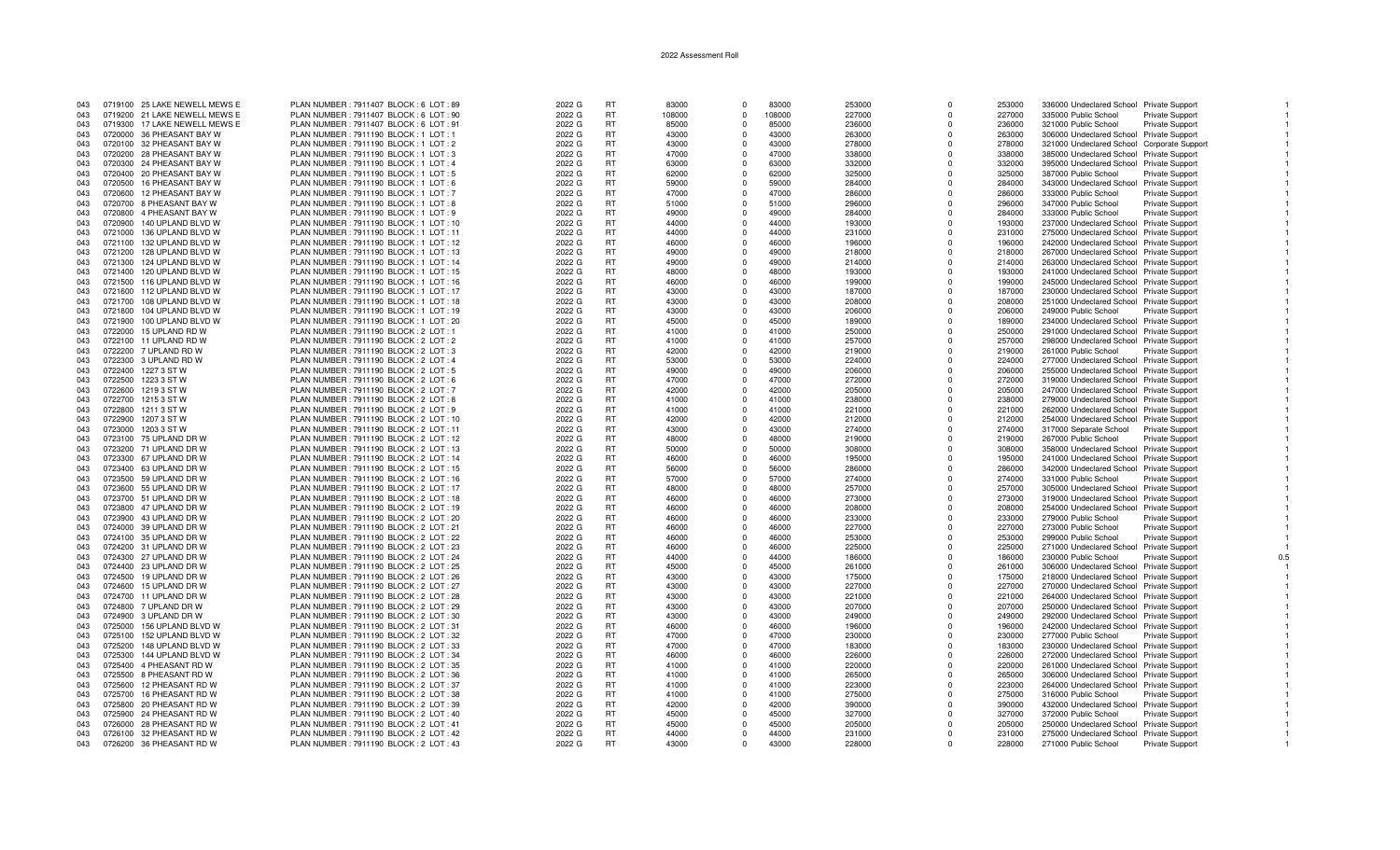2022 Assessment Roll

| | | | | | | | | | | | | | | |
|---|---|---|---|---|---|---|---|---|---|---|---|---|---|---|
| 043 | 0719100 25 LAKE NEWELL MEWS E | PLAN NUMBER : 7911407 BLOCK : 6 LOT : 89 | 2022 G | RT | 83000 | 0 | 83000 | 253000 | 0 | 253000 | 336000 Undeclared School | Private Support | 1 |
| 043 | 0719200 21 LAKE NEWELL MEWS E | PLAN NUMBER : 7911407 BLOCK : 6 LOT : 90 | 2022 G | RT | 108000 | 0 | 108000 | 227000 | 0 | 227000 | 335000 Public School | Private Support | 1 |
| 043 | 0719300 17 LAKE NEWELL MEWS E | PLAN NUMBER : 7911407 BLOCK : 6 LOT : 91 | 2022 G | RT | 85000 | 0 | 85000 | 236000 | 0 | 236000 | 321000 Public School | Private Support | 1 |
| 043 | 0720000 36 PHEASANT BAY W | PLAN NUMBER : 7911190 BLOCK : 1 LOT : 1 | 2022 G | RT | 43000 | 0 | 43000 | 263000 | 0 | 263000 | 306000 Undeclared School | Private Support | 1 |
| 043 | 0720100 32 PHEASANT BAY W | PLAN NUMBER : 7911190 BLOCK : 1 LOT : 2 | 2022 G | RT | 43000 | 0 | 43000 | 278000 | 0 | 278000 | 321000 Undeclared School | Corporate Support | 1 |
| 043 | 0720200 28 PHEASANT BAY W | PLAN NUMBER : 7911190 BLOCK : 1 LOT : 3 | 2022 G | RT | 47000 | 0 | 47000 | 338000 | 0 | 338000 | 385000 Undeclared School | Private Support | 1 |
| 043 | 0720300 24 PHEASANT BAY W | PLAN NUMBER : 7911190 BLOCK : 1 LOT : 4 | 2022 G | RT | 63000 | 0 | 63000 | 332000 | 0 | 332000 | 395000 Undeclared School | Private Support | 1 |
| 043 | 0720400 20 PHEASANT BAY W | PLAN NUMBER : 7911190 BLOCK : 1 LOT : 5 | 2022 G | RT | 62000 | 0 | 62000 | 325000 | 0 | 325000 | 387000 Public School | Private Support | 1 |
| 043 | 0720500 16 PHEASANT BAY W | PLAN NUMBER : 7911190 BLOCK : 1 LOT : 6 | 2022 G | RT | 59000 | 0 | 59000 | 284000 | 0 | 284000 | 343000 Undeclared School | Private Support | 1 |
| 043 | 0720600 12 PHEASANT BAY W | PLAN NUMBER : 7911190 BLOCK : 1 LOT : 7 | 2022 G | RT | 47000 | 0 | 47000 | 286000 | 0 | 286000 | 333000 Public School | Private Support | 1 |
| 043 | 0720700 8 PHEASANT BAY W | PLAN NUMBER : 7911190 BLOCK : 1 LOT : 8 | 2022 G | RT | 51000 | 0 | 51000 | 296000 | 0 | 296000 | 347000 Public School | Private Support | 1 |
| 043 | 0720800 4 PHEASANT BAY W | PLAN NUMBER : 7911190 BLOCK : 1 LOT : 9 | 2022 G | RT | 49000 | 0 | 49000 | 284000 | 0 | 284000 | 333000 Public School | Private Support | 1 |
| 043 | 0720900 140 UPLAND BLVD W | PLAN NUMBER : 7911190 BLOCK : 1 LOT : 10 | 2022 G | RT | 44000 | 0 | 44000 | 193000 | 0 | 193000 | 237000 Undeclared School | Private Support | 1 |
| 043 | 0721000 136 UPLAND BLVD W | PLAN NUMBER : 7911190 BLOCK : 1 LOT : 11 | 2022 G | RT | 44000 | 0 | 44000 | 231000 | 0 | 231000 | 275000 Undeclared School | Private Support | 1 |
| 043 | 0721100 132 UPLAND BLVD W | PLAN NUMBER : 7911190 BLOCK : 1 LOT : 12 | 2022 G | RT | 46000 | 0 | 46000 | 196000 | 0 | 196000 | 242000 Undeclared School | Private Support | 1 |
| 043 | 0721200 128 UPLAND BLVD W | PLAN NUMBER : 7911190 BLOCK : 1 LOT : 13 | 2022 G | RT | 49000 | 0 | 49000 | 218000 | 0 | 218000 | 267000 Undeclared School | Private Support | 1 |
| 043 | 0721300 124 UPLAND BLVD W | PLAN NUMBER : 7911190 BLOCK : 1 LOT : 14 | 2022 G | RT | 49000 | 0 | 49000 | 214000 | 0 | 214000 | 263000 Undeclared School | Private Support | 1 |
| 043 | 0721400 120 UPLAND BLVD W | PLAN NUMBER : 7911190 BLOCK : 1 LOT : 15 | 2022 G | RT | 48000 | 0 | 48000 | 193000 | 0 | 193000 | 241000 Undeclared School | Private Support | 1 |
| 043 | 0721500 116 UPLAND BLVD W | PLAN NUMBER : 7911190 BLOCK : 1 LOT : 16 | 2022 G | RT | 46000 | 0 | 46000 | 199000 | 0 | 199000 | 245000 Undeclared School | Private Support | 1 |
| 043 | 0721600 112 UPLAND BLVD W | PLAN NUMBER : 7911190 BLOCK : 1 LOT : 17 | 2022 G | RT | 43000 | 0 | 43000 | 187000 | 0 | 187000 | 230000 Undeclared School | Private Support | 1 |
| 043 | 0721700 108 UPLAND BLVD W | PLAN NUMBER : 7911190 BLOCK : 1 LOT : 18 | 2022 G | RT | 43000 | 0 | 43000 | 208000 | 0 | 208000 | 251000 Undeclared School | Private Support | 1 |
| 043 | 0721800 104 UPLAND BLVD W | PLAN NUMBER : 7911190 BLOCK : 1 LOT : 19 | 2022 G | RT | 43000 | 0 | 43000 | 206000 | 0 | 206000 | 249000 Public School | Private Support | 1 |
| 043 | 0721900 100 UPLAND BLVD W | PLAN NUMBER : 7911190 BLOCK : 1 LOT : 20 | 2022 G | RT | 45000 | 0 | 45000 | 189000 | 0 | 189000 | 234000 Undeclared School | Private Support | 1 |
| 043 | 0722000 15 UPLAND RD W | PLAN NUMBER : 7911190 BLOCK : 2 LOT : 1 | 2022 G | RT | 41000 | 0 | 41000 | 250000 | 0 | 250000 | 291000 Undeclared School | Private Support | 1 |
| 043 | 0722100 11 UPLAND RD W | PLAN NUMBER : 7911190 BLOCK : 2 LOT : 2 | 2022 G | RT | 41000 | 0 | 41000 | 257000 | 0 | 257000 | 298000 Undeclared School | Private Support | 1 |
| 043 | 0722200 7 UPLAND RD W | PLAN NUMBER : 7911190 BLOCK : 2 LOT : 3 | 2022 G | RT | 42000 | 0 | 42000 | 219000 | 0 | 219000 | 261000 Public School | Private Support | 1 |
| 043 | 0722300 3 UPLAND RD W | PLAN NUMBER : 7911190 BLOCK : 2 LOT : 4 | 2022 G | RT | 53000 | 0 | 53000 | 224000 | 0 | 224000 | 277000 Undeclared School | Private Support | 1 |
| 043 | 0722400 1227 3 ST W | PLAN NUMBER : 7911190 BLOCK : 2 LOT : 5 | 2022 G | RT | 49000 | 0 | 49000 | 206000 | 0 | 206000 | 255000 Undeclared School | Private Support | 1 |
| 043 | 0722500 1223 3 ST W | PLAN NUMBER : 7911190 BLOCK : 2 LOT : 6 | 2022 G | RT | 47000 | 0 | 47000 | 272000 | 0 | 272000 | 319000 Undeclared School | Private Support | 1 |
| 043 | 0722600 1219 3 ST W | PLAN NUMBER : 7911190 BLOCK : 2 LOT : 7 | 2022 G | RT | 42000 | 0 | 42000 | 205000 | 0 | 205000 | 247000 Undeclared School | Private Support | 1 |
| 043 | 0722700 1215 3 ST W | PLAN NUMBER : 7911190 BLOCK : 2 LOT : 8 | 2022 G | RT | 41000 | 0 | 41000 | 238000 | 0 | 238000 | 279000 Undeclared School | Private Support | 1 |
| 043 | 0722800 1211 3 ST W | PLAN NUMBER : 7911190 BLOCK : 2 LOT : 9 | 2022 G | RT | 41000 | 0 | 41000 | 221000 | 0 | 221000 | 262000 Undeclared School | Private Support | 1 |
| 043 | 0722900 1207 3 ST W | PLAN NUMBER : 7911190 BLOCK : 2 LOT : 10 | 2022 G | RT | 42000 | 0 | 42000 | 212000 | 0 | 212000 | 254000 Undeclared School | Private Support | 1 |
| 043 | 0723000 1203 3 ST W | PLAN NUMBER : 7911190 BLOCK : 2 LOT : 11 | 2022 G | RT | 43000 | 0 | 43000 | 274000 | 0 | 274000 | 317000 Separate School | Private Support | 1 |
| 043 | 0723100 75 UPLAND DR W | PLAN NUMBER : 7911190 BLOCK : 2 LOT : 12 | 2022 G | RT | 48000 | 0 | 48000 | 219000 | 0 | 219000 | 267000 Public School | Private Support | 1 |
| 043 | 0723200 71 UPLAND DR W | PLAN NUMBER : 7911190 BLOCK : 2 LOT : 13 | 2022 G | RT | 50000 | 0 | 50000 | 308000 | 0 | 308000 | 358000 Undeclared School | Private Support | 1 |
| 043 | 0723300 67 UPLAND DR W | PLAN NUMBER : 7911190 BLOCK : 2 LOT : 14 | 2022 G | RT | 46000 | 0 | 46000 | 195000 | 0 | 195000 | 241000 Undeclared School | Private Support | 1 |
| 043 | 0723400 63 UPLAND DR W | PLAN NUMBER : 7911190 BLOCK : 2 LOT : 15 | 2022 G | RT | 56000 | 0 | 56000 | 286000 | 0 | 286000 | 342000 Undeclared School | Private Support | 1 |
| 043 | 0723500 59 UPLAND DR W | PLAN NUMBER : 7911190 BLOCK : 2 LOT : 16 | 2022 G | RT | 57000 | 0 | 57000 | 274000 | 0 | 274000 | 331000 Public School | Private Support | 1 |
| 043 | 0723600 55 UPLAND DR W | PLAN NUMBER : 7911190 BLOCK : 2 LOT : 17 | 2022 G | RT | 48000 | 0 | 48000 | 257000 | 0 | 257000 | 305000 Undeclared School | Private Support | 1 |
| 043 | 0723700 51 UPLAND DR W | PLAN NUMBER : 7911190 BLOCK : 2 LOT : 18 | 2022 G | RT | 46000 | 0 | 46000 | 273000 | 0 | 273000 | 319000 Undeclared School | Private Support | 1 |
| 043 | 0723800 47 UPLAND DR W | PLAN NUMBER : 7911190 BLOCK : 2 LOT : 19 | 2022 G | RT | 46000 | 0 | 46000 | 208000 | 0 | 208000 | 254000 Undeclared School | Private Support | 1 |
| 043 | 0723900 43 UPLAND DR W | PLAN NUMBER : 7911190 BLOCK : 2 LOT : 20 | 2022 G | RT | 46000 | 0 | 46000 | 233000 | 0 | 233000 | 279000 Public School | Private Support | 1 |
| 043 | 0724000 39 UPLAND DR W | PLAN NUMBER : 7911190 BLOCK : 2 LOT : 21 | 2022 G | RT | 46000 | 0 | 46000 | 227000 | 0 | 227000 | 273000 Public School | Private Support | 1 |
| 043 | 0724100 35 UPLAND DR W | PLAN NUMBER : 7911190 BLOCK : 2 LOT : 22 | 2022 G | RT | 46000 | 0 | 46000 | 253000 | 0 | 253000 | 299000 Public School | Private Support | 1 |
| 043 | 0724200 31 UPLAND DR W | PLAN NUMBER : 7911190 BLOCK : 2 LOT : 23 | 2022 G | RT | 46000 | 0 | 46000 | 225000 | 0 | 225000 | 271000 Undeclared School | Private Support | 1 |
| 043 | 0724300 27 UPLAND DR W | PLAN NUMBER : 7911190 BLOCK : 2 LOT : 24 | 2022 G | RT | 44000 | 0 | 44000 | 186000 | 0 | 186000 | 230000 Public School | Private Support | 0.5 |
| 043 | 0724400 23 UPLAND DR W | PLAN NUMBER : 7911190 BLOCK : 2 LOT : 25 | 2022 G | RT | 45000 | 0 | 45000 | 261000 | 0 | 261000 | 306000 Undeclared School | Private Support | 1 |
| 043 | 0724500 19 UPLAND DR W | PLAN NUMBER : 7911190 BLOCK : 2 LOT : 26 | 2022 G | RT | 43000 | 0 | 43000 | 175000 | 0 | 175000 | 218000 Undeclared School | Private Support | 1 |
| 043 | 0724600 15 UPLAND DR W | PLAN NUMBER : 7911190 BLOCK : 2 LOT : 27 | 2022 G | RT | 43000 | 0 | 43000 | 227000 | 0 | 227000 | 270000 Undeclared School | Private Support | 1 |
| 043 | 0724700 11 UPLAND DR W | PLAN NUMBER : 7911190 BLOCK : 2 LOT : 28 | 2022 G | RT | 43000 | 0 | 43000 | 221000 | 0 | 221000 | 264000 Undeclared School | Private Support | 1 |
| 043 | 0724800 7 UPLAND DR W | PLAN NUMBER : 7911190 BLOCK : 2 LOT : 29 | 2022 G | RT | 43000 | 0 | 43000 | 207000 | 0 | 207000 | 250000 Undeclared School | Private Support | 1 |
| 043 | 0724900 3 UPLAND DR W | PLAN NUMBER : 7911190 BLOCK : 2 LOT : 30 | 2022 G | RT | 43000 | 0 | 43000 | 249000 | 0 | 249000 | 292000 Undeclared School | Private Support | 1 |
| 043 | 0725000 156 UPLAND BLVD W | PLAN NUMBER : 7911190 BLOCK : 2 LOT : 31 | 2022 G | RT | 46000 | 0 | 46000 | 196000 | 0 | 196000 | 242000 Undeclared School | Private Support | 1 |
| 043 | 0725100 152 UPLAND BLVD W | PLAN NUMBER : 7911190 BLOCK : 2 LOT : 32 | 2022 G | RT | 47000 | 0 | 47000 | 230000 | 0 | 230000 | 277000 Public School | Private Support | 1 |
| 043 | 0725200 148 UPLAND BLVD W | PLAN NUMBER : 7911190 BLOCK : 2 LOT : 33 | 2022 G | RT | 47000 | 0 | 47000 | 183000 | 0 | 183000 | 230000 Undeclared School | Private Support | 1 |
| 043 | 0725300 144 UPLAND BLVD W | PLAN NUMBER : 7911190 BLOCK : 2 LOT : 34 | 2022 G | RT | 46000 | 0 | 46000 | 226000 | 0 | 226000 | 272000 Undeclared School | Private Support | 1 |
| 043 | 0725400 4 PHEASANT RD W | PLAN NUMBER : 7911190 BLOCK : 2 LOT : 35 | 2022 G | RT | 41000 | 0 | 41000 | 220000 | 0 | 220000 | 261000 Undeclared School | Private Support | 1 |
| 043 | 0725500 8 PHEASANT RD W | PLAN NUMBER : 7911190 BLOCK : 2 LOT : 36 | 2022 G | RT | 41000 | 0 | 41000 | 265000 | 0 | 265000 | 306000 Undeclared School | Private Support | 1 |
| 043 | 0725600 12 PHEASANT RD W | PLAN NUMBER : 7911190 BLOCK : 2 LOT : 37 | 2022 G | RT | 41000 | 0 | 41000 | 223000 | 0 | 223000 | 264000 Undeclared School | Private Support | 1 |
| 043 | 0725700 16 PHEASANT RD W | PLAN NUMBER : 7911190 BLOCK : 2 LOT : 38 | 2022 G | RT | 41000 | 0 | 41000 | 275000 | 0 | 275000 | 316000 Public School | Private Support | 1 |
| 043 | 0725800 20 PHEASANT RD W | PLAN NUMBER : 7911190 BLOCK : 2 LOT : 39 | 2022 G | RT | 42000 | 0 | 42000 | 390000 | 0 | 390000 | 432000 Undeclared School | Private Support | 1 |
| 043 | 0725900 24 PHEASANT RD W | PLAN NUMBER : 7911190 BLOCK : 2 LOT : 40 | 2022 G | RT | 45000 | 0 | 45000 | 327000 | 0 | 327000 | 372000 Public School | Private Support | 1 |
| 043 | 0726000 28 PHEASANT RD W | PLAN NUMBER : 7911190 BLOCK : 2 LOT : 41 | 2022 G | RT | 45000 | 0 | 45000 | 205000 | 0 | 205000 | 250000 Undeclared School | Private Support | 1 |
| 043 | 0726100 32 PHEASANT RD W | PLAN NUMBER : 7911190 BLOCK : 2 LOT : 42 | 2022 G | RT | 44000 | 0 | 44000 | 231000 | 0 | 231000 | 275000 Undeclared School | Private Support | 1 |
| 043 | 0726200 36 PHEASANT RD W | PLAN NUMBER : 7911190 BLOCK : 2 LOT : 43 | 2022 G | RT | 43000 | 0 | 43000 | 228000 | 0 | 228000 | 271000 Public School | Private Support | 1 |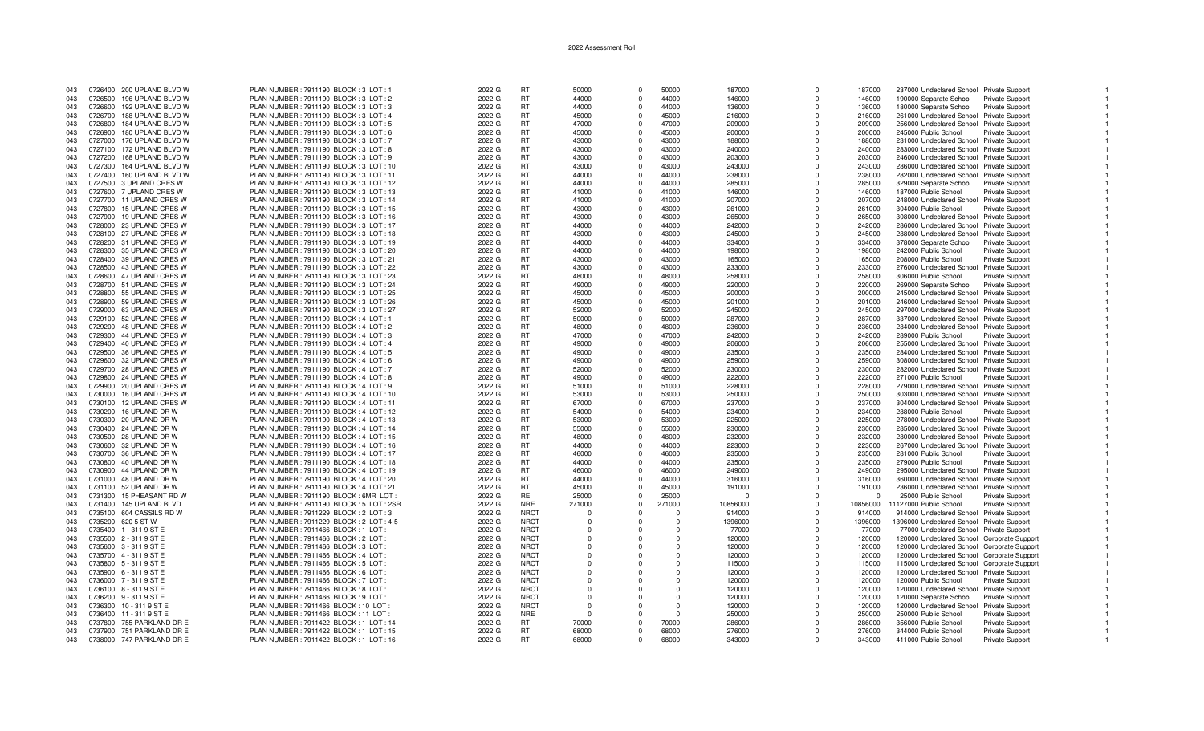2022 Assessment Roll

| | | | | | | | | | | | | | | | |
|---|---|---|---|---|---|---|---|---|---|---|---|---|---|---|---|
| 043 | 0726400 200 UPLAND BLVD W | PLAN NUMBER : 7911190 BLOCK : 3 LOT : 1 | 2022 G | RT | 50000 | 0 | 50000 | 187000 | 0 | 187000 | 237000 | Undeclared School | Private Support | 1 |
| 043 | 0726500 196 UPLAND BLVD W | PLAN NUMBER : 7911190 BLOCK : 3 LOT : 2 | 2022 G | RT | 44000 | 0 | 44000 | 146000 | 0 | 146000 | 190000 | Separate School | Private Support | 1 |
| 043 | 0726600 192 UPLAND BLVD W | PLAN NUMBER : 7911190 BLOCK : 3 LOT : 3 | 2022 G | RT | 44000 | 0 | 44000 | 136000 | 0 | 136000 | 180000 | Separate School | Private Support | 1 |
| 043 | 0726700 188 UPLAND BLVD W | PLAN NUMBER : 7911190 BLOCK : 3 LOT : 4 | 2022 G | RT | 45000 | 0 | 45000 | 216000 | 0 | 216000 | 261000 | Undeclared School | Private Support | 1 |
| 043 | 0726800 184 UPLAND BLVD W | PLAN NUMBER : 7911190 BLOCK : 3 LOT : 5 | 2022 G | RT | 47000 | 0 | 47000 | 209000 | 0 | 209000 | 256000 | Undeclared School | Private Support | 1 |
| 043 | 0726900 180 UPLAND BLVD W | PLAN NUMBER : 7911190 BLOCK : 3 LOT : 6 | 2022 G | RT | 45000 | 0 | 45000 | 200000 | 0 | 200000 | 245000 | Public School | Private Support | 1 |
| 043 | 0727000 176 UPLAND BLVD W | PLAN NUMBER : 7911190 BLOCK : 3 LOT : 7 | 2022 G | RT | 43000 | 0 | 43000 | 188000 | 0 | 188000 | 231000 | Undeclared School | Private Support | 1 |
| 043 | 0727100 172 UPLAND BLVD W | PLAN NUMBER : 7911190 BLOCK : 3 LOT : 8 | 2022 G | RT | 43000 | 0 | 43000 | 240000 | 0 | 240000 | 283000 | Undeclared School | Private Support | 1 |
| 043 | 0727200 168 UPLAND BLVD W | PLAN NUMBER : 7911190 BLOCK : 3 LOT : 9 | 2022 G | RT | 43000 | 0 | 43000 | 203000 | 0 | 203000 | 246000 | Undeclared School | Private Support | 1 |
| 043 | 0727300 164 UPLAND BLVD W | PLAN NUMBER : 7911190 BLOCK : 3 LOT : 10 | 2022 G | RT | 43000 | 0 | 43000 | 243000 | 0 | 243000 | 286000 | Undeclared School | Private Support | 1 |
| 043 | 0727400 160 UPLAND BLVD W | PLAN NUMBER : 7911190 BLOCK : 3 LOT : 11 | 2022 G | RT | 44000 | 0 | 44000 | 238000 | 0 | 238000 | 282000 | Undeclared School | Private Support | 1 |
| 043 | 0727500 3 UPLAND CRES W | PLAN NUMBER : 7911190 BLOCK : 3 LOT : 12 | 2022 G | RT | 44000 | 0 | 44000 | 285000 | 0 | 285000 | 329000 | Separate School | Private Support | 1 |
| 043 | 0727600 7 UPLAND CRES W | PLAN NUMBER : 7911190 BLOCK : 3 LOT : 13 | 2022 G | RT | 41000 | 0 | 41000 | 146000 | 0 | 146000 | 187000 | Public School | Private Support | 1 |
| 043 | 0727700 11 UPLAND CRES W | PLAN NUMBER : 7911190 BLOCK : 3 LOT : 14 | 2022 G | RT | 41000 | 0 | 41000 | 207000 | 0 | 207000 | 248000 | Undeclared School | Private Support | 1 |
| 043 | 0727800 15 UPLAND CRES W | PLAN NUMBER : 7911190 BLOCK : 3 LOT : 15 | 2022 G | RT | 43000 | 0 | 43000 | 261000 | 0 | 261000 | 304000 | Public School | Private Support | 1 |
| 043 | 0727900 19 UPLAND CRES W | PLAN NUMBER : 7911190 BLOCK : 3 LOT : 16 | 2022 G | RT | 43000 | 0 | 43000 | 265000 | 0 | 265000 | 308000 | Undeclared School | Private Support | 1 |
| 043 | 0728000 23 UPLAND CRES W | PLAN NUMBER : 7911190 BLOCK : 3 LOT : 17 | 2022 G | RT | 44000 | 0 | 44000 | 242000 | 0 | 242000 | 286000 | Undeclared School | Private Support | 1 |
| 043 | 0728100 27 UPLAND CRES W | PLAN NUMBER : 7911190 BLOCK : 3 LOT : 18 | 2022 G | RT | 43000 | 0 | 43000 | 245000 | 0 | 245000 | 288000 | Undeclared School | Private Support | 1 |
| 043 | 0728200 31 UPLAND CRES W | PLAN NUMBER : 7911190 BLOCK : 3 LOT : 19 | 2022 G | RT | 44000 | 0 | 44000 | 334000 | 0 | 334000 | 378000 | Separate School | Private Support | 1 |
| 043 | 0728300 35 UPLAND CRES W | PLAN NUMBER : 7911190 BLOCK : 3 LOT : 20 | 2022 G | RT | 44000 | 0 | 44000 | 198000 | 0 | 198000 | 242000 | Public School | Private Support | 1 |
| 043 | 0728400 39 UPLAND CRES W | PLAN NUMBER : 7911190 BLOCK : 3 LOT : 21 | 2022 G | RT | 43000 | 0 | 43000 | 165000 | 0 | 165000 | 208000 | Public School | Private Support | 1 |
| 043 | 0728500 43 UPLAND CRES W | PLAN NUMBER : 7911190 BLOCK : 3 LOT : 22 | 2022 G | RT | 43000 | 0 | 43000 | 233000 | 0 | 233000 | 276000 | Undeclared School | Private Support | 1 |
| 043 | 0728600 47 UPLAND CRES W | PLAN NUMBER : 7911190 BLOCK : 3 LOT : 23 | 2022 G | RT | 48000 | 0 | 48000 | 258000 | 0 | 258000 | 306000 | Public School | Private Support | 1 |
| 043 | 0728700 51 UPLAND CRES W | PLAN NUMBER : 7911190 BLOCK : 3 LOT : 24 | 2022 G | RT | 49000 | 0 | 49000 | 220000 | 0 | 220000 | 269000 | Separate School | Private Support | 1 |
| 043 | 0728800 55 UPLAND CRES W | PLAN NUMBER : 7911190 BLOCK : 3 LOT : 25 | 2022 G | RT | 45000 | 0 | 45000 | 200000 | 0 | 200000 | 245000 | Undeclared School | Private Support | 1 |
| 043 | 0728900 59 UPLAND CRES W | PLAN NUMBER : 7911190 BLOCK : 3 LOT : 26 | 2022 G | RT | 45000 | 0 | 45000 | 201000 | 0 | 201000 | 246000 | Undeclared School | Private Support | 1 |
| 043 | 0729000 63 UPLAND CRES W | PLAN NUMBER : 7911190 BLOCK : 3 LOT : 27 | 2022 G | RT | 52000 | 0 | 52000 | 245000 | 0 | 245000 | 297000 | Undeclared School | Private Support | 1 |
| 043 | 0729100 52 UPLAND CRES W | PLAN NUMBER : 7911190 BLOCK : 4 LOT : 1 | 2022 G | RT | 50000 | 0 | 50000 | 287000 | 0 | 287000 | 337000 | Undeclared School | Private Support | 1 |
| 043 | 0729200 48 UPLAND CRES W | PLAN NUMBER : 7911190 BLOCK : 4 LOT : 2 | 2022 G | RT | 48000 | 0 | 48000 | 236000 | 0 | 236000 | 284000 | Undeclared School | Private Support | 1 |
| 043 | 0729300 44 UPLAND CRES W | PLAN NUMBER : 7911190 BLOCK : 4 LOT : 3 | 2022 G | RT | 47000 | 0 | 47000 | 242000 | 0 | 242000 | 289000 | Public School | Private Support | 1 |
| 043 | 0729400 40 UPLAND CRES W | PLAN NUMBER : 7911190 BLOCK : 4 LOT : 4 | 2022 G | RT | 49000 | 0 | 49000 | 206000 | 0 | 206000 | 255000 | Undeclared School | Private Support | 1 |
| 043 | 0729500 36 UPLAND CRES W | PLAN NUMBER : 7911190 BLOCK : 4 LOT : 5 | 2022 G | RT | 49000 | 0 | 49000 | 235000 | 0 | 235000 | 284000 | Undeclared School | Private Support | 1 |
| 043 | 0729600 32 UPLAND CRES W | PLAN NUMBER : 7911190 BLOCK : 4 LOT : 6 | 2022 G | RT | 49000 | 0 | 49000 | 259000 | 0 | 259000 | 308000 | Undeclared School | Private Support | 1 |
| 043 | 0729700 28 UPLAND CRES W | PLAN NUMBER : 7911190 BLOCK : 4 LOT : 7 | 2022 G | RT | 52000 | 0 | 52000 | 230000 | 0 | 230000 | 282000 | Undeclared School | Private Support | 1 |
| 043 | 0729800 24 UPLAND CRES W | PLAN NUMBER : 7911190 BLOCK : 4 LOT : 8 | 2022 G | RT | 49000 | 0 | 49000 | 222000 | 0 | 222000 | 271000 | Public School | Private Support | 1 |
| 043 | 0729900 20 UPLAND CRES W | PLAN NUMBER : 7911190 BLOCK : 4 LOT : 9 | 2022 G | RT | 51000 | 0 | 51000 | 228000 | 0 | 228000 | 279000 | Undeclared School | Private Support | 1 |
| 043 | 0730000 16 UPLAND CRES W | PLAN NUMBER : 7911190 BLOCK : 4 LOT : 10 | 2022 G | RT | 53000 | 0 | 53000 | 250000 | 0 | 250000 | 303000 | Undeclared School | Private Support | 1 |
| 043 | 0730100 12 UPLAND CRES W | PLAN NUMBER : 7911190 BLOCK : 4 LOT : 11 | 2022 G | RT | 67000 | 0 | 67000 | 237000 | 0 | 237000 | 304000 | Undeclared School | Private Support | 1 |
| 043 | 0730200 16 UPLAND DR W | PLAN NUMBER : 7911190 BLOCK : 4 LOT : 12 | 2022 G | RT | 54000 | 0 | 54000 | 234000 | 0 | 234000 | 288000 | Public School | Private Support | 1 |
| 043 | 0730300 20 UPLAND DR W | PLAN NUMBER : 7911190 BLOCK : 4 LOT : 13 | 2022 G | RT | 53000 | 0 | 53000 | 225000 | 0 | 225000 | 278000 | Undeclared School | Private Support | 1 |
| 043 | 0730400 24 UPLAND DR W | PLAN NUMBER : 7911190 BLOCK : 4 LOT : 14 | 2022 G | RT | 55000 | 0 | 55000 | 230000 | 0 | 230000 | 285000 | Undeclared School | Private Support | 1 |
| 043 | 0730500 28 UPLAND DR W | PLAN NUMBER : 7911190 BLOCK : 4 LOT : 15 | 2022 G | RT | 48000 | 0 | 48000 | 232000 | 0 | 232000 | 280000 | Undeclared School | Private Support | 1 |
| 043 | 0730600 32 UPLAND DR W | PLAN NUMBER : 7911190 BLOCK : 4 LOT : 16 | 2022 G | RT | 44000 | 0 | 44000 | 223000 | 0 | 223000 | 267000 | Undeclared School | Private Support | 1 |
| 043 | 0730700 36 UPLAND DR W | PLAN NUMBER : 7911190 BLOCK : 4 LOT : 17 | 2022 G | RT | 46000 | 0 | 46000 | 235000 | 0 | 235000 | 281000 | Public School | Private Support | 1 |
| 043 | 0730800 40 UPLAND DR W | PLAN NUMBER : 7911190 BLOCK : 4 LOT : 18 | 2022 G | RT | 44000 | 0 | 44000 | 235000 | 0 | 235000 | 279000 | Public School | Private Support | 1 |
| 043 | 0730900 44 UPLAND DR W | PLAN NUMBER : 7911190 BLOCK : 4 LOT : 19 | 2022 G | RT | 46000 | 0 | 46000 | 249000 | 0 | 249000 | 295000 | Undeclared School | Private Support | 1 |
| 043 | 0731000 48 UPLAND DR W | PLAN NUMBER : 7911190 BLOCK : 4 LOT : 20 | 2022 G | RT | 44000 | 0 | 44000 | 316000 | 0 | 316000 | 360000 | Undeclared School | Private Support | 1 |
| 043 | 0731100 52 UPLAND DR W | PLAN NUMBER : 7911190 BLOCK : 4 LOT : 21 | 2022 G | RT | 45000 | 0 | 45000 | 191000 | 0 | 191000 | 236000 | Undeclared School | Private Support | 1 |
| 043 | 0731300 15 PHEASANT RD W | PLAN NUMBER : 7911190 BLOCK : 6MR LOT : | 2022 G | RE | 25000 | 0 | 25000 | 0 | 0 | 0 | 25000 | Public School | Private Support | 1 |
| 043 | 0731400 145 UPLAND BLVD | PLAN NUMBER : 7911190 BLOCK : 5 LOT : 2SR | 2022 G | NRE | 271000 | 0 | 271000 | 10856000 | 0 | 10856000 | 11127000 | Public School | Private Support | 1 |
| 043 | 0735100 604 CASSILS RD W | PLAN NUMBER : 7911229 BLOCK : 2 LOT : 3 | 2022 G | NRCT | 0 | 0 | 0 | 914000 | 0 | 914000 | 914000 | Undeclared School | Private Support | 1 |
| 043 | 0735200 620 5 ST W | PLAN NUMBER : 7911229 BLOCK : 2 LOT : 4-5 | 2022 G | NRCT | 0 | 0 | 0 | 1396000 | 0 | 1396000 | 1396000 | Undeclared School | Private Support | 1 |
| 043 | 0735400 1 - 311 9 ST E | PLAN NUMBER : 7911466 BLOCK : 1 LOT : | 2022 G | NRCT | 0 | 0 | 0 | 77000 | 0 | 77000 | 77000 | Undeclared School | Private Support | 1 |
| 043 | 0735500 2 - 311 9 ST E | PLAN NUMBER : 7911466 BLOCK : 2 LOT : | 2022 G | NRCT | 0 | 0 | 0 | 120000 | 0 | 120000 | 120000 | Undeclared School | Corporate Support | 1 |
| 043 | 0735600 3 - 311 9 ST E | PLAN NUMBER : 7911466 BLOCK : 3 LOT : | 2022 G | NRCT | 0 | 0 | 0 | 120000 | 0 | 120000 | 120000 | Undeclared School | Corporate Support | 1 |
| 043 | 0735700 4 - 311 9 ST E | PLAN NUMBER : 7911466 BLOCK : 4 LOT : | 2022 G | NRCT | 0 | 0 | 0 | 120000 | 0 | 120000 | 120000 | Undeclared School | Corporate Support | 1 |
| 043 | 0735800 5 - 311 9 ST E | PLAN NUMBER : 7911466 BLOCK : 5 LOT : | 2022 G | NRCT | 0 | 0 | 0 | 115000 | 0 | 115000 | 115000 | Undeclared School | Corporate Support | 1 |
| 043 | 0735900 6 - 311 9 ST E | PLAN NUMBER : 7911466 BLOCK : 6 LOT : | 2022 G | NRCT | 0 | 0 | 0 | 120000 | 0 | 120000 | 120000 | Undeclared School | Private Support | 1 |
| 043 | 0736000 7 - 311 9 ST E | PLAN NUMBER : 7911466 BLOCK : 7 LOT : | 2022 G | NRCT | 0 | 0 | 0 | 120000 | 0 | 120000 | 120000 | Public School | Private Support | 1 |
| 043 | 0736100 8 - 311 9 ST E | PLAN NUMBER : 7911466 BLOCK : 8 LOT : | 2022 G | NRCT | 0 | 0 | 0 | 120000 | 0 | 120000 | 120000 | Undeclared School | Private Support | 1 |
| 043 | 0736200 9 - 311 9 ST E | PLAN NUMBER : 7911466 BLOCK : 9 LOT : | 2022 G | NRCT | 0 | 0 | 0 | 120000 | 0 | 120000 | 120000 | Separate School | Private Support | 1 |
| 043 | 0736300 10 - 311 9 ST E | PLAN NUMBER : 7911466 BLOCK : 10 LOT : | 2022 G | NRCT | 0 | 0 | 0 | 120000 | 0 | 120000 | 120000 | Undeclared School | Private Support | 1 |
| 043 | 0736400 11 - 311 9 ST E | PLAN NUMBER : 7911466 BLOCK : 11 LOT : | 2022 G | NRE | 0 | 0 | 0 | 250000 | 0 | 250000 | 250000 | Public School | Private Support | 1 |
| 043 | 0737800 755 PARKLAND DR E | PLAN NUMBER : 7911422 BLOCK : 1 LOT : 14 | 2022 G | RT | 70000 | 0 | 70000 | 286000 | 0 | 286000 | 356000 | Public School | Private Support | 1 |
| 043 | 0737900 751 PARKLAND DR E | PLAN NUMBER : 7911422 BLOCK : 1 LOT : 15 | 2022 G | RT | 68000 | 0 | 68000 | 276000 | 0 | 276000 | 344000 | Public School | Private Support | 1 |
| 043 | 0738000 747 PARKLAND DR E | PLAN NUMBER : 7911422 BLOCK : 1 LOT : 16 | 2022 G | RT | 68000 | 0 | 68000 | 343000 | 0 | 343000 | 411000 | Public School | Private Support | 1 |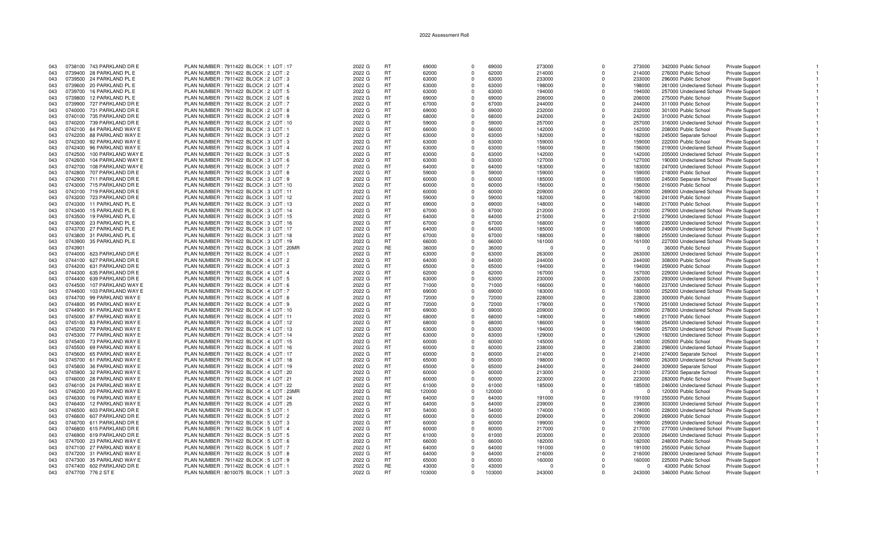2022 Assessment Roll

| | | | | | | | | | | | | | | | |
|---|---|---|---|---|---|---|---|---|---|---|---|---|---|---|---|
| 043 | 0738100 | 743 PARKLAND DR E | PLAN NUMBER : 7911422 BLOCK : 1 LOT : 17 | 2022 G | RT | 69000 | 0 | 69000 | 273000 | 0 | 273000 | 342000 Public School | Private Support | 1 |
| 043 | 0739400 | 28 PARKLAND PL E | PLAN NUMBER : 7911422 BLOCK : 2 LOT : 2 | 2022 G | RT | 62000 | 0 | 62000 | 214000 | 0 | 214000 | 276000 Public School | Private Support | 1 |
| 043 | 0739500 | 24 PARKLAND PL E | PLAN NUMBER : 7911422 BLOCK : 2 LOT : 3 | 2022 G | RT | 63000 | 0 | 63000 | 233000 | 0 | 233000 | 296000 Public School | Private Support | 1 |
| 043 | 0739600 | 20 PARKLAND PL E | PLAN NUMBER : 7911422 BLOCK : 2 LOT : 4 | 2022 G | RT | 63000 | 0 | 63000 | 198000 | 0 | 198000 | 261000 Undeclared School | Private Support | 1 |
| 043 | 0739700 | 16 PARKLAND PL E | PLAN NUMBER : 7911422 BLOCK : 2 LOT : 5 | 2022 G | RT | 63000 | 0 | 63000 | 194000 | 0 | 194000 | 257000 Undeclared School | Private Support | 1 |
| 043 | 0739800 | 12 PARKLAND PL E | PLAN NUMBER : 7911422 BLOCK : 2 LOT : 6 | 2022 G | RT | 69000 | 0 | 69000 | 206000 | 0 | 206000 | 275000 Public School | Private Support | 1 |
| 043 | 0739900 | 727 PARKLAND DR E | PLAN NUMBER : 7911422 BLOCK : 2 LOT : 7 | 2022 G | RT | 67000 | 0 | 67000 | 244000 | 0 | 244000 | 311000 Public School | Private Support | 1 |
| 043 | 0740000 | 731 PARKLAND DR E | PLAN NUMBER : 7911422 BLOCK : 2 LOT : 8 | 2022 G | RT | 69000 | 0 | 69000 | 232000 | 0 | 232000 | 301000 Public School | Private Support | 1 |
| 043 | 0740100 | 735 PARKLAND DR E | PLAN NUMBER : 7911422 BLOCK : 2 LOT : 9 | 2022 G | RT | 68000 | 0 | 68000 | 242000 | 0 | 242000 | 310000 Public School | Private Support | 1 |
| 043 | 0740200 | 739 PARKLAND DR E | PLAN NUMBER : 7911422 BLOCK : 2 LOT : 10 | 2022 G | RT | 59000 | 0 | 59000 | 257000 | 0 | 257000 | 316000 Undeclared School | Private Support | 1 |
| 043 | 0742100 | 84 PARKLAND WAY E | PLAN NUMBER : 7911422 BLOCK : 3 LOT : 1 | 2022 G | RT | 66000 | 0 | 66000 | 142000 | 0 | 142000 | 208000 Public School | Private Support | 1 |
| 043 | 0742200 | 88 PARKLAND WAY E | PLAN NUMBER : 7911422 BLOCK : 3 LOT : 2 | 2022 G | RT | 63000 | 0 | 63000 | 182000 | 0 | 182000 | 245000 Separate School | Private Support | 1 |
| 043 | 0742300 | 92 PARKLAND WAY E | PLAN NUMBER : 7911422 BLOCK : 3 LOT : 3 | 2022 G | RT | 63000 | 0 | 63000 | 159000 | 0 | 159000 | 222000 Public School | Private Support | 1 |
| 043 | 0742400 | 96 PARKLAND WAY E | PLAN NUMBER : 7911422 BLOCK : 3 LOT : 4 | 2022 G | RT | 63000 | 0 | 63000 | 156000 | 0 | 156000 | 219000 Undeclared School | Private Support | 1 |
| 043 | 0742500 | 100 PARKLAND WAY E | PLAN NUMBER : 7911422 BLOCK : 3 LOT : 5 | 2022 G | RT | 63000 | 0 | 63000 | 142000 | 0 | 142000 | 205000 Undeclared School | Private Support | 1 |
| 043 | 0742600 | 104 PARKLAND WAY E | PLAN NUMBER : 7911422 BLOCK : 3 LOT : 6 | 2022 G | RT | 63000 | 0 | 63000 | 127000 | 0 | 127000 | 190000 Undeclared School | Private Support | 1 |
| 043 | 0742700 | 108 PARKLAND WAY E | PLAN NUMBER : 7911422 BLOCK : 3 LOT : 7 | 2022 G | RT | 64000 | 0 | 64000 | 183000 | 0 | 183000 | 247000 Undeclared School | Private Support | 1 |
| 043 | 0742800 | 707 PARKLAND DR E | PLAN NUMBER : 7911422 BLOCK : 3 LOT : 8 | 2022 G | RT | 59000 | 0 | 59000 | 159000 | 0 | 159000 | 218000 Public School | Private Support | 1 |
| 043 | 0742900 | 711 PARKLAND DR E | PLAN NUMBER : 7911422 BLOCK : 3 LOT : 9 | 2022 G | RT | 60000 | 0 | 60000 | 185000 | 0 | 185000 | 245000 Separate School | Private Support | 1 |
| 043 | 0743000 | 715 PARKLAND DR E | PLAN NUMBER : 7911422 BLOCK : 3 LOT : 10 | 2022 G | RT | 60000 | 0 | 60000 | 156000 | 0 | 156000 | 216000 Public School | Private Support | 1 |
| 043 | 0743100 | 719 PARKLAND DR E | PLAN NUMBER : 7911422 BLOCK : 3 LOT : 11 | 2022 G | RT | 60000 | 0 | 60000 | 209000 | 0 | 209000 | 269000 Undeclared School | Private Support | 1 |
| 043 | 0743200 | 723 PARKLAND DR E | PLAN NUMBER : 7911422 BLOCK : 3 LOT : 12 | 2022 G | RT | 59000 | 0 | 59000 | 182000 | 0 | 182000 | 241000 Public School | Private Support | 1 |
| 043 | 0743300 | 11 PARKLAND PL E | PLAN NUMBER : 7911422 BLOCK : 3 LOT : 13 | 2022 G | RT | 69000 | 0 | 69000 | 148000 | 0 | 148000 | 217000 Public School | Private Support | 1 |
| 043 | 0743400 | 15 PARKLAND PL E | PLAN NUMBER : 7911422 BLOCK : 3 LOT : 14 | 2022 G | RT | 67000 | 0 | 67000 | 212000 | 0 | 212000 | 279000 Undeclared School | Private Support | 1 |
| 043 | 0743500 | 19 PARKLAND PL E | PLAN NUMBER : 7911422 BLOCK : 3 LOT : 15 | 2022 G | RT | 64000 | 0 | 64000 | 215000 | 0 | 215000 | 279000 Undeclared School | Private Support | 1 |
| 043 | 0743600 | 23 PARKLAND PL E | PLAN NUMBER : 7911422 BLOCK : 3 LOT : 16 | 2022 G | RT | 67000 | 0 | 67000 | 168000 | 0 | 168000 | 235000 Undeclared School | Private Support | 1 |
| 043 | 0743700 | 27 PARKLAND PL E | PLAN NUMBER : 7911422 BLOCK : 3 LOT : 17 | 2022 G | RT | 64000 | 0 | 64000 | 185000 | 0 | 185000 | 249000 Undeclared School | Private Support | 1 |
| 043 | 0743800 | 31 PARKLAND PL E | PLAN NUMBER : 7911422 BLOCK : 3 LOT : 18 | 2022 G | RT | 67000 | 0 | 67000 | 188000 | 0 | 188000 | 255000 Undeclared School | Private Support | 1 |
| 043 | 0743900 | 35 PARKLAND PL E | PLAN NUMBER : 7911422 BLOCK : 3 LOT : 19 | 2022 G | RT | 66000 | 0 | 66000 | 161000 | 0 | 161000 | 227000 Undeclared School | Private Support | 1 |
| 043 | 0743901 | | PLAN NUMBER : 7911422 BLOCK : 3 LOT : 20MR | 2022 G | RE | 36000 | 0 | 36000 | 0 | 0 | 0 | 36000 Public School | Private Support | 1 |
| 043 | 0744000 | 623 PARKLAND DR E | PLAN NUMBER : 7911422 BLOCK : 4 LOT : 1 | 2022 G | RT | 63000 | 0 | 63000 | 263000 | 0 | 263000 | 326000 Undeclared School | Private Support | 1 |
| 043 | 0744100 | 627 PARKLAND DR E | PLAN NUMBER : 7911422 BLOCK : 4 LOT : 2 | 2022 G | RT | 64000 | 0 | 64000 | 244000 | 0 | 244000 | 308000 Public School | Private Support | 1 |
| 043 | 0744200 | 631 PARKLAND DR E | PLAN NUMBER : 7911422 BLOCK : 4 LOT : 3 | 2022 G | RT | 65000 | 0 | 65000 | 194000 | 0 | 194000 | 259000 Public School | Private Support | 1 |
| 043 | 0744300 | 635 PARKLAND DR E | PLAN NUMBER : 7911422 BLOCK : 4 LOT : 4 | 2022 G | RT | 62000 | 0 | 62000 | 167000 | 0 | 167000 | 229000 Undeclared School | Private Support | 1 |
| 043 | 0744400 | 639 PARKLAND DR E | PLAN NUMBER : 7911422 BLOCK : 4 LOT : 5 | 2022 G | RT | 63000 | 0 | 63000 | 230000 | 0 | 230000 | 293000 Undeclared School | Private Support | 1 |
| 043 | 0744500 | 107 PARKLAND WAY E | PLAN NUMBER : 7911422 BLOCK : 4 LOT : 6 | 2022 G | RT | 71000 | 0 | 71000 | 166000 | 0 | 166000 | 237000 Undeclared School | Private Support | 1 |
| 043 | 0744600 | 103 PARKLAND WAY E | PLAN NUMBER : 7911422 BLOCK : 4 LOT : 7 | 2022 G | RT | 69000 | 0 | 69000 | 183000 | 0 | 183000 | 252000 Undeclared School | Private Support | 1 |
| 043 | 0744700 | 99 PARKLAND WAY E | PLAN NUMBER : 7911422 BLOCK : 4 LOT : 8 | 2022 G | RT | 72000 | 0 | 72000 | 228000 | 0 | 228000 | 300000 Public School | Private Support | 1 |
| 043 | 0744800 | 95 PARKLAND WAY E | PLAN NUMBER : 7911422 BLOCK : 4 LOT : 9 | 2022 G | RT | 72000 | 0 | 72000 | 179000 | 0 | 179000 | 251000 Undeclared School | Private Support | 1 |
| 043 | 0744900 | 91 PARKLAND WAY E | PLAN NUMBER : 7911422 BLOCK : 4 LOT : 10 | 2022 G | RT | 69000 | 0 | 69000 | 209000 | 0 | 209000 | 278000 Undeclared School | Private Support | 1 |
| 043 | 0745000 | 87 PARKLAND WAY E | PLAN NUMBER : 7911422 BLOCK : 4 LOT : 11 | 2022 G | RT | 68000 | 0 | 68000 | 149000 | 0 | 149000 | 217000 Public School | Private Support | 1 |
| 043 | 0745100 | 83 PARKLAND WAY E | PLAN NUMBER : 7911422 BLOCK : 4 LOT : 12 | 2022 G | RT | 68000 | 0 | 68000 | 186000 | 0 | 186000 | 254000 Undeclared School | Private Support | 1 |
| 043 | 0745200 | 79 PARKLAND WAY E | PLAN NUMBER : 7911422 BLOCK : 4 LOT : 13 | 2022 G | RT | 63000 | 0 | 63000 | 194000 | 0 | 194000 | 257000 Undeclared School | Private Support | 1 |
| 043 | 0745300 | 77 PARKLAND WAY E | PLAN NUMBER : 7911422 BLOCK : 4 LOT : 14 | 2022 G | RT | 63000 | 0 | 63000 | 129000 | 0 | 129000 | 192000 Undeclared School | Private Support | 1 |
| 043 | 0745400 | 73 PARKLAND WAY E | PLAN NUMBER : 7911422 BLOCK : 4 LOT : 15 | 2022 G | RT | 60000 | 0 | 60000 | 145000 | 0 | 145000 | 205000 Public School | Private Support | 1 |
| 043 | 0745500 | 69 PARKLAND WAY E | PLAN NUMBER : 7911422 BLOCK : 4 LOT : 16 | 2022 G | RT | 60000 | 0 | 60000 | 238000 | 0 | 238000 | 298000 Undeclared School | Private Support | 1 |
| 043 | 0745600 | 65 PARKLAND WAY E | PLAN NUMBER : 7911422 BLOCK : 4 LOT : 17 | 2022 G | RT | 60000 | 0 | 60000 | 214000 | 0 | 214000 | 274000 Separate School | Private Support | 1 |
| 043 | 0745700 | 61 PARKLAND WAY E | PLAN NUMBER : 7911422 BLOCK : 4 LOT : 18 | 2022 G | RT | 65000 | 0 | 65000 | 198000 | 0 | 198000 | 263000 Undeclared School | Private Support | 1 |
| 043 | 0745800 | 36 PARKLAND WAY E | PLAN NUMBER : 7911422 BLOCK : 4 LOT : 19 | 2022 G | RT | 65000 | 0 | 65000 | 244000 | 0 | 244000 | 309000 Separate School | Private Support | 1 |
| 043 | 0745900 | 32 PARKLAND WAY E | PLAN NUMBER : 7911422 BLOCK : 4 LOT : 20 | 2022 G | RT | 60000 | 0 | 60000 | 213000 | 0 | 213000 | 273000 Separate School | Private Support | 1 |
| 043 | 0746000 | 28 PARKLAND WAY E | PLAN NUMBER : 7911422 BLOCK : 4 LOT : 21 | 2022 G | RT | 60000 | 0 | 60000 | 223000 | 0 | 223000 | 283000 Public School | Private Support | 1 |
| 043 | 0746100 | 24 PARKLAND WAY E | PLAN NUMBER : 7911422 BLOCK : 4 LOT : 22 | 2022 G | RT | 61000 | 0 | 61000 | 185000 | 0 | 185000 | 246000 Undeclared School | Private Support | 1 |
| 043 | 0746200 | 20 PARKLAND WAY E | PLAN NUMBER : 7911422 BLOCK : 4 LOT : 23MR | 2022 G | RE | 120000 | 0 | 120000 | 0 | 0 | 0 | 120000 Public School | Private Support | 1 |
| 043 | 0746300 | 16 PARKLAND WAY E | PLAN NUMBER : 7911422 BLOCK : 4 LOT : 24 | 2022 G | RT | 64000 | 0 | 64000 | 191000 | 0 | 191000 | 255000 Public School | Private Support | 1 |
| 043 | 0746400 | 12 PARKLAND WAY E | PLAN NUMBER : 7911422 BLOCK : 4 LOT : 25 | 2022 G | RT | 64000 | 0 | 64000 | 239000 | 0 | 239000 | 303000 Undeclared School | Private Support | 1 |
| 043 | 0746500 | 603 PARKLAND DR E | PLAN NUMBER : 7911422 BLOCK : 5 LOT : 1 | 2022 G | RT | 54000 | 0 | 54000 | 174000 | 0 | 174000 | 228000 Undeclared School | Private Support | 1 |
| 043 | 0746600 | 607 PARKLAND DR E | PLAN NUMBER : 7911422 BLOCK : 5 LOT : 2 | 2022 G | RT | 60000 | 0 | 60000 | 209000 | 0 | 209000 | 269000 Public School | Private Support | 1 |
| 043 | 0746700 | 611 PARKLAND DR E | PLAN NUMBER : 7911422 BLOCK : 5 LOT : 3 | 2022 G | RT | 60000 | 0 | 60000 | 199000 | 0 | 199000 | 259000 Undeclared School | Private Support | 1 |
| 043 | 0746800 | 615 PARKLAND DR E | PLAN NUMBER : 7911422 BLOCK : 5 LOT : 4 | 2022 G | RT | 60000 | 0 | 60000 | 217000 | 0 | 217000 | 277000 Undeclared School | Private Support | 1 |
| 043 | 0746900 | 619 PARKLAND DR E | PLAN NUMBER : 7911422 BLOCK : 5 LOT : 5 | 2022 G | RT | 61000 | 0 | 61000 | 203000 | 0 | 203000 | 264000 Undeclared School | Private Support | 1 |
| 043 | 0747000 | 23 PARKLAND WAY E | PLAN NUMBER : 7911422 BLOCK : 5 LOT : 6 | 2022 G | RT | 66000 | 0 | 66000 | 182000 | 0 | 182000 | 248000 Public School | Private Support | 1 |
| 043 | 0747100 | 27 PARKLAND WAY E | PLAN NUMBER : 7911422 BLOCK : 5 LOT : 7 | 2022 G | RT | 64000 | 0 | 64000 | 191000 | 0 | 191000 | 255000 Public School | Private Support | 1 |
| 043 | 0747200 | 31 PARKLAND WAY E | PLAN NUMBER : 7911422 BLOCK : 5 LOT : 8 | 2022 G | RT | 64000 | 0 | 64000 | 216000 | 0 | 216000 | 280000 Undeclared School | Private Support | 1 |
| 043 | 0747300 | 35 PARKLAND WAY E | PLAN NUMBER : 7911422 BLOCK : 5 LOT : 9 | 2022 G | RT | 65000 | 0 | 65000 | 160000 | 0 | 160000 | 225000 Public School | Private Support | 1 |
| 043 | 0747400 | 602 PARKLAND DR E | PLAN NUMBER : 7911422 BLOCK : 6 LOT : 1 | 2022 G | RE | 43000 | 0 | 43000 | 0 | 0 | 0 | 43000 Public School | Private Support | 1 |
| 043 | 0747700 | 776 2 ST E | PLAN NUMBER : 8010075 BLOCK : 1 LOT : 3 | 2022 G | RT | 103000 | 0 | 103000 | 243000 | 0 | 243000 | 346000 Public School | Private Support | 1 |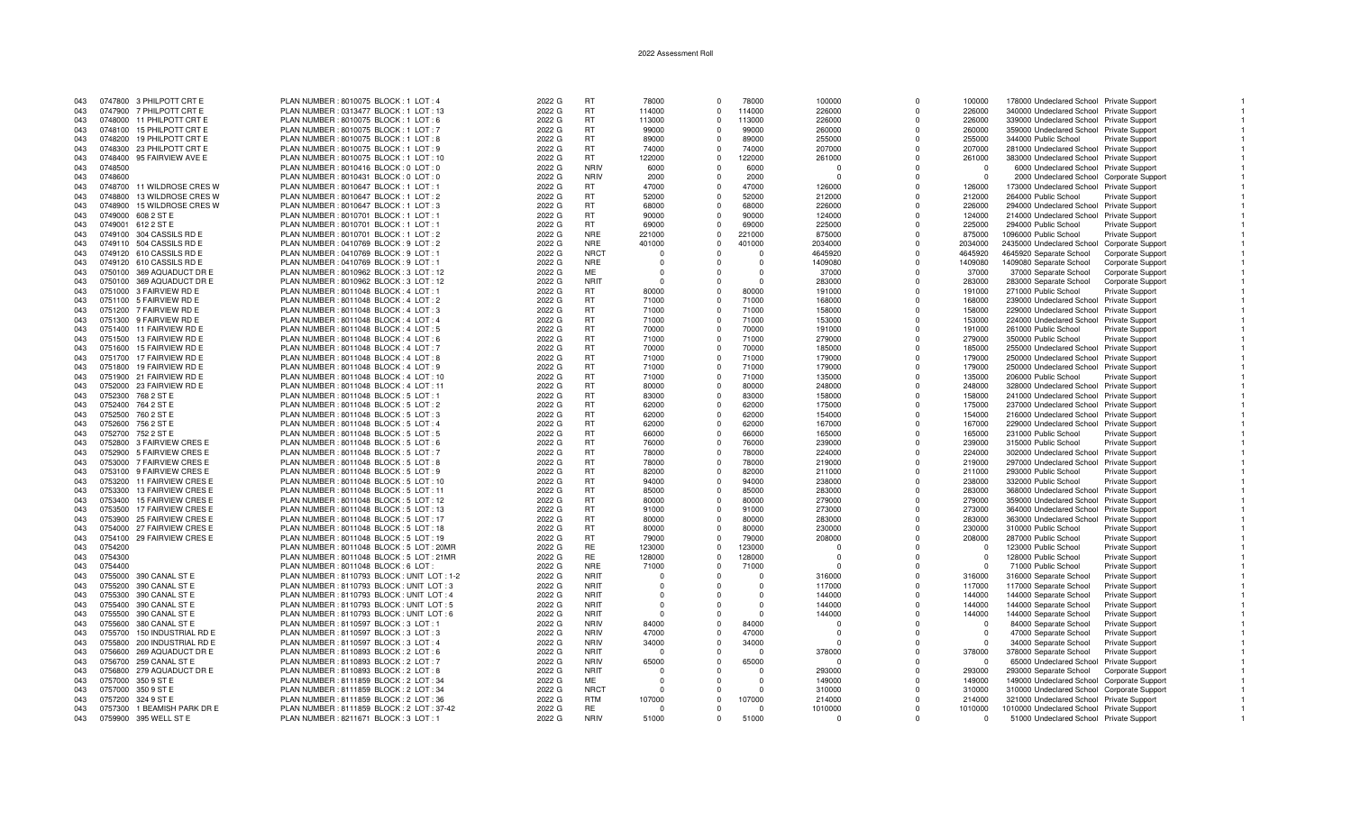# 2022 Assessment Roll

| | | | | | | | | | | | | | | | | |
|---|---|---|---|---|---|---|---|---|---|---|---|---|---|---|---|---|
| 043 | 0747800 | 3 PHILPOTT CRT E | PLAN NUMBER : 8010075 BLOCK : 1 LOT : 4 | 2022 G | RT | 78000 | 0 | 78000 | 100000 | 0 | 100000 | 178000 | Undeclared School | Private Support | | 1 |
| 043 | 0747900 | 7 PHILPOTT CRT E | PLAN NUMBER : 0313477 BLOCK : 1 LOT : 13 | 2022 G | RT | 114000 | 0 | 114000 | 226000 | 0 | 226000 | 340000 | Undeclared School | Private Support | | 1 |
| 043 | 0748000 | 11 PHILPOTT CRT E | PLAN NUMBER : 8010075 BLOCK : 1 LOT : 6 | 2022 G | RT | 113000 | 0 | 113000 | 226000 | 0 | 226000 | 339000 | Undeclared School | Private Support | | 1 |
| 043 | 0748100 | 15 PHILPOTT CRT E | PLAN NUMBER : 8010075 BLOCK : 1 LOT : 7 | 2022 G | RT | 99000 | 0 | 99000 | 260000 | 0 | 260000 | 359000 | Undeclared School | Private Support | | 1 |
| 043 | 0748200 | 19 PHILPOTT CRT E | PLAN NUMBER : 8010075 BLOCK : 1 LOT : 8 | 2022 G | RT | 89000 | 0 | 89000 | 255000 | 0 | 255000 | 344000 | Public School | Private Support | | 1 |
| 043 | 0748300 | 23 PHILPOTT CRT E | PLAN NUMBER : 8010075 BLOCK : 1 LOT : 9 | 2022 G | RT | 74000 | 0 | 74000 | 207000 | 0 | 207000 | 281000 | Undeclared School | Private Support | | 1 |
| 043 | 0748400 | 95 FAIRVIEW AVE E | PLAN NUMBER : 8010075 BLOCK : 1 LOT : 10 | 2022 G | RT | 122000 | 0 | 122000 | 261000 | 0 | 261000 | 383000 | Undeclared School | Private Support | | 1 |
| 043 | 0748500 | | PLAN NUMBER : 8010416 BLOCK : 0 LOT : 0 | 2022 G | NRIV | 6000 | 0 | 6000 | 0 | 0 | 0 | 6000 | Undeclared School | Private Support | | 1 |
| 043 | 0748600 | | PLAN NUMBER : 8010431 BLOCK : 0 LOT : 0 | 2022 G | NRIV | 2000 | 0 | 2000 | 0 | 0 | 0 | 2000 | Undeclared School | Corporate Support | | 1 |
| 043 | 0748700 | 11 WILDROSE CRES W | PLAN NUMBER : 8010647 BLOCK : 1 LOT : 1 | 2022 G | RT | 47000 | 0 | 47000 | 126000 | 0 | 126000 | 173000 | Undeclared School | Private Support | | 1 |
| 043 | 0748800 | 13 WILDROSE CRES W | PLAN NUMBER : 8010647 BLOCK : 1 LOT : 2 | 2022 G | RT | 52000 | 0 | 52000 | 212000 | 0 | 212000 | 264000 | Public School | Private Support | | 1 |
| 043 | 0748900 | 15 WILDROSE CRES W | PLAN NUMBER : 8010647 BLOCK : 1 LOT : 3 | 2022 G | RT | 68000 | 0 | 68000 | 226000 | 0 | 226000 | 294000 | Undeclared School | Private Support | | 1 |
| 043 | 0749000 | 608 2 ST E | PLAN NUMBER : 8010701 BLOCK : 1 LOT : 1 | 2022 G | RT | 90000 | 0 | 90000 | 124000 | 0 | 124000 | 214000 | Undeclared School | Private Support | | 1 |
| 043 | 0749001 | 612 2 ST E | PLAN NUMBER : 8010701 BLOCK : 1 LOT : 1 | 2022 G | RT | 69000 | 0 | 69000 | 225000 | 0 | 225000 | 294000 | Public School | Private Support | | 1 |
| 043 | 0749100 | 304 CASSILS RD E | PLAN NUMBER : 8010701 BLOCK : 1 LOT : 2 | 2022 G | NRE | 221000 | 0 | 221000 | 875000 | 0 | 875000 | 1096000 | Public School | Private Support | | 1 |
| 043 | 0749110 | 504 CASSILS RD E | PLAN NUMBER : 0410769 BLOCK : 9 LOT : 2 | 2022 G | NRE | 401000 | 0 | 401000 | 2034000 | 0 | 2034000 | 2435000 | Undeclared School | Corporate Support | | 1 |
| 043 | 0749120 | 610 CASSILS RD E | PLAN NUMBER : 0410769 BLOCK : 9 LOT : 1 | 2022 G | NRCT | 0 | 0 | 0 | 4645920 | 0 | 4645920 | 4645920 | Separate School | Corporate Support | | 1 |
| 043 | 0749120 | 610 CASSILS RD E | PLAN NUMBER : 0410769 BLOCK : 9 LOT : 1 | 2022 G | NRE | 0 | 0 | 0 | 1409080 | 0 | 1409080 | 1409080 | Separate School | Corporate Support | | 1 |
| 043 | 0750100 | 369 AQUADUCT DR E | PLAN NUMBER : 8010962 BLOCK : 3 LOT : 12 | 2022 G | ME | 0 | 0 | 0 | 37000 | 0 | 37000 | 37000 | Separate School | Corporate Support | | 1 |
| 043 | 0750100 | 369 AQUADUCT DR E | PLAN NUMBER : 8010962 BLOCK : 3 LOT : 12 | 2022 G | NRIT | 0 | 0 | 0 | 283000 | 0 | 283000 | 283000 | Separate School | Corporate Support | | 1 |
| 043 | 0751000 | 3 FAIRVIEW RD E | PLAN NUMBER : 8011048 BLOCK : 4 LOT : 1 | 2022 G | RT | 80000 | 0 | 80000 | 191000 | 0 | 191000 | 271000 | Public School | Private Support | | 1 |
| 043 | 0751100 | 5 FAIRVIEW RD E | PLAN NUMBER : 8011048 BLOCK : 4 LOT : 2 | 2022 G | RT | 71000 | 0 | 71000 | 168000 | 0 | 168000 | 239000 | Undeclared School | Private Support | | 1 |
| 043 | 0751200 | 7 FAIRVIEW RD E | PLAN NUMBER : 8011048 BLOCK : 4 LOT : 3 | 2022 G | RT | 71000 | 0 | 71000 | 158000 | 0 | 158000 | 229000 | Undeclared School | Private Support | | 1 |
| 043 | 0751300 | 9 FAIRVIEW RD E | PLAN NUMBER : 8011048 BLOCK : 4 LOT : 4 | 2022 G | RT | 71000 | 0 | 71000 | 153000 | 0 | 153000 | 224000 | Undeclared School | Private Support | | 1 |
| 043 | 0751400 | 11 FAIRVIEW RD E | PLAN NUMBER : 8011048 BLOCK : 4 LOT : 5 | 2022 G | RT | 70000 | 0 | 70000 | 191000 | 0 | 191000 | 261000 | Public School | Private Support | | 1 |
| 043 | 0751500 | 13 FAIRVIEW RD E | PLAN NUMBER : 8011048 BLOCK : 4 LOT : 6 | 2022 G | RT | 71000 | 0 | 71000 | 279000 | 0 | 279000 | 350000 | Public School | Private Support | | 1 |
| 043 | 0751600 | 15 FAIRVIEW RD E | PLAN NUMBER : 8011048 BLOCK : 4 LOT : 7 | 2022 G | RT | 70000 | 0 | 70000 | 185000 | 0 | 185000 | 255000 | Undeclared School | Private Support | | 1 |
| 043 | 0751700 | 17 FAIRVIEW RD E | PLAN NUMBER : 8011048 BLOCK : 4 LOT : 8 | 2022 G | RT | 71000 | 0 | 71000 | 179000 | 0 | 179000 | 250000 | Undeclared School | Private Support | | 1 |
| 043 | 0751800 | 19 FAIRVIEW RD E | PLAN NUMBER : 8011048 BLOCK : 4 LOT : 9 | 2022 G | RT | 71000 | 0 | 71000 | 179000 | 0 | 179000 | 250000 | Undeclared School | Private Support | | 1 |
| 043 | 0751900 | 21 FAIRVIEW RD E | PLAN NUMBER : 8011048 BLOCK : 4 LOT : 10 | 2022 G | RT | 71000 | 0 | 71000 | 135000 | 0 | 135000 | 206000 | Public School | Private Support | | 1 |
| 043 | 0752000 | 23 FAIRVIEW RD E | PLAN NUMBER : 8011048 BLOCK : 4 LOT : 11 | 2022 G | RT | 80000 | 0 | 80000 | 248000 | 0 | 248000 | 328000 | Undeclared School | Private Support | | 1 |
| 043 | 0752300 | 768 2 ST E | PLAN NUMBER : 8011048 BLOCK : 5 LOT : 1 | 2022 G | RT | 83000 | 0 | 83000 | 158000 | 0 | 158000 | 241000 | Undeclared School | Private Support | | 1 |
| 043 | 0752400 | 764 2 ST E | PLAN NUMBER : 8011048 BLOCK : 5 LOT : 2 | 2022 G | RT | 62000 | 0 | 62000 | 175000 | 0 | 175000 | 237000 | Undeclared School | Private Support | | 1 |
| 043 | 0752500 | 760 2 ST E | PLAN NUMBER : 8011048 BLOCK : 5 LOT : 3 | 2022 G | RT | 62000 | 0 | 62000 | 154000 | 0 | 154000 | 216000 | Undeclared School | Private Support | | 1 |
| 043 | 0752600 | 756 2 ST E | PLAN NUMBER : 8011048 BLOCK : 5 LOT : 4 | 2022 G | RT | 62000 | 0 | 62000 | 167000 | 0 | 167000 | 229000 | Undeclared School | Private Support | | 1 |
| 043 | 0752700 | 752 2 ST E | PLAN NUMBER : 8011048 BLOCK : 5 LOT : 5 | 2022 G | RT | 66000 | 0 | 66000 | 165000 | 0 | 165000 | 231000 | Public School | Private Support | | 1 |
| 043 | 0752800 | 3 FAIRVIEW CRES E | PLAN NUMBER : 8011048 BLOCK : 5 LOT : 6 | 2022 G | RT | 76000 | 0 | 76000 | 239000 | 0 | 239000 | 315000 | Public School | Private Support | | 1 |
| 043 | 0752900 | 5 FAIRVIEW CRES E | PLAN NUMBER : 8011048 BLOCK : 5 LOT : 7 | 2022 G | RT | 78000 | 0 | 78000 | 224000 | 0 | 224000 | 302000 | Undeclared School | Private Support | | 1 |
| 043 | 0753000 | 7 FAIRVIEW CRES E | PLAN NUMBER : 8011048 BLOCK : 5 LOT : 8 | 2022 G | RT | 78000 | 0 | 78000 | 219000 | 0 | 219000 | 297000 | Undeclared School | Private Support | | 1 |
| 043 | 0753100 | 9 FAIRVIEW CRES E | PLAN NUMBER : 8011048 BLOCK : 5 LOT : 9 | 2022 G | RT | 82000 | 0 | 82000 | 211000 | 0 | 211000 | 293000 | Public School | Private Support | | 1 |
| 043 | 0753200 | 11 FAIRVIEW CRES E | PLAN NUMBER : 8011048 BLOCK : 5 LOT : 10 | 2022 G | RT | 94000 | 0 | 94000 | 238000 | 0 | 238000 | 332000 | Public School | Private Support | | 1 |
| 043 | 0753300 | 13 FAIRVIEW CRES E | PLAN NUMBER : 8011048 BLOCK : 5 LOT : 11 | 2022 G | RT | 85000 | 0 | 85000 | 283000 | 0 | 283000 | 368000 | Undeclared School | Private Support | | 1 |
| 043 | 0753400 | 15 FAIRVIEW CRES E | PLAN NUMBER : 8011048 BLOCK : 5 LOT : 12 | 2022 G | RT | 80000 | 0 | 80000 | 279000 | 0 | 279000 | 359000 | Undeclared School | Private Support | | 1 |
| 043 | 0753500 | 17 FAIRVIEW CRES E | PLAN NUMBER : 8011048 BLOCK : 5 LOT : 13 | 2022 G | RT | 91000 | 0 | 91000 | 273000 | 0 | 273000 | 364000 | Undeclared School | Private Support | | 1 |
| 043 | 0753900 | 25 FAIRVIEW CRES E | PLAN NUMBER : 8011048 BLOCK : 5 LOT : 17 | 2022 G | RT | 80000 | 0 | 80000 | 283000 | 0 | 283000 | 363000 | Undeclared School | Private Support | | 1 |
| 043 | 0754000 | 27 FAIRVIEW CRES E | PLAN NUMBER : 8011048 BLOCK : 5 LOT : 18 | 2022 G | RT | 80000 | 0 | 80000 | 230000 | 0 | 230000 | 310000 | Public School | Private Support | | 1 |
| 043 | 0754100 | 29 FAIRVIEW CRES E | PLAN NUMBER : 8011048 BLOCK : 5 LOT : 19 | 2022 G | RT | 79000 | 0 | 79000 | 208000 | 0 | 208000 | 287000 | Public School | Private Support | | 1 |
| 043 | 0754200 | | PLAN NUMBER : 8011048 BLOCK : 5 LOT : 20MR | 2022 G | RE | 123000 | 0 | 123000 | 0 | 0 | 0 | 123000 | Public School | Private Support | | 1 |
| 043 | 0754300 | | PLAN NUMBER : 8011048 BLOCK : 5 LOT : 21MR | 2022 G | RE | 128000 | 0 | 128000 | 0 | 0 | 0 | 128000 | Public School | Private Support | | 1 |
| 043 | 0754400 | | PLAN NUMBER : 8011048 BLOCK : 6 LOT : | 2022 G | NRE | 71000 | 0 | 71000 | 0 | 0 | 0 | 71000 | Public School | Private Support | | 1 |
| 043 | 0755000 | 390 CANAL ST E | PLAN NUMBER : 8110793 BLOCK : UNIT LOT : 1-2 | 2022 G | NRIT | 0 | 0 | 0 | 316000 | 0 | 316000 | 316000 | Separate School | Private Support | | 1 |
| 043 | 0755200 | 390 CANAL ST E | PLAN NUMBER : 8110793 BLOCK : UNIT LOT : 3 | 2022 G | NRIT | 0 | 0 | 0 | 117000 | 0 | 117000 | 117000 | Separate School | Private Support | | 1 |
| 043 | 0755300 | 390 CANAL ST E | PLAN NUMBER : 8110793 BLOCK : UNIT LOT : 4 | 2022 G | NRIT | 0 | 0 | 0 | 144000 | 0 | 144000 | 144000 | Separate School | Private Support | | 1 |
| 043 | 0755400 | 390 CANAL ST E | PLAN NUMBER : 8110793 BLOCK : UNIT LOT : 5 | 2022 G | NRIT | 0 | 0 | 0 | 144000 | 0 | 144000 | 144000 | Separate School | Private Support | | 1 |
| 043 | 0755500 | 390 CANAL ST E | PLAN NUMBER : 8110793 BLOCK : UNIT LOT : 6 | 2022 G | NRIT | 0 | 0 | 0 | 144000 | 0 | 144000 | 144000 | Separate School | Private Support | | 1 |
| 043 | 0755600 | 380 CANAL ST E | PLAN NUMBER : 8110597 BLOCK : 3 LOT : 1 | 2022 G | NRIV | 84000 | 0 | 84000 | 0 | 0 | 0 | 84000 | Separate School | Private Support | | 1 |
| 043 | 0755700 | 150 INDUSTRIAL RD E | PLAN NUMBER : 8110597 BLOCK : 3 LOT : 3 | 2022 G | NRIV | 47000 | 0 | 47000 | 0 | 0 | 0 | 47000 | Separate School | Private Support | | 1 |
| 043 | 0755800 | 200 INDUSTRIAL RD E | PLAN NUMBER : 8110597 BLOCK : 3 LOT : 4 | 2022 G | NRIV | 34000 | 0 | 34000 | 0 | 0 | 0 | 34000 | Separate School | Private Support | | 1 |
| 043 | 0756600 | 269 AQUADUCT DR E | PLAN NUMBER : 8110893 BLOCK : 2 LOT : 6 | 2022 G | NRIT | 0 | 0 | 0 | 378000 | 0 | 378000 | 378000 | Separate School | Private Support | | 1 |
| 043 | 0756700 | 259 CANAL ST E | PLAN NUMBER : 8110893 BLOCK : 2 LOT : 7 | 2022 G | NRIV | 65000 | 0 | 65000 | 0 | 0 | 0 | 65000 | Undeclared School | Private Support | | 1 |
| 043 | 0756800 | 279 AQUADUCT DR E | PLAN NUMBER : 8110893 BLOCK : 2 LOT : 8 | 2022 G | NRIT | 0 | 0 | 0 | 293000 | 0 | 293000 | 293000 | Separate School | Corporate Support | | 1 |
| 043 | 0757000 | 350 9 ST E | PLAN NUMBER : 8111859 BLOCK : 2 LOT : 34 | 2022 G | ME | 0 | 0 | 0 | 149000 | 0 | 149000 | 149000 | Undeclared School | Corporate Support | | 1 |
| 043 | 0757000 | 350 9 ST E | PLAN NUMBER : 8111859 BLOCK : 2 LOT : 34 | 2022 G | NRCT | 0 | 0 | 0 | 310000 | 0 | 310000 | 310000 | Undeclared School | Corporate Support | | 1 |
| 043 | 0757200 | 324 9 ST E | PLAN NUMBER : 8111859 BLOCK : 2 LOT : 36 | 2022 G | RTM | 107000 | 0 | 107000 | 214000 | 0 | 214000 | 321000 | Undeclared School | Private Support | | 1 |
| 043 | 0757300 | 1 BEAMISH PARK DR E | PLAN NUMBER : 8111859 BLOCK : 2 LOT : 37-42 | 2022 G | RE | 0 | 0 | 0 | 1010000 | 0 | 1010000 | 1010000 | Undeclared School | Private Support | | 1 |
| 043 | 0759900 | 395 WELL ST E | PLAN NUMBER : 8211671 BLOCK : 3 LOT : 1 | 2022 G | NRIV | 51000 | 0 | 51000 | 0 | 0 | 0 | 51000 | Undeclared School | Private Support | | 1 |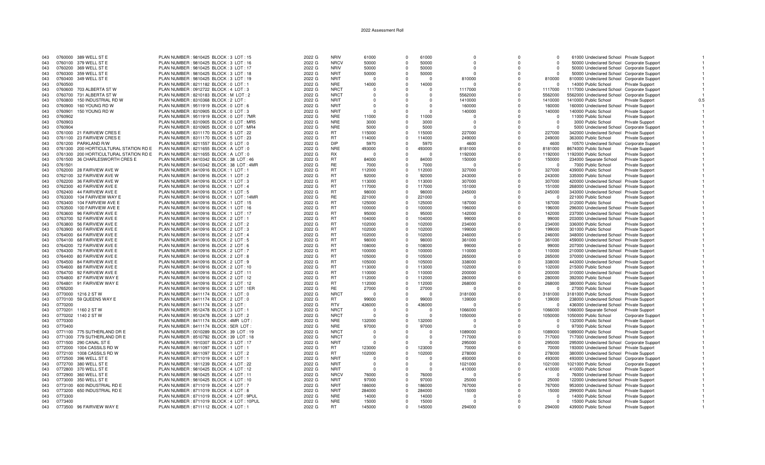# 2022 Assessment Roll

| | | | | | | | | | | | | | | | |
|---|---|---|---|---|---|---|---|---|---|---|---|---|---|---|---|
| 043 | 0760000 | 389 WELL ST E | PLAN NUMBER : 9810425 BLOCK : 3 LOT : 15 | 2022 G | NRIV | 61000 | 0 | 61000 | 0 | 0 | 0 | 61000 | Undeclared School | Private Support | 1 |
| 043 | 0760100 | 379 WELL ST E | PLAN NUMBER : 9810425 BLOCK : 3 LOT : 16 | 2022 G | NRCV | 50000 | 0 | 50000 | 0 | 0 | 0 | 50000 | Undeclared School | Corporate Support | 1 |
| 043 | 0760200 | 369 WELL ST E | PLAN NUMBER : 9810425 BLOCK : 3 LOT : 17 | 2022 G | NRIV | 50000 | 0 | 50000 | 0 | 0 | 0 | 50000 | Undeclared School | Corporate Support | 1 |
| 043 | 0760300 | 359 WELL ST E | PLAN NUMBER : 9810425 BLOCK : 3 LOT : 18 | 2022 G | NRIT | 50000 | 0 | 50000 | 0 | 0 | 0 | 50000 | Undeclared School | Corporate Support | 1 |
| 043 | 0760400 | 349 WELL ST E | PLAN NUMBER : 9810425 BLOCK : 3 LOT : 19 | 2022 G | NRIT | 0 | 0 | 0 | 810000 | 0 | 810000 | 810000 | Undeclared School | Corporate Support | 1 |
| 043 | 0760500 | | PLAN NUMBER : 8211182 BLOCK : 0 LOT : 1 | 2022 G | NRE | 14000 | 0 | 14000 | 0 | 0 | 0 | 14000 | Public School | Private Support | 1 |
| 043 | 0760600 | 703 ALBERTA ST W | PLAN NUMBER : 0912722 BLOCK : 4 LOT : 3 | 2022 G | NRCT | 0 | 0 | 0 | 1117000 | 0 | 1117000 | 1117000 | Undeclared School | Corporate Support | 1 |
| 043 | 0760700 | 731 ALBERTA ST W | PLAN NUMBER : 8210183 BLOCK : M LOT : 2 | 2022 G | NRCT | 0 | 0 | 0 | 5562000 | 0 | 5562000 | 5562000 | Undeclared School | Corporate Support | 1 |
| 043 | 0760800 | 150 INDUSTRIAL RD W | PLAN NUMBER : 8310368 BLOCK : 2 LOT : | 2022 G | NRIT | 0 | 0 | 0 | 1410000 | 0 | 1410000 | 1410000 | Public School | Private Support | 0.5 |
| 043 | 0760900 | 160 YOUNG RD W | PLAN NUMBER : 9511919 BLOCK : 0 LOT : 6 | 2022 G | NRIT | 0 | 0 | 0 | 160000 | 0 | 160000 | 160000 | Undeclared School | Private Support | 1 |
| 043 | 0760901 | 150 YOUNG RD W | PLAN NUMBER : 8310905 BLOCK : 0 LOT : 3 | 2022 G | NRIT | 0 | 0 | 0 | 140000 | 0 | 140000 | 140000 | Public School | Private Support | 1 |
| 043 | 0760902 | | PLAN NUMBER : 9511919 BLOCK : 0 LOT : 7MR | 2022 G | NRE | 11000 | 0 | 11000 | 0 | 0 | 0 | 11000 | Public School | Private Support | 1 |
| 043 | 0760903 | | PLAN NUMBER : 8310905 BLOCK : 0 LOT : MR5 | 2022 G | NRE | 3000 | 0 | 3000 | 0 | 0 | 0 | 3000 | Public School | Private Support | 1 |
| 043 | 0760904 | | PLAN NUMBER : 8310905 BLOCK : 0 LOT : MR4 | 2022 G | NRE | 5000 | 0 | 5000 | 0 | 0 | 0 | 5000 | Undeclared School | Corporate Support | 1 |
| 043 | 0761000 | 21 FAIRVIEW CRES E | PLAN NUMBER : 8311170 BLOCK : 5 LOT : 22 | 2022 G | RT | 115000 | 0 | 115000 | 227000 | 0 | 227000 | 342000 | Undeclared School | Private Support | 1 |
| 043 | 0761100 | 23 FAIRVIEW CRES E | PLAN NUMBER : 8311170 BLOCK : 5 LOT : 23 | 2022 G | RT | 114000 | 0 | 114000 | 249000 | 0 | 249000 | 363000 | Public School | Private Support | 1 |
| 043 | 0761200 | PARKLAND R/W | PLAN NUMBER : 8211557 BLOCK : 0 LOT : 0 | 2022 G | DIP | 5970 | 0 | 5970 | 4600 | 0 | 4600 | 10570 | Undeclared School | Corporate Support | 1 |
| 043 | 0761300 | 200 HORTICULTURAL STATION RD E | PLAN NUMBER : 8211655 BLOCK : A LOT : 0 | 2022 G | NRE | 493000 | 0 | 493000 | 8181000 | 0 | 8181000 | 8674000 | Public School | Private Support | 1 |
| 043 | 0761300 | 200 HORTICULTURAL STATION RD E | PLAN NUMBER : 8211655 BLOCK : A LOT : 0 | 2022 G | RX | 0 | 0 | 0 | 1192000 | 0 | 1192000 | 1192000 | Public School | Private Support | 1 |
| 043 | 0761500 | 36 CHARLESWORTH CRES E | PLAN NUMBER : 8410342 BLOCK : 38 LOT : 46 | 2022 G | RT | 84000 | 0 | 84000 | 150000 | 0 | 150000 | 234000 | Separate School | Private Support | 1 |
| 043 | 0761501 | | PLAN NUMBER : 8410342 BLOCK : 38 LOT : 4MR | 2022 G | RE | 7000 | 0 | 7000 | 0 | 0 | 0 | 7000 | Public School | Private Support | 1 |
| 043 | 0762000 | 28 FAIRVIEW AVE W | PLAN NUMBER : 8410916 BLOCK : 1 LOT : 1 | 2022 G | RT | 112000 | 0 | 112000 | 327000 | 0 | 327000 | 439000 | Public School | Private Support | 1 |
| 043 | 0762100 | 32 FAIRVIEW AVE W | PLAN NUMBER : 8410916 BLOCK : 1 LOT : 2 | 2022 G | RT | 92000 | 0 | 92000 | 243000 | 0 | 243000 | 335000 | Public School | Private Support | 1 |
| 043 | 0762200 | 36 FAIRVIEW AVE W | PLAN NUMBER : 8410916 BLOCK : 1 LOT : 3 | 2022 G | RT | 113000 | 0 | 113000 | 307000 | 0 | 307000 | 420000 | Undeclared School | Private Support | 1 |
| 043 | 0762300 | 40 FAIRVIEW AVE E | PLAN NUMBER : 8410916 BLOCK : 1 LOT : 4 | 2022 G | RT | 117000 | 0 | 117000 | 151000 | 0 | 151000 | 268000 | Undeclared School | Private Support | 1 |
| 043 | 0762400 | 44 FAIRVIEW AVE E | PLAN NUMBER : 8410916 BLOCK : 1 LOT : 5 | 2022 G | RT | 98000 | 0 | 98000 | 245000 | 0 | 245000 | 343000 | Undeclared School | Private Support | 1 |
| 043 | 0763300 | 104 FAIRVIEW WAY E | PLAN NUMBER : 8410916 BLOCK : 1 LOT : 14MR | 2022 G | RE | 221000 | 0 | 221000 | 0 | 0 | 0 | 221000 | Public School | Private Support | 1 |
| 043 | 0763400 | 104 FAIRVIEW AVE E | PLAN NUMBER : 8410916 BLOCK : 1 LOT : 15 | 2022 G | RT | 125000 | 0 | 125000 | 187000 | 0 | 187000 | 312000 | Public School | Private Support | 1 |
| 043 | 0763500 | 100 FAIRVIEW AVE E | PLAN NUMBER : 8410916 BLOCK : 1 LOT : 16 | 2022 G | RT | 100000 | 0 | 100000 | 196000 | 0 | 196000 | 296000 | Undeclared School | Private Support | 1 |
| 043 | 0763600 | 96 FAIRVIEW AVE E | PLAN NUMBER : 8410916 BLOCK : 1 LOT : 17 | 2022 G | RT | 95000 | 0 | 95000 | 142000 | 0 | 142000 | 237000 | Undeclared School | Private Support | 1 |
| 043 | 0763700 | 52 FAIRVIEW AVE E | PLAN NUMBER : 8410916 BLOCK : 2 LOT : 1 | 2022 G | RT | 104000 | 0 | 104000 | 99000 | 0 | 99000 | 203000 | Undeclared School | Private Support | 1 |
| 043 | 0763800 | 56 FAIRVIEW AVE E | PLAN NUMBER : 8410916 BLOCK : 2 LOT : 2 | 2022 G | RT | 102000 | 0 | 102000 | 234000 | 0 | 234000 | 336000 | Public School | Private Support | 1 |
| 043 | 0763900 | 60 FAIRVIEW AVE E | PLAN NUMBER : 8410916 BLOCK : 2 LOT : 3 | 2022 G | RT | 102000 | 0 | 102000 | 199000 | 0 | 199000 | 301000 | Public School | Private Support | 1 |
| 043 | 0764000 | 64 FAIRVIEW AVE E | PLAN NUMBER : 8410916 BLOCK : 2 LOT : 4 | 2022 G | RT | 102000 | 0 | 102000 | 246000 | 0 | 246000 | 348000 | Undeclared School | Private Support | 1 |
| 043 | 0764100 | 68 FAIRVIEW AVE E | PLAN NUMBER : 8410916 BLOCK : 2 LOT : 5 | 2022 G | RT | 98000 | 0 | 98000 | 361000 | 0 | 361000 | 459000 | Undeclared School | Private Support | 1 |
| 043 | 0764200 | 72 FAIRVIEW AVE E | PLAN NUMBER : 8410916 BLOCK : 2 LOT : 6 | 2022 G | RT | 108000 | 0 | 108000 | 99000 | 0 | 99000 | 207000 | Undeclared School | Private Support | 1 |
| 043 | 0764300 | 76 FAIRVIEW AVE E | PLAN NUMBER : 8410916 BLOCK : 2 LOT : 7 | 2022 G | RT | 100000 | 0 | 100000 | 110000 | 0 | 110000 | 210000 | Undeclared School | Private Support | 1 |
| 043 | 0764400 | 80 FAIRVIEW AVE E | PLAN NUMBER : 8410916 BLOCK : 2 LOT : 8 | 2022 G | RT | 105000 | 0 | 105000 | 265000 | 0 | 265000 | 370000 | Undeclared School | Private Support | 1 |
| 043 | 0764500 | 84 FAIRVIEW AVE E | PLAN NUMBER : 8410916 BLOCK : 2 LOT : 9 | 2022 G | RT | 105000 | 0 | 105000 | 338000 | 0 | 338000 | 443000 | Undeclared School | Private Support | 1 |
| 043 | 0764600 | 88 FAIRVIEW AVE E | PLAN NUMBER : 8410916 BLOCK : 2 LOT : 10 | 2022 G | RT | 113000 | 0 | 113000 | 102000 | 0 | 102000 | 215000 | Public School | Private Support | 1 |
| 043 | 0764700 | 92 FAIRVIEW AVE E | PLAN NUMBER : 8410916 BLOCK : 2 LOT : 11 | 2022 G | RT | 110000 | 0 | 110000 | 200000 | 0 | 200000 | 310000 | Undeclared School | Private Support | 1 |
| 043 | 0764800 | 87 FAIRVIEW WAY E | PLAN NUMBER : 8410916 BLOCK : 2 LOT : 12 | 2022 G | RT | 112000 | 0 | 112000 | 280000 | 0 | 280000 | 392000 | Public School | Private Support | 1 |
| 043 | 0764801 | 91 FAIRVIEW WAY E | PLAN NUMBER : 8410916 BLOCK : 2 LOT : 12 | 2022 G | RT | 112000 | 0 | 112000 | 268000 | 0 | 268000 | 380000 | Public School | Private Support | 1 |
| 043 | 0765200 | | PLAN NUMBER : 8410916 BLOCK : 3 LOT : 1ER | 2022 G | RE | 27000 | 0 | 27000 | 0 | 0 | 0 | 27000 | Public School | Private Support | 1 |
| 043 | 0770000 | 1216 2 ST W | PLAN NUMBER : 8411174 BLOCK : 1 LOT : 0 | 2022 G | NRCT | 0 | 0 | 0 | 3181000 | 0 | 3181000 | 3181000 | Public School | Private Support | 1 |
| 043 | 0770100 | 59 QUEENS WAY E | PLAN NUMBER : 8411174 BLOCK : 2 LOT : 0 | 2022 G | RT | 99000 | 0 | 99000 | 139000 | 0 | 139000 | 238000 | Undeclared School | Private Support | 1 |
| 043 | 0770200 | | PLAN NUMBER : 8411174 BLOCK : 3 LOT : | 2022 G | RTV | 436000 | 0 | 436000 | 0 | 0 | 0 | 436000 | Undeclared School | Private Support | 1 |
| 043 | 0770201 | 1160 2 ST W | PLAN NUMBER : 9512478 BLOCK : 3 LOT : 1 | 2022 G | NRCT | 0 | 0 | 0 | 1066000 | 0 | 1066000 | 1066000 | Separate School | Private Support | 1 |
| 043 | 0770202 | 1140 2 ST W | PLAN NUMBER : 9512478 BLOCK : 3 LOT : 2 | 2022 G | NRCT | 0 | 0 | 0 | 1050000 | 0 | 1050000 | 1050000 | Public School | Corporate Support | 1 |
| 043 | 0770300 | | PLAN NUMBER : 8411174 BLOCK : 4MR LOT : | 2022 G | NRE | 132000 | 0 | 132000 | 0 | 0 | 0 | 132000 | Public School | Private Support | 1 |
| 043 | 0770400 | | PLAN NUMBER : 8411174 BLOCK : 5ER LOT : | 2022 G | NRE | 97000 | 0 | 97000 | 0 | 0 | 0 | 97000 | Public School | Private Support | 1 |
| 043 | 0771100 | 775 SUTHERLAND DR E | PLAN NUMBER : 0010289 BLOCK : 39 LOT : 19 | 2022 G | NRCT | 0 | 0 | 0 | 1089000 | 0 | 1089000 | 1089000 | Public School | Private Support | 1 |
| 043 | 0771300 | 779 SUTHERLAND DR E | PLAN NUMBER : 8510792 BLOCK : 39 LOT : 18 | 2022 G | NRCT | 0 | 0 | 0 | 717000 | 0 | 717000 | 717000 | Undeclared School | Private Support | 1 |
| 043 | 0771500 | 290 CANAL ST E | PLAN NUMBER : 1910307 BLOCK : 3 LOT : 17 | 2022 G | NRIT | 0 | 0 | 0 | 295000 | 0 | 295000 | 295000 | Undeclared School | Corporate Support | 1 |
| 043 | 0772000 | 1004 CASSILS RD W | PLAN NUMBER : 8611097 BLOCK : 1 LOT : 1 | 2022 G | RT | 123000 | 0 | 123000 | 70000 | 0 | 70000 | 193000 | Undeclared School | Private Support | 1 |
| 043 | 0772100 | 1008 CASSILS RD W | PLAN NUMBER : 8611097 BLOCK : 1 LOT : 2 | 2022 G | RT | 102000 | 0 | 102000 | 278000 | 0 | 278000 | 380000 | Undeclared School | Private Support | 1 |
| 043 | 0772500 | 396 WELL ST E | PLAN NUMBER : 8711019 BLOCK : 4 LOT : 1 | 2022 G | NRIT | 0 | 0 | 0 | 493000 | 0 | 493000 | 493000 | Undeclared School | Corporate Support | 1 |
| 043 | 0772700 | 380 WELL ST E | PLAN NUMBER : 1811239 BLOCK : 4 LOT : 22 | 2022 G | NRIT | 0 | 0 | 0 | 1021000 | 0 | 1021000 | 1021000 | Public School | Corporate Support | 1 |
| 043 | 0772800 | 370 WELL ST E | PLAN NUMBER : 9810425 BLOCK : 4 LOT : 12 | 2022 G | NRIT | 0 | 0 | 0 | 410000 | 0 | 410000 | 410000 | Public School | Private Support | 1 |
| 043 | 0772900 | 360 WELL ST E | PLAN NUMBER : 9810425 BLOCK : 4 LOT : 11 | 2022 G | NRCV | 76000 | 0 | 76000 | 0 | 0 | 0 | 76000 | Undeclared School | Private Support | 1 |
| 043 | 0773000 | 350 WELL ST E | PLAN NUMBER : 9810425 BLOCK : 4 LOT : 10 | 2022 G | NRIT | 97000 | 0 | 97000 | 25000 | 0 | 25000 | 122000 | Undeclared School | Private Support | 1 |
| 043 | 0773100 | 600 INDUSTRIAL RD E | PLAN NUMBER : 8711019 BLOCK : 4 LOT : 7 | 2022 G | NRIT | 186000 | 0 | 186000 | 767000 | 0 | 767000 | 953000 | Undeclared School | Private Support | 1 |
| 043 | 0773200 | 650 INDUSTRIAL RD E | PLAN NUMBER : 8711019 BLOCK : 4 LOT : 8 | 2022 G | NRIT | 284000 | 0 | 284000 | 15000 | 0 | 15000 | 299000 | Public School | Private Support | 1 |
| 043 | 0773300 | | PLAN NUMBER : 8711019 BLOCK : 4 LOT : 9PUL | 2022 G | NRE | 14000 | 0 | 14000 | 0 | 0 | 0 | 14000 | Public School | Private Support | 1 |
| 043 | 0773400 | | PLAN NUMBER : 8711019 BLOCK : 4 LOT : 10PUL | 2022 G | NRE | 15000 | 0 | 15000 | 0 | 0 | 0 | 15000 | Public School | Private Support | 1 |
| 043 | 0773500 | 96 FAIRVIEW WAY E | PLAN NUMBER : 8711112 BLOCK : 4 LOT : 1 | 2022 G | RT | 145000 | 0 | 145000 | 294000 | 0 | 294000 | 439000 | Public School | Private Support | 1 |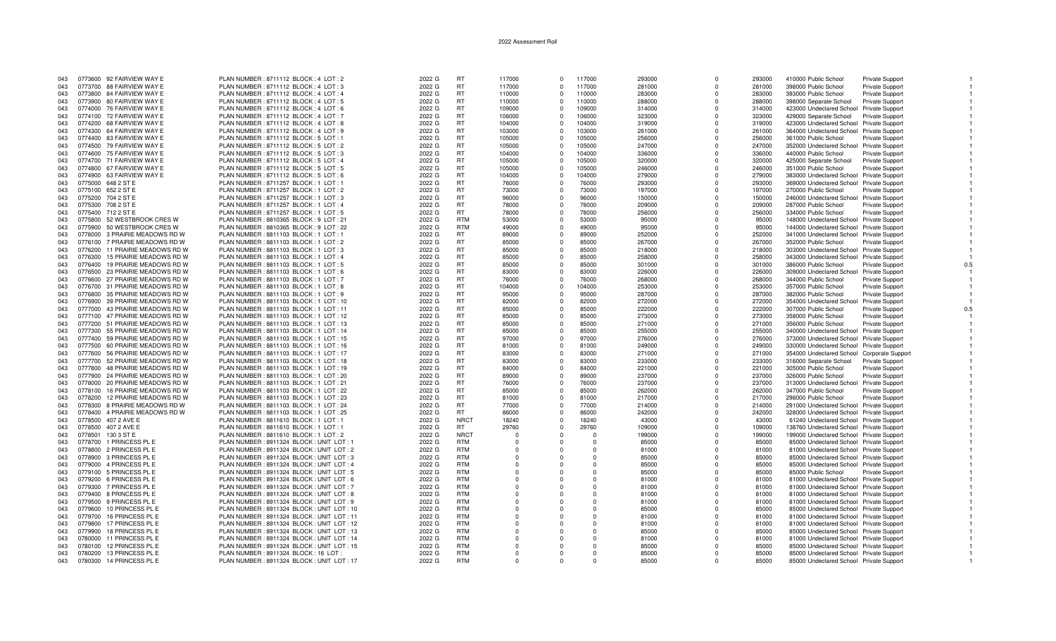2022 Assessment Roll

| | | | | | | | | | | | | | | | |
|---|---|---|---|---|---|---|---|---|---|---|---|---|---|---|---|
| 043 | 0773600 | 92 FAIRVIEW WAY E | PLAN NUMBER : 8711112 BLOCK : 4 LOT : 2 | 2022 G | RT | 117000 | 0 | 117000 | 293000 | 0 | 293000 | 410000 | Public School | Private Support | 1 |
| 043 | 0773700 | 88 FAIRVIEW WAY E | PLAN NUMBER : 8711112 BLOCK : 4 LOT : 3 | 2022 G | RT | 117000 | 0 | 117000 | 281000 | 0 | 281000 | 398000 | Public School | Private Support | 1 |
| 043 | 0773800 | 84 FAIRVIEW WAY E | PLAN NUMBER : 8711112 BLOCK : 4 LOT : 4 | 2022 G | RT | 110000 | 0 | 110000 | 283000 | 0 | 283000 | 393000 | Public School | Private Support | 1 |
| 043 | 0773900 | 80 FAIRVIEW WAY E | PLAN NUMBER : 8711112 BLOCK : 4 LOT : 5 | 2022 G | RT | 110000 | 0 | 110000 | 288000 | 0 | 288000 | 398000 | Separate School | Private Support | 1 |
| 043 | 0774000 | 76 FAIRVIEW WAY E | PLAN NUMBER : 8711112 BLOCK : 4 LOT : 6 | 2022 G | RT | 109000 | 0 | 109000 | 314000 | 0 | 314000 | 423000 | Undeclared School | Private Support | 1 |
| 043 | 0774100 | 72 FAIRVIEW WAY E | PLAN NUMBER : 8711112 BLOCK : 4 LOT : 7 | 2022 G | RT | 106000 | 0 | 106000 | 323000 | 0 | 323000 | 429000 | Separate School | Private Support | 1 |
| 043 | 0774200 | 68 FAIRVIEW WAY E | PLAN NUMBER : 8711112 BLOCK : 4 LOT : 8 | 2022 G | RT | 104000 | 0 | 104000 | 319000 | 0 | 319000 | 423000 | Undeclared School | Private Support | 1 |
| 043 | 0774300 | 64 FAIRVIEW WAY E | PLAN NUMBER : 8711112 BLOCK : 4 LOT : 9 | 2022 G | RT | 103000 | 0 | 103000 | 261000 | 0 | 261000 | 364000 | Undeclared School | Private Support | 1 |
| 043 | 0774400 | 83 FAIRVIEW WAY E | PLAN NUMBER : 8711112 BLOCK : 5 LOT : 1 | 2022 G | RT | 105000 | 0 | 105000 | 256000 | 0 | 256000 | 361000 | Public School | Private Support | 1 |
| 043 | 0774500 | 79 FAIRVIEW WAY E | PLAN NUMBER : 8711112 BLOCK : 5 LOT : 2 | 2022 G | RT | 105000 | 0 | 105000 | 247000 | 0 | 247000 | 352000 | Undeclared School | Private Support | 1 |
| 043 | 0774600 | 75 FAIRVIEW WAY E | PLAN NUMBER : 8711112 BLOCK : 5 LOT : 3 | 2022 G | RT | 104000 | 0 | 104000 | 336000 | 0 | 336000 | 440000 | Public School | Private Support | 1 |
| 043 | 0774700 | 71 FAIRVIEW WAY E | PLAN NUMBER : 8711112 BLOCK : 5 LOT : 4 | 2022 G | RT | 105000 | 0 | 105000 | 320000 | 0 | 320000 | 425000 | Separate School | Private Support | 1 |
| 043 | 0774800 | 67 FAIRVIEW WAY E | PLAN NUMBER : 8711112 BLOCK : 5 LOT : 5 | 2022 G | RT | 105000 | 0 | 105000 | 246000 | 0 | 246000 | 351000 | Public School | Private Support | 1 |
| 043 | 0774900 | 63 FAIRVIEW WAY E | PLAN NUMBER : 8711112 BLOCK : 5 LOT : 6 | 2022 G | RT | 104000 | 0 | 104000 | 279000 | 0 | 279000 | 383000 | Undeclared School | Private Support | 1 |
| 043 | 0775000 | 648 2 ST E | PLAN NUMBER : 8711257 BLOCK : 1 LOT : 1 | 2022 G | RT | 76000 | 0 | 76000 | 293000 | 0 | 293000 | 369000 | Undeclared School | Private Support | 1 |
| 043 | 0775100 | 652 2 ST E | PLAN NUMBER : 8711257 BLOCK : 1 LOT : 2 | 2022 G | RT | 73000 | 0 | 73000 | 197000 | 0 | 197000 | 270000 | Public School | Private Support | 1 |
| 043 | 0775200 | 704 2 ST E | PLAN NUMBER : 8711257 BLOCK : 1 LOT : 3 | 2022 G | RT | 96000 | 0 | 96000 | 150000 | 0 | 150000 | 246000 | Undeclared School | Private Support | 1 |
| 043 | 0775300 | 708 2 ST E | PLAN NUMBER : 8711257 BLOCK : 1 LOT : 4 | 2022 G | RT | 78000 | 0 | 78000 | 209000 | 0 | 209000 | 287000 | Public School | Private Support | 1 |
| 043 | 0775400 | 712 2 ST E | PLAN NUMBER : 8711257 BLOCK : 1 LOT : 5 | 2022 G | RT | 78000 | 0 | 78000 | 256000 | 0 | 256000 | 334000 | Public School | Private Support | 1 |
| 043 | 0775800 | 52 WESTBROOK CRES W | PLAN NUMBER : 8810365 BLOCK : 9 LOT : 21 | 2022 G | RTM | 53000 | 0 | 53000 | 95000 | 0 | 95000 | 148000 | Undeclared School | Private Support | 1 |
| 043 | 0775900 | 50 WESTBROOK CRES W | PLAN NUMBER : 8810365 BLOCK : 9 LOT : 22 | 2022 G | RTM | 49000 | 0 | 49000 | 95000 | 0 | 95000 | 144000 | Undeclared School | Private Support | 1 |
| 043 | 0776000 | 3 PRAIRIE MEADOWS RD W | PLAN NUMBER : 8811103 BLOCK : 1 LOT : 1 | 2022 G | RT | 89000 | 0 | 89000 | 252000 | 0 | 252000 | 341000 | Undeclared School | Private Support | 1 |
| 043 | 0776100 | 7 PRAIRIE MEADOWS RD W | PLAN NUMBER : 8811103 BLOCK : 1 LOT : 2 | 2022 G | RT | 85000 | 0 | 85000 | 267000 | 0 | 267000 | 352000 | Public School | Private Support | 1 |
| 043 | 0776200 | 11 PRAIRIE MEADOWS RD W | PLAN NUMBER : 8811103 BLOCK : 1 LOT : 3 | 2022 G | RT | 85000 | 0 | 85000 | 218000 | 0 | 218000 | 303000 | Undeclared School | Private Support | 1 |
| 043 | 0776300 | 15 PRAIRIE MEADOWS RD W | PLAN NUMBER : 8811103 BLOCK : 1 LOT : 4 | 2022 G | RT | 85000 | 0 | 85000 | 258000 | 0 | 258000 | 343000 | Undeclared School | Private Support | 1 |
| 043 | 0776400 | 19 PRAIRIE MEADOWS RD W | PLAN NUMBER : 8811103 BLOCK : 1 LOT : 5 | 2022 G | RT | 85000 | 0 | 85000 | 301000 | 0 | 301000 | 386000 | Public School | Private Support | 0.5 |
| 043 | 0776500 | 23 PRAIRIE MEADOWS RD W | PLAN NUMBER : 8811103 BLOCK : 1 LOT : 6 | 2022 G | RT | 83000 | 0 | 83000 | 226000 | 0 | 226000 | 309000 | Undeclared School | Private Support | 1 |
| 043 | 0776600 | 27 PRAIRIE MEADOWS RD W | PLAN NUMBER : 8811103 BLOCK : 1 LOT : 7 | 2022 G | RT | 76000 | 0 | 76000 | 268000 | 0 | 268000 | 344000 | Public School | Private Support | 1 |
| 043 | 0776700 | 31 PRAIRIE MEADOWS RD W | PLAN NUMBER : 8811103 BLOCK : 1 LOT : 8 | 2022 G | RT | 104000 | 0 | 104000 | 253000 | 0 | 253000 | 357000 | Public School | Private Support | 1 |
| 043 | 0776800 | 35 PRAIRIE MEADOWS RD W | PLAN NUMBER : 8811103 BLOCK : 1 LOT : 9 | 2022 G | RT | 95000 | 0 | 95000 | 287000 | 0 | 287000 | 382000 | Public School | Private Support | 1 |
| 043 | 0776900 | 39 PRAIRIE MEADOWS RD W | PLAN NUMBER : 8811103 BLOCK : 1 LOT : 10 | 2022 G | RT | 82000 | 0 | 82000 | 272000 | 0 | 272000 | 354000 | Undeclared School | Private Support | 1 |
| 043 | 0777000 | 43 PRAIRIE MEADOWS RD W | PLAN NUMBER : 8811103 BLOCK : 1 LOT : 11 | 2022 G | RT | 85000 | 0 | 85000 | 222000 | 0 | 222000 | 307000 | Public School | Private Support | 0.5 |
| 043 | 0777100 | 47 PRAIRIE MEADOWS RD W | PLAN NUMBER : 8811103 BLOCK : 1 LOT : 12 | 2022 G | RT | 85000 | 0 | 85000 | 273000 | 0 | 273000 | 358000 | Public School | Private Support | 1 |
| 043 | 0777200 | 51 PRAIRIE MEADOWS RD W | PLAN NUMBER : 8811103 BLOCK : 1 LOT : 13 | 2022 G | RT | 85000 | 0 | 85000 | 271000 | 0 | 271000 | 356000 | Public School | Private Support | 1 |
| 043 | 0777300 | 55 PRAIRIE MEADOWS RD W | PLAN NUMBER : 8811103 BLOCK : 1 LOT : 14 | 2022 G | RT | 85000 | 0 | 85000 | 255000 | 0 | 255000 | 340000 | Undeclared School | Private Support | 1 |
| 043 | 0777400 | 59 PRAIRIE MEADOWS RD W | PLAN NUMBER : 8811103 BLOCK : 1 LOT : 15 | 2022 G | RT | 97000 | 0 | 97000 | 276000 | 0 | 276000 | 373000 | Undeclared School | Private Support | 1 |
| 043 | 0777500 | 60 PRAIRIE MEADOWS RD W | PLAN NUMBER : 8811103 BLOCK : 1 LOT : 16 | 2022 G | RT | 81000 | 0 | 81000 | 249000 | 0 | 249000 | 330000 | Undeclared School | Private Support | 1 |
| 043 | 0777600 | 56 PRAIRIE MEADOWS RD W | PLAN NUMBER : 8811103 BLOCK : 1 LOT : 17 | 2022 G | RT | 83000 | 0 | 83000 | 271000 | 0 | 271000 | 354000 | Undeclared School | Corporate Support | 1 |
| 043 | 0777700 | 52 PRAIRIE MEADOWS RD W | PLAN NUMBER : 8811103 BLOCK : 1 LOT : 18 | 2022 G | RT | 83000 | 0 | 83000 | 233000 | 0 | 233000 | 316000 | Separate School | Private Support | 1 |
| 043 | 0777800 | 48 PRAIRIE MEADOWS RD W | PLAN NUMBER : 8811103 BLOCK : 1 LOT : 19 | 2022 G | RT | 84000 | 0 | 84000 | 221000 | 0 | 221000 | 305000 | Public School | Private Support | 1 |
| 043 | 0777900 | 24 PRAIRIE MEADOWS RD W | PLAN NUMBER : 8811103 BLOCK : 1 LOT : 20 | 2022 G | RT | 89000 | 0 | 89000 | 237000 | 0 | 237000 | 326000 | Public School | Private Support | 1 |
| 043 | 0778000 | 20 PRAIRIE MEADOWS RD W | PLAN NUMBER : 8811103 BLOCK : 1 LOT : 21 | 2022 G | RT | 76000 | 0 | 76000 | 237000 | 0 | 237000 | 313000 | Undeclared School | Private Support | 1 |
| 043 | 0778100 | 16 PRAIRIE MEADOWS RD W | PLAN NUMBER : 8811103 BLOCK : 1 LOT : 22 | 2022 G | RT | 85000 | 0 | 85000 | 262000 | 0 | 262000 | 347000 | Public School | Private Support | 1 |
| 043 | 0778200 | 12 PRAIRIE MEADOWS RD W | PLAN NUMBER : 8811103 BLOCK : 1 LOT : 23 | 2022 G | RT | 81000 | 0 | 81000 | 217000 | 0 | 217000 | 298000 | Public School | Private Support | 1 |
| 043 | 0778300 | 8 PRAIRIE MEADOWS RD W | PLAN NUMBER : 8811103 BLOCK : 1 LOT : 24 | 2022 G | RT | 77000 | 0 | 77000 | 214000 | 0 | 214000 | 291000 | Undeclared School | Private Support | 1 |
| 043 | 0778400 | 4 PRAIRIE MEADOWS RD W | PLAN NUMBER : 8811103 BLOCK : 1 LOT : 25 | 2022 G | RT | 86000 | 0 | 86000 | 242000 | 0 | 242000 | 328000 | Undeclared School | Private Support | 1 |
| 043 | 0778500 | 407 2 AVE E | PLAN NUMBER : 8811610 BLOCK : 1 LOT : 1 | 2022 G | NRCT | 18240 | 0 | 18240 | 43000 | 0 | 43000 | 61240 | Undeclared School | Private Support | 1 |
| 043 | 0778500 | 407 2 AVE E | PLAN NUMBER : 8811610 BLOCK : 1 LOT : 1 | 2022 G | RT | 29760 | 0 | 29760 | 109000 | 0 | 109000 | 138760 | Undeclared School | Private Support | 1 |
| 043 | 0778501 | 130 3 ST E | PLAN NUMBER : 8811610 BLOCK : 1 LOT : 2 | 2022 G | NRCT | 0 | 0 | 0 | 199000 | 0 | 199000 | 199000 | Undeclared School | Private Support | 1 |
| 043 | 0778700 | 1 PRINCESS PL E | PLAN NUMBER : 8911324 BLOCK : UNIT LOT : 1 | 2022 G | RTM | 0 | 0 | 0 | 85000 | 0 | 85000 | 85000 | Undeclared School | Private Support | 1 |
| 043 | 0778800 | 2 PRINCESS PL E | PLAN NUMBER : 8911324 BLOCK : UNIT LOT : 2 | 2022 G | RTM | 0 | 0 | 0 | 81000 | 0 | 81000 | 81000 | Undeclared School | Private Support | 1 |
| 043 | 0778900 | 3 PRINCESS PL E | PLAN NUMBER : 8911324 BLOCK : UNIT LOT : 3 | 2022 G | RTM | 0 | 0 | 0 | 85000 | 0 | 85000 | 85000 | Undeclared School | Private Support | 1 |
| 043 | 0779000 | 4 PRINCESS PL E | PLAN NUMBER : 8911324 BLOCK : UNIT LOT : 4 | 2022 G | RTM | 0 | 0 | 0 | 85000 | 0 | 85000 | 85000 | Undeclared School | Private Support | 1 |
| 043 | 0779100 | 5 PRINCESS PL E | PLAN NUMBER : 8911324 BLOCK : UNIT LOT : 5 | 2022 G | RTM | 0 | 0 | 0 | 85000 | 0 | 85000 | 85000 | Public School | Private Support | 1 |
| 043 | 0779200 | 6 PRINCESS PL E | PLAN NUMBER : 8911324 BLOCK : UNIT LOT : 6 | 2022 G | RTM | 0 | 0 | 0 | 81000 | 0 | 81000 | 81000 | Undeclared School | Private Support | 1 |
| 043 | 0779300 | 7 PRINCESS PL E | PLAN NUMBER : 8911324 BLOCK : UNIT LOT : 7 | 2022 G | RTM | 0 | 0 | 0 | 81000 | 0 | 81000 | 81000 | Undeclared School | Private Support | 1 |
| 043 | 0779400 | 8 PRINCESS PL E | PLAN NUMBER : 8911324 BLOCK : UNIT LOT : 8 | 2022 G | RTM | 0 | 0 | 0 | 81000 | 0 | 81000 | 81000 | Undeclared School | Private Support | 1 |
| 043 | 0779500 | 9 PRINCESS PL E | PLAN NUMBER : 8911324 BLOCK : UNIT LOT : 9 | 2022 G | RTM | 0 | 0 | 0 | 81000 | 0 | 81000 | 81000 | Undeclared School | Private Support | 1 |
| 043 | 0779600 | 10 PRINCESS PL E | PLAN NUMBER : 8911324 BLOCK : UNIT LOT : 10 | 2022 G | RTM | 0 | 0 | 0 | 85000 | 0 | 85000 | 85000 | Undeclared School | Private Support | 1 |
| 043 | 0779700 | 16 PRINCESS PL E | PLAN NUMBER : 8911324 BLOCK : UNIT LOT : 11 | 2022 G | RTM | 0 | 0 | 0 | 81000 | 0 | 81000 | 81000 | Undeclared School | Private Support | 1 |
| 043 | 0779800 | 17 PRINCESS PL E | PLAN NUMBER : 8911324 BLOCK : UNIT LOT : 12 | 2022 G | RTM | 0 | 0 | 0 | 81000 | 0 | 81000 | 81000 | Undeclared School | Private Support | 1 |
| 043 | 0779900 | 18 PRINCESS PL E | PLAN NUMBER : 8911324 BLOCK : UNIT LOT : 13 | 2022 G | RTM | 0 | 0 | 0 | 85000 | 0 | 85000 | 85000 | Undeclared School | Private Support | 1 |
| 043 | 0780000 | 11 PRINCESS PL E | PLAN NUMBER : 8911324 BLOCK : UNIT LOT : 14 | 2022 G | RTM | 0 | 0 | 0 | 81000 | 0 | 81000 | 81000 | Undeclared School | Private Support | 1 |
| 043 | 0780100 | 12 PRINCESS PL E | PLAN NUMBER : 8911324 BLOCK : UNIT LOT : 15 | 2022 G | RTM | 0 | 0 | 0 | 85000 | 0 | 85000 | 85000 | Undeclared School | Private Support | 1 |
| 043 | 0780200 | 13 PRINCESS PL E | PLAN NUMBER : 8911324 BLOCK : 16 LOT : | 2022 G | RTM | 0 | 0 | 0 | 85000 | 0 | 85000 | 85000 | Undeclared School | Private Support | 1 |
| 043 | 0780300 | 14 PRINCESS PL E | PLAN NUMBER : 8911324 BLOCK : UNIT LOT : 17 | 2022 G | RTM | 0 | 0 | 0 | 85000 | 0 | 85000 | 85000 | Undeclared School | Private Support | 1 |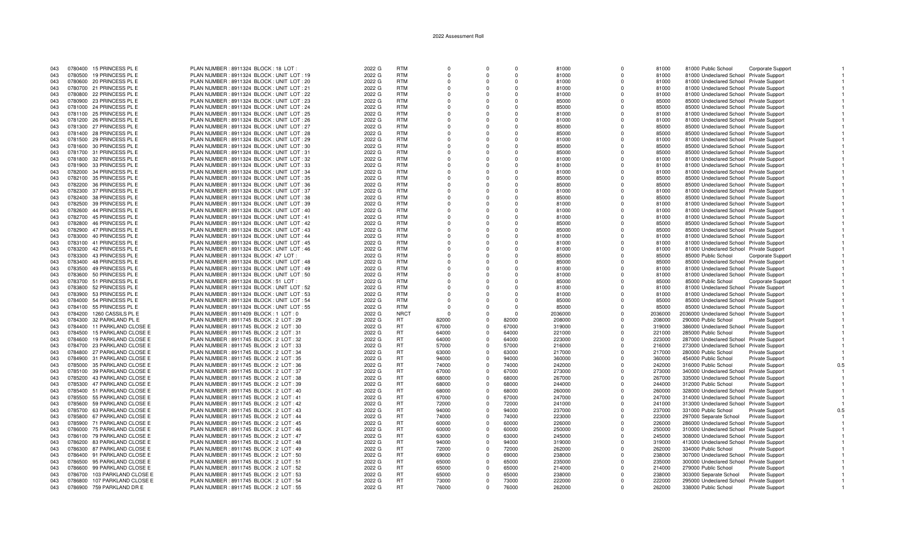2022 Assessment Roll

| | | | | | | | | | | | | | | | | |
|---|---|---|---|---|---|---|---|---|---|---|---|---|---|---|---|---|
| 043 | 0780400 | 15 PRINCESS PL E | PLAN NUMBER : 8911324 BLOCK : 18 LOT : | 2022 G | RTM | 0 | 0 | 0 | 81000 | 0 | 81000 | 81000 | Public School | Corporate Support | 1 |
| 043 | 0780500 | 19 PRINCESS PL E | PLAN NUMBER : 8911324 BLOCK : UNIT LOT : 19 | 2022 G | RTM | 0 | 0 | 0 | 81000 | 0 | 81000 | 81000 | Undeclared School | Private Support | 1 |
| 043 | 0780600 | 20 PRINCESS PL E | PLAN NUMBER : 8911324 BLOCK : UNIT LOT : 20 | 2022 G | RTM | 0 | 0 | 0 | 81000 | 0 | 81000 | 81000 | Undeclared School | Private Support | 1 |
| 043 | 0780700 | 21 PRINCESS PL E | PLAN NUMBER : 8911324 BLOCK : UNIT LOT : 21 | 2022 G | RTM | 0 | 0 | 0 | 81000 | 0 | 81000 | 81000 | Undeclared School | Private Support | 1 |
| 043 | 0780800 | 22 PRINCESS PL E | PLAN NUMBER : 8911324 BLOCK : UNIT LOT : 22 | 2022 G | RTM | 0 | 0 | 0 | 81000 | 0 | 81000 | 81000 | Undeclared School | Private Support | 1 |
| 043 | 0780900 | 23 PRINCESS PL E | PLAN NUMBER : 8911324 BLOCK : UNIT LOT : 23 | 2022 G | RTM | 0 | 0 | 0 | 85000 | 0 | 85000 | 85000 | Undeclared School | Private Support | 1 |
| 043 | 0781000 | 24 PRINCESS PL E | PLAN NUMBER : 8911324 BLOCK : UNIT LOT : 24 | 2022 G | RTM | 0 | 0 | 0 | 85000 | 0 | 85000 | 85000 | Undeclared School | Private Support | 1 |
| 043 | 0781100 | 25 PRINCESS PL E | PLAN NUMBER : 8911324 BLOCK : UNIT LOT : 25 | 2022 G | RTM | 0 | 0 | 0 | 81000 | 0 | 81000 | 81000 | Undeclared School | Private Support | 1 |
| 043 | 0781200 | 26 PRINCESS PL E | PLAN NUMBER : 8911324 BLOCK : UNIT LOT : 26 | 2022 G | RTM | 0 | 0 | 0 | 81000 | 0 | 81000 | 81000 | Undeclared School | Private Support | 1 |
| 043 | 0781300 | 27 PRINCESS PL E | PLAN NUMBER : 8911324 BLOCK : UNIT LOT : 27 | 2022 G | RTM | 0 | 0 | 0 | 85000 | 0 | 85000 | 85000 | Undeclared School | Private Support | 1 |
| 043 | 0781400 | 28 PRINCESS PL E | PLAN NUMBER : 8911324 BLOCK : UNIT LOT : 28 | 2022 G | RTM | 0 | 0 | 0 | 85000 | 0 | 85000 | 85000 | Undeclared School | Private Support | 1 |
| 043 | 0781500 | 29 PRINCESS PL E | PLAN NUMBER : 8911324 BLOCK : UNIT LOT : 29 | 2022 G | RTM | 0 | 0 | 0 | 81000 | 0 | 81000 | 81000 | Undeclared School | Private Support | 1 |
| 043 | 0781600 | 30 PRINCESS PL E | PLAN NUMBER : 8911324 BLOCK : UNIT LOT : 30 | 2022 G | RTM | 0 | 0 | 0 | 85000 | 0 | 85000 | 85000 | Undeclared School | Private Support | 1 |
| 043 | 0781700 | 31 PRINCESS PL E | PLAN NUMBER : 8911324 BLOCK : UNIT LOT : 31 | 2022 G | RTM | 0 | 0 | 0 | 85000 | 0 | 85000 | 85000 | Undeclared School | Private Support | 1 |
| 043 | 0781800 | 32 PRINCESS PL E | PLAN NUMBER : 8911324 BLOCK : UNIT LOT : 32 | 2022 G | RTM | 0 | 0 | 0 | 81000 | 0 | 81000 | 81000 | Undeclared School | Private Support | 1 |
| 043 | 0781900 | 33 PRINCESS PL E | PLAN NUMBER : 8911324 BLOCK : UNIT LOT : 33 | 2022 G | RTM | 0 | 0 | 0 | 81000 | 0 | 81000 | 81000 | Undeclared School | Private Support | 1 |
| 043 | 0782000 | 34 PRINCESS PL E | PLAN NUMBER : 8911324 BLOCK : UNIT LOT : 34 | 2022 G | RTM | 0 | 0 | 0 | 81000 | 0 | 81000 | 81000 | Undeclared School | Private Support | 1 |
| 043 | 0782100 | 35 PRINCESS PL E | PLAN NUMBER : 8911324 BLOCK : UNIT LOT : 35 | 2022 G | RTM | 0 | 0 | 0 | 85000 | 0 | 85000 | 85000 | Undeclared School | Private Support | 1 |
| 043 | 0782200 | 36 PRINCESS PL E | PLAN NUMBER : 8911324 BLOCK : UNIT LOT : 36 | 2022 G | RTM | 0 | 0 | 0 | 85000 | 0 | 85000 | 85000 | Undeclared School | Private Support | 1 |
| 043 | 0782300 | 37 PRINCESS PL E | PLAN NUMBER : 8911324 BLOCK : UNIT LOT : 37 | 2022 G | RTM | 0 | 0 | 0 | 81000 | 0 | 81000 | 81000 | Undeclared School | Private Support | 1 |
| 043 | 0782400 | 38 PRINCESS PL E | PLAN NUMBER : 8911324 BLOCK : UNIT LOT : 38 | 2022 G | RTM | 0 | 0 | 0 | 85000 | 0 | 85000 | 85000 | Undeclared School | Private Support | 1 |
| 043 | 0782500 | 39 PRINCESS PL E | PLAN NUMBER : 8911324 BLOCK : UNIT LOT : 39 | 2022 G | RTM | 0 | 0 | 0 | 81000 | 0 | 81000 | 81000 | Undeclared School | Private Support | 1 |
| 043 | 0782600 | 44 PRINCESS PL E | PLAN NUMBER : 8911324 BLOCK : UNIT LOT : 40 | 2022 G | RTM | 0 | 0 | 0 | 81000 | 0 | 81000 | 81000 | Undeclared School | Private Support | 1 |
| 043 | 0782700 | 45 PRINCESS PL E | PLAN NUMBER : 8911324 BLOCK : UNIT LOT : 41 | 2022 G | RTM | 0 | 0 | 0 | 81000 | 0 | 81000 | 81000 | Undeclared School | Private Support | 1 |
| 043 | 0782800 | 46 PRINCESS PL E | PLAN NUMBER : 8911324 BLOCK : UNIT LOT : 42 | 2022 G | RTM | 0 | 0 | 0 | 85000 | 0 | 85000 | 85000 | Undeclared School | Private Support | 1 |
| 043 | 0782900 | 47 PRINCESS PL E | PLAN NUMBER : 8911324 BLOCK : UNIT LOT : 43 | 2022 G | RTM | 0 | 0 | 0 | 85000 | 0 | 85000 | 85000 | Undeclared School | Private Support | 1 |
| 043 | 0783000 | 40 PRINCESS PL E | PLAN NUMBER : 8911324 BLOCK : UNIT LOT : 44 | 2022 G | RTM | 0 | 0 | 0 | 81000 | 0 | 81000 | 81000 | Undeclared School | Private Support | 1 |
| 043 | 0783100 | 41 PRINCESS PL E | PLAN NUMBER : 8911324 BLOCK : UNIT LOT : 45 | 2022 G | RTM | 0 | 0 | 0 | 81000 | 0 | 81000 | 81000 | Undeclared School | Private Support | 1 |
| 043 | 0783200 | 42 PRINCESS PL E | PLAN NUMBER : 8911324 BLOCK : UNIT LOT : 46 | 2022 G | RTM | 0 | 0 | 0 | 81000 | 0 | 81000 | 81000 | Undeclared School | Private Support | 1 |
| 043 | 0783300 | 43 PRINCESS PL E | PLAN NUMBER : 8911324 BLOCK : 47 LOT : | 2022 G | RTM | 0 | 0 | 0 | 85000 | 0 | 85000 | 85000 | Public School | Corporate Support | 1 |
| 043 | 0783400 | 48 PRINCESS PL E | PLAN NUMBER : 8911324 BLOCK : UNIT LOT : 48 | 2022 G | RTM | 0 | 0 | 0 | 85000 | 0 | 85000 | 85000 | Undeclared School | Private Support | 1 |
| 043 | 0783500 | 49 PRINCESS PL E | PLAN NUMBER : 8911324 BLOCK : UNIT LOT : 49 | 2022 G | RTM | 0 | 0 | 0 | 81000 | 0 | 81000 | 81000 | Undeclared School | Private Support | 1 |
| 043 | 0783600 | 50 PRINCESS PL E | PLAN NUMBER : 8911324 BLOCK : UNIT LOT : 50 | 2022 G | RTM | 0 | 0 | 0 | 81000 | 0 | 81000 | 81000 | Undeclared School | Private Support | 1 |
| 043 | 0783700 | 51 PRINCESS PL E | PLAN NUMBER : 8911324 BLOCK : 51 LOT : | 2022 G | RTM | 0 | 0 | 0 | 85000 | 0 | 85000 | 85000 | Public School | Corporate Support | 1 |
| 043 | 0783800 | 52 PRINCESS PL E | PLAN NUMBER : 8911324 BLOCK : UNIT LOT : 52 | 2022 G | RTM | 0 | 0 | 0 | 81000 | 0 | 81000 | 81000 | Undeclared School | Private Support | 1 |
| 043 | 0783900 | 53 PRINCESS PL E | PLAN NUMBER : 8911324 BLOCK : UNIT LOT : 53 | 2022 G | RTM | 0 | 0 | 0 | 81000 | 0 | 81000 | 81000 | Undeclared School | Private Support | 1 |
| 043 | 0784000 | 54 PRINCESS PL E | PLAN NUMBER : 8911324 BLOCK : UNIT LOT : 54 | 2022 G | RTM | 0 | 0 | 0 | 85000 | 0 | 85000 | 85000 | Undeclared School | Private Support | 1 |
| 043 | 0784100 | 55 PRINCESS PL E | PLAN NUMBER : 8911324 BLOCK : UNIT LOT : 55 | 2022 G | RTM | 0 | 0 | 0 | 85000 | 0 | 85000 | 85000 | Undeclared School | Private Support | 1 |
| 043 | 0784200 | 1260 CASSILS PL E | PLAN NUMBER : 8911409 BLOCK : 1 LOT : 0 | 2022 G | NRCT | 0 | 0 | 0 | 2036000 | 0 | 2036000 | 2036000 | Undeclared School | Private Support | 1 |
| 043 | 0784300 | 32 PARKLAND PL E | PLAN NUMBER : 8911745 BLOCK : 2 LOT : 29 | 2022 G | RT | 82000 | 0 | 82000 | 208000 | 0 | 208000 | 290000 | Public School | Private Support | 1 |
| 043 | 0784400 | 11 PARKLAND CLOSE E | PLAN NUMBER : 8911745 BLOCK : 2 LOT : 30 | 2022 G | RT | 67000 | 0 | 67000 | 319000 | 0 | 319000 | 386000 | Undeclared School | Private Support | 1 |
| 043 | 0784500 | 15 PARKLAND CLOSE E | PLAN NUMBER : 8911745 BLOCK : 2 LOT : 31 | 2022 G | RT | 64000 | 0 | 64000 | 221000 | 0 | 221000 | 285000 | Public School | Private Support | 1 |
| 043 | 0784600 | 19 PARKLAND CLOSE E | PLAN NUMBER : 8911745 BLOCK : 2 LOT : 32 | 2022 G | RT | 64000 | 0 | 64000 | 223000 | 0 | 223000 | 287000 | Undeclared School | Private Support | 1 |
| 043 | 0784700 | 23 PARKLAND CLOSE E | PLAN NUMBER : 8911745 BLOCK : 2 LOT : 33 | 2022 G | RT | 57000 | 0 | 57000 | 216000 | 0 | 216000 | 273000 | Undeclared School | Private Support | 1 |
| 043 | 0784800 | 27 PARKLAND CLOSE E | PLAN NUMBER : 8911745 BLOCK : 2 LOT : 34 | 2022 G | RT | 63000 | 0 | 63000 | 217000 | 0 | 217000 | 280000 | Public School | Private Support | 1 |
| 043 | 0784900 | 31 PARKLAND CLOSE E | PLAN NUMBER : 8911745 BLOCK : 2 LOT : 35 | 2022 G | RT | 94000 | 0 | 94000 | 360000 | 0 | 360000 | 454000 | Public School | Private Support | 1 |
| 043 | 0785000 | 35 PARKLAND CLOSE E | PLAN NUMBER : 8911745 BLOCK : 2 LOT : 36 | 2022 G | RT | 74000 | 0 | 74000 | 242000 | 0 | 242000 | 316000 | Public School | Private Support | 0.5 |
| 043 | 0785100 | 39 PARKLAND CLOSE E | PLAN NUMBER : 8911745 BLOCK : 2 LOT : 37 | 2022 G | RT | 67000 | 0 | 67000 | 273000 | 0 | 273000 | 340000 | Undeclared School | Private Support | 1 |
| 043 | 0785200 | 43 PARKLAND CLOSE E | PLAN NUMBER : 8911745 BLOCK : 2 LOT : 38 | 2022 G | RT | 68000 | 0 | 68000 | 267000 | 0 | 267000 | 335000 | Undeclared School | Private Support | 1 |
| 043 | 0785300 | 47 PARKLAND CLOSE E | PLAN NUMBER : 8911745 BLOCK : 2 LOT : 39 | 2022 G | RT | 68000 | 0 | 68000 | 244000 | 0 | 244000 | 312000 | Public School | Private Support | 1 |
| 043 | 0785400 | 51 PARKLAND CLOSE E | PLAN NUMBER : 8911745 BLOCK : 2 LOT : 40 | 2022 G | RT | 68000 | 0 | 68000 | 260000 | 0 | 260000 | 328000 | Undeclared School | Private Support | 1 |
| 043 | 0785500 | 55 PARKLAND CLOSE E | PLAN NUMBER : 8911745 BLOCK : 2 LOT : 41 | 2022 G | RT | 67000 | 0 | 67000 | 247000 | 0 | 247000 | 314000 | Undeclared School | Private Support | 1 |
| 043 | 0785600 | 59 PARKLAND CLOSE E | PLAN NUMBER : 8911745 BLOCK : 2 LOT : 42 | 2022 G | RT | 72000 | 0 | 72000 | 241000 | 0 | 241000 | 313000 | Undeclared School | Private Support | 1 |
| 043 | 0785700 | 63 PARKLAND CLOSE E | PLAN NUMBER : 8911745 BLOCK : 2 LOT : 43 | 2022 G | RT | 94000 | 0 | 94000 | 237000 | 0 | 237000 | 331000 | Public School | Private Support | 0.5 |
| 043 | 0785800 | 67 PARKLAND CLOSE E | PLAN NUMBER : 8911745 BLOCK : 2 LOT : 44 | 2022 G | RT | 74000 | 0 | 74000 | 223000 | 0 | 223000 | 297000 | Separate School | Private Support | 1 |
| 043 | 0785900 | 71 PARKLAND CLOSE E | PLAN NUMBER : 8911745 BLOCK : 2 LOT : 45 | 2022 G | RT | 60000 | 0 | 60000 | 226000 | 0 | 226000 | 286000 | Undeclared School | Private Support | 1 |
| 043 | 0786000 | 75 PARKLAND CLOSE E | PLAN NUMBER : 8911745 BLOCK : 2 LOT : 46 | 2022 G | RT | 60000 | 0 | 60000 | 250000 | 0 | 250000 | 310000 | Undeclared School | Private Support | 1 |
| 043 | 0786100 | 79 PARKLAND CLOSE E | PLAN NUMBER : 8911745 BLOCK : 2 LOT : 47 | 2022 G | RT | 63000 | 0 | 63000 | 245000 | 0 | 245000 | 308000 | Undeclared School | Private Support | 1 |
| 043 | 0786200 | 83 PARKLAND CLOSE E | PLAN NUMBER : 8911745 BLOCK : 2 LOT : 48 | 2022 G | RT | 94000 | 0 | 94000 | 319000 | 0 | 319000 | 413000 | Undeclared School | Private Support | 1 |
| 043 | 0786300 | 87 PARKLAND CLOSE E | PLAN NUMBER : 8911745 BLOCK : 2 LOT : 49 | 2022 G | RT | 72000 | 0 | 72000 | 262000 | 0 | 262000 | 334000 | Public School | Private Support | 1 |
| 043 | 0786400 | 91 PARKLAND CLOSE E | PLAN NUMBER : 8911745 BLOCK : 2 LOT : 50 | 2022 G | RT | 69000 | 0 | 69000 | 238000 | 0 | 238000 | 307000 | Undeclared School | Private Support | 1 |
| 043 | 0786500 | 95 PARKLAND CLOSE E | PLAN NUMBER : 8911745 BLOCK : 2 LOT : 51 | 2022 G | RT | 65000 | 0 | 65000 | 235000 | 0 | 235000 | 300000 | Undeclared School | Private Support | 1 |
| 043 | 0786600 | 99 PARKLAND CLOSE E | PLAN NUMBER : 8911745 BLOCK : 2 LOT : 52 | 2022 G | RT | 65000 | 0 | 65000 | 214000 | 0 | 214000 | 279000 | Public School | Private Support | 1 |
| 043 | 0786700 | 103 PARKLAND CLOSE E | PLAN NUMBER : 8911745 BLOCK : 2 LOT : 53 | 2022 G | RT | 65000 | 0 | 65000 | 238000 | 0 | 238000 | 303000 | Separate School | Private Support | 1 |
| 043 | 0786800 | 107 PARKLAND CLOSE E | PLAN NUMBER : 8911745 BLOCK : 2 LOT : 54 | 2022 G | RT | 73000 | 0 | 73000 | 222000 | 0 | 222000 | 295000 | Undeclared School | Private Support | 1 |
| 043 | 0786900 | 759 PARKLAND DR E | PLAN NUMBER : 8911745 BLOCK : 2 LOT : 55 | 2022 G | RT | 76000 | 0 | 76000 | 262000 | 0 | 262000 | 338000 | Public School | Private Support | 1 |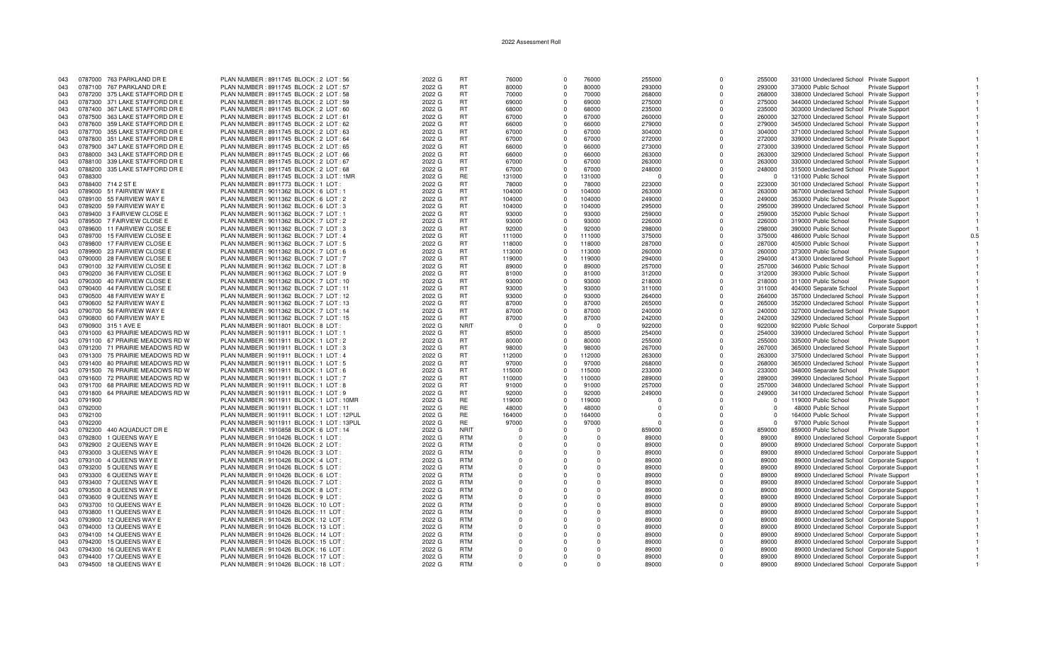# 2022 Assessment Roll

| | | | | | | | | | | | | | | | | |
|---|---|---|---|---|---|---|---|---|---|---|---|---|---|---|---|---|
| 043 | 0787000 | 763 PARKLAND DR E | PLAN NUMBER : 8911745 BLOCK : 2 LOT : 56 | 2022 G | RT | 76000 | 0 | 76000 | 255000 | 0 | 255000 | 331000 | Undeclared School | Private Support | | 1 |
| 043 | 0787100 | 767 PARKLAND DR E | PLAN NUMBER : 8911745 BLOCK : 2 LOT : 57 | 2022 G | RT | 80000 | 0 | 80000 | 293000 | 0 | 293000 | 373000 | Public School | Private Support | | 1 |
| 043 | 0787200 | 375 LAKE STAFFORD DR E | PLAN NUMBER : 8911745 BLOCK : 2 LOT : 58 | 2022 G | RT | 70000 | 0 | 70000 | 268000 | 0 | 268000 | 338000 | Undeclared School | Private Support | | 1 |
| 043 | 0787300 | 371 LAKE STAFFORD DR E | PLAN NUMBER : 8911745 BLOCK : 2 LOT : 59 | 2022 G | RT | 69000 | 0 | 69000 | 275000 | 0 | 275000 | 344000 | Undeclared School | Private Support | | 1 |
| 043 | 0787400 | 367 LAKE STAFFORD DR E | PLAN NUMBER : 8911745 BLOCK : 2 LOT : 60 | 2022 G | RT | 68000 | 0 | 68000 | 235000 | 0 | 235000 | 303000 | Undeclared School | Private Support | | 1 |
| 043 | 0787500 | 363 LAKE STAFFORD DR E | PLAN NUMBER : 8911745 BLOCK : 2 LOT : 61 | 2022 G | RT | 67000 | 0 | 67000 | 260000 | 0 | 260000 | 327000 | Undeclared School | Private Support | | 1 |
| 043 | 0787600 | 359 LAKE STAFFORD DR E | PLAN NUMBER : 8911745 BLOCK : 2 LOT : 62 | 2022 G | RT | 66000 | 0 | 66000 | 279000 | 0 | 279000 | 345000 | Undeclared School | Private Support | | 1 |
| 043 | 0787700 | 355 LAKE STAFFORD DR E | PLAN NUMBER : 8911745 BLOCK : 2 LOT : 63 | 2022 G | RT | 67000 | 0 | 67000 | 304000 | 0 | 304000 | 371000 | Undeclared School | Private Support | | 1 |
| 043 | 0787800 | 351 LAKE STAFFORD DR E | PLAN NUMBER : 8911745 BLOCK : 2 LOT : 64 | 2022 G | RT | 67000 | 0 | 67000 | 272000 | 0 | 272000 | 339000 | Undeclared School | Private Support | | 1 |
| 043 | 0787900 | 347 LAKE STAFFORD DR E | PLAN NUMBER : 8911745 BLOCK : 2 LOT : 65 | 2022 G | RT | 66000 | 0 | 66000 | 273000 | 0 | 273000 | 339000 | Undeclared School | Private Support | | 1 |
| 043 | 0788000 | 343 LAKE STAFFORD DR E | PLAN NUMBER : 8911745 BLOCK : 2 LOT : 66 | 2022 G | RT | 66000 | 0 | 66000 | 263000 | 0 | 263000 | 329000 | Undeclared School | Private Support | | 1 |
| 043 | 0788100 | 339 LAKE STAFFORD DR E | PLAN NUMBER : 8911745 BLOCK : 2 LOT : 67 | 2022 G | RT | 67000 | 0 | 67000 | 263000 | 0 | 263000 | 330000 | Undeclared School | Private Support | | 1 |
| 043 | 0788200 | 335 LAKE STAFFORD DR E | PLAN NUMBER : 8911745 BLOCK : 2 LOT : 68 | 2022 G | RT | 67000 | 0 | 67000 | 248000 | 0 | 248000 | 315000 | Undeclared School | Private Support | | 1 |
| 043 | 0788300 | | PLAN NUMBER : 8911745 BLOCK : 3 LOT : 1MR | 2022 G | RE | 131000 | 0 | 131000 | 0 | 0 | 0 | 131000 | Public School | Private Support | | 1 |
| 043 | 0788400 | 714 2 ST E | PLAN NUMBER : 8911773 BLOCK : 1 LOT : | 2022 G | RT | 78000 | 0 | 78000 | 223000 | 0 | 223000 | 301000 | Undeclared School | Private Support | | 1 |
| 043 | 0789000 | 51 FAIRVIEW WAY E | PLAN NUMBER : 9011362 BLOCK : 6 LOT : 1 | 2022 G | RT | 104000 | 0 | 104000 | 263000 | 0 | 263000 | 367000 | Undeclared School | Private Support | | 1 |
| 043 | 0789100 | 55 FAIRVIEW WAY E | PLAN NUMBER : 9011362 BLOCK : 6 LOT : 2 | 2022 G | RT | 104000 | 0 | 104000 | 249000 | 0 | 249000 | 353000 | Public School | Private Support | | 1 |
| 043 | 0789200 | 59 FAIRVIEW WAY E | PLAN NUMBER : 9011362 BLOCK : 6 LOT : 3 | 2022 G | RT | 104000 | 0 | 104000 | 295000 | 0 | 295000 | 399000 | Undeclared School | Private Support | | 1 |
| 043 | 0789400 | 3 FAIRVIEW CLOSE E | PLAN NUMBER : 9011362 BLOCK : 7 LOT : 1 | 2022 G | RT | 93000 | 0 | 93000 | 259000 | 0 | 259000 | 352000 | Public School | Private Support | | 1 |
| 043 | 0789500 | 7 FAIRVIEW CLOSE E | PLAN NUMBER : 9011362 BLOCK : 7 LOT : 2 | 2022 G | RT | 93000 | 0 | 93000 | 226000 | 0 | 226000 | 319000 | Public School | Private Support | | 1 |
| 043 | 0789600 | 11 FAIRVIEW CLOSE E | PLAN NUMBER : 9011362 BLOCK : 7 LOT : 3 | 2022 G | RT | 92000 | 0 | 92000 | 298000 | 0 | 298000 | 390000 | Public School | Private Support | | 1 |
| 043 | 0789700 | 15 FAIRVIEW CLOSE E | PLAN NUMBER : 9011362 BLOCK : 7 LOT : 4 | 2022 G | RT | 111000 | 0 | 111000 | 375000 | 0 | 375000 | 486000 | Public School | Private Support | | 0.5 |
| 043 | 0789800 | 17 FAIRVIEW CLOSE E | PLAN NUMBER : 9011362 BLOCK : 7 LOT : 5 | 2022 G | RT | 118000 | 0 | 118000 | 287000 | 0 | 287000 | 405000 | Public School | Private Support | | 1 |
| 043 | 0789900 | 23 FAIRVIEW CLOSE E | PLAN NUMBER : 9011362 BLOCK : 7 LOT : 6 | 2022 G | RT | 113000 | 0 | 113000 | 260000 | 0 | 260000 | 373000 | Public School | Private Support | | 1 |
| 043 | 0790000 | 28 FAIRVIEW CLOSE E | PLAN NUMBER : 9011362 BLOCK : 7 LOT : 7 | 2022 G | RT | 119000 | 0 | 119000 | 294000 | 0 | 294000 | 413000 | Undeclared School | Private Support | | 1 |
| 043 | 0790100 | 32 FAIRVIEW CLOSE E | PLAN NUMBER : 9011362 BLOCK : 7 LOT : 8 | 2022 G | RT | 89000 | 0 | 89000 | 257000 | 0 | 257000 | 346000 | Public School | Private Support | | 1 |
| 043 | 0790200 | 36 FAIRVIEW CLOSE E | PLAN NUMBER : 9011362 BLOCK : 7 LOT : 9 | 2022 G | RT | 81000 | 0 | 81000 | 312000 | 0 | 312000 | 393000 | Public School | Private Support | | 1 |
| 043 | 0790300 | 40 FAIRVIEW CLOSE E | PLAN NUMBER : 9011362 BLOCK : 7 LOT : 10 | 2022 G | RT | 93000 | 0 | 93000 | 218000 | 0 | 218000 | 311000 | Public School | Private Support | | 1 |
| 043 | 0790400 | 44 FAIRVIEW CLOSE E | PLAN NUMBER : 9011362 BLOCK : 7 LOT : 11 | 2022 G | RT | 93000 | 0 | 93000 | 311000 | 0 | 311000 | 404000 | Separate School | Private Support | | 1 |
| 043 | 0790500 | 48 FAIRVIEW WAY E | PLAN NUMBER : 9011362 BLOCK : 7 LOT : 12 | 2022 G | RT | 93000 | 0 | 93000 | 264000 | 0 | 264000 | 357000 | Undeclared School | Private Support | | 1 |
| 043 | 0790600 | 52 FAIRVIEW WAY E | PLAN NUMBER : 9011362 BLOCK : 7 LOT : 13 | 2022 G | RT | 87000 | 0 | 87000 | 265000 | 0 | 265000 | 352000 | Undeclared School | Private Support | | 1 |
| 043 | 0790700 | 56 FAIRVIEW WAY E | PLAN NUMBER : 9011362 BLOCK : 7 LOT : 14 | 2022 G | RT | 87000 | 0 | 87000 | 240000 | 0 | 240000 | 327000 | Undeclared School | Private Support | | 1 |
| 043 | 0790800 | 60 FAIRVIEW WAY E | PLAN NUMBER : 9011362 BLOCK : 7 LOT : 15 | 2022 G | RT | 87000 | 0 | 87000 | 242000 | 0 | 242000 | 329000 | Undeclared School | Private Support | | 1 |
| 043 | 0790900 | 315 1 AVE E | PLAN NUMBER : 9011801 BLOCK : 8 LOT : | 2022 G | NRIT | 0 | 0 | 0 | 922000 | 0 | 922000 | 922000 | Public School | Corporate Support | | 1 |
| 043 | 0791000 | 63 PRAIRIE MEADOWS RD W | PLAN NUMBER : 9011911 BLOCK : 1 LOT : 1 | 2022 G | RT | 85000 | 0 | 85000 | 254000 | 0 | 254000 | 339000 | Undeclared School | Private Support | | 1 |
| 043 | 0791100 | 67 PRAIRIE MEADOWS RD W | PLAN NUMBER : 9011911 BLOCK : 1 LOT : 2 | 2022 G | RT | 80000 | 0 | 80000 | 255000 | 0 | 255000 | 335000 | Public School | Private Support | | 1 |
| 043 | 0791200 | 71 PRAIRIE MEADOWS RD W | PLAN NUMBER : 9011911 BLOCK : 1 LOT : 3 | 2022 G | RT | 98000 | 0 | 98000 | 267000 | 0 | 267000 | 365000 | Undeclared School | Private Support | | 1 |
| 043 | 0791300 | 75 PRAIRIE MEADOWS RD W | PLAN NUMBER : 9011911 BLOCK : 1 LOT : 4 | 2022 G | RT | 112000 | 0 | 112000 | 263000 | 0 | 263000 | 375000 | Undeclared School | Private Support | | 1 |
| 043 | 0791400 | 80 PRAIRIE MEADOWS RD W | PLAN NUMBER : 9011911 BLOCK : 1 LOT : 5 | 2022 G | RT | 97000 | 0 | 97000 | 268000 | 0 | 268000 | 365000 | Undeclared School | Private Support | | 1 |
| 043 | 0791500 | 76 PRAIRIE MEADOWS RD W | PLAN NUMBER : 9011911 BLOCK : 1 LOT : 6 | 2022 G | RT | 115000 | 0 | 115000 | 233000 | 0 | 233000 | 348000 | Separate School | Private Support | | 1 |
| 043 | 0791600 | 72 PRAIRIE MEADOWS RD W | PLAN NUMBER : 9011911 BLOCK : 1 LOT : 7 | 2022 G | RT | 110000 | 0 | 110000 | 289000 | 0 | 289000 | 399000 | Undeclared School | Private Support | | 1 |
| 043 | 0791700 | 68 PRAIRIE MEADOWS RD W | PLAN NUMBER : 9011911 BLOCK : 1 LOT : 8 | 2022 G | RT | 91000 | 0 | 91000 | 257000 | 0 | 257000 | 348000 | Undeclared School | Private Support | | 1 |
| 043 | 0791800 | 64 PRAIRIE MEADOWS RD W | PLAN NUMBER : 9011911 BLOCK : 1 LOT : 9 | 2022 G | RT | 92000 | 0 | 92000 | 249000 | 0 | 249000 | 341000 | Undeclared School | Private Support | | 1 |
| 043 | 0791900 | | PLAN NUMBER : 9011911 BLOCK : 1 LOT : 10MR | 2022 G | RE | 119000 | 0 | 119000 | 0 | 0 | 0 | 119000 | Public School | Private Support | | 1 |
| 043 | 0792000 | | PLAN NUMBER : 9011911 BLOCK : 1 LOT : 11 | 2022 G | RE | 48000 | 0 | 48000 | 0 | 0 | 0 | 48000 | Public School | Private Support | | 1 |
| 043 | 0792100 | | PLAN NUMBER : 9011911 BLOCK : 1 LOT : 12PUL | 2022 G | RE | 164000 | 0 | 164000 | 0 | 0 | 0 | 164000 | Public School | Private Support | | 1 |
| 043 | 0792200 | | PLAN NUMBER : 9011911 BLOCK : 1 LOT : 13PUL | 2022 G | RE | 97000 | 0 | 97000 | 0 | 0 | 0 | 97000 | Public School | Private Support | | 1 |
| 043 | 0792300 | 440 AQUADUCT DR E | PLAN NUMBER : 1910858 BLOCK : 6 LOT : 14 | 2022 G | NRIT | 0 | 0 | 0 | 859000 | 0 | 859000 | 859000 | Public School | Private Support | | 1 |
| 043 | 0792800 | 1 QUEENS WAY E | PLAN NUMBER : 9110426 BLOCK : 1 LOT : | 2022 G | RTM | 0 | 0 | 0 | 89000 | 0 | 89000 | 89000 | Undeclared School | Corporate Support | | 1 |
| 043 | 0792900 | 2 QUEENS WAY E | PLAN NUMBER : 9110426 BLOCK : 2 LOT : | 2022 G | RTM | 0 | 0 | 0 | 89000 | 0 | 89000 | 89000 | Undeclared School | Corporate Support | | 1 |
| 043 | 0793000 | 3 QUEENS WAY E | PLAN NUMBER : 9110426 BLOCK : 3 LOT : | 2022 G | RTM | 0 | 0 | 0 | 89000 | 0 | 89000 | 89000 | Undeclared School | Corporate Support | | 1 |
| 043 | 0793100 | 4 QUEENS WAY E | PLAN NUMBER : 9110426 BLOCK : 4 LOT : | 2022 G | RTM | 0 | 0 | 0 | 89000 | 0 | 89000 | 89000 | Undeclared School | Corporate Support | | 1 |
| 043 | 0793200 | 5 QUEENS WAY E | PLAN NUMBER : 9110426 BLOCK : 5 LOT : | 2022 G | RTM | 0 | 0 | 0 | 89000 | 0 | 89000 | 89000 | Undeclared School | Corporate Support | | 1 |
| 043 | 0793300 | 6 QUEENS WAY E | PLAN NUMBER : 9110426 BLOCK : 6 LOT : | 2022 G | RTM | 0 | 0 | 0 | 89000 | 0 | 89000 | 89000 | Undeclared School | Private Support | | 1 |
| 043 | 0793400 | 7 QUEENS WAY E | PLAN NUMBER : 9110426 BLOCK : 7 LOT : | 2022 G | RTM | 0 | 0 | 0 | 89000 | 0 | 89000 | 89000 | Undeclared School | Corporate Support | | 1 |
| 043 | 0793500 | 8 QUEENS WAY E | PLAN NUMBER : 9110426 BLOCK : 8 LOT : | 2022 G | RTM | 0 | 0 | 0 | 89000 | 0 | 89000 | 89000 | Undeclared School | Corporate Support | | 1 |
| 043 | 0793600 | 9 QUEENS WAY E | PLAN NUMBER : 9110426 BLOCK : 9 LOT : | 2022 G | RTM | 0 | 0 | 0 | 89000 | 0 | 89000 | 89000 | Undeclared School | Corporate Support | | 1 |
| 043 | 0793700 | 10 QUEENS WAY E | PLAN NUMBER : 9110426 BLOCK : 10 LOT : | 2022 G | RTM | 0 | 0 | 0 | 89000 | 0 | 89000 | 89000 | Undeclared School | Corporate Support | | 1 |
| 043 | 0793800 | 11 QUEENS WAY E | PLAN NUMBER : 9110426 BLOCK : 11 LOT : | 2022 G | RTM | 0 | 0 | 0 | 89000 | 0 | 89000 | 89000 | Undeclared School | Corporate Support | | 1 |
| 043 | 0793900 | 12 QUEENS WAY E | PLAN NUMBER : 9110426 BLOCK : 12 LOT : | 2022 G | RTM | 0 | 0 | 0 | 89000 | 0 | 89000 | 89000 | Undeclared School | Corporate Support | | 1 |
| 043 | 0794000 | 13 QUEENS WAY E | PLAN NUMBER : 9110426 BLOCK : 13 LOT : | 2022 G | RTM | 0 | 0 | 0 | 89000 | 0 | 89000 | 89000 | Undeclared School | Corporate Support | | 1 |
| 043 | 0794100 | 14 QUEENS WAY E | PLAN NUMBER : 9110426 BLOCK : 14 LOT : | 2022 G | RTM | 0 | 0 | 0 | 89000 | 0 | 89000 | 89000 | Undeclared School | Corporate Support | | 1 |
| 043 | 0794200 | 15 QUEENS WAY E | PLAN NUMBER : 9110426 BLOCK : 15 LOT : | 2022 G | RTM | 0 | 0 | 0 | 89000 | 0 | 89000 | 89000 | Undeclared School | Corporate Support | | 1 |
| 043 | 0794300 | 16 QUEENS WAY E | PLAN NUMBER : 9110426 BLOCK : 16 LOT : | 2022 G | RTM | 0 | 0 | 0 | 89000 | 0 | 89000 | 89000 | Undeclared School | Corporate Support | | 1 |
| 043 | 0794400 | 17 QUEENS WAY E | PLAN NUMBER : 9110426 BLOCK : 17 LOT : | 2022 G | RTM | 0 | 0 | 0 | 89000 | 0 | 89000 | 89000 | Undeclared School | Corporate Support | | 1 |
| 043 | 0794500 | 18 QUEENS WAY E | PLAN NUMBER : 9110426 BLOCK : 18 LOT : | 2022 G | RTM | 0 | 0 | 0 | 89000 | 0 | 89000 | 89000 | Undeclared School | Corporate Support | | 1 |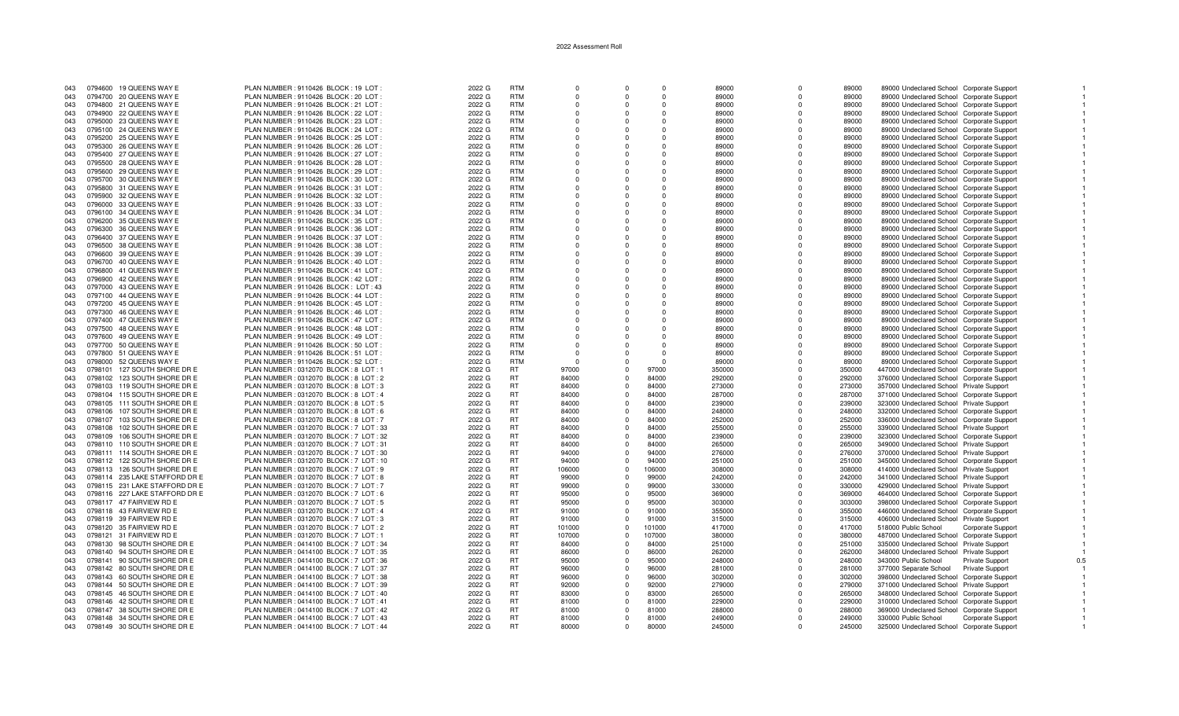# 2022 Assessment Roll

| | | | | | | | | | | | | | | | |
|---|---|---|---|---|---|---|---|---|---|---|---|---|---|---|---|
| 043 | 0794600 | 19 QUEENS WAY E | PLAN NUMBER : 9110426 BLOCK : 19 LOT : | 2022 G | RTM | 0 | 0 | 0 | 89000 | 0 | 89000 | 89000 Undeclared School | Corporate Support | | 1 |
| 043 | 0794700 | 20 QUEENS WAY E | PLAN NUMBER : 9110426 BLOCK : 20 LOT : | 2022 G | RTM | 0 | 0 | 0 | 89000 | 0 | 89000 | 89000 Undeclared School | Corporate Support | | 1 |
| 043 | 0794800 | 21 QUEENS WAY E | PLAN NUMBER : 9110426 BLOCK : 21 LOT : | 2022 G | RTM | 0 | 0 | 0 | 89000 | 0 | 89000 | 89000 Undeclared School | Corporate Support | | 1 |
| 043 | 0794900 | 22 QUEENS WAY E | PLAN NUMBER : 9110426 BLOCK : 22 LOT : | 2022 G | RTM | 0 | 0 | 0 | 89000 | 0 | 89000 | 89000 Undeclared School | Corporate Support | | 1 |
| 043 | 0795000 | 23 QUEENS WAY E | PLAN NUMBER : 9110426 BLOCK : 23 LOT : | 2022 G | RTM | 0 | 0 | 0 | 89000 | 0 | 89000 | 89000 Undeclared School | Corporate Support | | 1 |
| 043 | 0795100 | 24 QUEENS WAY E | PLAN NUMBER : 9110426 BLOCK : 24 LOT : | 2022 G | RTM | 0 | 0 | 0 | 89000 | 0 | 89000 | 89000 Undeclared School | Corporate Support | | 1 |
| 043 | 0795200 | 25 QUEENS WAY E | PLAN NUMBER : 9110426 BLOCK : 25 LOT : | 2022 G | RTM | 0 | 0 | 0 | 89000 | 0 | 89000 | 89000 Undeclared School | Corporate Support | | 1 |
| 043 | 0795300 | 26 QUEENS WAY E | PLAN NUMBER : 9110426 BLOCK : 26 LOT : | 2022 G | RTM | 0 | 0 | 0 | 89000 | 0 | 89000 | 89000 Undeclared School | Corporate Support | | 1 |
| 043 | 0795400 | 27 QUEENS WAY E | PLAN NUMBER : 9110426 BLOCK : 27 LOT : | 2022 G | RTM | 0 | 0 | 0 | 89000 | 0 | 89000 | 89000 Undeclared School | Corporate Support | | 1 |
| 043 | 0795500 | 28 QUEENS WAY E | PLAN NUMBER : 9110426 BLOCK : 28 LOT : | 2022 G | RTM | 0 | 0 | 0 | 89000 | 0 | 89000 | 89000 Undeclared School | Corporate Support | | 1 |
| 043 | 0795600 | 29 QUEENS WAY E | PLAN NUMBER : 9110426 BLOCK : 29 LOT : | 2022 G | RTM | 0 | 0 | 0 | 89000 | 0 | 89000 | 89000 Undeclared School | Corporate Support | | 1 |
| 043 | 0795700 | 30 QUEENS WAY E | PLAN NUMBER : 9110426 BLOCK : 30 LOT : | 2022 G | RTM | 0 | 0 | 0 | 89000 | 0 | 89000 | 89000 Undeclared School | Corporate Support | | 1 |
| 043 | 0795800 | 31 QUEENS WAY E | PLAN NUMBER : 9110426 BLOCK : 31 LOT : | 2022 G | RTM | 0 | 0 | 0 | 89000 | 0 | 89000 | 89000 Undeclared School | Corporate Support | | 1 |
| 043 | 0795900 | 32 QUEENS WAY E | PLAN NUMBER : 9110426 BLOCK : 32 LOT : | 2022 G | RTM | 0 | 0 | 0 | 89000 | 0 | 89000 | 89000 Undeclared School | Corporate Support | | 1 |
| 043 | 0796000 | 33 QUEENS WAY E | PLAN NUMBER : 9110426 BLOCK : 33 LOT : | 2022 G | RTM | 0 | 0 | 0 | 89000 | 0 | 89000 | 89000 Undeclared School | Corporate Support | | 1 |
| 043 | 0796100 | 34 QUEENS WAY E | PLAN NUMBER : 9110426 BLOCK : 34 LOT : | 2022 G | RTM | 0 | 0 | 0 | 89000 | 0 | 89000 | 89000 Undeclared School | Corporate Support | | 1 |
| 043 | 0796200 | 35 QUEENS WAY E | PLAN NUMBER : 9110426 BLOCK : 35 LOT : | 2022 G | RTM | 0 | 0 | 0 | 89000 | 0 | 89000 | 89000 Undeclared School | Corporate Support | | 1 |
| 043 | 0796300 | 36 QUEENS WAY E | PLAN NUMBER : 9110426 BLOCK : 36 LOT : | 2022 G | RTM | 0 | 0 | 0 | 89000 | 0 | 89000 | 89000 Undeclared School | Corporate Support | | 1 |
| 043 | 0796400 | 37 QUEENS WAY E | PLAN NUMBER : 9110426 BLOCK : 37 LOT : | 2022 G | RTM | 0 | 0 | 0 | 89000 | 0 | 89000 | 89000 Undeclared School | Corporate Support | | 1 |
| 043 | 0796500 | 38 QUEENS WAY E | PLAN NUMBER : 9110426 BLOCK : 38 LOT : | 2022 G | RTM | 0 | 0 | 0 | 89000 | 0 | 89000 | 89000 Undeclared School | Corporate Support | | 1 |
| 043 | 0796600 | 39 QUEENS WAY E | PLAN NUMBER : 9110426 BLOCK : 39 LOT : | 2022 G | RTM | 0 | 0 | 0 | 89000 | 0 | 89000 | 89000 Undeclared School | Corporate Support | | 1 |
| 043 | 0796700 | 40 QUEENS WAY E | PLAN NUMBER : 9110426 BLOCK : 40 LOT : | 2022 G | RTM | 0 | 0 | 0 | 89000 | 0 | 89000 | 89000 Undeclared School | Corporate Support | | 1 |
| 043 | 0796800 | 41 QUEENS WAY E | PLAN NUMBER : 9110426 BLOCK : 41 LOT : | 2022 G | RTM | 0 | 0 | 0 | 89000 | 0 | 89000 | 89000 Undeclared School | Corporate Support | | 1 |
| 043 | 0796900 | 42 QUEENS WAY E | PLAN NUMBER : 9110426 BLOCK : 42 LOT : | 2022 G | RTM | 0 | 0 | 0 | 89000 | 0 | 89000 | 89000 Undeclared School | Corporate Support | | 1 |
| 043 | 0797000 | 43 QUEENS WAY E | PLAN NUMBER : 9110426 BLOCK : LOT : 43 | 2022 G | RTM | 0 | 0 | 0 | 89000 | 0 | 89000 | 89000 Undeclared School | Corporate Support | | 1 |
| 043 | 0797100 | 44 QUEENS WAY E | PLAN NUMBER : 9110426 BLOCK : 44 LOT : | 2022 G | RTM | 0 | 0 | 0 | 89000 | 0 | 89000 | 89000 Undeclared School | Corporate Support | | 1 |
| 043 | 0797200 | 45 QUEENS WAY E | PLAN NUMBER : 9110426 BLOCK : 45 LOT : | 2022 G | RTM | 0 | 0 | 0 | 89000 | 0 | 89000 | 89000 Undeclared School | Corporate Support | | 1 |
| 043 | 0797300 | 46 QUEENS WAY E | PLAN NUMBER : 9110426 BLOCK : 46 LOT : | 2022 G | RTM | 0 | 0 | 0 | 89000 | 0 | 89000 | 89000 Undeclared School | Corporate Support | | 1 |
| 043 | 0797400 | 47 QUEENS WAY E | PLAN NUMBER : 9110426 BLOCK : 47 LOT : | 2022 G | RTM | 0 | 0 | 0 | 89000 | 0 | 89000 | 89000 Undeclared School | Corporate Support | | 1 |
| 043 | 0797500 | 48 QUEENS WAY E | PLAN NUMBER : 9110426 BLOCK : 48 LOT : | 2022 G | RTM | 0 | 0 | 0 | 89000 | 0 | 89000 | 89000 Undeclared School | Corporate Support | | 1 |
| 043 | 0797600 | 49 QUEENS WAY E | PLAN NUMBER : 9110426 BLOCK : 49 LOT : | 2022 G | RTM | 0 | 0 | 0 | 89000 | 0 | 89000 | 89000 Undeclared School | Corporate Support | | 1 |
| 043 | 0797700 | 50 QUEENS WAY E | PLAN NUMBER : 9110426 BLOCK : 50 LOT : | 2022 G | RTM | 0 | 0 | 0 | 89000 | 0 | 89000 | 89000 Undeclared School | Corporate Support | | 1 |
| 043 | 0797800 | 51 QUEENS WAY E | PLAN NUMBER : 9110426 BLOCK : 51 LOT : | 2022 G | RTM | 0 | 0 | 0 | 89000 | 0 | 89000 | 89000 Undeclared School | Corporate Support | | 1 |
| 043 | 0798000 | 52 QUEENS WAY E | PLAN NUMBER : 9110426 BLOCK : 52 LOT : | 2022 G | RTM | 0 | 0 | 0 | 89000 | 0 | 89000 | 89000 Undeclared School | Corporate Support | | 1 |
| 043 | 0798101 | 127 SOUTH SHORE DR E | PLAN NUMBER : 0312070 BLOCK : 8 LOT : 1 | 2022 G | RT | 97000 | 0 | 97000 | 350000 | 0 | 350000 | 447000 Undeclared School | Corporate Support | | 1 |
| 043 | 0798102 | 123 SOUTH SHORE DR E | PLAN NUMBER : 0312070 BLOCK : 8 LOT : 2 | 2022 G | RT | 84000 | 0 | 84000 | 292000 | 0 | 292000 | 376000 Undeclared School | Corporate Support | | 1 |
| 043 | 0798103 | 119 SOUTH SHORE DR E | PLAN NUMBER : 0312070 BLOCK : 8 LOT : 3 | 2022 G | RT | 84000 | 0 | 84000 | 273000 | 0 | 273000 | 357000 Undeclared School | Private Support | | 1 |
| 043 | 0798104 | 115 SOUTH SHORE DR E | PLAN NUMBER : 0312070 BLOCK : 8 LOT : 4 | 2022 G | RT | 84000 | 0 | 84000 | 287000 | 0 | 287000 | 371000 Undeclared School | Corporate Support | | 1 |
| 043 | 0798105 | 111 SOUTH SHORE DR E | PLAN NUMBER : 0312070 BLOCK : 8 LOT : 5 | 2022 G | RT | 84000 | 0 | 84000 | 239000 | 0 | 239000 | 323000 Undeclared School | Private Support | | 1 |
| 043 | 0798106 | 107 SOUTH SHORE DR E | PLAN NUMBER : 0312070 BLOCK : 8 LOT : 6 | 2022 G | RT | 84000 | 0 | 84000 | 248000 | 0 | 248000 | 332000 Undeclared School | Corporate Support | | 1 |
| 043 | 0798107 | 103 SOUTH SHORE DR E | PLAN NUMBER : 0312070 BLOCK : 8 LOT : 7 | 2022 G | RT | 84000 | 0 | 84000 | 252000 | 0 | 252000 | 336000 Undeclared School | Corporate Support | | 1 |
| 043 | 0798108 | 102 SOUTH SHORE DR E | PLAN NUMBER : 0312070 BLOCK : 7 LOT : 33 | 2022 G | RT | 84000 | 0 | 84000 | 255000 | 0 | 255000 | 339000 Undeclared School | Private Support | | 1 |
| 043 | 0798109 | 106 SOUTH SHORE DR E | PLAN NUMBER : 0312070 BLOCK : 7 LOT : 32 | 2022 G | RT | 84000 | 0 | 84000 | 239000 | 0 | 239000 | 323000 Undeclared School | Corporate Support | | 1 |
| 043 | 0798110 | 110 SOUTH SHORE DR E | PLAN NUMBER : 0312070 BLOCK : 7 LOT : 31 | 2022 G | RT | 84000 | 0 | 84000 | 265000 | 0 | 265000 | 349000 Undeclared School | Private Support | | 1 |
| 043 | 0798111 | 114 SOUTH SHORE DR E | PLAN NUMBER : 0312070 BLOCK : 7 LOT : 30 | 2022 G | RT | 94000 | 0 | 94000 | 276000 | 0 | 276000 | 370000 Undeclared School | Private Support | | 1 |
| 043 | 0798112 | 122 SOUTH SHORE DR E | PLAN NUMBER : 0312070 BLOCK : 7 LOT : 10 | 2022 G | RT | 94000 | 0 | 94000 | 251000 | 0 | 251000 | 345000 Undeclared School | Corporate Support | | 1 |
| 043 | 0798113 | 126 SOUTH SHORE DR E | PLAN NUMBER : 0312070 BLOCK : 7 LOT : 9 | 2022 G | RT | 106000 | 0 | 106000 | 308000 | 0 | 308000 | 414000 Undeclared School | Private Support | | 1 |
| 043 | 0798114 | 235 LAKE STAFFORD DR E | PLAN NUMBER : 0312070 BLOCK : 7 LOT : 8 | 2022 G | RT | 99000 | 0 | 99000 | 242000 | 0 | 242000 | 341000 Undeclared School | Private Support | | 1 |
| 043 | 0798115 | 231 LAKE STAFFORD DR E | PLAN NUMBER : 0312070 BLOCK : 7 LOT : 7 | 2022 G | RT | 99000 | 0 | 99000 | 330000 | 0 | 330000 | 429000 Undeclared School | Private Support | | 1 |
| 043 | 0798116 | 227 LAKE STAFFORD DR E | PLAN NUMBER : 0312070 BLOCK : 7 LOT : 6 | 2022 G | RT | 95000 | 0 | 95000 | 369000 | 0 | 369000 | 464000 Undeclared School | Corporate Support | | 1 |
| 043 | 0798117 | 47 FAIRVIEW RD E | PLAN NUMBER : 0312070 BLOCK : 7 LOT : 5 | 2022 G | RT | 95000 | 0 | 95000 | 303000 | 0 | 303000 | 398000 Undeclared School | Corporate Support | | 1 |
| 043 | 0798118 | 43 FAIRVIEW RD E | PLAN NUMBER : 0312070 BLOCK : 7 LOT : 4 | 2022 G | RT | 91000 | 0 | 91000 | 355000 | 0 | 355000 | 446000 Undeclared School | Corporate Support | | 1 |
| 043 | 0798119 | 39 FAIRVIEW RD E | PLAN NUMBER : 0312070 BLOCK : 7 LOT : 3 | 2022 G | RT | 91000 | 0 | 91000 | 315000 | 0 | 315000 | 406000 Undeclared School | Private Support | | 1 |
| 043 | 0798120 | 35 FAIRVIEW RD E | PLAN NUMBER : 0312070 BLOCK : 7 LOT : 2 | 2022 G | RT | 101000 | 0 | 101000 | 417000 | 0 | 417000 | 518000 Public School | Corporate Support | | 1 |
| 043 | 0798121 | 31 FAIRVIEW RD E | PLAN NUMBER : 0312070 BLOCK : 7 LOT : 1 | 2022 G | RT | 107000 | 0 | 107000 | 380000 | 0 | 380000 | 487000 Undeclared School | Corporate Support | | 1 |
| 043 | 0798130 | 98 SOUTH SHORE DR E | PLAN NUMBER : 0414100 BLOCK : 7 LOT : 34 | 2022 G | RT | 84000 | 0 | 84000 | 251000 | 0 | 251000 | 335000 Undeclared School | Private Support | | 1 |
| 043 | 0798140 | 94 SOUTH SHORE DR E | PLAN NUMBER : 0414100 BLOCK : 7 LOT : 35 | 2022 G | RT | 86000 | 0 | 86000 | 262000 | 0 | 262000 | 348000 Undeclared School | Private Support | | 1 |
| 043 | 0798141 | 90 SOUTH SHORE DR E | PLAN NUMBER : 0414100 BLOCK : 7 LOT : 36 | 2022 G | RT | 95000 | 0 | 95000 | 248000 | 0 | 248000 | 343000 Public School | Private Support | | 0.5 |
| 043 | 0798142 | 80 SOUTH SHORE DR E | PLAN NUMBER : 0414100 BLOCK : 7 LOT : 37 | 2022 G | RT | 96000 | 0 | 96000 | 281000 | 0 | 281000 | 377000 Separate School | Private Support | | 1 |
| 043 | 0798143 | 60 SOUTH SHORE DR E | PLAN NUMBER : 0414100 BLOCK : 7 LOT : 38 | 2022 G | RT | 96000 | 0 | 96000 | 302000 | 0 | 302000 | 398000 Undeclared School | Corporate Support | | 1 |
| 043 | 0798144 | 50 SOUTH SHORE DR E | PLAN NUMBER : 0414100 BLOCK : 7 LOT : 39 | 2022 G | RT | 92000 | 0 | 92000 | 279000 | 0 | 279000 | 371000 Undeclared School | Private Support | | 1 |
| 043 | 0798145 | 46 SOUTH SHORE DR E | PLAN NUMBER : 0414100 BLOCK : 7 LOT : 40 | 2022 G | RT | 83000 | 0 | 83000 | 265000 | 0 | 265000 | 348000 Undeclared School | Corporate Support | | 1 |
| 043 | 0798146 | 42 SOUTH SHORE DR E | PLAN NUMBER : 0414100 BLOCK : 7 LOT : 41 | 2022 G | RT | 81000 | 0 | 81000 | 229000 | 0 | 229000 | 310000 Undeclared School | Corporate Support | | 1 |
| 043 | 0798147 | 38 SOUTH SHORE DR E | PLAN NUMBER : 0414100 BLOCK : 7 LOT : 42 | 2022 G | RT | 81000 | 0 | 81000 | 288000 | 0 | 288000 | 369000 Undeclared School | Corporate Support | | 1 |
| 043 | 0798148 | 34 SOUTH SHORE DR E | PLAN NUMBER : 0414100 BLOCK : 7 LOT : 43 | 2022 G | RT | 81000 | 0 | 81000 | 249000 | 0 | 249000 | 330000 Public School | Corporate Support | | 1 |
| 043 | 0798149 | 30 SOUTH SHORE DR E | PLAN NUMBER : 0414100 BLOCK : 7 LOT : 44 | 2022 G | RT | 80000 | 0 | 80000 | 245000 | 0 | 245000 | 325000 Undeclared School | Corporate Support | | 1 |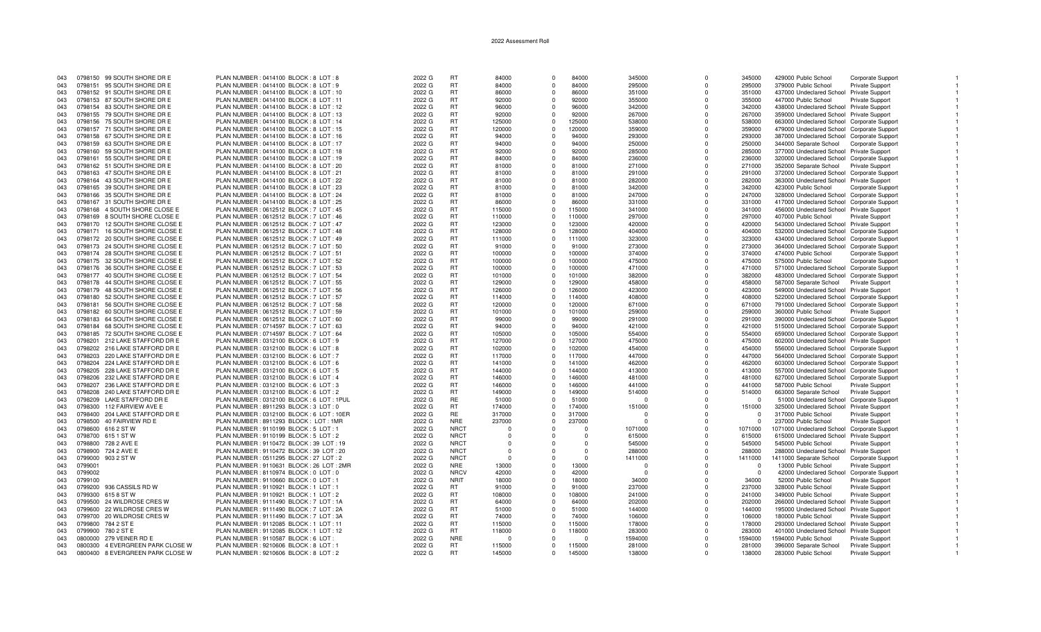2022 Assessment Roll

| | | | | | | | | | | | | | | | |
|---|---|---|---|---|---|---|---|---|---|---|---|---|---|---|---|
| 043 | 0798150 | 99 SOUTH SHORE DR E | PLAN NUMBER : 0414100 BLOCK : 8 LOT : 8 | 2022 G | RT | 84000 | 0 | 84000 | 345000 | 0 | 345000 | 429000 Public School | Corporate Support | 1 |
| 043 | 0798151 | 95 SOUTH SHORE DR E | PLAN NUMBER : 0414100 BLOCK : 8 LOT : 9 | 2022 G | RT | 84000 | 0 | 84000 | 295000 | 0 | 295000 | 379000 Public School | Private Support | 1 |
| 043 | 0798152 | 91 SOUTH SHORE DR E | PLAN NUMBER : 0414100 BLOCK : 8 LOT : 10 | 2022 G | RT | 86000 | 0 | 86000 | 351000 | 0 | 351000 | 437000 Undeclared School | Private Support | 1 |
| 043 | 0798153 | 87 SOUTH SHORE DR E | PLAN NUMBER : 0414100 BLOCK : 8 LOT : 11 | 2022 G | RT | 92000 | 0 | 92000 | 355000 | 0 | 355000 | 447000 Public School | Private Support | 1 |
| 043 | 0798154 | 83 SOUTH SHORE DR E | PLAN NUMBER : 0414100 BLOCK : 8 LOT : 12 | 2022 G | RT | 96000 | 0 | 96000 | 342000 | 0 | 342000 | 438000 Undeclared School | Private Support | 1 |
| 043 | 0798155 | 79 SOUTH SHORE DR E | PLAN NUMBER : 0414100 BLOCK : 8 LOT : 13 | 2022 G | RT | 92000 | 0 | 92000 | 267000 | 0 | 267000 | 359000 Undeclared School | Private Support | 1 |
| 043 | 0798156 | 75 SOUTH SHORE DR E | PLAN NUMBER : 0414100 BLOCK : 8 LOT : 14 | 2022 G | RT | 125000 | 0 | 125000 | 538000 | 0 | 538000 | 663000 Undeclared School | Corporate Support | 1 |
| 043 | 0798157 | 71 SOUTH SHORE DR E | PLAN NUMBER : 0414100 BLOCK : 8 LOT : 15 | 2022 G | RT | 120000 | 0 | 120000 | 359000 | 0 | 359000 | 479000 Undeclared School | Corporate Support | 1 |
| 043 | 0798158 | 67 SOUTH SHORE DR E | PLAN NUMBER : 0414100 BLOCK : 8 LOT : 16 | 2022 G | RT | 94000 | 0 | 94000 | 293000 | 0 | 293000 | 387000 Undeclared School | Corporate Support | 1 |
| 043 | 0798159 | 63 SOUTH SHORE DR E | PLAN NUMBER : 0414100 BLOCK : 8 LOT : 17 | 2022 G | RT | 94000 | 0 | 94000 | 250000 | 0 | 250000 | 344000 Separate School | Corporate Support | 1 |
| 043 | 0798160 | 59 SOUTH SHORE DR E | PLAN NUMBER : 0414100 BLOCK : 8 LOT : 18 | 2022 G | RT | 92000 | 0 | 92000 | 285000 | 0 | 285000 | 377000 Undeclared School | Private Support | 1 |
| 043 | 0798161 | 55 SOUTH SHORE DR E | PLAN NUMBER : 0414100 BLOCK : 8 LOT : 19 | 2022 G | RT | 84000 | 0 | 84000 | 236000 | 0 | 236000 | 320000 Undeclared School | Corporate Support | 1 |
| 043 | 0798162 | 51 SOUTH SHORE DR E | PLAN NUMBER : 0414100 BLOCK : 8 LOT : 20 | 2022 G | RT | 81000 | 0 | 81000 | 271000 | 0 | 271000 | 352000 Separate School | Private Support | 1 |
| 043 | 0798163 | 47 SOUTH SHORE DR E | PLAN NUMBER : 0414100 BLOCK : 8 LOT : 21 | 2022 G | RT | 81000 | 0 | 81000 | 291000 | 0 | 291000 | 372000 Undeclared School | Corporate Support | 1 |
| 043 | 0798164 | 43 SOUTH SHORE DR E | PLAN NUMBER : 0414100 BLOCK : 8 LOT : 22 | 2022 G | RT | 81000 | 0 | 81000 | 282000 | 0 | 282000 | 363000 Undeclared School | Private Support | 1 |
| 043 | 0798165 | 39 SOUTH SHORE DR E | PLAN NUMBER : 0414100 BLOCK : 8 LOT : 23 | 2022 G | RT | 81000 | 0 | 81000 | 342000 | 0 | 342000 | 423000 Public School | Corporate Support | 1 |
| 043 | 0798166 | 35 SOUTH SHORE DR E | PLAN NUMBER : 0414100 BLOCK : 8 LOT : 24 | 2022 G | RT | 81000 | 0 | 81000 | 247000 | 0 | 247000 | 328000 Undeclared School | Corporate Support | 1 |
| 043 | 0798167 | 31 SOUTH SHORE DR E | PLAN NUMBER : 0414100 BLOCK : 8 LOT : 25 | 2022 G | RT | 86000 | 0 | 86000 | 331000 | 0 | 331000 | 417000 Undeclared School | Corporate Support | 1 |
| 043 | 0798168 | 4 SOUTH SHORE CLOSE E | PLAN NUMBER : 0612512 BLOCK : 7 LOT : 45 | 2022 G | RT | 115000 | 0 | 115000 | 341000 | 0 | 341000 | 456000 Undeclared School | Private Support | 1 |
| 043 | 0798169 | 8 SOUTH SHORE CLOSE E | PLAN NUMBER : 0612512 BLOCK : 7 LOT : 46 | 2022 G | RT | 110000 | 0 | 110000 | 297000 | 0 | 297000 | 407000 Public School | Private Support | 1 |
| 043 | 0798170 | 12 SOUTH SHORE CLOSE E | PLAN NUMBER : 0612512 BLOCK : 7 LOT : 47 | 2022 G | RT | 123000 | 0 | 123000 | 420000 | 0 | 420000 | 543000 Undeclared School | Private Support | 1 |
| 043 | 0798171 | 16 SOUTH SHORE CLOSE E | PLAN NUMBER : 0612512 BLOCK : 7 LOT : 48 | 2022 G | RT | 128000 | 0 | 128000 | 404000 | 0 | 404000 | 532000 Undeclared School | Corporate Support | 1 |
| 043 | 0798172 | 20 SOUTH SHORE CLOSE E | PLAN NUMBER : 0612512 BLOCK : 7 LOT : 49 | 2022 G | RT | 111000 | 0 | 111000 | 323000 | 0 | 323000 | 434000 Undeclared School | Corporate Support | 1 |
| 043 | 0798173 | 24 SOUTH SHORE CLOSE E | PLAN NUMBER : 0612512 BLOCK : 7 LOT : 50 | 2022 G | RT | 91000 | 0 | 91000 | 273000 | 0 | 273000 | 364000 Undeclared School | Corporate Support | 1 |
| 043 | 0798174 | 28 SOUTH SHORE CLOSE E | PLAN NUMBER : 0612512 BLOCK : 7 LOT : 51 | 2022 G | RT | 100000 | 0 | 100000 | 374000 | 0 | 374000 | 474000 Public School | Corporate Support | 1 |
| 043 | 0798175 | 32 SOUTH SHORE CLOSE E | PLAN NUMBER : 0612512 BLOCK : 7 LOT : 52 | 2022 G | RT | 100000 | 0 | 100000 | 475000 | 0 | 475000 | 575000 Public School | Corporate Support | 1 |
| 043 | 0798176 | 36 SOUTH SHORE CLOSE E | PLAN NUMBER : 0612512 BLOCK : 7 LOT : 53 | 2022 G | RT | 100000 | 0 | 100000 | 471000 | 0 | 471000 | 571000 Undeclared School | Corporate Support | 1 |
| 043 | 0798177 | 40 SOUTH SHORE CLOSE E | PLAN NUMBER : 0612512 BLOCK : 7 LOT : 54 | 2022 G | RT | 101000 | 0 | 101000 | 382000 | 0 | 382000 | 483000 Undeclared School | Corporate Support | 1 |
| 043 | 0798178 | 44 SOUTH SHORE CLOSE E | PLAN NUMBER : 0612512 BLOCK : 7 LOT : 55 | 2022 G | RT | 129000 | 0 | 129000 | 458000 | 0 | 458000 | 587000 Separate School | Private Support | 1 |
| 043 | 0798179 | 48 SOUTH SHORE CLOSE E | PLAN NUMBER : 0612512 BLOCK : 7 LOT : 56 | 2022 G | RT | 126000 | 0 | 126000 | 423000 | 0 | 423000 | 549000 Undeclared School | Private Support | 1 |
| 043 | 0798180 | 52 SOUTH SHORE CLOSE E | PLAN NUMBER : 0612512 BLOCK : 7 LOT : 57 | 2022 G | RT | 114000 | 0 | 114000 | 408000 | 0 | 408000 | 522000 Undeclared School | Corporate Support | 1 |
| 043 | 0798181 | 56 SOUTH SHORE CLOSE E | PLAN NUMBER : 0612512 BLOCK : 7 LOT : 58 | 2022 G | RT | 120000 | 0 | 120000 | 671000 | 0 | 671000 | 791000 Undeclared School | Corporate Support | 1 |
| 043 | 0798182 | 60 SOUTH SHORE CLOSE E | PLAN NUMBER : 0612512 BLOCK : 7 LOT : 59 | 2022 G | RT | 101000 | 0 | 101000 | 259000 | 0 | 259000 | 360000 Public School | Private Support | 1 |
| 043 | 0798183 | 64 SOUTH SHORE CLOSE E | PLAN NUMBER : 0612512 BLOCK : 7 LOT : 60 | 2022 G | RT | 99000 | 0 | 99000 | 291000 | 0 | 291000 | 390000 Undeclared School | Corporate Support | 1 |
| 043 | 0798184 | 68 SOUTH SHORE CLOSE E | PLAN NUMBER : 0714597 BLOCK : 7 LOT : 63 | 2022 G | RT | 94000 | 0 | 94000 | 421000 | 0 | 421000 | 515000 Undeclared School | Corporate Support | 1 |
| 043 | 0798185 | 72 SOUTH SHORE CLOSE E | PLAN NUMBER : 0714597 BLOCK : 7 LOT : 64 | 2022 G | RT | 105000 | 0 | 105000 | 554000 | 0 | 554000 | 659000 Undeclared School | Corporate Support | 1 |
| 043 | 0798201 | 212 LAKE STAFFORD DR E | PLAN NUMBER : 0312100 BLOCK : 6 LOT : 9 | 2022 G | RT | 127000 | 0 | 127000 | 475000 | 0 | 475000 | 602000 Undeclared School | Private Support | 1 |
| 043 | 0798202 | 216 LAKE STAFFORD DR E | PLAN NUMBER : 0312100 BLOCK : 6 LOT : 8 | 2022 G | RT | 102000 | 0 | 102000 | 454000 | 0 | 454000 | 556000 Undeclared School | Corporate Support | 1 |
| 043 | 0798203 | 220 LAKE STAFFORD DR E | PLAN NUMBER : 0312100 BLOCK : 6 LOT : 7 | 2022 G | RT | 117000 | 0 | 117000 | 447000 | 0 | 447000 | 564000 Undeclared School | Corporate Support | 1 |
| 043 | 0798204 | 224 LAKE STAFFORD DR E | PLAN NUMBER : 0312100 BLOCK : 6 LOT : 6 | 2022 G | RT | 141000 | 0 | 141000 | 462000 | 0 | 462000 | 603000 Undeclared School | Corporate Support | 1 |
| 043 | 0798205 | 228 LAKE STAFFORD DR E | PLAN NUMBER : 0312100 BLOCK : 6 LOT : 5 | 2022 G | RT | 144000 | 0 | 144000 | 413000 | 0 | 413000 | 557000 Undeclared School | Corporate Support | 1 |
| 043 | 0798206 | 232 LAKE STAFFORD DR E | PLAN NUMBER : 0312100 BLOCK : 6 LOT : 4 | 2022 G | RT | 146000 | 0 | 146000 | 481000 | 0 | 481000 | 627000 Undeclared School | Corporate Support | 1 |
| 043 | 0798207 | 236 LAKE STAFFORD DR E | PLAN NUMBER : 0312100 BLOCK : 6 LOT : 3 | 2022 G | RT | 146000 | 0 | 146000 | 441000 | 0 | 441000 | 587000 Public School | Private Support | 1 |
| 043 | 0798208 | 240 LAKE STAFFORD DR E | PLAN NUMBER : 0312100 BLOCK : 6 LOT : 2 | 2022 G | RT | 149000 | 0 | 149000 | 514000 | 0 | 514000 | 663000 Separate School | Private Support | 1 |
| 043 | 0798209 | LAKE STAFFORD DR E | PLAN NUMBER : 0312100 BLOCK : 6 LOT : 1PUL | 2022 G | RE | 51000 | 0 | 51000 | 0 | 0 | 0 | 51000 Undeclared School | Corporate Support | 1 |
| 043 | 0798300 | 112 FAIRVIEW AVE E | PLAN NUMBER : 8911293 BLOCK : 3 LOT : 0 | 2022 G | RT | 174000 | 0 | 174000 | 151000 | 0 | 151000 | 325000 Undeclared School | Private Support | 1 |
| 043 | 0798400 | 204 LAKE STAFFORD DR E | PLAN NUMBER : 0312100 BLOCK : 6 LOT : 10ER | 2022 G | RE | 317000 | 0 | 317000 | 0 | 0 | 0 | 317000 Public School | Private Support | 1 |
| 043 | 0798500 | 40 FAIRVIEW RD E | PLAN NUMBER : 8911293 BLOCK : LOT : 1MR | 2022 G | NRE | 237000 | 0 | 237000 | 0 | 0 | 0 | 237000 Public School | Private Support | 1 |
| 043 | 0798600 | 616 2 ST W | PLAN NUMBER : 9110199 BLOCK : 5 LOT : 1 | 2022 G | NRCT | 0 | 0 | 0 | 1071000 | 0 | 1071000 | 1071000 Undeclared School | Corporate Support | 1 |
| 043 | 0798700 | 615 1 ST W | PLAN NUMBER : 9110199 BLOCK : 5 LOT : 2 | 2022 G | NRCT | 0 | 0 | 0 | 615000 | 0 | 615000 | 615000 Undeclared School | Private Support | 1 |
| 043 | 0798800 | 728 2 AVE E | PLAN NUMBER : 9110472 BLOCK : 39 LOT : 19 | 2022 G | NRCT | 0 | 0 | 0 | 545000 | 0 | 545000 | 545000 Public School | Private Support | 1 |
| 043 | 0798900 | 724 2 AVE E | PLAN NUMBER : 9110472 BLOCK : 39 LOT : 20 | 2022 G | NRCT | 0 | 0 | 0 | 288000 | 0 | 288000 | 288000 Undeclared School | Private Support | 1 |
| 043 | 0799000 | 903 2 ST W | PLAN NUMBER : 0511295 BLOCK : 27 LOT : 2 | 2022 G | NRCT | 0 | 0 | 0 | 1411000 | 0 | 1411000 | 1411000 Separate School | Corporate Support | 1 |
| 043 | 0799001 | | PLAN NUMBER : 9110631 BLOCK : 26 LOT : 2MR | 2022 G | NRE | 13000 | 0 | 13000 | 0 | 0 | 0 | 13000 Public School | Private Support | 1 |
| 043 | 0799002 | | PLAN NUMBER : 8110974 BLOCK : 0 LOT : 0 | 2022 G | NRCV | 42000 | 0 | 42000 | 0 | 0 | 0 | 42000 Undeclared School | Corporate Support | 1 |
| 043 | 0799100 | | PLAN NUMBER : 9110660 BLOCK : 0 LOT : 1 | 2022 G | NRIT | 18000 | 0 | 18000 | 34000 | 0 | 34000 | 52000 Public School | Private Support | 1 |
| 043 | 0799200 | 936 CASSILS RD W | PLAN NUMBER : 9110921 BLOCK : 1 LOT : 1 | 2022 G | RT | 91000 | 0 | 91000 | 237000 | 0 | 237000 | 328000 Public School | Private Support | 1 |
| 043 | 0799300 | 615 8 ST W | PLAN NUMBER : 9110921 BLOCK : 1 LOT : 2 | 2022 G | RT | 108000 | 0 | 108000 | 241000 | 0 | 241000 | 349000 Public School | Private Support | 1 |
| 043 | 0799500 | 24 WILDROSE CRES W | PLAN NUMBER : 9111490 BLOCK : 7 LOT : 1A | 2022 G | RT | 64000 | 0 | 64000 | 202000 | 0 | 202000 | 266000 Undeclared School | Private Support | 1 |
| 043 | 0799600 | 22 WILDROSE CRES W | PLAN NUMBER : 9111490 BLOCK : 7 LOT : 2A | 2022 G | RT | 51000 | 0 | 51000 | 144000 | 0 | 144000 | 195000 Undeclared School | Private Support | 1 |
| 043 | 0799700 | 20 WILDROSE CRES W | PLAN NUMBER : 9111490 BLOCK : 7 LOT : 3A | 2022 G | RT | 74000 | 0 | 74000 | 106000 | 0 | 106000 | 180000 Public School | Private Support | 1 |
| 043 | 0799800 | 784 2 ST E | PLAN NUMBER : 9112085 BLOCK : 1 LOT : 11 | 2022 G | RT | 115000 | 0 | 115000 | 178000 | 0 | 178000 | 293000 Undeclared School | Private Support | 1 |
| 043 | 0799900 | 780 2 ST E | PLAN NUMBER : 9112085 BLOCK : 1 LOT : 12 | 2022 G | RT | 118000 | 0 | 118000 | 283000 | 0 | 283000 | 401000 Undeclared School | Private Support | 1 |
| 043 | 0800000 | 279 VEINER RD E | PLAN NUMBER : 9110587 BLOCK : 6 LOT : | 2022 G | NRE | 0 | 0 | 0 | 1594000 | 0 | 1594000 | 1594000 Public School | Private Support | 1 |
| 043 | 0800300 | 4 EVERGREEN PARK CLOSE W | PLAN NUMBER : 9210606 BLOCK : 8 LOT : 1 | 2022 G | RT | 115000 | 0 | 115000 | 281000 | 0 | 281000 | 396000 Separate School | Private Support | 1 |
| 043 | 0800400 | 8 EVERGREEN PARK CLOSE W | PLAN NUMBER : 9210606 BLOCK : 8 LOT : 2 | 2022 G | RT | 145000 | 0 | 145000 | 138000 | 0 | 138000 | 283000 Public School | Private Support | 1 |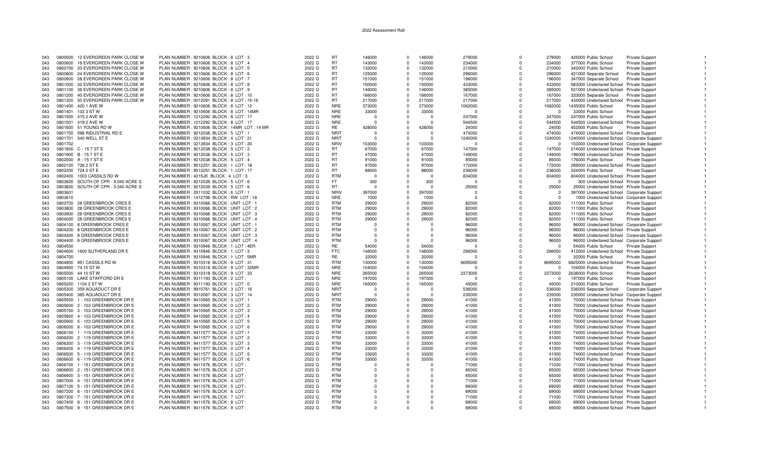2022 Assessment Roll

| | | | | | | | | | | | | | | | | |
|---|---|---|---|---|---|---|---|---|---|---|---|---|---|---|---|---|
| 043 | 0800500 | 12 EVERGREEN PARK CLOSE W | PLAN NUMBER : 9210606 BLOCK : 8 LOT : 3 | 2022 G | RT | 146000 | 0 | 146000 | 279000 | 0 | 279000 | 425000 | Public School | Private Support | 1 |
| 043 | 0800600 | 16 EVERGREEN PARK CLOSE W | PLAN NUMBER : 9210606 BLOCK : 8 LOT : 4 | 2022 G | RT | 143000 | 0 | 143000 | 234000 | 0 | 234000 | 377000 | Public School | Private Support | 1 |
| 043 | 0800700 | 20 EVERGREEN PARK CLOSE W | PLAN NUMBER : 9210606 BLOCK : 8 LOT : 5 | 2022 G | RT | 132000 | 0 | 132000 | 210000 | 0 | 210000 | 342000 | Public School | Private Support | 1 |
| 043 | 0800800 | 24 EVERGREEN PARK CLOSE W | PLAN NUMBER : 9210606 BLOCK : 8 LOT : 6 | 2022 G | RT | 125000 | 0 | 125000 | 296000 | 0 | 296000 | 421000 | Separate School | Private Support | 1 |
| 043 | 0800900 | 28 EVERGREEN PARK CLOSE W | PLAN NUMBER : 9210606 BLOCK : 8 LOT : 7 | 2022 G | RT | 151000 | 0 | 151000 | 196000 | 0 | 196000 | 347000 | Separate School | Private Support | 1 |
| 043 | 0801000 | 32 EVERGREEN PARK CLOSE W | PLAN NUMBER : 9210606 BLOCK : 8 LOT : 8 | 2022 G | RT | 150000 | 0 | 150000 | 433000 | 0 | 433000 | 583000 | Undeclared School | Private Support | 1 |
| 043 | 0801100 | 36 EVERGREEN PARK CLOSE W | PLAN NUMBER : 9210606 BLOCK : 8 LOT : 9 | 2022 G | RT | 146000 | 0 | 146000 | 385000 | 0 | 385000 | 531000 | Undeclared School | Private Support | 1 |
| 043 | 0801200 | 40 EVERGREEN PARK CLOSE W | PLAN NUMBER : 9210606 BLOCK : 8 LOT : 10 | 2022 G | RT | 166000 | 0 | 166000 | 167000 | 0 | 167000 | 333000 | Separate School | Private Support | 1 |
| 043 | 0801300 | 50 EVERGREEN PARK CLOSE W | PLAN NUMBER : 0012091 BLOCK : 8 LOT : 15-16 | 2022 G | RT | 217000 | 0 | 217000 | 217000 | 0 | 217000 | 434000 | Undeclared School | Private Support | 1 |
| 043 | 0801400 | 420 1 AVE W | PLAN NUMBER : 9210606 BLOCK : 8 LOT : 12 | 2022 G | NRE | 373000 | 0 | 373000 | 1062000 | 0 | 1062000 | 1435000 | Public School | Private Support | 1 |
| 043 | 0801401 | 103 3 ST W | PLAN NUMBER : 9210606 BLOCK : 8 LOT : 14MR | 2022 G | NRE | 33000 | 0 | 33000 | 0 | 0 | 0 | 33000 | Public School | Private Support | 1 |
| 043 | 0801500 | 415 2 AVE W | PLAN NUMBER : 1212292 BLOCK : 8 LOT : 17 | 2022 G | NRE | 0 | 0 | 0 | 247000 | 0 | 247000 | 247000 | Public School | Private Support | 1 |
| 043 | 0801501 | 419 2 AVE W | PLAN NUMBER : 1212292 BLOCK : 8 LOT : 17 | 2022 G | NRE | 0 | 0 | 0 | 544500 | 0 | 544500 | 544500 | Undeclared School | Private Support | 1 |
| 043 | 0801600 | 51 YOUNG RD W | PLAN NUMBER : 9210606 BLOCK : 14MR LOT : 14 MR | 2022 G | RE | 428000 | 0 | 428000 | 24000 | 0 | 24000 | 452000 | Public School | Private Support | 1 |
| 043 | 0801700 | 598 INDUSTRIAL RD E | PLAN NUMBER : 9212038 BLOCK : 5 LOT : 1 | 2022 G | NRIT | 0 | 0 | 0 | 474000 | 0 | 474000 | 474000 | Undeclared School | Private Support | 1 |
| 043 | 0801701 | 340 WELL ST E | PLAN NUMBER : 0213934 BLOCK : 4 LOT : 21 | 2022 G | NRIT | 0 | 0 | 0 | 1240000 | 0 | 1240000 | 1240000 | Undeclared School | Corporate Support | 1 |
| 043 | 0801702 | | PLAN NUMBER : 0213934 BLOCK : 3 LOT : 20 | 2022 G | NRIV | 103000 | 0 | 103000 | 0 | 0 | 0 | 103000 | Undeclared School | Corporate Support | 1 |
| 043 | 0801800 | C - 15 7 ST E | PLAN NUMBER : 9212038 BLOCK : 5 LOT : 2 | 2022 G | RT | 67000 | 0 | 67000 | 147000 | 0 | 147000 | 214000 | Undeclared School | Private Support | 1 |
| 043 | 0801900 | B - 15 7 ST E | PLAN NUMBER : 9212038 BLOCK : 5 LOT : 3 | 2022 G | RT | 47000 | 0 | 47000 | 149000 | 0 | 149000 | 196000 | Undeclared School | Private Support | 1 |
| 043 | 0802000 | A - 15 7 ST E | PLAN NUMBER : 9212038 BLOCK : 5 LOT : 4 | 2022 G | RT | 91000 | 0 | 91000 | 85000 | 0 | 85000 | 176000 | Public School | Private Support | 1 |
| 043 | 0802100 | 728 2 ST E | PLAN NUMBER : 9512251 BLOCK : 1 LOT : 18 | 2022 G | RT | 97000 | 0 | 97000 | 172000 | 0 | 172000 | 269000 | Undeclared School | Private Support | 1 |
| 043 | 0802200 | 724 2 ST E | PLAN NUMBER : 9512251 BLOCK : 1 LOT : 17 | 2022 G | RT | 88000 | 0 | 88000 | 236000 | 0 | 236000 | 324000 | Public School | Private Support | 1 |
| 043 | 0802400 | 1003 CASSILS RD W | PLAN NUMBER : 4215JK BLOCK : 4 LOT : 3 | 2022 G | RTM | 0 | 0 | 0 | 834000 | 0 | 834000 | 834000 | Undeclared School | Private Support | 1 |
| 043 | 0803600 | SOUTH OF CPR - 5.040 ACRE S | PLAN NUMBER : 9212039 BLOCK : 5 LOT : 6 | 2022 G | FT | 300 | 0 | 300 | 0 | 0 | 0 | 300 | Undeclared School | Private Support | 1 |
| 043 | 0803600 | SOUTH OF CPR - 5.040 ACRE S | PLAN NUMBER : 9212039 BLOCK : 5 LOT : 6 | 2022 G | RT | 0 | 0 | 0 | 25000 | 0 | 25000 | 25000 | Undeclared School | Private Support | 1 |
| 043 | 0803601 | | PLAN NUMBER : 0511032 BLOCK : 6 LOT : 1 | 2022 G | NRIV | 397000 | 0 | 397000 | 0 | 0 | 0 | 397000 | Undeclared School | Corporate Support | 1 |
| 043 | 0803610 | | PLAN NUMBER : 1412798 BLOCK : RW LOT : 18 | 2022 G | NRE | 1000 | 0 | 1000 | 0 | 0 | 0 | 1000 | Undeclared School | Corporate Support | 1 |
| 043 | 0803700 | 28 GREENBROOK CRES E | PLAN NUMBER : 9310066 BLOCK : UNIT LOT : 1 | 2022 G | RTM | 29000 | 0 | 29000 | 82000 | 0 | 82000 | 111000 | Public School | Private Support | 1 |
| 043 | 0803800 | 28 GREENBROOK CRES E | PLAN NUMBER : 9310066 BLOCK : UNIT LOT : 2 | 2022 G | RTM | 29000 | 0 | 29000 | 82000 | 0 | 82000 | 111000 | Public School | Private Support | 1 |
| 043 | 0803900 | 28 GREENBROOK CRES E | PLAN NUMBER : 9310066 BLOCK : UNIT LOT : 3 | 2022 G | RTM | 29000 | 0 | 29000 | 82000 | 0 | 82000 | 111000 | Public School | Private Support | 1 |
| 043 | 0804000 | 28 GREENBROOK CRES E | PLAN NUMBER : 9310066 BLOCK : UNIT LOT : 4 | 2022 G | RTM | 29000 | 0 | 29000 | 82000 | 0 | 82000 | 111000 | Public School | Private Support | 1 |
| 043 | 0804100 | 8 GREENBROOK CRES E | PLAN NUMBER : 9310067 BLOCK : UNIT LOT : 1 | 2022 G | RTM | 0 | 0 | 0 | 96000 | 0 | 96000 | 96000 | Undeclared School | Corporate Support | 1 |
| 043 | 0804200 | 8 GREENBROOK CRES E | PLAN NUMBER : 9310067 BLOCK : UNIT LOT : 2 | 2022 G | RTM | 0 | 0 | 0 | 96000 | 0 | 96000 | 96000 | Undeclared School | Private Support | 1 |
| 043 | 0804300 | 8 GREENBROOK CRES E | PLAN NUMBER : 9310067 BLOCK : UNIT LOT : 3 | 2022 G | RTM | 0 | 0 | 0 | 96000 | 0 | 96000 | 96000 | Undeclared School | Corporate Support | 1 |
| 043 | 0804400 | 8 GREENBROOK CRES E | PLAN NUMBER : 9310067 BLOCK : UNIT LOT : 4 | 2022 G | RTM | 0 | 0 | 0 | 96000 | 0 | 96000 | 96000 | Undeclared School | Corporate Support | 1 |
| 043 | 0804500 | | PLAN NUMBER : 9310946 BLOCK : 1 LOT : 4ER | 2022 G | RE | 54000 | 0 | 54000 | 0 | 0 | 0 | 54000 | Public School | Private Support | 1 |
| 043 | 0804600 | 1600 SUTHERLAND DR E | PLAN NUMBER : 9310946 BLOCK : 1 LOT : 3 | 2022 G | FTC | 146000 | 0 | 146000 | 266000 | 0 | 266000 | 412000 | Undeclared School | Private Support | 1 |
| 043 | 0804700 | | PLAN NUMBER : 9310946 BLOCK : 1 LOT : 5MR | 2022 G | RE | 32000 | 0 | 32000 | 0 | 0 | 0 | 32000 | Public School | Private Support | 1 |
| 043 | 0804800 | 951 CASSILS RD W | PLAN NUMBER : 9310318 BLOCK : 9 LOT : 31 | 2022 G | RTM | 130000 | 0 | 130000 | 6695000 | 0 | 6695000 | 6825000 | Undeclared School | Private Support | 1 |
| 043 | 0804900 | 74 10 ST W | PLAN NUMBER : 9310318 BLOCK : 9 LOT : 32MR | 2022 G | NRE | 104000 | 0 | 104000 | 0 | 0 | 0 | 104000 | Public School | Private Support | 1 |
| 043 | 0805000 | 44 10 ST W | PLAN NUMBER : 9310318 BLOCK : 9 LOT : 33 | 2022 G | NRE | 265000 | 0 | 265000 | 2373000 | 0 | 2373000 | 2638000 | Public School | Private Support | 1 |
| 043 | 0805100 | LAKE STAFFORD DR E | PLAN NUMBER : 9311193 BLOCK : 2 LOT : | 2022 G | NRE | 197000 | 0 | 197000 | 0 | 0 | 0 | 197000 | Public School | Private Support | 1 |
| 043 | 0805200 | 1104 2 ST W | PLAN NUMBER : 9311193 BLOCK : 1 LOT : 0 | 2022 G | NRE | 165000 | 0 | 165000 | 45000 | 0 | 45000 | 210000 | Public School | Private Support | 1 |
| 043 | 0805300 | 359 AQUADUCT DR E | PLAN NUMBER : 9910761 BLOCK : 3 LOT : 16 | 2022 G | NRIT | 0 | 0 | 0 | 536000 | 0 | 536000 | 536000 | Separate School | Corporate Support | 1 |
| 043 | 0805400 | 365 AQUADUCT DR E | PLAN NUMBER : 9312067 BLOCK : 3 LOT : 14 | 2022 G | NRIT | 0 | 0 | 0 | 235000 | 0 | 235000 | 235000 | Undeclared School | Corporate Support | 1 |
| 043 | 0805500 | 1 - 103 GREENBROOK DR E | PLAN NUMBER : 9410565 BLOCK : 0 LOT : 1 | 2022 G | RTM | 29000 | 0 | 29000 | 41000 | 0 | 41000 | 70000 | Undeclared School | Private Support | 1 |
| 043 | 0805600 | 2 - 103 GREENBROOK DR E | PLAN NUMBER : 9410565 BLOCK : 0 LOT : 2 | 2022 G | RTM | 29000 | 0 | 29000 | 41000 | 0 | 41000 | 70000 | Undeclared School | Private Support | 1 |
| 043 | 0805700 | 3 - 103 GREENBROOK DR E | PLAN NUMBER : 9410565 BLOCK : 0 LOT : 3 | 2022 G | RTM | 29000 | 0 | 29000 | 41000 | 0 | 41000 | 70000 | Undeclared School | Private Support | 1 |
| 043 | 0805800 | 4 - 103 GREENBROOK DR E | PLAN NUMBER : 9410565 BLOCK : 0 LOT : 4 | 2022 G | RTM | 29000 | 0 | 29000 | 41000 | 0 | 41000 | 70000 | Undeclared School | Private Support | 1 |
| 043 | 0805900 | 5 - 103 GREENBROOK DR E | PLAN NUMBER : 9410565 BLOCK : 0 LOT : 5 | 2022 G | RTM | 29000 | 0 | 29000 | 41000 | 0 | 41000 | 70000 | Undeclared School | Private Support | 1 |
| 043 | 0806000 | 6 - 103 GREENBROOK DR E | PLAN NUMBER : 9410565 BLOCK : 0 LOT : 6 | 2022 G | RTM | 29000 | 0 | 29000 | 41000 | 0 | 41000 | 70000 | Undeclared School | Private Support | 1 |
| 043 | 0806100 | 1 - 119 GREENBROOK DR E | PLAN NUMBER : 9411577 BLOCK : 0 LOT : 1 | 2022 G | RTM | 33000 | 0 | 33000 | 41000 | 0 | 41000 | 74000 | Undeclared School | Private Support | 1 |
| 043 | 0806200 | 2 - 119 GREENBROOK DR E | PLAN NUMBER : 9411577 BLOCK : 0 LOT : 2 | 2022 G | RTM | 33000 | 0 | 33000 | 41000 | 0 | 41000 | 74000 | Undeclared School | Private Support | 1 |
| 043 | 0806300 | 3 - 119 GREENBROOK DR E | PLAN NUMBER : 9411577 BLOCK : 0 LOT : 3 | 2022 G | RTM | 33000 | 0 | 33000 | 41000 | 0 | 41000 | 74000 | Undeclared School | Private Support | 1 |
| 043 | 0806400 | 4 - 119 GREENBROOK DR E | PLAN NUMBER : 9411577 BLOCK : 0 LOT : 4 | 2022 G | RTM | 33000 | 0 | 33000 | 41000 | 0 | 41000 | 74000 | Undeclared School | Private Support | 1 |
| 043 | 0806500 | 5 - 119 GREENBROOK DR E | PLAN NUMBER : 9411577 BLOCK : 0 LOT : 5 | 2022 G | RTM | 33000 | 0 | 33000 | 41000 | 0 | 41000 | 74000 | Undeclared School | Private Support | 1 |
| 043 | 0806600 | 6 - 119 GREENBROOK DR E | PLAN NUMBER : 9411577 BLOCK : 0 LOT : 6 | 2022 G | RTM | 33000 | 0 | 33000 | 41000 | 0 | 41000 | 74000 | Public School | Private Support | 1 |
| 043 | 0806700 | 1 - 151 GREENBROOK DR E | PLAN NUMBER : 9411576 BLOCK : 1 LOT : | 2022 G | RTM | 0 | 0 | 0 | 71000 | 0 | 71000 | 71000 | Undeclared School | Private Support | 1 |
| 043 | 0806800 | 2 - 151 GREENBROOK DR E | PLAN NUMBER : 9411576 BLOCK : 2 LOT : | 2022 G | RTM | 0 | 0 | 0 | 65000 | 0 | 65000 | 65000 | Undeclared School | Private Support | 1 |
| 043 | 0806900 | 3 - 151 GREENBROOK DR E | PLAN NUMBER : 9411576 BLOCK : 3 LOT : | 2022 G | RTM | 0 | 0 | 0 | 65000 | 0 | 65000 | 65000 | Undeclared School | Private Support | 1 |
| 043 | 0807000 | 4 - 151 GREENBROOK DR E | PLAN NUMBER : 9411576 BLOCK : 4 LOT : | 2022 G | RTM | 0 | 0 | 0 | 71000 | 0 | 71000 | 71000 | Undeclared School | Private Support | 1 |
| 043 | 0807100 | 5 - 151 GREENBROOK DR E | PLAN NUMBER : 9411576 BLOCK : 5 LOT : | 2022 G | RTM | 0 | 0 | 0 | 69000 | 0 | 69000 | 69000 | Undeclared School | Private Support | 1 |
| 043 | 0807200 | 6 - 151 GREENBROOK DR E | PLAN NUMBER : 9411576 BLOCK : 6 LOT : | 2022 G | RTM | 0 | 0 | 0 | 69000 | 0 | 69000 | 69000 | Undeclared School | Private Support | 1 |
| 043 | 0807300 | 7 - 151 GREENBROOK DR E | PLAN NUMBER : 9411576 BLOCK : 7 LOT : | 2022 G | RTM | 0 | 0 | 0 | 71000 | 0 | 71000 | 71000 | Undeclared School | Private Support | 1 |
| 043 | 0807400 | 8 - 151 GREENBROOK DR E | PLAN NUMBER : 9411576 BLOCK : 8 LOT : | 2022 G | RTM | 0 | 0 | 0 | 69000 | 0 | 69000 | 69000 | Undeclared School | Private Support | 1 |
| 043 | 0807500 | 9 - 151 GREENBROOK DR E | PLAN NUMBER : 9411576 BLOCK : 9 LOT : | 2022 G | RTM | 0 | 0 | 0 | 69000 | 0 | 69000 | 69000 | Undeclared School | Private Support | 1 |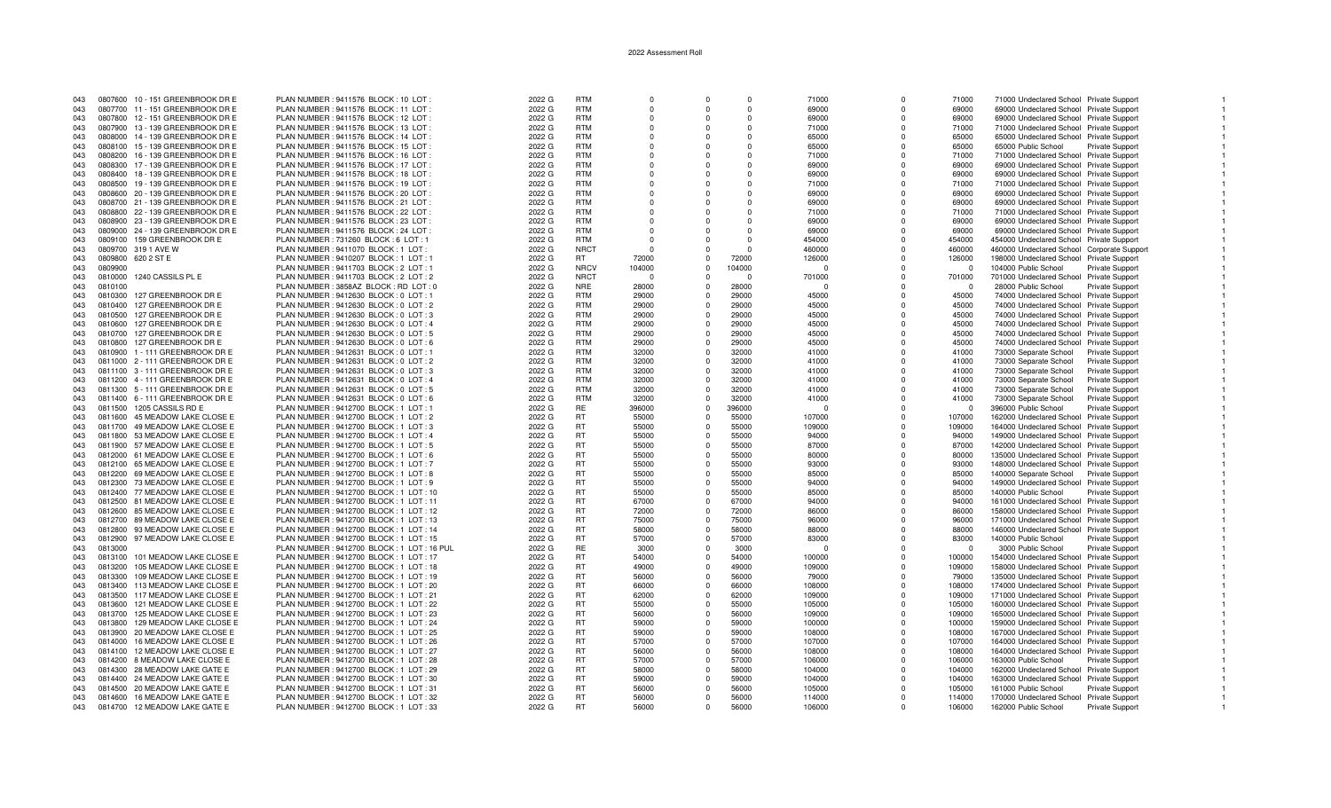# 2022 Assessment Roll

| | | | | | | | | | | | | | | | |
|---|---|---|---|---|---|---|---|---|---|---|---|---|---|---|---|
| 043 | 0807600 | 10 - 151 GREENBROOK DR E | PLAN NUMBER : 9411576 BLOCK : 10 LOT : | 2022 G | RTM | 0 | 0 | 0 | 71000 | 0 | 71000 | 71000 Undeclared School | Private Support | | 1 |
| 043 | 0807700 | 11 - 151 GREENBROOK DR E | PLAN NUMBER : 9411576 BLOCK : 11 LOT : | 2022 G | RTM | 0 | 0 | 0 | 69000 | 0 | 69000 | 69000 Undeclared School | Private Support | | 1 |
| 043 | 0807800 | 12 - 151 GREENBROOK DR E | PLAN NUMBER : 9411576 BLOCK : 12 LOT : | 2022 G | RTM | 0 | 0 | 0 | 69000 | 0 | 69000 | 69000 Undeclared School | Private Support | | 1 |
| 043 | 0807900 | 13 - 139 GREENBROOK DR E | PLAN NUMBER : 9411576 BLOCK : 13 LOT : | 2022 G | RTM | 0 | 0 | 0 | 71000 | 0 | 71000 | 71000 Undeclared School | Private Support | | 1 |
| 043 | 0808000 | 14 - 139 GREENBROOK DR E | PLAN NUMBER : 9411576 BLOCK : 14 LOT : | 2022 G | RTM | 0 | 0 | 0 | 65000 | 0 | 65000 | 65000 Undeclared School | Private Support | | 1 |
| 043 | 0808100 | 15 - 139 GREENBROOK DR E | PLAN NUMBER : 9411576 BLOCK : 15 LOT : | 2022 G | RTM | 0 | 0 | 0 | 65000 | 0 | 65000 | 65000 Public School | Private Support | | 1 |
| 043 | 0808200 | 16 - 139 GREENBROOK DR E | PLAN NUMBER : 9411576 BLOCK : 16 LOT : | 2022 G | RTM | 0 | 0 | 0 | 71000 | 0 | 71000 | 71000 Undeclared School | Private Support | | 1 |
| 043 | 0808300 | 17 - 139 GREENBROOK DR E | PLAN NUMBER : 9411576 BLOCK : 17 LOT : | 2022 G | RTM | 0 | 0 | 0 | 69000 | 0 | 69000 | 69000 Undeclared School | Private Support | | 1 |
| 043 | 0808400 | 18 - 139 GREENBROOK DR E | PLAN NUMBER : 9411576 BLOCK : 18 LOT : | 2022 G | RTM | 0 | 0 | 0 | 69000 | 0 | 69000 | 69000 Undeclared School | Private Support | | 1 |
| 043 | 0808500 | 19 - 139 GREENBROOK DR E | PLAN NUMBER : 9411576 BLOCK : 19 LOT : | 2022 G | RTM | 0 | 0 | 0 | 71000 | 0 | 71000 | 71000 Undeclared School | Private Support | | 1 |
| 043 | 0808600 | 20 - 139 GREENBROOK DR E | PLAN NUMBER : 9411576 BLOCK : 20 LOT : | 2022 G | RTM | 0 | 0 | 0 | 69000 | 0 | 69000 | 69000 Undeclared School | Private Support | | 1 |
| 043 | 0808700 | 21 - 139 GREENBROOK DR E | PLAN NUMBER : 9411576 BLOCK : 21 LOT : | 2022 G | RTM | 0 | 0 | 0 | 69000 | 0 | 69000 | 69000 Undeclared School | Private Support | | 1 |
| 043 | 0808800 | 22 - 139 GREENBROOK DR E | PLAN NUMBER : 9411576 BLOCK : 22 LOT : | 2022 G | RTM | 0 | 0 | 0 | 71000 | 0 | 71000 | 71000 Undeclared School | Private Support | | 1 |
| 043 | 0808900 | 23 - 139 GREENBROOK DR E | PLAN NUMBER : 9411576 BLOCK : 23 LOT : | 2022 G | RTM | 0 | 0 | 0 | 69000 | 0 | 69000 | 69000 Undeclared School | Private Support | | 1 |
| 043 | 0809000 | 24 - 139 GREENBROOK DR E | PLAN NUMBER : 9411576 BLOCK : 24 LOT : | 2022 G | RTM | 0 | 0 | 0 | 69000 | 0 | 69000 | 69000 Undeclared School | Private Support | | 1 |
| 043 | 0809100 | 159 GREENBROOK DR E | PLAN NUMBER : 731260 BLOCK : 6 LOT : 1 | 2022 G | RTM | 0 | 0 | 0 | 454000 | 0 | 454000 | 454000 Undeclared School | Private Support | | 1 |
| 043 | 0809700 | 319 1 AVE W | PLAN NUMBER : 9411070 BLOCK : 1 LOT : | 2022 G | NRCT | 0 | 0 | 0 | 460000 | 0 | 460000 | 460000 Undeclared School | Corporate Support | | 1 |
| 043 | 0809800 | 620 2 ST E | PLAN NUMBER : 9410207 BLOCK : 1 LOT : 1 | 2022 G | RT | 72000 | 0 | 72000 | 126000 | 0 | 126000 | 198000 Undeclared School | Private Support | | 1 |
| 043 | 0809900 | | PLAN NUMBER : 9411703 BLOCK : 2 LOT : 1 | 2022 G | NRCV | 104000 | 0 | 104000 | 0 | 0 | 0 | 104000 Public School | Private Support | | 1 |
| 043 | 0810000 | 1240 CASSILS PL E | PLAN NUMBER : 9411703 BLOCK : 2 LOT : 2 | 2022 G | NRCT | 0 | 0 | 0 | 701000 | 0 | 701000 | 701000 Undeclared School | Private Support | | 1 |
| 043 | 0810100 | | PLAN NUMBER : 3858AZ BLOCK : RD LOT : 0 | 2022 G | NRE | 28000 | 0 | 28000 | 0 | 0 | 0 | 28000 Public School | Private Support | | 1 |
| 043 | 0810300 | 127 GREENBROOK DR E | PLAN NUMBER : 9412630 BLOCK : 0 LOT : 1 | 2022 G | RTM | 29000 | 0 | 29000 | 45000 | 0 | 45000 | 74000 Undeclared School | Private Support | | 1 |
| 043 | 0810400 | 127 GREENBROOK DR E | PLAN NUMBER : 9412630 BLOCK : 0 LOT : 2 | 2022 G | RTM | 29000 | 0 | 29000 | 45000 | 0 | 45000 | 74000 Undeclared School | Private Support | | 1 |
| 043 | 0810500 | 127 GREENBROOK DR E | PLAN NUMBER : 9412630 BLOCK : 0 LOT : 3 | 2022 G | RTM | 29000 | 0 | 29000 | 45000 | 0 | 45000 | 74000 Undeclared School | Private Support | | 1 |
| 043 | 0810600 | 127 GREENBROOK DR E | PLAN NUMBER : 9412630 BLOCK : 0 LOT : 4 | 2022 G | RTM | 29000 | 0 | 29000 | 45000 | 0 | 45000 | 74000 Undeclared School | Private Support | | 1 |
| 043 | 0810700 | 127 GREENBROOK DR E | PLAN NUMBER : 9412630 BLOCK : 0 LOT : 5 | 2022 G | RTM | 29000 | 0 | 29000 | 45000 | 0 | 45000 | 74000 Undeclared School | Private Support | | 1 |
| 043 | 0810800 | 127 GREENBROOK DR E | PLAN NUMBER : 9412630 BLOCK : 0 LOT : 6 | 2022 G | RTM | 29000 | 0 | 29000 | 45000 | 0 | 45000 | 74000 Undeclared School | Private Support | | 1 |
| 043 | 0810900 | 1 - 111 GREENBROOK DR E | PLAN NUMBER : 9412631 BLOCK : 0 LOT : 1 | 2022 G | RTM | 32000 | 0 | 32000 | 41000 | 0 | 41000 | 73000 Separate School | Private Support | | 1 |
| 043 | 0811000 | 2 - 111 GREENBROOK DR E | PLAN NUMBER : 9412631 BLOCK : 0 LOT : 2 | 2022 G | RTM | 32000 | 0 | 32000 | 41000 | 0 | 41000 | 73000 Separate School | Private Support | | 1 |
| 043 | 0811100 | 3 - 111 GREENBROOK DR E | PLAN NUMBER : 9412631 BLOCK : 0 LOT : 3 | 2022 G | RTM | 32000 | 0 | 32000 | 41000 | 0 | 41000 | 73000 Separate School | Private Support | | 1 |
| 043 | 0811200 | 4 - 111 GREENBROOK DR E | PLAN NUMBER : 9412631 BLOCK : 0 LOT : 4 | 2022 G | RTM | 32000 | 0 | 32000 | 41000 | 0 | 41000 | 73000 Separate School | Private Support | | 1 |
| 043 | 0811300 | 5 - 111 GREENBROOK DR E | PLAN NUMBER : 9412631 BLOCK : 0 LOT : 5 | 2022 G | RTM | 32000 | 0 | 32000 | 41000 | 0 | 41000 | 73000 Separate School | Private Support | | 1 |
| 043 | 0811400 | 6 - 111 GREENBROOK DR E | PLAN NUMBER : 9412631 BLOCK : 0 LOT : 6 | 2022 G | RTM | 32000 | 0 | 32000 | 41000 | 0 | 41000 | 73000 Separate School | Private Support | | 1 |
| 043 | 0811500 | 1205 CASSILS RD E | PLAN NUMBER : 9412700 BLOCK : 1 LOT : 1 | 2022 G | RE | 396000 | 0 | 396000 | 0 | 0 | 0 | 396000 Public School | Private Support | | 1 |
| 043 | 0811600 | 45 MEADOW LAKE CLOSE E | PLAN NUMBER : 9412700 BLOCK : 1 LOT : 2 | 2022 G | RT | 55000 | 0 | 55000 | 107000 | 0 | 107000 | 162000 Undeclared School | Private Support | | 1 |
| 043 | 0811700 | 49 MEADOW LAKE CLOSE E | PLAN NUMBER : 9412700 BLOCK : 1 LOT : 3 | 2022 G | RT | 55000 | 0 | 55000 | 109000 | 0 | 109000 | 164000 Undeclared School | Private Support | | 1 |
| 043 | 0811800 | 53 MEADOW LAKE CLOSE E | PLAN NUMBER : 9412700 BLOCK : 1 LOT : 4 | 2022 G | RT | 55000 | 0 | 55000 | 94000 | 0 | 94000 | 149000 Undeclared School | Private Support | | 1 |
| 043 | 0811900 | 57 MEADOW LAKE CLOSE E | PLAN NUMBER : 9412700 BLOCK : 1 LOT : 5 | 2022 G | RT | 55000 | 0 | 55000 | 87000 | 0 | 87000 | 142000 Undeclared School | Private Support | | 1 |
| 043 | 0812000 | 61 MEADOW LAKE CLOSE E | PLAN NUMBER : 9412700 BLOCK : 1 LOT : 6 | 2022 G | RT | 55000 | 0 | 55000 | 80000 | 0 | 80000 | 135000 Undeclared School | Private Support | | 1 |
| 043 | 0812100 | 65 MEADOW LAKE CLOSE E | PLAN NUMBER : 9412700 BLOCK : 1 LOT : 7 | 2022 G | RT | 55000 | 0 | 55000 | 93000 | 0 | 93000 | 148000 Undeclared School | Private Support | | 1 |
| 043 | 0812200 | 69 MEADOW LAKE CLOSE E | PLAN NUMBER : 9412700 BLOCK : 1 LOT : 8 | 2022 G | RT | 55000 | 0 | 55000 | 85000 | 0 | 85000 | 140000 Separate School | Private Support | | 1 |
| 043 | 0812300 | 73 MEADOW LAKE CLOSE E | PLAN NUMBER : 9412700 BLOCK : 1 LOT : 9 | 2022 G | RT | 55000 | 0 | 55000 | 94000 | 0 | 94000 | 149000 Undeclared School | Private Support | | 1 |
| 043 | 0812400 | 77 MEADOW LAKE CLOSE E | PLAN NUMBER : 9412700 BLOCK : 1 LOT : 10 | 2022 G | RT | 55000 | 0 | 55000 | 85000 | 0 | 85000 | 140000 Public School | Private Support | | 1 |
| 043 | 0812500 | 81 MEADOW LAKE CLOSE E | PLAN NUMBER : 9412700 BLOCK : 1 LOT : 11 | 2022 G | RT | 67000 | 0 | 67000 | 94000 | 0 | 94000 | 161000 Undeclared School | Private Support | | 1 |
| 043 | 0812600 | 85 MEADOW LAKE CLOSE E | PLAN NUMBER : 9412700 BLOCK : 1 LOT : 12 | 2022 G | RT | 72000 | 0 | 72000 | 86000 | 0 | 86000 | 158000 Undeclared School | Private Support | | 1 |
| 043 | 0812700 | 89 MEADOW LAKE CLOSE E | PLAN NUMBER : 9412700 BLOCK : 1 LOT : 13 | 2022 G | RT | 75000 | 0 | 75000 | 96000 | 0 | 96000 | 171000 Undeclared School | Private Support | | 1 |
| 043 | 0812800 | 93 MEADOW LAKE CLOSE E | PLAN NUMBER : 9412700 BLOCK : 1 LOT : 14 | 2022 G | RT | 58000 | 0 | 58000 | 88000 | 0 | 88000 | 146000 Undeclared School | Private Support | | 1 |
| 043 | 0812900 | 97 MEADOW LAKE CLOSE E | PLAN NUMBER : 9412700 BLOCK : 1 LOT : 15 | 2022 G | RT | 57000 | 0 | 57000 | 83000 | 0 | 83000 | 140000 Public School | Private Support | | 1 |
| 043 | 0813000 | | PLAN NUMBER : 9412700 BLOCK : 1 LOT : 16 PUL | 2022 G | RE | 3000 | 0 | 3000 | 0 | 0 | 0 | 3000 Public School | Private Support | | 1 |
| 043 | 0813100 | 101 MEADOW LAKE CLOSE E | PLAN NUMBER : 9412700 BLOCK : 1 LOT : 17 | 2022 G | RT | 54000 | 0 | 54000 | 100000 | 0 | 100000 | 154000 Undeclared School | Private Support | | 1 |
| 043 | 0813200 | 105 MEADOW LAKE CLOSE E | PLAN NUMBER : 9412700 BLOCK : 1 LOT : 18 | 2022 G | RT | 49000 | 0 | 49000 | 109000 | 0 | 109000 | 158000 Undeclared School | Private Support | | 1 |
| 043 | 0813300 | 109 MEADOW LAKE CLOSE E | PLAN NUMBER : 9412700 BLOCK : 1 LOT : 19 | 2022 G | RT | 56000 | 0 | 56000 | 79000 | 0 | 79000 | 135000 Undeclared School | Private Support | | 1 |
| 043 | 0813400 | 113 MEADOW LAKE CLOSE E | PLAN NUMBER : 9412700 BLOCK : 1 LOT : 20 | 2022 G | RT | 66000 | 0 | 66000 | 108000 | 0 | 108000 | 174000 Undeclared School | Private Support | | 1 |
| 043 | 0813500 | 117 MEADOW LAKE CLOSE E | PLAN NUMBER : 9412700 BLOCK : 1 LOT : 21 | 2022 G | RT | 62000 | 0 | 62000 | 109000 | 0 | 109000 | 171000 Undeclared School | Private Support | | 1 |
| 043 | 0813600 | 121 MEADOW LAKE CLOSE E | PLAN NUMBER : 9412700 BLOCK : 1 LOT : 22 | 2022 G | RT | 55000 | 0 | 55000 | 105000 | 0 | 105000 | 160000 Undeclared School | Private Support | | 1 |
| 043 | 0813700 | 125 MEADOW LAKE CLOSE E | PLAN NUMBER : 9412700 BLOCK : 1 LOT : 23 | 2022 G | RT | 56000 | 0 | 56000 | 109000 | 0 | 109000 | 165000 Undeclared School | Private Support | | 1 |
| 043 | 0813800 | 129 MEADOW LAKE CLOSE E | PLAN NUMBER : 9412700 BLOCK : 1 LOT : 24 | 2022 G | RT | 59000 | 0 | 59000 | 100000 | 0 | 100000 | 159000 Undeclared School | Private Support | | 1 |
| 043 | 0813900 | 20 MEADOW LAKE CLOSE E | PLAN NUMBER : 9412700 BLOCK : 1 LOT : 25 | 2022 G | RT | 59000 | 0 | 59000 | 108000 | 0 | 108000 | 167000 Undeclared School | Private Support | | 1 |
| 043 | 0814000 | 16 MEADOW LAKE CLOSE E | PLAN NUMBER : 9412700 BLOCK : 1 LOT : 26 | 2022 G | RT | 57000 | 0 | 57000 | 107000 | 0 | 107000 | 164000 Undeclared School | Private Support | | 1 |
| 043 | 0814100 | 12 MEADOW LAKE CLOSE E | PLAN NUMBER : 9412700 BLOCK : 1 LOT : 27 | 2022 G | RT | 56000 | 0 | 56000 | 108000 | 0 | 108000 | 164000 Undeclared School | Private Support | | 1 |
| 043 | 0814200 | 8 MEADOW LAKE CLOSE E | PLAN NUMBER : 9412700 BLOCK : 1 LOT : 28 | 2022 G | RT | 57000 | 0 | 57000 | 106000 | 0 | 106000 | 163000 Public School | Private Support | | 1 |
| 043 | 0814300 | 28 MEADOW LAKE GATE E | PLAN NUMBER : 9412700 BLOCK : 1 LOT : 29 | 2022 G | RT | 58000 | 0 | 58000 | 104000 | 0 | 104000 | 162000 Undeclared School | Private Support | | 1 |
| 043 | 0814400 | 24 MEADOW LAKE GATE E | PLAN NUMBER : 9412700 BLOCK : 1 LOT : 30 | 2022 G | RT | 59000 | 0 | 59000 | 104000 | 0 | 104000 | 163000 Undeclared School | Private Support | | 1 |
| 043 | 0814500 | 20 MEADOW LAKE GATE E | PLAN NUMBER : 9412700 BLOCK : 1 LOT : 31 | 2022 G | RT | 56000 | 0 | 56000 | 105000 | 0 | 105000 | 161000 Public School | Private Support | | 1 |
| 043 | 0814600 | 16 MEADOW LAKE GATE E | PLAN NUMBER : 9412700 BLOCK : 1 LOT : 32 | 2022 G | RT | 56000 | 0 | 56000 | 114000 | 0 | 114000 | 170000 Undeclared School | Private Support | | 1 |
| 043 | 0814700 | 12 MEADOW LAKE GATE E | PLAN NUMBER : 9412700 BLOCK : 1 LOT : 33 | 2022 G | RT | 56000 | 0 | 56000 | 106000 | 0 | 106000 | 162000 Public School | Private Support | | 1 |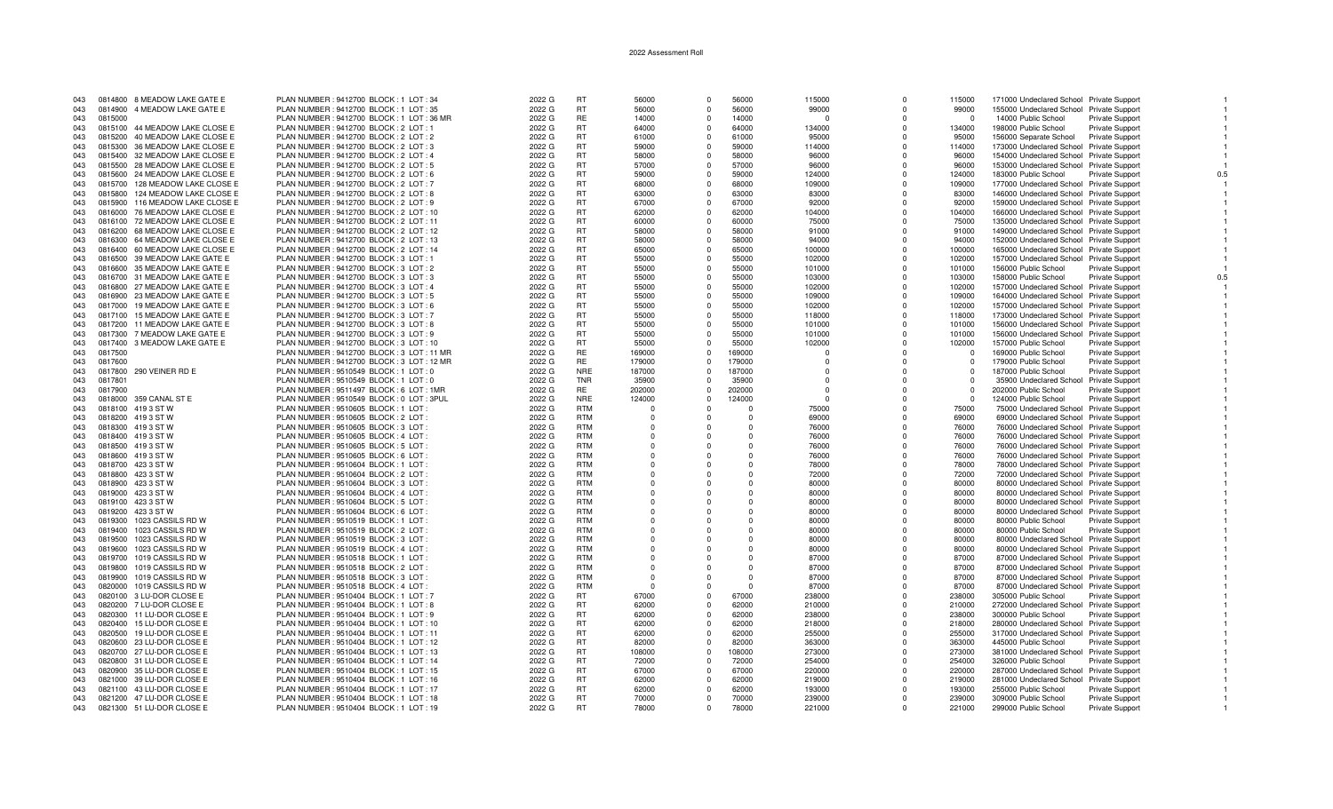2022 Assessment Roll

| | | | | | | | | | | | | | | | |
|---|---|---|---|---|---|---|---|---|---|---|---|---|---|---|---|
| 043 | 0814800 | 8 MEADOW LAKE GATE E | PLAN NUMBER : 9412700 BLOCK : 1 LOT : 34 | 2022 G | RT | 56000 | 0 | 56000 | 115000 | 0 | 115000 | 171000 | Undeclared School | Private Support | 1 |
| 043 | 0814900 | 4 MEADOW LAKE GATE E | PLAN NUMBER : 9412700 BLOCK : 1 LOT : 35 | 2022 G | RT | 56000 | 0 | 56000 | 99000 | 0 | 99000 | 155000 | Undeclared School | Private Support | 1 |
| 043 | 0815000 | | PLAN NUMBER : 9412700 BLOCK : 1 LOT : 36 MR | 2022 G | RE | 14000 | 0 | 14000 | 0 | 0 | 0 | 14000 | Public School | Private Support | 1 |
| 043 | 0815100 | 44 MEADOW LAKE CLOSE E | PLAN NUMBER : 9412700 BLOCK : 2 LOT : 1 | 2022 G | RT | 64000 | 0 | 64000 | 134000 | 0 | 134000 | 198000 | Public School | Private Support | 1 |
| 043 | 0815200 | 40 MEADOW LAKE CLOSE E | PLAN NUMBER : 9412700 BLOCK : 2 LOT : 2 | 2022 G | RT | 61000 | 0 | 61000 | 95000 | 0 | 95000 | 156000 | Separate School | Private Support | 1 |
| 043 | 0815300 | 36 MEADOW LAKE CLOSE E | PLAN NUMBER : 9412700 BLOCK : 2 LOT : 3 | 2022 G | RT | 59000 | 0 | 59000 | 114000 | 0 | 114000 | 173000 | Undeclared School | Private Support | 1 |
| 043 | 0815400 | 32 MEADOW LAKE CLOSE E | PLAN NUMBER : 9412700 BLOCK : 2 LOT : 4 | 2022 G | RT | 58000 | 0 | 58000 | 96000 | 0 | 96000 | 154000 | Undeclared School | Private Support | 1 |
| 043 | 0815500 | 28 MEADOW LAKE CLOSE E | PLAN NUMBER : 9412700 BLOCK : 2 LOT : 5 | 2022 G | RT | 57000 | 0 | 57000 | 96000 | 0 | 96000 | 153000 | Undeclared School | Private Support | 1 |
| 043 | 0815600 | 24 MEADOW LAKE CLOSE E | PLAN NUMBER : 9412700 BLOCK : 2 LOT : 6 | 2022 G | RT | 59000 | 0 | 59000 | 124000 | 0 | 124000 | 183000 | Public School | Private Support | 0.5 |
| 043 | 0815700 | 128 MEADOW LAKE CLOSE E | PLAN NUMBER : 9412700 BLOCK : 2 LOT : 7 | 2022 G | RT | 68000 | 0 | 68000 | 109000 | 0 | 109000 | 177000 | Undeclared School | Private Support | 1 |
| 043 | 0815800 | 124 MEADOW LAKE CLOSE E | PLAN NUMBER : 9412700 BLOCK : 2 LOT : 8 | 2022 G | RT | 63000 | 0 | 63000 | 83000 | 0 | 83000 | 146000 | Undeclared School | Private Support | 1 |
| 043 | 0815900 | 116 MEADOW LAKE CLOSE E | PLAN NUMBER : 9412700 BLOCK : 2 LOT : 9 | 2022 G | RT | 67000 | 0 | 67000 | 92000 | 0 | 92000 | 159000 | Undeclared School | Private Support | 1 |
| 043 | 0816000 | 76 MEADOW LAKE CLOSE E | PLAN NUMBER : 9412700 BLOCK : 2 LOT : 10 | 2022 G | RT | 62000 | 0 | 62000 | 104000 | 0 | 104000 | 166000 | Undeclared School | Private Support | 1 |
| 043 | 0816100 | 72 MEADOW LAKE CLOSE E | PLAN NUMBER : 9412700 BLOCK : 2 LOT : 11 | 2022 G | RT | 60000 | 0 | 60000 | 75000 | 0 | 75000 | 135000 | Undeclared School | Private Support | 1 |
| 043 | 0816200 | 68 MEADOW LAKE CLOSE E | PLAN NUMBER : 9412700 BLOCK : 2 LOT : 12 | 2022 G | RT | 58000 | 0 | 58000 | 91000 | 0 | 91000 | 149000 | Undeclared School | Private Support | 1 |
| 043 | 0816300 | 64 MEADOW LAKE CLOSE E | PLAN NUMBER : 9412700 BLOCK : 2 LOT : 13 | 2022 G | RT | 58000 | 0 | 58000 | 94000 | 0 | 94000 | 152000 | Undeclared School | Private Support | 1 |
| 043 | 0816400 | 60 MEADOW LAKE CLOSE E | PLAN NUMBER : 9412700 BLOCK : 2 LOT : 14 | 2022 G | RT | 65000 | 0 | 65000 | 100000 | 0 | 100000 | 165000 | Undeclared School | Private Support | 1 |
| 043 | 0816500 | 39 MEADOW LAKE GATE E | PLAN NUMBER : 9412700 BLOCK : 3 LOT : 1 | 2022 G | RT | 55000 | 0 | 55000 | 102000 | 0 | 102000 | 157000 | Undeclared School | Private Support | 1 |
| 043 | 0816600 | 35 MEADOW LAKE GATE E | PLAN NUMBER : 9412700 BLOCK : 3 LOT : 2 | 2022 G | RT | 55000 | 0 | 55000 | 101000 | 0 | 101000 | 156000 | Public School | Private Support | 1 |
| 043 | 0816700 | 31 MEADOW LAKE GATE E | PLAN NUMBER : 9412700 BLOCK : 3 LOT : 3 | 2022 G | RT | 55000 | 0 | 55000 | 103000 | 0 | 103000 | 158000 | Public School | Private Support | 0.5 |
| 043 | 0816800 | 27 MEADOW LAKE GATE E | PLAN NUMBER : 9412700 BLOCK : 3 LOT : 4 | 2022 G | RT | 55000 | 0 | 55000 | 102000 | 0 | 102000 | 157000 | Undeclared School | Private Support | 1 |
| 043 | 0816900 | 23 MEADOW LAKE GATE E | PLAN NUMBER : 9412700 BLOCK : 3 LOT : 5 | 2022 G | RT | 55000 | 0 | 55000 | 109000 | 0 | 109000 | 164000 | Undeclared School | Private Support | 1 |
| 043 | 0817000 | 19 MEADOW LAKE GATE E | PLAN NUMBER : 9412700 BLOCK : 3 LOT : 6 | 2022 G | RT | 55000 | 0 | 55000 | 102000 | 0 | 102000 | 157000 | Undeclared School | Private Support | 1 |
| 043 | 0817100 | 15 MEADOW LAKE GATE E | PLAN NUMBER : 9412700 BLOCK : 3 LOT : 7 | 2022 G | RT | 55000 | 0 | 55000 | 118000 | 0 | 118000 | 173000 | Undeclared School | Private Support | 1 |
| 043 | 0817200 | 11 MEADOW LAKE GATE E | PLAN NUMBER : 9412700 BLOCK : 3 LOT : 8 | 2022 G | RT | 55000 | 0 | 55000 | 101000 | 0 | 101000 | 156000 | Undeclared School | Private Support | 1 |
| 043 | 0817300 | 7 MEADOW LAKE GATE E | PLAN NUMBER : 9412700 BLOCK : 3 LOT : 9 | 2022 G | RT | 55000 | 0 | 55000 | 101000 | 0 | 101000 | 156000 | Undeclared School | Private Support | 1 |
| 043 | 0817400 | 3 MEADOW LAKE GATE E | PLAN NUMBER : 9412700 BLOCK : 3 LOT : 10 | 2022 G | RT | 55000 | 0 | 55000 | 102000 | 0 | 102000 | 157000 | Public School | Private Support | 1 |
| 043 | 0817500 | | PLAN NUMBER : 9412700 BLOCK : 3 LOT : 11 MR | 2022 G | RE | 169000 | 0 | 169000 | 0 | 0 | 0 | 169000 | Public School | Private Support | 1 |
| 043 | 0817600 | | PLAN NUMBER : 9412700 BLOCK : 3 LOT : 12 MR | 2022 G | RE | 179000 | 0 | 179000 | 0 | 0 | 0 | 179000 | Public School | Private Support | 1 |
| 043 | 0817800 | 290 VEINER RD E | PLAN NUMBER : 9510549 BLOCK : 1 LOT : 0 | 2022 G | NRE | 187000 | 0 | 187000 | 0 | 0 | 0 | 187000 | Public School | Private Support | 1 |
| 043 | 0817801 | | PLAN NUMBER : 9510549 BLOCK : 1 LOT : 0 | 2022 G | TNR | 35900 | 0 | 35900 | 0 | 0 | 0 | 35900 | Undeclared School | Private Support | 1 |
| 043 | 0817900 | | PLAN NUMBER : 9511497 BLOCK : 6 LOT : 1MR | 2022 G | RE | 202000 | 0 | 202000 | 0 | 0 | 0 | 202000 | Public School | Private Support | 1 |
| 043 | 0818000 | 359 CANAL ST E | PLAN NUMBER : 9510549 BLOCK : 0 LOT : 3PUL | 2022 G | NRE | 124000 | 0 | 124000 | 0 | 0 | 0 | 124000 | Public School | Private Support | 1 |
| 043 | 0818100 | 419 3 ST W | PLAN NUMBER : 9510605 BLOCK : 1 LOT : | 2022 G | RTM | 0 | 0 | 0 | 75000 | 0 | 75000 | 75000 | Undeclared School | Private Support | 1 |
| 043 | 0818200 | 419 3 ST W | PLAN NUMBER : 9510605 BLOCK : 2 LOT : | 2022 G | RTM | 0 | 0 | 0 | 69000 | 0 | 69000 | 69000 | Undeclared School | Private Support | 1 |
| 043 | 0818300 | 419 3 ST W | PLAN NUMBER : 9510605 BLOCK : 3 LOT : | 2022 G | RTM | 0 | 0 | 0 | 76000 | 0 | 76000 | 76000 | Undeclared School | Private Support | 1 |
| 043 | 0818400 | 419 3 ST W | PLAN NUMBER : 9510605 BLOCK : 4 LOT : | 2022 G | RTM | 0 | 0 | 0 | 76000 | 0 | 76000 | 76000 | Undeclared School | Private Support | 1 |
| 043 | 0818500 | 419 3 ST W | PLAN NUMBER : 9510605 BLOCK : 5 LOT : | 2022 G | RTM | 0 | 0 | 0 | 76000 | 0 | 76000 | 76000 | Undeclared School | Private Support | 1 |
| 043 | 0818600 | 419 3 ST W | PLAN NUMBER : 9510605 BLOCK : 6 LOT : | 2022 G | RTM | 0 | 0 | 0 | 76000 | 0 | 76000 | 76000 | Undeclared School | Private Support | 1 |
| 043 | 0818700 | 423 3 ST W | PLAN NUMBER : 9510604 BLOCK : 1 LOT : | 2022 G | RTM | 0 | 0 | 0 | 78000 | 0 | 78000 | 78000 | Undeclared School | Private Support | 1 |
| 043 | 0818800 | 423 3 ST W | PLAN NUMBER : 9510604 BLOCK : 2 LOT : | 2022 G | RTM | 0 | 0 | 0 | 72000 | 0 | 72000 | 72000 | Undeclared School | Private Support | 1 |
| 043 | 0818900 | 423 3 ST W | PLAN NUMBER : 9510604 BLOCK : 3 LOT : | 2022 G | RTM | 0 | 0 | 0 | 80000 | 0 | 80000 | 80000 | Undeclared School | Private Support | 1 |
| 043 | 0819000 | 423 3 ST W | PLAN NUMBER : 9510604 BLOCK : 4 LOT : | 2022 G | RTM | 0 | 0 | 0 | 80000 | 0 | 80000 | 80000 | Undeclared School | Private Support | 1 |
| 043 | 0819100 | 423 3 ST W | PLAN NUMBER : 9510604 BLOCK : 5 LOT : | 2022 G | RTM | 0 | 0 | 0 | 80000 | 0 | 80000 | 80000 | Undeclared School | Private Support | 1 |
| 043 | 0819200 | 423 3 ST W | PLAN NUMBER : 9510604 BLOCK : 6 LOT : | 2022 G | RTM | 0 | 0 | 0 | 80000 | 0 | 80000 | 80000 | Undeclared School | Private Support | 1 |
| 043 | 0819300 | 1023 CASSILS RD W | PLAN NUMBER : 9510519 BLOCK : 1 LOT : | 2022 G | RTM | 0 | 0 | 0 | 80000 | 0 | 80000 | 80000 | Public School | Private Support | 1 |
| 043 | 0819400 | 1023 CASSILS RD W | PLAN NUMBER : 9510519 BLOCK : 2 LOT : | 2022 G | RTM | 0 | 0 | 0 | 80000 | 0 | 80000 | 80000 | Public School | Private Support | 1 |
| 043 | 0819500 | 1023 CASSILS RD W | PLAN NUMBER : 9510519 BLOCK : 3 LOT : | 2022 G | RTM | 0 | 0 | 0 | 80000 | 0 | 80000 | 80000 | Undeclared School | Private Support | 1 |
| 043 | 0819600 | 1023 CASSILS RD W | PLAN NUMBER : 9510519 BLOCK : 4 LOT : | 2022 G | RTM | 0 | 0 | 0 | 80000 | 0 | 80000 | 80000 | Undeclared School | Private Support | 1 |
| 043 | 0819700 | 1019 CASSILS RD W | PLAN NUMBER : 9510518 BLOCK : 1 LOT : | 2022 G | RTM | 0 | 0 | 0 | 87000 | 0 | 87000 | 87000 | Undeclared School | Private Support | 1 |
| 043 | 0819800 | 1019 CASSILS RD W | PLAN NUMBER : 9510518 BLOCK : 2 LOT : | 2022 G | RTM | 0 | 0 | 0 | 87000 | 0 | 87000 | 87000 | Undeclared School | Private Support | 1 |
| 043 | 0819900 | 1019 CASSILS RD W | PLAN NUMBER : 9510518 BLOCK : 3 LOT : | 2022 G | RTM | 0 | 0 | 0 | 87000 | 0 | 87000 | 87000 | Undeclared School | Private Support | 1 |
| 043 | 0820000 | 1019 CASSILS RD W | PLAN NUMBER : 9510518 BLOCK : 4 LOT : | 2022 G | RTM | 0 | 0 | 0 | 87000 | 0 | 87000 | 87000 | Undeclared School | Private Support | 1 |
| 043 | 0820100 | 3 LU-DOR CLOSE E | PLAN NUMBER : 9510404 BLOCK : 1 LOT : 7 | 2022 G | RT | 67000 | 0 | 67000 | 238000 | 0 | 238000 | 305000 | Public School | Private Support | 1 |
| 043 | 0820200 | 7 LU-DOR CLOSE E | PLAN NUMBER : 9510404 BLOCK : 1 LOT : 8 | 2022 G | RT | 62000 | 0 | 62000 | 210000 | 0 | 210000 | 272000 | Undeclared School | Private Support | 1 |
| 043 | 0820300 | 11 LU-DOR CLOSE E | PLAN NUMBER : 9510404 BLOCK : 1 LOT : 9 | 2022 G | RT | 62000 | 0 | 62000 | 238000 | 0 | 238000 | 300000 | Public School | Private Support | 1 |
| 043 | 0820400 | 15 LU-DOR CLOSE E | PLAN NUMBER : 9510404 BLOCK : 1 LOT : 10 | 2022 G | RT | 62000 | 0 | 62000 | 218000 | 0 | 218000 | 280000 | Undeclared School | Private Support | 1 |
| 043 | 0820500 | 19 LU-DOR CLOSE E | PLAN NUMBER : 9510404 BLOCK : 1 LOT : 11 | 2022 G | RT | 62000 | 0 | 62000 | 255000 | 0 | 255000 | 317000 | Undeclared School | Private Support | 1 |
| 043 | 0820600 | 23 LU-DOR CLOSE E | PLAN NUMBER : 9510404 BLOCK : 1 LOT : 12 | 2022 G | RT | 82000 | 0 | 82000 | 363000 | 0 | 363000 | 445000 | Public School | Private Support | 1 |
| 043 | 0820700 | 27 LU-DOR CLOSE E | PLAN NUMBER : 9510404 BLOCK : 1 LOT : 13 | 2022 G | RT | 108000 | 0 | 108000 | 273000 | 0 | 273000 | 381000 | Undeclared School | Private Support | 1 |
| 043 | 0820800 | 31 LU-DOR CLOSE E | PLAN NUMBER : 9510404 BLOCK : 1 LOT : 14 | 2022 G | RT | 72000 | 0 | 72000 | 254000 | 0 | 254000 | 326000 | Public School | Private Support | 1 |
| 043 | 0820900 | 35 LU-DOR CLOSE E | PLAN NUMBER : 9510404 BLOCK : 1 LOT : 15 | 2022 G | RT | 67000 | 0 | 67000 | 220000 | 0 | 220000 | 287000 | Undeclared School | Private Support | 1 |
| 043 | 0821000 | 39 LU-DOR CLOSE E | PLAN NUMBER : 9510404 BLOCK : 1 LOT : 16 | 2022 G | RT | 62000 | 0 | 62000 | 219000 | 0 | 219000 | 281000 | Undeclared School | Private Support | 1 |
| 043 | 0821100 | 43 LU-DOR CLOSE E | PLAN NUMBER : 9510404 BLOCK : 1 LOT : 17 | 2022 G | RT | 62000 | 0 | 62000 | 193000 | 0 | 193000 | 255000 | Public School | Private Support | 1 |
| 043 | 0821200 | 47 LU-DOR CLOSE E | PLAN NUMBER : 9510404 BLOCK : 1 LOT : 18 | 2022 G | RT | 70000 | 0 | 70000 | 239000 | 0 | 239000 | 309000 | Public School | Private Support | 1 |
| 043 | 0821300 | 51 LU-DOR CLOSE E | PLAN NUMBER : 9510404 BLOCK : 1 LOT : 19 | 2022 G | RT | 78000 | 0 | 78000 | 221000 | 0 | 221000 | 299000 | Public School | Private Support | 1 |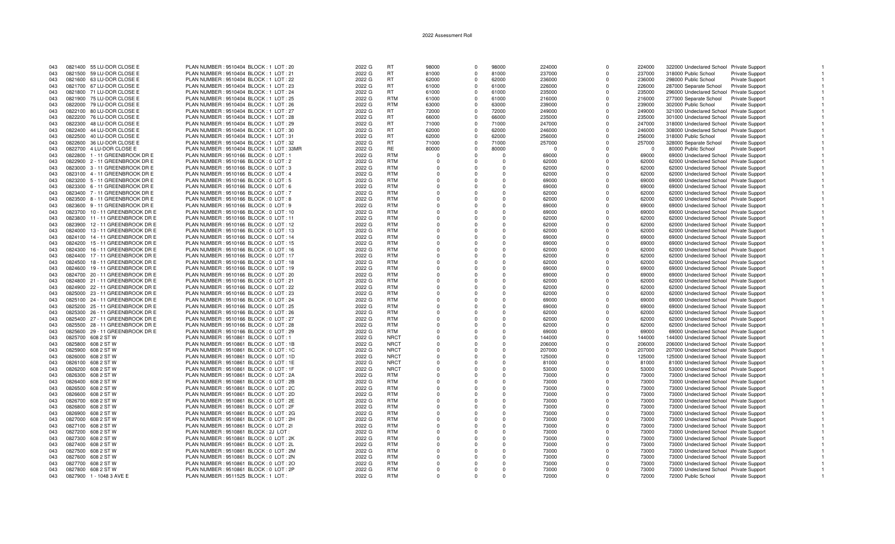# 2022 Assessment Roll

| | | | | | | | | | | | | | | | |
|---|---|---|---|---|---|---|---|---|---|---|---|---|---|---|---|
| 043 | 0821400 | 55 LU-DOR CLOSE E | PLAN NUMBER : 9510404 BLOCK : 1 LOT : 20 | 2022 G | RT | 98000 | 0 | 98000 | 224000 | 0 | 224000 | 322000 | Undeclared School | Private Support | 1 |
| 043 | 0821500 | 59 LU-DOR CLOSE E | PLAN NUMBER : 9510404 BLOCK : 1 LOT : 21 | 2022 G | RT | 81000 | 0 | 81000 | 237000 | 0 | 237000 | 318000 | Public School | Private Support | 1 |
| 043 | 0821600 | 63 LU-DOR CLOSE E | PLAN NUMBER : 9510404 BLOCK : 1 LOT : 22 | 2022 G | RT | 62000 | 0 | 62000 | 236000 | 0 | 236000 | 298000 | Public School | Private Support | 1 |
| 043 | 0821700 | 67 LU-DOR CLOSE E | PLAN NUMBER : 9510404 BLOCK : 1 LOT : 23 | 2022 G | RT | 61000 | 0 | 61000 | 226000 | 0 | 226000 | 287000 | Separate School | Private Support | 1 |
| 043 | 0821800 | 71 LU-DOR CLOSE E | PLAN NUMBER : 9510404 BLOCK : 1 LOT : 24 | 2022 G | RT | 61000 | 0 | 61000 | 235000 | 0 | 235000 | 296000 | Undeclared School | Private Support | 1 |
| 043 | 0821900 | 75 LU-DOR CLOSE E | PLAN NUMBER : 9510404 BLOCK : 1 LOT : 25 | 2022 G | RTM | 61000 | 0 | 61000 | 216000 | 0 | 216000 | 277000 | Separate School | Private Support | 1 |
| 043 | 0822000 | 79 LU-DOR CLOSE E | PLAN NUMBER : 9510404 BLOCK : 1 LOT : 26 | 2022 G | RTM | 63000 | 0 | 63000 | 239000 | 0 | 239000 | 302000 | Public School | Private Support | 1 |
| 043 | 0822100 | 80 LU-DOR CLOSE E | PLAN NUMBER : 9510404 BLOCK : 1 LOT : 27 | 2022 G | RT | 72000 | 0 | 72000 | 249000 | 0 | 249000 | 321000 | Undeclared School | Private Support | 1 |
| 043 | 0822200 | 76 LU-DOR CLOSE E | PLAN NUMBER : 9510404 BLOCK : 1 LOT : 28 | 2022 G | RT | 66000 | 0 | 66000 | 235000 | 0 | 235000 | 301000 | Undeclared School | Private Support | 1 |
| 043 | 0822300 | 48 LU-DOR CLOSE E | PLAN NUMBER : 9510404 BLOCK : 1 LOT : 29 | 2022 G | RT | 71000 | 0 | 71000 | 247000 | 0 | 247000 | 318000 | Undeclared School | Private Support | 1 |
| 043 | 0822400 | 44 LU-DOR CLOSE E | PLAN NUMBER : 9510404 BLOCK : 1 LOT : 30 | 2022 G | RT | 62000 | 0 | 62000 | 246000 | 0 | 246000 | 308000 | Undeclared School | Private Support | 1 |
| 043 | 0822500 | 40 LU-DOR CLOSE E | PLAN NUMBER : 9510404 BLOCK : 1 LOT : 31 | 2022 G | RT | 62000 | 0 | 62000 | 256000 | 0 | 256000 | 318000 | Public School | Private Support | 1 |
| 043 | 0822600 | 36 LU-DOR CLOSE E | PLAN NUMBER : 9510404 BLOCK : 1 LOT : 32 | 2022 G | RT | 71000 | 0 | 71000 | 257000 | 0 | 257000 | 328000 | Separate School | Private Support | 1 |
| 043 | 0822700 | 4 LU-DOR CLOSE E | PLAN NUMBER : 9510404 BLOCK : 1 LOT : 33MR | 2022 G | RE | 80000 | 0 | 80000 | 0 | 0 | 0 | 80000 | Public School | Private Support | 1 |
| 043 | 0822800 | 1 - 11 GREENBROOK DR E | PLAN NUMBER : 9510166 BLOCK : 0 LOT : 1 | 2022 G | RTM | 0 | 0 | 0 | 69000 | 0 | 69000 | 69000 | Undeclared School | Private Support | 1 |
| 043 | 0822900 | 2 - 11 GREENBROOK DR E | PLAN NUMBER : 9510166 BLOCK : 0 LOT : 2 | 2022 G | RTM | 0 | 0 | 0 | 62000 | 0 | 62000 | 62000 | Undeclared School | Private Support | 1 |
| 043 | 0823000 | 3 - 11 GREENBROOK DR E | PLAN NUMBER : 9510166 BLOCK : 0 LOT : 3 | 2022 G | RTM | 0 | 0 | 0 | 62000 | 0 | 62000 | 62000 | Undeclared School | Private Support | 1 |
| 043 | 0823100 | 4 - 11 GREENBROOK DR E | PLAN NUMBER : 9510166 BLOCK : 0 LOT : 4 | 2022 G | RTM | 0 | 0 | 0 | 62000 | 0 | 62000 | 62000 | Undeclared School | Private Support | 1 |
| 043 | 0823200 | 5 - 11 GREENBROOK DR E | PLAN NUMBER : 9510166 BLOCK : 0 LOT : 5 | 2022 G | RTM | 0 | 0 | 0 | 69000 | 0 | 69000 | 69000 | Undeclared School | Private Support | 1 |
| 043 | 0823300 | 6 - 11 GREENBROOK DR E | PLAN NUMBER : 9510166 BLOCK : 0 LOT : 6 | 2022 G | RTM | 0 | 0 | 0 | 69000 | 0 | 69000 | 69000 | Undeclared School | Private Support | 1 |
| 043 | 0823400 | 7 - 11 GREENBROOK DR E | PLAN NUMBER : 9510166 BLOCK : 0 LOT : 7 | 2022 G | RTM | 0 | 0 | 0 | 62000 | 0 | 62000 | 62000 | Undeclared School | Private Support | 1 |
| 043 | 0823500 | 8 - 11 GREENBROOK DR E | PLAN NUMBER : 9510166 BLOCK : 0 LOT : 8 | 2022 G | RTM | 0 | 0 | 0 | 62000 | 0 | 62000 | 62000 | Undeclared School | Private Support | 1 |
| 043 | 0823600 | 9 - 11 GREENBROOK DR E | PLAN NUMBER : 9510166 BLOCK : 0 LOT : 9 | 2022 G | RTM | 0 | 0 | 0 | 69000 | 0 | 69000 | 69000 | Undeclared School | Private Support | 1 |
| 043 | 0823700 | 10 - 11 GREENBROOK DR E | PLAN NUMBER : 9510166 BLOCK : 0 LOT : 10 | 2022 G | RTM | 0 | 0 | 0 | 69000 | 0 | 69000 | 69000 | Undeclared School | Private Support | 1 |
| 043 | 0823800 | 11 - 11 GREENBROOK DR E | PLAN NUMBER : 9510166 BLOCK : 0 LOT : 11 | 2022 G | RTM | 0 | 0 | 0 | 62000 | 0 | 62000 | 62000 | Undeclared School | Private Support | 1 |
| 043 | 0823900 | 12 - 11 GREENBROOK DR E | PLAN NUMBER : 9510166 BLOCK : 0 LOT : 12 | 2022 G | RTM | 0 | 0 | 0 | 62000 | 0 | 62000 | 62000 | Undeclared School | Private Support | 1 |
| 043 | 0824000 | 13 - 11 GREENBROOK DR E | PLAN NUMBER : 9510166 BLOCK : 0 LOT : 13 | 2022 G | RTM | 0 | 0 | 0 | 62000 | 0 | 62000 | 62000 | Undeclared School | Private Support | 1 |
| 043 | 0824100 | 14 - 11 GREENBROOK DR E | PLAN NUMBER : 9510166 BLOCK : 0 LOT : 14 | 2022 G | RTM | 0 | 0 | 0 | 69000 | 0 | 69000 | 69000 | Undeclared School | Private Support | 1 |
| 043 | 0824200 | 15 - 11 GREENBROOK DR E | PLAN NUMBER : 9510166 BLOCK : 0 LOT : 15 | 2022 G | RTM | 0 | 0 | 0 | 69000 | 0 | 69000 | 69000 | Undeclared School | Private Support | 1 |
| 043 | 0824300 | 16 - 11 GREENBROOK DR E | PLAN NUMBER : 9510166 BLOCK : 0 LOT : 16 | 2022 G | RTM | 0 | 0 | 0 | 62000 | 0 | 62000 | 62000 | Undeclared School | Private Support | 1 |
| 043 | 0824400 | 17 - 11 GREENBROOK DR E | PLAN NUMBER : 9510166 BLOCK : 0 LOT : 17 | 2022 G | RTM | 0 | 0 | 0 | 62000 | 0 | 62000 | 62000 | Undeclared School | Private Support | 1 |
| 043 | 0824500 | 18 - 11 GREENBROOK DR E | PLAN NUMBER : 9510166 BLOCK : 0 LOT : 18 | 2022 G | RTM | 0 | 0 | 0 | 62000 | 0 | 62000 | 62000 | Undeclared School | Private Support | 1 |
| 043 | 0824600 | 19 - 11 GREENBROOK DR E | PLAN NUMBER : 9510166 BLOCK : 0 LOT : 19 | 2022 G | RTM | 0 | 0 | 0 | 69000 | 0 | 69000 | 69000 | Undeclared School | Private Support | 1 |
| 043 | 0824700 | 20 - 11 GREENBROOK DR E | PLAN NUMBER : 9510166 BLOCK : 0 LOT : 20 | 2022 G | RTM | 0 | 0 | 0 | 69000 | 0 | 69000 | 69000 | Undeclared School | Private Support | 1 |
| 043 | 0824800 | 21 - 11 GREENBROOK DR E | PLAN NUMBER : 9510166 BLOCK : 0 LOT : 21 | 2022 G | RTM | 0 | 0 | 0 | 62000 | 0 | 62000 | 62000 | Undeclared School | Private Support | 1 |
| 043 | 0824900 | 22 - 11 GREENBROOK DR E | PLAN NUMBER : 9510166 BLOCK : 0 LOT : 22 | 2022 G | RTM | 0 | 0 | 0 | 62000 | 0 | 62000 | 62000 | Undeclared School | Private Support | 1 |
| 043 | 0825000 | 23 - 11 GREENBROOK DR E | PLAN NUMBER : 9510166 BLOCK : 0 LOT : 23 | 2022 G | RTM | 0 | 0 | 0 | 62000 | 0 | 62000 | 62000 | Undeclared School | Private Support | 1 |
| 043 | 0825100 | 24 - 11 GREENBROOK DR E | PLAN NUMBER : 9510166 BLOCK : 0 LOT : 24 | 2022 G | RTM | 0 | 0 | 0 | 69000 | 0 | 69000 | 69000 | Undeclared School | Private Support | 1 |
| 043 | 0825200 | 25 - 11 GREENBROOK DR E | PLAN NUMBER : 9510166 BLOCK : 0 LOT : 25 | 2022 G | RTM | 0 | 0 | 0 | 69000 | 0 | 69000 | 69000 | Undeclared School | Private Support | 1 |
| 043 | 0825300 | 26 - 11 GREENBROOK DR E | PLAN NUMBER : 9510166 BLOCK : 0 LOT : 26 | 2022 G | RTM | 0 | 0 | 0 | 62000 | 0 | 62000 | 62000 | Undeclared School | Private Support | 1 |
| 043 | 0825400 | 27 - 11 GREENBROOK DR E | PLAN NUMBER : 9510166 BLOCK : 0 LOT : 27 | 2022 G | RTM | 0 | 0 | 0 | 62000 | 0 | 62000 | 62000 | Undeclared School | Private Support | 1 |
| 043 | 0825500 | 28 - 11 GREENBROOK DR E | PLAN NUMBER : 9510166 BLOCK : 0 LOT : 28 | 2022 G | RTM | 0 | 0 | 0 | 62000 | 0 | 62000 | 62000 | Undeclared School | Private Support | 1 |
| 043 | 0825600 | 29 - 11 GREENBROOK DR E | PLAN NUMBER : 9510166 BLOCK : 0 LOT : 29 | 2022 G | RTM | 0 | 0 | 0 | 69000 | 0 | 69000 | 69000 | Undeclared School | Private Support | 1 |
| 043 | 0825700 | 608 2 ST W | PLAN NUMBER : 9510861 BLOCK : 0 LOT : 1 | 2022 G | NRCT | 0 | 0 | 0 | 144000 | 0 | 144000 | 144000 | Undeclared School | Private Support | 1 |
| 043 | 0825800 | 608 2 ST W | PLAN NUMBER : 9510861 BLOCK : 0 LOT : 1B | 2022 G | NRCT | 0 | 0 | 0 | 206000 | 0 | 206000 | 206000 | Undeclared School | Private Support | 1 |
| 043 | 0825900 | 608 2 ST W | PLAN NUMBER : 9510861 BLOCK : 0 LOT : 1C | 2022 G | NRCT | 0 | 0 | 0 | 207000 | 0 | 207000 | 207000 | Undeclared School | Private Support | 1 |
| 043 | 0826000 | 608 2 ST W | PLAN NUMBER : 9510861 BLOCK : 0 LOT : 1D | 2022 G | NRCT | 0 | 0 | 0 | 125000 | 0 | 125000 | 125000 | Undeclared School | Private Support | 1 |
| 043 | 0826100 | 608 2 ST W | PLAN NUMBER : 9510861 BLOCK : 0 LOT : 1E | 2022 G | NRCT | 0 | 0 | 0 | 81000 | 0 | 81000 | 81000 | Undeclared School | Private Support | 1 |
| 043 | 0826200 | 608 2 ST W | PLAN NUMBER : 9510861 BLOCK : 0 LOT : 1F | 2022 G | NRCT | 0 | 0 | 0 | 53000 | 0 | 53000 | 53000 | Undeclared School | Private Support | 1 |
| 043 | 0826300 | 608 2 ST W | PLAN NUMBER : 9510861 BLOCK : 0 LOT : 2A | 2022 G | RTM | 0 | 0 | 0 | 73000 | 0 | 73000 | 73000 | Undeclared School | Private Support | 1 |
| 043 | 0826400 | 608 2 ST W | PLAN NUMBER : 9510861 BLOCK : 0 LOT : 2B | 2022 G | RTM | 0 | 0 | 0 | 73000 | 0 | 73000 | 73000 | Undeclared School | Private Support | 1 |
| 043 | 0826500 | 608 2 ST W | PLAN NUMBER : 9510861 BLOCK : 0 LOT : 2C | 2022 G | RTM | 0 | 0 | 0 | 73000 | 0 | 73000 | 73000 | Undeclared School | Private Support | 1 |
| 043 | 0826600 | 608 2 ST W | PLAN NUMBER : 9510861 BLOCK : 0 LOT : 2D | 2022 G | RTM | 0 | 0 | 0 | 73000 | 0 | 73000 | 73000 | Undeclared School | Private Support | 1 |
| 043 | 0826700 | 608 2 ST W | PLAN NUMBER : 9510861 BLOCK : 0 LOT : 2E | 2022 G | RTM | 0 | 0 | 0 | 73000 | 0 | 73000 | 73000 | Undeclared School | Private Support | 1 |
| 043 | 0826800 | 608 2 ST W | PLAN NUMBER : 9510861 BLOCK : 0 LOT : 2F | 2022 G | RTM | 0 | 0 | 0 | 73000 | 0 | 73000 | 73000 | Undeclared School | Private Support | 1 |
| 043 | 0826900 | 608 2 ST W | PLAN NUMBER : 9510861 BLOCK : 0 LOT : 2G | 2022 G | RTM | 0 | 0 | 0 | 73000 | 0 | 73000 | 73000 | Undeclared School | Private Support | 1 |
| 043 | 0827000 | 608 2 ST W | PLAN NUMBER : 9510861 BLOCK : 0 LOT : 2H | 2022 G | RTM | 0 | 0 | 0 | 73000 | 0 | 73000 | 73000 | Undeclared School | Private Support | 1 |
| 043 | 0827100 | 608 2 ST W | PLAN NUMBER : 9510861 BLOCK : 0 LOT : 2I | 2022 G | RTM | 0 | 0 | 0 | 73000 | 0 | 73000 | 73000 | Undeclared School | Private Support | 1 |
| 043 | 0827200 | 608 2 ST W | PLAN NUMBER : 9510861 BLOCK : 2J LOT : | 2022 G | RTM | 0 | 0 | 0 | 73000 | 0 | 73000 | 73000 | Undeclared School | Private Support | 1 |
| 043 | 0827300 | 608 2 ST W | PLAN NUMBER : 9510861 BLOCK : 0 LOT : 2K | 2022 G | RTM | 0 | 0 | 0 | 73000 | 0 | 73000 | 73000 | Undeclared School | Private Support | 1 |
| 043 | 0827400 | 608 2 ST W | PLAN NUMBER : 9510861 BLOCK : 0 LOT : 2L | 2022 G | RTM | 0 | 0 | 0 | 73000 | 0 | 73000 | 73000 | Undeclared School | Private Support | 1 |
| 043 | 0827500 | 608 2 ST W | PLAN NUMBER : 9510861 BLOCK : 0 LOT : 2M | 2022 G | RTM | 0 | 0 | 0 | 73000 | 0 | 73000 | 73000 | Undeclared School | Private Support | 1 |
| 043 | 0827600 | 608 2 ST W | PLAN NUMBER : 9510861 BLOCK : 0 LOT : 2N | 2022 G | RTM | 0 | 0 | 0 | 73000 | 0 | 73000 | 73000 | Undeclared School | Private Support | 1 |
| 043 | 0827700 | 608 2 ST W | PLAN NUMBER : 9510861 BLOCK : 0 LOT : 2O | 2022 G | RTM | 0 | 0 | 0 | 73000 | 0 | 73000 | 73000 | Undeclared School | Private Support | 1 |
| 043 | 0827800 | 608 2 ST W | PLAN NUMBER : 9510861 BLOCK : 0 LOT : 2P | 2022 G | RTM | 0 | 0 | 0 | 73000 | 0 | 73000 | 73000 | Undeclared School | Private Support | 1 |
| 043 | 0827900 | 1 - 1048 3 AVE E | PLAN NUMBER : 9511525 BLOCK : 1 LOT : | 2022 G | RTM | 0 | 0 | 0 | 72000 | 0 | 72000 | 72000 | Public School | Private Support | 1 |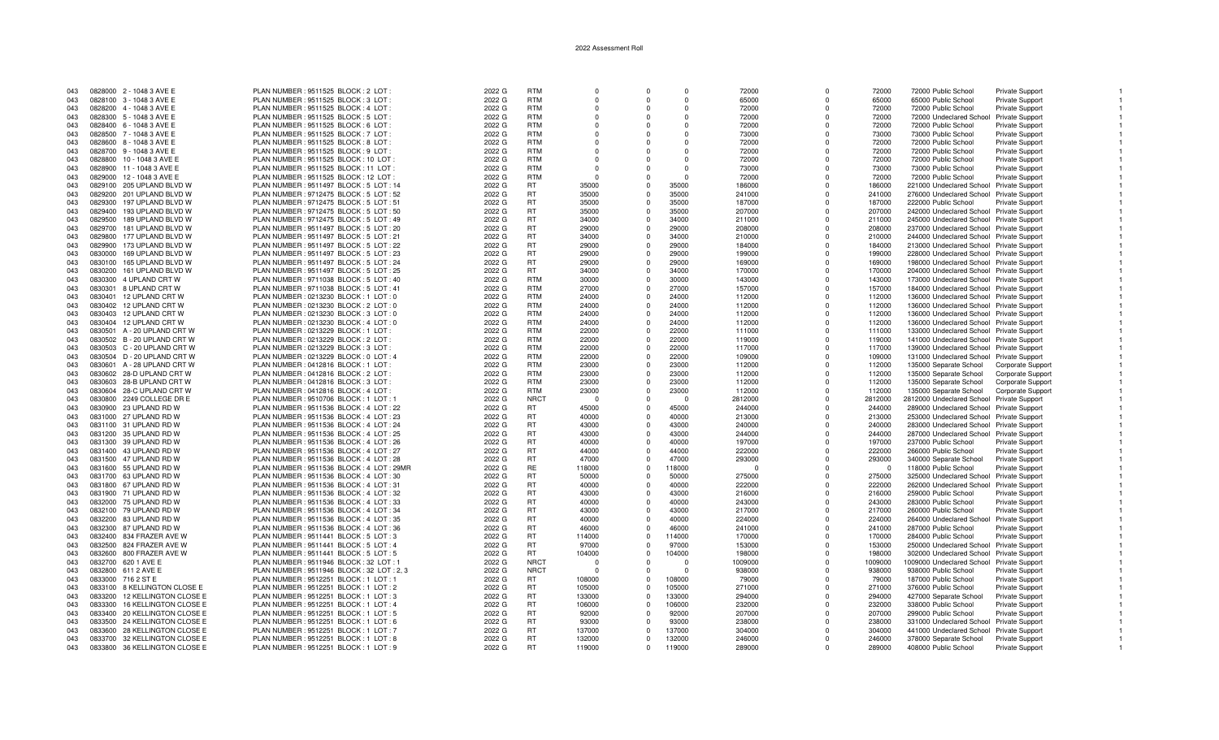# 2022 Assessment Roll

| | | | | | | | | | | | | | | |
|---|---|---|---|---|---|---|---|---|---|---|---|---|---|---|
| 043 | 0828000 2 - 1048 3 AVE E | PLAN NUMBER : 9511525 BLOCK : 2 LOT : | 2022 G | RTM | 0 | 0 | 0 | 72000 | 0 | 72000 | 72000 Public School | Private Support | 1 |
| 043 | 0828100 3 - 1048 3 AVE E | PLAN NUMBER : 9511525 BLOCK : 3 LOT : | 2022 G | RTM | 0 | 0 | 0 | 65000 | 0 | 65000 | 65000 Public School | Private Support | 1 |
| 043 | 0828200 4 - 1048 3 AVE E | PLAN NUMBER : 9511525 BLOCK : 4 LOT : | 2022 G | RTM | 0 | 0 | 0 | 72000 | 0 | 72000 | 72000 Public School | Private Support | 1 |
| 043 | 0828300 5 - 1048 3 AVE E | PLAN NUMBER : 9511525 BLOCK : 5 LOT : | 2022 G | RTM | 0 | 0 | 0 | 72000 | 0 | 72000 | 72000 Undeclared School | Private Support | 1 |
| 043 | 0828400 6 - 1048 3 AVE E | PLAN NUMBER : 9511525 BLOCK : 6 LOT : | 2022 G | RTM | 0 | 0 | 0 | 72000 | 0 | 72000 | 72000 Public School | Private Support | 1 |
| 043 | 0828500 7 - 1048 3 AVE E | PLAN NUMBER : 9511525 BLOCK : 7 LOT : | 2022 G | RTM | 0 | 0 | 0 | 73000 | 0 | 73000 | 73000 Public School | Private Support | 1 |
| 043 | 0828600 8 - 1048 3 AVE E | PLAN NUMBER : 9511525 BLOCK : 8 LOT : | 2022 G | RTM | 0 | 0 | 0 | 72000 | 0 | 72000 | 72000 Public School | Private Support | 1 |
| 043 | 0828700 9 - 1048 3 AVE E | PLAN NUMBER : 9511525 BLOCK : 9 LOT : | 2022 G | RTM | 0 | 0 | 0 | 72000 | 0 | 72000 | 72000 Public School | Private Support | 1 |
| 043 | 0828800 10 - 1048 3 AVE E | PLAN NUMBER : 9511525 BLOCK : 10 LOT : | 2022 G | RTM | 0 | 0 | 0 | 72000 | 0 | 72000 | 72000 Public School | Private Support | 1 |
| 043 | 0828900 11 - 1048 3 AVE E | PLAN NUMBER : 9511525 BLOCK : 11 LOT : | 2022 G | RTM | 0 | 0 | 0 | 73000 | 0 | 73000 | 73000 Public School | Private Support | 1 |
| 043 | 0829000 12 - 1048 3 AVE E | PLAN NUMBER : 9511525 BLOCK : 12 LOT : | 2022 G | RTM | 0 | 0 | 0 | 72000 | 0 | 72000 | 72000 Public School | Private Support | 1 |
| 043 | 0829100 205 UPLAND BLVD W | PLAN NUMBER : 9511497 BLOCK : 5 LOT : 14 | 2022 G | RT | 35000 | 0 | 35000 | 186000 | 0 | 186000 | 221000 Undeclared School | Private Support | 1 |
| 043 | 0829200 201 UPLAND BLVD W | PLAN NUMBER : 9712475 BLOCK : 5 LOT : 52 | 2022 G | RT | 35000 | 0 | 35000 | 241000 | 0 | 241000 | 276000 Undeclared School | Private Support | 1 |
| 043 | 0829300 197 UPLAND BLVD W | PLAN NUMBER : 9712475 BLOCK : 5 LOT : 51 | 2022 G | RT | 35000 | 0 | 35000 | 187000 | 0 | 187000 | 222000 Public School | Private Support | 1 |
| 043 | 0829400 193 UPLAND BLVD W | PLAN NUMBER : 9712475 BLOCK : 5 LOT : 50 | 2022 G | RT | 35000 | 0 | 35000 | 207000 | 0 | 207000 | 242000 Undeclared School | Private Support | 1 |
| 043 | 0829500 189 UPLAND BLVD W | PLAN NUMBER : 9712475 BLOCK : 5 LOT : 49 | 2022 G | RT | 34000 | 0 | 34000 | 211000 | 0 | 211000 | 245000 Undeclared School | Private Support | 1 |
| 043 | 0829700 181 UPLAND BLVD W | PLAN NUMBER : 9511497 BLOCK : 5 LOT : 20 | 2022 G | RT | 29000 | 0 | 29000 | 208000 | 0 | 208000 | 237000 Undeclared School | Private Support | 1 |
| 043 | 0829800 177 UPLAND BLVD W | PLAN NUMBER : 9511497 BLOCK : 5 LOT : 21 | 2022 G | RT | 34000 | 0 | 34000 | 210000 | 0 | 210000 | 244000 Undeclared School | Private Support | 1 |
| 043 | 0829900 173 UPLAND BLVD W | PLAN NUMBER : 9511497 BLOCK : 5 LOT : 22 | 2022 G | RT | 29000 | 0 | 29000 | 184000 | 0 | 184000 | 213000 Undeclared School | Private Support | 1 |
| 043 | 0830000 169 UPLAND BLVD W | PLAN NUMBER : 9511497 BLOCK : 5 LOT : 23 | 2022 G | RT | 29000 | 0 | 29000 | 199000 | 0 | 199000 | 228000 Undeclared School | Private Support | 1 |
| 043 | 0830100 165 UPLAND BLVD W | PLAN NUMBER : 9511497 BLOCK : 5 LOT : 24 | 2022 G | RT | 29000 | 0 | 29000 | 169000 | 0 | 169000 | 198000 Undeclared School | Private Support | 1 |
| 043 | 0830200 161 UPLAND BLVD W | PLAN NUMBER : 9511497 BLOCK : 5 LOT : 25 | 2022 G | RT | 34000 | 0 | 34000 | 170000 | 0 | 170000 | 204000 Undeclared School | Private Support | 1 |
| 043 | 0830300 4 UPLAND CRT W | PLAN NUMBER : 9711038 BLOCK : 5 LOT : 40 | 2022 G | RTM | 30000 | 0 | 30000 | 143000 | 0 | 143000 | 173000 Undeclared School | Private Support | 1 |
| 043 | 0830301 8 UPLAND CRT W | PLAN NUMBER : 9711038 BLOCK : 5 LOT : 41 | 2022 G | RTM | 27000 | 0 | 27000 | 157000 | 0 | 157000 | 184000 Undeclared School | Private Support | 1 |
| 043 | 0830401 12 UPLAND CRT W | PLAN NUMBER : 0213230 BLOCK : 1 LOT : 0 | 2022 G | RTM | 24000 | 0 | 24000 | 112000 | 0 | 112000 | 136000 Undeclared School | Private Support | 1 |
| 043 | 0830402 12 UPLAND CRT W | PLAN NUMBER : 0213230 BLOCK : 2 LOT : 0 | 2022 G | RTM | 24000 | 0 | 24000 | 112000 | 0 | 112000 | 136000 Undeclared School | Private Support | 1 |
| 043 | 0830403 12 UPLAND CRT W | PLAN NUMBER : 0213230 BLOCK : 3 LOT : 0 | 2022 G | RTM | 24000 | 0 | 24000 | 112000 | 0 | 112000 | 136000 Undeclared School | Private Support | 1 |
| 043 | 0830404 12 UPLAND CRT W | PLAN NUMBER : 0213230 BLOCK : 4 LOT : 0 | 2022 G | RTM | 24000 | 0 | 24000 | 112000 | 0 | 112000 | 136000 Undeclared School | Private Support | 1 |
| 043 | 0830501 A - 20 UPLAND CRT W | PLAN NUMBER : 0213229 BLOCK : 1 LOT : | 2022 G | RTM | 22000 | 0 | 22000 | 111000 | 0 | 111000 | 133000 Undeclared School | Private Support | 1 |
| 043 | 0830502 B - 20 UPLAND CRT W | PLAN NUMBER : 0213229 BLOCK : 2 LOT : | 2022 G | RTM | 22000 | 0 | 22000 | 119000 | 0 | 119000 | 141000 Undeclared School | Private Support | 1 |
| 043 | 0830503 C - 20 UPLAND CRT W | PLAN NUMBER : 0213229 BLOCK : 3 LOT : | 2022 G | RTM | 22000 | 0 | 22000 | 117000 | 0 | 117000 | 139000 Undeclared School | Private Support | 1 |
| 043 | 0830504 D - 20 UPLAND CRT W | PLAN NUMBER : 0213229 BLOCK : 0 LOT : 4 | 2022 G | RTM | 22000 | 0 | 22000 | 109000 | 0 | 109000 | 131000 Undeclared School | Private Support | 1 |
| 043 | 0830601 A - 28 UPLAND CRT W | PLAN NUMBER : 0412816 BLOCK : 1 LOT : | 2022 G | RTM | 23000 | 0 | 23000 | 112000 | 0 | 112000 | 135000 Separate School | Corporate Support | 1 |
| 043 | 0830602 28-D UPLAND CRT W | PLAN NUMBER : 0412816 BLOCK : 2 LOT : | 2022 G | RTM | 23000 | 0 | 23000 | 112000 | 0 | 112000 | 135000 Separate School | Corporate Support | 1 |
| 043 | 0830603 28-B UPLAND CRT W | PLAN NUMBER : 0412816 BLOCK : 3 LOT : | 2022 G | RTM | 23000 | 0 | 23000 | 112000 | 0 | 112000 | 135000 Separate School | Corporate Support | 1 |
| 043 | 0830604 28-C UPLAND CRT W | PLAN NUMBER : 0412816 BLOCK : 4 LOT : | 2022 G | RTM | 23000 | 0 | 23000 | 112000 | 0 | 112000 | 135000 Separate School | Corporate Support | 1 |
| 043 | 0830800 2249 COLLEGE DR E | PLAN NUMBER : 9510706 BLOCK : 1 LOT : 1 | 2022 G | NRCT | 0 | 0 | 0 | 2812000 | 0 | 2812000 | 2812000 Undeclared School | Private Support | 1 |
| 043 | 0830900 23 UPLAND RD W | PLAN NUMBER : 9511536 BLOCK : 4 LOT : 22 | 2022 G | RT | 45000 | 0 | 45000 | 244000 | 0 | 244000 | 289000 Undeclared School | Private Support | 1 |
| 043 | 0831000 27 UPLAND RD W | PLAN NUMBER : 9511536 BLOCK : 4 LOT : 23 | 2022 G | RT | 40000 | 0 | 40000 | 213000 | 0 | 213000 | 253000 Undeclared School | Private Support | 1 |
| 043 | 0831100 31 UPLAND RD W | PLAN NUMBER : 9511536 BLOCK : 4 LOT : 24 | 2022 G | RT | 43000 | 0 | 43000 | 240000 | 0 | 240000 | 283000 Undeclared School | Private Support | 1 |
| 043 | 0831200 35 UPLAND RD W | PLAN NUMBER : 9511536 BLOCK : 4 LOT : 25 | 2022 G | RT | 43000 | 0 | 43000 | 244000 | 0 | 244000 | 287000 Undeclared School | Private Support | 1 |
| 043 | 0831300 39 UPLAND RD W | PLAN NUMBER : 9511536 BLOCK : 4 LOT : 26 | 2022 G | RT | 40000 | 0 | 40000 | 197000 | 0 | 197000 | 237000 Public School | Private Support | 1 |
| 043 | 0831400 43 UPLAND RD W | PLAN NUMBER : 9511536 BLOCK : 4 LOT : 27 | 2022 G | RT | 44000 | 0 | 44000 | 222000 | 0 | 222000 | 266000 Public School | Private Support | 1 |
| 043 | 0831500 47 UPLAND RD W | PLAN NUMBER : 9511536 BLOCK : 4 LOT : 28 | 2022 G | RT | 47000 | 0 | 47000 | 293000 | 0 | 293000 | 340000 Separate School | Private Support | 1 |
| 043 | 0831600 55 UPLAND RD W | PLAN NUMBER : 9511536 BLOCK : 4 LOT : 29MR | 2022 G | RE | 118000 | 0 | 118000 | 0 | 0 | 0 | 118000 Public School | Private Support | 1 |
| 043 | 0831700 63 UPLAND RD W | PLAN NUMBER : 9511536 BLOCK : 4 LOT : 30 | 2022 G | RT | 50000 | 0 | 50000 | 275000 | 0 | 275000 | 325000 Undeclared School | Private Support | 1 |
| 043 | 0831800 67 UPLAND RD W | PLAN NUMBER : 9511536 BLOCK : 4 LOT : 31 | 2022 G | RT | 40000 | 0 | 40000 | 222000 | 0 | 222000 | 262000 Undeclared School | Private Support | 1 |
| 043 | 0831900 71 UPLAND RD W | PLAN NUMBER : 9511536 BLOCK : 4 LOT : 32 | 2022 G | RT | 43000 | 0 | 43000 | 216000 | 0 | 216000 | 259000 Public School | Private Support | 1 |
| 043 | 0832000 75 UPLAND RD W | PLAN NUMBER : 9511536 BLOCK : 4 LOT : 33 | 2022 G | RT | 40000 | 0 | 40000 | 243000 | 0 | 243000 | 283000 Public School | Private Support | 1 |
| 043 | 0832100 79 UPLAND RD W | PLAN NUMBER : 9511536 BLOCK : 4 LOT : 34 | 2022 G | RT | 43000 | 0 | 43000 | 217000 | 0 | 217000 | 260000 Public School | Private Support | 1 |
| 043 | 0832200 83 UPLAND RD W | PLAN NUMBER : 9511536 BLOCK : 4 LOT : 35 | 2022 G | RT | 40000 | 0 | 40000 | 224000 | 0 | 224000 | 264000 Undeclared School | Private Support | 1 |
| 043 | 0832300 87 UPLAND RD W | PLAN NUMBER : 9511536 BLOCK : 4 LOT : 36 | 2022 G | RT | 46000 | 0 | 46000 | 241000 | 0 | 241000 | 287000 Public School | Private Support | 1 |
| 043 | 0832400 834 FRAZER AVE W | PLAN NUMBER : 9511441 BLOCK : 5 LOT : 3 | 2022 G | RT | 114000 | 0 | 114000 | 170000 | 0 | 170000 | 284000 Public School | Private Support | 1 |
| 043 | 0832500 824 FRAZER AVE W | PLAN NUMBER : 9511441 BLOCK : 5 LOT : 4 | 2022 G | RT | 97000 | 0 | 97000 | 153000 | 0 | 153000 | 250000 Undeclared School | Private Support | 1 |
| 043 | 0832600 800 FRAZER AVE W | PLAN NUMBER : 9511441 BLOCK : 5 LOT : 5 | 2022 G | RT | 104000 | 0 | 104000 | 198000 | 0 | 198000 | 302000 Undeclared School | Private Support | 1 |
| 043 | 0832700 620 1 AVE E | PLAN NUMBER : 9511946 BLOCK : 32 LOT : 1 | 2022 G | NRCT | 0 | 0 | 0 | 1009000 | 0 | 1009000 | 1009000 Undeclared School | Private Support | 1 |
| 043 | 0832800 611 2 AVE E | PLAN NUMBER : 9511946 BLOCK : 32 LOT : 2, 3 | 2022 G | NRCT | 0 | 0 | 0 | 938000 | 0 | 938000 | 938000 Public School | Private Support | 1 |
| 043 | 0833000 716 2 ST E | PLAN NUMBER : 9512251 BLOCK : 1 LOT : 1 | 2022 G | RT | 108000 | 0 | 108000 | 79000 | 0 | 79000 | 187000 Public School | Private Support | 1 |
| 043 | 0833100 8 KELLINGTON CLOSE E | PLAN NUMBER : 9512251 BLOCK : 1 LOT : 2 | 2022 G | RT | 105000 | 0 | 105000 | 271000 | 0 | 271000 | 376000 Public School | Private Support | 1 |
| 043 | 0833200 12 KELLINGTON CLOSE E | PLAN NUMBER : 9512251 BLOCK : 1 LOT : 3 | 2022 G | RT | 133000 | 0 | 133000 | 294000 | 0 | 294000 | 427000 Separate School | Private Support | 1 |
| 043 | 0833300 16 KELLINGTON CLOSE E | PLAN NUMBER : 9512251 BLOCK : 1 LOT : 4 | 2022 G | RT | 106000 | 0 | 106000 | 232000 | 0 | 232000 | 338000 Public School | Private Support | 1 |
| 043 | 0833400 20 KELLINGTON CLOSE E | PLAN NUMBER : 9512251 BLOCK : 1 LOT : 5 | 2022 G | RT | 92000 | 0 | 92000 | 207000 | 0 | 207000 | 299000 Public School | Private Support | 1 |
| 043 | 0833500 24 KELLINGTON CLOSE E | PLAN NUMBER : 9512251 BLOCK : 1 LOT : 6 | 2022 G | RT | 93000 | 0 | 93000 | 238000 | 0 | 238000 | 331000 Undeclared School | Private Support | 1 |
| 043 | 0833600 28 KELLINGTON CLOSE E | PLAN NUMBER : 9512251 BLOCK : 1 LOT : 7 | 2022 G | RT | 137000 | 0 | 137000 | 304000 | 0 | 304000 | 441000 Undeclared School | Private Support | 1 |
| 043 | 0833700 32 KELLINGTON CLOSE E | PLAN NUMBER : 9512251 BLOCK : 1 LOT : 8 | 2022 G | RT | 132000 | 0 | 132000 | 246000 | 0 | 246000 | 378000 Separate School | Private Support | 1 |
| 043 | 0833800 36 KELLINGTON CLOSE E | PLAN NUMBER : 9512251 BLOCK : 1 LOT : 9 | 2022 G | RT | 119000 | 0 | 119000 | 289000 | 0 | 289000 | 408000 Public School | Private Support | 1 |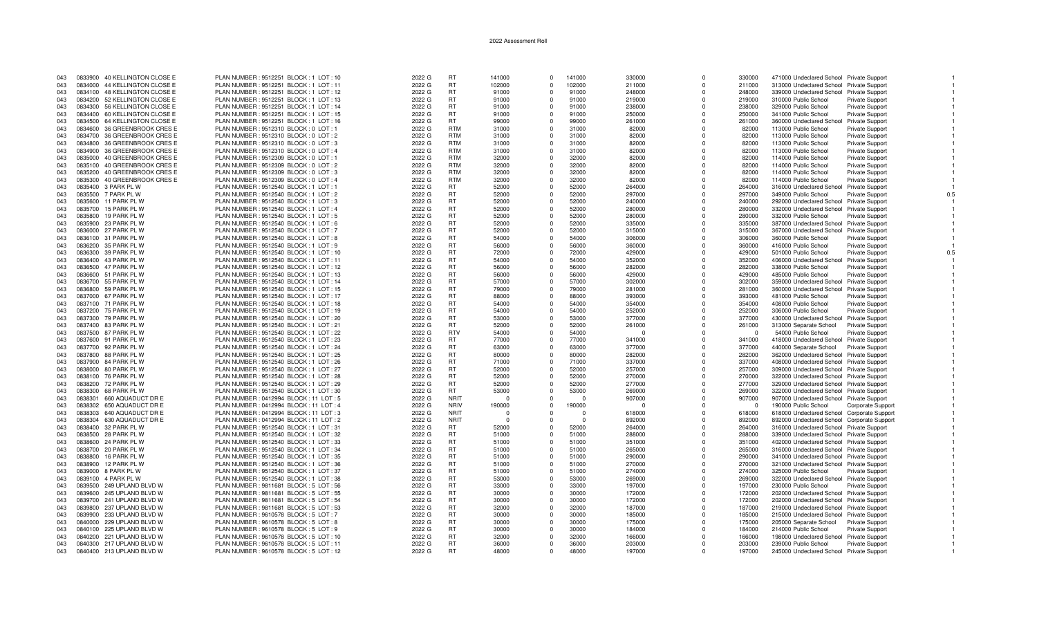# 2022 Assessment Roll

| | | | | | | | | | | | | | | | |
|---|---|---|---|---|---|---|---|---|---|---|---|---|---|---|---|
| 043 | 0833900 40 KELLINGTON CLOSE E | PLAN NUMBER : 9512251 BLOCK : 1 LOT : 10 | 2022 G | RT | 141000 | 0 | 141000 | 330000 | 0 | 330000 | 471000 | Undeclared School | Private Support | 1 |
| 043 | 0834000 44 KELLINGTON CLOSE E | PLAN NUMBER : 9512251 BLOCK : 1 LOT : 11 | 2022 G | RT | 102000 | 0 | 102000 | 211000 | 0 | 211000 | 313000 | Undeclared School | Private Support | 1 |
| 043 | 0834100 48 KELLINGTON CLOSE E | PLAN NUMBER : 9512251 BLOCK : 1 LOT : 12 | 2022 G | RT | 91000 | 0 | 91000 | 248000 | 0 | 248000 | 339000 | Undeclared School | Private Support | 1 |
| 043 | 0834200 52 KELLINGTON CLOSE E | PLAN NUMBER : 9512251 BLOCK : 1 LOT : 13 | 2022 G | RT | 91000 | 0 | 91000 | 219000 | 0 | 219000 | 310000 | Public School | Private Support | 1 |
| 043 | 0834300 56 KELLINGTON CLOSE E | PLAN NUMBER : 9512251 BLOCK : 1 LOT : 14 | 2022 G | RT | 91000 | 0 | 91000 | 238000 | 0 | 238000 | 329000 | Public School | Private Support | 1 |
| 043 | 0834400 60 KELLINGTON CLOSE E | PLAN NUMBER : 9512251 BLOCK : 1 LOT : 15 | 2022 G | RT | 91000 | 0 | 91000 | 250000 | 0 | 250000 | 341000 | Public School | Private Support | 1 |
| 043 | 0834500 64 KELLINGTON CLOSE E | PLAN NUMBER : 9512251 BLOCK : 1 LOT : 16 | 2022 G | RT | 99000 | 0 | 99000 | 261000 | 0 | 261000 | 360000 | Undeclared School | Private Support | 1 |
| 043 | 0834600 36 GREENBROOK CRES E | PLAN NUMBER : 9512310 BLOCK : 0 LOT : 1 | 2022 G | RTM | 31000 | 0 | 31000 | 82000 | 0 | 82000 | 113000 | Public School | Private Support | 1 |
| 043 | 0834700 36 GREENBROOK CRES E | PLAN NUMBER : 9512310 BLOCK : 0 LOT : 2 | 2022 G | RTM | 31000 | 0 | 31000 | 82000 | 0 | 82000 | 113000 | Public School | Private Support | 1 |
| 043 | 0834800 36 GREENBROOK CRES E | PLAN NUMBER : 9512310 BLOCK : 0 LOT : 3 | 2022 G | RTM | 31000 | 0 | 31000 | 82000 | 0 | 82000 | 113000 | Public School | Private Support | 1 |
| 043 | 0834900 36 GREENBROOK CRES E | PLAN NUMBER : 9512310 BLOCK : 0 LOT : 4 | 2022 G | RTM | 31000 | 0 | 31000 | 82000 | 0 | 82000 | 113000 | Public School | Private Support | 1 |
| 043 | 0835000 40 GREENBROOK CRES E | PLAN NUMBER : 9512309 BLOCK : 0 LOT : 1 | 2022 G | RTM | 32000 | 0 | 32000 | 82000 | 0 | 82000 | 114000 | Public School | Private Support | 1 |
| 043 | 0835100 40 GREENBROOK CRES E | PLAN NUMBER : 9512309 BLOCK : 0 LOT : 2 | 2022 G | RTM | 32000 | 0 | 32000 | 82000 | 0 | 82000 | 114000 | Public School | Private Support | 1 |
| 043 | 0835200 40 GREENBROOK CRES E | PLAN NUMBER : 9512309 BLOCK : 0 LOT : 3 | 2022 G | RTM | 32000 | 0 | 32000 | 82000 | 0 | 82000 | 114000 | Public School | Private Support | 1 |
| 043 | 0835300 40 GREENBROOK CRES E | PLAN NUMBER : 9512309 BLOCK : 0 LOT : 4 | 2022 G | RTM | 32000 | 0 | 32000 | 82000 | 0 | 82000 | 114000 | Public School | Private Support | 1 |
| 043 | 0835400 3 PARK PL W | PLAN NUMBER : 9512540 BLOCK : 1 LOT : 1 | 2022 G | RT | 52000 | 0 | 52000 | 264000 | 0 | 264000 | 316000 | Undeclared School | Private Support | 1 |
| 043 | 0835500 7 PARK PL W | PLAN NUMBER : 9512540 BLOCK : 1 LOT : 2 | 2022 G | RT | 52000 | 0 | 52000 | 297000 | 0 | 297000 | 349000 | Public School | Private Support | 0.5 |
| 043 | 0835600 11 PARK PL W | PLAN NUMBER : 9512540 BLOCK : 1 LOT : 3 | 2022 G | RT | 52000 | 0 | 52000 | 240000 | 0 | 240000 | 292000 | Undeclared School | Private Support | 1 |
| 043 | 0835700 15 PARK PL W | PLAN NUMBER : 9512540 BLOCK : 1 LOT : 4 | 2022 G | RT | 52000 | 0 | 52000 | 280000 | 0 | 280000 | 332000 | Undeclared School | Private Support | 1 |
| 043 | 0835800 19 PARK PL W | PLAN NUMBER : 9512540 BLOCK : 1 LOT : 5 | 2022 G | RT | 52000 | 0 | 52000 | 280000 | 0 | 280000 | 332000 | Public School | Private Support | 1 |
| 043 | 0835900 23 PARK PL W | PLAN NUMBER : 9512540 BLOCK : 1 LOT : 6 | 2022 G | RT | 52000 | 0 | 52000 | 335000 | 0 | 335000 | 387000 | Undeclared School | Private Support | 1 |
| 043 | 0836000 27 PARK PL W | PLAN NUMBER : 9512540 BLOCK : 1 LOT : 7 | 2022 G | RT | 52000 | 0 | 52000 | 315000 | 0 | 315000 | 367000 | Undeclared School | Private Support | 1 |
| 043 | 0836100 31 PARK PL W | PLAN NUMBER : 9512540 BLOCK : 1 LOT : 8 | 2022 G | RT | 54000 | 0 | 54000 | 306000 | 0 | 306000 | 360000 | Public School | Private Support | 1 |
| 043 | 0836200 35 PARK PL W | PLAN NUMBER : 9512540 BLOCK : 1 LOT : 9 | 2022 G | RT | 56000 | 0 | 56000 | 360000 | 0 | 360000 | 416000 | Public School | Private Support | 1 |
| 043 | 0836300 39 PARK PL W | PLAN NUMBER : 9512540 BLOCK : 1 LOT : 10 | 2022 G | RT | 72000 | 0 | 72000 | 429000 | 0 | 429000 | 501000 | Public School | Private Support | 0.5 |
| 043 | 0836400 43 PARK PL W | PLAN NUMBER : 9512540 BLOCK : 1 LOT : 11 | 2022 G | RT | 54000 | 0 | 54000 | 352000 | 0 | 352000 | 406000 | Undeclared School | Private Support | 1 |
| 043 | 0836500 47 PARK PL W | PLAN NUMBER : 9512540 BLOCK : 1 LOT : 12 | 2022 G | RT | 56000 | 0 | 56000 | 282000 | 0 | 282000 | 338000 | Public School | Private Support | 1 |
| 043 | 0836600 51 PARK PL W | PLAN NUMBER : 9512540 BLOCK : 1 LOT : 13 | 2022 G | RT | 56000 | 0 | 56000 | 429000 | 0 | 429000 | 485000 | Public School | Private Support | 1 |
| 043 | 0836700 55 PARK PL W | PLAN NUMBER : 9512540 BLOCK : 1 LOT : 14 | 2022 G | RT | 57000 | 0 | 57000 | 302000 | 0 | 302000 | 359000 | Undeclared School | Private Support | 1 |
| 043 | 0836800 59 PARK PL W | PLAN NUMBER : 9512540 BLOCK : 1 LOT : 15 | 2022 G | RT | 79000 | 0 | 79000 | 281000 | 0 | 281000 | 360000 | Undeclared School | Private Support | 1 |
| 043 | 0837000 67 PARK PL W | PLAN NUMBER : 9512540 BLOCK : 1 LOT : 17 | 2022 G | RT | 88000 | 0 | 88000 | 393000 | 0 | 393000 | 481000 | Public School | Private Support | 1 |
| 043 | 0837100 71 PARK PL W | PLAN NUMBER : 9512540 BLOCK : 1 LOT : 18 | 2022 G | RT | 54000 | 0 | 54000 | 354000 | 0 | 354000 | 408000 | Public School | Private Support | 1 |
| 043 | 0837200 75 PARK PL W | PLAN NUMBER : 9512540 BLOCK : 1 LOT : 19 | 2022 G | RT | 54000 | 0 | 54000 | 252000 | 0 | 252000 | 306000 | Public School | Private Support | 1 |
| 043 | 0837300 79 PARK PL W | PLAN NUMBER : 9512540 BLOCK : 1 LOT : 20 | 2022 G | RT | 53000 | 0 | 53000 | 377000 | 0 | 377000 | 430000 | Undeclared School | Private Support | 1 |
| 043 | 0837400 83 PARK PL W | PLAN NUMBER : 9512540 BLOCK : 1 LOT : 21 | 2022 G | RT | 52000 | 0 | 52000 | 261000 | 0 | 261000 | 313000 | Separate School | Private Support | 1 |
| 043 | 0837500 87 PARK PL W | PLAN NUMBER : 9512540 BLOCK : 1 LOT : 22 | 2022 G | RTV | 54000 | 0 | 54000 | 0 | 0 | 0 | 54000 | Public School | Private Support | 1 |
| 043 | 0837600 91 PARK PL W | PLAN NUMBER : 9512540 BLOCK : 1 LOT : 23 | 2022 G | RT | 77000 | 0 | 77000 | 341000 | 0 | 341000 | 418000 | Undeclared School | Private Support | 1 |
| 043 | 0837700 92 PARK PL W | PLAN NUMBER : 9512540 BLOCK : 1 LOT : 24 | 2022 G | RT | 63000 | 0 | 63000 | 377000 | 0 | 377000 | 440000 | Separate School | Private Support | 1 |
| 043 | 0837800 88 PARK PL W | PLAN NUMBER : 9512540 BLOCK : 1 LOT : 25 | 2022 G | RT | 80000 | 0 | 80000 | 282000 | 0 | 282000 | 362000 | Undeclared School | Private Support | 1 |
| 043 | 0837900 84 PARK PL W | PLAN NUMBER : 9512540 BLOCK : 1 LOT : 26 | 2022 G | RT | 71000 | 0 | 71000 | 337000 | 0 | 337000 | 408000 | Undeclared School | Private Support | 1 |
| 043 | 0838000 80 PARK PL W | PLAN NUMBER : 9512540 BLOCK : 1 LOT : 27 | 2022 G | RT | 52000 | 0 | 52000 | 257000 | 0 | 257000 | 309000 | Undeclared School | Private Support | 1 |
| 043 | 0838100 76 PARK PL W | PLAN NUMBER : 9512540 BLOCK : 1 LOT : 28 | 2022 G | RT | 52000 | 0 | 52000 | 270000 | 0 | 270000 | 322000 | Undeclared School | Private Support | 1 |
| 043 | 0838200 72 PARK PL W | PLAN NUMBER : 9512540 BLOCK : 1 LOT : 29 | 2022 G | RT | 52000 | 0 | 52000 | 277000 | 0 | 277000 | 329000 | Undeclared School | Private Support | 1 |
| 043 | 0838300 68 PARK PL W | PLAN NUMBER : 9512540 BLOCK : 1 LOT : 30 | 2022 G | RT | 53000 | 0 | 53000 | 269000 | 0 | 269000 | 322000 | Undeclared School | Private Support | 1 |
| 043 | 0838301 660 AQUADUCT DR E | PLAN NUMBER : 0412994 BLOCK : 11 LOT : 5 | 2022 G | NRIT | 0 | 0 | 0 | 907000 | 0 | 907000 | 907000 | Undeclared School | Private Support | 1 |
| 043 | 0838302 650 AQUADUCT DR E | PLAN NUMBER : 0412994 BLOCK : 11 LOT : 4 | 2022 G | NRIV | 190000 | 0 | 190000 | 0 | 0 | 0 | 190000 | Public School | Corporate Support | 1 |
| 043 | 0838303 640 AQUADUCT DR E | PLAN NUMBER : 0412994 BLOCK : 11 LOT : 3 | 2022 G | NRIT | 0 | 0 | 0 | 618000 | 0 | 618000 | 618000 | Undeclared School | Corporate Support | 1 |
| 043 | 0838304 630 AQUADUCT DR E | PLAN NUMBER : 0412994 BLOCK : 11 LOT : 2 | 2022 G | NRIT | 0 | 0 | 0 | 892000 | 0 | 892000 | 892000 | Undeclared School | Corporate Support | 1 |
| 043 | 0838400 32 PARK PL W | PLAN NUMBER : 9512540 BLOCK : 1 LOT : 31 | 2022 G | RT | 52000 | 0 | 52000 | 264000 | 0 | 264000 | 316000 | Undeclared School | Private Support | 1 |
| 043 | 0838500 28 PARK PL W | PLAN NUMBER : 9512540 BLOCK : 1 LOT : 32 | 2022 G | RT | 51000 | 0 | 51000 | 288000 | 0 | 288000 | 339000 | Undeclared School | Private Support | 1 |
| 043 | 0838600 24 PARK PL W | PLAN NUMBER : 9512540 BLOCK : 1 LOT : 33 | 2022 G | RT | 51000 | 0 | 51000 | 351000 | 0 | 351000 | 402000 | Undeclared School | Private Support | 1 |
| 043 | 0838700 20 PARK PL W | PLAN NUMBER : 9512540 BLOCK : 1 LOT : 34 | 2022 G | RT | 51000 | 0 | 51000 | 265000 | 0 | 265000 | 316000 | Undeclared School | Private Support | 1 |
| 043 | 0838800 16 PARK PL W | PLAN NUMBER : 9512540 BLOCK : 1 LOT : 35 | 2022 G | RT | 51000 | 0 | 51000 | 290000 | 0 | 290000 | 341000 | Undeclared School | Private Support | 1 |
| 043 | 0838900 12 PARK PL W | PLAN NUMBER : 9512540 BLOCK : 1 LOT : 36 | 2022 G | RT | 51000 | 0 | 51000 | 270000 | 0 | 270000 | 321000 | Undeclared School | Private Support | 1 |
| 043 | 0839000 8 PARK PL W | PLAN NUMBER : 9512540 BLOCK : 1 LOT : 37 | 2022 G | RT | 51000 | 0 | 51000 | 274000 | 0 | 274000 | 325000 | Public School | Private Support | 1 |
| 043 | 0839100 4 PARK PL W | PLAN NUMBER : 9512540 BLOCK : 1 LOT : 38 | 2022 G | RT | 53000 | 0 | 53000 | 269000 | 0 | 269000 | 322000 | Undeclared School | Private Support | 1 |
| 043 | 0839500 249 UPLAND BLVD W | PLAN NUMBER : 9811681 BLOCK : 5 LOT : 56 | 2022 G | RT | 33000 | 0 | 33000 | 197000 | 0 | 197000 | 230000 | Public School | Private Support | 1 |
| 043 | 0839600 245 UPLAND BLVD W | PLAN NUMBER : 9811681 BLOCK : 5 LOT : 55 | 2022 G | RT | 30000 | 0 | 30000 | 172000 | 0 | 172000 | 202000 | Undeclared School | Private Support | 1 |
| 043 | 0839700 241 UPLAND BLVD W | PLAN NUMBER : 9811681 BLOCK : 5 LOT : 54 | 2022 G | RT | 30000 | 0 | 30000 | 172000 | 0 | 172000 | 202000 | Undeclared School | Private Support | 1 |
| 043 | 0839800 237 UPLAND BLVD W | PLAN NUMBER : 9811681 BLOCK : 5 LOT : 53 | 2022 G | RT | 32000 | 0 | 32000 | 187000 | 0 | 187000 | 219000 | Undeclared School | Private Support | 1 |
| 043 | 0839900 233 UPLAND BLVD W | PLAN NUMBER : 9610578 BLOCK : 5 LOT : 7 | 2022 G | RT | 30000 | 0 | 30000 | 185000 | 0 | 185000 | 215000 | Undeclared School | Private Support | 1 |
| 043 | 0840000 229 UPLAND BLVD W | PLAN NUMBER : 9610578 BLOCK : 5 LOT : 8 | 2022 G | RT | 30000 | 0 | 30000 | 175000 | 0 | 175000 | 205000 | Separate School | Private Support | 1 |
| 043 | 0840100 225 UPLAND BLVD W | PLAN NUMBER : 9610578 BLOCK : 5 LOT : 9 | 2022 G | RT | 30000 | 0 | 30000 | 184000 | 0 | 184000 | 214000 | Public School | Private Support | 1 |
| 043 | 0840200 221 UPLAND BLVD W | PLAN NUMBER : 9610578 BLOCK : 5 LOT : 10 | 2022 G | RT | 32000 | 0 | 32000 | 166000 | 0 | 166000 | 198000 | Undeclared School | Private Support | 1 |
| 043 | 0840300 217 UPLAND BLVD W | PLAN NUMBER : 9610578 BLOCK : 5 LOT : 11 | 2022 G | RT | 36000 | 0 | 36000 | 203000 | 0 | 203000 | 239000 | Public School | Private Support | 1 |
| 043 | 0840400 213 UPLAND BLVD W | PLAN NUMBER : 9610578 BLOCK : 5 LOT : 12 | 2022 G | RT | 48000 | 0 | 48000 | 197000 | 0 | 197000 | 245000 | Undeclared School | Private Support | 1 |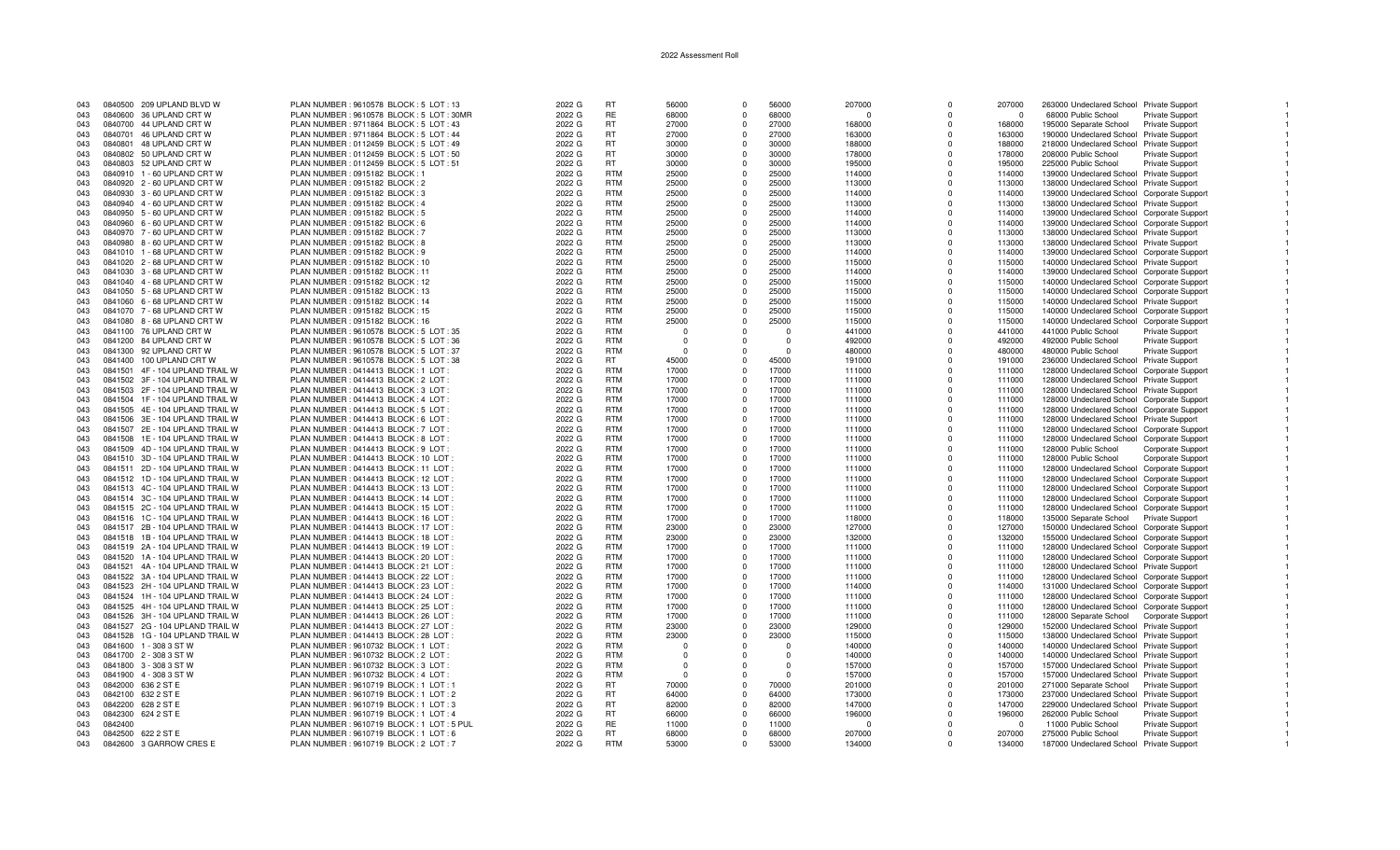2022 Assessment Roll

| | | | | | | | | | | | | | | | |
|---|---|---|---|---|---|---|---|---|---|---|---|---|---|---|---|
| 043 | 0840500 | 209 UPLAND BLVD W | PLAN NUMBER : 9610578 BLOCK : 5 LOT : 13 | 2022 G | RT | 56000 | 0 | 56000 | 207000 | 0 | 207000 | 263000 | Undeclared School | Private Support | 1 |
| 043 | 0840600 | 36 UPLAND CRT W | PLAN NUMBER : 9610578 BLOCK : 5 LOT : 30MR | 2022 G | RE | 68000 | 0 | 68000 | 0 | 0 | 0 | 68000 | Public School | Private Support | 1 |
| 043 | 0840700 | 44 UPLAND CRT W | PLAN NUMBER : 9711864 BLOCK : 5 LOT : 43 | 2022 G | RT | 27000 | 0 | 27000 | 168000 | 0 | 168000 | 195000 | Separate School | Private Support | 1 |
| 043 | 0840701 | 46 UPLAND CRT W | PLAN NUMBER : 9711864 BLOCK : 5 LOT : 44 | 2022 G | RT | 27000 | 0 | 27000 | 163000 | 0 | 163000 | 190000 | Undeclared School | Private Support | 1 |
| 043 | 0840801 | 48 UPLAND CRT W | PLAN NUMBER : 0112459 BLOCK : 5 LOT : 49 | 2022 G | RT | 30000 | 0 | 30000 | 188000 | 0 | 188000 | 218000 | Undeclared School | Private Support | 1 |
| 043 | 0840802 | 50 UPLAND CRT W | PLAN NUMBER : 0112459 BLOCK : 5 LOT : 50 | 2022 G | RT | 30000 | 0 | 30000 | 178000 | 0 | 178000 | 208000 | Public School | Private Support | 1 |
| 043 | 0840803 | 52 UPLAND CRT W | PLAN NUMBER : 0112459 BLOCK : 5 LOT : 51 | 2022 G | RT | 30000 | 0 | 30000 | 195000 | 0 | 195000 | 225000 | Public School | Private Support | 1 |
| 043 | 0840910 | 1 - 60 UPLAND CRT W | PLAN NUMBER : 0915182 BLOCK : 1 | 2022 G | RTM | 25000 | 0 | 25000 | 114000 | 0 | 114000 | 139000 | Undeclared School | Private Support | 1 |
| 043 | 0840920 | 2 - 60 UPLAND CRT W | PLAN NUMBER : 0915182 BLOCK : 2 | 2022 G | RTM | 25000 | 0 | 25000 | 113000 | 0 | 113000 | 138000 | Undeclared School | Private Support | 1 |
| 043 | 0840930 | 3 - 60 UPLAND CRT W | PLAN NUMBER : 0915182 BLOCK : 3 | 2022 G | RTM | 25000 | 0 | 25000 | 114000 | 0 | 114000 | 139000 | Undeclared School | Corporate Support | 1 |
| 043 | 0840940 | 4 - 60 UPLAND CRT W | PLAN NUMBER : 0915182 BLOCK : 4 | 2022 G | RTM | 25000 | 0 | 25000 | 113000 | 0 | 113000 | 138000 | Undeclared School | Private Support | 1 |
| 043 | 0840950 | 5 - 60 UPLAND CRT W | PLAN NUMBER : 0915182 BLOCK : 5 | 2022 G | RTM | 25000 | 0 | 25000 | 114000 | 0 | 114000 | 139000 | Undeclared School | Corporate Support | 1 |
| 043 | 0840960 | 6 - 60 UPLAND CRT W | PLAN NUMBER : 0915182 BLOCK : 6 | 2022 G | RTM | 25000 | 0 | 25000 | 114000 | 0 | 114000 | 139000 | Undeclared School | Corporate Support | 1 |
| 043 | 0840970 | 7 - 60 UPLAND CRT W | PLAN NUMBER : 0915182 BLOCK : 7 | 2022 G | RTM | 25000 | 0 | 25000 | 113000 | 0 | 113000 | 138000 | Undeclared School | Private Support | 1 |
| 043 | 0840980 | 8 - 60 UPLAND CRT W | PLAN NUMBER : 0915182 BLOCK : 8 | 2022 G | RTM | 25000 | 0 | 25000 | 113000 | 0 | 113000 | 138000 | Undeclared School | Private Support | 1 |
| 043 | 0841010 | 1 - 68 UPLAND CRT W | PLAN NUMBER : 0915182 BLOCK : 9 | 2022 G | RTM | 25000 | 0 | 25000 | 114000 | 0 | 114000 | 139000 | Undeclared School | Corporate Support | 1 |
| 043 | 0841020 | 2 - 68 UPLAND CRT W | PLAN NUMBER : 0915182 BLOCK : 10 | 2022 G | RTM | 25000 | 0 | 25000 | 115000 | 0 | 115000 | 140000 | Undeclared School | Private Support | 1 |
| 043 | 0841030 | 3 - 68 UPLAND CRT W | PLAN NUMBER : 0915182 BLOCK : 11 | 2022 G | RTM | 25000 | 0 | 25000 | 114000 | 0 | 114000 | 139000 | Undeclared School | Corporate Support | 1 |
| 043 | 0841040 | 4 - 68 UPLAND CRT W | PLAN NUMBER : 0915182 BLOCK : 12 | 2022 G | RTM | 25000 | 0 | 25000 | 115000 | 0 | 115000 | 140000 | Undeclared School | Corporate Support | 1 |
| 043 | 0841050 | 5 - 68 UPLAND CRT W | PLAN NUMBER : 0915182 BLOCK : 13 | 2022 G | RTM | 25000 | 0 | 25000 | 115000 | 0 | 115000 | 140000 | Undeclared School | Corporate Support | 1 |
| 043 | 0841060 | 6 - 68 UPLAND CRT W | PLAN NUMBER : 0915182 BLOCK : 14 | 2022 G | RTM | 25000 | 0 | 25000 | 115000 | 0 | 115000 | 140000 | Undeclared School | Private Support | 1 |
| 043 | 0841070 | 7 - 68 UPLAND CRT W | PLAN NUMBER : 0915182 BLOCK : 15 | 2022 G | RTM | 25000 | 0 | 25000 | 115000 | 0 | 115000 | 140000 | Undeclared School | Corporate Support | 1 |
| 043 | 0841080 | 8 - 68 UPLAND CRT W | PLAN NUMBER : 0915182 BLOCK : 16 | 2022 G | RTM | 25000 | 0 | 25000 | 115000 | 0 | 115000 | 140000 | Undeclared School | Corporate Support | 1 |
| 043 | 0841100 | 76 UPLAND CRT W | PLAN NUMBER : 9610578 BLOCK : 5 LOT : 35 | 2022 G | RTM | 0 | 0 | 0 | 441000 | 0 | 441000 | 441000 | Public School | Private Support | 1 |
| 043 | 0841200 | 84 UPLAND CRT W | PLAN NUMBER : 9610578 BLOCK : 5 LOT : 36 | 2022 G | RTM | 0 | 0 | 0 | 492000 | 0 | 492000 | 492000 | Public School | Private Support | 1 |
| 043 | 0841300 | 92 UPLAND CRT W | PLAN NUMBER : 9610578 BLOCK : 5 LOT : 37 | 2022 G | RTM | 0 | 0 | 0 | 480000 | 0 | 480000 | 480000 | Public School | Private Support | 1 |
| 043 | 0841400 | 100 UPLAND CRT W | PLAN NUMBER : 9610578 BLOCK : 5 LOT : 38 | 2022 G | RT | 45000 | 0 | 45000 | 191000 | 0 | 191000 | 236000 | Undeclared School | Private Support | 1 |
| 043 | 0841501 | 4F - 104 UPLAND TRAIL W | PLAN NUMBER : 0414413 BLOCK : 1 LOT : | 2022 G | RTM | 17000 | 0 | 17000 | 111000 | 0 | 111000 | 128000 | Undeclared School | Corporate Support | 1 |
| 043 | 0841502 | 3F - 104 UPLAND TRAIL W | PLAN NUMBER : 0414413 BLOCK : 2 LOT : | 2022 G | RTM | 17000 | 0 | 17000 | 111000 | 0 | 111000 | 128000 | Undeclared School | Private Support | 1 |
| 043 | 0841503 | 2F - 104 UPLAND TRAIL W | PLAN NUMBER : 0414413 BLOCK : 3 LOT : | 2022 G | RTM | 17000 | 0 | 17000 | 111000 | 0 | 111000 | 128000 | Undeclared School | Private Support | 1 |
| 043 | 0841504 | 1F - 104 UPLAND TRAIL W | PLAN NUMBER : 0414413 BLOCK : 4 LOT : | 2022 G | RTM | 17000 | 0 | 17000 | 111000 | 0 | 111000 | 128000 | Undeclared School | Corporate Support | 1 |
| 043 | 0841505 | 4E - 104 UPLAND TRAIL W | PLAN NUMBER : 0414413 BLOCK : 5 LOT : | 2022 G | RTM | 17000 | 0 | 17000 | 111000 | 0 | 111000 | 128000 | Undeclared School | Corporate Support | 1 |
| 043 | 0841506 | 3E - 104 UPLAND TRAIL W | PLAN NUMBER : 0414413 BLOCK : 6 LOT : | 2022 G | RTM | 17000 | 0 | 17000 | 111000 | 0 | 111000 | 128000 | Undeclared School | Private Support | 1 |
| 043 | 0841507 | 2E - 104 UPLAND TRAIL W | PLAN NUMBER : 0414413 BLOCK : 7 LOT : | 2022 G | RTM | 17000 | 0 | 17000 | 111000 | 0 | 111000 | 128000 | Undeclared School | Corporate Support | 1 |
| 043 | 0841508 | 1E - 104 UPLAND TRAIL W | PLAN NUMBER : 0414413 BLOCK : 8 LOT : | 2022 G | RTM | 17000 | 0 | 17000 | 111000 | 0 | 111000 | 128000 | Undeclared School | Corporate Support | 1 |
| 043 | 0841509 | 4D - 104 UPLAND TRAIL W | PLAN NUMBER : 0414413 BLOCK : 9 LOT : | 2022 G | RTM | 17000 | 0 | 17000 | 111000 | 0 | 111000 | 128000 | Public School | Corporate Support | 1 |
| 043 | 0841510 | 3D - 104 UPLAND TRAIL W | PLAN NUMBER : 0414413 BLOCK : 10 LOT : | 2022 G | RTM | 17000 | 0 | 17000 | 111000 | 0 | 111000 | 128000 | Public School | Corporate Support | 1 |
| 043 | 0841511 | 2D - 104 UPLAND TRAIL W | PLAN NUMBER : 0414413 BLOCK : 11 LOT : | 2022 G | RTM | 17000 | 0 | 17000 | 111000 | 0 | 111000 | 128000 | Undeclared School | Corporate Support | 1 |
| 043 | 0841512 | 1D - 104 UPLAND TRAIL W | PLAN NUMBER : 0414413 BLOCK : 12 LOT : | 2022 G | RTM | 17000 | 0 | 17000 | 111000 | 0 | 111000 | 128000 | Undeclared School | Corporate Support | 1 |
| 043 | 0841513 | 4C - 104 UPLAND TRAIL W | PLAN NUMBER : 0414413 BLOCK : 13 LOT : | 2022 G | RTM | 17000 | 0 | 17000 | 111000 | 0 | 111000 | 128000 | Undeclared School | Corporate Support | 1 |
| 043 | 0841514 | 3C - 104 UPLAND TRAIL W | PLAN NUMBER : 0414413 BLOCK : 14 LOT : | 2022 G | RTM | 17000 | 0 | 17000 | 111000 | 0 | 111000 | 128000 | Undeclared School | Corporate Support | 1 |
| 043 | 0841515 | 2C - 104 UPLAND TRAIL W | PLAN NUMBER : 0414413 BLOCK : 15 LOT : | 2022 G | RTM | 17000 | 0 | 17000 | 111000 | 0 | 111000 | 128000 | Undeclared School | Corporate Support | 1 |
| 043 | 0841516 | 1C - 104 UPLAND TRAIL W | PLAN NUMBER : 0414413 BLOCK : 16 LOT : | 2022 G | RTM | 17000 | 0 | 17000 | 118000 | 0 | 118000 | 135000 | Separate School | Private Support | 1 |
| 043 | 0841517 | 2B - 104 UPLAND TRAIL W | PLAN NUMBER : 0414413 BLOCK : 17 LOT : | 2022 G | RTM | 23000 | 0 | 23000 | 127000 | 0 | 127000 | 150000 | Undeclared School | Corporate Support | 1 |
| 043 | 0841518 | 1B - 104 UPLAND TRAIL W | PLAN NUMBER : 0414413 BLOCK : 18 LOT : | 2022 G | RTM | 23000 | 0 | 23000 | 132000 | 0 | 132000 | 155000 | Undeclared School | Corporate Support | 1 |
| 043 | 0841519 | 2A - 104 UPLAND TRAIL W | PLAN NUMBER : 0414413 BLOCK : 19 LOT : | 2022 G | RTM | 17000 | 0 | 17000 | 111000 | 0 | 111000 | 128000 | Undeclared School | Corporate Support | 1 |
| 043 | 0841520 | 1A - 104 UPLAND TRAIL W | PLAN NUMBER : 0414413 BLOCK : 20 LOT : | 2022 G | RTM | 17000 | 0 | 17000 | 111000 | 0 | 111000 | 128000 | Undeclared School | Corporate Support | 1 |
| 043 | 0841521 | 4A - 104 UPLAND TRAIL W | PLAN NUMBER : 0414413 BLOCK : 21 LOT : | 2022 G | RTM | 17000 | 0 | 17000 | 111000 | 0 | 111000 | 128000 | Undeclared School | Private Support | 1 |
| 043 | 0841522 | 3A - 104 UPLAND TRAIL W | PLAN NUMBER : 0414413 BLOCK : 22 LOT : | 2022 G | RTM | 17000 | 0 | 17000 | 111000 | 0 | 111000 | 128000 | Undeclared School | Corporate Support | 1 |
| 043 | 0841523 | 2H - 104 UPLAND TRAIL W | PLAN NUMBER : 0414413 BLOCK : 23 LOT : | 2022 G | RTM | 17000 | 0 | 17000 | 114000 | 0 | 114000 | 131000 | Undeclared School | Corporate Support | 1 |
| 043 | 0841524 | 1H - 104 UPLAND TRAIL W | PLAN NUMBER : 0414413 BLOCK : 24 LOT : | 2022 G | RTM | 17000 | 0 | 17000 | 111000 | 0 | 111000 | 128000 | Undeclared School | Corporate Support | 1 |
| 043 | 0841525 | 4H - 104 UPLAND TRAIL W | PLAN NUMBER : 0414413 BLOCK : 25 LOT : | 2022 G | RTM | 17000 | 0 | 17000 | 111000 | 0 | 111000 | 128000 | Undeclared School | Corporate Support | 1 |
| 043 | 0841526 | 3H - 104 UPLAND TRAIL W | PLAN NUMBER : 0414413 BLOCK : 26 LOT : | 2022 G | RTM | 17000 | 0 | 17000 | 111000 | 0 | 111000 | 128000 | Separate School | Corporate Support | 1 |
| 043 | 0841527 | 2G - 104 UPLAND TRAIL W | PLAN NUMBER : 0414413 BLOCK : 27 LOT : | 2022 G | RTM | 23000 | 0 | 23000 | 129000 | 0 | 129000 | 152000 | Undeclared School | Private Support | 1 |
| 043 | 0841528 | 1G - 104 UPLAND TRAIL W | PLAN NUMBER : 0414413 BLOCK : 28 LOT : | 2022 G | RTM | 23000 | 0 | 23000 | 115000 | 0 | 115000 | 138000 | Undeclared School | Private Support | 1 |
| 043 | 0841600 | 1 - 308 3 ST W | PLAN NUMBER : 9610732 BLOCK : 1 LOT : | 2022 G | RTM | 0 | 0 | 0 | 140000 | 0 | 140000 | 140000 | Undeclared School | Private Support | 1 |
| 043 | 0841700 | 2 - 308 3 ST W | PLAN NUMBER : 9610732 BLOCK : 2 LOT : | 2022 G | RTM | 0 | 0 | 0 | 140000 | 0 | 140000 | 140000 | Undeclared School | Private Support | 1 |
| 043 | 0841800 | 3 - 308 3 ST W | PLAN NUMBER : 9610732 BLOCK : 3 LOT : | 2022 G | RTM | 0 | 0 | 0 | 157000 | 0 | 157000 | 157000 | Undeclared School | Private Support | 1 |
| 043 | 0841900 | 4 - 308 3 ST W | PLAN NUMBER : 9610732 BLOCK : 4 LOT : | 2022 G | RTM | 0 | 0 | 0 | 157000 | 0 | 157000 | 157000 | Undeclared School | Private Support | 1 |
| 043 | 0842000 | 636 2 ST E | PLAN NUMBER : 9610719 BLOCK : 1 LOT : 1 | 2022 G | RT | 70000 | 0 | 70000 | 201000 | 0 | 201000 | 271000 | Separate School | Private Support | 1 |
| 043 | 0842100 | 632 2 ST E | PLAN NUMBER : 9610719 BLOCK : 1 LOT : 2 | 2022 G | RT | 64000 | 0 | 64000 | 173000 | 0 | 173000 | 237000 | Undeclared School | Private Support | 1 |
| 043 | 0842200 | 628 2 ST E | PLAN NUMBER : 9610719 BLOCK : 1 LOT : 3 | 2022 G | RT | 82000 | 0 | 82000 | 147000 | 0 | 147000 | 229000 | Undeclared School | Private Support | 1 |
| 043 | 0842300 | 624 2 ST E | PLAN NUMBER : 9610719 BLOCK : 1 LOT : 4 | 2022 G | RT | 66000 | 0 | 66000 | 196000 | 0 | 196000 | 262000 | Public School | Private Support | 1 |
| 043 | 0842400 | | PLAN NUMBER : 9610719 BLOCK : 1 LOT : 5 PUL | 2022 G | RE | 11000 | 0 | 11000 | 0 | 0 | 0 | 11000 | Public School | Private Support | 1 |
| 043 | 0842500 | 622 2 ST E | PLAN NUMBER : 9610719 BLOCK : 1 LOT : 6 | 2022 G | RT | 68000 | 0 | 68000 | 207000 | 0 | 207000 | 275000 | Public School | Private Support | 1 |
| 043 | 0842600 | 3 GARROW CRES E | PLAN NUMBER : 9610719 BLOCK : 2 LOT : 7 | 2022 G | RTM | 53000 | 0 | 53000 | 134000 | 0 | 134000 | 187000 | Undeclared School | Private Support | 1 |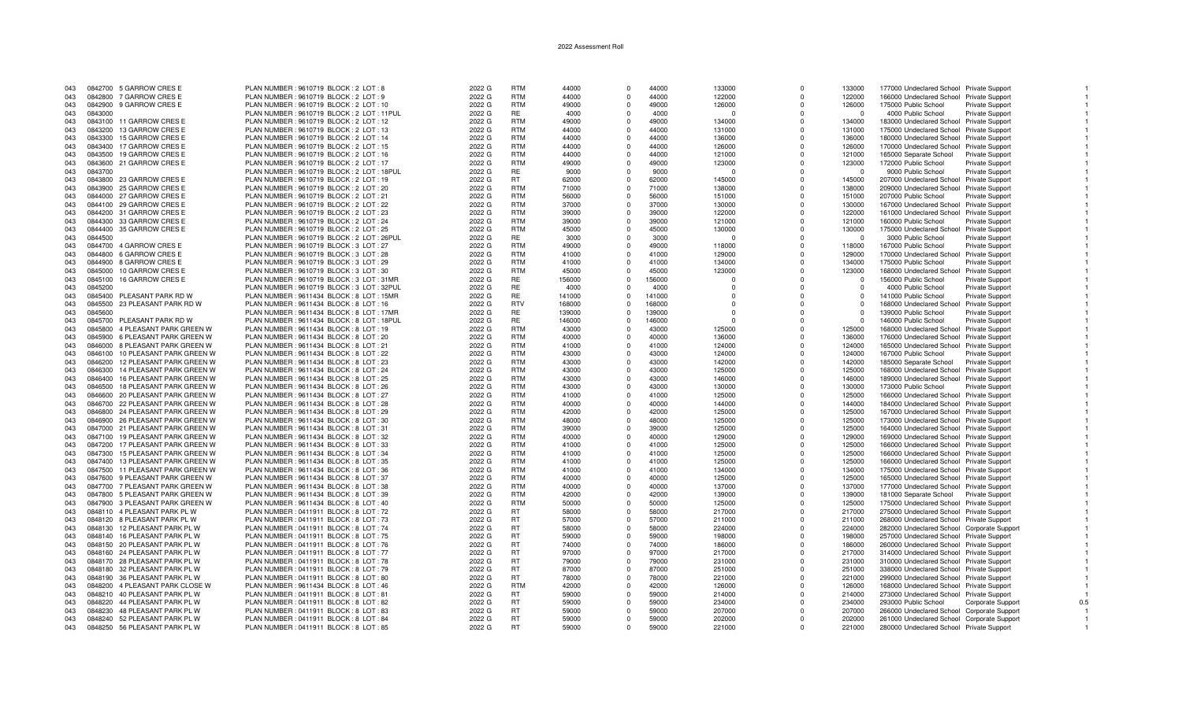# 2022 Assessment Roll

| | | | | | | | | | | | | | | | |
|---|---|---|---|---|---|---|---|---|---|---|---|---|---|---|---|
| 043 | 0842700 | 5 GARROW CRES E | PLAN NUMBER : 9610719 BLOCK : 2 LOT : 8 | 2022 G | RTM | 44000 | 0 | 44000 | 133000 | 0 | 133000 | 177000 | Undeclared School | Private Support | 1 |
| 043 | 0842800 | 7 GARROW CRES E | PLAN NUMBER : 9610719 BLOCK : 2 LOT : 9 | 2022 G | RTM | 44000 | 0 | 44000 | 122000 | 0 | 122000 | 166000 | Undeclared School | Private Support | 1 |
| 043 | 0842900 | 9 GARROW CRES E | PLAN NUMBER : 9610719 BLOCK : 2 LOT : 10 | 2022 G | RTM | 49000 | 0 | 49000 | 126000 | 0 | 126000 | 175000 | Public School | Private Support | 1 |
| 043 | 0843000 | | PLAN NUMBER : 9610719 BLOCK : 2 LOT : 11PUL | 2022 G | RE | 4000 | 0 | 4000 | 0 | 0 | 0 | 4000 | Public School | Private Support | 1 |
| 043 | 0843100 | 11 GARROW CRES E | PLAN NUMBER : 9610719 BLOCK : 2 LOT : 12 | 2022 G | RTM | 49000 | 0 | 49000 | 134000 | 0 | 134000 | 183000 | Undeclared School | Private Support | 1 |
| 043 | 0843200 | 13 GARROW CRES E | PLAN NUMBER : 9610719 BLOCK : 2 LOT : 13 | 2022 G | RTM | 44000 | 0 | 44000 | 131000 | 0 | 131000 | 175000 | Undeclared School | Private Support | 1 |
| 043 | 0843300 | 15 GARROW CRES E | PLAN NUMBER : 9610719 BLOCK : 2 LOT : 14 | 2022 G | RTM | 44000 | 0 | 44000 | 136000 | 0 | 136000 | 180000 | Undeclared School | Private Support | 1 |
| 043 | 0843400 | 17 GARROW CRES E | PLAN NUMBER : 9610719 BLOCK : 2 LOT : 15 | 2022 G | RTM | 44000 | 0 | 44000 | 126000 | 0 | 126000 | 170000 | Undeclared School | Private Support | 1 |
| 043 | 0843500 | 19 GARROW CRES E | PLAN NUMBER : 9610719 BLOCK : 2 LOT : 16 | 2022 G | RTM | 44000 | 0 | 44000 | 121000 | 0 | 121000 | 165000 | Separate School | Private Support | 1 |
| 043 | 0843600 | 21 GARROW CRES E | PLAN NUMBER : 9610719 BLOCK : 2 LOT : 17 | 2022 G | RTM | 49000 | 0 | 49000 | 123000 | 0 | 123000 | 172000 | Public School | Private Support | 1 |
| 043 | 0843700 | | PLAN NUMBER : 9610719 BLOCK : 2 LOT : 18PUL | 2022 G | RE | 9000 | 0 | 9000 | 0 | 0 | 0 | 9000 | Public School | Private Support | 1 |
| 043 | 0843800 | 23 GARROW CRES E | PLAN NUMBER : 9610719 BLOCK : 2 LOT : 19 | 2022 G | RT | 62000 | 0 | 62000 | 145000 | 0 | 145000 | 207000 | Undeclared School | Private Support | 1 |
| 043 | 0843900 | 25 GARROW CRES E | PLAN NUMBER : 9610719 BLOCK : 2 LOT : 20 | 2022 G | RTM | 71000 | 0 | 71000 | 138000 | 0 | 138000 | 209000 | Undeclared School | Private Support | 1 |
| 043 | 0844000 | 27 GARROW CRES E | PLAN NUMBER : 9610719 BLOCK : 2 LOT : 21 | 2022 G | RTM | 56000 | 0 | 56000 | 151000 | 0 | 151000 | 207000 | Public School | Private Support | 1 |
| 043 | 0844100 | 29 GARROW CRES E | PLAN NUMBER : 9610719 BLOCK : 2 LOT : 22 | 2022 G | RTM | 37000 | 0 | 37000 | 130000 | 0 | 130000 | 167000 | Undeclared School | Private Support | 1 |
| 043 | 0844200 | 31 GARROW CRES E | PLAN NUMBER : 9610719 BLOCK : 2 LOT : 23 | 2022 G | RTM | 39000 | 0 | 39000 | 122000 | 0 | 122000 | 161000 | Undeclared School | Private Support | 1 |
| 043 | 0844300 | 33 GARROW CRES E | PLAN NUMBER : 9610719 BLOCK : 2 LOT : 24 | 2022 G | RTM | 39000 | 0 | 39000 | 121000 | 0 | 121000 | 160000 | Public School | Private Support | 1 |
| 043 | 0844400 | 35 GARROW CRES E | PLAN NUMBER : 9610719 BLOCK : 2 LOT : 25 | 2022 G | RTM | 45000 | 0 | 45000 | 130000 | 0 | 130000 | 175000 | Undeclared School | Private Support | 1 |
| 043 | 0844500 | | PLAN NUMBER : 9610719 BLOCK : 2 LOT : 26PUL | 2022 G | RE | 3000 | 0 | 3000 | 0 | 0 | 0 | 3000 | Public School | Private Support | 1 |
| 043 | 0844700 | 4 GARROW CRES E | PLAN NUMBER : 9610719 BLOCK : 3 LOT : 27 | 2022 G | RTM | 49000 | 0 | 49000 | 118000 | 0 | 118000 | 167000 | Public School | Private Support | 1 |
| 043 | 0844800 | 6 GARROW CRES E | PLAN NUMBER : 9610719 BLOCK : 3 LOT : 28 | 2022 G | RTM | 41000 | 0 | 41000 | 129000 | 0 | 129000 | 170000 | Undeclared School | Private Support | 1 |
| 043 | 0844900 | 8 GARROW CRES E | PLAN NUMBER : 9610719 BLOCK : 3 LOT : 29 | 2022 G | RTM | 41000 | 0 | 41000 | 134000 | 0 | 134000 | 175000 | Public School | Private Support | 1 |
| 043 | 0845000 | 10 GARROW CRES E | PLAN NUMBER : 9610719 BLOCK : 3 LOT : 30 | 2022 G | RTM | 45000 | 0 | 45000 | 123000 | 0 | 123000 | 168000 | Undeclared School | Private Support | 1 |
| 043 | 0845100 | 16 GARROW CRES E | PLAN NUMBER : 9610719 BLOCK : 3 LOT : 31MR | 2022 G | RE | 156000 | 0 | 156000 | 0 | 0 | 0 | 156000 | Public School | Private Support | 1 |
| 043 | 0845200 | | PLAN NUMBER : 9610719 BLOCK : 3 LOT : 32PUL | 2022 G | RE | 4000 | 0 | 4000 | 0 | 0 | 0 | 4000 | Public School | Private Support | 1 |
| 043 | 0845400 | PLEASANT PARK RD W | PLAN NUMBER : 9611434 BLOCK : 8 LOT : 15MR | 2022 G | RE | 141000 | 0 | 141000 | 0 | 0 | 0 | 141000 | Public School | Private Support | 1 |
| 043 | 0845500 | 23 PLEASANT PARK RD W | PLAN NUMBER : 9611434 BLOCK : 8 LOT : 16 | 2022 G | RTV | 168000 | 0 | 168000 | 0 | 0 | 0 | 168000 | Undeclared School | Private Support | 1 |
| 043 | 0845600 | | PLAN NUMBER : 9611434 BLOCK : 8 LOT : 17MR | 2022 G | RE | 139000 | 0 | 139000 | 0 | 0 | 0 | 139000 | Public School | Private Support | 1 |
| 043 | 0845700 | PLEASANT PARK RD W | PLAN NUMBER : 9611434 BLOCK : 8 LOT : 18PUL | 2022 G | RE | 146000 | 0 | 146000 | 0 | 0 | 0 | 146000 | Public School | Private Support | 1 |
| 043 | 0845800 | 4 PLEASANT PARK GREEN W | PLAN NUMBER : 9611434 BLOCK : 8 LOT : 19 | 2022 G | RTM | 43000 | 0 | 43000 | 125000 | 0 | 125000 | 168000 | Undeclared School | Private Support | 1 |
| 043 | 0845900 | 6 PLEASANT PARK GREEN W | PLAN NUMBER : 9611434 BLOCK : 8 LOT : 20 | 2022 G | RTM | 40000 | 0 | 40000 | 136000 | 0 | 136000 | 176000 | Undeclared School | Private Support | 1 |
| 043 | 0846000 | 8 PLEASANT PARK GREEN W | PLAN NUMBER : 9611434 BLOCK : 8 LOT : 21 | 2022 G | RTM | 41000 | 0 | 41000 | 124000 | 0 | 124000 | 165000 | Undeclared School | Private Support | 1 |
| 043 | 0846100 | 10 PLEASANT PARK GREEN W | PLAN NUMBER : 9611434 BLOCK : 8 LOT : 22 | 2022 G | RTM | 43000 | 0 | 43000 | 124000 | 0 | 124000 | 167000 | Public School | Private Support | 1 |
| 043 | 0846200 | 12 PLEASANT PARK GREEN W | PLAN NUMBER : 9611434 BLOCK : 8 LOT : 23 | 2022 G | RTM | 43000 | 0 | 43000 | 142000 | 0 | 142000 | 185000 | Separate School | Private Support | 1 |
| 043 | 0846300 | 14 PLEASANT PARK GREEN W | PLAN NUMBER : 9611434 BLOCK : 8 LOT : 24 | 2022 G | RTM | 43000 | 0 | 43000 | 125000 | 0 | 125000 | 168000 | Undeclared School | Private Support | 1 |
| 043 | 0846400 | 16 PLEASANT PARK GREEN W | PLAN NUMBER : 9611434 BLOCK : 8 LOT : 25 | 2022 G | RTM | 43000 | 0 | 43000 | 146000 | 0 | 146000 | 189000 | Undeclared School | Private Support | 1 |
| 043 | 0846500 | 18 PLEASANT PARK GREEN W | PLAN NUMBER : 9611434 BLOCK : 8 LOT : 26 | 2022 G | RTM | 43000 | 0 | 43000 | 130000 | 0 | 130000 | 173000 | Public School | Private Support | 1 |
| 043 | 0846600 | 20 PLEASANT PARK GREEN W | PLAN NUMBER : 9611434 BLOCK : 8 LOT : 27 | 2022 G | RTM | 41000 | 0 | 41000 | 125000 | 0 | 125000 | 166000 | Undeclared School | Private Support | 1 |
| 043 | 0846700 | 22 PLEASANT PARK GREEN W | PLAN NUMBER : 9611434 BLOCK : 8 LOT : 28 | 2022 G | RTM | 40000 | 0 | 40000 | 144000 | 0 | 144000 | 184000 | Undeclared School | Private Support | 1 |
| 043 | 0846800 | 24 PLEASANT PARK GREEN W | PLAN NUMBER : 9611434 BLOCK : 8 LOT : 29 | 2022 G | RTM | 42000 | 0 | 42000 | 125000 | 0 | 125000 | 167000 | Undeclared School | Private Support | 1 |
| 043 | 0846900 | 26 PLEASANT PARK GREEN W | PLAN NUMBER : 9611434 BLOCK : 8 LOT : 30 | 2022 G | RTM | 48000 | 0 | 48000 | 125000 | 0 | 125000 | 173000 | Undeclared School | Private Support | 1 |
| 043 | 0847000 | 21 PLEASANT PARK GREEN W | PLAN NUMBER : 9611434 BLOCK : 8 LOT : 31 | 2022 G | RTM | 39000 | 0 | 39000 | 125000 | 0 | 125000 | 164000 | Undeclared School | Private Support | 1 |
| 043 | 0847100 | 19 PLEASANT PARK GREEN W | PLAN NUMBER : 9611434 BLOCK : 8 LOT : 32 | 2022 G | RTM | 40000 | 0 | 40000 | 129000 | 0 | 129000 | 169000 | Undeclared School | Private Support | 1 |
| 043 | 0847200 | 17 PLEASANT PARK GREEN W | PLAN NUMBER : 9611434 BLOCK : 8 LOT : 33 | 2022 G | RTM | 41000 | 0 | 41000 | 125000 | 0 | 125000 | 166000 | Undeclared School | Private Support | 1 |
| 043 | 0847300 | 15 PLEASANT PARK GREEN W | PLAN NUMBER : 9611434 BLOCK : 8 LOT : 34 | 2022 G | RTM | 41000 | 0 | 41000 | 125000 | 0 | 125000 | 166000 | Undeclared School | Private Support | 1 |
| 043 | 0847400 | 13 PLEASANT PARK GREEN W | PLAN NUMBER : 9611434 BLOCK : 8 LOT : 35 | 2022 G | RTM | 41000 | 0 | 41000 | 125000 | 0 | 125000 | 166000 | Undeclared School | Private Support | 1 |
| 043 | 0847500 | 11 PLEASANT PARK GREEN W | PLAN NUMBER : 9611434 BLOCK : 8 LOT : 36 | 2022 G | RTM | 41000 | 0 | 41000 | 134000 | 0 | 134000 | 175000 | Undeclared School | Private Support | 1 |
| 043 | 0847600 | 9 PLEASANT PARK GREEN W | PLAN NUMBER : 9611434 BLOCK : 8 LOT : 37 | 2022 G | RTM | 40000 | 0 | 40000 | 125000 | 0 | 125000 | 165000 | Undeclared School | Private Support | 1 |
| 043 | 0847700 | 7 PLEASANT PARK GREEN W | PLAN NUMBER : 9611434 BLOCK : 8 LOT : 38 | 2022 G | RTM | 40000 | 0 | 40000 | 137000 | 0 | 137000 | 177000 | Undeclared School | Private Support | 1 |
| 043 | 0847800 | 5 PLEASANT PARK GREEN W | PLAN NUMBER : 9611434 BLOCK : 8 LOT : 39 | 2022 G | RTM | 42000 | 0 | 42000 | 139000 | 0 | 139000 | 181000 | Separate School | Private Support | 1 |
| 043 | 0847900 | 3 PLEASANT PARK GREEN W | PLAN NUMBER : 9611434 BLOCK : 8 LOT : 40 | 2022 G | RTM | 50000 | 0 | 50000 | 125000 | 0 | 125000 | 175000 | Undeclared School | Private Support | 1 |
| 043 | 0848110 | 4 PLEASANT PARK PL W | PLAN NUMBER : 0411911 BLOCK : 8 LOT : 72 | 2022 G | RT | 58000 | 0 | 58000 | 217000 | 0 | 217000 | 275000 | Undeclared School | Private Support | 1 |
| 043 | 0848120 | 8 PLEASANT PARK PL W | PLAN NUMBER : 0411911 BLOCK : 8 LOT : 73 | 2022 G | RT | 57000 | 0 | 57000 | 211000 | 0 | 211000 | 268000 | Undeclared School | Private Support | 1 |
| 043 | 0848130 | 12 PLEASANT PARK PL W | PLAN NUMBER : 0411911 BLOCK : 8 LOT : 74 | 2022 G | RT | 58000 | 0 | 58000 | 224000 | 0 | 224000 | 282000 | Undeclared School | Corporate Support | 1 |
| 043 | 0848140 | 16 PLEASANT PARK PL W | PLAN NUMBER : 0411911 BLOCK : 8 LOT : 75 | 2022 G | RT | 59000 | 0 | 59000 | 198000 | 0 | 198000 | 257000 | Undeclared School | Private Support | 1 |
| 043 | 0848150 | 20 PLEASANT PARK PL W | PLAN NUMBER : 0411911 BLOCK : 8 LOT : 76 | 2022 G | RT | 74000 | 0 | 74000 | 186000 | 0 | 186000 | 260000 | Undeclared School | Private Support | 1 |
| 043 | 0848160 | 24 PLEASANT PARK PL W | PLAN NUMBER : 0411911 BLOCK : 8 LOT : 77 | 2022 G | RT | 97000 | 0 | 97000 | 217000 | 0 | 217000 | 314000 | Undeclared School | Private Support | 1 |
| 043 | 0848170 | 28 PLEASANT PARK PL W | PLAN NUMBER : 0411911 BLOCK : 8 LOT : 78 | 2022 G | RT | 79000 | 0 | 79000 | 231000 | 0 | 231000 | 310000 | Undeclared School | Private Support | 1 |
| 043 | 0848180 | 32 PLEASANT PARK PL W | PLAN NUMBER : 0411911 BLOCK : 8 LOT : 79 | 2022 G | RT | 87000 | 0 | 87000 | 251000 | 0 | 251000 | 338000 | Undeclared School | Private Support | 1 |
| 043 | 0848190 | 36 PLEASANT PARK PL W | PLAN NUMBER : 0411911 BLOCK : 8 LOT : 80 | 2022 G | RT | 78000 | 0 | 78000 | 221000 | 0 | 221000 | 299000 | Undeclared School | Private Support | 1 |
| 043 | 0848200 | 4 PLEASANT PARK CLOSE W | PLAN NUMBER : 9611434 BLOCK : 8 LOT : 46 | 2022 G | RTM | 42000 | 0 | 42000 | 126000 | 0 | 126000 | 168000 | Undeclared School | Private Support | 1 |
| 043 | 0848210 | 40 PLEASANT PARK PL W | PLAN NUMBER : 0411911 BLOCK : 8 LOT : 81 | 2022 G | RT | 59000 | 0 | 59000 | 214000 | 0 | 214000 | 273000 | Undeclared School | Private Support | 1 |
| 043 | 0848220 | 44 PLEASANT PARK PL W | PLAN NUMBER : 0411911 BLOCK : 8 LOT : 82 | 2022 G | RT | 59000 | 0 | 59000 | 234000 | 0 | 234000 | 293000 | Public School | Corporate Support | 0.5 |
| 043 | 0848230 | 48 PLEASANT PARK PL W | PLAN NUMBER : 0411911 BLOCK : 8 LOT : 83 | 2022 G | RT | 59000 | 0 | 59000 | 207000 | 0 | 207000 | 266000 | Undeclared School | Corporate Support | 1 |
| 043 | 0848240 | 52 PLEASANT PARK PL W | PLAN NUMBER : 0411911 BLOCK : 8 LOT : 84 | 2022 G | RT | 59000 | 0 | 59000 | 202000 | 0 | 202000 | 261000 | Undeclared School | Corporate Support | 1 |
| 043 | 0848250 | 56 PLEASANT PARK PL W | PLAN NUMBER : 0411911 BLOCK : 8 LOT : 85 | 2022 G | RT | 59000 | 0 | 59000 | 221000 | 0 | 221000 | 280000 | Undeclared School | Private Support | 1 |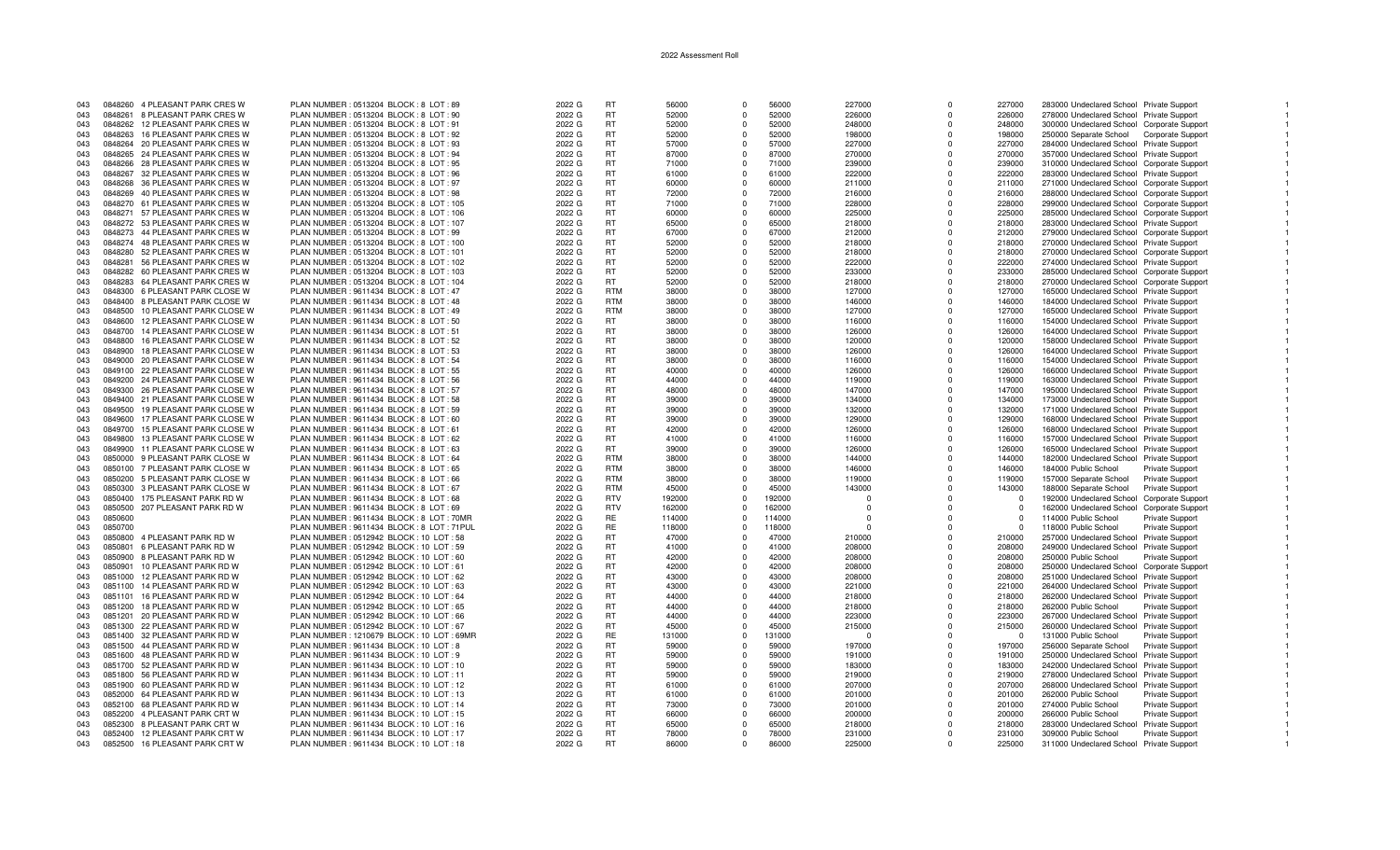| | | | | | | | | | | | | | | | |
|---|---|---|---|---|---|---|---|---|---|---|---|---|---|---|---|
| 043 | 0848260 | 4 PLEASANT PARK CRES W | PLAN NUMBER : 0513204 BLOCK : 8 LOT : 89 | 2022 G | RT | 56000 | 0 | 56000 | 227000 | 0 | 227000 | 283000 | Undeclared School | Private Support | 1 |
| 043 | 0848261 | 8 PLEASANT PARK CRES W | PLAN NUMBER : 0513204 BLOCK : 8 LOT : 90 | 2022 G | RT | 52000 | 0 | 52000 | 226000 | 0 | 226000 | 278000 | Undeclared School | Private Support | 1 |
| 043 | 0848262 | 12 PLEASANT PARK CRES W | PLAN NUMBER : 0513204 BLOCK : 8 LOT : 91 | 2022 G | RT | 52000 | 0 | 52000 | 248000 | 0 | 248000 | 300000 | Undeclared School | Corporate Support | 1 |
| 043 | 0848263 | 16 PLEASANT PARK CRES W | PLAN NUMBER : 0513204 BLOCK : 8 LOT : 92 | 2022 G | RT | 52000 | 0 | 52000 | 198000 | 0 | 198000 | 250000 | Separate School | Corporate Support | 1 |
| 043 | 0848264 | 20 PLEASANT PARK CRES W | PLAN NUMBER : 0513204 BLOCK : 8 LOT : 93 | 2022 G | RT | 57000 | 0 | 57000 | 227000 | 0 | 227000 | 284000 | Undeclared School | Private Support | 1 |
| 043 | 0848265 | 24 PLEASANT PARK CRES W | PLAN NUMBER : 0513204 BLOCK : 8 LOT : 94 | 2022 G | RT | 87000 | 0 | 87000 | 270000 | 0 | 270000 | 357000 | Undeclared School | Private Support | 1 |
| 043 | 0848266 | 28 PLEASANT PARK CRES W | PLAN NUMBER : 0513204 BLOCK : 8 LOT : 95 | 2022 G | RT | 71000 | 0 | 71000 | 239000 | 0 | 239000 | 310000 | Undeclared School | Corporate Support | 1 |
| 043 | 0848267 | 32 PLEASANT PARK CRES W | PLAN NUMBER : 0513204 BLOCK : 8 LOT : 96 | 2022 G | RT | 61000 | 0 | 61000 | 222000 | 0 | 222000 | 283000 | Undeclared School | Private Support | 1 |
| 043 | 0848268 | 36 PLEASANT PARK CRES W | PLAN NUMBER : 0513204 BLOCK : 8 LOT : 97 | 2022 G | RT | 60000 | 0 | 60000 | 211000 | 0 | 211000 | 271000 | Undeclared School | Corporate Support | 1 |
| 043 | 0848269 | 40 PLEASANT PARK CRES W | PLAN NUMBER : 0513204 BLOCK : 8 LOT : 98 | 2022 G | RT | 72000 | 0 | 72000 | 216000 | 0 | 216000 | 288000 | Undeclared School | Corporate Support | 1 |
| 043 | 0848270 | 61 PLEASANT PARK CRES W | PLAN NUMBER : 0513204 BLOCK : 8 LOT : 105 | 2022 G | RT | 71000 | 0 | 71000 | 228000 | 0 | 228000 | 299000 | Undeclared School | Corporate Support | 1 |
| 043 | 0848271 | 57 PLEASANT PARK CRES W | PLAN NUMBER : 0513204 BLOCK : 8 LOT : 106 | 2022 G | RT | 60000 | 0 | 60000 | 225000 | 0 | 225000 | 285000 | Undeclared School | Corporate Support | 1 |
| 043 | 0848272 | 53 PLEASANT PARK CRES W | PLAN NUMBER : 0513204 BLOCK : 8 LOT : 107 | 2022 G | RT | 65000 | 0 | 65000 | 218000 | 0 | 218000 | 283000 | Undeclared School | Private Support | 1 |
| 043 | 0848273 | 44 PLEASANT PARK CRES W | PLAN NUMBER : 0513204 BLOCK : 8 LOT : 99 | 2022 G | RT | 67000 | 0 | 67000 | 212000 | 0 | 212000 | 279000 | Undeclared School | Corporate Support | 1 |
| 043 | 0848274 | 48 PLEASANT PARK CRES W | PLAN NUMBER : 0513204 BLOCK : 8 LOT : 100 | 2022 G | RT | 52000 | 0 | 52000 | 218000 | 0 | 218000 | 270000 | Undeclared School | Private Support | 1 |
| 043 | 0848280 | 52 PLEASANT PARK CRES W | PLAN NUMBER : 0513204 BLOCK : 8 LOT : 101 | 2022 G | RT | 52000 | 0 | 52000 | 218000 | 0 | 218000 | 270000 | Undeclared School | Corporate Support | 1 |
| 043 | 0848281 | 56 PLEASANT PARK CRES W | PLAN NUMBER : 0513204 BLOCK : 8 LOT : 102 | 2022 G | RT | 52000 | 0 | 52000 | 222000 | 0 | 222000 | 274000 | Undeclared School | Private Support | 1 |
| 043 | 0848282 | 60 PLEASANT PARK CRES W | PLAN NUMBER : 0513204 BLOCK : 8 LOT : 103 | 2022 G | RT | 52000 | 0 | 52000 | 233000 | 0 | 233000 | 285000 | Undeclared School | Corporate Support | 1 |
| 043 | 0848283 | 64 PLEASANT PARK CRES W | PLAN NUMBER : 0513204 BLOCK : 8 LOT : 104 | 2022 G | RT | 52000 | 0 | 52000 | 218000 | 0 | 218000 | 270000 | Undeclared School | Corporate Support | 1 |
| 043 | 0848300 | 6 PLEASANT PARK CLOSE W | PLAN NUMBER : 9611434 BLOCK : 8 LOT : 47 | 2022 G | RTM | 38000 | 0 | 38000 | 127000 | 0 | 127000 | 165000 | Undeclared School | Private Support | 1 |
| 043 | 0848400 | 8 PLEASANT PARK CLOSE W | PLAN NUMBER : 9611434 BLOCK : 8 LOT : 48 | 2022 G | RTM | 38000 | 0 | 38000 | 146000 | 0 | 146000 | 184000 | Undeclared School | Private Support | 1 |
| 043 | 0848500 | 10 PLEASANT PARK CLOSE W | PLAN NUMBER : 9611434 BLOCK : 8 LOT : 49 | 2022 G | RTM | 38000 | 0 | 38000 | 127000 | 0 | 127000 | 165000 | Undeclared School | Private Support | 1 |
| 043 | 0848600 | 12 PLEASANT PARK CLOSE W | PLAN NUMBER : 9611434 BLOCK : 8 LOT : 50 | 2022 G | RT | 38000 | 0 | 38000 | 116000 | 0 | 116000 | 154000 | Undeclared School | Private Support | 1 |
| 043 | 0848700 | 14 PLEASANT PARK CLOSE W | PLAN NUMBER : 9611434 BLOCK : 8 LOT : 51 | 2022 G | RT | 38000 | 0 | 38000 | 126000 | 0 | 126000 | 164000 | Undeclared School | Private Support | 1 |
| 043 | 0848800 | 16 PLEASANT PARK CLOSE W | PLAN NUMBER : 9611434 BLOCK : 8 LOT : 52 | 2022 G | RT | 38000 | 0 | 38000 | 120000 | 0 | 120000 | 158000 | Undeclared School | Private Support | 1 |
| 043 | 0848900 | 18 PLEASANT PARK CLOSE W | PLAN NUMBER : 9611434 BLOCK : 8 LOT : 53 | 2022 G | RT | 38000 | 0 | 38000 | 126000 | 0 | 126000 | 164000 | Undeclared School | Private Support | 1 |
| 043 | 0849000 | 20 PLEASANT PARK CLOSE W | PLAN NUMBER : 9611434 BLOCK : 8 LOT : 54 | 2022 G | RT | 38000 | 0 | 38000 | 116000 | 0 | 116000 | 154000 | Undeclared School | Private Support | 1 |
| 043 | 0849100 | 22 PLEASANT PARK CLOSE W | PLAN NUMBER : 9611434 BLOCK : 8 LOT : 55 | 2022 G | RT | 40000 | 0 | 40000 | 126000 | 0 | 126000 | 166000 | Undeclared School | Private Support | 1 |
| 043 | 0849200 | 24 PLEASANT PARK CLOSE W | PLAN NUMBER : 9611434 BLOCK : 8 LOT : 56 | 2022 G | RT | 44000 | 0 | 44000 | 119000 | 0 | 119000 | 163000 | Undeclared School | Private Support | 1 |
| 043 | 0849300 | 26 PLEASANT PARK CLOSE W | PLAN NUMBER : 9611434 BLOCK : 8 LOT : 57 | 2022 G | RT | 48000 | 0 | 48000 | 147000 | 0 | 147000 | 195000 | Undeclared School | Private Support | 1 |
| 043 | 0849400 | 21 PLEASANT PARK CLOSE W | PLAN NUMBER : 9611434 BLOCK : 8 LOT : 58 | 2022 G | RT | 39000 | 0 | 39000 | 134000 | 0 | 134000 | 173000 | Undeclared School | Private Support | 1 |
| 043 | 0849500 | 19 PLEASANT PARK CLOSE W | PLAN NUMBER : 9611434 BLOCK : 8 LOT : 59 | 2022 G | RT | 39000 | 0 | 39000 | 132000 | 0 | 132000 | 171000 | Undeclared School | Private Support | 1 |
| 043 | 0849600 | 17 PLEASANT PARK CLOSE W | PLAN NUMBER : 9611434 BLOCK : 8 LOT : 60 | 2022 G | RT | 39000 | 0 | 39000 | 129000 | 0 | 129000 | 168000 | Undeclared School | Private Support | 1 |
| 043 | 0849700 | 15 PLEASANT PARK CLOSE W | PLAN NUMBER : 9611434 BLOCK : 8 LOT : 61 | 2022 G | RT | 42000 | 0 | 42000 | 126000 | 0 | 126000 | 168000 | Undeclared School | Private Support | 1 |
| 043 | 0849800 | 13 PLEASANT PARK CLOSE W | PLAN NUMBER : 9611434 BLOCK : 8 LOT : 62 | 2022 G | RT | 41000 | 0 | 41000 | 116000 | 0 | 116000 | 157000 | Undeclared School | Private Support | 1 |
| 043 | 0849900 | 11 PLEASANT PARK CLOSE W | PLAN NUMBER : 9611434 BLOCK : 8 LOT : 63 | 2022 G | RT | 39000 | 0 | 39000 | 126000 | 0 | 126000 | 165000 | Undeclared School | Private Support | 1 |
| 043 | 0850000 | 9 PLEASANT PARK CLOSE W | PLAN NUMBER : 9611434 BLOCK : 8 LOT : 64 | 2022 G | RTM | 38000 | 0 | 38000 | 144000 | 0 | 144000 | 182000 | Undeclared School | Private Support | 1 |
| 043 | 0850100 | 7 PLEASANT PARK CLOSE W | PLAN NUMBER : 9611434 BLOCK : 8 LOT : 65 | 2022 G | RTM | 38000 | 0 | 38000 | 146000 | 0 | 146000 | 184000 | Public School | Private Support | 1 |
| 043 | 0850200 | 5 PLEASANT PARK CLOSE W | PLAN NUMBER : 9611434 BLOCK : 8 LOT : 66 | 2022 G | RTM | 38000 | 0 | 38000 | 119000 | 0 | 119000 | 157000 | Separate School | Private Support | 1 |
| 043 | 0850300 | 3 PLEASANT PARK CLOSE W | PLAN NUMBER : 9611434 BLOCK : 8 LOT : 67 | 2022 G | RTM | 45000 | 0 | 45000 | 143000 | 0 | 143000 | 188000 | Separate School | Private Support | 1 |
| 043 | 0850400 | 175 PLEASANT PARK RD W | PLAN NUMBER : 9611434 BLOCK : 8 LOT : 68 | 2022 G | RTV | 192000 | 0 | 192000 | 0 | 0 | 0 | 192000 | Undeclared School | Corporate Support | 1 |
| 043 | 0850500 | 207 PLEASANT PARK RD W | PLAN NUMBER : 9611434 BLOCK : 8 LOT : 69 | 2022 G | RTV | 162000 | 0 | 162000 | 0 | 0 | 0 | 162000 | Undeclared School | Corporate Support | 1 |
| 043 | 0850600 | | PLAN NUMBER : 9611434 BLOCK : 8 LOT : 70MR | 2022 G | RE | 114000 | 0 | 114000 | 0 | 0 | 0 | 114000 | Public School | Private Support | 1 |
| 043 | 0850700 | | PLAN NUMBER : 9611434 BLOCK : 8 LOT : 71PUL | 2022 G | RE | 118000 | 0 | 118000 | 0 | 0 | 0 | 118000 | Public School | Private Support | 1 |
| 043 | 0850800 | 4 PLEASANT PARK RD W | PLAN NUMBER : 0512942 BLOCK : 10 LOT : 58 | 2022 G | RT | 47000 | 0 | 47000 | 210000 | 0 | 210000 | 257000 | Undeclared School | Private Support | 1 |
| 043 | 0850801 | 6 PLEASANT PARK RD W | PLAN NUMBER : 0512942 BLOCK : 10 LOT : 59 | 2022 G | RT | 41000 | 0 | 41000 | 208000 | 0 | 208000 | 249000 | Undeclared School | Private Support | 1 |
| 043 | 0850900 | 8 PLEASANT PARK RD W | PLAN NUMBER : 0512942 BLOCK : 10 LOT : 60 | 2022 G | RT | 42000 | 0 | 42000 | 208000 | 0 | 208000 | 250000 | Public School | Private Support | 1 |
| 043 | 0850901 | 10 PLEASANT PARK RD W | PLAN NUMBER : 0512942 BLOCK : 10 LOT : 61 | 2022 G | RT | 42000 | 0 | 42000 | 208000 | 0 | 208000 | 250000 | Undeclared School | Corporate Support | 1 |
| 043 | 0851000 | 12 PLEASANT PARK RD W | PLAN NUMBER : 0512942 BLOCK : 10 LOT : 62 | 2022 G | RT | 43000 | 0 | 43000 | 208000 | 0 | 208000 | 251000 | Undeclared School | Private Support | 1 |
| 043 | 0851100 | 14 PLEASANT PARK RD W | PLAN NUMBER : 0512942 BLOCK : 10 LOT : 63 | 2022 G | RT | 43000 | 0 | 43000 | 221000 | 0 | 221000 | 264000 | Undeclared School | Private Support | 1 |
| 043 | 0851101 | 16 PLEASANT PARK RD W | PLAN NUMBER : 0512942 BLOCK : 10 LOT : 64 | 2022 G | RT | 44000 | 0 | 44000 | 218000 | 0 | 218000 | 262000 | Undeclared School | Private Support | 1 |
| 043 | 0851200 | 18 PLEASANT PARK RD W | PLAN NUMBER : 0512942 BLOCK : 10 LOT : 65 | 2022 G | RT | 44000 | 0 | 44000 | 218000 | 0 | 218000 | 262000 | Public School | Private Support | 1 |
| 043 | 0851201 | 20 PLEASANT PARK RD W | PLAN NUMBER : 0512942 BLOCK : 10 LOT : 66 | 2022 G | RT | 44000 | 0 | 44000 | 223000 | 0 | 223000 | 267000 | Undeclared School | Private Support | 1 |
| 043 | 0851300 | 22 PLEASANT PARK RD W | PLAN NUMBER : 0512942 BLOCK : 10 LOT : 67 | 2022 G | RT | 45000 | 0 | 45000 | 215000 | 0 | 215000 | 260000 | Undeclared School | Private Support | 1 |
| 043 | 0851400 | 32 PLEASANT PARK RD W | PLAN NUMBER : 1210679 BLOCK : 10 LOT : 69MR | 2022 G | RE | 131000 | 0 | 131000 | 0 | 0 | 0 | 131000 | Public School | Private Support | 1 |
| 043 | 0851500 | 44 PLEASANT PARK RD W | PLAN NUMBER : 9611434 BLOCK : 10 LOT : 8 | 2022 G | RT | 59000 | 0 | 59000 | 197000 | 0 | 197000 | 256000 | Separate School | Private Support | 1 |
| 043 | 0851600 | 48 PLEASANT PARK RD W | PLAN NUMBER : 9611434 BLOCK : 10 LOT : 9 | 2022 G | RT | 59000 | 0 | 59000 | 191000 | 0 | 191000 | 250000 | Undeclared School | Private Support | 1 |
| 043 | 0851700 | 52 PLEASANT PARK RD W | PLAN NUMBER : 9611434 BLOCK : 10 LOT : 10 | 2022 G | RT | 59000 | 0 | 59000 | 183000 | 0 | 183000 | 242000 | Undeclared School | Private Support | 1 |
| 043 | 0851800 | 56 PLEASANT PARK RD W | PLAN NUMBER : 9611434 BLOCK : 10 LOT : 11 | 2022 G | RT | 59000 | 0 | 59000 | 219000 | 0 | 219000 | 278000 | Undeclared School | Private Support | 1 |
| 043 | 0851900 | 60 PLEASANT PARK RD W | PLAN NUMBER : 9611434 BLOCK : 10 LOT : 12 | 2022 G | RT | 61000 | 0 | 61000 | 207000 | 0 | 207000 | 268000 | Undeclared School | Private Support | 1 |
| 043 | 0852000 | 64 PLEASANT PARK RD W | PLAN NUMBER : 9611434 BLOCK : 10 LOT : 13 | 2022 G | RT | 61000 | 0 | 61000 | 201000 | 0 | 201000 | 262000 | Public School | Private Support | 1 |
| 043 | 0852100 | 68 PLEASANT PARK RD W | PLAN NUMBER : 9611434 BLOCK : 10 LOT : 14 | 2022 G | RT | 73000 | 0 | 73000 | 201000 | 0 | 201000 | 274000 | Public School | Private Support | 1 |
| 043 | 0852200 | 4 PLEASANT PARK CRT W | PLAN NUMBER : 9611434 BLOCK : 10 LOT : 15 | 2022 G | RT | 66000 | 0 | 66000 | 200000 | 0 | 200000 | 266000 | Public School | Private Support | 1 |
| 043 | 0852300 | 8 PLEASANT PARK CRT W | PLAN NUMBER : 9611434 BLOCK : 10 LOT : 16 | 2022 G | RT | 65000 | 0 | 65000 | 218000 | 0 | 218000 | 283000 | Undeclared School | Private Support | 1 |
| 043 | 0852400 | 12 PLEASANT PARK CRT W | PLAN NUMBER : 9611434 BLOCK : 10 LOT : 17 | 2022 G | RT | 78000 | 0 | 78000 | 231000 | 0 | 231000 | 309000 | Public School | Private Support | 1 |
| 043 | 0852500 | 16 PLEASANT PARK CRT W | PLAN NUMBER : 9611434 BLOCK : 10 LOT : 18 | 2022 G | RT | 86000 | 0 | 86000 | 225000 | 0 | 225000 | 311000 | Undeclared School | Private Support | 1 |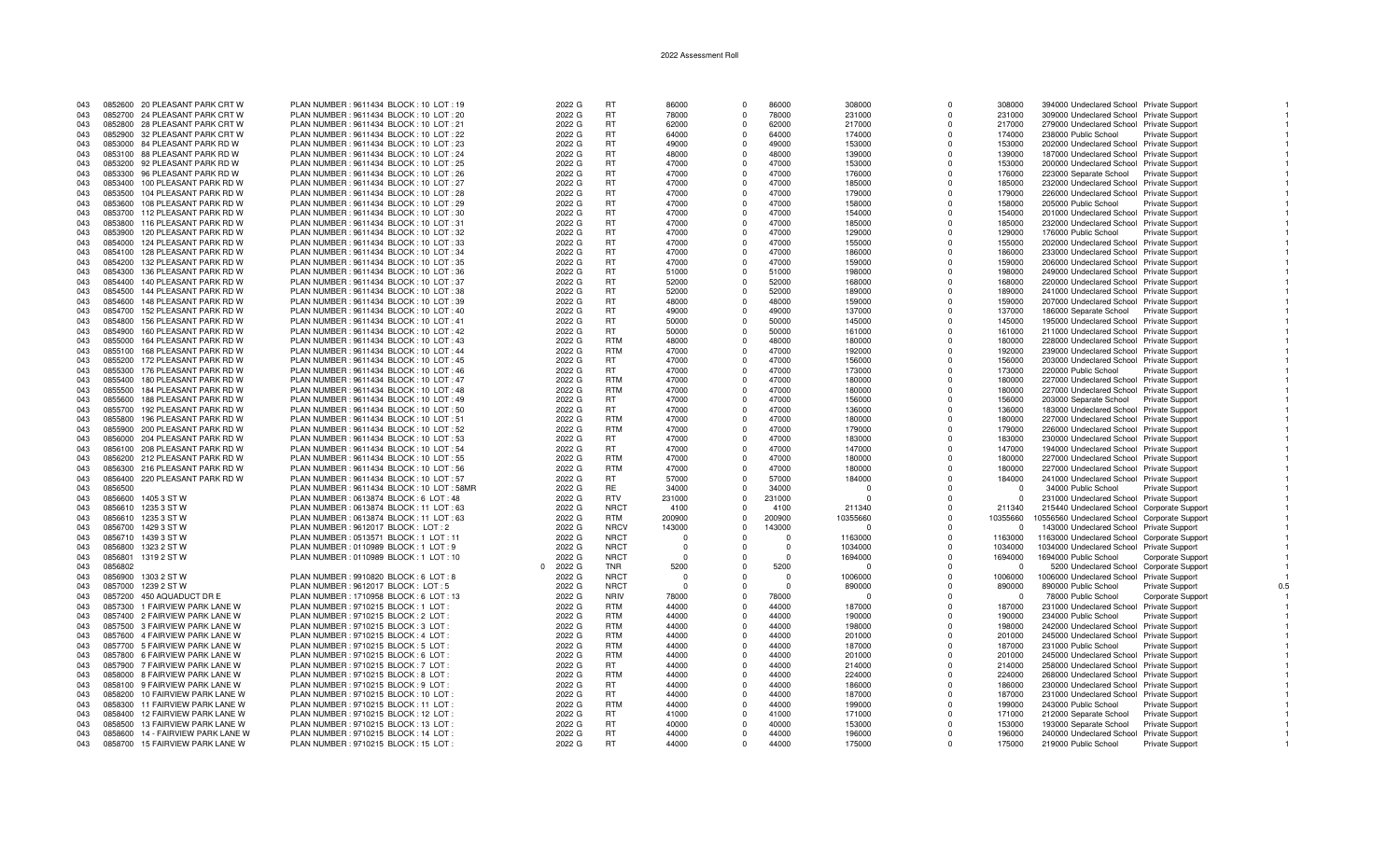# 2022 Assessment Roll

| | | | | | | | | | | | | | | | | |
|---|---|---|---|---|---|---|---|---|---|---|---|---|---|---|---|---|
| 043 | 0852600 | 20 PLEASANT PARK CRT W | PLAN NUMBER : 9611434 BLOCK : 10 LOT : 19 | | 2022 G | RT | 86000 | 0 | 86000 | 308000 | 0 | 308000 | 394000 Undeclared School | Private Support | | 1 |
| 043 | 0852700 | 24 PLEASANT PARK CRT W | PLAN NUMBER : 9611434 BLOCK : 10 LOT : 20 | | 2022 G | RT | 78000 | 0 | 78000 | 231000 | 0 | 231000 | 309000 Undeclared School | Private Support | | 1 |
| 043 | 0852800 | 28 PLEASANT PARK CRT W | PLAN NUMBER : 9611434 BLOCK : 10 LOT : 21 | | 2022 G | RT | 62000 | 0 | 62000 | 217000 | 0 | 217000 | 279000 Undeclared School | Private Support | | 1 |
| 043 | 0852900 | 32 PLEASANT PARK CRT W | PLAN NUMBER : 9611434 BLOCK : 10 LOT : 22 | | 2022 G | RT | 64000 | 0 | 64000 | 174000 | 0 | 174000 | 238000 Public School | Private Support | | 1 |
| 043 | 0853000 | 84 PLEASANT PARK RD W | PLAN NUMBER : 9611434 BLOCK : 10 LOT : 23 | | 2022 G | RT | 49000 | 0 | 49000 | 153000 | 0 | 153000 | 202000 Undeclared School | Private Support | | 1 |
| 043 | 0853100 | 88 PLEASANT PARK RD W | PLAN NUMBER : 9611434 BLOCK : 10 LOT : 24 | | 2022 G | RT | 48000 | 0 | 48000 | 139000 | 0 | 139000 | 187000 Undeclared School | Private Support | | 1 |
| 043 | 0853200 | 92 PLEASANT PARK RD W | PLAN NUMBER : 9611434 BLOCK : 10 LOT : 25 | | 2022 G | RT | 47000 | 0 | 47000 | 153000 | 0 | 153000 | 200000 Undeclared School | Private Support | | 1 |
| 043 | 0853300 | 96 PLEASANT PARK RD W | PLAN NUMBER : 9611434 BLOCK : 10 LOT : 26 | | 2022 G | RT | 47000 | 0 | 47000 | 176000 | 0 | 176000 | 223000 Separate School | Private Support | | 1 |
| 043 | 0853400 | 100 PLEASANT PARK RD W | PLAN NUMBER : 9611434 BLOCK : 10 LOT : 27 | | 2022 G | RT | 47000 | 0 | 47000 | 185000 | 0 | 185000 | 232000 Undeclared School | Private Support | | 1 |
| 043 | 0853500 | 104 PLEASANT PARK RD W | PLAN NUMBER : 9611434 BLOCK : 10 LOT : 28 | | 2022 G | RT | 47000 | 0 | 47000 | 179000 | 0 | 179000 | 226000 Undeclared School | Private Support | | 1 |
| 043 | 0853600 | 108 PLEASANT PARK RD W | PLAN NUMBER : 9611434 BLOCK : 10 LOT : 29 | | 2022 G | RT | 47000 | 0 | 47000 | 158000 | 0 | 158000 | 205000 Public School | Private Support | | 1 |
| 043 | 0853700 | 112 PLEASANT PARK RD W | PLAN NUMBER : 9611434 BLOCK : 10 LOT : 30 | | 2022 G | RT | 47000 | 0 | 47000 | 154000 | 0 | 154000 | 201000 Undeclared School | Private Support | | 1 |
| 043 | 0853800 | 116 PLEASANT PARK RD W | PLAN NUMBER : 9611434 BLOCK : 10 LOT : 31 | | 2022 G | RT | 47000 | 0 | 47000 | 185000 | 0 | 185000 | 232000 Undeclared School | Private Support | | 1 |
| 043 | 0853900 | 120 PLEASANT PARK RD W | PLAN NUMBER : 9611434 BLOCK : 10 LOT : 32 | | 2022 G | RT | 47000 | 0 | 47000 | 129000 | 0 | 129000 | 176000 Public School | Private Support | | 1 |
| 043 | 0854000 | 124 PLEASANT PARK RD W | PLAN NUMBER : 9611434 BLOCK : 10 LOT : 33 | | 2022 G | RT | 47000 | 0 | 47000 | 155000 | 0 | 155000 | 202000 Undeclared School | Private Support | | 1 |
| 043 | 0854100 | 128 PLEASANT PARK RD W | PLAN NUMBER : 9611434 BLOCK : 10 LOT : 34 | | 2022 G | RT | 47000 | 0 | 47000 | 186000 | 0 | 186000 | 233000 Undeclared School | Private Support | | 1 |
| 043 | 0854200 | 132 PLEASANT PARK RD W | PLAN NUMBER : 9611434 BLOCK : 10 LOT : 35 | | 2022 G | RT | 47000 | 0 | 47000 | 159000 | 0 | 159000 | 206000 Undeclared School | Private Support | | 1 |
| 043 | 0854300 | 136 PLEASANT PARK RD W | PLAN NUMBER : 9611434 BLOCK : 10 LOT : 36 | | 2022 G | RT | 51000 | 0 | 51000 | 198000 | 0 | 198000 | 249000 Undeclared School | Private Support | | 1 |
| 043 | 0854400 | 140 PLEASANT PARK RD W | PLAN NUMBER : 9611434 BLOCK : 10 LOT : 37 | | 2022 G | RT | 52000 | 0 | 52000 | 168000 | 0 | 168000 | 220000 Undeclared School | Private Support | | 1 |
| 043 | 0854500 | 144 PLEASANT PARK RD W | PLAN NUMBER : 9611434 BLOCK : 10 LOT : 38 | | 2022 G | RT | 52000 | 0 | 52000 | 189000 | 0 | 189000 | 241000 Undeclared School | Private Support | | 1 |
| 043 | 0854600 | 148 PLEASANT PARK RD W | PLAN NUMBER : 9611434 BLOCK : 10 LOT : 39 | | 2022 G | RT | 48000 | 0 | 48000 | 159000 | 0 | 159000 | 207000 Undeclared School | Private Support | | 1 |
| 043 | 0854700 | 152 PLEASANT PARK RD W | PLAN NUMBER : 9611434 BLOCK : 10 LOT : 40 | | 2022 G | RT | 49000 | 0 | 49000 | 137000 | 0 | 137000 | 186000 Separate School | Private Support | | 1 |
| 043 | 0854800 | 156 PLEASANT PARK RD W | PLAN NUMBER : 9611434 BLOCK : 10 LOT : 41 | | 2022 G | RT | 50000 | 0 | 50000 | 145000 | 0 | 145000 | 195000 Undeclared School | Private Support | | 1 |
| 043 | 0854900 | 160 PLEASANT PARK RD W | PLAN NUMBER : 9611434 BLOCK : 10 LOT : 42 | | 2022 G | RT | 50000 | 0 | 50000 | 161000 | 0 | 161000 | 211000 Undeclared School | Private Support | | 1 |
| 043 | 0855000 | 164 PLEASANT PARK RD W | PLAN NUMBER : 9611434 BLOCK : 10 LOT : 43 | | 2022 G | RTM | 48000 | 0 | 48000 | 180000 | 0 | 180000 | 228000 Undeclared School | Private Support | | 1 |
| 043 | 0855100 | 168 PLEASANT PARK RD W | PLAN NUMBER : 9611434 BLOCK : 10 LOT : 44 | | 2022 G | RTM | 47000 | 0 | 47000 | 192000 | 0 | 192000 | 239000 Undeclared School | Private Support | | 1 |
| 043 | 0855200 | 172 PLEASANT PARK RD W | PLAN NUMBER : 9611434 BLOCK : 10 LOT : 45 | | 2022 G | RT | 47000 | 0 | 47000 | 156000 | 0 | 156000 | 203000 Undeclared School | Private Support | | 1 |
| 043 | 0855300 | 176 PLEASANT PARK RD W | PLAN NUMBER : 9611434 BLOCK : 10 LOT : 46 | | 2022 G | RT | 47000 | 0 | 47000 | 173000 | 0 | 173000 | 220000 Public School | Private Support | | 1 |
| 043 | 0855400 | 180 PLEASANT PARK RD W | PLAN NUMBER : 9611434 BLOCK : 10 LOT : 47 | | 2022 G | RTM | 47000 | 0 | 47000 | 180000 | 0 | 180000 | 227000 Undeclared School | Private Support | | 1 |
| 043 | 0855500 | 184 PLEASANT PARK RD W | PLAN NUMBER : 9611434 BLOCK : 10 LOT : 48 | | 2022 G | RTM | 47000 | 0 | 47000 | 180000 | 0 | 180000 | 227000 Undeclared School | Private Support | | 1 |
| 043 | 0855600 | 188 PLEASANT PARK RD W | PLAN NUMBER : 9611434 BLOCK : 10 LOT : 49 | | 2022 G | RT | 47000 | 0 | 47000 | 156000 | 0 | 156000 | 203000 Separate School | Private Support | | 1 |
| 043 | 0855700 | 192 PLEASANT PARK RD W | PLAN NUMBER : 9611434 BLOCK : 10 LOT : 50 | | 2022 G | RT | 47000 | 0 | 47000 | 136000 | 0 | 136000 | 183000 Undeclared School | Private Support | | 1 |
| 043 | 0855800 | 196 PLEASANT PARK RD W | PLAN NUMBER : 9611434 BLOCK : 10 LOT : 51 | | 2022 G | RTM | 47000 | 0 | 47000 | 180000 | 0 | 180000 | 227000 Undeclared School | Private Support | | 1 |
| 043 | 0855900 | 200 PLEASANT PARK RD W | PLAN NUMBER : 9611434 BLOCK : 10 LOT : 52 | | 2022 G | RTM | 47000 | 0 | 47000 | 179000 | 0 | 179000 | 226000 Undeclared School | Private Support | | 1 |
| 043 | 0856000 | 204 PLEASANT PARK RD W | PLAN NUMBER : 9611434 BLOCK : 10 LOT : 53 | | 2022 G | RT | 47000 | 0 | 47000 | 183000 | 0 | 183000 | 230000 Undeclared School | Private Support | | 1 |
| 043 | 0856100 | 208 PLEASANT PARK RD W | PLAN NUMBER : 9611434 BLOCK : 10 LOT : 54 | | 2022 G | RT | 47000 | 0 | 47000 | 147000 | 0 | 147000 | 194000 Undeclared School | Private Support | | 1 |
| 043 | 0856200 | 212 PLEASANT PARK RD W | PLAN NUMBER : 9611434 BLOCK : 10 LOT : 55 | | 2022 G | RTM | 47000 | 0 | 47000 | 180000 | 0 | 180000 | 227000 Undeclared School | Private Support | | 1 |
| 043 | 0856300 | 216 PLEASANT PARK RD W | PLAN NUMBER : 9611434 BLOCK : 10 LOT : 56 | | 2022 G | RTM | 47000 | 0 | 47000 | 180000 | 0 | 180000 | 227000 Undeclared School | Private Support | | 1 |
| 043 | 0856400 | 220 PLEASANT PARK RD W | PLAN NUMBER : 9611434 BLOCK : 10 LOT : 57 | | 2022 G | RT | 57000 | 0 | 57000 | 184000 | 0 | 184000 | 241000 Undeclared School | Private Support | | 1 |
| 043 | 0856500 | | PLAN NUMBER : 9611434 BLOCK : 10 LOT : 58MR | | 2022 G | RE | 34000 | 0 | 34000 | 0 | 0 | 0 | 34000 Public School | Private Support | | 1 |
| 043 | 0856600 | 1405 3 ST W | PLAN NUMBER : 0613874 BLOCK : 6 LOT : 48 | | 2022 G | RTV | 231000 | 0 | 231000 | 0 | 0 | 0 | 231000 Undeclared School | Private Support | | 1 |
| 043 | 0856610 | 1235 3 ST W | PLAN NUMBER : 0613874 BLOCK : 11 LOT : 63 | | 2022 G | NRCT | 4100 | 0 | 4100 | 211340 | 0 | 211340 | 215440 Undeclared School | Corporate Support | | 1 |
| 043 | 0856610 | 1235 3 ST W | PLAN NUMBER : 0613874 BLOCK : 11 LOT : 63 | | 2022 G | RTM | 200900 | 0 | 200900 | 10355660 | 0 | 10355660 | 10556560 Undeclared School | Corporate Support | | 1 |
| 043 | 0856700 | 1429 3 ST W | PLAN NUMBER : 9612017 BLOCK : LOT : 2 | | 2022 G | NRCV | 143000 | 0 | 143000 | 0 | 0 | 0 | 143000 Undeclared School | Private Support | | 1 |
| 043 | 0856710 | 1439 3 ST W | PLAN NUMBER : 0513571 BLOCK : 1 LOT : 11 | | 2022 G | NRCT | 0 | 0 | 0 | 1163000 | 0 | 1163000 | 1163000 Undeclared School | Corporate Support | | 1 |
| 043 | 0856800 | 1323 2 ST W | PLAN NUMBER : 0110989 BLOCK : 1 LOT : 9 | | 2022 G | NRCT | 0 | 0 | 0 | 1034000 | 0 | 1034000 | 1034000 Undeclared School | Private Support | | 1 |
| 043 | 0856801 | 1319 2 ST W | PLAN NUMBER : 0110989 BLOCK : 1 LOT : 10 | | 2022 G | NRCT | 0 | 0 | 0 | 1694000 | 0 | 1694000 | 1694000 Public School | Corporate Support | | 1 |
| 043 | 0856802 | | | 0 | 2022 G | TNR | 5200 | 0 | 5200 | 0 | 0 | 0 | 5200 Undeclared School | Corporate Support | | 1 |
| 043 | 0856900 | 1303 2 ST W | PLAN NUMBER : 9910820 BLOCK : 6 LOT : 8 | | 2022 G | NRCT | 0 | 0 | 0 | 1006000 | 0 | 1006000 | 1006000 Undeclared School | Private Support | | 1 |
| 043 | 0857000 | 1239 2 ST W | PLAN NUMBER : 9612017 BLOCK : LOT : 5 | | 2022 G | NRCT | 0 | 0 | 0 | 890000 | 0 | 890000 | 890000 Public School | Private Support | | 0.5 |
| 043 | 0857200 | 450 AQUADUCT DR E | PLAN NUMBER : 1710958 BLOCK : 6 LOT : 13 | | 2022 G | NRIV | 78000 | 0 | 78000 | 0 | 0 | 0 | 78000 Public School | Corporate Support | | 1 |
| 043 | 0857300 | 1 FAIRVIEW PARK LANE W | PLAN NUMBER : 9710215 BLOCK : 1 LOT : | | 2022 G | RTM | 44000 | 0 | 44000 | 187000 | 0 | 187000 | 231000 Undeclared School | Private Support | | 1 |
| 043 | 0857400 | 2 FAIRVIEW PARK LANE W | PLAN NUMBER : 9710215 BLOCK : 2 LOT : | | 2022 G | RTM | 44000 | 0 | 44000 | 190000 | 0 | 190000 | 234000 Public School | Private Support | | 1 |
| 043 | 0857500 | 3 FAIRVIEW PARK LANE W | PLAN NUMBER : 9710215 BLOCK : 3 LOT : | | 2022 G | RTM | 44000 | 0 | 44000 | 198000 | 0 | 198000 | 242000 Undeclared School | Private Support | | 1 |
| 043 | 0857600 | 4 FAIRVIEW PARK LANE W | PLAN NUMBER : 9710215 BLOCK : 4 LOT : | | 2022 G | RTM | 44000 | 0 | 44000 | 201000 | 0 | 201000 | 245000 Undeclared School | Private Support | | 1 |
| 043 | 0857700 | 5 FAIRVIEW PARK LANE W | PLAN NUMBER : 9710215 BLOCK : 5 LOT : | | 2022 G | RTM | 44000 | 0 | 44000 | 187000 | 0 | 187000 | 231000 Public School | Private Support | | 1 |
| 043 | 0857800 | 6 FAIRVIEW PARK LANE W | PLAN NUMBER : 9710215 BLOCK : 6 LOT : | | 2022 G | RTM | 44000 | 0 | 44000 | 201000 | 0 | 201000 | 245000 Undeclared School | Private Support | | 1 |
| 043 | 0857900 | 7 FAIRVIEW PARK LANE W | PLAN NUMBER : 9710215 BLOCK : 7 LOT : | | 2022 G | RT | 44000 | 0 | 44000 | 214000 | 0 | 214000 | 258000 Undeclared School | Private Support | | 1 |
| 043 | 0858000 | 8 FAIRVIEW PARK LANE W | PLAN NUMBER : 9710215 BLOCK : 8 LOT : | | 2022 G | RTM | 44000 | 0 | 44000 | 224000 | 0 | 224000 | 268000 Undeclared School | Private Support | | 1 |
| 043 | 0858100 | 9 FAIRVIEW PARK LANE W | PLAN NUMBER : 9710215 BLOCK : 9 LOT : | | 2022 G | RT | 44000 | 0 | 44000 | 186000 | 0 | 186000 | 230000 Undeclared School | Private Support | | 1 |
| 043 | 0858200 | 10 FAIRVIEW PARK LANE W | PLAN NUMBER : 9710215 BLOCK : 10 LOT : | | 2022 G | RT | 44000 | 0 | 44000 | 187000 | 0 | 187000 | 231000 Undeclared School | Private Support | | 1 |
| 043 | 0858300 | 11 FAIRVIEW PARK LANE W | PLAN NUMBER : 9710215 BLOCK : 11 LOT : | | 2022 G | RTM | 44000 | 0 | 44000 | 199000 | 0 | 199000 | 243000 Public School | Private Support | | 1 |
| 043 | 0858400 | 12 FAIRVIEW PARK LANE W | PLAN NUMBER : 9710215 BLOCK : 12 LOT : | | 2022 G | RT | 41000 | 0 | 41000 | 171000 | 0 | 171000 | 212000 Separate School | Private Support | | 1 |
| 043 | 0858500 | 13 FAIRVIEW PARK LANE W | PLAN NUMBER : 9710215 BLOCK : 13 LOT : | | 2022 G | RT | 40000 | 0 | 40000 | 153000 | 0 | 153000 | 193000 Separate School | Private Support | | 1 |
| 043 | 0858600 | 14 - FAIRVIEW PARK LANE W | PLAN NUMBER : 9710215 BLOCK : 14 LOT : | | 2022 G | RT | 44000 | 0 | 44000 | 196000 | 0 | 196000 | 240000 Undeclared School | Private Support | | 1 |
| 043 | 0858700 | 15 FAIRVIEW PARK LANE W | PLAN NUMBER : 9710215 BLOCK : 15 LOT : | | 2022 G | RT | 44000 | 0 | 44000 | 175000 | 0 | 175000 | 219000 Public School | Private Support | | 1 |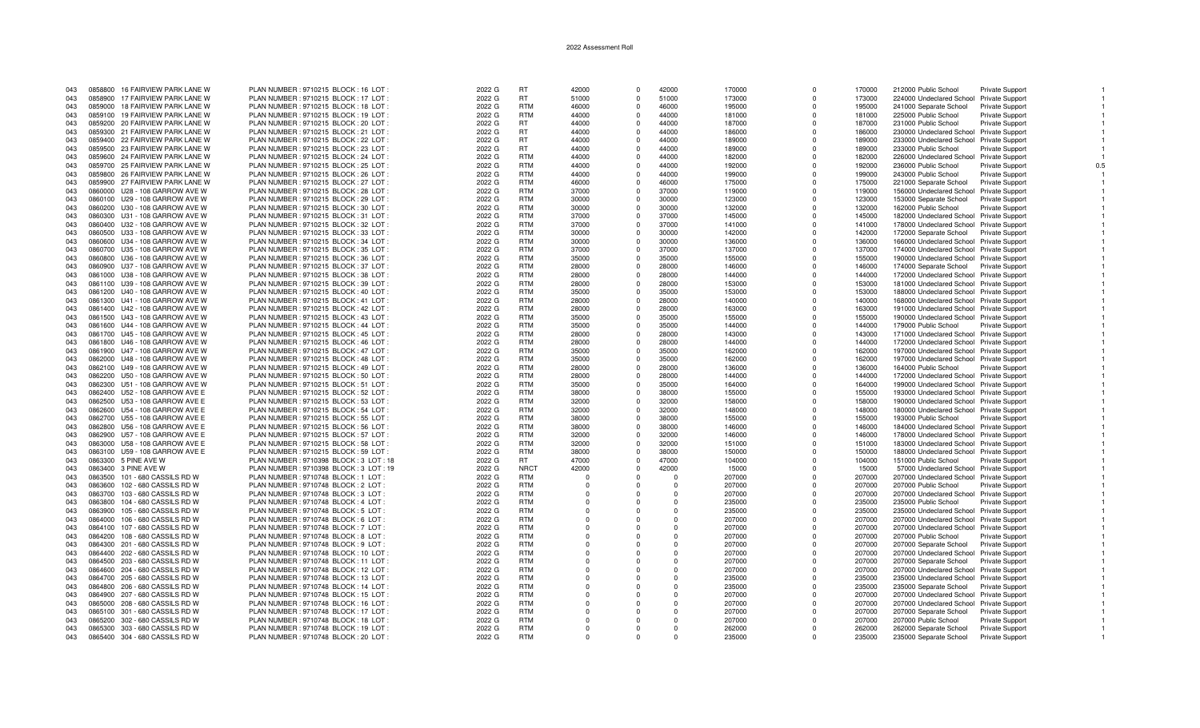2022 Assessment Roll

| | | | | | | | | | | | | | | | |
|---|---|---|---|---|---|---|---|---|---|---|---|---|---|---|---|
| 043 | 0858800 | 16 FAIRVIEW PARK LANE W | PLAN NUMBER : 9710215 BLOCK : 16 LOT : | 2022 G | RT | 42000 | 0 | 42000 | 170000 | 0 | 170000 | 212000 | Public School | Private Support | 1 |
| 043 | 0858900 | 17 FAIRVIEW PARK LANE W | PLAN NUMBER : 9710215 BLOCK : 17 LOT : | 2022 G | RT | 51000 | 0 | 51000 | 173000 | 0 | 173000 | 224000 | Undeclared School | Private Support | 1 |
| 043 | 0859000 | 18 FAIRVIEW PARK LANE W | PLAN NUMBER : 9710215 BLOCK : 18 LOT : | 2022 G | RTM | 46000 | 0 | 46000 | 195000 | 0 | 195000 | 241000 | Separate School | Private Support | 1 |
| 043 | 0859100 | 19 FAIRVIEW PARK LANE W | PLAN NUMBER : 9710215 BLOCK : 19 LOT : | 2022 G | RTM | 44000 | 0 | 44000 | 181000 | 0 | 181000 | 225000 | Public School | Private Support | 1 |
| 043 | 0859200 | 20 FAIRVIEW PARK LANE W | PLAN NUMBER : 9710215 BLOCK : 20 LOT : | 2022 G | RT | 44000 | 0 | 44000 | 187000 | 0 | 187000 | 231000 | Public School | Private Support | 1 |
| 043 | 0859300 | 21 FAIRVIEW PARK LANE W | PLAN NUMBER : 9710215 BLOCK : 21 LOT : | 2022 G | RT | 44000 | 0 | 44000 | 186000 | 0 | 186000 | 230000 | Undeclared School | Private Support | 1 |
| 043 | 0859400 | 22 FAIRVIEW PARK LANE W | PLAN NUMBER : 9710215 BLOCK : 22 LOT : | 2022 G | RT | 44000 | 0 | 44000 | 189000 | 0 | 189000 | 233000 | Undeclared School | Private Support | 1 |
| 043 | 0859500 | 23 FAIRVIEW PARK LANE W | PLAN NUMBER : 9710215 BLOCK : 23 LOT : | 2022 G | RT | 44000 | 0 | 44000 | 189000 | 0 | 189000 | 233000 | Public School | Private Support | 1 |
| 043 | 0859600 | 24 FAIRVIEW PARK LANE W | PLAN NUMBER : 9710215 BLOCK : 24 LOT : | 2022 G | RTM | 44000 | 0 | 44000 | 182000 | 0 | 182000 | 226000 | Undeclared School | Private Support | 1 |
| 043 | 0859700 | 25 FAIRVIEW PARK LANE W | PLAN NUMBER : 9710215 BLOCK : 25 LOT : | 2022 G | RTM | 44000 | 0 | 44000 | 192000 | 0 | 192000 | 236000 | Public School | Private Support | 0.5 |
| 043 | 0859800 | 26 FAIRVIEW PARK LANE W | PLAN NUMBER : 9710215 BLOCK : 26 LOT : | 2022 G | RTM | 44000 | 0 | 44000 | 199000 | 0 | 199000 | 243000 | Public School | Private Support | 1 |
| 043 | 0859900 | 27 FAIRVIEW PARK LANE W | PLAN NUMBER : 9710215 BLOCK : 27 LOT : | 2022 G | RTM | 46000 | 0 | 46000 | 175000 | 0 | 175000 | 221000 | Separate School | Private Support | 1 |
| 043 | 0860000 | U28 - 108 GARROW AVE W | PLAN NUMBER : 9710215 BLOCK : 28 LOT : | 2022 G | RTM | 37000 | 0 | 37000 | 119000 | 0 | 119000 | 156000 | Undeclared School | Private Support | 1 |
| 043 | 0860100 | U29 - 108 GARROW AVE W | PLAN NUMBER : 9710215 BLOCK : 29 LOT : | 2022 G | RTM | 30000 | 0 | 30000 | 123000 | 0 | 123000 | 153000 | Separate School | Private Support | 1 |
| 043 | 0860200 | U30 - 108 GARROW AVE W | PLAN NUMBER : 9710215 BLOCK : 30 LOT : | 2022 G | RTM | 30000 | 0 | 30000 | 132000 | 0 | 132000 | 162000 | Public School | Private Support | 1 |
| 043 | 0860300 | U31 - 108 GARROW AVE W | PLAN NUMBER : 9710215 BLOCK : 31 LOT : | 2022 G | RTM | 37000 | 0 | 37000 | 145000 | 0 | 145000 | 182000 | Undeclared School | Private Support | 1 |
| 043 | 0860400 | U32 - 108 GARROW AVE W | PLAN NUMBER : 9710215 BLOCK : 32 LOT : | 2022 G | RTM | 37000 | 0 | 37000 | 141000 | 0 | 141000 | 178000 | Undeclared School | Private Support | 1 |
| 043 | 0860500 | U33 - 108 GARROW AVE W | PLAN NUMBER : 9710215 BLOCK : 33 LOT : | 2022 G | RTM | 30000 | 0 | 30000 | 142000 | 0 | 142000 | 172000 | Separate School | Private Support | 1 |
| 043 | 0860600 | U34 - 108 GARROW AVE W | PLAN NUMBER : 9710215 BLOCK : 34 LOT : | 2022 G | RTM | 30000 | 0 | 30000 | 136000 | 0 | 136000 | 166000 | Undeclared School | Private Support | 1 |
| 043 | 0860700 | U35 - 108 GARROW AVE W | PLAN NUMBER : 9710215 BLOCK : 35 LOT : | 2022 G | RTM | 37000 | 0 | 37000 | 137000 | 0 | 137000 | 174000 | Undeclared School | Private Support | 1 |
| 043 | 0860800 | U36 - 108 GARROW AVE W | PLAN NUMBER : 9710215 BLOCK : 36 LOT : | 2022 G | RTM | 35000 | 0 | 35000 | 155000 | 0 | 155000 | 190000 | Undeclared School | Private Support | 1 |
| 043 | 0860900 | U37 - 108 GARROW AVE W | PLAN NUMBER : 9710215 BLOCK : 37 LOT : | 2022 G | RTM | 28000 | 0 | 28000 | 146000 | 0 | 146000 | 174000 | Separate School | Private Support | 1 |
| 043 | 0861000 | U38 - 108 GARROW AVE W | PLAN NUMBER : 9710215 BLOCK : 38 LOT : | 2022 G | RTM | 28000 | 0 | 28000 | 144000 | 0 | 144000 | 172000 | Undeclared School | Private Support | 1 |
| 043 | 0861100 | U39 - 108 GARROW AVE W | PLAN NUMBER : 9710215 BLOCK : 39 LOT : | 2022 G | RTM | 28000 | 0 | 28000 | 153000 | 0 | 153000 | 181000 | Undeclared School | Private Support | 1 |
| 043 | 0861200 | U40 - 108 GARROW AVE W | PLAN NUMBER : 9710215 BLOCK : 40 LOT : | 2022 G | RTM | 35000 | 0 | 35000 | 153000 | 0 | 153000 | 188000 | Undeclared School | Private Support | 1 |
| 043 | 0861300 | U41 - 108 GARROW AVE W | PLAN NUMBER : 9710215 BLOCK : 41 LOT : | 2022 G | RTM | 28000 | 0 | 28000 | 140000 | 0 | 140000 | 168000 | Undeclared School | Private Support | 1 |
| 043 | 0861400 | U42 - 108 GARROW AVE W | PLAN NUMBER : 9710215 BLOCK : 42 LOT : | 2022 G | RTM | 28000 | 0 | 28000 | 163000 | 0 | 163000 | 191000 | Undeclared School | Private Support | 1 |
| 043 | 0861500 | U43 - 108 GARROW AVE W | PLAN NUMBER : 9710215 BLOCK : 43 LOT : | 2022 G | RTM | 35000 | 0 | 35000 | 155000 | 0 | 155000 | 190000 | Undeclared School | Private Support | 1 |
| 043 | 0861600 | U44 - 108 GARROW AVE W | PLAN NUMBER : 9710215 BLOCK : 44 LOT : | 2022 G | RTM | 35000 | 0 | 35000 | 144000 | 0 | 144000 | 179000 | Public School | Private Support | 1 |
| 043 | 0861700 | U45 - 108 GARROW AVE W | PLAN NUMBER : 9710215 BLOCK : 45 LOT : | 2022 G | RTM | 28000 | 0 | 28000 | 143000 | 0 | 143000 | 171000 | Undeclared School | Private Support | 1 |
| 043 | 0861800 | U46 - 108 GARROW AVE W | PLAN NUMBER : 9710215 BLOCK : 46 LOT : | 2022 G | RTM | 28000 | 0 | 28000 | 144000 | 0 | 144000 | 172000 | Undeclared School | Private Support | 1 |
| 043 | 0861900 | U47 - 108 GARROW AVE W | PLAN NUMBER : 9710215 BLOCK : 47 LOT : | 2022 G | RTM | 35000 | 0 | 35000 | 162000 | 0 | 162000 | 197000 | Undeclared School | Private Support | 1 |
| 043 | 0862000 | U48 - 108 GARROW AVE W | PLAN NUMBER : 9710215 BLOCK : 48 LOT : | 2022 G | RTM | 35000 | 0 | 35000 | 162000 | 0 | 162000 | 197000 | Undeclared School | Private Support | 1 |
| 043 | 0862100 | U49 - 108 GARROW AVE W | PLAN NUMBER : 9710215 BLOCK : 49 LOT : | 2022 G | RTM | 28000 | 0 | 28000 | 136000 | 0 | 136000 | 164000 | Public School | Private Support | 1 |
| 043 | 0862200 | U50 - 108 GARROW AVE W | PLAN NUMBER : 9710215 BLOCK : 50 LOT : | 2022 G | RTM | 28000 | 0 | 28000 | 144000 | 0 | 144000 | 172000 | Undeclared School | Private Support | 1 |
| 043 | 0862300 | U51 - 108 GARROW AVE W | PLAN NUMBER : 9710215 BLOCK : 51 LOT : | 2022 G | RTM | 35000 | 0 | 35000 | 164000 | 0 | 164000 | 199000 | Undeclared School | Private Support | 1 |
| 043 | 0862400 | U52 - 108 GARROW AVE E | PLAN NUMBER : 9710215 BLOCK : 52 LOT : | 2022 G | RTM | 38000 | 0 | 38000 | 155000 | 0 | 155000 | 193000 | Undeclared School | Private Support | 1 |
| 043 | 0862500 | U53 - 108 GARROW AVE E | PLAN NUMBER : 9710215 BLOCK : 53 LOT : | 2022 G | RTM | 32000 | 0 | 32000 | 158000 | 0 | 158000 | 190000 | Undeclared School | Private Support | 1 |
| 043 | 0862600 | U54 - 108 GARROW AVE E | PLAN NUMBER : 9710215 BLOCK : 54 LOT : | 2022 G | RTM | 32000 | 0 | 32000 | 148000 | 0 | 148000 | 180000 | Undeclared School | Private Support | 1 |
| 043 | 0862700 | U55 - 108 GARROW AVE E | PLAN NUMBER : 9710215 BLOCK : 55 LOT : | 2022 G | RTM | 38000 | 0 | 38000 | 155000 | 0 | 155000 | 193000 | Public School | Private Support | 1 |
| 043 | 0862800 | U56 - 108 GARROW AVE E | PLAN NUMBER : 9710215 BLOCK : 56 LOT : | 2022 G | RTM | 38000 | 0 | 38000 | 146000 | 0 | 146000 | 184000 | Undeclared School | Private Support | 1 |
| 043 | 0862900 | U57 - 108 GARROW AVE E | PLAN NUMBER : 9710215 BLOCK : 57 LOT : | 2022 G | RTM | 32000 | 0 | 32000 | 146000 | 0 | 146000 | 178000 | Undeclared School | Private Support | 1 |
| 043 | 0863000 | U58 - 108 GARROW AVE E | PLAN NUMBER : 9710215 BLOCK : 58 LOT : | 2022 G | RTM | 32000 | 0 | 32000 | 151000 | 0 | 151000 | 183000 | Undeclared School | Private Support | 1 |
| 043 | 0863100 | U59 - 108 GARROW AVE E | PLAN NUMBER : 9710215 BLOCK : 59 LOT : | 2022 G | RTM | 38000 | 0 | 38000 | 150000 | 0 | 150000 | 188000 | Undeclared School | Private Support | 1 |
| 043 | 0863300 | 5 PINE AVE W | PLAN NUMBER : 9710398 BLOCK : 3 LOT : 18 | 2022 G | RT | 47000 | 0 | 47000 | 104000 | 0 | 104000 | 151000 | Public School | Private Support | 1 |
| 043 | 0863400 | 3 PINE AVE W | PLAN NUMBER : 9710398 BLOCK : 3 LOT : 19 | 2022 G | NRCT | 42000 | 0 | 42000 | 15000 | 0 | 15000 | 57000 | Undeclared School | Private Support | 1 |
| 043 | 0863500 | 101 - 680 CASSILS RD W | PLAN NUMBER : 9710748 BLOCK : 1 LOT : | 2022 G | RTM | 0 | 0 | 0 | 207000 | 0 | 207000 | 207000 | Undeclared School | Private Support | 1 |
| 043 | 0863600 | 102 - 680 CASSILS RD W | PLAN NUMBER : 9710748 BLOCK : 2 LOT : | 2022 G | RTM | 0 | 0 | 0 | 207000 | 0 | 207000 | 207000 | Public School | Private Support | 1 |
| 043 | 0863700 | 103 - 680 CASSILS RD W | PLAN NUMBER : 9710748 BLOCK : 3 LOT : | 2022 G | RTM | 0 | 0 | 0 | 207000 | 0 | 207000 | 207000 | Undeclared School | Private Support | 1 |
| 043 | 0863800 | 104 - 680 CASSILS RD W | PLAN NUMBER : 9710748 BLOCK : 4 LOT : | 2022 G | RTM | 0 | 0 | 0 | 235000 | 0 | 235000 | 235000 | Public School | Private Support | 1 |
| 043 | 0863900 | 105 - 680 CASSILS RD W | PLAN NUMBER : 9710748 BLOCK : 5 LOT : | 2022 G | RTM | 0 | 0 | 0 | 235000 | 0 | 235000 | 235000 | Undeclared School | Private Support | 1 |
| 043 | 0864000 | 106 - 680 CASSILS RD W | PLAN NUMBER : 9710748 BLOCK : 6 LOT : | 2022 G | RTM | 0 | 0 | 0 | 207000 | 0 | 207000 | 207000 | Undeclared School | Private Support | 1 |
| 043 | 0864100 | 107 - 680 CASSILS RD W | PLAN NUMBER : 9710748 BLOCK : 7 LOT : | 2022 G | RTM | 0 | 0 | 0 | 207000 | 0 | 207000 | 207000 | Undeclared School | Private Support | 1 |
| 043 | 0864200 | 108 - 680 CASSILS RD W | PLAN NUMBER : 9710748 BLOCK : 8 LOT : | 2022 G | RTM | 0 | 0 | 0 | 207000 | 0 | 207000 | 207000 | Public School | Private Support | 1 |
| 043 | 0864300 | 201 - 680 CASSILS RD W | PLAN NUMBER : 9710748 BLOCK : 9 LOT : | 2022 G | RTM | 0 | 0 | 0 | 207000 | 0 | 207000 | 207000 | Separate School | Private Support | 1 |
| 043 | 0864400 | 202 - 680 CASSILS RD W | PLAN NUMBER : 9710748 BLOCK : 10 LOT : | 2022 G | RTM | 0 | 0 | 0 | 207000 | 0 | 207000 | 207000 | Undeclared School | Private Support | 1 |
| 043 | 0864500 | 203 - 680 CASSILS RD W | PLAN NUMBER : 9710748 BLOCK : 11 LOT : | 2022 G | RTM | 0 | 0 | 0 | 207000 | 0 | 207000 | 207000 | Separate School | Private Support | 1 |
| 043 | 0864600 | 204 - 680 CASSILS RD W | PLAN NUMBER : 9710748 BLOCK : 12 LOT : | 2022 G | RTM | 0 | 0 | 0 | 207000 | 0 | 207000 | 207000 | Undeclared School | Private Support | 1 |
| 043 | 0864700 | 205 - 680 CASSILS RD W | PLAN NUMBER : 9710748 BLOCK : 13 LOT : | 2022 G | RTM | 0 | 0 | 0 | 235000 | 0 | 235000 | 235000 | Undeclared School | Private Support | 1 |
| 043 | 0864800 | 206 - 680 CASSILS RD W | PLAN NUMBER : 9710748 BLOCK : 14 LOT : | 2022 G | RTM | 0 | 0 | 0 | 235000 | 0 | 235000 | 235000 | Separate School | Private Support | 1 |
| 043 | 0864900 | 207 - 680 CASSILS RD W | PLAN NUMBER : 9710748 BLOCK : 15 LOT : | 2022 G | RTM | 0 | 0 | 0 | 207000 | 0 | 207000 | 207000 | Undeclared School | Private Support | 1 |
| 043 | 0865000 | 208 - 680 CASSILS RD W | PLAN NUMBER : 9710748 BLOCK : 16 LOT : | 2022 G | RTM | 0 | 0 | 0 | 207000 | 0 | 207000 | 207000 | Undeclared School | Private Support | 1 |
| 043 | 0865100 | 301 - 680 CASSILS RD W | PLAN NUMBER : 9710748 BLOCK : 17 LOT : | 2022 G | RTM | 0 | 0 | 0 | 207000 | 0 | 207000 | 207000 | Separate School | Private Support | 1 |
| 043 | 0865200 | 302 - 680 CASSILS RD W | PLAN NUMBER : 9710748 BLOCK : 18 LOT : | 2022 G | RTM | 0 | 0 | 0 | 207000 | 0 | 207000 | 207000 | Public School | Private Support | 1 |
| 043 | 0865300 | 303 - 680 CASSILS RD W | PLAN NUMBER : 9710748 BLOCK : 19 LOT : | 2022 G | RTM | 0 | 0 | 0 | 262000 | 0 | 262000 | 262000 | Separate School | Private Support | 1 |
| 043 | 0865400 | 304 - 680 CASSILS RD W | PLAN NUMBER : 9710748 BLOCK : 20 LOT : | 2022 G | RTM | 0 | 0 | 0 | 235000 | 0 | 235000 | 235000 | Separate School | Private Support | 1 |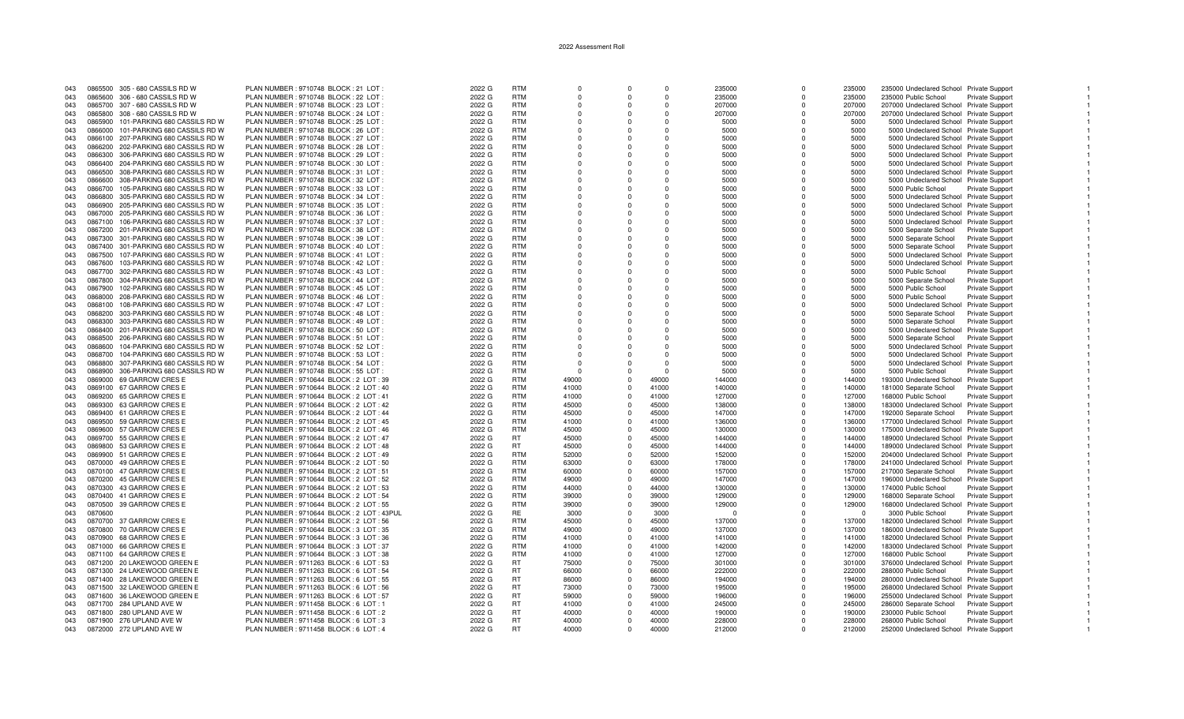2022 Assessment Roll

| | | | | | | | | | | | | | | | |
|---|---|---|---|---|---|---|---|---|---|---|---|---|---|---|---|
| 043 | 0865500 | 305 - 680 CASSILS RD W | PLAN NUMBER : 9710748 BLOCK : 21 LOT : | 2022 G | RTM | 0 | 0 | 0 | 235000 | 0 | 235000 | 235000 Undeclared School | Private Support | | 1 |
| 043 | 0865600 | 306 - 680 CASSILS RD W | PLAN NUMBER : 9710748 BLOCK : 22 LOT : | 2022 G | RTM | 0 | 0 | 0 | 235000 | 0 | 235000 | 235000 Public School | Private Support | | 1 |
| 043 | 0865700 | 307 - 680 CASSILS RD W | PLAN NUMBER : 9710748 BLOCK : 23 LOT : | 2022 G | RTM | 0 | 0 | 0 | 207000 | 0 | 207000 | 207000 Undeclared School | Private Support | | 1 |
| 043 | 0865800 | 308 - 680 CASSILS RD W | PLAN NUMBER : 9710748 BLOCK : 24 LOT : | 2022 G | RTM | 0 | 0 | 0 | 207000 | 0 | 207000 | 207000 Undeclared School | Private Support | | 1 |
| 043 | 0865900 | 101-PARKING 680 CASSILS RD W | PLAN NUMBER : 9710748 BLOCK : 25 LOT : | 2022 G | RTM | 0 | 0 | 0 | 5000 | 0 | 5000 | 5000 Undeclared School | Private Support | | 1 |
| 043 | 0866000 | 101-PARKING 680 CASSILS RD W | PLAN NUMBER : 9710748 BLOCK : 26 LOT : | 2022 G | RTM | 0 | 0 | 0 | 5000 | 0 | 5000 | 5000 Undeclared School | Private Support | | 1 |
| 043 | 0866100 | 207-PARKING 680 CASSILS RD W | PLAN NUMBER : 9710748 BLOCK : 27 LOT : | 2022 G | RTM | 0 | 0 | 0 | 5000 | 0 | 5000 | 5000 Undeclared School | Private Support | | 1 |
| 043 | 0866200 | 202-PARKING 680 CASSILS RD W | PLAN NUMBER : 9710748 BLOCK : 28 LOT : | 2022 G | RTM | 0 | 0 | 0 | 5000 | 0 | 5000 | 5000 Undeclared School | Private Support | | 1 |
| 043 | 0866300 | 306-PARKING 680 CASSILS RD W | PLAN NUMBER : 9710748 BLOCK : 29 LOT : | 2022 G | RTM | 0 | 0 | 0 | 5000 | 0 | 5000 | 5000 Undeclared School | Private Support | | 1 |
| 043 | 0866400 | 204-PARKING 680 CASSILS RD W | PLAN NUMBER : 9710748 BLOCK : 30 LOT : | 2022 G | RTM | 0 | 0 | 0 | 5000 | 0 | 5000 | 5000 Undeclared School | Private Support | | 1 |
| 043 | 0866500 | 308-PARKING 680 CASSILS RD W | PLAN NUMBER : 9710748 BLOCK : 31 LOT : | 2022 G | RTM | 0 | 0 | 0 | 5000 | 0 | 5000 | 5000 Undeclared School | Private Support | | 1 |
| 043 | 0866600 | 308-PARKING 680 CASSILS RD W | PLAN NUMBER : 9710748 BLOCK : 32 LOT : | 2022 G | RTM | 0 | 0 | 0 | 5000 | 0 | 5000 | 5000 Undeclared School | Private Support | | 1 |
| 043 | 0866700 | 105-PARKING 680 CASSILS RD W | PLAN NUMBER : 9710748 BLOCK : 33 LOT : | 2022 G | RTM | 0 | 0 | 0 | 5000 | 0 | 5000 | 5000 Public School | Private Support | | 1 |
| 043 | 0866800 | 305-PARKING 680 CASSILS RD W | PLAN NUMBER : 9710748 BLOCK : 34 LOT : | 2022 G | RTM | 0 | 0 | 0 | 5000 | 0 | 5000 | 5000 Undeclared School | Private Support | | 1 |
| 043 | 0866900 | 205-PARKING 680 CASSILS RD W | PLAN NUMBER : 9710748 BLOCK : 35 LOT : | 2022 G | RTM | 0 | 0 | 0 | 5000 | 0 | 5000 | 5000 Undeclared School | Private Support | | 1 |
| 043 | 0867000 | 205-PARKING 680 CASSILS RD W | PLAN NUMBER : 9710748 BLOCK : 36 LOT : | 2022 G | RTM | 0 | 0 | 0 | 5000 | 0 | 5000 | 5000 Undeclared School | Private Support | | 1 |
| 043 | 0867100 | 106-PARKING 680 CASSILS RD W | PLAN NUMBER : 9710748 BLOCK : 37 LOT : | 2022 G | RTM | 0 | 0 | 0 | 5000 | 0 | 5000 | 5000 Undeclared School | Private Support | | 1 |
| 043 | 0867200 | 201-PARKING 680 CASSILS RD W | PLAN NUMBER : 9710748 BLOCK : 38 LOT : | 2022 G | RTM | 0 | 0 | 0 | 5000 | 0 | 5000 | 5000 Separate School | Private Support | | 1 |
| 043 | 0867300 | 301-PARKING 680 CASSILS RD W | PLAN NUMBER : 9710748 BLOCK : 39 LOT : | 2022 G | RTM | 0 | 0 | 0 | 5000 | 0 | 5000 | 5000 Separate School | Private Support | | 1 |
| 043 | 0867400 | 301-PARKING 680 CASSILS RD W | PLAN NUMBER : 9710748 BLOCK : 40 LOT : | 2022 G | RTM | 0 | 0 | 0 | 5000 | 0 | 5000 | 5000 Separate School | Private Support | | 1 |
| 043 | 0867500 | 107-PARKING 680 CASSILS RD W | PLAN NUMBER : 9710748 BLOCK : 41 LOT : | 2022 G | RTM | 0 | 0 | 0 | 5000 | 0 | 5000 | 5000 Undeclared School | Private Support | | 1 |
| 043 | 0867600 | 103-PARKING 680 CASSILS RD W | PLAN NUMBER : 9710748 BLOCK : 42 LOT : | 2022 G | RTM | 0 | 0 | 0 | 5000 | 0 | 5000 | 5000 Undeclared School | Private Support | | 1 |
| 043 | 0867700 | 302-PARKING 680 CASSILS RD W | PLAN NUMBER : 9710748 BLOCK : 43 LOT : | 2022 G | RTM | 0 | 0 | 0 | 5000 | 0 | 5000 | 5000 Public School | Private Support | | 1 |
| 043 | 0867800 | 304-PARKING 680 CASSILS RD W | PLAN NUMBER : 9710748 BLOCK : 44 LOT : | 2022 G | RTM | 0 | 0 | 0 | 5000 | 0 | 5000 | 5000 Separate School | Private Support | | 1 |
| 043 | 0867900 | 102-PARKING 680 CASSILS RD W | PLAN NUMBER : 9710748 BLOCK : 45 LOT : | 2022 G | RTM | 0 | 0 | 0 | 5000 | 0 | 5000 | 5000 Public School | Private Support | | 1 |
| 043 | 0868000 | 208-PARKING 680 CASSILS RD W | PLAN NUMBER : 9710748 BLOCK : 46 LOT : | 2022 G | RTM | 0 | 0 | 0 | 5000 | 0 | 5000 | 5000 Public School | Private Support | | 1 |
| 043 | 0868100 | 108-PARKING 680 CASSILS RD W | PLAN NUMBER : 9710748 BLOCK : 47 LOT : | 2022 G | RTM | 0 | 0 | 0 | 5000 | 0 | 5000 | 5000 Undeclared School | Private Support | | 1 |
| 043 | 0868200 | 303-PARKING 680 CASSILS RD W | PLAN NUMBER : 9710748 BLOCK : 48 LOT : | 2022 G | RTM | 0 | 0 | 0 | 5000 | 0 | 5000 | 5000 Separate School | Private Support | | 1 |
| 043 | 0868300 | 303-PARKING 680 CASSILS RD W | PLAN NUMBER : 9710748 BLOCK : 49 LOT : | 2022 G | RTM | 0 | 0 | 0 | 5000 | 0 | 5000 | 5000 Separate School | Private Support | | 1 |
| 043 | 0868400 | 201-PARKING 680 CASSILS RD W | PLAN NUMBER : 9710748 BLOCK : 50 LOT : | 2022 G | RTM | 0 | 0 | 0 | 5000 | 0 | 5000 | 5000 Undeclared School | Private Support | | 1 |
| 043 | 0868500 | 206-PARKING 680 CASSILS RD W | PLAN NUMBER : 9710748 BLOCK : 51 LOT : | 2022 G | RTM | 0 | 0 | 0 | 5000 | 0 | 5000 | 5000 Separate School | Private Support | | 1 |
| 043 | 0868600 | 104-PARKING 680 CASSILS RD W | PLAN NUMBER : 9710748 BLOCK : 52 LOT : | 2022 G | RTM | 0 | 0 | 0 | 5000 | 0 | 5000 | 5000 Undeclared School | Private Support | | 1 |
| 043 | 0868700 | 104-PARKING 680 CASSILS RD W | PLAN NUMBER : 9710748 BLOCK : 53 LOT : | 2022 G | RTM | 0 | 0 | 0 | 5000 | 0 | 5000 | 5000 Undeclared School | Private Support | | 1 |
| 043 | 0868800 | 307-PARKING 680 CASSILS RD W | PLAN NUMBER : 9710748 BLOCK : 54 LOT : | 2022 G | RTM | 0 | 0 | 0 | 5000 | 0 | 5000 | 5000 Undeclared School | Private Support | | 1 |
| 043 | 0868900 | 306-PARKING 680 CASSILS RD W | PLAN NUMBER : 9710748 BLOCK : 55 LOT : | 2022 G | RTM | 0 | 0 | 0 | 5000 | 0 | 5000 | 5000 Public School | Private Support | | 1 |
| 043 | 0869000 | 69 GARROW CRES E | PLAN NUMBER : 9710644 BLOCK : 2 LOT : 39 | 2022 G | RTM | 49000 | 0 | 49000 | 144000 | 0 | 144000 | 193000 Undeclared School | Private Support | | 1 |
| 043 | 0869100 | 67 GARROW CRES E | PLAN NUMBER : 9710644 BLOCK : 2 LOT : 40 | 2022 G | RTM | 41000 | 0 | 41000 | 140000 | 0 | 140000 | 181000 Separate School | Private Support | | 1 |
| 043 | 0869200 | 65 GARROW CRES E | PLAN NUMBER : 9710644 BLOCK : 2 LOT : 41 | 2022 G | RTM | 41000 | 0 | 41000 | 127000 | 0 | 127000 | 168000 Public School | Private Support | | 1 |
| 043 | 0869300 | 63 GARROW CRES E | PLAN NUMBER : 9710644 BLOCK : 2 LOT : 42 | 2022 G | RTM | 45000 | 0 | 45000 | 138000 | 0 | 138000 | 183000 Undeclared School | Private Support | | 1 |
| 043 | 0869400 | 61 GARROW CRES E | PLAN NUMBER : 9710644 BLOCK : 2 LOT : 44 | 2022 G | RTM | 45000 | 0 | 45000 | 147000 | 0 | 147000 | 192000 Separate School | Private Support | | 1 |
| 043 | 0869500 | 59 GARROW CRES E | PLAN NUMBER : 9710644 BLOCK : 2 LOT : 45 | 2022 G | RTM | 41000 | 0 | 41000 | 136000 | 0 | 136000 | 177000 Undeclared School | Private Support | | 1 |
| 043 | 0869600 | 57 GARROW CRES E | PLAN NUMBER : 9710644 BLOCK : 2 LOT : 46 | 2022 G | RTM | 45000 | 0 | 45000 | 130000 | 0 | 130000 | 175000 Undeclared School | Private Support | | 1 |
| 043 | 0869700 | 55 GARROW CRES E | PLAN NUMBER : 9710644 BLOCK : 2 LOT : 47 | 2022 G | RT | 45000 | 0 | 45000 | 144000 | 0 | 144000 | 189000 Undeclared School | Private Support | | 1 |
| 043 | 0869800 | 53 GARROW CRES E | PLAN NUMBER : 9710644 BLOCK : 2 LOT : 48 | 2022 G | RT | 45000 | 0 | 45000 | 144000 | 0 | 144000 | 189000 Undeclared School | Private Support | | 1 |
| 043 | 0869900 | 51 GARROW CRES E | PLAN NUMBER : 9710644 BLOCK : 2 LOT : 49 | 2022 G | RTM | 52000 | 0 | 52000 | 152000 | 0 | 152000 | 204000 Undeclared School | Private Support | | 1 |
| 043 | 0870000 | 49 GARROW CRES E | PLAN NUMBER : 9710644 BLOCK : 2 LOT : 50 | 2022 G | RTM | 63000 | 0 | 63000 | 178000 | 0 | 178000 | 241000 Undeclared School | Private Support | | 1 |
| 043 | 0870100 | 47 GARROW CRES E | PLAN NUMBER : 9710644 BLOCK : 2 LOT : 51 | 2022 G | RTM | 60000 | 0 | 60000 | 157000 | 0 | 157000 | 217000 Separate School | Private Support | | 1 |
| 043 | 0870200 | 45 GARROW CRES E | PLAN NUMBER : 9710644 BLOCK : 2 LOT : 52 | 2022 G | RTM | 49000 | 0 | 49000 | 147000 | 0 | 147000 | 196000 Undeclared School | Private Support | | 1 |
| 043 | 0870300 | 43 GARROW CRES E | PLAN NUMBER : 9710644 BLOCK : 2 LOT : 53 | 2022 G | RTM | 44000 | 0 | 44000 | 130000 | 0 | 130000 | 174000 Public School | Private Support | | 1 |
| 043 | 0870400 | 41 GARROW CRES E | PLAN NUMBER : 9710644 BLOCK : 2 LOT : 54 | 2022 G | RTM | 39000 | 0 | 39000 | 129000 | 0 | 129000 | 168000 Separate School | Private Support | | 1 |
| 043 | 0870500 | 39 GARROW CRES E | PLAN NUMBER : 9710644 BLOCK : 2 LOT : 55 | 2022 G | RTM | 39000 | 0 | 39000 | 129000 | 0 | 129000 | 168000 Undeclared School | Private Support | | 1 |
| 043 | 0870600 | | PLAN NUMBER : 9710644 BLOCK : 2 LOT : 43PUL | 2022 G | RE | 3000 | 0 | 3000 | 0 | 0 | 0 | 3000 Public School | Private Support | | 1 |
| 043 | 0870700 | 37 GARROW CRES E | PLAN NUMBER : 9710644 BLOCK : 2 LOT : 56 | 2022 G | RTM | 45000 | 0 | 45000 | 137000 | 0 | 137000 | 182000 Undeclared School | Private Support | | 1 |
| 043 | 0870800 | 70 GARROW CRES E | PLAN NUMBER : 9710644 BLOCK : 3 LOT : 35 | 2022 G | RTM | 49000 | 0 | 49000 | 137000 | 0 | 137000 | 186000 Undeclared School | Private Support | | 1 |
| 043 | 0870900 | 68 GARROW CRES E | PLAN NUMBER : 9710644 BLOCK : 3 LOT : 36 | 2022 G | RTM | 41000 | 0 | 41000 | 141000 | 0 | 141000 | 182000 Undeclared School | Private Support | | 1 |
| 043 | 0871000 | 66 GARROW CRES E | PLAN NUMBER : 9710644 BLOCK : 3 LOT : 37 | 2022 G | RTM | 41000 | 0 | 41000 | 142000 | 0 | 142000 | 183000 Undeclared School | Private Support | | 1 |
| 043 | 0871100 | 64 GARROW CRES E | PLAN NUMBER : 9710644 BLOCK : 3 LOT : 38 | 2022 G | RTM | 41000 | 0 | 41000 | 127000 | 0 | 127000 | 168000 Public School | Private Support | | 1 |
| 043 | 0871200 | 20 LAKEWOOD GREEN E | PLAN NUMBER : 9711263 BLOCK : 6 LOT : 53 | 2022 G | RT | 75000 | 0 | 75000 | 301000 | 0 | 301000 | 376000 Undeclared School | Private Support | | 1 |
| 043 | 0871300 | 24 LAKEWOOD GREEN E | PLAN NUMBER : 9711263 BLOCK : 6 LOT : 54 | 2022 G | RT | 66000 | 0 | 66000 | 222000 | 0 | 222000 | 288000 Public School | Private Support | | 1 |
| 043 | 0871400 | 28 LAKEWOOD GREEN E | PLAN NUMBER : 9711263 BLOCK : 6 LOT : 55 | 2022 G | RT | 86000 | 0 | 86000 | 194000 | 0 | 194000 | 280000 Undeclared School | Private Support | | 1 |
| 043 | 0871500 | 32 LAKEWOOD GREEN E | PLAN NUMBER : 9711263 BLOCK : 6 LOT : 56 | 2022 G | RT | 73000 | 0 | 73000 | 195000 | 0 | 195000 | 268000 Undeclared School | Private Support | | 1 |
| 043 | 0871600 | 36 LAKEWOOD GREEN E | PLAN NUMBER : 9711263 BLOCK : 6 LOT : 57 | 2022 G | RT | 59000 | 0 | 59000 | 196000 | 0 | 196000 | 255000 Undeclared School | Private Support | | 1 |
| 043 | 0871700 | 284 UPLAND AVE W | PLAN NUMBER : 9711458 BLOCK : 6 LOT : 1 | 2022 G | RT | 41000 | 0 | 41000 | 245000 | 0 | 245000 | 286000 Separate School | Private Support | | 1 |
| 043 | 0871800 | 280 UPLAND AVE W | PLAN NUMBER : 9711458 BLOCK : 6 LOT : 2 | 2022 G | RT | 40000 | 0 | 40000 | 190000 | 0 | 190000 | 230000 Public School | Private Support | | 1 |
| 043 | 0871900 | 276 UPLAND AVE W | PLAN NUMBER : 9711458 BLOCK : 6 LOT : 3 | 2022 G | RT | 40000 | 0 | 40000 | 228000 | 0 | 228000 | 268000 Public School | Private Support | | 1 |
| 043 | 0872000 | 272 UPLAND AVE W | PLAN NUMBER : 9711458 BLOCK : 6 LOT : 4 | 2022 G | RT | 40000 | 0 | 40000 | 212000 | 0 | 212000 | 252000 Undeclared School | Private Support | | 1 |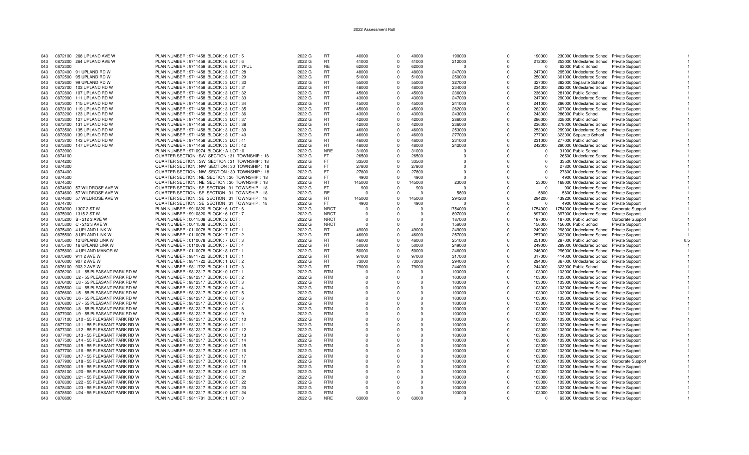2022 Assessment Roll

| | | | | | | | | | | | | | | | | |
|---|---|---|---|---|---|---|---|---|---|---|---|---|---|---|---|---|
| 043 | 0872100 | 268 UPLAND AVE W | PLAN NUMBER : 9711458 BLOCK : 6 LOT : 5 | 2022 G | RT | 40000 | 0 | 40000 | 190000 | 0 | 190000 | 230000 | Undeclared School | Private Support | | 1 |
| 043 | 0872200 | 264 UPLAND AVE W | PLAN NUMBER : 9711458 BLOCK : 6 LOT : 6 | 2022 G | RT | 41000 | 0 | 41000 | 212000 | 0 | 212000 | 253000 | Undeclared School | Private Support | | 1 |
| 043 | 0872300 | | PLAN NUMBER : 9711458 BLOCK : 6 LOT : 7PUL | 2022 G | RE | 62000 | 0 | 62000 | 0 | 0 | 0 | 62000 | Public School | Private Support | | 1 |
| 043 | 0872400 | 91 UPLAND RD W | PLAN NUMBER : 9711458 BLOCK : 3 LOT : 28 | 2022 G | RT | 48000 | 0 | 48000 | 247000 | 0 | 247000 | 295000 | Undeclared School | Private Support | | 1 |
| 043 | 0872500 | 95 UPLAND RD W | PLAN NUMBER : 9711458 BLOCK : 3 LOT : 29 | 2022 G | RT | 51000 | 0 | 51000 | 250000 | 0 | 250000 | 301000 | Undeclared School | Private Support | | 1 |
| 043 | 0872600 | 99 UPLAND RD W | PLAN NUMBER : 9711458 BLOCK : 3 LOT : 30 | 2022 G | RT | 55000 | 0 | 55000 | 327000 | 0 | 327000 | 382000 | Separate School | Private Support | | 1 |
| 043 | 0872700 | 103 UPLAND RD W | PLAN NUMBER : 9711458 BLOCK : 3 LOT : 31 | 2022 G | RT | 48000 | 0 | 48000 | 234000 | 0 | 234000 | 282000 | Undeclared School | Private Support | | 1 |
| 043 | 0872800 | 107 UPLAND RD W | PLAN NUMBER : 9711458 BLOCK : 3 LOT : 32 | 2022 G | RT | 45000 | 0 | 45000 | 236000 | 0 | 236000 | 281000 | Public School | Private Support | | 1 |
| 043 | 0872900 | 111 UPLAND RD W | PLAN NUMBER : 9711458 BLOCK : 3 LOT : 33 | 2022 G | RT | 43000 | 0 | 43000 | 247000 | 0 | 247000 | 290000 | Undeclared School | Private Support | | 1 |
| 043 | 0873000 | 115 UPLAND RD W | PLAN NUMBER : 9711458 BLOCK : 3 LOT : 34 | 2022 G | RT | 45000 | 0 | 45000 | 241000 | 0 | 241000 | 286000 | Undeclared School | Private Support | | 1 |
| 043 | 0873100 | 119 UPLAND RD W | PLAN NUMBER : 9711458 BLOCK : 3 LOT : 35 | 2022 G | RT | 45000 | 0 | 45000 | 262000 | 0 | 262000 | 307000 | Undeclared School | Private Support | | 1 |
| 043 | 0873200 | 123 UPLAND RD W | PLAN NUMBER : 9711458 BLOCK : 3 LOT : 36 | 2022 G | RT | 43000 | 0 | 43000 | 243000 | 0 | 243000 | 286000 | Public School | Private Support | | 1 |
| 043 | 0873300 | 127 UPLAND RD W | PLAN NUMBER : 9711458 BLOCK : 3 LOT : 37 | 2022 G | RT | 42000 | 0 | 42000 | 286000 | 0 | 286000 | 328000 | Public School | Private Support | | 1 |
| 043 | 0873400 | 131 UPLAND RD W | PLAN NUMBER : 9711458 BLOCK : 3 LOT : 38 | 2022 G | RT | 42000 | 0 | 42000 | 236000 | 0 | 236000 | 278000 | Undeclared School | Private Support | | 1 |
| 043 | 0873500 | 135 UPLAND RD W | PLAN NUMBER : 9711458 BLOCK : 3 LOT : 39 | 2022 G | RT | 46000 | 0 | 46000 | 253000 | 0 | 253000 | 299000 | Undeclared School | Private Support | | 1 |
| 043 | 0873600 | 139 UPLAND RD W | PLAN NUMBER : 9711458 BLOCK : 3 LOT : 40 | 2022 G | RT | 46000 | 0 | 46000 | 277000 | 0 | 277000 | 323000 | Separate School | Private Support | | 1 |
| 043 | 0873700 | 143 UPLAND RD W | PLAN NUMBER : 9711458 BLOCK : 3 LOT : 41 | 2022 G | RT | 46000 | 0 | 46000 | 231000 | 0 | 231000 | 277000 | Public School | Private Support | | 1 |
| 043 | 0873800 | 147 UPLAND RD W | PLAN NUMBER : 9711458 BLOCK : 3 LOT : 42 | 2022 G | RT | 48000 | 0 | 48000 | 242000 | 0 | 242000 | 290000 | Undeclared School | Private Support | | 1 |
| 043 | 0873900 | | PLAN NUMBER : 9710974 BLOCK : A LOT : 0 | 2022 G | NRE | 31000 | 0 | 31000 | 0 | 0 | 0 | 31000 | Public School | Private Support | | 1 |
| 043 | 0874100 | | QUARTER SECTION : SW SECTION : 31 TOWNSHIP : 18 | 2022 G | FT | 26500 | 0 | 26500 | 0 | 0 | 0 | 26500 | Undeclared School | Private Support | | 1 |
| 043 | 0874200 | | QUARTER SECTION : SW SECTION : 31 TOWNSHIP : 18 | 2022 G | FT | 33500 | 0 | 33500 | 0 | 0 | 0 | 33500 | Undeclared School | Private Support | | 1 |
| 043 | 0874300 | | QUARTER SECTION : NW SECTION : 30 TOWNSHIP : 18 | 2022 G | FT | 27800 | 0 | 27800 | 0 | 0 | 0 | 27800 | Undeclared School | Private Support | | 1 |
| 043 | 0874400 | | QUARTER SECTION : NW SECTION : 30 TOWNSHIP : 18 | 2022 G | FT | 27800 | 0 | 27800 | 0 | 0 | 0 | 27800 | Undeclared School | Private Support | | 1 |
| 043 | 0874500 | | QUARTER SECTION : NE SECTION : 30 TOWNSHIP : 18 | 2022 G | FT | 4900 | 0 | 4900 | 0 | 0 | 0 | 4900 | Undeclared School | Private Support | | 1 |
| 043 | 0874500 | | QUARTER SECTION : NE SECTION : 30 TOWNSHIP : 18 | 2022 G | RT | 145000 | 0 | 145000 | 23000 | 0 | 23000 | 168000 | Undeclared School | Private Support | | 1 |
| 043 | 0874600 | 57 WILDROSE AVE W | QUARTER SECTION : SE SECTION : 31 TOWNSHIP : 18 | 2022 G | FT | 900 | 0 | 900 | 0 | 0 | 0 | 900 | Undeclared School | Private Support | | 1 |
| 043 | 0874600 | 57 WILDROSE AVE W | QUARTER SECTION : SE SECTION : 31 TOWNSHIP : 18 | 2022 G | RE | 0 | 0 | 0 | 5800 | 0 | 5800 | 5800 | Undeclared School | Private Support | | 1 |
| 043 | 0874600 | 57 WILDROSE AVE W | QUARTER SECTION : SE SECTION : 31 TOWNSHIP : 18 | 2022 G | RT | 145000 | 0 | 145000 | 294200 | 0 | 294200 | 439200 | Undeclared School | Private Support | | 1 |
| 043 | 0874700 | | QUARTER SECTION : SE SECTION : 31 TOWNSHIP : 18 | 2022 G | FT | 4900 | 0 | 4900 | 0 | 0 | 0 | 4900 | Undeclared School | Private Support | | 1 |
| 043 | 0874900 | 1307 2 ST W | PLAN NUMBER : 9910820 BLOCK : 6 LOT : 6 | 2022 G | NRCT | 0 | 0 | 0 | 1754000 | 0 | 1754000 | 1754000 | Undeclared School | Corporate Support | | 1 |
| 043 | 0875000 | 1315 2 ST W | PLAN NUMBER : 9910820 BLOCK : 6 LOT : 7 | 2022 G | NRCT | 0 | 0 | 0 | 897000 | 0 | 897000 | 897000 | Undeclared School | Private Support | | 1 |
| 043 | 0875200 | B - 212 3 AVE W | PLAN NUMBER : 0011508 BLOCK : 2 LOT : | 2022 G | NRCT | 0 | 0 | 0 | 187000 | 0 | 187000 | 187000 | Public School | Corporate Support | | 1 |
| 043 | 0875300 | C - 212 3 AVE W | PLAN NUMBER : 0011508 BLOCK : 3 LOT : | 2022 G | NRCT | 0 | 0 | 0 | 156000 | 0 | 156000 | 156000 | Public School | Private Support | | 1 |
| 043 | 0875400 | 4 UPLAND LINK W | PLAN NUMBER : 0110078 BLOCK : 7 LOT : 1 | 2022 G | RT | 49000 | 0 | 49000 | 249000 | 0 | 249000 | 298000 | Undeclared School | Private Support | | 1 |
| 043 | 0875500 | 8 UPLAND LINK W | PLAN NUMBER : 0110078 BLOCK : 7 LOT : 2 | 2022 G | RT | 46000 | 0 | 46000 | 257000 | 0 | 257000 | 303000 | Undeclared School | Private Support | | 1 |
| 043 | 0875600 | 12 UPLAND LINK W | PLAN NUMBER : 0110078 BLOCK : 7 LOT : 3 | 2022 G | RT | 46000 | 0 | 46000 | 251000 | 0 | 251000 | 297000 | Public School | Private Support | | 0.5 |
| 043 | 0875700 | 16 UPLAND LINK W | PLAN NUMBER : 0110078 BLOCK : 7 LOT : 4 | 2022 G | RT | 50000 | 0 | 50000 | 249000 | 0 | 249000 | 299000 | Undeclared School | Private Support | | 1 |
| 043 | 0875800 | 4 UPLAND MANOR W | PLAN NUMBER : 0110078 BLOCK : 8 LOT : 1 | 2022 G | RT | 50000 | 0 | 50000 | 246000 | 0 | 246000 | 296000 | Undeclared School | Private Support | | 1 |
| 043 | 0875900 | 911 2 AVE W | PLAN NUMBER : 9811722 BLOCK : 1 LOT : 1 | 2022 G | RT | 97000 | 0 | 97000 | 317000 | 0 | 317000 | 414000 | Undeclared School | Private Support | | 1 |
| 043 | 0876000 | 907 2 AVE W | PLAN NUMBER : 9811722 BLOCK : 1 LOT : 2 | 2022 G | RT | 73000 | 0 | 73000 | 294000 | 0 | 294000 | 367000 | Undeclared School | Private Support | | 1 |
| 043 | 0876100 | 903 2 AVE W | PLAN NUMBER : 9811722 BLOCK : 1 LOT : 3 | 2022 G | RT | 79000 | 0 | 79000 | 244000 | 0 | 244000 | 323000 | Public School | Private Support | | 1 |
| 043 | 0876200 | U1 - 55 PLEASANT PARK RD W | PLAN NUMBER : 9812317 BLOCK : 0 LOT : 1 | 2022 G | RTM | 0 | 0 | 0 | 103000 | 0 | 103000 | 103000 | Undeclared School | Private Support | | 1 |
| 043 | 0876300 | U2 - 55 PLEASANT PARK RD W | PLAN NUMBER : 9812317 BLOCK : 0 LOT : 2 | 2022 G | RTM | 0 | 0 | 0 | 103000 | 0 | 103000 | 103000 | Undeclared School | Private Support | | 1 |
| 043 | 0876400 | U3 - 55 PLEASANT PARK RD W | PLAN NUMBER : 9812317 BLOCK : 0 LOT : 3 | 2022 G | RTM | 0 | 0 | 0 | 103000 | 0 | 103000 | 103000 | Undeclared School | Private Support | | 1 |
| 043 | 0876500 | U4 - 55 PLEASANT PARK RD W | PLAN NUMBER : 9812317 BLOCK : 0 LOT : 4 | 2022 G | RTM | 0 | 0 | 0 | 103000 | 0 | 103000 | 103000 | Undeclared School | Private Support | | 1 |
| 043 | 0876600 | U5 - 55 PLEASANT PARK RD W | PLAN NUMBER : 9812317 BLOCK : 0 LOT : 5 | 2022 G | RTM | 0 | 0 | 0 | 103000 | 0 | 103000 | 103000 | Undeclared School | Private Support | | 1 |
| 043 | 0876700 | U6 - 55 PLEASANT PARK RD W | PLAN NUMBER : 9812317 BLOCK : 0 LOT : 6 | 2022 G | RTM | 0 | 0 | 0 | 103000 | 0 | 103000 | 103000 | Undeclared School | Private Support | | 1 |
| 043 | 0876800 | U7 - 55 PLEASANT PARK RD W | PLAN NUMBER : 9812317 BLOCK : 0 LOT : 7 | 2022 G | RTM | 0 | 0 | 0 | 103000 | 0 | 103000 | 103000 | Undeclared School | Private Support | | 1 |
| 043 | 0876900 | U8 - 55 PLEASANT PARK RD W | PLAN NUMBER : 9812317 BLOCK : 0 LOT : 8 | 2022 G | RTM | 0 | 0 | 0 | 103000 | 0 | 103000 | 103000 | Undeclared School | Private Support | | 1 |
| 043 | 0877000 | U9 - 55 PLEASANT PARK RD W | PLAN NUMBER : 9812317 BLOCK : 0 LOT : 9 | 2022 G | RTM | 0 | 0 | 0 | 103000 | 0 | 103000 | 103000 | Undeclared School | Private Support | | 1 |
| 043 | 0877100 | U10 - 55 PLEASANT PARK RD W | PLAN NUMBER : 9812317 BLOCK : 0 LOT : 10 | 2022 G | RTM | 0 | 0 | 0 | 103000 | 0 | 103000 | 103000 | Undeclared School | Private Support | | 1 |
| 043 | 0877200 | U11 - 55 PLEASANT PARK RD W | PLAN NUMBER : 9812317 BLOCK : 0 LOT : 11 | 2022 G | RTM | 0 | 0 | 0 | 103000 | 0 | 103000 | 103000 | Undeclared School | Private Support | | 1 |
| 043 | 0877300 | U12 - 55 PLEASANT PARK RD W | PLAN NUMBER : 9812317 BLOCK : 0 LOT : 12 | 2022 G | RTM | 0 | 0 | 0 | 103000 | 0 | 103000 | 103000 | Undeclared School | Private Support | | 1 |
| 043 | 0877400 | U13 - 55 PLEASANT PARK RD W | PLAN NUMBER : 9812317 BLOCK : 0 LOT : 13 | 2022 G | RTM | 0 | 0 | 0 | 103000 | 0 | 103000 | 103000 | Undeclared School | Private Support | | 1 |
| 043 | 0877500 | U14 - 55 PLEASANT PARK RD W | PLAN NUMBER : 9812317 BLOCK : 0 LOT : 14 | 2022 G | RTM | 0 | 0 | 0 | 103000 | 0 | 103000 | 103000 | Undeclared School | Private Support | | 1 |
| 043 | 0877600 | U15 - 55 PLEASANT PARK RD W | PLAN NUMBER : 9812317 BLOCK : 0 LOT : 15 | 2022 G | RTM | 0 | 0 | 0 | 103000 | 0 | 103000 | 103000 | Undeclared School | Private Support | | 1 |
| 043 | 0877700 | U16 - 55 PLEASANT PARK RD W | PLAN NUMBER : 9812317 BLOCK : 0 LOT : 16 | 2022 G | RTM | 0 | 0 | 0 | 103000 | 0 | 103000 | 103000 | Undeclared School | Private Support | | 1 |
| 043 | 0877800 | U17 - 55 PLEASANT PARK RD W | PLAN NUMBER : 9812317 BLOCK : 0 LOT : 17 | 2022 G | RTM | 0 | 0 | 0 | 103000 | 0 | 103000 | 103000 | Undeclared School | Private Support | | 1 |
| 043 | 0877900 | U18 - 55 PLEASANT PARK RD W | PLAN NUMBER : 9812317 BLOCK : 0 LOT : 18 | 2022 G | RTM | 0 | 0 | 0 | 103000 | 0 | 103000 | 103000 | Undeclared School | Corporate Support | | 1 |
| 043 | 0878000 | U19 - 55 PLEASANT PARK RD W | PLAN NUMBER : 9812317 BLOCK : 0 LOT : 19 | 2022 G | RTM | 0 | 0 | 0 | 103000 | 0 | 103000 | 103000 | Undeclared School | Private Support | | 1 |
| 043 | 0878100 | U20 - 55 PLEASANT PARK RD W | PLAN NUMBER : 9812317 BLOCK : 0 LOT : 20 | 2022 G | RTM | 0 | 0 | 0 | 103000 | 0 | 103000 | 103000 | Undeclared School | Private Support | | 1 |
| 043 | 0878200 | U21 - 55 PLEASANT PARK RD W | PLAN NUMBER : 9812317 BLOCK : 0 LOT : 21 | 2022 G | RTM | 0 | 0 | 0 | 103000 | 0 | 103000 | 103000 | Undeclared School | Private Support | | 1 |
| 043 | 0878300 | U22 - 55 PLEASANT PARK RD W | PLAN NUMBER : 9812317 BLOCK : 0 LOT : 22 | 2022 G | RTM | 0 | 0 | 0 | 103000 | 0 | 103000 | 103000 | Undeclared School | Private Support | | 1 |
| 043 | 0878400 | U23 - 55 PLEASANT PARK RD W | PLAN NUMBER : 9812317 BLOCK : 0 LOT : 23 | 2022 G | RTM | 0 | 0 | 0 | 103000 | 0 | 103000 | 103000 | Undeclared School | Private Support | | 1 |
| 043 | 0878500 | U24 - 55 PLEASANT PARK RD W | PLAN NUMBER : 9812317 BLOCK : 0 LOT : 24 | 2022 G | RTM | 0 | 0 | 0 | 103000 | 0 | 103000 | 103000 | Undeclared School | Private Support | | 1 |
| 043 | 0878600 | | PLAN NUMBER : 9811781 BLOCK : 1 LOT : 0 | 2022 G | NRE | 63000 | 0 | 63000 | 0 | 0 | 0 | 63000 | Undeclared School | Private Support | | 1 |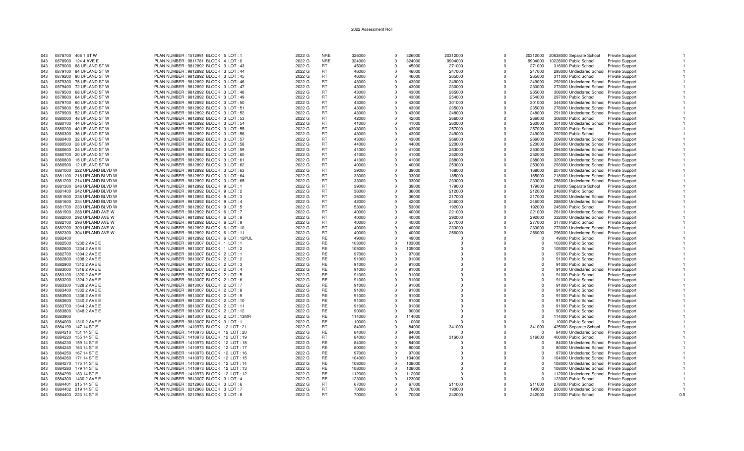2022 Assessment Roll

| | | | | | | | | | | | | | | | |
|---|---|---|---|---|---|---|---|---|---|---|---|---|---|---|---|
| 043 | 0878700 | 408 1 ST W | PLAN NUMBER : 1512991 BLOCK : 5 LOT : 1 | 2022 G | NRE | 326000 | 0 | 326000 | 20312000 | 0 | 20312000 | 20638000 | Separate School | Private Support | 1 |
| 043 | 0878900 | 124 4 AVE E | PLAN NUMBER : 9811781 BLOCK : 4 LOT : 0 | 2022 G | NRE | 324000 | 0 | 324000 | 9904000 | 0 | 9904000 | 10228000 | Public School | Private Support | 1 |
| 043 | 0879000 | 88 UPLAND ST W | PLAN NUMBER : 9812892 BLOCK : 3 LOT : 43 | 2022 G | RT | 45000 | 0 | 45000 | 271000 | 0 | 271000 | 316000 | Public School | Private Support | 1 |
| 043 | 0879100 | 84 UPLAND ST W | PLAN NUMBER : 9812892 BLOCK : 3 LOT : 44 | 2022 G | RT | 46000 | 0 | 46000 | 247000 | 0 | 247000 | 293000 | Undeclared School | Private Support | 1 |
| 043 | 0879200 | 80 UPLAND ST W | PLAN NUMBER : 9812892 BLOCK : 3 LOT : 45 | 2022 G | RT | 46000 | 0 | 46000 | 265000 | 0 | 265000 | 311000 | Public School | Private Support | 1 |
| 043 | 0879300 | 76 UPLAND ST W | PLAN NUMBER : 9812892 BLOCK : 3 LOT : 46 | 2022 G | RT | 43000 | 0 | 43000 | 249000 | 0 | 249000 | 292000 | Undeclared School | Private Support | 1 |
| 043 | 0879400 | 72 UPLAND ST W | PLAN NUMBER : 9812892 BLOCK : 3 LOT : 47 | 2022 G | RT | 43000 | 0 | 43000 | 230000 | 0 | 230000 | 273000 | Undeclared School | Private Support | 1 |
| 043 | 0879500 | 68 UPLAND ST W | PLAN NUMBER : 9812892 BLOCK : 3 LOT : 48 | 2022 G | RT | 43000 | 0 | 43000 | 265000 | 0 | 265000 | 308000 | Undeclared School | Private Support | 1 |
| 043 | 0879600 | 64 UPLAND ST W | PLAN NUMBER : 9812892 BLOCK : 3 LOT : 49 | 2022 G | RT | 43000 | 0 | 43000 | 254000 | 0 | 254000 | 297000 | Public School | Private Support | 1 |
| 043 | 0879700 | 60 UPLAND ST W | PLAN NUMBER : 9812892 BLOCK : 3 LOT : 50 | 2022 G | RT | 43000 | 0 | 43000 | 301000 | 0 | 301000 | 344000 | Undeclared School | Private Support | 1 |
| 043 | 0879800 | 56 UPLAND ST W | PLAN NUMBER : 9812892 BLOCK : 3 LOT : 51 | 2022 G | RT | 43000 | 0 | 43000 | 235000 | 0 | 235000 | 278000 | Undeclared School | Private Support | 1 |
| 043 | 0879900 | 52 UPLAND ST W | PLAN NUMBER : 9812892 BLOCK : 3 LOT : 52 | 2022 G | RT | 43000 | 0 | 43000 | 248000 | 0 | 248000 | 291000 | Undeclared School | Private Support | 1 |
| 043 | 0880000 | 48 UPLAND ST W | PLAN NUMBER : 9812892 BLOCK : 3 LOT : 53 | 2022 G | RT | 42000 | 0 | 42000 | 266000 | 0 | 266000 | 308000 | Public School | Private Support | 1 |
| 043 | 0880100 | 44 UPLAND ST W | PLAN NUMBER : 9812892 BLOCK : 3 LOT : 54 | 2022 G | RT | 41000 | 0 | 41000 | 260000 | 0 | 260000 | 301000 | Undeclared School | Private Support | 1 |
| 043 | 0880200 | 40 UPLAND ST W | PLAN NUMBER : 9812892 BLOCK : 3 LOT : 55 | 2022 G | RT | 43000 | 0 | 43000 | 257000 | 0 | 257000 | 300000 | Public School | Private Support | 1 |
| 043 | 0880300 | 36 UPLAND ST W | PLAN NUMBER : 9812892 BLOCK : 3 LOT : 56 | 2022 G | RT | 43000 | 0 | 43000 | 249000 | 0 | 249000 | 292000 | Public School | Private Support | 1 |
| 043 | 0880400 | 32 UPLAND ST W | PLAN NUMBER : 9812892 BLOCK : 3 LOT : 57 | 2022 G | RT | 43000 | 0 | 43000 | 266000 | 0 | 266000 | 309000 | Undeclared School | Private Support | 1 |
| 043 | 0880500 | 28 UPLAND ST W | PLAN NUMBER : 9812892 BLOCK : 3 LOT : 58 | 2022 G | RT | 44000 | 0 | 44000 | 220000 | 0 | 220000 | 264000 | Undeclared School | Private Support | 1 |
| 043 | 0880600 | 24 UPLAND ST W | PLAN NUMBER : 9812892 BLOCK : 3 LOT : 59 | 2022 G | RT | 41000 | 0 | 41000 | 253000 | 0 | 253000 | 294000 | Undeclared School | Private Support | 1 |
| 043 | 0880700 | 20 UPLAND ST W | PLAN NUMBER : 9812892 BLOCK : 3 LOT : 60 | 2022 G | RT | 41000 | 0 | 41000 | 252000 | 0 | 252000 | 293000 | Undeclared School | Private Support | 1 |
| 043 | 0880800 | 16 UPLAND ST W | PLAN NUMBER : 9812892 BLOCK : 3 LOT : 61 | 2022 G | RT | 41000 | 0 | 41000 | 288000 | 0 | 288000 | 329000 | Undeclared School | Private Support | 1 |
| 043 | 0880900 | 12 UPLAND ST W | PLAN NUMBER : 9812892 BLOCK : 3 LOT : 62 | 2022 G | RT | 40000 | 0 | 40000 | 253000 | 0 | 253000 | 293000 | Undeclared School | Private Support | 1 |
| 043 | 0881000 | 222 UPLAND BLVD W | PLAN NUMBER : 9812892 BLOCK : 3 LOT : 63 | 2022 G | RT | 39000 | 0 | 39000 | 168000 | 0 | 168000 | 207000 | Undeclared School | Private Support | 1 |
| 043 | 0881100 | 218 UPLAND BLVD W | PLAN NUMBER : 9812892 BLOCK : 3 LOT : 64 | 2022 G | RT | 33000 | 0 | 33000 | 185000 | 0 | 185000 | 218000 | Undeclared School | Private Support | 1 |
| 043 | 0881200 | 214 UPLAND BLVD W | PLAN NUMBER : 9812892 BLOCK : 3 LOT : 65 | 2022 G | RT | 33000 | 0 | 33000 | 233000 | 0 | 233000 | 266000 | Undeclared School | Private Support | 1 |
| 043 | 0881300 | 246 UPLAND BLVD W | PLAN NUMBER : 9812892 BLOCK : 9 LOT : 1 | 2022 G | RT | 39000 | 0 | 39000 | 179000 | 0 | 179000 | 218000 | Separate School | Private Support | 1 |
| 043 | 0881400 | 242 UPLAND BLVD W | PLAN NUMBER : 9812892 BLOCK : 9 LOT : 2 | 2022 G | RT | 36000 | 0 | 36000 | 212000 | 0 | 212000 | 248000 | Public School | Private Support | 1 |
| 043 | 0881500 | 238 UPLAND BLVD W | PLAN NUMBER : 9812892 BLOCK : 9 LOT : 3 | 2022 G | RT | 36000 | 0 | 36000 | 217000 | 0 | 217000 | 253000 | Undeclared School | Private Support | 1 |
| 043 | 0881600 | 234 UPLAND BLVD W | PLAN NUMBER : 9812892 BLOCK : 9 LOT : 4 | 2022 G | RT | 42000 | 0 | 42000 | 246000 | 0 | 246000 | 288000 | Undeclared School | Private Support | 1 |
| 043 | 0881700 | 230 UPLAND BLVD W | PLAN NUMBER : 9812892 BLOCK : 9 LOT : 5 | 2022 G | RT | 53000 | 0 | 53000 | 192000 | 0 | 192000 | 245000 | Public School | Private Support | 1 |
| 043 | 0881900 | 288 UPLAND AVE W | PLAN NUMBER : 9812892 BLOCK : 6 LOT : 7 | 2022 G | RT | 40000 | 0 | 40000 | 221000 | 0 | 221000 | 261000 | Undeclared School | Private Support | 1 |
| 043 | 0882000 | 292 UPLAND AVE W | PLAN NUMBER : 9812892 BLOCK : 6 LOT : 8 | 2022 G | RT | 40000 | 0 | 40000 | 292000 | 0 | 292000 | 332000 | Undeclared School | Private Support | 1 |
| 043 | 0882100 | 296 UPLAND AVE W | PLAN NUMBER : 9812892 BLOCK : 6 LOT : 9 | 2022 G | RT | 40000 | 0 | 40000 | 277000 | 0 | 277000 | 317000 | Public School | Private Support | 1 |
| 043 | 0882200 | 300 UPLAND AVE W | PLAN NUMBER : 9812892 BLOCK : 6 LOT : 10 | 2022 G | RT | 40000 | 0 | 40000 | 233000 | 0 | 233000 | 273000 | Undeclared School | Private Support | 1 |
| 043 | 0882300 | 304 UPLAND AVE W | PLAN NUMBER : 9812892 BLOCK : 6 LOT : 11 | 2022 G | RT | 40000 | 0 | 40000 | 256000 | 0 | 256000 | 296000 | Undeclared School | Private Support | 1 |
| 043 | 0882400 | | PLAN NUMBER : 9812892 BLOCK : 6 LOT : 12PUL | 2022 G | RE | 49000 | 0 | 49000 | 0 | 0 | 0 | 49000 | Public School | Private Support | 1 |
| 043 | 0882500 | 1230 2 AVE E | PLAN NUMBER : 9813007 BLOCK : 1 LOT : 1 | 2022 G | RE | 103000 | 0 | 103000 | 0 | 0 | 0 | 103000 | Public School | Private Support | 1 |
| 043 | 0882600 | 1234 2 AVE E | PLAN NUMBER : 9813007 BLOCK : 1 LOT : 2 | 2022 G | RE | 105000 | 0 | 105000 | 0 | 0 | 0 | 105000 | Public School | Private Support | 1 |
| 043 | 0882700 | 1304 2 AVE E | PLAN NUMBER : 9813007 BLOCK : 2 LOT : 1 | 2022 G | RE | 97000 | 0 | 97000 | 0 | 0 | 0 | 97000 | Public School | Private Support | 1 |
| 043 | 0882800 | 1308 2 AVE E | PLAN NUMBER : 9813007 BLOCK : 2 LOT : 2 | 2022 G | RE | 91000 | 0 | 91000 | 0 | 0 | 0 | 91000 | Public School | Private Support | 1 |
| 043 | 0882900 | 1312 2 AVE E | PLAN NUMBER : 9813007 BLOCK : 2 LOT : 3 | 2022 G | RE | 91000 | 0 | 91000 | 0 | 0 | 0 | 91000 | Public School | Private Support | 1 |
| 043 | 0883000 | 1316 2 AVE E | PLAN NUMBER : 9813007 BLOCK : 2 LOT : 4 | 2022 G | RE | 91000 | 0 | 91000 | 0 | 0 | 0 | 91000 | Undeclared School | Private Support | 1 |
| 043 | 0883100 | 1320 2 AVE E | PLAN NUMBER : 9813007 BLOCK : 2 LOT : 5 | 2022 G | RE | 91000 | 0 | 91000 | 0 | 0 | 0 | 91000 | Public School | Private Support | 1 |
| 043 | 0883200 | 1324 2 AVE E | PLAN NUMBER : 9813007 BLOCK : 2 LOT : 6 | 2022 G | RE | 91000 | 0 | 91000 | 0 | 0 | 0 | 91000 | Public School | Private Support | 1 |
| 043 | 0883300 | 1328 2 AVE E | PLAN NUMBER : 9813007 BLOCK : 2 LOT : 7 | 2022 G | RE | 91000 | 0 | 91000 | 0 | 0 | 0 | 91000 | Public School | Private Support | 1 |
| 043 | 0883400 | 1332 2 AVE E | PLAN NUMBER : 9813007 BLOCK : 2 LOT : 8 | 2022 G | RE | 91000 | 0 | 91000 | 0 | 0 | 0 | 91000 | Public School | Private Support | 1 |
| 043 | 0883500 | 1336 2 AVE E | PLAN NUMBER : 9813007 BLOCK : 2 LOT : 9 | 2022 G | RE | 91000 | 0 | 91000 | 0 | 0 | 0 | 91000 | Public School | Private Support | 1 |
| 043 | 0883600 | 1340 2 AVE E | PLAN NUMBER : 9813007 BLOCK : 2 LOT : 10 | 2022 G | RE | 91000 | 0 | 91000 | 0 | 0 | 0 | 91000 | Public School | Private Support | 1 |
| 043 | 0883700 | 1344 2 AVE E | PLAN NUMBER : 9813007 BLOCK : 2 LOT : 11 | 2022 G | RE | 91000 | 0 | 91000 | 0 | 0 | 0 | 91000 | Public School | Private Support | 1 |
| 043 | 0883800 | 1348 2 AVE E | PLAN NUMBER : 9813007 BLOCK : 2 LOT : 12 | 2022 G | RE | 90000 | 0 | 90000 | 0 | 0 | 0 | 90000 | Public School | Private Support | 1 |
| 043 | 0883900 | | PLAN NUMBER : 9813007 BLOCK : 2 LOT : 13MR | 2022 G | RE | 114000 | 0 | 114000 | 0 | 0 | 0 | 114000 | Public School | Private Support | 1 |
| 043 | 0884000 | 1310 2 AVE E | PLAN NUMBER : 9813007 BLOCK : 3 LOT : 1 | 2022 G | RE | 10000 | 0 | 10000 | 0 | 0 | 0 | 10000 | Public School | Private Support | 1 |
| 043 | 0884190 | 147 14 ST E | PLAN NUMBER : 1410973 BLOCK : 12 LOT : 21 | 2022 G | RT | 84000 | 0 | 84000 | 341000 | 0 | 341000 | 425000 | Separate School | Private Support | 1 |
| 043 | 0884210 | 151 14 ST E | PLAN NUMBER : 1410973 BLOCK : 12 LOT : 20 | 2022 G | RE | 84000 | 0 | 84000 | 0 | 0 | 0 | 84000 | Undeclared School | Private Support | 1 |
| 043 | 0884220 | 155 14 ST E | PLAN NUMBER : 1410973 BLOCK : 12 LOT : 19 | 2022 G | RT | 84000 | 0 | 84000 | 316000 | 0 | 316000 | 400000 | Public School | Private Support | 1 |
| 043 | 0884230 | 159 14 ST E | PLAN NUMBER : 1410973 BLOCK : 12 LOT : 18 | 2022 G | RE | 84000 | 0 | 84000 | 0 | 0 | 0 | 84000 | Undeclared School | Private Support | 1 |
| 043 | 0884240 | 163 14 ST E | PLAN NUMBER : 1410973 BLOCK : 12 LOT : 17 | 2022 G | RE | 80000 | 0 | 80000 | 0 | 0 | 0 | 80000 | Undeclared School | Private Support | 1 |
| 043 | 0884250 | 167 14 ST E | PLAN NUMBER : 1410973 BLOCK : 12 LOT : 16 | 2022 G | RE | 97000 | 0 | 97000 | 0 | 0 | 0 | 97000 | Undeclared School | Private Support | 1 |
| 043 | 0884260 | 171 14 ST E | PLAN NUMBER : 1410973 BLOCK : 12 LOT : 15 | 2022 G | RE | 104000 | 0 | 104000 | 0 | 0 | 0 | 104000 | Undeclared School | Private Support | 1 |
| 043 | 0884270 | 175 14 ST E | PLAN NUMBER : 1410973 BLOCK : 12 LOT : 14 | 2022 G | RE | 108000 | 0 | 108000 | 0 | 0 | 0 | 108000 | Undeclared School | Private Support | 1 |
| 043 | 0884280 | 179 14 ST E | PLAN NUMBER : 1410973 BLOCK : 12 LOT : 13 | 2022 G | RE | 108000 | 0 | 108000 | 0 | 0 | 0 | 108000 | Undeclared School | Private Support | 1 |
| 043 | 0884290 | 183 14 ST E | PLAN NUMBER : 1410973 BLOCK : 12 LOT : 12 | 2022 G | RE | 112000 | 0 | 112000 | 0 | 0 | 0 | 112000 | Undeclared School | Private Support | 1 |
| 043 | 0884300 | 1430 2 AVE E | PLAN NUMBER : 9813007 BLOCK : 3 LOT : 4 | 2022 G | RE | 123000 | 0 | 123000 | 0 | 0 | 0 | 123000 | Public School | Private Support | 1 |
| 043 | 0884401 | 215 14 ST E | PLAN NUMBER : 0212963 BLOCK : 3 LOT : 6 | 2022 G | RT | 67000 | 0 | 67000 | 211000 | 0 | 211000 | 278000 | Public School | Private Support | 1 |
| 043 | 0884402 | 219 14 ST E | PLAN NUMBER : 0212963 BLOCK : 3 LOT : 7 | 2022 G | RT | 70000 | 0 | 70000 | 190000 | 0 | 190000 | 260000 | Undeclared School | Private Support | 1 |
| 043 | 0884403 | 223 14 ST E | PLAN NUMBER : 0212963 BLOCK : 3 LOT : 8 | 2022 G | RT | 70000 | 0 | 70000 | 242000 | 0 | 242000 | 312000 | Public School | Private Support | 0.5 |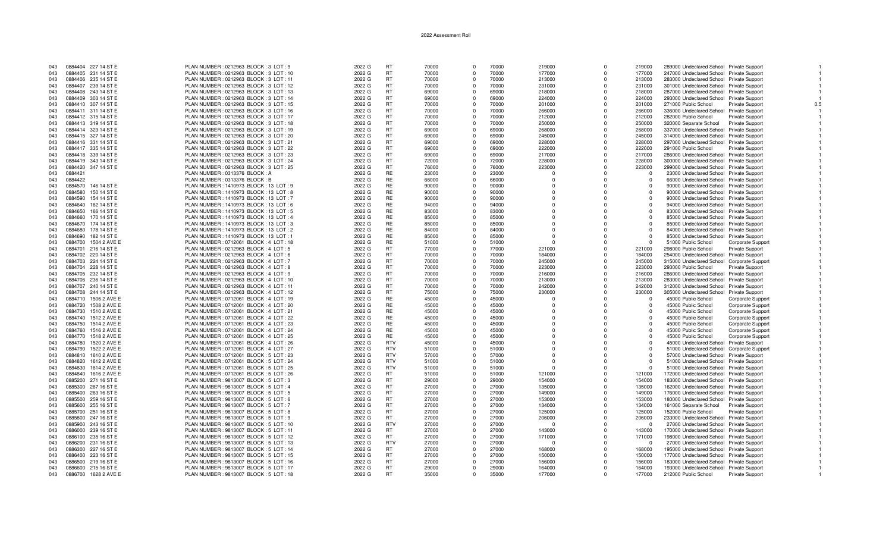# 2022 Assessment Roll

| | | | | | | | | | | | | | | | |
|---|---|---|---|---|---|---|---|---|---|---|---|---|---|---|---|
| 043 | 0884404 227 14 ST E | PLAN NUMBER : 0212963 BLOCK : 3 LOT : 9 | 2022 G | RT | 70000 | 0 | 70000 | 219000 | 0 | 219000 | 289000 | Undeclared School | Private Support | 1 |
| 043 | 0884405 231 14 ST E | PLAN NUMBER : 0212963 BLOCK : 3 LOT : 10 | 2022 G | RT | 70000 | 0 | 70000 | 177000 | 0 | 177000 | 247000 | Undeclared School | Private Support | 1 |
| 043 | 0884406 235 14 ST E | PLAN NUMBER : 0212963 BLOCK : 3 LOT : 11 | 2022 G | RT | 70000 | 0 | 70000 | 213000 | 0 | 213000 | 283000 | Undeclared School | Private Support | 1 |
| 043 | 0884407 239 14 ST E | PLAN NUMBER : 0212963 BLOCK : 3 LOT : 12 | 2022 G | RT | 70000 | 0 | 70000 | 231000 | 0 | 231000 | 301000 | Undeclared School | Private Support | 1 |
| 043 | 0884408 243 14 ST E | PLAN NUMBER : 0212963 BLOCK : 3 LOT : 13 | 2022 G | RT | 69000 | 0 | 69000 | 218000 | 0 | 218000 | 287000 | Undeclared School | Private Support | 1 |
| 043 | 0884409 303 14 ST E | PLAN NUMBER : 0212963 BLOCK : 3 LOT : 14 | 2022 G | RT | 69000 | 0 | 69000 | 224000 | 0 | 224000 | 293000 | Undeclared School | Private Support | 1 |
| 043 | 0884410 307 14 ST E | PLAN NUMBER : 0212963 BLOCK : 3 LOT : 15 | 2022 G | RT | 70000 | 0 | 70000 | 201000 | 0 | 201000 | 271000 | Public School | Private Support | 0.5 |
| 043 | 0884411 311 14 ST E | PLAN NUMBER : 0212963 BLOCK : 3 LOT : 16 | 2022 G | RT | 70000 | 0 | 70000 | 266000 | 0 | 266000 | 336000 | Undeclared School | Private Support | 1 |
| 043 | 0884412 315 14 ST E | PLAN NUMBER : 0212963 BLOCK : 3 LOT : 17 | 2022 G | RT | 70000 | 0 | 70000 | 212000 | 0 | 212000 | 282000 | Public School | Private Support | 1 |
| 043 | 0884413 319 14 ST E | PLAN NUMBER : 0212963 BLOCK : 3 LOT : 18 | 2022 G | RT | 70000 | 0 | 70000 | 250000 | 0 | 250000 | 320000 | Separate School | Private Support | 1 |
| 043 | 0884414 323 14 ST E | PLAN NUMBER : 0212963 BLOCK : 3 LOT : 19 | 2022 G | RT | 69000 | 0 | 69000 | 268000 | 0 | 268000 | 337000 | Undeclared School | Private Support | 1 |
| 043 | 0884415 327 14 ST E | PLAN NUMBER : 0212963 BLOCK : 3 LOT : 20 | 2022 G | RT | 69000 | 0 | 69000 | 245000 | 0 | 245000 | 314000 | Undeclared School | Private Support | 1 |
| 043 | 0884416 331 14 ST E | PLAN NUMBER : 0212963 BLOCK : 3 LOT : 21 | 2022 G | RT | 69000 | 0 | 69000 | 228000 | 0 | 228000 | 297000 | Undeclared School | Private Support | 1 |
| 043 | 0884417 335 14 ST E | PLAN NUMBER : 0212963 BLOCK : 3 LOT : 22 | 2022 G | RT | 69000 | 0 | 69000 | 222000 | 0 | 222000 | 291000 | Public School | Private Support | 1 |
| 043 | 0884418 339 14 ST E | PLAN NUMBER : 0212963 BLOCK : 3 LOT : 23 | 2022 G | RT | 69000 | 0 | 69000 | 217000 | 0 | 217000 | 286000 | Undeclared School | Private Support | 1 |
| 043 | 0884419 343 14 ST E | PLAN NUMBER : 0212963 BLOCK : 3 LOT : 24 | 2022 G | RT | 72000 | 0 | 72000 | 228000 | 0 | 228000 | 300000 | Undeclared School | Private Support | 1 |
| 043 | 0884420 347 14 ST E | PLAN NUMBER : 0212963 BLOCK : 3 LOT : 25 | 2022 G | RT | 76000 | 0 | 76000 | 223000 | 0 | 223000 | 299000 | Undeclared School | Private Support | 1 |
| 043 | 0884421 | PLAN NUMBER : 0313376 BLOCK : A | 2022 G | RE | 23000 | 0 | 23000 | 0 | 0 | 0 | 23000 | Undeclared School | Private Support | 1 |
| 043 | 0884422 | PLAN NUMBER : 0313376 BLOCK : B | 2022 G | RE | 66000 | 0 | 66000 | 0 | 0 | 0 | 66000 | Undeclared School | Private Support | 1 |
| 043 | 0884570 146 14 ST E | PLAN NUMBER : 1410973 BLOCK : 13 LOT : 9 | 2022 G | RE | 90000 | 0 | 90000 | 0 | 0 | 0 | 90000 | Undeclared School | Private Support | 1 |
| 043 | 0884580 150 14 ST E | PLAN NUMBER : 1410973 BLOCK : 13 LOT : 8 | 2022 G | RE | 90000 | 0 | 90000 | 0 | 0 | 0 | 90000 | Undeclared School | Private Support | 1 |
| 043 | 0884590 154 14 ST E | PLAN NUMBER : 1410973 BLOCK : 13 LOT : 7 | 2022 G | RE | 90000 | 0 | 90000 | 0 | 0 | 0 | 90000 | Undeclared School | Private Support | 1 |
| 043 | 0884640 162 14 ST E | PLAN NUMBER : 1410973 BLOCK : 13 LOT : 6 | 2022 G | RE | 94000 | 0 | 94000 | 0 | 0 | 0 | 94000 | Undeclared School | Private Support | 1 |
| 043 | 0884650 166 14 ST E | PLAN NUMBER : 1410973 BLOCK : 13 LOT : 5 | 2022 G | RE | 83000 | 0 | 83000 | 0 | 0 | 0 | 83000 | Undeclared School | Private Support | 1 |
| 043 | 0884660 170 14 ST E | PLAN NUMBER : 1410973 BLOCK : 13 LOT : 4 | 2022 G | RE | 85000 | 0 | 85000 | 0 | 0 | 0 | 85000 | Undeclared School | Private Support | 1 |
| 043 | 0884670 174 14 ST E | PLAN NUMBER : 1410973 BLOCK : 13 LOT : 3 | 2022 G | RE | 85000 | 0 | 85000 | 0 | 0 | 0 | 85000 | Undeclared School | Private Support | 1 |
| 043 | 0884680 178 14 ST E | PLAN NUMBER : 1410973 BLOCK : 13 LOT : 2 | 2022 G | RE | 84000 | 0 | 84000 | 0 | 0 | 0 | 84000 | Undeclared School | Private Support | 1 |
| 043 | 0884690 182 14 ST E | PLAN NUMBER : 1410973 BLOCK : 13 LOT : 1 | 2022 G | RE | 85000 | 0 | 85000 | 0 | 0 | 0 | 85000 | Undeclared School | Private Support | 1 |
| 043 | 0884700 1504 2 AVE E | PLAN NUMBER : 0712061 BLOCK : 4 LOT : 18 | 2022 G | RE | 51000 | 0 | 51000 | 0 | 0 | 0 | 51000 | Public School | Corporate Support | 1 |
| 043 | 0884701 216 14 ST E | PLAN NUMBER : 0212963 BLOCK : 4 LOT : 5 | 2022 G | RT | 77000 | 0 | 77000 | 221000 | 0 | 221000 | 298000 | Public School | Private Support | 1 |
| 043 | 0884702 220 14 ST E | PLAN NUMBER : 0212963 BLOCK : 4 LOT : 6 | 2022 G | RT | 70000 | 0 | 70000 | 184000 | 0 | 184000 | 254000 | Undeclared School | Private Support | 1 |
| 043 | 0884703 224 14 ST E | PLAN NUMBER : 0212963 BLOCK : 4 LOT : 7 | 2022 G | RT | 70000 | 0 | 70000 | 245000 | 0 | 245000 | 315000 | Undeclared School | Corporate Support | 1 |
| 043 | 0884704 228 14 ST E | PLAN NUMBER : 0212963 BLOCK : 4 LOT : 8 | 2022 G | RT | 70000 | 0 | 70000 | 223000 | 0 | 223000 | 293000 | Public School | Private Support | 1 |
| 043 | 0884705 232 14 ST E | PLAN NUMBER : 0212963 BLOCK : 4 LOT : 9 | 2022 G | RT | 70000 | 0 | 70000 | 216000 | 0 | 216000 | 286000 | Undeclared School | Private Support | 1 |
| 043 | 0884706 236 14 ST E | PLAN NUMBER : 0212963 BLOCK : 4 LOT : 10 | 2022 G | RT | 70000 | 0 | 70000 | 213000 | 0 | 213000 | 283000 | Undeclared School | Private Support | 1 |
| 043 | 0884707 240 14 ST E | PLAN NUMBER : 0212963 BLOCK : 4 LOT : 11 | 2022 G | RT | 70000 | 0 | 70000 | 242000 | 0 | 242000 | 312000 | Undeclared School | Private Support | 1 |
| 043 | 0884708 244 14 ST E | PLAN NUMBER : 0212963 BLOCK : 4 LOT : 12 | 2022 G | RT | 75000 | 0 | 75000 | 230000 | 0 | 230000 | 305000 | Undeclared School | Private Support | 1 |
| 043 | 0884710 1506 2 AVE E | PLAN NUMBER : 0712061 BLOCK : 4 LOT : 19 | 2022 G | RE | 45000 | 0 | 45000 | 0 | 0 | 0 | 45000 | Public School | Corporate Support | 1 |
| 043 | 0884720 1508 2 AVE E | PLAN NUMBER : 0712061 BLOCK : 4 LOT : 20 | 2022 G | RE | 45000 | 0 | 45000 | 0 | 0 | 0 | 45000 | Public School | Corporate Support | 1 |
| 043 | 0884730 1510 2 AVE E | PLAN NUMBER : 0712061 BLOCK : 4 LOT : 21 | 2022 G | RE | 45000 | 0 | 45000 | 0 | 0 | 0 | 45000 | Public School | Corporate Support | 1 |
| 043 | 0884740 1512 2 AVE E | PLAN NUMBER : 0712061 BLOCK : 4 LOT : 22 | 2022 G | RE | 45000 | 0 | 45000 | 0 | 0 | 0 | 45000 | Public School | Corporate Support | 1 |
| 043 | 0884750 1514 2 AVE E | PLAN NUMBER : 0712061 BLOCK : 4 LOT : 23 | 2022 G | RE | 45000 | 0 | 45000 | 0 | 0 | 0 | 45000 | Public School | Corporate Support | 1 |
| 043 | 0884760 1516 2 AVE E | PLAN NUMBER : 0712061 BLOCK : 4 LOT : 24 | 2022 G | RE | 45000 | 0 | 45000 | 0 | 0 | 0 | 45000 | Public School | Corporate Support | 1 |
| 043 | 0884770 1518 2 AVE E | PLAN NUMBER : 0712061 BLOCK : 4 LOT : 25 | 2022 G | RE | 45000 | 0 | 45000 | 0 | 0 | 0 | 45000 | Public School | Corporate Support | 1 |
| 043 | 0884780 1520 2 AVE E | PLAN NUMBER : 0712061 BLOCK : 4 LOT : 26 | 2022 G | RTV | 45000 | 0 | 45000 | 0 | 0 | 0 | 45000 | Undeclared School | Private Support | 1 |
| 043 | 0884790 1522 2 AVE E | PLAN NUMBER : 0712061 BLOCK : 4 LOT : 27 | 2022 G | RTV | 51000 | 0 | 51000 | 0 | 0 | 0 | 51000 | Undeclared School | Corporate Support | 1 |
| 043 | 0884810 1610 2 AVE E | PLAN NUMBER : 0712061 BLOCK : 5 LOT : 23 | 2022 G | RTV | 57000 | 0 | 57000 | 0 | 0 | 0 | 57000 | Undeclared School | Private Support | 1 |
| 043 | 0884820 1612 2 AVE E | PLAN NUMBER : 0712061 BLOCK : 5 LOT : 24 | 2022 G | RTV | 51000 | 0 | 51000 | 0 | 0 | 0 | 51000 | Undeclared School | Private Support | 1 |
| 043 | 0884830 1614 2 AVE E | PLAN NUMBER : 0712061 BLOCK : 5 LOT : 25 | 2022 G | RTV | 51000 | 0 | 51000 | 0 | 0 | 0 | 51000 | Undeclared School | Private Support | 1 |
| 043 | 0884840 1616 2 AVE E | PLAN NUMBER : 0712061 BLOCK : 5 LOT : 26 | 2022 G | RT | 51000 | 0 | 51000 | 121000 | 0 | 121000 | 172000 | Undeclared School | Private Support | 1 |
| 043 | 0885200 271 16 ST E | PLAN NUMBER : 9813007 BLOCK : 5 LOT : 3 | 2022 G | RT | 29000 | 0 | 29000 | 154000 | 0 | 154000 | 183000 | Undeclared School | Private Support | 1 |
| 043 | 0885300 267 16 ST E | PLAN NUMBER : 9813007 BLOCK : 5 LOT : 4 | 2022 G | RT | 27000 | 0 | 27000 | 135000 | 0 | 135000 | 162000 | Undeclared School | Private Support | 1 |
| 043 | 0885400 263 16 ST E | PLAN NUMBER : 9813007 BLOCK : 5 LOT : 5 | 2022 G | RT | 27000 | 0 | 27000 | 149000 | 0 | 149000 | 176000 | Undeclared School | Private Support | 1 |
| 043 | 0885500 259 16 ST E | PLAN NUMBER : 9813007 BLOCK : 5 LOT : 6 | 2022 G | RT | 27000 | 0 | 27000 | 153000 | 0 | 153000 | 180000 | Undeclared School | Private Support | 1 |
| 043 | 0885600 255 16 ST E | PLAN NUMBER : 9813007 BLOCK : 5 LOT : 7 | 2022 G | RT | 27000 | 0 | 27000 | 134000 | 0 | 134000 | 161000 | Separate School | Private Support | 1 |
| 043 | 0885700 251 16 ST E | PLAN NUMBER : 9813007 BLOCK : 5 LOT : 8 | 2022 G | RT | 27000 | 0 | 27000 | 125000 | 0 | 125000 | 152000 | Public School | Private Support | 1 |
| 043 | 0885800 247 16 ST E | PLAN NUMBER : 9813007 BLOCK : 5 LOT : 9 | 2022 G | RT | 27000 | 0 | 27000 | 206000 | 0 | 206000 | 233000 | Undeclared School | Private Support | 1 |
| 043 | 0885900 243 16 ST E | PLAN NUMBER : 9813007 BLOCK : 5 LOT : 10 | 2022 G | RTV | 27000 | 0 | 27000 | 0 | 0 | 0 | 27000 | Undeclared School | Private Support | 1 |
| 043 | 0886000 239 16 ST E | PLAN NUMBER : 9813007 BLOCK : 5 LOT : 11 | 2022 G | RT | 27000 | 0 | 27000 | 143000 | 0 | 143000 | 170000 | Undeclared School | Private Support | 1 |
| 043 | 0886100 235 16 ST E | PLAN NUMBER : 9813007 BLOCK : 5 LOT : 12 | 2022 G | RT | 27000 | 0 | 27000 | 171000 | 0 | 171000 | 198000 | Undeclared School | Private Support | 1 |
| 043 | 0886200 231 16 ST E | PLAN NUMBER : 9813007 BLOCK : 5 LOT : 13 | 2022 G | RTV | 27000 | 0 | 27000 | 0 | 0 | 0 | 27000 | Undeclared School | Private Support | 1 |
| 043 | 0886300 227 16 ST E | PLAN NUMBER : 9813007 BLOCK : 5 LOT : 14 | 2022 G | RT | 27000 | 0 | 27000 | 168000 | 0 | 168000 | 195000 | Undeclared School | Private Support | 1 |
| 043 | 0886400 223 16 ST E | PLAN NUMBER : 9813007 BLOCK : 5 LOT : 15 | 2022 G | RT | 27000 | 0 | 27000 | 150000 | 0 | 150000 | 177000 | Undeclared School | Private Support | 1 |
| 043 | 0886500 219 16 ST E | PLAN NUMBER : 9813007 BLOCK : 5 LOT : 16 | 2022 G | RT | 27000 | 0 | 27000 | 156000 | 0 | 156000 | 183000 | Undeclared School | Private Support | 1 |
| 043 | 0886600 215 16 ST E | PLAN NUMBER : 9813007 BLOCK : 5 LOT : 17 | 2022 G | RT | 29000 | 0 | 29000 | 164000 | 0 | 164000 | 193000 | Undeclared School | Private Support | 1 |
| 043 | 0886700 1628 2 AVE E | PLAN NUMBER : 9813007 BLOCK : 5 LOT : 18 | 2022 G | RT | 35000 | 0 | 35000 | 177000 | 0 | 177000 | 212000 | Public School | Private Support | 1 |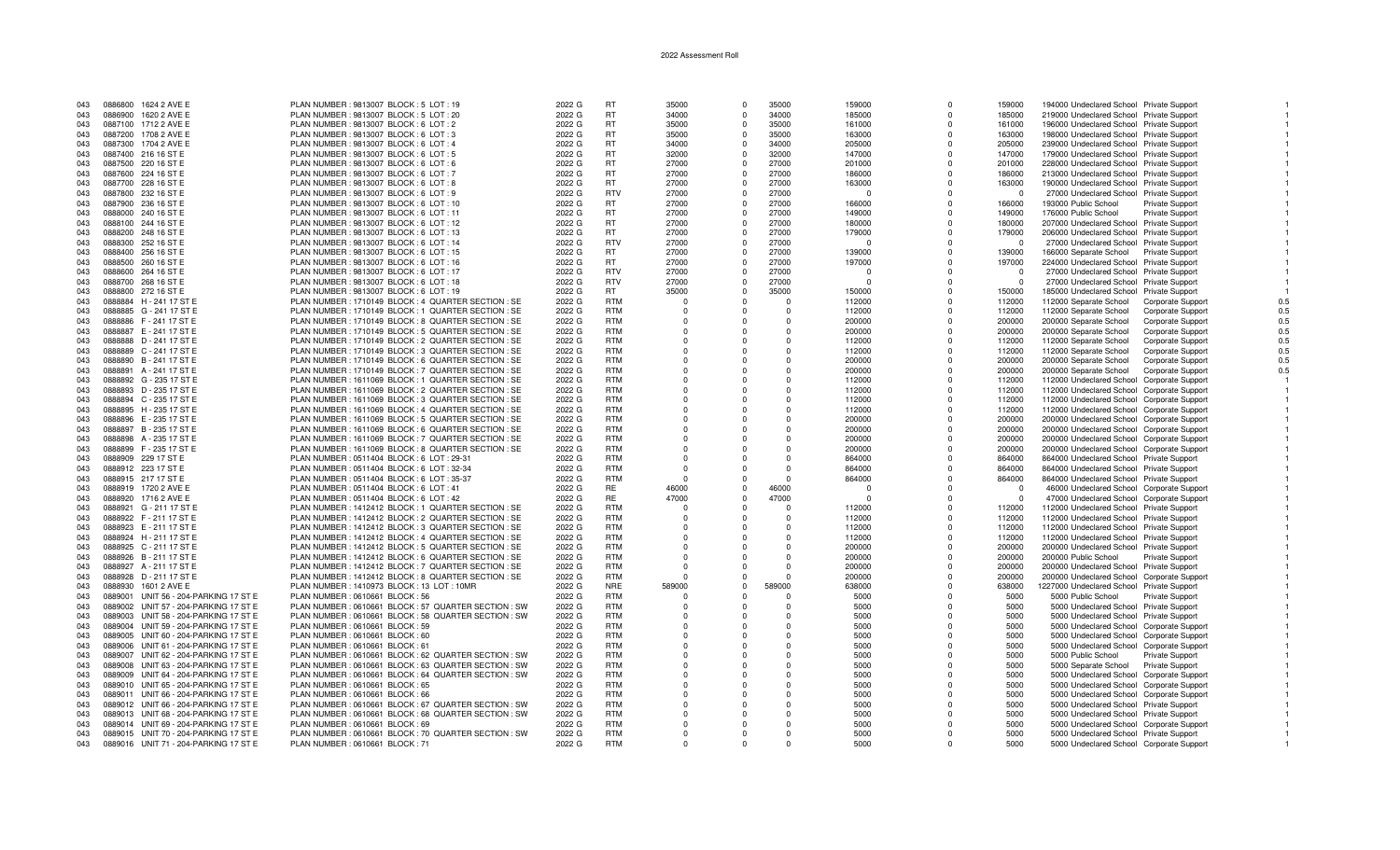| 043 | 0886800 | 1624 2 AVE E | PLAN NUMBER : 9813007 BLOCK : 5 LOT : 19 | 2022 G | RT | 35000 | 0 | 35000 | 159000 | 0 | 159000 | 194000 | Undeclared School | Private Support | 1 |
|---|---|---|---|---|---|---|---|---|---|---|---|---|---|---|---|
| 043 | 0886900 | 1620 2 AVE E | PLAN NUMBER : 9813007 BLOCK : 5 LOT : 20 | 2022 G | RT | 34000 | 0 | 34000 | 185000 | 0 | 185000 | 219000 | Undeclared School | Private Support | 1 |
| 043 | 0887100 | 1712 2 AVE E | PLAN NUMBER : 9813007 BLOCK : 6 LOT : 2 | 2022 G | RT | 35000 | 0 | 35000 | 161000 | 0 | 161000 | 196000 | Undeclared School | Private Support | 1 |
| 043 | 0887200 | 1708 2 AVE E | PLAN NUMBER : 9813007 BLOCK : 6 LOT : 3 | 2022 G | RT | 35000 | 0 | 35000 | 163000 | 0 | 163000 | 198000 | Undeclared School | Private Support | 1 |
| 043 | 0887300 | 1704 2 AVE E | PLAN NUMBER : 9813007 BLOCK : 6 LOT : 4 | 2022 G | RT | 34000 | 0 | 34000 | 205000 | 0 | 205000 | 239000 | Undeclared School | Private Support | 1 |
| 043 | 0887400 | 216 16 ST E | PLAN NUMBER : 9813007 BLOCK : 6 LOT : 5 | 2022 G | RT | 32000 | 0 | 32000 | 147000 | 0 | 147000 | 179000 | Undeclared School | Private Support | 1 |
| 043 | 0887500 | 220 16 ST E | PLAN NUMBER : 9813007 BLOCK : 6 LOT : 6 | 2022 G | RT | 27000 | 0 | 27000 | 201000 | 0 | 201000 | 228000 | Undeclared School | Private Support | 1 |
| 043 | 0887600 | 224 16 ST E | PLAN NUMBER : 9813007 BLOCK : 6 LOT : 7 | 2022 G | RT | 27000 | 0 | 27000 | 186000 | 0 | 186000 | 213000 | Undeclared School | Private Support | 1 |
| 043 | 0887700 | 228 16 ST E | PLAN NUMBER : 9813007 BLOCK : 6 LOT : 8 | 2022 G | RT | 27000 | 0 | 27000 | 163000 | 0 | 163000 | 190000 | Undeclared School | Private Support | 1 |
| 043 | 0887800 | 232 16 ST E | PLAN NUMBER : 9813007 BLOCK : 6 LOT : 9 | 2022 G | RTV | 27000 | 0 | 27000 | 0 | 0 | 0 | 27000 | Undeclared School | Private Support | 1 |
| 043 | 0887900 | 236 16 ST E | PLAN NUMBER : 9813007 BLOCK : 6 LOT : 10 | 2022 G | RT | 27000 | 0 | 27000 | 166000 | 0 | 166000 | 193000 | Public School | Private Support | 1 |
| 043 | 0888000 | 240 16 ST E | PLAN NUMBER : 9813007 BLOCK : 6 LOT : 11 | 2022 G | RT | 27000 | 0 | 27000 | 149000 | 0 | 149000 | 176000 | Public School | Private Support | 1 |
| 043 | 0888100 | 244 16 ST E | PLAN NUMBER : 9813007 BLOCK : 6 LOT : 12 | 2022 G | RT | 27000 | 0 | 27000 | 180000 | 0 | 180000 | 207000 | Undeclared School | Private Support | 1 |
| 043 | 0888200 | 248 16 ST E | PLAN NUMBER : 9813007 BLOCK : 6 LOT : 13 | 2022 G | RT | 27000 | 0 | 27000 | 179000 | 0 | 179000 | 206000 | Undeclared School | Private Support | 1 |
| 043 | 0888300 | 252 16 ST E | PLAN NUMBER : 9813007 BLOCK : 6 LOT : 14 | 2022 G | RTV | 27000 | 0 | 27000 | 0 | 0 | 0 | 27000 | Undeclared School | Private Support | 1 |
| 043 | 0888400 | 256 16 ST E | PLAN NUMBER : 9813007 BLOCK : 6 LOT : 15 | 2022 G | RT | 27000 | 0 | 27000 | 139000 | 0 | 139000 | 166000 | Separate School | Private Support | 1 |
| 043 | 0888500 | 260 16 ST E | PLAN NUMBER : 9813007 BLOCK : 6 LOT : 16 | 2022 G | RT | 27000 | 0 | 27000 | 197000 | 0 | 197000 | 224000 | Undeclared School | Private Support | 1 |
| 043 | 0888600 | 264 16 ST E | PLAN NUMBER : 9813007 BLOCK : 6 LOT : 17 | 2022 G | RTV | 27000 | 0 | 27000 | 0 | 0 | 0 | 27000 | Undeclared School | Private Support | 1 |
| 043 | 0888700 | 268 16 ST E | PLAN NUMBER : 9813007 BLOCK : 6 LOT : 18 | 2022 G | RTV | 27000 | 0 | 27000 | 0 | 0 | 0 | 27000 | Undeclared School | Private Support | 1 |
| 043 | 0888800 | 272 16 ST E | PLAN NUMBER : 9813007 BLOCK : 6 LOT : 19 | 2022 G | RT | 35000 | 0 | 35000 | 150000 | 0 | 150000 | 185000 | Undeclared School | Private Support | 1 |
| 043 | 0888884 | H - 241 17 ST E | PLAN NUMBER : 1710149 BLOCK : 4 QUARTER SECTION : SE | 2022 G | RTM | 0 | 0 | 0 | 112000 | 0 | 112000 | 112000 | Separate School | Corporate Support | 0.5 |
| 043 | 0888885 | G - 241 17 ST E | PLAN NUMBER : 1710149 BLOCK : 1 QUARTER SECTION : SE | 2022 G | RTM | 0 | 0 | 0 | 112000 | 0 | 112000 | 112000 | Separate School | Corporate Support | 0.5 |
| 043 | 0888886 | F - 241 17 ST E | PLAN NUMBER : 1710149 BLOCK : 8 QUARTER SECTION : SE | 2022 G | RTM | 0 | 0 | 0 | 200000 | 0 | 200000 | 200000 | Separate School | Corporate Support | 0.5 |
| 043 | 0888887 | E - 241 17 ST E | PLAN NUMBER : 1710149 BLOCK : 5 QUARTER SECTION : SE | 2022 G | RTM | 0 | 0 | 0 | 200000 | 0 | 200000 | 200000 | Separate School | Corporate Support | 0.5 |
| 043 | 0888888 | D - 241 17 ST E | PLAN NUMBER : 1710149 BLOCK : 2 QUARTER SECTION : SE | 2022 G | RTM | 0 | 0 | 0 | 112000 | 0 | 112000 | 112000 | Separate School | Corporate Support | 0.5 |
| 043 | 0888889 | C - 241 17 ST E | PLAN NUMBER : 1710149 BLOCK : 3 QUARTER SECTION : SE | 2022 G | RTM | 0 | 0 | 0 | 112000 | 0 | 112000 | 112000 | Separate School | Corporate Support | 0.5 |
| 043 | 0888890 | B - 241 17 ST E | PLAN NUMBER : 1710149 BLOCK : 6 QUARTER SECTION : SE | 2022 G | RTM | 0 | 0 | 0 | 200000 | 0 | 200000 | 200000 | Separate School | Corporate Support | 0.5 |
| 043 | 0888891 | A - 241 17 ST E | PLAN NUMBER : 1710149 BLOCK : 7 QUARTER SECTION : SE | 2022 G | RTM | 0 | 0 | 0 | 200000 | 0 | 200000 | 200000 | Separate School | Corporate Support | 0.5 |
| 043 | 0888892 | G - 235 17 ST E | PLAN NUMBER : 1611069 BLOCK : 1 QUARTER SECTION : SE | 2022 G | RTM | 0 | 0 | 0 | 112000 | 0 | 112000 | 112000 | Undeclared School | Corporate Support | 1 |
| 043 | 0888893 | D - 235 17 ST E | PLAN NUMBER : 1611069 BLOCK : 2 QUARTER SECTION : SE | 2022 G | RTM | 0 | 0 | 0 | 112000 | 0 | 112000 | 112000 | Undeclared School | Corporate Support | 1 |
| 043 | 0888894 | C - 235 17 ST E | PLAN NUMBER : 1611069 BLOCK : 3 QUARTER SECTION : SE | 2022 G | RTM | 0 | 0 | 0 | 112000 | 0 | 112000 | 112000 | Undeclared School | Corporate Support | 1 |
| 043 | 0888895 | H - 235 17 ST E | PLAN NUMBER : 1611069 BLOCK : 4 QUARTER SECTION : SE | 2022 G | RTM | 0 | 0 | 0 | 112000 | 0 | 112000 | 112000 | Undeclared School | Corporate Support | 1 |
| 043 | 0888896 | E - 235 17 ST E | PLAN NUMBER : 1611069 BLOCK : 5 QUARTER SECTION : SE | 2022 G | RTM | 0 | 0 | 0 | 200000 | 0 | 200000 | 200000 | Undeclared School | Corporate Support | 1 |
| 043 | 0888897 | B - 235 17 ST E | PLAN NUMBER : 1611069 BLOCK : 6 QUARTER SECTION : SE | 2022 G | RTM | 0 | 0 | 0 | 200000 | 0 | 200000 | 200000 | Undeclared School | Corporate Support | 1 |
| 043 | 0888898 | A - 235 17 ST E | PLAN NUMBER : 1611069 BLOCK : 7 QUARTER SECTION : SE | 2022 G | RTM | 0 | 0 | 0 | 200000 | 0 | 200000 | 200000 | Undeclared School | Corporate Support | 1 |
| 043 | 0888899 | F - 235 17 ST E | PLAN NUMBER : 1611069 BLOCK : 8 QUARTER SECTION : SE | 2022 G | RTM | 0 | 0 | 0 | 200000 | 0 | 200000 | 200000 | Undeclared School | Corporate Support | 1 |
| 043 | 0888909 | 229 17 ST E | PLAN NUMBER : 0511404 BLOCK : 6 LOT : 29-31 | 2022 G | RTM | 0 | 0 | 0 | 864000 | 0 | 864000 | 864000 | Undeclared School | Private Support | 1 |
| 043 | 0888912 | 223 17 ST E | PLAN NUMBER : 0511404 BLOCK : 6 LOT : 32-34 | 2022 G | RTM | 0 | 0 | 0 | 864000 | 0 | 864000 | 864000 | Undeclared School | Private Support | 1 |
| 043 | 0888915 | 217 17 ST E | PLAN NUMBER : 0511404 BLOCK : 6 LOT : 35-37 | 2022 G | RTM | 0 | 0 | 0 | 864000 | 0 | 864000 | 864000 | Undeclared School | Private Support | 1 |
| 043 | 0888919 | 1720 2 AVE E | PLAN NUMBER : 0511404 BLOCK : 6 LOT : 41 | 2022 G | RE | 46000 | 0 | 46000 | 0 | 0 | 0 | 46000 | Undeclared School | Corporate Support | 1 |
| 043 | 0888920 | 1716 2 AVE E | PLAN NUMBER : 0511404 BLOCK : 6 LOT : 42 | 2022 G | RE | 47000 | 0 | 47000 | 0 | 0 | 0 | 47000 | Undeclared School | Corporate Support | 1 |
| 043 | 0888921 | G - 211 17 ST E | PLAN NUMBER : 1412412 BLOCK : 1 QUARTER SECTION : SE | 2022 G | RTM | 0 | 0 | 0 | 112000 | 0 | 112000 | 112000 | Undeclared School | Private Support | 1 |
| 043 | 0888922 | F - 211 17 ST E | PLAN NUMBER : 1412412 BLOCK : 2 QUARTER SECTION : SE | 2022 G | RTM | 0 | 0 | 0 | 112000 | 0 | 112000 | 112000 | Undeclared School | Private Support | 1 |
| 043 | 0888923 | E - 211 17 ST E | PLAN NUMBER : 1412412 BLOCK : 3 QUARTER SECTION : SE | 2022 G | RTM | 0 | 0 | 0 | 112000 | 0 | 112000 | 112000 | Undeclared School | Private Support | 1 |
| 043 | 0888924 | H - 211 17 ST E | PLAN NUMBER : 1412412 BLOCK : 4 QUARTER SECTION : SE | 2022 G | RTM | 0 | 0 | 0 | 112000 | 0 | 112000 | 112000 | Undeclared School | Private Support | 1 |
| 043 | 0888925 | C - 211 17 ST E | PLAN NUMBER : 1412412 BLOCK : 5 QUARTER SECTION : SE | 2022 G | RTM | 0 | 0 | 0 | 200000 | 0 | 200000 | 200000 | Undeclared School | Private Support | 1 |
| 043 | 0888926 | B - 211 17 ST E | PLAN NUMBER : 1412412 BLOCK : 6 QUARTER SECTION : SE | 2022 G | RTM | 0 | 0 | 0 | 200000 | 0 | 200000 | 200000 | Public School | Private Support | 1 |
| 043 | 0888927 | A - 211 17 ST E | PLAN NUMBER : 1412412 BLOCK : 7 QUARTER SECTION : SE | 2022 G | RTM | 0 | 0 | 0 | 200000 | 0 | 200000 | 200000 | Undeclared School | Private Support | 1 |
| 043 | 0888928 | D - 211 17 ST E | PLAN NUMBER : 1412412 BLOCK : 8 QUARTER SECTION : SE | 2022 G | RTM | 0 | 0 | 0 | 200000 | 0 | 200000 | 200000 | Undeclared School | Corporate Support | 1 |
| 043 | 0888930 | 1601 2 AVE E | PLAN NUMBER : 1410973 BLOCK : 13 LOT : 10MR | 2022 G | NRE | 589000 | 0 | 589000 | 638000 | 0 | 638000 | 1227000 | Undeclared School | Private Support | 1 |
| 043 | 0889001 | UNIT 56 - 204-PARKING 17 ST E | PLAN NUMBER : 0610661 BLOCK : 56 | 2022 G | RTM | 0 | 0 | 0 | 5000 | 0 | 5000 | 5000 | Public School | Private Support | 1 |
| 043 | 0889002 | UNIT 57 - 204-PARKING 17 ST E | PLAN NUMBER : 0610661 BLOCK : 57 QUARTER SECTION : SW | 2022 G | RTM | 0 | 0 | 0 | 5000 | 0 | 5000 | 5000 | Undeclared School | Private Support | 1 |
| 043 | 0889003 | UNIT 58 - 204-PARKING 17 ST E | PLAN NUMBER : 0610661 BLOCK : 58 QUARTER SECTION : SW | 2022 G | RTM | 0 | 0 | 0 | 5000 | 0 | 5000 | 5000 | Undeclared School | Private Support | 1 |
| 043 | 0889004 | UNIT 59 - 204-PARKING 17 ST E | PLAN NUMBER : 0610661 BLOCK : 59 | 2022 G | RTM | 0 | 0 | 0 | 5000 | 0 | 5000 | 5000 | Undeclared School | Corporate Support | 1 |
| 043 | 0889005 | UNIT 60 - 204-PARKING 17 ST E | PLAN NUMBER : 0610661 BLOCK : 60 | 2022 G | RTM | 0 | 0 | 0 | 5000 | 0 | 5000 | 5000 | Undeclared School | Corporate Support | 1 |
| 043 | 0889006 | UNIT 61 - 204-PARKING 17 ST E | PLAN NUMBER : 0610661 BLOCK : 61 | 2022 G | RTM | 0 | 0 | 0 | 5000 | 0 | 5000 | 5000 | Undeclared School | Corporate Support | 1 |
| 043 | 0889007 | UNIT 62 - 204-PARKING 17 ST E | PLAN NUMBER : 0610661 BLOCK : 62 QUARTER SECTION : SW | 2022 G | RTM | 0 | 0 | 0 | 5000 | 0 | 5000 | 5000 | Public School | Private Support | 1 |
| 043 | 0889008 | UNIT 63 - 204-PARKING 17 ST E | PLAN NUMBER : 0610661 BLOCK : 63 QUARTER SECTION : SW | 2022 G | RTM | 0 | 0 | 0 | 5000 | 0 | 5000 | 5000 | Separate School | Private Support | 1 |
| 043 | 0889009 | UNIT 64 - 204-PARKING 17 ST E | PLAN NUMBER : 0610661 BLOCK : 64 QUARTER SECTION : SW | 2022 G | RTM | 0 | 0 | 0 | 5000 | 0 | 5000 | 5000 | Undeclared School | Corporate Support | 1 |
| 043 | 0889010 | UNIT 65 - 204-PARKING 17 ST E | PLAN NUMBER : 0610661 BLOCK : 65 | 2022 G | RTM | 0 | 0 | 0 | 5000 | 0 | 5000 | 5000 | Undeclared School | Corporate Support | 1 |
| 043 | 0889011 | UNIT 66 - 204-PARKING 17 ST E | PLAN NUMBER : 0610661 BLOCK : 66 | 2022 G | RTM | 0 | 0 | 0 | 5000 | 0 | 5000 | 5000 | Undeclared School | Corporate Support | 1 |
| 043 | 0889012 | UNIT 66 - 204-PARKING 17 ST E | PLAN NUMBER : 0610661 BLOCK : 67 QUARTER SECTION : SW | 2022 G | RTM | 0 | 0 | 0 | 5000 | 0 | 5000 | 5000 | Undeclared School | Private Support | 1 |
| 043 | 0889013 | UNIT 68 - 204-PARKING 17 ST E | PLAN NUMBER : 0610661 BLOCK : 68 QUARTER SECTION : SW | 2022 G | RTM | 0 | 0 | 0 | 5000 | 0 | 5000 | 5000 | Undeclared School | Private Support | 1 |
| 043 | 0889014 | UNIT 69 - 204-PARKING 17 ST E | PLAN NUMBER : 0610661 BLOCK : 69 | 2022 G | RTM | 0 | 0 | 0 | 5000 | 0 | 5000 | 5000 | Undeclared School | Corporate Support | 1 |
| 043 | 0889015 | UNIT 70 - 204-PARKING 17 ST E | PLAN NUMBER : 0610661 BLOCK : 70 QUARTER SECTION : SW | 2022 G | RTM | 0 | 0 | 0 | 5000 | 0 | 5000 | 5000 | Undeclared School | Private Support | 1 |
| 043 | 0889016 | UNIT 71 - 204-PARKING 17 ST E | PLAN NUMBER : 0610661 BLOCK : 71 | 2022 G | RTM | 0 | 0 | 0 | 5000 | 0 | 5000 | 5000 | Undeclared School | Corporate Support | 1 |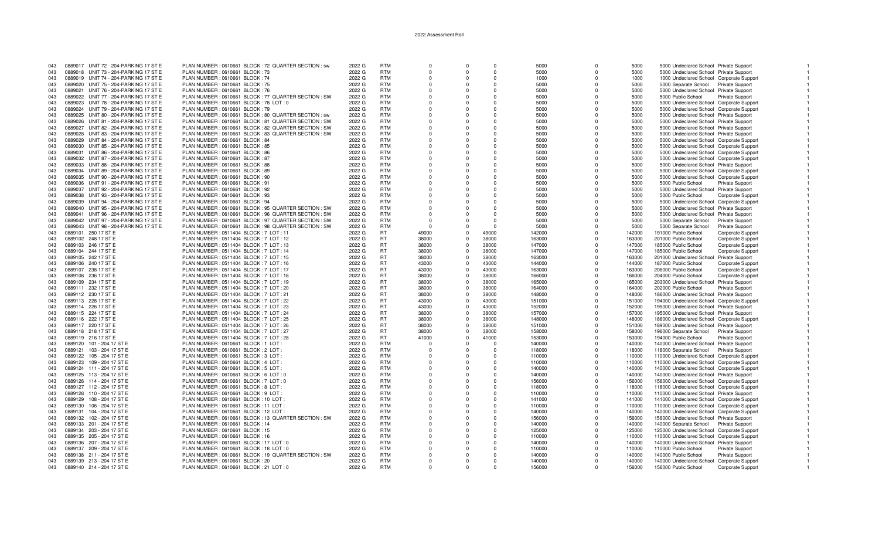# 2022 Assessment Roll

| | | | | | | | | | | | | | | | |
|---|---|---|---|---|---|---|---|---|---|---|---|---|---|---|---|
| 043 | 0889017 | UNIT 72 - 204-PARKING 17 ST E | PLAN NUMBER : 0610661 BLOCK : 72 QUARTER SECTION : sw | 2022 G | RTM | 0 | 0 | 0 | 5000 | 0 | 5000 | 5000 Undeclared School | Private Support | | 1 |
| 043 | 0889018 | UNIT 73 - 204-PARKING 17 ST E | PLAN NUMBER : 0610661 BLOCK : 73 | 2022 G | RTM | 0 | 0 | 0 | 5000 | 0 | 5000 | 5000 Undeclared School | Private Support | | 1 |
| 043 | 0889019 | UNIT 74 - 204-PARKING 17 ST E | PLAN NUMBER : 0610661 BLOCK : 74 | 2022 G | RTM | 0 | 0 | 0 | 1000 | 0 | 1000 | 1000 Undeclared School | Corporate Support | | 1 |
| 043 | 0889020 | UNIT 75 - 204-PARKING 17 ST E | PLAN NUMBER : 0610661 BLOCK : 75 | 2022 G | RTM | 0 | 0 | 0 | 5000 | 0 | 5000 | 5000 Separate School | Private Support | | 1 |
| 043 | 0889021 | UNIT 76 - 204-PARKING 17 ST E | PLAN NUMBER : 0610661 BLOCK : 76 | 2022 G | RTM | 0 | 0 | 0 | 5000 | 0 | 5000 | 5000 Undeclared School | Private Support | | 1 |
| 043 | 0889022 | UNIT 77 - 204-PARKING 17 ST E | PLAN NUMBER : 0610661 BLOCK : 77 QUARTER SECTION : SW | 2022 G | RTM | 0 | 0 | 0 | 5000 | 0 | 5000 | 5000 Public School | Private Support | | 1 |
| 043 | 0889023 | UNIT 78 - 204-PARKING 17 ST E | PLAN NUMBER : 0610661 BLOCK : 78 LOT : 0 | 2022 G | RTM | 0 | 0 | 0 | 5000 | 0 | 5000 | 5000 Undeclared School | Corporate Support | | 1 |
| 043 | 0889024 | UNIT 79 - 204-PARKING 17 ST E | PLAN NUMBER : 0610661 BLOCK : 79 | 2022 G | RTM | 0 | 0 | 0 | 5000 | 0 | 5000 | 5000 Undeclared School | Corporate Support | | 1 |
| 043 | 0889025 | UNIT 80 - 204-PARKING 17 ST E | PLAN NUMBER : 0610661 BLOCK : 80 QUARTER SECTION : sw | 2022 G | RTM | 0 | 0 | 0 | 5000 | 0 | 5000 | 5000 Undeclared School | Private Support | | 1 |
| 043 | 0889026 | UNIT 81 - 204-PARKING 17 ST E | PLAN NUMBER : 0610661 BLOCK : 81 QUARTER SECTION : SW | 2022 G | RTM | 0 | 0 | 0 | 5000 | 0 | 5000 | 5000 Undeclared School | Private Support | | 1 |
| 043 | 0889027 | UNIT 82 - 204-PARKING 17 ST E | PLAN NUMBER : 0610661 BLOCK : 82 QUARTER SECTION : SW | 2022 G | RTM | 0 | 0 | 0 | 5000 | 0 | 5000 | 5000 Undeclared School | Private Support | | 1 |
| 043 | 0889028 | UNIT 83 - 204-PARKING 17 ST E | PLAN NUMBER : 0610661 BLOCK : 83 QUARTER SECTION : SW | 2022 G | RTM | 0 | 0 | 0 | 5000 | 0 | 5000 | 5000 Undeclared School | Private Support | | 1 |
| 043 | 0889029 | UNIT 84 - 204-PARKING 17 ST E | PLAN NUMBER : 0610661 BLOCK : 84 | 2022 G | RTM | 0 | 0 | 0 | 5000 | 0 | 5000 | 5000 Undeclared School | Corporate Support | | 1 |
| 043 | 0889030 | UNIT 85 - 204-PARKING 17 ST E | PLAN NUMBER : 0610661 BLOCK : 85 | 2022 G | RTM | 0 | 0 | 0 | 5000 | 0 | 5000 | 5000 Undeclared School | Corporate Support | | 1 |
| 043 | 0889031 | UNIT 86 - 204-PARKING 17 ST E | PLAN NUMBER : 0610661 BLOCK : 86 | 2022 G | RTM | 0 | 0 | 0 | 5000 | 0 | 5000 | 5000 Undeclared School | Corporate Support | | 1 |
| 043 | 0889032 | UNIT 87 - 204-PARKING 17 ST E | PLAN NUMBER : 0610661 BLOCK : 87 | 2022 G | RTM | 0 | 0 | 0 | 5000 | 0 | 5000 | 5000 Undeclared School | Corporate Support | | 1 |
| 043 | 0889033 | UNIT 88 - 204-PARKING 17 ST E | PLAN NUMBER : 0610661 BLOCK : 88 | 2022 G | RTM | 0 | 0 | 0 | 5000 | 0 | 5000 | 5000 Undeclared School | Private Support | | 1 |
| 043 | 0889034 | UNIT 89 - 204-PARKING 17 ST E | PLAN NUMBER : 0610661 BLOCK : 89 | 2022 G | RTM | 0 | 0 | 0 | 5000 | 0 | 5000 | 5000 Undeclared School | Corporate Support | | 1 |
| 043 | 0889035 | UNIT 90 - 204-PARKING 17 ST E | PLAN NUMBER : 0610661 BLOCK : 90 | 2022 G | RTM | 0 | 0 | 0 | 5000 | 0 | 5000 | 5000 Undeclared School | Corporate Support | | 1 |
| 043 | 0889036 | UNIT 91 - 204-PARKING 17 ST E | PLAN NUMBER : 0610661 BLOCK : 91 | 2022 G | RTM | 0 | 0 | 0 | 5000 | 0 | 5000 | 5000 Public School | Private Support | | 1 |
| 043 | 0889037 | UNIT 92 - 204-PARKING 17 ST E | PLAN NUMBER : 0610661 BLOCK : 92 | 2022 G | RTM | 0 | 0 | 0 | 5000 | 0 | 5000 | 5000 Undeclared School | Private Support | | 1 |
| 043 | 0889038 | UNIT 93 - 204-PARKING 17 ST E | PLAN NUMBER : 0610661 BLOCK : 93 | 2022 G | RTM | 0 | 0 | 0 | 5000 | 0 | 5000 | 5000 Public School | Corporate Support | | 1 |
| 043 | 0889039 | UNIT 94 - 204-PARKING 17 ST E | PLAN NUMBER : 0610661 BLOCK : 94 | 2022 G | RTM | 0 | 0 | 0 | 5000 | 0 | 5000 | 5000 Undeclared School | Corporate Support | | 1 |
| 043 | 0889040 | UNIT 95 - 204-PARKING 17 ST E | PLAN NUMBER : 0610661 BLOCK : 95 QUARTER SECTION : SW | 2022 G | RTM | 0 | 0 | 0 | 5000 | 0 | 5000 | 5000 Undeclared School | Private Support | | 1 |
| 043 | 0889041 | UNIT 96 - 204-PARKING 17 ST E | PLAN NUMBER : 0610661 BLOCK : 96 QUARTER SECTION : SW | 2022 G | RTM | 0 | 0 | 0 | 5000 | 0 | 5000 | 5000 Undeclared School | Private Support | | 1 |
| 043 | 0889042 | UNIT 97 - 204-PARKING 17 ST E | PLAN NUMBER : 0610661 BLOCK : 97 QUARTER SECTION : SW | 2022 G | RTM | 0 | 0 | 0 | 5000 | 0 | 5000 | 5000 Separate School | Private Support | | 1 |
| 043 | 0889043 | UNIT 98 - 204-PARKING 17 ST E | PLAN NUMBER : 0610661 BLOCK : 98 QUARTER SECTION : SW | 2022 G | RTM | 0 | 0 | 0 | 5000 | 0 | 5000 | 5000 Separate School | Private Support | | 1 |
| 043 | 0889101 | 250 17 ST E | PLAN NUMBER : 0511404 BLOCK : 7 LOT : 11 | 2022 G | RT | 49000 | 0 | 49000 | 142000 | 0 | 142000 | 191000 Public School | Corporate Support | | 1 |
| 043 | 0889102 | 248 17 ST E | PLAN NUMBER : 0511404 BLOCK : 7 LOT : 12 | 2022 G | RT | 38000 | 0 | 38000 | 163000 | 0 | 163000 | 201000 Public School | Corporate Support | | 1 |
| 043 | 0889103 | 246 17 ST E | PLAN NUMBER : 0511404 BLOCK : 7 LOT : 13 | 2022 G | RT | 38000 | 0 | 38000 | 147000 | 0 | 147000 | 185000 Public School | Corporate Support | | 1 |
| 043 | 0889104 | 244 17 ST E | PLAN NUMBER : 0511404 BLOCK : 7 LOT : 14 | 2022 G | RT | 38000 | 0 | 38000 | 147000 | 0 | 147000 | 185000 Public School | Corporate Support | | 1 |
| 043 | 0889105 | 242 17 ST E | PLAN NUMBER : 0511404 BLOCK : 7 LOT : 15 | 2022 G | RT | 38000 | 0 | 38000 | 163000 | 0 | 163000 | 201000 Undeclared School | Private Support | | 1 |
| 043 | 0889106 | 240 17 ST E | PLAN NUMBER : 0511404 BLOCK : 7 LOT : 16 | 2022 G | RT | 43000 | 0 | 43000 | 144000 | 0 | 144000 | 187000 Public School | Corporate Support | | 1 |
| 043 | 0889107 | 238 17 ST E | PLAN NUMBER : 0511404 BLOCK : 7 LOT : 17 | 2022 G | RT | 43000 | 0 | 43000 | 163000 | 0 | 163000 | 206000 Public School | Corporate Support | | 1 |
| 043 | 0889108 | 236 17 ST E | PLAN NUMBER : 0511404 BLOCK : 7 LOT : 18 | 2022 G | RT | 38000 | 0 | 38000 | 166000 | 0 | 166000 | 204000 Public School | Corporate Support | | 1 |
| 043 | 0889109 | 234 17 ST E | PLAN NUMBER : 0511404 BLOCK : 7 LOT : 19 | 2022 G | RT | 38000 | 0 | 38000 | 165000 | 0 | 165000 | 203000 Undeclared School | Private Support | | 1 |
| 043 | 0889111 | 232 17 ST E | PLAN NUMBER : 0511404 BLOCK : 7 LOT : 20 | 2022 G | RT | 38000 | 0 | 38000 | 164000 | 0 | 164000 | 202000 Public School | Private Support | | 1 |
| 043 | 0889112 | 230 17 ST E | PLAN NUMBER : 0511404 BLOCK : 7 LOT : 21 | 2022 G | RT | 38000 | 0 | 38000 | 148000 | 0 | 148000 | 186000 Undeclared School | Private Support | | 1 |
| 043 | 0889113 | 228 17 ST E | PLAN NUMBER : 0511404 BLOCK : 7 LOT : 22 | 2022 G | RT | 43000 | 0 | 43000 | 151000 | 0 | 151000 | 194000 Undeclared School | Corporate Support | | 1 |
| 043 | 0889114 | 226 17 ST E | PLAN NUMBER : 0511404 BLOCK : 7 LOT : 23 | 2022 G | RT | 43000 | 0 | 43000 | 152000 | 0 | 152000 | 195000 Undeclared School | Private Support | | 1 |
| 043 | 0889115 | 224 17 ST E | PLAN NUMBER : 0511404 BLOCK : 7 LOT : 24 | 2022 G | RT | 38000 | 0 | 38000 | 157000 | 0 | 157000 | 195000 Undeclared School | Private Support | | 1 |
| 043 | 0889116 | 222 17 ST E | PLAN NUMBER : 0511404 BLOCK : 7 LOT : 25 | 2022 G | RT | 38000 | 0 | 38000 | 148000 | 0 | 148000 | 186000 Undeclared School | Corporate Support | | 1 |
| 043 | 0889117 | 220 17 ST E | PLAN NUMBER : 0511404 BLOCK : 7 LOT : 26 | 2022 G | RT | 38000 | 0 | 38000 | 151000 | 0 | 151000 | 189000 Undeclared School | Private Support | | 1 |
| 043 | 0889118 | 218 17 ST E | PLAN NUMBER : 0511404 BLOCK : 7 LOT : 27 | 2022 G | RT | 38000 | 0 | 38000 | 158000 | 0 | 158000 | 196000 Separate School | Private Support | | 1 |
| 043 | 0889119 | 216 17 ST E | PLAN NUMBER : 0511404 BLOCK : 7 LOT : 28 | 2022 G | RT | 41000 | 0 | 41000 | 153000 | 0 | 153000 | 194000 Public School | Private Support | | 1 |
| 043 | 0889120 | 101 - 204 17 ST E | PLAN NUMBER : 0610661 BLOCK : 1 LOT : | 2022 G | RTM | 0 | 0 | 0 | 140000 | 0 | 140000 | 140000 Undeclared School | Private Support | | 1 |
| 043 | 0889121 | 103 - 204 17 ST E | PLAN NUMBER : 0610661 BLOCK : 2 LOT : | 2022 G | RTM | 0 | 0 | 0 | 118000 | 0 | 118000 | 118000 Separate School | Private Support | | 1 |
| 043 | 0889122 | 105 - 204 17 ST E | PLAN NUMBER : 0610661 BLOCK : 3 LOT : | 2022 G | RTM | 0 | 0 | 0 | 110000 | 0 | 110000 | 110000 Undeclared School | Corporate Support | | 1 |
| 043 | 0889123 | 109 - 204 17 ST E | PLAN NUMBER : 0610661 BLOCK : 4 LOT : | 2022 G | RTM | 0 | 0 | 0 | 110000 | 0 | 110000 | 110000 Undeclared School | Corporate Support | | 1 |
| 043 | 0889124 | 111 - 204 17 ST E | PLAN NUMBER : 0610661 BLOCK : 5 LOT : | 2022 G | RTM | 0 | 0 | 0 | 140000 | 0 | 140000 | 140000 Undeclared School | Corporate Support | | 1 |
| 043 | 0889125 | 113 - 204 17 ST E | PLAN NUMBER : 0610661 BLOCK : 6 LOT : 0 | 2022 G | RTM | 0 | 0 | 0 | 140000 | 0 | 140000 | 140000 Undeclared School | Private Support | | 1 |
| 043 | 0889126 | 114 - 204 17 ST E | PLAN NUMBER : 0610661 BLOCK : 7 LOT : 0 | 2022 G | RTM | 0 | 0 | 0 | 156000 | 0 | 156000 | 156000 Undeclared School | Corporate Support | | 1 |
| 043 | 0889127 | 112 - 204 17 ST E | PLAN NUMBER : 0610661 BLOCK : 8 LOT : | 2022 G | RTM | 0 | 0 | 0 | 118000 | 0 | 118000 | 118000 Undeclared School | Corporate Support | | 1 |
| 043 | 0889128 | 110 - 204 17 ST E | PLAN NUMBER : 0610661 BLOCK : 9 LOT : | 2022 G | RTM | 0 | 0 | 0 | 110000 | 0 | 110000 | 110000 Undeclared School | Private Support | | 1 |
| 043 | 0889129 | 108 - 204 17 ST E | PLAN NUMBER : 0610661 BLOCK : 10 LOT : | 2022 G | RTM | 0 | 0 | 0 | 141000 | 0 | 141000 | 141000 Undeclared School | Corporate Support | | 1 |
| 043 | 0889130 | 106 - 204 17 ST E | PLAN NUMBER : 0610661 BLOCK : 11 LOT : | 2022 G | RTM | 0 | 0 | 0 | 110000 | 0 | 110000 | 110000 Undeclared School | Corporate Support | | 1 |
| 043 | 0889131 | 104 - 204 17 ST E | PLAN NUMBER : 0610661 BLOCK : 12 LOT : | 2022 G | RTM | 0 | 0 | 0 | 140000 | 0 | 140000 | 140000 Undeclared School | Corporate Support | | 1 |
| 043 | 0889132 | 102 - 204 17 ST E | PLAN NUMBER : 0610661 BLOCK : 13 QUARTER SECTION : SW | 2022 G | RTM | 0 | 0 | 0 | 156000 | 0 | 156000 | 156000 Undeclared School | Private Support | | 1 |
| 043 | 0889133 | 201 - 204 17 ST E | PLAN NUMBER : 0610661 BLOCK : 14 | 2022 G | RTM | 0 | 0 | 0 | 140000 | 0 | 140000 | 140000 Separate School | Private Support | | 1 |
| 043 | 0889134 | 203 - 204 17 ST E | PLAN NUMBER : 0610661 BLOCK : 15 | 2022 G | RTM | 0 | 0 | 0 | 125000 | 0 | 125000 | 125000 Undeclared School | Corporate Support | | 1 |
| 043 | 0889135 | 205 - 204 17 ST E | PLAN NUMBER : 0610661 BLOCK : 16 | 2022 G | RTM | 0 | 0 | 0 | 110000 | 0 | 110000 | 110000 Undeclared School | Corporate Support | | 1 |
| 043 | 0889136 | 207 - 204 17 ST E | PLAN NUMBER : 0610661 BLOCK : 17 LOT : 0 | 2022 G | RTM | 0 | 0 | 0 | 140000 | 0 | 140000 | 140000 Undeclared School | Private Support | | 1 |
| 043 | 0889137 | 209 - 204 17 ST E | PLAN NUMBER : 0610661 BLOCK : 18 LOT : 0 | 2022 G | RTM | 0 | 0 | 0 | 110000 | 0 | 110000 | 110000 Public School | Private Support | | 1 |
| 043 | 0889138 | 211 - 204 17 ST E | PLAN NUMBER : 0610661 BLOCK : 19 QUARTER SECTION : SW | 2022 G | RTM | 0 | 0 | 0 | 140000 | 0 | 140000 | 140000 Public School | Private Support | | 1 |
| 043 | 0889139 | 213 - 204 17 ST E | PLAN NUMBER : 0610661 BLOCK : 20 | 2022 G | RTM | 0 | 0 | 0 | 140000 | 0 | 140000 | 140000 Undeclared School | Corporate Support | | 1 |
| 043 | 0889140 | 214 - 204 17 ST E | PLAN NUMBER : 0610661 BLOCK : 21 LOT : 0 | 2022 G | RTM | 0 | 0 | 0 | 156000 | 0 | 156000 | 156000 Public School | Corporate Support | | 1 |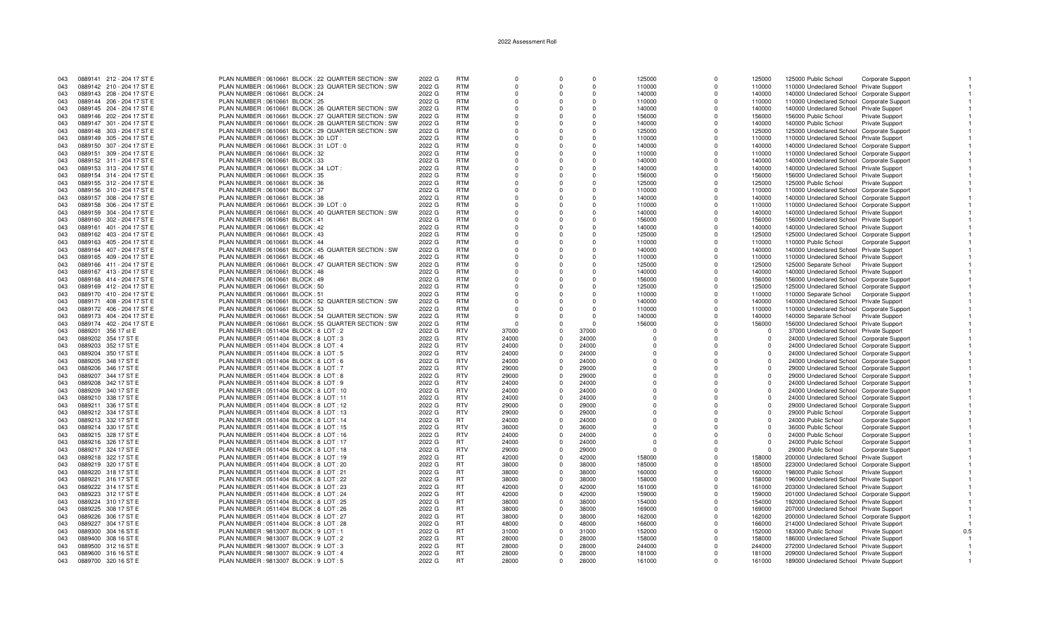2022 Assessment Roll

| | | | | | | | | | | | | | | |
|---|---|---|---|---|---|---|---|---|---|---|---|---|---|---|
| 043 | 0889141 212 - 204 17 ST E | PLAN NUMBER : 0610661 BLOCK : 22 QUARTER SECTION : SW | 2022 G | RTM | 0 | 0 | 0 | 125000 | 0 | 125000 | 125000 Public School | Corporate Support | 1 |
| 043 | 0889142 210 - 204 17 ST E | PLAN NUMBER : 0610661 BLOCK : 23 QUARTER SECTION : SW | 2022 G | RTM | 0 | 0 | 0 | 110000 | 0 | 110000 | 110000 Undeclared School | Private Support | 1 |
| 043 | 0889143 208 - 204 17 ST E | PLAN NUMBER : 0610661 BLOCK : 24 | 2022 G | RTM | 0 | 0 | 0 | 140000 | 0 | 140000 | 140000 Undeclared School | Corporate Support | 1 |
| 043 | 0889144 206 - 204 17 ST E | PLAN NUMBER : 0610661 BLOCK : 25 | 2022 G | RTM | 0 | 0 | 0 | 110000 | 0 | 110000 | 110000 Undeclared School | Corporate Support | 1 |
| 043 | 0889145 204 - 204 17 ST E | PLAN NUMBER : 0610661 BLOCK : 26 QUARTER SECTION : SW | 2022 G | RTM | 0 | 0 | 0 | 140000 | 0 | 140000 | 140000 Undeclared School | Private Support | 1 |
| 043 | 0889146 202 - 204 17 ST E | PLAN NUMBER : 0610661 BLOCK : 27 QUARTER SECTION : SW | 2022 G | RTM | 0 | 0 | 0 | 156000 | 0 | 156000 | 156000 Public School | Private Support | 1 |
| 043 | 0889147 301 - 204 17 ST E | PLAN NUMBER : 0610661 BLOCK : 28 QUARTER SECTION : SW | 2022 G | RTM | 0 | 0 | 0 | 140000 | 0 | 140000 | 140000 Public School | Private Support | 1 |
| 043 | 0889148 303 - 204 17 ST E | PLAN NUMBER : 0610661 BLOCK : 29 QUARTER SECTION : SW | 2022 G | RTM | 0 | 0 | 0 | 125000 | 0 | 125000 | 125000 Undeclared School | Corporate Support | 1 |
| 043 | 0889149 305 - 204 17 ST E | PLAN NUMBER : 0610661 BLOCK : 30 LOT : | 2022 G | RTM | 0 | 0 | 0 | 110000 | 0 | 110000 | 110000 Undeclared School | Private Support | 1 |
| 043 | 0889150 307 - 204 17 ST E | PLAN NUMBER : 0610661 BLOCK : 31 LOT : 0 | 2022 G | RTM | 0 | 0 | 0 | 140000 | 0 | 140000 | 140000 Undeclared School | Corporate Support | 1 |
| 043 | 0889151 309 - 204 17 ST E | PLAN NUMBER : 0610661 BLOCK : 32 | 2022 G | RTM | 0 | 0 | 0 | 110000 | 0 | 110000 | 110000 Undeclared School | Corporate Support | 1 |
| 043 | 0889152 311 - 204 17 ST E | PLAN NUMBER : 0610661 BLOCK : 33 | 2022 G | RTM | 0 | 0 | 0 | 140000 | 0 | 140000 | 140000 Undeclared School | Corporate Support | 1 |
| 043 | 0889153 313 - 204 17 ST E | PLAN NUMBER : 0610661 BLOCK : 34 LOT : | 2022 G | RTM | 0 | 0 | 0 | 140000 | 0 | 140000 | 140000 Undeclared School | Private Support | 1 |
| 043 | 0889154 314 - 204 17 ST E | PLAN NUMBER : 0610661 BLOCK : 35 | 2022 G | RTM | 0 | 0 | 0 | 156000 | 0 | 156000 | 156000 Undeclared School | Private Support | 1 |
| 043 | 0889155 312 - 204 17 ST E | PLAN NUMBER : 0610661 BLOCK : 36 | 2022 G | RTM | 0 | 0 | 0 | 125000 | 0 | 125000 | 125000 Public School | Private Support | 1 |
| 043 | 0889156 310 - 204 17 ST E | PLAN NUMBER : 0610661 BLOCK : 37 | 2022 G | RTM | 0 | 0 | 0 | 110000 | 0 | 110000 | 110000 Undeclared School | Corporate Support | 1 |
| 043 | 0889157 308 - 204 17 ST E | PLAN NUMBER : 0610661 BLOCK : 38 | 2022 G | RTM | 0 | 0 | 0 | 140000 | 0 | 140000 | 140000 Undeclared School | Corporate Support | 1 |
| 043 | 0889158 306 - 204 17 ST E | PLAN NUMBER : 0610661 BLOCK : 39 LOT : 0 | 2022 G | RTM | 0 | 0 | 0 | 110000 | 0 | 110000 | 110000 Undeclared School | Corporate Support | 1 |
| 043 | 0889159 304 - 204 17 ST E | PLAN NUMBER : 0610661 BLOCK : 40 QUARTER SECTION : SW | 2022 G | RTM | 0 | 0 | 0 | 140000 | 0 | 140000 | 140000 Undeclared School | Private Support | 1 |
| 043 | 0889160 302 - 204 17 ST E | PLAN NUMBER : 0610661 BLOCK : 41 | 2022 G | RTM | 0 | 0 | 0 | 156000 | 0 | 156000 | 156000 Undeclared School | Private Support | 1 |
| 043 | 0889161 401 - 204 17 ST E | PLAN NUMBER : 0610661 BLOCK : 42 | 2022 G | RTM | 0 | 0 | 0 | 140000 | 0 | 140000 | 140000 Undeclared School | Private Support | 1 |
| 043 | 0889162 403 - 204 17 ST E | PLAN NUMBER : 0610661 BLOCK : 43 | 2022 G | RTM | 0 | 0 | 0 | 125000 | 0 | 125000 | 125000 Undeclared School | Corporate Support | 1 |
| 043 | 0889163 405 - 204 17 ST E | PLAN NUMBER : 0610661 BLOCK : 44 | 2022 G | RTM | 0 | 0 | 0 | 110000 | 0 | 110000 | 110000 Public School | Corporate Support | 1 |
| 043 | 0889164 407 - 204 17 ST E | PLAN NUMBER : 0610661 BLOCK : 45 QUARTER SECTION : SW | 2022 G | RTM | 0 | 0 | 0 | 140000 | 0 | 140000 | 140000 Undeclared School | Private Support | 1 |
| 043 | 0889165 409 - 204 17 ST E | PLAN NUMBER : 0610661 BLOCK : 46 | 2022 G | RTM | 0 | 0 | 0 | 110000 | 0 | 110000 | 110000 Undeclared School | Private Support | 1 |
| 043 | 0889166 411 - 204 17 ST E | PLAN NUMBER : 0610661 BLOCK : 47 QUARTER SECTION : SW | 2022 G | RTM | 0 | 0 | 0 | 125000 | 0 | 125000 | 125000 Separate School | Private Support | 1 |
| 043 | 0889167 413 - 204 17 ST E | PLAN NUMBER : 0610661 BLOCK : 48 | 2022 G | RTM | 0 | 0 | 0 | 140000 | 0 | 140000 | 140000 Undeclared School | Private Support | 1 |
| 043 | 0889168 414 - 204 17 ST E | PLAN NUMBER : 0610661 BLOCK : 49 | 2022 G | RTM | 0 | 0 | 0 | 156000 | 0 | 156000 | 156000 Undeclared School | Corporate Support | 1 |
| 043 | 0889169 412 - 204 17 ST E | PLAN NUMBER : 0610661 BLOCK : 50 | 2022 G | RTM | 0 | 0 | 0 | 125000 | 0 | 125000 | 125000 Undeclared School | Corporate Support | 1 |
| 043 | 0889170 410 - 204 17 ST E | PLAN NUMBER : 0610661 BLOCK : 51 | 2022 G | RTM | 0 | 0 | 0 | 110000 | 0 | 110000 | 110000 Separate School | Corporate Support | 1 |
| 043 | 0889171 408 - 204 17 ST E | PLAN NUMBER : 0610661 BLOCK : 52 QUARTER SECTION : SW | 2022 G | RTM | 0 | 0 | 0 | 140000 | 0 | 140000 | 140000 Undeclared School | Private Support | 1 |
| 043 | 0889172 406 - 204 17 ST E | PLAN NUMBER : 0610661 BLOCK : 53 | 2022 G | RTM | 0 | 0 | 0 | 110000 | 0 | 110000 | 110000 Undeclared School | Corporate Support | 1 |
| 043 | 0889173 404 - 204 17 ST E | PLAN NUMBER : 0610661 BLOCK : 54 QUARTER SECTION : SW | 2022 G | RTM | 0 | 0 | 0 | 140000 | 0 | 140000 | 140000 Separate School | Private Support | 1 |
| 043 | 0889174 402 - 204 17 ST E | PLAN NUMBER : 0610661 BLOCK : 55 QUARTER SECTION : SW | 2022 G | RTM | 0 | 0 | 0 | 156000 | 0 | 156000 | 156000 Undeclared School | Private Support | 1 |
| 043 | 0889201 356 17 st E | PLAN NUMBER : 0511404 BLOCK : 8 LOT : 2 | 2022 G | RTV | 37000 | 0 | 37000 | 0 | 0 | 0 | 37000 Undeclared School | Private Support | 1 |
| 043 | 0889202 354 17 ST E | PLAN NUMBER : 0511404 BLOCK : 8 LOT : 3 | 2022 G | RTV | 24000 | 0 | 24000 | 0 | 0 | 0 | 24000 Undeclared School | Corporate Support | 1 |
| 043 | 0889203 352 17 ST E | PLAN NUMBER : 0511404 BLOCK : 8 LOT : 4 | 2022 G | RTV | 24000 | 0 | 24000 | 0 | 0 | 0 | 24000 Undeclared School | Corporate Support | 1 |
| 043 | 0889204 350 17 ST E | PLAN NUMBER : 0511404 BLOCK : 8 LOT : 5 | 2022 G | RTV | 24000 | 0 | 24000 | 0 | 0 | 0 | 24000 Undeclared School | Corporate Support | 1 |
| 043 | 0889205 348 17 ST E | PLAN NUMBER : 0511404 BLOCK : 8 LOT : 6 | 2022 G | RTV | 24000 | 0 | 24000 | 0 | 0 | 0 | 24000 Undeclared School | Corporate Support | 1 |
| 043 | 0889206 346 17 ST E | PLAN NUMBER : 0511404 BLOCK : 8 LOT : 7 | 2022 G | RTV | 29000 | 0 | 29000 | 0 | 0 | 0 | 29000 Undeclared School | Corporate Support | 1 |
| 043 | 0889207 344 17 ST E | PLAN NUMBER : 0511404 BLOCK : 8 LOT : 8 | 2022 G | RTV | 29000 | 0 | 29000 | 0 | 0 | 0 | 29000 Undeclared School | Corporate Support | 1 |
| 043 | 0889208 342 17 ST E | PLAN NUMBER : 0511404 BLOCK : 8 LOT : 9 | 2022 G | RTV | 24000 | 0 | 24000 | 0 | 0 | 0 | 24000 Undeclared School | Corporate Support | 1 |
| 043 | 0889209 340 17 ST E | PLAN NUMBER : 0511404 BLOCK : 8 LOT : 10 | 2022 G | RTV | 24000 | 0 | 24000 | 0 | 0 | 0 | 24000 Undeclared School | Corporate Support | 1 |
| 043 | 0889210 338 17 ST E | PLAN NUMBER : 0511404 BLOCK : 8 LOT : 11 | 2022 G | RTV | 24000 | 0 | 24000 | 0 | 0 | 0 | 24000 Undeclared School | Corporate Support | 1 |
| 043 | 0889211 336 17 ST E | PLAN NUMBER : 0511404 BLOCK : 8 LOT : 12 | 2022 G | RTV | 29000 | 0 | 29000 | 0 | 0 | 0 | 29000 Undeclared School | Corporate Support | 1 |
| 043 | 0889212 334 17 ST E | PLAN NUMBER : 0511404 BLOCK : 8 LOT : 13 | 2022 G | RTV | 29000 | 0 | 29000 | 0 | 0 | 0 | 29000 Public School | Corporate Support | 1 |
| 043 | 0889213 332 17 ST E | PLAN NUMBER : 0511404 BLOCK : 8 LOT : 14 | 2022 G | RT | 24000 | 0 | 24000 | 0 | 0 | 0 | 24000 Public School | Corporate Support | 1 |
| 043 | 0889214 330 17 ST E | PLAN NUMBER : 0511404 BLOCK : 8 LOT : 15 | 2022 G | RTV | 36000 | 0 | 36000 | 0 | 0 | 0 | 36000 Public School | Corporate Support | 1 |
| 043 | 0889215 328 17 ST E | PLAN NUMBER : 0511404 BLOCK : 8 LOT : 16 | 2022 G | RTV | 24000 | 0 | 24000 | 0 | 0 | 0 | 24000 Public School | Corporate Support | 1 |
| 043 | 0889216 326 17 ST E | PLAN NUMBER : 0511404 BLOCK : 8 LOT : 17 | 2022 G | RT | 24000 | 0 | 24000 | 0 | 0 | 0 | 24000 Public School | Corporate Support | 1 |
| 043 | 0889217 324 17 ST E | PLAN NUMBER : 0511404 BLOCK : 8 LOT : 18 | 2022 G | RTV | 29000 | 0 | 29000 | 0 | 0 | 0 | 29000 Public School | Corporate Support | 1 |
| 043 | 0889218 322 17 ST E | PLAN NUMBER : 0511404 BLOCK : 8 LOT : 19 | 2022 G | RT | 42000 | 0 | 42000 | 158000 | 0 | 158000 | 200000 Undeclared School | Private Support | 1 |
| 043 | 0889219 320 17 ST E | PLAN NUMBER : 0511404 BLOCK : 8 LOT : 20 | 2022 G | RT | 38000 | 0 | 38000 | 185000 | 0 | 185000 | 223000 Undeclared School | Corporate Support | 1 |
| 043 | 0889220 318 17 ST E | PLAN NUMBER : 0511404 BLOCK : 8 LOT : 21 | 2022 G | RT | 38000 | 0 | 38000 | 160000 | 0 | 160000 | 198000 Public School | Private Support | 1 |
| 043 | 0889221 316 17 ST E | PLAN NUMBER : 0511404 BLOCK : 8 LOT : 22 | 2022 G | RT | 38000 | 0 | 38000 | 158000 | 0 | 158000 | 196000 Undeclared School | Private Support | 1 |
| 043 | 0889222 314 17 ST E | PLAN NUMBER : 0511404 BLOCK : 8 LOT : 23 | 2022 G | RT | 42000 | 0 | 42000 | 161000 | 0 | 161000 | 203000 Undeclared School | Private Support | 1 |
| 043 | 0889223 312 17 ST E | PLAN NUMBER : 0511404 BLOCK : 8 LOT : 24 | 2022 G | RT | 42000 | 0 | 42000 | 159000 | 0 | 159000 | 201000 Undeclared School | Corporate Support | 1 |
| 043 | 0889224 310 17 ST E | PLAN NUMBER : 0511404 BLOCK : 8 LOT : 25 | 2022 G | RT | 38000 | 0 | 38000 | 154000 | 0 | 154000 | 192000 Undeclared School | Private Support | 1 |
| 043 | 0889225 308 17 ST E | PLAN NUMBER : 0511404 BLOCK : 8 LOT : 26 | 2022 G | RT | 38000 | 0 | 38000 | 169000 | 0 | 169000 | 207000 Undeclared School | Private Support | 1 |
| 043 | 0889226 306 17 ST E | PLAN NUMBER : 0511404 BLOCK : 8 LOT : 27 | 2022 G | RT | 38000 | 0 | 38000 | 162000 | 0 | 162000 | 200000 Undeclared School | Corporate Support | 1 |
| 043 | 0889227 304 17 ST E | PLAN NUMBER : 0511404 BLOCK : 8 LOT : 28 | 2022 G | RT | 48000 | 0 | 48000 | 166000 | 0 | 166000 | 214000 Undeclared School | Private Support | 1 |
| 043 | 0889300 304 16 ST E | PLAN NUMBER : 9813007 BLOCK : 9 LOT : 1 | 2022 G | RT | 31000 | 0 | 31000 | 152000 | 0 | 152000 | 183000 Public School | Private Support | 0.5 |
| 043 | 0889400 308 16 ST E | PLAN NUMBER : 9813007 BLOCK : 9 LOT : 2 | 2022 G | RT | 28000 | 0 | 28000 | 158000 | 0 | 158000 | 186000 Undeclared School | Private Support | 1 |
| 043 | 0889500 312 16 ST E | PLAN NUMBER : 9813007 BLOCK : 9 LOT : 3 | 2022 G | RT | 28000 | 0 | 28000 | 244000 | 0 | 244000 | 272000 Undeclared School | Private Support | 1 |
| 043 | 0889600 316 16 ST E | PLAN NUMBER : 9813007 BLOCK : 9 LOT : 4 | 2022 G | RT | 28000 | 0 | 28000 | 181000 | 0 | 181000 | 209000 Undeclared School | Private Support | 1 |
| 043 | 0889700 320 16 ST E | PLAN NUMBER : 9813007 BLOCK : 9 LOT : 5 | 2022 G | RT | 28000 | 0 | 28000 | 161000 | 0 | 161000 | 189000 Undeclared School | Private Support | 1 |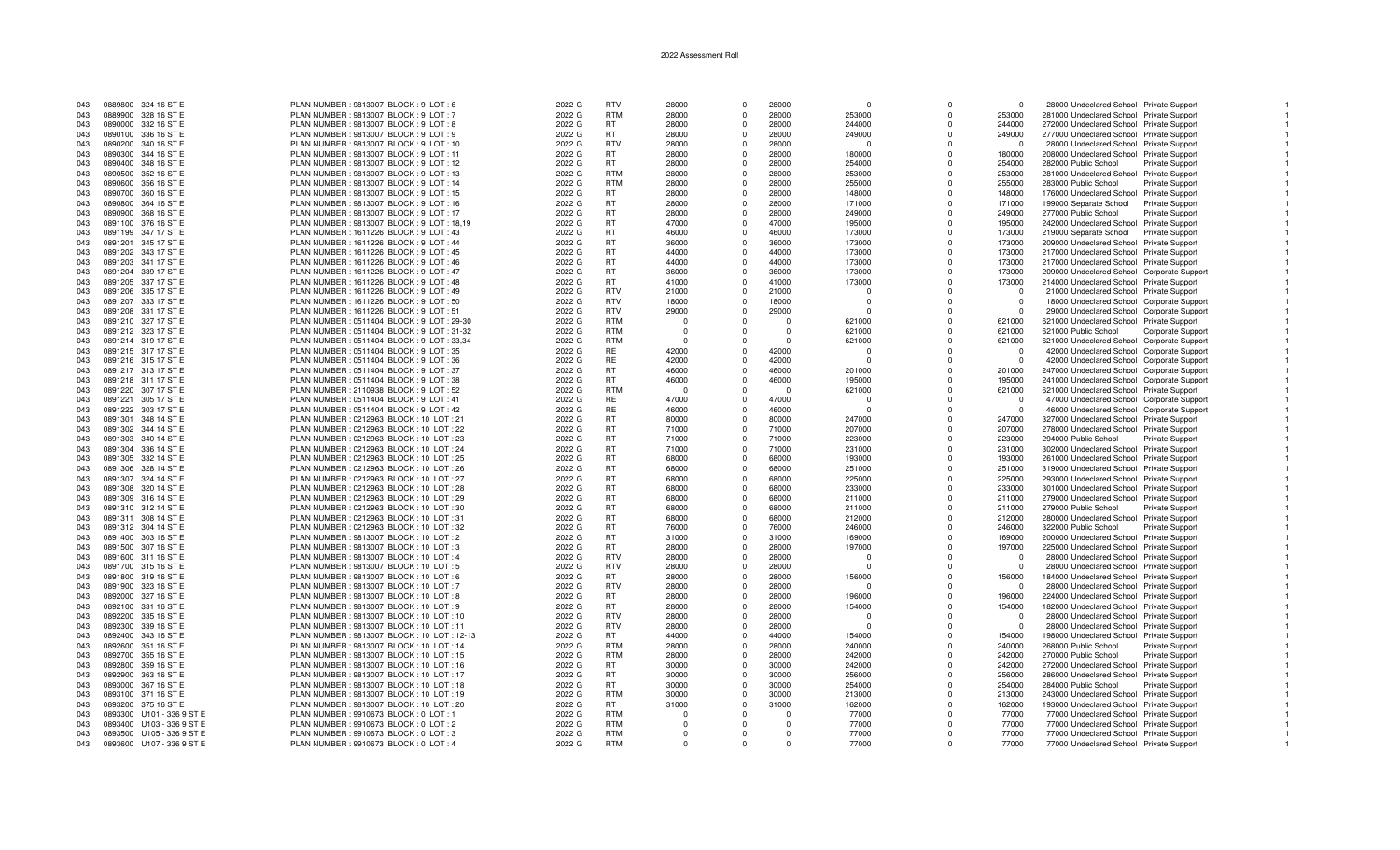2022 Assessment Roll

| | | | | | | | | | | | | | | |
|---|---|---|---|---|---|---|---|---|---|---|---|---|---|---|
| 043 | 0889800 324 16 ST E | PLAN NUMBER : 9813007 BLOCK : 9 LOT : 6 | 2022 G | RTV | 28000 | 0 | 28000 | 0 | 0 | 0 | 28000 Undeclared School | Private Support | | 1 |
| 043 | 0889900 328 16 ST E | PLAN NUMBER : 9813007 BLOCK : 9 LOT : 7 | 2022 G | RTM | 28000 | 0 | 28000 | 253000 | 0 | 253000 | 281000 Undeclared School | Private Support | | 1 |
| 043 | 0890000 332 16 ST E | PLAN NUMBER : 9813007 BLOCK : 9 LOT : 8 | 2022 G | RT | 28000 | 0 | 28000 | 244000 | 0 | 244000 | 272000 Undeclared School | Private Support | | 1 |
| 043 | 0890100 336 16 ST E | PLAN NUMBER : 9813007 BLOCK : 9 LOT : 9 | 2022 G | RT | 28000 | 0 | 28000 | 249000 | 0 | 249000 | 277000 Undeclared School | Private Support | | 1 |
| 043 | 0890200 340 16 ST E | PLAN NUMBER : 9813007 BLOCK : 9 LOT : 10 | 2022 G | RTV | 28000 | 0 | 28000 | 0 | 0 | 0 | 28000 Undeclared School | Private Support | | 1 |
| 043 | 0890300 344 16 ST E | PLAN NUMBER : 9813007 BLOCK : 9 LOT : 11 | 2022 G | RT | 28000 | 0 | 28000 | 180000 | 0 | 180000 | 208000 Undeclared School | Private Support | | 1 |
| 043 | 0890400 348 16 ST E | PLAN NUMBER : 9813007 BLOCK : 9 LOT : 12 | 2022 G | RT | 28000 | 0 | 28000 | 254000 | 0 | 254000 | 282000 Public School | Private Support | | 1 |
| 043 | 0890500 352 16 ST E | PLAN NUMBER : 9813007 BLOCK : 9 LOT : 13 | 2022 G | RTM | 28000 | 0 | 28000 | 253000 | 0 | 253000 | 281000 Undeclared School | Private Support | | 1 |
| 043 | 0890600 356 16 ST E | PLAN NUMBER : 9813007 BLOCK : 9 LOT : 14 | 2022 G | RTM | 28000 | 0 | 28000 | 255000 | 0 | 255000 | 283000 Public School | Private Support | | 1 |
| 043 | 0890700 360 16 ST E | PLAN NUMBER : 9813007 BLOCK : 9 LOT : 15 | 2022 G | RT | 28000 | 0 | 28000 | 148000 | 0 | 148000 | 176000 Undeclared School | Private Support | | 1 |
| 043 | 0890800 364 16 ST E | PLAN NUMBER : 9813007 BLOCK : 9 LOT : 16 | 2022 G | RT | 28000 | 0 | 28000 | 171000 | 0 | 171000 | 199000 Separate School | Private Support | | 1 |
| 043 | 0890900 368 16 ST E | PLAN NUMBER : 9813007 BLOCK : 9 LOT : 17 | 2022 G | RT | 28000 | 0 | 28000 | 249000 | 0 | 249000 | 277000 Public School | Private Support | | 1 |
| 043 | 0891100 376 16 ST E | PLAN NUMBER : 9813007 BLOCK : 9 LOT : 18,19 | 2022 G | RT | 47000 | 0 | 47000 | 195000 | 0 | 195000 | 242000 Undeclared School | Private Support | | 1 |
| 043 | 0891199 347 17 ST E | PLAN NUMBER : 1611226 BLOCK : 9 LOT : 43 | 2022 G | RT | 46000 | 0 | 46000 | 173000 | 0 | 173000 | 219000 Separate School | Private Support | | 1 |
| 043 | 0891201 345 17 ST E | PLAN NUMBER : 1611226 BLOCK : 9 LOT : 44 | 2022 G | RT | 36000 | 0 | 36000 | 173000 | 0 | 173000 | 209000 Undeclared School | Private Support | | 1 |
| 043 | 0891202 343 17 ST E | PLAN NUMBER : 1611226 BLOCK : 9 LOT : 45 | 2022 G | RT | 44000 | 0 | 44000 | 173000 | 0 | 173000 | 217000 Undeclared School | Private Support | | 1 |
| 043 | 0891203 341 17 ST E | PLAN NUMBER : 1611226 BLOCK : 9 LOT : 46 | 2022 G | RT | 44000 | 0 | 44000 | 173000 | 0 | 173000 | 217000 Undeclared School | Private Support | | 1 |
| 043 | 0891204 339 17 ST E | PLAN NUMBER : 1611226 BLOCK : 9 LOT : 47 | 2022 G | RT | 36000 | 0 | 36000 | 173000 | 0 | 173000 | 209000 Undeclared School | Corporate Support | | 1 |
| 043 | 0891205 337 17 ST E | PLAN NUMBER : 1611226 BLOCK : 9 LOT : 48 | 2022 G | RT | 41000 | 0 | 41000 | 173000 | 0 | 173000 | 214000 Undeclared School | Private Support | | 1 |
| 043 | 0891206 335 17 ST E | PLAN NUMBER : 1611226 BLOCK : 9 LOT : 49 | 2022 G | RTV | 21000 | 0 | 21000 | 0 | 0 | 0 | 21000 Undeclared School | Private Support | | 1 |
| 043 | 0891207 333 17 ST E | PLAN NUMBER : 1611226 BLOCK : 9 LOT : 50 | 2022 G | RTV | 18000 | 0 | 18000 | 0 | 0 | 0 | 18000 Undeclared School | Corporate Support | | 1 |
| 043 | 0891208 331 17 ST E | PLAN NUMBER : 1611226 BLOCK : 9 LOT : 51 | 2022 G | RTV | 29000 | 0 | 29000 | 0 | 0 | 0 | 29000 Undeclared School | Corporate Support | | 1 |
| 043 | 0891210 327 17 ST E | PLAN NUMBER : 0511404 BLOCK : 9 LOT : 29-30 | 2022 G | RTM | 0 | 0 | 0 | 621000 | 0 | 621000 | 621000 Undeclared School | Private Support | | 1 |
| 043 | 0891212 323 17 ST E | PLAN NUMBER : 0511404 BLOCK : 9 LOT : 31-32 | 2022 G | RTM | 0 | 0 | 0 | 621000 | 0 | 621000 | 621000 Public School | Corporate Support | | 1 |
| 043 | 0891214 319 17 ST E | PLAN NUMBER : 0511404 BLOCK : 9 LOT : 33,34 | 2022 G | RTM | 0 | 0 | 0 | 621000 | 0 | 621000 | 621000 Undeclared School | Corporate Support | | 1 |
| 043 | 0891215 317 17 ST E | PLAN NUMBER : 0511404 BLOCK : 9 LOT : 35 | 2022 G | RE | 42000 | 0 | 42000 | 0 | 0 | 0 | 42000 Undeclared School | Corporate Support | | 1 |
| 043 | 0891216 315 17 ST E | PLAN NUMBER : 0511404 BLOCK : 9 LOT : 36 | 2022 G | RE | 42000 | 0 | 42000 | 0 | 0 | 0 | 42000 Undeclared School | Corporate Support | | 1 |
| 043 | 0891217 313 17 ST E | PLAN NUMBER : 0511404 BLOCK : 9 LOT : 37 | 2022 G | RT | 46000 | 0 | 46000 | 201000 | 0 | 201000 | 247000 Undeclared School | Corporate Support | | 1 |
| 043 | 0891218 311 17 ST E | PLAN NUMBER : 0511404 BLOCK : 9 LOT : 38 | 2022 G | RT | 46000 | 0 | 46000 | 195000 | 0 | 195000 | 241000 Undeclared School | Corporate Support | | 1 |
| 043 | 0891220 307 17 ST E | PLAN NUMBER : 2110938 BLOCK : 9 LOT : 52 | 2022 G | RTM | 0 | 0 | 0 | 621000 | 0 | 621000 | 621000 Undeclared School | Private Support | | 1 |
| 043 | 0891221 305 17 ST E | PLAN NUMBER : 0511404 BLOCK : 9 LOT : 41 | 2022 G | RE | 47000 | 0 | 47000 | 0 | 0 | 0 | 47000 Undeclared School | Corporate Support | | 1 |
| 043 | 0891222 303 17 ST E | PLAN NUMBER : 0511404 BLOCK : 9 LOT : 42 | 2022 G | RE | 46000 | 0 | 46000 | 0 | 0 | 0 | 46000 Undeclared School | Corporate Support | | 1 |
| 043 | 0891301 348 14 ST E | PLAN NUMBER : 0212963 BLOCK : 10 LOT : 21 | 2022 G | RT | 80000 | 0 | 80000 | 247000 | 0 | 247000 | 327000 Undeclared School | Private Support | | 1 |
| 043 | 0891302 344 14 ST E | PLAN NUMBER : 0212963 BLOCK : 10 LOT : 22 | 2022 G | RT | 71000 | 0 | 71000 | 207000 | 0 | 207000 | 278000 Undeclared School | Private Support | | 1 |
| 043 | 0891303 340 14 ST E | PLAN NUMBER : 0212963 BLOCK : 10 LOT : 23 | 2022 G | RT | 71000 | 0 | 71000 | 223000 | 0 | 223000 | 294000 Public School | Private Support | | 1 |
| 043 | 0891304 336 14 ST E | PLAN NUMBER : 0212963 BLOCK : 10 LOT : 24 | 2022 G | RT | 71000 | 0 | 71000 | 231000 | 0 | 231000 | 302000 Undeclared School | Private Support | | 1 |
| 043 | 0891305 332 14 ST E | PLAN NUMBER : 0212963 BLOCK : 10 LOT : 25 | 2022 G | RT | 68000 | 0 | 68000 | 193000 | 0 | 193000 | 261000 Undeclared School | Private Support | | 1 |
| 043 | 0891306 328 14 ST E | PLAN NUMBER : 0212963 BLOCK : 10 LOT : 26 | 2022 G | RT | 68000 | 0 | 68000 | 251000 | 0 | 251000 | 319000 Undeclared School | Private Support | | 1 |
| 043 | 0891307 324 14 ST E | PLAN NUMBER : 0212963 BLOCK : 10 LOT : 27 | 2022 G | RT | 68000 | 0 | 68000 | 225000 | 0 | 225000 | 293000 Undeclared School | Private Support | | 1 |
| 043 | 0891308 320 14 ST E | PLAN NUMBER : 0212963 BLOCK : 10 LOT : 28 | 2022 G | RT | 68000 | 0 | 68000 | 233000 | 0 | 233000 | 301000 Undeclared School | Private Support | | 1 |
| 043 | 0891309 316 14 ST E | PLAN NUMBER : 0212963 BLOCK : 10 LOT : 29 | 2022 G | RT | 68000 | 0 | 68000 | 211000 | 0 | 211000 | 279000 Undeclared School | Private Support | | 1 |
| 043 | 0891310 312 14 ST E | PLAN NUMBER : 0212963 BLOCK : 10 LOT : 30 | 2022 G | RT | 68000 | 0 | 68000 | 211000 | 0 | 211000 | 279000 Public School | Private Support | | 1 |
| 043 | 0891311 308 14 ST E | PLAN NUMBER : 0212963 BLOCK : 10 LOT : 31 | 2022 G | RT | 68000 | 0 | 68000 | 212000 | 0 | 212000 | 280000 Undeclared School | Private Support | | 1 |
| 043 | 0891312 304 14 ST E | PLAN NUMBER : 0212963 BLOCK : 10 LOT : 32 | 2022 G | RT | 76000 | 0 | 76000 | 246000 | 0 | 246000 | 322000 Public School | Private Support | | 1 |
| 043 | 0891400 303 16 ST E | PLAN NUMBER : 9813007 BLOCK : 10 LOT : 2 | 2022 G | RT | 31000 | 0 | 31000 | 169000 | 0 | 169000 | 200000 Undeclared School | Private Support | | 1 |
| 043 | 0891500 307 16 ST E | PLAN NUMBER : 9813007 BLOCK : 10 LOT : 3 | 2022 G | RT | 28000 | 0 | 28000 | 197000 | 0 | 197000 | 225000 Undeclared School | Private Support | | 1 |
| 043 | 0891600 311 16 ST E | PLAN NUMBER : 9813007 BLOCK : 10 LOT : 4 | 2022 G | RTV | 28000 | 0 | 28000 | 0 | 0 | 0 | 28000 Undeclared School | Private Support | | 1 |
| 043 | 0891700 315 16 ST E | PLAN NUMBER : 9813007 BLOCK : 10 LOT : 5 | 2022 G | RTV | 28000 | 0 | 28000 | 0 | 0 | 0 | 28000 Undeclared School | Private Support | | 1 |
| 043 | 0891800 319 16 ST E | PLAN NUMBER : 9813007 BLOCK : 10 LOT : 6 | 2022 G | RT | 28000 | 0 | 28000 | 156000 | 0 | 156000 | 184000 Undeclared School | Private Support | | 1 |
| 043 | 0891900 323 16 ST E | PLAN NUMBER : 9813007 BLOCK : 10 LOT : 7 | 2022 G | RTV | 28000 | 0 | 28000 | 0 | 0 | 0 | 28000 Undeclared School | Private Support | | 1 |
| 043 | 0892000 327 16 ST E | PLAN NUMBER : 9813007 BLOCK : 10 LOT : 8 | 2022 G | RT | 28000 | 0 | 28000 | 196000 | 0 | 196000 | 224000 Undeclared School | Private Support | | 1 |
| 043 | 0892100 331 16 ST E | PLAN NUMBER : 9813007 BLOCK : 10 LOT : 9 | 2022 G | RT | 28000 | 0 | 28000 | 154000 | 0 | 154000 | 182000 Undeclared School | Private Support | | 1 |
| 043 | 0892200 335 16 ST E | PLAN NUMBER : 9813007 BLOCK : 10 LOT : 10 | 2022 G | RTV | 28000 | 0 | 28000 | 0 | 0 | 0 | 28000 Undeclared School | Private Support | | 1 |
| 043 | 0892300 339 16 ST E | PLAN NUMBER : 9813007 BLOCK : 10 LOT : 11 | 2022 G | RTV | 28000 | 0 | 28000 | 0 | 0 | 0 | 28000 Undeclared School | Private Support | | 1 |
| 043 | 0892400 343 16 ST E | PLAN NUMBER : 9813007 BLOCK : 10 LOT : 12-13 | 2022 G | RT | 44000 | 0 | 44000 | 154000 | 0 | 154000 | 198000 Undeclared School | Private Support | | 1 |
| 043 | 0892600 351 16 ST E | PLAN NUMBER : 9813007 BLOCK : 10 LOT : 14 | 2022 G | RTM | 28000 | 0 | 28000 | 240000 | 0 | 240000 | 268000 Public School | Private Support | | 1 |
| 043 | 0892700 355 16 ST E | PLAN NUMBER : 9813007 BLOCK : 10 LOT : 15 | 2022 G | RTM | 28000 | 0 | 28000 | 242000 | 0 | 242000 | 270000 Public School | Private Support | | 1 |
| 043 | 0892800 359 16 ST E | PLAN NUMBER : 9813007 BLOCK : 10 LOT : 16 | 2022 G | RT | 30000 | 0 | 30000 | 242000 | 0 | 242000 | 272000 Undeclared School | Private Support | | 1 |
| 043 | 0892900 363 16 ST E | PLAN NUMBER : 9813007 BLOCK : 10 LOT : 17 | 2022 G | RT | 30000 | 0 | 30000 | 256000 | 0 | 256000 | 286000 Undeclared School | Private Support | | 1 |
| 043 | 0893000 367 16 ST E | PLAN NUMBER : 9813007 BLOCK : 10 LOT : 18 | 2022 G | RT | 30000 | 0 | 30000 | 254000 | 0 | 254000 | 284000 Public School | Private Support | | 1 |
| 043 | 0893100 371 16 ST E | PLAN NUMBER : 9813007 BLOCK : 10 LOT : 19 | 2022 G | RTM | 30000 | 0 | 30000 | 213000 | 0 | 213000 | 243000 Undeclared School | Private Support | | 1 |
| 043 | 0893200 375 16 ST E | PLAN NUMBER : 9813007 BLOCK : 10 LOT : 20 | 2022 G | RT | 31000 | 0 | 31000 | 162000 | 0 | 162000 | 193000 Undeclared School | Private Support | | 1 |
| 043 | 0893300 U101 - 336 9 ST E | PLAN NUMBER : 9910673 BLOCK : 0 LOT : 1 | 2022 G | RTM | 0 | 0 | 0 | 77000 | 0 | 77000 | 77000 Undeclared School | Private Support | | 1 |
| 043 | 0893400 U103 - 336 9 ST E | PLAN NUMBER : 9910673 BLOCK : 0 LOT : 2 | 2022 G | RTM | 0 | 0 | 0 | 77000 | 0 | 77000 | 77000 Undeclared School | Private Support | | 1 |
| 043 | 0893500 U105 - 336 9 ST E | PLAN NUMBER : 9910673 BLOCK : 0 LOT : 3 | 2022 G | RTM | 0 | 0 | 0 | 77000 | 0 | 77000 | 77000 Undeclared School | Private Support | | 1 |
| 043 | 0893600 U107 - 336 9 ST E | PLAN NUMBER : 9910673 BLOCK : 0 LOT : 4 | 2022 G | RTM | 0 | 0 | 0 | 77000 | 0 | 77000 | 77000 Undeclared School | Private Support | | 1 |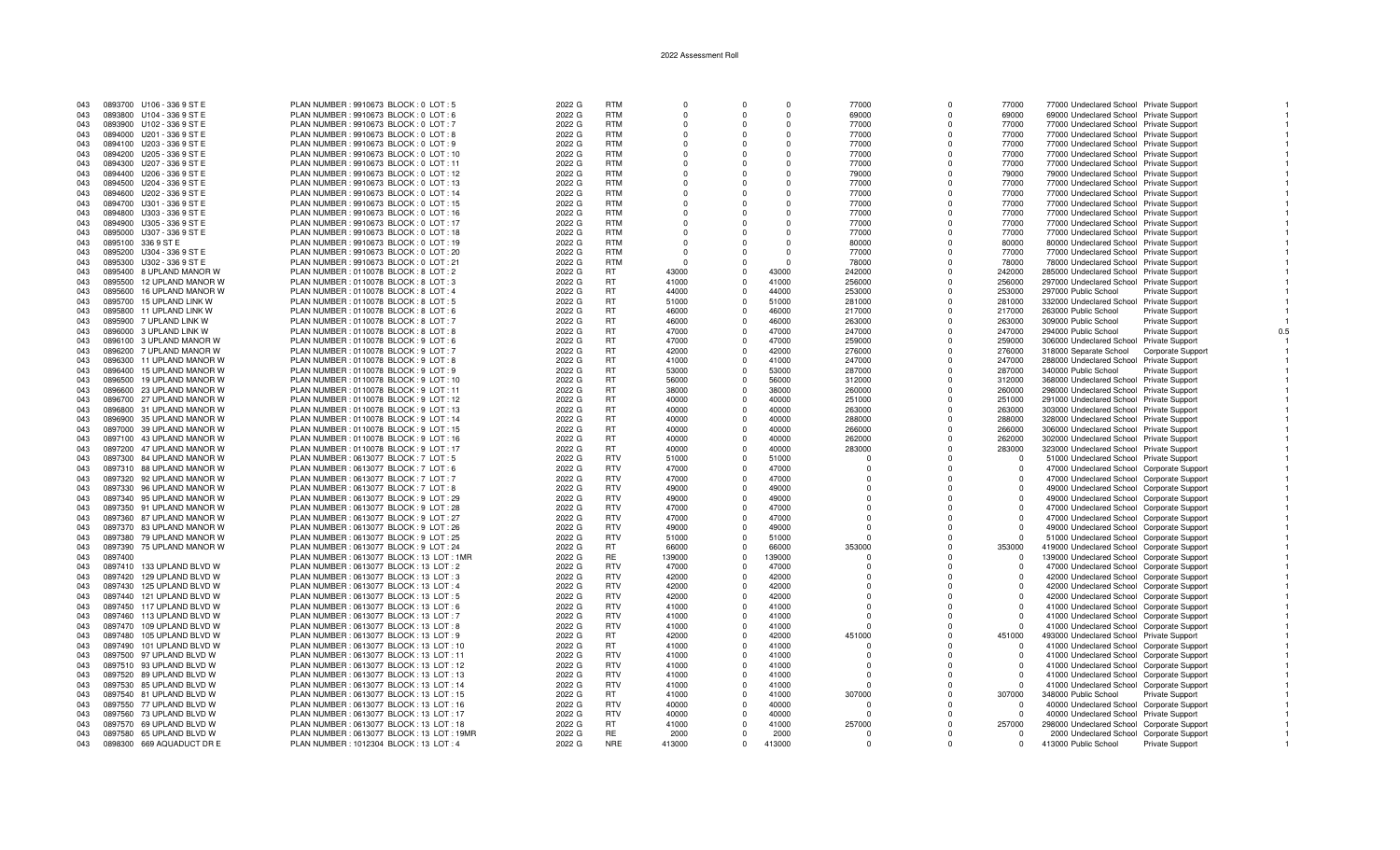# 2022 Assessment Roll

| | | | | | | | | | | | | | | | |
|---|---|---|---|---|---|---|---|---|---|---|---|---|---|---|---|
| 043 | 0893700 | U106 - 336 9 ST E | PLAN NUMBER : 9910673 BLOCK : 0 LOT : 5 | 2022 G | RTM | 0 | 0 | 0 | 77000 | 0 | 77000 | 77000 | Undeclared School | Private Support | 1 |
| 043 | 0893800 | U104 - 336 9 ST E | PLAN NUMBER : 9910673 BLOCK : 0 LOT : 6 | 2022 G | RTM | 0 | 0 | 0 | 69000 | 0 | 69000 | 69000 | Undeclared School | Private Support | 1 |
| 043 | 0893900 | U102 - 336 9 ST E | PLAN NUMBER : 9910673 BLOCK : 0 LOT : 7 | 2022 G | RTM | 0 | 0 | 0 | 77000 | 0 | 77000 | 77000 | Undeclared School | Private Support | 1 |
| 043 | 0894000 | U201 - 336 9 ST E | PLAN NUMBER : 9910673 BLOCK : 0 LOT : 8 | 2022 G | RTM | 0 | 0 | 0 | 77000 | 0 | 77000 | 77000 | Undeclared School | Private Support | 1 |
| 043 | 0894100 | U203 - 336 9 ST E | PLAN NUMBER : 9910673 BLOCK : 0 LOT : 9 | 2022 G | RTM | 0 | 0 | 0 | 77000 | 0 | 77000 | 77000 | Undeclared School | Private Support | 1 |
| 043 | 0894200 | U205 - 336 9 ST E | PLAN NUMBER : 9910673 BLOCK : 0 LOT : 10 | 2022 G | RTM | 0 | 0 | 0 | 77000 | 0 | 77000 | 77000 | Undeclared School | Private Support | 1 |
| 043 | 0894300 | U207 - 336 9 ST E | PLAN NUMBER : 9910673 BLOCK : 0 LOT : 11 | 2022 G | RTM | 0 | 0 | 0 | 77000 | 0 | 77000 | 77000 | Undeclared School | Private Support | 1 |
| 043 | 0894400 | U206 - 336 9 ST E | PLAN NUMBER : 9910673 BLOCK : 0 LOT : 12 | 2022 G | RTM | 0 | 0 | 0 | 79000 | 0 | 79000 | 79000 | Undeclared School | Private Support | 1 |
| 043 | 0894500 | U204 - 336 9 ST E | PLAN NUMBER : 9910673 BLOCK : 0 LOT : 13 | 2022 G | RTM | 0 | 0 | 0 | 77000 | 0 | 77000 | 77000 | Undeclared School | Private Support | 1 |
| 043 | 0894600 | U202 - 336 9 ST E | PLAN NUMBER : 9910673 BLOCK : 0 LOT : 14 | 2022 G | RTM | 0 | 0 | 0 | 77000 | 0 | 77000 | 77000 | Undeclared School | Private Support | 1 |
| 043 | 0894700 | U301 - 336 9 ST E | PLAN NUMBER : 9910673 BLOCK : 0 LOT : 15 | 2022 G | RTM | 0 | 0 | 0 | 77000 | 0 | 77000 | 77000 | Undeclared School | Private Support | 1 |
| 043 | 0894800 | U303 - 336 9 ST E | PLAN NUMBER : 9910673 BLOCK : 0 LOT : 16 | 2022 G | RTM | 0 | 0 | 0 | 77000 | 0 | 77000 | 77000 | Undeclared School | Private Support | 1 |
| 043 | 0894900 | U305 - 336 9 ST E | PLAN NUMBER : 9910673 BLOCK : 0 LOT : 17 | 2022 G | RTM | 0 | 0 | 0 | 77000 | 0 | 77000 | 77000 | Undeclared School | Private Support | 1 |
| 043 | 0895000 | U307 - 336 9 ST E | PLAN NUMBER : 9910673 BLOCK : 0 LOT : 18 | 2022 G | RTM | 0 | 0 | 0 | 77000 | 0 | 77000 | 77000 | Undeclared School | Private Support | 1 |
| 043 | 0895100 | 336 9 ST E | PLAN NUMBER : 9910673 BLOCK : 0 LOT : 19 | 2022 G | RTM | 0 | 0 | 0 | 80000 | 0 | 80000 | 80000 | Undeclared School | Private Support | 1 |
| 043 | 0895200 | U304 - 336 9 ST E | PLAN NUMBER : 9910673 BLOCK : 0 LOT : 20 | 2022 G | RTM | 0 | 0 | 0 | 77000 | 0 | 77000 | 77000 | Undeclared School | Private Support | 1 |
| 043 | 0895300 | U302 - 336 9 ST E | PLAN NUMBER : 9910673 BLOCK : 0 LOT : 21 | 2022 G | RTM | 0 | 0 | 0 | 78000 | 0 | 78000 | 78000 | Undeclared School | Private Support | 1 |
| 043 | 0895400 | 8 UPLAND MANOR W | PLAN NUMBER : 0110078 BLOCK : 8 LOT : 2 | 2022 G | RT | 43000 | 0 | 43000 | 242000 | 0 | 242000 | 285000 | Undeclared School | Private Support | 1 |
| 043 | 0895500 | 12 UPLAND MANOR W | PLAN NUMBER : 0110078 BLOCK : 8 LOT : 3 | 2022 G | RT | 41000 | 0 | 41000 | 256000 | 0 | 256000 | 297000 | Undeclared School | Private Support | 1 |
| 043 | 0895600 | 16 UPLAND MANOR W | PLAN NUMBER : 0110078 BLOCK : 8 LOT : 4 | 2022 G | RT | 44000 | 0 | 44000 | 253000 | 0 | 253000 | 297000 | Public School | Private Support | 1 |
| 043 | 0895700 | 15 UPLAND LINK W | PLAN NUMBER : 0110078 BLOCK : 8 LOT : 5 | 2022 G | RT | 51000 | 0 | 51000 | 281000 | 0 | 281000 | 332000 | Undeclared School | Private Support | 1 |
| 043 | 0895800 | 11 UPLAND LINK W | PLAN NUMBER : 0110078 BLOCK : 8 LOT : 6 | 2022 G | RT | 46000 | 0 | 46000 | 217000 | 0 | 217000 | 263000 | Public School | Private Support | 1 |
| 043 | 0895900 | 7 UPLAND LINK W | PLAN NUMBER : 0110078 BLOCK : 8 LOT : 7 | 2022 G | RT | 46000 | 0 | 46000 | 263000 | 0 | 263000 | 309000 | Public School | Private Support | 1 |
| 043 | 0896000 | 3 UPLAND LINK W | PLAN NUMBER : 0110078 BLOCK : 8 LOT : 8 | 2022 G | RT | 47000 | 0 | 47000 | 247000 | 0 | 247000 | 294000 | Public School | Private Support | 0.5 |
| 043 | 0896100 | 3 UPLAND MANOR W | PLAN NUMBER : 0110078 BLOCK : 9 LOT : 6 | 2022 G | RT | 47000 | 0 | 47000 | 259000 | 0 | 259000 | 306000 | Undeclared School | Private Support | 1 |
| 043 | 0896200 | 7 UPLAND MANOR W | PLAN NUMBER : 0110078 BLOCK : 9 LOT : 7 | 2022 G | RT | 42000 | 0 | 42000 | 276000 | 0 | 276000 | 318000 | Separate School | Corporate Support | 1 |
| 043 | 0896300 | 11 UPLAND MANOR W | PLAN NUMBER : 0110078 BLOCK : 9 LOT : 8 | 2022 G | RT | 41000 | 0 | 41000 | 247000 | 0 | 247000 | 288000 | Undeclared School | Private Support | 1 |
| 043 | 0896400 | 15 UPLAND MANOR W | PLAN NUMBER : 0110078 BLOCK : 9 LOT : 9 | 2022 G | RT | 53000 | 0 | 53000 | 287000 | 0 | 287000 | 340000 | Public School | Private Support | 1 |
| 043 | 0896500 | 19 UPLAND MANOR W | PLAN NUMBER : 0110078 BLOCK : 9 LOT : 10 | 2022 G | RT | 56000 | 0 | 56000 | 312000 | 0 | 312000 | 368000 | Undeclared School | Private Support | 1 |
| 043 | 0896600 | 23 UPLAND MANOR W | PLAN NUMBER : 0110078 BLOCK : 9 LOT : 11 | 2022 G | RT | 38000 | 0 | 38000 | 260000 | 0 | 260000 | 298000 | Undeclared School | Private Support | 1 |
| 043 | 0896700 | 27 UPLAND MANOR W | PLAN NUMBER : 0110078 BLOCK : 9 LOT : 12 | 2022 G | RT | 40000 | 0 | 40000 | 251000 | 0 | 251000 | 291000 | Undeclared School | Private Support | 1 |
| 043 | 0896800 | 31 UPLAND MANOR W | PLAN NUMBER : 0110078 BLOCK : 9 LOT : 13 | 2022 G | RT | 40000 | 0 | 40000 | 263000 | 0 | 263000 | 303000 | Undeclared School | Private Support | 1 |
| 043 | 0896900 | 35 UPLAND MANOR W | PLAN NUMBER : 0110078 BLOCK : 9 LOT : 14 | 2022 G | RT | 40000 | 0 | 40000 | 288000 | 0 | 288000 | 328000 | Undeclared School | Private Support | 1 |
| 043 | 0897000 | 39 UPLAND MANOR W | PLAN NUMBER : 0110078 BLOCK : 9 LOT : 15 | 2022 G | RT | 40000 | 0 | 40000 | 266000 | 0 | 266000 | 306000 | Undeclared School | Private Support | 1 |
| 043 | 0897100 | 43 UPLAND MANOR W | PLAN NUMBER : 0110078 BLOCK : 9 LOT : 16 | 2022 G | RT | 40000 | 0 | 40000 | 262000 | 0 | 262000 | 302000 | Undeclared School | Private Support | 1 |
| 043 | 0897200 | 47 UPLAND MANOR W | PLAN NUMBER : 0110078 BLOCK : 9 LOT : 17 | 2022 G | RT | 40000 | 0 | 40000 | 283000 | 0 | 283000 | 323000 | Undeclared School | Private Support | 1 |
| 043 | 0897300 | 84 UPLAND MANOR W | PLAN NUMBER : 0613077 BLOCK : 7 LOT : 5 | 2022 G | RTV | 51000 | 0 | 51000 | 0 | 0 | 0 | 51000 | Undeclared School | Private Support | 1 |
| 043 | 0897310 | 88 UPLAND MANOR W | PLAN NUMBER : 0613077 BLOCK : 7 LOT : 6 | 2022 G | RTV | 47000 | 0 | 47000 | 0 | 0 | 0 | 47000 | Undeclared School | Corporate Support | 1 |
| 043 | 0897320 | 92 UPLAND MANOR W | PLAN NUMBER : 0613077 BLOCK : 7 LOT : 7 | 2022 G | RTV | 47000 | 0 | 47000 | 0 | 0 | 0 | 47000 | Undeclared School | Corporate Support | 1 |
| 043 | 0897330 | 96 UPLAND MANOR W | PLAN NUMBER : 0613077 BLOCK : 7 LOT : 8 | 2022 G | RTV | 49000 | 0 | 49000 | 0 | 0 | 0 | 49000 | Undeclared School | Corporate Support | 1 |
| 043 | 0897340 | 95 UPLAND MANOR W | PLAN NUMBER : 0613077 BLOCK : 9 LOT : 29 | 2022 G | RTV | 49000 | 0 | 49000 | 0 | 0 | 0 | 49000 | Undeclared School | Corporate Support | 1 |
| 043 | 0897350 | 91 UPLAND MANOR W | PLAN NUMBER : 0613077 BLOCK : 9 LOT : 28 | 2022 G | RTV | 47000 | 0 | 47000 | 0 | 0 | 0 | 47000 | Undeclared School | Corporate Support | 1 |
| 043 | 0897360 | 87 UPLAND MANOR W | PLAN NUMBER : 0613077 BLOCK : 9 LOT : 27 | 2022 G | RTV | 47000 | 0 | 47000 | 0 | 0 | 0 | 47000 | Undeclared School | Corporate Support | 1 |
| 043 | 0897370 | 83 UPLAND MANOR W | PLAN NUMBER : 0613077 BLOCK : 9 LOT : 26 | 2022 G | RTV | 49000 | 0 | 49000 | 0 | 0 | 0 | 49000 | Undeclared School | Corporate Support | 1 |
| 043 | 0897380 | 79 UPLAND MANOR W | PLAN NUMBER : 0613077 BLOCK : 9 LOT : 25 | 2022 G | RTV | 51000 | 0 | 51000 | 0 | 0 | 0 | 51000 | Undeclared School | Corporate Support | 1 |
| 043 | 0897390 | 75 UPLAND MANOR W | PLAN NUMBER : 0613077 BLOCK : 9 LOT : 24 | 2022 G | RT | 66000 | 0 | 66000 | 353000 | 0 | 353000 | 419000 | Undeclared School | Corporate Support | 1 |
| 043 | 0897400 | | PLAN NUMBER : 0613077 BLOCK : 13 LOT : 1MR | 2022 G | RE | 139000 | 0 | 139000 | 0 | 0 | 0 | 139000 | Undeclared School | Corporate Support | 1 |
| 043 | 0897410 | 133 UPLAND BLVD W | PLAN NUMBER : 0613077 BLOCK : 13 LOT : 2 | 2022 G | RTV | 47000 | 0 | 47000 | 0 | 0 | 0 | 47000 | Undeclared School | Corporate Support | 1 |
| 043 | 0897420 | 129 UPLAND BLVD W | PLAN NUMBER : 0613077 BLOCK : 13 LOT : 3 | 2022 G | RTV | 42000 | 0 | 42000 | 0 | 0 | 0 | 42000 | Undeclared School | Corporate Support | 1 |
| 043 | 0897430 | 125 UPLAND BLVD W | PLAN NUMBER : 0613077 BLOCK : 13 LOT : 4 | 2022 G | RTV | 42000 | 0 | 42000 | 0 | 0 | 0 | 42000 | Undeclared School | Corporate Support | 1 |
| 043 | 0897440 | 121 UPLAND BLVD W | PLAN NUMBER : 0613077 BLOCK : 13 LOT : 5 | 2022 G | RTV | 42000 | 0 | 42000 | 0 | 0 | 0 | 42000 | Undeclared School | Corporate Support | 1 |
| 043 | 0897450 | 117 UPLAND BLVD W | PLAN NUMBER : 0613077 BLOCK : 13 LOT : 6 | 2022 G | RTV | 41000 | 0 | 41000 | 0 | 0 | 0 | 41000 | Undeclared School | Corporate Support | 1 |
| 043 | 0897460 | 113 UPLAND BLVD W | PLAN NUMBER : 0613077 BLOCK : 13 LOT : 7 | 2022 G | RTV | 41000 | 0 | 41000 | 0 | 0 | 0 | 41000 | Undeclared School | Corporate Support | 1 |
| 043 | 0897470 | 109 UPLAND BLVD W | PLAN NUMBER : 0613077 BLOCK : 13 LOT : 8 | 2022 G | RTV | 41000 | 0 | 41000 | 0 | 0 | 0 | 41000 | Undeclared School | Corporate Support | 1 |
| 043 | 0897480 | 105 UPLAND BLVD W | PLAN NUMBER : 0613077 BLOCK : 13 LOT : 9 | 2022 G | RT | 42000 | 0 | 42000 | 451000 | 0 | 451000 | 493000 | Undeclared School | Private Support | 1 |
| 043 | 0897490 | 101 UPLAND BLVD W | PLAN NUMBER : 0613077 BLOCK : 13 LOT : 10 | 2022 G | RT | 41000 | 0 | 41000 | 0 | 0 | 0 | 41000 | Undeclared School | Corporate Support | 1 |
| 043 | 0897500 | 97 UPLAND BLVD W | PLAN NUMBER : 0613077 BLOCK : 13 LOT : 11 | 2022 G | RTV | 41000 | 0 | 41000 | 0 | 0 | 0 | 41000 | Undeclared School | Corporate Support | 1 |
| 043 | 0897510 | 93 UPLAND BLVD W | PLAN NUMBER : 0613077 BLOCK : 13 LOT : 12 | 2022 G | RTV | 41000 | 0 | 41000 | 0 | 0 | 0 | 41000 | Undeclared School | Corporate Support | 1 |
| 043 | 0897520 | 89 UPLAND BLVD W | PLAN NUMBER : 0613077 BLOCK : 13 LOT : 13 | 2022 G | RTV | 41000 | 0 | 41000 | 0 | 0 | 0 | 41000 | Undeclared School | Corporate Support | 1 |
| 043 | 0897530 | 85 UPLAND BLVD W | PLAN NUMBER : 0613077 BLOCK : 13 LOT : 14 | 2022 G | RTV | 41000 | 0 | 41000 | 0 | 0 | 0 | 41000 | Undeclared School | Corporate Support | 1 |
| 043 | 0897540 | 81 UPLAND BLVD W | PLAN NUMBER : 0613077 BLOCK : 13 LOT : 15 | 2022 G | RT | 41000 | 0 | 41000 | 307000 | 0 | 307000 | 348000 | Public School | Private Support | 1 |
| 043 | 0897550 | 77 UPLAND BLVD W | PLAN NUMBER : 0613077 BLOCK : 13 LOT : 16 | 2022 G | RTV | 40000 | 0 | 40000 | 0 | 0 | 0 | 40000 | Undeclared School | Corporate Support | 1 |
| 043 | 0897560 | 73 UPLAND BLVD W | PLAN NUMBER : 0613077 BLOCK : 13 LOT : 17 | 2022 G | RTV | 40000 | 0 | 40000 | 0 | 0 | 0 | 40000 | Undeclared School | Private Support | 1 |
| 043 | 0897570 | 69 UPLAND BLVD W | PLAN NUMBER : 0613077 BLOCK : 13 LOT : 18 | 2022 G | RT | 41000 | 0 | 41000 | 257000 | 0 | 257000 | 298000 | Undeclared School | Corporate Support | 1 |
| 043 | 0897580 | 65 UPLAND BLVD W | PLAN NUMBER : 0613077 BLOCK : 13 LOT : 19MR | 2022 G | RE | 2000 | 0 | 2000 | 0 | 0 | 0 | 2000 | Undeclared School | Corporate Support | 1 |
| 043 | 0898300 | 669 AQUADUCT DR E | PLAN NUMBER : 1012304 BLOCK : 13 LOT : 4 | 2022 G | NRE | 413000 | 0 | 413000 | 0 | 0 | 0 | 413000 | Public School | Private Support | 1 |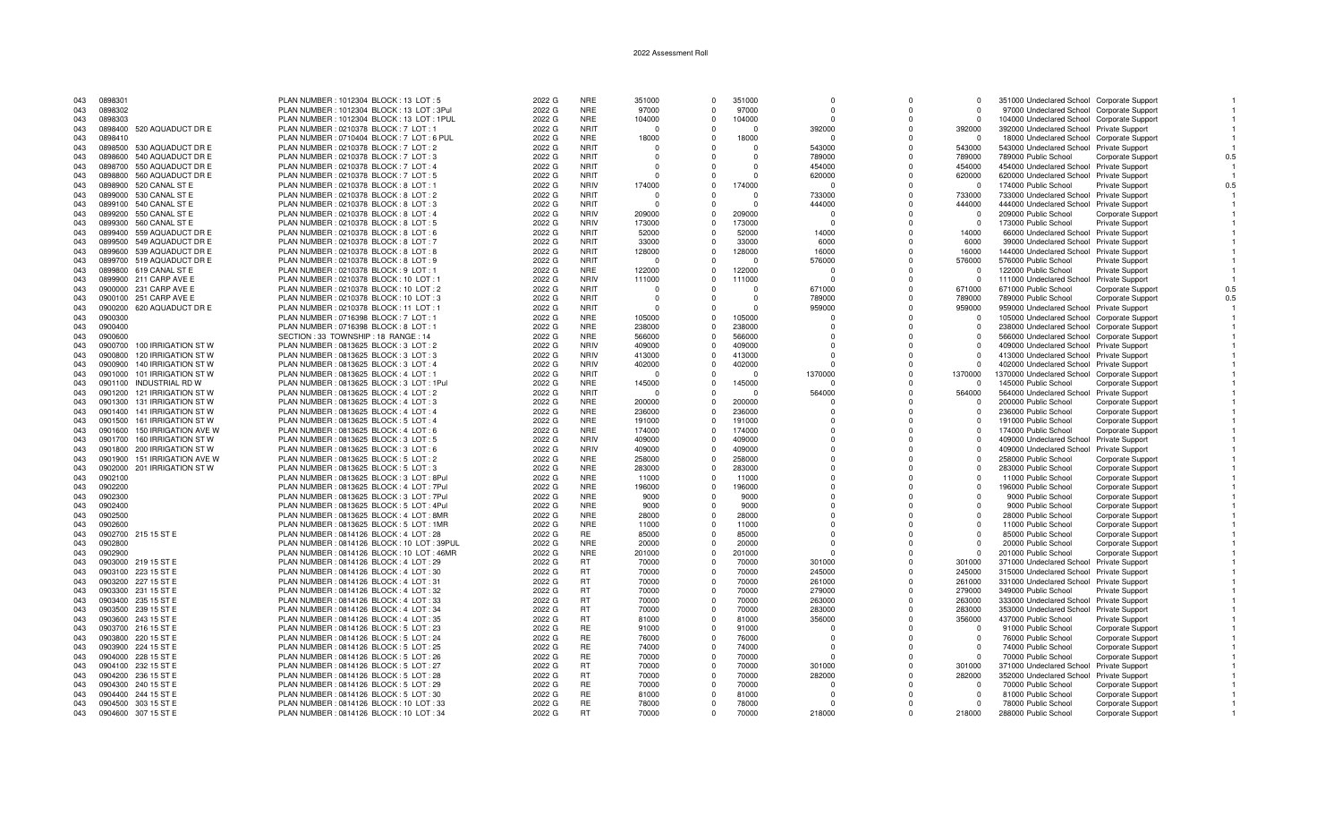2022 Assessment Roll

| | | | | | | | | | | | | | | | |
|---|---|---|---|---|---|---|---|---|---|---|---|---|---|---|---|
| 043 | 0898301 | | PLAN NUMBER : 1012304 BLOCK : 13 LOT : 5 | 2022 G | NRE | 351000 | 0 | 351000 | 0 | 0 | 0 | 351000 | Undeclared School | Corporate Support | 1 |
| 043 | 0898302 | | PLAN NUMBER : 1012304 BLOCK : 13 LOT : 3Pul | 2022 G | NRE | 97000 | 0 | 97000 | 0 | 0 | 0 | 97000 | Undeclared School | Corporate Support | 1 |
| 043 | 0898303 | | PLAN NUMBER : 1012304 BLOCK : 13 LOT : 1PUL | 2022 G | NRE | 104000 | 0 | 104000 | 0 | 0 | 0 | 104000 | Undeclared School | Corporate Support | 1 |
| 043 | 0898400 | 520 AQUADUCT DR E | PLAN NUMBER : 0210378 BLOCK : 7 LOT : 1 | 2022 G | NRIT | 0 | 0 | 0 | 392000 | 0 | 392000 | 392000 | Undeclared School | Private Support | 1 |
| 043 | 0898410 | | PLAN NUMBER : 0710404 BLOCK : 7 LOT : 6 PUL | 2022 G | NRE | 18000 | 0 | 18000 | 0 | 0 | 0 | 18000 | Undeclared School | Corporate Support | 1 |
| 043 | 0898500 | 530 AQUADUCT DR E | PLAN NUMBER : 0210378 BLOCK : 7 LOT : 2 | 2022 G | NRIT | 0 | 0 | 0 | 543000 | 0 | 543000 | 543000 | Undeclared School | Private Support | 1 |
| 043 | 0898600 | 540 AQUADUCT DR E | PLAN NUMBER : 0210378 BLOCK : 7 LOT : 3 | 2022 G | NRIT | 0 | 0 | 0 | 789000 | 0 | 789000 | 789000 | Public School | Corporate Support | 0.5 |
| 043 | 0898700 | 550 AQUADUCT DR E | PLAN NUMBER : 0210378 BLOCK : 7 LOT : 4 | 2022 G | NRIT | 0 | 0 | 0 | 454000 | 0 | 454000 | 454000 | Undeclared School | Private Support | 1 |
| 043 | 0898800 | 560 AQUADUCT DR E | PLAN NUMBER : 0210378 BLOCK : 7 LOT : 5 | 2022 G | NRIT | 0 | 0 | 0 | 620000 | 0 | 620000 | 620000 | Undeclared School | Private Support | 1 |
| 043 | 0898900 | 520 CANAL ST E | PLAN NUMBER : 0210378 BLOCK : 8 LOT : 1 | 2022 G | NRIV | 174000 | 0 | 174000 | 0 | 0 | 0 | 174000 | Public School | Private Support | 0.5 |
| 043 | 0899000 | 530 CANAL ST E | PLAN NUMBER : 0210378 BLOCK : 8 LOT : 2 | 2022 G | NRIT | 0 | 0 | 0 | 733000 | 0 | 733000 | 733000 | Undeclared School | Private Support | 1 |
| 043 | 0899100 | 540 CANAL ST E | PLAN NUMBER : 0210378 BLOCK : 8 LOT : 3 | 2022 G | NRIT | 0 | 0 | 0 | 444000 | 0 | 444000 | 444000 | Undeclared School | Private Support | 1 |
| 043 | 0899200 | 550 CANAL ST E | PLAN NUMBER : 0210378 BLOCK : 8 LOT : 4 | 2022 G | NRIV | 209000 | 0 | 209000 | 0 | 0 | 0 | 209000 | Public School | Corporate Support | 1 |
| 043 | 0899300 | 560 CANAL ST E | PLAN NUMBER : 0210378 BLOCK : 8 LOT : 5 | 2022 G | NRIV | 173000 | 0 | 173000 | 0 | 0 | 0 | 173000 | Public School | Private Support | 1 |
| 043 | 0899400 | 559 AQUADUCT DR E | PLAN NUMBER : 0210378 BLOCK : 8 LOT : 6 | 2022 G | NRIT | 52000 | 0 | 52000 | 14000 | 0 | 14000 | 66000 | Undeclared School | Private Support | 1 |
| 043 | 0899500 | 549 AQUADUCT DR E | PLAN NUMBER : 0210378 BLOCK : 8 LOT : 7 | 2022 G | NRIT | 33000 | 0 | 33000 | 6000 | 0 | 6000 | 39000 | Undeclared School | Private Support | 1 |
| 043 | 0899600 | 539 AQUADUCT DR E | PLAN NUMBER : 0210378 BLOCK : 8 LOT : 8 | 2022 G | NRIT | 128000 | 0 | 128000 | 16000 | 0 | 16000 | 144000 | Undeclared School | Private Support | 1 |
| 043 | 0899700 | 519 AQUADUCT DR E | PLAN NUMBER : 0210378 BLOCK : 8 LOT : 9 | 2022 G | NRIT | 0 | 0 | 0 | 576000 | 0 | 576000 | 576000 | Public School | Private Support | 1 |
| 043 | 0899800 | 619 CANAL ST E | PLAN NUMBER : 0210378 BLOCK : 9 LOT : 1 | 2022 G | NRE | 122000 | 0 | 122000 | 0 | 0 | 0 | 122000 | Public School | Private Support | 1 |
| 043 | 0899900 | 211 CARP AVE E | PLAN NUMBER : 0210378 BLOCK : 10 LOT : 1 | 2022 G | NRIV | 111000 | 0 | 111000 | 0 | 0 | 0 | 111000 | Undeclared School | Private Support | 1 |
| 043 | 0900000 | 231 CARP AVE E | PLAN NUMBER : 0210378 BLOCK : 10 LOT : 2 | 2022 G | NRIT | 0 | 0 | 0 | 671000 | 0 | 671000 | 671000 | Public School | Corporate Support | 0.5 |
| 043 | 0900100 | 251 CARP AVE E | PLAN NUMBER : 0210378 BLOCK : 10 LOT : 3 | 2022 G | NRIT | 0 | 0 | 0 | 789000 | 0 | 789000 | 789000 | Public School | Corporate Support | 0.5 |
| 043 | 0900200 | 620 AQUADUCT DR E | PLAN NUMBER : 0210378 BLOCK : 11 LOT : 1 | 2022 G | NRIT | 0 | 0 | 0 | 959000 | 0 | 959000 | 959000 | Undeclared School | Private Support | 1 |
| 043 | 0900300 | | PLAN NUMBER : 0716398 BLOCK : 7 LOT : 1 | 2022 G | NRE | 105000 | 0 | 105000 | 0 | 0 | 0 | 105000 | Undeclared School | Corporate Support | 1 |
| 043 | 0900400 | | PLAN NUMBER : 0716398 BLOCK : 8 LOT : 1 | 2022 G | NRE | 238000 | 0 | 238000 | 0 | 0 | 0 | 238000 | Undeclared School | Corporate Support | 1 |
| 043 | 0900600 | | SECTION : 33 TOWNSHIP : 18 RANGE : 14 | 2022 G | NRE | 566000 | 0 | 566000 | 0 | 0 | 0 | 566000 | Undeclared School | Corporate Support | 1 |
| 043 | 0900700 | 100 IRRIGATION ST W | PLAN NUMBER : 0813625 BLOCK : 3 LOT : 2 | 2022 G | NRIV | 409000 | 0 | 409000 | 0 | 0 | 0 | 409000 | Undeclared School | Private Support | 1 |
| 043 | 0900800 | 120 IRRIGATION ST W | PLAN NUMBER : 0813625 BLOCK : 3 LOT : 3 | 2022 G | NRIV | 413000 | 0 | 413000 | 0 | 0 | 0 | 413000 | Undeclared School | Private Support | 1 |
| 043 | 0900900 | 140 IRRIGATION ST W | PLAN NUMBER : 0813625 BLOCK : 3 LOT : 4 | 2022 G | NRIV | 402000 | 0 | 402000 | 0 | 0 | 0 | 402000 | Undeclared School | Private Support | 1 |
| 043 | 0901000 | 101 IRRIGATION ST W | PLAN NUMBER : 0813625 BLOCK : 4 LOT : 1 | 2022 G | NRIT | 0 | 0 | 0 | 1370000 | 0 | 1370000 | 1370000 | Undeclared School | Corporate Support | 1 |
| 043 | 0901100 | INDUSTRIAL RD W | PLAN NUMBER : 0813625 BLOCK : 3 LOT : 1Pul | 2022 G | NRE | 145000 | 0 | 145000 | 0 | 0 | 0 | 145000 | Public School | Corporate Support | 1 |
| 043 | 0901200 | 121 IRRIGATION ST W | PLAN NUMBER : 0813625 BLOCK : 4 LOT : 2 | 2022 G | NRIT | 0 | 0 | 0 | 564000 | 0 | 564000 | 564000 | Undeclared School | Private Support | 1 |
| 043 | 0901300 | 131 IRRIGATION ST W | PLAN NUMBER : 0813625 BLOCK : 4 LOT : 3 | 2022 G | NRE | 200000 | 0 | 200000 | 0 | 0 | 0 | 200000 | Public School | Corporate Support | 1 |
| 043 | 0901400 | 141 IRRIGATION ST W | PLAN NUMBER : 0813625 BLOCK : 4 LOT : 4 | 2022 G | NRE | 236000 | 0 | 236000 | 0 | 0 | 0 | 236000 | Public School | Corporate Support | 1 |
| 043 | 0901500 | 161 IRRIGATION ST W | PLAN NUMBER : 0813625 BLOCK : 5 LOT : 4 | 2022 G | NRE | 191000 | 0 | 191000 | 0 | 0 | 0 | 191000 | Public School | Corporate Support | 1 |
| 043 | 0901600 | 150 IRRIGATION AVE W | PLAN NUMBER : 0813625 BLOCK : 4 LOT : 6 | 2022 G | NRE | 174000 | 0 | 174000 | 0 | 0 | 0 | 174000 | Public School | Corporate Support | 1 |
| 043 | 0901700 | 160 IRRIGATION ST W | PLAN NUMBER : 0813625 BLOCK : 3 LOT : 5 | 2022 G | NRIV | 409000 | 0 | 409000 | 0 | 0 | 0 | 409000 | Undeclared School | Private Support | 1 |
| 043 | 0901800 | 200 IRRIGATION ST W | PLAN NUMBER : 0813625 BLOCK : 3 LOT : 6 | 2022 G | NRIV | 409000 | 0 | 409000 | 0 | 0 | 0 | 409000 | Undeclared School | Private Support | 1 |
| 043 | 0901900 | 151 IRRIGATION AVE W | PLAN NUMBER : 0813625 BLOCK : 5 LOT : 2 | 2022 G | NRE | 258000 | 0 | 258000 | 0 | 0 | 0 | 258000 | Public School | Corporate Support | 1 |
| 043 | 0902000 | 201 IRRIGATION ST W | PLAN NUMBER : 0813625 BLOCK : 5 LOT : 3 | 2022 G | NRE | 283000 | 0 | 283000 | 0 | 0 | 0 | 283000 | Public School | Corporate Support | 1 |
| 043 | 0902100 | | PLAN NUMBER : 0813625 BLOCK : 3 LOT : 8Pul | 2022 G | NRE | 11000 | 0 | 11000 | 0 | 0 | 0 | 11000 | Public School | Corporate Support | 1 |
| 043 | 0902200 | | PLAN NUMBER : 0813625 BLOCK : 4 LOT : 7Pul | 2022 G | NRE | 196000 | 0 | 196000 | 0 | 0 | 0 | 196000 | Public School | Corporate Support | 1 |
| 043 | 0902300 | | PLAN NUMBER : 0813625 BLOCK : 3 LOT : 7Pul | 2022 G | NRE | 9000 | 0 | 9000 | 0 | 0 | 0 | 9000 | Public School | Corporate Support | 1 |
| 043 | 0902400 | | PLAN NUMBER : 0813625 BLOCK : 5 LOT : 4Pul | 2022 G | NRE | 9000 | 0 | 9000 | 0 | 0 | 0 | 9000 | Public School | Corporate Support | 1 |
| 043 | 0902500 | | PLAN NUMBER : 0813625 BLOCK : 4 LOT : 8MR | 2022 G | NRE | 28000 | 0 | 28000 | 0 | 0 | 0 | 28000 | Public School | Corporate Support | 1 |
| 043 | 0902600 | | PLAN NUMBER : 0813625 BLOCK : 5 LOT : 1MR | 2022 G | NRE | 11000 | 0 | 11000 | 0 | 0 | 0 | 11000 | Public School | Corporate Support | 1 |
| 043 | 0902700 | 215 15 ST E | PLAN NUMBER : 0814126 BLOCK : 4 LOT : 28 | 2022 G | RE | 85000 | 0 | 85000 | 0 | 0 | 0 | 85000 | Public School | Corporate Support | 1 |
| 043 | 0902800 | | PLAN NUMBER : 0814126 BLOCK : 10 LOT : 39PUL | 2022 G | NRE | 20000 | 0 | 20000 | 0 | 0 | 0 | 20000 | Public School | Corporate Support | 1 |
| 043 | 0902900 | | PLAN NUMBER : 0814126 BLOCK : 10 LOT : 46MR | 2022 G | NRE | 201000 | 0 | 201000 | 0 | 0 | 0 | 201000 | Public School | Corporate Support | 1 |
| 043 | 0903000 | 219 15 ST E | PLAN NUMBER : 0814126 BLOCK : 4 LOT : 29 | 2022 G | RT | 70000 | 0 | 70000 | 301000 | 0 | 301000 | 371000 | Undeclared School | Private Support | 1 |
| 043 | 0903100 | 223 15 ST E | PLAN NUMBER : 0814126 BLOCK : 4 LOT : 30 | 2022 G | RT | 70000 | 0 | 70000 | 245000 | 0 | 245000 | 315000 | Undeclared School | Private Support | 1 |
| 043 | 0903200 | 227 15 ST E | PLAN NUMBER : 0814126 BLOCK : 4 LOT : 31 | 2022 G | RT | 70000 | 0 | 70000 | 261000 | 0 | 261000 | 331000 | Undeclared School | Private Support | 1 |
| 043 | 0903300 | 231 15 ST E | PLAN NUMBER : 0814126 BLOCK : 4 LOT : 32 | 2022 G | RT | 70000 | 0 | 70000 | 279000 | 0 | 279000 | 349000 | Public School | Private Support | 1 |
| 043 | 0903400 | 235 15 ST E | PLAN NUMBER : 0814126 BLOCK : 4 LOT : 33 | 2022 G | RT | 70000 | 0 | 70000 | 263000 | 0 | 263000 | 333000 | Undeclared School | Private Support | 1 |
| 043 | 0903500 | 239 15 ST E | PLAN NUMBER : 0814126 BLOCK : 4 LOT : 34 | 2022 G | RT | 70000 | 0 | 70000 | 283000 | 0 | 283000 | 353000 | Undeclared School | Private Support | 1 |
| 043 | 0903600 | 243 15 ST E | PLAN NUMBER : 0814126 BLOCK : 4 LOT : 35 | 2022 G | RT | 81000 | 0 | 81000 | 356000 | 0 | 356000 | 437000 | Public School | Private Support | 1 |
| 043 | 0903700 | 216 15 ST E | PLAN NUMBER : 0814126 BLOCK : 5 LOT : 23 | 2022 G | RE | 91000 | 0 | 91000 | 0 | 0 | 0 | 91000 | Public School | Corporate Support | 1 |
| 043 | 0903800 | 220 15 ST E | PLAN NUMBER : 0814126 BLOCK : 5 LOT : 24 | 2022 G | RE | 76000 | 0 | 76000 | 0 | 0 | 0 | 76000 | Public School | Corporate Support | 1 |
| 043 | 0903900 | 224 15 ST E | PLAN NUMBER : 0814126 BLOCK : 5 LOT : 25 | 2022 G | RE | 74000 | 0 | 74000 | 0 | 0 | 0 | 74000 | Public School | Corporate Support | 1 |
| 043 | 0904000 | 228 15 ST E | PLAN NUMBER : 0814126 BLOCK : 5 LOT : 26 | 2022 G | RE | 70000 | 0 | 70000 | 0 | 0 | 0 | 70000 | Public School | Corporate Support | 1 |
| 043 | 0904100 | 232 15 ST E | PLAN NUMBER : 0814126 BLOCK : 5 LOT : 27 | 2022 G | RT | 70000 | 0 | 70000 | 301000 | 0 | 301000 | 371000 | Undeclared School | Private Support | 1 |
| 043 | 0904200 | 236 15 ST E | PLAN NUMBER : 0814126 BLOCK : 5 LOT : 28 | 2022 G | RT | 70000 | 0 | 70000 | 282000 | 0 | 282000 | 352000 | Undeclared School | Private Support | 1 |
| 043 | 0904300 | 240 15 ST E | PLAN NUMBER : 0814126 BLOCK : 5 LOT : 29 | 2022 G | RE | 70000 | 0 | 70000 | 0 | 0 | 0 | 70000 | Public School | Corporate Support | 1 |
| 043 | 0904400 | 244 15 ST E | PLAN NUMBER : 0814126 BLOCK : 5 LOT : 30 | 2022 G | RE | 81000 | 0 | 81000 | 0 | 0 | 0 | 81000 | Public School | Corporate Support | 1 |
| 043 | 0904500 | 303 15 ST E | PLAN NUMBER : 0814126 BLOCK : 10 LOT : 33 | 2022 G | RE | 78000 | 0 | 78000 | 0 | 0 | 0 | 78000 | Public School | Corporate Support | 1 |
| 043 | 0904600 | 307 15 ST E | PLAN NUMBER : 0814126 BLOCK : 10 LOT : 34 | 2022 G | RT | 70000 | 0 | 70000 | 218000 | 0 | 218000 | 288000 | Public School | Corporate Support | 1 |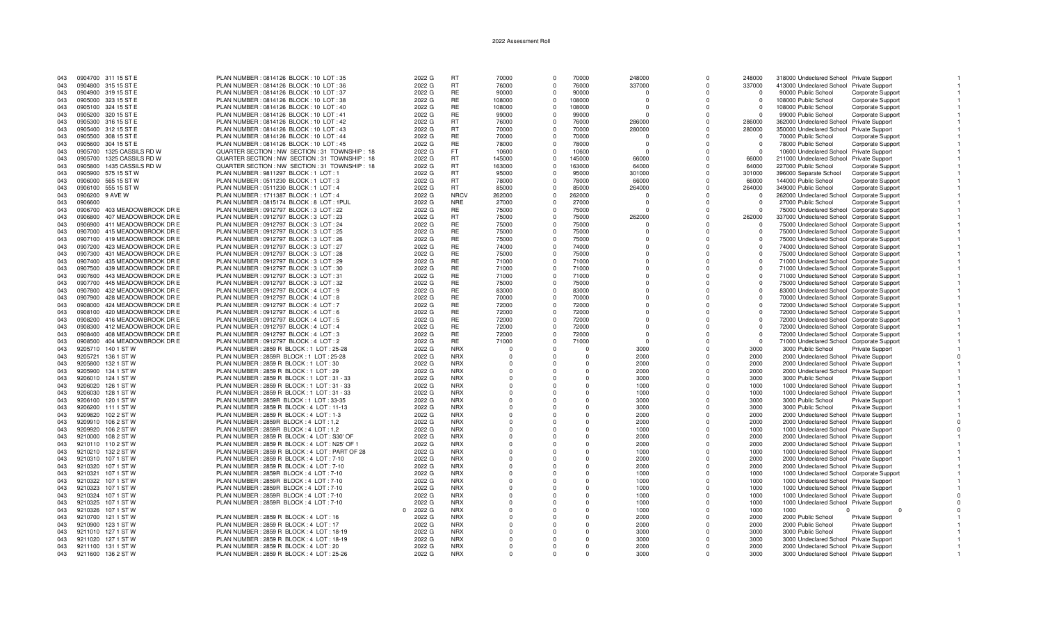| | | | | | | | | | | | | | | | |
|---|---|---|---|---|---|---|---|---|---|---|---|---|---|---|---|
| 043 | 0904700 | 311 15 ST E | PLAN NUMBER : 0814126 BLOCK : 10 LOT : 35 | 2022 G | RT | 70000 | 0 | 70000 | 248000 | 0 | 248000 | 318000 | Undeclared School | Private Support | 1 |
| 043 | 0904800 | 315 15 ST E | PLAN NUMBER : 0814126 BLOCK : 10 LOT : 36 | 2022 G | RT | 76000 | 0 | 76000 | 337000 | 0 | 337000 | 413000 | Undeclared School | Private Support | 1 |
| 043 | 0904900 | 319 15 ST E | PLAN NUMBER : 0814126 BLOCK : 10 LOT : 37 | 2022 G | RE | 90000 | 0 | 90000 | 0 | 0 | 0 | 90000 | Public School | Corporate Support | 1 |
| 043 | 0905000 | 323 15 ST E | PLAN NUMBER : 0814126 BLOCK : 10 LOT : 38 | 2022 G | RE | 108000 | 0 | 108000 | 0 | 0 | 0 | 108000 | Public School | Corporate Support | 1 |
| 043 | 0905100 | 324 15 ST E | PLAN NUMBER : 0814126 BLOCK : 10 LOT : 40 | 2022 G | RE | 108000 | 0 | 108000 | 0 | 0 | 0 | 108000 | Public School | Corporate Support | 1 |
| 043 | 0905200 | 320 15 ST E | PLAN NUMBER : 0814126 BLOCK : 10 LOT : 41 | 2022 G | RE | 99000 | 0 | 99000 | 0 | 0 | 0 | 99000 | Public School | Corporate Support | 1 |
| 043 | 0905300 | 316 15 ST E | PLAN NUMBER : 0814126 BLOCK : 10 LOT : 42 | 2022 G | RT | 76000 | 0 | 76000 | 286000 | 0 | 286000 | 362000 | Undeclared School | Private Support | 1 |
| 043 | 0905400 | 312 15 ST E | PLAN NUMBER : 0814126 BLOCK : 10 LOT : 43 | 2022 G | RT | 70000 | 0 | 70000 | 280000 | 0 | 280000 | 350000 | Undeclared School | Private Support | 1 |
| 043 | 0905500 | 308 15 ST E | PLAN NUMBER : 0814126 BLOCK : 10 LOT : 44 | 2022 G | RE | 70000 | 0 | 70000 | 0 | 0 | 0 | 70000 | Public School | Corporate Support | 1 |
| 043 | 0905600 | 304 15 ST E | PLAN NUMBER : 0814126 BLOCK : 10 LOT : 45 | 2022 G | RE | 78000 | 0 | 78000 | 0 | 0 | 0 | 78000 | Public School | Corporate Support | 1 |
| 043 | 0905700 | 1325 CASSILS RD W | QUARTER SECTION : NW SECTION : 31 TOWNSHIP : 18 | 2022 G | FT | 10600 | 0 | 10600 | 0 | 0 | 0 | 10600 | Undeclared School | Private Support | 1 |
| 043 | 0905700 | 1325 CASSILS RD W | QUARTER SECTION : NW SECTION : 31 TOWNSHIP : 18 | 2022 G | RT | 145000 | 0 | 145000 | 66000 | 0 | 66000 | 211000 | Undeclared School | Private Support | 1 |
| 043 | 0905800 | 1435 CASSILS RD W | QUARTER SECTION : NW SECTION : 31 TOWNSHIP : 18 | 2022 G | RT | 163000 | 0 | 163000 | 64000 | 0 | 64000 | 227000 | Public School | Corporate Support | 1 |
| 043 | 0905900 | 575 15 ST W | PLAN NUMBER : 9811297 BLOCK : 1 LOT : 1 | 2022 G | RT | 95000 | 0 | 95000 | 301000 | 0 | 301000 | 396000 | Separate School | Corporate Support | 1 |
| 043 | 0906000 | 565 15 ST W | PLAN NUMBER : 0511230 BLOCK : 1 LOT : 3 | 2022 G | RT | 78000 | 0 | 78000 | 66000 | 0 | 66000 | 144000 | Public School | Corporate Support | 1 |
| 043 | 0906100 | 555 15 ST W | PLAN NUMBER : 0511230 BLOCK : 1 LOT : 4 | 2022 G | RT | 85000 | 0 | 85000 | 264000 | 0 | 264000 | 349000 | Public School | Corporate Support | 1 |
| 043 | 0906200 | 9 AVE W | PLAN NUMBER : 1711387 BLOCK : 1 LOT : 4 | 2022 G | NRCV | 262000 | 0 | 262000 | 0 | 0 | 0 | 262000 | Undeclared School | Corporate Support | 1 |
| 043 | 0906600 | | PLAN NUMBER : 0815174 BLOCK : 8 LOT : 1PUL | 2022 G | NRE | 27000 | 0 | 27000 | 0 | 0 | 0 | 27000 | Public School | Corporate Support | 1 |
| 043 | 0906700 | 403 MEADOWBROOK DR E | PLAN NUMBER : 0912797 BLOCK : 3 LOT : 22 | 2022 G | RE | 75000 | 0 | 75000 | 0 | 0 | 0 | 75000 | Undeclared School | Corporate Support | 1 |
| 043 | 0906800 | 407 MEADOWBROOK DR E | PLAN NUMBER : 0912797 BLOCK : 3 LOT : 23 | 2022 G | RT | 75000 | 0 | 75000 | 262000 | 0 | 262000 | 337000 | Undeclared School | Corporate Support | 1 |
| 043 | 0906900 | 411 MEADOWBROOK DR E | PLAN NUMBER : 0912797 BLOCK : 3 LOT : 24 | 2022 G | RE | 75000 | 0 | 75000 | 0 | 0 | 0 | 75000 | Undeclared School | Corporate Support | 1 |
| 043 | 0907000 | 415 MEADOWBROOK DR E | PLAN NUMBER : 0912797 BLOCK : 3 LOT : 25 | 2022 G | RE | 75000 | 0 | 75000 | 0 | 0 | 0 | 75000 | Undeclared School | Corporate Support | 1 |
| 043 | 0907100 | 419 MEADOWBROOK DR E | PLAN NUMBER : 0912797 BLOCK : 3 LOT : 26 | 2022 G | RE | 75000 | 0 | 75000 | 0 | 0 | 0 | 75000 | Undeclared School | Corporate Support | 1 |
| 043 | 0907200 | 423 MEADOWBROOK DR E | PLAN NUMBER : 0912797 BLOCK : 3 LOT : 27 | 2022 G | RE | 74000 | 0 | 74000 | 0 | 0 | 0 | 74000 | Undeclared School | Corporate Support | 1 |
| 043 | 0907300 | 431 MEADOWBROOK DR E | PLAN NUMBER : 0912797 BLOCK : 3 LOT : 28 | 2022 G | RE | 75000 | 0 | 75000 | 0 | 0 | 0 | 75000 | Undeclared School | Corporate Support | 1 |
| 043 | 0907400 | 435 MEADOWBROOK DR E | PLAN NUMBER : 0912797 BLOCK : 3 LOT : 29 | 2022 G | RE | 71000 | 0 | 71000 | 0 | 0 | 0 | 71000 | Undeclared School | Corporate Support | 1 |
| 043 | 0907500 | 439 MEADOWBROOK DR E | PLAN NUMBER : 0912797 BLOCK : 3 LOT : 30 | 2022 G | RE | 71000 | 0 | 71000 | 0 | 0 | 0 | 71000 | Undeclared School | Corporate Support | 1 |
| 043 | 0907600 | 443 MEADOWBROOK DR E | PLAN NUMBER : 0912797 BLOCK : 3 LOT : 31 | 2022 G | RE | 71000 | 0 | 71000 | 0 | 0 | 0 | 71000 | Undeclared School | Corporate Support | 1 |
| 043 | 0907700 | 445 MEADOWBROOK DR E | PLAN NUMBER : 0912797 BLOCK : 3 LOT : 32 | 2022 G | RE | 75000 | 0 | 75000 | 0 | 0 | 0 | 75000 | Undeclared School | Corporate Support | 1 |
| 043 | 0907800 | 432 MEADOWBROOK DR E | PLAN NUMBER : 0912797 BLOCK : 4 LOT : 9 | 2022 G | RE | 83000 | 0 | 83000 | 0 | 0 | 0 | 83000 | Undeclared School | Corporate Support | 1 |
| 043 | 0907900 | 428 MEADOWBROOK DR E | PLAN NUMBER : 0912797 BLOCK : 4 LOT : 8 | 2022 G | RE | 70000 | 0 | 70000 | 0 | 0 | 0 | 70000 | Undeclared School | Corporate Support | 1 |
| 043 | 0908000 | 424 MEADOWBROOK DR E | PLAN NUMBER : 0912797 BLOCK : 4 LOT : 7 | 2022 G | RE | 72000 | 0 | 72000 | 0 | 0 | 0 | 72000 | Undeclared School | Corporate Support | 1 |
| 043 | 0908100 | 420 MEADOWBROOK DR E | PLAN NUMBER : 0912797 BLOCK : 4 LOT : 6 | 2022 G | RE | 72000 | 0 | 72000 | 0 | 0 | 0 | 72000 | Undeclared School | Corporate Support | 1 |
| 043 | 0908200 | 416 MEADOWBROOK DR E | PLAN NUMBER : 0912797 BLOCK : 4 LOT : 5 | 2022 G | RE | 72000 | 0 | 72000 | 0 | 0 | 0 | 72000 | Undeclared School | Corporate Support | 1 |
| 043 | 0908300 | 412 MEADOWBROOK DR E | PLAN NUMBER : 0912797 BLOCK : 4 LOT : 4 | 2022 G | RE | 72000 | 0 | 72000 | 0 | 0 | 0 | 72000 | Undeclared School | Corporate Support | 1 |
| 043 | 0908400 | 408 MEADOWBROOK DR E | PLAN NUMBER : 0912797 BLOCK : 4 LOT : 3 | 2022 G | RE | 72000 | 0 | 72000 | 0 | 0 | 0 | 72000 | Undeclared School | Corporate Support | 1 |
| 043 | 0908500 | 404 MEADOWBROOK DR E | PLAN NUMBER : 0912797 BLOCK : 4 LOT : 2 | 2022 G | RE | 71000 | 0 | 71000 | 0 | 0 | 0 | 71000 | Undeclared School | Corporate Support | 1 |
| 043 | 9205710 | 140 1 ST W | PLAN NUMBER : 2859 R BLOCK : 1 LOT : 25-28 | 2022 G | NRX | 0 | 0 | 0 | 3000 | 0 | 3000 | 3000 | Public School | Private Support | 1 |
| 043 | 9205721 | 136 1 ST W | PLAN NUMBER : 2859R BLOCK : 1 LOT : 25-28 | 2022 G | NRX | 0 | 0 | 0 | 2000 | 0 | 2000 | 2000 | Undeclared School | Private Support | 0 |
| 043 | 9205800 | 132 1 ST W | PLAN NUMBER : 2859 R BLOCK : 1 LOT : 30 | 2022 G | NRX | 0 | 0 | 0 | 2000 | 0 | 2000 | 2000 | Undeclared School | Private Support | 1 |
| 043 | 9205900 | 134 1 ST W | PLAN NUMBER : 2859 R BLOCK : 1 LOT : 29 | 2022 G | NRX | 0 | 0 | 0 | 2000 | 0 | 2000 | 2000 | Undeclared School | Private Support | 1 |
| 043 | 9206010 | 124 1 ST W | PLAN NUMBER : 2859 R BLOCK : 1 LOT : 31 - 33 | 2022 G | NRX | 0 | 0 | 0 | 3000 | 0 | 3000 | 3000 | Public School | Private Support | 1 |
| 043 | 9206020 | 126 1 ST W | PLAN NUMBER : 2859 R BLOCK : 1 LOT : 31 - 33 | 2022 G | NRX | 0 | 0 | 0 | 1000 | 0 | 1000 | 1000 | Undeclared School | Private Support | 1 |
| 043 | 9206030 | 128 1 ST W | PLAN NUMBER : 2859 R BLOCK : 1 LOT : 31 - 33 | 2022 G | NRX | 0 | 0 | 0 | 1000 | 0 | 1000 | 1000 | Undeclared School | Private Support | 1 |
| 043 | 9206100 | 120 1 ST W | PLAN NUMBER : 2859R BLOCK : 1 LOT : 33-35 | 2022 G | NRX | 0 | 0 | 0 | 3000 | 0 | 3000 | 3000 | Public School | Private Support | 1 |
| 043 | 9206200 | 111 1 ST W | PLAN NUMBER : 2859 R BLOCK : 4 LOT : 11-13 | 2022 G | NRX | 0 | 0 | 0 | 3000 | 0 | 3000 | 3000 | Public School | Private Support | 1 |
| 043 | 9209820 | 102 2 ST W | PLAN NUMBER : 2859 R BLOCK : 4 LOT : 1-3 | 2022 G | NRX | 0 | 0 | 0 | 2000 | 0 | 2000 | 2000 | Undeclared School | Private Support | 1 |
| 043 | 9209910 | 106 2 ST W | PLAN NUMBER : 2859R BLOCK : 4 LOT : 1,2 | 2022 G | NRX | 0 | 0 | 0 | 2000 | 0 | 2000 | 2000 | Undeclared School | Private Support | 0 |
| 043 | 9209920 | 106 2 ST W | PLAN NUMBER : 2859R BLOCK : 4 LOT : 1,2 | 2022 G | NRX | 0 | 0 | 0 | 1000 | 0 | 1000 | 1000 | Undeclared School | Private Support | 0 |
| 043 | 9210000 | 108 2 ST W | PLAN NUMBER : 2859 R BLOCK : 4 LOT : S30' OF | 2022 G | NRX | 0 | 0 | 0 | 2000 | 0 | 2000 | 2000 | Undeclared School | Private Support | 1 |
| 043 | 9210110 | 110 2 ST W | PLAN NUMBER : 2859 R BLOCK : 4 LOT : N25' OF 1 | 2022 G | NRX | 0 | 0 | 0 | 2000 | 0 | 2000 | 2000 | Undeclared School | Private Support | 1 |
| 043 | 9210210 | 132 2 ST W | PLAN NUMBER : 2859 R BLOCK : 4 LOT : PART OF 28 | 2022 G | NRX | 0 | 0 | 0 | 1000 | 0 | 1000 | 1000 | Undeclared School | Private Support | 1 |
| 043 | 9210310 | 107 1 ST W | PLAN NUMBER : 2859 R BLOCK : 4 LOT : 7-10 | 2022 G | NRX | 0 | 0 | 0 | 2000 | 0 | 2000 | 2000 | Undeclared School | Private Support | 1 |
| 043 | 9210320 | 107 1 ST W | PLAN NUMBER : 2859 R BLOCK : 4 LOT : 7-10 | 2022 G | NRX | 0 | 0 | 0 | 2000 | 0 | 2000 | 2000 | Undeclared School | Private Support | 1 |
| 043 | 9210321 | 107 1 ST W | PLAN NUMBER : 2859R BLOCK : 4 LOT : 7-10 | 2022 G | NRX | 0 | 0 | 0 | 1000 | 0 | 1000 | 1000 | Undeclared School | Corporate Support | 1 |
| 043 | 9210322 | 107 1 ST W | PLAN NUMBER : 2859R BLOCK : 4 LOT : 7-10 | 2022 G | NRX | 0 | 0 | 0 | 1000 | 0 | 1000 | 1000 | Undeclared School | Private Support | 1 |
| 043 | 9210323 | 107 1 ST W | PLAN NUMBER : 2859R BLOCK : 4 LOT : 7-10 | 2022 G | NRX | 0 | 0 | 0 | 1000 | 0 | 1000 | 1000 | Undeclared School | Private Support | 1 |
| 043 | 9210324 | 107 1 ST W | PLAN NUMBER : 2859R BLOCK : 4 LOT : 7-10 | 2022 G | NRX | 0 | 0 | 0 | 1000 | 0 | 1000 | 1000 | Undeclared School | Private Support | 0 |
| 043 | 9210325 | 107 1 ST W | PLAN NUMBER : 2859R BLOCK : 4 LOT : 7-10 | 2022 G | NRX | 0 | 0 | 0 | 1000 | 0 | 1000 | 1000 | Undeclared School | Private Support | 0 |
| 043 | 9210326 | 107 1 ST W | 0 | 2022 G | NRX | 0 | 0 | 0 | 1000 | 0 | 1000 | 1000 | 0 | 0 | 0 |
| 043 | 9210700 | 121 1 ST W | PLAN NUMBER : 2859 R BLOCK : 4 LOT : 16 | 2022 G | NRX | 0 | 0 | 0 | 2000 | 0 | 2000 | 2000 | Public School | Private Support | 1 |
| 043 | 9210900 | 123 1 ST W | PLAN NUMBER : 2859 R BLOCK : 4 LOT : 17 | 2022 G | NRX | 0 | 0 | 0 | 2000 | 0 | 2000 | 2000 | Public School | Private Support | 1 |
| 043 | 9211010 | 127 1 ST W | PLAN NUMBER : 2859 R BLOCK : 4 LOT : 18-19 | 2022 G | NRX | 0 | 0 | 0 | 3000 | 0 | 3000 | 3000 | Public School | Private Support | 1 |
| 043 | 9211020 | 127 1 ST W | PLAN NUMBER : 2859 R BLOCK : 4 LOT : 18-19 | 2022 G | NRX | 0 | 0 | 0 | 3000 | 0 | 3000 | 3000 | Undeclared School | Private Support | 1 |
| 043 | 9211100 | 131 1 ST W | PLAN NUMBER : 2859 R BLOCK : 4 LOT : 20 | 2022 G | NRX | 0 | 0 | 0 | 2000 | 0 | 2000 | 2000 | Undeclared School | Private Support | 1 |
| 043 | 9211600 | 136 2 ST W | PLAN NUMBER : 2859 R BLOCK : 4 LOT : 25-26 | 2022 G | NRX | 0 | 0 | 0 | 3000 | 0 | 3000 | 3000 | Undeclared School | Private Support | 1 |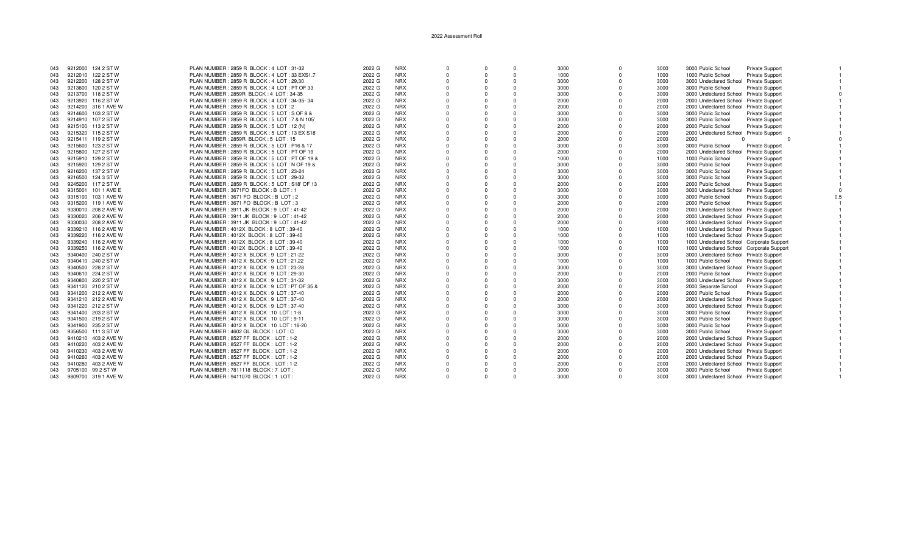| | | | | | | | | | | | | | | | |
|---|---|---|---|---|---|---|---|---|---|---|---|---|---|---|---|
| 043 | 9212000 | 124 2 ST W | PLAN NUMBER : 2859 R BLOCK : 4 LOT : 31-32 | 2022 G | NRX | 0 | 0 | 0 | 3000 | 0 | 3000 | 3000 | Public School | Private Support | 1 |
| 043 | 9212010 | 122 2 ST W | PLAN NUMBER : 2859 R BLOCK : 4 LOT : 33 EXS1.7 | 2022 G | NRX | 0 | 0 | 0 | 1000 | 0 | 1000 | 1000 | Public School | Private Support | 1 |
| 043 | 9212200 | 128 2 ST W | PLAN NUMBER : 2859 R BLOCK : 4 LOT : 29,30 | 2022 G | NRX | 0 | 0 | 0 | 3000 | 0 | 3000 | 3000 | Undeclared School | Private Support | 1 |
| 043 | 9213600 | 120 2 ST W | PLAN NUMBER : 2859 R BLOCK : 4 LOT : PT OF 33 | 2022 G | NRX | 0 | 0 | 0 | 3000 | 0 | 3000 | 3000 | Public School | Private Support | 1 |
| 043 | 9213700 | 118 2 ST W | PLAN NUMBER : 2859R BLOCK : 4 LOT : 34-35 | 2022 G | NRX | 0 | 0 | 0 | 3000 | 0 | 3000 | 3000 | Undeclared School | Private Support | 0 |
| 043 | 9213920 | 116 2 ST W | PLAN NUMBER : 2859 R BLOCK : 4 LOT : 34-35- 34 | 2022 G | NRX | 0 | 0 | 0 | 2000 | 0 | 2000 | 2000 | Undeclared School | Private Support | 1 |
| 043 | 9214200 | 316 1 AVE W | PLAN NUMBER : 2859 R BLOCK : 5 LOT : 2 | 2022 G | NRX | 0 | 0 | 0 | 2000 | 0 | 2000 | 2000 | Undeclared School | Private Support | 1 |
| 043 | 9214600 | 103 2 ST W | PLAN NUMBER : 2859 R BLOCK : 5 LOT : S OF 8 & | 2022 G | NRX | 0 | 0 | 0 | 3000 | 0 | 3000 | 3000 | Public School | Private Support | 1 |
| 043 | 9214910 | 107 2 ST W | PLAN NUMBER : 2859 R BLOCK : 5 LOT : 7 & N 105' | 2022 G | NRX | 0 | 0 | 0 | 3000 | 0 | 3000 | 3000 | Public School | Private Support | 1 |
| 043 | 9215100 | 113 2 ST W | PLAN NUMBER : 2859 R BLOCK : 5 LOT : 12 (N) | 2022 G | NRX | 0 | 0 | 0 | 2000 | 0 | 2000 | 2000 | Public School | Private Support | 1 |
| 043 | 9215320 | 115 2 ST W | PLAN NUMBER : 2859 R BLOCK : 5 LOT : 13 EX S18' | 2022 G | NRX | 0 | 0 | 0 | 2000 | 0 | 2000 | 2000 | Undeclared School | Private Support | 1 |
| 043 | 9215411 | 119 2 ST W | PLAN NUMBER : 2859R BLOCK : 5 LOT : 15 | 2022 G | NRX | 0 | 0 | 0 | 2000 | 0 | 2000 | 2000 | 0 | 0 | 0 |
| 043 | 9215600 | 123 2 ST W | PLAN NUMBER : 2859 R BLOCK : 5 LOT : P16 & 17 | 2022 G | NRX | 0 | 0 | 0 | 3000 | 0 | 3000 | 3000 | Public School | Private Support | 1 |
| 043 | 9215800 | 127 2 ST W | PLAN NUMBER : 2859 R BLOCK : 5 LOT : PT OF 19 | 2022 G | NRX | 0 | 0 | 0 | 2000 | 0 | 2000 | 2000 | Undeclared School | Private Support | 1 |
| 043 | 9215910 | 129 2 ST W | PLAN NUMBER : 2859 R BLOCK : 5 LOT : PT OF 19 & | 2022 G | NRX | 0 | 0 | 0 | 1000 | 0 | 1000 | 1000 | Public School | Private Support | 1 |
| 043 | 9215920 | 129 2 ST W | PLAN NUMBER : 2859 R BLOCK : 5 LOT : N OF 19 & | 2022 G | NRX | 0 | 0 | 0 | 3000 | 0 | 3000 | 3000 | Public School | Private Support | 1 |
| 043 | 9216200 | 137 2 ST W | PLAN NUMBER : 2859 R BLOCK : 5 LOT : 23-24 | 2022 G | NRX | 0 | 0 | 0 | 3000 | 0 | 3000 | 3000 | Public School | Private Support | 1 |
| 043 | 9216500 | 124 3 ST W | PLAN NUMBER : 2859 R BLOCK : 5 LOT : 29-32 | 2022 G | NRX | 0 | 0 | 0 | 3000 | 0 | 3000 | 3000 | Public School | Private Support | 1 |
| 043 | 9245200 | 117 2 ST W | PLAN NUMBER : 2859 R BLOCK : 5 LOT : S18' OF 13 | 2022 G | NRX | 0 | 0 | 0 | 2000 | 0 | 2000 | 2000 | Public School | Private Support | 1 |
| 043 | 9315001 | 101 1 AVE E | PLAN NUMBER : 3671FO BLOCK : B LOT : 1 | 2022 G | NRX | 0 | 0 | 0 | 3000 | 0 | 3000 | 3000 | Undeclared School | Private Support | 0 |
| 043 | 9315100 | 103 1 AVE W | PLAN NUMBER : 3671 FO BLOCK : B LOT : 2 | 2022 G | NRX | 0 | 0 | 0 | 3000 | 0 | 3000 | 3000 | Public School | Private Support | 0.5 |
| 043 | 9315200 | 119 1 AVE W | PLAN NUMBER : 3671 FO BLOCK : B LOT : 3 | 2022 G | NRX | 0 | 0 | 0 | 2000 | 0 | 2000 | 2000 | Public School | Private Support | 1 |
| 043 | 9330010 | 208 2 AVE W | PLAN NUMBER : 3911 JK BLOCK : 9 LOT : 41-42 | 2022 G | NRX | 0 | 0 | 0 | 2000 | 0 | 2000 | 2000 | Undeclared School | Private Support | 1 |
| 043 | 9330020 | 206 2 AVE W | PLAN NUMBER : 3911 JK BLOCK : 9 LOT : 41-42 | 2022 G | NRX | 0 | 0 | 0 | 2000 | 0 | 2000 | 2000 | Undeclared School | Private Support | 1 |
| 043 | 9330030 | 208 2 AVE W | PLAN NUMBER : 3911 JK BLOCK : 9 LOT : 41-42 | 2022 G | NRX | 0 | 0 | 0 | 2000 | 0 | 2000 | 2000 | Undeclared School | Private Support | 1 |
| 043 | 9339210 | 116 2 AVE W | PLAN NUMBER : 4012X BLOCK : 8 LOT : 39-40 | 2022 G | NRX | 0 | 0 | 0 | 1000 | 0 | 1000 | 1000 | Undeclared School | Private Support | 1 |
| 043 | 9339220 | 116 2 AVE W | PLAN NUMBER : 4012X BLOCK : 8 LOT : 39-40 | 2022 G | NRX | 0 | 0 | 0 | 1000 | 0 | 1000 | 1000 | Undeclared School | Private Support | 1 |
| 043 | 9339240 | 116 2 AVE W | PLAN NUMBER : 4012X BLOCK : 8 LOT : 39-40 | 2022 G | NRX | 0 | 0 | 0 | 1000 | 0 | 1000 | 1000 | Undeclared School | Corporate Support | 1 |
| 043 | 9339250 | 116 2 AVE W | PLAN NUMBER : 4012X BLOCK : 8 LOT : 39-40 | 2022 G | NRX | 0 | 0 | 0 | 1000 | 0 | 1000 | 1000 | Undeclared School | Corporate Support | 1 |
| 043 | 9340400 | 240 2 ST W | PLAN NUMBER : 4012 X BLOCK : 9 LOT : 21-22 | 2022 G | NRX | 0 | 0 | 0 | 3000 | 0 | 3000 | 3000 | Undeclared School | Private Support | 1 |
| 043 | 9340410 | 240 2 ST W | PLAN NUMBER : 4012 X BLOCK : 9 LOT : 21,22 | 2022 G | NRX | 0 | 0 | 0 | 1000 | 0 | 1000 | 1000 | Public School | Private Support | 1 |
| 043 | 9340500 | 228 2 ST W | PLAN NUMBER : 4012 X BLOCK : 9 LOT : 23-28 | 2022 G | NRX | 0 | 0 | 0 | 3000 | 0 | 3000 | 3000 | Undeclared School | Private Support | 1 |
| 043 | 9340610 | 224 2 ST W | PLAN NUMBER : 4012 X BLOCK : 9 LOT : 29-30 | 2022 G | NRX | 0 | 0 | 0 | 2000 | 0 | 2000 | 2000 | Public School | Private Support | 1 |
| 043 | 9340800 | 220 2 ST W | PLAN NUMBER : 4012 X BLOCK : 9 LOT : 31-32 | 2022 G | NRX | 0 | 0 | 0 | 3000 | 0 | 3000 | 3000 | Undeclared School | Private Support | 1 |
| 043 | 9341120 | 210 2 ST W | PLAN NUMBER : 4012 X BLOCK : 9 LOT : PT OF 35 & | 2022 G | NRX | 0 | 0 | 0 | 2000 | 0 | 2000 | 2000 | Separate School | Private Support | 1 |
| 043 | 9341200 | 212 2 AVE W | PLAN NUMBER : 4012 X BLOCK : 9 LOT : 37-40 | 2022 G | NRX | 0 | 0 | 0 | 2000 | 0 | 2000 | 2000 | Public School | Private Support | 1 |
| 043 | 9341210 | 212 2 AVE W | PLAN NUMBER : 4012 X BLOCK : 9 LOT : 37-40 | 2022 G | NRX | 0 | 0 | 0 | 2000 | 0 | 2000 | 2000 | Undeclared School | Private Support | 1 |
| 043 | 9341220 | 212 2 ST W | PLAN NUMBER : 4012 X BLOCK : 9 LOT : 37-40 | 2022 G | NRX | 0 | 0 | 0 | 3000 | 0 | 3000 | 3000 | Undeclared School | Private Support | 1 |
| 043 | 9341400 | 203 2 ST W | PLAN NUMBER : 4012 X BLOCK : 10 LOT : 1-8 | 2022 G | NRX | 0 | 0 | 0 | 3000 | 0 | 3000 | 3000 | Public School | Private Support | 1 |
| 043 | 9341500 | 219 2 ST W | PLAN NUMBER : 4012 X BLOCK : 10 LOT : 9-11 | 2022 G | NRX | 0 | 0 | 0 | 3000 | 0 | 3000 | 3000 | Public School | Private Support | 1 |
| 043 | 9341900 | 235 2 ST W | PLAN NUMBER : 4012 X BLOCK : 10 LOT : 16-20 | 2022 G | NRX | 0 | 0 | 0 | 3000 | 0 | 3000 | 3000 | Public School | Private Support | 1 |
| 043 | 9356500 | 111 3 ST W | PLAN NUMBER : 4602 GL BLOCK : LOT : C | 2022 G | NRX | 0 | 0 | 0 | 3000 | 0 | 3000 | 3000 | Public School | Private Support | 1 |
| 043 | 9410210 | 403 2 AVE W | PLAN NUMBER : 8527 FF BLOCK : LOT : 1-2 | 2022 G | NRX | 0 | 0 | 0 | 2000 | 0 | 2000 | 2000 | Undeclared School | Private Support | 1 |
| 043 | 9410220 | 403 2 AVE W | PLAN NUMBER : 8527 FF BLOCK : LOT : 1-2 | 2022 G | NRX | 0 | 0 | 0 | 2000 | 0 | 2000 | 2000 | Undeclared School | Private Support | 1 |
| 043 | 9410230 | 403 2 AVE W | PLAN NUMBER : 8527 FF BLOCK : LOT : 1-2 | 2022 G | NRX | 0 | 0 | 0 | 2000 | 0 | 2000 | 2000 | Undeclared School | Private Support | 1 |
| 043 | 9410260 | 403 2 AVE W | PLAN NUMBER : 8527 FF BLOCK : LOT : 1-2 | 2022 G | NRX | 0 | 0 | 0 | 2000 | 0 | 2000 | 2000 | Undeclared School | Private Support | 1 |
| 043 | 9410280 | 403 2 AVE W | PLAN NUMBER : 8527 FF BLOCK : LOT : 1-2 | 2022 G | NRX | 0 | 0 | 0 | 2000 | 0 | 2000 | 2000 | Undeclared School | Private Support | 1 |
| 043 | 9705100 | 99 2 ST W | PLAN NUMBER : 7811118 BLOCK : 7 LOT : | 2022 G | NRX | 0 | 0 | 0 | 3000 | 0 | 3000 | 3000 | Public School | Private Support | 1 |
| 043 | 9809700 | 319 1 AVE W | PLAN NUMBER : 9411070 BLOCK : 1 LOT : | 2022 G | NRX | 0 | 0 | 0 | 3000 | 0 | 3000 | 3000 | Undeclared School | Private Support | 1 |